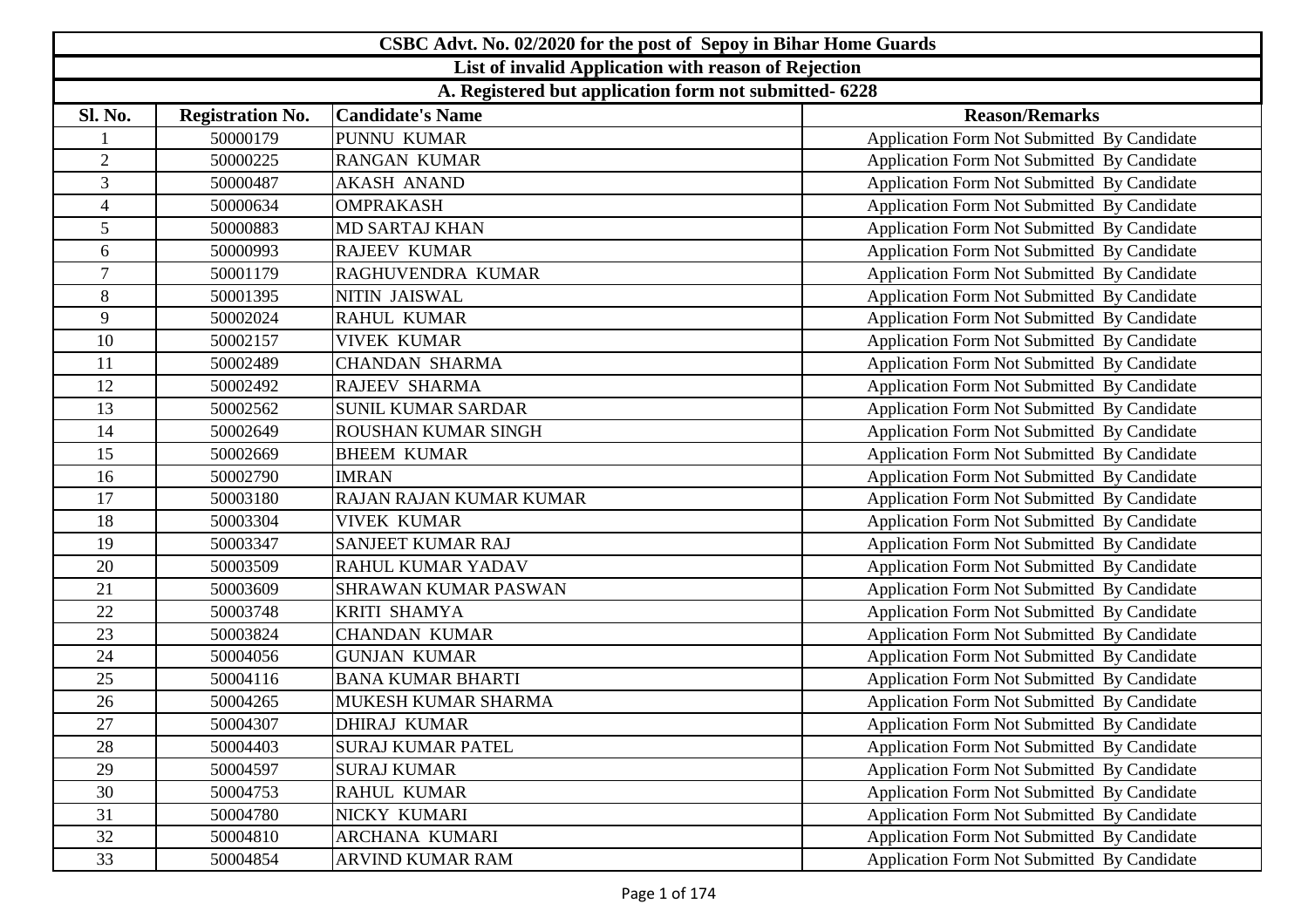| CSBC Advt. No. 02/2020 for the post of Sepoy in Bihar Home Guards | | | |
|---|---|---|---|
| List of invalid Application with reason of Rejection | | | |
| A. Registered but application form not submitted- 6228 | | | |
| **Sl. No.** | **Registration No.** | **Candidate's Name** | **Reason/Remarks** |
| 1 | 50000179 | PUNNU KUMAR | Application Form Not Submitted By Candidate |
| 2 | 50000225 | RANGAN KUMAR | Application Form Not Submitted By Candidate |
| 3 | 50000487 | AKASH ANAND | Application Form Not Submitted By Candidate |
| 4 | 50000634 | OMPRAKASH | Application Form Not Submitted By Candidate |
| 5 | 50000883 | MD SARTAJ KHAN | Application Form Not Submitted By Candidate |
| 6 | 50000993 | RAJEEV KUMAR | Application Form Not Submitted By Candidate |
| 7 | 50001179 | RAGHUVENDRA KUMAR | Application Form Not Submitted By Candidate |
| 8 | 50001395 | NITIN JAISWAL | Application Form Not Submitted By Candidate |
| 9 | 50002024 | RAHUL KUMAR | Application Form Not Submitted By Candidate |
| 10 | 50002157 | VIVEK KUMAR | Application Form Not Submitted By Candidate |
| 11 | 50002489 | CHANDAN SHARMA | Application Form Not Submitted By Candidate |
| 12 | 50002492 | RAJEEV SHARMA | Application Form Not Submitted By Candidate |
| 13 | 50002562 | SUNIL KUMAR SARDAR | Application Form Not Submitted By Candidate |
| 14 | 50002649 | ROUSHAN KUMAR SINGH | Application Form Not Submitted By Candidate |
| 15 | 50002669 | BHEEM KUMAR | Application Form Not Submitted By Candidate |
| 16 | 50002790 | IMRAN | Application Form Not Submitted By Candidate |
| 17 | 50003180 | RAJAN RAJAN KUMAR KUMAR | Application Form Not Submitted By Candidate |
| 18 | 50003304 | VIVEK KUMAR | Application Form Not Submitted By Candidate |
| 19 | 50003347 | SANJEET KUMAR RAJ | Application Form Not Submitted By Candidate |
| 20 | 50003509 | RAHUL KUMAR YADAV | Application Form Not Submitted By Candidate |
| 21 | 50003609 | SHRAWAN KUMAR PASWAN | Application Form Not Submitted By Candidate |
| 22 | 50003748 | KRITI SHAMYA | Application Form Not Submitted By Candidate |
| 23 | 50003824 | CHANDAN KUMAR | Application Form Not Submitted By Candidate |
| 24 | 50004056 | GUNJAN KUMAR | Application Form Not Submitted By Candidate |
| 25 | 50004116 | BANA KUMAR BHARTI | Application Form Not Submitted By Candidate |
| 26 | 50004265 | MUKESH KUMAR SHARMA | Application Form Not Submitted By Candidate |
| 27 | 50004307 | DHIRAJ KUMAR | Application Form Not Submitted By Candidate |
| 28 | 50004403 | SURAJ KUMAR PATEL | Application Form Not Submitted By Candidate |
| 29 | 50004597 | SURAJ KUMAR | Application Form Not Submitted By Candidate |
| 30 | 50004753 | RAHUL KUMAR | Application Form Not Submitted By Candidate |
| 31 | 50004780 | NICKY KUMARI | Application Form Not Submitted By Candidate |
| 32 | 50004810 | ARCHANA KUMARI | Application Form Not Submitted By Candidate |
| 33 | 50004854 | ARVIND KUMAR RAM | Application Form Not Submitted By Candidate |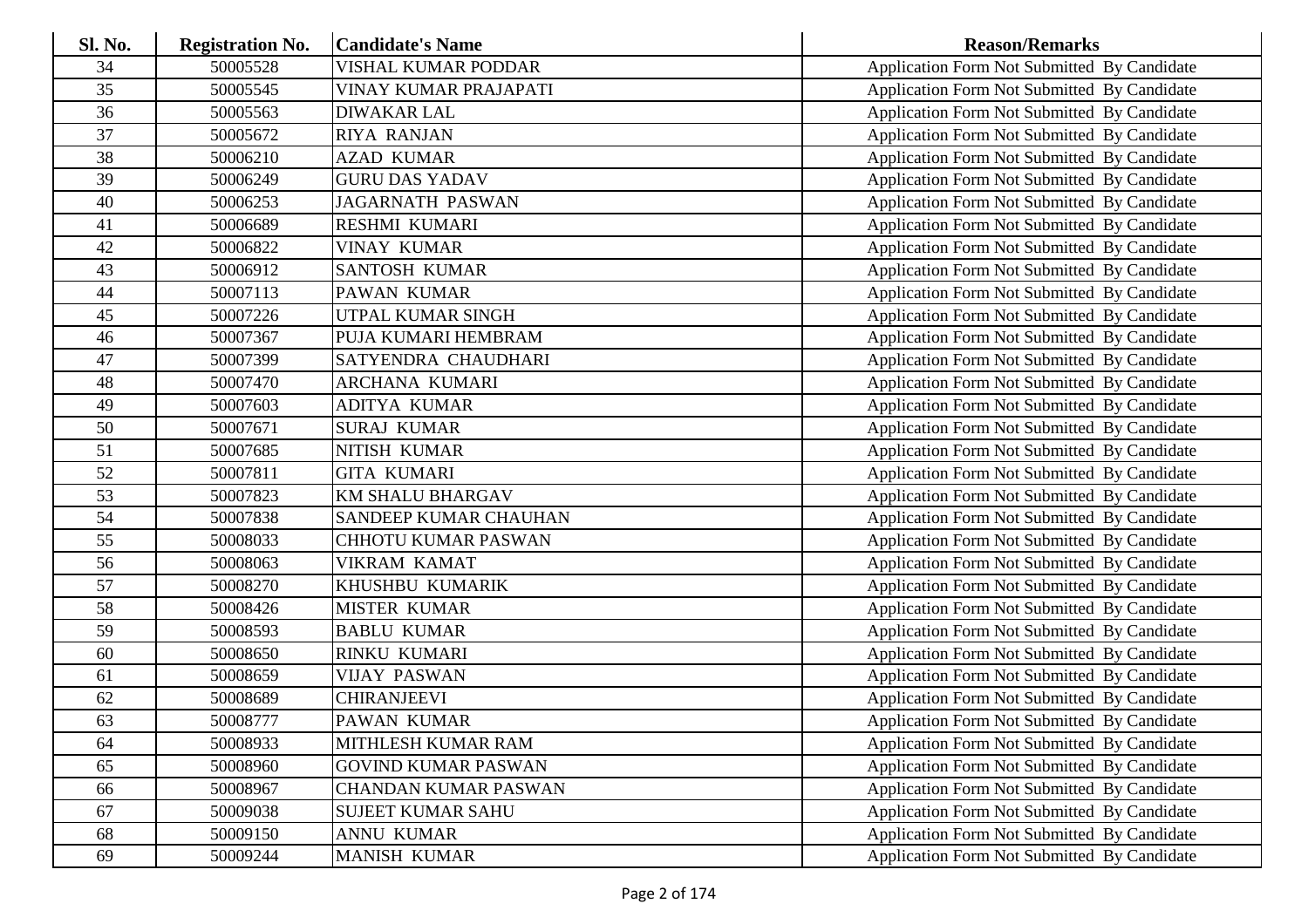| Sl. No. | Registration No. | Candidate's Name | Reason/Remarks |
|---|---|---|---|
| 34 | 50005528 | VISHAL KUMAR PODDAR | Application Form Not Submitted By Candidate |
| 35 | 50005545 | VINAY KUMAR PRAJAPATI | Application Form Not Submitted By Candidate |
| 36 | 50005563 | DIWAKAR LAL | Application Form Not Submitted By Candidate |
| 37 | 50005672 | RIYA RANJAN | Application Form Not Submitted By Candidate |
| 38 | 50006210 | AZAD KUMAR | Application Form Not Submitted By Candidate |
| 39 | 50006249 | GURU DAS YADAV | Application Form Not Submitted By Candidate |
| 40 | 50006253 | JAGARNATH PASWAN | Application Form Not Submitted By Candidate |
| 41 | 50006689 | RESHMI KUMARI | Application Form Not Submitted By Candidate |
| 42 | 50006822 | VINAY KUMAR | Application Form Not Submitted By Candidate |
| 43 | 50006912 | SANTOSH KUMAR | Application Form Not Submitted By Candidate |
| 44 | 50007113 | PAWAN KUMAR | Application Form Not Submitted By Candidate |
| 45 | 50007226 | UTPAL KUMAR SINGH | Application Form Not Submitted By Candidate |
| 46 | 50007367 | PUJA KUMARI HEMBRAM | Application Form Not Submitted By Candidate |
| 47 | 50007399 | SATYENDRA CHAUDHARI | Application Form Not Submitted By Candidate |
| 48 | 50007470 | ARCHANA KUMARI | Application Form Not Submitted By Candidate |
| 49 | 50007603 | ADITYA KUMAR | Application Form Not Submitted By Candidate |
| 50 | 50007671 | SURAJ KUMAR | Application Form Not Submitted By Candidate |
| 51 | 50007685 | NITISH KUMAR | Application Form Not Submitted By Candidate |
| 52 | 50007811 | GITA KUMARI | Application Form Not Submitted By Candidate |
| 53 | 50007823 | KM SHALU BHARGAV | Application Form Not Submitted By Candidate |
| 54 | 50007838 | SANDEEP KUMAR CHAUHAN | Application Form Not Submitted By Candidate |
| 55 | 50008033 | CHHOTU KUMAR PASWAN | Application Form Not Submitted By Candidate |
| 56 | 50008063 | VIKRAM KAMAT | Application Form Not Submitted By Candidate |
| 57 | 50008270 | KHUSHBU KUMARIK | Application Form Not Submitted By Candidate |
| 58 | 50008426 | MISTER KUMAR | Application Form Not Submitted By Candidate |
| 59 | 50008593 | BABLU KUMAR | Application Form Not Submitted By Candidate |
| 60 | 50008650 | RINKU KUMARI | Application Form Not Submitted By Candidate |
| 61 | 50008659 | VIJAY PASWAN | Application Form Not Submitted By Candidate |
| 62 | 50008689 | CHIRANJEEVI | Application Form Not Submitted By Candidate |
| 63 | 50008777 | PAWAN KUMAR | Application Form Not Submitted By Candidate |
| 64 | 50008933 | MITHLESH KUMAR RAM | Application Form Not Submitted By Candidate |
| 65 | 50008960 | GOVIND KUMAR PASWAN | Application Form Not Submitted By Candidate |
| 66 | 50008967 | CHANDAN KUMAR PASWAN | Application Form Not Submitted By Candidate |
| 67 | 50009038 | SUJEET KUMAR SAHU | Application Form Not Submitted By Candidate |
| 68 | 50009150 | ANNU KUMAR | Application Form Not Submitted By Candidate |
| 69 | 50009244 | MANISH KUMAR | Application Form Not Submitted By Candidate |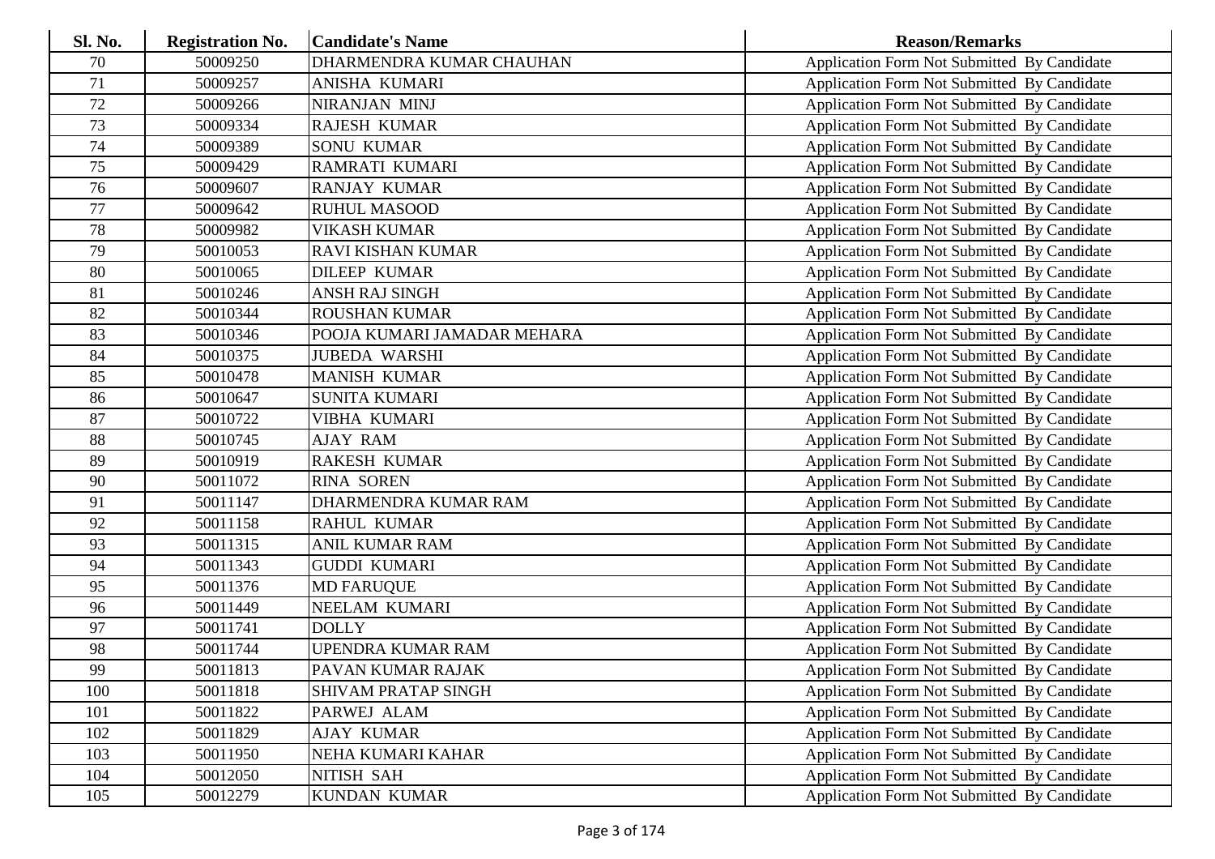| Sl. No. | Registration No. | Candidate's Name | Reason/Remarks |
|---|---|---|---|
| 70 | 50009250 | DHARMENDRA KUMAR CHAUHAN | Application Form Not Submitted By Candidate |
| 71 | 50009257 | ANISHA KUMARI | Application Form Not Submitted By Candidate |
| 72 | 50009266 | NIRANJAN MINJ | Application Form Not Submitted By Candidate |
| 73 | 50009334 | RAJESH KUMAR | Application Form Not Submitted By Candidate |
| 74 | 50009389 | SONU KUMAR | Application Form Not Submitted By Candidate |
| 75 | 50009429 | RAMRATI KUMARI | Application Form Not Submitted By Candidate |
| 76 | 50009607 | RANJAY KUMAR | Application Form Not Submitted By Candidate |
| 77 | 50009642 | RUHUL MASOOD | Application Form Not Submitted By Candidate |
| 78 | 50009982 | VIKASH KUMAR | Application Form Not Submitted By Candidate |
| 79 | 50010053 | RAVI KISHAN KUMAR | Application Form Not Submitted By Candidate |
| 80 | 50010065 | DILEEP KUMAR | Application Form Not Submitted By Candidate |
| 81 | 50010246 | ANSH RAJ SINGH | Application Form Not Submitted By Candidate |
| 82 | 50010344 | ROUSHAN KUMAR | Application Form Not Submitted By Candidate |
| 83 | 50010346 | POOJA KUMARI JAMADAR MEHARA | Application Form Not Submitted By Candidate |
| 84 | 50010375 | JUBEDA WARSHI | Application Form Not Submitted By Candidate |
| 85 | 50010478 | MANISH KUMAR | Application Form Not Submitted By Candidate |
| 86 | 50010647 | SUNITA KUMARI | Application Form Not Submitted By Candidate |
| 87 | 50010722 | VIBHA KUMARI | Application Form Not Submitted By Candidate |
| 88 | 50010745 | AJAY RAM | Application Form Not Submitted By Candidate |
| 89 | 50010919 | RAKESH KUMAR | Application Form Not Submitted By Candidate |
| 90 | 50011072 | RINA SOREN | Application Form Not Submitted By Candidate |
| 91 | 50011147 | DHARMENDRA KUMAR RAM | Application Form Not Submitted By Candidate |
| 92 | 50011158 | RAHUL KUMAR | Application Form Not Submitted By Candidate |
| 93 | 50011315 | ANIL KUMAR RAM | Application Form Not Submitted By Candidate |
| 94 | 50011343 | GUDDI KUMARI | Application Form Not Submitted By Candidate |
| 95 | 50011376 | MD FARUQUE | Application Form Not Submitted By Candidate |
| 96 | 50011449 | NEELAM KUMARI | Application Form Not Submitted By Candidate |
| 97 | 50011741 | DOLLY | Application Form Not Submitted By Candidate |
| 98 | 50011744 | UPENDRA KUMAR RAM | Application Form Not Submitted By Candidate |
| 99 | 50011813 | PAVAN KUMAR RAJAK | Application Form Not Submitted By Candidate |
| 100 | 50011818 | SHIVAM PRATAP SINGH | Application Form Not Submitted By Candidate |
| 101 | 50011822 | PARWEJ ALAM | Application Form Not Submitted By Candidate |
| 102 | 50011829 | AJAY KUMAR | Application Form Not Submitted By Candidate |
| 103 | 50011950 | NEHA KUMARI KAHAR | Application Form Not Submitted By Candidate |
| 104 | 50012050 | NITISH SAH | Application Form Not Submitted By Candidate |
| 105 | 50012279 | KUNDAN KUMAR | Application Form Not Submitted By Candidate |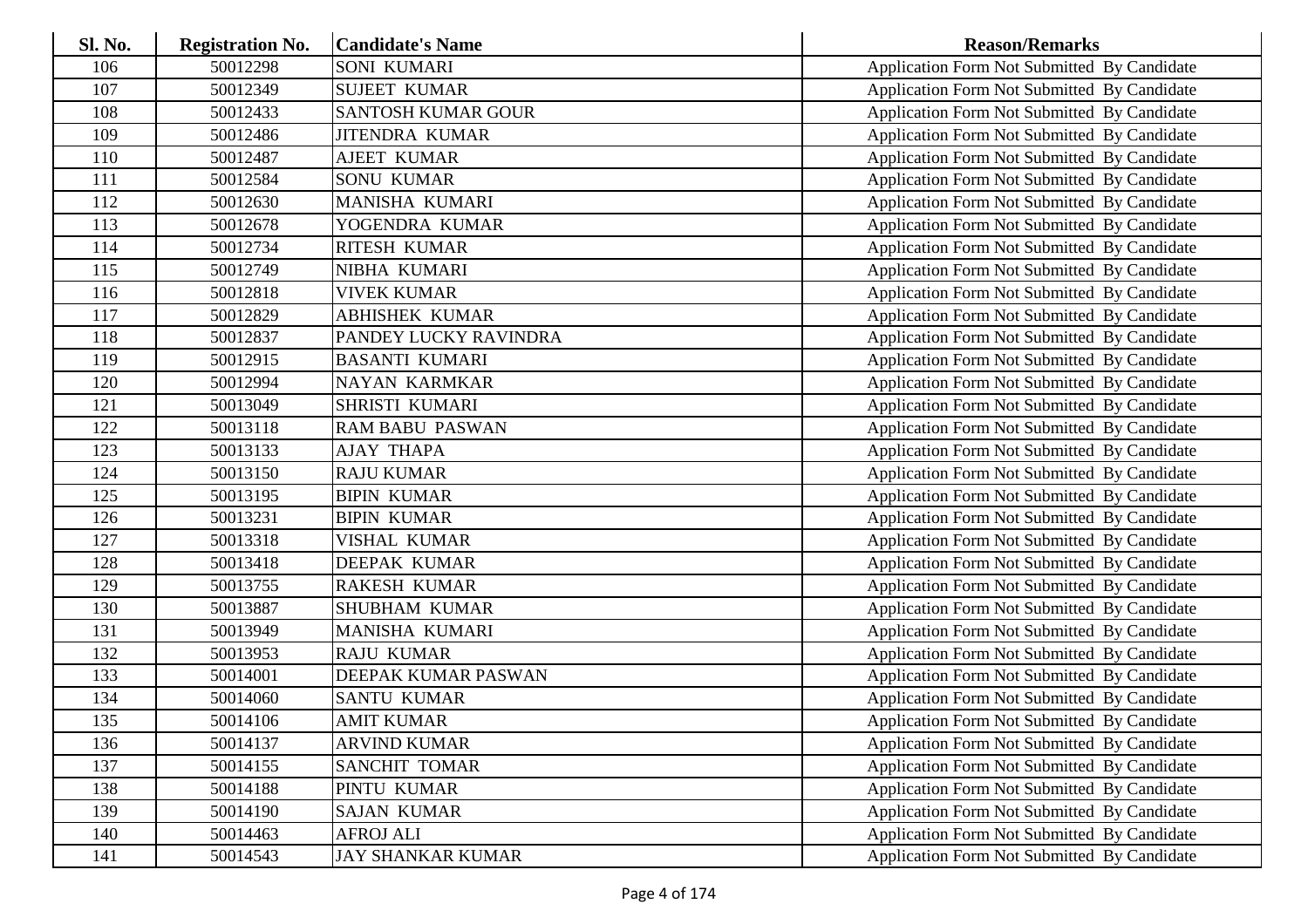| Sl. No. | Registration No. | Candidate's Name | Reason/Remarks |
|---|---|---|---|
| 106 | 50012298 | SONI KUMARI | Application Form Not Submitted By Candidate |
| 107 | 50012349 | SUJEET KUMAR | Application Form Not Submitted By Candidate |
| 108 | 50012433 | SANTOSH KUMAR GOUR | Application Form Not Submitted By Candidate |
| 109 | 50012486 | JITENDRA KUMAR | Application Form Not Submitted By Candidate |
| 110 | 50012487 | AJEET KUMAR | Application Form Not Submitted By Candidate |
| 111 | 50012584 | SONU KUMAR | Application Form Not Submitted By Candidate |
| 112 | 50012630 | MANISHA KUMARI | Application Form Not Submitted By Candidate |
| 113 | 50012678 | YOGENDRA KUMAR | Application Form Not Submitted By Candidate |
| 114 | 50012734 | RITESH KUMAR | Application Form Not Submitted By Candidate |
| 115 | 50012749 | NIBHA KUMARI | Application Form Not Submitted By Candidate |
| 116 | 50012818 | VIVEK KUMAR | Application Form Not Submitted By Candidate |
| 117 | 50012829 | ABHISHEK KUMAR | Application Form Not Submitted By Candidate |
| 118 | 50012837 | PANDEY LUCKY RAVINDRA | Application Form Not Submitted By Candidate |
| 119 | 50012915 | BASANTI KUMARI | Application Form Not Submitted By Candidate |
| 120 | 50012994 | NAYAN KARMKAR | Application Form Not Submitted By Candidate |
| 121 | 50013049 | SHRISTI KUMARI | Application Form Not Submitted By Candidate |
| 122 | 50013118 | RAM BABU PASWAN | Application Form Not Submitted By Candidate |
| 123 | 50013133 | AJAY THAPA | Application Form Not Submitted By Candidate |
| 124 | 50013150 | RAJU KUMAR | Application Form Not Submitted By Candidate |
| 125 | 50013195 | BIPIN KUMAR | Application Form Not Submitted By Candidate |
| 126 | 50013231 | BIPIN KUMAR | Application Form Not Submitted By Candidate |
| 127 | 50013318 | VISHAL KUMAR | Application Form Not Submitted By Candidate |
| 128 | 50013418 | DEEPAK KUMAR | Application Form Not Submitted By Candidate |
| 129 | 50013755 | RAKESH KUMAR | Application Form Not Submitted By Candidate |
| 130 | 50013887 | SHUBHAM KUMAR | Application Form Not Submitted By Candidate |
| 131 | 50013949 | MANISHA KUMARI | Application Form Not Submitted By Candidate |
| 132 | 50013953 | RAJU KUMAR | Application Form Not Submitted By Candidate |
| 133 | 50014001 | DEEPAK KUMAR PASWAN | Application Form Not Submitted By Candidate |
| 134 | 50014060 | SANTU KUMAR | Application Form Not Submitted By Candidate |
| 135 | 50014106 | AMIT KUMAR | Application Form Not Submitted By Candidate |
| 136 | 50014137 | ARVIND KUMAR | Application Form Not Submitted By Candidate |
| 137 | 50014155 | SANCHIT TOMAR | Application Form Not Submitted By Candidate |
| 138 | 50014188 | PINTU KUMAR | Application Form Not Submitted By Candidate |
| 139 | 50014190 | SAJAN KUMAR | Application Form Not Submitted By Candidate |
| 140 | 50014463 | AFROJ ALI | Application Form Not Submitted By Candidate |
| 141 | 50014543 | JAY SHANKAR KUMAR | Application Form Not Submitted By Candidate |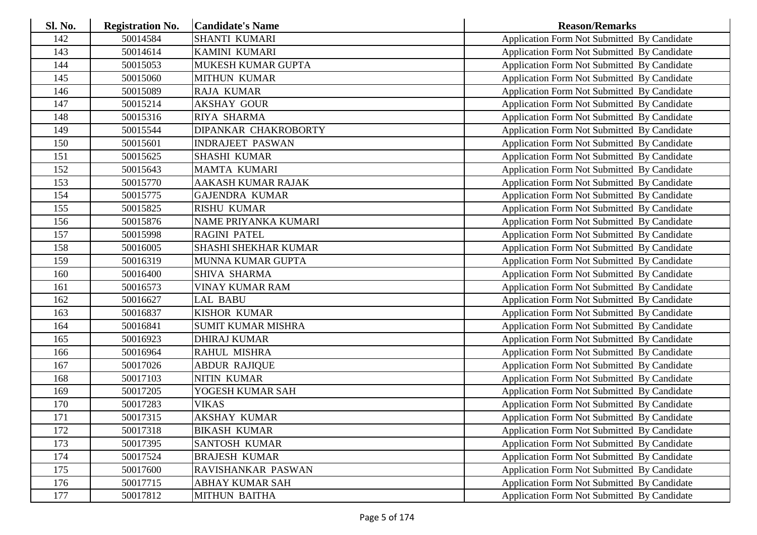| Sl. No. | Registration No. | Candidate's Name | Reason/Remarks |
|---|---|---|---|
| 142 | 50014584 | SHANTI KUMARI | Application Form Not Submitted By Candidate |
| 143 | 50014614 | KAMINI KUMARI | Application Form Not Submitted By Candidate |
| 144 | 50015053 | MUKESH KUMAR GUPTA | Application Form Not Submitted By Candidate |
| 145 | 50015060 | MITHUN KUMAR | Application Form Not Submitted By Candidate |
| 146 | 50015089 | RAJA KUMAR | Application Form Not Submitted By Candidate |
| 147 | 50015214 | AKSHAY GOUR | Application Form Not Submitted By Candidate |
| 148 | 50015316 | RIYA SHARMA | Application Form Not Submitted By Candidate |
| 149 | 50015544 | DIPANKAR CHAKROBORTY | Application Form Not Submitted By Candidate |
| 150 | 50015601 | INDRAJEET PASWAN | Application Form Not Submitted By Candidate |
| 151 | 50015625 | SHASHI KUMAR | Application Form Not Submitted By Candidate |
| 152 | 50015643 | MAMTA KUMARI | Application Form Not Submitted By Candidate |
| 153 | 50015770 | AAKASH KUMAR RAJAK | Application Form Not Submitted By Candidate |
| 154 | 50015775 | GAJENDRA KUMAR | Application Form Not Submitted By Candidate |
| 155 | 50015825 | RISHU KUMAR | Application Form Not Submitted By Candidate |
| 156 | 50015876 | NAME PRIYANKA KUMARI | Application Form Not Submitted By Candidate |
| 157 | 50015998 | RAGINI PATEL | Application Form Not Submitted By Candidate |
| 158 | 50016005 | SHASHI SHEKHAR KUMAR | Application Form Not Submitted By Candidate |
| 159 | 50016319 | MUNNA KUMAR GUPTA | Application Form Not Submitted By Candidate |
| 160 | 50016400 | SHIVA SHARMA | Application Form Not Submitted By Candidate |
| 161 | 50016573 | VINAY KUMAR RAM | Application Form Not Submitted By Candidate |
| 162 | 50016627 | LAL BABU | Application Form Not Submitted By Candidate |
| 163 | 50016837 | KISHOR KUMAR | Application Form Not Submitted By Candidate |
| 164 | 50016841 | SUMIT KUMAR MISHRA | Application Form Not Submitted By Candidate |
| 165 | 50016923 | DHIRAJ KUMAR | Application Form Not Submitted By Candidate |
| 166 | 50016964 | RAHUL MISHRA | Application Form Not Submitted By Candidate |
| 167 | 50017026 | ABDUR RAJIQUE | Application Form Not Submitted By Candidate |
| 168 | 50017103 | NITIN KUMAR | Application Form Not Submitted By Candidate |
| 169 | 50017205 | YOGESH KUMAR SAH | Application Form Not Submitted By Candidate |
| 170 | 50017283 | VIKAS | Application Form Not Submitted By Candidate |
| 171 | 50017315 | AKSHAY KUMAR | Application Form Not Submitted By Candidate |
| 172 | 50017318 | BIKASH KUMAR | Application Form Not Submitted By Candidate |
| 173 | 50017395 | SANTOSH KUMAR | Application Form Not Submitted By Candidate |
| 174 | 50017524 | BRAJESH KUMAR | Application Form Not Submitted By Candidate |
| 175 | 50017600 | RAVISHANKAR PASWAN | Application Form Not Submitted By Candidate |
| 176 | 50017715 | ABHAY KUMAR SAH | Application Form Not Submitted By Candidate |
| 177 | 50017812 | MITHUN BAITHA | Application Form Not Submitted By Candidate |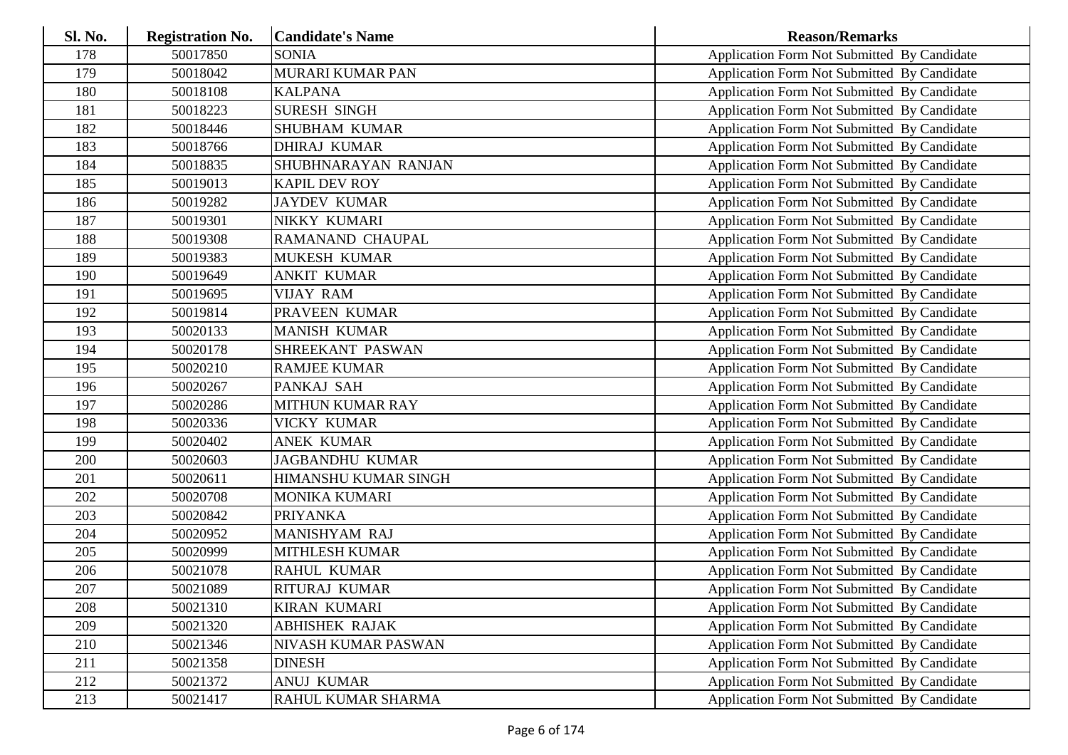| Sl. No. | Registration No. | Candidate's Name | Reason/Remarks |
|---|---|---|---|
| 178 | 50017850 | SONIA | Application Form Not Submitted By Candidate |
| 179 | 50018042 | MURARI KUMAR PAN | Application Form Not Submitted By Candidate |
| 180 | 50018108 | KALPANA | Application Form Not Submitted By Candidate |
| 181 | 50018223 | SURESH SINGH | Application Form Not Submitted By Candidate |
| 182 | 50018446 | SHUBHAM KUMAR | Application Form Not Submitted By Candidate |
| 183 | 50018766 | DHIRAJ KUMAR | Application Form Not Submitted By Candidate |
| 184 | 50018835 | SHUBHNARAYAN RANJAN | Application Form Not Submitted By Candidate |
| 185 | 50019013 | KAPIL DEV ROY | Application Form Not Submitted By Candidate |
| 186 | 50019282 | JAYDEV KUMAR | Application Form Not Submitted By Candidate |
| 187 | 50019301 | NIKKY KUMARI | Application Form Not Submitted By Candidate |
| 188 | 50019308 | RAMANAND CHAUPAL | Application Form Not Submitted By Candidate |
| 189 | 50019383 | MUKESH KUMAR | Application Form Not Submitted By Candidate |
| 190 | 50019649 | ANKIT KUMAR | Application Form Not Submitted By Candidate |
| 191 | 50019695 | VIJAY RAM | Application Form Not Submitted By Candidate |
| 192 | 50019814 | PRAVEEN KUMAR | Application Form Not Submitted By Candidate |
| 193 | 50020133 | MANISH KUMAR | Application Form Not Submitted By Candidate |
| 194 | 50020178 | SHREEKANT PASWAN | Application Form Not Submitted By Candidate |
| 195 | 50020210 | RAMJEE KUMAR | Application Form Not Submitted By Candidate |
| 196 | 50020267 | PANKAJ SAH | Application Form Not Submitted By Candidate |
| 197 | 50020286 | MITHUN KUMAR RAY | Application Form Not Submitted By Candidate |
| 198 | 50020336 | VICKY KUMAR | Application Form Not Submitted By Candidate |
| 199 | 50020402 | ANEK KUMAR | Application Form Not Submitted By Candidate |
| 200 | 50020603 | JAGBANDHU KUMAR | Application Form Not Submitted By Candidate |
| 201 | 50020611 | HIMANSHU KUMAR SINGH | Application Form Not Submitted By Candidate |
| 202 | 50020708 | MONIKA KUMARI | Application Form Not Submitted By Candidate |
| 203 | 50020842 | PRIYANKA | Application Form Not Submitted By Candidate |
| 204 | 50020952 | MANISHYAM RAJ | Application Form Not Submitted By Candidate |
| 205 | 50020999 | MITHLESH KUMAR | Application Form Not Submitted By Candidate |
| 206 | 50021078 | RAHUL KUMAR | Application Form Not Submitted By Candidate |
| 207 | 50021089 | RITURAJ KUMAR | Application Form Not Submitted By Candidate |
| 208 | 50021310 | KIRAN KUMARI | Application Form Not Submitted By Candidate |
| 209 | 50021320 | ABHISHEK RAJAK | Application Form Not Submitted By Candidate |
| 210 | 50021346 | NIVASH KUMAR PASWAN | Application Form Not Submitted By Candidate |
| 211 | 50021358 | DINESH | Application Form Not Submitted By Candidate |
| 212 | 50021372 | ANUJ KUMAR | Application Form Not Submitted By Candidate |
| 213 | 50021417 | RAHUL KUMAR SHARMA | Application Form Not Submitted By Candidate |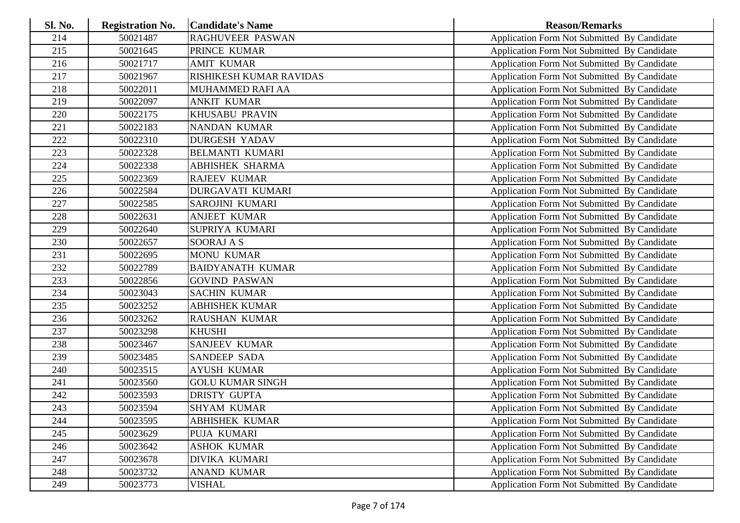| Sl. No. | Registration No. | Candidate's Name | Reason/Remarks |
|---|---|---|---|
| 214 | 50021487 | RAGHUVEER PASWAN | Application Form Not Submitted By Candidate |
| 215 | 50021645 | PRINCE KUMAR | Application Form Not Submitted By Candidate |
| 216 | 50021717 | AMIT KUMAR | Application Form Not Submitted By Candidate |
| 217 | 50021967 | RISHIKESH KUMAR RAVIDAS | Application Form Not Submitted By Candidate |
| 218 | 50022011 | MUHAMMED RAFI AA | Application Form Not Submitted By Candidate |
| 219 | 50022097 | ANKIT KUMAR | Application Form Not Submitted By Candidate |
| 220 | 50022175 | KHUSABU PRAVIN | Application Form Not Submitted By Candidate |
| 221 | 50022183 | NANDAN KUMAR | Application Form Not Submitted By Candidate |
| 222 | 50022310 | DURGESH YADAV | Application Form Not Submitted By Candidate |
| 223 | 50022328 | BELMANTI KUMARI | Application Form Not Submitted By Candidate |
| 224 | 50022338 | ABHISHEK SHARMA | Application Form Not Submitted By Candidate |
| 225 | 50022369 | RAJEEV KUMAR | Application Form Not Submitted By Candidate |
| 226 | 50022584 | DURGAVATI KUMARI | Application Form Not Submitted By Candidate |
| 227 | 50022585 | SAROJINI KUMARI | Application Form Not Submitted By Candidate |
| 228 | 50022631 | ANJEET KUMAR | Application Form Not Submitted By Candidate |
| 229 | 50022640 | SUPRIYA KUMARI | Application Form Not Submitted By Candidate |
| 230 | 50022657 | SOORAJ A S | Application Form Not Submitted By Candidate |
| 231 | 50022695 | MONU KUMAR | Application Form Not Submitted By Candidate |
| 232 | 50022789 | BAIDYANATH KUMAR | Application Form Not Submitted By Candidate |
| 233 | 50022856 | GOVIND PASWAN | Application Form Not Submitted By Candidate |
| 234 | 50023043 | SACHIN KUMAR | Application Form Not Submitted By Candidate |
| 235 | 50023252 | ABHISHEK KUMAR | Application Form Not Submitted By Candidate |
| 236 | 50023262 | RAUSHAN KUMAR | Application Form Not Submitted By Candidate |
| 237 | 50023298 | KHUSHI | Application Form Not Submitted By Candidate |
| 238 | 50023467 | SANJEEV KUMAR | Application Form Not Submitted By Candidate |
| 239 | 50023485 | SANDEEP SADA | Application Form Not Submitted By Candidate |
| 240 | 50023515 | AYUSH KUMAR | Application Form Not Submitted By Candidate |
| 241 | 50023560 | GOLU KUMAR SINGH | Application Form Not Submitted By Candidate |
| 242 | 50023593 | DRISTY GUPTA | Application Form Not Submitted By Candidate |
| 243 | 50023594 | SHYAM KUMAR | Application Form Not Submitted By Candidate |
| 244 | 50023595 | ABHISHEK KUMAR | Application Form Not Submitted By Candidate |
| 245 | 50023629 | PUJA KUMARI | Application Form Not Submitted By Candidate |
| 246 | 50023642 | ASHOK KUMAR | Application Form Not Submitted By Candidate |
| 247 | 50023678 | DIVIKA KUMARI | Application Form Not Submitted By Candidate |
| 248 | 50023732 | ANAND KUMAR | Application Form Not Submitted By Candidate |
| 249 | 50023773 | VISHAL | Application Form Not Submitted By Candidate |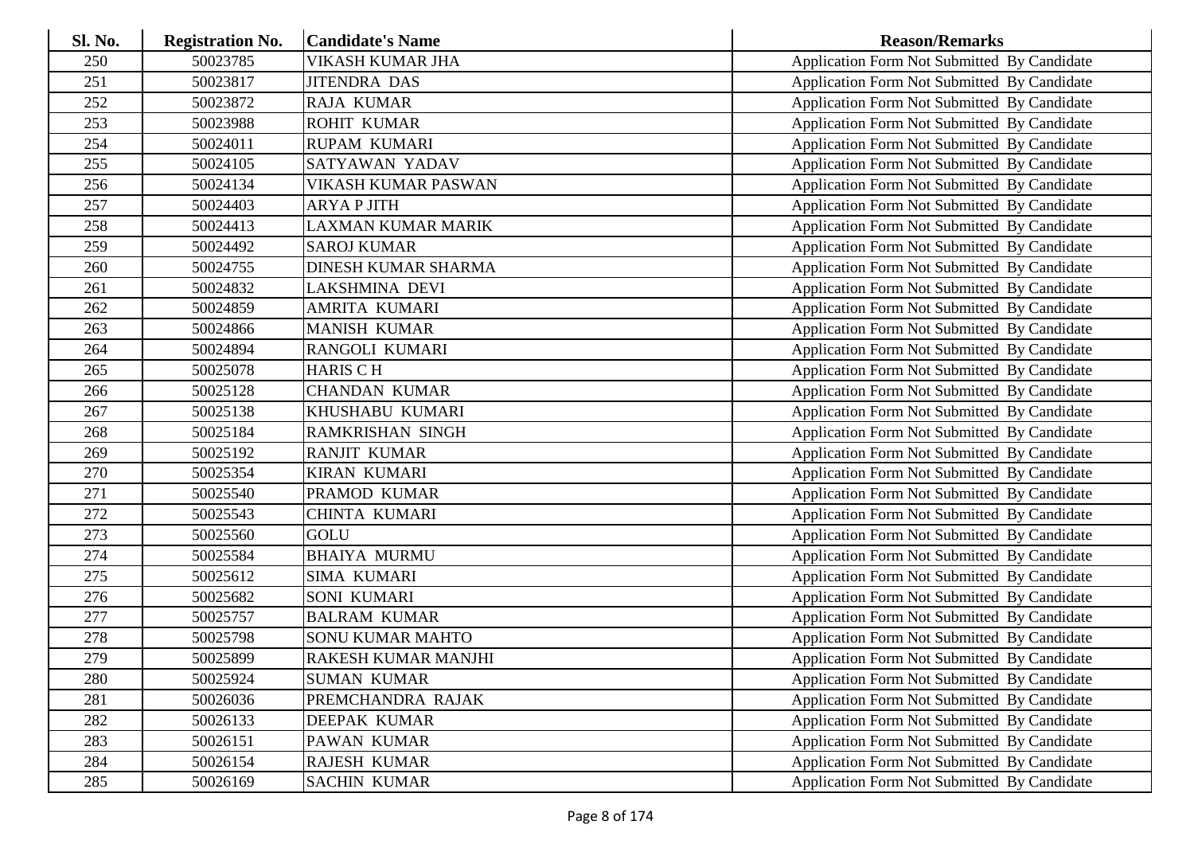| Sl. No. | Registration No. | Candidate's Name | Reason/Remarks |
|---|---|---|---|
| 250 | 50023785 | VIKASH KUMAR JHA | Application Form Not Submitted By Candidate |
| 251 | 50023817 | JITENDRA DAS | Application Form Not Submitted By Candidate |
| 252 | 50023872 | RAJA KUMAR | Application Form Not Submitted By Candidate |
| 253 | 50023988 | ROHIT KUMAR | Application Form Not Submitted By Candidate |
| 254 | 50024011 | RUPAM KUMARI | Application Form Not Submitted By Candidate |
| 255 | 50024105 | SATYAWAN YADAV | Application Form Not Submitted By Candidate |
| 256 | 50024134 | VIKASH KUMAR PASWAN | Application Form Not Submitted By Candidate |
| 257 | 50024403 | ARYA P JITH | Application Form Not Submitted By Candidate |
| 258 | 50024413 | LAXMAN KUMAR MARIK | Application Form Not Submitted By Candidate |
| 259 | 50024492 | SAROJ KUMAR | Application Form Not Submitted By Candidate |
| 260 | 50024755 | DINESH KUMAR SHARMA | Application Form Not Submitted By Candidate |
| 261 | 50024832 | LAKSHMINA DEVI | Application Form Not Submitted By Candidate |
| 262 | 50024859 | AMRITA KUMARI | Application Form Not Submitted By Candidate |
| 263 | 50024866 | MANISH KUMAR | Application Form Not Submitted By Candidate |
| 264 | 50024894 | RANGOLI KUMARI | Application Form Not Submitted By Candidate |
| 265 | 50025078 | HARIS C H | Application Form Not Submitted By Candidate |
| 266 | 50025128 | CHANDAN KUMAR | Application Form Not Submitted By Candidate |
| 267 | 50025138 | KHUSHABU KUMARI | Application Form Not Submitted By Candidate |
| 268 | 50025184 | RAMKRISHAN SINGH | Application Form Not Submitted By Candidate |
| 269 | 50025192 | RANJIT KUMAR | Application Form Not Submitted By Candidate |
| 270 | 50025354 | KIRAN KUMARI | Application Form Not Submitted By Candidate |
| 271 | 50025540 | PRAMOD KUMAR | Application Form Not Submitted By Candidate |
| 272 | 50025543 | CHINTA KUMARI | Application Form Not Submitted By Candidate |
| 273 | 50025560 | GOLU | Application Form Not Submitted By Candidate |
| 274 | 50025584 | BHAIYA MURMU | Application Form Not Submitted By Candidate |
| 275 | 50025612 | SIMA KUMARI | Application Form Not Submitted By Candidate |
| 276 | 50025682 | SONI KUMARI | Application Form Not Submitted By Candidate |
| 277 | 50025757 | BALRAM KUMAR | Application Form Not Submitted By Candidate |
| 278 | 50025798 | SONU KUMAR MAHTO | Application Form Not Submitted By Candidate |
| 279 | 50025899 | RAKESH KUMAR MANJHI | Application Form Not Submitted By Candidate |
| 280 | 50025924 | SUMAN KUMAR | Application Form Not Submitted By Candidate |
| 281 | 50026036 | PREMCHANDRA RAJAK | Application Form Not Submitted By Candidate |
| 282 | 50026133 | DEEPAK KUMAR | Application Form Not Submitted By Candidate |
| 283 | 50026151 | PAWAN KUMAR | Application Form Not Submitted By Candidate |
| 284 | 50026154 | RAJESH KUMAR | Application Form Not Submitted By Candidate |
| 285 | 50026169 | SACHIN KUMAR | Application Form Not Submitted By Candidate |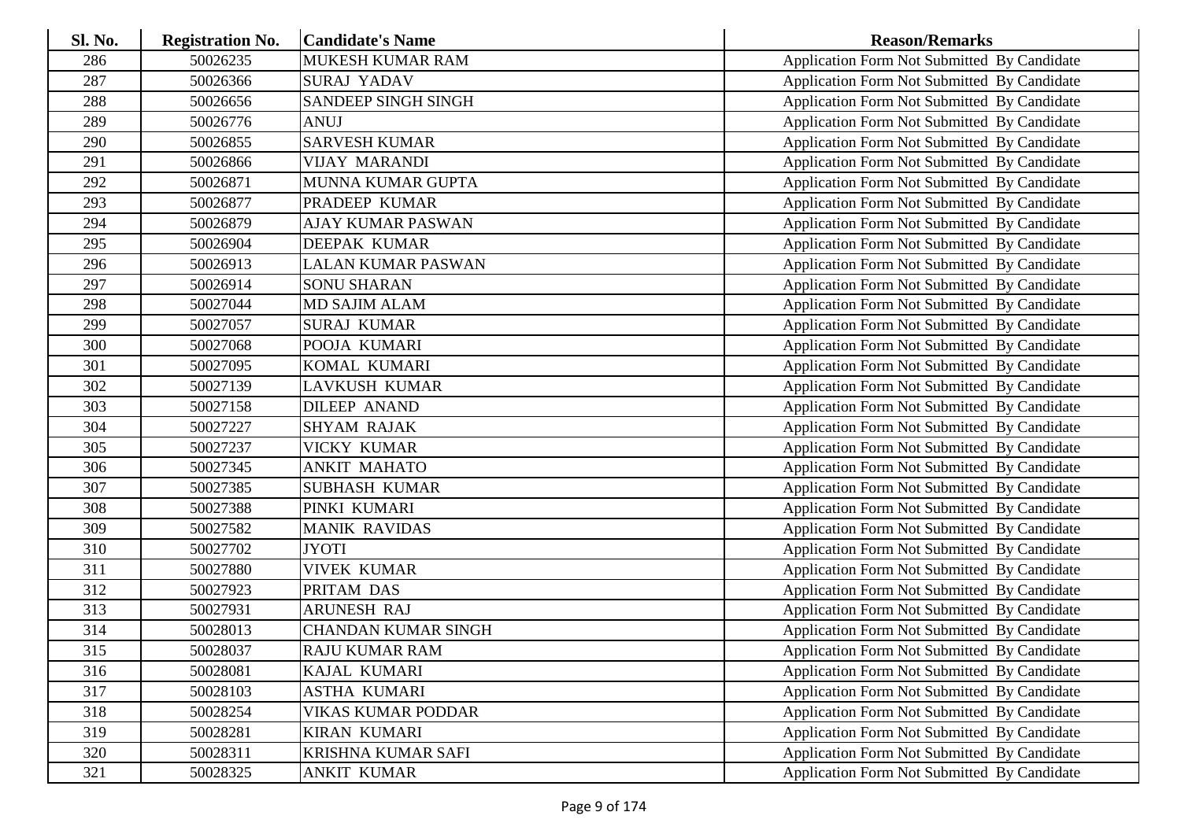| Sl. No. | Registration No. | Candidate's Name | Reason/Remarks |
|---|---|---|---|
| 286 | 50026235 | MUKESH KUMAR RAM | Application Form Not Submitted By Candidate |
| 287 | 50026366 | SURAJ YADAV | Application Form Not Submitted By Candidate |
| 288 | 50026656 | SANDEEP SINGH SINGH | Application Form Not Submitted By Candidate |
| 289 | 50026776 | ANUJ | Application Form Not Submitted By Candidate |
| 290 | 50026855 | SARVESH KUMAR | Application Form Not Submitted By Candidate |
| 291 | 50026866 | VIJAY MARANDI | Application Form Not Submitted By Candidate |
| 292 | 50026871 | MUNNA KUMAR GUPTA | Application Form Not Submitted By Candidate |
| 293 | 50026877 | PRADEEP KUMAR | Application Form Not Submitted By Candidate |
| 294 | 50026879 | AJAY KUMAR PASWAN | Application Form Not Submitted By Candidate |
| 295 | 50026904 | DEEPAK KUMAR | Application Form Not Submitted By Candidate |
| 296 | 50026913 | LALAN KUMAR PASWAN | Application Form Not Submitted By Candidate |
| 297 | 50026914 | SONU SHARAN | Application Form Not Submitted By Candidate |
| 298 | 50027044 | MD SAJIM ALAM | Application Form Not Submitted By Candidate |
| 299 | 50027057 | SURAJ KUMAR | Application Form Not Submitted By Candidate |
| 300 | 50027068 | POOJA KUMARI | Application Form Not Submitted By Candidate |
| 301 | 50027095 | KOMAL KUMARI | Application Form Not Submitted By Candidate |
| 302 | 50027139 | LAVKUSH KUMAR | Application Form Not Submitted By Candidate |
| 303 | 50027158 | DILEEP ANAND | Application Form Not Submitted By Candidate |
| 304 | 50027227 | SHYAM RAJAK | Application Form Not Submitted By Candidate |
| 305 | 50027237 | VICKY KUMAR | Application Form Not Submitted By Candidate |
| 306 | 50027345 | ANKIT MAHATO | Application Form Not Submitted By Candidate |
| 307 | 50027385 | SUBHASH KUMAR | Application Form Not Submitted By Candidate |
| 308 | 50027388 | PINKI KUMARI | Application Form Not Submitted By Candidate |
| 309 | 50027582 | MANIK RAVIDAS | Application Form Not Submitted By Candidate |
| 310 | 50027702 | JYOTI | Application Form Not Submitted By Candidate |
| 311 | 50027880 | VIVEK KUMAR | Application Form Not Submitted By Candidate |
| 312 | 50027923 | PRITAM DAS | Application Form Not Submitted By Candidate |
| 313 | 50027931 | ARUNESH RAJ | Application Form Not Submitted By Candidate |
| 314 | 50028013 | CHANDAN KUMAR SINGH | Application Form Not Submitted By Candidate |
| 315 | 50028037 | RAJU KUMAR RAM | Application Form Not Submitted By Candidate |
| 316 | 50028081 | KAJAL KUMARI | Application Form Not Submitted By Candidate |
| 317 | 50028103 | ASTHA KUMARI | Application Form Not Submitted By Candidate |
| 318 | 50028254 | VIKAS KUMAR PODDAR | Application Form Not Submitted By Candidate |
| 319 | 50028281 | KIRAN KUMARI | Application Form Not Submitted By Candidate |
| 320 | 50028311 | KRISHNA KUMAR SAFI | Application Form Not Submitted By Candidate |
| 321 | 50028325 | ANKIT KUMAR | Application Form Not Submitted By Candidate |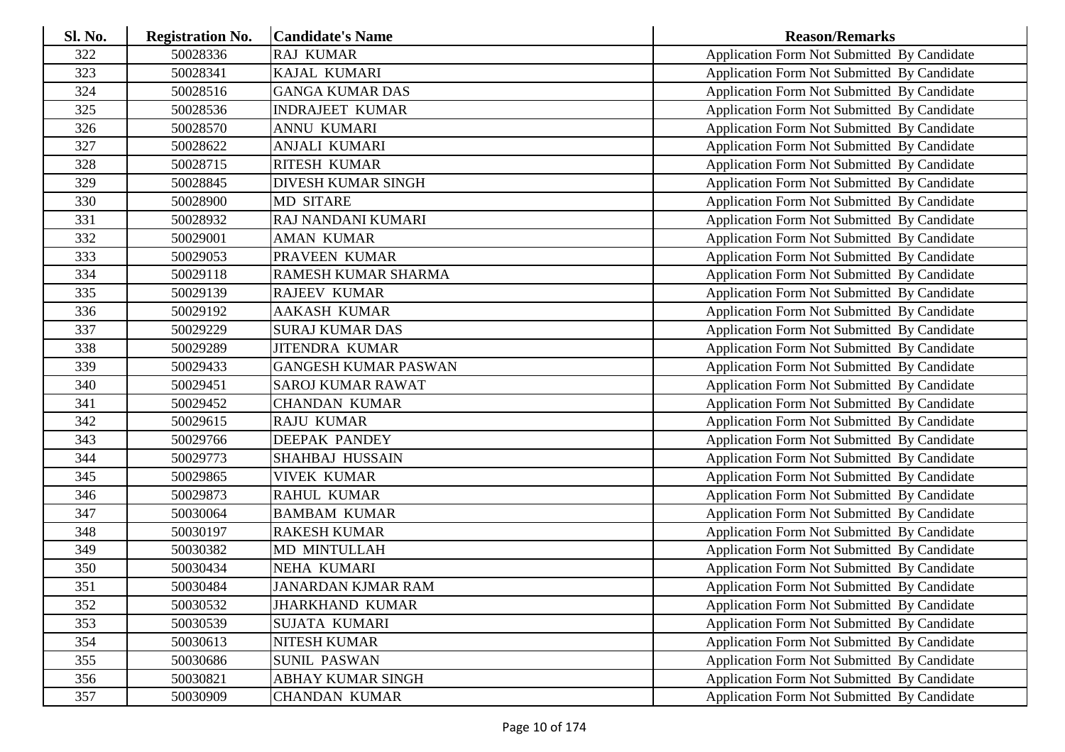| Sl. No. | Registration No. | Candidate's Name | Reason/Remarks |
|---|---|---|---|
| 322 | 50028336 | RAJ KUMAR | Application Form Not Submitted By Candidate |
| 323 | 50028341 | KAJAL KUMARI | Application Form Not Submitted By Candidate |
| 324 | 50028516 | GANGA KUMAR DAS | Application Form Not Submitted By Candidate |
| 325 | 50028536 | INDRAJEET KUMAR | Application Form Not Submitted By Candidate |
| 326 | 50028570 | ANNU KUMARI | Application Form Not Submitted By Candidate |
| 327 | 50028622 | ANJALI KUMARI | Application Form Not Submitted By Candidate |
| 328 | 50028715 | RITESH KUMAR | Application Form Not Submitted By Candidate |
| 329 | 50028845 | DIVESH KUMAR SINGH | Application Form Not Submitted By Candidate |
| 330 | 50028900 | MD SITARE | Application Form Not Submitted By Candidate |
| 331 | 50028932 | RAJ NANDANI KUMARI | Application Form Not Submitted By Candidate |
| 332 | 50029001 | AMAN KUMAR | Application Form Not Submitted By Candidate |
| 333 | 50029053 | PRAVEEN KUMAR | Application Form Not Submitted By Candidate |
| 334 | 50029118 | RAMESH KUMAR SHARMA | Application Form Not Submitted By Candidate |
| 335 | 50029139 | RAJEEV KUMAR | Application Form Not Submitted By Candidate |
| 336 | 50029192 | AAKASH KUMAR | Application Form Not Submitted By Candidate |
| 337 | 50029229 | SURAJ KUMAR DAS | Application Form Not Submitted By Candidate |
| 338 | 50029289 | JITENDRA KUMAR | Application Form Not Submitted By Candidate |
| 339 | 50029433 | GANGESH KUMAR PASWAN | Application Form Not Submitted By Candidate |
| 340 | 50029451 | SAROJ KUMAR RAWAT | Application Form Not Submitted By Candidate |
| 341 | 50029452 | CHANDAN KUMAR | Application Form Not Submitted By Candidate |
| 342 | 50029615 | RAJU KUMAR | Application Form Not Submitted By Candidate |
| 343 | 50029766 | DEEPAK PANDEY | Application Form Not Submitted By Candidate |
| 344 | 50029773 | SHAHBAJ HUSSAIN | Application Form Not Submitted By Candidate |
| 345 | 50029865 | VIVEK KUMAR | Application Form Not Submitted By Candidate |
| 346 | 50029873 | RAHUL KUMAR | Application Form Not Submitted By Candidate |
| 347 | 50030064 | BAMBAM KUMAR | Application Form Not Submitted By Candidate |
| 348 | 50030197 | RAKESH KUMAR | Application Form Not Submitted By Candidate |
| 349 | 50030382 | MD MINTULLAH | Application Form Not Submitted By Candidate |
| 350 | 50030434 | NEHA KUMARI | Application Form Not Submitted By Candidate |
| 351 | 50030484 | JANARDAN KJMAR RAM | Application Form Not Submitted By Candidate |
| 352 | 50030532 | JHARKHAND KUMAR | Application Form Not Submitted By Candidate |
| 353 | 50030539 | SUJATA KUMARI | Application Form Not Submitted By Candidate |
| 354 | 50030613 | NITESH KUMAR | Application Form Not Submitted By Candidate |
| 355 | 50030686 | SUNIL PASWAN | Application Form Not Submitted By Candidate |
| 356 | 50030821 | ABHAY KUMAR SINGH | Application Form Not Submitted By Candidate |
| 357 | 50030909 | CHANDAN KUMAR | Application Form Not Submitted By Candidate |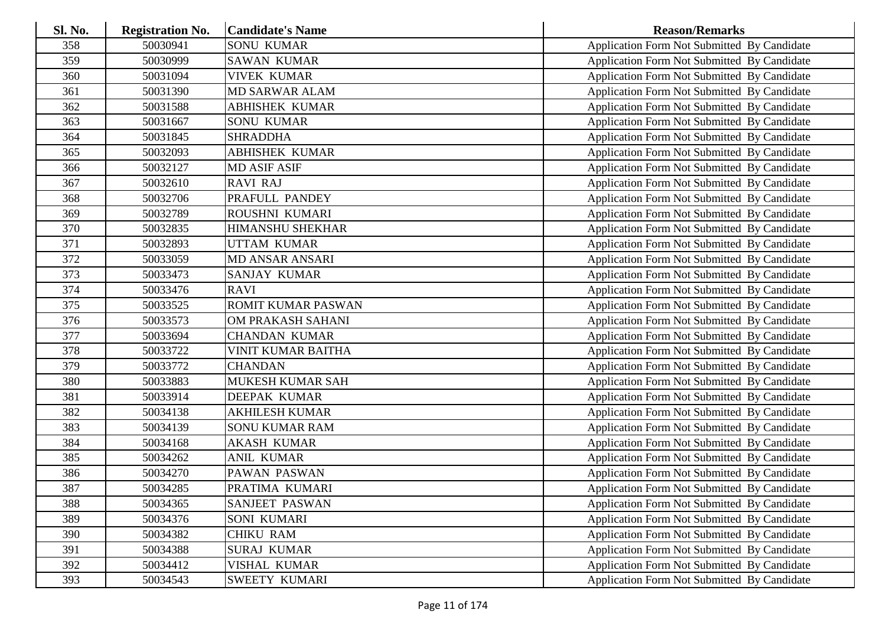| Sl. No. | Registration No. | Candidate's Name | Reason/Remarks |
|---|---|---|---|
| 358 | 50030941 | SONU KUMAR | Application Form Not Submitted By Candidate |
| 359 | 50030999 | SAWAN KUMAR | Application Form Not Submitted By Candidate |
| 360 | 50031094 | VIVEK KUMAR | Application Form Not Submitted By Candidate |
| 361 | 50031390 | MD SARWAR ALAM | Application Form Not Submitted By Candidate |
| 362 | 50031588 | ABHISHEK KUMAR | Application Form Not Submitted By Candidate |
| 363 | 50031667 | SONU KUMAR | Application Form Not Submitted By Candidate |
| 364 | 50031845 | SHRADDHA | Application Form Not Submitted By Candidate |
| 365 | 50032093 | ABHISHEK KUMAR | Application Form Not Submitted By Candidate |
| 366 | 50032127 | MD ASIF ASIF | Application Form Not Submitted By Candidate |
| 367 | 50032610 | RAVI RAJ | Application Form Not Submitted By Candidate |
| 368 | 50032706 | PRAFULL PANDEY | Application Form Not Submitted By Candidate |
| 369 | 50032789 | ROUSHNI KUMARI | Application Form Not Submitted By Candidate |
| 370 | 50032835 | HIMANSHU SHEKHAR | Application Form Not Submitted By Candidate |
| 371 | 50032893 | UTTAM KUMAR | Application Form Not Submitted By Candidate |
| 372 | 50033059 | MD ANSAR ANSARI | Application Form Not Submitted By Candidate |
| 373 | 50033473 | SANJAY KUMAR | Application Form Not Submitted By Candidate |
| 374 | 50033476 | RAVI | Application Form Not Submitted By Candidate |
| 375 | 50033525 | ROMIT KUMAR PASWAN | Application Form Not Submitted By Candidate |
| 376 | 50033573 | OM PRAKASH SAHANI | Application Form Not Submitted By Candidate |
| 377 | 50033694 | CHANDAN KUMAR | Application Form Not Submitted By Candidate |
| 378 | 50033722 | VINIT KUMAR BAITHA | Application Form Not Submitted By Candidate |
| 379 | 50033772 | CHANDAN | Application Form Not Submitted By Candidate |
| 380 | 50033883 | MUKESH KUMAR SAH | Application Form Not Submitted By Candidate |
| 381 | 50033914 | DEEPAK KUMAR | Application Form Not Submitted By Candidate |
| 382 | 50034138 | AKHILESH KUMAR | Application Form Not Submitted By Candidate |
| 383 | 50034139 | SONU KUMAR RAM | Application Form Not Submitted By Candidate |
| 384 | 50034168 | AKASH KUMAR | Application Form Not Submitted By Candidate |
| 385 | 50034262 | ANIL KUMAR | Application Form Not Submitted By Candidate |
| 386 | 50034270 | PAWAN PASWAN | Application Form Not Submitted By Candidate |
| 387 | 50034285 | PRATIMA KUMARI | Application Form Not Submitted By Candidate |
| 388 | 50034365 | SANJEET PASWAN | Application Form Not Submitted By Candidate |
| 389 | 50034376 | SONI KUMARI | Application Form Not Submitted By Candidate |
| 390 | 50034382 | CHIKU RAM | Application Form Not Submitted By Candidate |
| 391 | 50034388 | SURAJ KUMAR | Application Form Not Submitted By Candidate |
| 392 | 50034412 | VISHAL KUMAR | Application Form Not Submitted By Candidate |
| 393 | 50034543 | SWEETY KUMARI | Application Form Not Submitted By Candidate |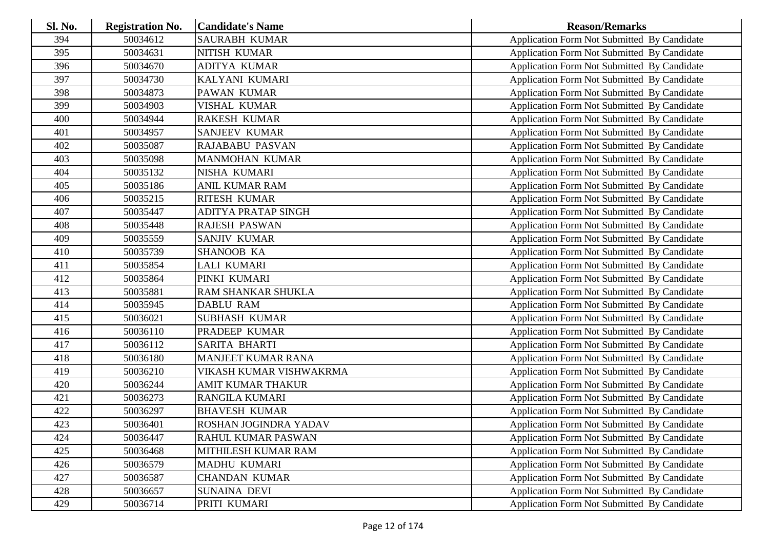| Sl. No. | Registration No. | Candidate's Name | Reason/Remarks |
|---|---|---|---|
| 394 | 50034612 | SAURABH KUMAR | Application Form Not Submitted By Candidate |
| 395 | 50034631 | NITISH KUMAR | Application Form Not Submitted By Candidate |
| 396 | 50034670 | ADITYA KUMAR | Application Form Not Submitted By Candidate |
| 397 | 50034730 | KALYANI KUMARI | Application Form Not Submitted By Candidate |
| 398 | 50034873 | PAWAN KUMAR | Application Form Not Submitted By Candidate |
| 399 | 50034903 | VISHAL KUMAR | Application Form Not Submitted By Candidate |
| 400 | 50034944 | RAKESH KUMAR | Application Form Not Submitted By Candidate |
| 401 | 50034957 | SANJEEV KUMAR | Application Form Not Submitted By Candidate |
| 402 | 50035087 | RAJABABU PASVAN | Application Form Not Submitted By Candidate |
| 403 | 50035098 | MANMOHAN KUMAR | Application Form Not Submitted By Candidate |
| 404 | 50035132 | NISHA KUMARI | Application Form Not Submitted By Candidate |
| 405 | 50035186 | ANIL KUMAR RAM | Application Form Not Submitted By Candidate |
| 406 | 50035215 | RITESH KUMAR | Application Form Not Submitted By Candidate |
| 407 | 50035447 | ADITYA PRATAP SINGH | Application Form Not Submitted By Candidate |
| 408 | 50035448 | RAJESH PASWAN | Application Form Not Submitted By Candidate |
| 409 | 50035559 | SANJIV KUMAR | Application Form Not Submitted By Candidate |
| 410 | 50035739 | SHANOOB KA | Application Form Not Submitted By Candidate |
| 411 | 50035854 | LALI KUMARI | Application Form Not Submitted By Candidate |
| 412 | 50035864 | PINKI KUMARI | Application Form Not Submitted By Candidate |
| 413 | 50035881 | RAM SHANKAR SHUKLA | Application Form Not Submitted By Candidate |
| 414 | 50035945 | DABLU RAM | Application Form Not Submitted By Candidate |
| 415 | 50036021 | SUBHASH KUMAR | Application Form Not Submitted By Candidate |
| 416 | 50036110 | PRADEEP KUMAR | Application Form Not Submitted By Candidate |
| 417 | 50036112 | SARITA BHARTI | Application Form Not Submitted By Candidate |
| 418 | 50036180 | MANJEET KUMAR RANA | Application Form Not Submitted By Candidate |
| 419 | 50036210 | VIKASH KUMAR VISHWAKRMA | Application Form Not Submitted By Candidate |
| 420 | 50036244 | AMIT KUMAR THAKUR | Application Form Not Submitted By Candidate |
| 421 | 50036273 | RANGILA KUMARI | Application Form Not Submitted By Candidate |
| 422 | 50036297 | BHAVESH KUMAR | Application Form Not Submitted By Candidate |
| 423 | 50036401 | ROSHAN JOGINDRA YADAV | Application Form Not Submitted By Candidate |
| 424 | 50036447 | RAHUL KUMAR PASWAN | Application Form Not Submitted By Candidate |
| 425 | 50036468 | MITHILESH KUMAR RAM | Application Form Not Submitted By Candidate |
| 426 | 50036579 | MADHU KUMARI | Application Form Not Submitted By Candidate |
| 427 | 50036587 | CHANDAN KUMAR | Application Form Not Submitted By Candidate |
| 428 | 50036657 | SUNAINA DEVI | Application Form Not Submitted By Candidate |
| 429 | 50036714 | PRITI KUMARI | Application Form Not Submitted By Candidate |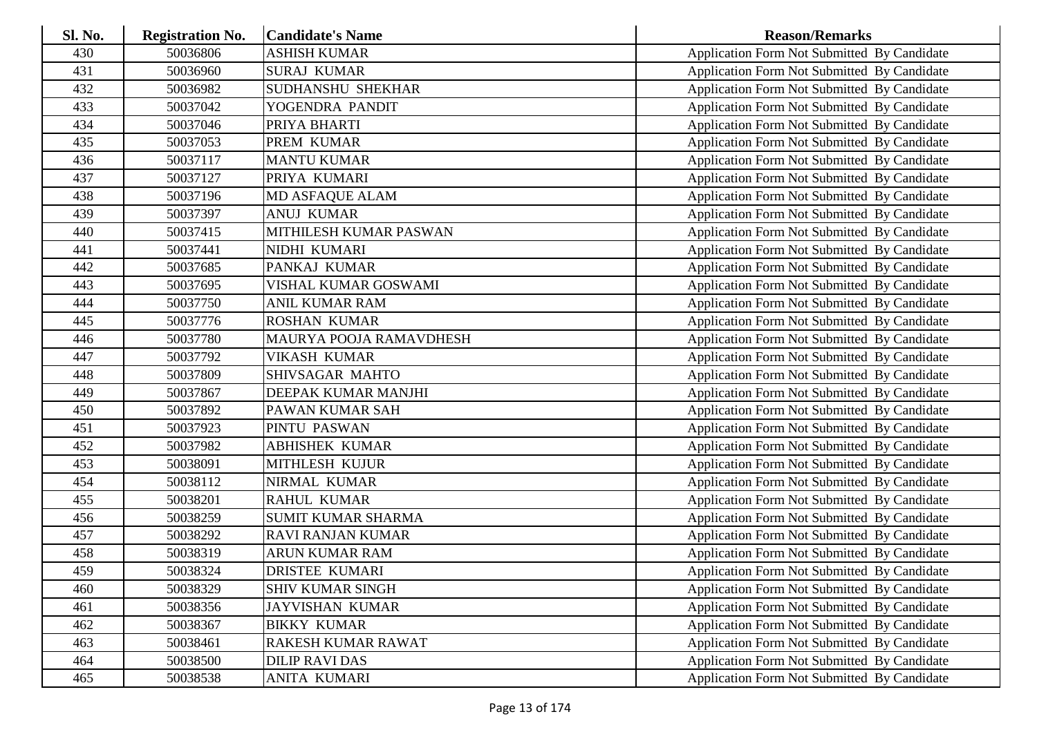| Sl. No. | Registration No. | Candidate's Name | Reason/Remarks |
|---|---|---|---|
| 430 | 50036806 | ASHISH KUMAR | Application Form Not Submitted By Candidate |
| 431 | 50036960 | SURAJ KUMAR | Application Form Not Submitted By Candidate |
| 432 | 50036982 | SUDHANSHU SHEKHAR | Application Form Not Submitted By Candidate |
| 433 | 50037042 | YOGENDRA PANDIT | Application Form Not Submitted By Candidate |
| 434 | 50037046 | PRIYA BHARTI | Application Form Not Submitted By Candidate |
| 435 | 50037053 | PREM KUMAR | Application Form Not Submitted By Candidate |
| 436 | 50037117 | MANTU KUMAR | Application Form Not Submitted By Candidate |
| 437 | 50037127 | PRIYA KUMARI | Application Form Not Submitted By Candidate |
| 438 | 50037196 | MD ASFAQUE ALAM | Application Form Not Submitted By Candidate |
| 439 | 50037397 | ANUJ KUMAR | Application Form Not Submitted By Candidate |
| 440 | 50037415 | MITHILESH KUMAR PASWAN | Application Form Not Submitted By Candidate |
| 441 | 50037441 | NIDHI KUMARI | Application Form Not Submitted By Candidate |
| 442 | 50037685 | PANKAJ KUMAR | Application Form Not Submitted By Candidate |
| 443 | 50037695 | VISHAL KUMAR GOSWAMI | Application Form Not Submitted By Candidate |
| 444 | 50037750 | ANIL KUMAR RAM | Application Form Not Submitted By Candidate |
| 445 | 50037776 | ROSHAN KUMAR | Application Form Not Submitted By Candidate |
| 446 | 50037780 | MAURYA POOJA RAMAVDHESH | Application Form Not Submitted By Candidate |
| 447 | 50037792 | VIKASH KUMAR | Application Form Not Submitted By Candidate |
| 448 | 50037809 | SHIVSAGAR MAHTO | Application Form Not Submitted By Candidate |
| 449 | 50037867 | DEEPAK KUMAR MANJHI | Application Form Not Submitted By Candidate |
| 450 | 50037892 | PAWAN KUMAR SAH | Application Form Not Submitted By Candidate |
| 451 | 50037923 | PINTU PASWAN | Application Form Not Submitted By Candidate |
| 452 | 50037982 | ABHISHEK KUMAR | Application Form Not Submitted By Candidate |
| 453 | 50038091 | MITHLESH KUJUR | Application Form Not Submitted By Candidate |
| 454 | 50038112 | NIRMAL KUMAR | Application Form Not Submitted By Candidate |
| 455 | 50038201 | RAHUL KUMAR | Application Form Not Submitted By Candidate |
| 456 | 50038259 | SUMIT KUMAR SHARMA | Application Form Not Submitted By Candidate |
| 457 | 50038292 | RAVI RANJAN KUMAR | Application Form Not Submitted By Candidate |
| 458 | 50038319 | ARUN KUMAR RAM | Application Form Not Submitted By Candidate |
| 459 | 50038324 | DRISTEE KUMARI | Application Form Not Submitted By Candidate |
| 460 | 50038329 | SHIV KUMAR SINGH | Application Form Not Submitted By Candidate |
| 461 | 50038356 | JAYVISHAN KUMAR | Application Form Not Submitted By Candidate |
| 462 | 50038367 | BIKKY KUMAR | Application Form Not Submitted By Candidate |
| 463 | 50038461 | RAKESH KUMAR RAWAT | Application Form Not Submitted By Candidate |
| 464 | 50038500 | DILIP RAVI DAS | Application Form Not Submitted By Candidate |
| 465 | 50038538 | ANITA KUMARI | Application Form Not Submitted By Candidate |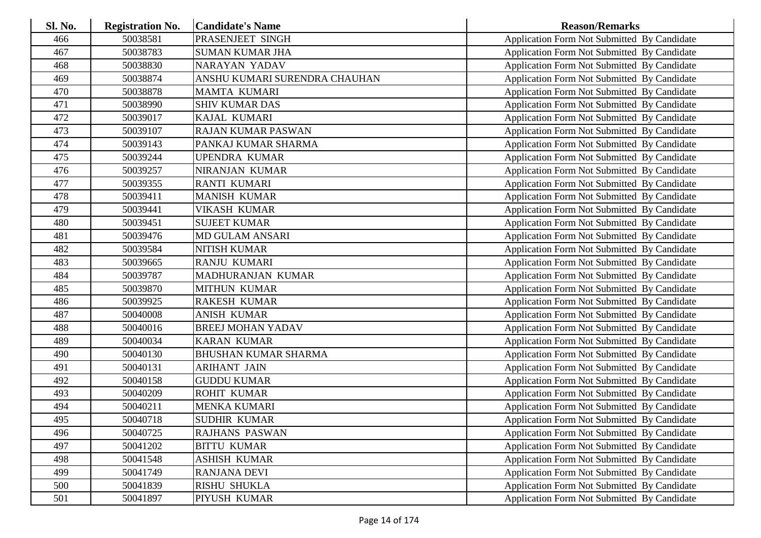| Sl. No. | Registration No. | Candidate's Name | Reason/Remarks |
|---|---|---|---|
| 466 | 50038581 | PRASENJEET SINGH | Application Form Not Submitted By Candidate |
| 467 | 50038783 | SUMAN KUMAR JHA | Application Form Not Submitted By Candidate |
| 468 | 50038830 | NARAYAN YADAV | Application Form Not Submitted By Candidate |
| 469 | 50038874 | ANSHU KUMARI SURENDRA CHAUHAN | Application Form Not Submitted By Candidate |
| 470 | 50038878 | MAMTA KUMARI | Application Form Not Submitted By Candidate |
| 471 | 50038990 | SHIV KUMAR DAS | Application Form Not Submitted By Candidate |
| 472 | 50039017 | KAJAL KUMARI | Application Form Not Submitted By Candidate |
| 473 | 50039107 | RAJAN KUMAR PASWAN | Application Form Not Submitted By Candidate |
| 474 | 50039143 | PANKAJ KUMAR SHARMA | Application Form Not Submitted By Candidate |
| 475 | 50039244 | UPENDRA KUMAR | Application Form Not Submitted By Candidate |
| 476 | 50039257 | NIRANJAN KUMAR | Application Form Not Submitted By Candidate |
| 477 | 50039355 | RANTI KUMARI | Application Form Not Submitted By Candidate |
| 478 | 50039411 | MANISH KUMAR | Application Form Not Submitted By Candidate |
| 479 | 50039441 | VIKASH KUMAR | Application Form Not Submitted By Candidate |
| 480 | 50039451 | SUJEET KUMAR | Application Form Not Submitted By Candidate |
| 481 | 50039476 | MD GULAM ANSARI | Application Form Not Submitted By Candidate |
| 482 | 50039584 | NITISH KUMAR | Application Form Not Submitted By Candidate |
| 483 | 50039665 | RANJU KUMARI | Application Form Not Submitted By Candidate |
| 484 | 50039787 | MADHURANJAN KUMAR | Application Form Not Submitted By Candidate |
| 485 | 50039870 | MITHUN KUMAR | Application Form Not Submitted By Candidate |
| 486 | 50039925 | RAKESH KUMAR | Application Form Not Submitted By Candidate |
| 487 | 50040008 | ANISH KUMAR | Application Form Not Submitted By Candidate |
| 488 | 50040016 | BREEJ MOHAN YADAV | Application Form Not Submitted By Candidate |
| 489 | 50040034 | KARAN KUMAR | Application Form Not Submitted By Candidate |
| 490 | 50040130 | BHUSHAN KUMAR SHARMA | Application Form Not Submitted By Candidate |
| 491 | 50040131 | ARIHANT JAIN | Application Form Not Submitted By Candidate |
| 492 | 50040158 | GUDDU KUMAR | Application Form Not Submitted By Candidate |
| 493 | 50040209 | ROHIT KUMAR | Application Form Not Submitted By Candidate |
| 494 | 50040211 | MENKA KUMARI | Application Form Not Submitted By Candidate |
| 495 | 50040718 | SUDHIR KUMAR | Application Form Not Submitted By Candidate |
| 496 | 50040725 | RAJHANS PASWAN | Application Form Not Submitted By Candidate |
| 497 | 50041202 | BITTU KUMAR | Application Form Not Submitted By Candidate |
| 498 | 50041548 | ASHISH KUMAR | Application Form Not Submitted By Candidate |
| 499 | 50041749 | RANJANA DEVI | Application Form Not Submitted By Candidate |
| 500 | 50041839 | RISHU SHUKLA | Application Form Not Submitted By Candidate |
| 501 | 50041897 | PIYUSH KUMAR | Application Form Not Submitted By Candidate |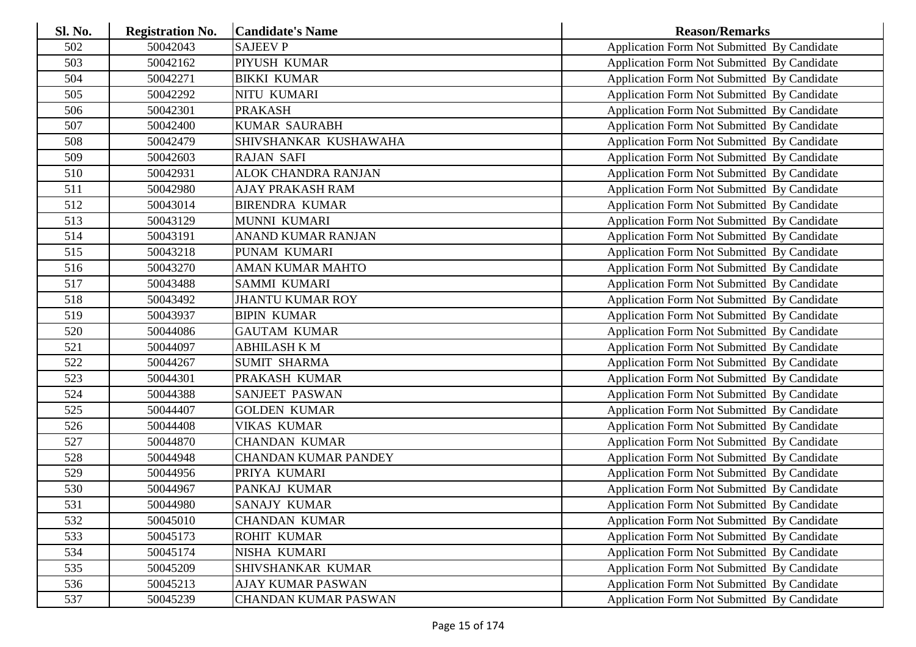| Sl. No. | Registration No. | Candidate's Name | Reason/Remarks |
|---|---|---|---|
| 502 | 50042043 | SAJEEV P | Application Form Not Submitted By Candidate |
| 503 | 50042162 | PIYUSH KUMAR | Application Form Not Submitted By Candidate |
| 504 | 50042271 | BIKKI KUMAR | Application Form Not Submitted By Candidate |
| 505 | 50042292 | NITU KUMARI | Application Form Not Submitted By Candidate |
| 506 | 50042301 | PRAKASH | Application Form Not Submitted By Candidate |
| 507 | 50042400 | KUMAR SAURABH | Application Form Not Submitted By Candidate |
| 508 | 50042479 | SHIVSHANKAR KUSHAWAHA | Application Form Not Submitted By Candidate |
| 509 | 50042603 | RAJAN SAFI | Application Form Not Submitted By Candidate |
| 510 | 50042931 | ALOK CHANDRA RANJAN | Application Form Not Submitted By Candidate |
| 511 | 50042980 | AJAY PRAKASH RAM | Application Form Not Submitted By Candidate |
| 512 | 50043014 | BIRENDRA KUMAR | Application Form Not Submitted By Candidate |
| 513 | 50043129 | MUNNI KUMARI | Application Form Not Submitted By Candidate |
| 514 | 50043191 | ANAND KUMAR RANJAN | Application Form Not Submitted By Candidate |
| 515 | 50043218 | PUNAM KUMARI | Application Form Not Submitted By Candidate |
| 516 | 50043270 | AMAN KUMAR MAHTO | Application Form Not Submitted By Candidate |
| 517 | 50043488 | SAMMI KUMARI | Application Form Not Submitted By Candidate |
| 518 | 50043492 | JHANTU KUMAR ROY | Application Form Not Submitted By Candidate |
| 519 | 50043937 | BIPIN KUMAR | Application Form Not Submitted By Candidate |
| 520 | 50044086 | GAUTAM KUMAR | Application Form Not Submitted By Candidate |
| 521 | 50044097 | ABHILASH K M | Application Form Not Submitted By Candidate |
| 522 | 50044267 | SUMIT SHARMA | Application Form Not Submitted By Candidate |
| 523 | 50044301 | PRAKASH KUMAR | Application Form Not Submitted By Candidate |
| 524 | 50044388 | SANJEET PASWAN | Application Form Not Submitted By Candidate |
| 525 | 50044407 | GOLDEN KUMAR | Application Form Not Submitted By Candidate |
| 526 | 50044408 | VIKAS KUMAR | Application Form Not Submitted By Candidate |
| 527 | 50044870 | CHANDAN KUMAR | Application Form Not Submitted By Candidate |
| 528 | 50044948 | CHANDAN KUMAR PANDEY | Application Form Not Submitted By Candidate |
| 529 | 50044956 | PRIYA KUMARI | Application Form Not Submitted By Candidate |
| 530 | 50044967 | PANKAJ KUMAR | Application Form Not Submitted By Candidate |
| 531 | 50044980 | SANAJY KUMAR | Application Form Not Submitted By Candidate |
| 532 | 50045010 | CHANDAN KUMAR | Application Form Not Submitted By Candidate |
| 533 | 50045173 | ROHIT KUMAR | Application Form Not Submitted By Candidate |
| 534 | 50045174 | NISHA KUMARI | Application Form Not Submitted By Candidate |
| 535 | 50045209 | SHIVSHANKAR KUMAR | Application Form Not Submitted By Candidate |
| 536 | 50045213 | AJAY KUMAR PASWAN | Application Form Not Submitted By Candidate |
| 537 | 50045239 | CHANDAN KUMAR PASWAN | Application Form Not Submitted By Candidate |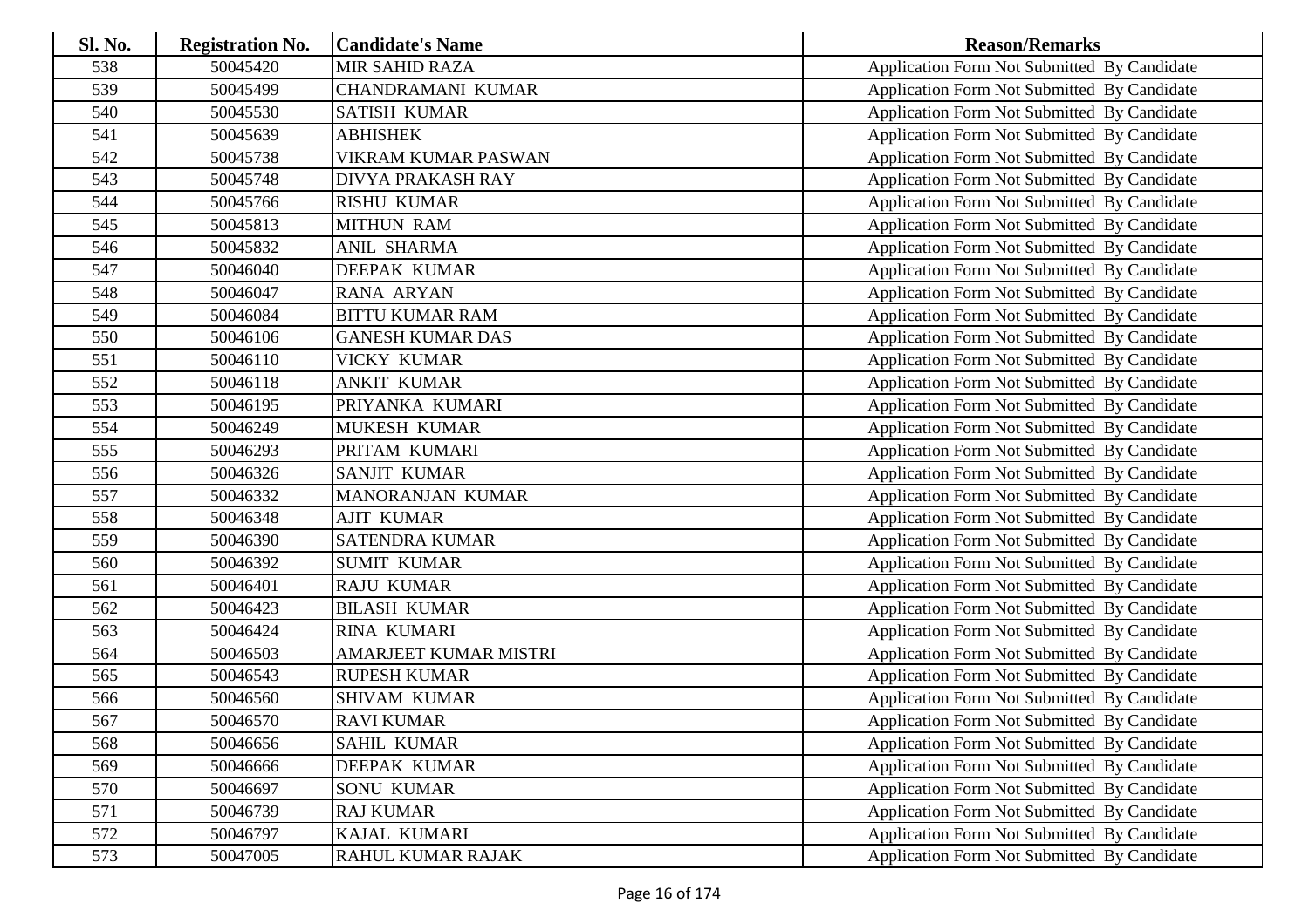| Sl. No. | Registration No. | Candidate's Name | Reason/Remarks |
|---|---|---|---|
| 538 | 50045420 | MIR SAHID RAZA | Application Form Not Submitted By Candidate |
| 539 | 50045499 | CHANDRAMANI KUMAR | Application Form Not Submitted By Candidate |
| 540 | 50045530 | SATISH KUMAR | Application Form Not Submitted By Candidate |
| 541 | 50045639 | ABHISHEK | Application Form Not Submitted By Candidate |
| 542 | 50045738 | VIKRAM KUMAR PASWAN | Application Form Not Submitted By Candidate |
| 543 | 50045748 | DIVYA PRAKASH RAY | Application Form Not Submitted By Candidate |
| 544 | 50045766 | RISHU KUMAR | Application Form Not Submitted By Candidate |
| 545 | 50045813 | MITHUN RAM | Application Form Not Submitted By Candidate |
| 546 | 50045832 | ANIL SHARMA | Application Form Not Submitted By Candidate |
| 547 | 50046040 | DEEPAK KUMAR | Application Form Not Submitted By Candidate |
| 548 | 50046047 | RANA ARYAN | Application Form Not Submitted By Candidate |
| 549 | 50046084 | BITTU KUMAR RAM | Application Form Not Submitted By Candidate |
| 550 | 50046106 | GANESH KUMAR DAS | Application Form Not Submitted By Candidate |
| 551 | 50046110 | VICKY KUMAR | Application Form Not Submitted By Candidate |
| 552 | 50046118 | ANKIT KUMAR | Application Form Not Submitted By Candidate |
| 553 | 50046195 | PRIYANKA KUMARI | Application Form Not Submitted By Candidate |
| 554 | 50046249 | MUKESH KUMAR | Application Form Not Submitted By Candidate |
| 555 | 50046293 | PRITAM KUMARI | Application Form Not Submitted By Candidate |
| 556 | 50046326 | SANJIT KUMAR | Application Form Not Submitted By Candidate |
| 557 | 50046332 | MANORANJAN KUMAR | Application Form Not Submitted By Candidate |
| 558 | 50046348 | AJIT KUMAR | Application Form Not Submitted By Candidate |
| 559 | 50046390 | SATENDRA KUMAR | Application Form Not Submitted By Candidate |
| 560 | 50046392 | SUMIT KUMAR | Application Form Not Submitted By Candidate |
| 561 | 50046401 | RAJU KUMAR | Application Form Not Submitted By Candidate |
| 562 | 50046423 | BILASH KUMAR | Application Form Not Submitted By Candidate |
| 563 | 50046424 | RINA KUMARI | Application Form Not Submitted By Candidate |
| 564 | 50046503 | AMARJEET KUMAR MISTRI | Application Form Not Submitted By Candidate |
| 565 | 50046543 | RUPESH KUMAR | Application Form Not Submitted By Candidate |
| 566 | 50046560 | SHIVAM KUMAR | Application Form Not Submitted By Candidate |
| 567 | 50046570 | RAVI KUMAR | Application Form Not Submitted By Candidate |
| 568 | 50046656 | SAHIL KUMAR | Application Form Not Submitted By Candidate |
| 569 | 50046666 | DEEPAK KUMAR | Application Form Not Submitted By Candidate |
| 570 | 50046697 | SONU KUMAR | Application Form Not Submitted By Candidate |
| 571 | 50046739 | RAJ KUMAR | Application Form Not Submitted By Candidate |
| 572 | 50046797 | KAJAL KUMARI | Application Form Not Submitted By Candidate |
| 573 | 50047005 | RAHUL KUMAR RAJAK | Application Form Not Submitted By Candidate |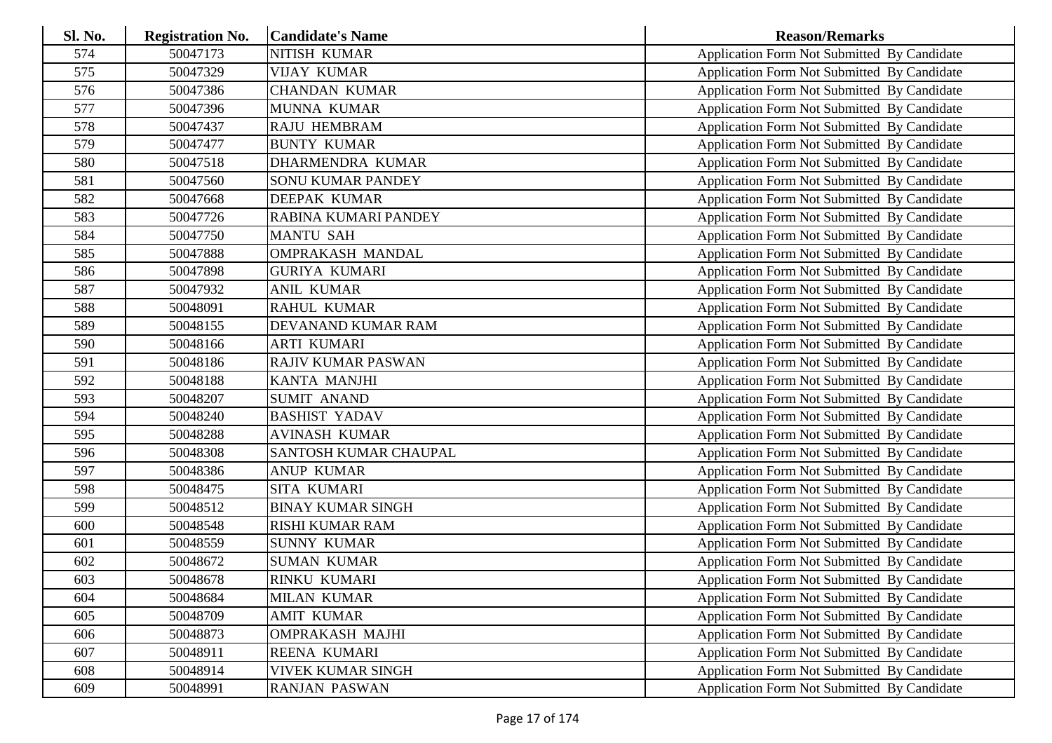| Sl. No. | Registration No. | Candidate's Name | Reason/Remarks |
|---|---|---|---|
| 574 | 50047173 | NITISH KUMAR | Application Form Not Submitted By Candidate |
| 575 | 50047329 | VIJAY KUMAR | Application Form Not Submitted By Candidate |
| 576 | 50047386 | CHANDAN KUMAR | Application Form Not Submitted By Candidate |
| 577 | 50047396 | MUNNA KUMAR | Application Form Not Submitted By Candidate |
| 578 | 50047437 | RAJU HEMBRAM | Application Form Not Submitted By Candidate |
| 579 | 50047477 | BUNTY KUMAR | Application Form Not Submitted By Candidate |
| 580 | 50047518 | DHARMENDRA KUMAR | Application Form Not Submitted By Candidate |
| 581 | 50047560 | SONU KUMAR PANDEY | Application Form Not Submitted By Candidate |
| 582 | 50047668 | DEEPAK KUMAR | Application Form Not Submitted By Candidate |
| 583 | 50047726 | RABINA KUMARI PANDEY | Application Form Not Submitted By Candidate |
| 584 | 50047750 | MANTU SAH | Application Form Not Submitted By Candidate |
| 585 | 50047888 | OMPRAKASH MANDAL | Application Form Not Submitted By Candidate |
| 586 | 50047898 | GURIYA KUMARI | Application Form Not Submitted By Candidate |
| 587 | 50047932 | ANIL KUMAR | Application Form Not Submitted By Candidate |
| 588 | 50048091 | RAHUL KUMAR | Application Form Not Submitted By Candidate |
| 589 | 50048155 | DEVANAND KUMAR RAM | Application Form Not Submitted By Candidate |
| 590 | 50048166 | ARTI KUMARI | Application Form Not Submitted By Candidate |
| 591 | 50048186 | RAJIV KUMAR PASWAN | Application Form Not Submitted By Candidate |
| 592 | 50048188 | KANTA MANJHI | Application Form Not Submitted By Candidate |
| 593 | 50048207 | SUMIT ANAND | Application Form Not Submitted By Candidate |
| 594 | 50048240 | BASHIST YADAV | Application Form Not Submitted By Candidate |
| 595 | 50048288 | AVINASH KUMAR | Application Form Not Submitted By Candidate |
| 596 | 50048308 | SANTOSH KUMAR CHAUPAL | Application Form Not Submitted By Candidate |
| 597 | 50048386 | ANUP KUMAR | Application Form Not Submitted By Candidate |
| 598 | 50048475 | SITA KUMARI | Application Form Not Submitted By Candidate |
| 599 | 50048512 | BINAY KUMAR SINGH | Application Form Not Submitted By Candidate |
| 600 | 50048548 | RISHI KUMAR RAM | Application Form Not Submitted By Candidate |
| 601 | 50048559 | SUNNY KUMAR | Application Form Not Submitted By Candidate |
| 602 | 50048672 | SUMAN KUMAR | Application Form Not Submitted By Candidate |
| 603 | 50048678 | RINKU KUMARI | Application Form Not Submitted By Candidate |
| 604 | 50048684 | MILAN KUMAR | Application Form Not Submitted By Candidate |
| 605 | 50048709 | AMIT KUMAR | Application Form Not Submitted By Candidate |
| 606 | 50048873 | OMPRAKASH MAJHI | Application Form Not Submitted By Candidate |
| 607 | 50048911 | REENA KUMARI | Application Form Not Submitted By Candidate |
| 608 | 50048914 | VIVEK KUMAR SINGH | Application Form Not Submitted By Candidate |
| 609 | 50048991 | RANJAN PASWAN | Application Form Not Submitted By Candidate |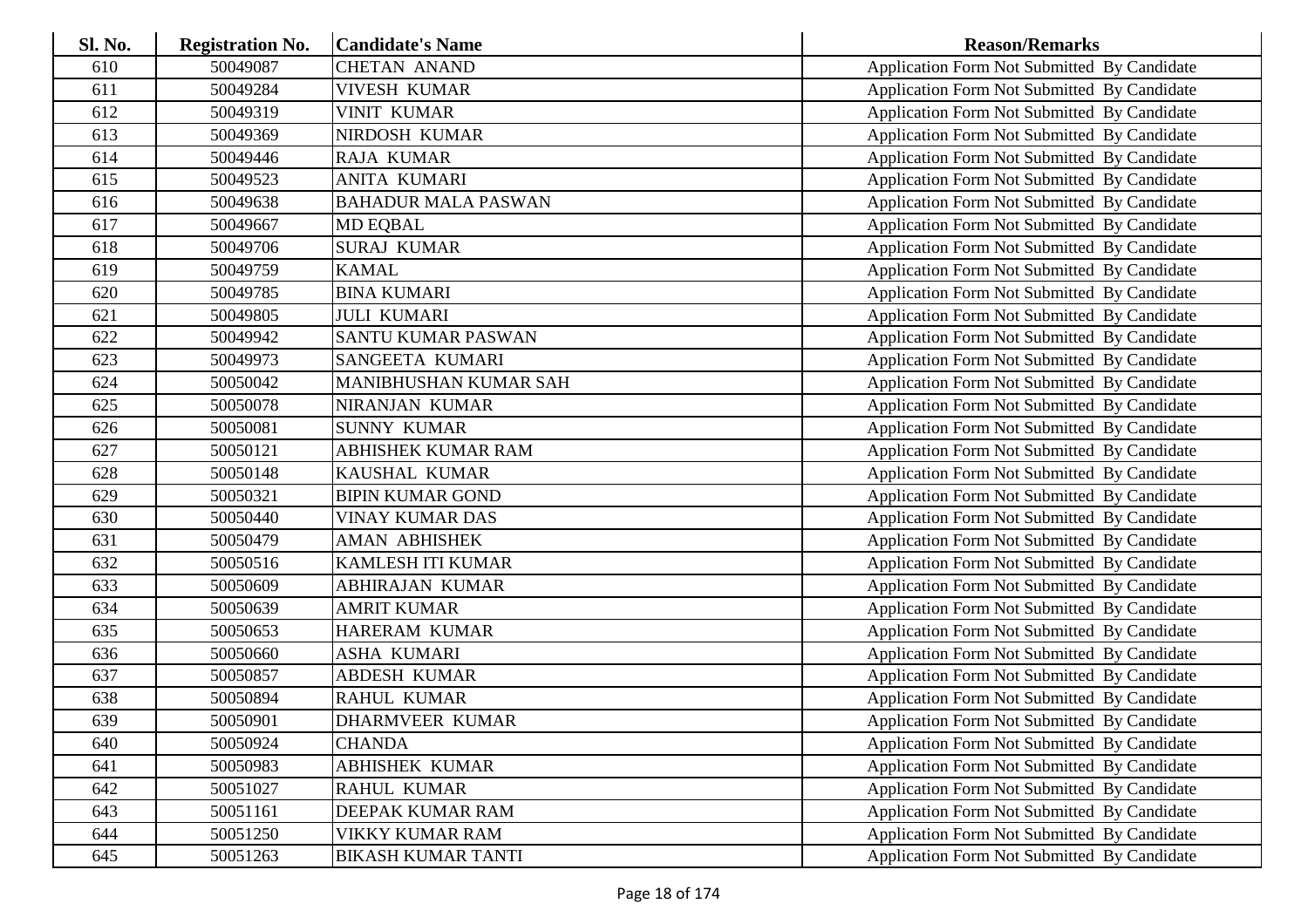| Sl. No. | Registration No. | Candidate's Name | Reason/Remarks |
|---|---|---|---|
| 610 | 50049087 | CHETAN ANAND | Application Form Not Submitted By Candidate |
| 611 | 50049284 | VIVESH KUMAR | Application Form Not Submitted By Candidate |
| 612 | 50049319 | VINIT KUMAR | Application Form Not Submitted By Candidate |
| 613 | 50049369 | NIRDOSH KUMAR | Application Form Not Submitted By Candidate |
| 614 | 50049446 | RAJA KUMAR | Application Form Not Submitted By Candidate |
| 615 | 50049523 | ANITA KUMARI | Application Form Not Submitted By Candidate |
| 616 | 50049638 | BAHADUR MALA PASWAN | Application Form Not Submitted By Candidate |
| 617 | 50049667 | MD EQBAL | Application Form Not Submitted By Candidate |
| 618 | 50049706 | SURAJ KUMAR | Application Form Not Submitted By Candidate |
| 619 | 50049759 | KAMAL | Application Form Not Submitted By Candidate |
| 620 | 50049785 | BINA KUMARI | Application Form Not Submitted By Candidate |
| 621 | 50049805 | JULI KUMARI | Application Form Not Submitted By Candidate |
| 622 | 50049942 | SANTU KUMAR PASWAN | Application Form Not Submitted By Candidate |
| 623 | 50049973 | SANGEETA KUMARI | Application Form Not Submitted By Candidate |
| 624 | 50050042 | MANIBHUSHAN KUMAR SAH | Application Form Not Submitted By Candidate |
| 625 | 50050078 | NIRANJAN KUMAR | Application Form Not Submitted By Candidate |
| 626 | 50050081 | SUNNY KUMAR | Application Form Not Submitted By Candidate |
| 627 | 50050121 | ABHISHEK KUMAR RAM | Application Form Not Submitted By Candidate |
| 628 | 50050148 | KAUSHAL KUMAR | Application Form Not Submitted By Candidate |
| 629 | 50050321 | BIPIN KUMAR GOND | Application Form Not Submitted By Candidate |
| 630 | 50050440 | VINAY KUMAR DAS | Application Form Not Submitted By Candidate |
| 631 | 50050479 | AMAN ABHISHEK | Application Form Not Submitted By Candidate |
| 632 | 50050516 | KAMLESH ITI KUMAR | Application Form Not Submitted By Candidate |
| 633 | 50050609 | ABHIRAJAN KUMAR | Application Form Not Submitted By Candidate |
| 634 | 50050639 | AMRIT KUMAR | Application Form Not Submitted By Candidate |
| 635 | 50050653 | HARERAM KUMAR | Application Form Not Submitted By Candidate |
| 636 | 50050660 | ASHA KUMARI | Application Form Not Submitted By Candidate |
| 637 | 50050857 | ABDESH KUMAR | Application Form Not Submitted By Candidate |
| 638 | 50050894 | RAHUL KUMAR | Application Form Not Submitted By Candidate |
| 639 | 50050901 | DHARMVEER KUMAR | Application Form Not Submitted By Candidate |
| 640 | 50050924 | CHANDA | Application Form Not Submitted By Candidate |
| 641 | 50050983 | ABHISHEK KUMAR | Application Form Not Submitted By Candidate |
| 642 | 50051027 | RAHUL KUMAR | Application Form Not Submitted By Candidate |
| 643 | 50051161 | DEEPAK KUMAR RAM | Application Form Not Submitted By Candidate |
| 644 | 50051250 | VIKKY KUMAR RAM | Application Form Not Submitted By Candidate |
| 645 | 50051263 | BIKASH KUMAR TANTI | Application Form Not Submitted By Candidate |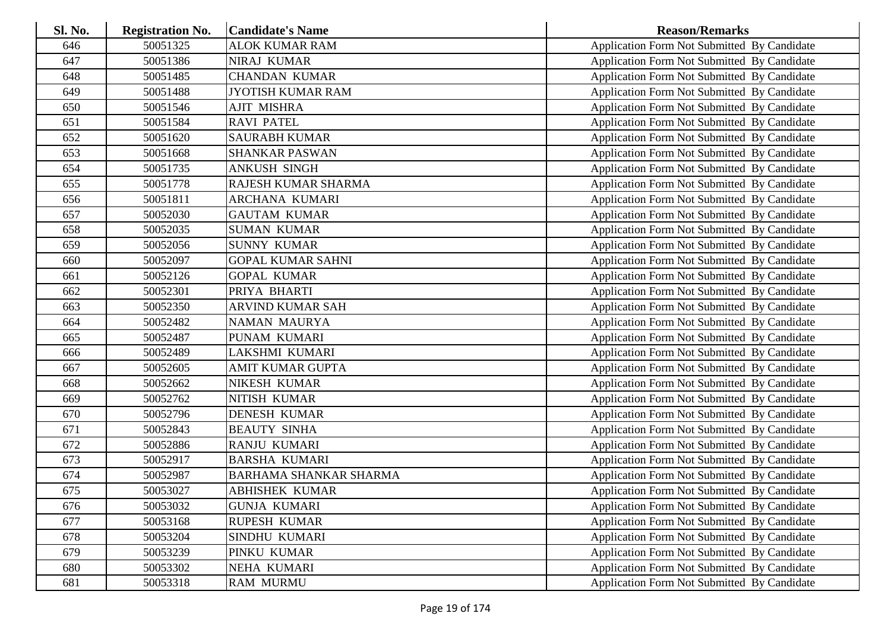| Sl. No. | Registration No. | Candidate's Name | Reason/Remarks |
|---|---|---|---|
| 646 | 50051325 | ALOK KUMAR RAM | Application Form Not Submitted By Candidate |
| 647 | 50051386 | NIRAJ KUMAR | Application Form Not Submitted By Candidate |
| 648 | 50051485 | CHANDAN KUMAR | Application Form Not Submitted By Candidate |
| 649 | 50051488 | JYOTISH KUMAR RAM | Application Form Not Submitted By Candidate |
| 650 | 50051546 | AJIT MISHRA | Application Form Not Submitted By Candidate |
| 651 | 50051584 | RAVI PATEL | Application Form Not Submitted By Candidate |
| 652 | 50051620 | SAURABH KUMAR | Application Form Not Submitted By Candidate |
| 653 | 50051668 | SHANKAR PASWAN | Application Form Not Submitted By Candidate |
| 654 | 50051735 | ANKUSH SINGH | Application Form Not Submitted By Candidate |
| 655 | 50051778 | RAJESH KUMAR SHARMA | Application Form Not Submitted By Candidate |
| 656 | 50051811 | ARCHANA KUMARI | Application Form Not Submitted By Candidate |
| 657 | 50052030 | GAUTAM KUMAR | Application Form Not Submitted By Candidate |
| 658 | 50052035 | SUMAN KUMAR | Application Form Not Submitted By Candidate |
| 659 | 50052056 | SUNNY KUMAR | Application Form Not Submitted By Candidate |
| 660 | 50052097 | GOPAL KUMAR SAHNI | Application Form Not Submitted By Candidate |
| 661 | 50052126 | GOPAL KUMAR | Application Form Not Submitted By Candidate |
| 662 | 50052301 | PRIYA BHARTI | Application Form Not Submitted By Candidate |
| 663 | 50052350 | ARVIND KUMAR SAH | Application Form Not Submitted By Candidate |
| 664 | 50052482 | NAMAN MAURYA | Application Form Not Submitted By Candidate |
| 665 | 50052487 | PUNAM KUMARI | Application Form Not Submitted By Candidate |
| 666 | 50052489 | LAKSHMI KUMARI | Application Form Not Submitted By Candidate |
| 667 | 50052605 | AMIT KUMAR GUPTA | Application Form Not Submitted By Candidate |
| 668 | 50052662 | NIKESH KUMAR | Application Form Not Submitted By Candidate |
| 669 | 50052762 | NITISH KUMAR | Application Form Not Submitted By Candidate |
| 670 | 50052796 | DENESH KUMAR | Application Form Not Submitted By Candidate |
| 671 | 50052843 | BEAUTY SINHA | Application Form Not Submitted By Candidate |
| 672 | 50052886 | RANJU KUMARI | Application Form Not Submitted By Candidate |
| 673 | 50052917 | BARSHA KUMARI | Application Form Not Submitted By Candidate |
| 674 | 50052987 | BARHAMA SHANKAR SHARMA | Application Form Not Submitted By Candidate |
| 675 | 50053027 | ABHISHEK KUMAR | Application Form Not Submitted By Candidate |
| 676 | 50053032 | GUNJA KUMARI | Application Form Not Submitted By Candidate |
| 677 | 50053168 | RUPESH KUMAR | Application Form Not Submitted By Candidate |
| 678 | 50053204 | SINDHU KUMARI | Application Form Not Submitted By Candidate |
| 679 | 50053239 | PINKU KUMAR | Application Form Not Submitted By Candidate |
| 680 | 50053302 | NEHA KUMARI | Application Form Not Submitted By Candidate |
| 681 | 50053318 | RAM MURMU | Application Form Not Submitted By Candidate |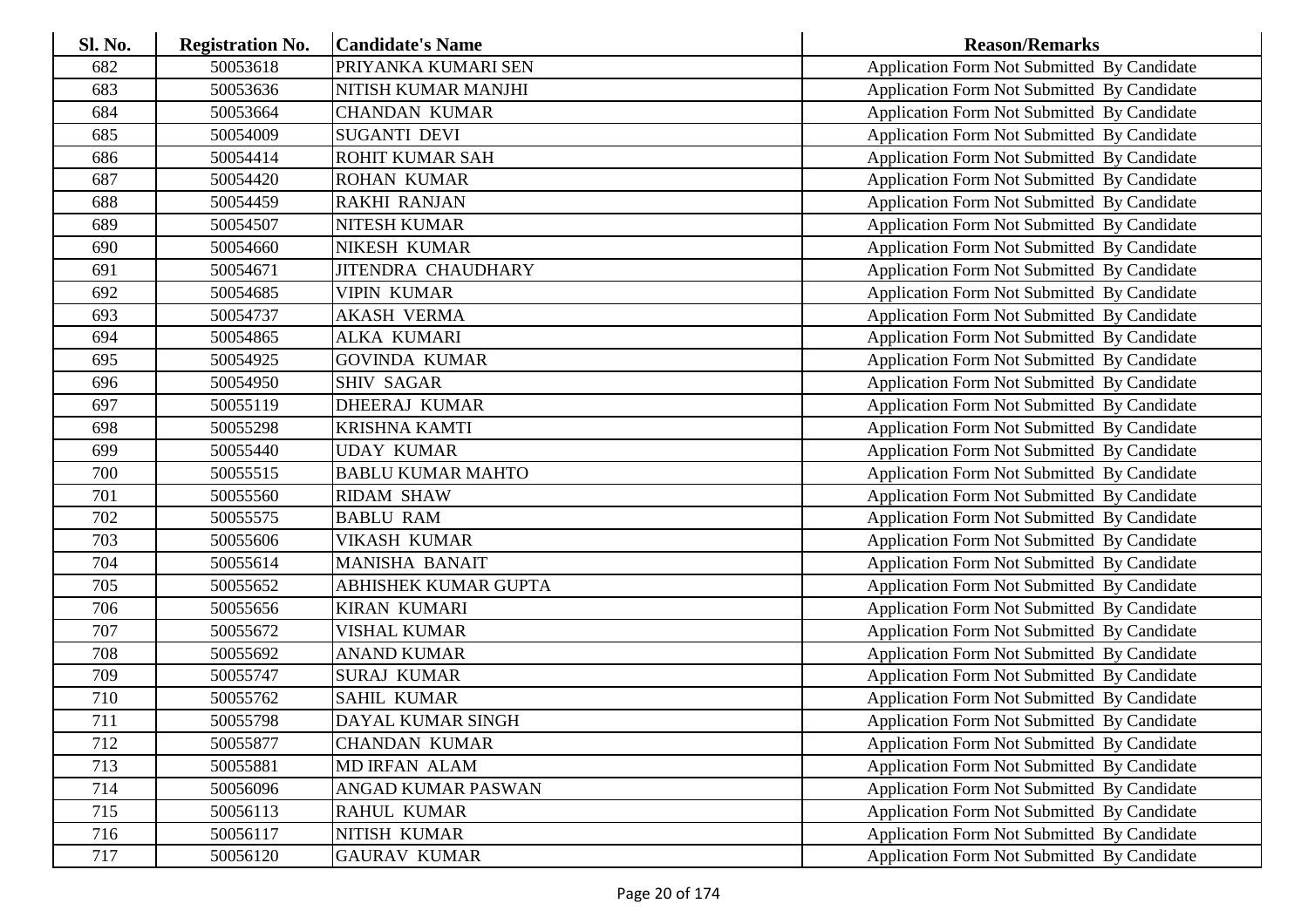| Sl. No. | Registration No. | Candidate's Name | Reason/Remarks |
|---|---|---|---|
| 682 | 50053618 | PRIYANKA KUMARI SEN | Application Form Not Submitted By Candidate |
| 683 | 50053636 | NITISH KUMAR MANJHI | Application Form Not Submitted By Candidate |
| 684 | 50053664 | CHANDAN KUMAR | Application Form Not Submitted By Candidate |
| 685 | 50054009 | SUGANTI DEVI | Application Form Not Submitted By Candidate |
| 686 | 50054414 | ROHIT KUMAR SAH | Application Form Not Submitted By Candidate |
| 687 | 50054420 | ROHAN KUMAR | Application Form Not Submitted By Candidate |
| 688 | 50054459 | RAKHI RANJAN | Application Form Not Submitted By Candidate |
| 689 | 50054507 | NITESH KUMAR | Application Form Not Submitted By Candidate |
| 690 | 50054660 | NIKESH KUMAR | Application Form Not Submitted By Candidate |
| 691 | 50054671 | JITENDRA CHAUDHARY | Application Form Not Submitted By Candidate |
| 692 | 50054685 | VIPIN KUMAR | Application Form Not Submitted By Candidate |
| 693 | 50054737 | AKASH VERMA | Application Form Not Submitted By Candidate |
| 694 | 50054865 | ALKA KUMARI | Application Form Not Submitted By Candidate |
| 695 | 50054925 | GOVINDA KUMAR | Application Form Not Submitted By Candidate |
| 696 | 50054950 | SHIV SAGAR | Application Form Not Submitted By Candidate |
| 697 | 50055119 | DHEERAJ KUMAR | Application Form Not Submitted By Candidate |
| 698 | 50055298 | KRISHNA KAMTI | Application Form Not Submitted By Candidate |
| 699 | 50055440 | UDAY KUMAR | Application Form Not Submitted By Candidate |
| 700 | 50055515 | BABLU KUMAR MAHTO | Application Form Not Submitted By Candidate |
| 701 | 50055560 | RIDAM SHAW | Application Form Not Submitted By Candidate |
| 702 | 50055575 | BABLU RAM | Application Form Not Submitted By Candidate |
| 703 | 50055606 | VIKASH KUMAR | Application Form Not Submitted By Candidate |
| 704 | 50055614 | MANISHA BANAIT | Application Form Not Submitted By Candidate |
| 705 | 50055652 | ABHISHEK KUMAR GUPTA | Application Form Not Submitted By Candidate |
| 706 | 50055656 | KIRAN KUMARI | Application Form Not Submitted By Candidate |
| 707 | 50055672 | VISHAL KUMAR | Application Form Not Submitted By Candidate |
| 708 | 50055692 | ANAND KUMAR | Application Form Not Submitted By Candidate |
| 709 | 50055747 | SURAJ KUMAR | Application Form Not Submitted By Candidate |
| 710 | 50055762 | SAHIL KUMAR | Application Form Not Submitted By Candidate |
| 711 | 50055798 | DAYAL KUMAR SINGH | Application Form Not Submitted By Candidate |
| 712 | 50055877 | CHANDAN KUMAR | Application Form Not Submitted By Candidate |
| 713 | 50055881 | MD IRFAN ALAM | Application Form Not Submitted By Candidate |
| 714 | 50056096 | ANGAD KUMAR PASWAN | Application Form Not Submitted By Candidate |
| 715 | 50056113 | RAHUL KUMAR | Application Form Not Submitted By Candidate |
| 716 | 50056117 | NITISH KUMAR | Application Form Not Submitted By Candidate |
| 717 | 50056120 | GAURAV KUMAR | Application Form Not Submitted By Candidate |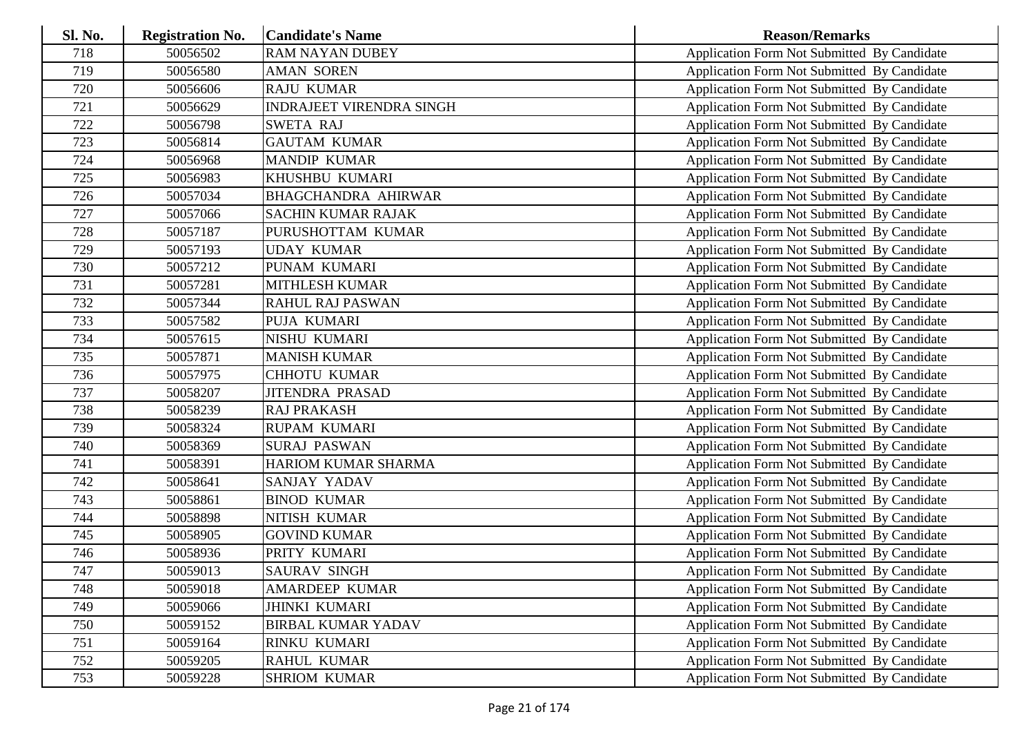| Sl. No. | Registration No. | Candidate's Name | Reason/Remarks |
|---|---|---|---|
| 718 | 50056502 | RAM NAYAN DUBEY | Application Form Not Submitted By Candidate |
| 719 | 50056580 | AMAN SOREN | Application Form Not Submitted By Candidate |
| 720 | 50056606 | RAJU KUMAR | Application Form Not Submitted By Candidate |
| 721 | 50056629 | INDRAJEET VIRENDRA SINGH | Application Form Not Submitted By Candidate |
| 722 | 50056798 | SWETA RAJ | Application Form Not Submitted By Candidate |
| 723 | 50056814 | GAUTAM KUMAR | Application Form Not Submitted By Candidate |
| 724 | 50056968 | MANDIP KUMAR | Application Form Not Submitted By Candidate |
| 725 | 50056983 | KHUSHBU KUMARI | Application Form Not Submitted By Candidate |
| 726 | 50057034 | BHAGCHANDRA AHIRWAR | Application Form Not Submitted By Candidate |
| 727 | 50057066 | SACHIN KUMAR RAJAK | Application Form Not Submitted By Candidate |
| 728 | 50057187 | PURUSHOTTAM KUMAR | Application Form Not Submitted By Candidate |
| 729 | 50057193 | UDAY KUMAR | Application Form Not Submitted By Candidate |
| 730 | 50057212 | PUNAM KUMARI | Application Form Not Submitted By Candidate |
| 731 | 50057281 | MITHLESH KUMAR | Application Form Not Submitted By Candidate |
| 732 | 50057344 | RAHUL RAJ PASWAN | Application Form Not Submitted By Candidate |
| 733 | 50057582 | PUJA KUMARI | Application Form Not Submitted By Candidate |
| 734 | 50057615 | NISHU KUMARI | Application Form Not Submitted By Candidate |
| 735 | 50057871 | MANISH KUMAR | Application Form Not Submitted By Candidate |
| 736 | 50057975 | CHHOTU KUMAR | Application Form Not Submitted By Candidate |
| 737 | 50058207 | JITENDRA PRASAD | Application Form Not Submitted By Candidate |
| 738 | 50058239 | RAJ PRAKASH | Application Form Not Submitted By Candidate |
| 739 | 50058324 | RUPAM KUMARI | Application Form Not Submitted By Candidate |
| 740 | 50058369 | SURAJ PASWAN | Application Form Not Submitted By Candidate |
| 741 | 50058391 | HARIOM KUMAR SHARMA | Application Form Not Submitted By Candidate |
| 742 | 50058641 | SANJAY YADAV | Application Form Not Submitted By Candidate |
| 743 | 50058861 | BINOD KUMAR | Application Form Not Submitted By Candidate |
| 744 | 50058898 | NITISH KUMAR | Application Form Not Submitted By Candidate |
| 745 | 50058905 | GOVIND KUMAR | Application Form Not Submitted By Candidate |
| 746 | 50058936 | PRITY KUMARI | Application Form Not Submitted By Candidate |
| 747 | 50059013 | SAURAV SINGH | Application Form Not Submitted By Candidate |
| 748 | 50059018 | AMARDEEP KUMAR | Application Form Not Submitted By Candidate |
| 749 | 50059066 | JHINKI KUMARI | Application Form Not Submitted By Candidate |
| 750 | 50059152 | BIRBAL KUMAR YADAV | Application Form Not Submitted By Candidate |
| 751 | 50059164 | RINKU KUMARI | Application Form Not Submitted By Candidate |
| 752 | 50059205 | RAHUL KUMAR | Application Form Not Submitted By Candidate |
| 753 | 50059228 | SHRIOM KUMAR | Application Form Not Submitted By Candidate |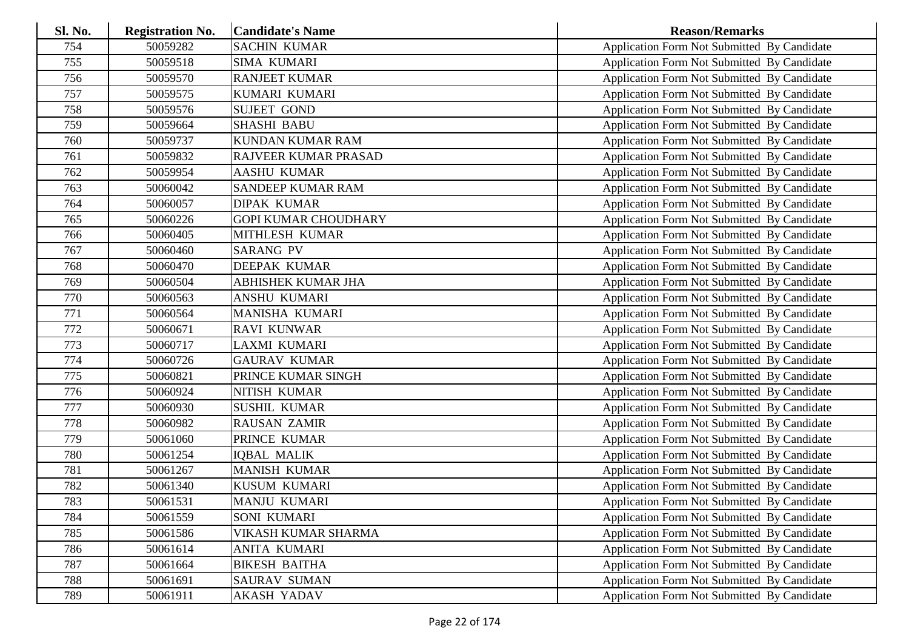| Sl. No. | Registration No. | Candidate's Name | Reason/Remarks |
| --- | --- | --- | --- |
| 754 | 50059282 | SACHIN KUMAR | Application Form Not Submitted By Candidate |
| 755 | 50059518 | SIMA KUMARI | Application Form Not Submitted By Candidate |
| 756 | 50059570 | RANJEET KUMAR | Application Form Not Submitted By Candidate |
| 757 | 50059575 | KUMARI KUMARI | Application Form Not Submitted By Candidate |
| 758 | 50059576 | SUJEET GOND | Application Form Not Submitted By Candidate |
| 759 | 50059664 | SHASHI BABU | Application Form Not Submitted By Candidate |
| 760 | 50059737 | KUNDAN KUMAR RAM | Application Form Not Submitted By Candidate |
| 761 | 50059832 | RAJVEER KUMAR PRASAD | Application Form Not Submitted By Candidate |
| 762 | 50059954 | AASHU KUMAR | Application Form Not Submitted By Candidate |
| 763 | 50060042 | SANDEEP KUMAR RAM | Application Form Not Submitted By Candidate |
| 764 | 50060057 | DIPAK KUMAR | Application Form Not Submitted By Candidate |
| 765 | 50060226 | GOPI KUMAR CHOUDHARY | Application Form Not Submitted By Candidate |
| 766 | 50060405 | MITHLESH KUMAR | Application Form Not Submitted By Candidate |
| 767 | 50060460 | SARANG PV | Application Form Not Submitted By Candidate |
| 768 | 50060470 | DEEPAK KUMAR | Application Form Not Submitted By Candidate |
| 769 | 50060504 | ABHISHEK KUMAR JHA | Application Form Not Submitted By Candidate |
| 770 | 50060563 | ANSHU KUMARI | Application Form Not Submitted By Candidate |
| 771 | 50060564 | MANISHA KUMARI | Application Form Not Submitted By Candidate |
| 772 | 50060671 | RAVI KUNWAR | Application Form Not Submitted By Candidate |
| 773 | 50060717 | LAXMI KUMARI | Application Form Not Submitted By Candidate |
| 774 | 50060726 | GAURAV KUMAR | Application Form Not Submitted By Candidate |
| 775 | 50060821 | PRINCE KUMAR SINGH | Application Form Not Submitted By Candidate |
| 776 | 50060924 | NITISH KUMAR | Application Form Not Submitted By Candidate |
| 777 | 50060930 | SUSHIL KUMAR | Application Form Not Submitted By Candidate |
| 778 | 50060982 | RAUSAN ZAMIR | Application Form Not Submitted By Candidate |
| 779 | 50061060 | PRINCE KUMAR | Application Form Not Submitted By Candidate |
| 780 | 50061254 | IQBAL MALIK | Application Form Not Submitted By Candidate |
| 781 | 50061267 | MANISH KUMAR | Application Form Not Submitted By Candidate |
| 782 | 50061340 | KUSUM KUMARI | Application Form Not Submitted By Candidate |
| 783 | 50061531 | MANJU KUMARI | Application Form Not Submitted By Candidate |
| 784 | 50061559 | SONI KUMARI | Application Form Not Submitted By Candidate |
| 785 | 50061586 | VIKASH KUMAR SHARMA | Application Form Not Submitted By Candidate |
| 786 | 50061614 | ANITA KUMARI | Application Form Not Submitted By Candidate |
| 787 | 50061664 | BIKESH BAITHA | Application Form Not Submitted By Candidate |
| 788 | 50061691 | SAURAV SUMAN | Application Form Not Submitted By Candidate |
| 789 | 50061911 | AKASH YADAV | Application Form Not Submitted By Candidate |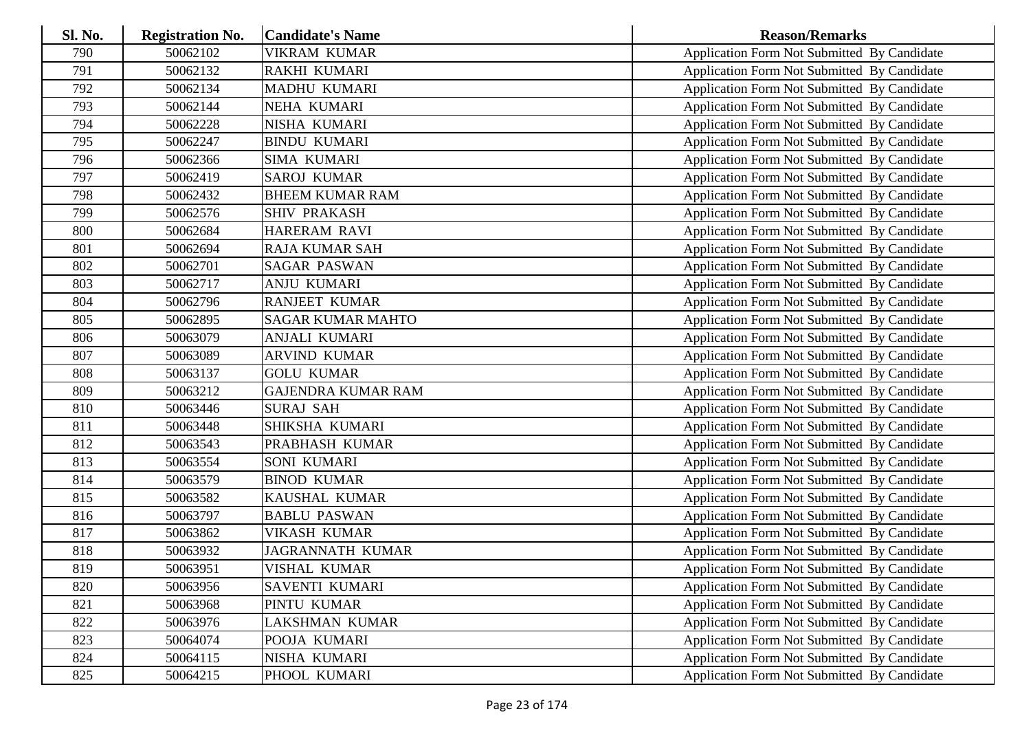| Sl. No. | Registration No. | Candidate's Name | Reason/Remarks |
| --- | --- | --- | --- |
| 790 | 50062102 | VIKRAM KUMAR | Application Form Not Submitted By Candidate |
| 791 | 50062132 | RAKHI KUMARI | Application Form Not Submitted By Candidate |
| 792 | 50062134 | MADHU KUMARI | Application Form Not Submitted By Candidate |
| 793 | 50062144 | NEHA KUMARI | Application Form Not Submitted By Candidate |
| 794 | 50062228 | NISHA KUMARI | Application Form Not Submitted By Candidate |
| 795 | 50062247 | BINDU KUMARI | Application Form Not Submitted By Candidate |
| 796 | 50062366 | SIMA KUMARI | Application Form Not Submitted By Candidate |
| 797 | 50062419 | SAROJ KUMAR | Application Form Not Submitted By Candidate |
| 798 | 50062432 | BHEEM KUMAR RAM | Application Form Not Submitted By Candidate |
| 799 | 50062576 | SHIV PRAKASH | Application Form Not Submitted By Candidate |
| 800 | 50062684 | HARERAM RAVI | Application Form Not Submitted By Candidate |
| 801 | 50062694 | RAJA KUMAR SAH | Application Form Not Submitted By Candidate |
| 802 | 50062701 | SAGAR PASWAN | Application Form Not Submitted By Candidate |
| 803 | 50062717 | ANJU KUMARI | Application Form Not Submitted By Candidate |
| 804 | 50062796 | RANJEET KUMAR | Application Form Not Submitted By Candidate |
| 805 | 50062895 | SAGAR KUMAR MAHTO | Application Form Not Submitted By Candidate |
| 806 | 50063079 | ANJALI KUMARI | Application Form Not Submitted By Candidate |
| 807 | 50063089 | ARVIND KUMAR | Application Form Not Submitted By Candidate |
| 808 | 50063137 | GOLU KUMAR | Application Form Not Submitted By Candidate |
| 809 | 50063212 | GAJENDRA KUMAR RAM | Application Form Not Submitted By Candidate |
| 810 | 50063446 | SURAJ SAH | Application Form Not Submitted By Candidate |
| 811 | 50063448 | SHIKSHA KUMARI | Application Form Not Submitted By Candidate |
| 812 | 50063543 | PRABHASH KUMAR | Application Form Not Submitted By Candidate |
| 813 | 50063554 | SONI KUMARI | Application Form Not Submitted By Candidate |
| 814 | 50063579 | BINOD KUMAR | Application Form Not Submitted By Candidate |
| 815 | 50063582 | KAUSHAL KUMAR | Application Form Not Submitted By Candidate |
| 816 | 50063797 | BABLU PASWAN | Application Form Not Submitted By Candidate |
| 817 | 50063862 | VIKASH KUMAR | Application Form Not Submitted By Candidate |
| 818 | 50063932 | JAGRANNATH KUMAR | Application Form Not Submitted By Candidate |
| 819 | 50063951 | VISHAL KUMAR | Application Form Not Submitted By Candidate |
| 820 | 50063956 | SAVENTI KUMARI | Application Form Not Submitted By Candidate |
| 821 | 50063968 | PINTU KUMAR | Application Form Not Submitted By Candidate |
| 822 | 50063976 | LAKSHMAN KUMAR | Application Form Not Submitted By Candidate |
| 823 | 50064074 | POOJA KUMARI | Application Form Not Submitted By Candidate |
| 824 | 50064115 | NISHA KUMARI | Application Form Not Submitted By Candidate |
| 825 | 50064215 | PHOOL KUMARI | Application Form Not Submitted By Candidate |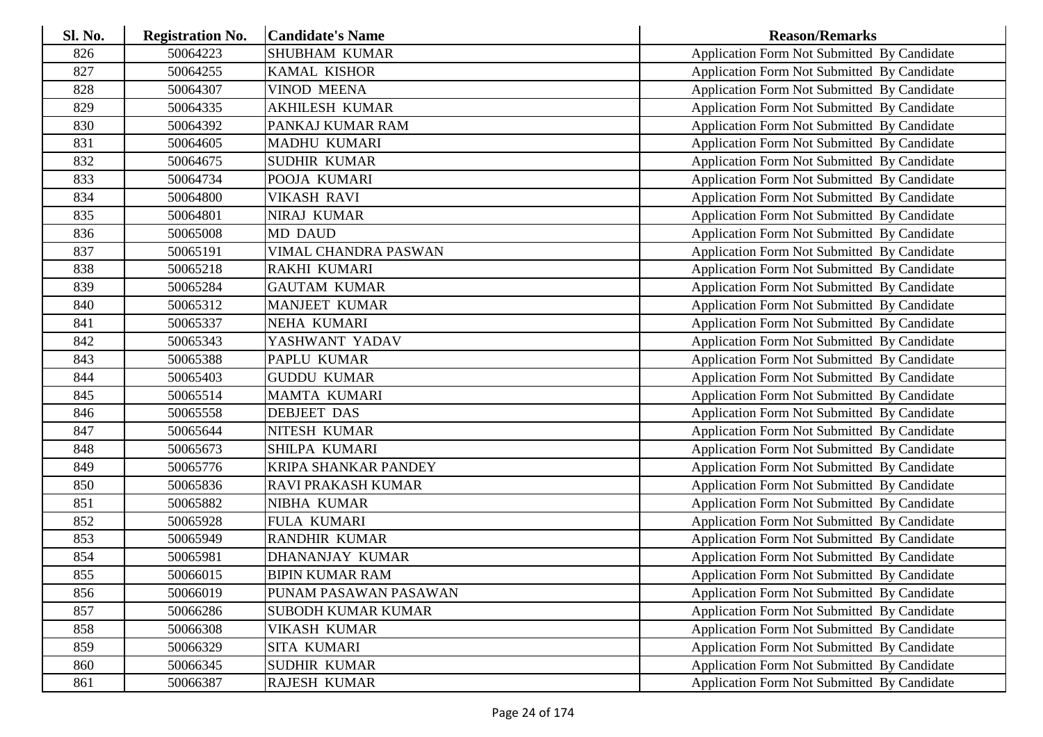| Sl. No. | Registration No. | Candidate's Name | Reason/Remarks |
|---|---|---|---|
| 826 | 50064223 | SHUBHAM KUMAR | Application Form Not Submitted By Candidate |
| 827 | 50064255 | KAMAL KISHOR | Application Form Not Submitted By Candidate |
| 828 | 50064307 | VINOD MEENA | Application Form Not Submitted By Candidate |
| 829 | 50064335 | AKHILESH KUMAR | Application Form Not Submitted By Candidate |
| 830 | 50064392 | PANKAJ KUMAR RAM | Application Form Not Submitted By Candidate |
| 831 | 50064605 | MADHU KUMARI | Application Form Not Submitted By Candidate |
| 832 | 50064675 | SUDHIR KUMAR | Application Form Not Submitted By Candidate |
| 833 | 50064734 | POOJA KUMARI | Application Form Not Submitted By Candidate |
| 834 | 50064800 | VIKASH RAVI | Application Form Not Submitted By Candidate |
| 835 | 50064801 | NIRAJ KUMAR | Application Form Not Submitted By Candidate |
| 836 | 50065008 | MD DAUD | Application Form Not Submitted By Candidate |
| 837 | 50065191 | VIMAL CHANDRA PASWAN | Application Form Not Submitted By Candidate |
| 838 | 50065218 | RAKHI KUMARI | Application Form Not Submitted By Candidate |
| 839 | 50065284 | GAUTAM KUMAR | Application Form Not Submitted By Candidate |
| 840 | 50065312 | MANJEET KUMAR | Application Form Not Submitted By Candidate |
| 841 | 50065337 | NEHA KUMARI | Application Form Not Submitted By Candidate |
| 842 | 50065343 | YASHWANT YADAV | Application Form Not Submitted By Candidate |
| 843 | 50065388 | PAPLU KUMAR | Application Form Not Submitted By Candidate |
| 844 | 50065403 | GUDDU KUMAR | Application Form Not Submitted By Candidate |
| 845 | 50065514 | MAMTA KUMARI | Application Form Not Submitted By Candidate |
| 846 | 50065558 | DEBJEET DAS | Application Form Not Submitted By Candidate |
| 847 | 50065644 | NITESH KUMAR | Application Form Not Submitted By Candidate |
| 848 | 50065673 | SHILPA KUMARI | Application Form Not Submitted By Candidate |
| 849 | 50065776 | KRIPA SHANKAR PANDEY | Application Form Not Submitted By Candidate |
| 850 | 50065836 | RAVI PRAKASH KUMAR | Application Form Not Submitted By Candidate |
| 851 | 50065882 | NIBHA KUMAR | Application Form Not Submitted By Candidate |
| 852 | 50065928 | FULA KUMARI | Application Form Not Submitted By Candidate |
| 853 | 50065949 | RANDHIR KUMAR | Application Form Not Submitted By Candidate |
| 854 | 50065981 | DHANANJAY KUMAR | Application Form Not Submitted By Candidate |
| 855 | 50066015 | BIPIN KUMAR RAM | Application Form Not Submitted By Candidate |
| 856 | 50066019 | PUNAM PASAWAN PASAWAN | Application Form Not Submitted By Candidate |
| 857 | 50066286 | SUBODH KUMAR KUMAR | Application Form Not Submitted By Candidate |
| 858 | 50066308 | VIKASH KUMAR | Application Form Not Submitted By Candidate |
| 859 | 50066329 | SITA KUMARI | Application Form Not Submitted By Candidate |
| 860 | 50066345 | SUDHIR KUMAR | Application Form Not Submitted By Candidate |
| 861 | 50066387 | RAJESH KUMAR | Application Form Not Submitted By Candidate |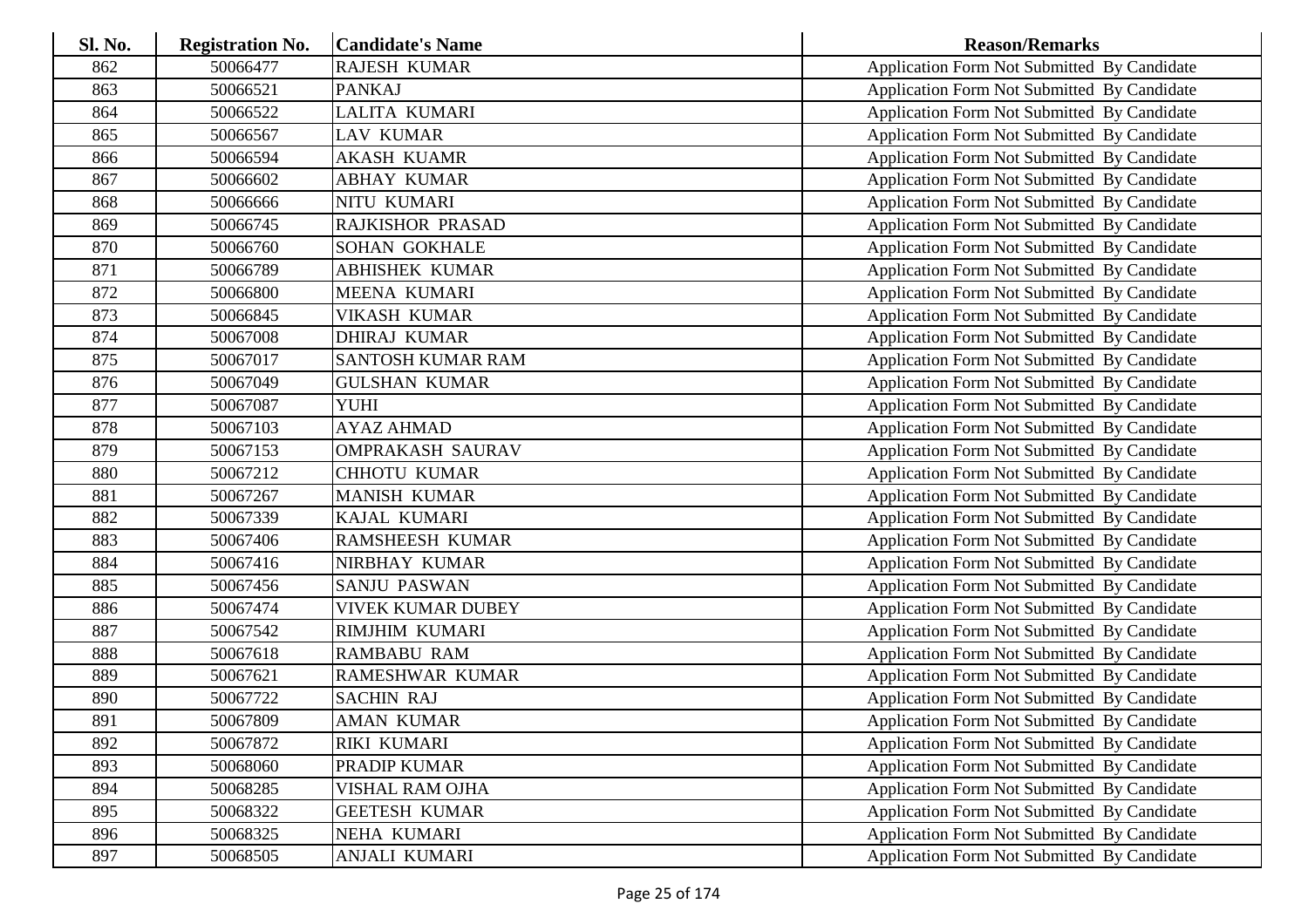| Sl. No. | Registration No. | Candidate's Name | Reason/Remarks |
|---|---|---|---|
| 862 | 50066477 | RAJESH KUMAR | Application Form Not Submitted By Candidate |
| 863 | 50066521 | PANKAJ | Application Form Not Submitted By Candidate |
| 864 | 50066522 | LALITA KUMARI | Application Form Not Submitted By Candidate |
| 865 | 50066567 | LAV KUMAR | Application Form Not Submitted By Candidate |
| 866 | 50066594 | AKASH KUAMR | Application Form Not Submitted By Candidate |
| 867 | 50066602 | ABHAY KUMAR | Application Form Not Submitted By Candidate |
| 868 | 50066666 | NITU KUMARI | Application Form Not Submitted By Candidate |
| 869 | 50066745 | RAJKISHOR PRASAD | Application Form Not Submitted By Candidate |
| 870 | 50066760 | SOHAN GOKHALE | Application Form Not Submitted By Candidate |
| 871 | 50066789 | ABHISHEK KUMAR | Application Form Not Submitted By Candidate |
| 872 | 50066800 | MEENA KUMARI | Application Form Not Submitted By Candidate |
| 873 | 50066845 | VIKASH KUMAR | Application Form Not Submitted By Candidate |
| 874 | 50067008 | DHIRAJ KUMAR | Application Form Not Submitted By Candidate |
| 875 | 50067017 | SANTOSH KUMAR RAM | Application Form Not Submitted By Candidate |
| 876 | 50067049 | GULSHAN KUMAR | Application Form Not Submitted By Candidate |
| 877 | 50067087 | YUHI | Application Form Not Submitted By Candidate |
| 878 | 50067103 | AYAZ AHMAD | Application Form Not Submitted By Candidate |
| 879 | 50067153 | OMPRAKASH SAURAV | Application Form Not Submitted By Candidate |
| 880 | 50067212 | CHHOTU KUMAR | Application Form Not Submitted By Candidate |
| 881 | 50067267 | MANISH KUMAR | Application Form Not Submitted By Candidate |
| 882 | 50067339 | KAJAL KUMARI | Application Form Not Submitted By Candidate |
| 883 | 50067406 | RAMSHEESH KUMAR | Application Form Not Submitted By Candidate |
| 884 | 50067416 | NIRBHAY KUMAR | Application Form Not Submitted By Candidate |
| 885 | 50067456 | SANJU PASWAN | Application Form Not Submitted By Candidate |
| 886 | 50067474 | VIVEK KUMAR DUBEY | Application Form Not Submitted By Candidate |
| 887 | 50067542 | RIMJHIM KUMARI | Application Form Not Submitted By Candidate |
| 888 | 50067618 | RAMBABU RAM | Application Form Not Submitted By Candidate |
| 889 | 50067621 | RAMESHWAR KUMAR | Application Form Not Submitted By Candidate |
| 890 | 50067722 | SACHIN RAJ | Application Form Not Submitted By Candidate |
| 891 | 50067809 | AMAN KUMAR | Application Form Not Submitted By Candidate |
| 892 | 50067872 | RIKI KUMARI | Application Form Not Submitted By Candidate |
| 893 | 50068060 | PRADIP KUMAR | Application Form Not Submitted By Candidate |
| 894 | 50068285 | VISHAL RAM OJHA | Application Form Not Submitted By Candidate |
| 895 | 50068322 | GEETESH KUMAR | Application Form Not Submitted By Candidate |
| 896 | 50068325 | NEHA KUMARI | Application Form Not Submitted By Candidate |
| 897 | 50068505 | ANJALI KUMARI | Application Form Not Submitted By Candidate |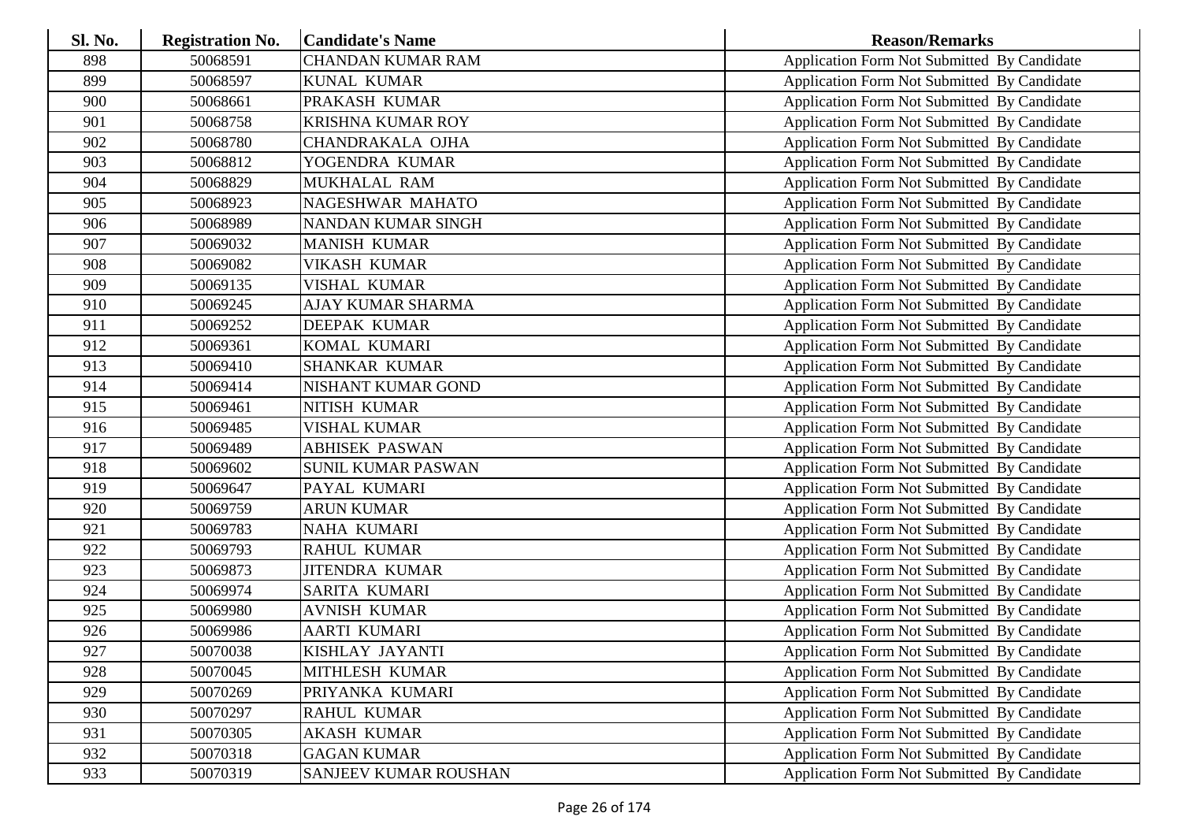| Sl. No. | Registration No. | Candidate's Name | Reason/Remarks |
|---|---|---|---|
| 898 | 50068591 | CHANDAN KUMAR RAM | Application Form Not Submitted By Candidate |
| 899 | 50068597 | KUNAL KUMAR | Application Form Not Submitted By Candidate |
| 900 | 50068661 | PRAKASH KUMAR | Application Form Not Submitted By Candidate |
| 901 | 50068758 | KRISHNA KUMAR ROY | Application Form Not Submitted By Candidate |
| 902 | 50068780 | CHANDRAKALA OJHA | Application Form Not Submitted By Candidate |
| 903 | 50068812 | YOGENDRA KUMAR | Application Form Not Submitted By Candidate |
| 904 | 50068829 | MUKHALAL RAM | Application Form Not Submitted By Candidate |
| 905 | 50068923 | NAGESHWAR MAHATO | Application Form Not Submitted By Candidate |
| 906 | 50068989 | NANDAN KUMAR SINGH | Application Form Not Submitted By Candidate |
| 907 | 50069032 | MANISH KUMAR | Application Form Not Submitted By Candidate |
| 908 | 50069082 | VIKASH KUMAR | Application Form Not Submitted By Candidate |
| 909 | 50069135 | VISHAL KUMAR | Application Form Not Submitted By Candidate |
| 910 | 50069245 | AJAY KUMAR SHARMA | Application Form Not Submitted By Candidate |
| 911 | 50069252 | DEEPAK KUMAR | Application Form Not Submitted By Candidate |
| 912 | 50069361 | KOMAL KUMARI | Application Form Not Submitted By Candidate |
| 913 | 50069410 | SHANKAR KUMAR | Application Form Not Submitted By Candidate |
| 914 | 50069414 | NISHANT KUMAR GOND | Application Form Not Submitted By Candidate |
| 915 | 50069461 | NITISH KUMAR | Application Form Not Submitted By Candidate |
| 916 | 50069485 | VISHAL KUMAR | Application Form Not Submitted By Candidate |
| 917 | 50069489 | ABHISEK PASWAN | Application Form Not Submitted By Candidate |
| 918 | 50069602 | SUNIL KUMAR PASWAN | Application Form Not Submitted By Candidate |
| 919 | 50069647 | PAYAL KUMARI | Application Form Not Submitted By Candidate |
| 920 | 50069759 | ARUN KUMAR | Application Form Not Submitted By Candidate |
| 921 | 50069783 | NAHA KUMARI | Application Form Not Submitted By Candidate |
| 922 | 50069793 | RAHUL KUMAR | Application Form Not Submitted By Candidate |
| 923 | 50069873 | JITENDRA KUMAR | Application Form Not Submitted By Candidate |
| 924 | 50069974 | SARITA KUMARI | Application Form Not Submitted By Candidate |
| 925 | 50069980 | AVNISH KUMAR | Application Form Not Submitted By Candidate |
| 926 | 50069986 | AARTI KUMARI | Application Form Not Submitted By Candidate |
| 927 | 50070038 | KISHLAY JAYANTI | Application Form Not Submitted By Candidate |
| 928 | 50070045 | MITHLESH KUMAR | Application Form Not Submitted By Candidate |
| 929 | 50070269 | PRIYANKA KUMARI | Application Form Not Submitted By Candidate |
| 930 | 50070297 | RAHUL KUMAR | Application Form Not Submitted By Candidate |
| 931 | 50070305 | AKASH KUMAR | Application Form Not Submitted By Candidate |
| 932 | 50070318 | GAGAN KUMAR | Application Form Not Submitted By Candidate |
| 933 | 50070319 | SANJEEV KUMAR ROUSHAN | Application Form Not Submitted By Candidate |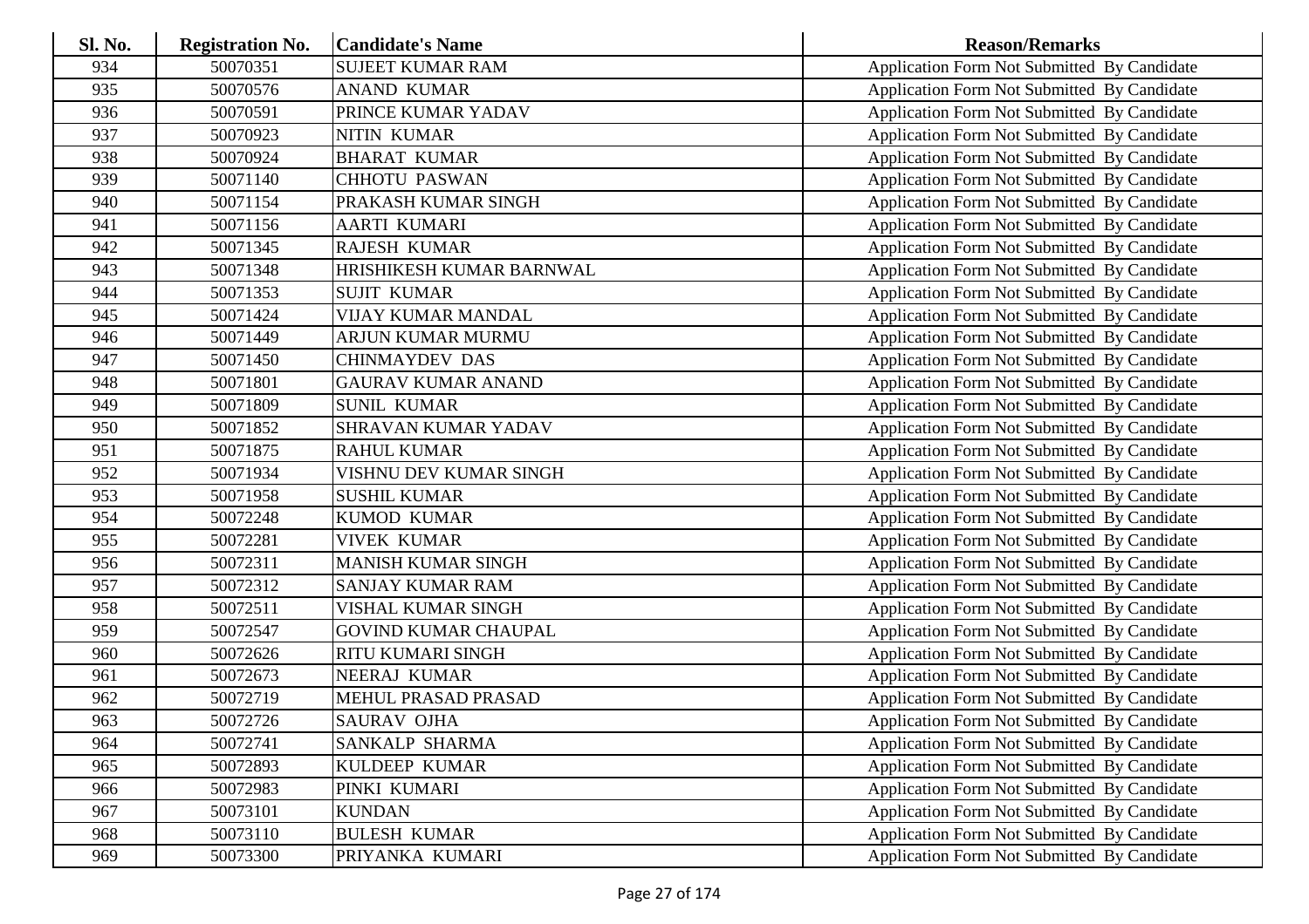| Sl. No. | Registration No. | Candidate's Name | Reason/Remarks |
| --- | --- | --- | --- |
| 934 | 50070351 | SUJEET KUMAR RAM | Application Form Not Submitted By Candidate |
| 935 | 50070576 | ANAND KUMAR | Application Form Not Submitted By Candidate |
| 936 | 50070591 | PRINCE KUMAR YADAV | Application Form Not Submitted By Candidate |
| 937 | 50070923 | NITIN KUMAR | Application Form Not Submitted By Candidate |
| 938 | 50070924 | BHARAT KUMAR | Application Form Not Submitted By Candidate |
| 939 | 50071140 | CHHOTU PASWAN | Application Form Not Submitted By Candidate |
| 940 | 50071154 | PRAKASH KUMAR SINGH | Application Form Not Submitted By Candidate |
| 941 | 50071156 | AARTI KUMARI | Application Form Not Submitted By Candidate |
| 942 | 50071345 | RAJESH KUMAR | Application Form Not Submitted By Candidate |
| 943 | 50071348 | HRISHIKESH KUMAR BARNWAL | Application Form Not Submitted By Candidate |
| 944 | 50071353 | SUJIT KUMAR | Application Form Not Submitted By Candidate |
| 945 | 50071424 | VIJAY KUMAR MANDAL | Application Form Not Submitted By Candidate |
| 946 | 50071449 | ARJUN KUMAR MURMU | Application Form Not Submitted By Candidate |
| 947 | 50071450 | CHINMAYDEV DAS | Application Form Not Submitted By Candidate |
| 948 | 50071801 | GAURAV KUMAR ANAND | Application Form Not Submitted By Candidate |
| 949 | 50071809 | SUNIL KUMAR | Application Form Not Submitted By Candidate |
| 950 | 50071852 | SHRAVAN KUMAR YADAV | Application Form Not Submitted By Candidate |
| 951 | 50071875 | RAHUL KUMAR | Application Form Not Submitted By Candidate |
| 952 | 50071934 | VISHNU DEV KUMAR SINGH | Application Form Not Submitted By Candidate |
| 953 | 50071958 | SUSHIL KUMAR | Application Form Not Submitted By Candidate |
| 954 | 50072248 | KUMOD KUMAR | Application Form Not Submitted By Candidate |
| 955 | 50072281 | VIVEK KUMAR | Application Form Not Submitted By Candidate |
| 956 | 50072311 | MANISH KUMAR SINGH | Application Form Not Submitted By Candidate |
| 957 | 50072312 | SANJAY KUMAR RAM | Application Form Not Submitted By Candidate |
| 958 | 50072511 | VISHAL KUMAR SINGH | Application Form Not Submitted By Candidate |
| 959 | 50072547 | GOVIND KUMAR CHAUPAL | Application Form Not Submitted By Candidate |
| 960 | 50072626 | RITU KUMARI SINGH | Application Form Not Submitted By Candidate |
| 961 | 50072673 | NEERAJ KUMAR | Application Form Not Submitted By Candidate |
| 962 | 50072719 | MEHUL PRASAD PRASAD | Application Form Not Submitted By Candidate |
| 963 | 50072726 | SAURAV OJHA | Application Form Not Submitted By Candidate |
| 964 | 50072741 | SANKALP SHARMA | Application Form Not Submitted By Candidate |
| 965 | 50072893 | KULDEEP KUMAR | Application Form Not Submitted By Candidate |
| 966 | 50072983 | PINKI KUMARI | Application Form Not Submitted By Candidate |
| 967 | 50073101 | KUNDAN | Application Form Not Submitted By Candidate |
| 968 | 50073110 | BULESH KUMAR | Application Form Not Submitted By Candidate |
| 969 | 50073300 | PRIYANKA KUMARI | Application Form Not Submitted By Candidate |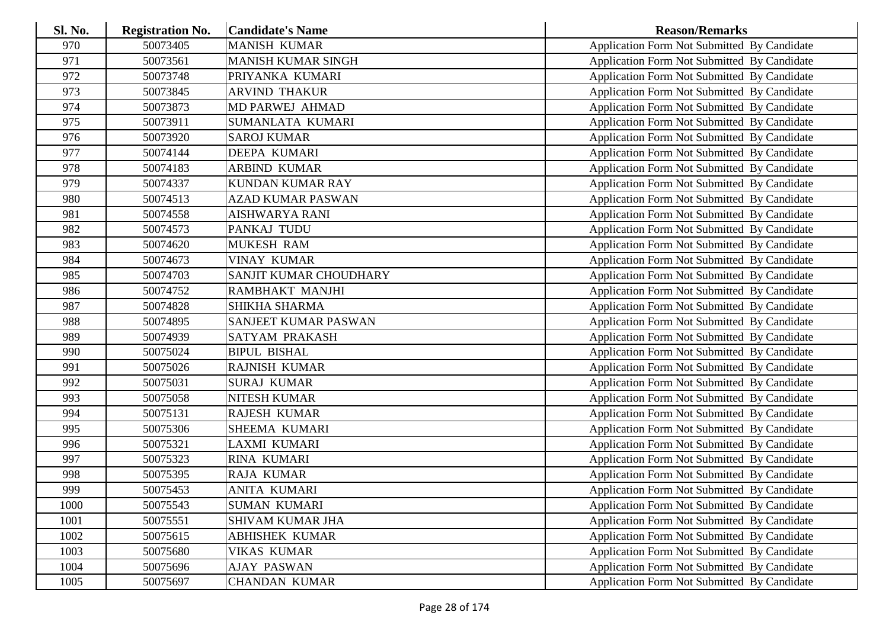| Sl. No. | Registration No. | Candidate's Name | Reason/Remarks |
|---|---|---|---|
| 970 | 50073405 | MANISH KUMAR | Application Form Not Submitted By Candidate |
| 971 | 50073561 | MANISH KUMAR SINGH | Application Form Not Submitted By Candidate |
| 972 | 50073748 | PRIYANKA KUMARI | Application Form Not Submitted By Candidate |
| 973 | 50073845 | ARVIND THAKUR | Application Form Not Submitted By Candidate |
| 974 | 50073873 | MD PARWEJ AHMAD | Application Form Not Submitted By Candidate |
| 975 | 50073911 | SUMANLATA KUMARI | Application Form Not Submitted By Candidate |
| 976 | 50073920 | SAROJ KUMAR | Application Form Not Submitted By Candidate |
| 977 | 50074144 | DEEPA KUMARI | Application Form Not Submitted By Candidate |
| 978 | 50074183 | ARBIND KUMAR | Application Form Not Submitted By Candidate |
| 979 | 50074337 | KUNDAN KUMAR RAY | Application Form Not Submitted By Candidate |
| 980 | 50074513 | AZAD KUMAR PASWAN | Application Form Not Submitted By Candidate |
| 981 | 50074558 | AISHWARYA RANI | Application Form Not Submitted By Candidate |
| 982 | 50074573 | PANKAJ TUDU | Application Form Not Submitted By Candidate |
| 983 | 50074620 | MUKESH RAM | Application Form Not Submitted By Candidate |
| 984 | 50074673 | VINAY KUMAR | Application Form Not Submitted By Candidate |
| 985 | 50074703 | SANJIT KUMAR CHOUDHARY | Application Form Not Submitted By Candidate |
| 986 | 50074752 | RAMBHAKT MANJHI | Application Form Not Submitted By Candidate |
| 987 | 50074828 | SHIKHA SHARMA | Application Form Not Submitted By Candidate |
| 988 | 50074895 | SANJEET KUMAR PASWAN | Application Form Not Submitted By Candidate |
| 989 | 50074939 | SATYAM PRAKASH | Application Form Not Submitted By Candidate |
| 990 | 50075024 | BIPUL BISHAL | Application Form Not Submitted By Candidate |
| 991 | 50075026 | RAJNISH KUMAR | Application Form Not Submitted By Candidate |
| 992 | 50075031 | SURAJ KUMAR | Application Form Not Submitted By Candidate |
| 993 | 50075058 | NITESH KUMAR | Application Form Not Submitted By Candidate |
| 994 | 50075131 | RAJESH KUMAR | Application Form Not Submitted By Candidate |
| 995 | 50075306 | SHEEMA KUMARI | Application Form Not Submitted By Candidate |
| 996 | 50075321 | LAXMI KUMARI | Application Form Not Submitted By Candidate |
| 997 | 50075323 | RINA KUMARI | Application Form Not Submitted By Candidate |
| 998 | 50075395 | RAJA KUMAR | Application Form Not Submitted By Candidate |
| 999 | 50075453 | ANITA KUMARI | Application Form Not Submitted By Candidate |
| 1000 | 50075543 | SUMAN KUMARI | Application Form Not Submitted By Candidate |
| 1001 | 50075551 | SHIVAM KUMAR JHA | Application Form Not Submitted By Candidate |
| 1002 | 50075615 | ABHISHEK KUMAR | Application Form Not Submitted By Candidate |
| 1003 | 50075680 | VIKAS KUMAR | Application Form Not Submitted By Candidate |
| 1004 | 50075696 | AJAY PASWAN | Application Form Not Submitted By Candidate |
| 1005 | 50075697 | CHANDAN KUMAR | Application Form Not Submitted By Candidate |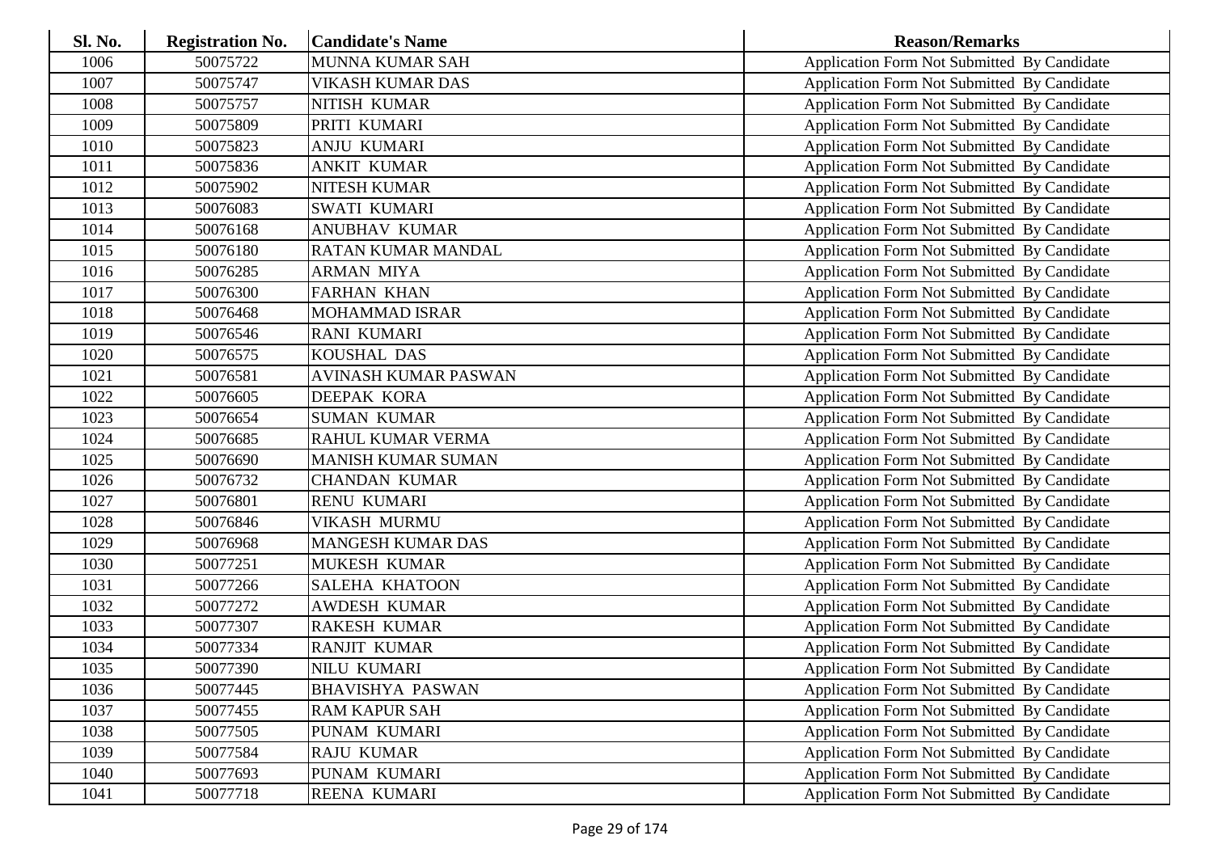| Sl. No. | Registration No. | Candidate's Name | Reason/Remarks |
|---|---|---|---|
| 1006 | 50075722 | MUNNA KUMAR SAH | Application Form Not Submitted By Candidate |
| 1007 | 50075747 | VIKASH KUMAR DAS | Application Form Not Submitted By Candidate |
| 1008 | 50075757 | NITISH KUMAR | Application Form Not Submitted By Candidate |
| 1009 | 50075809 | PRITI KUMARI | Application Form Not Submitted By Candidate |
| 1010 | 50075823 | ANJU KUMARI | Application Form Not Submitted By Candidate |
| 1011 | 50075836 | ANKIT KUMAR | Application Form Not Submitted By Candidate |
| 1012 | 50075902 | NITESH KUMAR | Application Form Not Submitted By Candidate |
| 1013 | 50076083 | SWATI KUMARI | Application Form Not Submitted By Candidate |
| 1014 | 50076168 | ANUBHAV KUMAR | Application Form Not Submitted By Candidate |
| 1015 | 50076180 | RATAN KUMAR MANDAL | Application Form Not Submitted By Candidate |
| 1016 | 50076285 | ARMAN MIYA | Application Form Not Submitted By Candidate |
| 1017 | 50076300 | FARHAN KHAN | Application Form Not Submitted By Candidate |
| 1018 | 50076468 | MOHAMMAD ISRAR | Application Form Not Submitted By Candidate |
| 1019 | 50076546 | RANI KUMARI | Application Form Not Submitted By Candidate |
| 1020 | 50076575 | KOUSHAL DAS | Application Form Not Submitted By Candidate |
| 1021 | 50076581 | AVINASH KUMAR PASWAN | Application Form Not Submitted By Candidate |
| 1022 | 50076605 | DEEPAK KORA | Application Form Not Submitted By Candidate |
| 1023 | 50076654 | SUMAN KUMAR | Application Form Not Submitted By Candidate |
| 1024 | 50076685 | RAHUL KUMAR VERMA | Application Form Not Submitted By Candidate |
| 1025 | 50076690 | MANISH KUMAR SUMAN | Application Form Not Submitted By Candidate |
| 1026 | 50076732 | CHANDAN KUMAR | Application Form Not Submitted By Candidate |
| 1027 | 50076801 | RENU KUMARI | Application Form Not Submitted By Candidate |
| 1028 | 50076846 | VIKASH MURMU | Application Form Not Submitted By Candidate |
| 1029 | 50076968 | MANGESH KUMAR DAS | Application Form Not Submitted By Candidate |
| 1030 | 50077251 | MUKESH KUMAR | Application Form Not Submitted By Candidate |
| 1031 | 50077266 | SALEHA KHATOON | Application Form Not Submitted By Candidate |
| 1032 | 50077272 | AWDESH KUMAR | Application Form Not Submitted By Candidate |
| 1033 | 50077307 | RAKESH KUMAR | Application Form Not Submitted By Candidate |
| 1034 | 50077334 | RANJIT KUMAR | Application Form Not Submitted By Candidate |
| 1035 | 50077390 | NILU KUMARI | Application Form Not Submitted By Candidate |
| 1036 | 50077445 | BHAVISHYA PASWAN | Application Form Not Submitted By Candidate |
| 1037 | 50077455 | RAM KAPUR SAH | Application Form Not Submitted By Candidate |
| 1038 | 50077505 | PUNAM KUMARI | Application Form Not Submitted By Candidate |
| 1039 | 50077584 | RAJU KUMAR | Application Form Not Submitted By Candidate |
| 1040 | 50077693 | PUNAM KUMARI | Application Form Not Submitted By Candidate |
| 1041 | 50077718 | REENA KUMARI | Application Form Not Submitted By Candidate |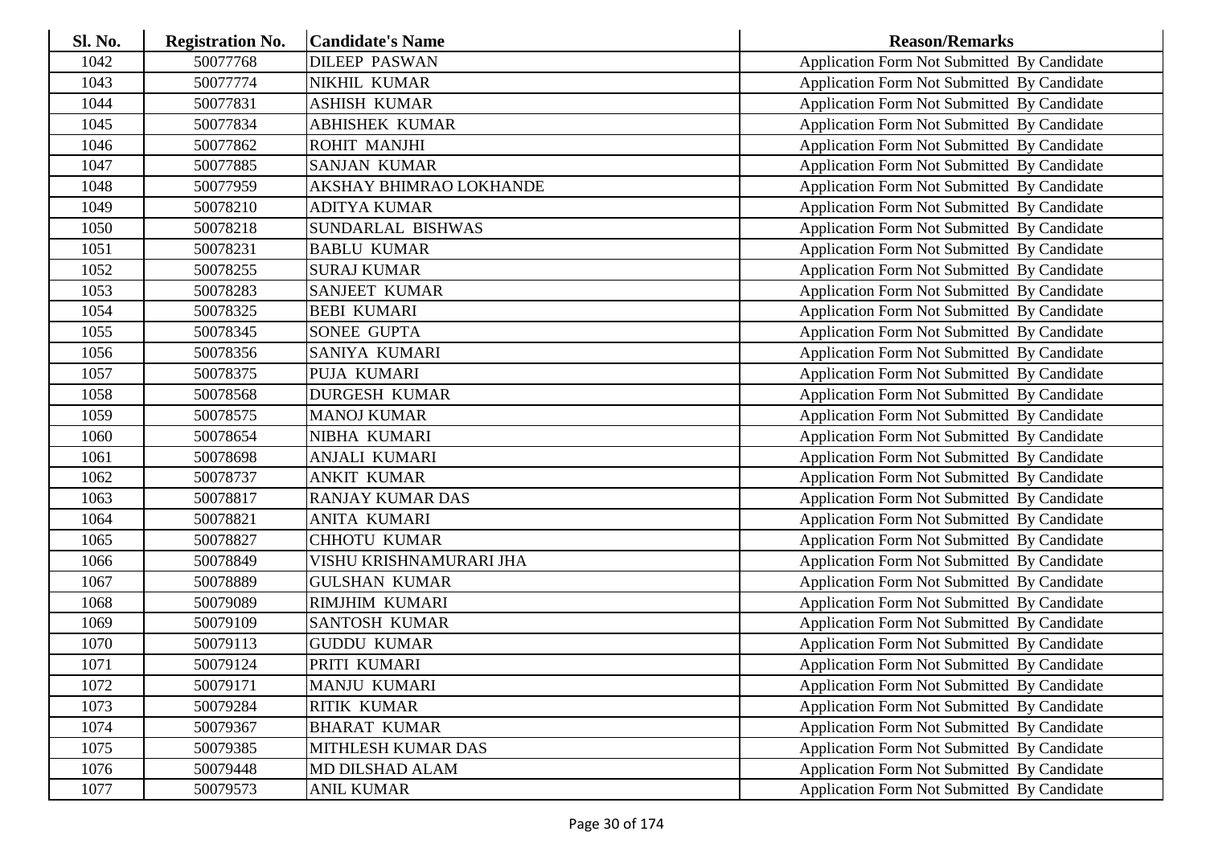| Sl. No. | Registration No. | Candidate's Name | Reason/Remarks |
|---|---|---|---|
| 1042 | 50077768 | DILEEP PASWAN | Application Form Not Submitted By Candidate |
| 1043 | 50077774 | NIKHIL KUMAR | Application Form Not Submitted By Candidate |
| 1044 | 50077831 | ASHISH KUMAR | Application Form Not Submitted By Candidate |
| 1045 | 50077834 | ABHISHEK KUMAR | Application Form Not Submitted By Candidate |
| 1046 | 50077862 | ROHIT MANJHI | Application Form Not Submitted By Candidate |
| 1047 | 50077885 | SANJAN KUMAR | Application Form Not Submitted By Candidate |
| 1048 | 50077959 | AKSHAY BHIMRAO LOKHANDE | Application Form Not Submitted By Candidate |
| 1049 | 50078210 | ADITYA KUMAR | Application Form Not Submitted By Candidate |
| 1050 | 50078218 | SUNDARLAL BISHWAS | Application Form Not Submitted By Candidate |
| 1051 | 50078231 | BABLU KUMAR | Application Form Not Submitted By Candidate |
| 1052 | 50078255 | SURAJ KUMAR | Application Form Not Submitted By Candidate |
| 1053 | 50078283 | SANJEET KUMAR | Application Form Not Submitted By Candidate |
| 1054 | 50078325 | BEBI KUMARI | Application Form Not Submitted By Candidate |
| 1055 | 50078345 | SONEE GUPTA | Application Form Not Submitted By Candidate |
| 1056 | 50078356 | SANIYA KUMARI | Application Form Not Submitted By Candidate |
| 1057 | 50078375 | PUJA KUMARI | Application Form Not Submitted By Candidate |
| 1058 | 50078568 | DURGESH KUMAR | Application Form Not Submitted By Candidate |
| 1059 | 50078575 | MANOJ KUMAR | Application Form Not Submitted By Candidate |
| 1060 | 50078654 | NIBHA KUMARI | Application Form Not Submitted By Candidate |
| 1061 | 50078698 | ANJALI KUMARI | Application Form Not Submitted By Candidate |
| 1062 | 50078737 | ANKIT KUMAR | Application Form Not Submitted By Candidate |
| 1063 | 50078817 | RANJAY KUMAR DAS | Application Form Not Submitted By Candidate |
| 1064 | 50078821 | ANITA KUMARI | Application Form Not Submitted By Candidate |
| 1065 | 50078827 | CHHOTU KUMAR | Application Form Not Submitted By Candidate |
| 1066 | 50078849 | VISHU KRISHNAMURARI JHA | Application Form Not Submitted By Candidate |
| 1067 | 50078889 | GULSHAN KUMAR | Application Form Not Submitted By Candidate |
| 1068 | 50079089 | RIMJHIM KUMARI | Application Form Not Submitted By Candidate |
| 1069 | 50079109 | SANTOSH KUMAR | Application Form Not Submitted By Candidate |
| 1070 | 50079113 | GUDDU KUMAR | Application Form Not Submitted By Candidate |
| 1071 | 50079124 | PRITI KUMARI | Application Form Not Submitted By Candidate |
| 1072 | 50079171 | MANJU KUMARI | Application Form Not Submitted By Candidate |
| 1073 | 50079284 | RITIK KUMAR | Application Form Not Submitted By Candidate |
| 1074 | 50079367 | BHARAT KUMAR | Application Form Not Submitted By Candidate |
| 1075 | 50079385 | MITHLESH KUMAR DAS | Application Form Not Submitted By Candidate |
| 1076 | 50079448 | MD DILSHAD ALAM | Application Form Not Submitted By Candidate |
| 1077 | 50079573 | ANIL KUMAR | Application Form Not Submitted By Candidate |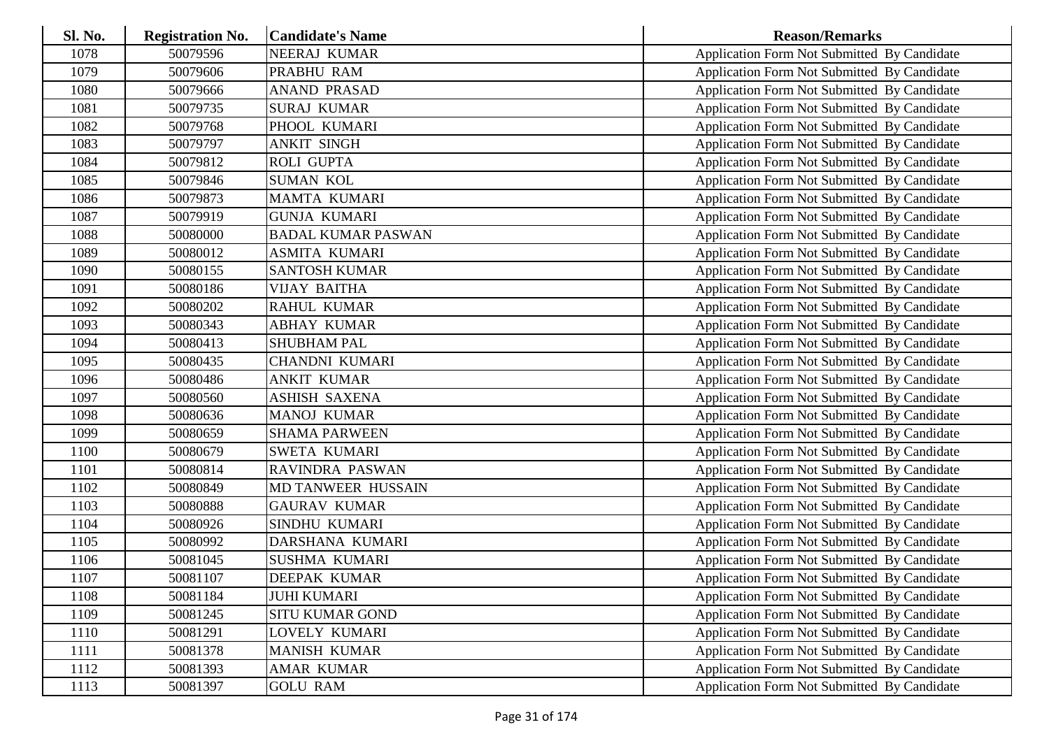| Sl. No. | Registration No. | Candidate's Name | Reason/Remarks |
|---|---|---|---|
| 1078 | 50079596 | NEERAJ KUMAR | Application Form Not Submitted By Candidate |
| 1079 | 50079606 | PRABHU RAM | Application Form Not Submitted By Candidate |
| 1080 | 50079666 | ANAND PRASAD | Application Form Not Submitted By Candidate |
| 1081 | 50079735 | SURAJ KUMAR | Application Form Not Submitted By Candidate |
| 1082 | 50079768 | PHOOL KUMARI | Application Form Not Submitted By Candidate |
| 1083 | 50079797 | ANKIT SINGH | Application Form Not Submitted By Candidate |
| 1084 | 50079812 | ROLI GUPTA | Application Form Not Submitted By Candidate |
| 1085 | 50079846 | SUMAN KOL | Application Form Not Submitted By Candidate |
| 1086 | 50079873 | MAMTA KUMARI | Application Form Not Submitted By Candidate |
| 1087 | 50079919 | GUNJA KUMARI | Application Form Not Submitted By Candidate |
| 1088 | 50080000 | BADAL KUMAR PASWAN | Application Form Not Submitted By Candidate |
| 1089 | 50080012 | ASMITA KUMARI | Application Form Not Submitted By Candidate |
| 1090 | 50080155 | SANTOSH KUMAR | Application Form Not Submitted By Candidate |
| 1091 | 50080186 | VIJAY BAITHA | Application Form Not Submitted By Candidate |
| 1092 | 50080202 | RAHUL KUMAR | Application Form Not Submitted By Candidate |
| 1093 | 50080343 | ABHAY KUMAR | Application Form Not Submitted By Candidate |
| 1094 | 50080413 | SHUBHAM PAL | Application Form Not Submitted By Candidate |
| 1095 | 50080435 | CHANDNI KUMARI | Application Form Not Submitted By Candidate |
| 1096 | 50080486 | ANKIT KUMAR | Application Form Not Submitted By Candidate |
| 1097 | 50080560 | ASHISH SAXENA | Application Form Not Submitted By Candidate |
| 1098 | 50080636 | MANOJ KUMAR | Application Form Not Submitted By Candidate |
| 1099 | 50080659 | SHAMA PARWEEN | Application Form Not Submitted By Candidate |
| 1100 | 50080679 | SWETA KUMARI | Application Form Not Submitted By Candidate |
| 1101 | 50080814 | RAVINDRA PASWAN | Application Form Not Submitted By Candidate |
| 1102 | 50080849 | MD TANWEER HUSSAIN | Application Form Not Submitted By Candidate |
| 1103 | 50080888 | GAURAV KUMAR | Application Form Not Submitted By Candidate |
| 1104 | 50080926 | SINDHU KUMARI | Application Form Not Submitted By Candidate |
| 1105 | 50080992 | DARSHANA KUMARI | Application Form Not Submitted By Candidate |
| 1106 | 50081045 | SUSHMA KUMARI | Application Form Not Submitted By Candidate |
| 1107 | 50081107 | DEEPAK KUMAR | Application Form Not Submitted By Candidate |
| 1108 | 50081184 | JUHI KUMARI | Application Form Not Submitted By Candidate |
| 1109 | 50081245 | SITU KUMAR GOND | Application Form Not Submitted By Candidate |
| 1110 | 50081291 | LOVELY KUMARI | Application Form Not Submitted By Candidate |
| 1111 | 50081378 | MANISH KUMAR | Application Form Not Submitted By Candidate |
| 1112 | 50081393 | AMAR KUMAR | Application Form Not Submitted By Candidate |
| 1113 | 50081397 | GOLU RAM | Application Form Not Submitted By Candidate |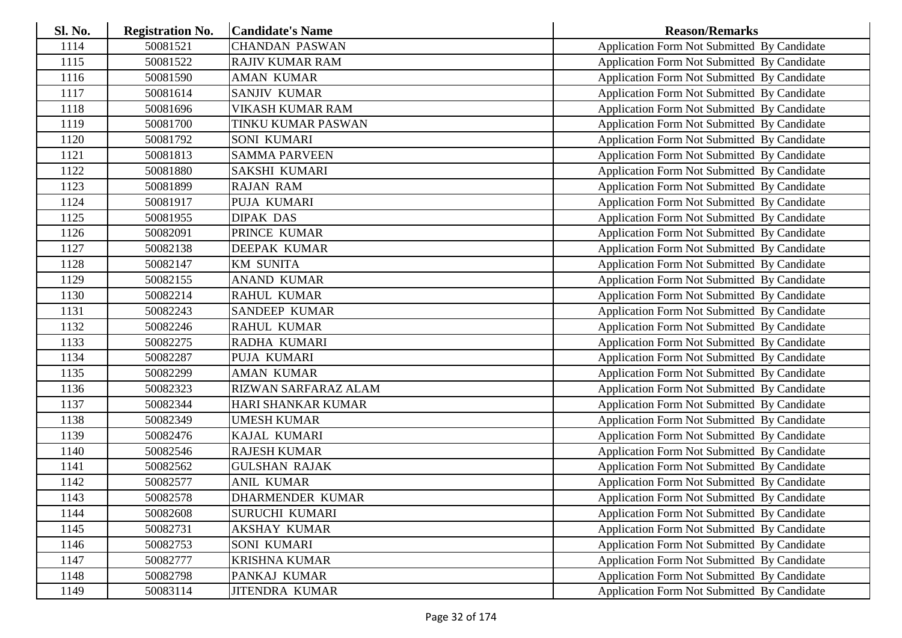| Sl. No. | Registration No. | Candidate's Name | Reason/Remarks |
|---|---|---|---|
| 1114 | 50081521 | CHANDAN PASWAN | Application Form Not Submitted By Candidate |
| 1115 | 50081522 | RAJIV KUMAR RAM | Application Form Not Submitted By Candidate |
| 1116 | 50081590 | AMAN KUMAR | Application Form Not Submitted By Candidate |
| 1117 | 50081614 | SANJIV KUMAR | Application Form Not Submitted By Candidate |
| 1118 | 50081696 | VIKASH KUMAR RAM | Application Form Not Submitted By Candidate |
| 1119 | 50081700 | TINKU KUMAR PASWAN | Application Form Not Submitted By Candidate |
| 1120 | 50081792 | SONI KUMARI | Application Form Not Submitted By Candidate |
| 1121 | 50081813 | SAMMA PARVEEN | Application Form Not Submitted By Candidate |
| 1122 | 50081880 | SAKSHI KUMARI | Application Form Not Submitted By Candidate |
| 1123 | 50081899 | RAJAN RAM | Application Form Not Submitted By Candidate |
| 1124 | 50081917 | PUJA KUMARI | Application Form Not Submitted By Candidate |
| 1125 | 50081955 | DIPAK DAS | Application Form Not Submitted By Candidate |
| 1126 | 50082091 | PRINCE KUMAR | Application Form Not Submitted By Candidate |
| 1127 | 50082138 | DEEPAK KUMAR | Application Form Not Submitted By Candidate |
| 1128 | 50082147 | KM SUNITA | Application Form Not Submitted By Candidate |
| 1129 | 50082155 | ANAND KUMAR | Application Form Not Submitted By Candidate |
| 1130 | 50082214 | RAHUL KUMAR | Application Form Not Submitted By Candidate |
| 1131 | 50082243 | SANDEEP KUMAR | Application Form Not Submitted By Candidate |
| 1132 | 50082246 | RAHUL KUMAR | Application Form Not Submitted By Candidate |
| 1133 | 50082275 | RADHA KUMARI | Application Form Not Submitted By Candidate |
| 1134 | 50082287 | PUJA KUMARI | Application Form Not Submitted By Candidate |
| 1135 | 50082299 | AMAN KUMAR | Application Form Not Submitted By Candidate |
| 1136 | 50082323 | RIZWAN SARFARAZ ALAM | Application Form Not Submitted By Candidate |
| 1137 | 50082344 | HARI SHANKAR KUMAR | Application Form Not Submitted By Candidate |
| 1138 | 50082349 | UMESH KUMAR | Application Form Not Submitted By Candidate |
| 1139 | 50082476 | KAJAL KUMARI | Application Form Not Submitted By Candidate |
| 1140 | 50082546 | RAJESH KUMAR | Application Form Not Submitted By Candidate |
| 1141 | 50082562 | GULSHAN RAJAK | Application Form Not Submitted By Candidate |
| 1142 | 50082577 | ANIL KUMAR | Application Form Not Submitted By Candidate |
| 1143 | 50082578 | DHARMENDER KUMAR | Application Form Not Submitted By Candidate |
| 1144 | 50082608 | SURUCHI KUMARI | Application Form Not Submitted By Candidate |
| 1145 | 50082731 | AKSHAY KUMAR | Application Form Not Submitted By Candidate |
| 1146 | 50082753 | SONI KUMARI | Application Form Not Submitted By Candidate |
| 1147 | 50082777 | KRISHNA KUMAR | Application Form Not Submitted By Candidate |
| 1148 | 50082798 | PANKAJ KUMAR | Application Form Not Submitted By Candidate |
| 1149 | 50083114 | JITENDRA KUMAR | Application Form Not Submitted By Candidate |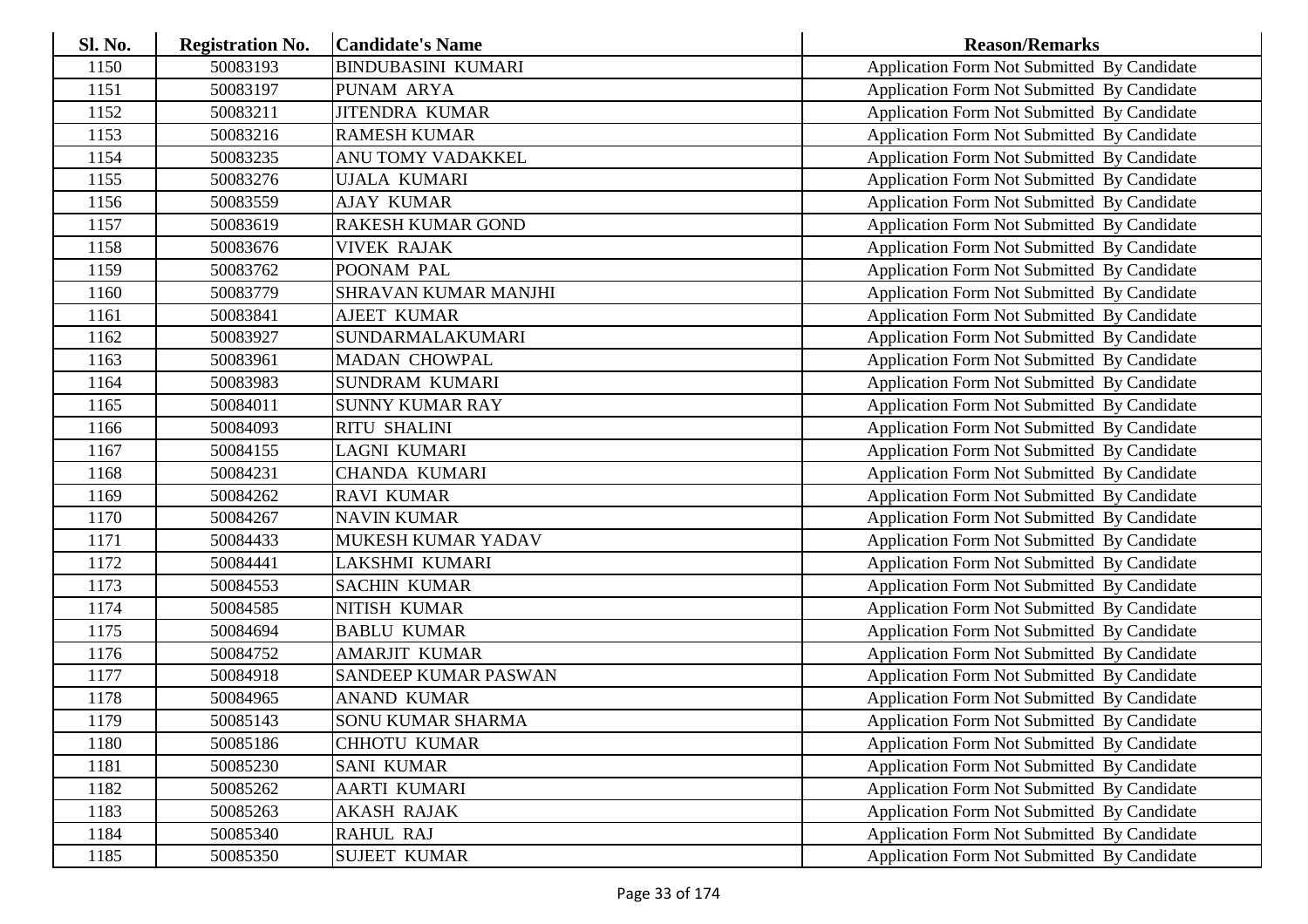| Sl. No. | Registration No. | Candidate's Name | Reason/Remarks |
|---|---|---|---|
| 1150 | 50083193 | BINDUBASINI KUMARI | Application Form Not Submitted By Candidate |
| 1151 | 50083197 | PUNAM ARYA | Application Form Not Submitted By Candidate |
| 1152 | 50083211 | JITENDRA KUMAR | Application Form Not Submitted By Candidate |
| 1153 | 50083216 | RAMESH KUMAR | Application Form Not Submitted By Candidate |
| 1154 | 50083235 | ANU TOMY VADAKKEL | Application Form Not Submitted By Candidate |
| 1155 | 50083276 | UJALA KUMARI | Application Form Not Submitted By Candidate |
| 1156 | 50083559 | AJAY KUMAR | Application Form Not Submitted By Candidate |
| 1157 | 50083619 | RAKESH KUMAR GOND | Application Form Not Submitted By Candidate |
| 1158 | 50083676 | VIVEK RAJAK | Application Form Not Submitted By Candidate |
| 1159 | 50083762 | POONAM PAL | Application Form Not Submitted By Candidate |
| 1160 | 50083779 | SHRAVAN KUMAR MANJHI | Application Form Not Submitted By Candidate |
| 1161 | 50083841 | AJEET KUMAR | Application Form Not Submitted By Candidate |
| 1162 | 50083927 | SUNDARMALAKUMARI | Application Form Not Submitted By Candidate |
| 1163 | 50083961 | MADAN CHOWPAL | Application Form Not Submitted By Candidate |
| 1164 | 50083983 | SUNDRAM KUMARI | Application Form Not Submitted By Candidate |
| 1165 | 50084011 | SUNNY KUMAR RAY | Application Form Not Submitted By Candidate |
| 1166 | 50084093 | RITU SHALINI | Application Form Not Submitted By Candidate |
| 1167 | 50084155 | LAGNI KUMARI | Application Form Not Submitted By Candidate |
| 1168 | 50084231 | CHANDA KUMARI | Application Form Not Submitted By Candidate |
| 1169 | 50084262 | RAVI KUMAR | Application Form Not Submitted By Candidate |
| 1170 | 50084267 | NAVIN KUMAR | Application Form Not Submitted By Candidate |
| 1171 | 50084433 | MUKESH KUMAR YADAV | Application Form Not Submitted By Candidate |
| 1172 | 50084441 | LAKSHMI KUMARI | Application Form Not Submitted By Candidate |
| 1173 | 50084553 | SACHIN KUMAR | Application Form Not Submitted By Candidate |
| 1174 | 50084585 | NITISH KUMAR | Application Form Not Submitted By Candidate |
| 1175 | 50084694 | BABLU KUMAR | Application Form Not Submitted By Candidate |
| 1176 | 50084752 | AMARJIT KUMAR | Application Form Not Submitted By Candidate |
| 1177 | 50084918 | SANDEEP KUMAR PASWAN | Application Form Not Submitted By Candidate |
| 1178 | 50084965 | ANAND KUMAR | Application Form Not Submitted By Candidate |
| 1179 | 50085143 | SONU KUMAR SHARMA | Application Form Not Submitted By Candidate |
| 1180 | 50085186 | CHHOTU KUMAR | Application Form Not Submitted By Candidate |
| 1181 | 50085230 | SANI KUMAR | Application Form Not Submitted By Candidate |
| 1182 | 50085262 | AARTI KUMARI | Application Form Not Submitted By Candidate |
| 1183 | 50085263 | AKASH RAJAK | Application Form Not Submitted By Candidate |
| 1184 | 50085340 | RAHUL RAJ | Application Form Not Submitted By Candidate |
| 1185 | 50085350 | SUJEET KUMAR | Application Form Not Submitted By Candidate |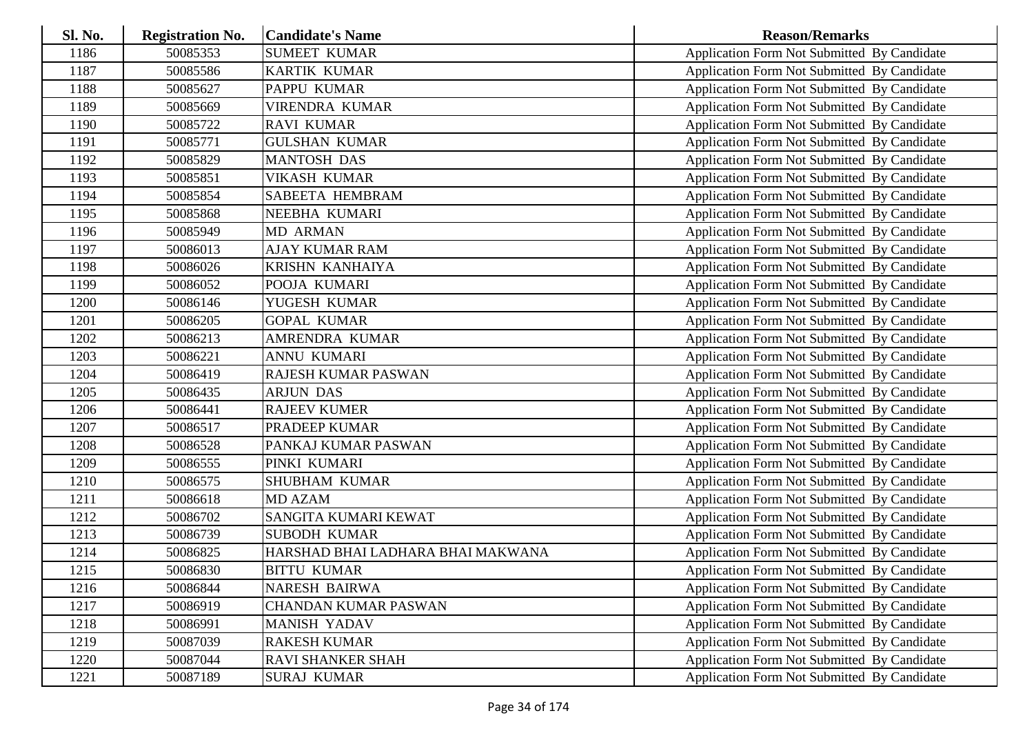| Sl. No. | Registration No. | Candidate's Name | Reason/Remarks |
|---|---|---|---|
| 1186 | 50085353 | SUMEET KUMAR | Application Form Not Submitted By Candidate |
| 1187 | 50085586 | KARTIK KUMAR | Application Form Not Submitted By Candidate |
| 1188 | 50085627 | PAPPU KUMAR | Application Form Not Submitted By Candidate |
| 1189 | 50085669 | VIRENDRA KUMAR | Application Form Not Submitted By Candidate |
| 1190 | 50085722 | RAVI KUMAR | Application Form Not Submitted By Candidate |
| 1191 | 50085771 | GULSHAN KUMAR | Application Form Not Submitted By Candidate |
| 1192 | 50085829 | MANTOSH DAS | Application Form Not Submitted By Candidate |
| 1193 | 50085851 | VIKASH KUMAR | Application Form Not Submitted By Candidate |
| 1194 | 50085854 | SABEETA HEMBRAM | Application Form Not Submitted By Candidate |
| 1195 | 50085868 | NEEBHA KUMARI | Application Form Not Submitted By Candidate |
| 1196 | 50085949 | MD ARMAN | Application Form Not Submitted By Candidate |
| 1197 | 50086013 | AJAY KUMAR RAM | Application Form Not Submitted By Candidate |
| 1198 | 50086026 | KRISHN KANHAIYA | Application Form Not Submitted By Candidate |
| 1199 | 50086052 | POOJA KUMARI | Application Form Not Submitted By Candidate |
| 1200 | 50086146 | YUGESH KUMAR | Application Form Not Submitted By Candidate |
| 1201 | 50086205 | GOPAL KUMAR | Application Form Not Submitted By Candidate |
| 1202 | 50086213 | AMRENDRA KUMAR | Application Form Not Submitted By Candidate |
| 1203 | 50086221 | ANNU KUMARI | Application Form Not Submitted By Candidate |
| 1204 | 50086419 | RAJESH KUMAR PASWAN | Application Form Not Submitted By Candidate |
| 1205 | 50086435 | ARJUN DAS | Application Form Not Submitted By Candidate |
| 1206 | 50086441 | RAJEEV KUMER | Application Form Not Submitted By Candidate |
| 1207 | 50086517 | PRADEEP KUMAR | Application Form Not Submitted By Candidate |
| 1208 | 50086528 | PANKAJ KUMAR PASWAN | Application Form Not Submitted By Candidate |
| 1209 | 50086555 | PINKI KUMARI | Application Form Not Submitted By Candidate |
| 1210 | 50086575 | SHUBHAM KUMAR | Application Form Not Submitted By Candidate |
| 1211 | 50086618 | MD AZAM | Application Form Not Submitted By Candidate |
| 1212 | 50086702 | SANGITA KUMARI KEWAT | Application Form Not Submitted By Candidate |
| 1213 | 50086739 | SUBODH KUMAR | Application Form Not Submitted By Candidate |
| 1214 | 50086825 | HARSHAD BHAI LADHARA BHAI MAKWANA | Application Form Not Submitted By Candidate |
| 1215 | 50086830 | BITTU KUMAR | Application Form Not Submitted By Candidate |
| 1216 | 50086844 | NARESH BAIRWA | Application Form Not Submitted By Candidate |
| 1217 | 50086919 | CHANDAN KUMAR PASWAN | Application Form Not Submitted By Candidate |
| 1218 | 50086991 | MANISH YADAV | Application Form Not Submitted By Candidate |
| 1219 | 50087039 | RAKESH KUMAR | Application Form Not Submitted By Candidate |
| 1220 | 50087044 | RAVI SHANKER SHAH | Application Form Not Submitted By Candidate |
| 1221 | 50087189 | SURAJ KUMAR | Application Form Not Submitted By Candidate |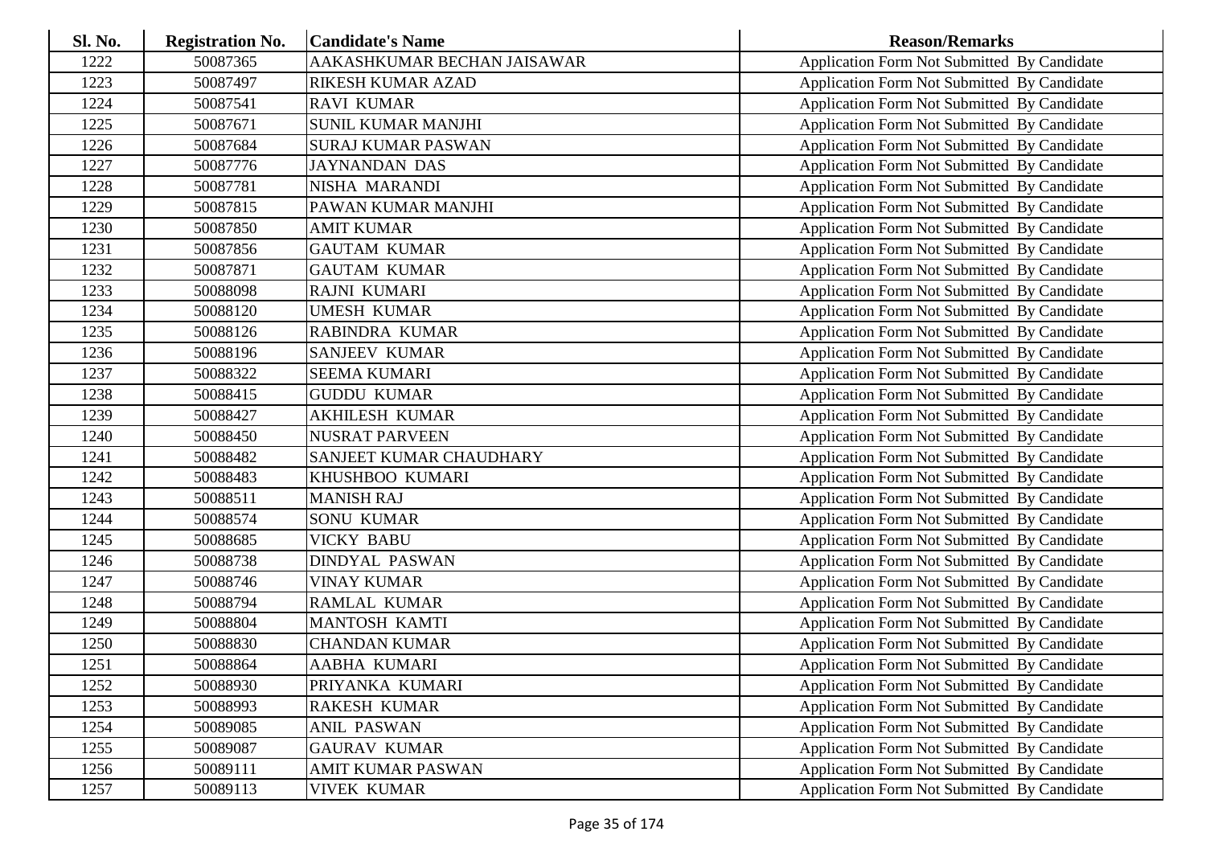| Sl. No. | Registration No. | Candidate's Name | Reason/Remarks |
|---|---|---|---|
| 1222 | 50087365 | AAKASHKUMAR BECHAN JAISAWAR | Application Form Not Submitted By Candidate |
| 1223 | 50087497 | RIKESH KUMAR AZAD | Application Form Not Submitted By Candidate |
| 1224 | 50087541 | RAVI KUMAR | Application Form Not Submitted By Candidate |
| 1225 | 50087671 | SUNIL KUMAR MANJHI | Application Form Not Submitted By Candidate |
| 1226 | 50087684 | SURAJ KUMAR PASWAN | Application Form Not Submitted By Candidate |
| 1227 | 50087776 | JAYNANDAN DAS | Application Form Not Submitted By Candidate |
| 1228 | 50087781 | NISHA MARANDI | Application Form Not Submitted By Candidate |
| 1229 | 50087815 | PAWAN KUMAR MANJHI | Application Form Not Submitted By Candidate |
| 1230 | 50087850 | AMIT KUMAR | Application Form Not Submitted By Candidate |
| 1231 | 50087856 | GAUTAM KUMAR | Application Form Not Submitted By Candidate |
| 1232 | 50087871 | GAUTAM KUMAR | Application Form Not Submitted By Candidate |
| 1233 | 50088098 | RAJNI KUMARI | Application Form Not Submitted By Candidate |
| 1234 | 50088120 | UMESH KUMAR | Application Form Not Submitted By Candidate |
| 1235 | 50088126 | RABINDRA KUMAR | Application Form Not Submitted By Candidate |
| 1236 | 50088196 | SANJEEV KUMAR | Application Form Not Submitted By Candidate |
| 1237 | 50088322 | SEEMA KUMARI | Application Form Not Submitted By Candidate |
| 1238 | 50088415 | GUDDU KUMAR | Application Form Not Submitted By Candidate |
| 1239 | 50088427 | AKHILESH KUMAR | Application Form Not Submitted By Candidate |
| 1240 | 50088450 | NUSRAT PARVEEN | Application Form Not Submitted By Candidate |
| 1241 | 50088482 | SANJEET KUMAR CHAUDHARY | Application Form Not Submitted By Candidate |
| 1242 | 50088483 | KHUSHBOO KUMARI | Application Form Not Submitted By Candidate |
| 1243 | 50088511 | MANISH RAJ | Application Form Not Submitted By Candidate |
| 1244 | 50088574 | SONU KUMAR | Application Form Not Submitted By Candidate |
| 1245 | 50088685 | VICKY BABU | Application Form Not Submitted By Candidate |
| 1246 | 50088738 | DINDYAL PASWAN | Application Form Not Submitted By Candidate |
| 1247 | 50088746 | VINAY KUMAR | Application Form Not Submitted By Candidate |
| 1248 | 50088794 | RAMLAL KUMAR | Application Form Not Submitted By Candidate |
| 1249 | 50088804 | MANTOSH KAMTI | Application Form Not Submitted By Candidate |
| 1250 | 50088830 | CHANDAN KUMAR | Application Form Not Submitted By Candidate |
| 1251 | 50088864 | AABHA KUMARI | Application Form Not Submitted By Candidate |
| 1252 | 50088930 | PRIYANKA KUMARI | Application Form Not Submitted By Candidate |
| 1253 | 50088993 | RAKESH KUMAR | Application Form Not Submitted By Candidate |
| 1254 | 50089085 | ANIL PASWAN | Application Form Not Submitted By Candidate |
| 1255 | 50089087 | GAURAV KUMAR | Application Form Not Submitted By Candidate |
| 1256 | 50089111 | AMIT KUMAR PASWAN | Application Form Not Submitted By Candidate |
| 1257 | 50089113 | VIVEK KUMAR | Application Form Not Submitted By Candidate |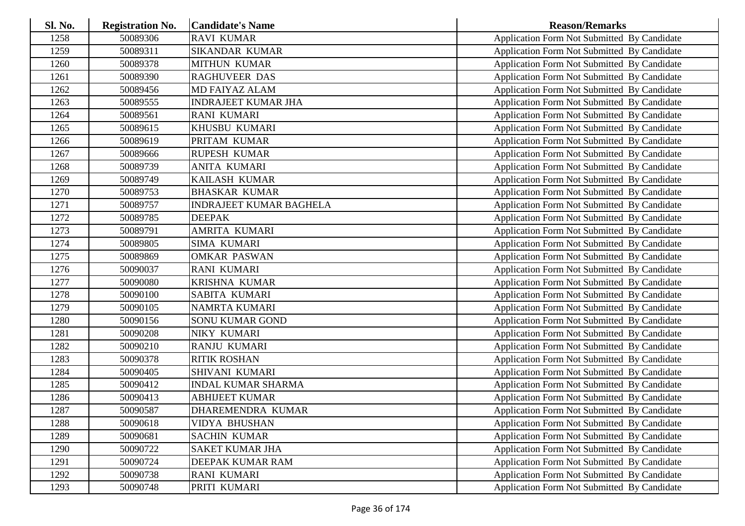| Sl. No. | Registration No. | Candidate's Name | Reason/Remarks |
|---|---|---|---|
| 1258 | 50089306 | RAVI KUMAR | Application Form Not Submitted By Candidate |
| 1259 | 50089311 | SIKANDAR KUMAR | Application Form Not Submitted By Candidate |
| 1260 | 50089378 | MITHUN KUMAR | Application Form Not Submitted By Candidate |
| 1261 | 50089390 | RAGHUVEER DAS | Application Form Not Submitted By Candidate |
| 1262 | 50089456 | MD FAIYAZ ALAM | Application Form Not Submitted By Candidate |
| 1263 | 50089555 | INDRAJEET KUMAR JHA | Application Form Not Submitted By Candidate |
| 1264 | 50089561 | RANI KUMARI | Application Form Not Submitted By Candidate |
| 1265 | 50089615 | KHUSBU KUMARI | Application Form Not Submitted By Candidate |
| 1266 | 50089619 | PRITAM KUMAR | Application Form Not Submitted By Candidate |
| 1267 | 50089666 | RUPESH KUMAR | Application Form Not Submitted By Candidate |
| 1268 | 50089739 | ANITA KUMARI | Application Form Not Submitted By Candidate |
| 1269 | 50089749 | KAILASH KUMAR | Application Form Not Submitted By Candidate |
| 1270 | 50089753 | BHASKAR KUMAR | Application Form Not Submitted By Candidate |
| 1271 | 50089757 | INDRAJEET KUMAR BAGHELA | Application Form Not Submitted By Candidate |
| 1272 | 50089785 | DEEPAK | Application Form Not Submitted By Candidate |
| 1273 | 50089791 | AMRITA KUMARI | Application Form Not Submitted By Candidate |
| 1274 | 50089805 | SIMA KUMARI | Application Form Not Submitted By Candidate |
| 1275 | 50089869 | OMKAR PASWAN | Application Form Not Submitted By Candidate |
| 1276 | 50090037 | RANI KUMARI | Application Form Not Submitted By Candidate |
| 1277 | 50090080 | KRISHNA KUMAR | Application Form Not Submitted By Candidate |
| 1278 | 50090100 | SABITA KUMARI | Application Form Not Submitted By Candidate |
| 1279 | 50090105 | NAMRTA KUMARI | Application Form Not Submitted By Candidate |
| 1280 | 50090156 | SONU KUMAR GOND | Application Form Not Submitted By Candidate |
| 1281 | 50090208 | NIKY KUMARI | Application Form Not Submitted By Candidate |
| 1282 | 50090210 | RANJU KUMARI | Application Form Not Submitted By Candidate |
| 1283 | 50090378 | RITIK ROSHAN | Application Form Not Submitted By Candidate |
| 1284 | 50090405 | SHIVANI KUMARI | Application Form Not Submitted By Candidate |
| 1285 | 50090412 | INDAL KUMAR SHARMA | Application Form Not Submitted By Candidate |
| 1286 | 50090413 | ABHIJEET KUMAR | Application Form Not Submitted By Candidate |
| 1287 | 50090587 | DHAREMENDRA KUMAR | Application Form Not Submitted By Candidate |
| 1288 | 50090618 | VIDYA BHUSHAN | Application Form Not Submitted By Candidate |
| 1289 | 50090681 | SACHIN KUMAR | Application Form Not Submitted By Candidate |
| 1290 | 50090722 | SAKET KUMAR JHA | Application Form Not Submitted By Candidate |
| 1291 | 50090724 | DEEPAK KUMAR RAM | Application Form Not Submitted By Candidate |
| 1292 | 50090738 | RANI KUMARI | Application Form Not Submitted By Candidate |
| 1293 | 50090748 | PRITI KUMARI | Application Form Not Submitted By Candidate |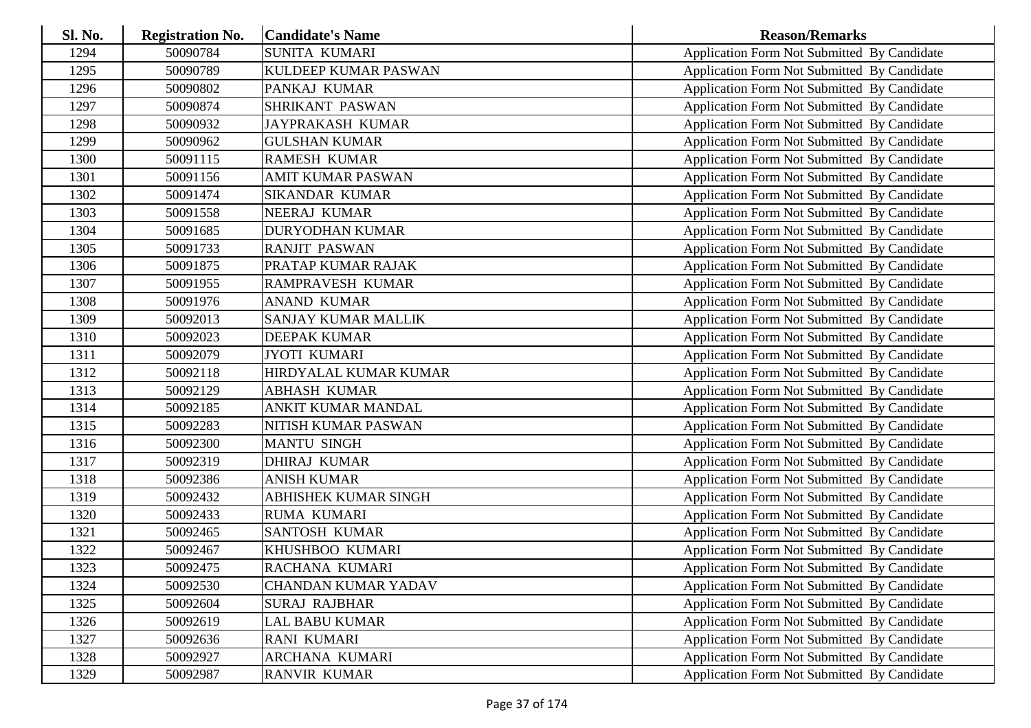| Sl. No. | Registration No. | Candidate's Name | Reason/Remarks |
|---|---|---|---|
| 1294 | 50090784 | SUNITA KUMARI | Application Form Not Submitted By Candidate |
| 1295 | 50090789 | KULDEEP KUMAR PASWAN | Application Form Not Submitted By Candidate |
| 1296 | 50090802 | PANKAJ KUMAR | Application Form Not Submitted By Candidate |
| 1297 | 50090874 | SHRIKANT PASWAN | Application Form Not Submitted By Candidate |
| 1298 | 50090932 | JAYPRAKASH KUMAR | Application Form Not Submitted By Candidate |
| 1299 | 50090962 | GULSHAN KUMAR | Application Form Not Submitted By Candidate |
| 1300 | 50091115 | RAMESH KUMAR | Application Form Not Submitted By Candidate |
| 1301 | 50091156 | AMIT KUMAR PASWAN | Application Form Not Submitted By Candidate |
| 1302 | 50091474 | SIKANDAR KUMAR | Application Form Not Submitted By Candidate |
| 1303 | 50091558 | NEERAJ KUMAR | Application Form Not Submitted By Candidate |
| 1304 | 50091685 | DURYODHAN KUMAR | Application Form Not Submitted By Candidate |
| 1305 | 50091733 | RANJIT PASWAN | Application Form Not Submitted By Candidate |
| 1306 | 50091875 | PRATAP KUMAR RAJAK | Application Form Not Submitted By Candidate |
| 1307 | 50091955 | RAMPRAVESH KUMAR | Application Form Not Submitted By Candidate |
| 1308 | 50091976 | ANAND KUMAR | Application Form Not Submitted By Candidate |
| 1309 | 50092013 | SANJAY KUMAR MALLIK | Application Form Not Submitted By Candidate |
| 1310 | 50092023 | DEEPAK KUMAR | Application Form Not Submitted By Candidate |
| 1311 | 50092079 | JYOTI KUMARI | Application Form Not Submitted By Candidate |
| 1312 | 50092118 | HIRDYALAL KUMAR KUMAR | Application Form Not Submitted By Candidate |
| 1313 | 50092129 | ABHASH KUMAR | Application Form Not Submitted By Candidate |
| 1314 | 50092185 | ANKIT KUMAR MANDAL | Application Form Not Submitted By Candidate |
| 1315 | 50092283 | NITISH KUMAR PASWAN | Application Form Not Submitted By Candidate |
| 1316 | 50092300 | MANTU SINGH | Application Form Not Submitted By Candidate |
| 1317 | 50092319 | DHIRAJ KUMAR | Application Form Not Submitted By Candidate |
| 1318 | 50092386 | ANISH KUMAR | Application Form Not Submitted By Candidate |
| 1319 | 50092432 | ABHISHEK KUMAR SINGH | Application Form Not Submitted By Candidate |
| 1320 | 50092433 | RUMA KUMARI | Application Form Not Submitted By Candidate |
| 1321 | 50092465 | SANTOSH KUMAR | Application Form Not Submitted By Candidate |
| 1322 | 50092467 | KHUSHBOO KUMARI | Application Form Not Submitted By Candidate |
| 1323 | 50092475 | RACHANA KUMARI | Application Form Not Submitted By Candidate |
| 1324 | 50092530 | CHANDAN KUMAR YADAV | Application Form Not Submitted By Candidate |
| 1325 | 50092604 | SURAJ RAJBHAR | Application Form Not Submitted By Candidate |
| 1326 | 50092619 | LAL BABU KUMAR | Application Form Not Submitted By Candidate |
| 1327 | 50092636 | RANI KUMARI | Application Form Not Submitted By Candidate |
| 1328 | 50092927 | ARCHANA KUMARI | Application Form Not Submitted By Candidate |
| 1329 | 50092987 | RANVIR KUMAR | Application Form Not Submitted By Candidate |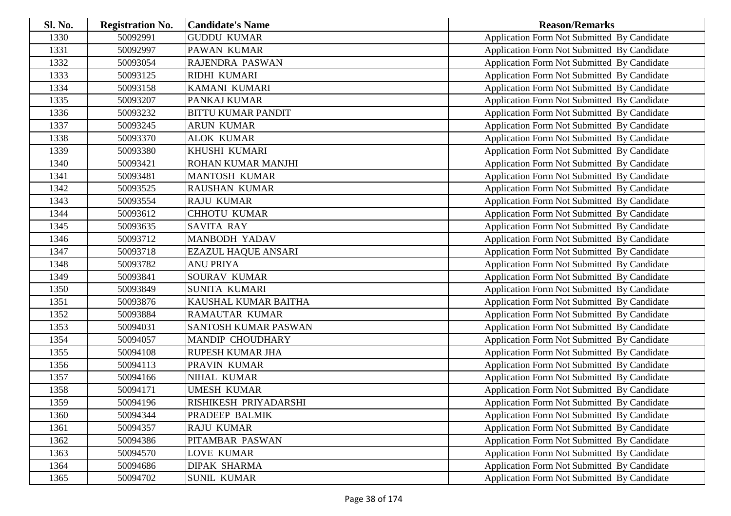| Sl. No. | Registration No. | Candidate's Name | Reason/Remarks |
|---|---|---|---|
| 1330 | 50092991 | GUDDU KUMAR | Application Form Not Submitted By Candidate |
| 1331 | 50092997 | PAWAN KUMAR | Application Form Not Submitted By Candidate |
| 1332 | 50093054 | RAJENDRA PASWAN | Application Form Not Submitted By Candidate |
| 1333 | 50093125 | RIDHI KUMARI | Application Form Not Submitted By Candidate |
| 1334 | 50093158 | KAMANI KUMARI | Application Form Not Submitted By Candidate |
| 1335 | 50093207 | PANKAJ KUMAR | Application Form Not Submitted By Candidate |
| 1336 | 50093232 | BITTU KUMAR PANDIT | Application Form Not Submitted By Candidate |
| 1337 | 50093245 | ARUN KUMAR | Application Form Not Submitted By Candidate |
| 1338 | 50093370 | ALOK KUMAR | Application Form Not Submitted By Candidate |
| 1339 | 50093380 | KHUSHI KUMARI | Application Form Not Submitted By Candidate |
| 1340 | 50093421 | ROHAN KUMAR MANJHI | Application Form Not Submitted By Candidate |
| 1341 | 50093481 | MANTOSH KUMAR | Application Form Not Submitted By Candidate |
| 1342 | 50093525 | RAUSHAN KUMAR | Application Form Not Submitted By Candidate |
| 1343 | 50093554 | RAJU KUMAR | Application Form Not Submitted By Candidate |
| 1344 | 50093612 | CHHOTU KUMAR | Application Form Not Submitted By Candidate |
| 1345 | 50093635 | SAVITA RAY | Application Form Not Submitted By Candidate |
| 1346 | 50093712 | MANBODH YADAV | Application Form Not Submitted By Candidate |
| 1347 | 50093718 | EZAZUL HAQUE ANSARI | Application Form Not Submitted By Candidate |
| 1348 | 50093782 | ANU PRIYA | Application Form Not Submitted By Candidate |
| 1349 | 50093841 | SOURAV KUMAR | Application Form Not Submitted By Candidate |
| 1350 | 50093849 | SUNITA KUMARI | Application Form Not Submitted By Candidate |
| 1351 | 50093876 | KAUSHAL KUMAR BAITHA | Application Form Not Submitted By Candidate |
| 1352 | 50093884 | RAMAUTAR KUMAR | Application Form Not Submitted By Candidate |
| 1353 | 50094031 | SANTOSH KUMAR PASWAN | Application Form Not Submitted By Candidate |
| 1354 | 50094057 | MANDIP CHOUDHARY | Application Form Not Submitted By Candidate |
| 1355 | 50094108 | RUPESH KUMAR JHA | Application Form Not Submitted By Candidate |
| 1356 | 50094113 | PRAVIN KUMAR | Application Form Not Submitted By Candidate |
| 1357 | 50094166 | NIHAL KUMAR | Application Form Not Submitted By Candidate |
| 1358 | 50094171 | UMESH KUMAR | Application Form Not Submitted By Candidate |
| 1359 | 50094196 | RISHIKESH PRIYADARSHI | Application Form Not Submitted By Candidate |
| 1360 | 50094344 | PRADEEP BALMIK | Application Form Not Submitted By Candidate |
| 1361 | 50094357 | RAJU KUMAR | Application Form Not Submitted By Candidate |
| 1362 | 50094386 | PITAMBAR PASWAN | Application Form Not Submitted By Candidate |
| 1363 | 50094570 | LOVE KUMAR | Application Form Not Submitted By Candidate |
| 1364 | 50094686 | DIPAK SHARMA | Application Form Not Submitted By Candidate |
| 1365 | 50094702 | SUNIL KUMAR | Application Form Not Submitted By Candidate |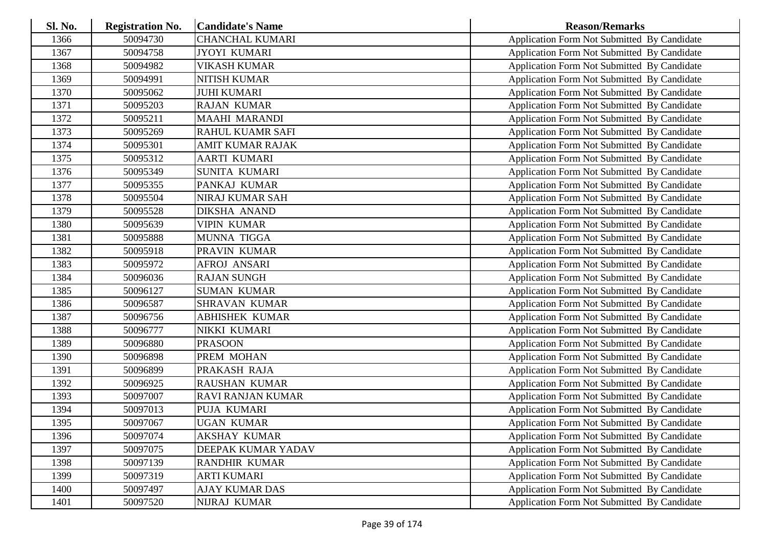| Sl. No. | Registration No. | Candidate's Name | Reason/Remarks |
|---|---|---|---|
| 1366 | 50094730 | CHANCHAL KUMARI | Application Form Not Submitted By Candidate |
| 1367 | 50094758 | JYOYI KUMARI | Application Form Not Submitted By Candidate |
| 1368 | 50094982 | VIKASH KUMAR | Application Form Not Submitted By Candidate |
| 1369 | 50094991 | NITISH KUMAR | Application Form Not Submitted By Candidate |
| 1370 | 50095062 | JUHI KUMARI | Application Form Not Submitted By Candidate |
| 1371 | 50095203 | RAJAN KUMAR | Application Form Not Submitted By Candidate |
| 1372 | 50095211 | MAAHI MARANDI | Application Form Not Submitted By Candidate |
| 1373 | 50095269 | RAHUL KUAMR SAFI | Application Form Not Submitted By Candidate |
| 1374 | 50095301 | AMIT KUMAR RAJAK | Application Form Not Submitted By Candidate |
| 1375 | 50095312 | AARTI KUMARI | Application Form Not Submitted By Candidate |
| 1376 | 50095349 | SUNITA KUMARI | Application Form Not Submitted By Candidate |
| 1377 | 50095355 | PANKAJ KUMAR | Application Form Not Submitted By Candidate |
| 1378 | 50095504 | NIRAJ KUMAR SAH | Application Form Not Submitted By Candidate |
| 1379 | 50095528 | DIKSHA ANAND | Application Form Not Submitted By Candidate |
| 1380 | 50095639 | VIPIN KUMAR | Application Form Not Submitted By Candidate |
| 1381 | 50095888 | MUNNA TIGGA | Application Form Not Submitted By Candidate |
| 1382 | 50095918 | PRAVIN KUMAR | Application Form Not Submitted By Candidate |
| 1383 | 50095972 | AFROJ ANSARI | Application Form Not Submitted By Candidate |
| 1384 | 50096036 | RAJAN SUNGH | Application Form Not Submitted By Candidate |
| 1385 | 50096127 | SUMAN KUMAR | Application Form Not Submitted By Candidate |
| 1386 | 50096587 | SHRAVAN KUMAR | Application Form Not Submitted By Candidate |
| 1387 | 50096756 | ABHISHEK KUMAR | Application Form Not Submitted By Candidate |
| 1388 | 50096777 | NIKKI KUMARI | Application Form Not Submitted By Candidate |
| 1389 | 50096880 | PRASOON | Application Form Not Submitted By Candidate |
| 1390 | 50096898 | PREM MOHAN | Application Form Not Submitted By Candidate |
| 1391 | 50096899 | PRAKASH RAJA | Application Form Not Submitted By Candidate |
| 1392 | 50096925 | RAUSHAN KUMAR | Application Form Not Submitted By Candidate |
| 1393 | 50097007 | RAVI RANJAN KUMAR | Application Form Not Submitted By Candidate |
| 1394 | 50097013 | PUJA KUMARI | Application Form Not Submitted By Candidate |
| 1395 | 50097067 | UGAN KUMAR | Application Form Not Submitted By Candidate |
| 1396 | 50097074 | AKSHAY KUMAR | Application Form Not Submitted By Candidate |
| 1397 | 50097075 | DEEPAK KUMAR YADAV | Application Form Not Submitted By Candidate |
| 1398 | 50097139 | RANDHIR KUMAR | Application Form Not Submitted By Candidate |
| 1399 | 50097319 | ARTI KUMARI | Application Form Not Submitted By Candidate |
| 1400 | 50097497 | AJAY KUMAR DAS | Application Form Not Submitted By Candidate |
| 1401 | 50097520 | NIJRAJ KUMAR | Application Form Not Submitted By Candidate |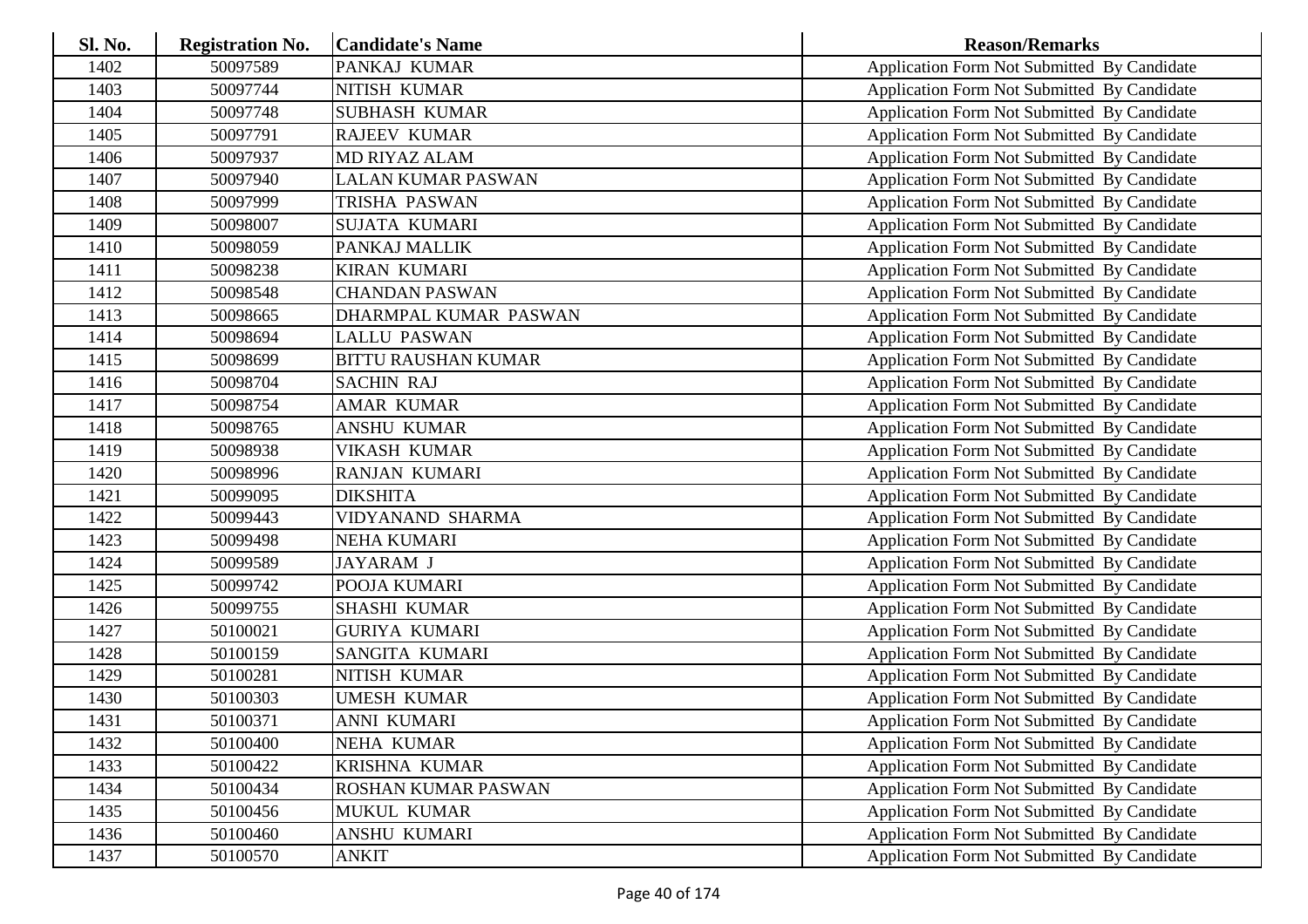| Sl. No. | Registration No. | Candidate's Name | Reason/Remarks |
|---|---|---|---|
| 1402 | 50097589 | PANKAJ KUMAR | Application Form Not Submitted By Candidate |
| 1403 | 50097744 | NITISH KUMAR | Application Form Not Submitted By Candidate |
| 1404 | 50097748 | SUBHASH KUMAR | Application Form Not Submitted By Candidate |
| 1405 | 50097791 | RAJEEV KUMAR | Application Form Not Submitted By Candidate |
| 1406 | 50097937 | MD RIYAZ ALAM | Application Form Not Submitted By Candidate |
| 1407 | 50097940 | LALAN KUMAR PASWAN | Application Form Not Submitted By Candidate |
| 1408 | 50097999 | TRISHA PASWAN | Application Form Not Submitted By Candidate |
| 1409 | 50098007 | SUJATA KUMARI | Application Form Not Submitted By Candidate |
| 1410 | 50098059 | PANKAJ MALLIK | Application Form Not Submitted By Candidate |
| 1411 | 50098238 | KIRAN KUMARI | Application Form Not Submitted By Candidate |
| 1412 | 50098548 | CHANDAN PASWAN | Application Form Not Submitted By Candidate |
| 1413 | 50098665 | DHARMPAL KUMAR PASWAN | Application Form Not Submitted By Candidate |
| 1414 | 50098694 | LALLU PASWAN | Application Form Not Submitted By Candidate |
| 1415 | 50098699 | BITTU RAUSHAN KUMAR | Application Form Not Submitted By Candidate |
| 1416 | 50098704 | SACHIN RAJ | Application Form Not Submitted By Candidate |
| 1417 | 50098754 | AMAR KUMAR | Application Form Not Submitted By Candidate |
| 1418 | 50098765 | ANSHU KUMAR | Application Form Not Submitted By Candidate |
| 1419 | 50098938 | VIKASH KUMAR | Application Form Not Submitted By Candidate |
| 1420 | 50098996 | RANJAN KUMARI | Application Form Not Submitted By Candidate |
| 1421 | 50099095 | DIKSHITA | Application Form Not Submitted By Candidate |
| 1422 | 50099443 | VIDYANAND SHARMA | Application Form Not Submitted By Candidate |
| 1423 | 50099498 | NEHA KUMARI | Application Form Not Submitted By Candidate |
| 1424 | 50099589 | JAYARAM J | Application Form Not Submitted By Candidate |
| 1425 | 50099742 | POOJA KUMARI | Application Form Not Submitted By Candidate |
| 1426 | 50099755 | SHASHI KUMAR | Application Form Not Submitted By Candidate |
| 1427 | 50100021 | GURIYA KUMARI | Application Form Not Submitted By Candidate |
| 1428 | 50100159 | SANGITA KUMARI | Application Form Not Submitted By Candidate |
| 1429 | 50100281 | NITISH KUMAR | Application Form Not Submitted By Candidate |
| 1430 | 50100303 | UMESH KUMAR | Application Form Not Submitted By Candidate |
| 1431 | 50100371 | ANNI KUMARI | Application Form Not Submitted By Candidate |
| 1432 | 50100400 | NEHA KUMAR | Application Form Not Submitted By Candidate |
| 1433 | 50100422 | KRISHNA KUMAR | Application Form Not Submitted By Candidate |
| 1434 | 50100434 | ROSHAN KUMAR PASWAN | Application Form Not Submitted By Candidate |
| 1435 | 50100456 | MUKUL KUMAR | Application Form Not Submitted By Candidate |
| 1436 | 50100460 | ANSHU KUMARI | Application Form Not Submitted By Candidate |
| 1437 | 50100570 | ANKIT | Application Form Not Submitted By Candidate |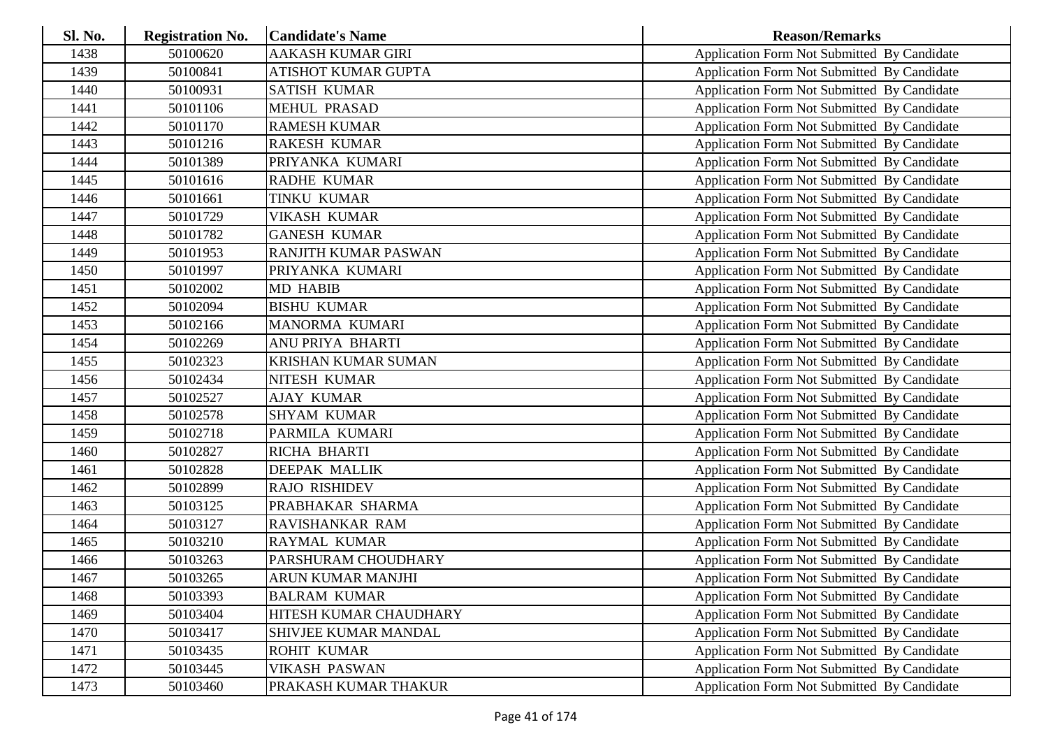| Sl. No. | Registration No. | Candidate's Name | Reason/Remarks |
|---|---|---|---|
| 1438 | 50100620 | AAKASH KUMAR GIRI | Application Form Not Submitted By Candidate |
| 1439 | 50100841 | ATISHOT KUMAR GUPTA | Application Form Not Submitted By Candidate |
| 1440 | 50100931 | SATISH KUMAR | Application Form Not Submitted By Candidate |
| 1441 | 50101106 | MEHUL PRASAD | Application Form Not Submitted By Candidate |
| 1442 | 50101170 | RAMESH KUMAR | Application Form Not Submitted By Candidate |
| 1443 | 50101216 | RAKESH KUMAR | Application Form Not Submitted By Candidate |
| 1444 | 50101389 | PRIYANKA KUMARI | Application Form Not Submitted By Candidate |
| 1445 | 50101616 | RADHE KUMAR | Application Form Not Submitted By Candidate |
| 1446 | 50101661 | TINKU KUMAR | Application Form Not Submitted By Candidate |
| 1447 | 50101729 | VIKASH KUMAR | Application Form Not Submitted By Candidate |
| 1448 | 50101782 | GANESH KUMAR | Application Form Not Submitted By Candidate |
| 1449 | 50101953 | RANJITH KUMAR PASWAN | Application Form Not Submitted By Candidate |
| 1450 | 50101997 | PRIYANKA KUMARI | Application Form Not Submitted By Candidate |
| 1451 | 50102002 | MD HABIB | Application Form Not Submitted By Candidate |
| 1452 | 50102094 | BISHU KUMAR | Application Form Not Submitted By Candidate |
| 1453 | 50102166 | MANORMA KUMARI | Application Form Not Submitted By Candidate |
| 1454 | 50102269 | ANU PRIYA BHARTI | Application Form Not Submitted By Candidate |
| 1455 | 50102323 | KRISHAN KUMAR SUMAN | Application Form Not Submitted By Candidate |
| 1456 | 50102434 | NITESH KUMAR | Application Form Not Submitted By Candidate |
| 1457 | 50102527 | AJAY KUMAR | Application Form Not Submitted By Candidate |
| 1458 | 50102578 | SHYAM KUMAR | Application Form Not Submitted By Candidate |
| 1459 | 50102718 | PARMILA KUMARI | Application Form Not Submitted By Candidate |
| 1460 | 50102827 | RICHA BHARTI | Application Form Not Submitted By Candidate |
| 1461 | 50102828 | DEEPAK MALLIK | Application Form Not Submitted By Candidate |
| 1462 | 50102899 | RAJO RISHIDEV | Application Form Not Submitted By Candidate |
| 1463 | 50103125 | PRABHAKAR SHARMA | Application Form Not Submitted By Candidate |
| 1464 | 50103127 | RAVISHANKAR RAM | Application Form Not Submitted By Candidate |
| 1465 | 50103210 | RAYMAL KUMAR | Application Form Not Submitted By Candidate |
| 1466 | 50103263 | PARSHURAM CHOUDHARY | Application Form Not Submitted By Candidate |
| 1467 | 50103265 | ARUN KUMAR MANJHI | Application Form Not Submitted By Candidate |
| 1468 | 50103393 | BALRAM KUMAR | Application Form Not Submitted By Candidate |
| 1469 | 50103404 | HITESH KUMAR CHAUDHARY | Application Form Not Submitted By Candidate |
| 1470 | 50103417 | SHIVJEE KUMAR MANDAL | Application Form Not Submitted By Candidate |
| 1471 | 50103435 | ROHIT KUMAR | Application Form Not Submitted By Candidate |
| 1472 | 50103445 | VIKASH PASWAN | Application Form Not Submitted By Candidate |
| 1473 | 50103460 | PRAKASH KUMAR THAKUR | Application Form Not Submitted By Candidate |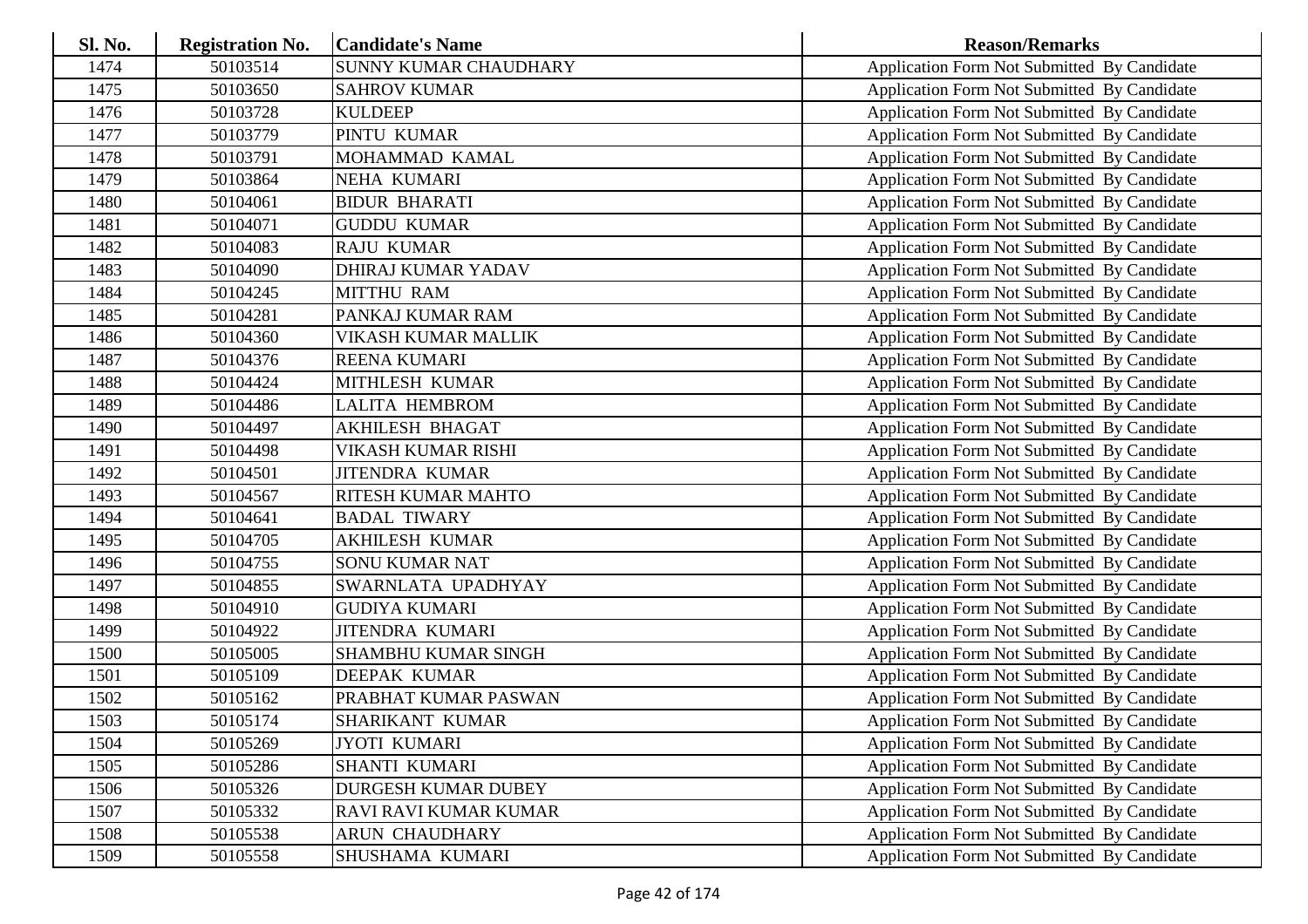| Sl. No. | Registration No. | Candidate's Name | Reason/Remarks |
|---|---|---|---|
| 1474 | 50103514 | SUNNY KUMAR CHAUDHARY | Application Form Not Submitted By Candidate |
| 1475 | 50103650 | SAHROV KUMAR | Application Form Not Submitted By Candidate |
| 1476 | 50103728 | KULDEEP | Application Form Not Submitted By Candidate |
| 1477 | 50103779 | PINTU KUMAR | Application Form Not Submitted By Candidate |
| 1478 | 50103791 | MOHAMMAD KAMAL | Application Form Not Submitted By Candidate |
| 1479 | 50103864 | NEHA KUMARI | Application Form Not Submitted By Candidate |
| 1480 | 50104061 | BIDUR BHARATI | Application Form Not Submitted By Candidate |
| 1481 | 50104071 | GUDDU KUMAR | Application Form Not Submitted By Candidate |
| 1482 | 50104083 | RAJU KUMAR | Application Form Not Submitted By Candidate |
| 1483 | 50104090 | DHIRAJ KUMAR YADAV | Application Form Not Submitted By Candidate |
| 1484 | 50104245 | MITTHU RAM | Application Form Not Submitted By Candidate |
| 1485 | 50104281 | PANKAJ KUMAR RAM | Application Form Not Submitted By Candidate |
| 1486 | 50104360 | VIKASH KUMAR MALLIK | Application Form Not Submitted By Candidate |
| 1487 | 50104376 | REENA KUMARI | Application Form Not Submitted By Candidate |
| 1488 | 50104424 | MITHLESH KUMAR | Application Form Not Submitted By Candidate |
| 1489 | 50104486 | LALITA HEMBROM | Application Form Not Submitted By Candidate |
| 1490 | 50104497 | AKHILESH BHAGAT | Application Form Not Submitted By Candidate |
| 1491 | 50104498 | VIKASH KUMAR RISHI | Application Form Not Submitted By Candidate |
| 1492 | 50104501 | JITENDRA KUMAR | Application Form Not Submitted By Candidate |
| 1493 | 50104567 | RITESH KUMAR MAHTO | Application Form Not Submitted By Candidate |
| 1494 | 50104641 | BADAL TIWARY | Application Form Not Submitted By Candidate |
| 1495 | 50104705 | AKHILESH KUMAR | Application Form Not Submitted By Candidate |
| 1496 | 50104755 | SONU KUMAR NAT | Application Form Not Submitted By Candidate |
| 1497 | 50104855 | SWARNLATA UPADHYAY | Application Form Not Submitted By Candidate |
| 1498 | 50104910 | GUDIYA KUMARI | Application Form Not Submitted By Candidate |
| 1499 | 50104922 | JITENDRA KUMARI | Application Form Not Submitted By Candidate |
| 1500 | 50105005 | SHAMBHU KUMAR SINGH | Application Form Not Submitted By Candidate |
| 1501 | 50105109 | DEEPAK KUMAR | Application Form Not Submitted By Candidate |
| 1502 | 50105162 | PRABHAT KUMAR PASWAN | Application Form Not Submitted By Candidate |
| 1503 | 50105174 | SHARIKANT KUMAR | Application Form Not Submitted By Candidate |
| 1504 | 50105269 | JYOTI KUMARI | Application Form Not Submitted By Candidate |
| 1505 | 50105286 | SHANTI KUMARI | Application Form Not Submitted By Candidate |
| 1506 | 50105326 | DURGESH KUMAR DUBEY | Application Form Not Submitted By Candidate |
| 1507 | 50105332 | RAVI RAVI KUMAR KUMAR | Application Form Not Submitted By Candidate |
| 1508 | 50105538 | ARUN CHAUDHARY | Application Form Not Submitted By Candidate |
| 1509 | 50105558 | SHUSHAMA KUMARI | Application Form Not Submitted By Candidate |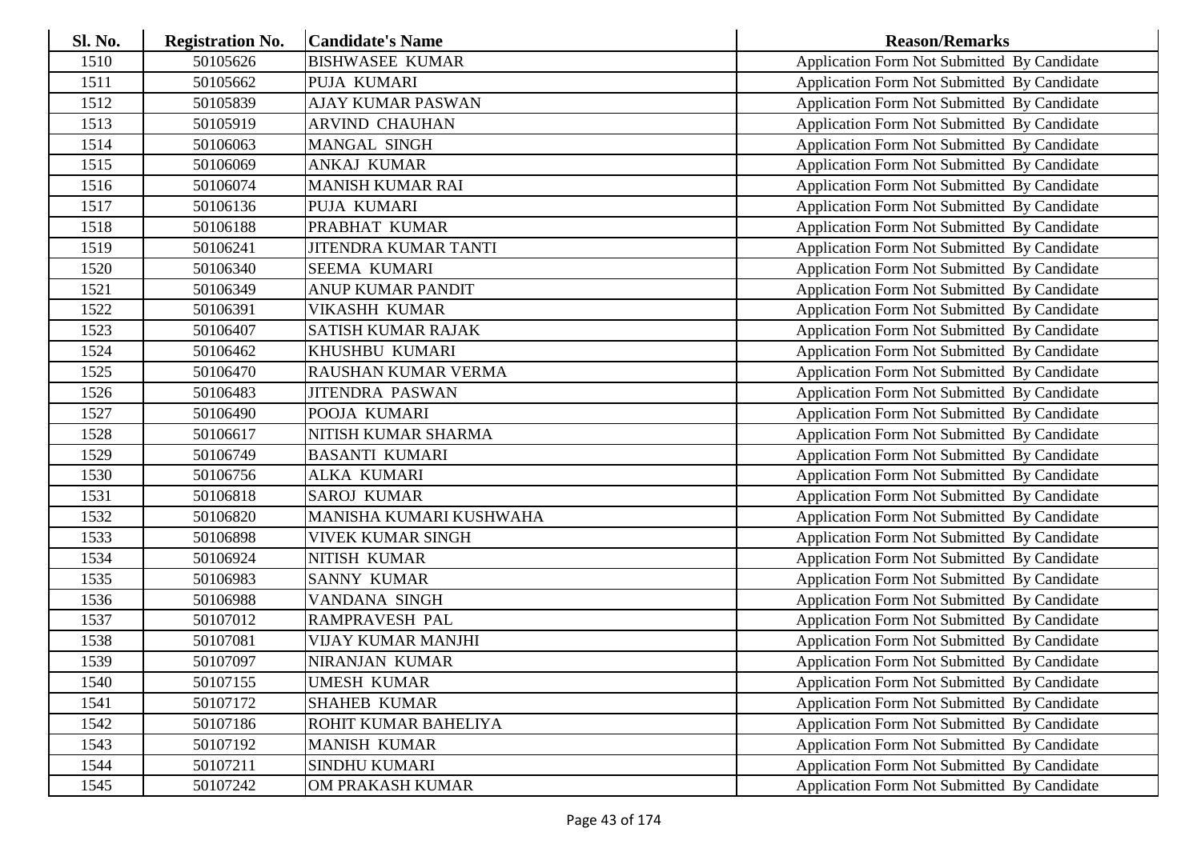| Sl. No. | Registration No. | Candidate's Name | Reason/Remarks |
|---|---|---|---|
| 1510 | 50105626 | BISHWASEE KUMAR | Application Form Not Submitted By Candidate |
| 1511 | 50105662 | PUJA KUMARI | Application Form Not Submitted By Candidate |
| 1512 | 50105839 | AJAY KUMAR PASWAN | Application Form Not Submitted By Candidate |
| 1513 | 50105919 | ARVIND CHAUHAN | Application Form Not Submitted By Candidate |
| 1514 | 50106063 | MANGAL SINGH | Application Form Not Submitted By Candidate |
| 1515 | 50106069 | ANKAJ KUMAR | Application Form Not Submitted By Candidate |
| 1516 | 50106074 | MANISH KUMAR RAI | Application Form Not Submitted By Candidate |
| 1517 | 50106136 | PUJA KUMARI | Application Form Not Submitted By Candidate |
| 1518 | 50106188 | PRABHAT KUMAR | Application Form Not Submitted By Candidate |
| 1519 | 50106241 | JITENDRA KUMAR TANTI | Application Form Not Submitted By Candidate |
| 1520 | 50106340 | SEEMA KUMARI | Application Form Not Submitted By Candidate |
| 1521 | 50106349 | ANUP KUMAR PANDIT | Application Form Not Submitted By Candidate |
| 1522 | 50106391 | VIKASHH KUMAR | Application Form Not Submitted By Candidate |
| 1523 | 50106407 | SATISH KUMAR RAJAK | Application Form Not Submitted By Candidate |
| 1524 | 50106462 | KHUSHBU KUMARI | Application Form Not Submitted By Candidate |
| 1525 | 50106470 | RAUSHAN KUMAR VERMA | Application Form Not Submitted By Candidate |
| 1526 | 50106483 | JITENDRA PASWAN | Application Form Not Submitted By Candidate |
| 1527 | 50106490 | POOJA KUMARI | Application Form Not Submitted By Candidate |
| 1528 | 50106617 | NITISH KUMAR SHARMA | Application Form Not Submitted By Candidate |
| 1529 | 50106749 | BASANTI KUMARI | Application Form Not Submitted By Candidate |
| 1530 | 50106756 | ALKA KUMARI | Application Form Not Submitted By Candidate |
| 1531 | 50106818 | SAROJ KUMAR | Application Form Not Submitted By Candidate |
| 1532 | 50106820 | MANISHA KUMARI KUSHWAHA | Application Form Not Submitted By Candidate |
| 1533 | 50106898 | VIVEK KUMAR SINGH | Application Form Not Submitted By Candidate |
| 1534 | 50106924 | NITISH KUMAR | Application Form Not Submitted By Candidate |
| 1535 | 50106983 | SANNY KUMAR | Application Form Not Submitted By Candidate |
| 1536 | 50106988 | VANDANA SINGH | Application Form Not Submitted By Candidate |
| 1537 | 50107012 | RAMPRAVESH PAL | Application Form Not Submitted By Candidate |
| 1538 | 50107081 | VIJAY KUMAR MANJHI | Application Form Not Submitted By Candidate |
| 1539 | 50107097 | NIRANJAN KUMAR | Application Form Not Submitted By Candidate |
| 1540 | 50107155 | UMESH KUMAR | Application Form Not Submitted By Candidate |
| 1541 | 50107172 | SHAHEB KUMAR | Application Form Not Submitted By Candidate |
| 1542 | 50107186 | ROHIT KUMAR BAHELIYA | Application Form Not Submitted By Candidate |
| 1543 | 50107192 | MANISH KUMAR | Application Form Not Submitted By Candidate |
| 1544 | 50107211 | SINDHU KUMARI | Application Form Not Submitted By Candidate |
| 1545 | 50107242 | OM PRAKASH KUMAR | Application Form Not Submitted By Candidate |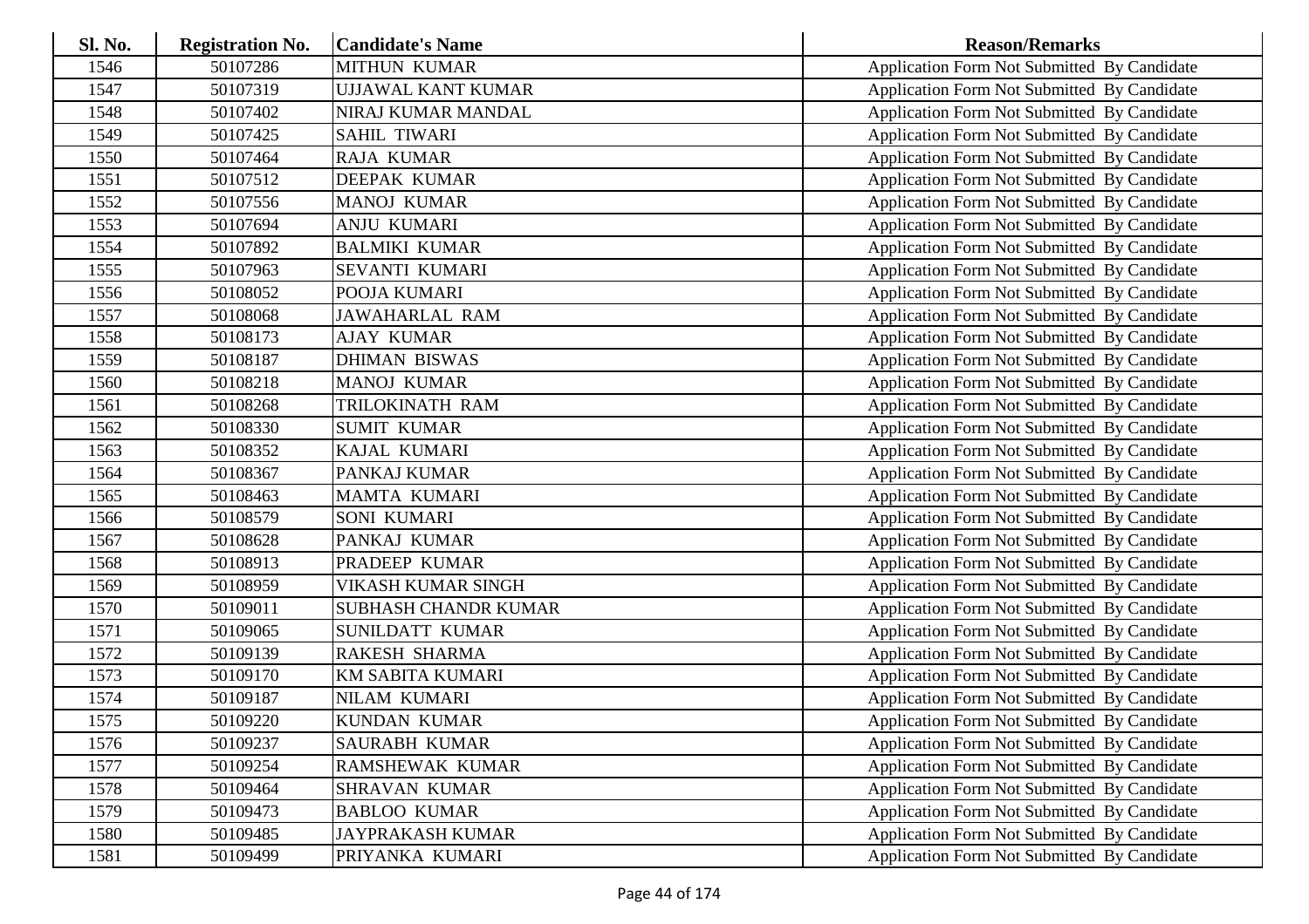| Sl. No. | Registration No. | Candidate's Name | Reason/Remarks |
|---|---|---|---|
| 1546 | 50107286 | MITHUN KUMAR | Application Form Not Submitted By Candidate |
| 1547 | 50107319 | UJJAWAL KANT KUMAR | Application Form Not Submitted By Candidate |
| 1548 | 50107402 | NIRAJ KUMAR MANDAL | Application Form Not Submitted By Candidate |
| 1549 | 50107425 | SAHIL TIWARI | Application Form Not Submitted By Candidate |
| 1550 | 50107464 | RAJA KUMAR | Application Form Not Submitted By Candidate |
| 1551 | 50107512 | DEEPAK KUMAR | Application Form Not Submitted By Candidate |
| 1552 | 50107556 | MANOJ KUMAR | Application Form Not Submitted By Candidate |
| 1553 | 50107694 | ANJU KUMARI | Application Form Not Submitted By Candidate |
| 1554 | 50107892 | BALMIKI KUMAR | Application Form Not Submitted By Candidate |
| 1555 | 50107963 | SEVANTI KUMARI | Application Form Not Submitted By Candidate |
| 1556 | 50108052 | POOJA KUMARI | Application Form Not Submitted By Candidate |
| 1557 | 50108068 | JAWAHARLAL RAM | Application Form Not Submitted By Candidate |
| 1558 | 50108173 | AJAY KUMAR | Application Form Not Submitted By Candidate |
| 1559 | 50108187 | DHIMAN BISWAS | Application Form Not Submitted By Candidate |
| 1560 | 50108218 | MANOJ KUMAR | Application Form Not Submitted By Candidate |
| 1561 | 50108268 | TRILOKINATH RAM | Application Form Not Submitted By Candidate |
| 1562 | 50108330 | SUMIT KUMAR | Application Form Not Submitted By Candidate |
| 1563 | 50108352 | KAJAL KUMARI | Application Form Not Submitted By Candidate |
| 1564 | 50108367 | PANKAJ KUMAR | Application Form Not Submitted By Candidate |
| 1565 | 50108463 | MAMTA KUMARI | Application Form Not Submitted By Candidate |
| 1566 | 50108579 | SONI KUMARI | Application Form Not Submitted By Candidate |
| 1567 | 50108628 | PANKAJ KUMAR | Application Form Not Submitted By Candidate |
| 1568 | 50108913 | PRADEEP KUMAR | Application Form Not Submitted By Candidate |
| 1569 | 50108959 | VIKASH KUMAR SINGH | Application Form Not Submitted By Candidate |
| 1570 | 50109011 | SUBHASH CHANDR KUMAR | Application Form Not Submitted By Candidate |
| 1571 | 50109065 | SUNILDATT KUMAR | Application Form Not Submitted By Candidate |
| 1572 | 50109139 | RAKESH SHARMA | Application Form Not Submitted By Candidate |
| 1573 | 50109170 | KM SABITA KUMARI | Application Form Not Submitted By Candidate |
| 1574 | 50109187 | NILAM KUMARI | Application Form Not Submitted By Candidate |
| 1575 | 50109220 | KUNDAN KUMAR | Application Form Not Submitted By Candidate |
| 1576 | 50109237 | SAURABH KUMAR | Application Form Not Submitted By Candidate |
| 1577 | 50109254 | RAMSHEWAK KUMAR | Application Form Not Submitted By Candidate |
| 1578 | 50109464 | SHRAVAN KUMAR | Application Form Not Submitted By Candidate |
| 1579 | 50109473 | BABLOO KUMAR | Application Form Not Submitted By Candidate |
| 1580 | 50109485 | JAYPRAKASH KUMAR | Application Form Not Submitted By Candidate |
| 1581 | 50109499 | PRIYANKA KUMARI | Application Form Not Submitted By Candidate |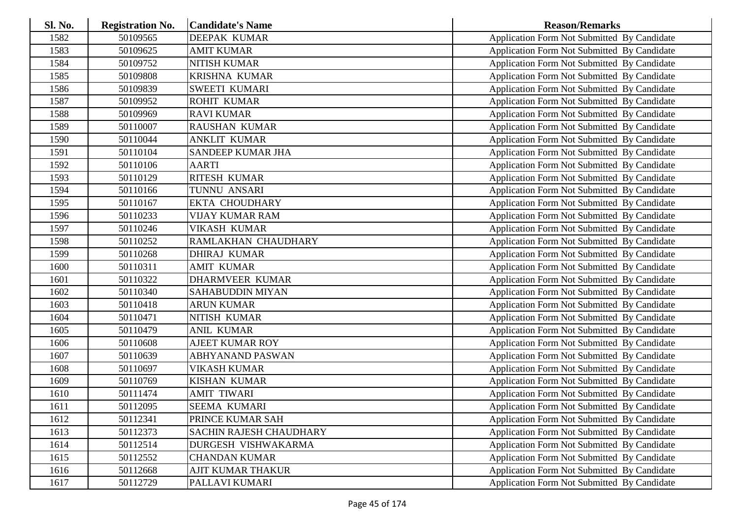| Sl. No. | Registration No. | Candidate's Name | Reason/Remarks |
|---|---|---|---|
| 1582 | 50109565 | DEEPAK KUMAR | Application Form Not Submitted By Candidate |
| 1583 | 50109625 | AMIT KUMAR | Application Form Not Submitted By Candidate |
| 1584 | 50109752 | NITISH KUMAR | Application Form Not Submitted By Candidate |
| 1585 | 50109808 | KRISHNA KUMAR | Application Form Not Submitted By Candidate |
| 1586 | 50109839 | SWEETI KUMARI | Application Form Not Submitted By Candidate |
| 1587 | 50109952 | ROHIT KUMAR | Application Form Not Submitted By Candidate |
| 1588 | 50109969 | RAVI KUMAR | Application Form Not Submitted By Candidate |
| 1589 | 50110007 | RAUSHAN KUMAR | Application Form Not Submitted By Candidate |
| 1590 | 50110044 | ANKLIT KUMAR | Application Form Not Submitted By Candidate |
| 1591 | 50110104 | SANDEEP KUMAR JHA | Application Form Not Submitted By Candidate |
| 1592 | 50110106 | AARTI | Application Form Not Submitted By Candidate |
| 1593 | 50110129 | RITESH KUMAR | Application Form Not Submitted By Candidate |
| 1594 | 50110166 | TUNNU ANSARI | Application Form Not Submitted By Candidate |
| 1595 | 50110167 | EKTA CHOUDHARY | Application Form Not Submitted By Candidate |
| 1596 | 50110233 | VIJAY KUMAR RAM | Application Form Not Submitted By Candidate |
| 1597 | 50110246 | VIKASH KUMAR | Application Form Not Submitted By Candidate |
| 1598 | 50110252 | RAMLAKHAN CHAUDHARY | Application Form Not Submitted By Candidate |
| 1599 | 50110268 | DHIRAJ KUMAR | Application Form Not Submitted By Candidate |
| 1600 | 50110311 | AMIT KUMAR | Application Form Not Submitted By Candidate |
| 1601 | 50110322 | DHARMVEER KUMAR | Application Form Not Submitted By Candidate |
| 1602 | 50110340 | SAHABUDDIN MIYAN | Application Form Not Submitted By Candidate |
| 1603 | 50110418 | ARUN KUMAR | Application Form Not Submitted By Candidate |
| 1604 | 50110471 | NITISH KUMAR | Application Form Not Submitted By Candidate |
| 1605 | 50110479 | ANIL KUMAR | Application Form Not Submitted By Candidate |
| 1606 | 50110608 | AJEET KUMAR ROY | Application Form Not Submitted By Candidate |
| 1607 | 50110639 | ABHYANAND PASWAN | Application Form Not Submitted By Candidate |
| 1608 | 50110697 | VIKASH KUMAR | Application Form Not Submitted By Candidate |
| 1609 | 50110769 | KISHAN KUMAR | Application Form Not Submitted By Candidate |
| 1610 | 50111474 | AMIT TIWARI | Application Form Not Submitted By Candidate |
| 1611 | 50112095 | SEEMA KUMARI | Application Form Not Submitted By Candidate |
| 1612 | 50112341 | PRINCE KUMAR SAH | Application Form Not Submitted By Candidate |
| 1613 | 50112373 | SACHIN RAJESH CHAUDHARY | Application Form Not Submitted By Candidate |
| 1614 | 50112514 | DURGESH VISHWAKARMA | Application Form Not Submitted By Candidate |
| 1615 | 50112552 | CHANDAN KUMAR | Application Form Not Submitted By Candidate |
| 1616 | 50112668 | AJIT KUMAR THAKUR | Application Form Not Submitted By Candidate |
| 1617 | 50112729 | PALLAVI KUMARI | Application Form Not Submitted By Candidate |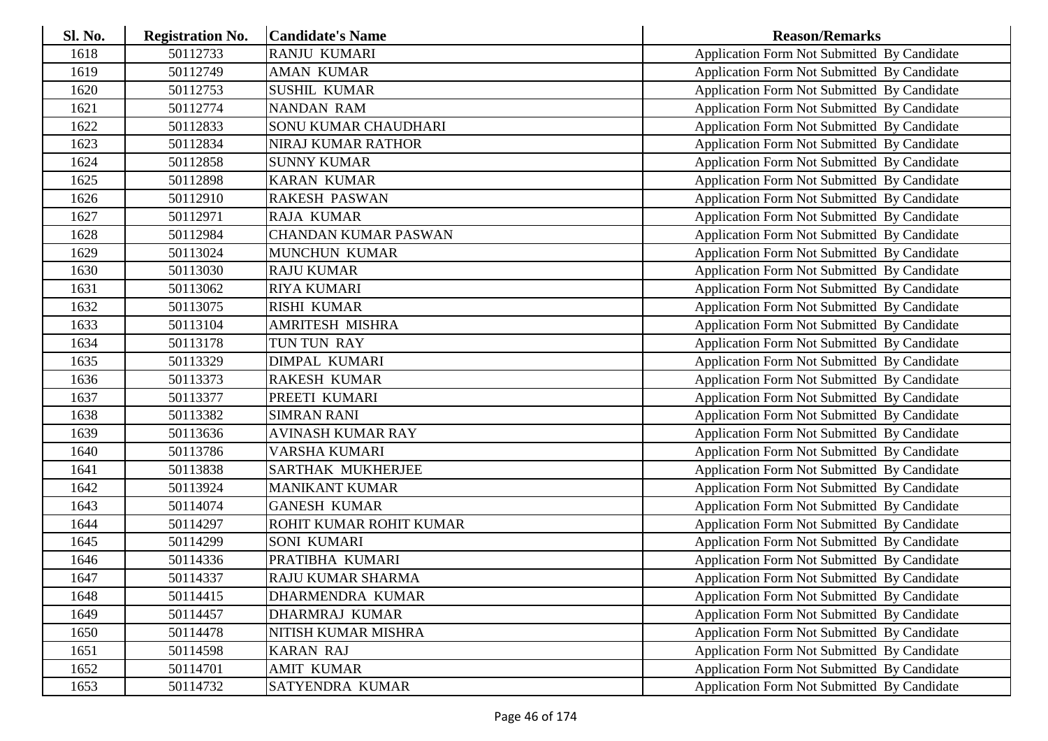| Sl. No. | Registration No. | Candidate's Name | Reason/Remarks |
|---|---|---|---|
| 1618 | 50112733 | RANJU KUMARI | Application Form Not Submitted By Candidate |
| 1619 | 50112749 | AMAN KUMAR | Application Form Not Submitted By Candidate |
| 1620 | 50112753 | SUSHIL KUMAR | Application Form Not Submitted By Candidate |
| 1621 | 50112774 | NANDAN RAM | Application Form Not Submitted By Candidate |
| 1622 | 50112833 | SONU KUMAR CHAUDHARI | Application Form Not Submitted By Candidate |
| 1623 | 50112834 | NIRAJ KUMAR RATHOR | Application Form Not Submitted By Candidate |
| 1624 | 50112858 | SUNNY KUMAR | Application Form Not Submitted By Candidate |
| 1625 | 50112898 | KARAN KUMAR | Application Form Not Submitted By Candidate |
| 1626 | 50112910 | RAKESH PASWAN | Application Form Not Submitted By Candidate |
| 1627 | 50112971 | RAJA KUMAR | Application Form Not Submitted By Candidate |
| 1628 | 50112984 | CHANDAN KUMAR PASWAN | Application Form Not Submitted By Candidate |
| 1629 | 50113024 | MUNCHUN KUMAR | Application Form Not Submitted By Candidate |
| 1630 | 50113030 | RAJU KUMAR | Application Form Not Submitted By Candidate |
| 1631 | 50113062 | RIYA KUMARI | Application Form Not Submitted By Candidate |
| 1632 | 50113075 | RISHI KUMAR | Application Form Not Submitted By Candidate |
| 1633 | 50113104 | AMRITESH MISHRA | Application Form Not Submitted By Candidate |
| 1634 | 50113178 | TUN TUN RAY | Application Form Not Submitted By Candidate |
| 1635 | 50113329 | DIMPAL KUMARI | Application Form Not Submitted By Candidate |
| 1636 | 50113373 | RAKESH KUMAR | Application Form Not Submitted By Candidate |
| 1637 | 50113377 | PREETI KUMARI | Application Form Not Submitted By Candidate |
| 1638 | 50113382 | SIMRAN RANI | Application Form Not Submitted By Candidate |
| 1639 | 50113636 | AVINASH KUMAR RAY | Application Form Not Submitted By Candidate |
| 1640 | 50113786 | VARSHA KUMARI | Application Form Not Submitted By Candidate |
| 1641 | 50113838 | SARTHAK MUKHERJEE | Application Form Not Submitted By Candidate |
| 1642 | 50113924 | MANIKANT KUMAR | Application Form Not Submitted By Candidate |
| 1643 | 50114074 | GANESH KUMAR | Application Form Not Submitted By Candidate |
| 1644 | 50114297 | ROHIT KUMAR ROHIT KUMAR | Application Form Not Submitted By Candidate |
| 1645 | 50114299 | SONI KUMARI | Application Form Not Submitted By Candidate |
| 1646 | 50114336 | PRATIBHA KUMARI | Application Form Not Submitted By Candidate |
| 1647 | 50114337 | RAJU KUMAR SHARMA | Application Form Not Submitted By Candidate |
| 1648 | 50114415 | DHARMENDRA KUMAR | Application Form Not Submitted By Candidate |
| 1649 | 50114457 | DHARMRAJ KUMAR | Application Form Not Submitted By Candidate |
| 1650 | 50114478 | NITISH KUMAR MISHRA | Application Form Not Submitted By Candidate |
| 1651 | 50114598 | KARAN RAJ | Application Form Not Submitted By Candidate |
| 1652 | 50114701 | AMIT KUMAR | Application Form Not Submitted By Candidate |
| 1653 | 50114732 | SATYENDRA KUMAR | Application Form Not Submitted By Candidate |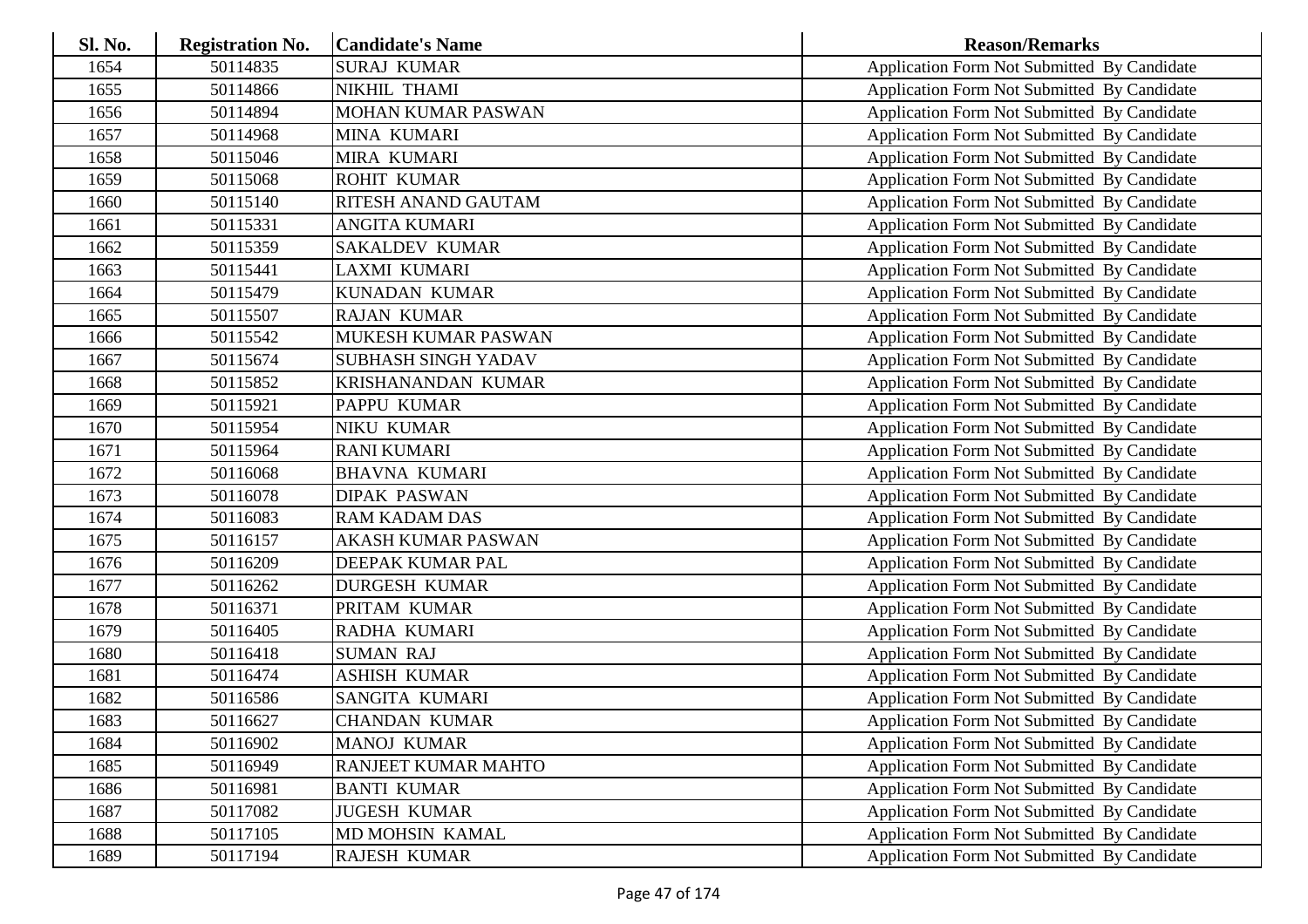| Sl. No. | Registration No. | Candidate's Name | Reason/Remarks |
|---|---|---|---|
| 1654 | 50114835 | SURAJ KUMAR | Application Form Not Submitted By Candidate |
| 1655 | 50114866 | NIKHIL THAMI | Application Form Not Submitted By Candidate |
| 1656 | 50114894 | MOHAN KUMAR PASWAN | Application Form Not Submitted By Candidate |
| 1657 | 50114968 | MINA KUMARI | Application Form Not Submitted By Candidate |
| 1658 | 50115046 | MIRA KUMARI | Application Form Not Submitted By Candidate |
| 1659 | 50115068 | ROHIT KUMAR | Application Form Not Submitted By Candidate |
| 1660 | 50115140 | RITESH ANAND GAUTAM | Application Form Not Submitted By Candidate |
| 1661 | 50115331 | ANGITA KUMARI | Application Form Not Submitted By Candidate |
| 1662 | 50115359 | SAKALDEV KUMAR | Application Form Not Submitted By Candidate |
| 1663 | 50115441 | LAXMI KUMARI | Application Form Not Submitted By Candidate |
| 1664 | 50115479 | KUNADAN KUMAR | Application Form Not Submitted By Candidate |
| 1665 | 50115507 | RAJAN KUMAR | Application Form Not Submitted By Candidate |
| 1666 | 50115542 | MUKESH KUMAR PASWAN | Application Form Not Submitted By Candidate |
| 1667 | 50115674 | SUBHASH SINGH YADAV | Application Form Not Submitted By Candidate |
| 1668 | 50115852 | KRISHANANDAN KUMAR | Application Form Not Submitted By Candidate |
| 1669 | 50115921 | PAPPU KUMAR | Application Form Not Submitted By Candidate |
| 1670 | 50115954 | NIKU KUMAR | Application Form Not Submitted By Candidate |
| 1671 | 50115964 | RANI KUMARI | Application Form Not Submitted By Candidate |
| 1672 | 50116068 | BHAVNA KUMARI | Application Form Not Submitted By Candidate |
| 1673 | 50116078 | DIPAK PASWAN | Application Form Not Submitted By Candidate |
| 1674 | 50116083 | RAM KADAM DAS | Application Form Not Submitted By Candidate |
| 1675 | 50116157 | AKASH KUMAR PASWAN | Application Form Not Submitted By Candidate |
| 1676 | 50116209 | DEEPAK KUMAR PAL | Application Form Not Submitted By Candidate |
| 1677 | 50116262 | DURGESH KUMAR | Application Form Not Submitted By Candidate |
| 1678 | 50116371 | PRITAM KUMAR | Application Form Not Submitted By Candidate |
| 1679 | 50116405 | RADHA KUMARI | Application Form Not Submitted By Candidate |
| 1680 | 50116418 | SUMAN RAJ | Application Form Not Submitted By Candidate |
| 1681 | 50116474 | ASHISH KUMAR | Application Form Not Submitted By Candidate |
| 1682 | 50116586 | SANGITA KUMARI | Application Form Not Submitted By Candidate |
| 1683 | 50116627 | CHANDAN KUMAR | Application Form Not Submitted By Candidate |
| 1684 | 50116902 | MANOJ KUMAR | Application Form Not Submitted By Candidate |
| 1685 | 50116949 | RANJEET KUMAR MAHTO | Application Form Not Submitted By Candidate |
| 1686 | 50116981 | BANTI KUMAR | Application Form Not Submitted By Candidate |
| 1687 | 50117082 | JUGESH KUMAR | Application Form Not Submitted By Candidate |
| 1688 | 50117105 | MD MOHSIN KAMAL | Application Form Not Submitted By Candidate |
| 1689 | 50117194 | RAJESH KUMAR | Application Form Not Submitted By Candidate |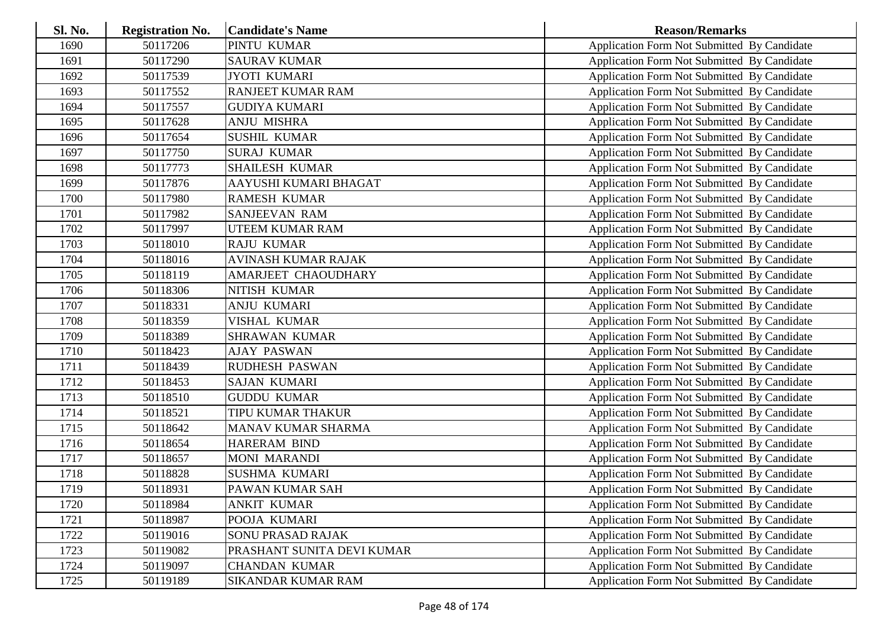| Sl. No. | Registration No. | Candidate's Name | Reason/Remarks |
| --- | --- | --- | --- |
| 1690 | 50117206 | PINTU KUMAR | Application Form Not Submitted By Candidate |
| 1691 | 50117290 | SAURAV KUMAR | Application Form Not Submitted By Candidate |
| 1692 | 50117539 | JYOTI KUMARI | Application Form Not Submitted By Candidate |
| 1693 | 50117552 | RANJEET KUMAR RAM | Application Form Not Submitted By Candidate |
| 1694 | 50117557 | GUDIYA KUMARI | Application Form Not Submitted By Candidate |
| 1695 | 50117628 | ANJU MISHRA | Application Form Not Submitted By Candidate |
| 1696 | 50117654 | SUSHIL KUMAR | Application Form Not Submitted By Candidate |
| 1697 | 50117750 | SURAJ KUMAR | Application Form Not Submitted By Candidate |
| 1698 | 50117773 | SHAILESH KUMAR | Application Form Not Submitted By Candidate |
| 1699 | 50117876 | AAYUSHI KUMARI BHAGAT | Application Form Not Submitted By Candidate |
| 1700 | 50117980 | RAMESH KUMAR | Application Form Not Submitted By Candidate |
| 1701 | 50117982 | SANJEEVAN RAM | Application Form Not Submitted By Candidate |
| 1702 | 50117997 | UTEEM KUMAR RAM | Application Form Not Submitted By Candidate |
| 1703 | 50118010 | RAJU KUMAR | Application Form Not Submitted By Candidate |
| 1704 | 50118016 | AVINASH KUMAR RAJAK | Application Form Not Submitted By Candidate |
| 1705 | 50118119 | AMARJEET CHAOUDHARY | Application Form Not Submitted By Candidate |
| 1706 | 50118306 | NITISH KUMAR | Application Form Not Submitted By Candidate |
| 1707 | 50118331 | ANJU KUMARI | Application Form Not Submitted By Candidate |
| 1708 | 50118359 | VISHAL KUMAR | Application Form Not Submitted By Candidate |
| 1709 | 50118389 | SHRAWAN KUMAR | Application Form Not Submitted By Candidate |
| 1710 | 50118423 | AJAY PASWAN | Application Form Not Submitted By Candidate |
| 1711 | 50118439 | RUDHESH PASWAN | Application Form Not Submitted By Candidate |
| 1712 | 50118453 | SAJAN KUMARI | Application Form Not Submitted By Candidate |
| 1713 | 50118510 | GUDDU KUMAR | Application Form Not Submitted By Candidate |
| 1714 | 50118521 | TIPU KUMAR THAKUR | Application Form Not Submitted By Candidate |
| 1715 | 50118642 | MANAV KUMAR SHARMA | Application Form Not Submitted By Candidate |
| 1716 | 50118654 | HARERAM BIND | Application Form Not Submitted By Candidate |
| 1717 | 50118657 | MONI MARANDI | Application Form Not Submitted By Candidate |
| 1718 | 50118828 | SUSHMA KUMARI | Application Form Not Submitted By Candidate |
| 1719 | 50118931 | PAWAN KUMAR SAH | Application Form Not Submitted By Candidate |
| 1720 | 50118984 | ANKIT KUMAR | Application Form Not Submitted By Candidate |
| 1721 | 50118987 | POOJA KUMARI | Application Form Not Submitted By Candidate |
| 1722 | 50119016 | SONU PRASAD RAJAK | Application Form Not Submitted By Candidate |
| 1723 | 50119082 | PRASHANT SUNITA DEVI KUMAR | Application Form Not Submitted By Candidate |
| 1724 | 50119097 | CHANDAN KUMAR | Application Form Not Submitted By Candidate |
| 1725 | 50119189 | SIKANDAR KUMAR RAM | Application Form Not Submitted By Candidate |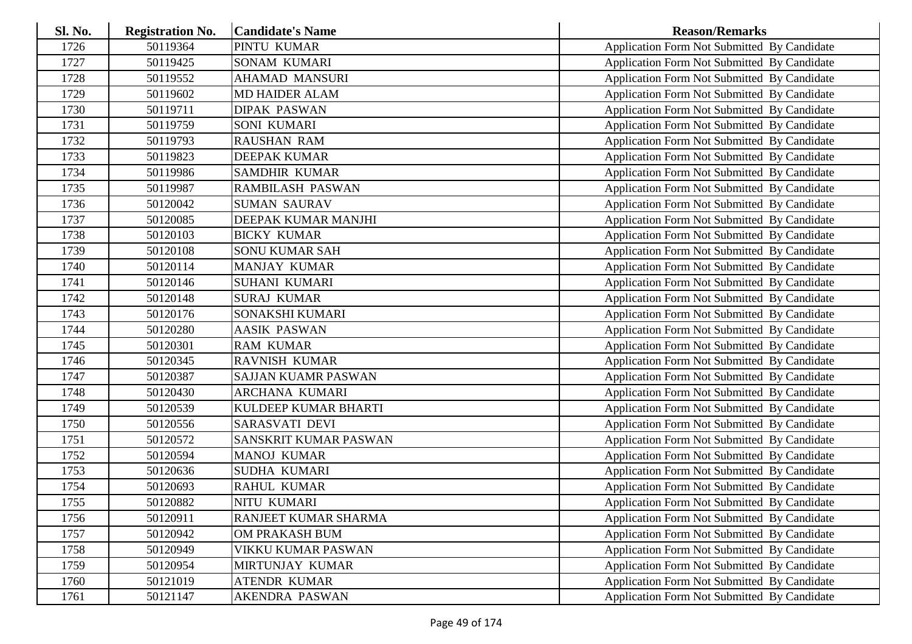| Sl. No. | Registration No. | Candidate's Name | Reason/Remarks |
|---|---|---|---|
| 1726 | 50119364 | PINTU KUMAR | Application Form Not Submitted By Candidate |
| 1727 | 50119425 | SONAM KUMARI | Application Form Not Submitted By Candidate |
| 1728 | 50119552 | AHAMAD MANSURI | Application Form Not Submitted By Candidate |
| 1729 | 50119602 | MD HAIDER ALAM | Application Form Not Submitted By Candidate |
| 1730 | 50119711 | DIPAK PASWAN | Application Form Not Submitted By Candidate |
| 1731 | 50119759 | SONI KUMARI | Application Form Not Submitted By Candidate |
| 1732 | 50119793 | RAUSHAN RAM | Application Form Not Submitted By Candidate |
| 1733 | 50119823 | DEEPAK KUMAR | Application Form Not Submitted By Candidate |
| 1734 | 50119986 | SAMDHIR KUMAR | Application Form Not Submitted By Candidate |
| 1735 | 50119987 | RAMBILASH PASWAN | Application Form Not Submitted By Candidate |
| 1736 | 50120042 | SUMAN SAURAV | Application Form Not Submitted By Candidate |
| 1737 | 50120085 | DEEPAK KUMAR MANJHI | Application Form Not Submitted By Candidate |
| 1738 | 50120103 | BICKY KUMAR | Application Form Not Submitted By Candidate |
| 1739 | 50120108 | SONU KUMAR SAH | Application Form Not Submitted By Candidate |
| 1740 | 50120114 | MANJAY KUMAR | Application Form Not Submitted By Candidate |
| 1741 | 50120146 | SUHANI KUMARI | Application Form Not Submitted By Candidate |
| 1742 | 50120148 | SURAJ KUMAR | Application Form Not Submitted By Candidate |
| 1743 | 50120176 | SONAKSHI KUMARI | Application Form Not Submitted By Candidate |
| 1744 | 50120280 | AASIK PASWAN | Application Form Not Submitted By Candidate |
| 1745 | 50120301 | RAM KUMAR | Application Form Not Submitted By Candidate |
| 1746 | 50120345 | RAVNISH KUMAR | Application Form Not Submitted By Candidate |
| 1747 | 50120387 | SAJJAN KUAMR PASWAN | Application Form Not Submitted By Candidate |
| 1748 | 50120430 | ARCHANA KUMARI | Application Form Not Submitted By Candidate |
| 1749 | 50120539 | KULDEEP KUMAR BHARTI | Application Form Not Submitted By Candidate |
| 1750 | 50120556 | SARASVATI DEVI | Application Form Not Submitted By Candidate |
| 1751 | 50120572 | SANSKRIT KUMAR PASWAN | Application Form Not Submitted By Candidate |
| 1752 | 50120594 | MANOJ KUMAR | Application Form Not Submitted By Candidate |
| 1753 | 50120636 | SUDHA KUMARI | Application Form Not Submitted By Candidate |
| 1754 | 50120693 | RAHUL KUMAR | Application Form Not Submitted By Candidate |
| 1755 | 50120882 | NITU KUMARI | Application Form Not Submitted By Candidate |
| 1756 | 50120911 | RANJEET KUMAR SHARMA | Application Form Not Submitted By Candidate |
| 1757 | 50120942 | OM PRAKASH BUM | Application Form Not Submitted By Candidate |
| 1758 | 50120949 | VIKKU KUMAR PASWAN | Application Form Not Submitted By Candidate |
| 1759 | 50120954 | MIRTUNJAY KUMAR | Application Form Not Submitted By Candidate |
| 1760 | 50121019 | ATENDR KUMAR | Application Form Not Submitted By Candidate |
| 1761 | 50121147 | AKENDRA PASWAN | Application Form Not Submitted By Candidate |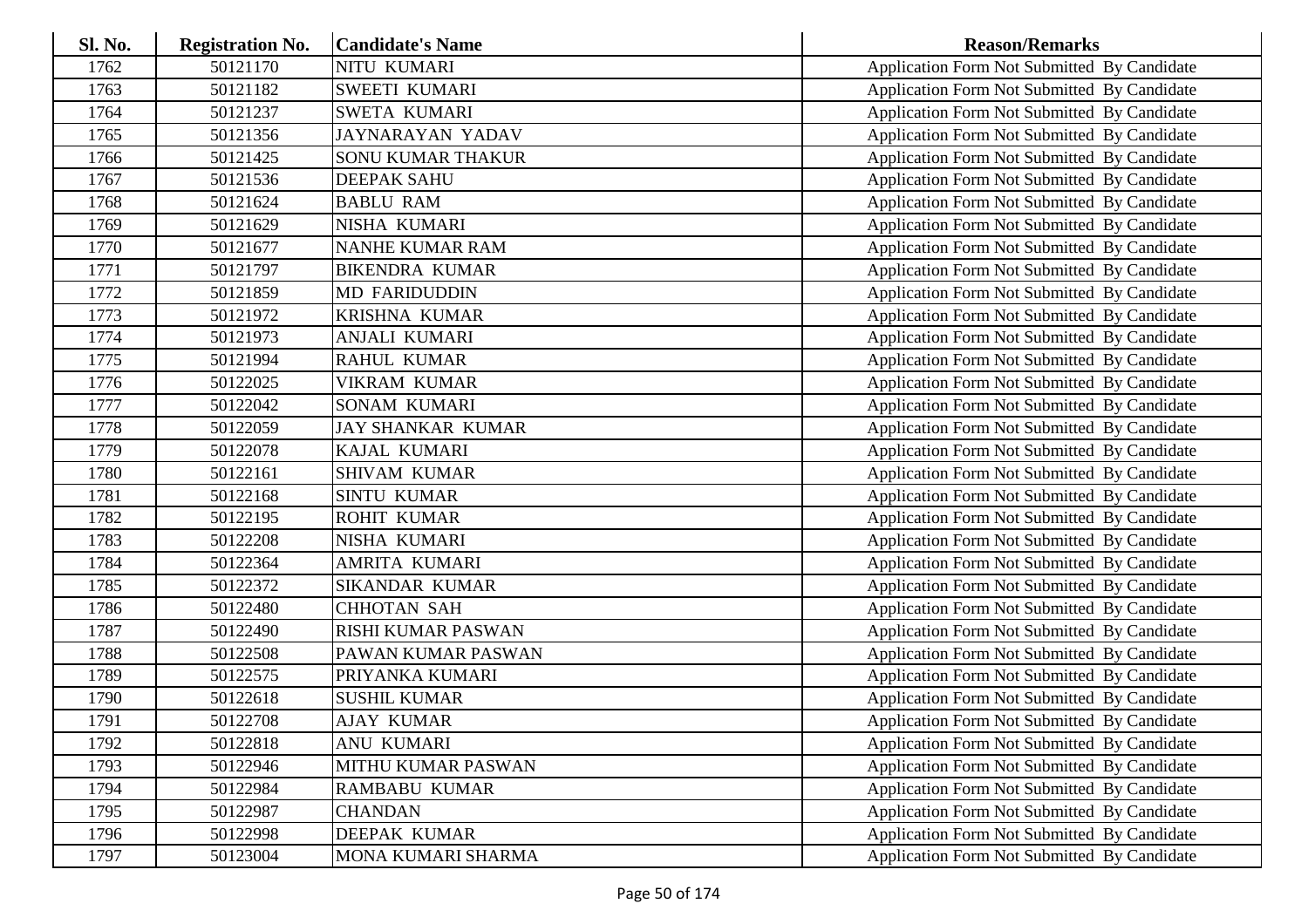| Sl. No. | Registration No. | Candidate's Name | Reason/Remarks |
|---|---|---|---|
| 1762 | 50121170 | NITU KUMARI | Application Form Not Submitted By Candidate |
| 1763 | 50121182 | SWEETI KUMARI | Application Form Not Submitted By Candidate |
| 1764 | 50121237 | SWETA KUMARI | Application Form Not Submitted By Candidate |
| 1765 | 50121356 | JAYNARAYAN YADAV | Application Form Not Submitted By Candidate |
| 1766 | 50121425 | SONU KUMAR THAKUR | Application Form Not Submitted By Candidate |
| 1767 | 50121536 | DEEPAK SAHU | Application Form Not Submitted By Candidate |
| 1768 | 50121624 | BABLU RAM | Application Form Not Submitted By Candidate |
| 1769 | 50121629 | NISHA KUMARI | Application Form Not Submitted By Candidate |
| 1770 | 50121677 | NANHE KUMAR RAM | Application Form Not Submitted By Candidate |
| 1771 | 50121797 | BIKENDRA KUMAR | Application Form Not Submitted By Candidate |
| 1772 | 50121859 | MD FARIDUDDIN | Application Form Not Submitted By Candidate |
| 1773 | 50121972 | KRISHNA KUMAR | Application Form Not Submitted By Candidate |
| 1774 | 50121973 | ANJALI KUMARI | Application Form Not Submitted By Candidate |
| 1775 | 50121994 | RAHUL KUMAR | Application Form Not Submitted By Candidate |
| 1776 | 50122025 | VIKRAM KUMAR | Application Form Not Submitted By Candidate |
| 1777 | 50122042 | SONAM KUMARI | Application Form Not Submitted By Candidate |
| 1778 | 50122059 | JAY SHANKAR KUMAR | Application Form Not Submitted By Candidate |
| 1779 | 50122078 | KAJAL KUMARI | Application Form Not Submitted By Candidate |
| 1780 | 50122161 | SHIVAM KUMAR | Application Form Not Submitted By Candidate |
| 1781 | 50122168 | SINTU KUMAR | Application Form Not Submitted By Candidate |
| 1782 | 50122195 | ROHIT KUMAR | Application Form Not Submitted By Candidate |
| 1783 | 50122208 | NISHA KUMARI | Application Form Not Submitted By Candidate |
| 1784 | 50122364 | AMRITA KUMARI | Application Form Not Submitted By Candidate |
| 1785 | 50122372 | SIKANDAR KUMAR | Application Form Not Submitted By Candidate |
| 1786 | 50122480 | CHHOTAN SAH | Application Form Not Submitted By Candidate |
| 1787 | 50122490 | RISHI KUMAR PASWAN | Application Form Not Submitted By Candidate |
| 1788 | 50122508 | PAWAN KUMAR PASWAN | Application Form Not Submitted By Candidate |
| 1789 | 50122575 | PRIYANKA KUMARI | Application Form Not Submitted By Candidate |
| 1790 | 50122618 | SUSHIL KUMAR | Application Form Not Submitted By Candidate |
| 1791 | 50122708 | AJAY KUMAR | Application Form Not Submitted By Candidate |
| 1792 | 50122818 | ANU KUMARI | Application Form Not Submitted By Candidate |
| 1793 | 50122946 | MITHU KUMAR PASWAN | Application Form Not Submitted By Candidate |
| 1794 | 50122984 | RAMBABU KUMAR | Application Form Not Submitted By Candidate |
| 1795 | 50122987 | CHANDAN | Application Form Not Submitted By Candidate |
| 1796 | 50122998 | DEEPAK KUMAR | Application Form Not Submitted By Candidate |
| 1797 | 50123004 | MONA KUMARI SHARMA | Application Form Not Submitted By Candidate |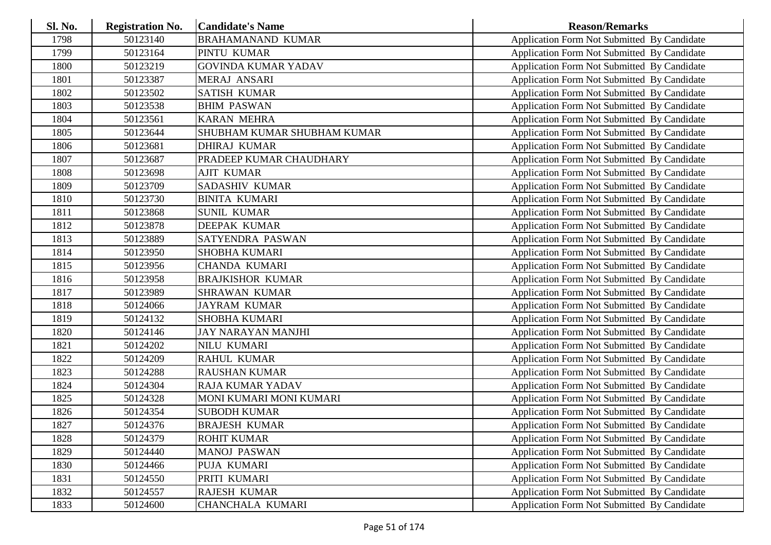| Sl. No. | Registration No. | Candidate's Name | Reason/Remarks |
|---|---|---|---|
| 1798 | 50123140 | BRAHAMANAND KUMAR | Application Form Not Submitted By Candidate |
| 1799 | 50123164 | PINTU KUMAR | Application Form Not Submitted By Candidate |
| 1800 | 50123219 | GOVINDA KUMAR YADAV | Application Form Not Submitted By Candidate |
| 1801 | 50123387 | MERAJ ANSARI | Application Form Not Submitted By Candidate |
| 1802 | 50123502 | SATISH KUMAR | Application Form Not Submitted By Candidate |
| 1803 | 50123538 | BHIM PASWAN | Application Form Not Submitted By Candidate |
| 1804 | 50123561 | KARAN MEHRA | Application Form Not Submitted By Candidate |
| 1805 | 50123644 | SHUBHAM KUMAR SHUBHAM KUMAR | Application Form Not Submitted By Candidate |
| 1806 | 50123681 | DHIRAJ KUMAR | Application Form Not Submitted By Candidate |
| 1807 | 50123687 | PRADEEP KUMAR CHAUDHARY | Application Form Not Submitted By Candidate |
| 1808 | 50123698 | AJIT KUMAR | Application Form Not Submitted By Candidate |
| 1809 | 50123709 | SADASHIV KUMAR | Application Form Not Submitted By Candidate |
| 1810 | 50123730 | BINITA KUMARI | Application Form Not Submitted By Candidate |
| 1811 | 50123868 | SUNIL KUMAR | Application Form Not Submitted By Candidate |
| 1812 | 50123878 | DEEPAK KUMAR | Application Form Not Submitted By Candidate |
| 1813 | 50123889 | SATYENDRA PASWAN | Application Form Not Submitted By Candidate |
| 1814 | 50123950 | SHOBHA KUMARI | Application Form Not Submitted By Candidate |
| 1815 | 50123956 | CHANDA KUMARI | Application Form Not Submitted By Candidate |
| 1816 | 50123958 | BRAJKISHOR KUMAR | Application Form Not Submitted By Candidate |
| 1817 | 50123989 | SHRAWAN KUMAR | Application Form Not Submitted By Candidate |
| 1818 | 50124066 | JAYRAM KUMAR | Application Form Not Submitted By Candidate |
| 1819 | 50124132 | SHOBHA KUMARI | Application Form Not Submitted By Candidate |
| 1820 | 50124146 | JAY NARAYAN MANJHI | Application Form Not Submitted By Candidate |
| 1821 | 50124202 | NILU KUMARI | Application Form Not Submitted By Candidate |
| 1822 | 50124209 | RAHUL KUMAR | Application Form Not Submitted By Candidate |
| 1823 | 50124288 | RAUSHAN KUMAR | Application Form Not Submitted By Candidate |
| 1824 | 50124304 | RAJA KUMAR YADAV | Application Form Not Submitted By Candidate |
| 1825 | 50124328 | MONI KUMARI MONI KUMARI | Application Form Not Submitted By Candidate |
| 1826 | 50124354 | SUBODH KUMAR | Application Form Not Submitted By Candidate |
| 1827 | 50124376 | BRAJESH KUMAR | Application Form Not Submitted By Candidate |
| 1828 | 50124379 | ROHIT KUMAR | Application Form Not Submitted By Candidate |
| 1829 | 50124440 | MANOJ PASWAN | Application Form Not Submitted By Candidate |
| 1830 | 50124466 | PUJA KUMARI | Application Form Not Submitted By Candidate |
| 1831 | 50124550 | PRITI KUMARI | Application Form Not Submitted By Candidate |
| 1832 | 50124557 | RAJESH KUMAR | Application Form Not Submitted By Candidate |
| 1833 | 50124600 | CHANCHALA KUMARI | Application Form Not Submitted By Candidate |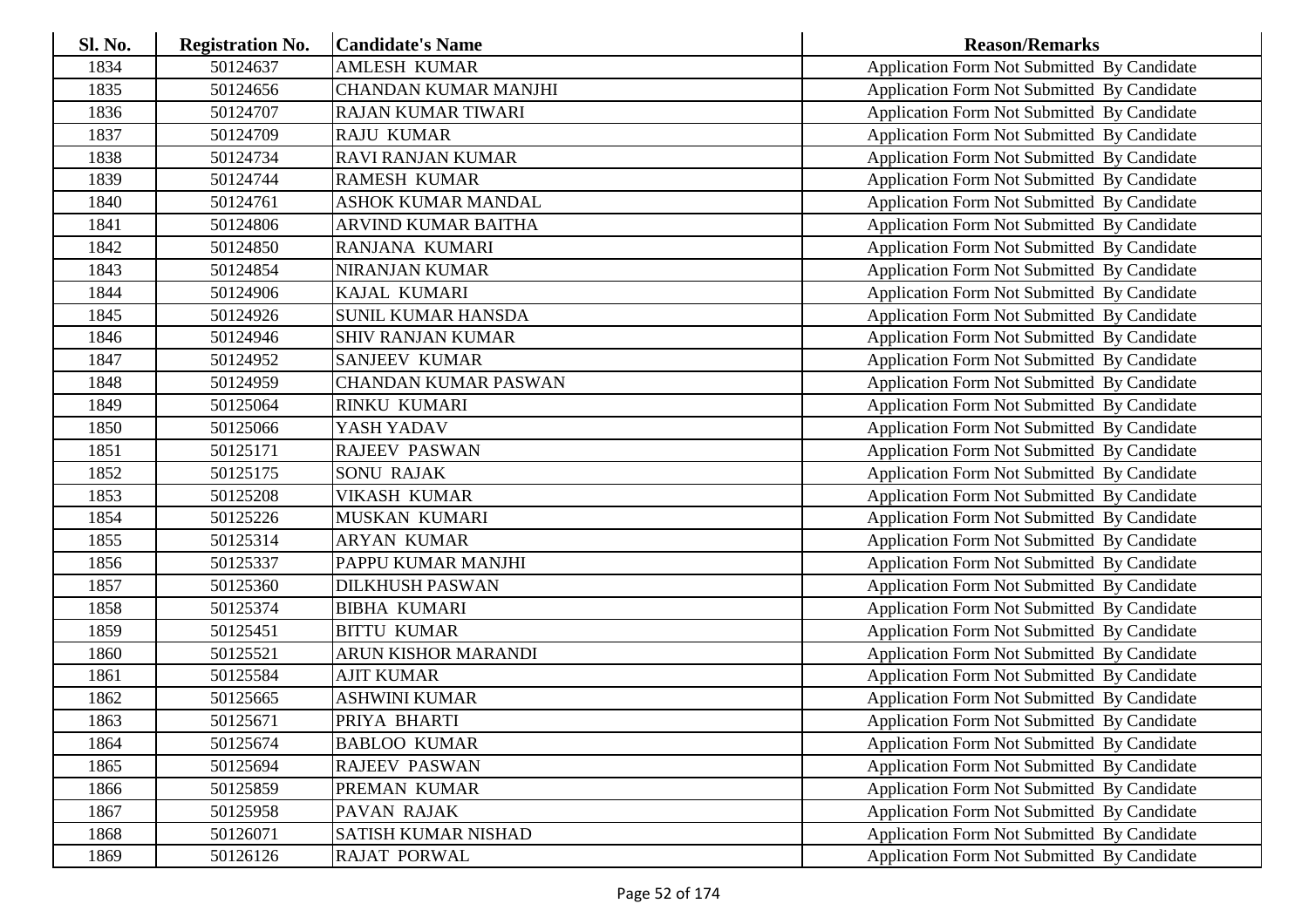| Sl. No. | Registration No. | Candidate's Name | Reason/Remarks |
|---|---|---|---|
| 1834 | 50124637 | AMLESH KUMAR | Application Form Not Submitted By Candidate |
| 1835 | 50124656 | CHANDAN KUMAR MANJHI | Application Form Not Submitted By Candidate |
| 1836 | 50124707 | RAJAN KUMAR TIWARI | Application Form Not Submitted By Candidate |
| 1837 | 50124709 | RAJU KUMAR | Application Form Not Submitted By Candidate |
| 1838 | 50124734 | RAVI RANJAN KUMAR | Application Form Not Submitted By Candidate |
| 1839 | 50124744 | RAMESH KUMAR | Application Form Not Submitted By Candidate |
| 1840 | 50124761 | ASHOK KUMAR MANDAL | Application Form Not Submitted By Candidate |
| 1841 | 50124806 | ARVIND KUMAR BAITHA | Application Form Not Submitted By Candidate |
| 1842 | 50124850 | RANJANA KUMARI | Application Form Not Submitted By Candidate |
| 1843 | 50124854 | NIRANJAN KUMAR | Application Form Not Submitted By Candidate |
| 1844 | 50124906 | KAJAL KUMARI | Application Form Not Submitted By Candidate |
| 1845 | 50124926 | SUNIL KUMAR HANSDA | Application Form Not Submitted By Candidate |
| 1846 | 50124946 | SHIV RANJAN KUMAR | Application Form Not Submitted By Candidate |
| 1847 | 50124952 | SANJEEV KUMAR | Application Form Not Submitted By Candidate |
| 1848 | 50124959 | CHANDAN KUMAR PASWAN | Application Form Not Submitted By Candidate |
| 1849 | 50125064 | RINKU KUMARI | Application Form Not Submitted By Candidate |
| 1850 | 50125066 | YASH YADAV | Application Form Not Submitted By Candidate |
| 1851 | 50125171 | RAJEEV PASWAN | Application Form Not Submitted By Candidate |
| 1852 | 50125175 | SONU RAJAK | Application Form Not Submitted By Candidate |
| 1853 | 50125208 | VIKASH KUMAR | Application Form Not Submitted By Candidate |
| 1854 | 50125226 | MUSKAN KUMARI | Application Form Not Submitted By Candidate |
| 1855 | 50125314 | ARYAN KUMAR | Application Form Not Submitted By Candidate |
| 1856 | 50125337 | PAPPU KUMAR MANJHI | Application Form Not Submitted By Candidate |
| 1857 | 50125360 | DILKHUSH PASWAN | Application Form Not Submitted By Candidate |
| 1858 | 50125374 | BIBHA KUMARI | Application Form Not Submitted By Candidate |
| 1859 | 50125451 | BITTU KUMAR | Application Form Not Submitted By Candidate |
| 1860 | 50125521 | ARUN KISHOR MARANDI | Application Form Not Submitted By Candidate |
| 1861 | 50125584 | AJIT KUMAR | Application Form Not Submitted By Candidate |
| 1862 | 50125665 | ASHWINI KUMAR | Application Form Not Submitted By Candidate |
| 1863 | 50125671 | PRIYA BHARTI | Application Form Not Submitted By Candidate |
| 1864 | 50125674 | BABLOO KUMAR | Application Form Not Submitted By Candidate |
| 1865 | 50125694 | RAJEEV PASWAN | Application Form Not Submitted By Candidate |
| 1866 | 50125859 | PREMAN KUMAR | Application Form Not Submitted By Candidate |
| 1867 | 50125958 | PAVAN RAJAK | Application Form Not Submitted By Candidate |
| 1868 | 50126071 | SATISH KUMAR NISHAD | Application Form Not Submitted By Candidate |
| 1869 | 50126126 | RAJAT PORWAL | Application Form Not Submitted By Candidate |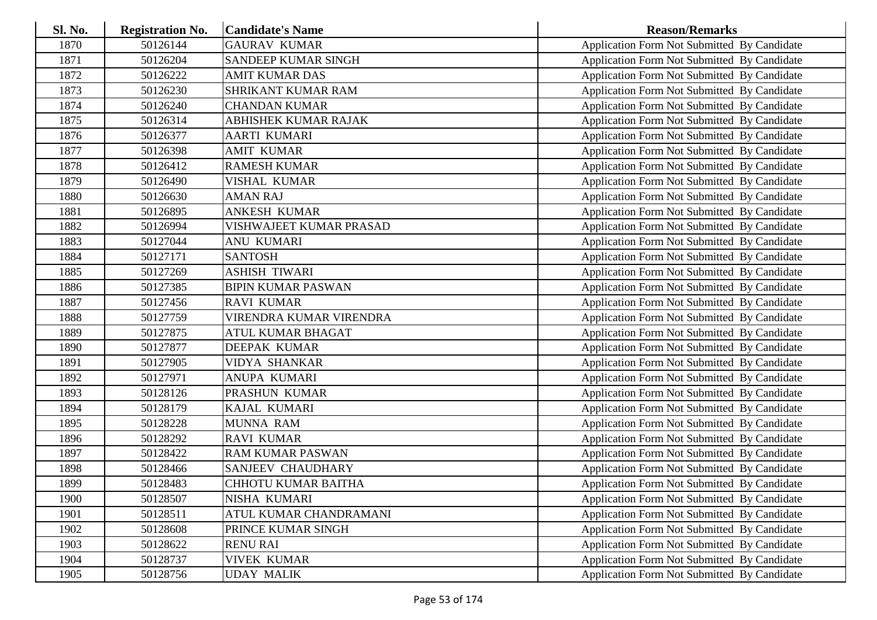| Sl. No. | Registration No. | Candidate's Name | Reason/Remarks |
|---|---|---|---|
| 1870 | 50126144 | GAURAV KUMAR | Application Form Not Submitted By Candidate |
| 1871 | 50126204 | SANDEEP KUMAR SINGH | Application Form Not Submitted By Candidate |
| 1872 | 50126222 | AMIT KUMAR DAS | Application Form Not Submitted By Candidate |
| 1873 | 50126230 | SHRIKANT KUMAR RAM | Application Form Not Submitted By Candidate |
| 1874 | 50126240 | CHANDAN KUMAR | Application Form Not Submitted By Candidate |
| 1875 | 50126314 | ABHISHEK KUMAR RAJAK | Application Form Not Submitted By Candidate |
| 1876 | 50126377 | AARTI KUMARI | Application Form Not Submitted By Candidate |
| 1877 | 50126398 | AMIT KUMAR | Application Form Not Submitted By Candidate |
| 1878 | 50126412 | RAMESH KUMAR | Application Form Not Submitted By Candidate |
| 1879 | 50126490 | VISHAL KUMAR | Application Form Not Submitted By Candidate |
| 1880 | 50126630 | AMAN RAJ | Application Form Not Submitted By Candidate |
| 1881 | 50126895 | ANKESH KUMAR | Application Form Not Submitted By Candidate |
| 1882 | 50126994 | VISHWAJEET KUMAR PRASAD | Application Form Not Submitted By Candidate |
| 1883 | 50127044 | ANU KUMARI | Application Form Not Submitted By Candidate |
| 1884 | 50127171 | SANTOSH | Application Form Not Submitted By Candidate |
| 1885 | 50127269 | ASHISH TIWARI | Application Form Not Submitted By Candidate |
| 1886 | 50127385 | BIPIN KUMAR PASWAN | Application Form Not Submitted By Candidate |
| 1887 | 50127456 | RAVI KUMAR | Application Form Not Submitted By Candidate |
| 1888 | 50127759 | VIRENDRA KUMAR VIRENDRA | Application Form Not Submitted By Candidate |
| 1889 | 50127875 | ATUL KUMAR BHAGAT | Application Form Not Submitted By Candidate |
| 1890 | 50127877 | DEEPAK KUMAR | Application Form Not Submitted By Candidate |
| 1891 | 50127905 | VIDYA SHANKAR | Application Form Not Submitted By Candidate |
| 1892 | 50127971 | ANUPA KUMARI | Application Form Not Submitted By Candidate |
| 1893 | 50128126 | PRASHUN KUMAR | Application Form Not Submitted By Candidate |
| 1894 | 50128179 | KAJAL KUMARI | Application Form Not Submitted By Candidate |
| 1895 | 50128228 | MUNNA RAM | Application Form Not Submitted By Candidate |
| 1896 | 50128292 | RAVI KUMAR | Application Form Not Submitted By Candidate |
| 1897 | 50128422 | RAM KUMAR PASWAN | Application Form Not Submitted By Candidate |
| 1898 | 50128466 | SANJEEV CHAUDHARY | Application Form Not Submitted By Candidate |
| 1899 | 50128483 | CHHOTU KUMAR BAITHA | Application Form Not Submitted By Candidate |
| 1900 | 50128507 | NISHA KUMARI | Application Form Not Submitted By Candidate |
| 1901 | 50128511 | ATUL KUMAR CHANDRAMANI | Application Form Not Submitted By Candidate |
| 1902 | 50128608 | PRINCE KUMAR SINGH | Application Form Not Submitted By Candidate |
| 1903 | 50128622 | RENU RAI | Application Form Not Submitted By Candidate |
| 1904 | 50128737 | VIVEK KUMAR | Application Form Not Submitted By Candidate |
| 1905 | 50128756 | UDAY MALIK | Application Form Not Submitted By Candidate |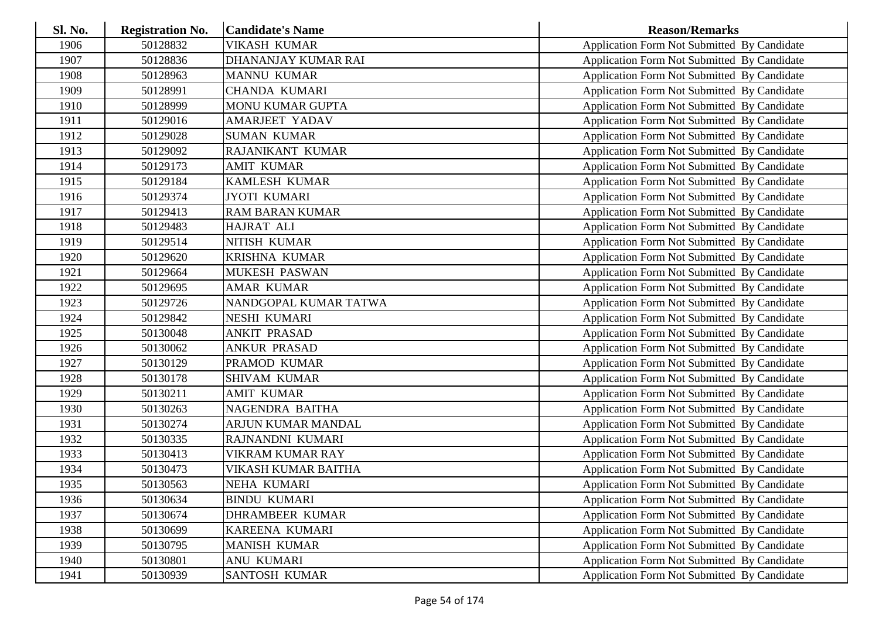| Sl. No. | Registration No. | Candidate's Name | Reason/Remarks |
|---|---|---|---|
| 1906 | 50128832 | VIKASH KUMAR | Application Form Not Submitted By Candidate |
| 1907 | 50128836 | DHANANJAY KUMAR RAI | Application Form Not Submitted By Candidate |
| 1908 | 50128963 | MANNU KUMAR | Application Form Not Submitted By Candidate |
| 1909 | 50128991 | CHANDA KUMARI | Application Form Not Submitted By Candidate |
| 1910 | 50128999 | MONU KUMAR GUPTA | Application Form Not Submitted By Candidate |
| 1911 | 50129016 | AMARJEET YADAV | Application Form Not Submitted By Candidate |
| 1912 | 50129028 | SUMAN KUMAR | Application Form Not Submitted By Candidate |
| 1913 | 50129092 | RAJANIKANT KUMAR | Application Form Not Submitted By Candidate |
| 1914 | 50129173 | AMIT KUMAR | Application Form Not Submitted By Candidate |
| 1915 | 50129184 | KAMLESH KUMAR | Application Form Not Submitted By Candidate |
| 1916 | 50129374 | JYOTI KUMARI | Application Form Not Submitted By Candidate |
| 1917 | 50129413 | RAM BARAN KUMAR | Application Form Not Submitted By Candidate |
| 1918 | 50129483 | HAJRAT ALI | Application Form Not Submitted By Candidate |
| 1919 | 50129514 | NITISH KUMAR | Application Form Not Submitted By Candidate |
| 1920 | 50129620 | KRISHNA KUMAR | Application Form Not Submitted By Candidate |
| 1921 | 50129664 | MUKESH PASWAN | Application Form Not Submitted By Candidate |
| 1922 | 50129695 | AMAR KUMAR | Application Form Not Submitted By Candidate |
| 1923 | 50129726 | NANDGOPAL KUMAR TATWA | Application Form Not Submitted By Candidate |
| 1924 | 50129842 | NESHI KUMARI | Application Form Not Submitted By Candidate |
| 1925 | 50130048 | ANKIT PRASAD | Application Form Not Submitted By Candidate |
| 1926 | 50130062 | ANKUR PRASAD | Application Form Not Submitted By Candidate |
| 1927 | 50130129 | PRAMOD KUMAR | Application Form Not Submitted By Candidate |
| 1928 | 50130178 | SHIVAM KUMAR | Application Form Not Submitted By Candidate |
| 1929 | 50130211 | AMIT KUMAR | Application Form Not Submitted By Candidate |
| 1930 | 50130263 | NAGENDRA BAITHA | Application Form Not Submitted By Candidate |
| 1931 | 50130274 | ARJUN KUMAR MANDAL | Application Form Not Submitted By Candidate |
| 1932 | 50130335 | RAJNANDNI KUMARI | Application Form Not Submitted By Candidate |
| 1933 | 50130413 | VIKRAM KUMAR RAY | Application Form Not Submitted By Candidate |
| 1934 | 50130473 | VIKASH KUMAR BAITHA | Application Form Not Submitted By Candidate |
| 1935 | 50130563 | NEHA KUMARI | Application Form Not Submitted By Candidate |
| 1936 | 50130634 | BINDU KUMARI | Application Form Not Submitted By Candidate |
| 1937 | 50130674 | DHRAMBEER KUMAR | Application Form Not Submitted By Candidate |
| 1938 | 50130699 | KAREENA KUMARI | Application Form Not Submitted By Candidate |
| 1939 | 50130795 | MANISH KUMAR | Application Form Not Submitted By Candidate |
| 1940 | 50130801 | ANU KUMARI | Application Form Not Submitted By Candidate |
| 1941 | 50130939 | SANTOSH KUMAR | Application Form Not Submitted By Candidate |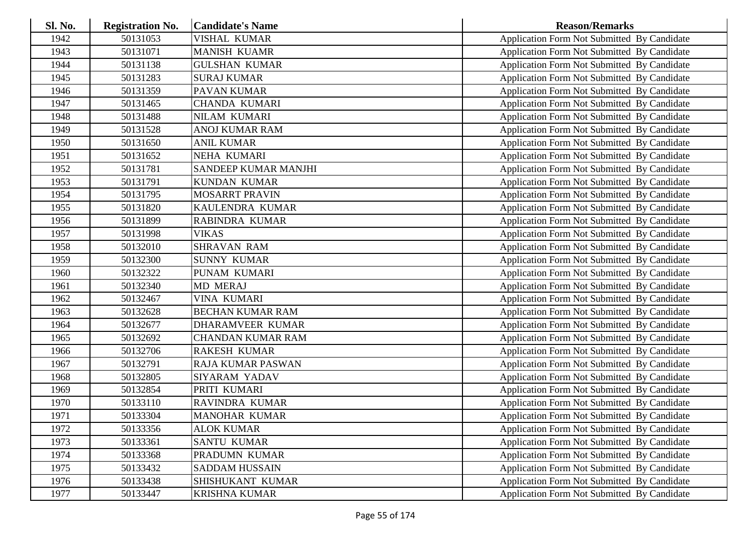| Sl. No. | Registration No. | Candidate's Name | Reason/Remarks |
|---|---|---|---|
| 1942 | 50131053 | VISHAL KUMAR | Application Form Not Submitted By Candidate |
| 1943 | 50131071 | MANISH KUAMR | Application Form Not Submitted By Candidate |
| 1944 | 50131138 | GULSHAN KUMAR | Application Form Not Submitted By Candidate |
| 1945 | 50131283 | SURAJ KUMAR | Application Form Not Submitted By Candidate |
| 1946 | 50131359 | PAVAN KUMAR | Application Form Not Submitted By Candidate |
| 1947 | 50131465 | CHANDA KUMARI | Application Form Not Submitted By Candidate |
| 1948 | 50131488 | NILAM KUMARI | Application Form Not Submitted By Candidate |
| 1949 | 50131528 | ANOJ KUMAR RAM | Application Form Not Submitted By Candidate |
| 1950 | 50131650 | ANIL KUMAR | Application Form Not Submitted By Candidate |
| 1951 | 50131652 | NEHA KUMARI | Application Form Not Submitted By Candidate |
| 1952 | 50131781 | SANDEEP KUMAR MANJHI | Application Form Not Submitted By Candidate |
| 1953 | 50131791 | KUNDAN KUMAR | Application Form Not Submitted By Candidate |
| 1954 | 50131795 | MOSARRT PRAVIN | Application Form Not Submitted By Candidate |
| 1955 | 50131820 | KAULENDRA KUMAR | Application Form Not Submitted By Candidate |
| 1956 | 50131899 | RABINDRA KUMAR | Application Form Not Submitted By Candidate |
| 1957 | 50131998 | VIKAS | Application Form Not Submitted By Candidate |
| 1958 | 50132010 | SHRAVAN RAM | Application Form Not Submitted By Candidate |
| 1959 | 50132300 | SUNNY KUMAR | Application Form Not Submitted By Candidate |
| 1960 | 50132322 | PUNAM KUMARI | Application Form Not Submitted By Candidate |
| 1961 | 50132340 | MD MERAJ | Application Form Not Submitted By Candidate |
| 1962 | 50132467 | VINA KUMARI | Application Form Not Submitted By Candidate |
| 1963 | 50132628 | BECHAN KUMAR RAM | Application Form Not Submitted By Candidate |
| 1964 | 50132677 | DHARAMVEER KUMAR | Application Form Not Submitted By Candidate |
| 1965 | 50132692 | CHANDAN KUMAR RAM | Application Form Not Submitted By Candidate |
| 1966 | 50132706 | RAKESH KUMAR | Application Form Not Submitted By Candidate |
| 1967 | 50132791 | RAJA KUMAR PASWAN | Application Form Not Submitted By Candidate |
| 1968 | 50132805 | SIYARAM YADAV | Application Form Not Submitted By Candidate |
| 1969 | 50132854 | PRITI KUMARI | Application Form Not Submitted By Candidate |
| 1970 | 50133110 | RAVINDRA KUMAR | Application Form Not Submitted By Candidate |
| 1971 | 50133304 | MANOHAR KUMAR | Application Form Not Submitted By Candidate |
| 1972 | 50133356 | ALOK KUMAR | Application Form Not Submitted By Candidate |
| 1973 | 50133361 | SANTU KUMAR | Application Form Not Submitted By Candidate |
| 1974 | 50133368 | PRADUMN KUMAR | Application Form Not Submitted By Candidate |
| 1975 | 50133432 | SADDAM HUSSAIN | Application Form Not Submitted By Candidate |
| 1976 | 50133438 | SHISHUKANT KUMAR | Application Form Not Submitted By Candidate |
| 1977 | 50133447 | KRISHNA KUMAR | Application Form Not Submitted By Candidate |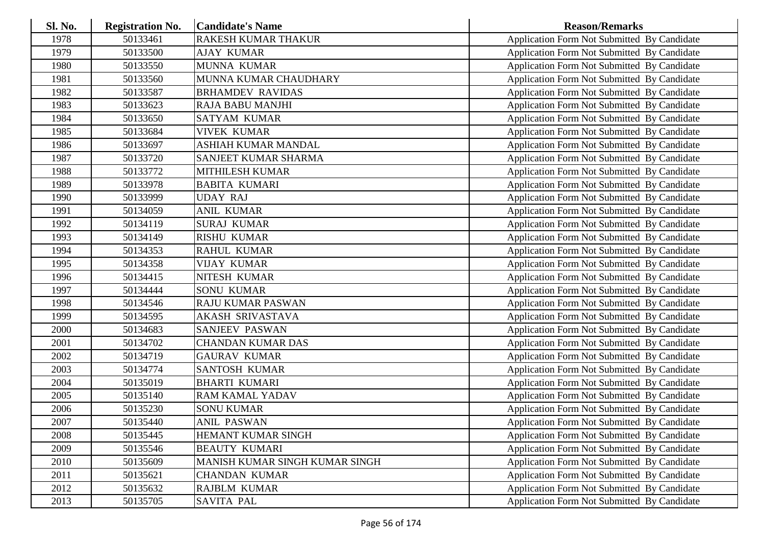| Sl. No. | Registration No. | Candidate's Name | Reason/Remarks |
|---|---|---|---|
| 1978 | 50133461 | RAKESH KUMAR THAKUR | Application Form Not Submitted By Candidate |
| 1979 | 50133500 | AJAY KUMAR | Application Form Not Submitted By Candidate |
| 1980 | 50133550 | MUNNA KUMAR | Application Form Not Submitted By Candidate |
| 1981 | 50133560 | MUNNA KUMAR CHAUDHARY | Application Form Not Submitted By Candidate |
| 1982 | 50133587 | BRHAMDEV RAVIDAS | Application Form Not Submitted By Candidate |
| 1983 | 50133623 | RAJA BABU MANJHI | Application Form Not Submitted By Candidate |
| 1984 | 50133650 | SATYAM KUMAR | Application Form Not Submitted By Candidate |
| 1985 | 50133684 | VIVEK KUMAR | Application Form Not Submitted By Candidate |
| 1986 | 50133697 | ASHIAH KUMAR MANDAL | Application Form Not Submitted By Candidate |
| 1987 | 50133720 | SANJEET KUMAR SHARMA | Application Form Not Submitted By Candidate |
| 1988 | 50133772 | MITHILESH KUMAR | Application Form Not Submitted By Candidate |
| 1989 | 50133978 | BABITA KUMARI | Application Form Not Submitted By Candidate |
| 1990 | 50133999 | UDAY RAJ | Application Form Not Submitted By Candidate |
| 1991 | 50134059 | ANIL KUMAR | Application Form Not Submitted By Candidate |
| 1992 | 50134119 | SURAJ KUMAR | Application Form Not Submitted By Candidate |
| 1993 | 50134149 | RISHU KUMAR | Application Form Not Submitted By Candidate |
| 1994 | 50134353 | RAHUL KUMAR | Application Form Not Submitted By Candidate |
| 1995 | 50134358 | VIJAY KUMAR | Application Form Not Submitted By Candidate |
| 1996 | 50134415 | NITESH KUMAR | Application Form Not Submitted By Candidate |
| 1997 | 50134444 | SONU KUMAR | Application Form Not Submitted By Candidate |
| 1998 | 50134546 | RAJU KUMAR PASWAN | Application Form Not Submitted By Candidate |
| 1999 | 50134595 | AKASH SRIVASTAVA | Application Form Not Submitted By Candidate |
| 2000 | 50134683 | SANJEEV PASWAN | Application Form Not Submitted By Candidate |
| 2001 | 50134702 | CHANDAN KUMAR DAS | Application Form Not Submitted By Candidate |
| 2002 | 50134719 | GAURAV KUMAR | Application Form Not Submitted By Candidate |
| 2003 | 50134774 | SANTOSH KUMAR | Application Form Not Submitted By Candidate |
| 2004 | 50135019 | BHARTI KUMARI | Application Form Not Submitted By Candidate |
| 2005 | 50135140 | RAM KAMAL YADAV | Application Form Not Submitted By Candidate |
| 2006 | 50135230 | SONU KUMAR | Application Form Not Submitted By Candidate |
| 2007 | 50135440 | ANIL PASWAN | Application Form Not Submitted By Candidate |
| 2008 | 50135445 | HEMANT KUMAR SINGH | Application Form Not Submitted By Candidate |
| 2009 | 50135546 | BEAUTY KUMARI | Application Form Not Submitted By Candidate |
| 2010 | 50135609 | MANISH KUMAR SINGH KUMAR SINGH | Application Form Not Submitted By Candidate |
| 2011 | 50135621 | CHANDAN KUMAR | Application Form Not Submitted By Candidate |
| 2012 | 50135632 | RAJBLM KUMAR | Application Form Not Submitted By Candidate |
| 2013 | 50135705 | SAVITA PAL | Application Form Not Submitted By Candidate |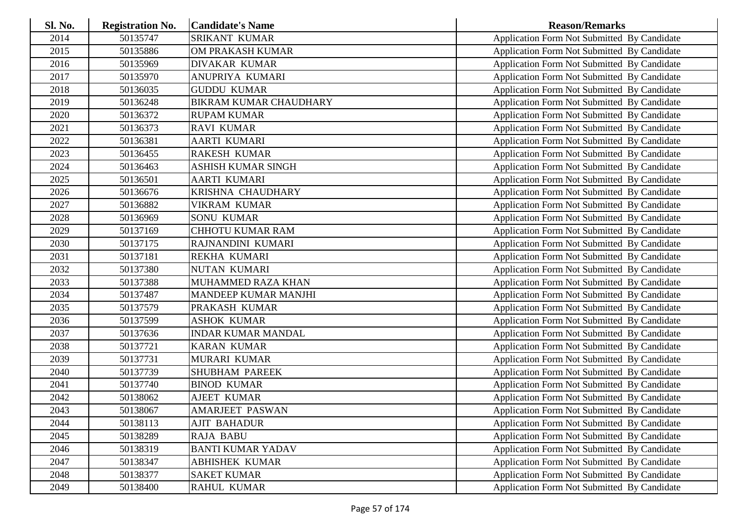| Sl. No. | Registration No. | Candidate's Name | Reason/Remarks |
|---|---|---|---|
| 2014 | 50135747 | SRIKANT KUMAR | Application Form Not Submitted By Candidate |
| 2015 | 50135886 | OM PRAKASH KUMAR | Application Form Not Submitted By Candidate |
| 2016 | 50135969 | DIVAKAR KUMAR | Application Form Not Submitted By Candidate |
| 2017 | 50135970 | ANUPRIYA KUMARI | Application Form Not Submitted By Candidate |
| 2018 | 50136035 | GUDDU KUMAR | Application Form Not Submitted By Candidate |
| 2019 | 50136248 | BIKRAM KUMAR CHAUDHARY | Application Form Not Submitted By Candidate |
| 2020 | 50136372 | RUPAM KUMAR | Application Form Not Submitted By Candidate |
| 2021 | 50136373 | RAVI KUMAR | Application Form Not Submitted By Candidate |
| 2022 | 50136381 | AARTI KUMARI | Application Form Not Submitted By Candidate |
| 2023 | 50136455 | RAKESH KUMAR | Application Form Not Submitted By Candidate |
| 2024 | 50136463 | ASHISH KUMAR SINGH | Application Form Not Submitted By Candidate |
| 2025 | 50136501 | AARTI KUMARI | Application Form Not Submitted By Candidate |
| 2026 | 50136676 | KRISHNA CHAUDHARY | Application Form Not Submitted By Candidate |
| 2027 | 50136882 | VIKRAM KUMAR | Application Form Not Submitted By Candidate |
| 2028 | 50136969 | SONU KUMAR | Application Form Not Submitted By Candidate |
| 2029 | 50137169 | CHHOTU KUMAR RAM | Application Form Not Submitted By Candidate |
| 2030 | 50137175 | RAJNANDINI KUMARI | Application Form Not Submitted By Candidate |
| 2031 | 50137181 | REKHA KUMARI | Application Form Not Submitted By Candidate |
| 2032 | 50137380 | NUTAN KUMARI | Application Form Not Submitted By Candidate |
| 2033 | 50137388 | MUHAMMED RAZA KHAN | Application Form Not Submitted By Candidate |
| 2034 | 50137487 | MANDEEP KUMAR MANJHI | Application Form Not Submitted By Candidate |
| 2035 | 50137579 | PRAKASH KUMAR | Application Form Not Submitted By Candidate |
| 2036 | 50137599 | ASHOK KUMAR | Application Form Not Submitted By Candidate |
| 2037 | 50137636 | INDAR KUMAR MANDAL | Application Form Not Submitted By Candidate |
| 2038 | 50137721 | KARAN KUMAR | Application Form Not Submitted By Candidate |
| 2039 | 50137731 | MURARI KUMAR | Application Form Not Submitted By Candidate |
| 2040 | 50137739 | SHUBHAM PAREEK | Application Form Not Submitted By Candidate |
| 2041 | 50137740 | BINOD KUMAR | Application Form Not Submitted By Candidate |
| 2042 | 50138062 | AJEET KUMAR | Application Form Not Submitted By Candidate |
| 2043 | 50138067 | AMARJEET PASWAN | Application Form Not Submitted By Candidate |
| 2044 | 50138113 | AJIT BAHADUR | Application Form Not Submitted By Candidate |
| 2045 | 50138289 | RAJA BABU | Application Form Not Submitted By Candidate |
| 2046 | 50138319 | BANTI KUMAR YADAV | Application Form Not Submitted By Candidate |
| 2047 | 50138347 | ABHISHEK KUMAR | Application Form Not Submitted By Candidate |
| 2048 | 50138377 | SAKET KUMAR | Application Form Not Submitted By Candidate |
| 2049 | 50138400 | RAHUL KUMAR | Application Form Not Submitted By Candidate |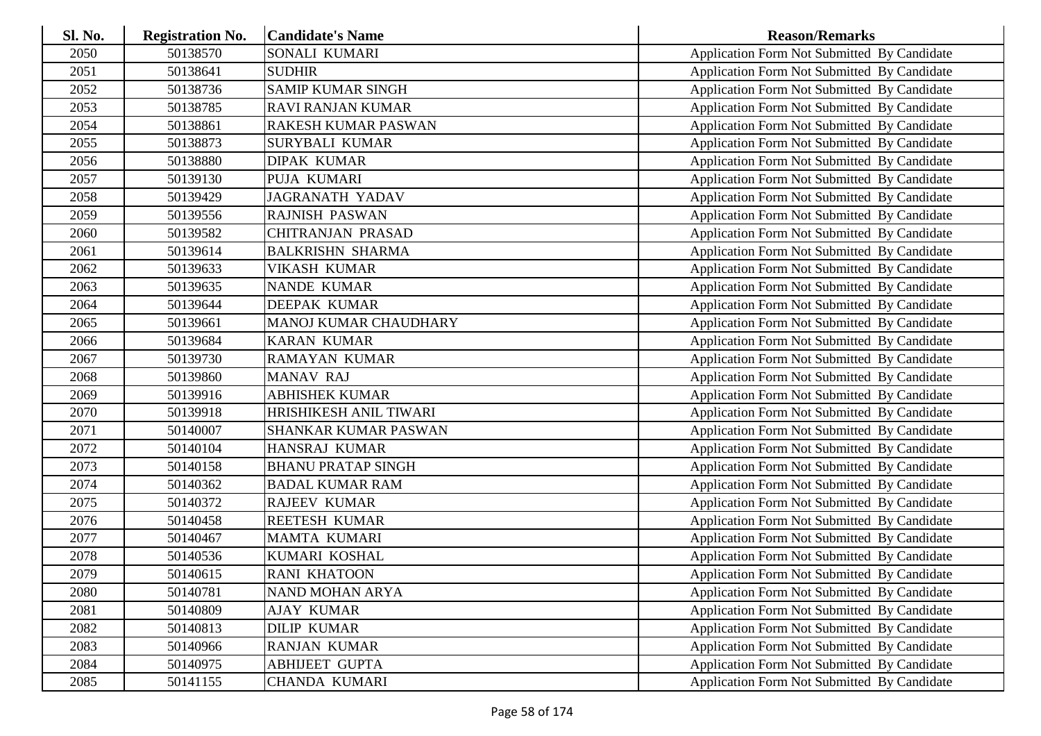| Sl. No. | Registration No. | Candidate's Name | Reason/Remarks |
|---|---|---|---|
| 2050 | 50138570 | SONALI KUMARI | Application Form Not Submitted By Candidate |
| 2051 | 50138641 | SUDHIR | Application Form Not Submitted By Candidate |
| 2052 | 50138736 | SAMIP KUMAR SINGH | Application Form Not Submitted By Candidate |
| 2053 | 50138785 | RAVI RANJAN KUMAR | Application Form Not Submitted By Candidate |
| 2054 | 50138861 | RAKESH KUMAR PASWAN | Application Form Not Submitted By Candidate |
| 2055 | 50138873 | SURYBALI KUMAR | Application Form Not Submitted By Candidate |
| 2056 | 50138880 | DIPAK KUMAR | Application Form Not Submitted By Candidate |
| 2057 | 50139130 | PUJA KUMARI | Application Form Not Submitted By Candidate |
| 2058 | 50139429 | JAGRANATH YADAV | Application Form Not Submitted By Candidate |
| 2059 | 50139556 | RAJNISH PASWAN | Application Form Not Submitted By Candidate |
| 2060 | 50139582 | CHITRANJAN PRASAD | Application Form Not Submitted By Candidate |
| 2061 | 50139614 | BALKRISHN SHARMA | Application Form Not Submitted By Candidate |
| 2062 | 50139633 | VIKASH KUMAR | Application Form Not Submitted By Candidate |
| 2063 | 50139635 | NANDE KUMAR | Application Form Not Submitted By Candidate |
| 2064 | 50139644 | DEEPAK KUMAR | Application Form Not Submitted By Candidate |
| 2065 | 50139661 | MANOJ KUMAR CHAUDHARY | Application Form Not Submitted By Candidate |
| 2066 | 50139684 | KARAN KUMAR | Application Form Not Submitted By Candidate |
| 2067 | 50139730 | RAMAYAN KUMAR | Application Form Not Submitted By Candidate |
| 2068 | 50139860 | MANAV RAJ | Application Form Not Submitted By Candidate |
| 2069 | 50139916 | ABHISHEK KUMAR | Application Form Not Submitted By Candidate |
| 2070 | 50139918 | HRISHIKESH ANIL TIWARI | Application Form Not Submitted By Candidate |
| 2071 | 50140007 | SHANKAR KUMAR PASWAN | Application Form Not Submitted By Candidate |
| 2072 | 50140104 | HANSRAJ KUMAR | Application Form Not Submitted By Candidate |
| 2073 | 50140158 | BHANU PRATAP SINGH | Application Form Not Submitted By Candidate |
| 2074 | 50140362 | BADAL KUMAR RAM | Application Form Not Submitted By Candidate |
| 2075 | 50140372 | RAJEEV KUMAR | Application Form Not Submitted By Candidate |
| 2076 | 50140458 | REETESH KUMAR | Application Form Not Submitted By Candidate |
| 2077 | 50140467 | MAMTA KUMARI | Application Form Not Submitted By Candidate |
| 2078 | 50140536 | KUMARI KOSHAL | Application Form Not Submitted By Candidate |
| 2079 | 50140615 | RANI KHATOON | Application Form Not Submitted By Candidate |
| 2080 | 50140781 | NAND MOHAN ARYA | Application Form Not Submitted By Candidate |
| 2081 | 50140809 | AJAY KUMAR | Application Form Not Submitted By Candidate |
| 2082 | 50140813 | DILIP KUMAR | Application Form Not Submitted By Candidate |
| 2083 | 50140966 | RANJAN KUMAR | Application Form Not Submitted By Candidate |
| 2084 | 50140975 | ABHIJEET GUPTA | Application Form Not Submitted By Candidate |
| 2085 | 50141155 | CHANDA KUMARI | Application Form Not Submitted By Candidate |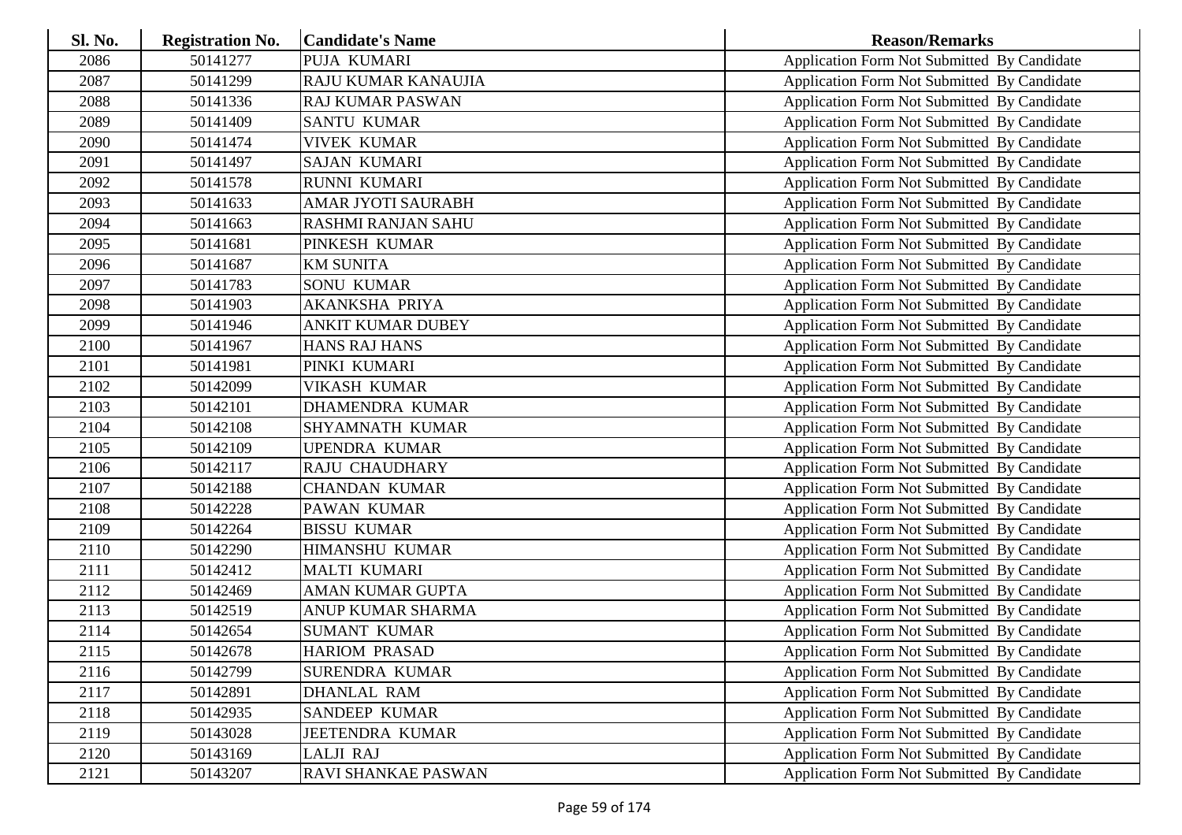| Sl. No. | Registration No. | Candidate's Name | Reason/Remarks |
|---|---|---|---|
| 2086 | 50141277 | PUJA KUMARI | Application Form Not Submitted By Candidate |
| 2087 | 50141299 | RAJU KUMAR KANAUJIA | Application Form Not Submitted By Candidate |
| 2088 | 50141336 | RAJ KUMAR PASWAN | Application Form Not Submitted By Candidate |
| 2089 | 50141409 | SANTU KUMAR | Application Form Not Submitted By Candidate |
| 2090 | 50141474 | VIVEK KUMAR | Application Form Not Submitted By Candidate |
| 2091 | 50141497 | SAJAN KUMARI | Application Form Not Submitted By Candidate |
| 2092 | 50141578 | RUNNI KUMARI | Application Form Not Submitted By Candidate |
| 2093 | 50141633 | AMAR JYOTI SAURABH | Application Form Not Submitted By Candidate |
| 2094 | 50141663 | RASHMI RANJAN SAHU | Application Form Not Submitted By Candidate |
| 2095 | 50141681 | PINKESH KUMAR | Application Form Not Submitted By Candidate |
| 2096 | 50141687 | KM SUNITA | Application Form Not Submitted By Candidate |
| 2097 | 50141783 | SONU KUMAR | Application Form Not Submitted By Candidate |
| 2098 | 50141903 | AKANKSHA PRIYA | Application Form Not Submitted By Candidate |
| 2099 | 50141946 | ANKIT KUMAR DUBEY | Application Form Not Submitted By Candidate |
| 2100 | 50141967 | HANS RAJ HANS | Application Form Not Submitted By Candidate |
| 2101 | 50141981 | PINKI KUMARI | Application Form Not Submitted By Candidate |
| 2102 | 50142099 | VIKASH KUMAR | Application Form Not Submitted By Candidate |
| 2103 | 50142101 | DHAMENDRA KUMAR | Application Form Not Submitted By Candidate |
| 2104 | 50142108 | SHYAMNATH KUMAR | Application Form Not Submitted By Candidate |
| 2105 | 50142109 | UPENDRA KUMAR | Application Form Not Submitted By Candidate |
| 2106 | 50142117 | RAJU CHAUDHARY | Application Form Not Submitted By Candidate |
| 2107 | 50142188 | CHANDAN KUMAR | Application Form Not Submitted By Candidate |
| 2108 | 50142228 | PAWAN KUMAR | Application Form Not Submitted By Candidate |
| 2109 | 50142264 | BISSU KUMAR | Application Form Not Submitted By Candidate |
| 2110 | 50142290 | HIMANSHU KUMAR | Application Form Not Submitted By Candidate |
| 2111 | 50142412 | MALTI KUMARI | Application Form Not Submitted By Candidate |
| 2112 | 50142469 | AMAN KUMAR GUPTA | Application Form Not Submitted By Candidate |
| 2113 | 50142519 | ANUP KUMAR SHARMA | Application Form Not Submitted By Candidate |
| 2114 | 50142654 | SUMANT KUMAR | Application Form Not Submitted By Candidate |
| 2115 | 50142678 | HARIOM PRASAD | Application Form Not Submitted By Candidate |
| 2116 | 50142799 | SURENDRA KUMAR | Application Form Not Submitted By Candidate |
| 2117 | 50142891 | DHANLAL RAM | Application Form Not Submitted By Candidate |
| 2118 | 50142935 | SANDEEP KUMAR | Application Form Not Submitted By Candidate |
| 2119 | 50143028 | JEETENDRA KUMAR | Application Form Not Submitted By Candidate |
| 2120 | 50143169 | LALJI RAJ | Application Form Not Submitted By Candidate |
| 2121 | 50143207 | RAVI SHANKAE PASWAN | Application Form Not Submitted By Candidate |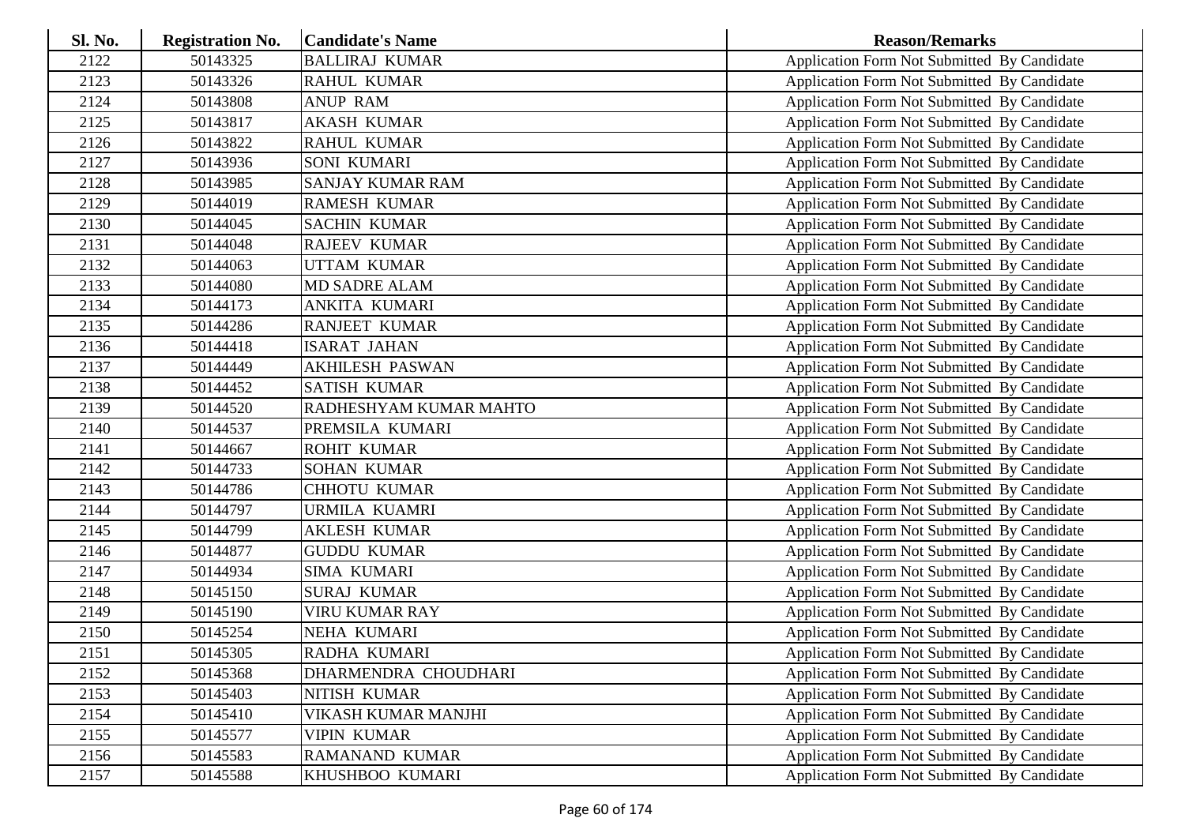| Sl. No. | Registration No. | Candidate's Name | Reason/Remarks |
|---|---|---|---|
| 2122 | 50143325 | BALLIRAJ KUMAR | Application Form Not Submitted By Candidate |
| 2123 | 50143326 | RAHUL KUMAR | Application Form Not Submitted By Candidate |
| 2124 | 50143808 | ANUP RAM | Application Form Not Submitted By Candidate |
| 2125 | 50143817 | AKASH KUMAR | Application Form Not Submitted By Candidate |
| 2126 | 50143822 | RAHUL KUMAR | Application Form Not Submitted By Candidate |
| 2127 | 50143936 | SONI KUMARI | Application Form Not Submitted By Candidate |
| 2128 | 50143985 | SANJAY KUMAR RAM | Application Form Not Submitted By Candidate |
| 2129 | 50144019 | RAMESH KUMAR | Application Form Not Submitted By Candidate |
| 2130 | 50144045 | SACHIN KUMAR | Application Form Not Submitted By Candidate |
| 2131 | 50144048 | RAJEEV KUMAR | Application Form Not Submitted By Candidate |
| 2132 | 50144063 | UTTAM KUMAR | Application Form Not Submitted By Candidate |
| 2133 | 50144080 | MD SADRE ALAM | Application Form Not Submitted By Candidate |
| 2134 | 50144173 | ANKITA KUMARI | Application Form Not Submitted By Candidate |
| 2135 | 50144286 | RANJEET KUMAR | Application Form Not Submitted By Candidate |
| 2136 | 50144418 | ISARAT JAHAN | Application Form Not Submitted By Candidate |
| 2137 | 50144449 | AKHILESH PASWAN | Application Form Not Submitted By Candidate |
| 2138 | 50144452 | SATISH KUMAR | Application Form Not Submitted By Candidate |
| 2139 | 50144520 | RADHESHYAM KUMAR MAHTO | Application Form Not Submitted By Candidate |
| 2140 | 50144537 | PREMSILA KUMARI | Application Form Not Submitted By Candidate |
| 2141 | 50144667 | ROHIT KUMAR | Application Form Not Submitted By Candidate |
| 2142 | 50144733 | SOHAN KUMAR | Application Form Not Submitted By Candidate |
| 2143 | 50144786 | CHHOTU KUMAR | Application Form Not Submitted By Candidate |
| 2144 | 50144797 | URMILA KUAMRI | Application Form Not Submitted By Candidate |
| 2145 | 50144799 | AKLESH KUMAR | Application Form Not Submitted By Candidate |
| 2146 | 50144877 | GUDDU KUMAR | Application Form Not Submitted By Candidate |
| 2147 | 50144934 | SIMA KUMARI | Application Form Not Submitted By Candidate |
| 2148 | 50145150 | SURAJ KUMAR | Application Form Not Submitted By Candidate |
| 2149 | 50145190 | VIRU KUMAR RAY | Application Form Not Submitted By Candidate |
| 2150 | 50145254 | NEHA KUMARI | Application Form Not Submitted By Candidate |
| 2151 | 50145305 | RADHA KUMARI | Application Form Not Submitted By Candidate |
| 2152 | 50145368 | DHARMENDRA CHOUDHARI | Application Form Not Submitted By Candidate |
| 2153 | 50145403 | NITISH KUMAR | Application Form Not Submitted By Candidate |
| 2154 | 50145410 | VIKASH KUMAR MANJHI | Application Form Not Submitted By Candidate |
| 2155 | 50145577 | VIPIN KUMAR | Application Form Not Submitted By Candidate |
| 2156 | 50145583 | RAMANAND KUMAR | Application Form Not Submitted By Candidate |
| 2157 | 50145588 | KHUSHBOO KUMARI | Application Form Not Submitted By Candidate |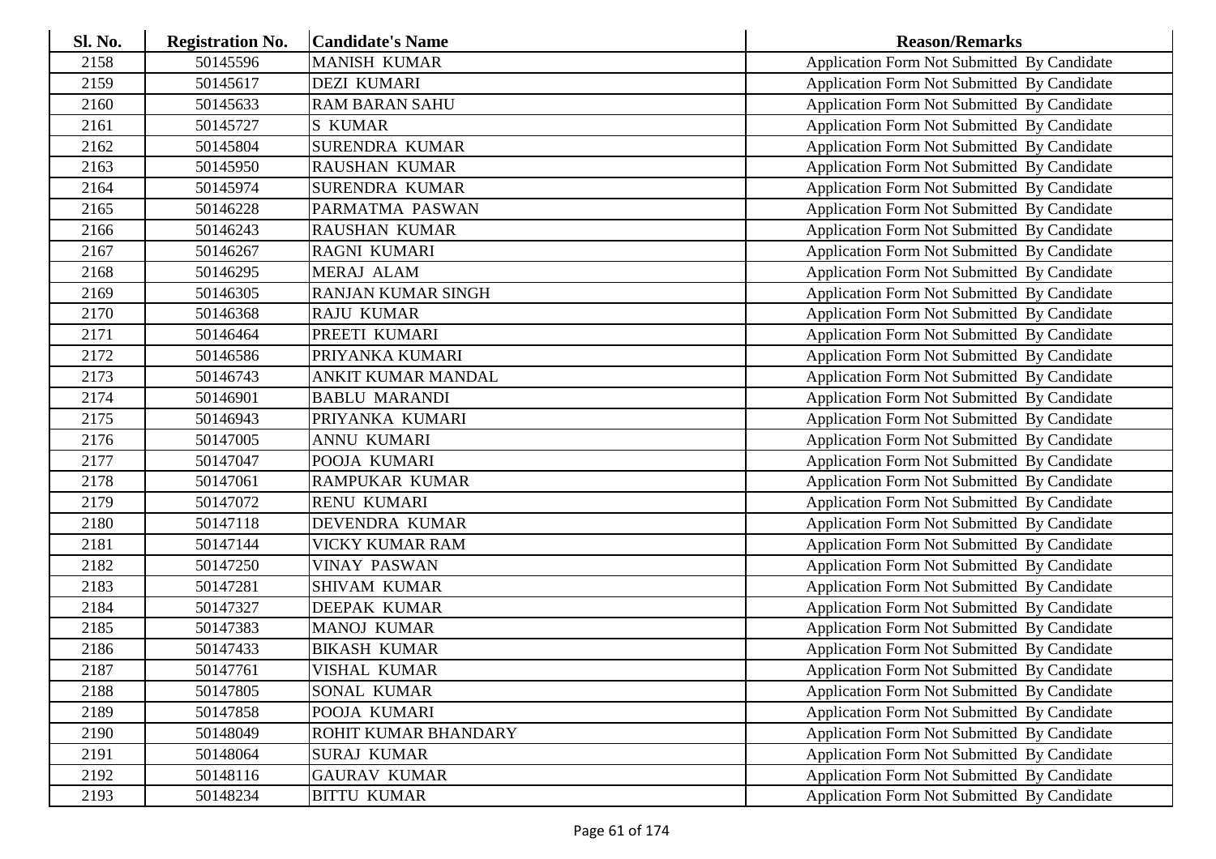| Sl. No. | Registration No. | Candidate's Name | Reason/Remarks |
|---|---|---|---|
| 2158 | 50145596 | MANISH KUMAR | Application Form Not Submitted By Candidate |
| 2159 | 50145617 | DEZI KUMARI | Application Form Not Submitted By Candidate |
| 2160 | 50145633 | RAM BARAN SAHU | Application Form Not Submitted By Candidate |
| 2161 | 50145727 | S KUMAR | Application Form Not Submitted By Candidate |
| 2162 | 50145804 | SURENDRA KUMAR | Application Form Not Submitted By Candidate |
| 2163 | 50145950 | RAUSHAN KUMAR | Application Form Not Submitted By Candidate |
| 2164 | 50145974 | SURENDRA KUMAR | Application Form Not Submitted By Candidate |
| 2165 | 50146228 | PARMATMA PASWAN | Application Form Not Submitted By Candidate |
| 2166 | 50146243 | RAUSHAN KUMAR | Application Form Not Submitted By Candidate |
| 2167 | 50146267 | RAGNI KUMARI | Application Form Not Submitted By Candidate |
| 2168 | 50146295 | MERAJ ALAM | Application Form Not Submitted By Candidate |
| 2169 | 50146305 | RANJAN KUMAR SINGH | Application Form Not Submitted By Candidate |
| 2170 | 50146368 | RAJU KUMAR | Application Form Not Submitted By Candidate |
| 2171 | 50146464 | PREETI KUMARI | Application Form Not Submitted By Candidate |
| 2172 | 50146586 | PRIYANKA KUMARI | Application Form Not Submitted By Candidate |
| 2173 | 50146743 | ANKIT KUMAR MANDAL | Application Form Not Submitted By Candidate |
| 2174 | 50146901 | BABLU MARANDI | Application Form Not Submitted By Candidate |
| 2175 | 50146943 | PRIYANKA KUMARI | Application Form Not Submitted By Candidate |
| 2176 | 50147005 | ANNU KUMARI | Application Form Not Submitted By Candidate |
| 2177 | 50147047 | POOJA KUMARI | Application Form Not Submitted By Candidate |
| 2178 | 50147061 | RAMPUKAR KUMAR | Application Form Not Submitted By Candidate |
| 2179 | 50147072 | RENU KUMARI | Application Form Not Submitted By Candidate |
| 2180 | 50147118 | DEVENDRA KUMAR | Application Form Not Submitted By Candidate |
| 2181 | 50147144 | VICKY KUMAR RAM | Application Form Not Submitted By Candidate |
| 2182 | 50147250 | VINAY PASWAN | Application Form Not Submitted By Candidate |
| 2183 | 50147281 | SHIVAM KUMAR | Application Form Not Submitted By Candidate |
| 2184 | 50147327 | DEEPAK KUMAR | Application Form Not Submitted By Candidate |
| 2185 | 50147383 | MANOJ KUMAR | Application Form Not Submitted By Candidate |
| 2186 | 50147433 | BIKASH KUMAR | Application Form Not Submitted By Candidate |
| 2187 | 50147761 | VISHAL KUMAR | Application Form Not Submitted By Candidate |
| 2188 | 50147805 | SONAL KUMAR | Application Form Not Submitted By Candidate |
| 2189 | 50147858 | POOJA KUMARI | Application Form Not Submitted By Candidate |
| 2190 | 50148049 | ROHIT KUMAR BHANDARY | Application Form Not Submitted By Candidate |
| 2191 | 50148064 | SURAJ KUMAR | Application Form Not Submitted By Candidate |
| 2192 | 50148116 | GAURAV KUMAR | Application Form Not Submitted By Candidate |
| 2193 | 50148234 | BITTU KUMAR | Application Form Not Submitted By Candidate |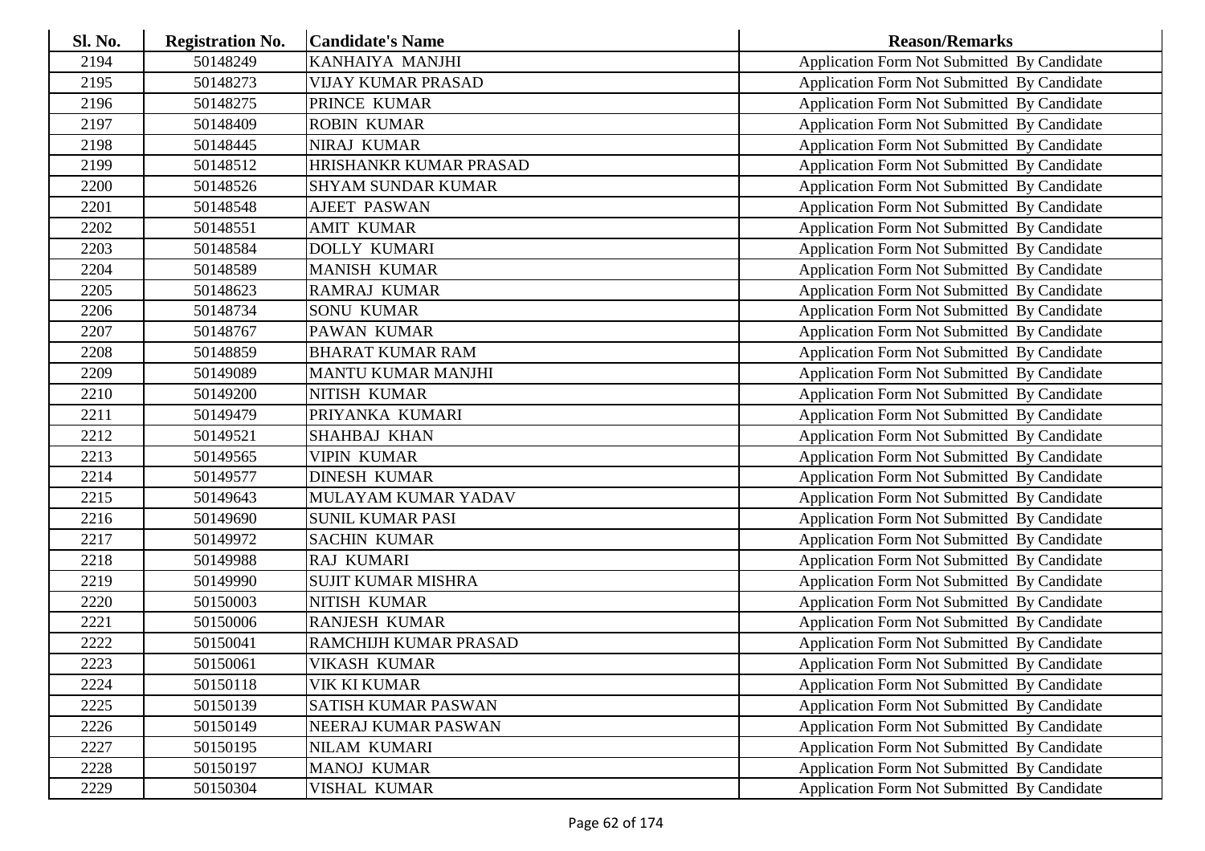| Sl. No. | Registration No. | Candidate's Name | Reason/Remarks |
|---|---|---|---|
| 2194 | 50148249 | KANHAIYA MANJHI | Application Form Not Submitted By Candidate |
| 2195 | 50148273 | VIJAY KUMAR PRASAD | Application Form Not Submitted By Candidate |
| 2196 | 50148275 | PRINCE KUMAR | Application Form Not Submitted By Candidate |
| 2197 | 50148409 | ROBIN KUMAR | Application Form Not Submitted By Candidate |
| 2198 | 50148445 | NIRAJ KUMAR | Application Form Not Submitted By Candidate |
| 2199 | 50148512 | HRISHANKR KUMAR PRASAD | Application Form Not Submitted By Candidate |
| 2200 | 50148526 | SHYAM SUNDAR KUMAR | Application Form Not Submitted By Candidate |
| 2201 | 50148548 | AJEET PASWAN | Application Form Not Submitted By Candidate |
| 2202 | 50148551 | AMIT KUMAR | Application Form Not Submitted By Candidate |
| 2203 | 50148584 | DOLLY KUMARI | Application Form Not Submitted By Candidate |
| 2204 | 50148589 | MANISH KUMAR | Application Form Not Submitted By Candidate |
| 2205 | 50148623 | RAMRAJ KUMAR | Application Form Not Submitted By Candidate |
| 2206 | 50148734 | SONU KUMAR | Application Form Not Submitted By Candidate |
| 2207 | 50148767 | PAWAN KUMAR | Application Form Not Submitted By Candidate |
| 2208 | 50148859 | BHARAT KUMAR RAM | Application Form Not Submitted By Candidate |
| 2209 | 50149089 | MANTU KUMAR MANJHI | Application Form Not Submitted By Candidate |
| 2210 | 50149200 | NITISH KUMAR | Application Form Not Submitted By Candidate |
| 2211 | 50149479 | PRIYANKA KUMARI | Application Form Not Submitted By Candidate |
| 2212 | 50149521 | SHAHBAJ KHAN | Application Form Not Submitted By Candidate |
| 2213 | 50149565 | VIPIN KUMAR | Application Form Not Submitted By Candidate |
| 2214 | 50149577 | DINESH KUMAR | Application Form Not Submitted By Candidate |
| 2215 | 50149643 | MULAYAM KUMAR YADAV | Application Form Not Submitted By Candidate |
| 2216 | 50149690 | SUNIL KUMAR PASI | Application Form Not Submitted By Candidate |
| 2217 | 50149972 | SACHIN KUMAR | Application Form Not Submitted By Candidate |
| 2218 | 50149988 | RAJ KUMARI | Application Form Not Submitted By Candidate |
| 2219 | 50149990 | SUJIT KUMAR MISHRA | Application Form Not Submitted By Candidate |
| 2220 | 50150003 | NITISH KUMAR | Application Form Not Submitted By Candidate |
| 2221 | 50150006 | RANJESH KUMAR | Application Form Not Submitted By Candidate |
| 2222 | 50150041 | RAMCHIJH KUMAR PRASAD | Application Form Not Submitted By Candidate |
| 2223 | 50150061 | VIKASH KUMAR | Application Form Not Submitted By Candidate |
| 2224 | 50150118 | VIK KI KUMAR | Application Form Not Submitted By Candidate |
| 2225 | 50150139 | SATISH KUMAR PASWAN | Application Form Not Submitted By Candidate |
| 2226 | 50150149 | NEERAJ KUMAR PASWAN | Application Form Not Submitted By Candidate |
| 2227 | 50150195 | NILAM KUMARI | Application Form Not Submitted By Candidate |
| 2228 | 50150197 | MANOJ KUMAR | Application Form Not Submitted By Candidate |
| 2229 | 50150304 | VISHAL KUMAR | Application Form Not Submitted By Candidate |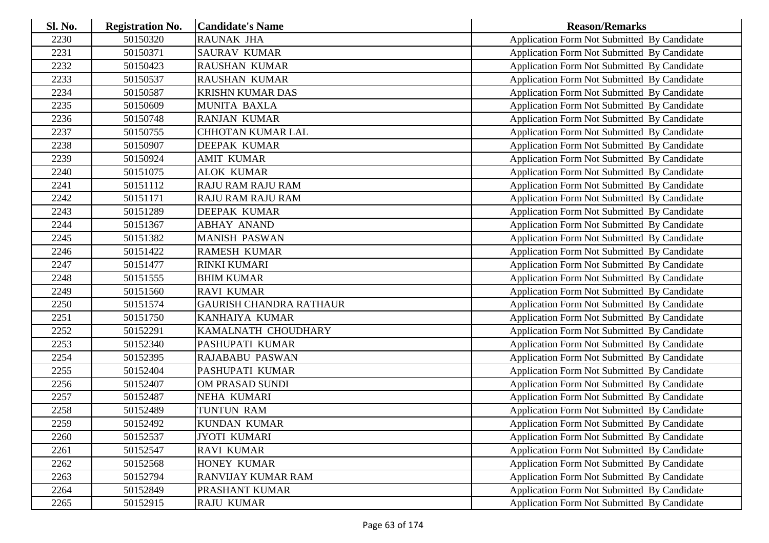| Sl. No. | Registration No. | Candidate's Name | Reason/Remarks |
|---|---|---|---|
| 2230 | 50150320 | RAUNAK JHA | Application Form Not Submitted By Candidate |
| 2231 | 50150371 | SAURAV KUMAR | Application Form Not Submitted By Candidate |
| 2232 | 50150423 | RAUSHAN KUMAR | Application Form Not Submitted By Candidate |
| 2233 | 50150537 | RAUSHAN KUMAR | Application Form Not Submitted By Candidate |
| 2234 | 50150587 | KRISHN KUMAR DAS | Application Form Not Submitted By Candidate |
| 2235 | 50150609 | MUNITA BAXLA | Application Form Not Submitted By Candidate |
| 2236 | 50150748 | RANJAN KUMAR | Application Form Not Submitted By Candidate |
| 2237 | 50150755 | CHHOTAN KUMAR LAL | Application Form Not Submitted By Candidate |
| 2238 | 50150907 | DEEPAK KUMAR | Application Form Not Submitted By Candidate |
| 2239 | 50150924 | AMIT KUMAR | Application Form Not Submitted By Candidate |
| 2240 | 50151075 | ALOK KUMAR | Application Form Not Submitted By Candidate |
| 2241 | 50151112 | RAJU RAM RAJU RAM | Application Form Not Submitted By Candidate |
| 2242 | 50151171 | RAJU RAM RAJU RAM | Application Form Not Submitted By Candidate |
| 2243 | 50151289 | DEEPAK KUMAR | Application Form Not Submitted By Candidate |
| 2244 | 50151367 | ABHAY ANAND | Application Form Not Submitted By Candidate |
| 2245 | 50151382 | MANISH PASWAN | Application Form Not Submitted By Candidate |
| 2246 | 50151422 | RAMESH KUMAR | Application Form Not Submitted By Candidate |
| 2247 | 50151477 | RINKI KUMARI | Application Form Not Submitted By Candidate |
| 2248 | 50151555 | BHIM KUMAR | Application Form Not Submitted By Candidate |
| 2249 | 50151560 | RAVI KUMAR | Application Form Not Submitted By Candidate |
| 2250 | 50151574 | GAURISH CHANDRA RATHAUR | Application Form Not Submitted By Candidate |
| 2251 | 50151750 | KANHAIYA KUMAR | Application Form Not Submitted By Candidate |
| 2252 | 50152291 | KAMALNATH CHOUDHARY | Application Form Not Submitted By Candidate |
| 2253 | 50152340 | PASHUPATI KUMAR | Application Form Not Submitted By Candidate |
| 2254 | 50152395 | RAJABABU PASWAN | Application Form Not Submitted By Candidate |
| 2255 | 50152404 | PASHUPATI KUMAR | Application Form Not Submitted By Candidate |
| 2256 | 50152407 | OM PRASAD SUNDI | Application Form Not Submitted By Candidate |
| 2257 | 50152487 | NEHA KUMARI | Application Form Not Submitted By Candidate |
| 2258 | 50152489 | TUNTUN RAM | Application Form Not Submitted By Candidate |
| 2259 | 50152492 | KUNDAN KUMAR | Application Form Not Submitted By Candidate |
| 2260 | 50152537 | JYOTI KUMARI | Application Form Not Submitted By Candidate |
| 2261 | 50152547 | RAVI KUMAR | Application Form Not Submitted By Candidate |
| 2262 | 50152568 | HONEY KUMAR | Application Form Not Submitted By Candidate |
| 2263 | 50152794 | RANVIJAY KUMAR RAM | Application Form Not Submitted By Candidate |
| 2264 | 50152849 | PRASHANT KUMAR | Application Form Not Submitted By Candidate |
| 2265 | 50152915 | RAJU KUMAR | Application Form Not Submitted By Candidate |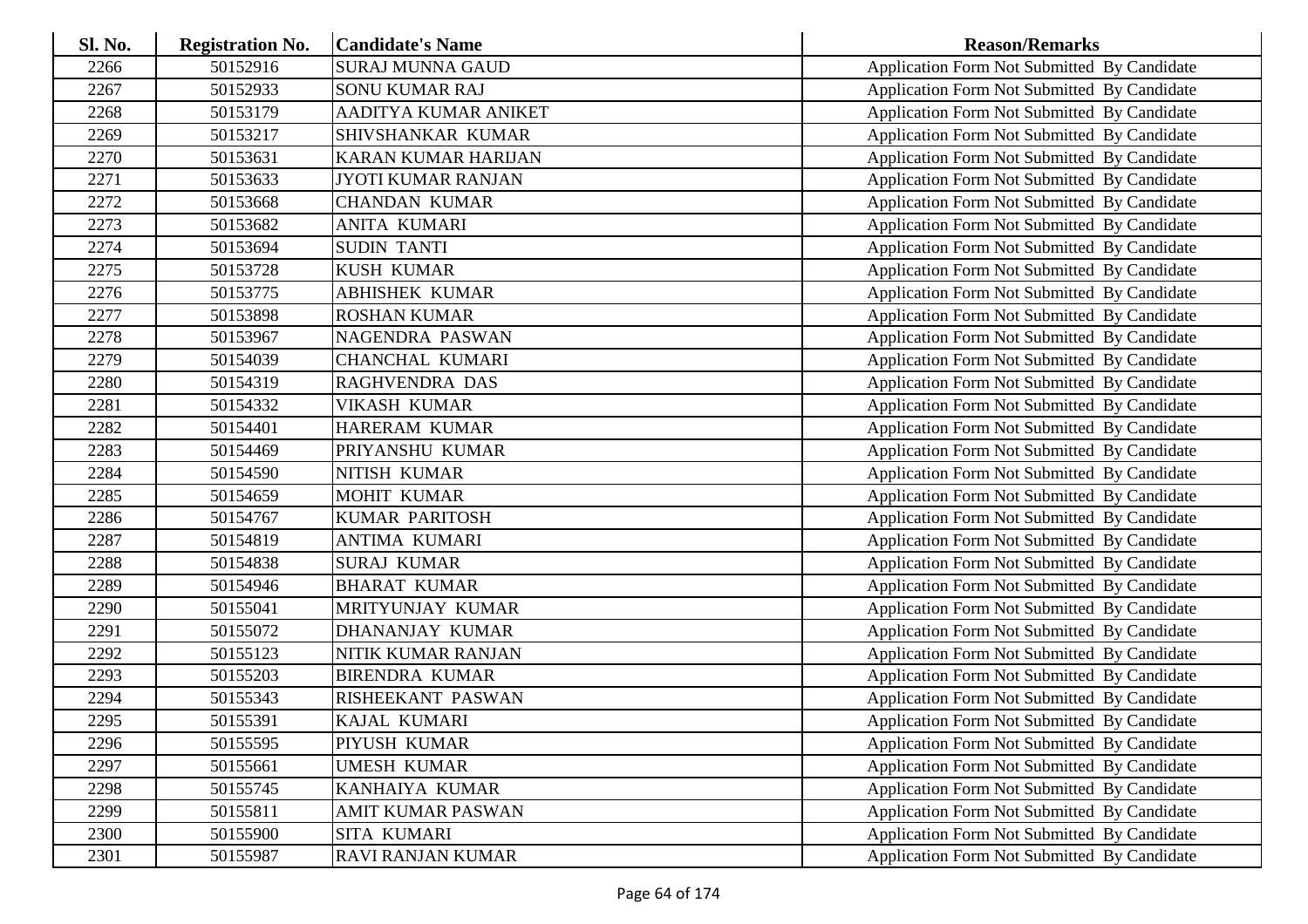| Sl. No. | Registration No. | Candidate's Name | Reason/Remarks |
| --- | --- | --- | --- |
| 2266 | 50152916 | SURAJ MUNNA GAUD | Application Form Not Submitted By Candidate |
| 2267 | 50152933 | SONU KUMAR RAJ | Application Form Not Submitted By Candidate |
| 2268 | 50153179 | AADITYA KUMAR ANIKET | Application Form Not Submitted By Candidate |
| 2269 | 50153217 | SHIVSHANKAR KUMAR | Application Form Not Submitted By Candidate |
| 2270 | 50153631 | KARAN KUMAR HARIJAN | Application Form Not Submitted By Candidate |
| 2271 | 50153633 | JYOTI KUMAR RANJAN | Application Form Not Submitted By Candidate |
| 2272 | 50153668 | CHANDAN KUMAR | Application Form Not Submitted By Candidate |
| 2273 | 50153682 | ANITA KUMARI | Application Form Not Submitted By Candidate |
| 2274 | 50153694 | SUDIN TANTI | Application Form Not Submitted By Candidate |
| 2275 | 50153728 | KUSH KUMAR | Application Form Not Submitted By Candidate |
| 2276 | 50153775 | ABHISHEK KUMAR | Application Form Not Submitted By Candidate |
| 2277 | 50153898 | ROSHAN KUMAR | Application Form Not Submitted By Candidate |
| 2278 | 50153967 | NAGENDRA PASWAN | Application Form Not Submitted By Candidate |
| 2279 | 50154039 | CHANCHAL KUMARI | Application Form Not Submitted By Candidate |
| 2280 | 50154319 | RAGHVENDRA DAS | Application Form Not Submitted By Candidate |
| 2281 | 50154332 | VIKASH KUMAR | Application Form Not Submitted By Candidate |
| 2282 | 50154401 | HARERAM KUMAR | Application Form Not Submitted By Candidate |
| 2283 | 50154469 | PRIYANSHU KUMAR | Application Form Not Submitted By Candidate |
| 2284 | 50154590 | NITISH KUMAR | Application Form Not Submitted By Candidate |
| 2285 | 50154659 | MOHIT KUMAR | Application Form Not Submitted By Candidate |
| 2286 | 50154767 | KUMAR PARITOSH | Application Form Not Submitted By Candidate |
| 2287 | 50154819 | ANTIMA KUMARI | Application Form Not Submitted By Candidate |
| 2288 | 50154838 | SURAJ KUMAR | Application Form Not Submitted By Candidate |
| 2289 | 50154946 | BHARAT KUMAR | Application Form Not Submitted By Candidate |
| 2290 | 50155041 | MRITYUNJAY KUMAR | Application Form Not Submitted By Candidate |
| 2291 | 50155072 | DHANANJAY KUMAR | Application Form Not Submitted By Candidate |
| 2292 | 50155123 | NITIK KUMAR RANJAN | Application Form Not Submitted By Candidate |
| 2293 | 50155203 | BIRENDRA KUMAR | Application Form Not Submitted By Candidate |
| 2294 | 50155343 | RISHEEKANT PASWAN | Application Form Not Submitted By Candidate |
| 2295 | 50155391 | KAJAL KUMARI | Application Form Not Submitted By Candidate |
| 2296 | 50155595 | PIYUSH KUMAR | Application Form Not Submitted By Candidate |
| 2297 | 50155661 | UMESH KUMAR | Application Form Not Submitted By Candidate |
| 2298 | 50155745 | KANHAIYA KUMAR | Application Form Not Submitted By Candidate |
| 2299 | 50155811 | AMIT KUMAR PASWAN | Application Form Not Submitted By Candidate |
| 2300 | 50155900 | SITA KUMARI | Application Form Not Submitted By Candidate |
| 2301 | 50155987 | RAVI RANJAN KUMAR | Application Form Not Submitted By Candidate |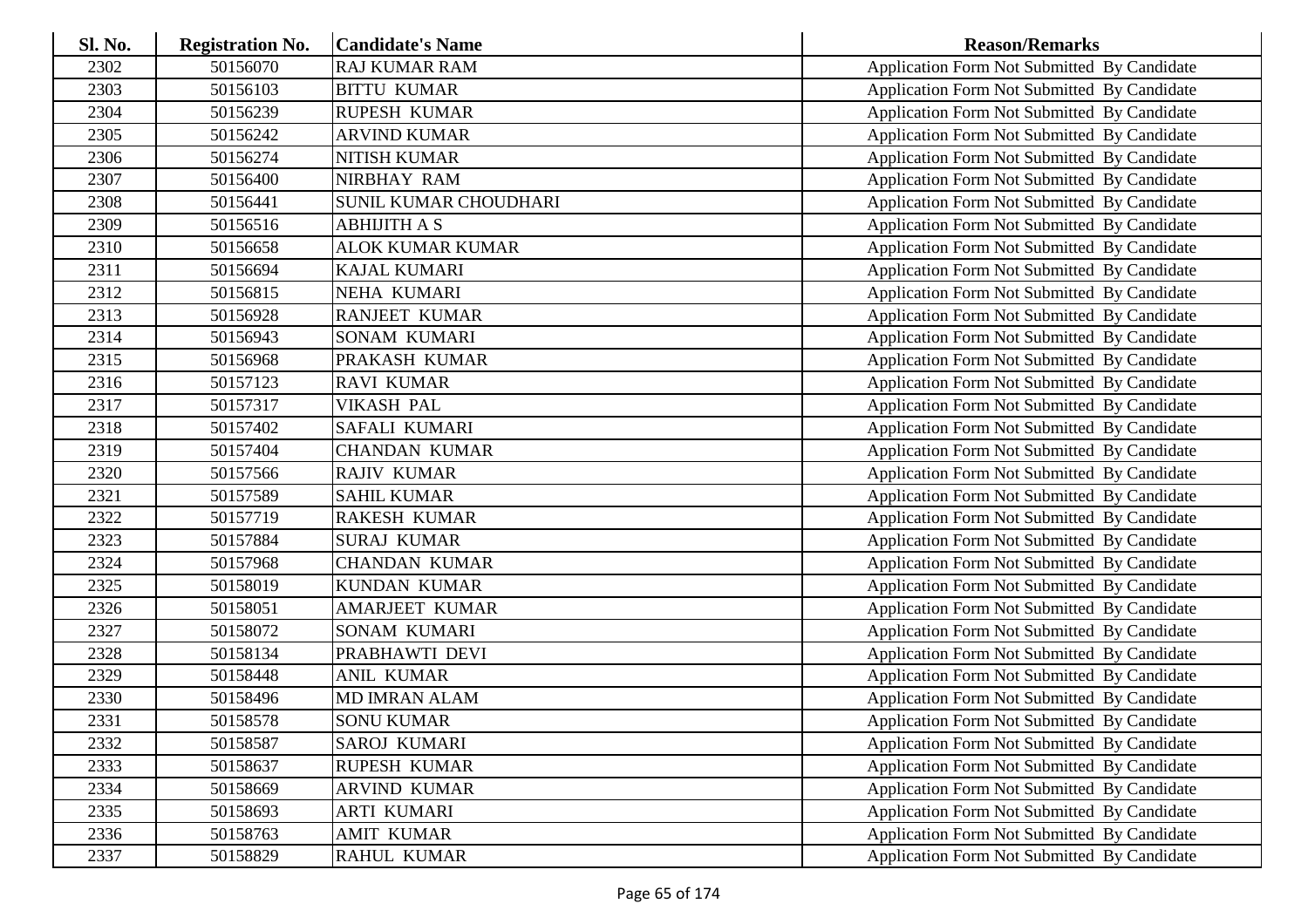| Sl. No. | Registration No. | Candidate's Name | Reason/Remarks |
|---|---|---|---|
| 2302 | 50156070 | RAJ KUMAR RAM | Application Form Not Submitted By Candidate |
| 2303 | 50156103 | BITTU KUMAR | Application Form Not Submitted By Candidate |
| 2304 | 50156239 | RUPESH KUMAR | Application Form Not Submitted By Candidate |
| 2305 | 50156242 | ARVIND KUMAR | Application Form Not Submitted By Candidate |
| 2306 | 50156274 | NITISH KUMAR | Application Form Not Submitted By Candidate |
| 2307 | 50156400 | NIRBHAY RAM | Application Form Not Submitted By Candidate |
| 2308 | 50156441 | SUNIL KUMAR CHOUDHARI | Application Form Not Submitted By Candidate |
| 2309 | 50156516 | ABHIJITH A S | Application Form Not Submitted By Candidate |
| 2310 | 50156658 | ALOK KUMAR KUMAR | Application Form Not Submitted By Candidate |
| 2311 | 50156694 | KAJAL KUMARI | Application Form Not Submitted By Candidate |
| 2312 | 50156815 | NEHA KUMARI | Application Form Not Submitted By Candidate |
| 2313 | 50156928 | RANJEET KUMAR | Application Form Not Submitted By Candidate |
| 2314 | 50156943 | SONAM KUMARI | Application Form Not Submitted By Candidate |
| 2315 | 50156968 | PRAKASH KUMAR | Application Form Not Submitted By Candidate |
| 2316 | 50157123 | RAVI KUMAR | Application Form Not Submitted By Candidate |
| 2317 | 50157317 | VIKASH PAL | Application Form Not Submitted By Candidate |
| 2318 | 50157402 | SAFALI KUMARI | Application Form Not Submitted By Candidate |
| 2319 | 50157404 | CHANDAN KUMAR | Application Form Not Submitted By Candidate |
| 2320 | 50157566 | RAJIV KUMAR | Application Form Not Submitted By Candidate |
| 2321 | 50157589 | SAHIL KUMAR | Application Form Not Submitted By Candidate |
| 2322 | 50157719 | RAKESH KUMAR | Application Form Not Submitted By Candidate |
| 2323 | 50157884 | SURAJ KUMAR | Application Form Not Submitted By Candidate |
| 2324 | 50157968 | CHANDAN KUMAR | Application Form Not Submitted By Candidate |
| 2325 | 50158019 | KUNDAN KUMAR | Application Form Not Submitted By Candidate |
| 2326 | 50158051 | AMARJEET KUMAR | Application Form Not Submitted By Candidate |
| 2327 | 50158072 | SONAM KUMARI | Application Form Not Submitted By Candidate |
| 2328 | 50158134 | PRABHAWTI DEVI | Application Form Not Submitted By Candidate |
| 2329 | 50158448 | ANIL KUMAR | Application Form Not Submitted By Candidate |
| 2330 | 50158496 | MD IMRAN ALAM | Application Form Not Submitted By Candidate |
| 2331 | 50158578 | SONU KUMAR | Application Form Not Submitted By Candidate |
| 2332 | 50158587 | SAROJ KUMARI | Application Form Not Submitted By Candidate |
| 2333 | 50158637 | RUPESH KUMAR | Application Form Not Submitted By Candidate |
| 2334 | 50158669 | ARVIND KUMAR | Application Form Not Submitted By Candidate |
| 2335 | 50158693 | ARTI KUMARI | Application Form Not Submitted By Candidate |
| 2336 | 50158763 | AMIT KUMAR | Application Form Not Submitted By Candidate |
| 2337 | 50158829 | RAHUL KUMAR | Application Form Not Submitted By Candidate |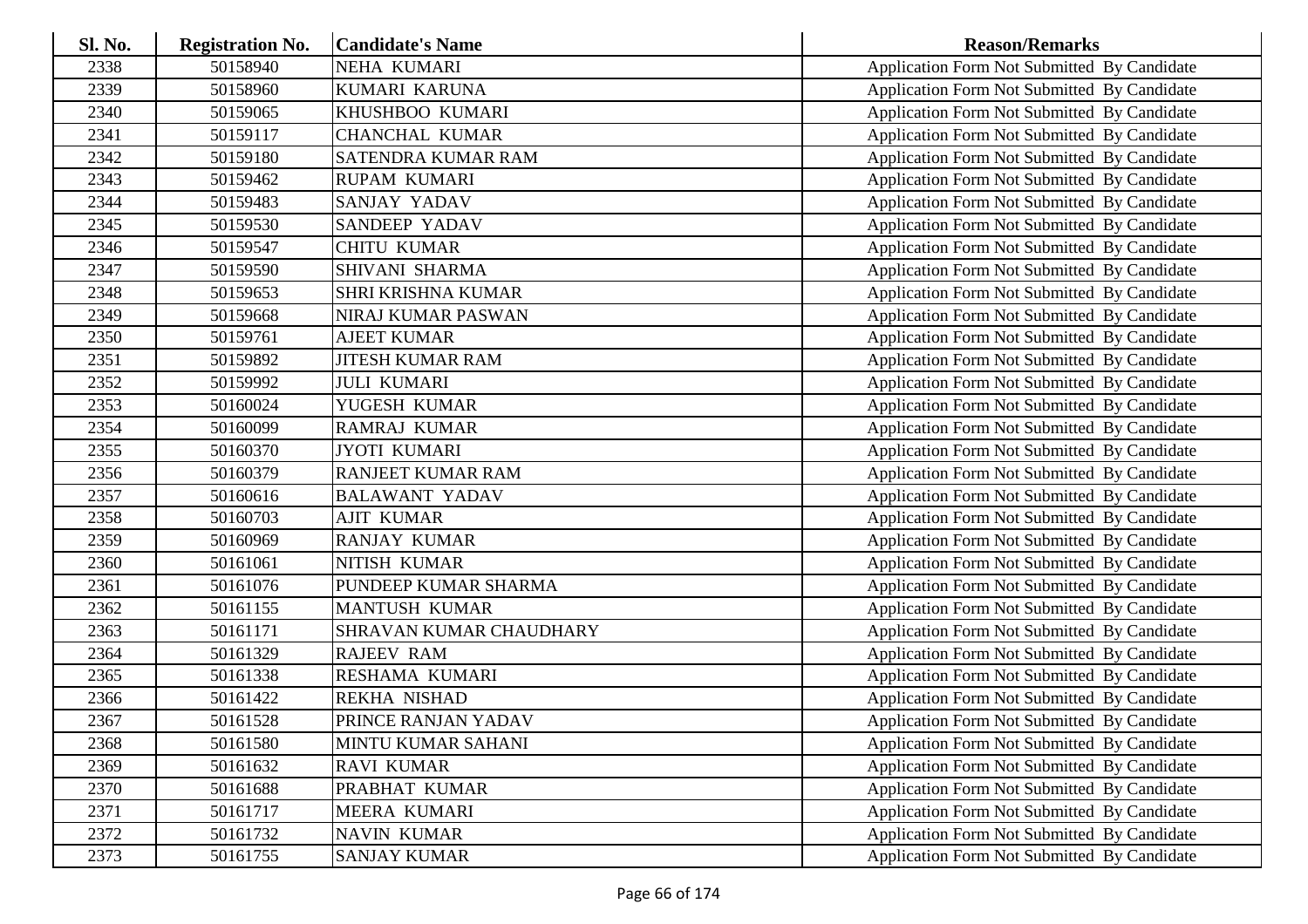| Sl. No. | Registration No. | Candidate's Name | Reason/Remarks |
|---|---|---|---|
| 2338 | 50158940 | NEHA KUMARI | Application Form Not Submitted By Candidate |
| 2339 | 50158960 | KUMARI KARUNA | Application Form Not Submitted By Candidate |
| 2340 | 50159065 | KHUSHBOO KUMARI | Application Form Not Submitted By Candidate |
| 2341 | 50159117 | CHANCHAL KUMAR | Application Form Not Submitted By Candidate |
| 2342 | 50159180 | SATENDRA KUMAR RAM | Application Form Not Submitted By Candidate |
| 2343 | 50159462 | RUPAM KUMARI | Application Form Not Submitted By Candidate |
| 2344 | 50159483 | SANJAY YADAV | Application Form Not Submitted By Candidate |
| 2345 | 50159530 | SANDEEP YADAV | Application Form Not Submitted By Candidate |
| 2346 | 50159547 | CHITU KUMAR | Application Form Not Submitted By Candidate |
| 2347 | 50159590 | SHIVANI SHARMA | Application Form Not Submitted By Candidate |
| 2348 | 50159653 | SHRI KRISHNA KUMAR | Application Form Not Submitted By Candidate |
| 2349 | 50159668 | NIRAJ KUMAR PASWAN | Application Form Not Submitted By Candidate |
| 2350 | 50159761 | AJEET KUMAR | Application Form Not Submitted By Candidate |
| 2351 | 50159892 | JITESH KUMAR RAM | Application Form Not Submitted By Candidate |
| 2352 | 50159992 | JULI KUMARI | Application Form Not Submitted By Candidate |
| 2353 | 50160024 | YUGESH KUMAR | Application Form Not Submitted By Candidate |
| 2354 | 50160099 | RAMRAJ KUMAR | Application Form Not Submitted By Candidate |
| 2355 | 50160370 | JYOTI KUMARI | Application Form Not Submitted By Candidate |
| 2356 | 50160379 | RANJEET KUMAR RAM | Application Form Not Submitted By Candidate |
| 2357 | 50160616 | BALAWANT YADAV | Application Form Not Submitted By Candidate |
| 2358 | 50160703 | AJIT KUMAR | Application Form Not Submitted By Candidate |
| 2359 | 50160969 | RANJAY KUMAR | Application Form Not Submitted By Candidate |
| 2360 | 50161061 | NITISH KUMAR | Application Form Not Submitted By Candidate |
| 2361 | 50161076 | PUNDEEP KUMAR SHARMA | Application Form Not Submitted By Candidate |
| 2362 | 50161155 | MANTUSH KUMAR | Application Form Not Submitted By Candidate |
| 2363 | 50161171 | SHRAVAN KUMAR CHAUDHARY | Application Form Not Submitted By Candidate |
| 2364 | 50161329 | RAJEEV RAM | Application Form Not Submitted By Candidate |
| 2365 | 50161338 | RESHAMA KUMARI | Application Form Not Submitted By Candidate |
| 2366 | 50161422 | REKHA NISHAD | Application Form Not Submitted By Candidate |
| 2367 | 50161528 | PRINCE RANJAN YADAV | Application Form Not Submitted By Candidate |
| 2368 | 50161580 | MINTU KUMAR SAHANI | Application Form Not Submitted By Candidate |
| 2369 | 50161632 | RAVI KUMAR | Application Form Not Submitted By Candidate |
| 2370 | 50161688 | PRABHAT KUMAR | Application Form Not Submitted By Candidate |
| 2371 | 50161717 | MEERA KUMARI | Application Form Not Submitted By Candidate |
| 2372 | 50161732 | NAVIN KUMAR | Application Form Not Submitted By Candidate |
| 2373 | 50161755 | SANJAY KUMAR | Application Form Not Submitted By Candidate |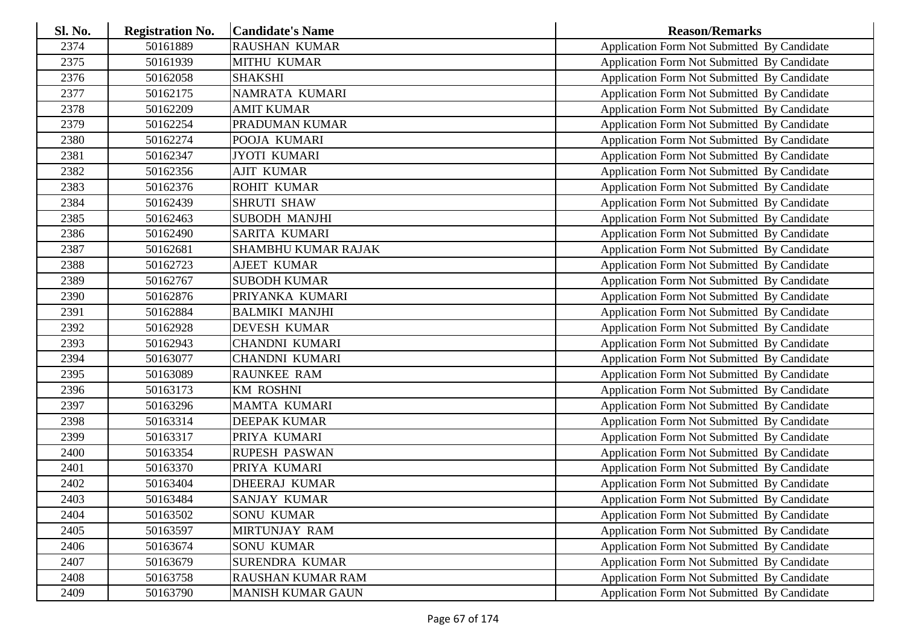| Sl. No. | Registration No. | Candidate's Name | Reason/Remarks |
|---|---|---|---|
| 2374 | 50161889 | RAUSHAN KUMAR | Application Form Not Submitted By Candidate |
| 2375 | 50161939 | MITHU KUMAR | Application Form Not Submitted By Candidate |
| 2376 | 50162058 | SHAKSHI | Application Form Not Submitted By Candidate |
| 2377 | 50162175 | NAMRATA KUMARI | Application Form Not Submitted By Candidate |
| 2378 | 50162209 | AMIT KUMAR | Application Form Not Submitted By Candidate |
| 2379 | 50162254 | PRADUMAN KUMAR | Application Form Not Submitted By Candidate |
| 2380 | 50162274 | POOJA KUMARI | Application Form Not Submitted By Candidate |
| 2381 | 50162347 | JYOTI KUMARI | Application Form Not Submitted By Candidate |
| 2382 | 50162356 | AJIT KUMAR | Application Form Not Submitted By Candidate |
| 2383 | 50162376 | ROHIT KUMAR | Application Form Not Submitted By Candidate |
| 2384 | 50162439 | SHRUTI SHAW | Application Form Not Submitted By Candidate |
| 2385 | 50162463 | SUBODH MANJHI | Application Form Not Submitted By Candidate |
| 2386 | 50162490 | SARITA KUMARI | Application Form Not Submitted By Candidate |
| 2387 | 50162681 | SHAMBHU KUMAR RAJAK | Application Form Not Submitted By Candidate |
| 2388 | 50162723 | AJEET KUMAR | Application Form Not Submitted By Candidate |
| 2389 | 50162767 | SUBODH KUMAR | Application Form Not Submitted By Candidate |
| 2390 | 50162876 | PRIYANKA KUMARI | Application Form Not Submitted By Candidate |
| 2391 | 50162884 | BALMIKI MANJHI | Application Form Not Submitted By Candidate |
| 2392 | 50162928 | DEVESH KUMAR | Application Form Not Submitted By Candidate |
| 2393 | 50162943 | CHANDNI KUMARI | Application Form Not Submitted By Candidate |
| 2394 | 50163077 | CHANDNI KUMARI | Application Form Not Submitted By Candidate |
| 2395 | 50163089 | RAUNKEE RAM | Application Form Not Submitted By Candidate |
| 2396 | 50163173 | KM ROSHNI | Application Form Not Submitted By Candidate |
| 2397 | 50163296 | MAMTA KUMARI | Application Form Not Submitted By Candidate |
| 2398 | 50163314 | DEEPAK KUMAR | Application Form Not Submitted By Candidate |
| 2399 | 50163317 | PRIYA KUMARI | Application Form Not Submitted By Candidate |
| 2400 | 50163354 | RUPESH PASWAN | Application Form Not Submitted By Candidate |
| 2401 | 50163370 | PRIYA KUMARI | Application Form Not Submitted By Candidate |
| 2402 | 50163404 | DHEERAJ KUMAR | Application Form Not Submitted By Candidate |
| 2403 | 50163484 | SANJAY KUMAR | Application Form Not Submitted By Candidate |
| 2404 | 50163502 | SONU KUMAR | Application Form Not Submitted By Candidate |
| 2405 | 50163597 | MIRTUNJAY RAM | Application Form Not Submitted By Candidate |
| 2406 | 50163674 | SONU KUMAR | Application Form Not Submitted By Candidate |
| 2407 | 50163679 | SURENDRA KUMAR | Application Form Not Submitted By Candidate |
| 2408 | 50163758 | RAUSHAN KUMAR RAM | Application Form Not Submitted By Candidate |
| 2409 | 50163790 | MANISH KUMAR GAUN | Application Form Not Submitted By Candidate |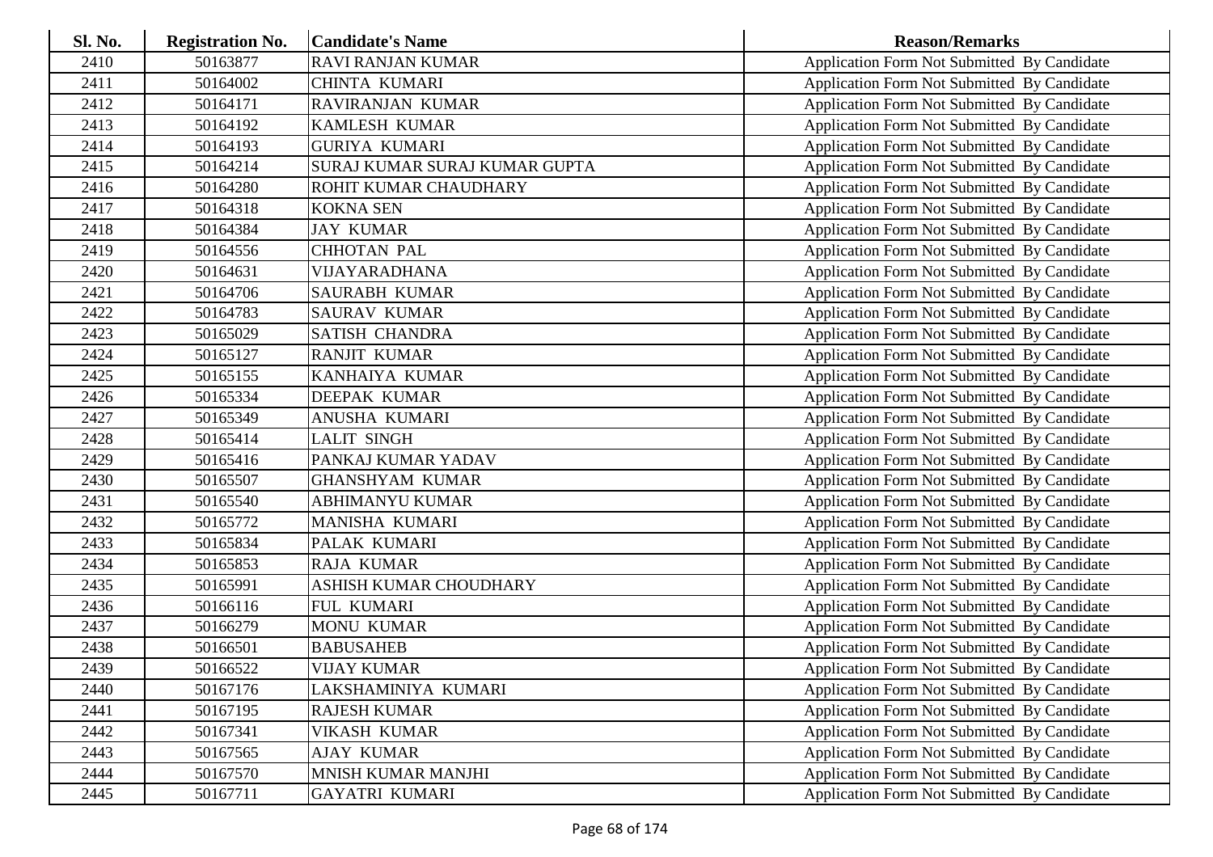| Sl. No. | Registration No. | Candidate's Name | Reason/Remarks |
|---|---|---|---|
| 2410 | 50163877 | RAVI RANJAN KUMAR | Application Form Not Submitted By Candidate |
| 2411 | 50164002 | CHINTA KUMARI | Application Form Not Submitted By Candidate |
| 2412 | 50164171 | RAVIRANJAN KUMAR | Application Form Not Submitted By Candidate |
| 2413 | 50164192 | KAMLESH KUMAR | Application Form Not Submitted By Candidate |
| 2414 | 50164193 | GURIYA KUMARI | Application Form Not Submitted By Candidate |
| 2415 | 50164214 | SURAJ KUMAR SURAJ KUMAR GUPTA | Application Form Not Submitted By Candidate |
| 2416 | 50164280 | ROHIT KUMAR CHAUDHARY | Application Form Not Submitted By Candidate |
| 2417 | 50164318 | KOKNA SEN | Application Form Not Submitted By Candidate |
| 2418 | 50164384 | JAY KUMAR | Application Form Not Submitted By Candidate |
| 2419 | 50164556 | CHHOTAN PAL | Application Form Not Submitted By Candidate |
| 2420 | 50164631 | VIJAYARADHANA | Application Form Not Submitted By Candidate |
| 2421 | 50164706 | SAURABH KUMAR | Application Form Not Submitted By Candidate |
| 2422 | 50164783 | SAURAV KUMAR | Application Form Not Submitted By Candidate |
| 2423 | 50165029 | SATISH CHANDRA | Application Form Not Submitted By Candidate |
| 2424 | 50165127 | RANJIT KUMAR | Application Form Not Submitted By Candidate |
| 2425 | 50165155 | KANHAIYA KUMAR | Application Form Not Submitted By Candidate |
| 2426 | 50165334 | DEEPAK KUMAR | Application Form Not Submitted By Candidate |
| 2427 | 50165349 | ANUSHA KUMARI | Application Form Not Submitted By Candidate |
| 2428 | 50165414 | LALIT SINGH | Application Form Not Submitted By Candidate |
| 2429 | 50165416 | PANKAJ KUMAR YADAV | Application Form Not Submitted By Candidate |
| 2430 | 50165507 | GHANSHYAM KUMAR | Application Form Not Submitted By Candidate |
| 2431 | 50165540 | ABHIMANYU KUMAR | Application Form Not Submitted By Candidate |
| 2432 | 50165772 | MANISHA KUMARI | Application Form Not Submitted By Candidate |
| 2433 | 50165834 | PALAK KUMARI | Application Form Not Submitted By Candidate |
| 2434 | 50165853 | RAJA KUMAR | Application Form Not Submitted By Candidate |
| 2435 | 50165991 | ASHISH KUMAR CHOUDHARY | Application Form Not Submitted By Candidate |
| 2436 | 50166116 | FUL KUMARI | Application Form Not Submitted By Candidate |
| 2437 | 50166279 | MONU KUMAR | Application Form Not Submitted By Candidate |
| 2438 | 50166501 | BABUSAHEB | Application Form Not Submitted By Candidate |
| 2439 | 50166522 | VIJAY KUMAR | Application Form Not Submitted By Candidate |
| 2440 | 50167176 | LAKSHAMINIYA KUMARI | Application Form Not Submitted By Candidate |
| 2441 | 50167195 | RAJESH KUMAR | Application Form Not Submitted By Candidate |
| 2442 | 50167341 | VIKASH KUMAR | Application Form Not Submitted By Candidate |
| 2443 | 50167565 | AJAY KUMAR | Application Form Not Submitted By Candidate |
| 2444 | 50167570 | MNISH KUMAR MANJHI | Application Form Not Submitted By Candidate |
| 2445 | 50167711 | GAYATRI KUMARI | Application Form Not Submitted By Candidate |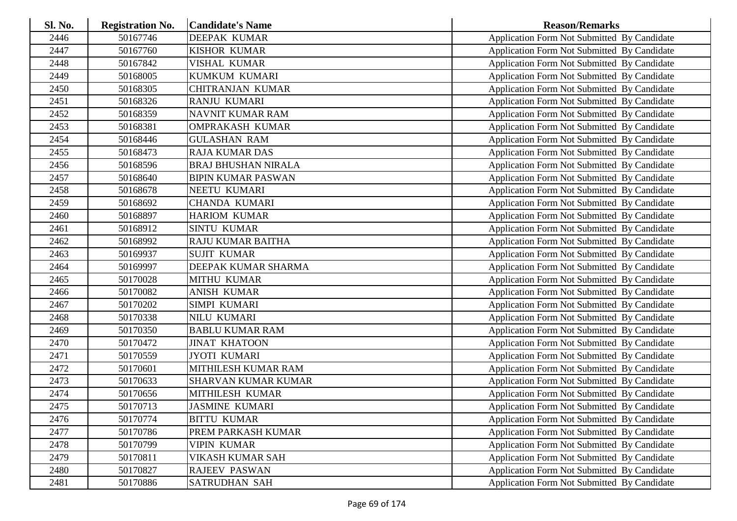| Sl. No. | Registration No. | Candidate's Name | Reason/Remarks |
|---|---|---|---|
| 2446 | 50167746 | DEEPAK KUMAR | Application Form Not Submitted By Candidate |
| 2447 | 50167760 | KISHOR KUMAR | Application Form Not Submitted By Candidate |
| 2448 | 50167842 | VISHAL KUMAR | Application Form Not Submitted By Candidate |
| 2449 | 50168005 | KUMKUM KUMARI | Application Form Not Submitted By Candidate |
| 2450 | 50168305 | CHITRANJAN KUMAR | Application Form Not Submitted By Candidate |
| 2451 | 50168326 | RANJU KUMARI | Application Form Not Submitted By Candidate |
| 2452 | 50168359 | NAVNIT KUMAR RAM | Application Form Not Submitted By Candidate |
| 2453 | 50168381 | OMPRAKASH KUMAR | Application Form Not Submitted By Candidate |
| 2454 | 50168446 | GULASHAN RAM | Application Form Not Submitted By Candidate |
| 2455 | 50168473 | RAJA KUMAR DAS | Application Form Not Submitted By Candidate |
| 2456 | 50168596 | BRAJ BHUSHAN NIRALA | Application Form Not Submitted By Candidate |
| 2457 | 50168640 | BIPIN KUMAR PASWAN | Application Form Not Submitted By Candidate |
| 2458 | 50168678 | NEETU KUMARI | Application Form Not Submitted By Candidate |
| 2459 | 50168692 | CHANDA KUMARI | Application Form Not Submitted By Candidate |
| 2460 | 50168897 | HARIOM KUMAR | Application Form Not Submitted By Candidate |
| 2461 | 50168912 | SINTU KUMAR | Application Form Not Submitted By Candidate |
| 2462 | 50168992 | RAJU KUMAR BAITHA | Application Form Not Submitted By Candidate |
| 2463 | 50169937 | SUJIT KUMAR | Application Form Not Submitted By Candidate |
| 2464 | 50169997 | DEEPAK KUMAR SHARMA | Application Form Not Submitted By Candidate |
| 2465 | 50170028 | MITHU KUMAR | Application Form Not Submitted By Candidate |
| 2466 | 50170082 | ANISH KUMAR | Application Form Not Submitted By Candidate |
| 2467 | 50170202 | SIMPI KUMARI | Application Form Not Submitted By Candidate |
| 2468 | 50170338 | NILU KUMARI | Application Form Not Submitted By Candidate |
| 2469 | 50170350 | BABLU KUMAR RAM | Application Form Not Submitted By Candidate |
| 2470 | 50170472 | JINAT KHATOON | Application Form Not Submitted By Candidate |
| 2471 | 50170559 | JYOTI KUMARI | Application Form Not Submitted By Candidate |
| 2472 | 50170601 | MITHILESH KUMAR RAM | Application Form Not Submitted By Candidate |
| 2473 | 50170633 | SHARVAN KUMAR KUMAR | Application Form Not Submitted By Candidate |
| 2474 | 50170656 | MITHILESH KUMAR | Application Form Not Submitted By Candidate |
| 2475 | 50170713 | JASMINE KUMARI | Application Form Not Submitted By Candidate |
| 2476 | 50170774 | BITTU KUMAR | Application Form Not Submitted By Candidate |
| 2477 | 50170786 | PREM PARKASH KUMAR | Application Form Not Submitted By Candidate |
| 2478 | 50170799 | VIPIN KUMAR | Application Form Not Submitted By Candidate |
| 2479 | 50170811 | VIKASH KUMAR SAH | Application Form Not Submitted By Candidate |
| 2480 | 50170827 | RAJEEV PASWAN | Application Form Not Submitted By Candidate |
| 2481 | 50170886 | SATRUDHAN SAH | Application Form Not Submitted By Candidate |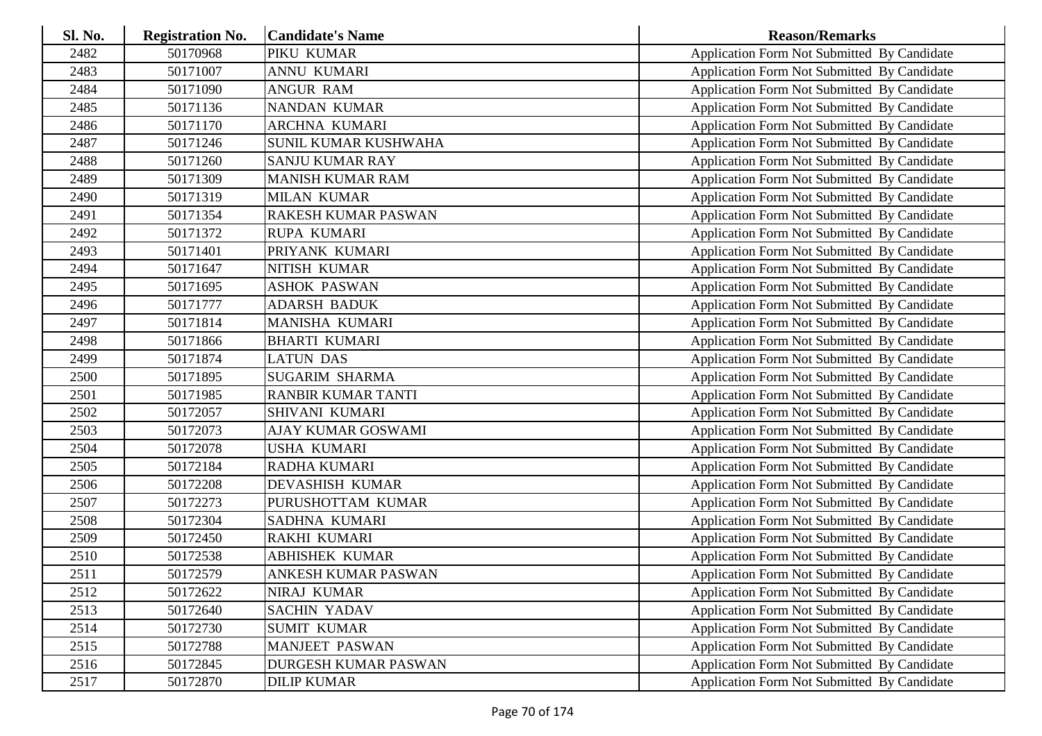| Sl. No. | Registration No. | Candidate's Name | Reason/Remarks |
|---|---|---|---|
| 2482 | 50170968 | PIKU KUMAR | Application Form Not Submitted By Candidate |
| 2483 | 50171007 | ANNU KUMARI | Application Form Not Submitted By Candidate |
| 2484 | 50171090 | ANGUR RAM | Application Form Not Submitted By Candidate |
| 2485 | 50171136 | NANDAN KUMAR | Application Form Not Submitted By Candidate |
| 2486 | 50171170 | ARCHNA KUMARI | Application Form Not Submitted By Candidate |
| 2487 | 50171246 | SUNIL KUMAR KUSHWAHA | Application Form Not Submitted By Candidate |
| 2488 | 50171260 | SANJU KUMAR RAY | Application Form Not Submitted By Candidate |
| 2489 | 50171309 | MANISH KUMAR RAM | Application Form Not Submitted By Candidate |
| 2490 | 50171319 | MILAN KUMAR | Application Form Not Submitted By Candidate |
| 2491 | 50171354 | RAKESH KUMAR PASWAN | Application Form Not Submitted By Candidate |
| 2492 | 50171372 | RUPA KUMARI | Application Form Not Submitted By Candidate |
| 2493 | 50171401 | PRIYANK KUMARI | Application Form Not Submitted By Candidate |
| 2494 | 50171647 | NITISH KUMAR | Application Form Not Submitted By Candidate |
| 2495 | 50171695 | ASHOK PASWAN | Application Form Not Submitted By Candidate |
| 2496 | 50171777 | ADARSH BADUK | Application Form Not Submitted By Candidate |
| 2497 | 50171814 | MANISHA KUMARI | Application Form Not Submitted By Candidate |
| 2498 | 50171866 | BHARTI KUMARI | Application Form Not Submitted By Candidate |
| 2499 | 50171874 | LATUN DAS | Application Form Not Submitted By Candidate |
| 2500 | 50171895 | SUGARIM SHARMA | Application Form Not Submitted By Candidate |
| 2501 | 50171985 | RANBIR KUMAR TANTI | Application Form Not Submitted By Candidate |
| 2502 | 50172057 | SHIVANI KUMARI | Application Form Not Submitted By Candidate |
| 2503 | 50172073 | AJAY KUMAR GOSWAMI | Application Form Not Submitted By Candidate |
| 2504 | 50172078 | USHA KUMARI | Application Form Not Submitted By Candidate |
| 2505 | 50172184 | RADHA KUMARI | Application Form Not Submitted By Candidate |
| 2506 | 50172208 | DEVASHISH KUMAR | Application Form Not Submitted By Candidate |
| 2507 | 50172273 | PURUSHOTTAM KUMAR | Application Form Not Submitted By Candidate |
| 2508 | 50172304 | SADHNA KUMARI | Application Form Not Submitted By Candidate |
| 2509 | 50172450 | RAKHI KUMARI | Application Form Not Submitted By Candidate |
| 2510 | 50172538 | ABHISHEK KUMAR | Application Form Not Submitted By Candidate |
| 2511 | 50172579 | ANKESH KUMAR PASWAN | Application Form Not Submitted By Candidate |
| 2512 | 50172622 | NIRAJ KUMAR | Application Form Not Submitted By Candidate |
| 2513 | 50172640 | SACHIN YADAV | Application Form Not Submitted By Candidate |
| 2514 | 50172730 | SUMIT KUMAR | Application Form Not Submitted By Candidate |
| 2515 | 50172788 | MANJEET PASWAN | Application Form Not Submitted By Candidate |
| 2516 | 50172845 | DURGESH KUMAR PASWAN | Application Form Not Submitted By Candidate |
| 2517 | 50172870 | DILIP KUMAR | Application Form Not Submitted By Candidate |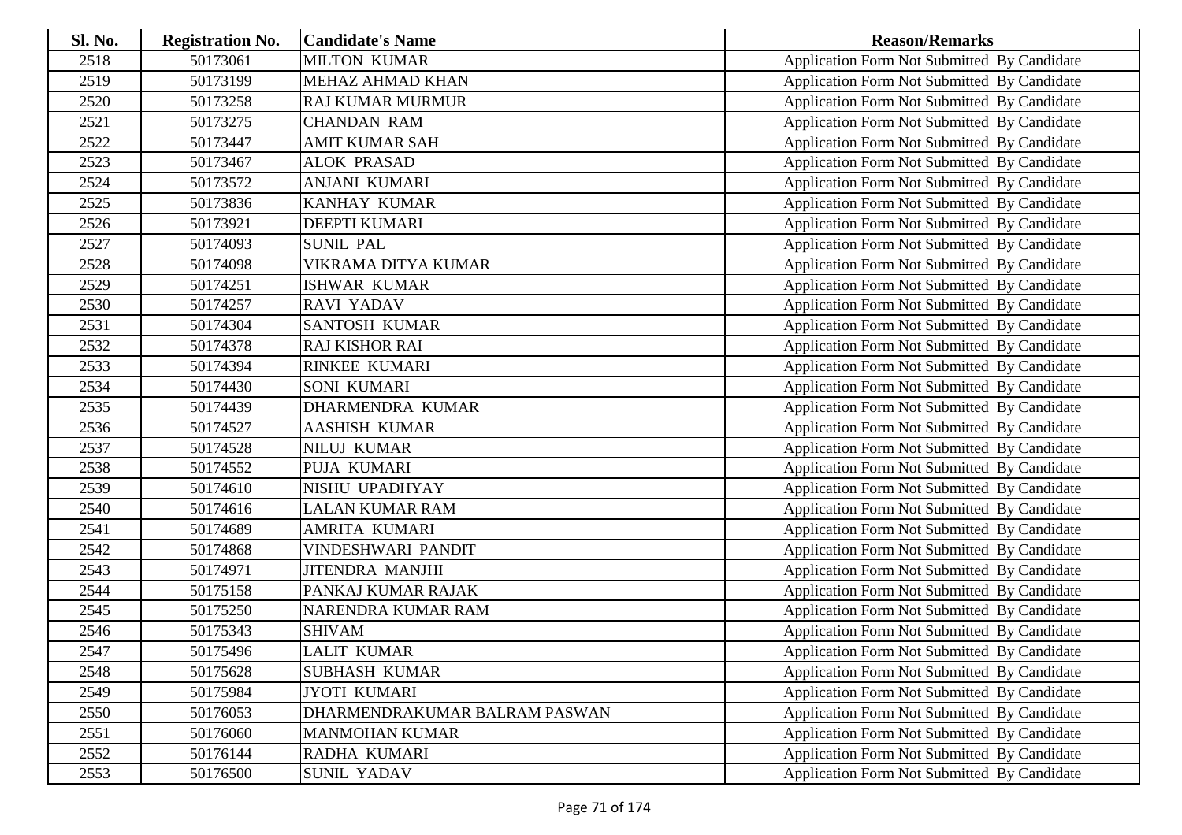| Sl. No. | Registration No. | Candidate's Name | Reason/Remarks |
|---|---|---|---|
| 2518 | 50173061 | MILTON KUMAR | Application Form Not Submitted By Candidate |
| 2519 | 50173199 | MEHAZ AHMAD KHAN | Application Form Not Submitted By Candidate |
| 2520 | 50173258 | RAJ KUMAR MURMUR | Application Form Not Submitted By Candidate |
| 2521 | 50173275 | CHANDAN RAM | Application Form Not Submitted By Candidate |
| 2522 | 50173447 | AMIT KUMAR SAH | Application Form Not Submitted By Candidate |
| 2523 | 50173467 | ALOK PRASAD | Application Form Not Submitted By Candidate |
| 2524 | 50173572 | ANJANI KUMARI | Application Form Not Submitted By Candidate |
| 2525 | 50173836 | KANHAY KUMAR | Application Form Not Submitted By Candidate |
| 2526 | 50173921 | DEEPTI KUMARI | Application Form Not Submitted By Candidate |
| 2527 | 50174093 | SUNIL PAL | Application Form Not Submitted By Candidate |
| 2528 | 50174098 | VIKRAMA DITYA KUMAR | Application Form Not Submitted By Candidate |
| 2529 | 50174251 | ISHWAR KUMAR | Application Form Not Submitted By Candidate |
| 2530 | 50174257 | RAVI YADAV | Application Form Not Submitted By Candidate |
| 2531 | 50174304 | SANTOSH KUMAR | Application Form Not Submitted By Candidate |
| 2532 | 50174378 | RAJ KISHOR RAI | Application Form Not Submitted By Candidate |
| 2533 | 50174394 | RINKEE KUMARI | Application Form Not Submitted By Candidate |
| 2534 | 50174430 | SONI KUMARI | Application Form Not Submitted By Candidate |
| 2535 | 50174439 | DHARMENDRA KUMAR | Application Form Not Submitted By Candidate |
| 2536 | 50174527 | AASHISH KUMAR | Application Form Not Submitted By Candidate |
| 2537 | 50174528 | NILUJ KUMAR | Application Form Not Submitted By Candidate |
| 2538 | 50174552 | PUJA KUMARI | Application Form Not Submitted By Candidate |
| 2539 | 50174610 | NISHU UPADHYAY | Application Form Not Submitted By Candidate |
| 2540 | 50174616 | LALAN KUMAR RAM | Application Form Not Submitted By Candidate |
| 2541 | 50174689 | AMRITA KUMARI | Application Form Not Submitted By Candidate |
| 2542 | 50174868 | VINDESHWARI PANDIT | Application Form Not Submitted By Candidate |
| 2543 | 50174971 | JITENDRA MANJHI | Application Form Not Submitted By Candidate |
| 2544 | 50175158 | PANKAJ KUMAR RAJAK | Application Form Not Submitted By Candidate |
| 2545 | 50175250 | NARENDRA KUMAR RAM | Application Form Not Submitted By Candidate |
| 2546 | 50175343 | SHIVAM | Application Form Not Submitted By Candidate |
| 2547 | 50175496 | LALIT KUMAR | Application Form Not Submitted By Candidate |
| 2548 | 50175628 | SUBHASH KUMAR | Application Form Not Submitted By Candidate |
| 2549 | 50175984 | JYOTI KUMARI | Application Form Not Submitted By Candidate |
| 2550 | 50176053 | DHARMENDRAKUMAR BALRAM PASWAN | Application Form Not Submitted By Candidate |
| 2551 | 50176060 | MANMOHAN KUMAR | Application Form Not Submitted By Candidate |
| 2552 | 50176144 | RADHA KUMARI | Application Form Not Submitted By Candidate |
| 2553 | 50176500 | SUNIL YADAV | Application Form Not Submitted By Candidate |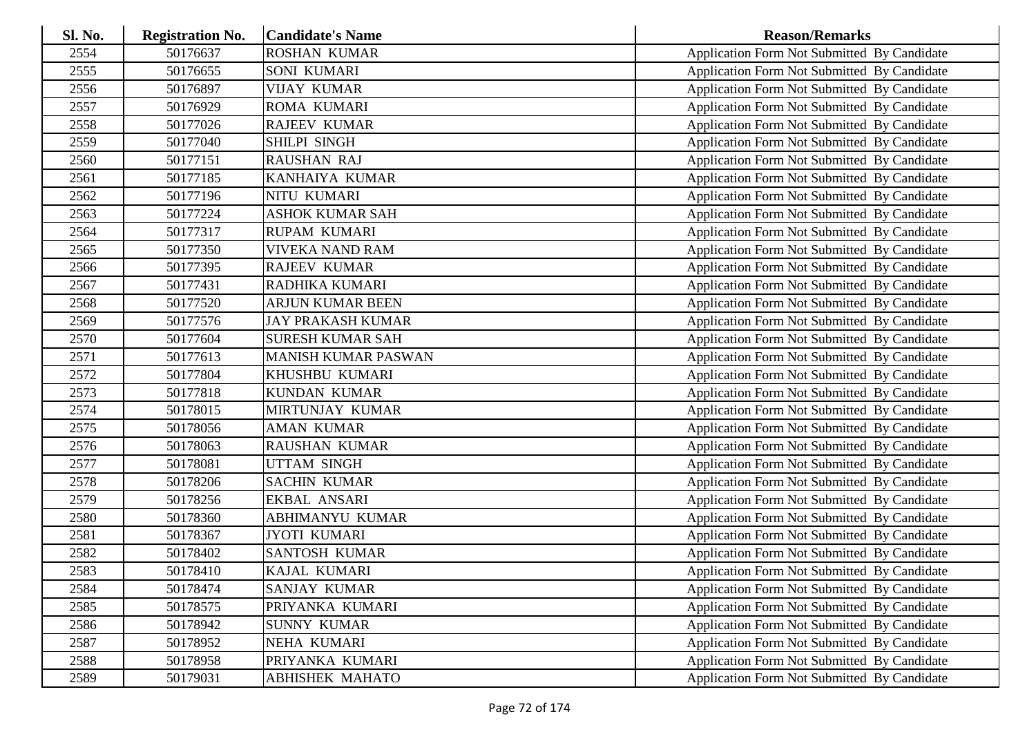| Sl. No. | Registration No. | Candidate's Name | Reason/Remarks |
|---|---|---|---|
| 2554 | 50176637 | ROSHAN KUMAR | Application Form Not Submitted By Candidate |
| 2555 | 50176655 | SONI KUMARI | Application Form Not Submitted By Candidate |
| 2556 | 50176897 | VIJAY KUMAR | Application Form Not Submitted By Candidate |
| 2557 | 50176929 | ROMA KUMARI | Application Form Not Submitted By Candidate |
| 2558 | 50177026 | RAJEEV KUMAR | Application Form Not Submitted By Candidate |
| 2559 | 50177040 | SHILPI SINGH | Application Form Not Submitted By Candidate |
| 2560 | 50177151 | RAUSHAN RAJ | Application Form Not Submitted By Candidate |
| 2561 | 50177185 | KANHAIYA KUMAR | Application Form Not Submitted By Candidate |
| 2562 | 50177196 | NITU KUMARI | Application Form Not Submitted By Candidate |
| 2563 | 50177224 | ASHOK KUMAR SAH | Application Form Not Submitted By Candidate |
| 2564 | 50177317 | RUPAM KUMARI | Application Form Not Submitted By Candidate |
| 2565 | 50177350 | VIVEKA NAND RAM | Application Form Not Submitted By Candidate |
| 2566 | 50177395 | RAJEEV KUMAR | Application Form Not Submitted By Candidate |
| 2567 | 50177431 | RADHIKA KUMARI | Application Form Not Submitted By Candidate |
| 2568 | 50177520 | ARJUN KUMAR BEEN | Application Form Not Submitted By Candidate |
| 2569 | 50177576 | JAY PRAKASH KUMAR | Application Form Not Submitted By Candidate |
| 2570 | 50177604 | SURESH KUMAR SAH | Application Form Not Submitted By Candidate |
| 2571 | 50177613 | MANISH KUMAR PASWAN | Application Form Not Submitted By Candidate |
| 2572 | 50177804 | KHUSHBU KUMARI | Application Form Not Submitted By Candidate |
| 2573 | 50177818 | KUNDAN KUMAR | Application Form Not Submitted By Candidate |
| 2574 | 50178015 | MIRTUNJAY KUMAR | Application Form Not Submitted By Candidate |
| 2575 | 50178056 | AMAN KUMAR | Application Form Not Submitted By Candidate |
| 2576 | 50178063 | RAUSHAN KUMAR | Application Form Not Submitted By Candidate |
| 2577 | 50178081 | UTTAM SINGH | Application Form Not Submitted By Candidate |
| 2578 | 50178206 | SACHIN KUMAR | Application Form Not Submitted By Candidate |
| 2579 | 50178256 | EKBAL ANSARI | Application Form Not Submitted By Candidate |
| 2580 | 50178360 | ABHIMANYU KUMAR | Application Form Not Submitted By Candidate |
| 2581 | 50178367 | JYOTI KUMARI | Application Form Not Submitted By Candidate |
| 2582 | 50178402 | SANTOSH KUMAR | Application Form Not Submitted By Candidate |
| 2583 | 50178410 | KAJAL KUMARI | Application Form Not Submitted By Candidate |
| 2584 | 50178474 | SANJAY KUMAR | Application Form Not Submitted By Candidate |
| 2585 | 50178575 | PRIYANKA KUMARI | Application Form Not Submitted By Candidate |
| 2586 | 50178942 | SUNNY KUMAR | Application Form Not Submitted By Candidate |
| 2587 | 50178952 | NEHA KUMARI | Application Form Not Submitted By Candidate |
| 2588 | 50178958 | PRIYANKA KUMARI | Application Form Not Submitted By Candidate |
| 2589 | 50179031 | ABHISHEK MAHATO | Application Form Not Submitted By Candidate |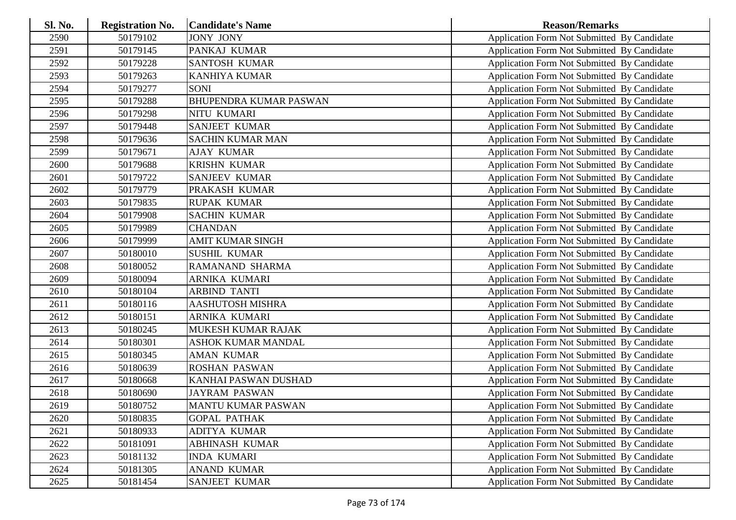| Sl. No. | Registration No. | Candidate's Name | Reason/Remarks |
|---|---|---|---|
| 2590 | 50179102 | JONY JONY | Application Form Not Submitted By Candidate |
| 2591 | 50179145 | PANKAJ KUMAR | Application Form Not Submitted By Candidate |
| 2592 | 50179228 | SANTOSH KUMAR | Application Form Not Submitted By Candidate |
| 2593 | 50179263 | KANHIYA KUMAR | Application Form Not Submitted By Candidate |
| 2594 | 50179277 | SONI | Application Form Not Submitted By Candidate |
| 2595 | 50179288 | BHUPENDRA KUMAR PASWAN | Application Form Not Submitted By Candidate |
| 2596 | 50179298 | NITU KUMARI | Application Form Not Submitted By Candidate |
| 2597 | 50179448 | SANJEET KUMAR | Application Form Not Submitted By Candidate |
| 2598 | 50179636 | SACHIN KUMAR MAN | Application Form Not Submitted By Candidate |
| 2599 | 50179671 | AJAY KUMAR | Application Form Not Submitted By Candidate |
| 2600 | 50179688 | KRISHN KUMAR | Application Form Not Submitted By Candidate |
| 2601 | 50179722 | SANJEEV KUMAR | Application Form Not Submitted By Candidate |
| 2602 | 50179779 | PRAKASH KUMAR | Application Form Not Submitted By Candidate |
| 2603 | 50179835 | RUPAK KUMAR | Application Form Not Submitted By Candidate |
| 2604 | 50179908 | SACHIN KUMAR | Application Form Not Submitted By Candidate |
| 2605 | 50179989 | CHANDAN | Application Form Not Submitted By Candidate |
| 2606 | 50179999 | AMIT KUMAR SINGH | Application Form Not Submitted By Candidate |
| 2607 | 50180010 | SUSHIL KUMAR | Application Form Not Submitted By Candidate |
| 2608 | 50180052 | RAMANAND SHARMA | Application Form Not Submitted By Candidate |
| 2609 | 50180094 | ARNIKA KUMARI | Application Form Not Submitted By Candidate |
| 2610 | 50180104 | ARBIND TANTI | Application Form Not Submitted By Candidate |
| 2611 | 50180116 | AASHUTOSH MISHRA | Application Form Not Submitted By Candidate |
| 2612 | 50180151 | ARNIKA KUMARI | Application Form Not Submitted By Candidate |
| 2613 | 50180245 | MUKESH KUMAR RAJAK | Application Form Not Submitted By Candidate |
| 2614 | 50180301 | ASHOK KUMAR MANDAL | Application Form Not Submitted By Candidate |
| 2615 | 50180345 | AMAN KUMAR | Application Form Not Submitted By Candidate |
| 2616 | 50180639 | ROSHAN PASWAN | Application Form Not Submitted By Candidate |
| 2617 | 50180668 | KANHAI PASWAN DUSHAD | Application Form Not Submitted By Candidate |
| 2618 | 50180690 | JAYRAM PASWAN | Application Form Not Submitted By Candidate |
| 2619 | 50180752 | MANTU KUMAR PASWAN | Application Form Not Submitted By Candidate |
| 2620 | 50180835 | GOPAL PATHAK | Application Form Not Submitted By Candidate |
| 2621 | 50180933 | ADITYA KUMAR | Application Form Not Submitted By Candidate |
| 2622 | 50181091 | ABHINASH KUMAR | Application Form Not Submitted By Candidate |
| 2623 | 50181132 | INDA KUMARI | Application Form Not Submitted By Candidate |
| 2624 | 50181305 | ANAND KUMAR | Application Form Not Submitted By Candidate |
| 2625 | 50181454 | SANJEET KUMAR | Application Form Not Submitted By Candidate |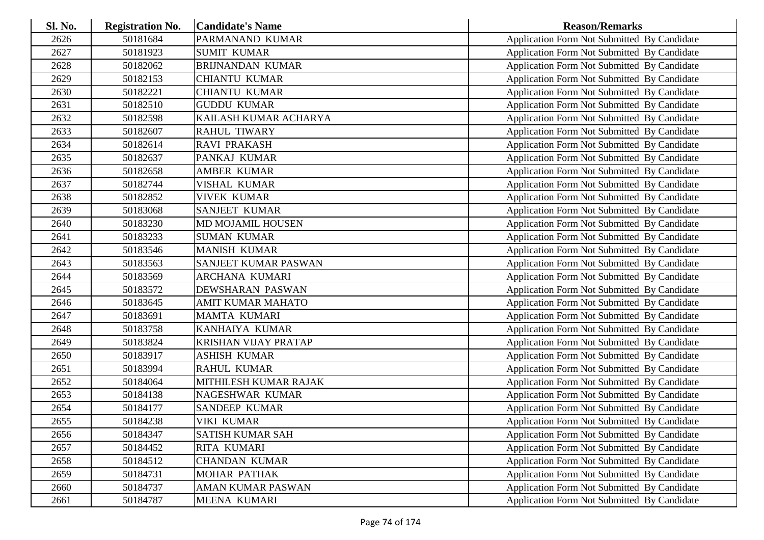| Sl. No. | Registration No. | Candidate's Name | Reason/Remarks |
|---|---|---|---|
| 2626 | 50181684 | PARMANAND KUMAR | Application Form Not Submitted By Candidate |
| 2627 | 50181923 | SUMIT KUMAR | Application Form Not Submitted By Candidate |
| 2628 | 50182062 | BRIJNANDAN KUMAR | Application Form Not Submitted By Candidate |
| 2629 | 50182153 | CHIANTU KUMAR | Application Form Not Submitted By Candidate |
| 2630 | 50182221 | CHIANTU KUMAR | Application Form Not Submitted By Candidate |
| 2631 | 50182510 | GUDDU KUMAR | Application Form Not Submitted By Candidate |
| 2632 | 50182598 | KAILASH KUMAR ACHARYA | Application Form Not Submitted By Candidate |
| 2633 | 50182607 | RAHUL TIWARY | Application Form Not Submitted By Candidate |
| 2634 | 50182614 | RAVI PRAKASH | Application Form Not Submitted By Candidate |
| 2635 | 50182637 | PANKAJ KUMAR | Application Form Not Submitted By Candidate |
| 2636 | 50182658 | AMBER KUMAR | Application Form Not Submitted By Candidate |
| 2637 | 50182744 | VISHAL KUMAR | Application Form Not Submitted By Candidate |
| 2638 | 50182852 | VIVEK KUMAR | Application Form Not Submitted By Candidate |
| 2639 | 50183068 | SANJEET KUMAR | Application Form Not Submitted By Candidate |
| 2640 | 50183230 | MD MOJAMIL HOUSEN | Application Form Not Submitted By Candidate |
| 2641 | 50183233 | SUMAN KUMAR | Application Form Not Submitted By Candidate |
| 2642 | 50183546 | MANISH KUMAR | Application Form Not Submitted By Candidate |
| 2643 | 50183563 | SANJEET KUMAR PASWAN | Application Form Not Submitted By Candidate |
| 2644 | 50183569 | ARCHANA KUMARI | Application Form Not Submitted By Candidate |
| 2645 | 50183572 | DEWSHARAN PASWAN | Application Form Not Submitted By Candidate |
| 2646 | 50183645 | AMIT KUMAR MAHATO | Application Form Not Submitted By Candidate |
| 2647 | 50183691 | MAMTA KUMARI | Application Form Not Submitted By Candidate |
| 2648 | 50183758 | KANHAIYA KUMAR | Application Form Not Submitted By Candidate |
| 2649 | 50183824 | KRISHAN VIJAY PRATAP | Application Form Not Submitted By Candidate |
| 2650 | 50183917 | ASHISH KUMAR | Application Form Not Submitted By Candidate |
| 2651 | 50183994 | RAHUL KUMAR | Application Form Not Submitted By Candidate |
| 2652 | 50184064 | MITHILESH KUMAR RAJAK | Application Form Not Submitted By Candidate |
| 2653 | 50184138 | NAGESHWAR KUMAR | Application Form Not Submitted By Candidate |
| 2654 | 50184177 | SANDEEP KUMAR | Application Form Not Submitted By Candidate |
| 2655 | 50184238 | VIKI KUMAR | Application Form Not Submitted By Candidate |
| 2656 | 50184347 | SATISH KUMAR SAH | Application Form Not Submitted By Candidate |
| 2657 | 50184452 | RITA KUMARI | Application Form Not Submitted By Candidate |
| 2658 | 50184512 | CHANDAN KUMAR | Application Form Not Submitted By Candidate |
| 2659 | 50184731 | MOHAR PATHAK | Application Form Not Submitted By Candidate |
| 2660 | 50184737 | AMAN KUMAR PASWAN | Application Form Not Submitted By Candidate |
| 2661 | 50184787 | MEENA KUMARI | Application Form Not Submitted By Candidate |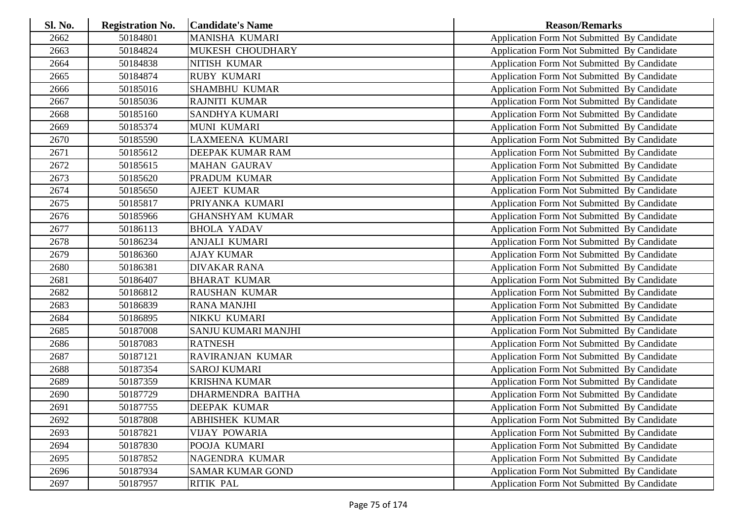| Sl. No. | Registration No. | Candidate's Name | Reason/Remarks |
|---|---|---|---|
| 2662 | 50184801 | MANISHA KUMARI | Application Form Not Submitted By Candidate |
| 2663 | 50184824 | MUKESH CHOUDHARY | Application Form Not Submitted By Candidate |
| 2664 | 50184838 | NITISH KUMAR | Application Form Not Submitted By Candidate |
| 2665 | 50184874 | RUBY KUMARI | Application Form Not Submitted By Candidate |
| 2666 | 50185016 | SHAMBHU KUMAR | Application Form Not Submitted By Candidate |
| 2667 | 50185036 | RAJNITI KUMAR | Application Form Not Submitted By Candidate |
| 2668 | 50185160 | SANDHYA KUMARI | Application Form Not Submitted By Candidate |
| 2669 | 50185374 | MUNI KUMARI | Application Form Not Submitted By Candidate |
| 2670 | 50185590 | LAXMEENA KUMARI | Application Form Not Submitted By Candidate |
| 2671 | 50185612 | DEEPAK KUMAR RAM | Application Form Not Submitted By Candidate |
| 2672 | 50185615 | MAHAN GAURAV | Application Form Not Submitted By Candidate |
| 2673 | 50185620 | PRADUM KUMAR | Application Form Not Submitted By Candidate |
| 2674 | 50185650 | AJEET KUMAR | Application Form Not Submitted By Candidate |
| 2675 | 50185817 | PRIYANKA KUMARI | Application Form Not Submitted By Candidate |
| 2676 | 50185966 | GHANSHYAM KUMAR | Application Form Not Submitted By Candidate |
| 2677 | 50186113 | BHOLA YADAV | Application Form Not Submitted By Candidate |
| 2678 | 50186234 | ANJALI KUMARI | Application Form Not Submitted By Candidate |
| 2679 | 50186360 | AJAY KUMAR | Application Form Not Submitted By Candidate |
| 2680 | 50186381 | DIVAKAR RANA | Application Form Not Submitted By Candidate |
| 2681 | 50186407 | BHARAT KUMAR | Application Form Not Submitted By Candidate |
| 2682 | 50186812 | RAUSHAN KUMAR | Application Form Not Submitted By Candidate |
| 2683 | 50186839 | RANA MANJHI | Application Form Not Submitted By Candidate |
| 2684 | 50186895 | NIKKU KUMARI | Application Form Not Submitted By Candidate |
| 2685 | 50187008 | SANJU KUMARI MANJHI | Application Form Not Submitted By Candidate |
| 2686 | 50187083 | RATNESH | Application Form Not Submitted By Candidate |
| 2687 | 50187121 | RAVIRANJAN KUMAR | Application Form Not Submitted By Candidate |
| 2688 | 50187354 | SAROJ KUMARI | Application Form Not Submitted By Candidate |
| 2689 | 50187359 | KRISHNA KUMAR | Application Form Not Submitted By Candidate |
| 2690 | 50187729 | DHARMENDRA BAITHA | Application Form Not Submitted By Candidate |
| 2691 | 50187755 | DEEPAK KUMAR | Application Form Not Submitted By Candidate |
| 2692 | 50187808 | ABHISHEK KUMAR | Application Form Not Submitted By Candidate |
| 2693 | 50187821 | VIJAY POWARIA | Application Form Not Submitted By Candidate |
| 2694 | 50187830 | POOJA KUMARI | Application Form Not Submitted By Candidate |
| 2695 | 50187852 | NAGENDRA KUMAR | Application Form Not Submitted By Candidate |
| 2696 | 50187934 | SAMAR KUMAR GOND | Application Form Not Submitted By Candidate |
| 2697 | 50187957 | RITIK PAL | Application Form Not Submitted By Candidate |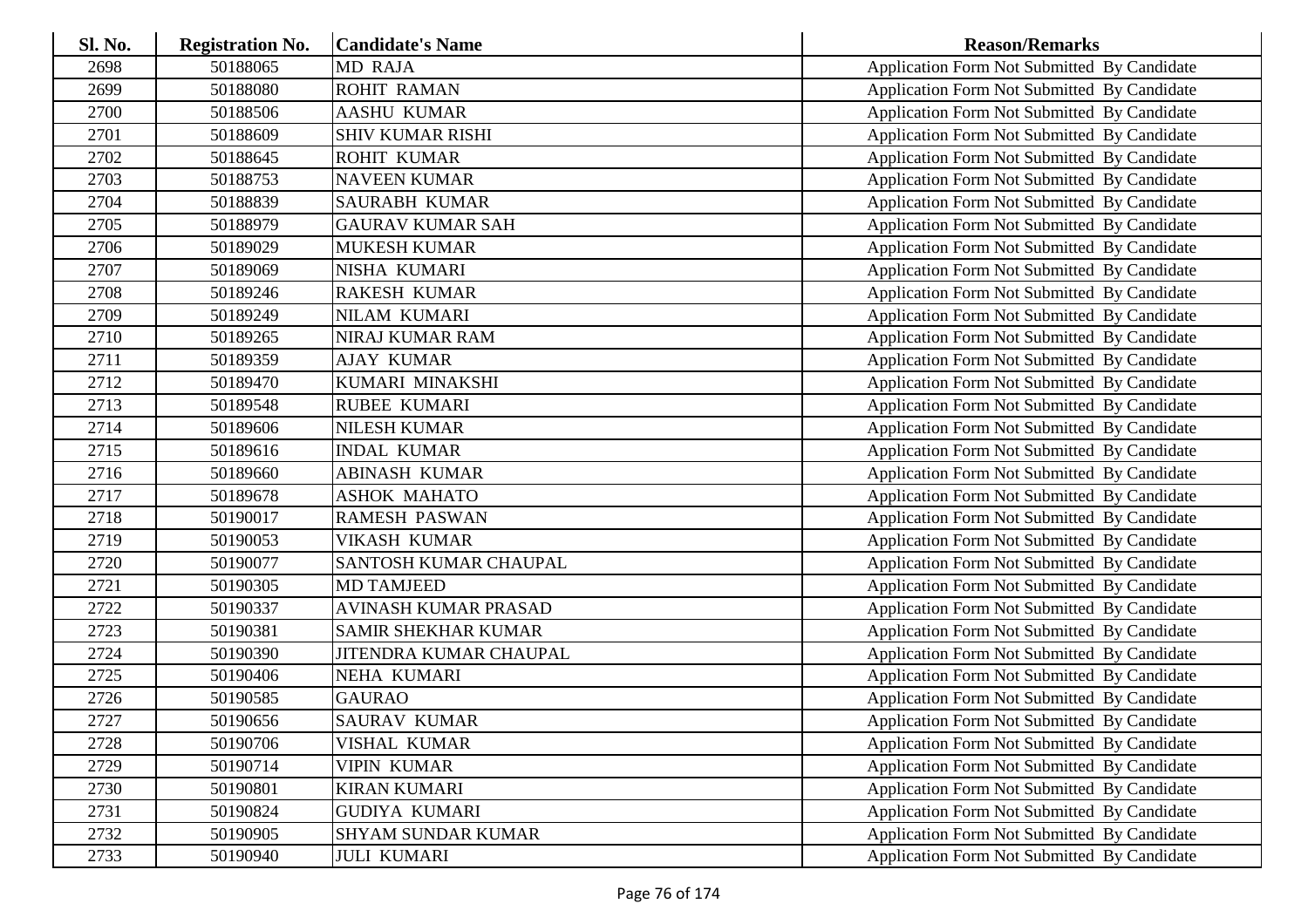| Sl. No. | Registration No. | Candidate's Name | Reason/Remarks |
|---|---|---|---|
| 2698 | 50188065 | MD RAJA | Application Form Not Submitted By Candidate |
| 2699 | 50188080 | ROHIT RAMAN | Application Form Not Submitted By Candidate |
| 2700 | 50188506 | AASHU KUMAR | Application Form Not Submitted By Candidate |
| 2701 | 50188609 | SHIV KUMAR RISHI | Application Form Not Submitted By Candidate |
| 2702 | 50188645 | ROHIT KUMAR | Application Form Not Submitted By Candidate |
| 2703 | 50188753 | NAVEEN KUMAR | Application Form Not Submitted By Candidate |
| 2704 | 50188839 | SAURABH KUMAR | Application Form Not Submitted By Candidate |
| 2705 | 50188979 | GAURAV KUMAR SAH | Application Form Not Submitted By Candidate |
| 2706 | 50189029 | MUKESH KUMAR | Application Form Not Submitted By Candidate |
| 2707 | 50189069 | NISHA KUMARI | Application Form Not Submitted By Candidate |
| 2708 | 50189246 | RAKESH KUMAR | Application Form Not Submitted By Candidate |
| 2709 | 50189249 | NILAM KUMARI | Application Form Not Submitted By Candidate |
| 2710 | 50189265 | NIRAJ KUMAR RAM | Application Form Not Submitted By Candidate |
| 2711 | 50189359 | AJAY KUMAR | Application Form Not Submitted By Candidate |
| 2712 | 50189470 | KUMARI MINAKSHI | Application Form Not Submitted By Candidate |
| 2713 | 50189548 | RUBEE KUMARI | Application Form Not Submitted By Candidate |
| 2714 | 50189606 | NILESH KUMAR | Application Form Not Submitted By Candidate |
| 2715 | 50189616 | INDAL KUMAR | Application Form Not Submitted By Candidate |
| 2716 | 50189660 | ABINASH KUMAR | Application Form Not Submitted By Candidate |
| 2717 | 50189678 | ASHOK MAHATO | Application Form Not Submitted By Candidate |
| 2718 | 50190017 | RAMESH PASWAN | Application Form Not Submitted By Candidate |
| 2719 | 50190053 | VIKASH KUMAR | Application Form Not Submitted By Candidate |
| 2720 | 50190077 | SANTOSH KUMAR CHAUPAL | Application Form Not Submitted By Candidate |
| 2721 | 50190305 | MD TAMJEED | Application Form Not Submitted By Candidate |
| 2722 | 50190337 | AVINASH KUMAR PRASAD | Application Form Not Submitted By Candidate |
| 2723 | 50190381 | SAMIR SHEKHAR KUMAR | Application Form Not Submitted By Candidate |
| 2724 | 50190390 | JITENDRA KUMAR CHAUPAL | Application Form Not Submitted By Candidate |
| 2725 | 50190406 | NEHA KUMARI | Application Form Not Submitted By Candidate |
| 2726 | 50190585 | GAURAO | Application Form Not Submitted By Candidate |
| 2727 | 50190656 | SAURAV KUMAR | Application Form Not Submitted By Candidate |
| 2728 | 50190706 | VISHAL KUMAR | Application Form Not Submitted By Candidate |
| 2729 | 50190714 | VIPIN KUMAR | Application Form Not Submitted By Candidate |
| 2730 | 50190801 | KIRAN KUMARI | Application Form Not Submitted By Candidate |
| 2731 | 50190824 | GUDIYA KUMARI | Application Form Not Submitted By Candidate |
| 2732 | 50190905 | SHYAM SUNDAR KUMAR | Application Form Not Submitted By Candidate |
| 2733 | 50190940 | JULI KUMARI | Application Form Not Submitted By Candidate |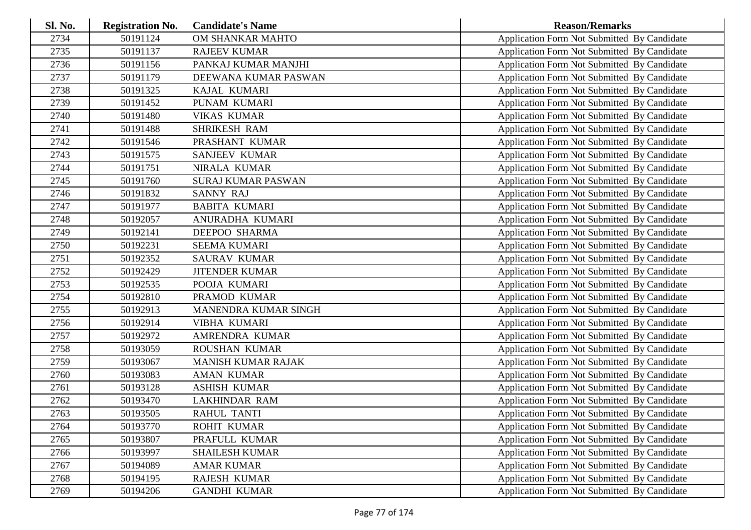| Sl. No. | Registration No. | Candidate's Name | Reason/Remarks |
|---|---|---|---|
| 2734 | 50191124 | OM SHANKAR MAHTO | Application Form Not Submitted By Candidate |
| 2735 | 50191137 | RAJEEV KUMAR | Application Form Not Submitted By Candidate |
| 2736 | 50191156 | PANKAJ KUMAR MANJHI | Application Form Not Submitted By Candidate |
| 2737 | 50191179 | DEEWANA KUMAR PASWAN | Application Form Not Submitted By Candidate |
| 2738 | 50191325 | KAJAL KUMARI | Application Form Not Submitted By Candidate |
| 2739 | 50191452 | PUNAM KUMARI | Application Form Not Submitted By Candidate |
| 2740 | 50191480 | VIKAS KUMAR | Application Form Not Submitted By Candidate |
| 2741 | 50191488 | SHRIKESH RAM | Application Form Not Submitted By Candidate |
| 2742 | 50191546 | PRASHANT KUMAR | Application Form Not Submitted By Candidate |
| 2743 | 50191575 | SANJEEV KUMAR | Application Form Not Submitted By Candidate |
| 2744 | 50191751 | NIRALA KUMAR | Application Form Not Submitted By Candidate |
| 2745 | 50191760 | SURAJ KUMAR PASWAN | Application Form Not Submitted By Candidate |
| 2746 | 50191832 | SANNY RAJ | Application Form Not Submitted By Candidate |
| 2747 | 50191977 | BABITA KUMARI | Application Form Not Submitted By Candidate |
| 2748 | 50192057 | ANURADHA KUMARI | Application Form Not Submitted By Candidate |
| 2749 | 50192141 | DEEPOO SHARMA | Application Form Not Submitted By Candidate |
| 2750 | 50192231 | SEEMA KUMARI | Application Form Not Submitted By Candidate |
| 2751 | 50192352 | SAURAV KUMAR | Application Form Not Submitted By Candidate |
| 2752 | 50192429 | JITENDER KUMAR | Application Form Not Submitted By Candidate |
| 2753 | 50192535 | POOJA KUMARI | Application Form Not Submitted By Candidate |
| 2754 | 50192810 | PRAMOD KUMAR | Application Form Not Submitted By Candidate |
| 2755 | 50192913 | MANENDRA KUMAR SINGH | Application Form Not Submitted By Candidate |
| 2756 | 50192914 | VIBHA KUMARI | Application Form Not Submitted By Candidate |
| 2757 | 50192972 | AMRENDRA KUMAR | Application Form Not Submitted By Candidate |
| 2758 | 50193059 | ROUSHAN KUMAR | Application Form Not Submitted By Candidate |
| 2759 | 50193067 | MANISH KUMAR RAJAK | Application Form Not Submitted By Candidate |
| 2760 | 50193083 | AMAN KUMAR | Application Form Not Submitted By Candidate |
| 2761 | 50193128 | ASHISH KUMAR | Application Form Not Submitted By Candidate |
| 2762 | 50193470 | LAKHINDAR RAM | Application Form Not Submitted By Candidate |
| 2763 | 50193505 | RAHUL TANTI | Application Form Not Submitted By Candidate |
| 2764 | 50193770 | ROHIT KUMAR | Application Form Not Submitted By Candidate |
| 2765 | 50193807 | PRAFULL KUMAR | Application Form Not Submitted By Candidate |
| 2766 | 50193997 | SHAILESH KUMAR | Application Form Not Submitted By Candidate |
| 2767 | 50194089 | AMAR KUMAR | Application Form Not Submitted By Candidate |
| 2768 | 50194195 | RAJESH KUMAR | Application Form Not Submitted By Candidate |
| 2769 | 50194206 | GANDHI KUMAR | Application Form Not Submitted By Candidate |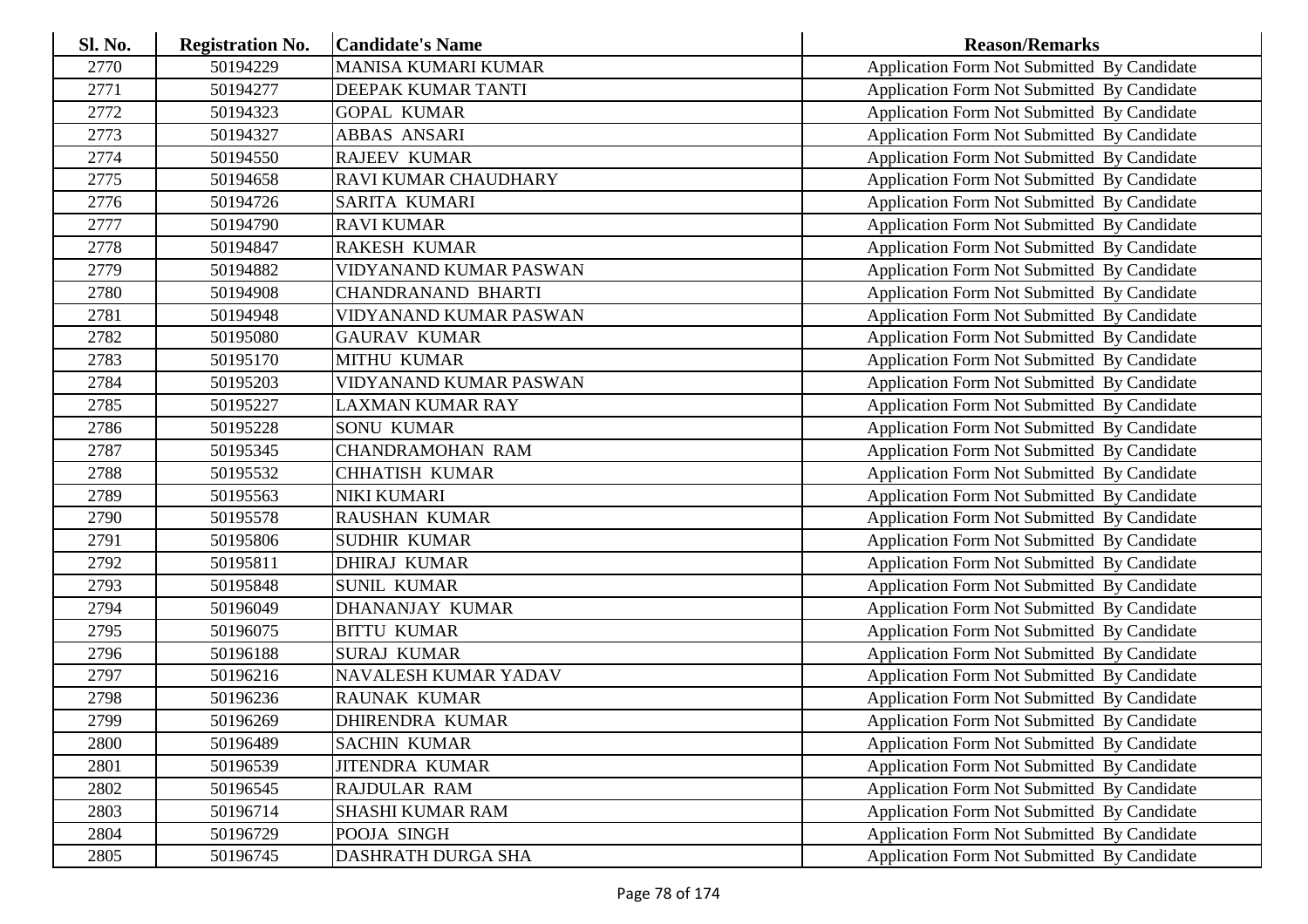| Sl. No. | Registration No. | Candidate's Name | Reason/Remarks |
|---|---|---|---|
| 2770 | 50194229 | MANISA KUMARI KUMAR | Application Form Not Submitted By Candidate |
| 2771 | 50194277 | DEEPAK KUMAR TANTI | Application Form Not Submitted By Candidate |
| 2772 | 50194323 | GOPAL KUMAR | Application Form Not Submitted By Candidate |
| 2773 | 50194327 | ABBAS ANSARI | Application Form Not Submitted By Candidate |
| 2774 | 50194550 | RAJEEV KUMAR | Application Form Not Submitted By Candidate |
| 2775 | 50194658 | RAVI KUMAR CHAUDHARY | Application Form Not Submitted By Candidate |
| 2776 | 50194726 | SARITA KUMARI | Application Form Not Submitted By Candidate |
| 2777 | 50194790 | RAVI KUMAR | Application Form Not Submitted By Candidate |
| 2778 | 50194847 | RAKESH KUMAR | Application Form Not Submitted By Candidate |
| 2779 | 50194882 | VIDYANAND KUMAR PASWAN | Application Form Not Submitted By Candidate |
| 2780 | 50194908 | CHANDRANAND BHARTI | Application Form Not Submitted By Candidate |
| 2781 | 50194948 | VIDYANAND KUMAR PASWAN | Application Form Not Submitted By Candidate |
| 2782 | 50195080 | GAURAV KUMAR | Application Form Not Submitted By Candidate |
| 2783 | 50195170 | MITHU KUMAR | Application Form Not Submitted By Candidate |
| 2784 | 50195203 | VIDYANAND KUMAR PASWAN | Application Form Not Submitted By Candidate |
| 2785 | 50195227 | LAXMAN KUMAR RAY | Application Form Not Submitted By Candidate |
| 2786 | 50195228 | SONU KUMAR | Application Form Not Submitted By Candidate |
| 2787 | 50195345 | CHANDRAMOHAN RAM | Application Form Not Submitted By Candidate |
| 2788 | 50195532 | CHHATISH KUMAR | Application Form Not Submitted By Candidate |
| 2789 | 50195563 | NIKI KUMARI | Application Form Not Submitted By Candidate |
| 2790 | 50195578 | RAUSHAN KUMAR | Application Form Not Submitted By Candidate |
| 2791 | 50195806 | SUDHIR KUMAR | Application Form Not Submitted By Candidate |
| 2792 | 50195811 | DHIRAJ KUMAR | Application Form Not Submitted By Candidate |
| 2793 | 50195848 | SUNIL KUMAR | Application Form Not Submitted By Candidate |
| 2794 | 50196049 | DHANANJAY KUMAR | Application Form Not Submitted By Candidate |
| 2795 | 50196075 | BITTU KUMAR | Application Form Not Submitted By Candidate |
| 2796 | 50196188 | SURAJ KUMAR | Application Form Not Submitted By Candidate |
| 2797 | 50196216 | NAVALESH KUMAR YADAV | Application Form Not Submitted By Candidate |
| 2798 | 50196236 | RAUNAK KUMAR | Application Form Not Submitted By Candidate |
| 2799 | 50196269 | DHIRENDRA KUMAR | Application Form Not Submitted By Candidate |
| 2800 | 50196489 | SACHIN KUMAR | Application Form Not Submitted By Candidate |
| 2801 | 50196539 | JITENDRA KUMAR | Application Form Not Submitted By Candidate |
| 2802 | 50196545 | RAJDULAR RAM | Application Form Not Submitted By Candidate |
| 2803 | 50196714 | SHASHI KUMAR RAM | Application Form Not Submitted By Candidate |
| 2804 | 50196729 | POOJA SINGH | Application Form Not Submitted By Candidate |
| 2805 | 50196745 | DASHRATH DURGA SHA | Application Form Not Submitted By Candidate |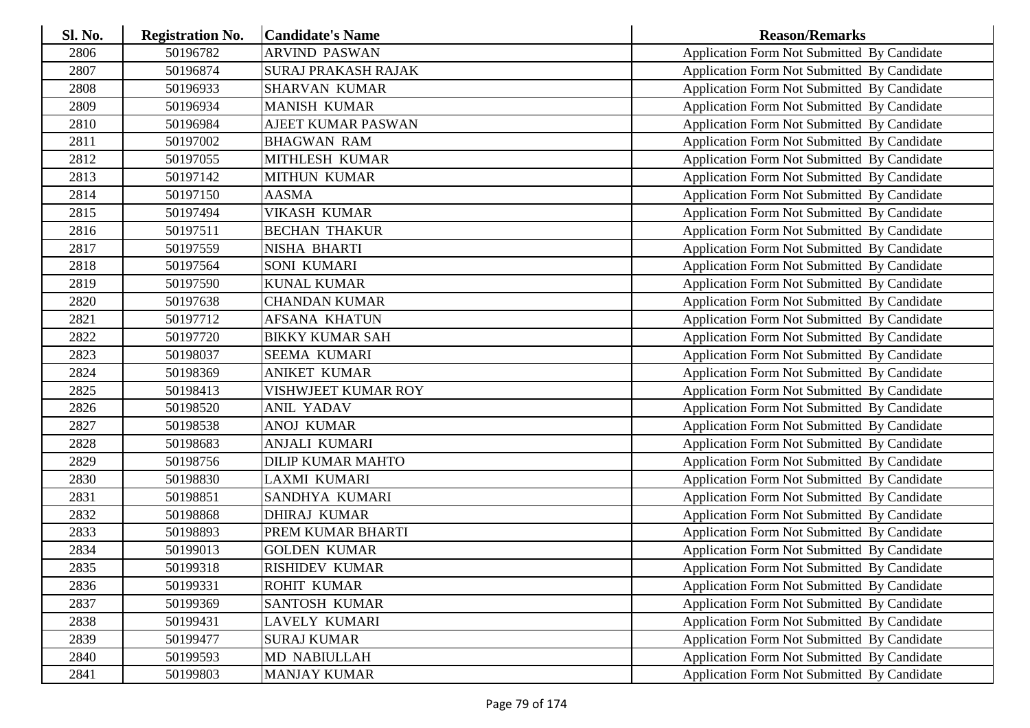| Sl. No. | Registration No. | Candidate's Name | Reason/Remarks |
|---|---|---|---|
| 2806 | 50196782 | ARVIND PASWAN | Application Form Not Submitted By Candidate |
| 2807 | 50196874 | SURAJ PRAKASH RAJAK | Application Form Not Submitted By Candidate |
| 2808 | 50196933 | SHARVAN KUMAR | Application Form Not Submitted By Candidate |
| 2809 | 50196934 | MANISH KUMAR | Application Form Not Submitted By Candidate |
| 2810 | 50196984 | AJEET KUMAR PASWAN | Application Form Not Submitted By Candidate |
| 2811 | 50197002 | BHAGWAN RAM | Application Form Not Submitted By Candidate |
| 2812 | 50197055 | MITHLESH KUMAR | Application Form Not Submitted By Candidate |
| 2813 | 50197142 | MITHUN KUMAR | Application Form Not Submitted By Candidate |
| 2814 | 50197150 | AASMA | Application Form Not Submitted By Candidate |
| 2815 | 50197494 | VIKASH KUMAR | Application Form Not Submitted By Candidate |
| 2816 | 50197511 | BECHAN THAKUR | Application Form Not Submitted By Candidate |
| 2817 | 50197559 | NISHA BHARTI | Application Form Not Submitted By Candidate |
| 2818 | 50197564 | SONI KUMARI | Application Form Not Submitted By Candidate |
| 2819 | 50197590 | KUNAL KUMAR | Application Form Not Submitted By Candidate |
| 2820 | 50197638 | CHANDAN KUMAR | Application Form Not Submitted By Candidate |
| 2821 | 50197712 | AFSANA KHATUN | Application Form Not Submitted By Candidate |
| 2822 | 50197720 | BIKKY KUMAR SAH | Application Form Not Submitted By Candidate |
| 2823 | 50198037 | SEEMA KUMARI | Application Form Not Submitted By Candidate |
| 2824 | 50198369 | ANIKET KUMAR | Application Form Not Submitted By Candidate |
| 2825 | 50198413 | VISHWJEET KUMAR ROY | Application Form Not Submitted By Candidate |
| 2826 | 50198520 | ANIL YADAV | Application Form Not Submitted By Candidate |
| 2827 | 50198538 | ANOJ KUMAR | Application Form Not Submitted By Candidate |
| 2828 | 50198683 | ANJALI KUMARI | Application Form Not Submitted By Candidate |
| 2829 | 50198756 | DILIP KUMAR MAHTO | Application Form Not Submitted By Candidate |
| 2830 | 50198830 | LAXMI KUMARI | Application Form Not Submitted By Candidate |
| 2831 | 50198851 | SANDHYA KUMARI | Application Form Not Submitted By Candidate |
| 2832 | 50198868 | DHIRAJ KUMAR | Application Form Not Submitted By Candidate |
| 2833 | 50198893 | PREM KUMAR BHARTI | Application Form Not Submitted By Candidate |
| 2834 | 50199013 | GOLDEN KUMAR | Application Form Not Submitted By Candidate |
| 2835 | 50199318 | RISHIDEV KUMAR | Application Form Not Submitted By Candidate |
| 2836 | 50199331 | ROHIT KUMAR | Application Form Not Submitted By Candidate |
| 2837 | 50199369 | SANTOSH KUMAR | Application Form Not Submitted By Candidate |
| 2838 | 50199431 | LAVELY KUMARI | Application Form Not Submitted By Candidate |
| 2839 | 50199477 | SURAJ KUMAR | Application Form Not Submitted By Candidate |
| 2840 | 50199593 | MD NABIULLAH | Application Form Not Submitted By Candidate |
| 2841 | 50199803 | MANJAY KUMAR | Application Form Not Submitted By Candidate |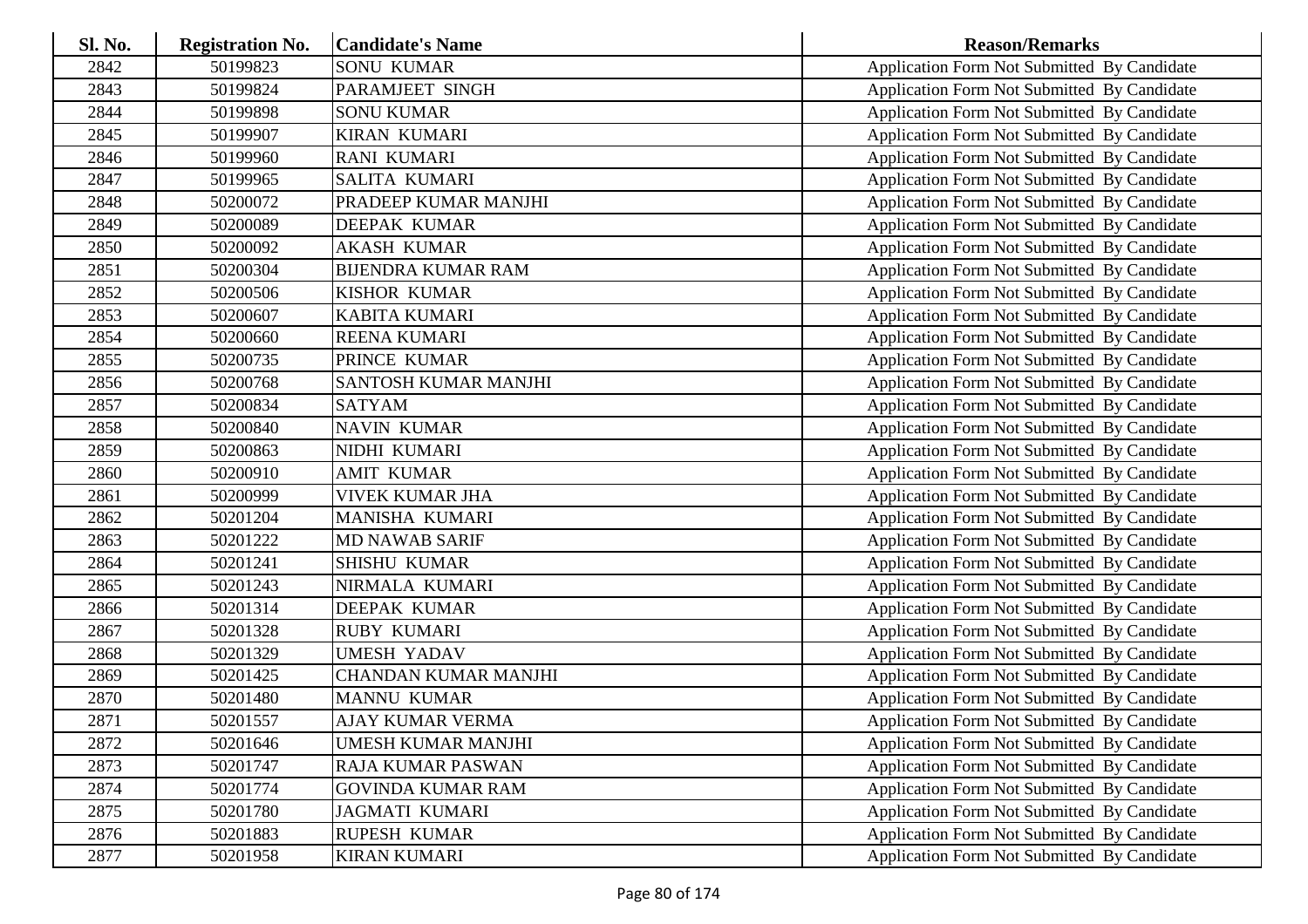| Sl. No. | Registration No. | Candidate's Name | Reason/Remarks |
|---|---|---|---|
| 2842 | 50199823 | SONU KUMAR | Application Form Not Submitted By Candidate |
| 2843 | 50199824 | PARAMJEET SINGH | Application Form Not Submitted By Candidate |
| 2844 | 50199898 | SONU KUMAR | Application Form Not Submitted By Candidate |
| 2845 | 50199907 | KIRAN KUMARI | Application Form Not Submitted By Candidate |
| 2846 | 50199960 | RANI KUMARI | Application Form Not Submitted By Candidate |
| 2847 | 50199965 | SALITA KUMARI | Application Form Not Submitted By Candidate |
| 2848 | 50200072 | PRADEEP KUMAR MANJHI | Application Form Not Submitted By Candidate |
| 2849 | 50200089 | DEEPAK KUMAR | Application Form Not Submitted By Candidate |
| 2850 | 50200092 | AKASH KUMAR | Application Form Not Submitted By Candidate |
| 2851 | 50200304 | BIJENDRA KUMAR RAM | Application Form Not Submitted By Candidate |
| 2852 | 50200506 | KISHOR KUMAR | Application Form Not Submitted By Candidate |
| 2853 | 50200607 | KABITA KUMARI | Application Form Not Submitted By Candidate |
| 2854 | 50200660 | REENA KUMARI | Application Form Not Submitted By Candidate |
| 2855 | 50200735 | PRINCE KUMAR | Application Form Not Submitted By Candidate |
| 2856 | 50200768 | SANTOSH KUMAR MANJHI | Application Form Not Submitted By Candidate |
| 2857 | 50200834 | SATYAM | Application Form Not Submitted By Candidate |
| 2858 | 50200840 | NAVIN KUMAR | Application Form Not Submitted By Candidate |
| 2859 | 50200863 | NIDHI KUMARI | Application Form Not Submitted By Candidate |
| 2860 | 50200910 | AMIT KUMAR | Application Form Not Submitted By Candidate |
| 2861 | 50200999 | VIVEK KUMAR JHA | Application Form Not Submitted By Candidate |
| 2862 | 50201204 | MANISHA KUMARI | Application Form Not Submitted By Candidate |
| 2863 | 50201222 | MD NAWAB SARIF | Application Form Not Submitted By Candidate |
| 2864 | 50201241 | SHISHU KUMAR | Application Form Not Submitted By Candidate |
| 2865 | 50201243 | NIRMALA KUMARI | Application Form Not Submitted By Candidate |
| 2866 | 50201314 | DEEPAK KUMAR | Application Form Not Submitted By Candidate |
| 2867 | 50201328 | RUBY KUMARI | Application Form Not Submitted By Candidate |
| 2868 | 50201329 | UMESH YADAV | Application Form Not Submitted By Candidate |
| 2869 | 50201425 | CHANDAN KUMAR MANJHI | Application Form Not Submitted By Candidate |
| 2870 | 50201480 | MANNU KUMAR | Application Form Not Submitted By Candidate |
| 2871 | 50201557 | AJAY KUMAR VERMA | Application Form Not Submitted By Candidate |
| 2872 | 50201646 | UMESH KUMAR MANJHI | Application Form Not Submitted By Candidate |
| 2873 | 50201747 | RAJA KUMAR PASWAN | Application Form Not Submitted By Candidate |
| 2874 | 50201774 | GOVINDA KUMAR RAM | Application Form Not Submitted By Candidate |
| 2875 | 50201780 | JAGMATI KUMARI | Application Form Not Submitted By Candidate |
| 2876 | 50201883 | RUPESH KUMAR | Application Form Not Submitted By Candidate |
| 2877 | 50201958 | KIRAN KUMARI | Application Form Not Submitted By Candidate |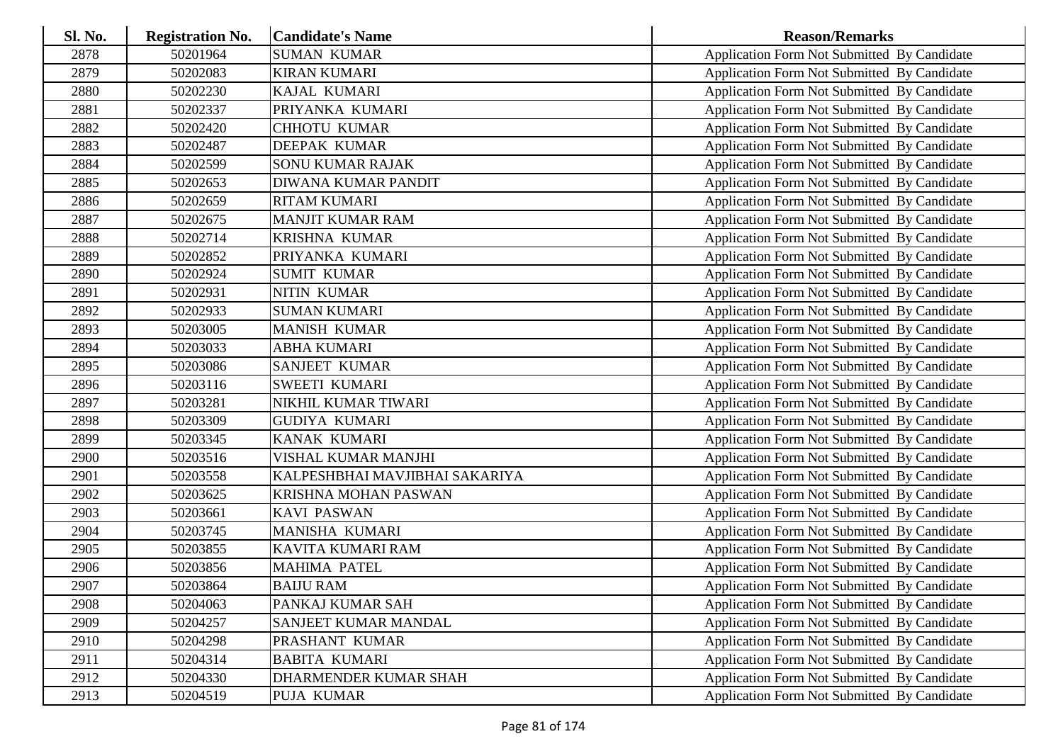| Sl. No. | Registration No. | Candidate's Name | Reason/Remarks |
|---|---|---|---|
| 2878 | 50201964 | SUMAN KUMAR | Application Form Not Submitted By Candidate |
| 2879 | 50202083 | KIRAN KUMARI | Application Form Not Submitted By Candidate |
| 2880 | 50202230 | KAJAL KUMARI | Application Form Not Submitted By Candidate |
| 2881 | 50202337 | PRIYANKA KUMARI | Application Form Not Submitted By Candidate |
| 2882 | 50202420 | CHHOTU KUMAR | Application Form Not Submitted By Candidate |
| 2883 | 50202487 | DEEPAK KUMAR | Application Form Not Submitted By Candidate |
| 2884 | 50202599 | SONU KUMAR RAJAK | Application Form Not Submitted By Candidate |
| 2885 | 50202653 | DIWANA KUMAR PANDIT | Application Form Not Submitted By Candidate |
| 2886 | 50202659 | RITAM KUMARI | Application Form Not Submitted By Candidate |
| 2887 | 50202675 | MANJIT KUMAR RAM | Application Form Not Submitted By Candidate |
| 2888 | 50202714 | KRISHNA KUMAR | Application Form Not Submitted By Candidate |
| 2889 | 50202852 | PRIYANKA KUMARI | Application Form Not Submitted By Candidate |
| 2890 | 50202924 | SUMIT KUMAR | Application Form Not Submitted By Candidate |
| 2891 | 50202931 | NITIN KUMAR | Application Form Not Submitted By Candidate |
| 2892 | 50202933 | SUMAN KUMARI | Application Form Not Submitted By Candidate |
| 2893 | 50203005 | MANISH KUMAR | Application Form Not Submitted By Candidate |
| 2894 | 50203033 | ABHA KUMARI | Application Form Not Submitted By Candidate |
| 2895 | 50203086 | SANJEET KUMAR | Application Form Not Submitted By Candidate |
| 2896 | 50203116 | SWEETI KUMARI | Application Form Not Submitted By Candidate |
| 2897 | 50203281 | NIKHIL KUMAR TIWARI | Application Form Not Submitted By Candidate |
| 2898 | 50203309 | GUDIYA KUMARI | Application Form Not Submitted By Candidate |
| 2899 | 50203345 | KANAK KUMARI | Application Form Not Submitted By Candidate |
| 2900 | 50203516 | VISHAL KUMAR MANJHI | Application Form Not Submitted By Candidate |
| 2901 | 50203558 | KALPESHBHAI MAVJIBHAI SAKARIYA | Application Form Not Submitted By Candidate |
| 2902 | 50203625 | KRISHNA MOHAN PASWAN | Application Form Not Submitted By Candidate |
| 2903 | 50203661 | KAVI PASWAN | Application Form Not Submitted By Candidate |
| 2904 | 50203745 | MANISHA KUMARI | Application Form Not Submitted By Candidate |
| 2905 | 50203855 | KAVITA KUMARI RAM | Application Form Not Submitted By Candidate |
| 2906 | 50203856 | MAHIMA PATEL | Application Form Not Submitted By Candidate |
| 2907 | 50203864 | BAIJU RAM | Application Form Not Submitted By Candidate |
| 2908 | 50204063 | PANKAJ KUMAR SAH | Application Form Not Submitted By Candidate |
| 2909 | 50204257 | SANJEET KUMAR MANDAL | Application Form Not Submitted By Candidate |
| 2910 | 50204298 | PRASHANT KUMAR | Application Form Not Submitted By Candidate |
| 2911 | 50204314 | BABITA KUMARI | Application Form Not Submitted By Candidate |
| 2912 | 50204330 | DHARMENDER KUMAR SHAH | Application Form Not Submitted By Candidate |
| 2913 | 50204519 | PUJA KUMAR | Application Form Not Submitted By Candidate |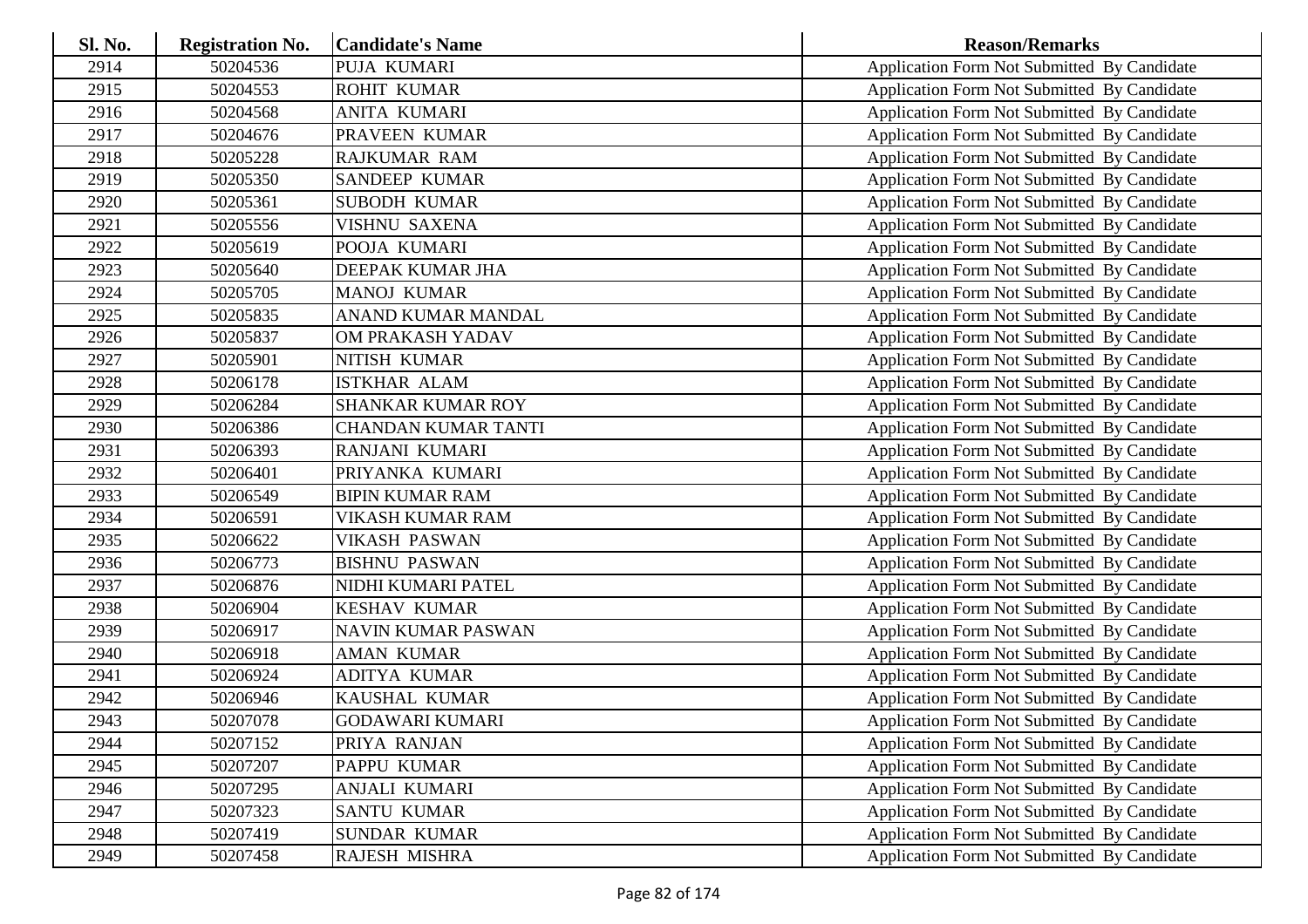| Sl. No. | Registration No. | Candidate's Name | Reason/Remarks |
|---|---|---|---|
| 2914 | 50204536 | PUJA KUMARI | Application Form Not Submitted By Candidate |
| 2915 | 50204553 | ROHIT KUMAR | Application Form Not Submitted By Candidate |
| 2916 | 50204568 | ANITA KUMARI | Application Form Not Submitted By Candidate |
| 2917 | 50204676 | PRAVEEN KUMAR | Application Form Not Submitted By Candidate |
| 2918 | 50205228 | RAJKUMAR RAM | Application Form Not Submitted By Candidate |
| 2919 | 50205350 | SANDEEP KUMAR | Application Form Not Submitted By Candidate |
| 2920 | 50205361 | SUBODH KUMAR | Application Form Not Submitted By Candidate |
| 2921 | 50205556 | VISHNU SAXENA | Application Form Not Submitted By Candidate |
| 2922 | 50205619 | POOJA KUMARI | Application Form Not Submitted By Candidate |
| 2923 | 50205640 | DEEPAK KUMAR JHA | Application Form Not Submitted By Candidate |
| 2924 | 50205705 | MANOJ KUMAR | Application Form Not Submitted By Candidate |
| 2925 | 50205835 | ANAND KUMAR MANDAL | Application Form Not Submitted By Candidate |
| 2926 | 50205837 | OM PRAKASH YADAV | Application Form Not Submitted By Candidate |
| 2927 | 50205901 | NITISH KUMAR | Application Form Not Submitted By Candidate |
| 2928 | 50206178 | ISTKHAR ALAM | Application Form Not Submitted By Candidate |
| 2929 | 50206284 | SHANKAR KUMAR ROY | Application Form Not Submitted By Candidate |
| 2930 | 50206386 | CHANDAN KUMAR TANTI | Application Form Not Submitted By Candidate |
| 2931 | 50206393 | RANJANI KUMARI | Application Form Not Submitted By Candidate |
| 2932 | 50206401 | PRIYANKA KUMARI | Application Form Not Submitted By Candidate |
| 2933 | 50206549 | BIPIN KUMAR RAM | Application Form Not Submitted By Candidate |
| 2934 | 50206591 | VIKASH KUMAR RAM | Application Form Not Submitted By Candidate |
| 2935 | 50206622 | VIKASH PASWAN | Application Form Not Submitted By Candidate |
| 2936 | 50206773 | BISHNU PASWAN | Application Form Not Submitted By Candidate |
| 2937 | 50206876 | NIDHI KUMARI PATEL | Application Form Not Submitted By Candidate |
| 2938 | 50206904 | KESHAV KUMAR | Application Form Not Submitted By Candidate |
| 2939 | 50206917 | NAVIN KUMAR PASWAN | Application Form Not Submitted By Candidate |
| 2940 | 50206918 | AMAN KUMAR | Application Form Not Submitted By Candidate |
| 2941 | 50206924 | ADITYA KUMAR | Application Form Not Submitted By Candidate |
| 2942 | 50206946 | KAUSHAL KUMAR | Application Form Not Submitted By Candidate |
| 2943 | 50207078 | GODAWARI KUMARI | Application Form Not Submitted By Candidate |
| 2944 | 50207152 | PRIYA RANJAN | Application Form Not Submitted By Candidate |
| 2945 | 50207207 | PAPPU KUMAR | Application Form Not Submitted By Candidate |
| 2946 | 50207295 | ANJALI KUMARI | Application Form Not Submitted By Candidate |
| 2947 | 50207323 | SANTU KUMAR | Application Form Not Submitted By Candidate |
| 2948 | 50207419 | SUNDAR KUMAR | Application Form Not Submitted By Candidate |
| 2949 | 50207458 | RAJESH MISHRA | Application Form Not Submitted By Candidate |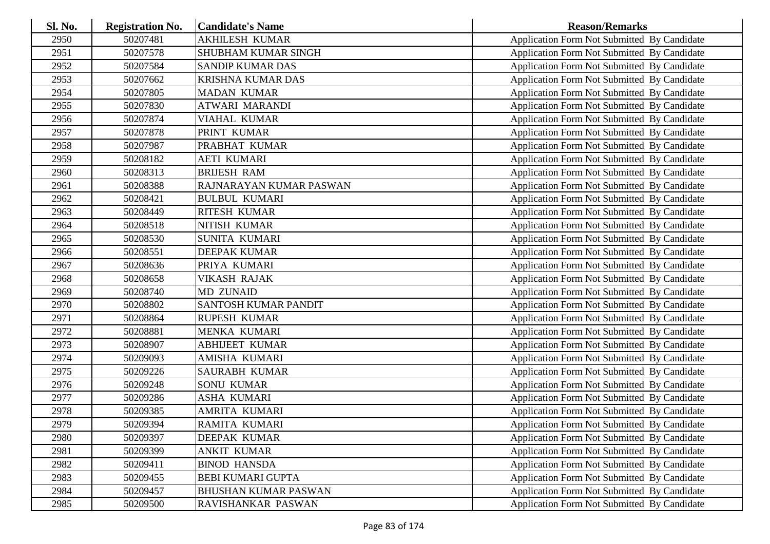| Sl. No. | Registration No. | Candidate's Name | Reason/Remarks |
|---|---|---|---|
| 2950 | 50207481 | AKHILESH KUMAR | Application Form Not Submitted By Candidate |
| 2951 | 50207578 | SHUBHAM KUMAR SINGH | Application Form Not Submitted By Candidate |
| 2952 | 50207584 | SANDIP KUMAR DAS | Application Form Not Submitted By Candidate |
| 2953 | 50207662 | KRISHNA KUMAR DAS | Application Form Not Submitted By Candidate |
| 2954 | 50207805 | MADAN KUMAR | Application Form Not Submitted By Candidate |
| 2955 | 50207830 | ATWARI MARANDI | Application Form Not Submitted By Candidate |
| 2956 | 50207874 | VIAHAL KUMAR | Application Form Not Submitted By Candidate |
| 2957 | 50207878 | PRINT KUMAR | Application Form Not Submitted By Candidate |
| 2958 | 50207987 | PRABHAT KUMAR | Application Form Not Submitted By Candidate |
| 2959 | 50208182 | AETI KUMARI | Application Form Not Submitted By Candidate |
| 2960 | 50208313 | BRIJESH RAM | Application Form Not Submitted By Candidate |
| 2961 | 50208388 | RAJNARAYAN KUMAR PASWAN | Application Form Not Submitted By Candidate |
| 2962 | 50208421 | BULBUL KUMARI | Application Form Not Submitted By Candidate |
| 2963 | 50208449 | RITESH KUMAR | Application Form Not Submitted By Candidate |
| 2964 | 50208518 | NITISH KUMAR | Application Form Not Submitted By Candidate |
| 2965 | 50208530 | SUNITA KUMARI | Application Form Not Submitted By Candidate |
| 2966 | 50208551 | DEEPAK KUMAR | Application Form Not Submitted By Candidate |
| 2967 | 50208636 | PRIYA KUMARI | Application Form Not Submitted By Candidate |
| 2968 | 50208658 | VIKASH RAJAK | Application Form Not Submitted By Candidate |
| 2969 | 50208740 | MD ZUNAID | Application Form Not Submitted By Candidate |
| 2970 | 50208802 | SANTOSH KUMAR PANDIT | Application Form Not Submitted By Candidate |
| 2971 | 50208864 | RUPESH KUMAR | Application Form Not Submitted By Candidate |
| 2972 | 50208881 | MENKA KUMARI | Application Form Not Submitted By Candidate |
| 2973 | 50208907 | ABHIJEET KUMAR | Application Form Not Submitted By Candidate |
| 2974 | 50209093 | AMISHA KUMARI | Application Form Not Submitted By Candidate |
| 2975 | 50209226 | SAURABH KUMAR | Application Form Not Submitted By Candidate |
| 2976 | 50209248 | SONU KUMAR | Application Form Not Submitted By Candidate |
| 2977 | 50209286 | ASHA KUMARI | Application Form Not Submitted By Candidate |
| 2978 | 50209385 | AMRITA KUMARI | Application Form Not Submitted By Candidate |
| 2979 | 50209394 | RAMITA KUMARI | Application Form Not Submitted By Candidate |
| 2980 | 50209397 | DEEPAK KUMAR | Application Form Not Submitted By Candidate |
| 2981 | 50209399 | ANKIT KUMAR | Application Form Not Submitted By Candidate |
| 2982 | 50209411 | BINOD HANSDA | Application Form Not Submitted By Candidate |
| 2983 | 50209455 | BEBI KUMARI GUPTA | Application Form Not Submitted By Candidate |
| 2984 | 50209457 | BHUSHAN KUMAR PASWAN | Application Form Not Submitted By Candidate |
| 2985 | 50209500 | RAVISHANKAR PASWAN | Application Form Not Submitted By Candidate |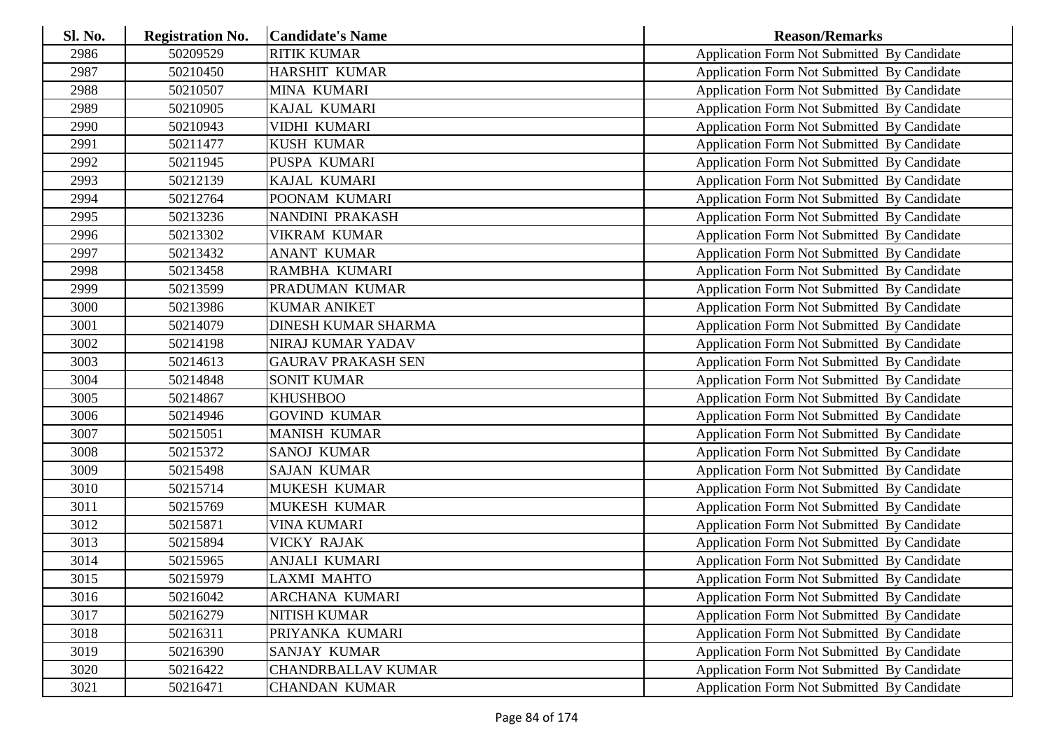| Sl. No. | Registration No. | Candidate's Name | Reason/Remarks |
|---|---|---|---|
| 2986 | 50209529 | RITIK KUMAR | Application Form Not Submitted By Candidate |
| 2987 | 50210450 | HARSHIT KUMAR | Application Form Not Submitted By Candidate |
| 2988 | 50210507 | MINA KUMARI | Application Form Not Submitted By Candidate |
| 2989 | 50210905 | KAJAL KUMARI | Application Form Not Submitted By Candidate |
| 2990 | 50210943 | VIDHI KUMARI | Application Form Not Submitted By Candidate |
| 2991 | 50211477 | KUSH KUMAR | Application Form Not Submitted By Candidate |
| 2992 | 50211945 | PUSPA KUMARI | Application Form Not Submitted By Candidate |
| 2993 | 50212139 | KAJAL KUMARI | Application Form Not Submitted By Candidate |
| 2994 | 50212764 | POONAM KUMARI | Application Form Not Submitted By Candidate |
| 2995 | 50213236 | NANDINI PRAKASH | Application Form Not Submitted By Candidate |
| 2996 | 50213302 | VIKRAM KUMAR | Application Form Not Submitted By Candidate |
| 2997 | 50213432 | ANANT KUMAR | Application Form Not Submitted By Candidate |
| 2998 | 50213458 | RAMBHA KUMARI | Application Form Not Submitted By Candidate |
| 2999 | 50213599 | PRADUMAN KUMAR | Application Form Not Submitted By Candidate |
| 3000 | 50213986 | KUMAR ANIKET | Application Form Not Submitted By Candidate |
| 3001 | 50214079 | DINESH KUMAR SHARMA | Application Form Not Submitted By Candidate |
| 3002 | 50214198 | NIRAJ KUMAR YADAV | Application Form Not Submitted By Candidate |
| 3003 | 50214613 | GAURAV PRAKASH SEN | Application Form Not Submitted By Candidate |
| 3004 | 50214848 | SONIT KUMAR | Application Form Not Submitted By Candidate |
| 3005 | 50214867 | KHUSHBOO | Application Form Not Submitted By Candidate |
| 3006 | 50214946 | GOVIND KUMAR | Application Form Not Submitted By Candidate |
| 3007 | 50215051 | MANISH KUMAR | Application Form Not Submitted By Candidate |
| 3008 | 50215372 | SANOJ KUMAR | Application Form Not Submitted By Candidate |
| 3009 | 50215498 | SAJAN KUMAR | Application Form Not Submitted By Candidate |
| 3010 | 50215714 | MUKESH KUMAR | Application Form Not Submitted By Candidate |
| 3011 | 50215769 | MUKESH KUMAR | Application Form Not Submitted By Candidate |
| 3012 | 50215871 | VINA KUMARI | Application Form Not Submitted By Candidate |
| 3013 | 50215894 | VICKY RAJAK | Application Form Not Submitted By Candidate |
| 3014 | 50215965 | ANJALI KUMARI | Application Form Not Submitted By Candidate |
| 3015 | 50215979 | LAXMI MAHTO | Application Form Not Submitted By Candidate |
| 3016 | 50216042 | ARCHANA KUMARI | Application Form Not Submitted By Candidate |
| 3017 | 50216279 | NITISH KUMAR | Application Form Not Submitted By Candidate |
| 3018 | 50216311 | PRIYANKA KUMARI | Application Form Not Submitted By Candidate |
| 3019 | 50216390 | SANJAY KUMAR | Application Form Not Submitted By Candidate |
| 3020 | 50216422 | CHANDRBALLAV KUMAR | Application Form Not Submitted By Candidate |
| 3021 | 50216471 | CHANDAN KUMAR | Application Form Not Submitted By Candidate |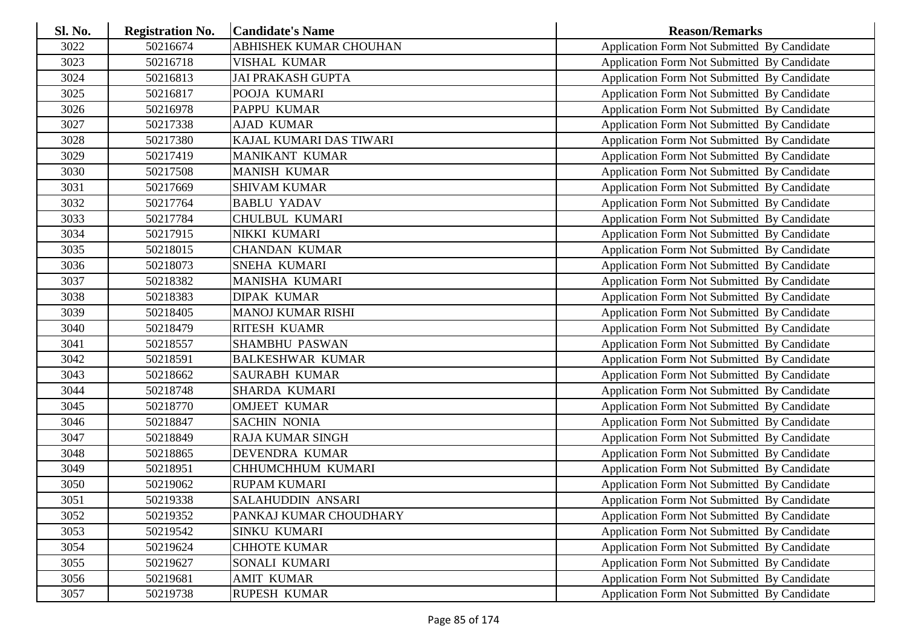| Sl. No. | Registration No. | Candidate's Name | Reason/Remarks |
|---|---|---|---|
| 3022 | 50216674 | ABHISHEK KUMAR CHOUHAN | Application Form Not Submitted By Candidate |
| 3023 | 50216718 | VISHAL KUMAR | Application Form Not Submitted By Candidate |
| 3024 | 50216813 | JAI PRAKASH GUPTA | Application Form Not Submitted By Candidate |
| 3025 | 50216817 | POOJA KUMARI | Application Form Not Submitted By Candidate |
| 3026 | 50216978 | PAPPU KUMAR | Application Form Not Submitted By Candidate |
| 3027 | 50217338 | AJAD KUMAR | Application Form Not Submitted By Candidate |
| 3028 | 50217380 | KAJAL KUMARI DAS TIWARI | Application Form Not Submitted By Candidate |
| 3029 | 50217419 | MANIKANT KUMAR | Application Form Not Submitted By Candidate |
| 3030 | 50217508 | MANISH KUMAR | Application Form Not Submitted By Candidate |
| 3031 | 50217669 | SHIVAM KUMAR | Application Form Not Submitted By Candidate |
| 3032 | 50217764 | BABLU YADAV | Application Form Not Submitted By Candidate |
| 3033 | 50217784 | CHULBUL KUMARI | Application Form Not Submitted By Candidate |
| 3034 | 50217915 | NIKKI KUMARI | Application Form Not Submitted By Candidate |
| 3035 | 50218015 | CHANDAN KUMAR | Application Form Not Submitted By Candidate |
| 3036 | 50218073 | SNEHA KUMARI | Application Form Not Submitted By Candidate |
| 3037 | 50218382 | MANISHA KUMARI | Application Form Not Submitted By Candidate |
| 3038 | 50218383 | DIPAK KUMAR | Application Form Not Submitted By Candidate |
| 3039 | 50218405 | MANOJ KUMAR RISHI | Application Form Not Submitted By Candidate |
| 3040 | 50218479 | RITESH KUAMR | Application Form Not Submitted By Candidate |
| 3041 | 50218557 | SHAMBHU PASWAN | Application Form Not Submitted By Candidate |
| 3042 | 50218591 | BALKESHWAR KUMAR | Application Form Not Submitted By Candidate |
| 3043 | 50218662 | SAURABH KUMAR | Application Form Not Submitted By Candidate |
| 3044 | 50218748 | SHARDA KUMARI | Application Form Not Submitted By Candidate |
| 3045 | 50218770 | OMJEET KUMAR | Application Form Not Submitted By Candidate |
| 3046 | 50218847 | SACHIN NONIA | Application Form Not Submitted By Candidate |
| 3047 | 50218849 | RAJA KUMAR SINGH | Application Form Not Submitted By Candidate |
| 3048 | 50218865 | DEVENDRA KUMAR | Application Form Not Submitted By Candidate |
| 3049 | 50218951 | CHHUMCHHUM KUMARI | Application Form Not Submitted By Candidate |
| 3050 | 50219062 | RUPAM KUMARI | Application Form Not Submitted By Candidate |
| 3051 | 50219338 | SALAHUDDIN ANSARI | Application Form Not Submitted By Candidate |
| 3052 | 50219352 | PANKAJ KUMAR CHOUDHARY | Application Form Not Submitted By Candidate |
| 3053 | 50219542 | SINKU KUMARI | Application Form Not Submitted By Candidate |
| 3054 | 50219624 | CHHOTE KUMAR | Application Form Not Submitted By Candidate |
| 3055 | 50219627 | SONALI KUMARI | Application Form Not Submitted By Candidate |
| 3056 | 50219681 | AMIT KUMAR | Application Form Not Submitted By Candidate |
| 3057 | 50219738 | RUPESH KUMAR | Application Form Not Submitted By Candidate |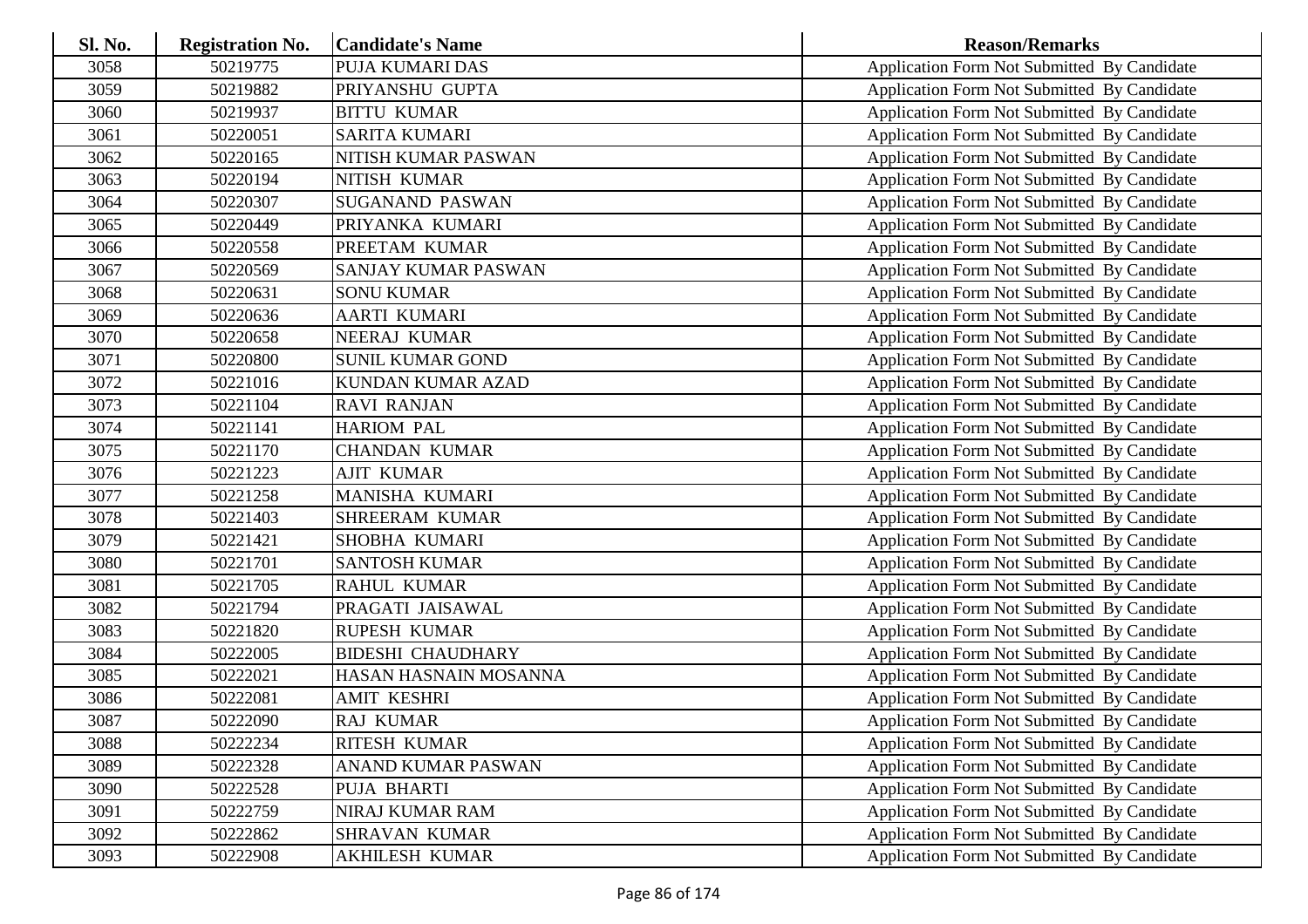| Sl. No. | Registration No. | Candidate's Name | Reason/Remarks |
|---|---|---|---|
| 3058 | 50219775 | PUJA KUMARI DAS | Application Form Not Submitted By Candidate |
| 3059 | 50219882 | PRIYANSHU GUPTA | Application Form Not Submitted By Candidate |
| 3060 | 50219937 | BITTU KUMAR | Application Form Not Submitted By Candidate |
| 3061 | 50220051 | SARITA KUMARI | Application Form Not Submitted By Candidate |
| 3062 | 50220165 | NITISH KUMAR PASWAN | Application Form Not Submitted By Candidate |
| 3063 | 50220194 | NITISH KUMAR | Application Form Not Submitted By Candidate |
| 3064 | 50220307 | SUGANAND PASWAN | Application Form Not Submitted By Candidate |
| 3065 | 50220449 | PRIYANKA KUMARI | Application Form Not Submitted By Candidate |
| 3066 | 50220558 | PREETAM KUMAR | Application Form Not Submitted By Candidate |
| 3067 | 50220569 | SANJAY KUMAR PASWAN | Application Form Not Submitted By Candidate |
| 3068 | 50220631 | SONU KUMAR | Application Form Not Submitted By Candidate |
| 3069 | 50220636 | AARTI KUMARI | Application Form Not Submitted By Candidate |
| 3070 | 50220658 | NEERAJ KUMAR | Application Form Not Submitted By Candidate |
| 3071 | 50220800 | SUNIL KUMAR GOND | Application Form Not Submitted By Candidate |
| 3072 | 50221016 | KUNDAN KUMAR AZAD | Application Form Not Submitted By Candidate |
| 3073 | 50221104 | RAVI RANJAN | Application Form Not Submitted By Candidate |
| 3074 | 50221141 | HARIOM PAL | Application Form Not Submitted By Candidate |
| 3075 | 50221170 | CHANDAN KUMAR | Application Form Not Submitted By Candidate |
| 3076 | 50221223 | AJIT KUMAR | Application Form Not Submitted By Candidate |
| 3077 | 50221258 | MANISHA KUMARI | Application Form Not Submitted By Candidate |
| 3078 | 50221403 | SHREERAM KUMAR | Application Form Not Submitted By Candidate |
| 3079 | 50221421 | SHOBHA KUMARI | Application Form Not Submitted By Candidate |
| 3080 | 50221701 | SANTOSH KUMAR | Application Form Not Submitted By Candidate |
| 3081 | 50221705 | RAHUL KUMAR | Application Form Not Submitted By Candidate |
| 3082 | 50221794 | PRAGATI JAISAWAL | Application Form Not Submitted By Candidate |
| 3083 | 50221820 | RUPESH KUMAR | Application Form Not Submitted By Candidate |
| 3084 | 50222005 | BIDESHI CHAUDHARY | Application Form Not Submitted By Candidate |
| 3085 | 50222021 | HASAN HASNAIN MOSANNA | Application Form Not Submitted By Candidate |
| 3086 | 50222081 | AMIT KESHRI | Application Form Not Submitted By Candidate |
| 3087 | 50222090 | RAJ KUMAR | Application Form Not Submitted By Candidate |
| 3088 | 50222234 | RITESH KUMAR | Application Form Not Submitted By Candidate |
| 3089 | 50222328 | ANAND KUMAR PASWAN | Application Form Not Submitted By Candidate |
| 3090 | 50222528 | PUJA BHARTI | Application Form Not Submitted By Candidate |
| 3091 | 50222759 | NIRAJ KUMAR RAM | Application Form Not Submitted By Candidate |
| 3092 | 50222862 | SHRAVAN KUMAR | Application Form Not Submitted By Candidate |
| 3093 | 50222908 | AKHILESH KUMAR | Application Form Not Submitted By Candidate |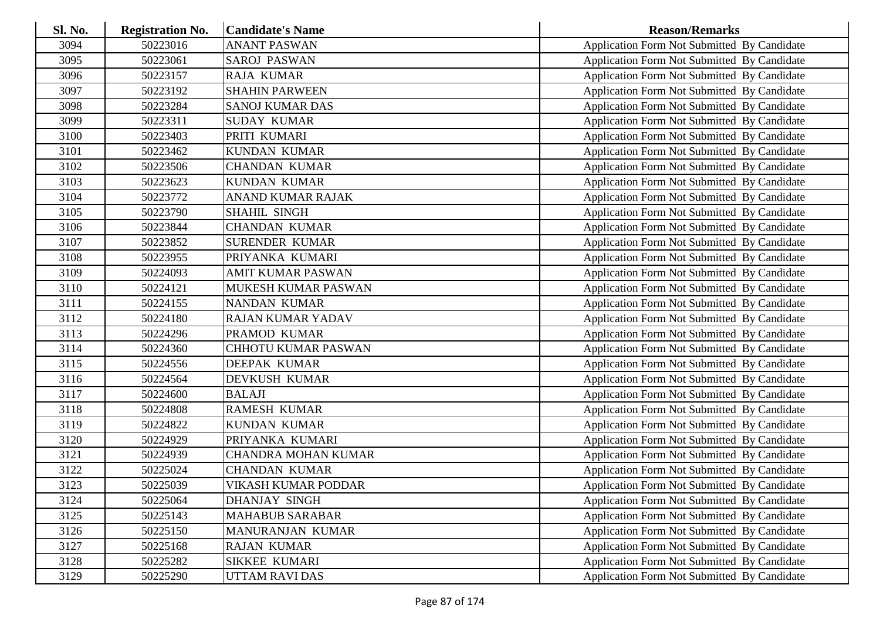| Sl. No. | Registration No. | Candidate's Name | Reason/Remarks |
|---|---|---|---|
| 3094 | 50223016 | ANANT PASWAN | Application Form Not Submitted By Candidate |
| 3095 | 50223061 | SAROJ PASWAN | Application Form Not Submitted By Candidate |
| 3096 | 50223157 | RAJA KUMAR | Application Form Not Submitted By Candidate |
| 3097 | 50223192 | SHAHIN PARWEEN | Application Form Not Submitted By Candidate |
| 3098 | 50223284 | SANOJ KUMAR DAS | Application Form Not Submitted By Candidate |
| 3099 | 50223311 | SUDAY KUMAR | Application Form Not Submitted By Candidate |
| 3100 | 50223403 | PRITI KUMARI | Application Form Not Submitted By Candidate |
| 3101 | 50223462 | KUNDAN KUMAR | Application Form Not Submitted By Candidate |
| 3102 | 50223506 | CHANDAN KUMAR | Application Form Not Submitted By Candidate |
| 3103 | 50223623 | KUNDAN KUMAR | Application Form Not Submitted By Candidate |
| 3104 | 50223772 | ANAND KUMAR RAJAK | Application Form Not Submitted By Candidate |
| 3105 | 50223790 | SHAHIL SINGH | Application Form Not Submitted By Candidate |
| 3106 | 50223844 | CHANDAN KUMAR | Application Form Not Submitted By Candidate |
| 3107 | 50223852 | SURENDER KUMAR | Application Form Not Submitted By Candidate |
| 3108 | 50223955 | PRIYANKA KUMARI | Application Form Not Submitted By Candidate |
| 3109 | 50224093 | AMIT KUMAR PASWAN | Application Form Not Submitted By Candidate |
| 3110 | 50224121 | MUKESH KUMAR PASWAN | Application Form Not Submitted By Candidate |
| 3111 | 50224155 | NANDAN KUMAR | Application Form Not Submitted By Candidate |
| 3112 | 50224180 | RAJAN KUMAR YADAV | Application Form Not Submitted By Candidate |
| 3113 | 50224296 | PRAMOD KUMAR | Application Form Not Submitted By Candidate |
| 3114 | 50224360 | CHHOTU KUMAR PASWAN | Application Form Not Submitted By Candidate |
| 3115 | 50224556 | DEEPAK KUMAR | Application Form Not Submitted By Candidate |
| 3116 | 50224564 | DEVKUSH KUMAR | Application Form Not Submitted By Candidate |
| 3117 | 50224600 | BALAJI | Application Form Not Submitted By Candidate |
| 3118 | 50224808 | RAMESH KUMAR | Application Form Not Submitted By Candidate |
| 3119 | 50224822 | KUNDAN KUMAR | Application Form Not Submitted By Candidate |
| 3120 | 50224929 | PRIYANKA KUMARI | Application Form Not Submitted By Candidate |
| 3121 | 50224939 | CHANDRA MOHAN KUMAR | Application Form Not Submitted By Candidate |
| 3122 | 50225024 | CHANDAN KUMAR | Application Form Not Submitted By Candidate |
| 3123 | 50225039 | VIKASH KUMAR PODDAR | Application Form Not Submitted By Candidate |
| 3124 | 50225064 | DHANJAY SINGH | Application Form Not Submitted By Candidate |
| 3125 | 50225143 | MAHABUB SARABAR | Application Form Not Submitted By Candidate |
| 3126 | 50225150 | MANURANJAN KUMAR | Application Form Not Submitted By Candidate |
| 3127 | 50225168 | RAJAN KUMAR | Application Form Not Submitted By Candidate |
| 3128 | 50225282 | SIKKEE KUMARI | Application Form Not Submitted By Candidate |
| 3129 | 50225290 | UTTAM RAVI DAS | Application Form Not Submitted By Candidate |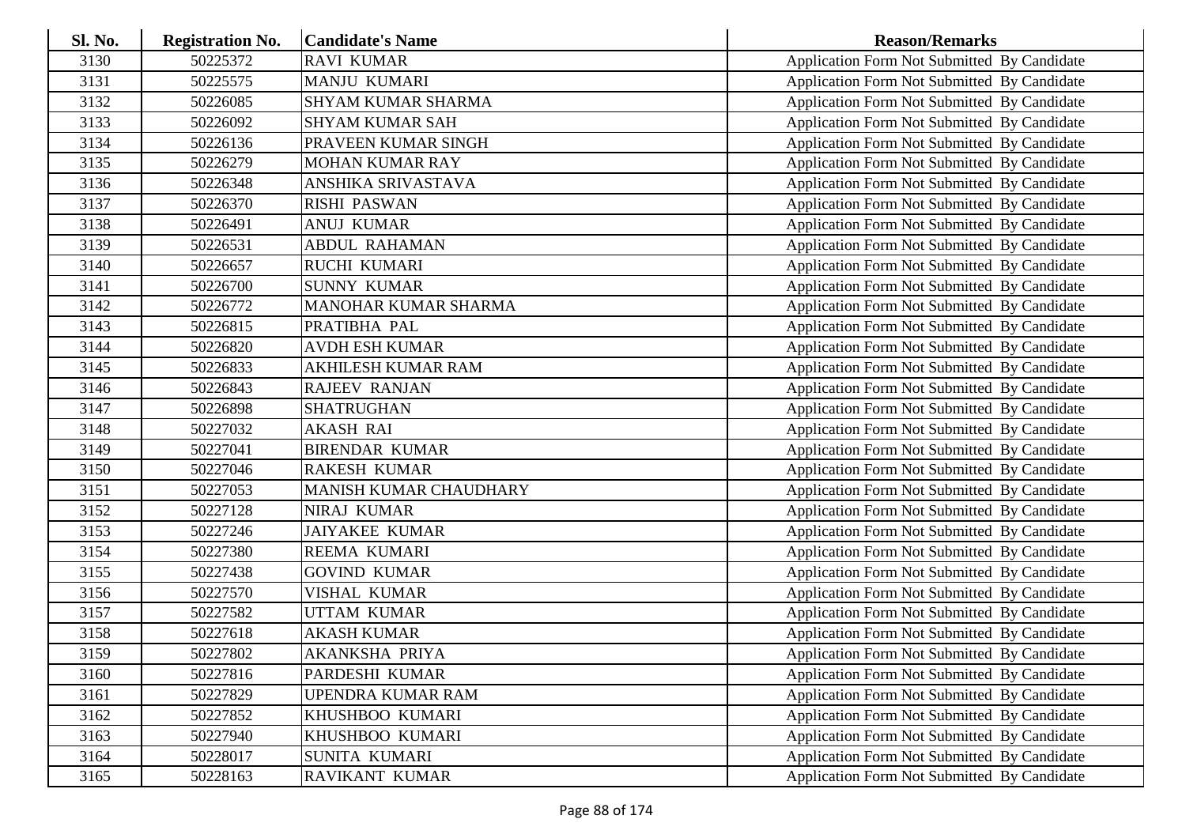| Sl. No. | Registration No. | Candidate's Name | Reason/Remarks |
|---|---|---|---|
| 3130 | 50225372 | RAVI KUMAR | Application Form Not Submitted By Candidate |
| 3131 | 50225575 | MANJU KUMARI | Application Form Not Submitted By Candidate |
| 3132 | 50226085 | SHYAM KUMAR SHARMA | Application Form Not Submitted By Candidate |
| 3133 | 50226092 | SHYAM KUMAR SAH | Application Form Not Submitted By Candidate |
| 3134 | 50226136 | PRAVEEN KUMAR SINGH | Application Form Not Submitted By Candidate |
| 3135 | 50226279 | MOHAN KUMAR RAY | Application Form Not Submitted By Candidate |
| 3136 | 50226348 | ANSHIKA SRIVASTAVA | Application Form Not Submitted By Candidate |
| 3137 | 50226370 | RISHI PASWAN | Application Form Not Submitted By Candidate |
| 3138 | 50226491 | ANUJ KUMAR | Application Form Not Submitted By Candidate |
| 3139 | 50226531 | ABDUL RAHAMAN | Application Form Not Submitted By Candidate |
| 3140 | 50226657 | RUCHI KUMARI | Application Form Not Submitted By Candidate |
| 3141 | 50226700 | SUNNY KUMAR | Application Form Not Submitted By Candidate |
| 3142 | 50226772 | MANOHAR KUMAR SHARMA | Application Form Not Submitted By Candidate |
| 3143 | 50226815 | PRATIBHA PAL | Application Form Not Submitted By Candidate |
| 3144 | 50226820 | AVDH ESH KUMAR | Application Form Not Submitted By Candidate |
| 3145 | 50226833 | AKHILESH KUMAR RAM | Application Form Not Submitted By Candidate |
| 3146 | 50226843 | RAJEEV RANJAN | Application Form Not Submitted By Candidate |
| 3147 | 50226898 | SHATRUGHAN | Application Form Not Submitted By Candidate |
| 3148 | 50227032 | AKASH RAI | Application Form Not Submitted By Candidate |
| 3149 | 50227041 | BIRENDAR KUMAR | Application Form Not Submitted By Candidate |
| 3150 | 50227046 | RAKESH KUMAR | Application Form Not Submitted By Candidate |
| 3151 | 50227053 | MANISH KUMAR CHAUDHARY | Application Form Not Submitted By Candidate |
| 3152 | 50227128 | NIRAJ KUMAR | Application Form Not Submitted By Candidate |
| 3153 | 50227246 | JAIYAKEE KUMAR | Application Form Not Submitted By Candidate |
| 3154 | 50227380 | REEMA KUMARI | Application Form Not Submitted By Candidate |
| 3155 | 50227438 | GOVIND KUMAR | Application Form Not Submitted By Candidate |
| 3156 | 50227570 | VISHAL KUMAR | Application Form Not Submitted By Candidate |
| 3157 | 50227582 | UTTAM KUMAR | Application Form Not Submitted By Candidate |
| 3158 | 50227618 | AKASH KUMAR | Application Form Not Submitted By Candidate |
| 3159 | 50227802 | AKANKSHA PRIYA | Application Form Not Submitted By Candidate |
| 3160 | 50227816 | PARDESHI KUMAR | Application Form Not Submitted By Candidate |
| 3161 | 50227829 | UPENDRA KUMAR RAM | Application Form Not Submitted By Candidate |
| 3162 | 50227852 | KHUSHBOO KUMARI | Application Form Not Submitted By Candidate |
| 3163 | 50227940 | KHUSHBOO KUMARI | Application Form Not Submitted By Candidate |
| 3164 | 50228017 | SUNITA KUMARI | Application Form Not Submitted By Candidate |
| 3165 | 50228163 | RAVIKANT KUMAR | Application Form Not Submitted By Candidate |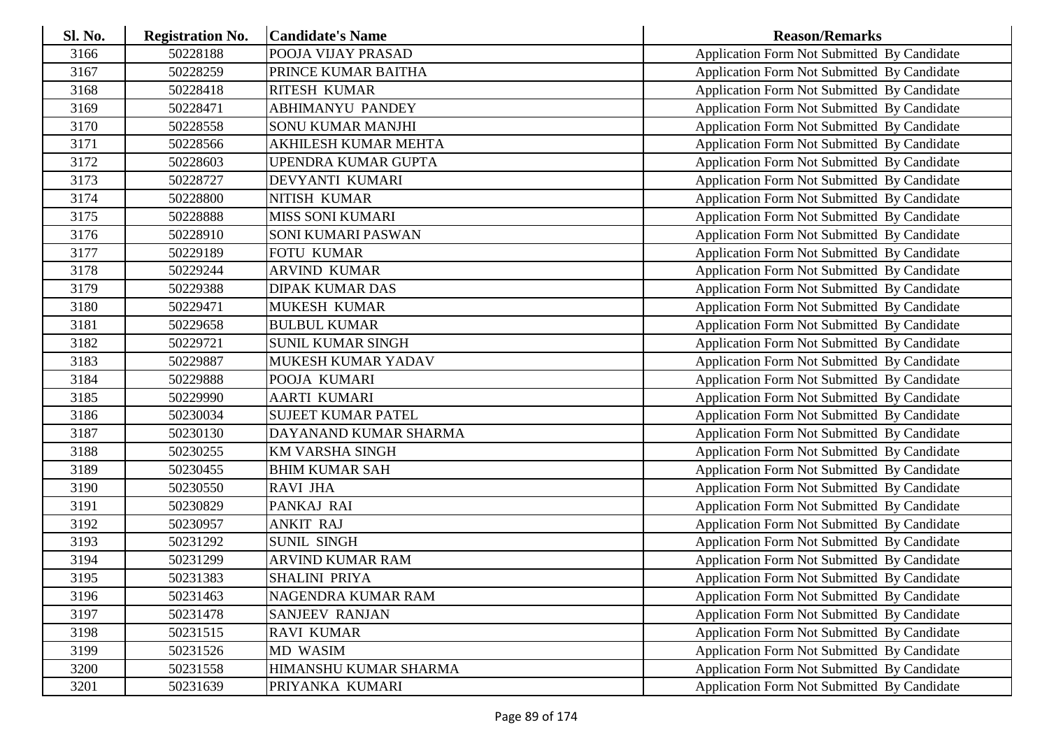| Sl. No. | Registration No. | Candidate's Name | Reason/Remarks |
|---|---|---|---|
| 3166 | 50228188 | POOJA VIJAY PRASAD | Application Form Not Submitted By Candidate |
| 3167 | 50228259 | PRINCE KUMAR BAITHA | Application Form Not Submitted By Candidate |
| 3168 | 50228418 | RITESH KUMAR | Application Form Not Submitted By Candidate |
| 3169 | 50228471 | ABHIMANYU PANDEY | Application Form Not Submitted By Candidate |
| 3170 | 50228558 | SONU KUMAR MANJHI | Application Form Not Submitted By Candidate |
| 3171 | 50228566 | AKHILESH KUMAR MEHTA | Application Form Not Submitted By Candidate |
| 3172 | 50228603 | UPENDRA KUMAR GUPTA | Application Form Not Submitted By Candidate |
| 3173 | 50228727 | DEVYANTI KUMARI | Application Form Not Submitted By Candidate |
| 3174 | 50228800 | NITISH KUMAR | Application Form Not Submitted By Candidate |
| 3175 | 50228888 | MISS SONI KUMARI | Application Form Not Submitted By Candidate |
| 3176 | 50228910 | SONI KUMARI PASWAN | Application Form Not Submitted By Candidate |
| 3177 | 50229189 | FOTU KUMAR | Application Form Not Submitted By Candidate |
| 3178 | 50229244 | ARVIND KUMAR | Application Form Not Submitted By Candidate |
| 3179 | 50229388 | DIPAK KUMAR DAS | Application Form Not Submitted By Candidate |
| 3180 | 50229471 | MUKESH KUMAR | Application Form Not Submitted By Candidate |
| 3181 | 50229658 | BULBUL KUMAR | Application Form Not Submitted By Candidate |
| 3182 | 50229721 | SUNIL KUMAR SINGH | Application Form Not Submitted By Candidate |
| 3183 | 50229887 | MUKESH KUMAR YADAV | Application Form Not Submitted By Candidate |
| 3184 | 50229888 | POOJA KUMARI | Application Form Not Submitted By Candidate |
| 3185 | 50229990 | AARTI KUMARI | Application Form Not Submitted By Candidate |
| 3186 | 50230034 | SUJEET KUMAR PATEL | Application Form Not Submitted By Candidate |
| 3187 | 50230130 | DAYANAND KUMAR SHARMA | Application Form Not Submitted By Candidate |
| 3188 | 50230255 | KM VARSHA SINGH | Application Form Not Submitted By Candidate |
| 3189 | 50230455 | BHIM KUMAR SAH | Application Form Not Submitted By Candidate |
| 3190 | 50230550 | RAVI JHA | Application Form Not Submitted By Candidate |
| 3191 | 50230829 | PANKAJ RAI | Application Form Not Submitted By Candidate |
| 3192 | 50230957 | ANKIT RAJ | Application Form Not Submitted By Candidate |
| 3193 | 50231292 | SUNIL SINGH | Application Form Not Submitted By Candidate |
| 3194 | 50231299 | ARVIND KUMAR RAM | Application Form Not Submitted By Candidate |
| 3195 | 50231383 | SHALINI PRIYA | Application Form Not Submitted By Candidate |
| 3196 | 50231463 | NAGENDRA KUMAR RAM | Application Form Not Submitted By Candidate |
| 3197 | 50231478 | SANJEEV RANJAN | Application Form Not Submitted By Candidate |
| 3198 | 50231515 | RAVI KUMAR | Application Form Not Submitted By Candidate |
| 3199 | 50231526 | MD WASIM | Application Form Not Submitted By Candidate |
| 3200 | 50231558 | HIMANSHU KUMAR SHARMA | Application Form Not Submitted By Candidate |
| 3201 | 50231639 | PRIYANKA KUMARI | Application Form Not Submitted By Candidate |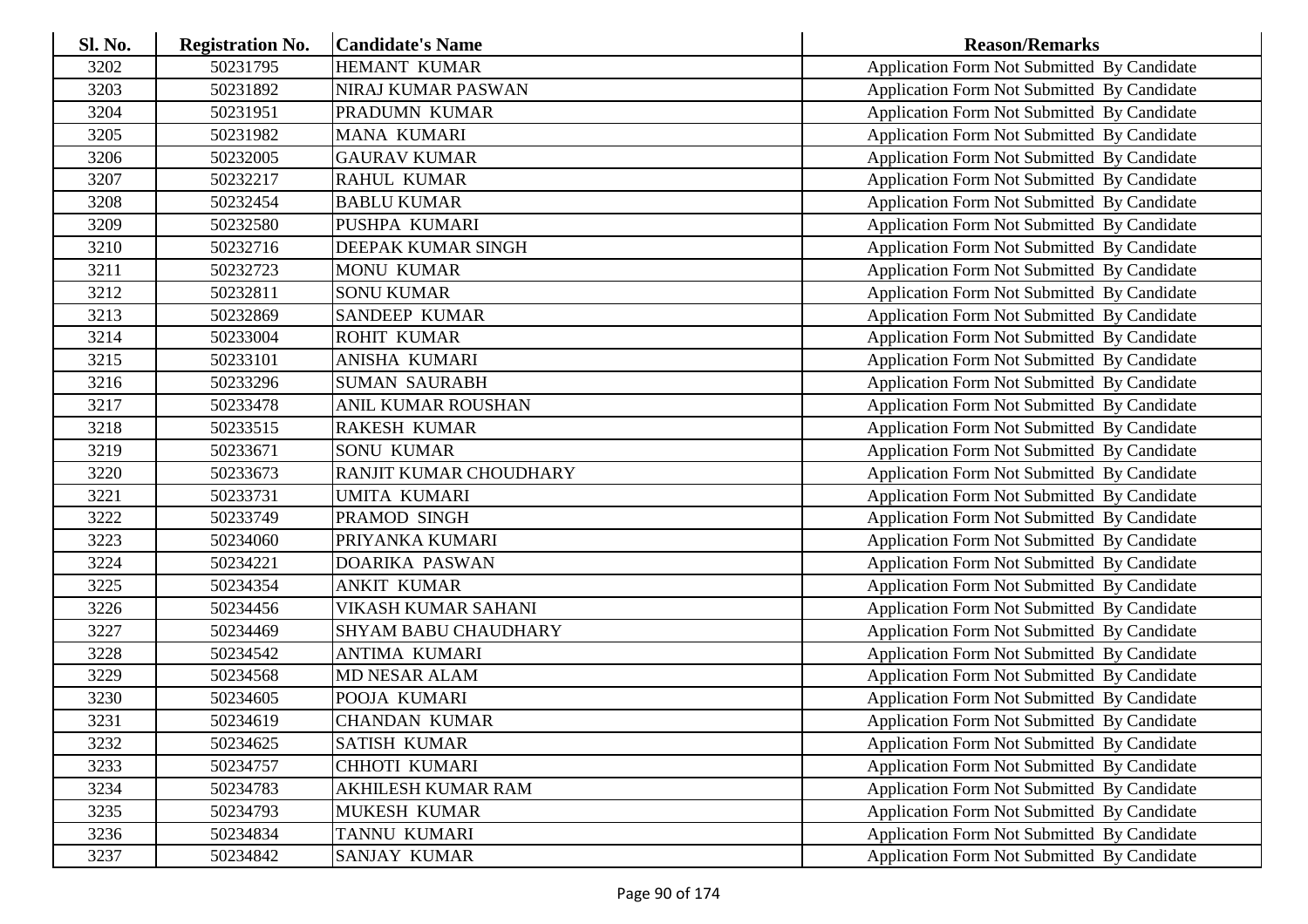| Sl. No. | Registration No. | Candidate's Name | Reason/Remarks |
|---|---|---|---|
| 3202 | 50231795 | HEMANT KUMAR | Application Form Not Submitted By Candidate |
| 3203 | 50231892 | NIRAJ KUMAR PASWAN | Application Form Not Submitted By Candidate |
| 3204 | 50231951 | PRADUMN KUMAR | Application Form Not Submitted By Candidate |
| 3205 | 50231982 | MANA KUMARI | Application Form Not Submitted By Candidate |
| 3206 | 50232005 | GAURAV KUMAR | Application Form Not Submitted By Candidate |
| 3207 | 50232217 | RAHUL KUMAR | Application Form Not Submitted By Candidate |
| 3208 | 50232454 | BABLU KUMAR | Application Form Not Submitted By Candidate |
| 3209 | 50232580 | PUSHPA KUMARI | Application Form Not Submitted By Candidate |
| 3210 | 50232716 | DEEPAK KUMAR SINGH | Application Form Not Submitted By Candidate |
| 3211 | 50232723 | MONU KUMAR | Application Form Not Submitted By Candidate |
| 3212 | 50232811 | SONU KUMAR | Application Form Not Submitted By Candidate |
| 3213 | 50232869 | SANDEEP KUMAR | Application Form Not Submitted By Candidate |
| 3214 | 50233004 | ROHIT KUMAR | Application Form Not Submitted By Candidate |
| 3215 | 50233101 | ANISHA KUMARI | Application Form Not Submitted By Candidate |
| 3216 | 50233296 | SUMAN SAURABH | Application Form Not Submitted By Candidate |
| 3217 | 50233478 | ANIL KUMAR ROUSHAN | Application Form Not Submitted By Candidate |
| 3218 | 50233515 | RAKESH KUMAR | Application Form Not Submitted By Candidate |
| 3219 | 50233671 | SONU KUMAR | Application Form Not Submitted By Candidate |
| 3220 | 50233673 | RANJIT KUMAR CHOUDHARY | Application Form Not Submitted By Candidate |
| 3221 | 50233731 | UMITA KUMARI | Application Form Not Submitted By Candidate |
| 3222 | 50233749 | PRAMOD SINGH | Application Form Not Submitted By Candidate |
| 3223 | 50234060 | PRIYANKA KUMARI | Application Form Not Submitted By Candidate |
| 3224 | 50234221 | DOARIKA PASWAN | Application Form Not Submitted By Candidate |
| 3225 | 50234354 | ANKIT KUMAR | Application Form Not Submitted By Candidate |
| 3226 | 50234456 | VIKASH KUMAR SAHANI | Application Form Not Submitted By Candidate |
| 3227 | 50234469 | SHYAM BABU CHAUDHARY | Application Form Not Submitted By Candidate |
| 3228 | 50234542 | ANTIMA KUMARI | Application Form Not Submitted By Candidate |
| 3229 | 50234568 | MD NESAR ALAM | Application Form Not Submitted By Candidate |
| 3230 | 50234605 | POOJA KUMARI | Application Form Not Submitted By Candidate |
| 3231 | 50234619 | CHANDAN KUMAR | Application Form Not Submitted By Candidate |
| 3232 | 50234625 | SATISH KUMAR | Application Form Not Submitted By Candidate |
| 3233 | 50234757 | CHHOTI KUMARI | Application Form Not Submitted By Candidate |
| 3234 | 50234783 | AKHILESH KUMAR RAM | Application Form Not Submitted By Candidate |
| 3235 | 50234793 | MUKESH KUMAR | Application Form Not Submitted By Candidate |
| 3236 | 50234834 | TANNU KUMARI | Application Form Not Submitted By Candidate |
| 3237 | 50234842 | SANJAY KUMAR | Application Form Not Submitted By Candidate |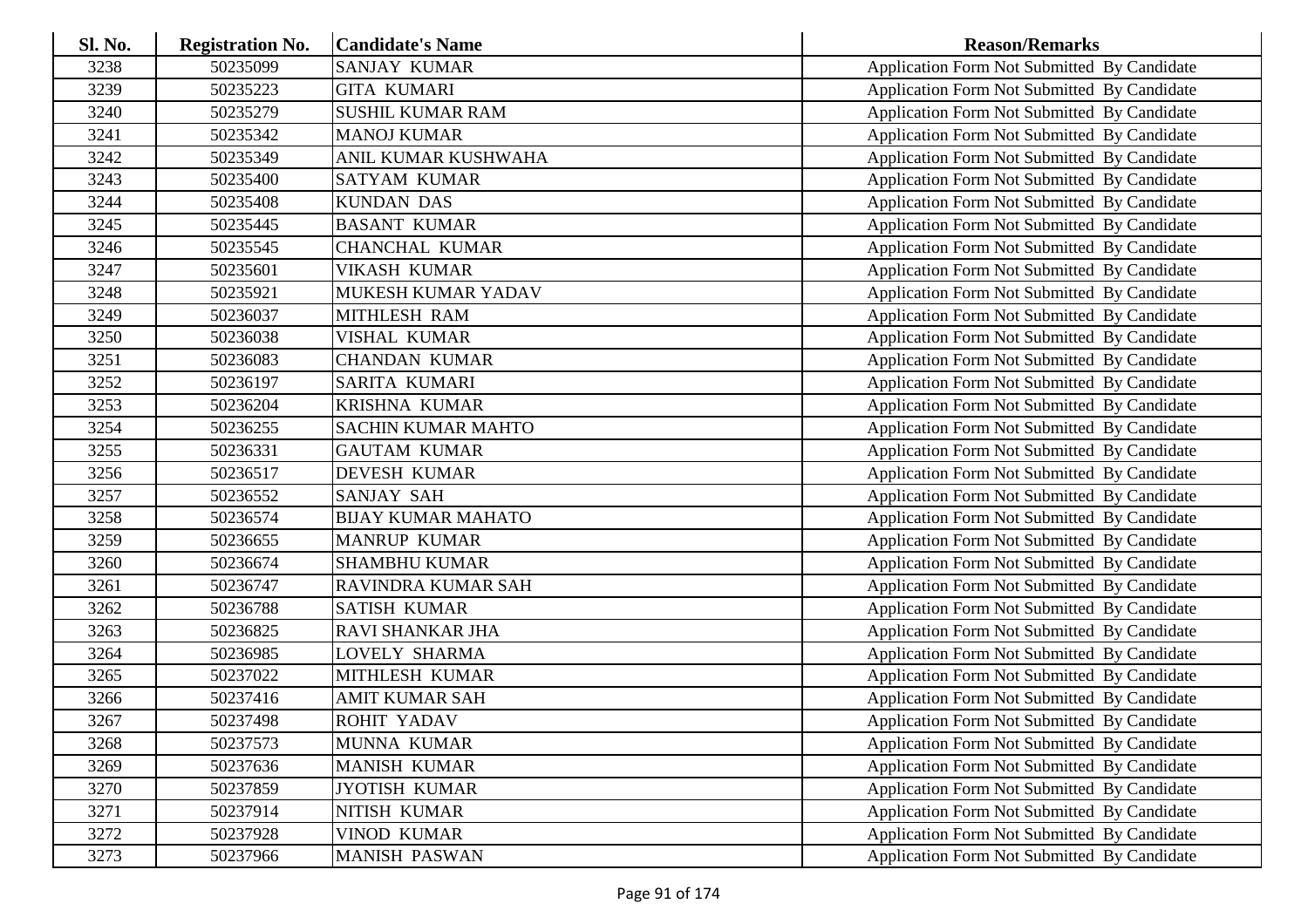| Sl. No. | Registration No. | Candidate's Name | Reason/Remarks |
|---|---|---|---|
| 3238 | 50235099 | SANJAY KUMAR | Application Form Not Submitted By Candidate |
| 3239 | 50235223 | GITA KUMARI | Application Form Not Submitted By Candidate |
| 3240 | 50235279 | SUSHIL KUMAR RAM | Application Form Not Submitted By Candidate |
| 3241 | 50235342 | MANOJ KUMAR | Application Form Not Submitted By Candidate |
| 3242 | 50235349 | ANIL KUMAR KUSHWAHA | Application Form Not Submitted By Candidate |
| 3243 | 50235400 | SATYAM KUMAR | Application Form Not Submitted By Candidate |
| 3244 | 50235408 | KUNDAN DAS | Application Form Not Submitted By Candidate |
| 3245 | 50235445 | BASANT KUMAR | Application Form Not Submitted By Candidate |
| 3246 | 50235545 | CHANCHAL KUMAR | Application Form Not Submitted By Candidate |
| 3247 | 50235601 | VIKASH KUMAR | Application Form Not Submitted By Candidate |
| 3248 | 50235921 | MUKESH KUMAR YADAV | Application Form Not Submitted By Candidate |
| 3249 | 50236037 | MITHLESH RAM | Application Form Not Submitted By Candidate |
| 3250 | 50236038 | VISHAL KUMAR | Application Form Not Submitted By Candidate |
| 3251 | 50236083 | CHANDAN KUMAR | Application Form Not Submitted By Candidate |
| 3252 | 50236197 | SARITA KUMARI | Application Form Not Submitted By Candidate |
| 3253 | 50236204 | KRISHNA KUMAR | Application Form Not Submitted By Candidate |
| 3254 | 50236255 | SACHIN KUMAR MAHTO | Application Form Not Submitted By Candidate |
| 3255 | 50236331 | GAUTAM KUMAR | Application Form Not Submitted By Candidate |
| 3256 | 50236517 | DEVESH KUMAR | Application Form Not Submitted By Candidate |
| 3257 | 50236552 | SANJAY SAH | Application Form Not Submitted By Candidate |
| 3258 | 50236574 | BIJAY KUMAR MAHATO | Application Form Not Submitted By Candidate |
| 3259 | 50236655 | MANRUP KUMAR | Application Form Not Submitted By Candidate |
| 3260 | 50236674 | SHAMBHU KUMAR | Application Form Not Submitted By Candidate |
| 3261 | 50236747 | RAVINDRA KUMAR SAH | Application Form Not Submitted By Candidate |
| 3262 | 50236788 | SATISH KUMAR | Application Form Not Submitted By Candidate |
| 3263 | 50236825 | RAVI SHANKAR JHA | Application Form Not Submitted By Candidate |
| 3264 | 50236985 | LOVELY SHARMA | Application Form Not Submitted By Candidate |
| 3265 | 50237022 | MITHLESH KUMAR | Application Form Not Submitted By Candidate |
| 3266 | 50237416 | AMIT KUMAR SAH | Application Form Not Submitted By Candidate |
| 3267 | 50237498 | ROHIT YADAV | Application Form Not Submitted By Candidate |
| 3268 | 50237573 | MUNNA KUMAR | Application Form Not Submitted By Candidate |
| 3269 | 50237636 | MANISH KUMAR | Application Form Not Submitted By Candidate |
| 3270 | 50237859 | JYOTISH KUMAR | Application Form Not Submitted By Candidate |
| 3271 | 50237914 | NITISH KUMAR | Application Form Not Submitted By Candidate |
| 3272 | 50237928 | VINOD KUMAR | Application Form Not Submitted By Candidate |
| 3273 | 50237966 | MANISH PASWAN | Application Form Not Submitted By Candidate |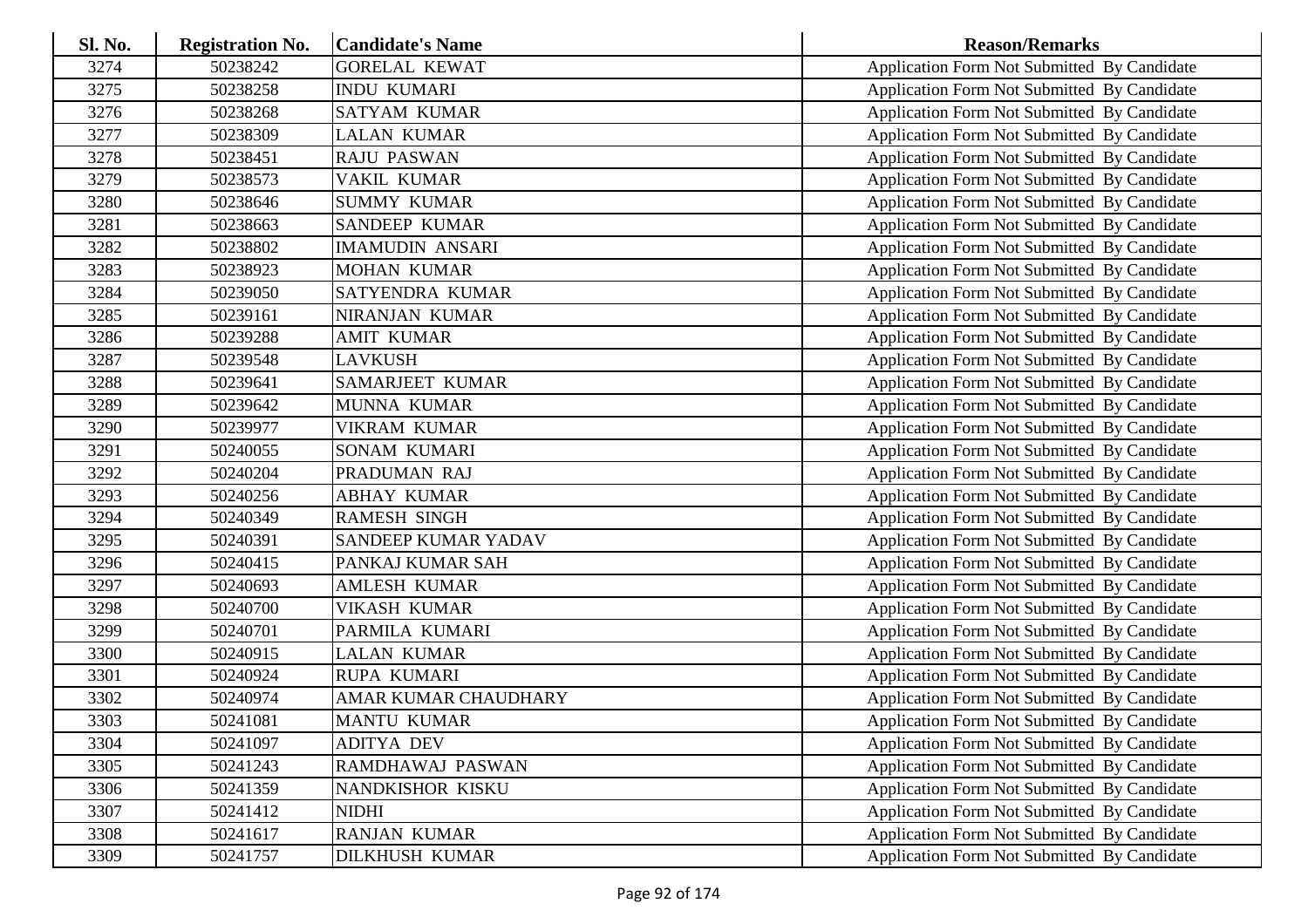| Sl. No. | Registration No. | Candidate's Name | Reason/Remarks |
| --- | --- | --- | --- |
| 3274 | 50238242 | GORELAL KEWAT | Application Form Not Submitted By Candidate |
| 3275 | 50238258 | INDU KUMARI | Application Form Not Submitted By Candidate |
| 3276 | 50238268 | SATYAM KUMAR | Application Form Not Submitted By Candidate |
| 3277 | 50238309 | LALAN KUMAR | Application Form Not Submitted By Candidate |
| 3278 | 50238451 | RAJU PASWAN | Application Form Not Submitted By Candidate |
| 3279 | 50238573 | VAKIL KUMAR | Application Form Not Submitted By Candidate |
| 3280 | 50238646 | SUMMY KUMAR | Application Form Not Submitted By Candidate |
| 3281 | 50238663 | SANDEEP KUMAR | Application Form Not Submitted By Candidate |
| 3282 | 50238802 | IMAMUDIN ANSARI | Application Form Not Submitted By Candidate |
| 3283 | 50238923 | MOHAN KUMAR | Application Form Not Submitted By Candidate |
| 3284 | 50239050 | SATYENDRA KUMAR | Application Form Not Submitted By Candidate |
| 3285 | 50239161 | NIRANJAN KUMAR | Application Form Not Submitted By Candidate |
| 3286 | 50239288 | AMIT KUMAR | Application Form Not Submitted By Candidate |
| 3287 | 50239548 | LAVKUSH | Application Form Not Submitted By Candidate |
| 3288 | 50239641 | SAMARJEET KUMAR | Application Form Not Submitted By Candidate |
| 3289 | 50239642 | MUNNA KUMAR | Application Form Not Submitted By Candidate |
| 3290 | 50239977 | VIKRAM KUMAR | Application Form Not Submitted By Candidate |
| 3291 | 50240055 | SONAM KUMARI | Application Form Not Submitted By Candidate |
| 3292 | 50240204 | PRADUMAN RAJ | Application Form Not Submitted By Candidate |
| 3293 | 50240256 | ABHAY KUMAR | Application Form Not Submitted By Candidate |
| 3294 | 50240349 | RAMESH SINGH | Application Form Not Submitted By Candidate |
| 3295 | 50240391 | SANDEEP KUMAR YADAV | Application Form Not Submitted By Candidate |
| 3296 | 50240415 | PANKAJ KUMAR SAH | Application Form Not Submitted By Candidate |
| 3297 | 50240693 | AMLESH KUMAR | Application Form Not Submitted By Candidate |
| 3298 | 50240700 | VIKASH KUMAR | Application Form Not Submitted By Candidate |
| 3299 | 50240701 | PARMILA KUMARI | Application Form Not Submitted By Candidate |
| 3300 | 50240915 | LALAN KUMAR | Application Form Not Submitted By Candidate |
| 3301 | 50240924 | RUPA KUMARI | Application Form Not Submitted By Candidate |
| 3302 | 50240974 | AMAR KUMAR CHAUDHARY | Application Form Not Submitted By Candidate |
| 3303 | 50241081 | MANTU KUMAR | Application Form Not Submitted By Candidate |
| 3304 | 50241097 | ADITYA DEV | Application Form Not Submitted By Candidate |
| 3305 | 50241243 | RAMDHAWAJ PASWAN | Application Form Not Submitted By Candidate |
| 3306 | 50241359 | NANDKISHOR KISKU | Application Form Not Submitted By Candidate |
| 3307 | 50241412 | NIDHI | Application Form Not Submitted By Candidate |
| 3308 | 50241617 | RANJAN KUMAR | Application Form Not Submitted By Candidate |
| 3309 | 50241757 | DILKHUSH KUMAR | Application Form Not Submitted By Candidate |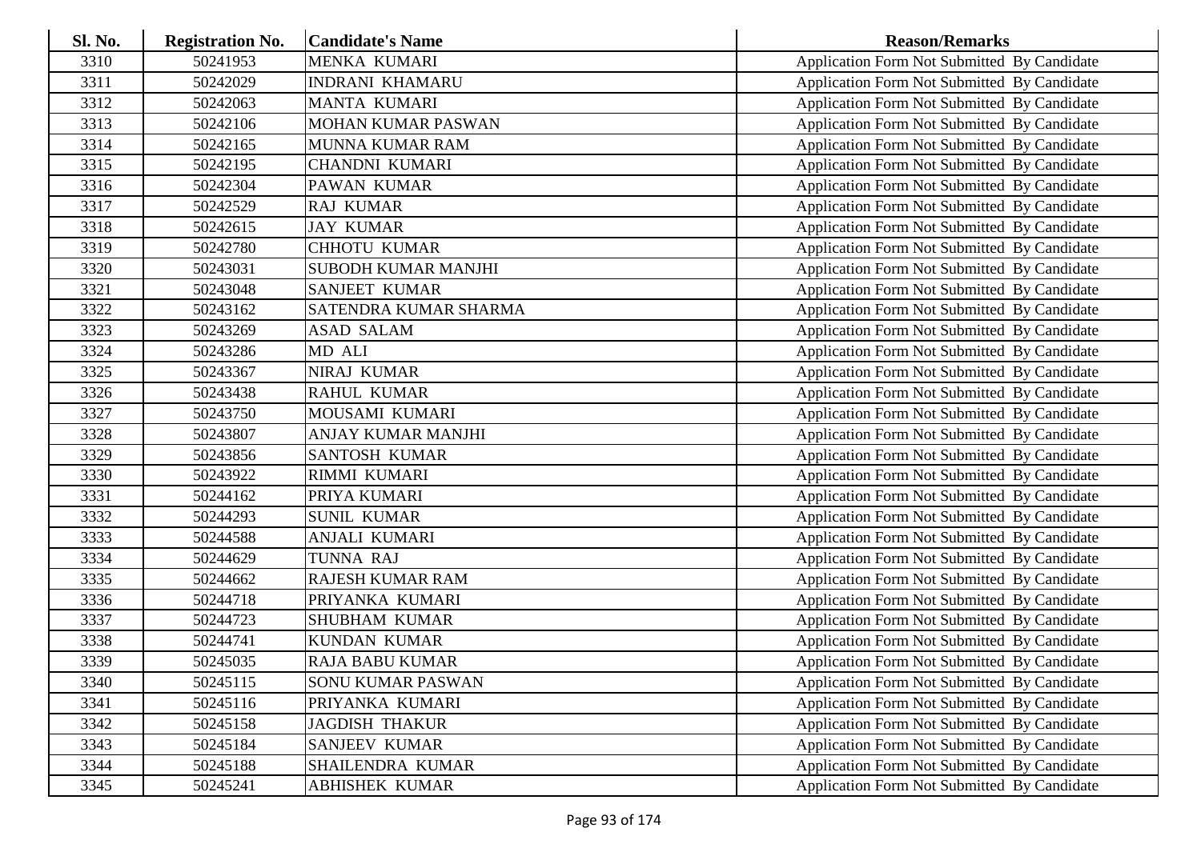| Sl. No. | Registration No. | Candidate's Name | Reason/Remarks |
|---|---|---|---|
| 3310 | 50241953 | MENKA KUMARI | Application Form Not Submitted By Candidate |
| 3311 | 50242029 | INDRANI KHAMARU | Application Form Not Submitted By Candidate |
| 3312 | 50242063 | MANTA KUMARI | Application Form Not Submitted By Candidate |
| 3313 | 50242106 | MOHAN KUMAR PASWAN | Application Form Not Submitted By Candidate |
| 3314 | 50242165 | MUNNA KUMAR RAM | Application Form Not Submitted By Candidate |
| 3315 | 50242195 | CHANDNI KUMARI | Application Form Not Submitted By Candidate |
| 3316 | 50242304 | PAWAN KUMAR | Application Form Not Submitted By Candidate |
| 3317 | 50242529 | RAJ KUMAR | Application Form Not Submitted By Candidate |
| 3318 | 50242615 | JAY KUMAR | Application Form Not Submitted By Candidate |
| 3319 | 50242780 | CHHOTU KUMAR | Application Form Not Submitted By Candidate |
| 3320 | 50243031 | SUBODH KUMAR MANJHI | Application Form Not Submitted By Candidate |
| 3321 | 50243048 | SANJEET KUMAR | Application Form Not Submitted By Candidate |
| 3322 | 50243162 | SATENDRA KUMAR SHARMA | Application Form Not Submitted By Candidate |
| 3323 | 50243269 | ASAD SALAM | Application Form Not Submitted By Candidate |
| 3324 | 50243286 | MD ALI | Application Form Not Submitted By Candidate |
| 3325 | 50243367 | NIRAJ KUMAR | Application Form Not Submitted By Candidate |
| 3326 | 50243438 | RAHUL KUMAR | Application Form Not Submitted By Candidate |
| 3327 | 50243750 | MOUSAMI KUMARI | Application Form Not Submitted By Candidate |
| 3328 | 50243807 | ANJAY KUMAR MANJHI | Application Form Not Submitted By Candidate |
| 3329 | 50243856 | SANTOSH KUMAR | Application Form Not Submitted By Candidate |
| 3330 | 50243922 | RIMMI KUMARI | Application Form Not Submitted By Candidate |
| 3331 | 50244162 | PRIYA KUMARI | Application Form Not Submitted By Candidate |
| 3332 | 50244293 | SUNIL KUMAR | Application Form Not Submitted By Candidate |
| 3333 | 50244588 | ANJALI KUMARI | Application Form Not Submitted By Candidate |
| 3334 | 50244629 | TUNNA RAJ | Application Form Not Submitted By Candidate |
| 3335 | 50244662 | RAJESH KUMAR RAM | Application Form Not Submitted By Candidate |
| 3336 | 50244718 | PRIYANKA KUMARI | Application Form Not Submitted By Candidate |
| 3337 | 50244723 | SHUBHAM KUMAR | Application Form Not Submitted By Candidate |
| 3338 | 50244741 | KUNDAN KUMAR | Application Form Not Submitted By Candidate |
| 3339 | 50245035 | RAJA BABU KUMAR | Application Form Not Submitted By Candidate |
| 3340 | 50245115 | SONU KUMAR PASWAN | Application Form Not Submitted By Candidate |
| 3341 | 50245116 | PRIYANKA KUMARI | Application Form Not Submitted By Candidate |
| 3342 | 50245158 | JAGDISH THAKUR | Application Form Not Submitted By Candidate |
| 3343 | 50245184 | SANJEEV KUMAR | Application Form Not Submitted By Candidate |
| 3344 | 50245188 | SHAILENDRA KUMAR | Application Form Not Submitted By Candidate |
| 3345 | 50245241 | ABHISHEK KUMAR | Application Form Not Submitted By Candidate |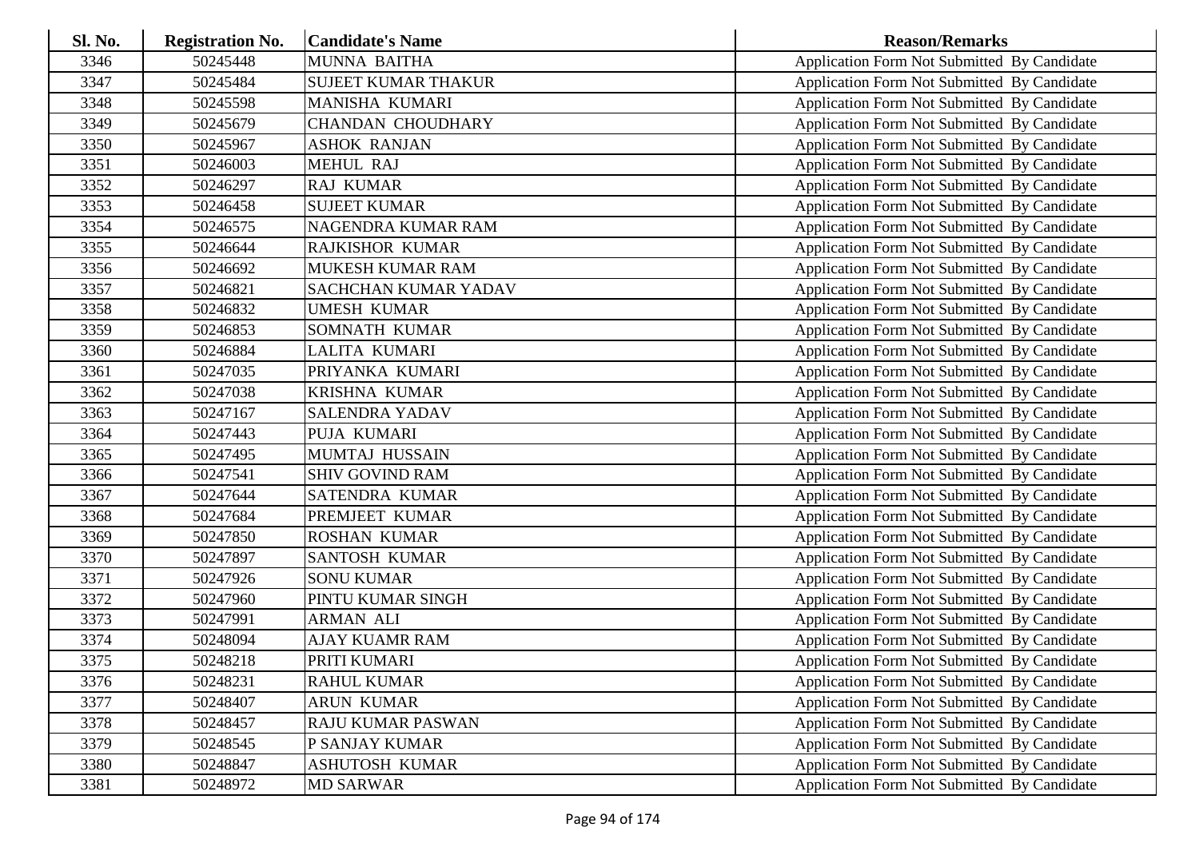| Sl. No. | Registration No. | Candidate's Name | Reason/Remarks |
|---|---|---|---|
| 3346 | 50245448 | MUNNA BAITHA | Application Form Not Submitted By Candidate |
| 3347 | 50245484 | SUJEET KUMAR THAKUR | Application Form Not Submitted By Candidate |
| 3348 | 50245598 | MANISHA KUMARI | Application Form Not Submitted By Candidate |
| 3349 | 50245679 | CHANDAN CHOUDHARY | Application Form Not Submitted By Candidate |
| 3350 | 50245967 | ASHOK RANJAN | Application Form Not Submitted By Candidate |
| 3351 | 50246003 | MEHUL RAJ | Application Form Not Submitted By Candidate |
| 3352 | 50246297 | RAJ KUMAR | Application Form Not Submitted By Candidate |
| 3353 | 50246458 | SUJEET KUMAR | Application Form Not Submitted By Candidate |
| 3354 | 50246575 | NAGENDRA KUMAR RAM | Application Form Not Submitted By Candidate |
| 3355 | 50246644 | RAJKISHOR KUMAR | Application Form Not Submitted By Candidate |
| 3356 | 50246692 | MUKESH KUMAR RAM | Application Form Not Submitted By Candidate |
| 3357 | 50246821 | SACHCHAN KUMAR YADAV | Application Form Not Submitted By Candidate |
| 3358 | 50246832 | UMESH KUMAR | Application Form Not Submitted By Candidate |
| 3359 | 50246853 | SOMNATH KUMAR | Application Form Not Submitted By Candidate |
| 3360 | 50246884 | LALITA KUMARI | Application Form Not Submitted By Candidate |
| 3361 | 50247035 | PRIYANKA KUMARI | Application Form Not Submitted By Candidate |
| 3362 | 50247038 | KRISHNA KUMAR | Application Form Not Submitted By Candidate |
| 3363 | 50247167 | SALENDRA YADAV | Application Form Not Submitted By Candidate |
| 3364 | 50247443 | PUJA KUMARI | Application Form Not Submitted By Candidate |
| 3365 | 50247495 | MUMTAJ HUSSAIN | Application Form Not Submitted By Candidate |
| 3366 | 50247541 | SHIV GOVIND RAM | Application Form Not Submitted By Candidate |
| 3367 | 50247644 | SATENDRA KUMAR | Application Form Not Submitted By Candidate |
| 3368 | 50247684 | PREMJEET KUMAR | Application Form Not Submitted By Candidate |
| 3369 | 50247850 | ROSHAN KUMAR | Application Form Not Submitted By Candidate |
| 3370 | 50247897 | SANTOSH KUMAR | Application Form Not Submitted By Candidate |
| 3371 | 50247926 | SONU KUMAR | Application Form Not Submitted By Candidate |
| 3372 | 50247960 | PINTU KUMAR SINGH | Application Form Not Submitted By Candidate |
| 3373 | 50247991 | ARMAN ALI | Application Form Not Submitted By Candidate |
| 3374 | 50248094 | AJAY KUAMR RAM | Application Form Not Submitted By Candidate |
| 3375 | 50248218 | PRITI KUMARI | Application Form Not Submitted By Candidate |
| 3376 | 50248231 | RAHUL KUMAR | Application Form Not Submitted By Candidate |
| 3377 | 50248407 | ARUN KUMAR | Application Form Not Submitted By Candidate |
| 3378 | 50248457 | RAJU KUMAR PASWAN | Application Form Not Submitted By Candidate |
| 3379 | 50248545 | P SANJAY KUMAR | Application Form Not Submitted By Candidate |
| 3380 | 50248847 | ASHUTOSH KUMAR | Application Form Not Submitted By Candidate |
| 3381 | 50248972 | MD SARWAR | Application Form Not Submitted By Candidate |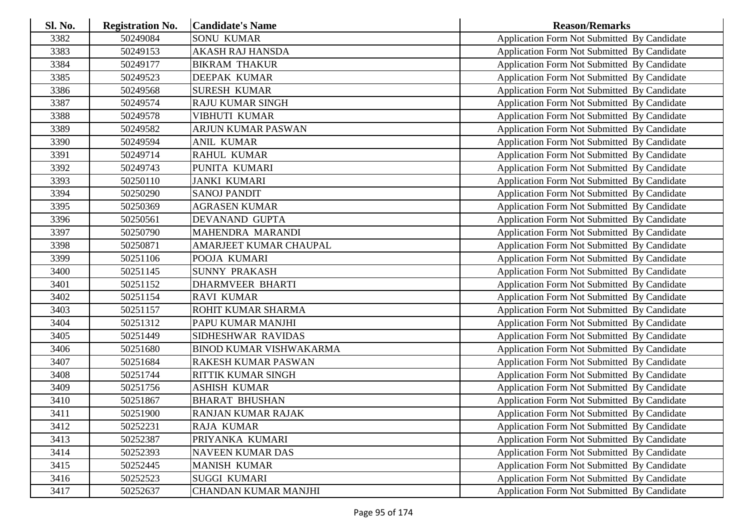| Sl. No. | Registration No. | Candidate's Name | Reason/Remarks |
| --- | --- | --- | --- |
| 3382 | 50249084 | SONU KUMAR | Application Form Not Submitted By Candidate |
| 3383 | 50249153 | AKASH RAJ HANSDA | Application Form Not Submitted By Candidate |
| 3384 | 50249177 | BIKRAM THAKUR | Application Form Not Submitted By Candidate |
| 3385 | 50249523 | DEEPAK KUMAR | Application Form Not Submitted By Candidate |
| 3386 | 50249568 | SURESH KUMAR | Application Form Not Submitted By Candidate |
| 3387 | 50249574 | RAJU KUMAR SINGH | Application Form Not Submitted By Candidate |
| 3388 | 50249578 | VIBHUTI KUMAR | Application Form Not Submitted By Candidate |
| 3389 | 50249582 | ARJUN KUMAR PASWAN | Application Form Not Submitted By Candidate |
| 3390 | 50249594 | ANIL KUMAR | Application Form Not Submitted By Candidate |
| 3391 | 50249714 | RAHUL KUMAR | Application Form Not Submitted By Candidate |
| 3392 | 50249743 | PUNITA KUMARI | Application Form Not Submitted By Candidate |
| 3393 | 50250110 | JANKI KUMARI | Application Form Not Submitted By Candidate |
| 3394 | 50250290 | SANOJ PANDIT | Application Form Not Submitted By Candidate |
| 3395 | 50250369 | AGRASEN KUMAR | Application Form Not Submitted By Candidate |
| 3396 | 50250561 | DEVANAND GUPTA | Application Form Not Submitted By Candidate |
| 3397 | 50250790 | MAHENDRA MARANDI | Application Form Not Submitted By Candidate |
| 3398 | 50250871 | AMARJEET KUMAR CHAUPAL | Application Form Not Submitted By Candidate |
| 3399 | 50251106 | POOJA KUMARI | Application Form Not Submitted By Candidate |
| 3400 | 50251145 | SUNNY PRAKASH | Application Form Not Submitted By Candidate |
| 3401 | 50251152 | DHARMVEER BHARTI | Application Form Not Submitted By Candidate |
| 3402 | 50251154 | RAVI KUMAR | Application Form Not Submitted By Candidate |
| 3403 | 50251157 | ROHIT KUMAR SHARMA | Application Form Not Submitted By Candidate |
| 3404 | 50251312 | PAPU KUMAR MANJHI | Application Form Not Submitted By Candidate |
| 3405 | 50251449 | SIDHESHWAR RAVIDAS | Application Form Not Submitted By Candidate |
| 3406 | 50251680 | BINOD KUMAR VISHWAKARMA | Application Form Not Submitted By Candidate |
| 3407 | 50251684 | RAKESH KUMAR PASWAN | Application Form Not Submitted By Candidate |
| 3408 | 50251744 | RITTIK KUMAR SINGH | Application Form Not Submitted By Candidate |
| 3409 | 50251756 | ASHISH KUMAR | Application Form Not Submitted By Candidate |
| 3410 | 50251867 | BHARAT BHUSHAN | Application Form Not Submitted By Candidate |
| 3411 | 50251900 | RANJAN KUMAR RAJAK | Application Form Not Submitted By Candidate |
| 3412 | 50252231 | RAJA KUMAR | Application Form Not Submitted By Candidate |
| 3413 | 50252387 | PRIYANKA KUMARI | Application Form Not Submitted By Candidate |
| 3414 | 50252393 | NAVEEN KUMAR DAS | Application Form Not Submitted By Candidate |
| 3415 | 50252445 | MANISH KUMAR | Application Form Not Submitted By Candidate |
| 3416 | 50252523 | SUGGI KUMARI | Application Form Not Submitted By Candidate |
| 3417 | 50252637 | CHANDAN KUMAR MANJHI | Application Form Not Submitted By Candidate |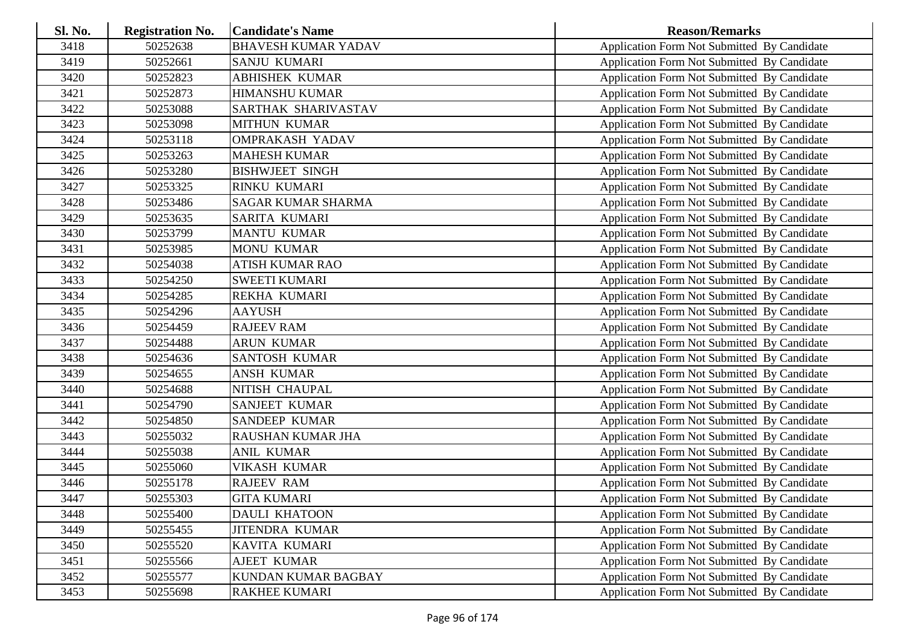| Sl. No. | Registration No. | Candidate's Name | Reason/Remarks |
| --- | --- | --- | --- |
| 3418 | 50252638 | BHAVESH KUMAR YADAV | Application Form Not Submitted By Candidate |
| 3419 | 50252661 | SANJU KUMARI | Application Form Not Submitted By Candidate |
| 3420 | 50252823 | ABHISHEK KUMAR | Application Form Not Submitted By Candidate |
| 3421 | 50252873 | HIMANSHU KUMAR | Application Form Not Submitted By Candidate |
| 3422 | 50253088 | SARTHAK SHARIVASTAV | Application Form Not Submitted By Candidate |
| 3423 | 50253098 | MITHUN KUMAR | Application Form Not Submitted By Candidate |
| 3424 | 50253118 | OMPRAKASH YADAV | Application Form Not Submitted By Candidate |
| 3425 | 50253263 | MAHESH KUMAR | Application Form Not Submitted By Candidate |
| 3426 | 50253280 | BISHWJEET SINGH | Application Form Not Submitted By Candidate |
| 3427 | 50253325 | RINKU KUMARI | Application Form Not Submitted By Candidate |
| 3428 | 50253486 | SAGAR KUMAR SHARMA | Application Form Not Submitted By Candidate |
| 3429 | 50253635 | SARITA KUMARI | Application Form Not Submitted By Candidate |
| 3430 | 50253799 | MANTU KUMAR | Application Form Not Submitted By Candidate |
| 3431 | 50253985 | MONU KUMAR | Application Form Not Submitted By Candidate |
| 3432 | 50254038 | ATISH KUMAR RAO | Application Form Not Submitted By Candidate |
| 3433 | 50254250 | SWEETI KUMARI | Application Form Not Submitted By Candidate |
| 3434 | 50254285 | REKHA KUMARI | Application Form Not Submitted By Candidate |
| 3435 | 50254296 | AAYUSH | Application Form Not Submitted By Candidate |
| 3436 | 50254459 | RAJEEV RAM | Application Form Not Submitted By Candidate |
| 3437 | 50254488 | ARUN KUMAR | Application Form Not Submitted By Candidate |
| 3438 | 50254636 | SANTOSH KUMAR | Application Form Not Submitted By Candidate |
| 3439 | 50254655 | ANSH KUMAR | Application Form Not Submitted By Candidate |
| 3440 | 50254688 | NITISH CHAUPAL | Application Form Not Submitted By Candidate |
| 3441 | 50254790 | SANJEET KUMAR | Application Form Not Submitted By Candidate |
| 3442 | 50254850 | SANDEEP KUMAR | Application Form Not Submitted By Candidate |
| 3443 | 50255032 | RAUSHAN KUMAR JHA | Application Form Not Submitted By Candidate |
| 3444 | 50255038 | ANIL KUMAR | Application Form Not Submitted By Candidate |
| 3445 | 50255060 | VIKASH KUMAR | Application Form Not Submitted By Candidate |
| 3446 | 50255178 | RAJEEV RAM | Application Form Not Submitted By Candidate |
| 3447 | 50255303 | GITA KUMARI | Application Form Not Submitted By Candidate |
| 3448 | 50255400 | DAULI KHATOON | Application Form Not Submitted By Candidate |
| 3449 | 50255455 | JITENDRA KUMAR | Application Form Not Submitted By Candidate |
| 3450 | 50255520 | KAVITA KUMARI | Application Form Not Submitted By Candidate |
| 3451 | 50255566 | AJEET KUMAR | Application Form Not Submitted By Candidate |
| 3452 | 50255577 | KUNDAN KUMAR BAGBAY | Application Form Not Submitted By Candidate |
| 3453 | 50255698 | RAKHEE KUMARI | Application Form Not Submitted By Candidate |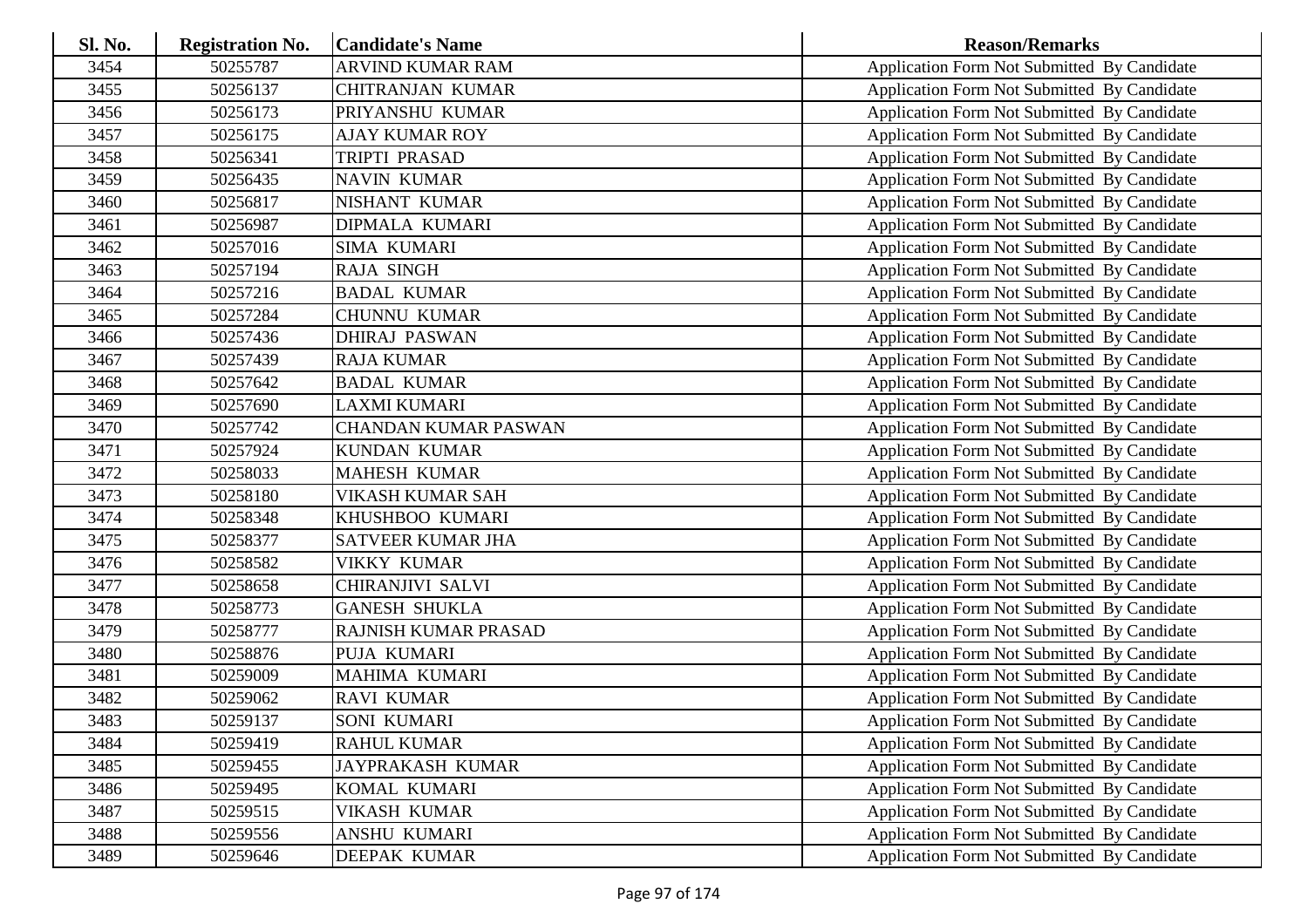| Sl. No. | Registration No. | Candidate's Name | Reason/Remarks |
|---|---|---|---|
| 3454 | 50255787 | ARVIND KUMAR RAM | Application Form Not Submitted By Candidate |
| 3455 | 50256137 | CHITRANJAN KUMAR | Application Form Not Submitted By Candidate |
| 3456 | 50256173 | PRIYANSHU KUMAR | Application Form Not Submitted By Candidate |
| 3457 | 50256175 | AJAY KUMAR ROY | Application Form Not Submitted By Candidate |
| 3458 | 50256341 | TRIPTI PRASAD | Application Form Not Submitted By Candidate |
| 3459 | 50256435 | NAVIN KUMAR | Application Form Not Submitted By Candidate |
| 3460 | 50256817 | NISHANT KUMAR | Application Form Not Submitted By Candidate |
| 3461 | 50256987 | DIPMALA KUMARI | Application Form Not Submitted By Candidate |
| 3462 | 50257016 | SIMA KUMARI | Application Form Not Submitted By Candidate |
| 3463 | 50257194 | RAJA SINGH | Application Form Not Submitted By Candidate |
| 3464 | 50257216 | BADAL KUMAR | Application Form Not Submitted By Candidate |
| 3465 | 50257284 | CHUNNU KUMAR | Application Form Not Submitted By Candidate |
| 3466 | 50257436 | DHIRAJ PASWAN | Application Form Not Submitted By Candidate |
| 3467 | 50257439 | RAJA KUMAR | Application Form Not Submitted By Candidate |
| 3468 | 50257642 | BADAL KUMAR | Application Form Not Submitted By Candidate |
| 3469 | 50257690 | LAXMI KUMARI | Application Form Not Submitted By Candidate |
| 3470 | 50257742 | CHANDAN KUMAR PASWAN | Application Form Not Submitted By Candidate |
| 3471 | 50257924 | KUNDAN KUMAR | Application Form Not Submitted By Candidate |
| 3472 | 50258033 | MAHESH KUMAR | Application Form Not Submitted By Candidate |
| 3473 | 50258180 | VIKASH KUMAR SAH | Application Form Not Submitted By Candidate |
| 3474 | 50258348 | KHUSHBOO KUMARI | Application Form Not Submitted By Candidate |
| 3475 | 50258377 | SATVEER KUMAR JHA | Application Form Not Submitted By Candidate |
| 3476 | 50258582 | VIKKY KUMAR | Application Form Not Submitted By Candidate |
| 3477 | 50258658 | CHIRANJIVI SALVI | Application Form Not Submitted By Candidate |
| 3478 | 50258773 | GANESH SHUKLA | Application Form Not Submitted By Candidate |
| 3479 | 50258777 | RAJNISH KUMAR PRASAD | Application Form Not Submitted By Candidate |
| 3480 | 50258876 | PUJA KUMARI | Application Form Not Submitted By Candidate |
| 3481 | 50259009 | MAHIMA KUMARI | Application Form Not Submitted By Candidate |
| 3482 | 50259062 | RAVI KUMAR | Application Form Not Submitted By Candidate |
| 3483 | 50259137 | SONI KUMARI | Application Form Not Submitted By Candidate |
| 3484 | 50259419 | RAHUL KUMAR | Application Form Not Submitted By Candidate |
| 3485 | 50259455 | JAYPRAKASH KUMAR | Application Form Not Submitted By Candidate |
| 3486 | 50259495 | KOMAL KUMARI | Application Form Not Submitted By Candidate |
| 3487 | 50259515 | VIKASH KUMAR | Application Form Not Submitted By Candidate |
| 3488 | 50259556 | ANSHU KUMARI | Application Form Not Submitted By Candidate |
| 3489 | 50259646 | DEEPAK KUMAR | Application Form Not Submitted By Candidate |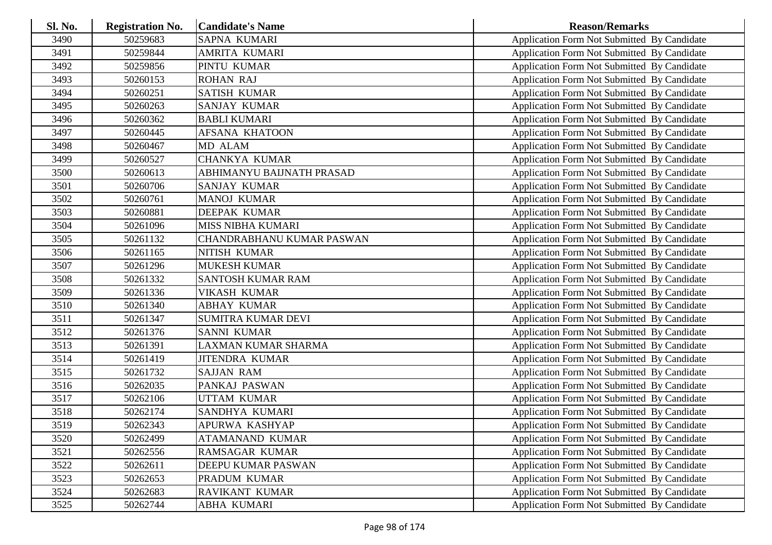| Sl. No. | Registration No. | Candidate's Name | Reason/Remarks |
|---|---|---|---|
| 3490 | 50259683 | SAPNA KUMARI | Application Form Not Submitted By Candidate |
| 3491 | 50259844 | AMRITA KUMARI | Application Form Not Submitted By Candidate |
| 3492 | 50259856 | PINTU KUMAR | Application Form Not Submitted By Candidate |
| 3493 | 50260153 | ROHAN RAJ | Application Form Not Submitted By Candidate |
| 3494 | 50260251 | SATISH KUMAR | Application Form Not Submitted By Candidate |
| 3495 | 50260263 | SANJAY KUMAR | Application Form Not Submitted By Candidate |
| 3496 | 50260362 | BABLI KUMARI | Application Form Not Submitted By Candidate |
| 3497 | 50260445 | AFSANA KHATOON | Application Form Not Submitted By Candidate |
| 3498 | 50260467 | MD ALAM | Application Form Not Submitted By Candidate |
| 3499 | 50260527 | CHANKYA KUMAR | Application Form Not Submitted By Candidate |
| 3500 | 50260613 | ABHIMANYU BAIJNATH PRASAD | Application Form Not Submitted By Candidate |
| 3501 | 50260706 | SANJAY KUMAR | Application Form Not Submitted By Candidate |
| 3502 | 50260761 | MANOJ KUMAR | Application Form Not Submitted By Candidate |
| 3503 | 50260881 | DEEPAK KUMAR | Application Form Not Submitted By Candidate |
| 3504 | 50261096 | MISS NIBHA KUMARI | Application Form Not Submitted By Candidate |
| 3505 | 50261132 | CHANDRABHANU KUMAR PASWAN | Application Form Not Submitted By Candidate |
| 3506 | 50261165 | NITISH KUMAR | Application Form Not Submitted By Candidate |
| 3507 | 50261296 | MUKESH KUMAR | Application Form Not Submitted By Candidate |
| 3508 | 50261332 | SANTOSH KUMAR RAM | Application Form Not Submitted By Candidate |
| 3509 | 50261336 | VIKASH KUMAR | Application Form Not Submitted By Candidate |
| 3510 | 50261340 | ABHAY KUMAR | Application Form Not Submitted By Candidate |
| 3511 | 50261347 | SUMITRA KUMAR DEVI | Application Form Not Submitted By Candidate |
| 3512 | 50261376 | SANNI KUMAR | Application Form Not Submitted By Candidate |
| 3513 | 50261391 | LAXMAN KUMAR SHARMA | Application Form Not Submitted By Candidate |
| 3514 | 50261419 | JITENDRA KUMAR | Application Form Not Submitted By Candidate |
| 3515 | 50261732 | SAJJAN RAM | Application Form Not Submitted By Candidate |
| 3516 | 50262035 | PANKAJ PASWAN | Application Form Not Submitted By Candidate |
| 3517 | 50262106 | UTTAM KUMAR | Application Form Not Submitted By Candidate |
| 3518 | 50262174 | SANDHYA KUMARI | Application Form Not Submitted By Candidate |
| 3519 | 50262343 | APURWA KASHYAP | Application Form Not Submitted By Candidate |
| 3520 | 50262499 | ATAMANAND KUMAR | Application Form Not Submitted By Candidate |
| 3521 | 50262556 | RAMSAGAR KUMAR | Application Form Not Submitted By Candidate |
| 3522 | 50262611 | DEEPU KUMAR PASWAN | Application Form Not Submitted By Candidate |
| 3523 | 50262653 | PRADUM KUMAR | Application Form Not Submitted By Candidate |
| 3524 | 50262683 | RAVIKANT KUMAR | Application Form Not Submitted By Candidate |
| 3525 | 50262744 | ABHA KUMARI | Application Form Not Submitted By Candidate |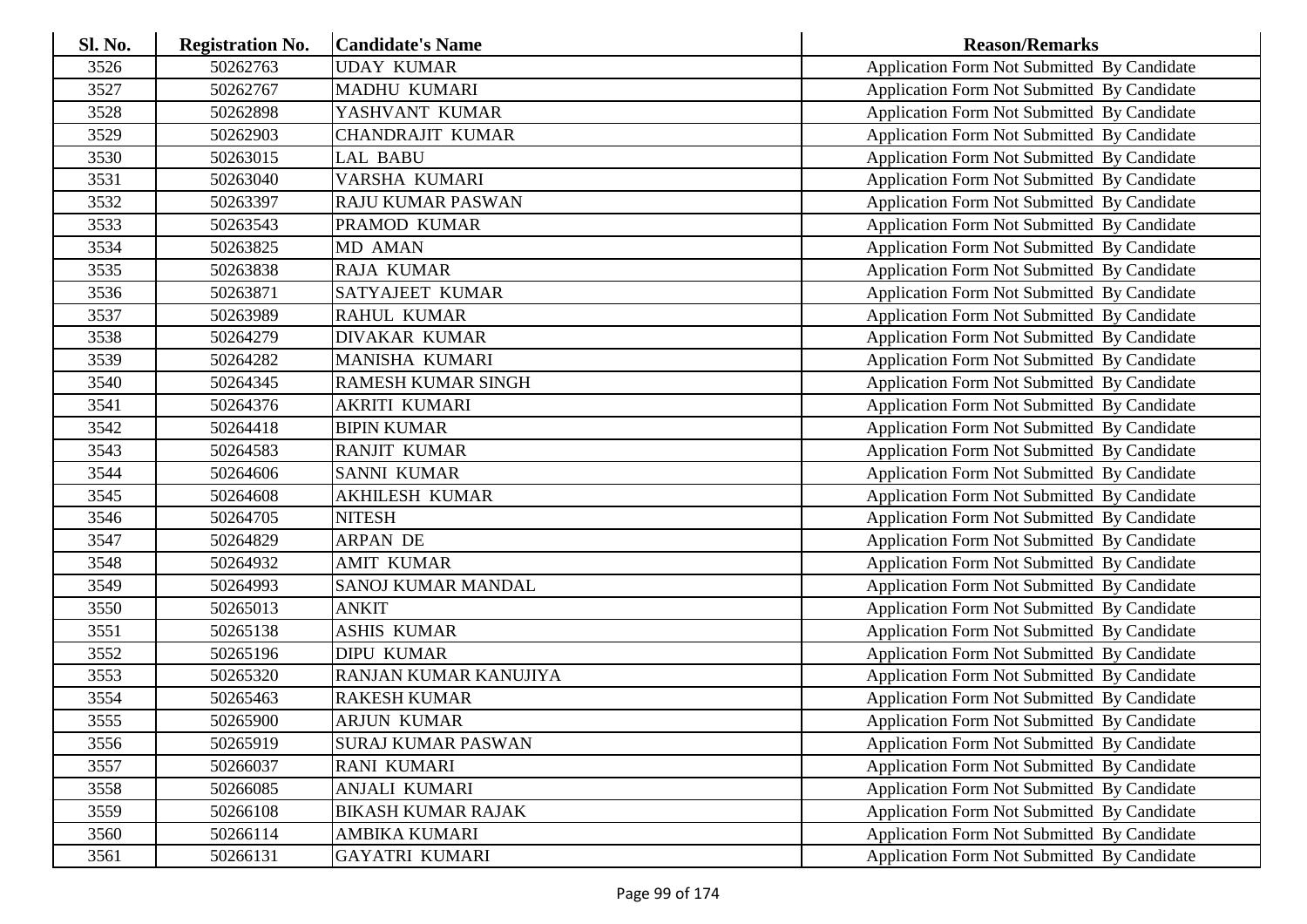| Sl. No. | Registration No. | Candidate's Name | Reason/Remarks |
|---|---|---|---|
| 3526 | 50262763 | UDAY KUMAR | Application Form Not Submitted By Candidate |
| 3527 | 50262767 | MADHU KUMARI | Application Form Not Submitted By Candidate |
| 3528 | 50262898 | YASHVANT KUMAR | Application Form Not Submitted By Candidate |
| 3529 | 50262903 | CHANDRAJIT KUMAR | Application Form Not Submitted By Candidate |
| 3530 | 50263015 | LAL BABU | Application Form Not Submitted By Candidate |
| 3531 | 50263040 | VARSHA KUMARI | Application Form Not Submitted By Candidate |
| 3532 | 50263397 | RAJU KUMAR PASWAN | Application Form Not Submitted By Candidate |
| 3533 | 50263543 | PRAMOD KUMAR | Application Form Not Submitted By Candidate |
| 3534 | 50263825 | MD AMAN | Application Form Not Submitted By Candidate |
| 3535 | 50263838 | RAJA KUMAR | Application Form Not Submitted By Candidate |
| 3536 | 50263871 | SATYAJEET KUMAR | Application Form Not Submitted By Candidate |
| 3537 | 50263989 | RAHUL KUMAR | Application Form Not Submitted By Candidate |
| 3538 | 50264279 | DIVAKAR KUMAR | Application Form Not Submitted By Candidate |
| 3539 | 50264282 | MANISHA KUMARI | Application Form Not Submitted By Candidate |
| 3540 | 50264345 | RAMESH KUMAR SINGH | Application Form Not Submitted By Candidate |
| 3541 | 50264376 | AKRITI KUMARI | Application Form Not Submitted By Candidate |
| 3542 | 50264418 | BIPIN KUMAR | Application Form Not Submitted By Candidate |
| 3543 | 50264583 | RANJIT KUMAR | Application Form Not Submitted By Candidate |
| 3544 | 50264606 | SANNI KUMAR | Application Form Not Submitted By Candidate |
| 3545 | 50264608 | AKHILESH KUMAR | Application Form Not Submitted By Candidate |
| 3546 | 50264705 | NITESH | Application Form Not Submitted By Candidate |
| 3547 | 50264829 | ARPAN DE | Application Form Not Submitted By Candidate |
| 3548 | 50264932 | AMIT KUMAR | Application Form Not Submitted By Candidate |
| 3549 | 50264993 | SANOJ KUMAR MANDAL | Application Form Not Submitted By Candidate |
| 3550 | 50265013 | ANKIT | Application Form Not Submitted By Candidate |
| 3551 | 50265138 | ASHIS KUMAR | Application Form Not Submitted By Candidate |
| 3552 | 50265196 | DIPU KUMAR | Application Form Not Submitted By Candidate |
| 3553 | 50265320 | RANJAN KUMAR KANUJIYA | Application Form Not Submitted By Candidate |
| 3554 | 50265463 | RAKESH KUMAR | Application Form Not Submitted By Candidate |
| 3555 | 50265900 | ARJUN KUMAR | Application Form Not Submitted By Candidate |
| 3556 | 50265919 | SURAJ KUMAR PASWAN | Application Form Not Submitted By Candidate |
| 3557 | 50266037 | RANI KUMARI | Application Form Not Submitted By Candidate |
| 3558 | 50266085 | ANJALI KUMARI | Application Form Not Submitted By Candidate |
| 3559 | 50266108 | BIKASH KUMAR RAJAK | Application Form Not Submitted By Candidate |
| 3560 | 50266114 | AMBIKA KUMARI | Application Form Not Submitted By Candidate |
| 3561 | 50266131 | GAYATRI KUMARI | Application Form Not Submitted By Candidate |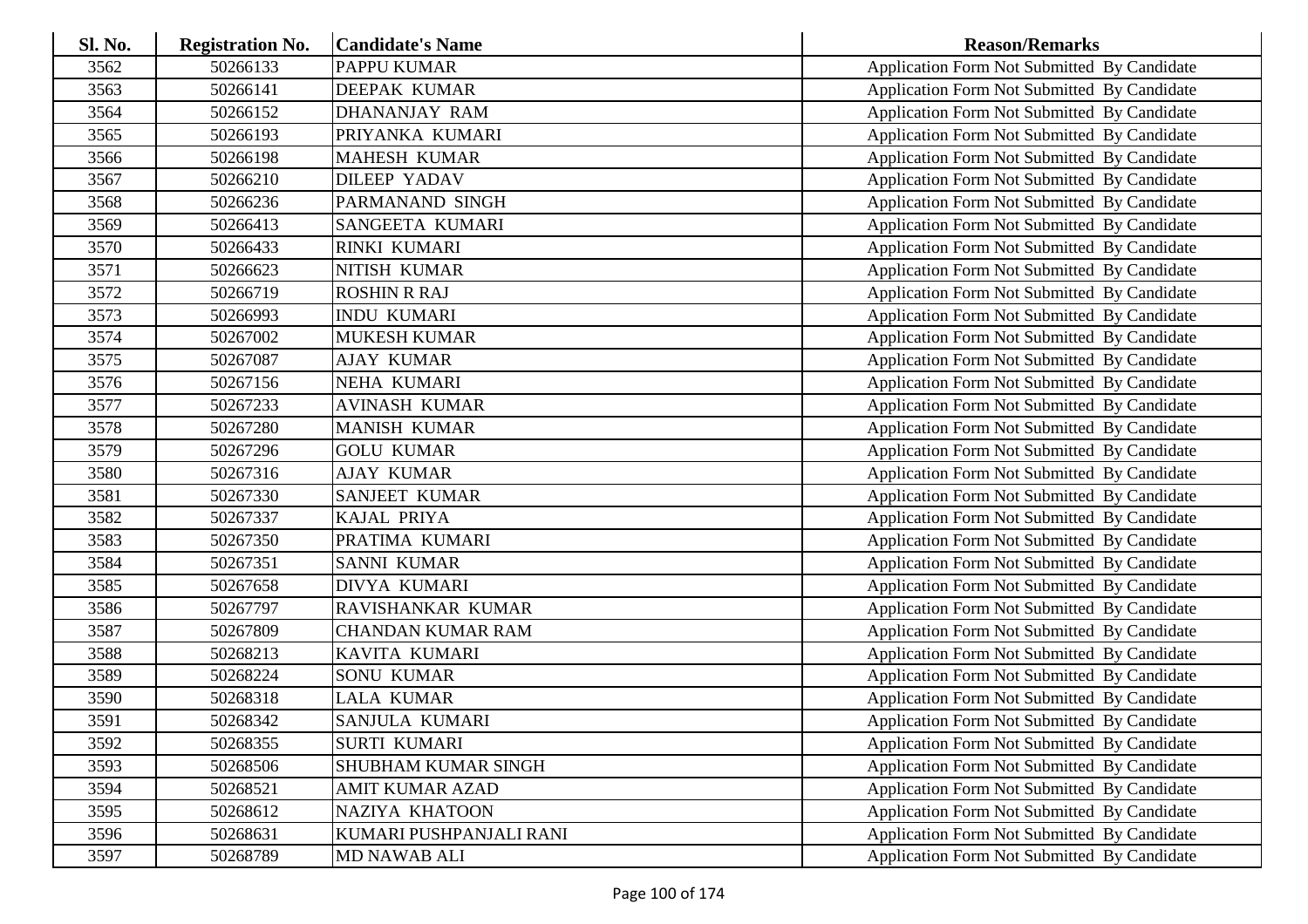| Sl. No. | Registration No. | Candidate's Name | Reason/Remarks |
|---|---|---|---|
| 3562 | 50266133 | PAPPU KUMAR | Application Form Not Submitted By Candidate |
| 3563 | 50266141 | DEEPAK KUMAR | Application Form Not Submitted By Candidate |
| 3564 | 50266152 | DHANANJAY RAM | Application Form Not Submitted By Candidate |
| 3565 | 50266193 | PRIYANKA KUMARI | Application Form Not Submitted By Candidate |
| 3566 | 50266198 | MAHESH KUMAR | Application Form Not Submitted By Candidate |
| 3567 | 50266210 | DILEEP YADAV | Application Form Not Submitted By Candidate |
| 3568 | 50266236 | PARMANAND SINGH | Application Form Not Submitted By Candidate |
| 3569 | 50266413 | SANGEETA KUMARI | Application Form Not Submitted By Candidate |
| 3570 | 50266433 | RINKI KUMARI | Application Form Not Submitted By Candidate |
| 3571 | 50266623 | NITISH KUMAR | Application Form Not Submitted By Candidate |
| 3572 | 50266719 | ROSHIN R RAJ | Application Form Not Submitted By Candidate |
| 3573 | 50266993 | INDU KUMARI | Application Form Not Submitted By Candidate |
| 3574 | 50267002 | MUKESH KUMAR | Application Form Not Submitted By Candidate |
| 3575 | 50267087 | AJAY KUMAR | Application Form Not Submitted By Candidate |
| 3576 | 50267156 | NEHA KUMARI | Application Form Not Submitted By Candidate |
| 3577 | 50267233 | AVINASH KUMAR | Application Form Not Submitted By Candidate |
| 3578 | 50267280 | MANISH KUMAR | Application Form Not Submitted By Candidate |
| 3579 | 50267296 | GOLU KUMAR | Application Form Not Submitted By Candidate |
| 3580 | 50267316 | AJAY KUMAR | Application Form Not Submitted By Candidate |
| 3581 | 50267330 | SANJEET KUMAR | Application Form Not Submitted By Candidate |
| 3582 | 50267337 | KAJAL PRIYA | Application Form Not Submitted By Candidate |
| 3583 | 50267350 | PRATIMA KUMARI | Application Form Not Submitted By Candidate |
| 3584 | 50267351 | SANNI KUMAR | Application Form Not Submitted By Candidate |
| 3585 | 50267658 | DIVYA KUMARI | Application Form Not Submitted By Candidate |
| 3586 | 50267797 | RAVISHANKAR KUMAR | Application Form Not Submitted By Candidate |
| 3587 | 50267809 | CHANDAN KUMAR RAM | Application Form Not Submitted By Candidate |
| 3588 | 50268213 | KAVITA KUMARI | Application Form Not Submitted By Candidate |
| 3589 | 50268224 | SONU KUMAR | Application Form Not Submitted By Candidate |
| 3590 | 50268318 | LALA KUMAR | Application Form Not Submitted By Candidate |
| 3591 | 50268342 | SANJULA KUMARI | Application Form Not Submitted By Candidate |
| 3592 | 50268355 | SURTI KUMARI | Application Form Not Submitted By Candidate |
| 3593 | 50268506 | SHUBHAM KUMAR SINGH | Application Form Not Submitted By Candidate |
| 3594 | 50268521 | AMIT KUMAR AZAD | Application Form Not Submitted By Candidate |
| 3595 | 50268612 | NAZIYA KHATOON | Application Form Not Submitted By Candidate |
| 3596 | 50268631 | KUMARI PUSHPANJALI RANI | Application Form Not Submitted By Candidate |
| 3597 | 50268789 | MD NAWAB ALI | Application Form Not Submitted By Candidate |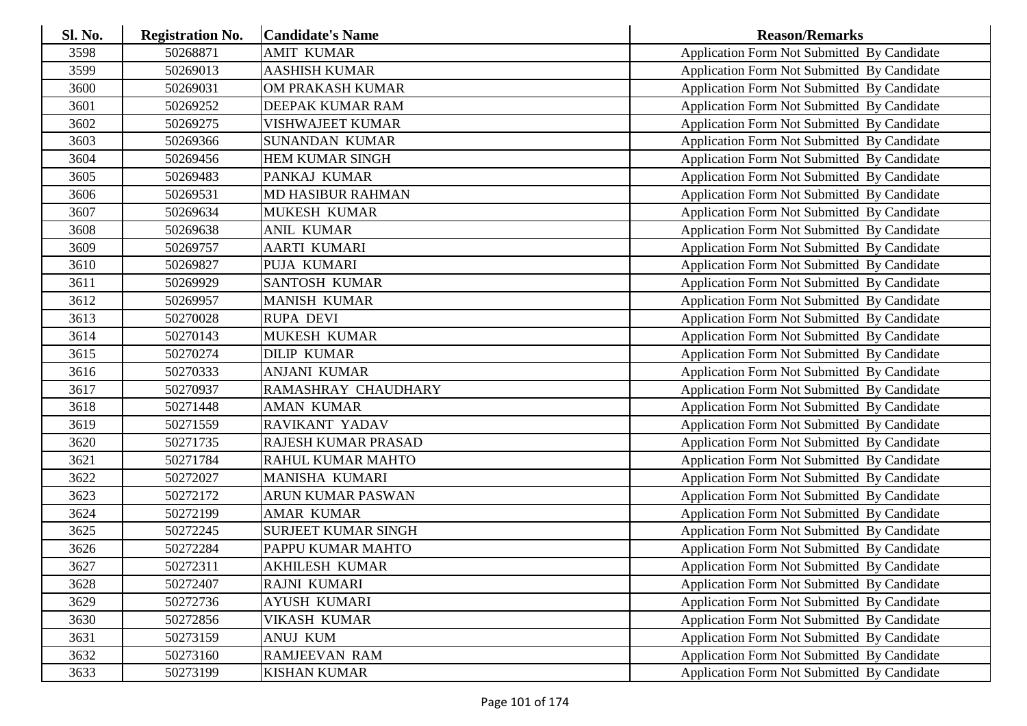| Sl. No. | Registration No. | Candidate's Name | Reason/Remarks |
|---|---|---|---|
| 3598 | 50268871 | AMIT KUMAR | Application Form Not Submitted By Candidate |
| 3599 | 50269013 | AASHISH KUMAR | Application Form Not Submitted By Candidate |
| 3600 | 50269031 | OM PRAKASH KUMAR | Application Form Not Submitted By Candidate |
| 3601 | 50269252 | DEEPAK KUMAR RAM | Application Form Not Submitted By Candidate |
| 3602 | 50269275 | VISHWAJEET KUMAR | Application Form Not Submitted By Candidate |
| 3603 | 50269366 | SUNANDAN KUMAR | Application Form Not Submitted By Candidate |
| 3604 | 50269456 | HEM KUMAR SINGH | Application Form Not Submitted By Candidate |
| 3605 | 50269483 | PANKAJ KUMAR | Application Form Not Submitted By Candidate |
| 3606 | 50269531 | MD HASIBUR RAHMAN | Application Form Not Submitted By Candidate |
| 3607 | 50269634 | MUKESH KUMAR | Application Form Not Submitted By Candidate |
| 3608 | 50269638 | ANIL KUMAR | Application Form Not Submitted By Candidate |
| 3609 | 50269757 | AARTI KUMARI | Application Form Not Submitted By Candidate |
| 3610 | 50269827 | PUJA KUMARI | Application Form Not Submitted By Candidate |
| 3611 | 50269929 | SANTOSH KUMAR | Application Form Not Submitted By Candidate |
| 3612 | 50269957 | MANISH KUMAR | Application Form Not Submitted By Candidate |
| 3613 | 50270028 | RUPA DEVI | Application Form Not Submitted By Candidate |
| 3614 | 50270143 | MUKESH KUMAR | Application Form Not Submitted By Candidate |
| 3615 | 50270274 | DILIP KUMAR | Application Form Not Submitted By Candidate |
| 3616 | 50270333 | ANJANI KUMAR | Application Form Not Submitted By Candidate |
| 3617 | 50270937 | RAMASHRAY CHAUDHARY | Application Form Not Submitted By Candidate |
| 3618 | 50271448 | AMAN KUMAR | Application Form Not Submitted By Candidate |
| 3619 | 50271559 | RAVIKANT YADAV | Application Form Not Submitted By Candidate |
| 3620 | 50271735 | RAJESH KUMAR PRASAD | Application Form Not Submitted By Candidate |
| 3621 | 50271784 | RAHUL KUMAR MAHTO | Application Form Not Submitted By Candidate |
| 3622 | 50272027 | MANISHA KUMARI | Application Form Not Submitted By Candidate |
| 3623 | 50272172 | ARUN KUMAR PASWAN | Application Form Not Submitted By Candidate |
| 3624 | 50272199 | AMAR KUMAR | Application Form Not Submitted By Candidate |
| 3625 | 50272245 | SURJEET KUMAR SINGH | Application Form Not Submitted By Candidate |
| 3626 | 50272284 | PAPPU KUMAR MAHTO | Application Form Not Submitted By Candidate |
| 3627 | 50272311 | AKHILESH KUMAR | Application Form Not Submitted By Candidate |
| 3628 | 50272407 | RAJNI KUMARI | Application Form Not Submitted By Candidate |
| 3629 | 50272736 | AYUSH KUMARI | Application Form Not Submitted By Candidate |
| 3630 | 50272856 | VIKASH KUMAR | Application Form Not Submitted By Candidate |
| 3631 | 50273159 | ANUJ KUM | Application Form Not Submitted By Candidate |
| 3632 | 50273160 | RAMJEEVAN RAM | Application Form Not Submitted By Candidate |
| 3633 | 50273199 | KISHAN KUMAR | Application Form Not Submitted By Candidate |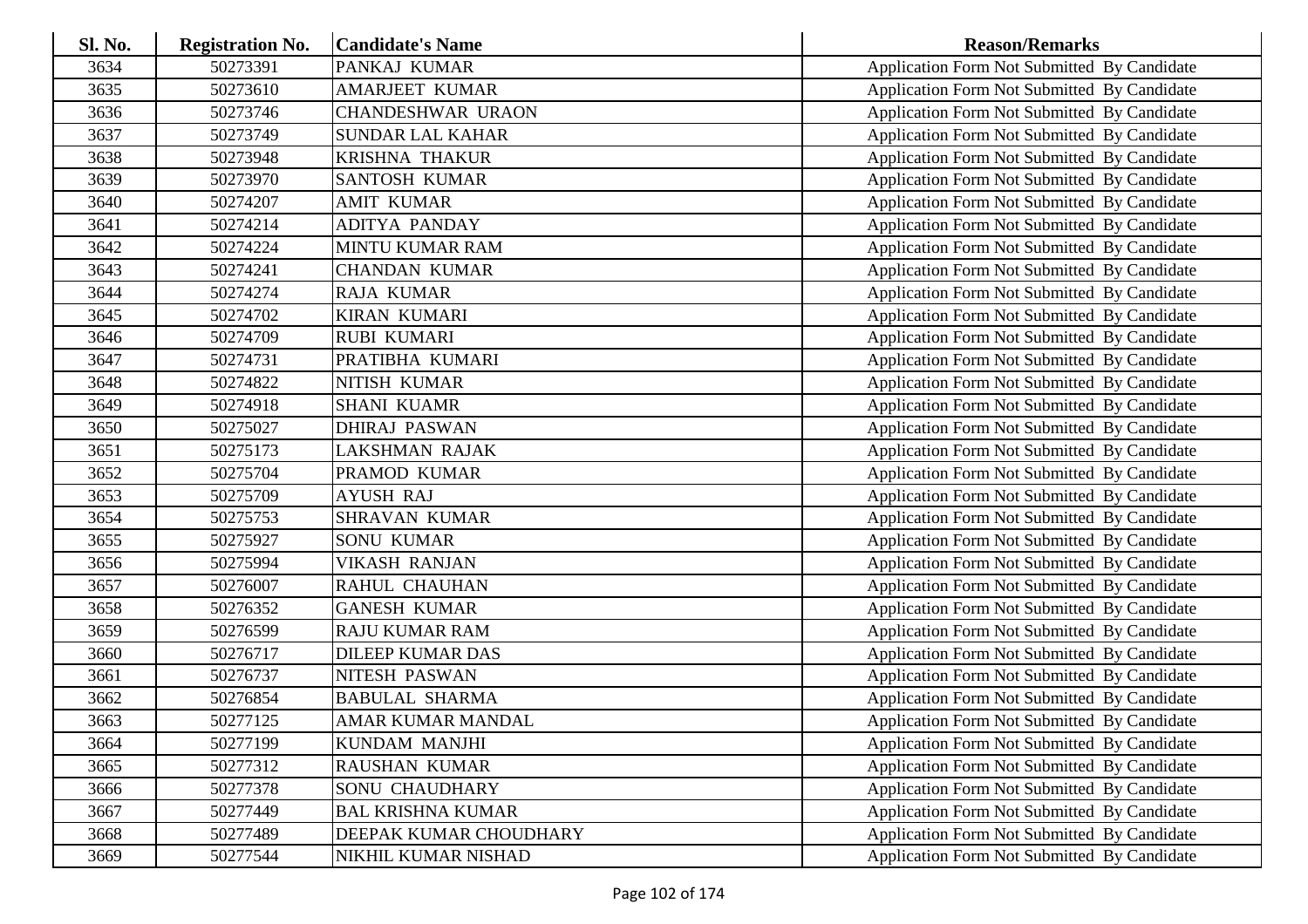| Sl. No. | Registration No. | Candidate's Name | Reason/Remarks |
|---|---|---|---|
| 3634 | 50273391 | PANKAJ KUMAR | Application Form Not Submitted By Candidate |
| 3635 | 50273610 | AMARJEET KUMAR | Application Form Not Submitted By Candidate |
| 3636 | 50273746 | CHANDESHWAR URAON | Application Form Not Submitted By Candidate |
| 3637 | 50273749 | SUNDAR LAL KAHAR | Application Form Not Submitted By Candidate |
| 3638 | 50273948 | KRISHNA THAKUR | Application Form Not Submitted By Candidate |
| 3639 | 50273970 | SANTOSH KUMAR | Application Form Not Submitted By Candidate |
| 3640 | 50274207 | AMIT KUMAR | Application Form Not Submitted By Candidate |
| 3641 | 50274214 | ADITYA PANDAY | Application Form Not Submitted By Candidate |
| 3642 | 50274224 | MINTU KUMAR RAM | Application Form Not Submitted By Candidate |
| 3643 | 50274241 | CHANDAN KUMAR | Application Form Not Submitted By Candidate |
| 3644 | 50274274 | RAJA KUMAR | Application Form Not Submitted By Candidate |
| 3645 | 50274702 | KIRAN KUMARI | Application Form Not Submitted By Candidate |
| 3646 | 50274709 | RUBI KUMARI | Application Form Not Submitted By Candidate |
| 3647 | 50274731 | PRATIBHA KUMARI | Application Form Not Submitted By Candidate |
| 3648 | 50274822 | NITISH KUMAR | Application Form Not Submitted By Candidate |
| 3649 | 50274918 | SHANI KUAMR | Application Form Not Submitted By Candidate |
| 3650 | 50275027 | DHIRAJ PASWAN | Application Form Not Submitted By Candidate |
| 3651 | 50275173 | LAKSHMAN RAJAK | Application Form Not Submitted By Candidate |
| 3652 | 50275704 | PRAMOD KUMAR | Application Form Not Submitted By Candidate |
| 3653 | 50275709 | AYUSH RAJ | Application Form Not Submitted By Candidate |
| 3654 | 50275753 | SHRAVAN KUMAR | Application Form Not Submitted By Candidate |
| 3655 | 50275927 | SONU KUMAR | Application Form Not Submitted By Candidate |
| 3656 | 50275994 | VIKASH RANJAN | Application Form Not Submitted By Candidate |
| 3657 | 50276007 | RAHUL CHAUHAN | Application Form Not Submitted By Candidate |
| 3658 | 50276352 | GANESH KUMAR | Application Form Not Submitted By Candidate |
| 3659 | 50276599 | RAJU KUMAR RAM | Application Form Not Submitted By Candidate |
| 3660 | 50276717 | DILEEP KUMAR DAS | Application Form Not Submitted By Candidate |
| 3661 | 50276737 | NITESH PASWAN | Application Form Not Submitted By Candidate |
| 3662 | 50276854 | BABULAL SHARMA | Application Form Not Submitted By Candidate |
| 3663 | 50277125 | AMAR KUMAR MANDAL | Application Form Not Submitted By Candidate |
| 3664 | 50277199 | KUNDAM MANJHI | Application Form Not Submitted By Candidate |
| 3665 | 50277312 | RAUSHAN KUMAR | Application Form Not Submitted By Candidate |
| 3666 | 50277378 | SONU CHAUDHARY | Application Form Not Submitted By Candidate |
| 3667 | 50277449 | BAL KRISHNA KUMAR | Application Form Not Submitted By Candidate |
| 3668 | 50277489 | DEEPAK KUMAR CHOUDHARY | Application Form Not Submitted By Candidate |
| 3669 | 50277544 | NIKHIL KUMAR NISHAD | Application Form Not Submitted By Candidate |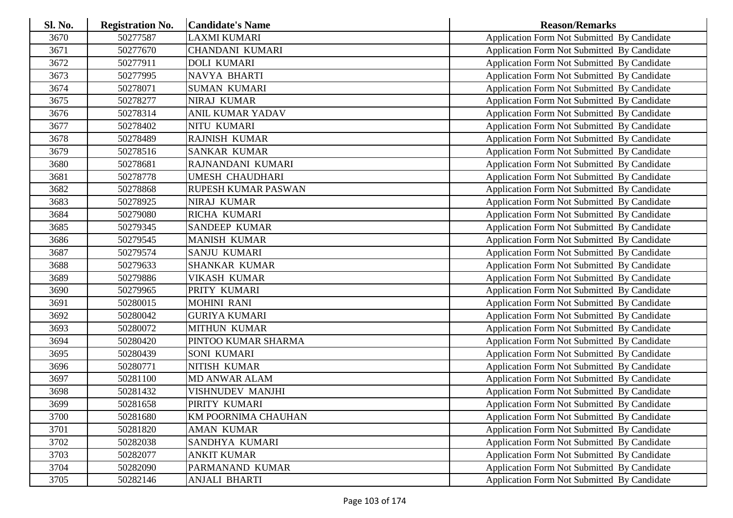| Sl. No. | Registration No. | Candidate's Name | Reason/Remarks |
|---|---|---|---|
| 3670 | 50277587 | LAXMI KUMARI | Application Form Not Submitted By Candidate |
| 3671 | 50277670 | CHANDANI KUMARI | Application Form Not Submitted By Candidate |
| 3672 | 50277911 | DOLI KUMARI | Application Form Not Submitted By Candidate |
| 3673 | 50277995 | NAVYA BHARTI | Application Form Not Submitted By Candidate |
| 3674 | 50278071 | SUMAN KUMARI | Application Form Not Submitted By Candidate |
| 3675 | 50278277 | NIRAJ KUMAR | Application Form Not Submitted By Candidate |
| 3676 | 50278314 | ANIL KUMAR YADAV | Application Form Not Submitted By Candidate |
| 3677 | 50278402 | NITU KUMARI | Application Form Not Submitted By Candidate |
| 3678 | 50278489 | RAJNISH KUMAR | Application Form Not Submitted By Candidate |
| 3679 | 50278516 | SANKAR KUMAR | Application Form Not Submitted By Candidate |
| 3680 | 50278681 | RAJNANDANI KUMARI | Application Form Not Submitted By Candidate |
| 3681 | 50278778 | UMESH CHAUDHARI | Application Form Not Submitted By Candidate |
| 3682 | 50278868 | RUPESH KUMAR PASWAN | Application Form Not Submitted By Candidate |
| 3683 | 50278925 | NIRAJ KUMAR | Application Form Not Submitted By Candidate |
| 3684 | 50279080 | RICHA KUMARI | Application Form Not Submitted By Candidate |
| 3685 | 50279345 | SANDEEP KUMAR | Application Form Not Submitted By Candidate |
| 3686 | 50279545 | MANISH KUMAR | Application Form Not Submitted By Candidate |
| 3687 | 50279574 | SANJU KUMARI | Application Form Not Submitted By Candidate |
| 3688 | 50279633 | SHANKAR KUMAR | Application Form Not Submitted By Candidate |
| 3689 | 50279886 | VIKASH KUMAR | Application Form Not Submitted By Candidate |
| 3690 | 50279965 | PRITY KUMARI | Application Form Not Submitted By Candidate |
| 3691 | 50280015 | MOHINI RANI | Application Form Not Submitted By Candidate |
| 3692 | 50280042 | GURIYA KUMARI | Application Form Not Submitted By Candidate |
| 3693 | 50280072 | MITHUN KUMAR | Application Form Not Submitted By Candidate |
| 3694 | 50280420 | PINTOO KUMAR SHARMA | Application Form Not Submitted By Candidate |
| 3695 | 50280439 | SONI KUMARI | Application Form Not Submitted By Candidate |
| 3696 | 50280771 | NITISH KUMAR | Application Form Not Submitted By Candidate |
| 3697 | 50281100 | MD ANWAR ALAM | Application Form Not Submitted By Candidate |
| 3698 | 50281432 | VISHNUDEV MANJHI | Application Form Not Submitted By Candidate |
| 3699 | 50281658 | PIRITY KUMARI | Application Form Not Submitted By Candidate |
| 3700 | 50281680 | KM POORNIMA CHAUHAN | Application Form Not Submitted By Candidate |
| 3701 | 50281820 | AMAN KUMAR | Application Form Not Submitted By Candidate |
| 3702 | 50282038 | SANDHYA KUMARI | Application Form Not Submitted By Candidate |
| 3703 | 50282077 | ANKIT KUMAR | Application Form Not Submitted By Candidate |
| 3704 | 50282090 | PARMANAND KUMAR | Application Form Not Submitted By Candidate |
| 3705 | 50282146 | ANJALI BHARTI | Application Form Not Submitted By Candidate |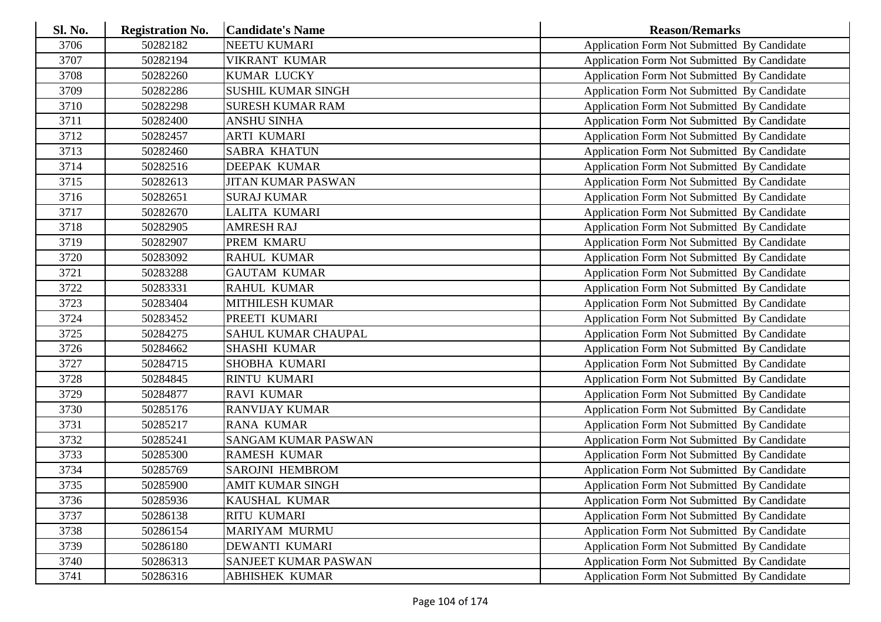| Sl. No. | Registration No. | Candidate's Name | Reason/Remarks |
|---|---|---|---|
| 3706 | 50282182 | NEETU KUMARI | Application Form Not Submitted By Candidate |
| 3707 | 50282194 | VIKRANT KUMAR | Application Form Not Submitted By Candidate |
| 3708 | 50282260 | KUMAR LUCKY | Application Form Not Submitted By Candidate |
| 3709 | 50282286 | SUSHIL KUMAR SINGH | Application Form Not Submitted By Candidate |
| 3710 | 50282298 | SURESH KUMAR RAM | Application Form Not Submitted By Candidate |
| 3711 | 50282400 | ANSHU SINHA | Application Form Not Submitted By Candidate |
| 3712 | 50282457 | ARTI KUMARI | Application Form Not Submitted By Candidate |
| 3713 | 50282460 | SABRA KHATUN | Application Form Not Submitted By Candidate |
| 3714 | 50282516 | DEEPAK KUMAR | Application Form Not Submitted By Candidate |
| 3715 | 50282613 | JITAN KUMAR PASWAN | Application Form Not Submitted By Candidate |
| 3716 | 50282651 | SURAJ KUMAR | Application Form Not Submitted By Candidate |
| 3717 | 50282670 | LALITA KUMARI | Application Form Not Submitted By Candidate |
| 3718 | 50282905 | AMRESH RAJ | Application Form Not Submitted By Candidate |
| 3719 | 50282907 | PREM KMARU | Application Form Not Submitted By Candidate |
| 3720 | 50283092 | RAHUL KUMAR | Application Form Not Submitted By Candidate |
| 3721 | 50283288 | GAUTAM KUMAR | Application Form Not Submitted By Candidate |
| 3722 | 50283331 | RAHUL KUMAR | Application Form Not Submitted By Candidate |
| 3723 | 50283404 | MITHILESH KUMAR | Application Form Not Submitted By Candidate |
| 3724 | 50283452 | PREETI KUMARI | Application Form Not Submitted By Candidate |
| 3725 | 50284275 | SAHUL KUMAR CHAUPAL | Application Form Not Submitted By Candidate |
| 3726 | 50284662 | SHASHI KUMAR | Application Form Not Submitted By Candidate |
| 3727 | 50284715 | SHOBHA KUMARI | Application Form Not Submitted By Candidate |
| 3728 | 50284845 | RINTU KUMARI | Application Form Not Submitted By Candidate |
| 3729 | 50284877 | RAVI KUMAR | Application Form Not Submitted By Candidate |
| 3730 | 50285176 | RANVIJAY KUMAR | Application Form Not Submitted By Candidate |
| 3731 | 50285217 | RANA KUMAR | Application Form Not Submitted By Candidate |
| 3732 | 50285241 | SANGAM KUMAR PASWAN | Application Form Not Submitted By Candidate |
| 3733 | 50285300 | RAMESH KUMAR | Application Form Not Submitted By Candidate |
| 3734 | 50285769 | SAROJNI HEMBROM | Application Form Not Submitted By Candidate |
| 3735 | 50285900 | AMIT KUMAR SINGH | Application Form Not Submitted By Candidate |
| 3736 | 50285936 | KAUSHAL KUMAR | Application Form Not Submitted By Candidate |
| 3737 | 50286138 | RITU KUMARI | Application Form Not Submitted By Candidate |
| 3738 | 50286154 | MARIYAM MURMU | Application Form Not Submitted By Candidate |
| 3739 | 50286180 | DEWANTI KUMARI | Application Form Not Submitted By Candidate |
| 3740 | 50286313 | SANJEET KUMAR PASWAN | Application Form Not Submitted By Candidate |
| 3741 | 50286316 | ABHISHEK KUMAR | Application Form Not Submitted By Candidate |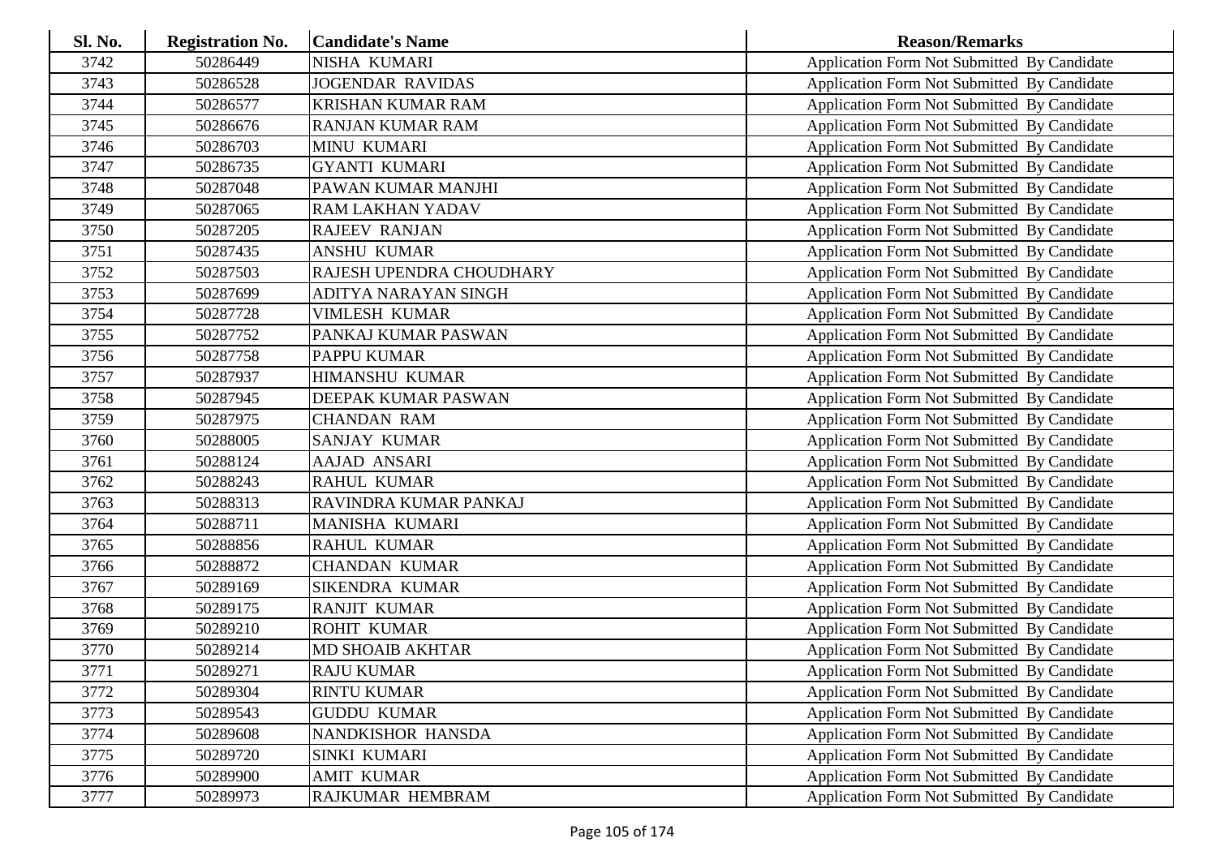| Sl. No. | Registration No. | Candidate's Name | Reason/Remarks |
|---|---|---|---|
| 3742 | 50286449 | NISHA KUMARI | Application Form Not Submitted By Candidate |
| 3743 | 50286528 | JOGENDAR RAVIDAS | Application Form Not Submitted By Candidate |
| 3744 | 50286577 | KRISHAN KUMAR RAM | Application Form Not Submitted By Candidate |
| 3745 | 50286676 | RANJAN KUMAR RAM | Application Form Not Submitted By Candidate |
| 3746 | 50286703 | MINU KUMARI | Application Form Not Submitted By Candidate |
| 3747 | 50286735 | GYANTI KUMARI | Application Form Not Submitted By Candidate |
| 3748 | 50287048 | PAWAN KUMAR MANJHI | Application Form Not Submitted By Candidate |
| 3749 | 50287065 | RAM LAKHAN YADAV | Application Form Not Submitted By Candidate |
| 3750 | 50287205 | RAJEEV RANJAN | Application Form Not Submitted By Candidate |
| 3751 | 50287435 | ANSHU KUMAR | Application Form Not Submitted By Candidate |
| 3752 | 50287503 | RAJESH UPENDRA CHOUDHARY | Application Form Not Submitted By Candidate |
| 3753 | 50287699 | ADITYA NARAYAN SINGH | Application Form Not Submitted By Candidate |
| 3754 | 50287728 | VIMLESH KUMAR | Application Form Not Submitted By Candidate |
| 3755 | 50287752 | PANKAJ KUMAR PASWAN | Application Form Not Submitted By Candidate |
| 3756 | 50287758 | PAPPU KUMAR | Application Form Not Submitted By Candidate |
| 3757 | 50287937 | HIMANSHU KUMAR | Application Form Not Submitted By Candidate |
| 3758 | 50287945 | DEEPAK KUMAR PASWAN | Application Form Not Submitted By Candidate |
| 3759 | 50287975 | CHANDAN RAM | Application Form Not Submitted By Candidate |
| 3760 | 50288005 | SANJAY KUMAR | Application Form Not Submitted By Candidate |
| 3761 | 50288124 | AAJAD ANSARI | Application Form Not Submitted By Candidate |
| 3762 | 50288243 | RAHUL KUMAR | Application Form Not Submitted By Candidate |
| 3763 | 50288313 | RAVINDRA KUMAR PANKAJ | Application Form Not Submitted By Candidate |
| 3764 | 50288711 | MANISHA KUMARI | Application Form Not Submitted By Candidate |
| 3765 | 50288856 | RAHUL KUMAR | Application Form Not Submitted By Candidate |
| 3766 | 50288872 | CHANDAN KUMAR | Application Form Not Submitted By Candidate |
| 3767 | 50289169 | SIKENDRA KUMAR | Application Form Not Submitted By Candidate |
| 3768 | 50289175 | RANJIT KUMAR | Application Form Not Submitted By Candidate |
| 3769 | 50289210 | ROHIT KUMAR | Application Form Not Submitted By Candidate |
| 3770 | 50289214 | MD SHOAIB AKHTAR | Application Form Not Submitted By Candidate |
| 3771 | 50289271 | RAJU KUMAR | Application Form Not Submitted By Candidate |
| 3772 | 50289304 | RINTU KUMAR | Application Form Not Submitted By Candidate |
| 3773 | 50289543 | GUDDU KUMAR | Application Form Not Submitted By Candidate |
| 3774 | 50289608 | NANDKISHOR HANSDA | Application Form Not Submitted By Candidate |
| 3775 | 50289720 | SINKI KUMARI | Application Form Not Submitted By Candidate |
| 3776 | 50289900 | AMIT KUMAR | Application Form Not Submitted By Candidate |
| 3777 | 50289973 | RAJKUMAR HEMBRAM | Application Form Not Submitted By Candidate |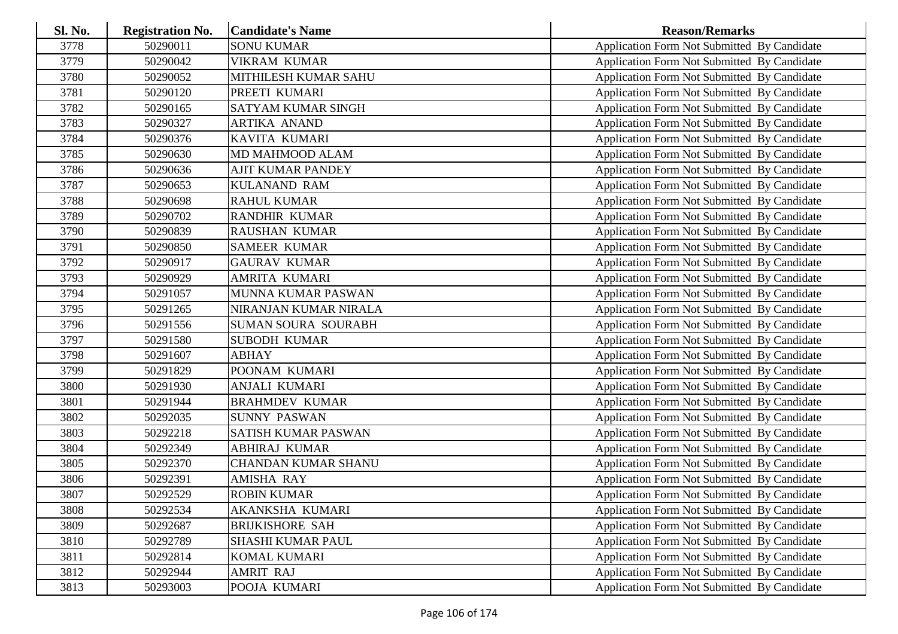| Sl. No. | Registration No. | Candidate's Name | Reason/Remarks |
|---|---|---|---|
| 3778 | 50290011 | SONU KUMAR | Application Form Not Submitted By Candidate |
| 3779 | 50290042 | VIKRAM KUMAR | Application Form Not Submitted By Candidate |
| 3780 | 50290052 | MITHILESH KUMAR SAHU | Application Form Not Submitted By Candidate |
| 3781 | 50290120 | PREETI KUMARI | Application Form Not Submitted By Candidate |
| 3782 | 50290165 | SATYAM KUMAR SINGH | Application Form Not Submitted By Candidate |
| 3783 | 50290327 | ARTIKA ANAND | Application Form Not Submitted By Candidate |
| 3784 | 50290376 | KAVITA KUMARI | Application Form Not Submitted By Candidate |
| 3785 | 50290630 | MD MAHMOOD ALAM | Application Form Not Submitted By Candidate |
| 3786 | 50290636 | AJIT KUMAR PANDEY | Application Form Not Submitted By Candidate |
| 3787 | 50290653 | KULANAND RAM | Application Form Not Submitted By Candidate |
| 3788 | 50290698 | RAHUL KUMAR | Application Form Not Submitted By Candidate |
| 3789 | 50290702 | RANDHIR KUMAR | Application Form Not Submitted By Candidate |
| 3790 | 50290839 | RAUSHAN KUMAR | Application Form Not Submitted By Candidate |
| 3791 | 50290850 | SAMEER KUMAR | Application Form Not Submitted By Candidate |
| 3792 | 50290917 | GAURAV KUMAR | Application Form Not Submitted By Candidate |
| 3793 | 50290929 | AMRITA KUMARI | Application Form Not Submitted By Candidate |
| 3794 | 50291057 | MUNNA KUMAR PASWAN | Application Form Not Submitted By Candidate |
| 3795 | 50291265 | NIRANJAN KUMAR NIRALA | Application Form Not Submitted By Candidate |
| 3796 | 50291556 | SUMAN SOURA SOURABH | Application Form Not Submitted By Candidate |
| 3797 | 50291580 | SUBODH KUMAR | Application Form Not Submitted By Candidate |
| 3798 | 50291607 | ABHAY | Application Form Not Submitted By Candidate |
| 3799 | 50291829 | POONAM KUMARI | Application Form Not Submitted By Candidate |
| 3800 | 50291930 | ANJALI KUMARI | Application Form Not Submitted By Candidate |
| 3801 | 50291944 | BRAHMDEV KUMAR | Application Form Not Submitted By Candidate |
| 3802 | 50292035 | SUNNY PASWAN | Application Form Not Submitted By Candidate |
| 3803 | 50292218 | SATISH KUMAR PASWAN | Application Form Not Submitted By Candidate |
| 3804 | 50292349 | ABHIRAJ KUMAR | Application Form Not Submitted By Candidate |
| 3805 | 50292370 | CHANDAN KUMAR SHANU | Application Form Not Submitted By Candidate |
| 3806 | 50292391 | AMISHA RAY | Application Form Not Submitted By Candidate |
| 3807 | 50292529 | ROBIN KUMAR | Application Form Not Submitted By Candidate |
| 3808 | 50292534 | AKANKSHA KUMARI | Application Form Not Submitted By Candidate |
| 3809 | 50292687 | BRIJKISHORE SAH | Application Form Not Submitted By Candidate |
| 3810 | 50292789 | SHASHI KUMAR PAUL | Application Form Not Submitted By Candidate |
| 3811 | 50292814 | KOMAL KUMARI | Application Form Not Submitted By Candidate |
| 3812 | 50292944 | AMRIT RAJ | Application Form Not Submitted By Candidate |
| 3813 | 50293003 | POOJA KUMARI | Application Form Not Submitted By Candidate |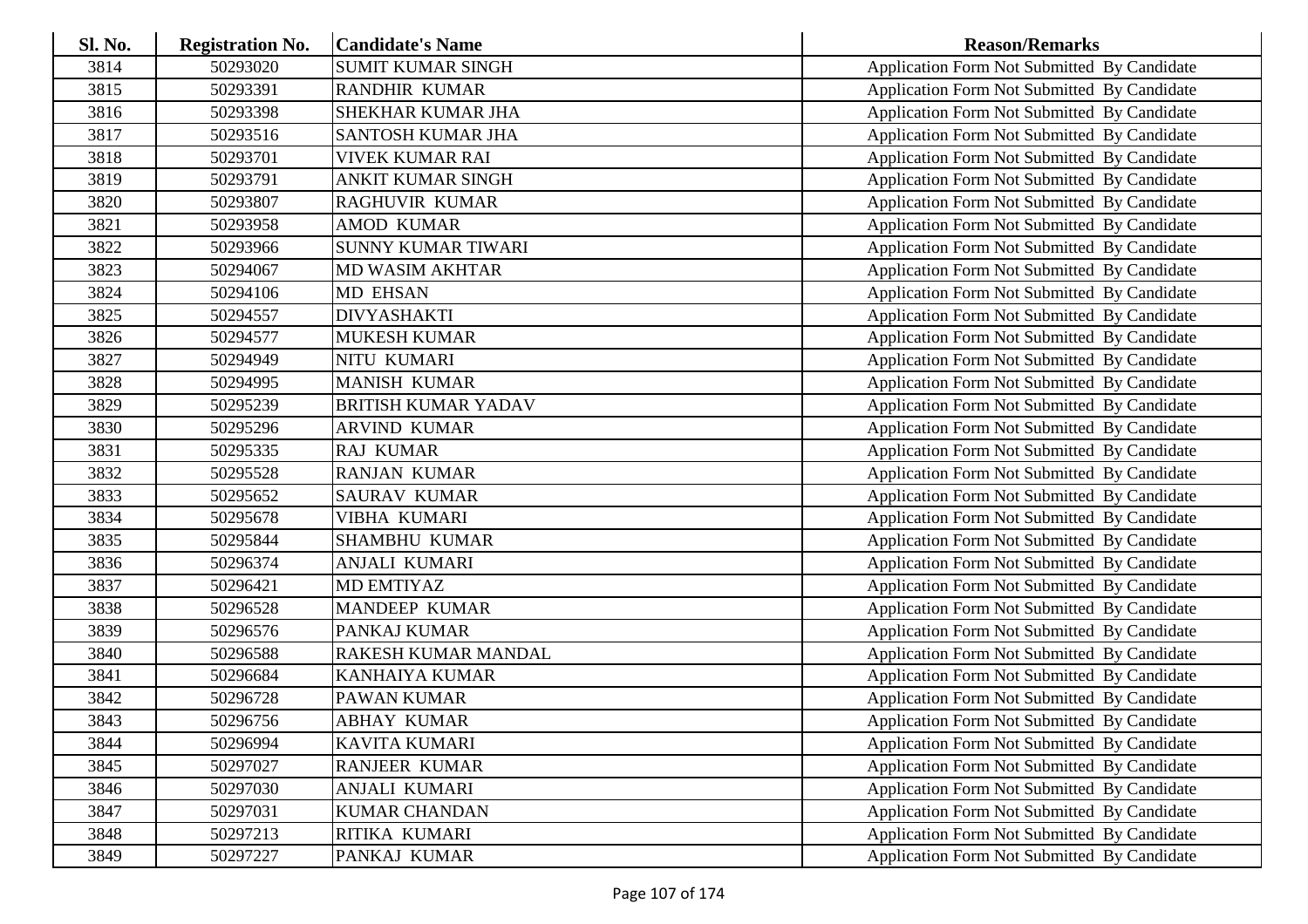| Sl. No. | Registration No. | Candidate's Name | Reason/Remarks |
|---|---|---|---|
| 3814 | 50293020 | SUMIT KUMAR SINGH | Application Form Not Submitted By Candidate |
| 3815 | 50293391 | RANDHIR KUMAR | Application Form Not Submitted By Candidate |
| 3816 | 50293398 | SHEKHAR KUMAR JHA | Application Form Not Submitted By Candidate |
| 3817 | 50293516 | SANTOSH KUMAR JHA | Application Form Not Submitted By Candidate |
| 3818 | 50293701 | VIVEK KUMAR RAI | Application Form Not Submitted By Candidate |
| 3819 | 50293791 | ANKIT KUMAR SINGH | Application Form Not Submitted By Candidate |
| 3820 | 50293807 | RAGHUVIR KUMAR | Application Form Not Submitted By Candidate |
| 3821 | 50293958 | AMOD KUMAR | Application Form Not Submitted By Candidate |
| 3822 | 50293966 | SUNNY KUMAR TIWARI | Application Form Not Submitted By Candidate |
| 3823 | 50294067 | MD WASIM AKHTAR | Application Form Not Submitted By Candidate |
| 3824 | 50294106 | MD EHSAN | Application Form Not Submitted By Candidate |
| 3825 | 50294557 | DIVYASHAKTI | Application Form Not Submitted By Candidate |
| 3826 | 50294577 | MUKESH KUMAR | Application Form Not Submitted By Candidate |
| 3827 | 50294949 | NITU KUMARI | Application Form Not Submitted By Candidate |
| 3828 | 50294995 | MANISH KUMAR | Application Form Not Submitted By Candidate |
| 3829 | 50295239 | BRITISH KUMAR YADAV | Application Form Not Submitted By Candidate |
| 3830 | 50295296 | ARVIND KUMAR | Application Form Not Submitted By Candidate |
| 3831 | 50295335 | RAJ KUMAR | Application Form Not Submitted By Candidate |
| 3832 | 50295528 | RANJAN KUMAR | Application Form Not Submitted By Candidate |
| 3833 | 50295652 | SAURAV KUMAR | Application Form Not Submitted By Candidate |
| 3834 | 50295678 | VIBHA KUMARI | Application Form Not Submitted By Candidate |
| 3835 | 50295844 | SHAMBHU KUMAR | Application Form Not Submitted By Candidate |
| 3836 | 50296374 | ANJALI KUMARI | Application Form Not Submitted By Candidate |
| 3837 | 50296421 | MD EMTIYAZ | Application Form Not Submitted By Candidate |
| 3838 | 50296528 | MANDEEP KUMAR | Application Form Not Submitted By Candidate |
| 3839 | 50296576 | PANKAJ KUMAR | Application Form Not Submitted By Candidate |
| 3840 | 50296588 | RAKESH KUMAR MANDAL | Application Form Not Submitted By Candidate |
| 3841 | 50296684 | KANHAIYA KUMAR | Application Form Not Submitted By Candidate |
| 3842 | 50296728 | PAWAN KUMAR | Application Form Not Submitted By Candidate |
| 3843 | 50296756 | ABHAY KUMAR | Application Form Not Submitted By Candidate |
| 3844 | 50296994 | KAVITA KUMARI | Application Form Not Submitted By Candidate |
| 3845 | 50297027 | RANJEER KUMAR | Application Form Not Submitted By Candidate |
| 3846 | 50297030 | ANJALI KUMARI | Application Form Not Submitted By Candidate |
| 3847 | 50297031 | KUMAR CHANDAN | Application Form Not Submitted By Candidate |
| 3848 | 50297213 | RITIKA KUMARI | Application Form Not Submitted By Candidate |
| 3849 | 50297227 | PANKAJ KUMAR | Application Form Not Submitted By Candidate |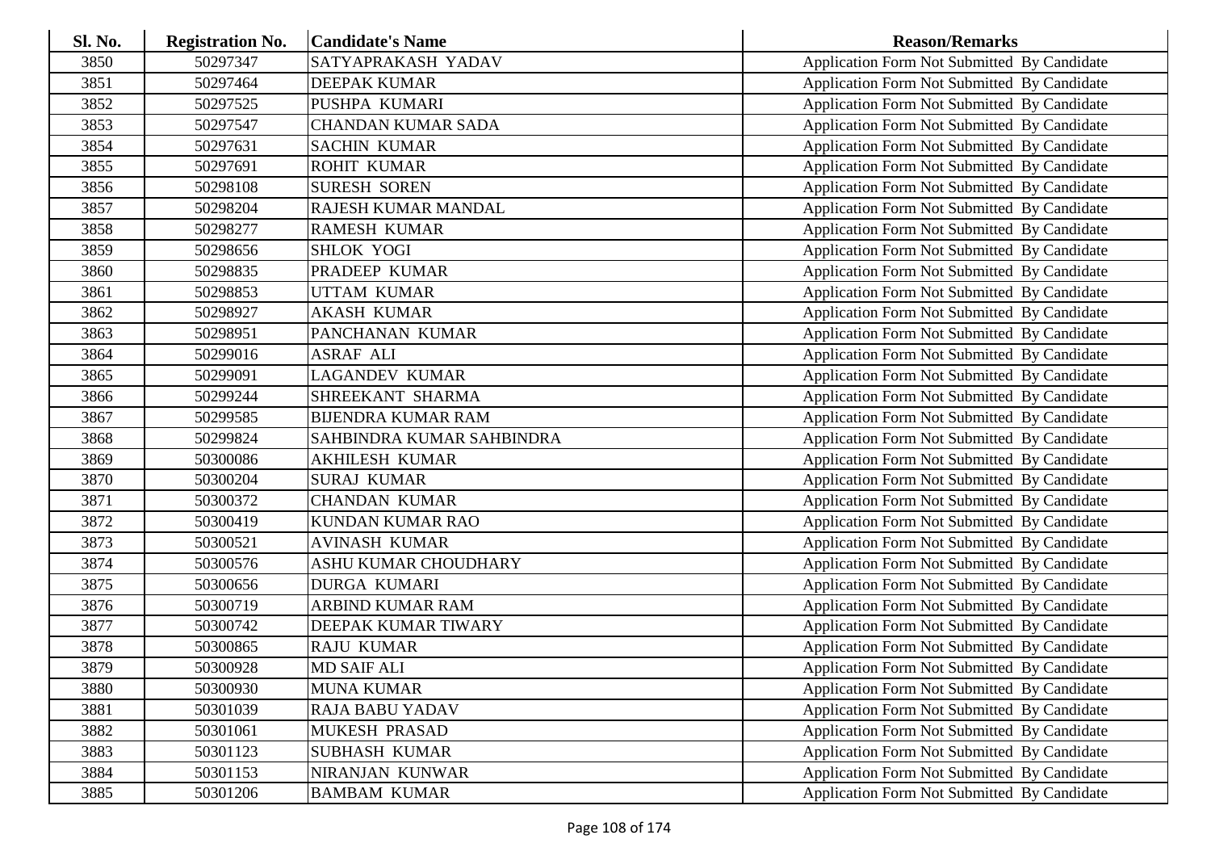| Sl. No. | Registration No. | Candidate's Name | Reason/Remarks |
|---|---|---|---|
| 3850 | 50297347 | SATYAPRAKASH YADAV | Application Form Not Submitted By Candidate |
| 3851 | 50297464 | DEEPAK KUMAR | Application Form Not Submitted By Candidate |
| 3852 | 50297525 | PUSHPA KUMARI | Application Form Not Submitted By Candidate |
| 3853 | 50297547 | CHANDAN KUMAR SADA | Application Form Not Submitted By Candidate |
| 3854 | 50297631 | SACHIN KUMAR | Application Form Not Submitted By Candidate |
| 3855 | 50297691 | ROHIT KUMAR | Application Form Not Submitted By Candidate |
| 3856 | 50298108 | SURESH SOREN | Application Form Not Submitted By Candidate |
| 3857 | 50298204 | RAJESH KUMAR MANDAL | Application Form Not Submitted By Candidate |
| 3858 | 50298277 | RAMESH KUMAR | Application Form Not Submitted By Candidate |
| 3859 | 50298656 | SHLOK YOGI | Application Form Not Submitted By Candidate |
| 3860 | 50298835 | PRADEEP KUMAR | Application Form Not Submitted By Candidate |
| 3861 | 50298853 | UTTAM KUMAR | Application Form Not Submitted By Candidate |
| 3862 | 50298927 | AKASH KUMAR | Application Form Not Submitted By Candidate |
| 3863 | 50298951 | PANCHANAN KUMAR | Application Form Not Submitted By Candidate |
| 3864 | 50299016 | ASRAF ALI | Application Form Not Submitted By Candidate |
| 3865 | 50299091 | LAGANDEV KUMAR | Application Form Not Submitted By Candidate |
| 3866 | 50299244 | SHREEKANT SHARMA | Application Form Not Submitted By Candidate |
| 3867 | 50299585 | BIJENDRA KUMAR RAM | Application Form Not Submitted By Candidate |
| 3868 | 50299824 | SAHBINDRA KUMAR SAHBINDRA | Application Form Not Submitted By Candidate |
| 3869 | 50300086 | AKHILESH KUMAR | Application Form Not Submitted By Candidate |
| 3870 | 50300204 | SURAJ KUMAR | Application Form Not Submitted By Candidate |
| 3871 | 50300372 | CHANDAN KUMAR | Application Form Not Submitted By Candidate |
| 3872 | 50300419 | KUNDAN KUMAR RAO | Application Form Not Submitted By Candidate |
| 3873 | 50300521 | AVINASH KUMAR | Application Form Not Submitted By Candidate |
| 3874 | 50300576 | ASHU KUMAR CHOUDHARY | Application Form Not Submitted By Candidate |
| 3875 | 50300656 | DURGA KUMARI | Application Form Not Submitted By Candidate |
| 3876 | 50300719 | ARBIND KUMAR RAM | Application Form Not Submitted By Candidate |
| 3877 | 50300742 | DEEPAK KUMAR TIWARY | Application Form Not Submitted By Candidate |
| 3878 | 50300865 | RAJU KUMAR | Application Form Not Submitted By Candidate |
| 3879 | 50300928 | MD SAIF ALI | Application Form Not Submitted By Candidate |
| 3880 | 50300930 | MUNA KUMAR | Application Form Not Submitted By Candidate |
| 3881 | 50301039 | RAJA BABU YADAV | Application Form Not Submitted By Candidate |
| 3882 | 50301061 | MUKESH PRASAD | Application Form Not Submitted By Candidate |
| 3883 | 50301123 | SUBHASH KUMAR | Application Form Not Submitted By Candidate |
| 3884 | 50301153 | NIRANJAN KUNWAR | Application Form Not Submitted By Candidate |
| 3885 | 50301206 | BAMBAM KUMAR | Application Form Not Submitted By Candidate |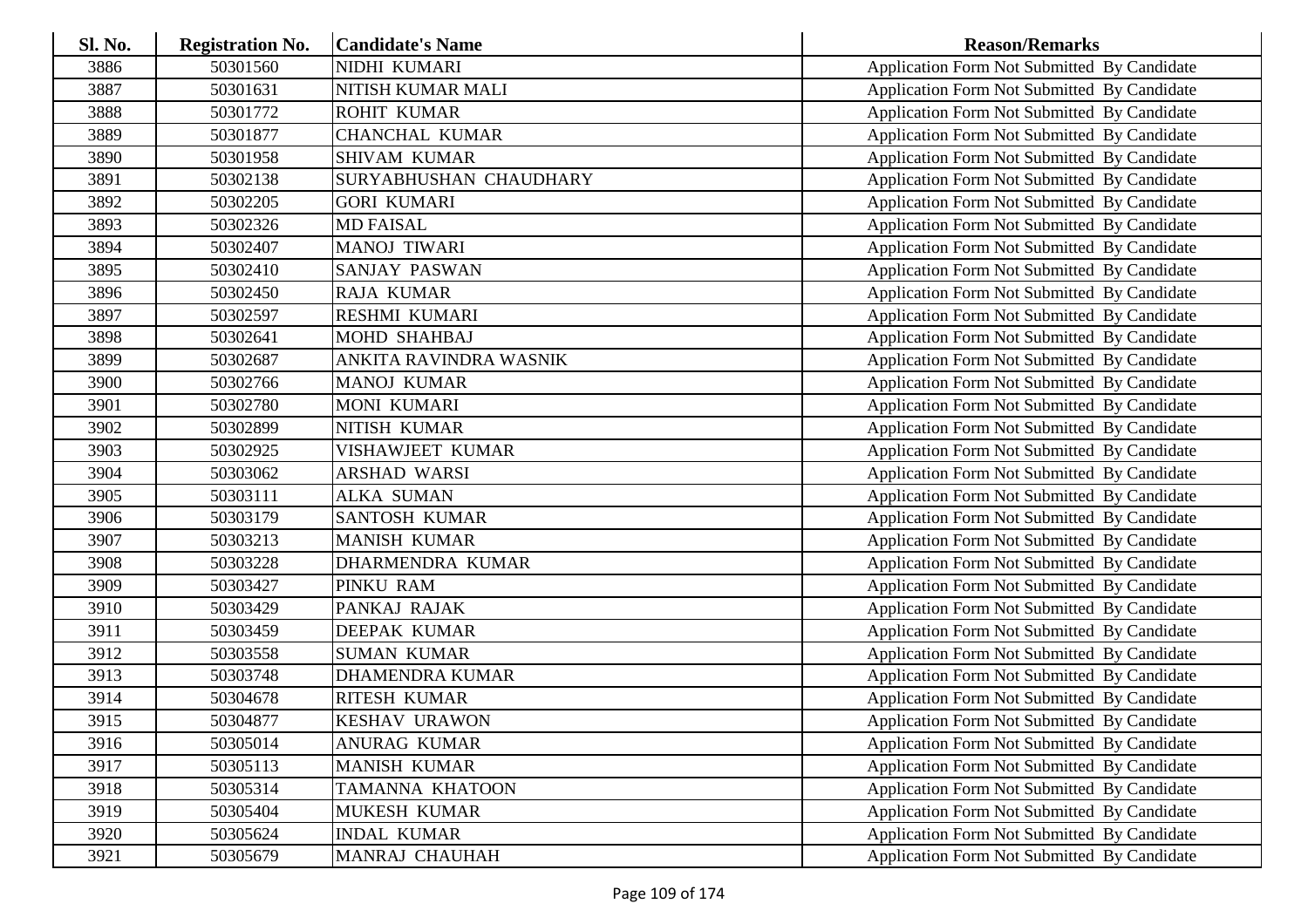| Sl. No. | Registration No. | Candidate's Name | Reason/Remarks |
|---|---|---|---|
| 3886 | 50301560 | NIDHI KUMARI | Application Form Not Submitted By Candidate |
| 3887 | 50301631 | NITISH KUMAR MALI | Application Form Not Submitted By Candidate |
| 3888 | 50301772 | ROHIT KUMAR | Application Form Not Submitted By Candidate |
| 3889 | 50301877 | CHANCHAL KUMAR | Application Form Not Submitted By Candidate |
| 3890 | 50301958 | SHIVAM KUMAR | Application Form Not Submitted By Candidate |
| 3891 | 50302138 | SURYABHUSHAN CHAUDHARY | Application Form Not Submitted By Candidate |
| 3892 | 50302205 | GORI KUMARI | Application Form Not Submitted By Candidate |
| 3893 | 50302326 | MD FAISAL | Application Form Not Submitted By Candidate |
| 3894 | 50302407 | MANOJ TIWARI | Application Form Not Submitted By Candidate |
| 3895 | 50302410 | SANJAY PASWAN | Application Form Not Submitted By Candidate |
| 3896 | 50302450 | RAJA KUMAR | Application Form Not Submitted By Candidate |
| 3897 | 50302597 | RESHMI KUMARI | Application Form Not Submitted By Candidate |
| 3898 | 50302641 | MOHD SHAHBAJ | Application Form Not Submitted By Candidate |
| 3899 | 50302687 | ANKITA RAVINDRA WASNIK | Application Form Not Submitted By Candidate |
| 3900 | 50302766 | MANOJ KUMAR | Application Form Not Submitted By Candidate |
| 3901 | 50302780 | MONI KUMARI | Application Form Not Submitted By Candidate |
| 3902 | 50302899 | NITISH KUMAR | Application Form Not Submitted By Candidate |
| 3903 | 50302925 | VISHAWJEET KUMAR | Application Form Not Submitted By Candidate |
| 3904 | 50303062 | ARSHAD WARSI | Application Form Not Submitted By Candidate |
| 3905 | 50303111 | ALKA SUMAN | Application Form Not Submitted By Candidate |
| 3906 | 50303179 | SANTOSH KUMAR | Application Form Not Submitted By Candidate |
| 3907 | 50303213 | MANISH KUMAR | Application Form Not Submitted By Candidate |
| 3908 | 50303228 | DHARMENDRA KUMAR | Application Form Not Submitted By Candidate |
| 3909 | 50303427 | PINKU RAM | Application Form Not Submitted By Candidate |
| 3910 | 50303429 | PANKAJ RAJAK | Application Form Not Submitted By Candidate |
| 3911 | 50303459 | DEEPAK KUMAR | Application Form Not Submitted By Candidate |
| 3912 | 50303558 | SUMAN KUMAR | Application Form Not Submitted By Candidate |
| 3913 | 50303748 | DHAMENDRA KUMAR | Application Form Not Submitted By Candidate |
| 3914 | 50304678 | RITESH KUMAR | Application Form Not Submitted By Candidate |
| 3915 | 50304877 | KESHAV URAWON | Application Form Not Submitted By Candidate |
| 3916 | 50305014 | ANURAG KUMAR | Application Form Not Submitted By Candidate |
| 3917 | 50305113 | MANISH KUMAR | Application Form Not Submitted By Candidate |
| 3918 | 50305314 | TAMANNA KHATOON | Application Form Not Submitted By Candidate |
| 3919 | 50305404 | MUKESH KUMAR | Application Form Not Submitted By Candidate |
| 3920 | 50305624 | INDAL KUMAR | Application Form Not Submitted By Candidate |
| 3921 | 50305679 | MANRAJ CHAUHAH | Application Form Not Submitted By Candidate |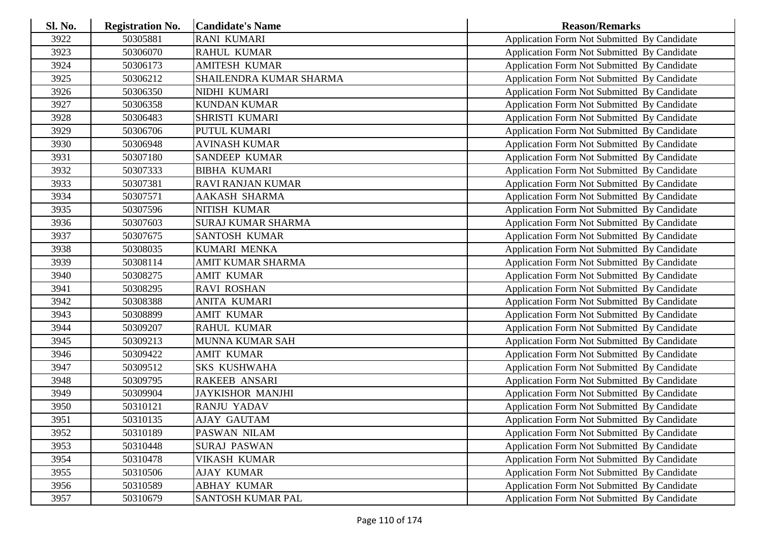| Sl. No. | Registration No. | Candidate's Name | Reason/Remarks |
|---|---|---|---|
| 3922 | 50305881 | RANI KUMARI | Application Form Not Submitted By Candidate |
| 3923 | 50306070 | RAHUL KUMAR | Application Form Not Submitted By Candidate |
| 3924 | 50306173 | AMITESH KUMAR | Application Form Not Submitted By Candidate |
| 3925 | 50306212 | SHAILENDRA KUMAR SHARMA | Application Form Not Submitted By Candidate |
| 3926 | 50306350 | NIDHI KUMARI | Application Form Not Submitted By Candidate |
| 3927 | 50306358 | KUNDAN KUMAR | Application Form Not Submitted By Candidate |
| 3928 | 50306483 | SHRISTI KUMARI | Application Form Not Submitted By Candidate |
| 3929 | 50306706 | PUTUL KUMARI | Application Form Not Submitted By Candidate |
| 3930 | 50306948 | AVINASH KUMAR | Application Form Not Submitted By Candidate |
| 3931 | 50307180 | SANDEEP KUMAR | Application Form Not Submitted By Candidate |
| 3932 | 50307333 | BIBHA KUMARI | Application Form Not Submitted By Candidate |
| 3933 | 50307381 | RAVI RANJAN KUMAR | Application Form Not Submitted By Candidate |
| 3934 | 50307571 | AAKASH SHARMA | Application Form Not Submitted By Candidate |
| 3935 | 50307596 | NITISH KUMAR | Application Form Not Submitted By Candidate |
| 3936 | 50307603 | SURAJ KUMAR SHARMA | Application Form Not Submitted By Candidate |
| 3937 | 50307675 | SANTOSH KUMAR | Application Form Not Submitted By Candidate |
| 3938 | 50308035 | KUMARI MENKA | Application Form Not Submitted By Candidate |
| 3939 | 50308114 | AMIT KUMAR SHARMA | Application Form Not Submitted By Candidate |
| 3940 | 50308275 | AMIT KUMAR | Application Form Not Submitted By Candidate |
| 3941 | 50308295 | RAVI ROSHAN | Application Form Not Submitted By Candidate |
| 3942 | 50308388 | ANITA KUMARI | Application Form Not Submitted By Candidate |
| 3943 | 50308899 | AMIT KUMAR | Application Form Not Submitted By Candidate |
| 3944 | 50309207 | RAHUL KUMAR | Application Form Not Submitted By Candidate |
| 3945 | 50309213 | MUNNA KUMAR SAH | Application Form Not Submitted By Candidate |
| 3946 | 50309422 | AMIT KUMAR | Application Form Not Submitted By Candidate |
| 3947 | 50309512 | SKS KUSHWAHA | Application Form Not Submitted By Candidate |
| 3948 | 50309795 | RAKEEB ANSARI | Application Form Not Submitted By Candidate |
| 3949 | 50309904 | JAYKISHOR MANJHI | Application Form Not Submitted By Candidate |
| 3950 | 50310121 | RANJU YADAV | Application Form Not Submitted By Candidate |
| 3951 | 50310135 | AJAY GAUTAM | Application Form Not Submitted By Candidate |
| 3952 | 50310189 | PASWAN NILAM | Application Form Not Submitted By Candidate |
| 3953 | 50310448 | SURAJ PASWAN | Application Form Not Submitted By Candidate |
| 3954 | 50310478 | VIKASH KUMAR | Application Form Not Submitted By Candidate |
| 3955 | 50310506 | AJAY KUMAR | Application Form Not Submitted By Candidate |
| 3956 | 50310589 | ABHAY KUMAR | Application Form Not Submitted By Candidate |
| 3957 | 50310679 | SANTOSH KUMAR PAL | Application Form Not Submitted By Candidate |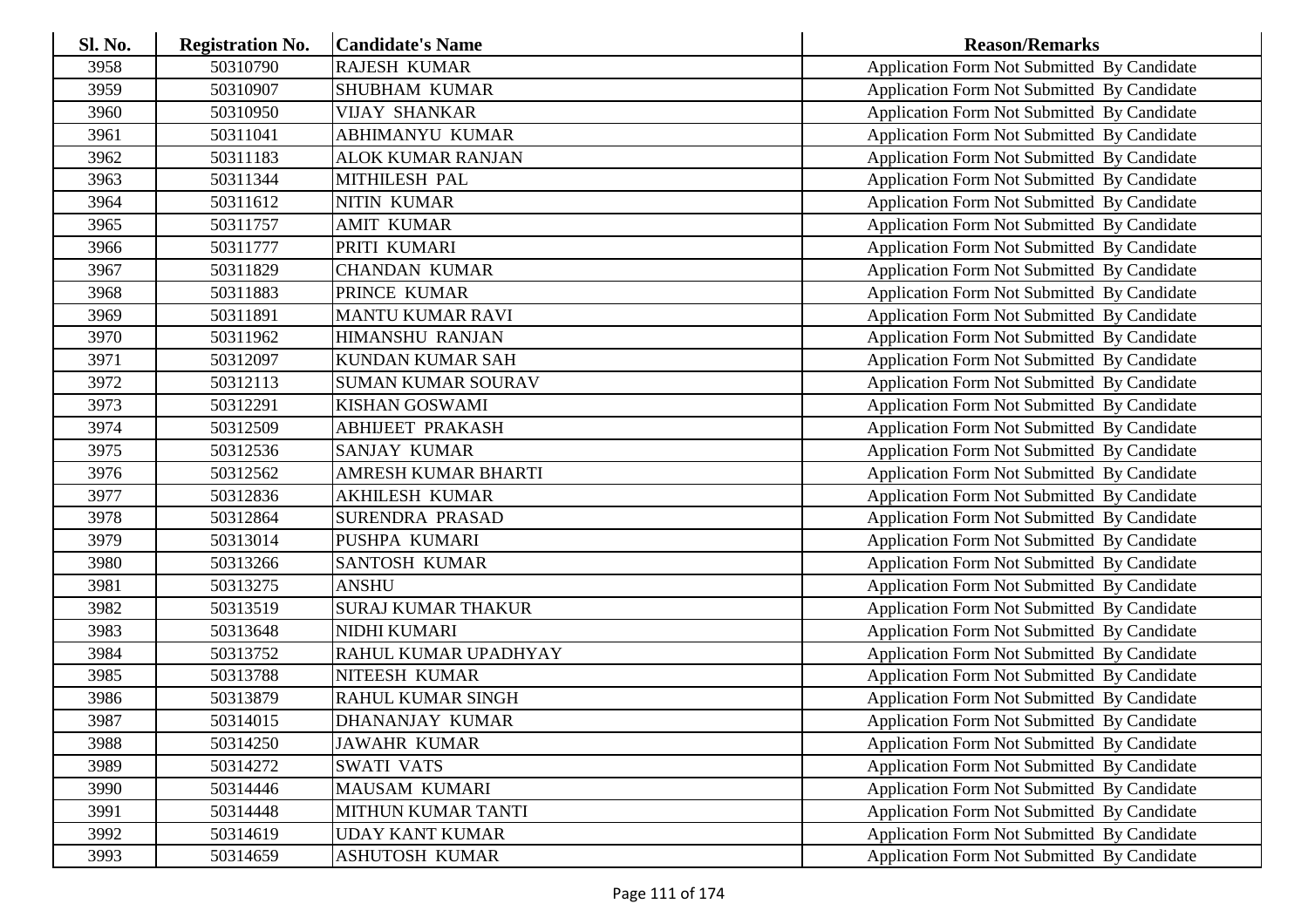| Sl. No. | Registration No. | Candidate's Name | Reason/Remarks |
| --- | --- | --- | --- |
| 3958 | 50310790 | RAJESH KUMAR | Application Form Not Submitted By Candidate |
| 3959 | 50310907 | SHUBHAM KUMAR | Application Form Not Submitted By Candidate |
| 3960 | 50310950 | VIJAY SHANKAR | Application Form Not Submitted By Candidate |
| 3961 | 50311041 | ABHIMANYU KUMAR | Application Form Not Submitted By Candidate |
| 3962 | 50311183 | ALOK KUMAR RANJAN | Application Form Not Submitted By Candidate |
| 3963 | 50311344 | MITHILESH PAL | Application Form Not Submitted By Candidate |
| 3964 | 50311612 | NITIN KUMAR | Application Form Not Submitted By Candidate |
| 3965 | 50311757 | AMIT KUMAR | Application Form Not Submitted By Candidate |
| 3966 | 50311777 | PRITI KUMARI | Application Form Not Submitted By Candidate |
| 3967 | 50311829 | CHANDAN KUMAR | Application Form Not Submitted By Candidate |
| 3968 | 50311883 | PRINCE KUMAR | Application Form Not Submitted By Candidate |
| 3969 | 50311891 | MANTU KUMAR RAVI | Application Form Not Submitted By Candidate |
| 3970 | 50311962 | HIMANSHU RANJAN | Application Form Not Submitted By Candidate |
| 3971 | 50312097 | KUNDAN KUMAR SAH | Application Form Not Submitted By Candidate |
| 3972 | 50312113 | SUMAN KUMAR SOURAV | Application Form Not Submitted By Candidate |
| 3973 | 50312291 | KISHAN GOSWAMI | Application Form Not Submitted By Candidate |
| 3974 | 50312509 | ABHIJEET PRAKASH | Application Form Not Submitted By Candidate |
| 3975 | 50312536 | SANJAY KUMAR | Application Form Not Submitted By Candidate |
| 3976 | 50312562 | AMRESH KUMAR BHARTI | Application Form Not Submitted By Candidate |
| 3977 | 50312836 | AKHILESH KUMAR | Application Form Not Submitted By Candidate |
| 3978 | 50312864 | SURENDRA PRASAD | Application Form Not Submitted By Candidate |
| 3979 | 50313014 | PUSHPA KUMARI | Application Form Not Submitted By Candidate |
| 3980 | 50313266 | SANTOSH KUMAR | Application Form Not Submitted By Candidate |
| 3981 | 50313275 | ANSHU | Application Form Not Submitted By Candidate |
| 3982 | 50313519 | SURAJ KUMAR THAKUR | Application Form Not Submitted By Candidate |
| 3983 | 50313648 | NIDHI KUMARI | Application Form Not Submitted By Candidate |
| 3984 | 50313752 | RAHUL KUMAR UPADHYAY | Application Form Not Submitted By Candidate |
| 3985 | 50313788 | NITEESH KUMAR | Application Form Not Submitted By Candidate |
| 3986 | 50313879 | RAHUL KUMAR SINGH | Application Form Not Submitted By Candidate |
| 3987 | 50314015 | DHANANJAY KUMAR | Application Form Not Submitted By Candidate |
| 3988 | 50314250 | JAWAHR KUMAR | Application Form Not Submitted By Candidate |
| 3989 | 50314272 | SWATI VATS | Application Form Not Submitted By Candidate |
| 3990 | 50314446 | MAUSAM KUMARI | Application Form Not Submitted By Candidate |
| 3991 | 50314448 | MITHUN KUMAR TANTI | Application Form Not Submitted By Candidate |
| 3992 | 50314619 | UDAY KANT KUMAR | Application Form Not Submitted By Candidate |
| 3993 | 50314659 | ASHUTOSH KUMAR | Application Form Not Submitted By Candidate |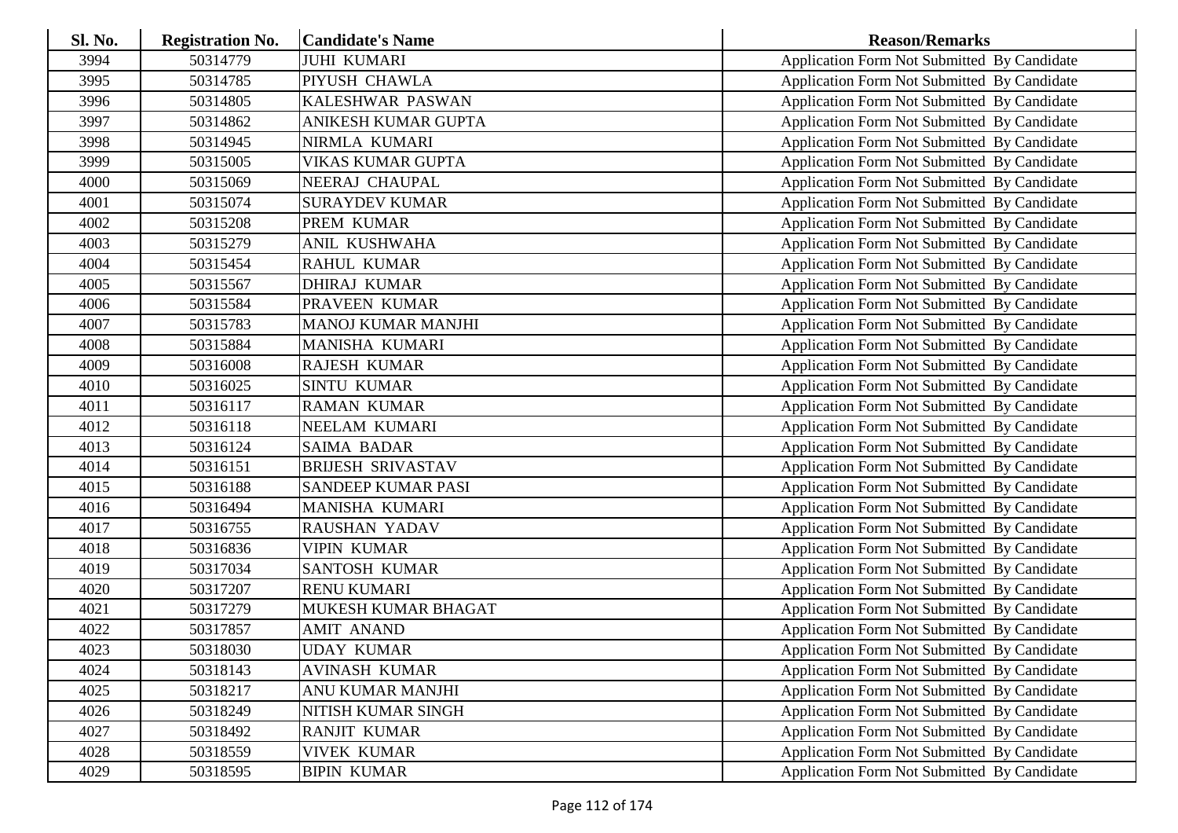| Sl. No. | Registration No. | Candidate's Name | Reason/Remarks |
|---|---|---|---|
| 3994 | 50314779 | JUHI KUMARI | Application Form Not Submitted By Candidate |
| 3995 | 50314785 | PIYUSH CHAWLA | Application Form Not Submitted By Candidate |
| 3996 | 50314805 | KALESHWAR PASWAN | Application Form Not Submitted By Candidate |
| 3997 | 50314862 | ANIKESH KUMAR GUPTA | Application Form Not Submitted By Candidate |
| 3998 | 50314945 | NIRMLA KUMARI | Application Form Not Submitted By Candidate |
| 3999 | 50315005 | VIKAS KUMAR GUPTA | Application Form Not Submitted By Candidate |
| 4000 | 50315069 | NEERAJ CHAUPAL | Application Form Not Submitted By Candidate |
| 4001 | 50315074 | SURAYDEV KUMAR | Application Form Not Submitted By Candidate |
| 4002 | 50315208 | PREM KUMAR | Application Form Not Submitted By Candidate |
| 4003 | 50315279 | ANIL KUSHWAHA | Application Form Not Submitted By Candidate |
| 4004 | 50315454 | RAHUL KUMAR | Application Form Not Submitted By Candidate |
| 4005 | 50315567 | DHIRAJ KUMAR | Application Form Not Submitted By Candidate |
| 4006 | 50315584 | PRAVEEN KUMAR | Application Form Not Submitted By Candidate |
| 4007 | 50315783 | MANOJ KUMAR MANJHI | Application Form Not Submitted By Candidate |
| 4008 | 50315884 | MANISHA KUMARI | Application Form Not Submitted By Candidate |
| 4009 | 50316008 | RAJESH KUMAR | Application Form Not Submitted By Candidate |
| 4010 | 50316025 | SINTU KUMAR | Application Form Not Submitted By Candidate |
| 4011 | 50316117 | RAMAN KUMAR | Application Form Not Submitted By Candidate |
| 4012 | 50316118 | NEELAM KUMARI | Application Form Not Submitted By Candidate |
| 4013 | 50316124 | SAIMA BADAR | Application Form Not Submitted By Candidate |
| 4014 | 50316151 | BRIJESH SRIVASTAV | Application Form Not Submitted By Candidate |
| 4015 | 50316188 | SANDEEP KUMAR PASI | Application Form Not Submitted By Candidate |
| 4016 | 50316494 | MANISHA KUMARI | Application Form Not Submitted By Candidate |
| 4017 | 50316755 | RAUSHAN YADAV | Application Form Not Submitted By Candidate |
| 4018 | 50316836 | VIPIN KUMAR | Application Form Not Submitted By Candidate |
| 4019 | 50317034 | SANTOSH KUMAR | Application Form Not Submitted By Candidate |
| 4020 | 50317207 | RENU KUMARI | Application Form Not Submitted By Candidate |
| 4021 | 50317279 | MUKESH KUMAR BHAGAT | Application Form Not Submitted By Candidate |
| 4022 | 50317857 | AMIT ANAND | Application Form Not Submitted By Candidate |
| 4023 | 50318030 | UDAY KUMAR | Application Form Not Submitted By Candidate |
| 4024 | 50318143 | AVINASH KUMAR | Application Form Not Submitted By Candidate |
| 4025 | 50318217 | ANU KUMAR MANJHI | Application Form Not Submitted By Candidate |
| 4026 | 50318249 | NITISH KUMAR SINGH | Application Form Not Submitted By Candidate |
| 4027 | 50318492 | RANJIT KUMAR | Application Form Not Submitted By Candidate |
| 4028 | 50318559 | VIVEK KUMAR | Application Form Not Submitted By Candidate |
| 4029 | 50318595 | BIPIN KUMAR | Application Form Not Submitted By Candidate |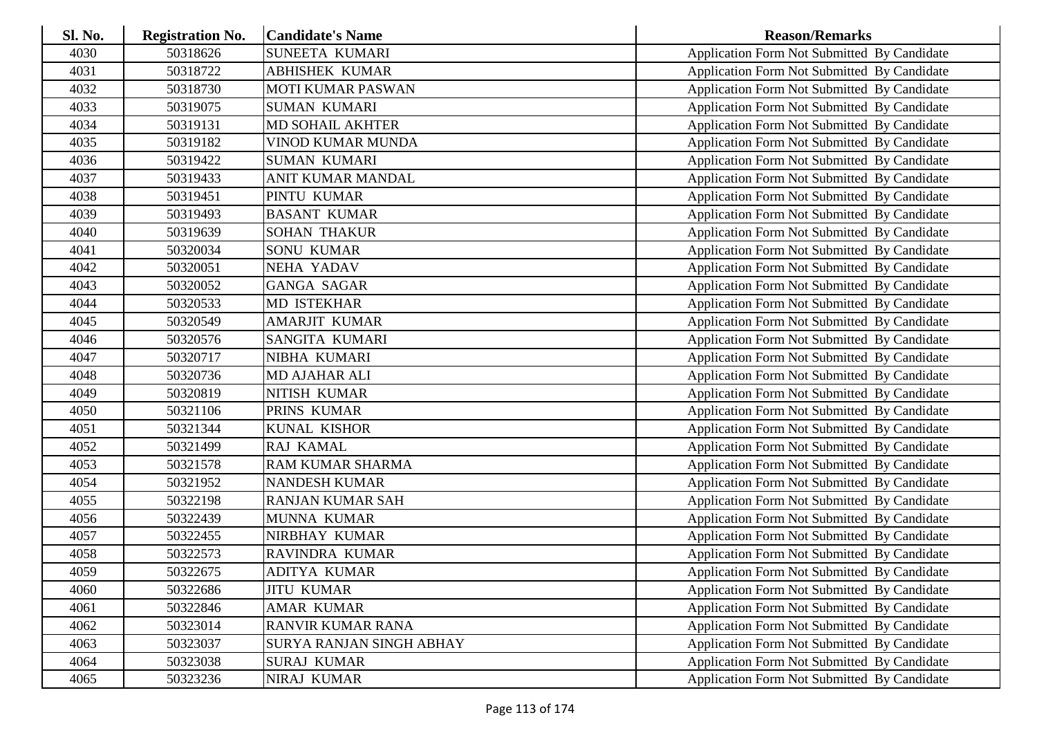| Sl. No. | Registration No. | Candidate's Name | Reason/Remarks |
|---|---|---|---|
| 4030 | 50318626 | SUNEETA KUMARI | Application Form Not Submitted By Candidate |
| 4031 | 50318722 | ABHISHEK KUMAR | Application Form Not Submitted By Candidate |
| 4032 | 50318730 | MOTI KUMAR PASWAN | Application Form Not Submitted By Candidate |
| 4033 | 50319075 | SUMAN KUMARI | Application Form Not Submitted By Candidate |
| 4034 | 50319131 | MD SOHAIL AKHTER | Application Form Not Submitted By Candidate |
| 4035 | 50319182 | VINOD KUMAR MUNDA | Application Form Not Submitted By Candidate |
| 4036 | 50319422 | SUMAN KUMARI | Application Form Not Submitted By Candidate |
| 4037 | 50319433 | ANIT KUMAR MANDAL | Application Form Not Submitted By Candidate |
| 4038 | 50319451 | PINTU KUMAR | Application Form Not Submitted By Candidate |
| 4039 | 50319493 | BASANT KUMAR | Application Form Not Submitted By Candidate |
| 4040 | 50319639 | SOHAN THAKUR | Application Form Not Submitted By Candidate |
| 4041 | 50320034 | SONU KUMAR | Application Form Not Submitted By Candidate |
| 4042 | 50320051 | NEHA YADAV | Application Form Not Submitted By Candidate |
| 4043 | 50320052 | GANGA SAGAR | Application Form Not Submitted By Candidate |
| 4044 | 50320533 | MD ISTEKHAR | Application Form Not Submitted By Candidate |
| 4045 | 50320549 | AMARJIT KUMAR | Application Form Not Submitted By Candidate |
| 4046 | 50320576 | SANGITA KUMARI | Application Form Not Submitted By Candidate |
| 4047 | 50320717 | NIBHA KUMARI | Application Form Not Submitted By Candidate |
| 4048 | 50320736 | MD AJAHAR ALI | Application Form Not Submitted By Candidate |
| 4049 | 50320819 | NITISH KUMAR | Application Form Not Submitted By Candidate |
| 4050 | 50321106 | PRINS KUMAR | Application Form Not Submitted By Candidate |
| 4051 | 50321344 | KUNAL KISHOR | Application Form Not Submitted By Candidate |
| 4052 | 50321499 | RAJ KAMAL | Application Form Not Submitted By Candidate |
| 4053 | 50321578 | RAM KUMAR SHARMA | Application Form Not Submitted By Candidate |
| 4054 | 50321952 | NANDESH KUMAR | Application Form Not Submitted By Candidate |
| 4055 | 50322198 | RANJAN KUMAR SAH | Application Form Not Submitted By Candidate |
| 4056 | 50322439 | MUNNA KUMAR | Application Form Not Submitted By Candidate |
| 4057 | 50322455 | NIRBHAY KUMAR | Application Form Not Submitted By Candidate |
| 4058 | 50322573 | RAVINDRA KUMAR | Application Form Not Submitted By Candidate |
| 4059 | 50322675 | ADITYA KUMAR | Application Form Not Submitted By Candidate |
| 4060 | 50322686 | JITU KUMAR | Application Form Not Submitted By Candidate |
| 4061 | 50322846 | AMAR KUMAR | Application Form Not Submitted By Candidate |
| 4062 | 50323014 | RANVIR KUMAR RANA | Application Form Not Submitted By Candidate |
| 4063 | 50323037 | SURYA RANJAN SINGH ABHAY | Application Form Not Submitted By Candidate |
| 4064 | 50323038 | SURAJ KUMAR | Application Form Not Submitted By Candidate |
| 4065 | 50323236 | NIRAJ KUMAR | Application Form Not Submitted By Candidate |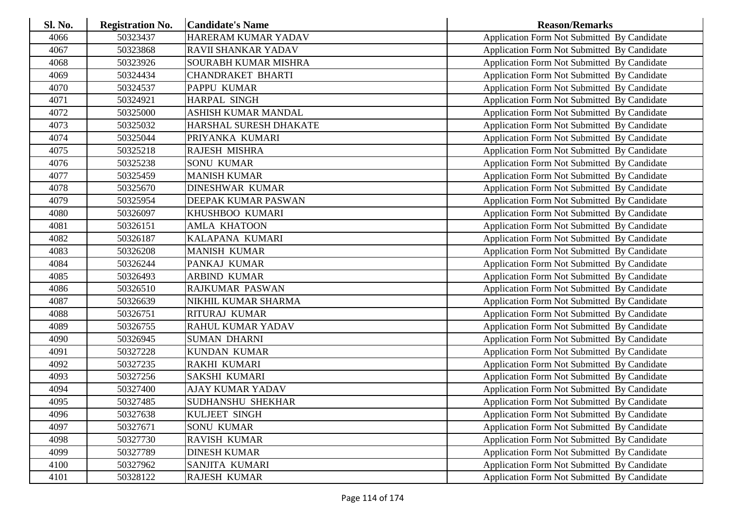| Sl. No. | Registration No. | Candidate's Name | Reason/Remarks |
|---|---|---|---|
| 4066 | 50323437 | HARERAM KUMAR YADAV | Application Form Not Submitted By Candidate |
| 4067 | 50323868 | RAVII SHANKAR YADAV | Application Form Not Submitted By Candidate |
| 4068 | 50323926 | SOURABH KUMAR MISHRA | Application Form Not Submitted By Candidate |
| 4069 | 50324434 | CHANDRAKET BHARTI | Application Form Not Submitted By Candidate |
| 4070 | 50324537 | PAPPU KUMAR | Application Form Not Submitted By Candidate |
| 4071 | 50324921 | HARPAL SINGH | Application Form Not Submitted By Candidate |
| 4072 | 50325000 | ASHISH KUMAR MANDAL | Application Form Not Submitted By Candidate |
| 4073 | 50325032 | HARSHAL SURESH DHAKATE | Application Form Not Submitted By Candidate |
| 4074 | 50325044 | PRIYANKA KUMARI | Application Form Not Submitted By Candidate |
| 4075 | 50325218 | RAJESH MISHRA | Application Form Not Submitted By Candidate |
| 4076 | 50325238 | SONU KUMAR | Application Form Not Submitted By Candidate |
| 4077 | 50325459 | MANISH KUMAR | Application Form Not Submitted By Candidate |
| 4078 | 50325670 | DINESHWAR KUMAR | Application Form Not Submitted By Candidate |
| 4079 | 50325954 | DEEPAK KUMAR PASWAN | Application Form Not Submitted By Candidate |
| 4080 | 50326097 | KHUSHBOO KUMARI | Application Form Not Submitted By Candidate |
| 4081 | 50326151 | AMLA KHATOON | Application Form Not Submitted By Candidate |
| 4082 | 50326187 | KALAPANA KUMARI | Application Form Not Submitted By Candidate |
| 4083 | 50326208 | MANISH KUMAR | Application Form Not Submitted By Candidate |
| 4084 | 50326244 | PANKAJ KUMAR | Application Form Not Submitted By Candidate |
| 4085 | 50326493 | ARBIND KUMAR | Application Form Not Submitted By Candidate |
| 4086 | 50326510 | RAJKUMAR PASWAN | Application Form Not Submitted By Candidate |
| 4087 | 50326639 | NIKHIL KUMAR SHARMA | Application Form Not Submitted By Candidate |
| 4088 | 50326751 | RITURAJ KUMAR | Application Form Not Submitted By Candidate |
| 4089 | 50326755 | RAHUL KUMAR YADAV | Application Form Not Submitted By Candidate |
| 4090 | 50326945 | SUMAN DHARNI | Application Form Not Submitted By Candidate |
| 4091 | 50327228 | KUNDAN KUMAR | Application Form Not Submitted By Candidate |
| 4092 | 50327235 | RAKHI KUMARI | Application Form Not Submitted By Candidate |
| 4093 | 50327256 | SAKSHI KUMARI | Application Form Not Submitted By Candidate |
| 4094 | 50327400 | AJAY KUMAR YADAV | Application Form Not Submitted By Candidate |
| 4095 | 50327485 | SUDHANSHU SHEKHAR | Application Form Not Submitted By Candidate |
| 4096 | 50327638 | KULJEET SINGH | Application Form Not Submitted By Candidate |
| 4097 | 50327671 | SONU KUMAR | Application Form Not Submitted By Candidate |
| 4098 | 50327730 | RAVISH KUMAR | Application Form Not Submitted By Candidate |
| 4099 | 50327789 | DINESH KUMAR | Application Form Not Submitted By Candidate |
| 4100 | 50327962 | SANJITA KUMARI | Application Form Not Submitted By Candidate |
| 4101 | 50328122 | RAJESH KUMAR | Application Form Not Submitted By Candidate |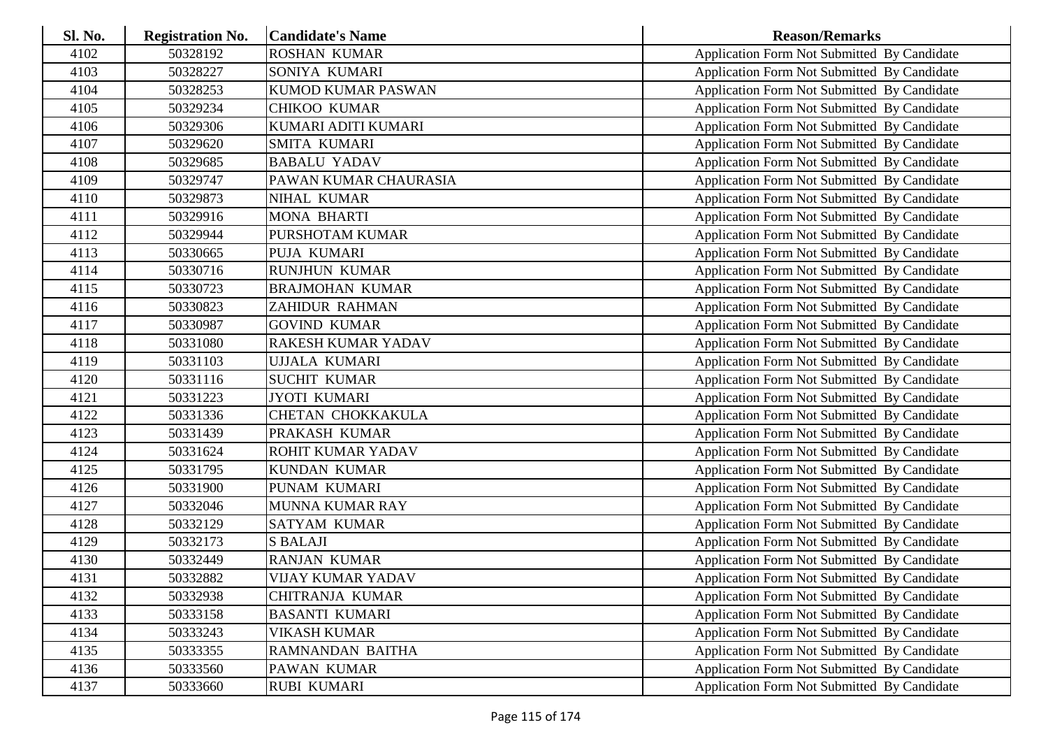| Sl. No. | Registration No. | Candidate's Name | Reason/Remarks |
|---|---|---|---|
| 4102 | 50328192 | ROSHAN KUMAR | Application Form Not Submitted By Candidate |
| 4103 | 50328227 | SONIYA KUMARI | Application Form Not Submitted By Candidate |
| 4104 | 50328253 | KUMOD KUMAR PASWAN | Application Form Not Submitted By Candidate |
| 4105 | 50329234 | CHIKOO KUMAR | Application Form Not Submitted By Candidate |
| 4106 | 50329306 | KUMARI ADITI KUMARI | Application Form Not Submitted By Candidate |
| 4107 | 50329620 | SMITA KUMARI | Application Form Not Submitted By Candidate |
| 4108 | 50329685 | BABALU YADAV | Application Form Not Submitted By Candidate |
| 4109 | 50329747 | PAWAN KUMAR CHAURASIA | Application Form Not Submitted By Candidate |
| 4110 | 50329873 | NIHAL KUMAR | Application Form Not Submitted By Candidate |
| 4111 | 50329916 | MONA BHARTI | Application Form Not Submitted By Candidate |
| 4112 | 50329944 | PURSHOTAM KUMAR | Application Form Not Submitted By Candidate |
| 4113 | 50330665 | PUJA KUMARI | Application Form Not Submitted By Candidate |
| 4114 | 50330716 | RUNJHUN KUMAR | Application Form Not Submitted By Candidate |
| 4115 | 50330723 | BRAJMOHAN KUMAR | Application Form Not Submitted By Candidate |
| 4116 | 50330823 | ZAHIDUR RAHMAN | Application Form Not Submitted By Candidate |
| 4117 | 50330987 | GOVIND KUMAR | Application Form Not Submitted By Candidate |
| 4118 | 50331080 | RAKESH KUMAR YADAV | Application Form Not Submitted By Candidate |
| 4119 | 50331103 | UJJALA KUMARI | Application Form Not Submitted By Candidate |
| 4120 | 50331116 | SUCHIT KUMAR | Application Form Not Submitted By Candidate |
| 4121 | 50331223 | JYOTI KUMARI | Application Form Not Submitted By Candidate |
| 4122 | 50331336 | CHETAN CHOKKAKULA | Application Form Not Submitted By Candidate |
| 4123 | 50331439 | PRAKASH KUMAR | Application Form Not Submitted By Candidate |
| 4124 | 50331624 | ROHIT KUMAR YADAV | Application Form Not Submitted By Candidate |
| 4125 | 50331795 | KUNDAN KUMAR | Application Form Not Submitted By Candidate |
| 4126 | 50331900 | PUNAM KUMARI | Application Form Not Submitted By Candidate |
| 4127 | 50332046 | MUNNA KUMAR RAY | Application Form Not Submitted By Candidate |
| 4128 | 50332129 | SATYAM KUMAR | Application Form Not Submitted By Candidate |
| 4129 | 50332173 | S BALAJI | Application Form Not Submitted By Candidate |
| 4130 | 50332449 | RANJAN KUMAR | Application Form Not Submitted By Candidate |
| 4131 | 50332882 | VIJAY KUMAR YADAV | Application Form Not Submitted By Candidate |
| 4132 | 50332938 | CHITRANJA KUMAR | Application Form Not Submitted By Candidate |
| 4133 | 50333158 | BASANTI KUMARI | Application Form Not Submitted By Candidate |
| 4134 | 50333243 | VIKASH KUMAR | Application Form Not Submitted By Candidate |
| 4135 | 50333355 | RAMNANDAN BAITHA | Application Form Not Submitted By Candidate |
| 4136 | 50333560 | PAWAN KUMAR | Application Form Not Submitted By Candidate |
| 4137 | 50333660 | RUBI KUMARI | Application Form Not Submitted By Candidate |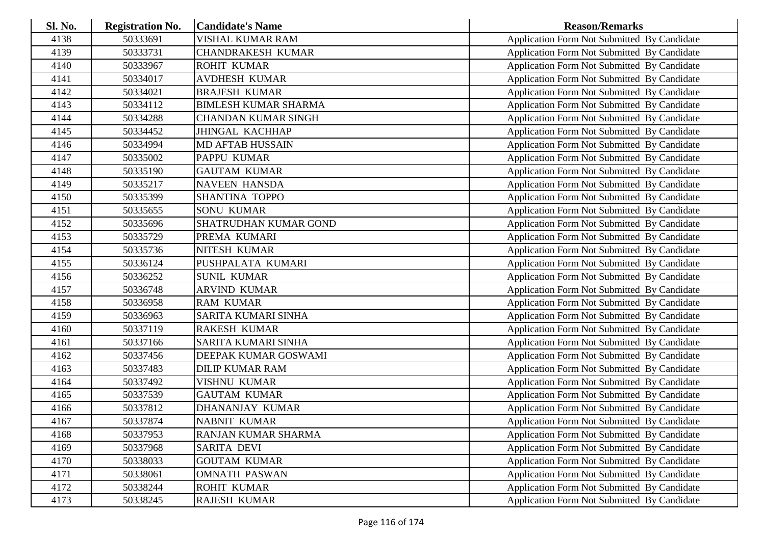| Sl. No. | Registration No. | Candidate's Name | Reason/Remarks |
|---|---|---|---|
| 4138 | 50333691 | VISHAL KUMAR RAM | Application Form Not Submitted By Candidate |
| 4139 | 50333731 | CHANDRAKESH KUMAR | Application Form Not Submitted By Candidate |
| 4140 | 50333967 | ROHIT KUMAR | Application Form Not Submitted By Candidate |
| 4141 | 50334017 | AVDHESH KUMAR | Application Form Not Submitted By Candidate |
| 4142 | 50334021 | BRAJESH KUMAR | Application Form Not Submitted By Candidate |
| 4143 | 50334112 | BIMLESH KUMAR SHARMA | Application Form Not Submitted By Candidate |
| 4144 | 50334288 | CHANDAN KUMAR SINGH | Application Form Not Submitted By Candidate |
| 4145 | 50334452 | JHINGAL KACHHAP | Application Form Not Submitted By Candidate |
| 4146 | 50334994 | MD AFTAB HUSSAIN | Application Form Not Submitted By Candidate |
| 4147 | 50335002 | PAPPU KUMAR | Application Form Not Submitted By Candidate |
| 4148 | 50335190 | GAUTAM KUMAR | Application Form Not Submitted By Candidate |
| 4149 | 50335217 | NAVEEN HANSDA | Application Form Not Submitted By Candidate |
| 4150 | 50335399 | SHANTINA TOPPO | Application Form Not Submitted By Candidate |
| 4151 | 50335655 | SONU KUMAR | Application Form Not Submitted By Candidate |
| 4152 | 50335696 | SHATRUDHAN KUMAR GOND | Application Form Not Submitted By Candidate |
| 4153 | 50335729 | PREMA KUMARI | Application Form Not Submitted By Candidate |
| 4154 | 50335736 | NITESH KUMAR | Application Form Not Submitted By Candidate |
| 4155 | 50336124 | PUSHPALATA KUMARI | Application Form Not Submitted By Candidate |
| 4156 | 50336252 | SUNIL KUMAR | Application Form Not Submitted By Candidate |
| 4157 | 50336748 | ARVIND KUMAR | Application Form Not Submitted By Candidate |
| 4158 | 50336958 | RAM KUMAR | Application Form Not Submitted By Candidate |
| 4159 | 50336963 | SARITA KUMARI SINHA | Application Form Not Submitted By Candidate |
| 4160 | 50337119 | RAKESH KUMAR | Application Form Not Submitted By Candidate |
| 4161 | 50337166 | SARITA KUMARI SINHA | Application Form Not Submitted By Candidate |
| 4162 | 50337456 | DEEPAK KUMAR GOSWAMI | Application Form Not Submitted By Candidate |
| 4163 | 50337483 | DILIP KUMAR RAM | Application Form Not Submitted By Candidate |
| 4164 | 50337492 | VISHNU KUMAR | Application Form Not Submitted By Candidate |
| 4165 | 50337539 | GAUTAM KUMAR | Application Form Not Submitted By Candidate |
| 4166 | 50337812 | DHANANJAY KUMAR | Application Form Not Submitted By Candidate |
| 4167 | 50337874 | NABNIT KUMAR | Application Form Not Submitted By Candidate |
| 4168 | 50337953 | RANJAN KUMAR SHARMA | Application Form Not Submitted By Candidate |
| 4169 | 50337968 | SARITA DEVI | Application Form Not Submitted By Candidate |
| 4170 | 50338033 | GOUTAM KUMAR | Application Form Not Submitted By Candidate |
| 4171 | 50338061 | OMNATH PASWAN | Application Form Not Submitted By Candidate |
| 4172 | 50338244 | ROHIT KUMAR | Application Form Not Submitted By Candidate |
| 4173 | 50338245 | RAJESH KUMAR | Application Form Not Submitted By Candidate |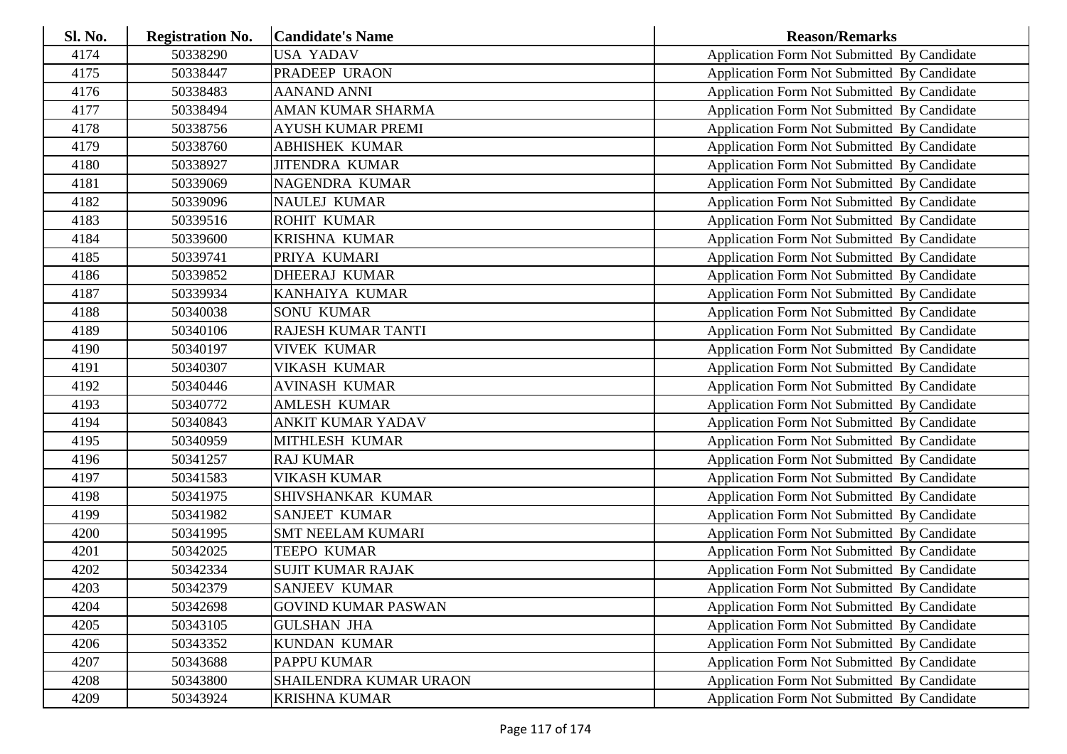| Sl. No. | Registration No. | Candidate's Name | Reason/Remarks |
|---|---|---|---|
| 4174 | 50338290 | USA YADAV | Application Form Not Submitted By Candidate |
| 4175 | 50338447 | PRADEEP URAON | Application Form Not Submitted By Candidate |
| 4176 | 50338483 | AANAND ANNI | Application Form Not Submitted By Candidate |
| 4177 | 50338494 | AMAN KUMAR SHARMA | Application Form Not Submitted By Candidate |
| 4178 | 50338756 | AYUSH KUMAR PREMI | Application Form Not Submitted By Candidate |
| 4179 | 50338760 | ABHISHEK KUMAR | Application Form Not Submitted By Candidate |
| 4180 | 50338927 | JITENDRA KUMAR | Application Form Not Submitted By Candidate |
| 4181 | 50339069 | NAGENDRA KUMAR | Application Form Not Submitted By Candidate |
| 4182 | 50339096 | NAULEJ KUMAR | Application Form Not Submitted By Candidate |
| 4183 | 50339516 | ROHIT KUMAR | Application Form Not Submitted By Candidate |
| 4184 | 50339600 | KRISHNA KUMAR | Application Form Not Submitted By Candidate |
| 4185 | 50339741 | PRIYA KUMARI | Application Form Not Submitted By Candidate |
| 4186 | 50339852 | DHEERAJ KUMAR | Application Form Not Submitted By Candidate |
| 4187 | 50339934 | KANHAIYA KUMAR | Application Form Not Submitted By Candidate |
| 4188 | 50340038 | SONU KUMAR | Application Form Not Submitted By Candidate |
| 4189 | 50340106 | RAJESH KUMAR TANTI | Application Form Not Submitted By Candidate |
| 4190 | 50340197 | VIVEK KUMAR | Application Form Not Submitted By Candidate |
| 4191 | 50340307 | VIKASH KUMAR | Application Form Not Submitted By Candidate |
| 4192 | 50340446 | AVINASH KUMAR | Application Form Not Submitted By Candidate |
| 4193 | 50340772 | AMLESH KUMAR | Application Form Not Submitted By Candidate |
| 4194 | 50340843 | ANKIT KUMAR YADAV | Application Form Not Submitted By Candidate |
| 4195 | 50340959 | MITHLESH KUMAR | Application Form Not Submitted By Candidate |
| 4196 | 50341257 | RAJ KUMAR | Application Form Not Submitted By Candidate |
| 4197 | 50341583 | VIKASH KUMAR | Application Form Not Submitted By Candidate |
| 4198 | 50341975 | SHIVSHANKAR KUMAR | Application Form Not Submitted By Candidate |
| 4199 | 50341982 | SANJEET KUMAR | Application Form Not Submitted By Candidate |
| 4200 | 50341995 | SMT NEELAM KUMARI | Application Form Not Submitted By Candidate |
| 4201 | 50342025 | TEEPO KUMAR | Application Form Not Submitted By Candidate |
| 4202 | 50342334 | SUJIT KUMAR RAJAK | Application Form Not Submitted By Candidate |
| 4203 | 50342379 | SANJEEV KUMAR | Application Form Not Submitted By Candidate |
| 4204 | 50342698 | GOVIND KUMAR PASWAN | Application Form Not Submitted By Candidate |
| 4205 | 50343105 | GULSHAN JHA | Application Form Not Submitted By Candidate |
| 4206 | 50343352 | KUNDAN KUMAR | Application Form Not Submitted By Candidate |
| 4207 | 50343688 | PAPPU KUMAR | Application Form Not Submitted By Candidate |
| 4208 | 50343800 | SHAILENDRA KUMAR URAON | Application Form Not Submitted By Candidate |
| 4209 | 50343924 | KRISHNA KUMAR | Application Form Not Submitted By Candidate |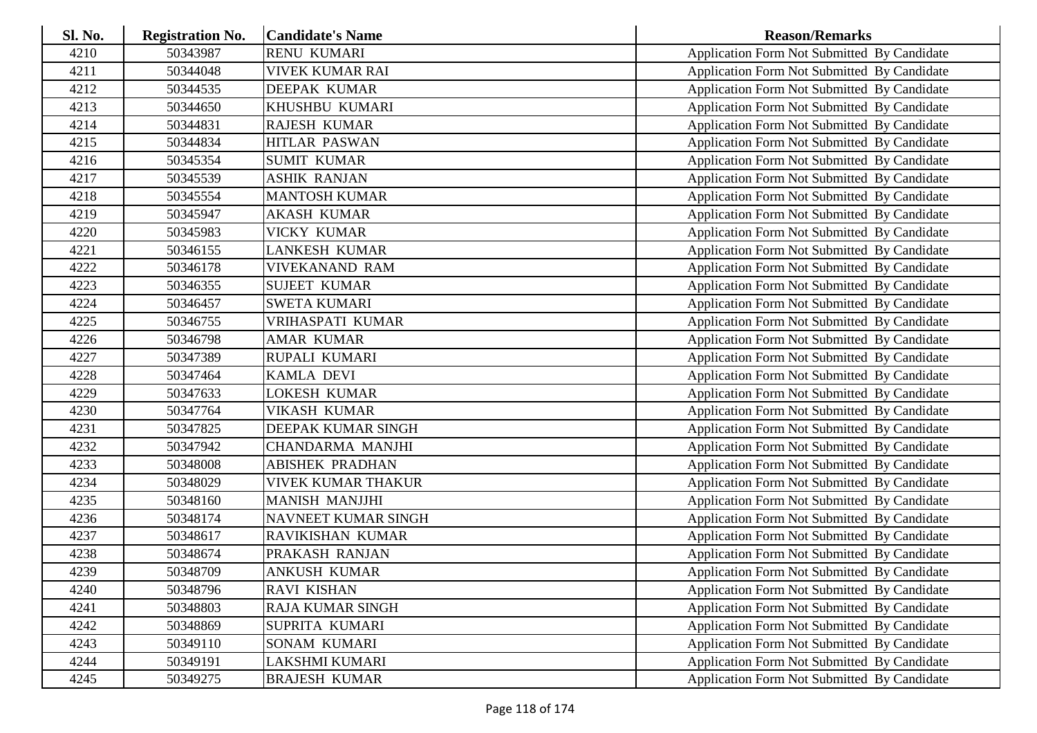| Sl. No. | Registration No. | Candidate's Name | Reason/Remarks |
| --- | --- | --- | --- |
| 4210 | 50343987 | RENU KUMARI | Application Form Not Submitted By Candidate |
| 4211 | 50344048 | VIVEK KUMAR RAI | Application Form Not Submitted By Candidate |
| 4212 | 50344535 | DEEPAK KUMAR | Application Form Not Submitted By Candidate |
| 4213 | 50344650 | KHUSHBU KUMARI | Application Form Not Submitted By Candidate |
| 4214 | 50344831 | RAJESH KUMAR | Application Form Not Submitted By Candidate |
| 4215 | 50344834 | HITLAR PASWAN | Application Form Not Submitted By Candidate |
| 4216 | 50345354 | SUMIT KUMAR | Application Form Not Submitted By Candidate |
| 4217 | 50345539 | ASHIK RANJAN | Application Form Not Submitted By Candidate |
| 4218 | 50345554 | MANTOSH KUMAR | Application Form Not Submitted By Candidate |
| 4219 | 50345947 | AKASH KUMAR | Application Form Not Submitted By Candidate |
| 4220 | 50345983 | VICKY KUMAR | Application Form Not Submitted By Candidate |
| 4221 | 50346155 | LANKESH KUMAR | Application Form Not Submitted By Candidate |
| 4222 | 50346178 | VIVEKANAND RAM | Application Form Not Submitted By Candidate |
| 4223 | 50346355 | SUJEET KUMAR | Application Form Not Submitted By Candidate |
| 4224 | 50346457 | SWETA KUMARI | Application Form Not Submitted By Candidate |
| 4225 | 50346755 | VRIHASPATI KUMAR | Application Form Not Submitted By Candidate |
| 4226 | 50346798 | AMAR KUMAR | Application Form Not Submitted By Candidate |
| 4227 | 50347389 | RUPALI KUMARI | Application Form Not Submitted By Candidate |
| 4228 | 50347464 | KAMLA DEVI | Application Form Not Submitted By Candidate |
| 4229 | 50347633 | LOKESH KUMAR | Application Form Not Submitted By Candidate |
| 4230 | 50347764 | VIKASH KUMAR | Application Form Not Submitted By Candidate |
| 4231 | 50347825 | DEEPAK KUMAR SINGH | Application Form Not Submitted By Candidate |
| 4232 | 50347942 | CHANDARMA MANJHI | Application Form Not Submitted By Candidate |
| 4233 | 50348008 | ABISHEK PRADHAN | Application Form Not Submitted By Candidate |
| 4234 | 50348029 | VIVEK KUMAR THAKUR | Application Form Not Submitted By Candidate |
| 4235 | 50348160 | MANISH MANJJHI | Application Form Not Submitted By Candidate |
| 4236 | 50348174 | NAVNEET KUMAR SINGH | Application Form Not Submitted By Candidate |
| 4237 | 50348617 | RAVIKISHAN KUMAR | Application Form Not Submitted By Candidate |
| 4238 | 50348674 | PRAKASH RANJAN | Application Form Not Submitted By Candidate |
| 4239 | 50348709 | ANKUSH KUMAR | Application Form Not Submitted By Candidate |
| 4240 | 50348796 | RAVI KISHAN | Application Form Not Submitted By Candidate |
| 4241 | 50348803 | RAJA KUMAR SINGH | Application Form Not Submitted By Candidate |
| 4242 | 50348869 | SUPRITA KUMARI | Application Form Not Submitted By Candidate |
| 4243 | 50349110 | SONAM KUMARI | Application Form Not Submitted By Candidate |
| 4244 | 50349191 | LAKSHMI KUMARI | Application Form Not Submitted By Candidate |
| 4245 | 50349275 | BRAJESH KUMAR | Application Form Not Submitted By Candidate |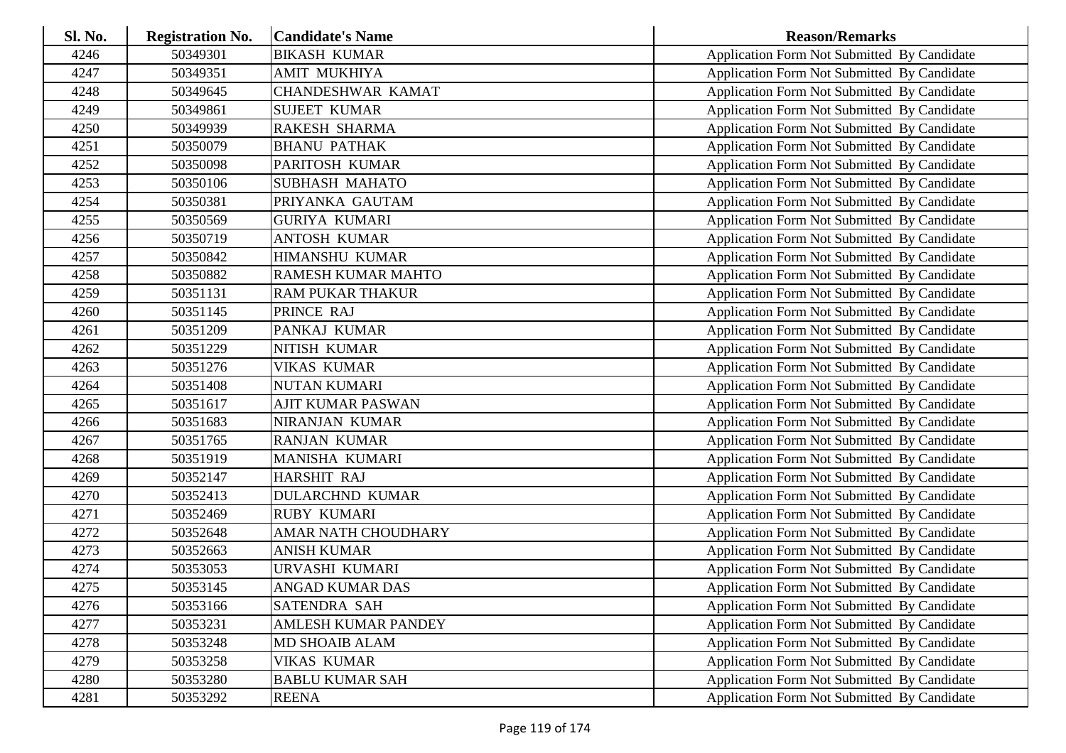| Sl. No. | Registration No. | Candidate's Name | Reason/Remarks |
|---|---|---|---|
| 4246 | 50349301 | BIKASH KUMAR | Application Form Not Submitted By Candidate |
| 4247 | 50349351 | AMIT MUKHIYA | Application Form Not Submitted By Candidate |
| 4248 | 50349645 | CHANDESHWAR KAMAT | Application Form Not Submitted By Candidate |
| 4249 | 50349861 | SUJEET KUMAR | Application Form Not Submitted By Candidate |
| 4250 | 50349939 | RAKESH SHARMA | Application Form Not Submitted By Candidate |
| 4251 | 50350079 | BHANU PATHAK | Application Form Not Submitted By Candidate |
| 4252 | 50350098 | PARITOSH KUMAR | Application Form Not Submitted By Candidate |
| 4253 | 50350106 | SUBHASH MAHATO | Application Form Not Submitted By Candidate |
| 4254 | 50350381 | PRIYANKA GAUTAM | Application Form Not Submitted By Candidate |
| 4255 | 50350569 | GURIYA KUMARI | Application Form Not Submitted By Candidate |
| 4256 | 50350719 | ANTOSH KUMAR | Application Form Not Submitted By Candidate |
| 4257 | 50350842 | HIMANSHU KUMAR | Application Form Not Submitted By Candidate |
| 4258 | 50350882 | RAMESH KUMAR MAHTO | Application Form Not Submitted By Candidate |
| 4259 | 50351131 | RAM PUKAR THAKUR | Application Form Not Submitted By Candidate |
| 4260 | 50351145 | PRINCE RAJ | Application Form Not Submitted By Candidate |
| 4261 | 50351209 | PANKAJ KUMAR | Application Form Not Submitted By Candidate |
| 4262 | 50351229 | NITISH KUMAR | Application Form Not Submitted By Candidate |
| 4263 | 50351276 | VIKAS KUMAR | Application Form Not Submitted By Candidate |
| 4264 | 50351408 | NUTAN KUMARI | Application Form Not Submitted By Candidate |
| 4265 | 50351617 | AJIT KUMAR PASWAN | Application Form Not Submitted By Candidate |
| 4266 | 50351683 | NIRANJAN KUMAR | Application Form Not Submitted By Candidate |
| 4267 | 50351765 | RANJAN KUMAR | Application Form Not Submitted By Candidate |
| 4268 | 50351919 | MANISHA KUMARI | Application Form Not Submitted By Candidate |
| 4269 | 50352147 | HARSHIT RAJ | Application Form Not Submitted By Candidate |
| 4270 | 50352413 | DULARCHND KUMAR | Application Form Not Submitted By Candidate |
| 4271 | 50352469 | RUBY KUMARI | Application Form Not Submitted By Candidate |
| 4272 | 50352648 | AMAR NATH CHOUDHARY | Application Form Not Submitted By Candidate |
| 4273 | 50352663 | ANISH KUMAR | Application Form Not Submitted By Candidate |
| 4274 | 50353053 | URVASHI KUMARI | Application Form Not Submitted By Candidate |
| 4275 | 50353145 | ANGAD KUMAR DAS | Application Form Not Submitted By Candidate |
| 4276 | 50353166 | SATENDRA SAH | Application Form Not Submitted By Candidate |
| 4277 | 50353231 | AMLESH KUMAR PANDEY | Application Form Not Submitted By Candidate |
| 4278 | 50353248 | MD SHOAIB ALAM | Application Form Not Submitted By Candidate |
| 4279 | 50353258 | VIKAS KUMAR | Application Form Not Submitted By Candidate |
| 4280 | 50353280 | BABLU KUMAR SAH | Application Form Not Submitted By Candidate |
| 4281 | 50353292 | REENA | Application Form Not Submitted By Candidate |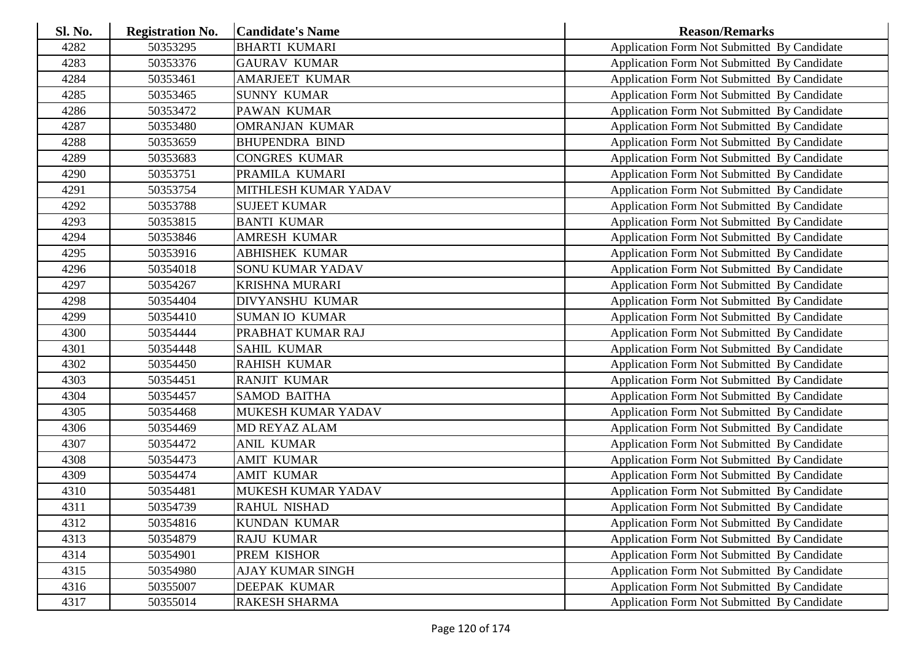| Sl. No. | Registration No. | Candidate's Name | Reason/Remarks |
|---|---|---|---|
| 4282 | 50353295 | BHARTI KUMARI | Application Form Not Submitted By Candidate |
| 4283 | 50353376 | GAURAV KUMAR | Application Form Not Submitted By Candidate |
| 4284 | 50353461 | AMARJEET KUMAR | Application Form Not Submitted By Candidate |
| 4285 | 50353465 | SUNNY KUMAR | Application Form Not Submitted By Candidate |
| 4286 | 50353472 | PAWAN KUMAR | Application Form Not Submitted By Candidate |
| 4287 | 50353480 | OMRANJAN KUMAR | Application Form Not Submitted By Candidate |
| 4288 | 50353659 | BHUPENDRA BIND | Application Form Not Submitted By Candidate |
| 4289 | 50353683 | CONGRES KUMAR | Application Form Not Submitted By Candidate |
| 4290 | 50353751 | PRAMILA KUMARI | Application Form Not Submitted By Candidate |
| 4291 | 50353754 | MITHLESH KUMAR YADAV | Application Form Not Submitted By Candidate |
| 4292 | 50353788 | SUJEET KUMAR | Application Form Not Submitted By Candidate |
| 4293 | 50353815 | BANTI KUMAR | Application Form Not Submitted By Candidate |
| 4294 | 50353846 | AMRESH KUMAR | Application Form Not Submitted By Candidate |
| 4295 | 50353916 | ABHISHEK KUMAR | Application Form Not Submitted By Candidate |
| 4296 | 50354018 | SONU KUMAR YADAV | Application Form Not Submitted By Candidate |
| 4297 | 50354267 | KRISHNA MURARI | Application Form Not Submitted By Candidate |
| 4298 | 50354404 | DIVYANSHU KUMAR | Application Form Not Submitted By Candidate |
| 4299 | 50354410 | SUMAN IO KUMAR | Application Form Not Submitted By Candidate |
| 4300 | 50354444 | PRABHAT KUMAR RAJ | Application Form Not Submitted By Candidate |
| 4301 | 50354448 | SAHIL KUMAR | Application Form Not Submitted By Candidate |
| 4302 | 50354450 | RAHISH KUMAR | Application Form Not Submitted By Candidate |
| 4303 | 50354451 | RANJIT KUMAR | Application Form Not Submitted By Candidate |
| 4304 | 50354457 | SAMOD BAITHA | Application Form Not Submitted By Candidate |
| 4305 | 50354468 | MUKESH KUMAR YADAV | Application Form Not Submitted By Candidate |
| 4306 | 50354469 | MD REYAZ ALAM | Application Form Not Submitted By Candidate |
| 4307 | 50354472 | ANIL KUMAR | Application Form Not Submitted By Candidate |
| 4308 | 50354473 | AMIT KUMAR | Application Form Not Submitted By Candidate |
| 4309 | 50354474 | AMIT KUMAR | Application Form Not Submitted By Candidate |
| 4310 | 50354481 | MUKESH KUMAR YADAV | Application Form Not Submitted By Candidate |
| 4311 | 50354739 | RAHUL NISHAD | Application Form Not Submitted By Candidate |
| 4312 | 50354816 | KUNDAN KUMAR | Application Form Not Submitted By Candidate |
| 4313 | 50354879 | RAJU KUMAR | Application Form Not Submitted By Candidate |
| 4314 | 50354901 | PREM KISHOR | Application Form Not Submitted By Candidate |
| 4315 | 50354980 | AJAY KUMAR SINGH | Application Form Not Submitted By Candidate |
| 4316 | 50355007 | DEEPAK KUMAR | Application Form Not Submitted By Candidate |
| 4317 | 50355014 | RAKESH SHARMA | Application Form Not Submitted By Candidate |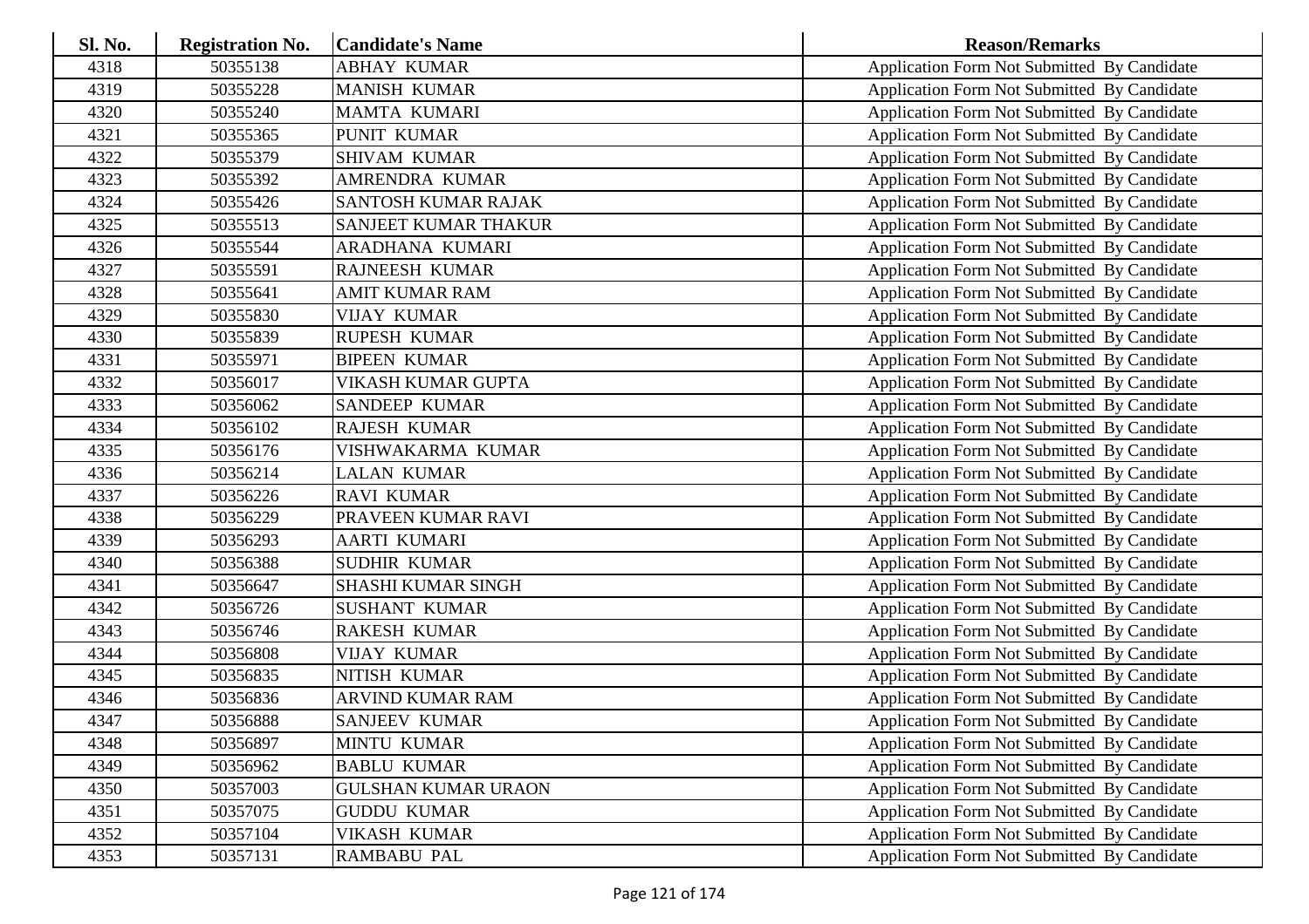| Sl. No. | Registration No. | Candidate's Name | Reason/Remarks |
|---|---|---|---|
| 4318 | 50355138 | ABHAY KUMAR | Application Form Not Submitted By Candidate |
| 4319 | 50355228 | MANISH KUMAR | Application Form Not Submitted By Candidate |
| 4320 | 50355240 | MAMTA KUMARI | Application Form Not Submitted By Candidate |
| 4321 | 50355365 | PUNIT KUMAR | Application Form Not Submitted By Candidate |
| 4322 | 50355379 | SHIVAM KUMAR | Application Form Not Submitted By Candidate |
| 4323 | 50355392 | AMRENDRA KUMAR | Application Form Not Submitted By Candidate |
| 4324 | 50355426 | SANTOSH KUMAR RAJAK | Application Form Not Submitted By Candidate |
| 4325 | 50355513 | SANJEET KUMAR THAKUR | Application Form Not Submitted By Candidate |
| 4326 | 50355544 | ARADHANA KUMARI | Application Form Not Submitted By Candidate |
| 4327 | 50355591 | RAJNEESH KUMAR | Application Form Not Submitted By Candidate |
| 4328 | 50355641 | AMIT KUMAR RAM | Application Form Not Submitted By Candidate |
| 4329 | 50355830 | VIJAY KUMAR | Application Form Not Submitted By Candidate |
| 4330 | 50355839 | RUPESH KUMAR | Application Form Not Submitted By Candidate |
| 4331 | 50355971 | BIPEEN KUMAR | Application Form Not Submitted By Candidate |
| 4332 | 50356017 | VIKASH KUMAR GUPTA | Application Form Not Submitted By Candidate |
| 4333 | 50356062 | SANDEEP KUMAR | Application Form Not Submitted By Candidate |
| 4334 | 50356102 | RAJESH KUMAR | Application Form Not Submitted By Candidate |
| 4335 | 50356176 | VISHWAKARMA KUMAR | Application Form Not Submitted By Candidate |
| 4336 | 50356214 | LALAN KUMAR | Application Form Not Submitted By Candidate |
| 4337 | 50356226 | RAVI KUMAR | Application Form Not Submitted By Candidate |
| 4338 | 50356229 | PRAVEEN KUMAR RAVI | Application Form Not Submitted By Candidate |
| 4339 | 50356293 | AARTI KUMARI | Application Form Not Submitted By Candidate |
| 4340 | 50356388 | SUDHIR KUMAR | Application Form Not Submitted By Candidate |
| 4341 | 50356647 | SHASHI KUMAR SINGH | Application Form Not Submitted By Candidate |
| 4342 | 50356726 | SUSHANT KUMAR | Application Form Not Submitted By Candidate |
| 4343 | 50356746 | RAKESH KUMAR | Application Form Not Submitted By Candidate |
| 4344 | 50356808 | VIJAY KUMAR | Application Form Not Submitted By Candidate |
| 4345 | 50356835 | NITISH KUMAR | Application Form Not Submitted By Candidate |
| 4346 | 50356836 | ARVIND KUMAR RAM | Application Form Not Submitted By Candidate |
| 4347 | 50356888 | SANJEEV KUMAR | Application Form Not Submitted By Candidate |
| 4348 | 50356897 | MINTU KUMAR | Application Form Not Submitted By Candidate |
| 4349 | 50356962 | BABLU KUMAR | Application Form Not Submitted By Candidate |
| 4350 | 50357003 | GULSHAN KUMAR URAON | Application Form Not Submitted By Candidate |
| 4351 | 50357075 | GUDDU KUMAR | Application Form Not Submitted By Candidate |
| 4352 | 50357104 | VIKASH KUMAR | Application Form Not Submitted By Candidate |
| 4353 | 50357131 | RAMBABU PAL | Application Form Not Submitted By Candidate |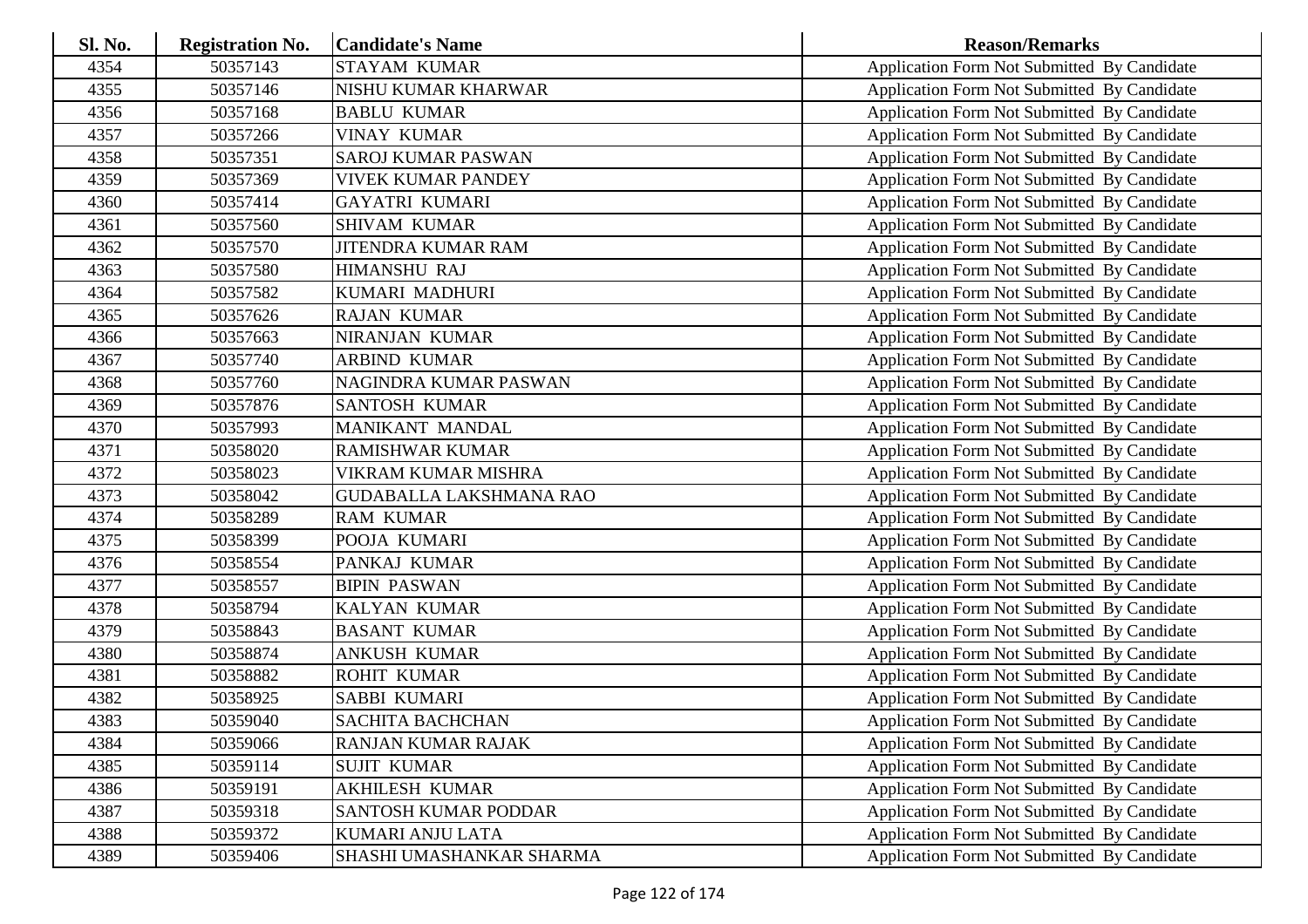| Sl. No. | Registration No. | Candidate's Name | Reason/Remarks |
|---|---|---|---|
| 4354 | 50357143 | STAYAM KUMAR | Application Form Not Submitted By Candidate |
| 4355 | 50357146 | NISHU KUMAR KHARWAR | Application Form Not Submitted By Candidate |
| 4356 | 50357168 | BABLU KUMAR | Application Form Not Submitted By Candidate |
| 4357 | 50357266 | VINAY KUMAR | Application Form Not Submitted By Candidate |
| 4358 | 50357351 | SAROJ KUMAR PASWAN | Application Form Not Submitted By Candidate |
| 4359 | 50357369 | VIVEK KUMAR PANDEY | Application Form Not Submitted By Candidate |
| 4360 | 50357414 | GAYATRI KUMARI | Application Form Not Submitted By Candidate |
| 4361 | 50357560 | SHIVAM KUMAR | Application Form Not Submitted By Candidate |
| 4362 | 50357570 | JITENDRA KUMAR RAM | Application Form Not Submitted By Candidate |
| 4363 | 50357580 | HIMANSHU RAJ | Application Form Not Submitted By Candidate |
| 4364 | 50357582 | KUMARI MADHURI | Application Form Not Submitted By Candidate |
| 4365 | 50357626 | RAJAN KUMAR | Application Form Not Submitted By Candidate |
| 4366 | 50357663 | NIRANJAN KUMAR | Application Form Not Submitted By Candidate |
| 4367 | 50357740 | ARBIND KUMAR | Application Form Not Submitted By Candidate |
| 4368 | 50357760 | NAGINDRA KUMAR PASWAN | Application Form Not Submitted By Candidate |
| 4369 | 50357876 | SANTOSH KUMAR | Application Form Not Submitted By Candidate |
| 4370 | 50357993 | MANIKANT MANDAL | Application Form Not Submitted By Candidate |
| 4371 | 50358020 | RAMISHWAR KUMAR | Application Form Not Submitted By Candidate |
| 4372 | 50358023 | VIKRAM KUMAR MISHRA | Application Form Not Submitted By Candidate |
| 4373 | 50358042 | GUDABALLA LAKSHMANA RAO | Application Form Not Submitted By Candidate |
| 4374 | 50358289 | RAM KUMAR | Application Form Not Submitted By Candidate |
| 4375 | 50358399 | POOJA KUMARI | Application Form Not Submitted By Candidate |
| 4376 | 50358554 | PANKAJ KUMAR | Application Form Not Submitted By Candidate |
| 4377 | 50358557 | BIPIN PASWAN | Application Form Not Submitted By Candidate |
| 4378 | 50358794 | KALYAN KUMAR | Application Form Not Submitted By Candidate |
| 4379 | 50358843 | BASANT KUMAR | Application Form Not Submitted By Candidate |
| 4380 | 50358874 | ANKUSH KUMAR | Application Form Not Submitted By Candidate |
| 4381 | 50358882 | ROHIT KUMAR | Application Form Not Submitted By Candidate |
| 4382 | 50358925 | SABBI KUMARI | Application Form Not Submitted By Candidate |
| 4383 | 50359040 | SACHITA BACHCHAN | Application Form Not Submitted By Candidate |
| 4384 | 50359066 | RANJAN KUMAR RAJAK | Application Form Not Submitted By Candidate |
| 4385 | 50359114 | SUJIT KUMAR | Application Form Not Submitted By Candidate |
| 4386 | 50359191 | AKHILESH KUMAR | Application Form Not Submitted By Candidate |
| 4387 | 50359318 | SANTOSH KUMAR PODDAR | Application Form Not Submitted By Candidate |
| 4388 | 50359372 | KUMARI ANJU LATA | Application Form Not Submitted By Candidate |
| 4389 | 50359406 | SHASHI UMASHANKAR SHARMA | Application Form Not Submitted By Candidate |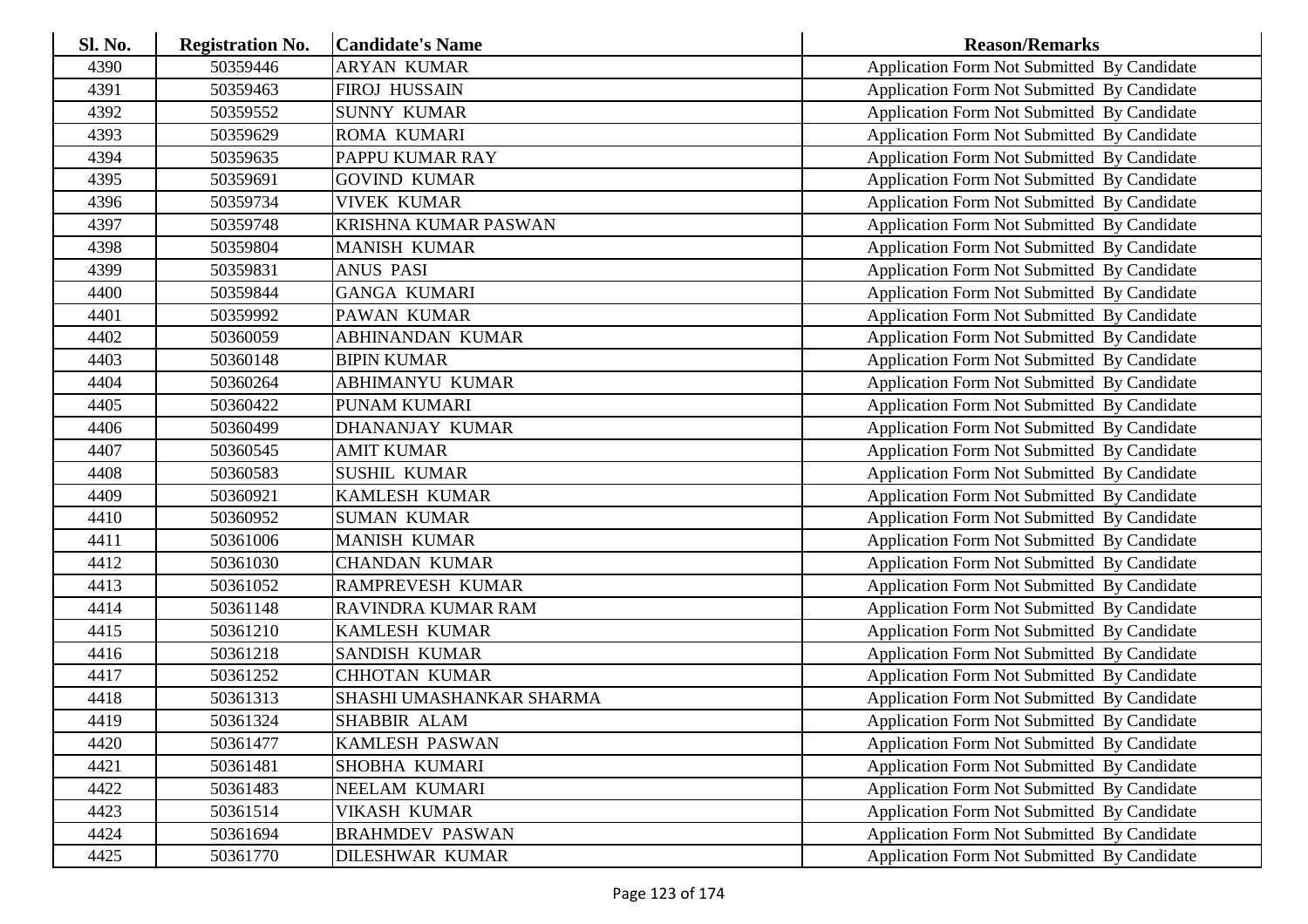| Sl. No. | Registration No. | Candidate's Name | Reason/Remarks |
|---|---|---|---|
| 4390 | 50359446 | ARYAN KUMAR | Application Form Not Submitted By Candidate |
| 4391 | 50359463 | FIROJ HUSSAIN | Application Form Not Submitted By Candidate |
| 4392 | 50359552 | SUNNY KUMAR | Application Form Not Submitted By Candidate |
| 4393 | 50359629 | ROMA KUMARI | Application Form Not Submitted By Candidate |
| 4394 | 50359635 | PAPPU KUMAR RAY | Application Form Not Submitted By Candidate |
| 4395 | 50359691 | GOVIND KUMAR | Application Form Not Submitted By Candidate |
| 4396 | 50359734 | VIVEK KUMAR | Application Form Not Submitted By Candidate |
| 4397 | 50359748 | KRISHNA KUMAR PASWAN | Application Form Not Submitted By Candidate |
| 4398 | 50359804 | MANISH KUMAR | Application Form Not Submitted By Candidate |
| 4399 | 50359831 | ANUS PASI | Application Form Not Submitted By Candidate |
| 4400 | 50359844 | GANGA KUMARI | Application Form Not Submitted By Candidate |
| 4401 | 50359992 | PAWAN KUMAR | Application Form Not Submitted By Candidate |
| 4402 | 50360059 | ABHINANDAN KUMAR | Application Form Not Submitted By Candidate |
| 4403 | 50360148 | BIPIN KUMAR | Application Form Not Submitted By Candidate |
| 4404 | 50360264 | ABHIMANYU KUMAR | Application Form Not Submitted By Candidate |
| 4405 | 50360422 | PUNAM KUMARI | Application Form Not Submitted By Candidate |
| 4406 | 50360499 | DHANANJAY KUMAR | Application Form Not Submitted By Candidate |
| 4407 | 50360545 | AMIT KUMAR | Application Form Not Submitted By Candidate |
| 4408 | 50360583 | SUSHIL KUMAR | Application Form Not Submitted By Candidate |
| 4409 | 50360921 | KAMLESH KUMAR | Application Form Not Submitted By Candidate |
| 4410 | 50360952 | SUMAN KUMAR | Application Form Not Submitted By Candidate |
| 4411 | 50361006 | MANISH KUMAR | Application Form Not Submitted By Candidate |
| 4412 | 50361030 | CHANDAN KUMAR | Application Form Not Submitted By Candidate |
| 4413 | 50361052 | RAMPREVESH KUMAR | Application Form Not Submitted By Candidate |
| 4414 | 50361148 | RAVINDRA KUMAR RAM | Application Form Not Submitted By Candidate |
| 4415 | 50361210 | KAMLESH KUMAR | Application Form Not Submitted By Candidate |
| 4416 | 50361218 | SANDISH KUMAR | Application Form Not Submitted By Candidate |
| 4417 | 50361252 | CHHOTAN KUMAR | Application Form Not Submitted By Candidate |
| 4418 | 50361313 | SHASHI UMASHANKAR SHARMA | Application Form Not Submitted By Candidate |
| 4419 | 50361324 | SHABBIR ALAM | Application Form Not Submitted By Candidate |
| 4420 | 50361477 | KAMLESH PASWAN | Application Form Not Submitted By Candidate |
| 4421 | 50361481 | SHOBHA KUMARI | Application Form Not Submitted By Candidate |
| 4422 | 50361483 | NEELAM KUMARI | Application Form Not Submitted By Candidate |
| 4423 | 50361514 | VIKASH KUMAR | Application Form Not Submitted By Candidate |
| 4424 | 50361694 | BRAHMDEV PASWAN | Application Form Not Submitted By Candidate |
| 4425 | 50361770 | DILESHWAR KUMAR | Application Form Not Submitted By Candidate |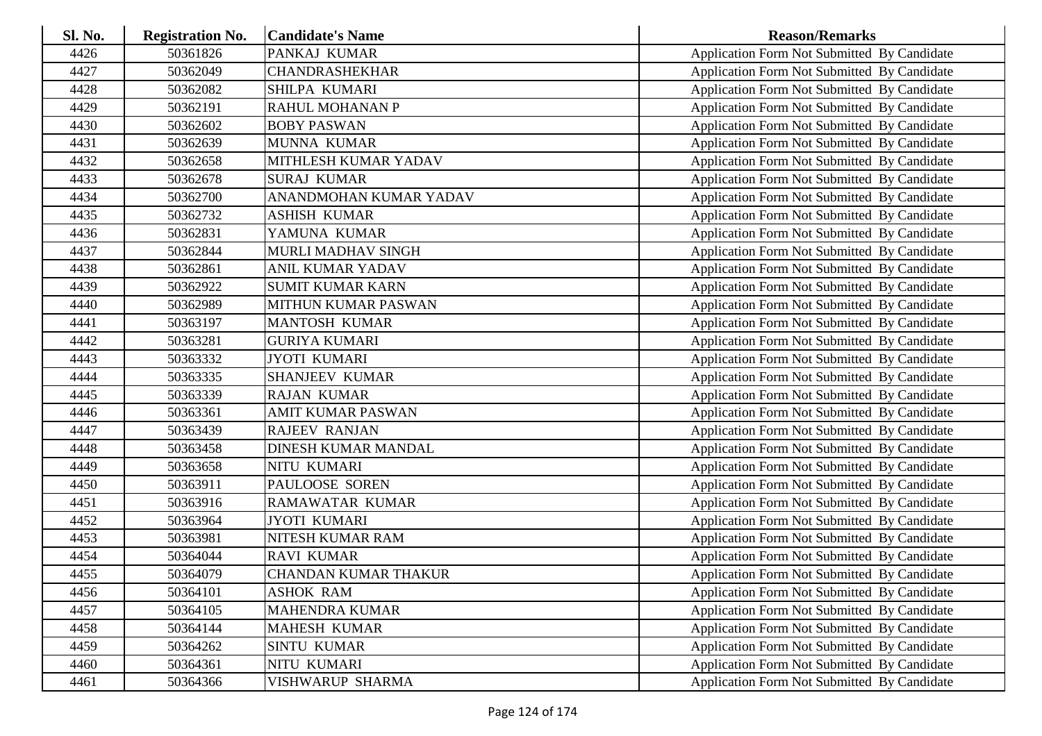| Sl. No. | Registration No. | Candidate's Name | Reason/Remarks |
|---|---|---|---|
| 4426 | 50361826 | PANKAJ KUMAR | Application Form Not Submitted By Candidate |
| 4427 | 50362049 | CHANDRASHEKHAR | Application Form Not Submitted By Candidate |
| 4428 | 50362082 | SHILPA KUMARI | Application Form Not Submitted By Candidate |
| 4429 | 50362191 | RAHUL MOHANAN P | Application Form Not Submitted By Candidate |
| 4430 | 50362602 | BOBY PASWAN | Application Form Not Submitted By Candidate |
| 4431 | 50362639 | MUNNA KUMAR | Application Form Not Submitted By Candidate |
| 4432 | 50362658 | MITHLESH KUMAR YADAV | Application Form Not Submitted By Candidate |
| 4433 | 50362678 | SURAJ KUMAR | Application Form Not Submitted By Candidate |
| 4434 | 50362700 | ANANDMOHAN KUMAR YADAV | Application Form Not Submitted By Candidate |
| 4435 | 50362732 | ASHISH KUMAR | Application Form Not Submitted By Candidate |
| 4436 | 50362831 | YAMUNA KUMAR | Application Form Not Submitted By Candidate |
| 4437 | 50362844 | MURLI MADHAV SINGH | Application Form Not Submitted By Candidate |
| 4438 | 50362861 | ANIL KUMAR YADAV | Application Form Not Submitted By Candidate |
| 4439 | 50362922 | SUMIT KUMAR KARN | Application Form Not Submitted By Candidate |
| 4440 | 50362989 | MITHUN KUMAR PASWAN | Application Form Not Submitted By Candidate |
| 4441 | 50363197 | MANTOSH KUMAR | Application Form Not Submitted By Candidate |
| 4442 | 50363281 | GURIYA KUMARI | Application Form Not Submitted By Candidate |
| 4443 | 50363332 | JYOTI KUMARI | Application Form Not Submitted By Candidate |
| 4444 | 50363335 | SHANJEEV KUMAR | Application Form Not Submitted By Candidate |
| 4445 | 50363339 | RAJAN KUMAR | Application Form Not Submitted By Candidate |
| 4446 | 50363361 | AMIT KUMAR PASWAN | Application Form Not Submitted By Candidate |
| 4447 | 50363439 | RAJEEV RANJAN | Application Form Not Submitted By Candidate |
| 4448 | 50363458 | DINESH KUMAR MANDAL | Application Form Not Submitted By Candidate |
| 4449 | 50363658 | NITU KUMARI | Application Form Not Submitted By Candidate |
| 4450 | 50363911 | PAULOOSE SOREN | Application Form Not Submitted By Candidate |
| 4451 | 50363916 | RAMAWATAR KUMAR | Application Form Not Submitted By Candidate |
| 4452 | 50363964 | JYOTI KUMARI | Application Form Not Submitted By Candidate |
| 4453 | 50363981 | NITESH KUMAR RAM | Application Form Not Submitted By Candidate |
| 4454 | 50364044 | RAVI KUMAR | Application Form Not Submitted By Candidate |
| 4455 | 50364079 | CHANDAN KUMAR THAKUR | Application Form Not Submitted By Candidate |
| 4456 | 50364101 | ASHOK RAM | Application Form Not Submitted By Candidate |
| 4457 | 50364105 | MAHENDRA KUMAR | Application Form Not Submitted By Candidate |
| 4458 | 50364144 | MAHESH KUMAR | Application Form Not Submitted By Candidate |
| 4459 | 50364262 | SINTU KUMAR | Application Form Not Submitted By Candidate |
| 4460 | 50364361 | NITU KUMARI | Application Form Not Submitted By Candidate |
| 4461 | 50364366 | VISHWARUP SHARMA | Application Form Not Submitted By Candidate |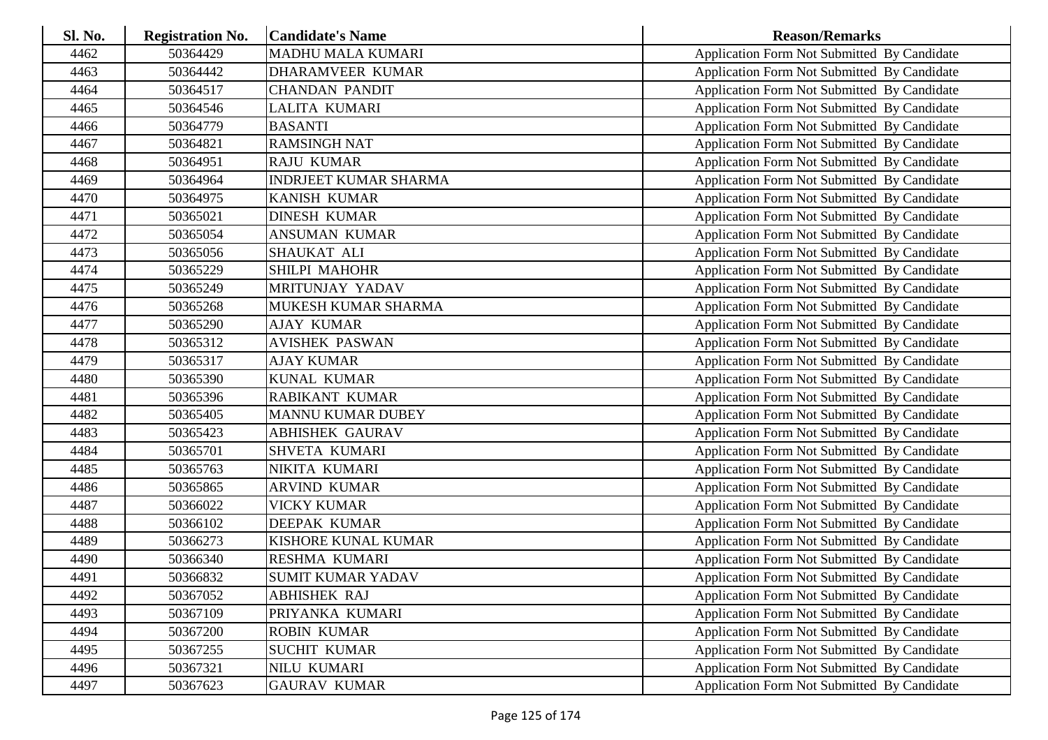| Sl. No. | Registration No. | Candidate's Name | Reason/Remarks |
|---|---|---|---|
| 4462 | 50364429 | MADHU MALA KUMARI | Application Form Not Submitted By Candidate |
| 4463 | 50364442 | DHARAMVEER KUMAR | Application Form Not Submitted By Candidate |
| 4464 | 50364517 | CHANDAN PANDIT | Application Form Not Submitted By Candidate |
| 4465 | 50364546 | LALITA KUMARI | Application Form Not Submitted By Candidate |
| 4466 | 50364779 | BASANTI | Application Form Not Submitted By Candidate |
| 4467 | 50364821 | RAMSINGH NAT | Application Form Not Submitted By Candidate |
| 4468 | 50364951 | RAJU KUMAR | Application Form Not Submitted By Candidate |
| 4469 | 50364964 | INDRJEET KUMAR SHARMA | Application Form Not Submitted By Candidate |
| 4470 | 50364975 | KANISH KUMAR | Application Form Not Submitted By Candidate |
| 4471 | 50365021 | DINESH KUMAR | Application Form Not Submitted By Candidate |
| 4472 | 50365054 | ANSUMAN KUMAR | Application Form Not Submitted By Candidate |
| 4473 | 50365056 | SHAUKAT ALI | Application Form Not Submitted By Candidate |
| 4474 | 50365229 | SHILPI MAHOHR | Application Form Not Submitted By Candidate |
| 4475 | 50365249 | MRITUNJAY YADAV | Application Form Not Submitted By Candidate |
| 4476 | 50365268 | MUKESH KUMAR SHARMA | Application Form Not Submitted By Candidate |
| 4477 | 50365290 | AJAY KUMAR | Application Form Not Submitted By Candidate |
| 4478 | 50365312 | AVISHEK PASWAN | Application Form Not Submitted By Candidate |
| 4479 | 50365317 | AJAY KUMAR | Application Form Not Submitted By Candidate |
| 4480 | 50365390 | KUNAL KUMAR | Application Form Not Submitted By Candidate |
| 4481 | 50365396 | RABIKANT KUMAR | Application Form Not Submitted By Candidate |
| 4482 | 50365405 | MANNU KUMAR DUBEY | Application Form Not Submitted By Candidate |
| 4483 | 50365423 | ABHISHEK GAURAV | Application Form Not Submitted By Candidate |
| 4484 | 50365701 | SHVETA KUMARI | Application Form Not Submitted By Candidate |
| 4485 | 50365763 | NIKITA KUMARI | Application Form Not Submitted By Candidate |
| 4486 | 50365865 | ARVIND KUMAR | Application Form Not Submitted By Candidate |
| 4487 | 50366022 | VICKY KUMAR | Application Form Not Submitted By Candidate |
| 4488 | 50366102 | DEEPAK KUMAR | Application Form Not Submitted By Candidate |
| 4489 | 50366273 | KISHORE KUNAL KUMAR | Application Form Not Submitted By Candidate |
| 4490 | 50366340 | RESHMA KUMARI | Application Form Not Submitted By Candidate |
| 4491 | 50366832 | SUMIT KUMAR YADAV | Application Form Not Submitted By Candidate |
| 4492 | 50367052 | ABHISHEK RAJ | Application Form Not Submitted By Candidate |
| 4493 | 50367109 | PRIYANKA KUMARI | Application Form Not Submitted By Candidate |
| 4494 | 50367200 | ROBIN KUMAR | Application Form Not Submitted By Candidate |
| 4495 | 50367255 | SUCHIT KUMAR | Application Form Not Submitted By Candidate |
| 4496 | 50367321 | NILU KUMARI | Application Form Not Submitted By Candidate |
| 4497 | 50367623 | GAURAV KUMAR | Application Form Not Submitted By Candidate |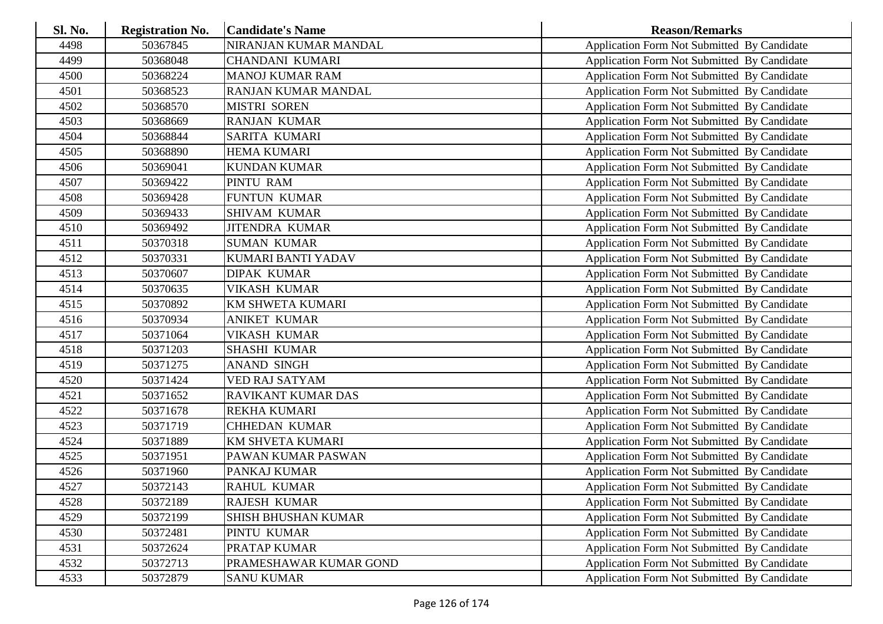| Sl. No. | Registration No. | Candidate's Name | Reason/Remarks |
|---|---|---|---|
| 4498 | 50367845 | NIRANJAN KUMAR MANDAL | Application Form Not Submitted By Candidate |
| 4499 | 50368048 | CHANDANI KUMARI | Application Form Not Submitted By Candidate |
| 4500 | 50368224 | MANOJ KUMAR RAM | Application Form Not Submitted By Candidate |
| 4501 | 50368523 | RANJAN KUMAR MANDAL | Application Form Not Submitted By Candidate |
| 4502 | 50368570 | MISTRI SOREN | Application Form Not Submitted By Candidate |
| 4503 | 50368669 | RANJAN KUMAR | Application Form Not Submitted By Candidate |
| 4504 | 50368844 | SARITA KUMARI | Application Form Not Submitted By Candidate |
| 4505 | 50368890 | HEMA KUMARI | Application Form Not Submitted By Candidate |
| 4506 | 50369041 | KUNDAN KUMAR | Application Form Not Submitted By Candidate |
| 4507 | 50369422 | PINTU RAM | Application Form Not Submitted By Candidate |
| 4508 | 50369428 | FUNTUN KUMAR | Application Form Not Submitted By Candidate |
| 4509 | 50369433 | SHIVAM KUMAR | Application Form Not Submitted By Candidate |
| 4510 | 50369492 | JITENDRA KUMAR | Application Form Not Submitted By Candidate |
| 4511 | 50370318 | SUMAN KUMAR | Application Form Not Submitted By Candidate |
| 4512 | 50370331 | KUMARI BANTI YADAV | Application Form Not Submitted By Candidate |
| 4513 | 50370607 | DIPAK KUMAR | Application Form Not Submitted By Candidate |
| 4514 | 50370635 | VIKASH KUMAR | Application Form Not Submitted By Candidate |
| 4515 | 50370892 | KM SHWETA KUMARI | Application Form Not Submitted By Candidate |
| 4516 | 50370934 | ANIKET KUMAR | Application Form Not Submitted By Candidate |
| 4517 | 50371064 | VIKASH KUMAR | Application Form Not Submitted By Candidate |
| 4518 | 50371203 | SHASHI KUMAR | Application Form Not Submitted By Candidate |
| 4519 | 50371275 | ANAND SINGH | Application Form Not Submitted By Candidate |
| 4520 | 50371424 | VED RAJ SATYAM | Application Form Not Submitted By Candidate |
| 4521 | 50371652 | RAVIKANT KUMAR DAS | Application Form Not Submitted By Candidate |
| 4522 | 50371678 | REKHA KUMARI | Application Form Not Submitted By Candidate |
| 4523 | 50371719 | CHHEDAN KUMAR | Application Form Not Submitted By Candidate |
| 4524 | 50371889 | KM SHVETA KUMARI | Application Form Not Submitted By Candidate |
| 4525 | 50371951 | PAWAN KUMAR PASWAN | Application Form Not Submitted By Candidate |
| 4526 | 50371960 | PANKAJ KUMAR | Application Form Not Submitted By Candidate |
| 4527 | 50372143 | RAHUL KUMAR | Application Form Not Submitted By Candidate |
| 4528 | 50372189 | RAJESH KUMAR | Application Form Not Submitted By Candidate |
| 4529 | 50372199 | SHISH BHUSHAN KUMAR | Application Form Not Submitted By Candidate |
| 4530 | 50372481 | PINTU KUMAR | Application Form Not Submitted By Candidate |
| 4531 | 50372624 | PRATAP KUMAR | Application Form Not Submitted By Candidate |
| 4532 | 50372713 | PRAMESHAWAR KUMAR GOND | Application Form Not Submitted By Candidate |
| 4533 | 50372879 | SANU KUMAR | Application Form Not Submitted By Candidate |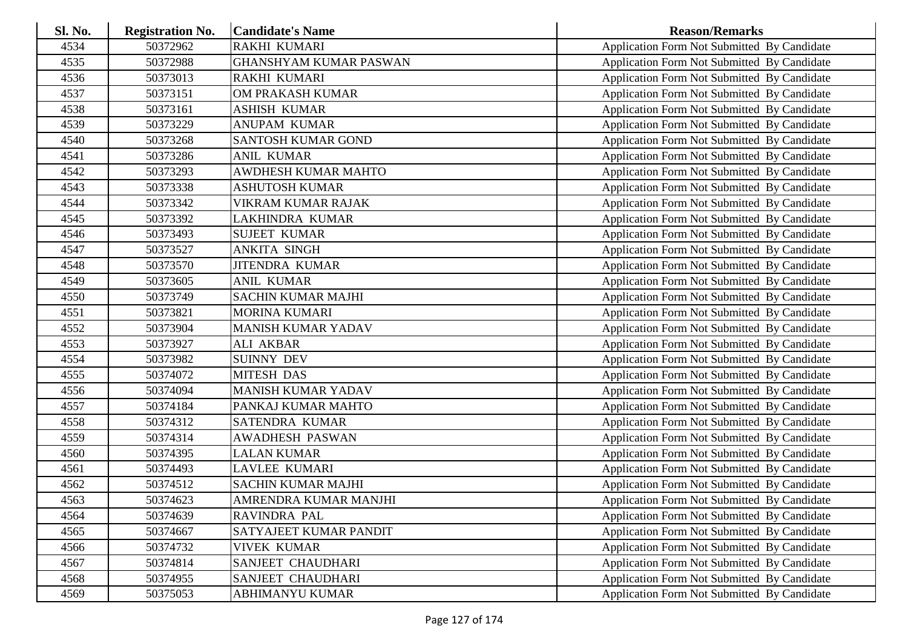| Sl. No. | Registration No. | Candidate's Name | Reason/Remarks |
|---|---|---|---|
| 4534 | 50372962 | RAKHI KUMARI | Application Form Not Submitted By Candidate |
| 4535 | 50372988 | GHANSHYAM KUMAR PASWAN | Application Form Not Submitted By Candidate |
| 4536 | 50373013 | RAKHI KUMARI | Application Form Not Submitted By Candidate |
| 4537 | 50373151 | OM PRAKASH KUMAR | Application Form Not Submitted By Candidate |
| 4538 | 50373161 | ASHISH KUMAR | Application Form Not Submitted By Candidate |
| 4539 | 50373229 | ANUPAM KUMAR | Application Form Not Submitted By Candidate |
| 4540 | 50373268 | SANTOSH KUMAR GOND | Application Form Not Submitted By Candidate |
| 4541 | 50373286 | ANIL KUMAR | Application Form Not Submitted By Candidate |
| 4542 | 50373293 | AWDHESH KUMAR MAHTO | Application Form Not Submitted By Candidate |
| 4543 | 50373338 | ASHUTOSH KUMAR | Application Form Not Submitted By Candidate |
| 4544 | 50373342 | VIKRAM KUMAR RAJAK | Application Form Not Submitted By Candidate |
| 4545 | 50373392 | LAKHINDRA KUMAR | Application Form Not Submitted By Candidate |
| 4546 | 50373493 | SUJEET KUMAR | Application Form Not Submitted By Candidate |
| 4547 | 50373527 | ANKITA SINGH | Application Form Not Submitted By Candidate |
| 4548 | 50373570 | JITENDRA KUMAR | Application Form Not Submitted By Candidate |
| 4549 | 50373605 | ANIL KUMAR | Application Form Not Submitted By Candidate |
| 4550 | 50373749 | SACHIN KUMAR MAJHI | Application Form Not Submitted By Candidate |
| 4551 | 50373821 | MORINA KUMARI | Application Form Not Submitted By Candidate |
| 4552 | 50373904 | MANISH KUMAR YADAV | Application Form Not Submitted By Candidate |
| 4553 | 50373927 | ALI AKBAR | Application Form Not Submitted By Candidate |
| 4554 | 50373982 | SUINNY DEV | Application Form Not Submitted By Candidate |
| 4555 | 50374072 | MITESH DAS | Application Form Not Submitted By Candidate |
| 4556 | 50374094 | MANISH KUMAR YADAV | Application Form Not Submitted By Candidate |
| 4557 | 50374184 | PANKAJ KUMAR MAHTO | Application Form Not Submitted By Candidate |
| 4558 | 50374312 | SATENDRA KUMAR | Application Form Not Submitted By Candidate |
| 4559 | 50374314 | AWADHESH PASWAN | Application Form Not Submitted By Candidate |
| 4560 | 50374395 | LALAN KUMAR | Application Form Not Submitted By Candidate |
| 4561 | 50374493 | LAVLEE KUMARI | Application Form Not Submitted By Candidate |
| 4562 | 50374512 | SACHIN KUMAR MAJHI | Application Form Not Submitted By Candidate |
| 4563 | 50374623 | AMRENDRA KUMAR MANJHI | Application Form Not Submitted By Candidate |
| 4564 | 50374639 | RAVINDRA PAL | Application Form Not Submitted By Candidate |
| 4565 | 50374667 | SATYAJEET KUMAR PANDIT | Application Form Not Submitted By Candidate |
| 4566 | 50374732 | VIVEK KUMAR | Application Form Not Submitted By Candidate |
| 4567 | 50374814 | SANJEET CHAUDHARI | Application Form Not Submitted By Candidate |
| 4568 | 50374955 | SANJEET CHAUDHARI | Application Form Not Submitted By Candidate |
| 4569 | 50375053 | ABHIMANYU KUMAR | Application Form Not Submitted By Candidate |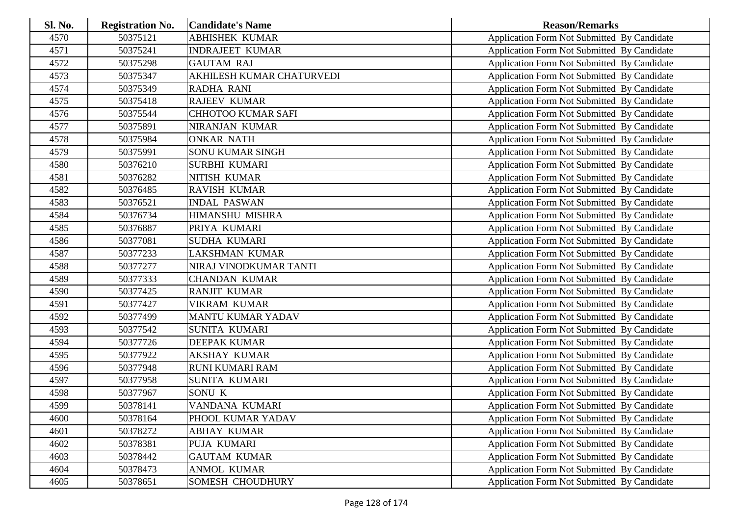| Sl. No. | Registration No. | Candidate's Name | Reason/Remarks |
|---|---|---|---|
| 4570 | 50375121 | ABHISHEK KUMAR | Application Form Not Submitted By Candidate |
| 4571 | 50375241 | INDRAJEET KUMAR | Application Form Not Submitted By Candidate |
| 4572 | 50375298 | GAUTAM RAJ | Application Form Not Submitted By Candidate |
| 4573 | 50375347 | AKHILESH KUMAR CHATURVEDI | Application Form Not Submitted By Candidate |
| 4574 | 50375349 | RADHA RANI | Application Form Not Submitted By Candidate |
| 4575 | 50375418 | RAJEEV KUMAR | Application Form Not Submitted By Candidate |
| 4576 | 50375544 | CHHOTOO KUMAR SAFI | Application Form Not Submitted By Candidate |
| 4577 | 50375891 | NIRANJAN KUMAR | Application Form Not Submitted By Candidate |
| 4578 | 50375984 | ONKAR NATH | Application Form Not Submitted By Candidate |
| 4579 | 50375991 | SONU KUMAR SINGH | Application Form Not Submitted By Candidate |
| 4580 | 50376210 | SURBHI KUMARI | Application Form Not Submitted By Candidate |
| 4581 | 50376282 | NITISH KUMAR | Application Form Not Submitted By Candidate |
| 4582 | 50376485 | RAVISH KUMAR | Application Form Not Submitted By Candidate |
| 4583 | 50376521 | INDAL PASWAN | Application Form Not Submitted By Candidate |
| 4584 | 50376734 | HIMANSHU MISHRA | Application Form Not Submitted By Candidate |
| 4585 | 50376887 | PRIYA KUMARI | Application Form Not Submitted By Candidate |
| 4586 | 50377081 | SUDHA KUMARI | Application Form Not Submitted By Candidate |
| 4587 | 50377233 | LAKSHMAN KUMAR | Application Form Not Submitted By Candidate |
| 4588 | 50377277 | NIRAJ VINODKUMAR TANTI | Application Form Not Submitted By Candidate |
| 4589 | 50377333 | CHANDAN KUMAR | Application Form Not Submitted By Candidate |
| 4590 | 50377425 | RANJIT KUMAR | Application Form Not Submitted By Candidate |
| 4591 | 50377427 | VIKRAM KUMAR | Application Form Not Submitted By Candidate |
| 4592 | 50377499 | MANTU KUMAR YADAV | Application Form Not Submitted By Candidate |
| 4593 | 50377542 | SUNITA KUMARI | Application Form Not Submitted By Candidate |
| 4594 | 50377726 | DEEPAK KUMAR | Application Form Not Submitted By Candidate |
| 4595 | 50377922 | AKSHAY KUMAR | Application Form Not Submitted By Candidate |
| 4596 | 50377948 | RUNI KUMARI RAM | Application Form Not Submitted By Candidate |
| 4597 | 50377958 | SUNITA KUMARI | Application Form Not Submitted By Candidate |
| 4598 | 50377967 | SONU K | Application Form Not Submitted By Candidate |
| 4599 | 50378141 | VANDANA KUMARI | Application Form Not Submitted By Candidate |
| 4600 | 50378164 | PHOOL KUMAR YADAV | Application Form Not Submitted By Candidate |
| 4601 | 50378272 | ABHAY KUMAR | Application Form Not Submitted By Candidate |
| 4602 | 50378381 | PUJA KUMARI | Application Form Not Submitted By Candidate |
| 4603 | 50378442 | GAUTAM KUMAR | Application Form Not Submitted By Candidate |
| 4604 | 50378473 | ANMOL KUMAR | Application Form Not Submitted By Candidate |
| 4605 | 50378651 | SOMESH CHOUDHURY | Application Form Not Submitted By Candidate |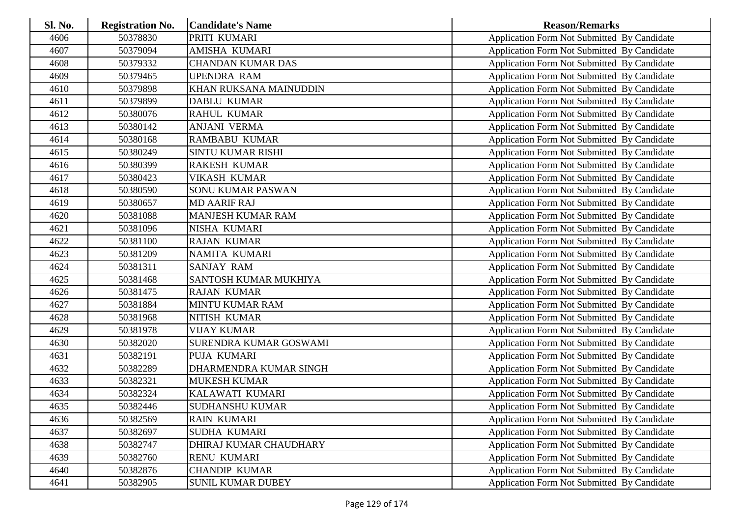| Sl. No. | Registration No. | Candidate's Name | Reason/Remarks |
|---|---|---|---|
| 4606 | 50378830 | PRITI KUMARI | Application Form Not Submitted By Candidate |
| 4607 | 50379094 | AMISHA KUMARI | Application Form Not Submitted By Candidate |
| 4608 | 50379332 | CHANDAN KUMAR DAS | Application Form Not Submitted By Candidate |
| 4609 | 50379465 | UPENDRA RAM | Application Form Not Submitted By Candidate |
| 4610 | 50379898 | KHAN RUKSANA MAINUDDIN | Application Form Not Submitted By Candidate |
| 4611 | 50379899 | DABLU KUMAR | Application Form Not Submitted By Candidate |
| 4612 | 50380076 | RAHUL KUMAR | Application Form Not Submitted By Candidate |
| 4613 | 50380142 | ANJANI VERMA | Application Form Not Submitted By Candidate |
| 4614 | 50380168 | RAMBABU KUMAR | Application Form Not Submitted By Candidate |
| 4615 | 50380249 | SINTU KUMAR RISHI | Application Form Not Submitted By Candidate |
| 4616 | 50380399 | RAKESH KUMAR | Application Form Not Submitted By Candidate |
| 4617 | 50380423 | VIKASH KUMAR | Application Form Not Submitted By Candidate |
| 4618 | 50380590 | SONU KUMAR PASWAN | Application Form Not Submitted By Candidate |
| 4619 | 50380657 | MD AARIF RAJ | Application Form Not Submitted By Candidate |
| 4620 | 50381088 | MANJESH KUMAR RAM | Application Form Not Submitted By Candidate |
| 4621 | 50381096 | NISHA KUMARI | Application Form Not Submitted By Candidate |
| 4622 | 50381100 | RAJAN KUMAR | Application Form Not Submitted By Candidate |
| 4623 | 50381209 | NAMITA KUMARI | Application Form Not Submitted By Candidate |
| 4624 | 50381311 | SANJAY RAM | Application Form Not Submitted By Candidate |
| 4625 | 50381468 | SANTOSH KUMAR MUKHIYA | Application Form Not Submitted By Candidate |
| 4626 | 50381475 | RAJAN KUMAR | Application Form Not Submitted By Candidate |
| 4627 | 50381884 | MINTU KUMAR RAM | Application Form Not Submitted By Candidate |
| 4628 | 50381968 | NITISH KUMAR | Application Form Not Submitted By Candidate |
| 4629 | 50381978 | VIJAY KUMAR | Application Form Not Submitted By Candidate |
| 4630 | 50382020 | SURENDRA KUMAR GOSWAMI | Application Form Not Submitted By Candidate |
| 4631 | 50382191 | PUJA KUMARI | Application Form Not Submitted By Candidate |
| 4632 | 50382289 | DHARMENDRA KUMAR SINGH | Application Form Not Submitted By Candidate |
| 4633 | 50382321 | MUKESH KUMAR | Application Form Not Submitted By Candidate |
| 4634 | 50382324 | KALAWATI KUMARI | Application Form Not Submitted By Candidate |
| 4635 | 50382446 | SUDHANSHU KUMAR | Application Form Not Submitted By Candidate |
| 4636 | 50382569 | RAIN KUMARI | Application Form Not Submitted By Candidate |
| 4637 | 50382697 | SUDHA KUMARI | Application Form Not Submitted By Candidate |
| 4638 | 50382747 | DHIRAJ KUMAR CHAUDHARY | Application Form Not Submitted By Candidate |
| 4639 | 50382760 | RENU KUMARI | Application Form Not Submitted By Candidate |
| 4640 | 50382876 | CHANDIP KUMAR | Application Form Not Submitted By Candidate |
| 4641 | 50382905 | SUNIL KUMAR DUBEY | Application Form Not Submitted By Candidate |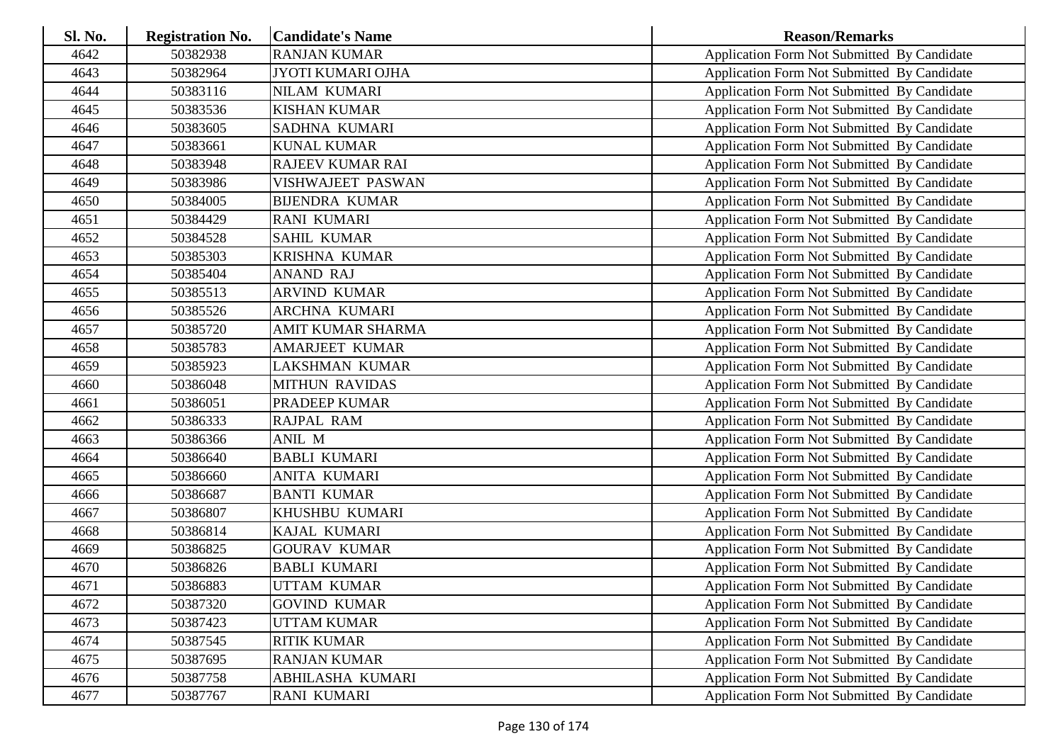| Sl. No. | Registration No. | Candidate's Name | Reason/Remarks |
|---|---|---|---|
| 4642 | 50382938 | RANJAN KUMAR | Application Form Not Submitted By Candidate |
| 4643 | 50382964 | JYOTI KUMARI OJHA | Application Form Not Submitted By Candidate |
| 4644 | 50383116 | NILAM KUMARI | Application Form Not Submitted By Candidate |
| 4645 | 50383536 | KISHAN KUMAR | Application Form Not Submitted By Candidate |
| 4646 | 50383605 | SADHNA KUMARI | Application Form Not Submitted By Candidate |
| 4647 | 50383661 | KUNAL KUMAR | Application Form Not Submitted By Candidate |
| 4648 | 50383948 | RAJEEV KUMAR RAI | Application Form Not Submitted By Candidate |
| 4649 | 50383986 | VISHWAJEET PASWAN | Application Form Not Submitted By Candidate |
| 4650 | 50384005 | BIJENDRA KUMAR | Application Form Not Submitted By Candidate |
| 4651 | 50384429 | RANI KUMARI | Application Form Not Submitted By Candidate |
| 4652 | 50384528 | SAHIL KUMAR | Application Form Not Submitted By Candidate |
| 4653 | 50385303 | KRISHNA KUMAR | Application Form Not Submitted By Candidate |
| 4654 | 50385404 | ANAND RAJ | Application Form Not Submitted By Candidate |
| 4655 | 50385513 | ARVIND KUMAR | Application Form Not Submitted By Candidate |
| 4656 | 50385526 | ARCHNA KUMARI | Application Form Not Submitted By Candidate |
| 4657 | 50385720 | AMIT KUMAR SHARMA | Application Form Not Submitted By Candidate |
| 4658 | 50385783 | AMARJEET KUMAR | Application Form Not Submitted By Candidate |
| 4659 | 50385923 | LAKSHMAN KUMAR | Application Form Not Submitted By Candidate |
| 4660 | 50386048 | MITHUN RAVIDAS | Application Form Not Submitted By Candidate |
| 4661 | 50386051 | PRADEEP KUMAR | Application Form Not Submitted By Candidate |
| 4662 | 50386333 | RAJPAL RAM | Application Form Not Submitted By Candidate |
| 4663 | 50386366 | ANIL M | Application Form Not Submitted By Candidate |
| 4664 | 50386640 | BABLI KUMARI | Application Form Not Submitted By Candidate |
| 4665 | 50386660 | ANITA KUMARI | Application Form Not Submitted By Candidate |
| 4666 | 50386687 | BANTI KUMAR | Application Form Not Submitted By Candidate |
| 4667 | 50386807 | KHUSHBU KUMARI | Application Form Not Submitted By Candidate |
| 4668 | 50386814 | KAJAL KUMARI | Application Form Not Submitted By Candidate |
| 4669 | 50386825 | GOURAV KUMAR | Application Form Not Submitted By Candidate |
| 4670 | 50386826 | BABLI KUMARI | Application Form Not Submitted By Candidate |
| 4671 | 50386883 | UTTAM KUMAR | Application Form Not Submitted By Candidate |
| 4672 | 50387320 | GOVIND KUMAR | Application Form Not Submitted By Candidate |
| 4673 | 50387423 | UTTAM KUMAR | Application Form Not Submitted By Candidate |
| 4674 | 50387545 | RITIK KUMAR | Application Form Not Submitted By Candidate |
| 4675 | 50387695 | RANJAN KUMAR | Application Form Not Submitted By Candidate |
| 4676 | 50387758 | ABHILASHA KUMARI | Application Form Not Submitted By Candidate |
| 4677 | 50387767 | RANI KUMARI | Application Form Not Submitted By Candidate |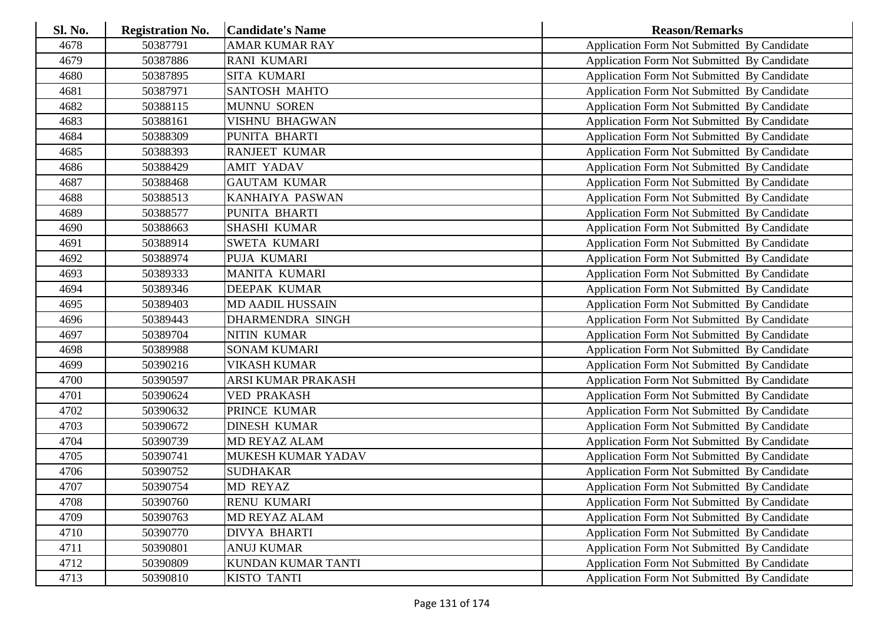| Sl. No. | Registration No. | Candidate's Name | Reason/Remarks |
| --- | --- | --- | --- |
| 4678 | 50387791 | AMAR KUMAR RAY | Application Form Not Submitted By Candidate |
| 4679 | 50387886 | RANI KUMARI | Application Form Not Submitted By Candidate |
| 4680 | 50387895 | SITA KUMARI | Application Form Not Submitted By Candidate |
| 4681 | 50387971 | SANTOSH MAHTO | Application Form Not Submitted By Candidate |
| 4682 | 50388115 | MUNNU SOREN | Application Form Not Submitted By Candidate |
| 4683 | 50388161 | VISHNU BHAGWAN | Application Form Not Submitted By Candidate |
| 4684 | 50388309 | PUNITA BHARTI | Application Form Not Submitted By Candidate |
| 4685 | 50388393 | RANJEET KUMAR | Application Form Not Submitted By Candidate |
| 4686 | 50388429 | AMIT YADAV | Application Form Not Submitted By Candidate |
| 4687 | 50388468 | GAUTAM KUMAR | Application Form Not Submitted By Candidate |
| 4688 | 50388513 | KANHAIYA PASWAN | Application Form Not Submitted By Candidate |
| 4689 | 50388577 | PUNITA BHARTI | Application Form Not Submitted By Candidate |
| 4690 | 50388663 | SHASHI KUMAR | Application Form Not Submitted By Candidate |
| 4691 | 50388914 | SWETA KUMARI | Application Form Not Submitted By Candidate |
| 4692 | 50388974 | PUJA KUMARI | Application Form Not Submitted By Candidate |
| 4693 | 50389333 | MANITA KUMARI | Application Form Not Submitted By Candidate |
| 4694 | 50389346 | DEEPAK KUMAR | Application Form Not Submitted By Candidate |
| 4695 | 50389403 | MD AADIL HUSSAIN | Application Form Not Submitted By Candidate |
| 4696 | 50389443 | DHARMENDRA SINGH | Application Form Not Submitted By Candidate |
| 4697 | 50389704 | NITIN KUMAR | Application Form Not Submitted By Candidate |
| 4698 | 50389988 | SONAM KUMARI | Application Form Not Submitted By Candidate |
| 4699 | 50390216 | VIKASH KUMAR | Application Form Not Submitted By Candidate |
| 4700 | 50390597 | ARSI KUMAR PRAKASH | Application Form Not Submitted By Candidate |
| 4701 | 50390624 | VED PRAKASH | Application Form Not Submitted By Candidate |
| 4702 | 50390632 | PRINCE KUMAR | Application Form Not Submitted By Candidate |
| 4703 | 50390672 | DINESH KUMAR | Application Form Not Submitted By Candidate |
| 4704 | 50390739 | MD REYAZ ALAM | Application Form Not Submitted By Candidate |
| 4705 | 50390741 | MUKESH KUMAR YADAV | Application Form Not Submitted By Candidate |
| 4706 | 50390752 | SUDHAKAR | Application Form Not Submitted By Candidate |
| 4707 | 50390754 | MD REYAZ | Application Form Not Submitted By Candidate |
| 4708 | 50390760 | RENU KUMARI | Application Form Not Submitted By Candidate |
| 4709 | 50390763 | MD REYAZ ALAM | Application Form Not Submitted By Candidate |
| 4710 | 50390770 | DIVYA BHARTI | Application Form Not Submitted By Candidate |
| 4711 | 50390801 | ANUJ KUMAR | Application Form Not Submitted By Candidate |
| 4712 | 50390809 | KUNDAN KUMAR TANTI | Application Form Not Submitted By Candidate |
| 4713 | 50390810 | KISTO TANTI | Application Form Not Submitted By Candidate |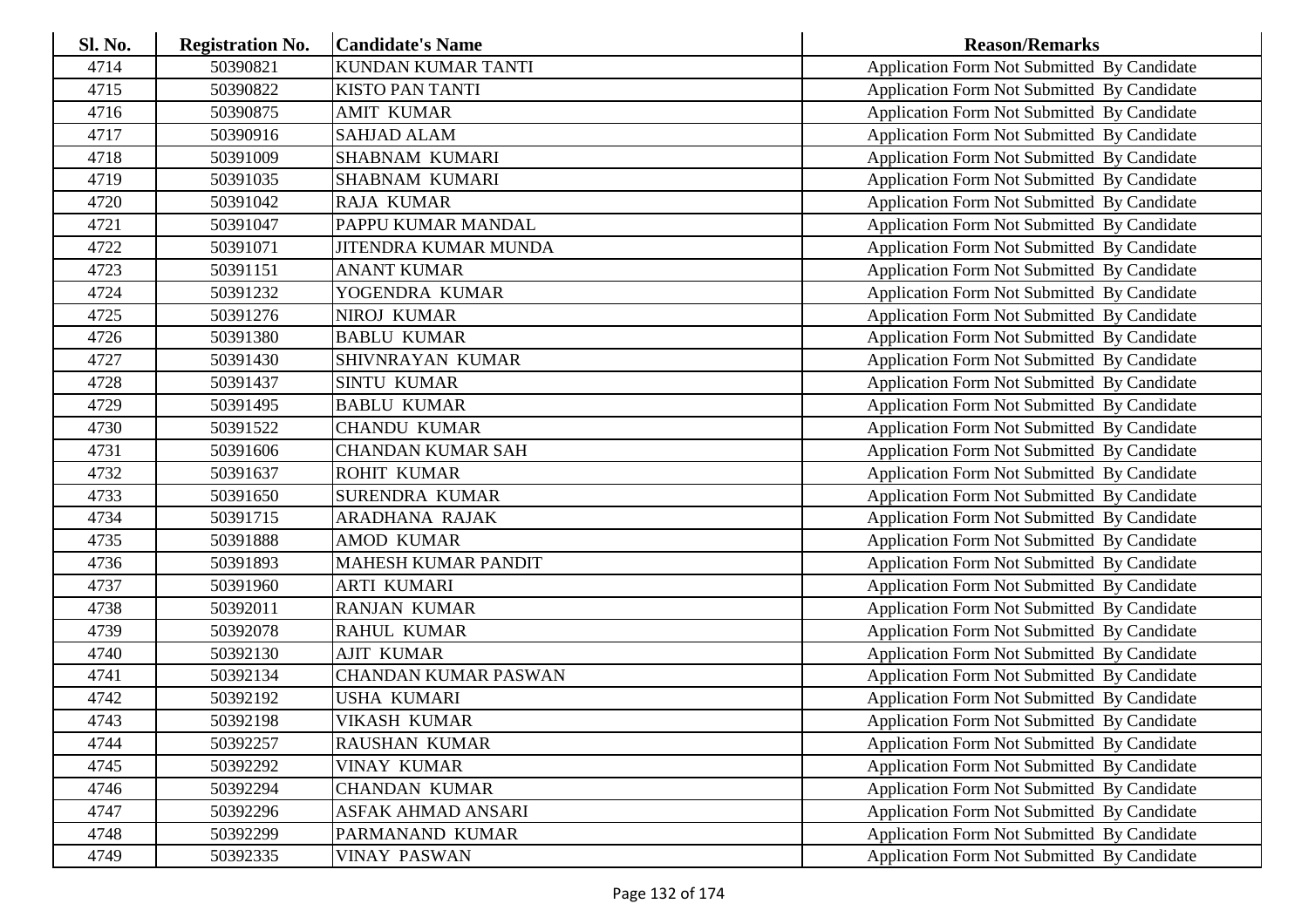| Sl. No. | Registration No. | Candidate's Name | Reason/Remarks |
|---|---|---|---|
| 4714 | 50390821 | KUNDAN KUMAR TANTI | Application Form Not Submitted By Candidate |
| 4715 | 50390822 | KISTO PAN TANTI | Application Form Not Submitted By Candidate |
| 4716 | 50390875 | AMIT KUMAR | Application Form Not Submitted By Candidate |
| 4717 | 50390916 | SAHJAD ALAM | Application Form Not Submitted By Candidate |
| 4718 | 50391009 | SHABNAM KUMARI | Application Form Not Submitted By Candidate |
| 4719 | 50391035 | SHABNAM KUMARI | Application Form Not Submitted By Candidate |
| 4720 | 50391042 | RAJA KUMAR | Application Form Not Submitted By Candidate |
| 4721 | 50391047 | PAPPU KUMAR MANDAL | Application Form Not Submitted By Candidate |
| 4722 | 50391071 | JITENDRA KUMAR MUNDA | Application Form Not Submitted By Candidate |
| 4723 | 50391151 | ANANT KUMAR | Application Form Not Submitted By Candidate |
| 4724 | 50391232 | YOGENDRA KUMAR | Application Form Not Submitted By Candidate |
| 4725 | 50391276 | NIROJ KUMAR | Application Form Not Submitted By Candidate |
| 4726 | 50391380 | BABLU KUMAR | Application Form Not Submitted By Candidate |
| 4727 | 50391430 | SHIVNRAYAN KUMAR | Application Form Not Submitted By Candidate |
| 4728 | 50391437 | SINTU KUMAR | Application Form Not Submitted By Candidate |
| 4729 | 50391495 | BABLU KUMAR | Application Form Not Submitted By Candidate |
| 4730 | 50391522 | CHANDU KUMAR | Application Form Not Submitted By Candidate |
| 4731 | 50391606 | CHANDAN KUMAR SAH | Application Form Not Submitted By Candidate |
| 4732 | 50391637 | ROHIT KUMAR | Application Form Not Submitted By Candidate |
| 4733 | 50391650 | SURENDRA KUMAR | Application Form Not Submitted By Candidate |
| 4734 | 50391715 | ARADHANA RAJAK | Application Form Not Submitted By Candidate |
| 4735 | 50391888 | AMOD KUMAR | Application Form Not Submitted By Candidate |
| 4736 | 50391893 | MAHESH KUMAR PANDIT | Application Form Not Submitted By Candidate |
| 4737 | 50391960 | ARTI KUMARI | Application Form Not Submitted By Candidate |
| 4738 | 50392011 | RANJAN KUMAR | Application Form Not Submitted By Candidate |
| 4739 | 50392078 | RAHUL KUMAR | Application Form Not Submitted By Candidate |
| 4740 | 50392130 | AJIT KUMAR | Application Form Not Submitted By Candidate |
| 4741 | 50392134 | CHANDAN KUMAR PASWAN | Application Form Not Submitted By Candidate |
| 4742 | 50392192 | USHA KUMARI | Application Form Not Submitted By Candidate |
| 4743 | 50392198 | VIKASH KUMAR | Application Form Not Submitted By Candidate |
| 4744 | 50392257 | RAUSHAN KUMAR | Application Form Not Submitted By Candidate |
| 4745 | 50392292 | VINAY KUMAR | Application Form Not Submitted By Candidate |
| 4746 | 50392294 | CHANDAN KUMAR | Application Form Not Submitted By Candidate |
| 4747 | 50392296 | ASFAK AHMAD ANSARI | Application Form Not Submitted By Candidate |
| 4748 | 50392299 | PARMANAND KUMAR | Application Form Not Submitted By Candidate |
| 4749 | 50392335 | VINAY PASWAN | Application Form Not Submitted By Candidate |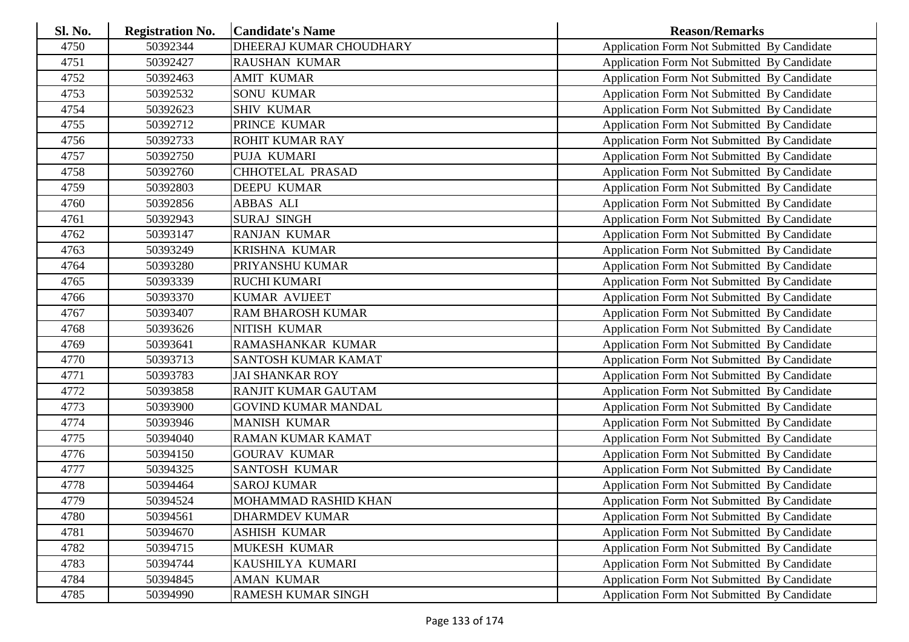| Sl. No. | Registration No. | Candidate's Name | Reason/Remarks |
|---|---|---|---|
| 4750 | 50392344 | DHEERAJ KUMAR CHOUDHARY | Application Form Not Submitted By Candidate |
| 4751 | 50392427 | RAUSHAN KUMAR | Application Form Not Submitted By Candidate |
| 4752 | 50392463 | AMIT KUMAR | Application Form Not Submitted By Candidate |
| 4753 | 50392532 | SONU KUMAR | Application Form Not Submitted By Candidate |
| 4754 | 50392623 | SHIV KUMAR | Application Form Not Submitted By Candidate |
| 4755 | 50392712 | PRINCE KUMAR | Application Form Not Submitted By Candidate |
| 4756 | 50392733 | ROHIT KUMAR RAY | Application Form Not Submitted By Candidate |
| 4757 | 50392750 | PUJA KUMARI | Application Form Not Submitted By Candidate |
| 4758 | 50392760 | CHHOTELAL PRASAD | Application Form Not Submitted By Candidate |
| 4759 | 50392803 | DEEPU KUMAR | Application Form Not Submitted By Candidate |
| 4760 | 50392856 | ABBAS ALI | Application Form Not Submitted By Candidate |
| 4761 | 50392943 | SURAJ SINGH | Application Form Not Submitted By Candidate |
| 4762 | 50393147 | RANJAN KUMAR | Application Form Not Submitted By Candidate |
| 4763 | 50393249 | KRISHNA KUMAR | Application Form Not Submitted By Candidate |
| 4764 | 50393280 | PRIYANSHU KUMAR | Application Form Not Submitted By Candidate |
| 4765 | 50393339 | RUCHI KUMARI | Application Form Not Submitted By Candidate |
| 4766 | 50393370 | KUMAR AVIJEET | Application Form Not Submitted By Candidate |
| 4767 | 50393407 | RAM BHAROSH KUMAR | Application Form Not Submitted By Candidate |
| 4768 | 50393626 | NITISH KUMAR | Application Form Not Submitted By Candidate |
| 4769 | 50393641 | RAMASHANKAR KUMAR | Application Form Not Submitted By Candidate |
| 4770 | 50393713 | SANTOSH KUMAR KAMAT | Application Form Not Submitted By Candidate |
| 4771 | 50393783 | JAI SHANKAR ROY | Application Form Not Submitted By Candidate |
| 4772 | 50393858 | RANJIT KUMAR GAUTAM | Application Form Not Submitted By Candidate |
| 4773 | 50393900 | GOVIND KUMAR MANDAL | Application Form Not Submitted By Candidate |
| 4774 | 50393946 | MANISH KUMAR | Application Form Not Submitted By Candidate |
| 4775 | 50394040 | RAMAN KUMAR KAMAT | Application Form Not Submitted By Candidate |
| 4776 | 50394150 | GOURAV KUMAR | Application Form Not Submitted By Candidate |
| 4777 | 50394325 | SANTOSH KUMAR | Application Form Not Submitted By Candidate |
| 4778 | 50394464 | SAROJ KUMAR | Application Form Not Submitted By Candidate |
| 4779 | 50394524 | MOHAMMAD RASHID KHAN | Application Form Not Submitted By Candidate |
| 4780 | 50394561 | DHARMDEV KUMAR | Application Form Not Submitted By Candidate |
| 4781 | 50394670 | ASHISH KUMAR | Application Form Not Submitted By Candidate |
| 4782 | 50394715 | MUKESH KUMAR | Application Form Not Submitted By Candidate |
| 4783 | 50394744 | KAUSHILYA KUMARI | Application Form Not Submitted By Candidate |
| 4784 | 50394845 | AMAN KUMAR | Application Form Not Submitted By Candidate |
| 4785 | 50394990 | RAMESH KUMAR SINGH | Application Form Not Submitted By Candidate |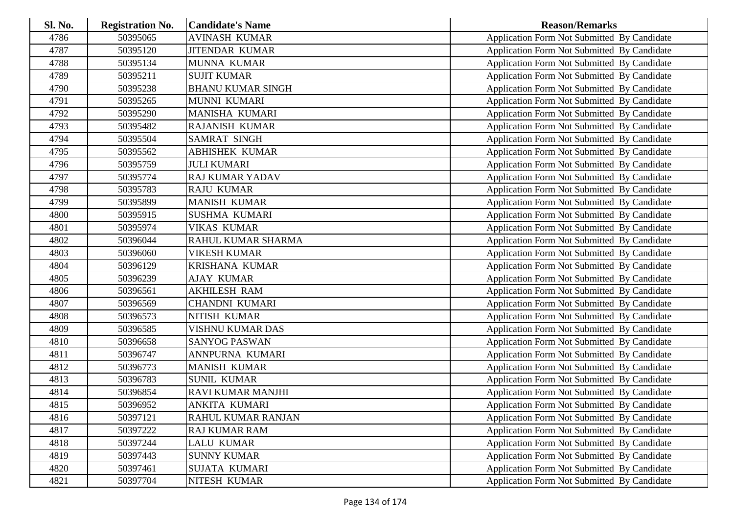| Sl. No. | Registration No. | Candidate's Name | Reason/Remarks |
|---|---|---|---|
| 4786 | 50395065 | AVINASH KUMAR | Application Form Not Submitted By Candidate |
| 4787 | 50395120 | JITENDAR KUMAR | Application Form Not Submitted By Candidate |
| 4788 | 50395134 | MUNNA KUMAR | Application Form Not Submitted By Candidate |
| 4789 | 50395211 | SUJIT KUMAR | Application Form Not Submitted By Candidate |
| 4790 | 50395238 | BHANU KUMAR SINGH | Application Form Not Submitted By Candidate |
| 4791 | 50395265 | MUNNI KUMARI | Application Form Not Submitted By Candidate |
| 4792 | 50395290 | MANISHA KUMARI | Application Form Not Submitted By Candidate |
| 4793 | 50395482 | RAJANISH KUMAR | Application Form Not Submitted By Candidate |
| 4794 | 50395504 | SAMRAT SINGH | Application Form Not Submitted By Candidate |
| 4795 | 50395562 | ABHISHEK KUMAR | Application Form Not Submitted By Candidate |
| 4796 | 50395759 | JULI KUMARI | Application Form Not Submitted By Candidate |
| 4797 | 50395774 | RAJ KUMAR YADAV | Application Form Not Submitted By Candidate |
| 4798 | 50395783 | RAJU KUMAR | Application Form Not Submitted By Candidate |
| 4799 | 50395899 | MANISH KUMAR | Application Form Not Submitted By Candidate |
| 4800 | 50395915 | SUSHMA KUMARI | Application Form Not Submitted By Candidate |
| 4801 | 50395974 | VIKAS KUMAR | Application Form Not Submitted By Candidate |
| 4802 | 50396044 | RAHUL KUMAR SHARMA | Application Form Not Submitted By Candidate |
| 4803 | 50396060 | VIKESH KUMAR | Application Form Not Submitted By Candidate |
| 4804 | 50396129 | KRISHANA KUMAR | Application Form Not Submitted By Candidate |
| 4805 | 50396239 | AJAY KUMAR | Application Form Not Submitted By Candidate |
| 4806 | 50396561 | AKHILESH RAM | Application Form Not Submitted By Candidate |
| 4807 | 50396569 | CHANDNI KUMARI | Application Form Not Submitted By Candidate |
| 4808 | 50396573 | NITISH KUMAR | Application Form Not Submitted By Candidate |
| 4809 | 50396585 | VISHNU KUMAR DAS | Application Form Not Submitted By Candidate |
| 4810 | 50396658 | SANYOG PASWAN | Application Form Not Submitted By Candidate |
| 4811 | 50396747 | ANNPURNA KUMARI | Application Form Not Submitted By Candidate |
| 4812 | 50396773 | MANISH KUMAR | Application Form Not Submitted By Candidate |
| 4813 | 50396783 | SUNIL KUMAR | Application Form Not Submitted By Candidate |
| 4814 | 50396854 | RAVI KUMAR MANJHI | Application Form Not Submitted By Candidate |
| 4815 | 50396952 | ANKITA KUMARI | Application Form Not Submitted By Candidate |
| 4816 | 50397121 | RAHUL KUMAR RANJAN | Application Form Not Submitted By Candidate |
| 4817 | 50397222 | RAJ KUMAR RAM | Application Form Not Submitted By Candidate |
| 4818 | 50397244 | LALU KUMAR | Application Form Not Submitted By Candidate |
| 4819 | 50397443 | SUNNY KUMAR | Application Form Not Submitted By Candidate |
| 4820 | 50397461 | SUJATA KUMARI | Application Form Not Submitted By Candidate |
| 4821 | 50397704 | NITESH KUMAR | Application Form Not Submitted By Candidate |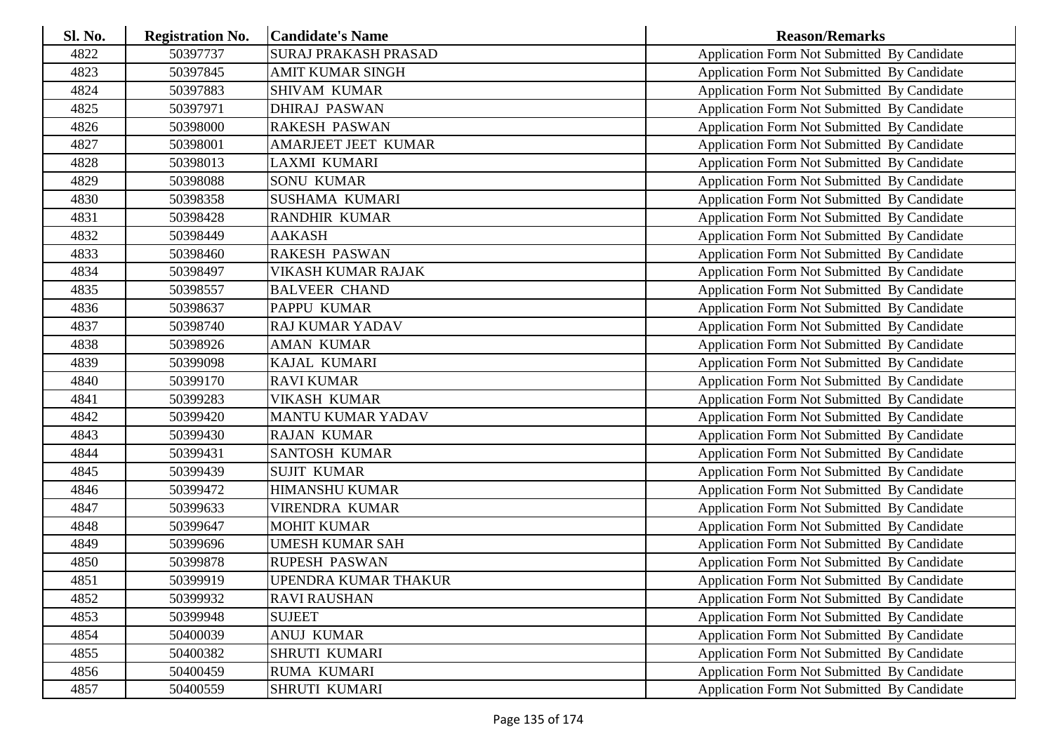| Sl. No. | Registration No. | Candidate's Name | Reason/Remarks |
|---|---|---|---|
| 4822 | 50397737 | SURAJ PRAKASH PRASAD | Application Form Not Submitted By Candidate |
| 4823 | 50397845 | AMIT KUMAR SINGH | Application Form Not Submitted By Candidate |
| 4824 | 50397883 | SHIVAM KUMAR | Application Form Not Submitted By Candidate |
| 4825 | 50397971 | DHIRAJ PASWAN | Application Form Not Submitted By Candidate |
| 4826 | 50398000 | RAKESH PASWAN | Application Form Not Submitted By Candidate |
| 4827 | 50398001 | AMARJEET JEET KUMAR | Application Form Not Submitted By Candidate |
| 4828 | 50398013 | LAXMI KUMARI | Application Form Not Submitted By Candidate |
| 4829 | 50398088 | SONU KUMAR | Application Form Not Submitted By Candidate |
| 4830 | 50398358 | SUSHAMA KUMARI | Application Form Not Submitted By Candidate |
| 4831 | 50398428 | RANDHIR KUMAR | Application Form Not Submitted By Candidate |
| 4832 | 50398449 | AAKASH | Application Form Not Submitted By Candidate |
| 4833 | 50398460 | RAKESH PASWAN | Application Form Not Submitted By Candidate |
| 4834 | 50398497 | VIKASH KUMAR RAJAK | Application Form Not Submitted By Candidate |
| 4835 | 50398557 | BALVEER CHAND | Application Form Not Submitted By Candidate |
| 4836 | 50398637 | PAPPU KUMAR | Application Form Not Submitted By Candidate |
| 4837 | 50398740 | RAJ KUMAR YADAV | Application Form Not Submitted By Candidate |
| 4838 | 50398926 | AMAN KUMAR | Application Form Not Submitted By Candidate |
| 4839 | 50399098 | KAJAL KUMARI | Application Form Not Submitted By Candidate |
| 4840 | 50399170 | RAVI KUMAR | Application Form Not Submitted By Candidate |
| 4841 | 50399283 | VIKASH KUMAR | Application Form Not Submitted By Candidate |
| 4842 | 50399420 | MANTU KUMAR YADAV | Application Form Not Submitted By Candidate |
| 4843 | 50399430 | RAJAN KUMAR | Application Form Not Submitted By Candidate |
| 4844 | 50399431 | SANTOSH KUMAR | Application Form Not Submitted By Candidate |
| 4845 | 50399439 | SUJIT KUMAR | Application Form Not Submitted By Candidate |
| 4846 | 50399472 | HIMANSHU KUMAR | Application Form Not Submitted By Candidate |
| 4847 | 50399633 | VIRENDRA KUMAR | Application Form Not Submitted By Candidate |
| 4848 | 50399647 | MOHIT KUMAR | Application Form Not Submitted By Candidate |
| 4849 | 50399696 | UMESH KUMAR SAH | Application Form Not Submitted By Candidate |
| 4850 | 50399878 | RUPESH PASWAN | Application Form Not Submitted By Candidate |
| 4851 | 50399919 | UPENDRA KUMAR THAKUR | Application Form Not Submitted By Candidate |
| 4852 | 50399932 | RAVI RAUSHAN | Application Form Not Submitted By Candidate |
| 4853 | 50399948 | SUJEET | Application Form Not Submitted By Candidate |
| 4854 | 50400039 | ANUJ KUMAR | Application Form Not Submitted By Candidate |
| 4855 | 50400382 | SHRUTI KUMARI | Application Form Not Submitted By Candidate |
| 4856 | 50400459 | RUMA KUMARI | Application Form Not Submitted By Candidate |
| 4857 | 50400559 | SHRUTI KUMARI | Application Form Not Submitted By Candidate |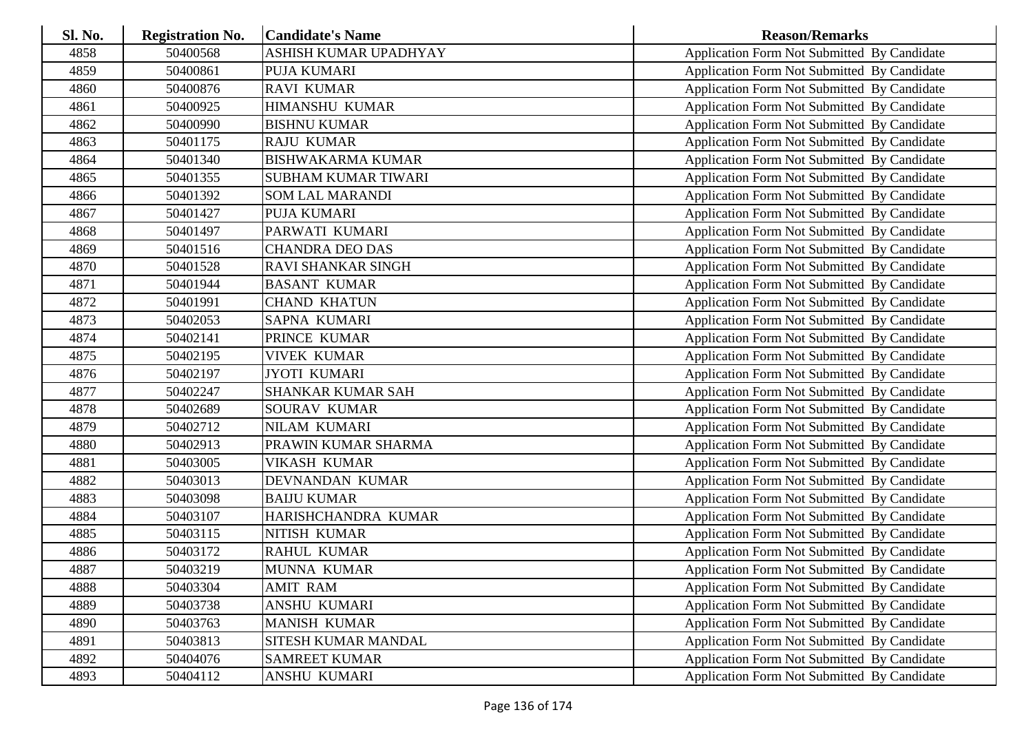| Sl. No. | Registration No. | Candidate's Name | Reason/Remarks |
| --- | --- | --- | --- |
| 4858 | 50400568 | ASHISH KUMAR UPADHYAY | Application Form Not Submitted By Candidate |
| 4859 | 50400861 | PUJA KUMARI | Application Form Not Submitted By Candidate |
| 4860 | 50400876 | RAVI KUMAR | Application Form Not Submitted By Candidate |
| 4861 | 50400925 | HIMANSHU KUMAR | Application Form Not Submitted By Candidate |
| 4862 | 50400990 | BISHNU KUMAR | Application Form Not Submitted By Candidate |
| 4863 | 50401175 | RAJU KUMAR | Application Form Not Submitted By Candidate |
| 4864 | 50401340 | BISHWAKARMA KUMAR | Application Form Not Submitted By Candidate |
| 4865 | 50401355 | SUBHAM KUMAR TIWARI | Application Form Not Submitted By Candidate |
| 4866 | 50401392 | SOM LAL MARANDI | Application Form Not Submitted By Candidate |
| 4867 | 50401427 | PUJA KUMARI | Application Form Not Submitted By Candidate |
| 4868 | 50401497 | PARWATI KUMARI | Application Form Not Submitted By Candidate |
| 4869 | 50401516 | CHANDRA DEO DAS | Application Form Not Submitted By Candidate |
| 4870 | 50401528 | RAVI SHANKAR SINGH | Application Form Not Submitted By Candidate |
| 4871 | 50401944 | BASANT KUMAR | Application Form Not Submitted By Candidate |
| 4872 | 50401991 | CHAND KHATUN | Application Form Not Submitted By Candidate |
| 4873 | 50402053 | SAPNA KUMARI | Application Form Not Submitted By Candidate |
| 4874 | 50402141 | PRINCE KUMAR | Application Form Not Submitted By Candidate |
| 4875 | 50402195 | VIVEK KUMAR | Application Form Not Submitted By Candidate |
| 4876 | 50402197 | JYOTI KUMARI | Application Form Not Submitted By Candidate |
| 4877 | 50402247 | SHANKAR KUMAR SAH | Application Form Not Submitted By Candidate |
| 4878 | 50402689 | SOURAV KUMAR | Application Form Not Submitted By Candidate |
| 4879 | 50402712 | NILAM KUMARI | Application Form Not Submitted By Candidate |
| 4880 | 50402913 | PRAWIN KUMAR SHARMA | Application Form Not Submitted By Candidate |
| 4881 | 50403005 | VIKASH KUMAR | Application Form Not Submitted By Candidate |
| 4882 | 50403013 | DEVNANDAN KUMAR | Application Form Not Submitted By Candidate |
| 4883 | 50403098 | BAIJU KUMAR | Application Form Not Submitted By Candidate |
| 4884 | 50403107 | HARISHCHANDRA KUMAR | Application Form Not Submitted By Candidate |
| 4885 | 50403115 | NITISH KUMAR | Application Form Not Submitted By Candidate |
| 4886 | 50403172 | RAHUL KUMAR | Application Form Not Submitted By Candidate |
| 4887 | 50403219 | MUNNA KUMAR | Application Form Not Submitted By Candidate |
| 4888 | 50403304 | AMIT RAM | Application Form Not Submitted By Candidate |
| 4889 | 50403738 | ANSHU KUMARI | Application Form Not Submitted By Candidate |
| 4890 | 50403763 | MANISH KUMAR | Application Form Not Submitted By Candidate |
| 4891 | 50403813 | SITESH KUMAR MANDAL | Application Form Not Submitted By Candidate |
| 4892 | 50404076 | SAMREET KUMAR | Application Form Not Submitted By Candidate |
| 4893 | 50404112 | ANSHU KUMARI | Application Form Not Submitted By Candidate |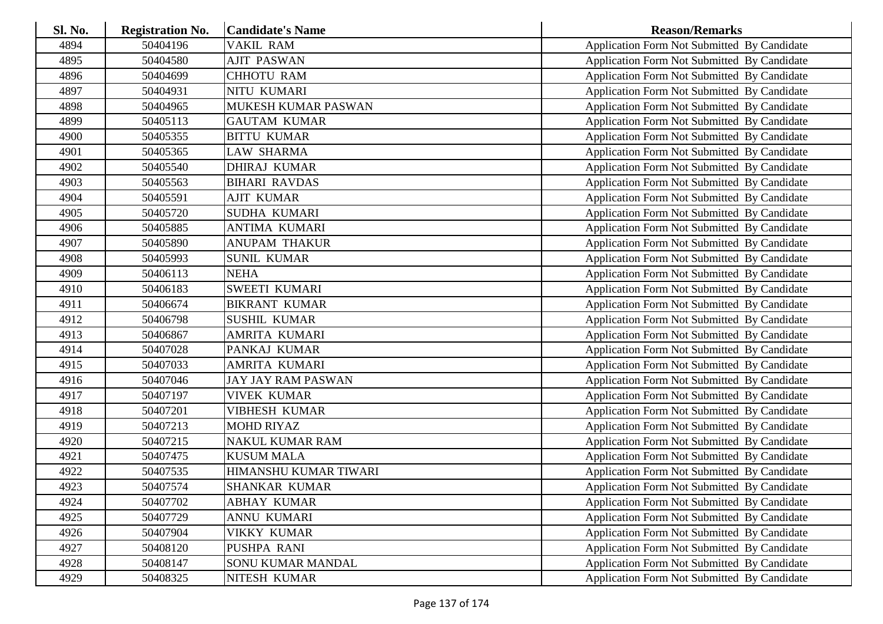| Sl. No. | Registration No. | Candidate's Name | Reason/Remarks |
|---|---|---|---|
| 4894 | 50404196 | VAKIL RAM | Application Form Not Submitted By Candidate |
| 4895 | 50404580 | AJIT PASWAN | Application Form Not Submitted By Candidate |
| 4896 | 50404699 | CHHOTU RAM | Application Form Not Submitted By Candidate |
| 4897 | 50404931 | NITU KUMARI | Application Form Not Submitted By Candidate |
| 4898 | 50404965 | MUKESH KUMAR PASWAN | Application Form Not Submitted By Candidate |
| 4899 | 50405113 | GAUTAM KUMAR | Application Form Not Submitted By Candidate |
| 4900 | 50405355 | BITTU KUMAR | Application Form Not Submitted By Candidate |
| 4901 | 50405365 | LAW SHARMA | Application Form Not Submitted By Candidate |
| 4902 | 50405540 | DHIRAJ KUMAR | Application Form Not Submitted By Candidate |
| 4903 | 50405563 | BIHARI RAVDAS | Application Form Not Submitted By Candidate |
| 4904 | 50405591 | AJIT KUMAR | Application Form Not Submitted By Candidate |
| 4905 | 50405720 | SUDHA KUMARI | Application Form Not Submitted By Candidate |
| 4906 | 50405885 | ANTIMA KUMARI | Application Form Not Submitted By Candidate |
| 4907 | 50405890 | ANUPAM THAKUR | Application Form Not Submitted By Candidate |
| 4908 | 50405993 | SUNIL KUMAR | Application Form Not Submitted By Candidate |
| 4909 | 50406113 | NEHA | Application Form Not Submitted By Candidate |
| 4910 | 50406183 | SWEETI KUMARI | Application Form Not Submitted By Candidate |
| 4911 | 50406674 | BIKRANT KUMAR | Application Form Not Submitted By Candidate |
| 4912 | 50406798 | SUSHIL KUMAR | Application Form Not Submitted By Candidate |
| 4913 | 50406867 | AMRITA KUMARI | Application Form Not Submitted By Candidate |
| 4914 | 50407028 | PANKAJ KUMAR | Application Form Not Submitted By Candidate |
| 4915 | 50407033 | AMRITA KUMARI | Application Form Not Submitted By Candidate |
| 4916 | 50407046 | JAY JAY RAM PASWAN | Application Form Not Submitted By Candidate |
| 4917 | 50407197 | VIVEK KUMAR | Application Form Not Submitted By Candidate |
| 4918 | 50407201 | VIBHESH KUMAR | Application Form Not Submitted By Candidate |
| 4919 | 50407213 | MOHD RIYAZ | Application Form Not Submitted By Candidate |
| 4920 | 50407215 | NAKUL KUMAR RAM | Application Form Not Submitted By Candidate |
| 4921 | 50407475 | KUSUM MALA | Application Form Not Submitted By Candidate |
| 4922 | 50407535 | HIMANSHU KUMAR TIWARI | Application Form Not Submitted By Candidate |
| 4923 | 50407574 | SHANKAR KUMAR | Application Form Not Submitted By Candidate |
| 4924 | 50407702 | ABHAY KUMAR | Application Form Not Submitted By Candidate |
| 4925 | 50407729 | ANNU KUMARI | Application Form Not Submitted By Candidate |
| 4926 | 50407904 | VIKKY KUMAR | Application Form Not Submitted By Candidate |
| 4927 | 50408120 | PUSHPA RANI | Application Form Not Submitted By Candidate |
| 4928 | 50408147 | SONU KUMAR MANDAL | Application Form Not Submitted By Candidate |
| 4929 | 50408325 | NITESH KUMAR | Application Form Not Submitted By Candidate |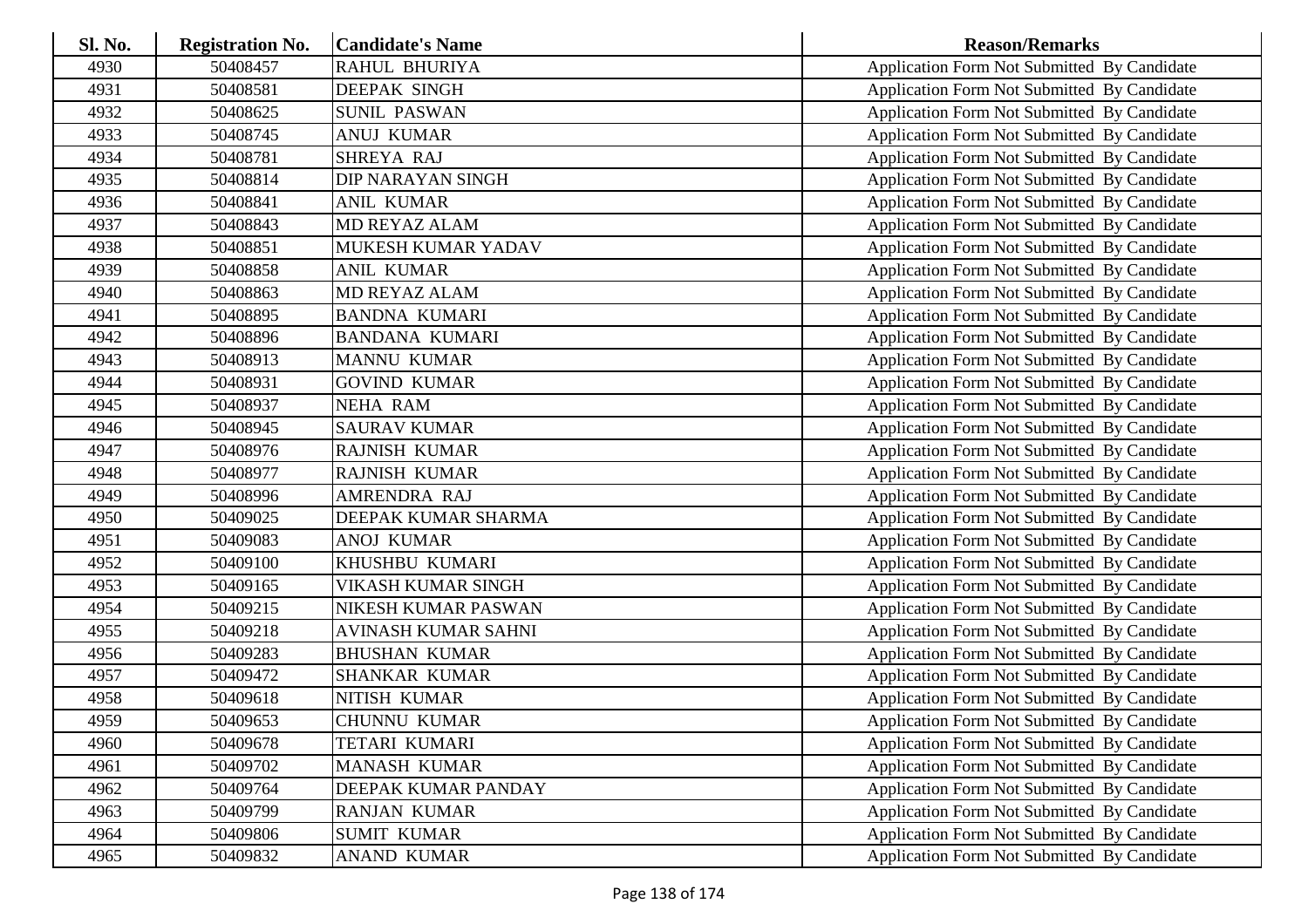| Sl. No. | Registration No. | Candidate's Name | Reason/Remarks |
|---|---|---|---|
| 4930 | 50408457 | RAHUL BHURIYA | Application Form Not Submitted By Candidate |
| 4931 | 50408581 | DEEPAK SINGH | Application Form Not Submitted By Candidate |
| 4932 | 50408625 | SUNIL PASWAN | Application Form Not Submitted By Candidate |
| 4933 | 50408745 | ANUJ KUMAR | Application Form Not Submitted By Candidate |
| 4934 | 50408781 | SHREYA RAJ | Application Form Not Submitted By Candidate |
| 4935 | 50408814 | DIP NARAYAN SINGH | Application Form Not Submitted By Candidate |
| 4936 | 50408841 | ANIL KUMAR | Application Form Not Submitted By Candidate |
| 4937 | 50408843 | MD REYAZ ALAM | Application Form Not Submitted By Candidate |
| 4938 | 50408851 | MUKESH KUMAR YADAV | Application Form Not Submitted By Candidate |
| 4939 | 50408858 | ANIL KUMAR | Application Form Not Submitted By Candidate |
| 4940 | 50408863 | MD REYAZ ALAM | Application Form Not Submitted By Candidate |
| 4941 | 50408895 | BANDNA KUMARI | Application Form Not Submitted By Candidate |
| 4942 | 50408896 | BANDANA KUMARI | Application Form Not Submitted By Candidate |
| 4943 | 50408913 | MANNU KUMAR | Application Form Not Submitted By Candidate |
| 4944 | 50408931 | GOVIND KUMAR | Application Form Not Submitted By Candidate |
| 4945 | 50408937 | NEHA RAM | Application Form Not Submitted By Candidate |
| 4946 | 50408945 | SAURAV KUMAR | Application Form Not Submitted By Candidate |
| 4947 | 50408976 | RAJNISH KUMAR | Application Form Not Submitted By Candidate |
| 4948 | 50408977 | RAJNISH KUMAR | Application Form Not Submitted By Candidate |
| 4949 | 50408996 | AMRENDRA RAJ | Application Form Not Submitted By Candidate |
| 4950 | 50409025 | DEEPAK KUMAR SHARMA | Application Form Not Submitted By Candidate |
| 4951 | 50409083 | ANOJ KUMAR | Application Form Not Submitted By Candidate |
| 4952 | 50409100 | KHUSHBU KUMARI | Application Form Not Submitted By Candidate |
| 4953 | 50409165 | VIKASH KUMAR SINGH | Application Form Not Submitted By Candidate |
| 4954 | 50409215 | NIKESH KUMAR PASWAN | Application Form Not Submitted By Candidate |
| 4955 | 50409218 | AVINASH KUMAR SAHNI | Application Form Not Submitted By Candidate |
| 4956 | 50409283 | BHUSHAN KUMAR | Application Form Not Submitted By Candidate |
| 4957 | 50409472 | SHANKAR KUMAR | Application Form Not Submitted By Candidate |
| 4958 | 50409618 | NITISH KUMAR | Application Form Not Submitted By Candidate |
| 4959 | 50409653 | CHUNNU KUMAR | Application Form Not Submitted By Candidate |
| 4960 | 50409678 | TETARI KUMARI | Application Form Not Submitted By Candidate |
| 4961 | 50409702 | MANASH KUMAR | Application Form Not Submitted By Candidate |
| 4962 | 50409764 | DEEPAK KUMAR PANDAY | Application Form Not Submitted By Candidate |
| 4963 | 50409799 | RANJAN KUMAR | Application Form Not Submitted By Candidate |
| 4964 | 50409806 | SUMIT KUMAR | Application Form Not Submitted By Candidate |
| 4965 | 50409832 | ANAND KUMAR | Application Form Not Submitted By Candidate |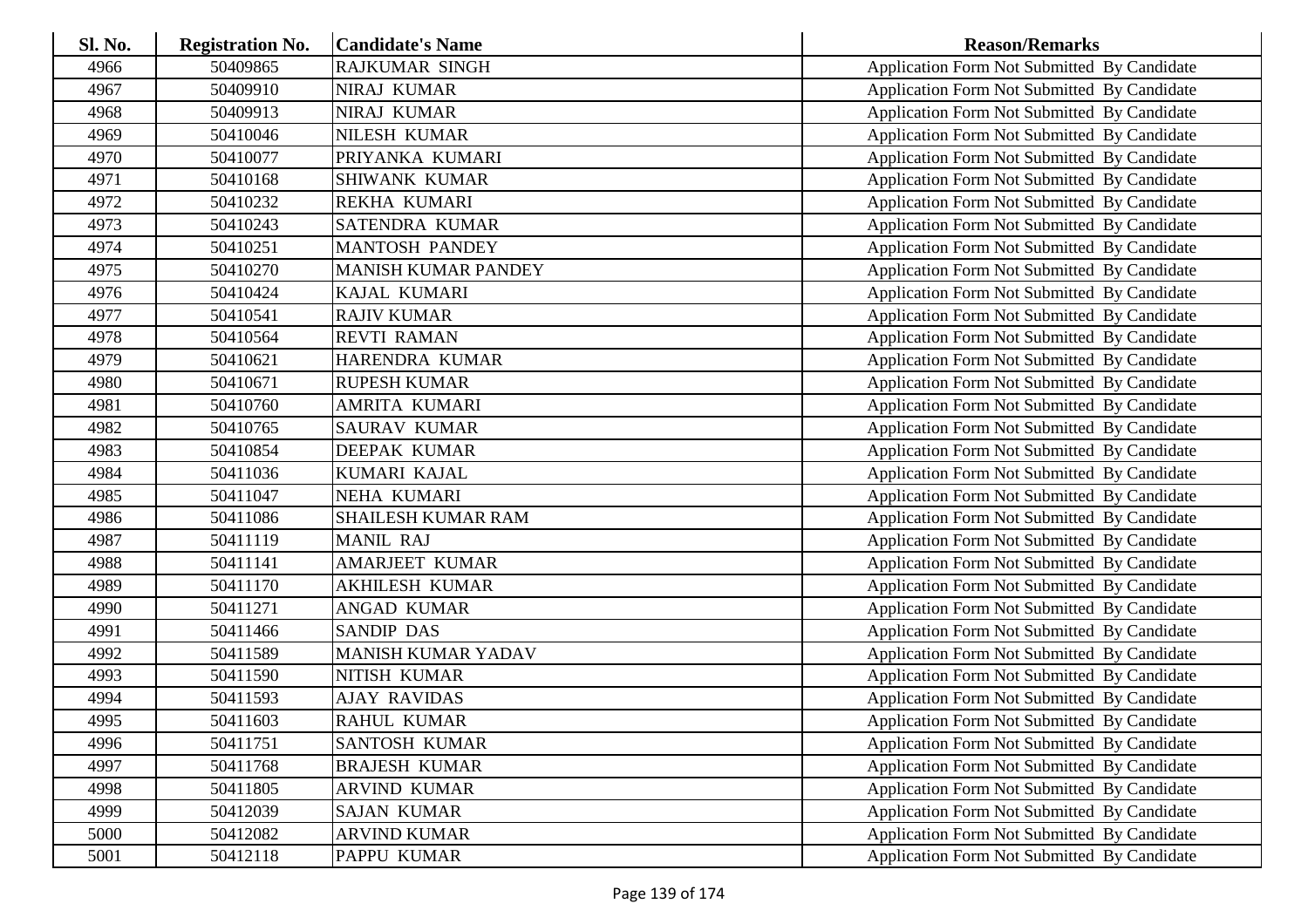| Sl. No. | Registration No. | Candidate's Name | Reason/Remarks |
|---|---|---|---|
| 4966 | 50409865 | RAJKUMAR SINGH | Application Form Not Submitted By Candidate |
| 4967 | 50409910 | NIRAJ KUMAR | Application Form Not Submitted By Candidate |
| 4968 | 50409913 | NIRAJ KUMAR | Application Form Not Submitted By Candidate |
| 4969 | 50410046 | NILESH KUMAR | Application Form Not Submitted By Candidate |
| 4970 | 50410077 | PRIYANKA KUMARI | Application Form Not Submitted By Candidate |
| 4971 | 50410168 | SHIWANK KUMAR | Application Form Not Submitted By Candidate |
| 4972 | 50410232 | REKHA KUMARI | Application Form Not Submitted By Candidate |
| 4973 | 50410243 | SATENDRA KUMAR | Application Form Not Submitted By Candidate |
| 4974 | 50410251 | MANTOSH PANDEY | Application Form Not Submitted By Candidate |
| 4975 | 50410270 | MANISH KUMAR PANDEY | Application Form Not Submitted By Candidate |
| 4976 | 50410424 | KAJAL KUMARI | Application Form Not Submitted By Candidate |
| 4977 | 50410541 | RAJIV KUMAR | Application Form Not Submitted By Candidate |
| 4978 | 50410564 | REVTI RAMAN | Application Form Not Submitted By Candidate |
| 4979 | 50410621 | HARENDRA KUMAR | Application Form Not Submitted By Candidate |
| 4980 | 50410671 | RUPESH KUMAR | Application Form Not Submitted By Candidate |
| 4981 | 50410760 | AMRITA KUMARI | Application Form Not Submitted By Candidate |
| 4982 | 50410765 | SAURAV KUMAR | Application Form Not Submitted By Candidate |
| 4983 | 50410854 | DEEPAK KUMAR | Application Form Not Submitted By Candidate |
| 4984 | 50411036 | KUMARI KAJAL | Application Form Not Submitted By Candidate |
| 4985 | 50411047 | NEHA KUMARI | Application Form Not Submitted By Candidate |
| 4986 | 50411086 | SHAILESH KUMAR RAM | Application Form Not Submitted By Candidate |
| 4987 | 50411119 | MANIL RAJ | Application Form Not Submitted By Candidate |
| 4988 | 50411141 | AMARJEET KUMAR | Application Form Not Submitted By Candidate |
| 4989 | 50411170 | AKHILESH KUMAR | Application Form Not Submitted By Candidate |
| 4990 | 50411271 | ANGAD KUMAR | Application Form Not Submitted By Candidate |
| 4991 | 50411466 | SANDIP DAS | Application Form Not Submitted By Candidate |
| 4992 | 50411589 | MANISH KUMAR YADAV | Application Form Not Submitted By Candidate |
| 4993 | 50411590 | NITISH KUMAR | Application Form Not Submitted By Candidate |
| 4994 | 50411593 | AJAY RAVIDAS | Application Form Not Submitted By Candidate |
| 4995 | 50411603 | RAHUL KUMAR | Application Form Not Submitted By Candidate |
| 4996 | 50411751 | SANTOSH KUMAR | Application Form Not Submitted By Candidate |
| 4997 | 50411768 | BRAJESH KUMAR | Application Form Not Submitted By Candidate |
| 4998 | 50411805 | ARVIND KUMAR | Application Form Not Submitted By Candidate |
| 4999 | 50412039 | SAJAN KUMAR | Application Form Not Submitted By Candidate |
| 5000 | 50412082 | ARVIND KUMAR | Application Form Not Submitted By Candidate |
| 5001 | 50412118 | PAPPU KUMAR | Application Form Not Submitted By Candidate |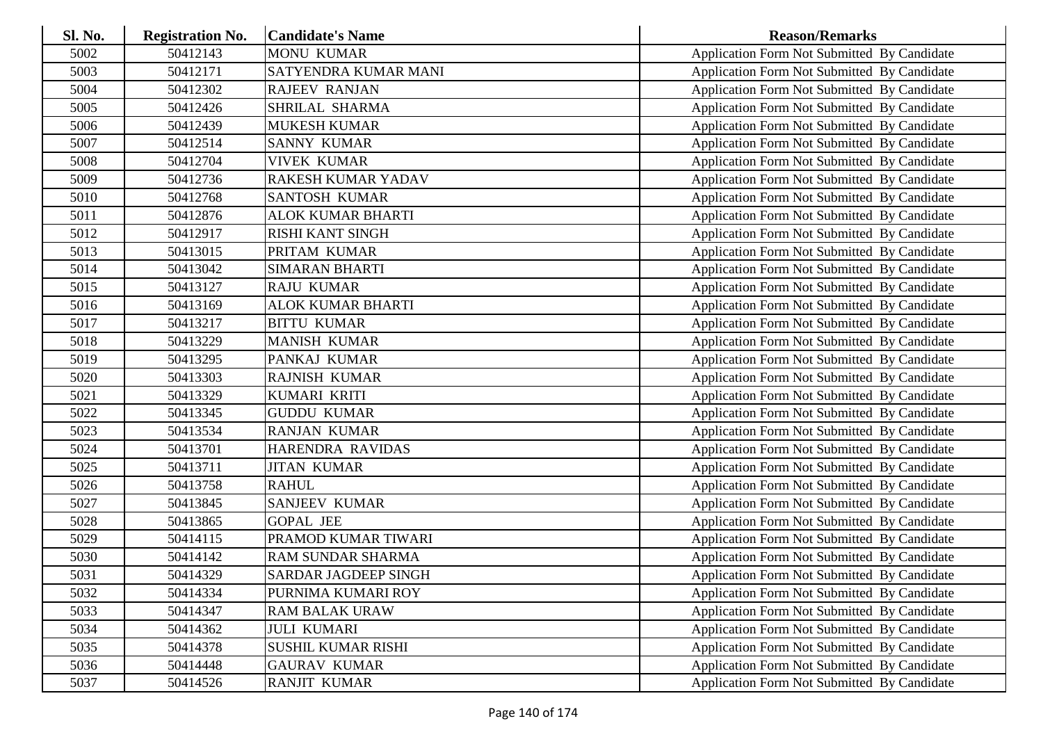| Sl. No. | Registration No. | Candidate's Name | Reason/Remarks |
|---|---|---|---|
| 5002 | 50412143 | MONU KUMAR | Application Form Not Submitted By Candidate |
| 5003 | 50412171 | SATYENDRA KUMAR MANI | Application Form Not Submitted By Candidate |
| 5004 | 50412302 | RAJEEV RANJAN | Application Form Not Submitted By Candidate |
| 5005 | 50412426 | SHRILAL SHARMA | Application Form Not Submitted By Candidate |
| 5006 | 50412439 | MUKESH KUMAR | Application Form Not Submitted By Candidate |
| 5007 | 50412514 | SANNY KUMAR | Application Form Not Submitted By Candidate |
| 5008 | 50412704 | VIVEK KUMAR | Application Form Not Submitted By Candidate |
| 5009 | 50412736 | RAKESH KUMAR YADAV | Application Form Not Submitted By Candidate |
| 5010 | 50412768 | SANTOSH KUMAR | Application Form Not Submitted By Candidate |
| 5011 | 50412876 | ALOK KUMAR BHARTI | Application Form Not Submitted By Candidate |
| 5012 | 50412917 | RISHI KANT SINGH | Application Form Not Submitted By Candidate |
| 5013 | 50413015 | PRITAM KUMAR | Application Form Not Submitted By Candidate |
| 5014 | 50413042 | SIMARAN BHARTI | Application Form Not Submitted By Candidate |
| 5015 | 50413127 | RAJU KUMAR | Application Form Not Submitted By Candidate |
| 5016 | 50413169 | ALOK KUMAR BHARTI | Application Form Not Submitted By Candidate |
| 5017 | 50413217 | BITTU KUMAR | Application Form Not Submitted By Candidate |
| 5018 | 50413229 | MANISH KUMAR | Application Form Not Submitted By Candidate |
| 5019 | 50413295 | PANKAJ KUMAR | Application Form Not Submitted By Candidate |
| 5020 | 50413303 | RAJNISH KUMAR | Application Form Not Submitted By Candidate |
| 5021 | 50413329 | KUMARI KRITI | Application Form Not Submitted By Candidate |
| 5022 | 50413345 | GUDDU KUMAR | Application Form Not Submitted By Candidate |
| 5023 | 50413534 | RANJAN KUMAR | Application Form Not Submitted By Candidate |
| 5024 | 50413701 | HARENDRA RAVIDAS | Application Form Not Submitted By Candidate |
| 5025 | 50413711 | JITAN KUMAR | Application Form Not Submitted By Candidate |
| 5026 | 50413758 | RAHUL | Application Form Not Submitted By Candidate |
| 5027 | 50413845 | SANJEEV KUMAR | Application Form Not Submitted By Candidate |
| 5028 | 50413865 | GOPAL JEE | Application Form Not Submitted By Candidate |
| 5029 | 50414115 | PRAMOD KUMAR TIWARI | Application Form Not Submitted By Candidate |
| 5030 | 50414142 | RAM SUNDAR SHARMA | Application Form Not Submitted By Candidate |
| 5031 | 50414329 | SARDAR JAGDEEP SINGH | Application Form Not Submitted By Candidate |
| 5032 | 50414334 | PURNIMA KUMARI ROY | Application Form Not Submitted By Candidate |
| 5033 | 50414347 | RAM BALAK URAW | Application Form Not Submitted By Candidate |
| 5034 | 50414362 | JULI KUMARI | Application Form Not Submitted By Candidate |
| 5035 | 50414378 | SUSHIL KUMAR RISHI | Application Form Not Submitted By Candidate |
| 5036 | 50414448 | GAURAV KUMAR | Application Form Not Submitted By Candidate |
| 5037 | 50414526 | RANJIT KUMAR | Application Form Not Submitted By Candidate |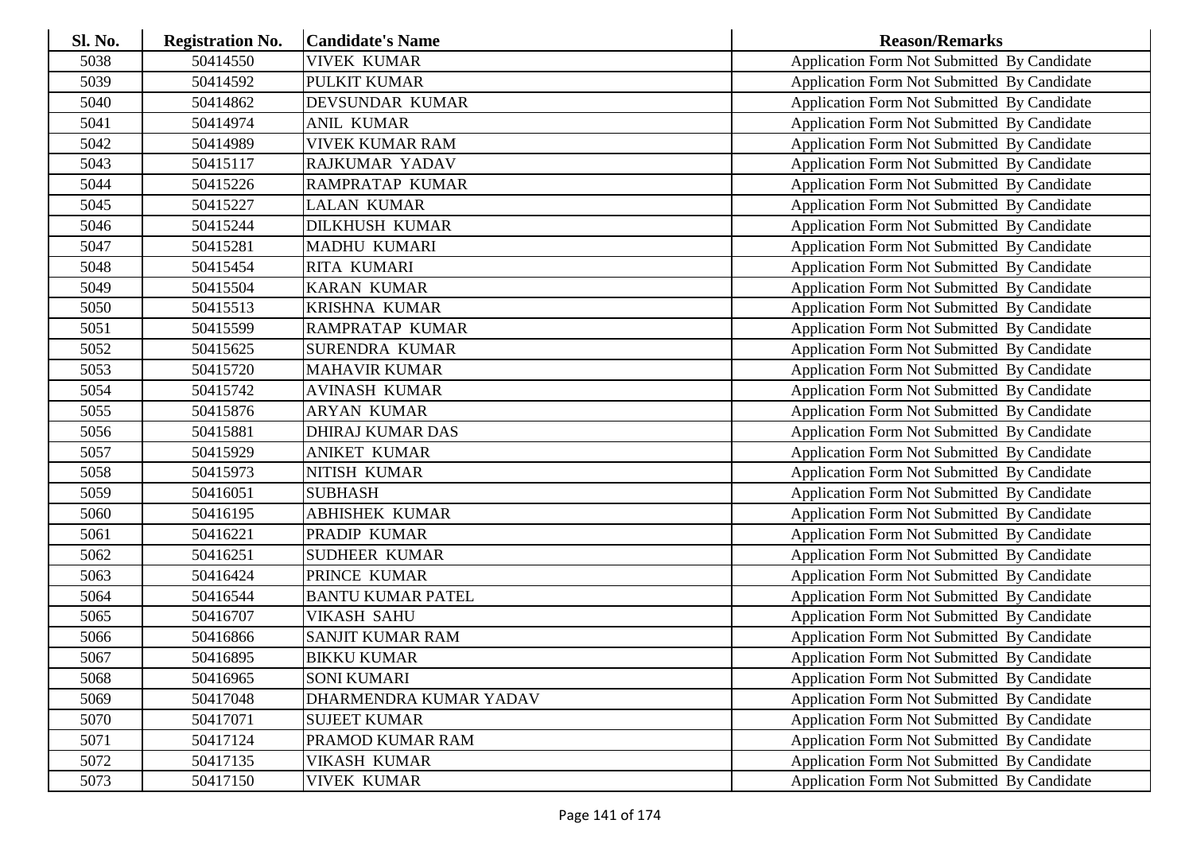| Sl. No. | Registration No. | Candidate's Name | Reason/Remarks |
|---|---|---|---|
| 5038 | 50414550 | VIVEK KUMAR | Application Form Not Submitted By Candidate |
| 5039 | 50414592 | PULKIT KUMAR | Application Form Not Submitted By Candidate |
| 5040 | 50414862 | DEVSUNDAR KUMAR | Application Form Not Submitted By Candidate |
| 5041 | 50414974 | ANIL KUMAR | Application Form Not Submitted By Candidate |
| 5042 | 50414989 | VIVEK KUMAR RAM | Application Form Not Submitted By Candidate |
| 5043 | 50415117 | RAJKUMAR YADAV | Application Form Not Submitted By Candidate |
| 5044 | 50415226 | RAMPRATAP KUMAR | Application Form Not Submitted By Candidate |
| 5045 | 50415227 | LALAN KUMAR | Application Form Not Submitted By Candidate |
| 5046 | 50415244 | DILKHUSH KUMAR | Application Form Not Submitted By Candidate |
| 5047 | 50415281 | MADHU KUMARI | Application Form Not Submitted By Candidate |
| 5048 | 50415454 | RITA KUMARI | Application Form Not Submitted By Candidate |
| 5049 | 50415504 | KARAN KUMAR | Application Form Not Submitted By Candidate |
| 5050 | 50415513 | KRISHNA KUMAR | Application Form Not Submitted By Candidate |
| 5051 | 50415599 | RAMPRATAP KUMAR | Application Form Not Submitted By Candidate |
| 5052 | 50415625 | SURENDRA KUMAR | Application Form Not Submitted By Candidate |
| 5053 | 50415720 | MAHAVIR KUMAR | Application Form Not Submitted By Candidate |
| 5054 | 50415742 | AVINASH KUMAR | Application Form Not Submitted By Candidate |
| 5055 | 50415876 | ARYAN KUMAR | Application Form Not Submitted By Candidate |
| 5056 | 50415881 | DHIRAJ KUMAR DAS | Application Form Not Submitted By Candidate |
| 5057 | 50415929 | ANIKET KUMAR | Application Form Not Submitted By Candidate |
| 5058 | 50415973 | NITISH KUMAR | Application Form Not Submitted By Candidate |
| 5059 | 50416051 | SUBHASH | Application Form Not Submitted By Candidate |
| 5060 | 50416195 | ABHISHEK KUMAR | Application Form Not Submitted By Candidate |
| 5061 | 50416221 | PRADIP KUMAR | Application Form Not Submitted By Candidate |
| 5062 | 50416251 | SUDHEER KUMAR | Application Form Not Submitted By Candidate |
| 5063 | 50416424 | PRINCE KUMAR | Application Form Not Submitted By Candidate |
| 5064 | 50416544 | BANTU KUMAR PATEL | Application Form Not Submitted By Candidate |
| 5065 | 50416707 | VIKASH SAHU | Application Form Not Submitted By Candidate |
| 5066 | 50416866 | SANJIT KUMAR RAM | Application Form Not Submitted By Candidate |
| 5067 | 50416895 | BIKKU KUMAR | Application Form Not Submitted By Candidate |
| 5068 | 50416965 | SONI KUMARI | Application Form Not Submitted By Candidate |
| 5069 | 50417048 | DHARMENDRA KUMAR YADAV | Application Form Not Submitted By Candidate |
| 5070 | 50417071 | SUJEET KUMAR | Application Form Not Submitted By Candidate |
| 5071 | 50417124 | PRAMOD KUMAR RAM | Application Form Not Submitted By Candidate |
| 5072 | 50417135 | VIKASH KUMAR | Application Form Not Submitted By Candidate |
| 5073 | 50417150 | VIVEK KUMAR | Application Form Not Submitted By Candidate |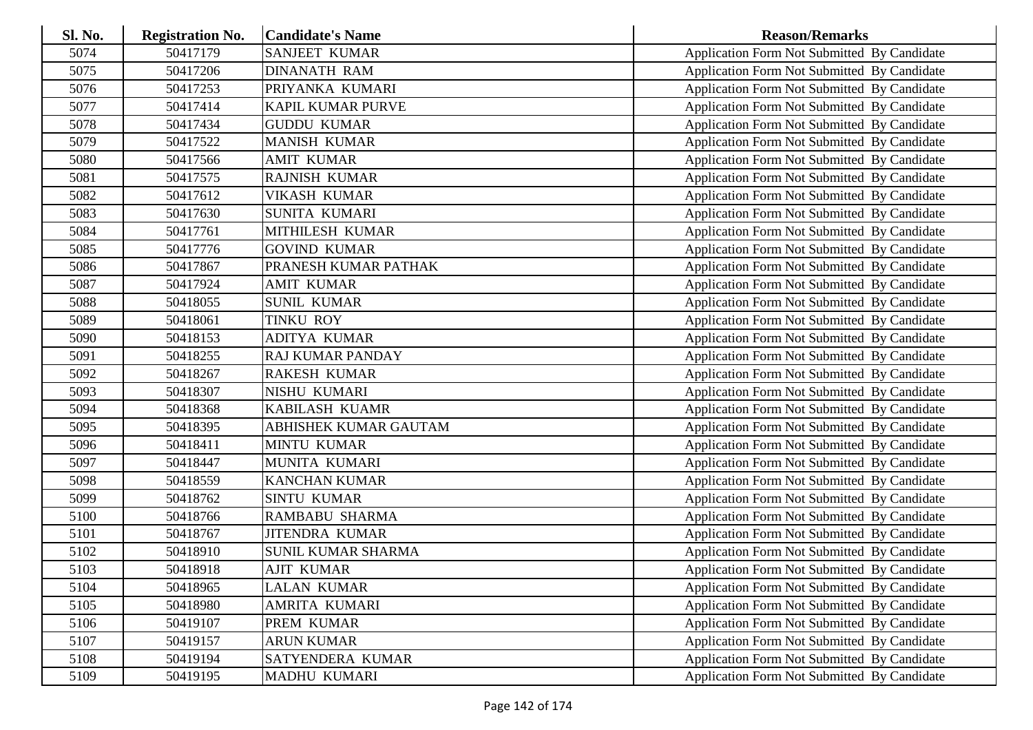| Sl. No. | Registration No. | Candidate's Name | Reason/Remarks |
|---|---|---|---|
| 5074 | 50417179 | SANJEET KUMAR | Application Form Not Submitted By Candidate |
| 5075 | 50417206 | DINANATH RAM | Application Form Not Submitted By Candidate |
| 5076 | 50417253 | PRIYANKA KUMARI | Application Form Not Submitted By Candidate |
| 5077 | 50417414 | KAPIL KUMAR PURVE | Application Form Not Submitted By Candidate |
| 5078 | 50417434 | GUDDU KUMAR | Application Form Not Submitted By Candidate |
| 5079 | 50417522 | MANISH KUMAR | Application Form Not Submitted By Candidate |
| 5080 | 50417566 | AMIT KUMAR | Application Form Not Submitted By Candidate |
| 5081 | 50417575 | RAJNISH KUMAR | Application Form Not Submitted By Candidate |
| 5082 | 50417612 | VIKASH KUMAR | Application Form Not Submitted By Candidate |
| 5083 | 50417630 | SUNITA KUMARI | Application Form Not Submitted By Candidate |
| 5084 | 50417761 | MITHILESH KUMAR | Application Form Not Submitted By Candidate |
| 5085 | 50417776 | GOVIND KUMAR | Application Form Not Submitted By Candidate |
| 5086 | 50417867 | PRANESH KUMAR PATHAK | Application Form Not Submitted By Candidate |
| 5087 | 50417924 | AMIT KUMAR | Application Form Not Submitted By Candidate |
| 5088 | 50418055 | SUNIL KUMAR | Application Form Not Submitted By Candidate |
| 5089 | 50418061 | TINKU ROY | Application Form Not Submitted By Candidate |
| 5090 | 50418153 | ADITYA KUMAR | Application Form Not Submitted By Candidate |
| 5091 | 50418255 | RAJ KUMAR PANDAY | Application Form Not Submitted By Candidate |
| 5092 | 50418267 | RAKESH KUMAR | Application Form Not Submitted By Candidate |
| 5093 | 50418307 | NISHU KUMARI | Application Form Not Submitted By Candidate |
| 5094 | 50418368 | KABILASH KUAMR | Application Form Not Submitted By Candidate |
| 5095 | 50418395 | ABHISHEK KUMAR GAUTAM | Application Form Not Submitted By Candidate |
| 5096 | 50418411 | MINTU KUMAR | Application Form Not Submitted By Candidate |
| 5097 | 50418447 | MUNITA KUMARI | Application Form Not Submitted By Candidate |
| 5098 | 50418559 | KANCHAN KUMAR | Application Form Not Submitted By Candidate |
| 5099 | 50418762 | SINTU KUMAR | Application Form Not Submitted By Candidate |
| 5100 | 50418766 | RAMBABU SHARMA | Application Form Not Submitted By Candidate |
| 5101 | 50418767 | JITENDRA KUMAR | Application Form Not Submitted By Candidate |
| 5102 | 50418910 | SUNIL KUMAR SHARMA | Application Form Not Submitted By Candidate |
| 5103 | 50418918 | AJIT KUMAR | Application Form Not Submitted By Candidate |
| 5104 | 50418965 | LALAN KUMAR | Application Form Not Submitted By Candidate |
| 5105 | 50418980 | AMRITA KUMARI | Application Form Not Submitted By Candidate |
| 5106 | 50419107 | PREM KUMAR | Application Form Not Submitted By Candidate |
| 5107 | 50419157 | ARUN KUMAR | Application Form Not Submitted By Candidate |
| 5108 | 50419194 | SATYENDERA KUMAR | Application Form Not Submitted By Candidate |
| 5109 | 50419195 | MADHU KUMARI | Application Form Not Submitted By Candidate |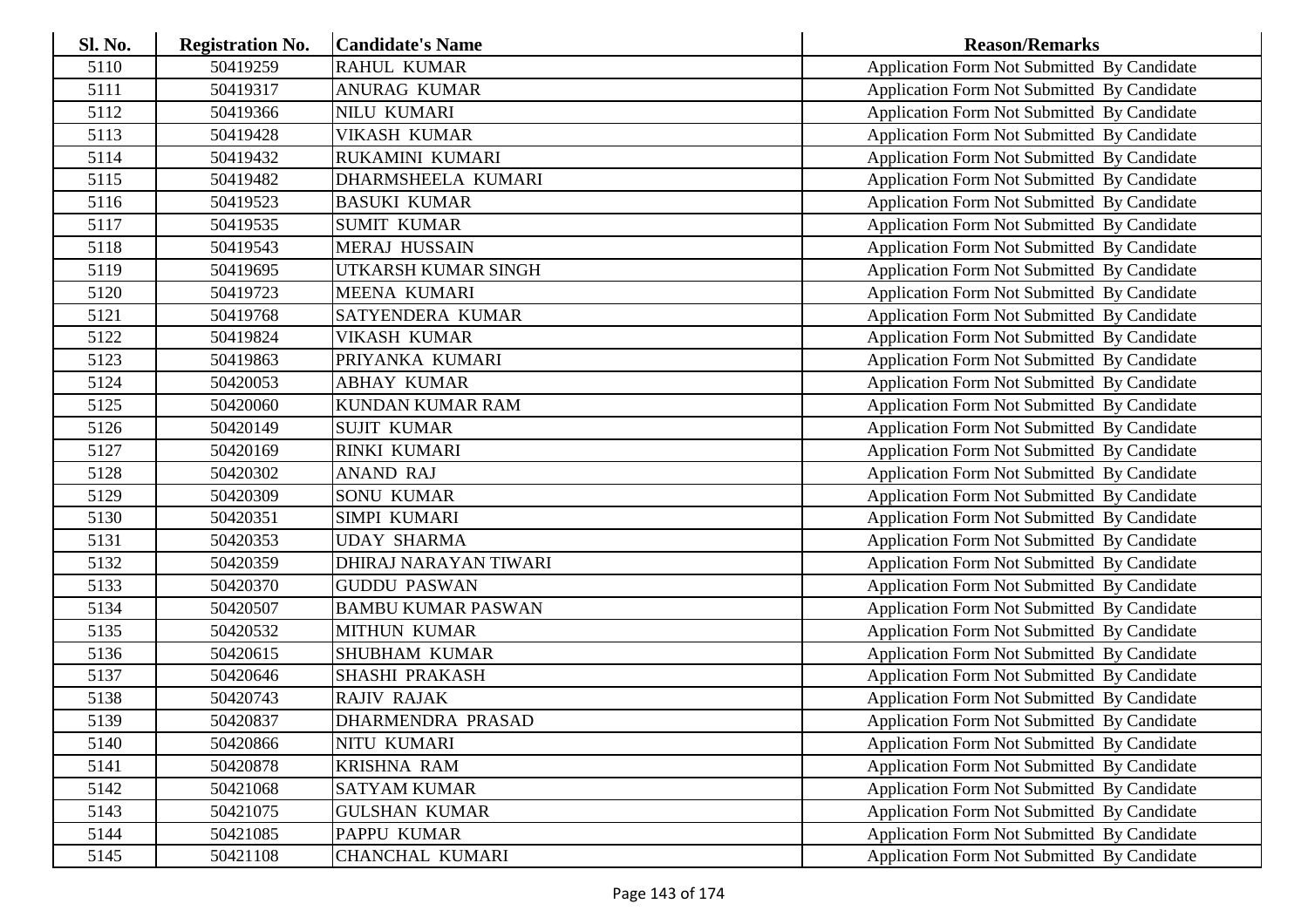| Sl. No. | Registration No. | Candidate's Name | Reason/Remarks |
|---|---|---|---|
| 5110 | 50419259 | RAHUL KUMAR | Application Form Not Submitted By Candidate |
| 5111 | 50419317 | ANURAG KUMAR | Application Form Not Submitted By Candidate |
| 5112 | 50419366 | NILU KUMARI | Application Form Not Submitted By Candidate |
| 5113 | 50419428 | VIKASH KUMAR | Application Form Not Submitted By Candidate |
| 5114 | 50419432 | RUKAMINI KUMARI | Application Form Not Submitted By Candidate |
| 5115 | 50419482 | DHARMSHEELA KUMARI | Application Form Not Submitted By Candidate |
| 5116 | 50419523 | BASUKI KUMAR | Application Form Not Submitted By Candidate |
| 5117 | 50419535 | SUMIT KUMAR | Application Form Not Submitted By Candidate |
| 5118 | 50419543 | MERAJ HUSSAIN | Application Form Not Submitted By Candidate |
| 5119 | 50419695 | UTKARSH KUMAR SINGH | Application Form Not Submitted By Candidate |
| 5120 | 50419723 | MEENA KUMARI | Application Form Not Submitted By Candidate |
| 5121 | 50419768 | SATYENDERA KUMAR | Application Form Not Submitted By Candidate |
| 5122 | 50419824 | VIKASH KUMAR | Application Form Not Submitted By Candidate |
| 5123 | 50419863 | PRIYANKA KUMARI | Application Form Not Submitted By Candidate |
| 5124 | 50420053 | ABHAY KUMAR | Application Form Not Submitted By Candidate |
| 5125 | 50420060 | KUNDAN KUMAR RAM | Application Form Not Submitted By Candidate |
| 5126 | 50420149 | SUJIT KUMAR | Application Form Not Submitted By Candidate |
| 5127 | 50420169 | RINKI KUMARI | Application Form Not Submitted By Candidate |
| 5128 | 50420302 | ANAND RAJ | Application Form Not Submitted By Candidate |
| 5129 | 50420309 | SONU KUMAR | Application Form Not Submitted By Candidate |
| 5130 | 50420351 | SIMPI KUMARI | Application Form Not Submitted By Candidate |
| 5131 | 50420353 | UDAY SHARMA | Application Form Not Submitted By Candidate |
| 5132 | 50420359 | DHIRAJ NARAYAN TIWARI | Application Form Not Submitted By Candidate |
| 5133 | 50420370 | GUDDU PASWAN | Application Form Not Submitted By Candidate |
| 5134 | 50420507 | BAMBU KUMAR PASWAN | Application Form Not Submitted By Candidate |
| 5135 | 50420532 | MITHUN KUMAR | Application Form Not Submitted By Candidate |
| 5136 | 50420615 | SHUBHAM KUMAR | Application Form Not Submitted By Candidate |
| 5137 | 50420646 | SHASHI PRAKASH | Application Form Not Submitted By Candidate |
| 5138 | 50420743 | RAJIV RAJAK | Application Form Not Submitted By Candidate |
| 5139 | 50420837 | DHARMENDRA PRASAD | Application Form Not Submitted By Candidate |
| 5140 | 50420866 | NITU KUMARI | Application Form Not Submitted By Candidate |
| 5141 | 50420878 | KRISHNA RAM | Application Form Not Submitted By Candidate |
| 5142 | 50421068 | SATYAM KUMAR | Application Form Not Submitted By Candidate |
| 5143 | 50421075 | GULSHAN KUMAR | Application Form Not Submitted By Candidate |
| 5144 | 50421085 | PAPPU KUMAR | Application Form Not Submitted By Candidate |
| 5145 | 50421108 | CHANCHAL KUMARI | Application Form Not Submitted By Candidate |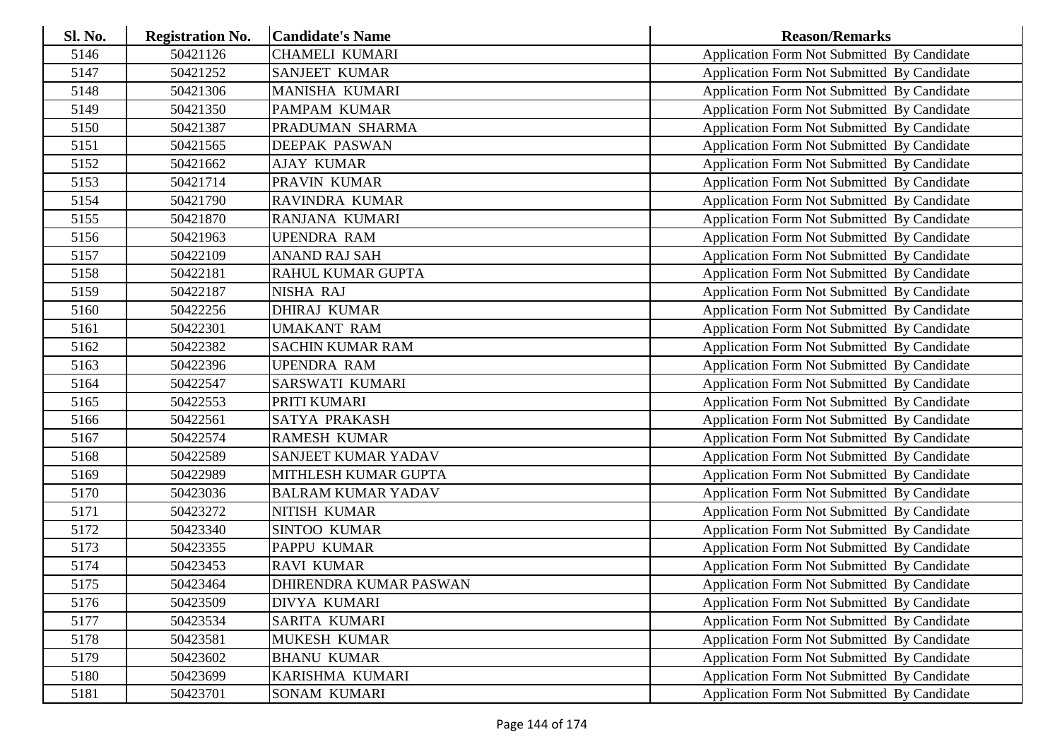| Sl. No. | Registration No. | Candidate's Name | Reason/Remarks |
|---|---|---|---|
| 5146 | 50421126 | CHAMELI KUMARI | Application Form Not Submitted By Candidate |
| 5147 | 50421252 | SANJEET KUMAR | Application Form Not Submitted By Candidate |
| 5148 | 50421306 | MANISHA KUMARI | Application Form Not Submitted By Candidate |
| 5149 | 50421350 | PAMPAM KUMAR | Application Form Not Submitted By Candidate |
| 5150 | 50421387 | PRADUMAN SHARMA | Application Form Not Submitted By Candidate |
| 5151 | 50421565 | DEEPAK PASWAN | Application Form Not Submitted By Candidate |
| 5152 | 50421662 | AJAY KUMAR | Application Form Not Submitted By Candidate |
| 5153 | 50421714 | PRAVIN KUMAR | Application Form Not Submitted By Candidate |
| 5154 | 50421790 | RAVINDRA KUMAR | Application Form Not Submitted By Candidate |
| 5155 | 50421870 | RANJANA KUMARI | Application Form Not Submitted By Candidate |
| 5156 | 50421963 | UPENDRA RAM | Application Form Not Submitted By Candidate |
| 5157 | 50422109 | ANAND RAJ SAH | Application Form Not Submitted By Candidate |
| 5158 | 50422181 | RAHUL KUMAR GUPTA | Application Form Not Submitted By Candidate |
| 5159 | 50422187 | NISHA RAJ | Application Form Not Submitted By Candidate |
| 5160 | 50422256 | DHIRAJ KUMAR | Application Form Not Submitted By Candidate |
| 5161 | 50422301 | UMAKANT RAM | Application Form Not Submitted By Candidate |
| 5162 | 50422382 | SACHIN KUMAR RAM | Application Form Not Submitted By Candidate |
| 5163 | 50422396 | UPENDRA RAM | Application Form Not Submitted By Candidate |
| 5164 | 50422547 | SARSWATI KUMARI | Application Form Not Submitted By Candidate |
| 5165 | 50422553 | PRITI KUMARI | Application Form Not Submitted By Candidate |
| 5166 | 50422561 | SATYA PRAKASH | Application Form Not Submitted By Candidate |
| 5167 | 50422574 | RAMESH KUMAR | Application Form Not Submitted By Candidate |
| 5168 | 50422589 | SANJEET KUMAR YADAV | Application Form Not Submitted By Candidate |
| 5169 | 50422989 | MITHLESH KUMAR GUPTA | Application Form Not Submitted By Candidate |
| 5170 | 50423036 | BALRAM KUMAR YADAV | Application Form Not Submitted By Candidate |
| 5171 | 50423272 | NITISH KUMAR | Application Form Not Submitted By Candidate |
| 5172 | 50423340 | SINTOO KUMAR | Application Form Not Submitted By Candidate |
| 5173 | 50423355 | PAPPU KUMAR | Application Form Not Submitted By Candidate |
| 5174 | 50423453 | RAVI KUMAR | Application Form Not Submitted By Candidate |
| 5175 | 50423464 | DHIRENDRA KUMAR PASWAN | Application Form Not Submitted By Candidate |
| 5176 | 50423509 | DIVYA KUMARI | Application Form Not Submitted By Candidate |
| 5177 | 50423534 | SARITA KUMARI | Application Form Not Submitted By Candidate |
| 5178 | 50423581 | MUKESH KUMAR | Application Form Not Submitted By Candidate |
| 5179 | 50423602 | BHANU KUMAR | Application Form Not Submitted By Candidate |
| 5180 | 50423699 | KARISHMA KUMARI | Application Form Not Submitted By Candidate |
| 5181 | 50423701 | SONAM KUMARI | Application Form Not Submitted By Candidate |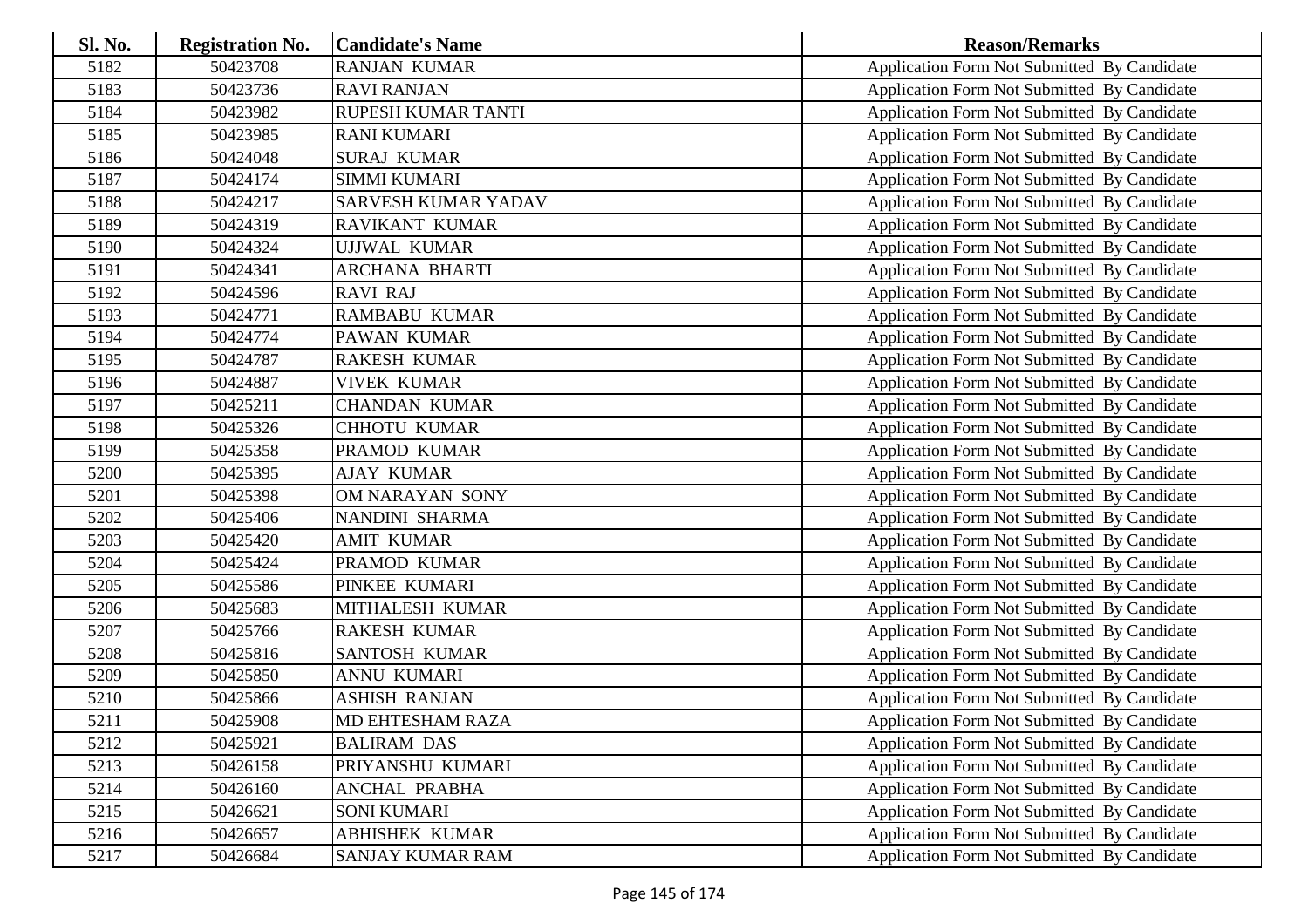| Sl. No. | Registration No. | Candidate's Name | Reason/Remarks |
|---|---|---|---|
| 5182 | 50423708 | RANJAN KUMAR | Application Form Not Submitted By Candidate |
| 5183 | 50423736 | RAVI RANJAN | Application Form Not Submitted By Candidate |
| 5184 | 50423982 | RUPESH KUMAR TANTI | Application Form Not Submitted By Candidate |
| 5185 | 50423985 | RANI KUMARI | Application Form Not Submitted By Candidate |
| 5186 | 50424048 | SURAJ KUMAR | Application Form Not Submitted By Candidate |
| 5187 | 50424174 | SIMMI KUMARI | Application Form Not Submitted By Candidate |
| 5188 | 50424217 | SARVESH KUMAR YADAV | Application Form Not Submitted By Candidate |
| 5189 | 50424319 | RAVIKANT KUMAR | Application Form Not Submitted By Candidate |
| 5190 | 50424324 | UJJWAL KUMAR | Application Form Not Submitted By Candidate |
| 5191 | 50424341 | ARCHANA BHARTI | Application Form Not Submitted By Candidate |
| 5192 | 50424596 | RAVI RAJ | Application Form Not Submitted By Candidate |
| 5193 | 50424771 | RAMBABU KUMAR | Application Form Not Submitted By Candidate |
| 5194 | 50424774 | PAWAN KUMAR | Application Form Not Submitted By Candidate |
| 5195 | 50424787 | RAKESH KUMAR | Application Form Not Submitted By Candidate |
| 5196 | 50424887 | VIVEK KUMAR | Application Form Not Submitted By Candidate |
| 5197 | 50425211 | CHANDAN KUMAR | Application Form Not Submitted By Candidate |
| 5198 | 50425326 | CHHOTU KUMAR | Application Form Not Submitted By Candidate |
| 5199 | 50425358 | PRAMOD KUMAR | Application Form Not Submitted By Candidate |
| 5200 | 50425395 | AJAY KUMAR | Application Form Not Submitted By Candidate |
| 5201 | 50425398 | OM NARAYAN SONY | Application Form Not Submitted By Candidate |
| 5202 | 50425406 | NANDINI SHARMA | Application Form Not Submitted By Candidate |
| 5203 | 50425420 | AMIT KUMAR | Application Form Not Submitted By Candidate |
| 5204 | 50425424 | PRAMOD KUMAR | Application Form Not Submitted By Candidate |
| 5205 | 50425586 | PINKEE KUMARI | Application Form Not Submitted By Candidate |
| 5206 | 50425683 | MITHALESH KUMAR | Application Form Not Submitted By Candidate |
| 5207 | 50425766 | RAKESH KUMAR | Application Form Not Submitted By Candidate |
| 5208 | 50425816 | SANTOSH KUMAR | Application Form Not Submitted By Candidate |
| 5209 | 50425850 | ANNU KUMARI | Application Form Not Submitted By Candidate |
| 5210 | 50425866 | ASHISH RANJAN | Application Form Not Submitted By Candidate |
| 5211 | 50425908 | MD EHTESHAM RAZA | Application Form Not Submitted By Candidate |
| 5212 | 50425921 | BALIRAM DAS | Application Form Not Submitted By Candidate |
| 5213 | 50426158 | PRIYANSHU KUMARI | Application Form Not Submitted By Candidate |
| 5214 | 50426160 | ANCHAL PRABHA | Application Form Not Submitted By Candidate |
| 5215 | 50426621 | SONI KUMARI | Application Form Not Submitted By Candidate |
| 5216 | 50426657 | ABHISHEK KUMAR | Application Form Not Submitted By Candidate |
| 5217 | 50426684 | SANJAY KUMAR RAM | Application Form Not Submitted By Candidate |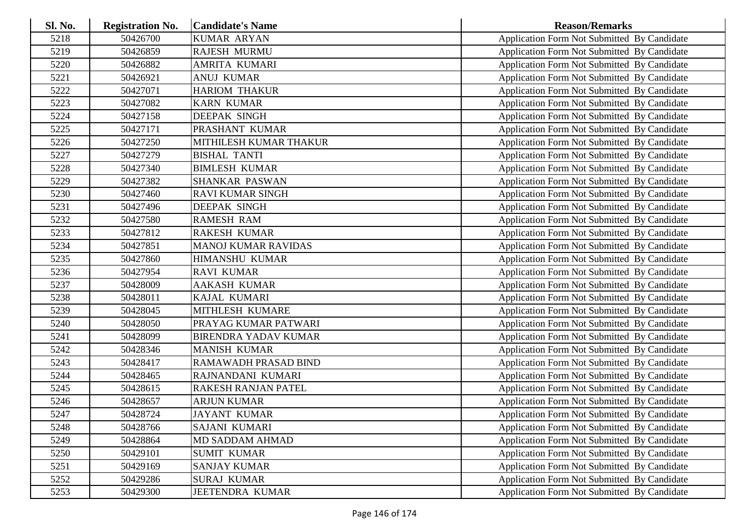| Sl. No. | Registration No. | Candidate's Name | Reason/Remarks |
|---|---|---|---|
| 5218 | 50426700 | KUMAR ARYAN | Application Form Not Submitted By Candidate |
| 5219 | 50426859 | RAJESH MURMU | Application Form Not Submitted By Candidate |
| 5220 | 50426882 | AMRITA KUMARI | Application Form Not Submitted By Candidate |
| 5221 | 50426921 | ANUJ KUMAR | Application Form Not Submitted By Candidate |
| 5222 | 50427071 | HARIOM THAKUR | Application Form Not Submitted By Candidate |
| 5223 | 50427082 | KARN KUMAR | Application Form Not Submitted By Candidate |
| 5224 | 50427158 | DEEPAK SINGH | Application Form Not Submitted By Candidate |
| 5225 | 50427171 | PRASHANT KUMAR | Application Form Not Submitted By Candidate |
| 5226 | 50427250 | MITHILESH KUMAR THAKUR | Application Form Not Submitted By Candidate |
| 5227 | 50427279 | BISHAL TANTI | Application Form Not Submitted By Candidate |
| 5228 | 50427340 | BIMLESH KUMAR | Application Form Not Submitted By Candidate |
| 5229 | 50427382 | SHANKAR PASWAN | Application Form Not Submitted By Candidate |
| 5230 | 50427460 | RAVI KUMAR SINGH | Application Form Not Submitted By Candidate |
| 5231 | 50427496 | DEEPAK SINGH | Application Form Not Submitted By Candidate |
| 5232 | 50427580 | RAMESH RAM | Application Form Not Submitted By Candidate |
| 5233 | 50427812 | RAKESH KUMAR | Application Form Not Submitted By Candidate |
| 5234 | 50427851 | MANOJ KUMAR RAVIDAS | Application Form Not Submitted By Candidate |
| 5235 | 50427860 | HIMANSHU KUMAR | Application Form Not Submitted By Candidate |
| 5236 | 50427954 | RAVI KUMAR | Application Form Not Submitted By Candidate |
| 5237 | 50428009 | AAKASH KUMAR | Application Form Not Submitted By Candidate |
| 5238 | 50428011 | KAJAL KUMARI | Application Form Not Submitted By Candidate |
| 5239 | 50428045 | MITHLESH KUMARE | Application Form Not Submitted By Candidate |
| 5240 | 50428050 | PRAYAG KUMAR PATWARI | Application Form Not Submitted By Candidate |
| 5241 | 50428099 | BIRENDRA YADAV KUMAR | Application Form Not Submitted By Candidate |
| 5242 | 50428346 | MANISH KUMAR | Application Form Not Submitted By Candidate |
| 5243 | 50428417 | RAMAWADH PRASAD BIND | Application Form Not Submitted By Candidate |
| 5244 | 50428465 | RAJNANDANI KUMARI | Application Form Not Submitted By Candidate |
| 5245 | 50428615 | RAKESH RANJAN PATEL | Application Form Not Submitted By Candidate |
| 5246 | 50428657 | ARJUN KUMAR | Application Form Not Submitted By Candidate |
| 5247 | 50428724 | JAYANT KUMAR | Application Form Not Submitted By Candidate |
| 5248 | 50428766 | SAJANI KUMARI | Application Form Not Submitted By Candidate |
| 5249 | 50428864 | MD SADDAM AHMAD | Application Form Not Submitted By Candidate |
| 5250 | 50429101 | SUMIT KUMAR | Application Form Not Submitted By Candidate |
| 5251 | 50429169 | SANJAY KUMAR | Application Form Not Submitted By Candidate |
| 5252 | 50429286 | SURAJ KUMAR | Application Form Not Submitted By Candidate |
| 5253 | 50429300 | JEETENDRA KUMAR | Application Form Not Submitted By Candidate |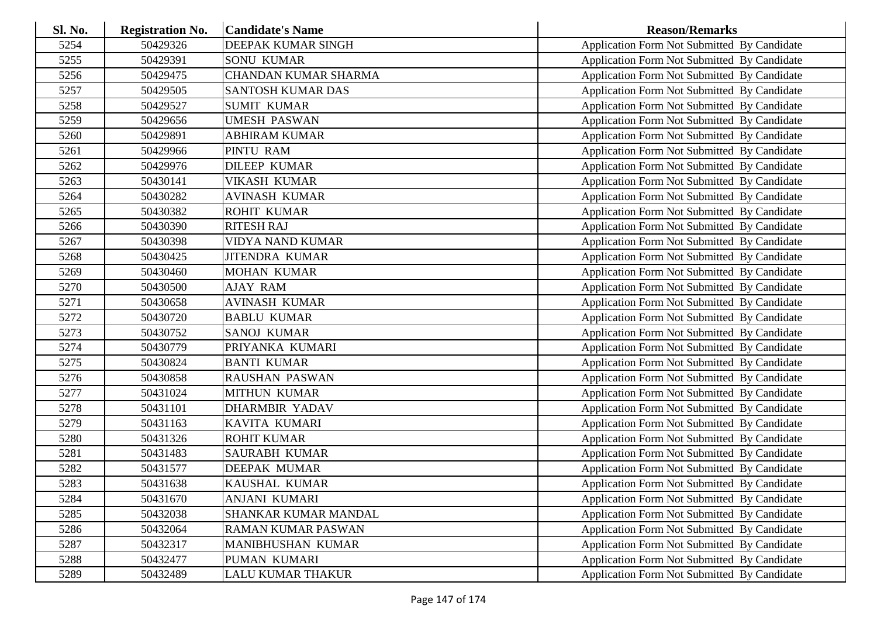| Sl. No. | Registration No. | Candidate's Name | Reason/Remarks |
| --- | --- | --- | --- |
| 5254 | 50429326 | DEEPAK KUMAR SINGH | Application Form Not Submitted By Candidate |
| 5255 | 50429391 | SONU KUMAR | Application Form Not Submitted By Candidate |
| 5256 | 50429475 | CHANDAN KUMAR SHARMA | Application Form Not Submitted By Candidate |
| 5257 | 50429505 | SANTOSH KUMAR DAS | Application Form Not Submitted By Candidate |
| 5258 | 50429527 | SUMIT KUMAR | Application Form Not Submitted By Candidate |
| 5259 | 50429656 | UMESH PASWAN | Application Form Not Submitted By Candidate |
| 5260 | 50429891 | ABHIRAM KUMAR | Application Form Not Submitted By Candidate |
| 5261 | 50429966 | PINTU RAM | Application Form Not Submitted By Candidate |
| 5262 | 50429976 | DILEEP KUMAR | Application Form Not Submitted By Candidate |
| 5263 | 50430141 | VIKASH KUMAR | Application Form Not Submitted By Candidate |
| 5264 | 50430282 | AVINASH KUMAR | Application Form Not Submitted By Candidate |
| 5265 | 50430382 | ROHIT KUMAR | Application Form Not Submitted By Candidate |
| 5266 | 50430390 | RITESH RAJ | Application Form Not Submitted By Candidate |
| 5267 | 50430398 | VIDYA NAND KUMAR | Application Form Not Submitted By Candidate |
| 5268 | 50430425 | JITENDRA KUMAR | Application Form Not Submitted By Candidate |
| 5269 | 50430460 | MOHAN KUMAR | Application Form Not Submitted By Candidate |
| 5270 | 50430500 | AJAY RAM | Application Form Not Submitted By Candidate |
| 5271 | 50430658 | AVINASH KUMAR | Application Form Not Submitted By Candidate |
| 5272 | 50430720 | BABLU KUMAR | Application Form Not Submitted By Candidate |
| 5273 | 50430752 | SANOJ KUMAR | Application Form Not Submitted By Candidate |
| 5274 | 50430779 | PRIYANKA KUMARI | Application Form Not Submitted By Candidate |
| 5275 | 50430824 | BANTI KUMAR | Application Form Not Submitted By Candidate |
| 5276 | 50430858 | RAUSHAN PASWAN | Application Form Not Submitted By Candidate |
| 5277 | 50431024 | MITHUN KUMAR | Application Form Not Submitted By Candidate |
| 5278 | 50431101 | DHARMBIR YADAV | Application Form Not Submitted By Candidate |
| 5279 | 50431163 | KAVITA KUMARI | Application Form Not Submitted By Candidate |
| 5280 | 50431326 | ROHIT KUMAR | Application Form Not Submitted By Candidate |
| 5281 | 50431483 | SAURABH KUMAR | Application Form Not Submitted By Candidate |
| 5282 | 50431577 | DEEPAK MUMAR | Application Form Not Submitted By Candidate |
| 5283 | 50431638 | KAUSHAL KUMAR | Application Form Not Submitted By Candidate |
| 5284 | 50431670 | ANJANI KUMARI | Application Form Not Submitted By Candidate |
| 5285 | 50432038 | SHANKAR KUMAR MANDAL | Application Form Not Submitted By Candidate |
| 5286 | 50432064 | RAMAN KUMAR PASWAN | Application Form Not Submitted By Candidate |
| 5287 | 50432317 | MANIBHUSHAN KUMAR | Application Form Not Submitted By Candidate |
| 5288 | 50432477 | PUMAN KUMARI | Application Form Not Submitted By Candidate |
| 5289 | 50432489 | LALU KUMAR THAKUR | Application Form Not Submitted By Candidate |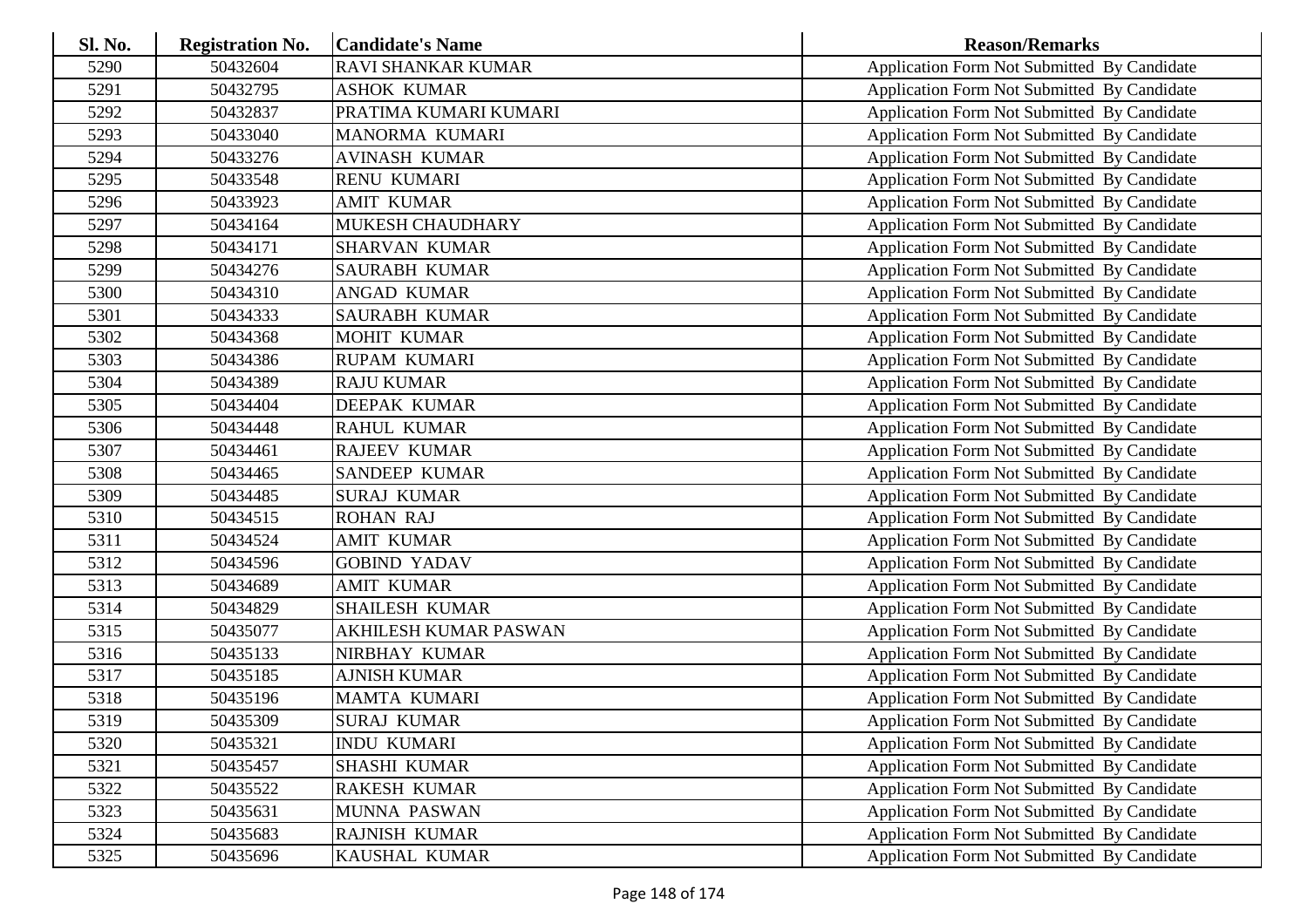| Sl. No. | Registration No. | Candidate's Name | Reason/Remarks |
| --- | --- | --- | --- |
| 5290 | 50432604 | RAVI SHANKAR KUMAR | Application Form Not Submitted By Candidate |
| 5291 | 50432795 | ASHOK KUMAR | Application Form Not Submitted By Candidate |
| 5292 | 50432837 | PRATIMA KUMARI KUMARI | Application Form Not Submitted By Candidate |
| 5293 | 50433040 | MANORMA KUMARI | Application Form Not Submitted By Candidate |
| 5294 | 50433276 | AVINASH KUMAR | Application Form Not Submitted By Candidate |
| 5295 | 50433548 | RENU KUMARI | Application Form Not Submitted By Candidate |
| 5296 | 50433923 | AMIT KUMAR | Application Form Not Submitted By Candidate |
| 5297 | 50434164 | MUKESH CHAUDHARY | Application Form Not Submitted By Candidate |
| 5298 | 50434171 | SHARVAN KUMAR | Application Form Not Submitted By Candidate |
| 5299 | 50434276 | SAURABH KUMAR | Application Form Not Submitted By Candidate |
| 5300 | 50434310 | ANGAD KUMAR | Application Form Not Submitted By Candidate |
| 5301 | 50434333 | SAURABH KUMAR | Application Form Not Submitted By Candidate |
| 5302 | 50434368 | MOHIT KUMAR | Application Form Not Submitted By Candidate |
| 5303 | 50434386 | RUPAM KUMARI | Application Form Not Submitted By Candidate |
| 5304 | 50434389 | RAJU KUMAR | Application Form Not Submitted By Candidate |
| 5305 | 50434404 | DEEPAK KUMAR | Application Form Not Submitted By Candidate |
| 5306 | 50434448 | RAHUL KUMAR | Application Form Not Submitted By Candidate |
| 5307 | 50434461 | RAJEEV KUMAR | Application Form Not Submitted By Candidate |
| 5308 | 50434465 | SANDEEP KUMAR | Application Form Not Submitted By Candidate |
| 5309 | 50434485 | SURAJ KUMAR | Application Form Not Submitted By Candidate |
| 5310 | 50434515 | ROHAN RAJ | Application Form Not Submitted By Candidate |
| 5311 | 50434524 | AMIT KUMAR | Application Form Not Submitted By Candidate |
| 5312 | 50434596 | GOBIND YADAV | Application Form Not Submitted By Candidate |
| 5313 | 50434689 | AMIT KUMAR | Application Form Not Submitted By Candidate |
| 5314 | 50434829 | SHAILESH KUMAR | Application Form Not Submitted By Candidate |
| 5315 | 50435077 | AKHILESH KUMAR PASWAN | Application Form Not Submitted By Candidate |
| 5316 | 50435133 | NIRBHAY KUMAR | Application Form Not Submitted By Candidate |
| 5317 | 50435185 | AJNISH KUMAR | Application Form Not Submitted By Candidate |
| 5318 | 50435196 | MAMTA KUMARI | Application Form Not Submitted By Candidate |
| 5319 | 50435309 | SURAJ KUMAR | Application Form Not Submitted By Candidate |
| 5320 | 50435321 | INDU KUMARI | Application Form Not Submitted By Candidate |
| 5321 | 50435457 | SHASHI KUMAR | Application Form Not Submitted By Candidate |
| 5322 | 50435522 | RAKESH KUMAR | Application Form Not Submitted By Candidate |
| 5323 | 50435631 | MUNNA PASWAN | Application Form Not Submitted By Candidate |
| 5324 | 50435683 | RAJNISH KUMAR | Application Form Not Submitted By Candidate |
| 5325 | 50435696 | KAUSHAL KUMAR | Application Form Not Submitted By Candidate |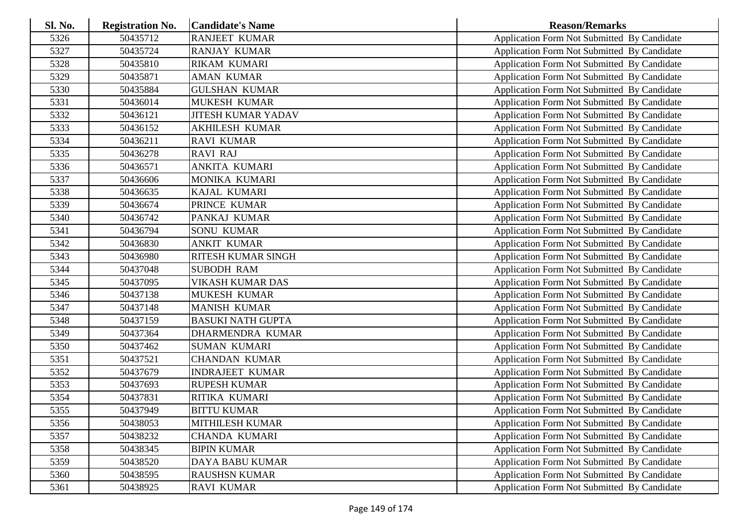| Sl. No. | Registration No. | Candidate's Name | Reason/Remarks |
| --- | --- | --- | --- |
| 5326 | 50435712 | RANJEET KUMAR | Application Form Not Submitted By Candidate |
| 5327 | 50435724 | RANJAY KUMAR | Application Form Not Submitted By Candidate |
| 5328 | 50435810 | RIKAM KUMARI | Application Form Not Submitted By Candidate |
| 5329 | 50435871 | AMAN KUMAR | Application Form Not Submitted By Candidate |
| 5330 | 50435884 | GULSHAN KUMAR | Application Form Not Submitted By Candidate |
| 5331 | 50436014 | MUKESH KUMAR | Application Form Not Submitted By Candidate |
| 5332 | 50436121 | JITESH KUMAR YADAV | Application Form Not Submitted By Candidate |
| 5333 | 50436152 | AKHILESH KUMAR | Application Form Not Submitted By Candidate |
| 5334 | 50436211 | RAVI KUMAR | Application Form Not Submitted By Candidate |
| 5335 | 50436278 | RAVI RAJ | Application Form Not Submitted By Candidate |
| 5336 | 50436571 | ANKITA KUMARI | Application Form Not Submitted By Candidate |
| 5337 | 50436606 | MONIKA KUMARI | Application Form Not Submitted By Candidate |
| 5338 | 50436635 | KAJAL KUMARI | Application Form Not Submitted By Candidate |
| 5339 | 50436674 | PRINCE KUMAR | Application Form Not Submitted By Candidate |
| 5340 | 50436742 | PANKAJ KUMAR | Application Form Not Submitted By Candidate |
| 5341 | 50436794 | SONU KUMAR | Application Form Not Submitted By Candidate |
| 5342 | 50436830 | ANKIT KUMAR | Application Form Not Submitted By Candidate |
| 5343 | 50436980 | RITESH KUMAR SINGH | Application Form Not Submitted By Candidate |
| 5344 | 50437048 | SUBODH RAM | Application Form Not Submitted By Candidate |
| 5345 | 50437095 | VIKASH KUMAR DAS | Application Form Not Submitted By Candidate |
| 5346 | 50437138 | MUKESH KUMAR | Application Form Not Submitted By Candidate |
| 5347 | 50437148 | MANISH KUMAR | Application Form Not Submitted By Candidate |
| 5348 | 50437159 | BASUKI NATH GUPTA | Application Form Not Submitted By Candidate |
| 5349 | 50437364 | DHARMENDRA KUMAR | Application Form Not Submitted By Candidate |
| 5350 | 50437462 | SUMAN KUMARI | Application Form Not Submitted By Candidate |
| 5351 | 50437521 | CHANDAN KUMAR | Application Form Not Submitted By Candidate |
| 5352 | 50437679 | INDRAJEET KUMAR | Application Form Not Submitted By Candidate |
| 5353 | 50437693 | RUPESH KUMAR | Application Form Not Submitted By Candidate |
| 5354 | 50437831 | RITIKA KUMARI | Application Form Not Submitted By Candidate |
| 5355 | 50437949 | BITTU KUMAR | Application Form Not Submitted By Candidate |
| 5356 | 50438053 | MITHILESH KUMAR | Application Form Not Submitted By Candidate |
| 5357 | 50438232 | CHANDA KUMARI | Application Form Not Submitted By Candidate |
| 5358 | 50438345 | BIPIN KUMAR | Application Form Not Submitted By Candidate |
| 5359 | 50438520 | DAYA BABU KUMAR | Application Form Not Submitted By Candidate |
| 5360 | 50438595 | RAUSHSN KUMAR | Application Form Not Submitted By Candidate |
| 5361 | 50438925 | RAVI KUMAR | Application Form Not Submitted By Candidate |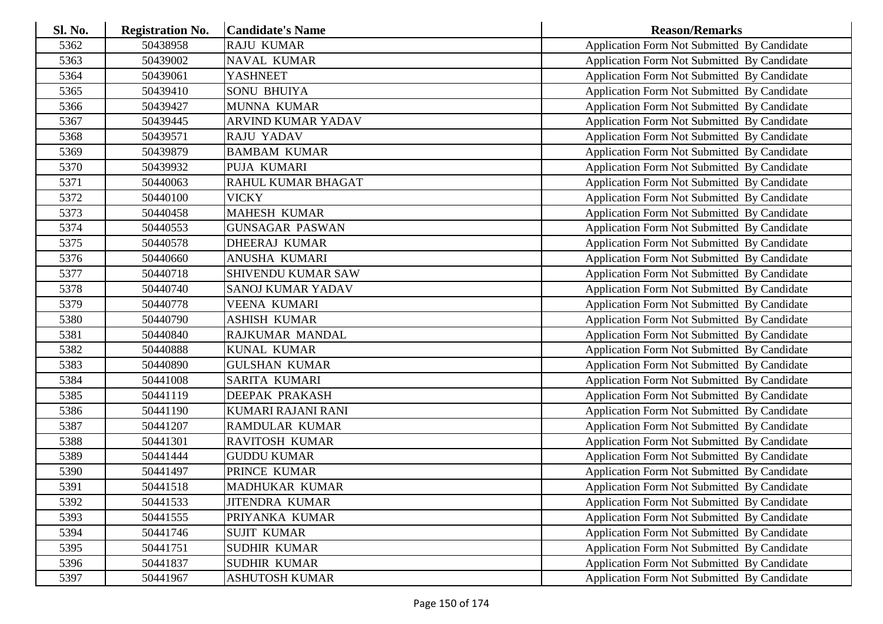| Sl. No. | Registration No. | Candidate's Name | Reason/Remarks |
|---|---|---|---|
| 5362 | 50438958 | RAJU KUMAR | Application Form Not Submitted By Candidate |
| 5363 | 50439002 | NAVAL KUMAR | Application Form Not Submitted By Candidate |
| 5364 | 50439061 | YASHNEET | Application Form Not Submitted By Candidate |
| 5365 | 50439410 | SONU BHUIYA | Application Form Not Submitted By Candidate |
| 5366 | 50439427 | MUNNA KUMAR | Application Form Not Submitted By Candidate |
| 5367 | 50439445 | ARVIND KUMAR YADAV | Application Form Not Submitted By Candidate |
| 5368 | 50439571 | RAJU YADAV | Application Form Not Submitted By Candidate |
| 5369 | 50439879 | BAMBAM KUMAR | Application Form Not Submitted By Candidate |
| 5370 | 50439932 | PUJA KUMARI | Application Form Not Submitted By Candidate |
| 5371 | 50440063 | RAHUL KUMAR BHAGAT | Application Form Not Submitted By Candidate |
| 5372 | 50440100 | VICKY | Application Form Not Submitted By Candidate |
| 5373 | 50440458 | MAHESH KUMAR | Application Form Not Submitted By Candidate |
| 5374 | 50440553 | GUNSAGAR PASWAN | Application Form Not Submitted By Candidate |
| 5375 | 50440578 | DHEERAJ KUMAR | Application Form Not Submitted By Candidate |
| 5376 | 50440660 | ANUSHA KUMARI | Application Form Not Submitted By Candidate |
| 5377 | 50440718 | SHIVENDU KUMAR SAW | Application Form Not Submitted By Candidate |
| 5378 | 50440740 | SANOJ KUMAR YADAV | Application Form Not Submitted By Candidate |
| 5379 | 50440778 | VEENA KUMARI | Application Form Not Submitted By Candidate |
| 5380 | 50440790 | ASHISH KUMAR | Application Form Not Submitted By Candidate |
| 5381 | 50440840 | RAJKUMAR MANDAL | Application Form Not Submitted By Candidate |
| 5382 | 50440888 | KUNAL KUMAR | Application Form Not Submitted By Candidate |
| 5383 | 50440890 | GULSHAN KUMAR | Application Form Not Submitted By Candidate |
| 5384 | 50441008 | SARITA KUMARI | Application Form Not Submitted By Candidate |
| 5385 | 50441119 | DEEPAK PRAKASH | Application Form Not Submitted By Candidate |
| 5386 | 50441190 | KUMARI RAJANI RANI | Application Form Not Submitted By Candidate |
| 5387 | 50441207 | RAMDULAR KUMAR | Application Form Not Submitted By Candidate |
| 5388 | 50441301 | RAVITOSH KUMAR | Application Form Not Submitted By Candidate |
| 5389 | 50441444 | GUDDU KUMAR | Application Form Not Submitted By Candidate |
| 5390 | 50441497 | PRINCE KUMAR | Application Form Not Submitted By Candidate |
| 5391 | 50441518 | MADHUKAR KUMAR | Application Form Not Submitted By Candidate |
| 5392 | 50441533 | JITENDRA KUMAR | Application Form Not Submitted By Candidate |
| 5393 | 50441555 | PRIYANKA KUMAR | Application Form Not Submitted By Candidate |
| 5394 | 50441746 | SUJIT KUMAR | Application Form Not Submitted By Candidate |
| 5395 | 50441751 | SUDHIR KUMAR | Application Form Not Submitted By Candidate |
| 5396 | 50441837 | SUDHIR KUMAR | Application Form Not Submitted By Candidate |
| 5397 | 50441967 | ASHUTOSH KUMAR | Application Form Not Submitted By Candidate |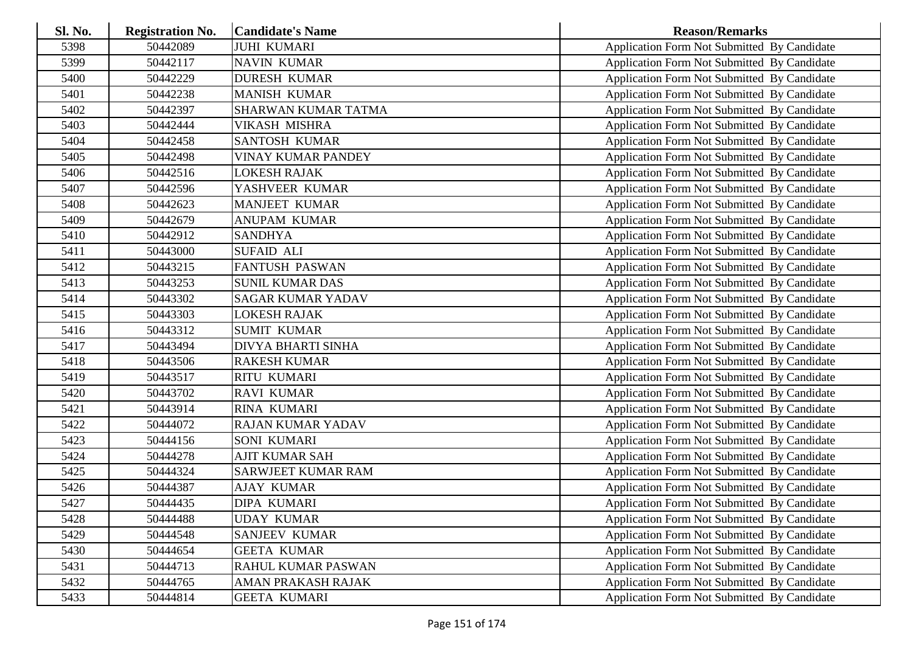| Sl. No. | Registration No. | Candidate's Name | Reason/Remarks |
| --- | --- | --- | --- |
| 5398 | 50442089 | JUHI KUMARI | Application Form Not Submitted By Candidate |
| 5399 | 50442117 | NAVIN KUMAR | Application Form Not Submitted By Candidate |
| 5400 | 50442229 | DURESH KUMAR | Application Form Not Submitted By Candidate |
| 5401 | 50442238 | MANISH KUMAR | Application Form Not Submitted By Candidate |
| 5402 | 50442397 | SHARWAN KUMAR TATMA | Application Form Not Submitted By Candidate |
| 5403 | 50442444 | VIKASH MISHRA | Application Form Not Submitted By Candidate |
| 5404 | 50442458 | SANTOSH KUMAR | Application Form Not Submitted By Candidate |
| 5405 | 50442498 | VINAY KUMAR PANDEY | Application Form Not Submitted By Candidate |
| 5406 | 50442516 | LOKESH RAJAK | Application Form Not Submitted By Candidate |
| 5407 | 50442596 | YASHVEER KUMAR | Application Form Not Submitted By Candidate |
| 5408 | 50442623 | MANJEET KUMAR | Application Form Not Submitted By Candidate |
| 5409 | 50442679 | ANUPAM KUMAR | Application Form Not Submitted By Candidate |
| 5410 | 50442912 | SANDHYA | Application Form Not Submitted By Candidate |
| 5411 | 50443000 | SUFAID ALI | Application Form Not Submitted By Candidate |
| 5412 | 50443215 | FANTUSH PASWAN | Application Form Not Submitted By Candidate |
| 5413 | 50443253 | SUNIL KUMAR DAS | Application Form Not Submitted By Candidate |
| 5414 | 50443302 | SAGAR KUMAR YADAV | Application Form Not Submitted By Candidate |
| 5415 | 50443303 | LOKESH RAJAK | Application Form Not Submitted By Candidate |
| 5416 | 50443312 | SUMIT KUMAR | Application Form Not Submitted By Candidate |
| 5417 | 50443494 | DIVYA BHARTI SINHA | Application Form Not Submitted By Candidate |
| 5418 | 50443506 | RAKESH KUMAR | Application Form Not Submitted By Candidate |
| 5419 | 50443517 | RITU KUMARI | Application Form Not Submitted By Candidate |
| 5420 | 50443702 | RAVI KUMAR | Application Form Not Submitted By Candidate |
| 5421 | 50443914 | RINA KUMARI | Application Form Not Submitted By Candidate |
| 5422 | 50444072 | RAJAN KUMAR YADAV | Application Form Not Submitted By Candidate |
| 5423 | 50444156 | SONI KUMARI | Application Form Not Submitted By Candidate |
| 5424 | 50444278 | AJIT KUMAR SAH | Application Form Not Submitted By Candidate |
| 5425 | 50444324 | SARWJEET KUMAR RAM | Application Form Not Submitted By Candidate |
| 5426 | 50444387 | AJAY KUMAR | Application Form Not Submitted By Candidate |
| 5427 | 50444435 | DIPA KUMARI | Application Form Not Submitted By Candidate |
| 5428 | 50444488 | UDAY KUMAR | Application Form Not Submitted By Candidate |
| 5429 | 50444548 | SANJEEV KUMAR | Application Form Not Submitted By Candidate |
| 5430 | 50444654 | GEETA KUMAR | Application Form Not Submitted By Candidate |
| 5431 | 50444713 | RAHUL KUMAR PASWAN | Application Form Not Submitted By Candidate |
| 5432 | 50444765 | AMAN PRAKASH RAJAK | Application Form Not Submitted By Candidate |
| 5433 | 50444814 | GEETA KUMARI | Application Form Not Submitted By Candidate |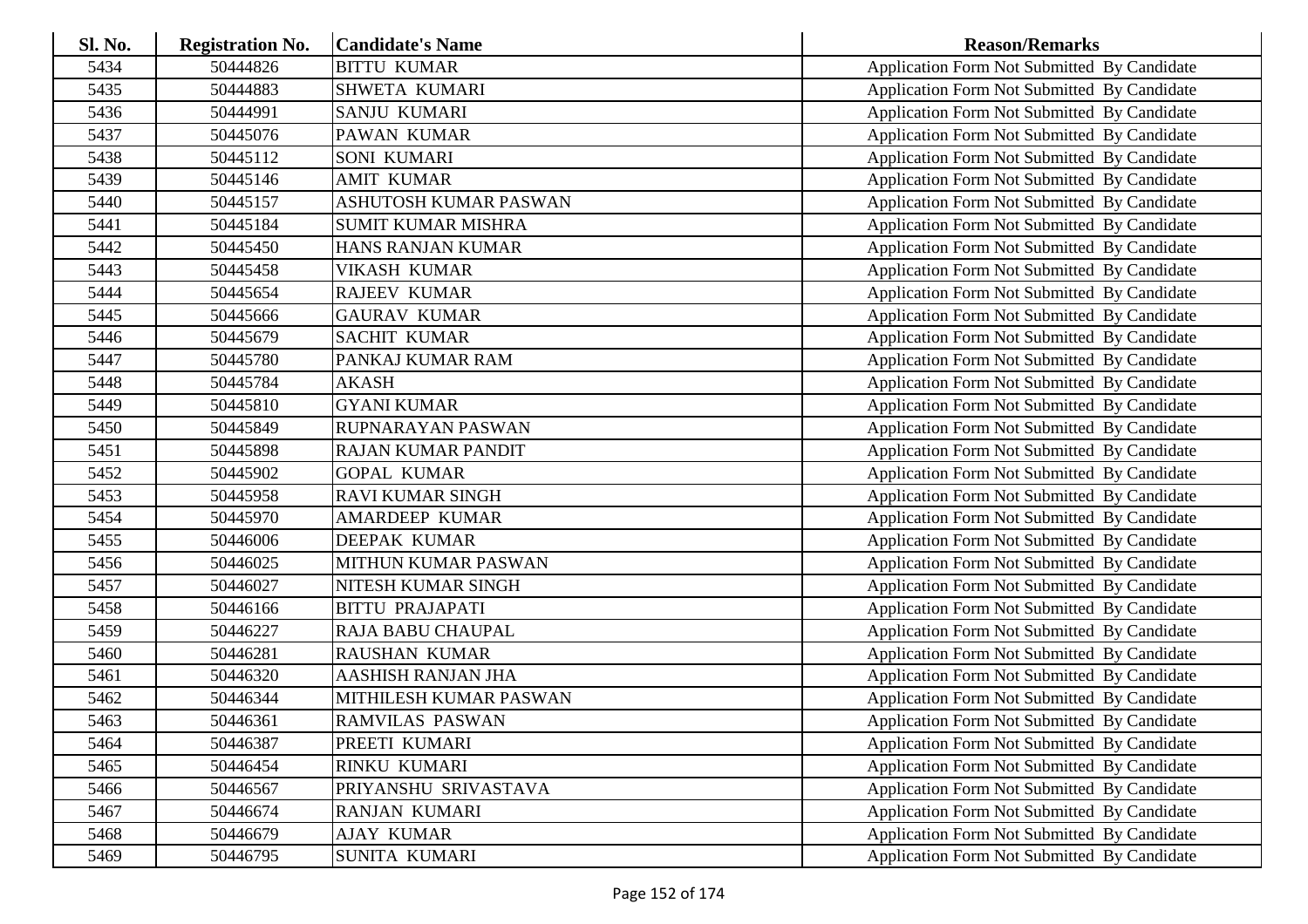| Sl. No. | Registration No. | Candidate's Name | Reason/Remarks |
|---|---|---|---|
| 5434 | 50444826 | BITTU KUMAR | Application Form Not Submitted By Candidate |
| 5435 | 50444883 | SHWETA KUMARI | Application Form Not Submitted By Candidate |
| 5436 | 50444991 | SANJU KUMARI | Application Form Not Submitted By Candidate |
| 5437 | 50445076 | PAWAN KUMAR | Application Form Not Submitted By Candidate |
| 5438 | 50445112 | SONI KUMARI | Application Form Not Submitted By Candidate |
| 5439 | 50445146 | AMIT KUMAR | Application Form Not Submitted By Candidate |
| 5440 | 50445157 | ASHUTOSH KUMAR PASWAN | Application Form Not Submitted By Candidate |
| 5441 | 50445184 | SUMIT KUMAR MISHRA | Application Form Not Submitted By Candidate |
| 5442 | 50445450 | HANS RANJAN KUMAR | Application Form Not Submitted By Candidate |
| 5443 | 50445458 | VIKASH KUMAR | Application Form Not Submitted By Candidate |
| 5444 | 50445654 | RAJEEV KUMAR | Application Form Not Submitted By Candidate |
| 5445 | 50445666 | GAURAV KUMAR | Application Form Not Submitted By Candidate |
| 5446 | 50445679 | SACHIT KUMAR | Application Form Not Submitted By Candidate |
| 5447 | 50445780 | PANKAJ KUMAR RAM | Application Form Not Submitted By Candidate |
| 5448 | 50445784 | AKASH | Application Form Not Submitted By Candidate |
| 5449 | 50445810 | GYANI KUMAR | Application Form Not Submitted By Candidate |
| 5450 | 50445849 | RUPNARAYAN PASWAN | Application Form Not Submitted By Candidate |
| 5451 | 50445898 | RAJAN KUMAR PANDIT | Application Form Not Submitted By Candidate |
| 5452 | 50445902 | GOPAL KUMAR | Application Form Not Submitted By Candidate |
| 5453 | 50445958 | RAVI KUMAR SINGH | Application Form Not Submitted By Candidate |
| 5454 | 50445970 | AMARDEEP KUMAR | Application Form Not Submitted By Candidate |
| 5455 | 50446006 | DEEPAK KUMAR | Application Form Not Submitted By Candidate |
| 5456 | 50446025 | MITHUN KUMAR PASWAN | Application Form Not Submitted By Candidate |
| 5457 | 50446027 | NITESH KUMAR SINGH | Application Form Not Submitted By Candidate |
| 5458 | 50446166 | BITTU PRAJAPATI | Application Form Not Submitted By Candidate |
| 5459 | 50446227 | RAJA BABU CHAUPAL | Application Form Not Submitted By Candidate |
| 5460 | 50446281 | RAUSHAN KUMAR | Application Form Not Submitted By Candidate |
| 5461 | 50446320 | AASHISH RANJAN JHA | Application Form Not Submitted By Candidate |
| 5462 | 50446344 | MITHILESH KUMAR PASWAN | Application Form Not Submitted By Candidate |
| 5463 | 50446361 | RAMVILAS PASWAN | Application Form Not Submitted By Candidate |
| 5464 | 50446387 | PREETI KUMARI | Application Form Not Submitted By Candidate |
| 5465 | 50446454 | RINKU KUMARI | Application Form Not Submitted By Candidate |
| 5466 | 50446567 | PRIYANSHU SRIVASTAVA | Application Form Not Submitted By Candidate |
| 5467 | 50446674 | RANJAN KUMARI | Application Form Not Submitted By Candidate |
| 5468 | 50446679 | AJAY KUMAR | Application Form Not Submitted By Candidate |
| 5469 | 50446795 | SUNITA KUMARI | Application Form Not Submitted By Candidate |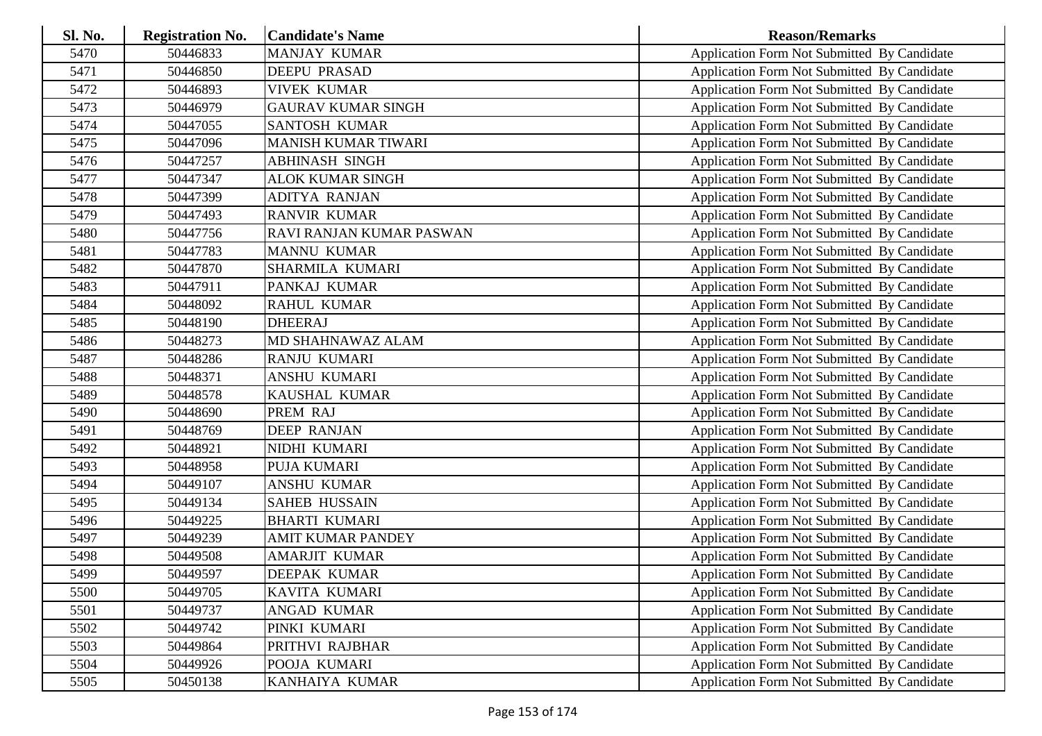| Sl. No. | Registration No. | Candidate's Name | Reason/Remarks |
|---|---|---|---|
| 5470 | 50446833 | MANJAY KUMAR | Application Form Not Submitted By Candidate |
| 5471 | 50446850 | DEEPU PRASAD | Application Form Not Submitted By Candidate |
| 5472 | 50446893 | VIVEK KUMAR | Application Form Not Submitted By Candidate |
| 5473 | 50446979 | GAURAV KUMAR SINGH | Application Form Not Submitted By Candidate |
| 5474 | 50447055 | SANTOSH KUMAR | Application Form Not Submitted By Candidate |
| 5475 | 50447096 | MANISH KUMAR TIWARI | Application Form Not Submitted By Candidate |
| 5476 | 50447257 | ABHINASH SINGH | Application Form Not Submitted By Candidate |
| 5477 | 50447347 | ALOK KUMAR SINGH | Application Form Not Submitted By Candidate |
| 5478 | 50447399 | ADITYA RANJAN | Application Form Not Submitted By Candidate |
| 5479 | 50447493 | RANVIR KUMAR | Application Form Not Submitted By Candidate |
| 5480 | 50447756 | RAVI RANJAN KUMAR PASWAN | Application Form Not Submitted By Candidate |
| 5481 | 50447783 | MANNU KUMAR | Application Form Not Submitted By Candidate |
| 5482 | 50447870 | SHARMILA KUMARI | Application Form Not Submitted By Candidate |
| 5483 | 50447911 | PANKAJ KUMAR | Application Form Not Submitted By Candidate |
| 5484 | 50448092 | RAHUL KUMAR | Application Form Not Submitted By Candidate |
| 5485 | 50448190 | DHEERAJ | Application Form Not Submitted By Candidate |
| 5486 | 50448273 | MD SHAHNAWAZ ALAM | Application Form Not Submitted By Candidate |
| 5487 | 50448286 | RANJU KUMARI | Application Form Not Submitted By Candidate |
| 5488 | 50448371 | ANSHU KUMARI | Application Form Not Submitted By Candidate |
| 5489 | 50448578 | KAUSHAL KUMAR | Application Form Not Submitted By Candidate |
| 5490 | 50448690 | PREM RAJ | Application Form Not Submitted By Candidate |
| 5491 | 50448769 | DEEP RANJAN | Application Form Not Submitted By Candidate |
| 5492 | 50448921 | NIDHI KUMARI | Application Form Not Submitted By Candidate |
| 5493 | 50448958 | PUJA KUMARI | Application Form Not Submitted By Candidate |
| 5494 | 50449107 | ANSHU KUMAR | Application Form Not Submitted By Candidate |
| 5495 | 50449134 | SAHEB HUSSAIN | Application Form Not Submitted By Candidate |
| 5496 | 50449225 | BHARTI KUMARI | Application Form Not Submitted By Candidate |
| 5497 | 50449239 | AMIT KUMAR PANDEY | Application Form Not Submitted By Candidate |
| 5498 | 50449508 | AMARJIT KUMAR | Application Form Not Submitted By Candidate |
| 5499 | 50449597 | DEEPAK KUMAR | Application Form Not Submitted By Candidate |
| 5500 | 50449705 | KAVITA KUMARI | Application Form Not Submitted By Candidate |
| 5501 | 50449737 | ANGAD KUMAR | Application Form Not Submitted By Candidate |
| 5502 | 50449742 | PINKI KUMARI | Application Form Not Submitted By Candidate |
| 5503 | 50449864 | PRITHVI RAJBHAR | Application Form Not Submitted By Candidate |
| 5504 | 50449926 | POOJA KUMARI | Application Form Not Submitted By Candidate |
| 5505 | 50450138 | KANHAIYA KUMAR | Application Form Not Submitted By Candidate |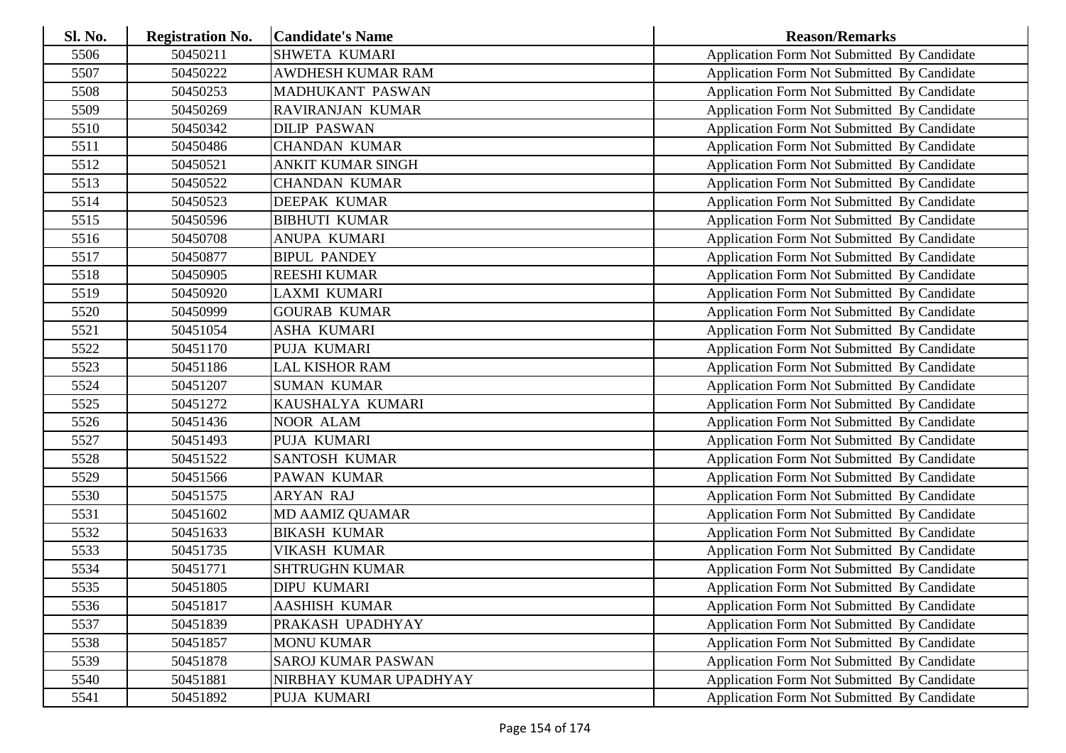| Sl. No. | Registration No. | Candidate's Name | Reason/Remarks |
|---|---|---|---|
| 5506 | 50450211 | SHWETA KUMARI | Application Form Not Submitted By Candidate |
| 5507 | 50450222 | AWDHESH KUMAR RAM | Application Form Not Submitted By Candidate |
| 5508 | 50450253 | MADHUKANT PASWAN | Application Form Not Submitted By Candidate |
| 5509 | 50450269 | RAVIRANJAN KUMAR | Application Form Not Submitted By Candidate |
| 5510 | 50450342 | DILIP PASWAN | Application Form Not Submitted By Candidate |
| 5511 | 50450486 | CHANDAN KUMAR | Application Form Not Submitted By Candidate |
| 5512 | 50450521 | ANKIT KUMAR SINGH | Application Form Not Submitted By Candidate |
| 5513 | 50450522 | CHANDAN KUMAR | Application Form Not Submitted By Candidate |
| 5514 | 50450523 | DEEPAK KUMAR | Application Form Not Submitted By Candidate |
| 5515 | 50450596 | BIBHUTI KUMAR | Application Form Not Submitted By Candidate |
| 5516 | 50450708 | ANUPA KUMARI | Application Form Not Submitted By Candidate |
| 5517 | 50450877 | BIPUL PANDEY | Application Form Not Submitted By Candidate |
| 5518 | 50450905 | REESHI KUMAR | Application Form Not Submitted By Candidate |
| 5519 | 50450920 | LAXMI KUMARI | Application Form Not Submitted By Candidate |
| 5520 | 50450999 | GOURAB KUMAR | Application Form Not Submitted By Candidate |
| 5521 | 50451054 | ASHA KUMARI | Application Form Not Submitted By Candidate |
| 5522 | 50451170 | PUJA KUMARI | Application Form Not Submitted By Candidate |
| 5523 | 50451186 | LAL KISHOR RAM | Application Form Not Submitted By Candidate |
| 5524 | 50451207 | SUMAN KUMAR | Application Form Not Submitted By Candidate |
| 5525 | 50451272 | KAUSHALYA KUMARI | Application Form Not Submitted By Candidate |
| 5526 | 50451436 | NOOR ALAM | Application Form Not Submitted By Candidate |
| 5527 | 50451493 | PUJA KUMARI | Application Form Not Submitted By Candidate |
| 5528 | 50451522 | SANTOSH KUMAR | Application Form Not Submitted By Candidate |
| 5529 | 50451566 | PAWAN KUMAR | Application Form Not Submitted By Candidate |
| 5530 | 50451575 | ARYAN RAJ | Application Form Not Submitted By Candidate |
| 5531 | 50451602 | MD AAMIZ QUAMAR | Application Form Not Submitted By Candidate |
| 5532 | 50451633 | BIKASH KUMAR | Application Form Not Submitted By Candidate |
| 5533 | 50451735 | VIKASH KUMAR | Application Form Not Submitted By Candidate |
| 5534 | 50451771 | SHTRUGHN KUMAR | Application Form Not Submitted By Candidate |
| 5535 | 50451805 | DIPU KUMARI | Application Form Not Submitted By Candidate |
| 5536 | 50451817 | AASHISH KUMAR | Application Form Not Submitted By Candidate |
| 5537 | 50451839 | PRAKASH UPADHYAY | Application Form Not Submitted By Candidate |
| 5538 | 50451857 | MONU KUMAR | Application Form Not Submitted By Candidate |
| 5539 | 50451878 | SAROJ KUMAR PASWAN | Application Form Not Submitted By Candidate |
| 5540 | 50451881 | NIRBHAY KUMAR UPADHYAY | Application Form Not Submitted By Candidate |
| 5541 | 50451892 | PUJA KUMARI | Application Form Not Submitted By Candidate |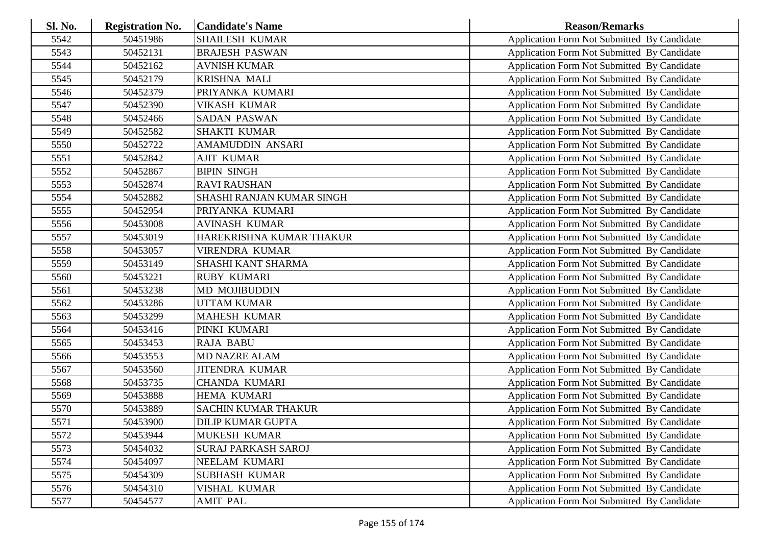| Sl. No. | Registration No. | Candidate's Name | Reason/Remarks |
|---|---|---|---|
| 5542 | 50451986 | SHAILESH KUMAR | Application Form Not Submitted By Candidate |
| 5543 | 50452131 | BRAJESH PASWAN | Application Form Not Submitted By Candidate |
| 5544 | 50452162 | AVNISH KUMAR | Application Form Not Submitted By Candidate |
| 5545 | 50452179 | KRISHNA MALI | Application Form Not Submitted By Candidate |
| 5546 | 50452379 | PRIYANKA KUMARI | Application Form Not Submitted By Candidate |
| 5547 | 50452390 | VIKASH KUMAR | Application Form Not Submitted By Candidate |
| 5548 | 50452466 | SADAN PASWAN | Application Form Not Submitted By Candidate |
| 5549 | 50452582 | SHAKTI KUMAR | Application Form Not Submitted By Candidate |
| 5550 | 50452722 | AMAMUDDIN ANSARI | Application Form Not Submitted By Candidate |
| 5551 | 50452842 | AJIT KUMAR | Application Form Not Submitted By Candidate |
| 5552 | 50452867 | BIPIN SINGH | Application Form Not Submitted By Candidate |
| 5553 | 50452874 | RAVI RAUSHAN | Application Form Not Submitted By Candidate |
| 5554 | 50452882 | SHASHI RANJAN KUMAR SINGH | Application Form Not Submitted By Candidate |
| 5555 | 50452954 | PRIYANKA KUMARI | Application Form Not Submitted By Candidate |
| 5556 | 50453008 | AVINASH KUMAR | Application Form Not Submitted By Candidate |
| 5557 | 50453019 | HAREKRISHNA KUMAR THAKUR | Application Form Not Submitted By Candidate |
| 5558 | 50453057 | VIRENDRA KUMAR | Application Form Not Submitted By Candidate |
| 5559 | 50453149 | SHASHI KANT SHARMA | Application Form Not Submitted By Candidate |
| 5560 | 50453221 | RUBY KUMARI | Application Form Not Submitted By Candidate |
| 5561 | 50453238 | MD MOJIBUDDIN | Application Form Not Submitted By Candidate |
| 5562 | 50453286 | UTTAM KUMAR | Application Form Not Submitted By Candidate |
| 5563 | 50453299 | MAHESH KUMAR | Application Form Not Submitted By Candidate |
| 5564 | 50453416 | PINKI KUMARI | Application Form Not Submitted By Candidate |
| 5565 | 50453453 | RAJA BABU | Application Form Not Submitted By Candidate |
| 5566 | 50453553 | MD NAZRE ALAM | Application Form Not Submitted By Candidate |
| 5567 | 50453560 | JITENDRA KUMAR | Application Form Not Submitted By Candidate |
| 5568 | 50453735 | CHANDA KUMARI | Application Form Not Submitted By Candidate |
| 5569 | 50453888 | HEMA KUMARI | Application Form Not Submitted By Candidate |
| 5570 | 50453889 | SACHIN KUMAR THAKUR | Application Form Not Submitted By Candidate |
| 5571 | 50453900 | DILIP KUMAR GUPTA | Application Form Not Submitted By Candidate |
| 5572 | 50453944 | MUKESH KUMAR | Application Form Not Submitted By Candidate |
| 5573 | 50454032 | SURAJ PARKASH SAROJ | Application Form Not Submitted By Candidate |
| 5574 | 50454097 | NEELAM KUMARI | Application Form Not Submitted By Candidate |
| 5575 | 50454309 | SUBHASH KUMAR | Application Form Not Submitted By Candidate |
| 5576 | 50454310 | VISHAL KUMAR | Application Form Not Submitted By Candidate |
| 5577 | 50454577 | AMIT PAL | Application Form Not Submitted By Candidate |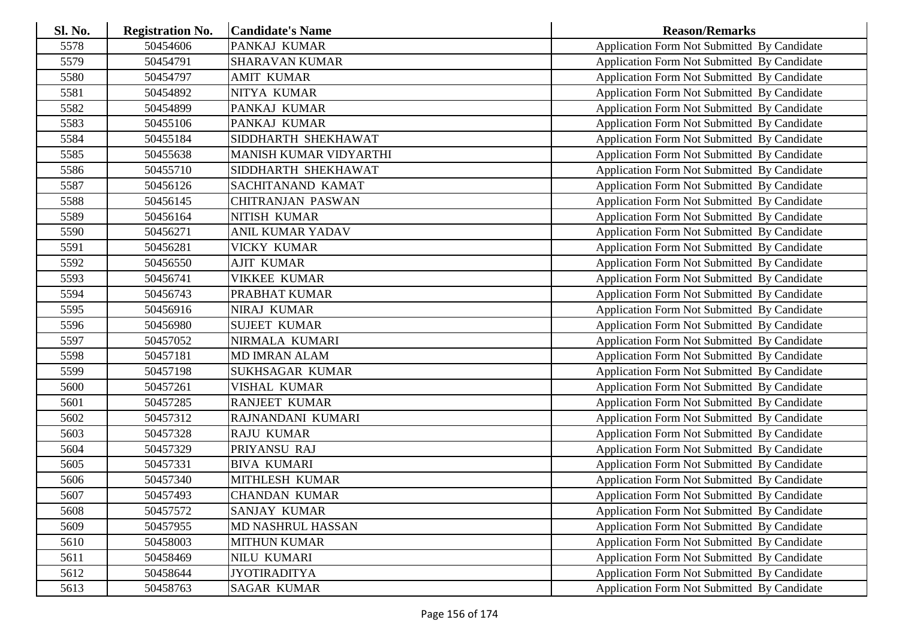| Sl. No. | Registration No. | Candidate's Name | Reason/Remarks |
|---|---|---|---|
| 5578 | 50454606 | PANKAJ KUMAR | Application Form Not Submitted By Candidate |
| 5579 | 50454791 | SHARAVAN KUMAR | Application Form Not Submitted By Candidate |
| 5580 | 50454797 | AMIT KUMAR | Application Form Not Submitted By Candidate |
| 5581 | 50454892 | NITYA KUMAR | Application Form Not Submitted By Candidate |
| 5582 | 50454899 | PANKAJ KUMAR | Application Form Not Submitted By Candidate |
| 5583 | 50455106 | PANKAJ KUMAR | Application Form Not Submitted By Candidate |
| 5584 | 50455184 | SIDDHARTH SHEKHAWAT | Application Form Not Submitted By Candidate |
| 5585 | 50455638 | MANISH KUMAR VIDYARTHI | Application Form Not Submitted By Candidate |
| 5586 | 50455710 | SIDDHARTH SHEKHAWAT | Application Form Not Submitted By Candidate |
| 5587 | 50456126 | SACHITANAND KAMAT | Application Form Not Submitted By Candidate |
| 5588 | 50456145 | CHITRANJAN PASWAN | Application Form Not Submitted By Candidate |
| 5589 | 50456164 | NITISH KUMAR | Application Form Not Submitted By Candidate |
| 5590 | 50456271 | ANIL KUMAR YADAV | Application Form Not Submitted By Candidate |
| 5591 | 50456281 | VICKY KUMAR | Application Form Not Submitted By Candidate |
| 5592 | 50456550 | AJIT KUMAR | Application Form Not Submitted By Candidate |
| 5593 | 50456741 | VIKKEE KUMAR | Application Form Not Submitted By Candidate |
| 5594 | 50456743 | PRABHAT KUMAR | Application Form Not Submitted By Candidate |
| 5595 | 50456916 | NIRAJ KUMAR | Application Form Not Submitted By Candidate |
| 5596 | 50456980 | SUJEET KUMAR | Application Form Not Submitted By Candidate |
| 5597 | 50457052 | NIRMALA KUMARI | Application Form Not Submitted By Candidate |
| 5598 | 50457181 | MD IMRAN ALAM | Application Form Not Submitted By Candidate |
| 5599 | 50457198 | SUKHSAGAR KUMAR | Application Form Not Submitted By Candidate |
| 5600 | 50457261 | VISHAL KUMAR | Application Form Not Submitted By Candidate |
| 5601 | 50457285 | RANJEET KUMAR | Application Form Not Submitted By Candidate |
| 5602 | 50457312 | RAJNANDANI KUMARI | Application Form Not Submitted By Candidate |
| 5603 | 50457328 | RAJU KUMAR | Application Form Not Submitted By Candidate |
| 5604 | 50457329 | PRIYANSU RAJ | Application Form Not Submitted By Candidate |
| 5605 | 50457331 | BIVA KUMARI | Application Form Not Submitted By Candidate |
| 5606 | 50457340 | MITHLESH KUMAR | Application Form Not Submitted By Candidate |
| 5607 | 50457493 | CHANDAN KUMAR | Application Form Not Submitted By Candidate |
| 5608 | 50457572 | SANJAY KUMAR | Application Form Not Submitted By Candidate |
| 5609 | 50457955 | MD NASHRUL HASSAN | Application Form Not Submitted By Candidate |
| 5610 | 50458003 | MITHUN KUMAR | Application Form Not Submitted By Candidate |
| 5611 | 50458469 | NILU KUMARI | Application Form Not Submitted By Candidate |
| 5612 | 50458644 | JYOTIRADITYA | Application Form Not Submitted By Candidate |
| 5613 | 50458763 | SAGAR KUMAR | Application Form Not Submitted By Candidate |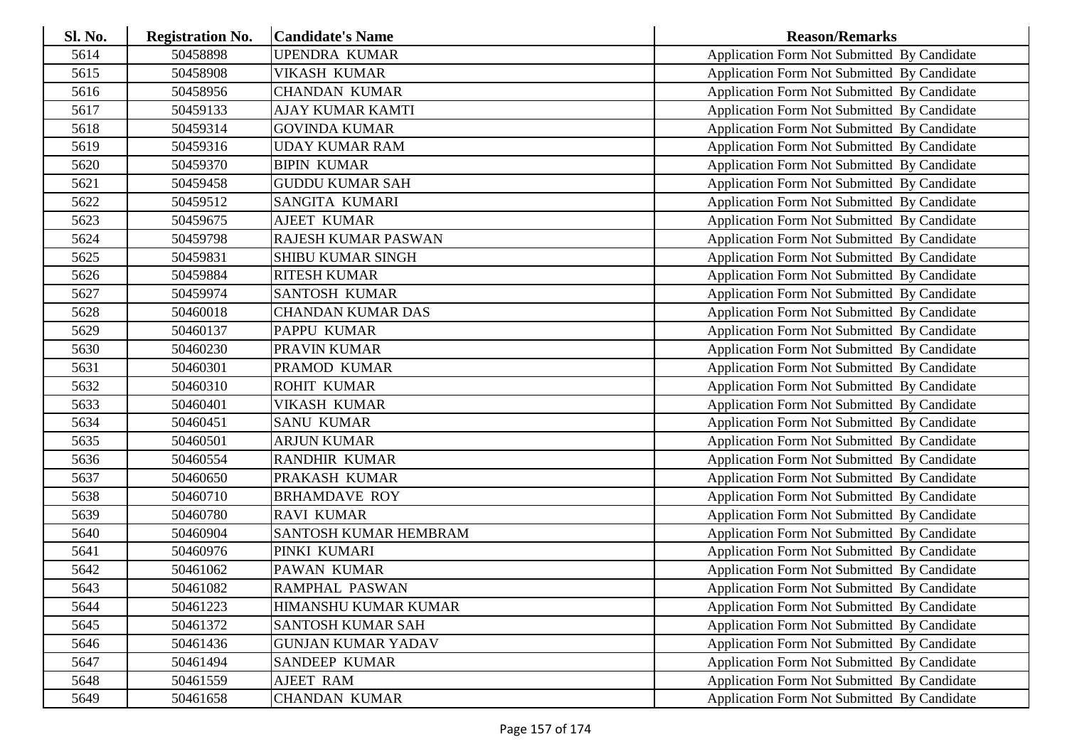| Sl. No. | Registration No. | Candidate's Name | Reason/Remarks |
|---|---|---|---|
| 5614 | 50458898 | UPENDRA KUMAR | Application Form Not Submitted By Candidate |
| 5615 | 50458908 | VIKASH KUMAR | Application Form Not Submitted By Candidate |
| 5616 | 50458956 | CHANDAN KUMAR | Application Form Not Submitted By Candidate |
| 5617 | 50459133 | AJAY KUMAR KAMTI | Application Form Not Submitted By Candidate |
| 5618 | 50459314 | GOVINDA KUMAR | Application Form Not Submitted By Candidate |
| 5619 | 50459316 | UDAY KUMAR RAM | Application Form Not Submitted By Candidate |
| 5620 | 50459370 | BIPIN KUMAR | Application Form Not Submitted By Candidate |
| 5621 | 50459458 | GUDDU KUMAR SAH | Application Form Not Submitted By Candidate |
| 5622 | 50459512 | SANGITA KUMARI | Application Form Not Submitted By Candidate |
| 5623 | 50459675 | AJEET KUMAR | Application Form Not Submitted By Candidate |
| 5624 | 50459798 | RAJESH KUMAR PASWAN | Application Form Not Submitted By Candidate |
| 5625 | 50459831 | SHIBU KUMAR SINGH | Application Form Not Submitted By Candidate |
| 5626 | 50459884 | RITESH KUMAR | Application Form Not Submitted By Candidate |
| 5627 | 50459974 | SANTOSH KUMAR | Application Form Not Submitted By Candidate |
| 5628 | 50460018 | CHANDAN KUMAR DAS | Application Form Not Submitted By Candidate |
| 5629 | 50460137 | PAPPU KUMAR | Application Form Not Submitted By Candidate |
| 5630 | 50460230 | PRAVIN KUMAR | Application Form Not Submitted By Candidate |
| 5631 | 50460301 | PRAMOD KUMAR | Application Form Not Submitted By Candidate |
| 5632 | 50460310 | ROHIT KUMAR | Application Form Not Submitted By Candidate |
| 5633 | 50460401 | VIKASH KUMAR | Application Form Not Submitted By Candidate |
| 5634 | 50460451 | SANU KUMAR | Application Form Not Submitted By Candidate |
| 5635 | 50460501 | ARJUN KUMAR | Application Form Not Submitted By Candidate |
| 5636 | 50460554 | RANDHIR KUMAR | Application Form Not Submitted By Candidate |
| 5637 | 50460650 | PRAKASH KUMAR | Application Form Not Submitted By Candidate |
| 5638 | 50460710 | BRHAMDAVE ROY | Application Form Not Submitted By Candidate |
| 5639 | 50460780 | RAVI KUMAR | Application Form Not Submitted By Candidate |
| 5640 | 50460904 | SANTOSH KUMAR HEMBRAM | Application Form Not Submitted By Candidate |
| 5641 | 50460976 | PINKI KUMARI | Application Form Not Submitted By Candidate |
| 5642 | 50461062 | PAWAN KUMAR | Application Form Not Submitted By Candidate |
| 5643 | 50461082 | RAMPHAL PASWAN | Application Form Not Submitted By Candidate |
| 5644 | 50461223 | HIMANSHU KUMAR KUMAR | Application Form Not Submitted By Candidate |
| 5645 | 50461372 | SANTOSH KUMAR SAH | Application Form Not Submitted By Candidate |
| 5646 | 50461436 | GUNJAN KUMAR YADAV | Application Form Not Submitted By Candidate |
| 5647 | 50461494 | SANDEEP KUMAR | Application Form Not Submitted By Candidate |
| 5648 | 50461559 | AJEET RAM | Application Form Not Submitted By Candidate |
| 5649 | 50461658 | CHANDAN KUMAR | Application Form Not Submitted By Candidate |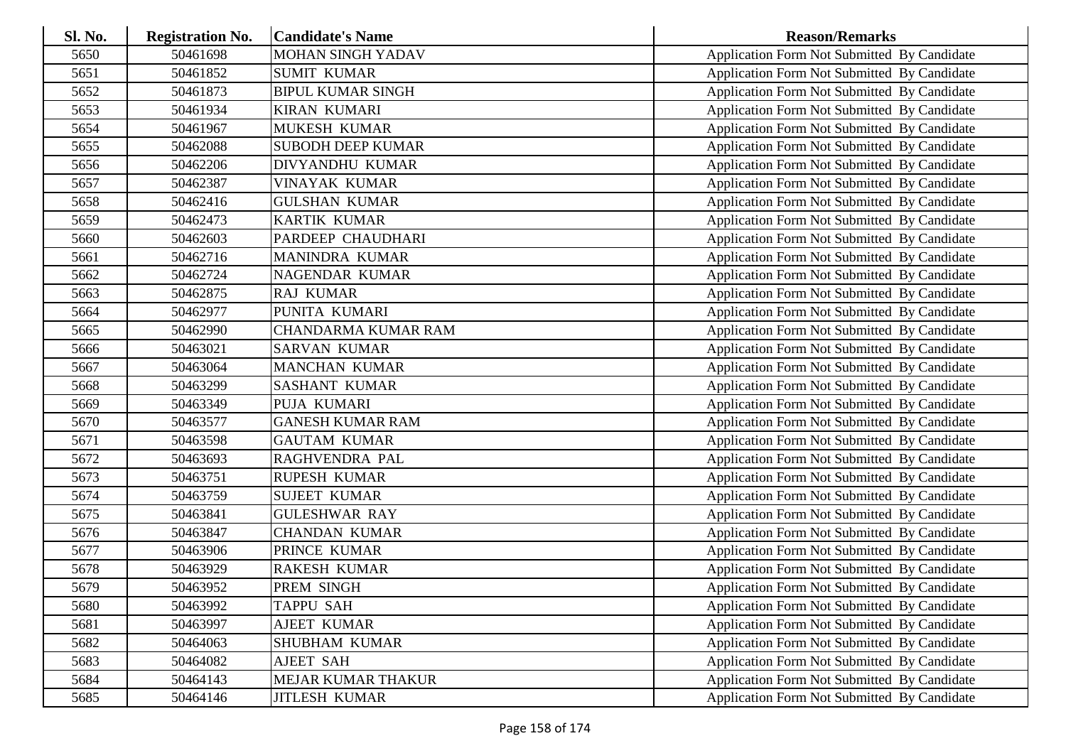| Sl. No. | Registration No. | Candidate's Name | Reason/Remarks |
|---|---|---|---|
| 5650 | 50461698 | MOHAN SINGH YADAV | Application Form Not Submitted By Candidate |
| 5651 | 50461852 | SUMIT KUMAR | Application Form Not Submitted By Candidate |
| 5652 | 50461873 | BIPUL KUMAR SINGH | Application Form Not Submitted By Candidate |
| 5653 | 50461934 | KIRAN KUMARI | Application Form Not Submitted By Candidate |
| 5654 | 50461967 | MUKESH KUMAR | Application Form Not Submitted By Candidate |
| 5655 | 50462088 | SUBODH DEEP KUMAR | Application Form Not Submitted By Candidate |
| 5656 | 50462206 | DIVYANDHU KUMAR | Application Form Not Submitted By Candidate |
| 5657 | 50462387 | VINAYAK KUMAR | Application Form Not Submitted By Candidate |
| 5658 | 50462416 | GULSHAN KUMAR | Application Form Not Submitted By Candidate |
| 5659 | 50462473 | KARTIK KUMAR | Application Form Not Submitted By Candidate |
| 5660 | 50462603 | PARDEEP CHAUDHARI | Application Form Not Submitted By Candidate |
| 5661 | 50462716 | MANINDRA KUMAR | Application Form Not Submitted By Candidate |
| 5662 | 50462724 | NAGENDAR KUMAR | Application Form Not Submitted By Candidate |
| 5663 | 50462875 | RAJ KUMAR | Application Form Not Submitted By Candidate |
| 5664 | 50462977 | PUNITA KUMARI | Application Form Not Submitted By Candidate |
| 5665 | 50462990 | CHANDARMA KUMAR RAM | Application Form Not Submitted By Candidate |
| 5666 | 50463021 | SARVAN KUMAR | Application Form Not Submitted By Candidate |
| 5667 | 50463064 | MANCHAN KUMAR | Application Form Not Submitted By Candidate |
| 5668 | 50463299 | SASHANT KUMAR | Application Form Not Submitted By Candidate |
| 5669 | 50463349 | PUJA KUMARI | Application Form Not Submitted By Candidate |
| 5670 | 50463577 | GANESH KUMAR RAM | Application Form Not Submitted By Candidate |
| 5671 | 50463598 | GAUTAM KUMAR | Application Form Not Submitted By Candidate |
| 5672 | 50463693 | RAGHVENDRA PAL | Application Form Not Submitted By Candidate |
| 5673 | 50463751 | RUPESH KUMAR | Application Form Not Submitted By Candidate |
| 5674 | 50463759 | SUJEET KUMAR | Application Form Not Submitted By Candidate |
| 5675 | 50463841 | GULESHWAR RAY | Application Form Not Submitted By Candidate |
| 5676 | 50463847 | CHANDAN KUMAR | Application Form Not Submitted By Candidate |
| 5677 | 50463906 | PRINCE KUMAR | Application Form Not Submitted By Candidate |
| 5678 | 50463929 | RAKESH KUMAR | Application Form Not Submitted By Candidate |
| 5679 | 50463952 | PREM SINGH | Application Form Not Submitted By Candidate |
| 5680 | 50463992 | TAPPU SAH | Application Form Not Submitted By Candidate |
| 5681 | 50463997 | AJEET KUMAR | Application Form Not Submitted By Candidate |
| 5682 | 50464063 | SHUBHAM KUMAR | Application Form Not Submitted By Candidate |
| 5683 | 50464082 | AJEET SAH | Application Form Not Submitted By Candidate |
| 5684 | 50464143 | MEJAR KUMAR THAKUR | Application Form Not Submitted By Candidate |
| 5685 | 50464146 | JITLESH KUMAR | Application Form Not Submitted By Candidate |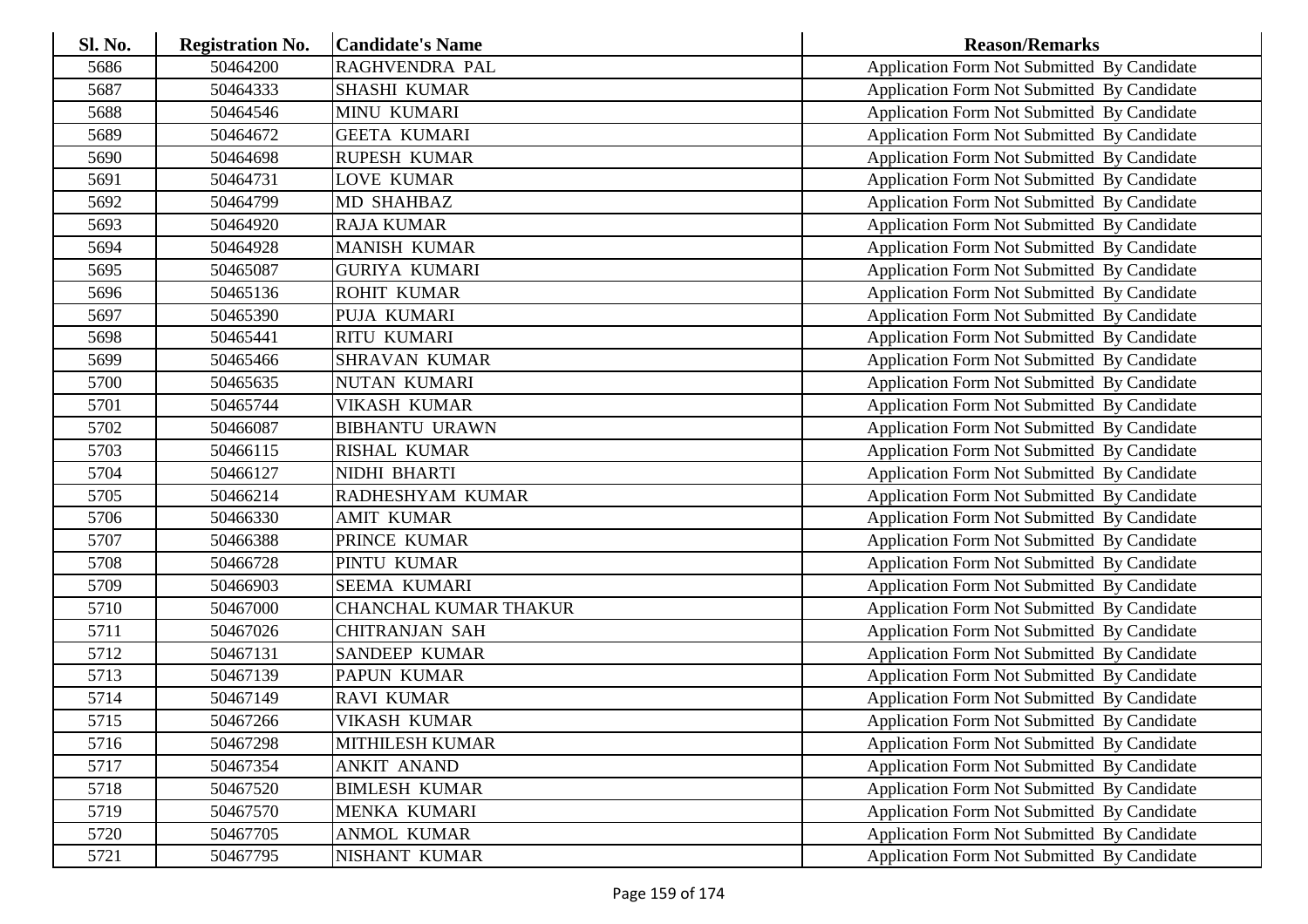| Sl. No. | Registration No. | Candidate's Name | Reason/Remarks |
|---|---|---|---|
| 5686 | 50464200 | RAGHVENDRA PAL | Application Form Not Submitted By Candidate |
| 5687 | 50464333 | SHASHI KUMAR | Application Form Not Submitted By Candidate |
| 5688 | 50464546 | MINU KUMARI | Application Form Not Submitted By Candidate |
| 5689 | 50464672 | GEETA KUMARI | Application Form Not Submitted By Candidate |
| 5690 | 50464698 | RUPESH KUMAR | Application Form Not Submitted By Candidate |
| 5691 | 50464731 | LOVE KUMAR | Application Form Not Submitted By Candidate |
| 5692 | 50464799 | MD SHAHBAZ | Application Form Not Submitted By Candidate |
| 5693 | 50464920 | RAJA KUMAR | Application Form Not Submitted By Candidate |
| 5694 | 50464928 | MANISH KUMAR | Application Form Not Submitted By Candidate |
| 5695 | 50465087 | GURIYA KUMARI | Application Form Not Submitted By Candidate |
| 5696 | 50465136 | ROHIT KUMAR | Application Form Not Submitted By Candidate |
| 5697 | 50465390 | PUJA KUMARI | Application Form Not Submitted By Candidate |
| 5698 | 50465441 | RITU KUMARI | Application Form Not Submitted By Candidate |
| 5699 | 50465466 | SHRAVAN KUMAR | Application Form Not Submitted By Candidate |
| 5700 | 50465635 | NUTAN KUMARI | Application Form Not Submitted By Candidate |
| 5701 | 50465744 | VIKASH KUMAR | Application Form Not Submitted By Candidate |
| 5702 | 50466087 | BIBHANTU URAWN | Application Form Not Submitted By Candidate |
| 5703 | 50466115 | RISHAL KUMAR | Application Form Not Submitted By Candidate |
| 5704 | 50466127 | NIDHI BHARTI | Application Form Not Submitted By Candidate |
| 5705 | 50466214 | RADHESHYAM KUMAR | Application Form Not Submitted By Candidate |
| 5706 | 50466330 | AMIT KUMAR | Application Form Not Submitted By Candidate |
| 5707 | 50466388 | PRINCE KUMAR | Application Form Not Submitted By Candidate |
| 5708 | 50466728 | PINTU KUMAR | Application Form Not Submitted By Candidate |
| 5709 | 50466903 | SEEMA KUMARI | Application Form Not Submitted By Candidate |
| 5710 | 50467000 | CHANCHAL KUMAR THAKUR | Application Form Not Submitted By Candidate |
| 5711 | 50467026 | CHITRANJAN SAH | Application Form Not Submitted By Candidate |
| 5712 | 50467131 | SANDEEP KUMAR | Application Form Not Submitted By Candidate |
| 5713 | 50467139 | PAPUN KUMAR | Application Form Not Submitted By Candidate |
| 5714 | 50467149 | RAVI KUMAR | Application Form Not Submitted By Candidate |
| 5715 | 50467266 | VIKASH KUMAR | Application Form Not Submitted By Candidate |
| 5716 | 50467298 | MITHILESH KUMAR | Application Form Not Submitted By Candidate |
| 5717 | 50467354 | ANKIT ANAND | Application Form Not Submitted By Candidate |
| 5718 | 50467520 | BIMLESH KUMAR | Application Form Not Submitted By Candidate |
| 5719 | 50467570 | MENKA KUMARI | Application Form Not Submitted By Candidate |
| 5720 | 50467705 | ANMOL KUMAR | Application Form Not Submitted By Candidate |
| 5721 | 50467795 | NISHANT KUMAR | Application Form Not Submitted By Candidate |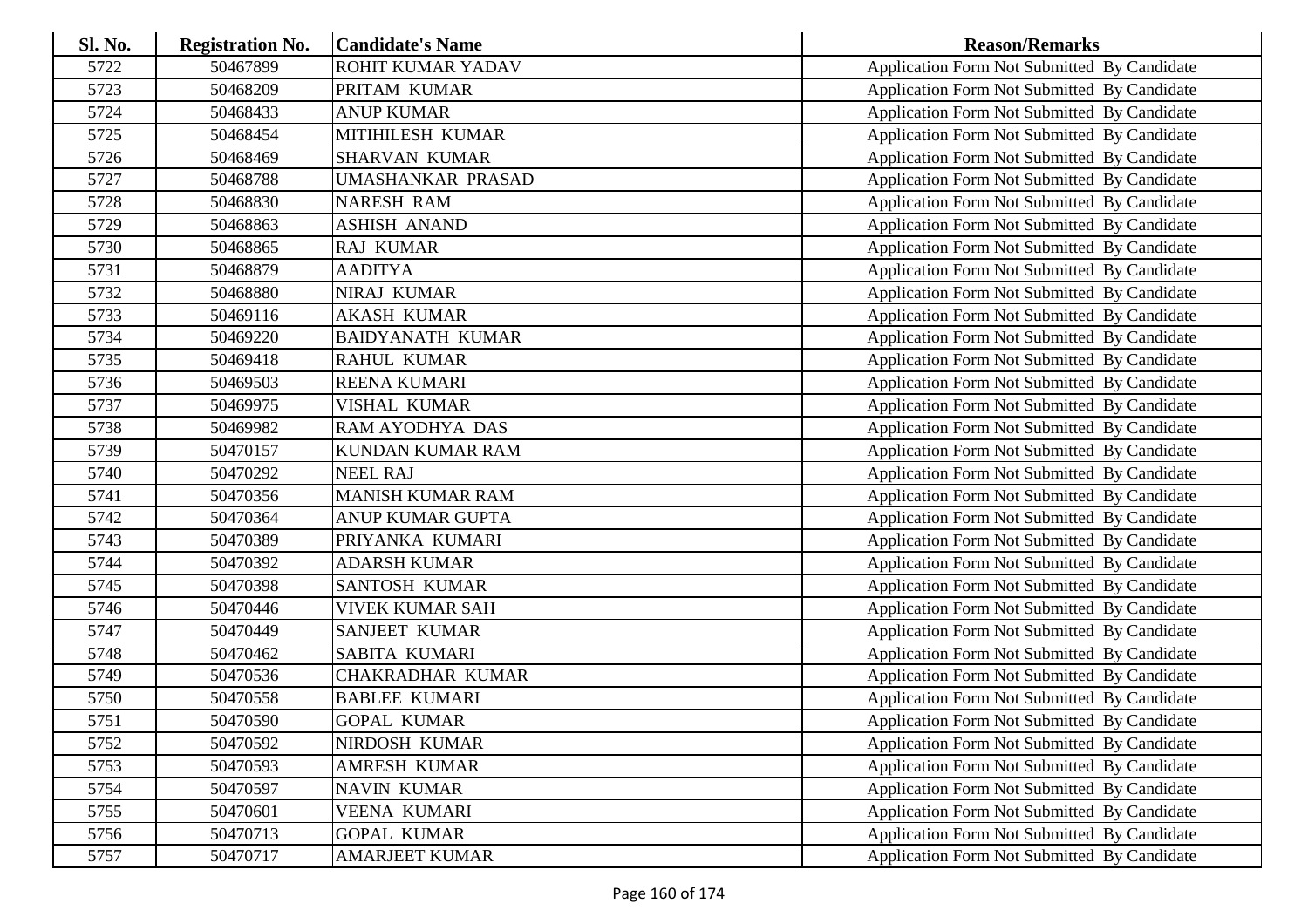| Sl. No. | Registration No. | Candidate's Name | Reason/Remarks |
|---|---|---|---|
| 5722 | 50467899 | ROHIT KUMAR YADAV | Application Form Not Submitted By Candidate |
| 5723 | 50468209 | PRITAM KUMAR | Application Form Not Submitted By Candidate |
| 5724 | 50468433 | ANUP KUMAR | Application Form Not Submitted By Candidate |
| 5725 | 50468454 | MITIHILESH KUMAR | Application Form Not Submitted By Candidate |
| 5726 | 50468469 | SHARVAN KUMAR | Application Form Not Submitted By Candidate |
| 5727 | 50468788 | UMASHANKAR PRASAD | Application Form Not Submitted By Candidate |
| 5728 | 50468830 | NARESH RAM | Application Form Not Submitted By Candidate |
| 5729 | 50468863 | ASHISH ANAND | Application Form Not Submitted By Candidate |
| 5730 | 50468865 | RAJ KUMAR | Application Form Not Submitted By Candidate |
| 5731 | 50468879 | AADITYA | Application Form Not Submitted By Candidate |
| 5732 | 50468880 | NIRAJ KUMAR | Application Form Not Submitted By Candidate |
| 5733 | 50469116 | AKASH KUMAR | Application Form Not Submitted By Candidate |
| 5734 | 50469220 | BAIDYANATH KUMAR | Application Form Not Submitted By Candidate |
| 5735 | 50469418 | RAHUL KUMAR | Application Form Not Submitted By Candidate |
| 5736 | 50469503 | REENA KUMARI | Application Form Not Submitted By Candidate |
| 5737 | 50469975 | VISHAL KUMAR | Application Form Not Submitted By Candidate |
| 5738 | 50469982 | RAM AYODHYA DAS | Application Form Not Submitted By Candidate |
| 5739 | 50470157 | KUNDAN KUMAR RAM | Application Form Not Submitted By Candidate |
| 5740 | 50470292 | NEEL RAJ | Application Form Not Submitted By Candidate |
| 5741 | 50470356 | MANISH KUMAR RAM | Application Form Not Submitted By Candidate |
| 5742 | 50470364 | ANUP KUMAR GUPTA | Application Form Not Submitted By Candidate |
| 5743 | 50470389 | PRIYANKA KUMARI | Application Form Not Submitted By Candidate |
| 5744 | 50470392 | ADARSH KUMAR | Application Form Not Submitted By Candidate |
| 5745 | 50470398 | SANTOSH KUMAR | Application Form Not Submitted By Candidate |
| 5746 | 50470446 | VIVEK KUMAR SAH | Application Form Not Submitted By Candidate |
| 5747 | 50470449 | SANJEET KUMAR | Application Form Not Submitted By Candidate |
| 5748 | 50470462 | SABITA KUMARI | Application Form Not Submitted By Candidate |
| 5749 | 50470536 | CHAKRADHAR KUMAR | Application Form Not Submitted By Candidate |
| 5750 | 50470558 | BABLEE KUMARI | Application Form Not Submitted By Candidate |
| 5751 | 50470590 | GOPAL KUMAR | Application Form Not Submitted By Candidate |
| 5752 | 50470592 | NIRDOSH KUMAR | Application Form Not Submitted By Candidate |
| 5753 | 50470593 | AMRESH KUMAR | Application Form Not Submitted By Candidate |
| 5754 | 50470597 | NAVIN KUMAR | Application Form Not Submitted By Candidate |
| 5755 | 50470601 | VEENA KUMARI | Application Form Not Submitted By Candidate |
| 5756 | 50470713 | GOPAL KUMAR | Application Form Not Submitted By Candidate |
| 5757 | 50470717 | AMARJEET KUMAR | Application Form Not Submitted By Candidate |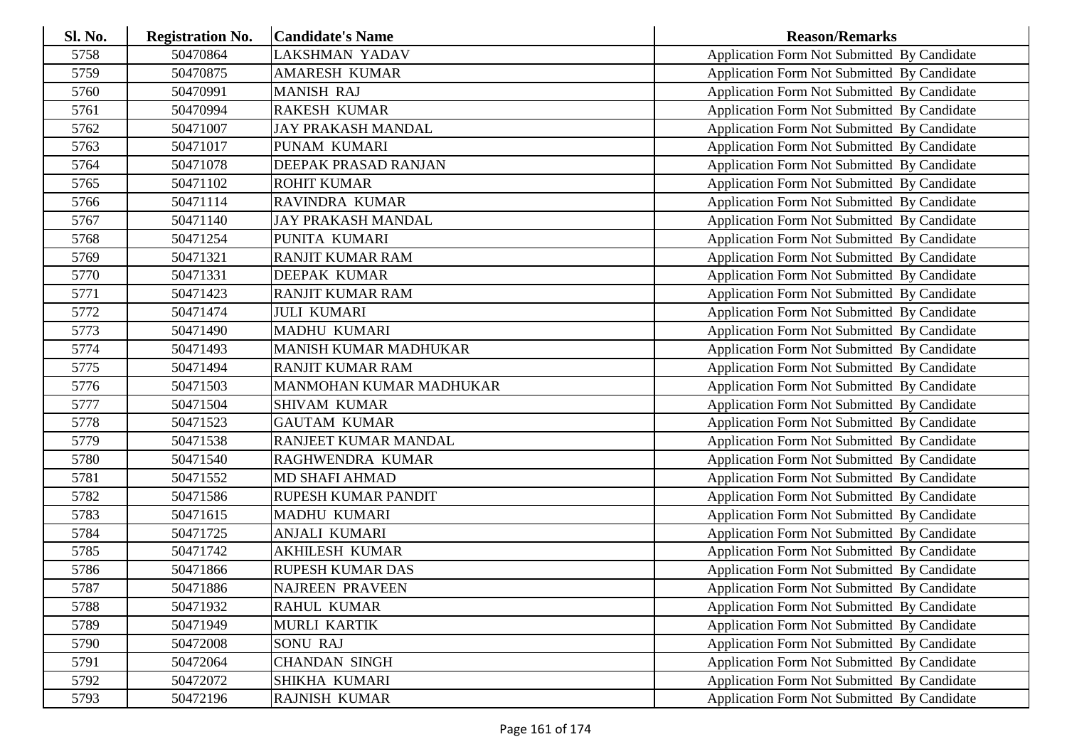| Sl. No. | Registration No. | Candidate's Name | Reason/Remarks |
|---|---|---|---|
| 5758 | 50470864 | LAKSHMAN YADAV | Application Form Not Submitted By Candidate |
| 5759 | 50470875 | AMARESH KUMAR | Application Form Not Submitted By Candidate |
| 5760 | 50470991 | MANISH RAJ | Application Form Not Submitted By Candidate |
| 5761 | 50470994 | RAKESH KUMAR | Application Form Not Submitted By Candidate |
| 5762 | 50471007 | JAY PRAKASH MANDAL | Application Form Not Submitted By Candidate |
| 5763 | 50471017 | PUNAM KUMARI | Application Form Not Submitted By Candidate |
| 5764 | 50471078 | DEEPAK PRASAD RANJAN | Application Form Not Submitted By Candidate |
| 5765 | 50471102 | ROHIT KUMAR | Application Form Not Submitted By Candidate |
| 5766 | 50471114 | RAVINDRA KUMAR | Application Form Not Submitted By Candidate |
| 5767 | 50471140 | JAY PRAKASH MANDAL | Application Form Not Submitted By Candidate |
| 5768 | 50471254 | PUNITA KUMARI | Application Form Not Submitted By Candidate |
| 5769 | 50471321 | RANJIT KUMAR RAM | Application Form Not Submitted By Candidate |
| 5770 | 50471331 | DEEPAK KUMAR | Application Form Not Submitted By Candidate |
| 5771 | 50471423 | RANJIT KUMAR RAM | Application Form Not Submitted By Candidate |
| 5772 | 50471474 | JULI KUMARI | Application Form Not Submitted By Candidate |
| 5773 | 50471490 | MADHU KUMARI | Application Form Not Submitted By Candidate |
| 5774 | 50471493 | MANISH KUMAR MADHUKAR | Application Form Not Submitted By Candidate |
| 5775 | 50471494 | RANJIT KUMAR RAM | Application Form Not Submitted By Candidate |
| 5776 | 50471503 | MANMOHAN KUMAR MADHUKAR | Application Form Not Submitted By Candidate |
| 5777 | 50471504 | SHIVAM KUMAR | Application Form Not Submitted By Candidate |
| 5778 | 50471523 | GAUTAM KUMAR | Application Form Not Submitted By Candidate |
| 5779 | 50471538 | RANJEET KUMAR MANDAL | Application Form Not Submitted By Candidate |
| 5780 | 50471540 | RAGHWENDRA KUMAR | Application Form Not Submitted By Candidate |
| 5781 | 50471552 | MD SHAFI AHMAD | Application Form Not Submitted By Candidate |
| 5782 | 50471586 | RUPESH KUMAR PANDIT | Application Form Not Submitted By Candidate |
| 5783 | 50471615 | MADHU KUMARI | Application Form Not Submitted By Candidate |
| 5784 | 50471725 | ANJALI KUMARI | Application Form Not Submitted By Candidate |
| 5785 | 50471742 | AKHILESH KUMAR | Application Form Not Submitted By Candidate |
| 5786 | 50471866 | RUPESH KUMAR DAS | Application Form Not Submitted By Candidate |
| 5787 | 50471886 | NAJREEN PRAVEEN | Application Form Not Submitted By Candidate |
| 5788 | 50471932 | RAHUL KUMAR | Application Form Not Submitted By Candidate |
| 5789 | 50471949 | MURLI KARTIK | Application Form Not Submitted By Candidate |
| 5790 | 50472008 | SONU RAJ | Application Form Not Submitted By Candidate |
| 5791 | 50472064 | CHANDAN SINGH | Application Form Not Submitted By Candidate |
| 5792 | 50472072 | SHIKHA KUMARI | Application Form Not Submitted By Candidate |
| 5793 | 50472196 | RAJNISH KUMAR | Application Form Not Submitted By Candidate |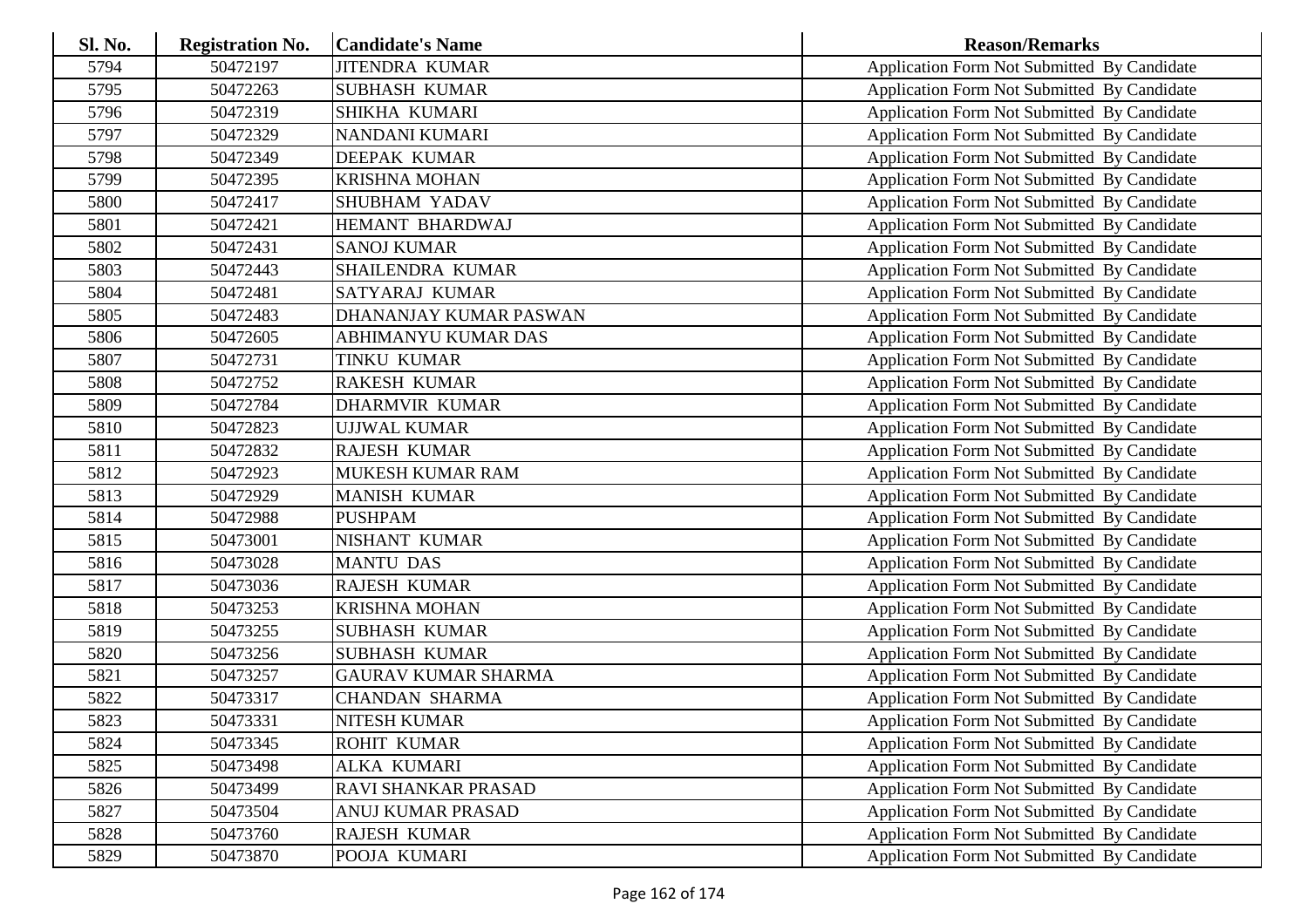| Sl. No. | Registration No. | Candidate's Name | Reason/Remarks |
|---|---|---|---|
| 5794 | 50472197 | JITENDRA KUMAR | Application Form Not Submitted By Candidate |
| 5795 | 50472263 | SUBHASH KUMAR | Application Form Not Submitted By Candidate |
| 5796 | 50472319 | SHIKHA KUMARI | Application Form Not Submitted By Candidate |
| 5797 | 50472329 | NANDANI KUMARI | Application Form Not Submitted By Candidate |
| 5798 | 50472349 | DEEPAK KUMAR | Application Form Not Submitted By Candidate |
| 5799 | 50472395 | KRISHNA MOHAN | Application Form Not Submitted By Candidate |
| 5800 | 50472417 | SHUBHAM YADAV | Application Form Not Submitted By Candidate |
| 5801 | 50472421 | HEMANT BHARDWAJ | Application Form Not Submitted By Candidate |
| 5802 | 50472431 | SANOJ KUMAR | Application Form Not Submitted By Candidate |
| 5803 | 50472443 | SHAILENDRA KUMAR | Application Form Not Submitted By Candidate |
| 5804 | 50472481 | SATYARAJ KUMAR | Application Form Not Submitted By Candidate |
| 5805 | 50472483 | DHANANJAY KUMAR PASWAN | Application Form Not Submitted By Candidate |
| 5806 | 50472605 | ABHIMANYU KUMAR DAS | Application Form Not Submitted By Candidate |
| 5807 | 50472731 | TINKU KUMAR | Application Form Not Submitted By Candidate |
| 5808 | 50472752 | RAKESH KUMAR | Application Form Not Submitted By Candidate |
| 5809 | 50472784 | DHARMVIR KUMAR | Application Form Not Submitted By Candidate |
| 5810 | 50472823 | UJJWAL KUMAR | Application Form Not Submitted By Candidate |
| 5811 | 50472832 | RAJESH KUMAR | Application Form Not Submitted By Candidate |
| 5812 | 50472923 | MUKESH KUMAR RAM | Application Form Not Submitted By Candidate |
| 5813 | 50472929 | MANISH KUMAR | Application Form Not Submitted By Candidate |
| 5814 | 50472988 | PUSHPAM | Application Form Not Submitted By Candidate |
| 5815 | 50473001 | NISHANT KUMAR | Application Form Not Submitted By Candidate |
| 5816 | 50473028 | MANTU DAS | Application Form Not Submitted By Candidate |
| 5817 | 50473036 | RAJESH KUMAR | Application Form Not Submitted By Candidate |
| 5818 | 50473253 | KRISHNA MOHAN | Application Form Not Submitted By Candidate |
| 5819 | 50473255 | SUBHASH KUMAR | Application Form Not Submitted By Candidate |
| 5820 | 50473256 | SUBHASH KUMAR | Application Form Not Submitted By Candidate |
| 5821 | 50473257 | GAURAV KUMAR SHARMA | Application Form Not Submitted By Candidate |
| 5822 | 50473317 | CHANDAN SHARMA | Application Form Not Submitted By Candidate |
| 5823 | 50473331 | NITESH KUMAR | Application Form Not Submitted By Candidate |
| 5824 | 50473345 | ROHIT KUMAR | Application Form Not Submitted By Candidate |
| 5825 | 50473498 | ALKA KUMARI | Application Form Not Submitted By Candidate |
| 5826 | 50473499 | RAVI SHANKAR PRASAD | Application Form Not Submitted By Candidate |
| 5827 | 50473504 | ANUJ KUMAR PRASAD | Application Form Not Submitted By Candidate |
| 5828 | 50473760 | RAJESH KUMAR | Application Form Not Submitted By Candidate |
| 5829 | 50473870 | POOJA KUMARI | Application Form Not Submitted By Candidate |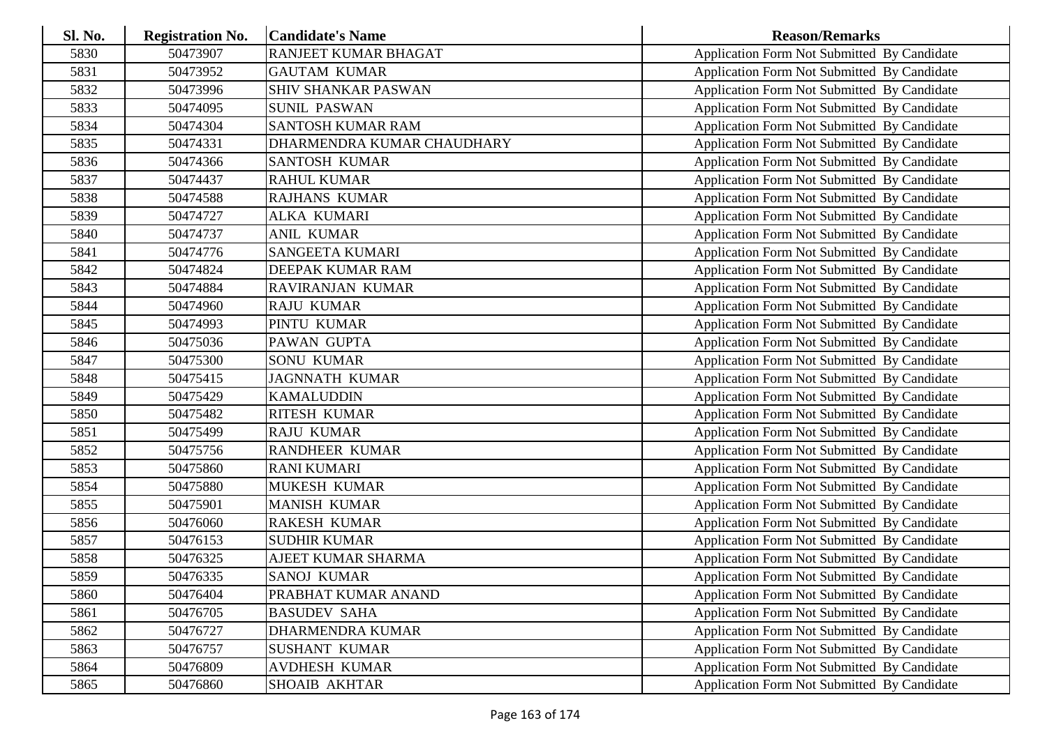| Sl. No. | Registration No. | Candidate's Name | Reason/Remarks |
|---|---|---|---|
| 5830 | 50473907 | RANJEET KUMAR BHAGAT | Application Form Not Submitted By Candidate |
| 5831 | 50473952 | GAUTAM KUMAR | Application Form Not Submitted By Candidate |
| 5832 | 50473996 | SHIV SHANKAR PASWAN | Application Form Not Submitted By Candidate |
| 5833 | 50474095 | SUNIL PASWAN | Application Form Not Submitted By Candidate |
| 5834 | 50474304 | SANTOSH KUMAR RAM | Application Form Not Submitted By Candidate |
| 5835 | 50474331 | DHARMENDRA KUMAR CHAUDHARY | Application Form Not Submitted By Candidate |
| 5836 | 50474366 | SANTOSH KUMAR | Application Form Not Submitted By Candidate |
| 5837 | 50474437 | RAHUL KUMAR | Application Form Not Submitted By Candidate |
| 5838 | 50474588 | RAJHANS KUMAR | Application Form Not Submitted By Candidate |
| 5839 | 50474727 | ALKA KUMARI | Application Form Not Submitted By Candidate |
| 5840 | 50474737 | ANIL KUMAR | Application Form Not Submitted By Candidate |
| 5841 | 50474776 | SANGEETA KUMARI | Application Form Not Submitted By Candidate |
| 5842 | 50474824 | DEEPAK KUMAR RAM | Application Form Not Submitted By Candidate |
| 5843 | 50474884 | RAVIRANJAN KUMAR | Application Form Not Submitted By Candidate |
| 5844 | 50474960 | RAJU KUMAR | Application Form Not Submitted By Candidate |
| 5845 | 50474993 | PINTU KUMAR | Application Form Not Submitted By Candidate |
| 5846 | 50475036 | PAWAN GUPTA | Application Form Not Submitted By Candidate |
| 5847 | 50475300 | SONU KUMAR | Application Form Not Submitted By Candidate |
| 5848 | 50475415 | JAGNNATH KUMAR | Application Form Not Submitted By Candidate |
| 5849 | 50475429 | KAMALUDDIN | Application Form Not Submitted By Candidate |
| 5850 | 50475482 | RITESH KUMAR | Application Form Not Submitted By Candidate |
| 5851 | 50475499 | RAJU KUMAR | Application Form Not Submitted By Candidate |
| 5852 | 50475756 | RANDHEER KUMAR | Application Form Not Submitted By Candidate |
| 5853 | 50475860 | RANI KUMARI | Application Form Not Submitted By Candidate |
| 5854 | 50475880 | MUKESH KUMAR | Application Form Not Submitted By Candidate |
| 5855 | 50475901 | MANISH KUMAR | Application Form Not Submitted By Candidate |
| 5856 | 50476060 | RAKESH KUMAR | Application Form Not Submitted By Candidate |
| 5857 | 50476153 | SUDHIR KUMAR | Application Form Not Submitted By Candidate |
| 5858 | 50476325 | AJEET KUMAR SHARMA | Application Form Not Submitted By Candidate |
| 5859 | 50476335 | SANOJ KUMAR | Application Form Not Submitted By Candidate |
| 5860 | 50476404 | PRABHAT KUMAR ANAND | Application Form Not Submitted By Candidate |
| 5861 | 50476705 | BASUDEV SAHA | Application Form Not Submitted By Candidate |
| 5862 | 50476727 | DHARMENDRA KUMAR | Application Form Not Submitted By Candidate |
| 5863 | 50476757 | SUSHANT KUMAR | Application Form Not Submitted By Candidate |
| 5864 | 50476809 | AVDHESH KUMAR | Application Form Not Submitted By Candidate |
| 5865 | 50476860 | SHOAIB AKHTAR | Application Form Not Submitted By Candidate |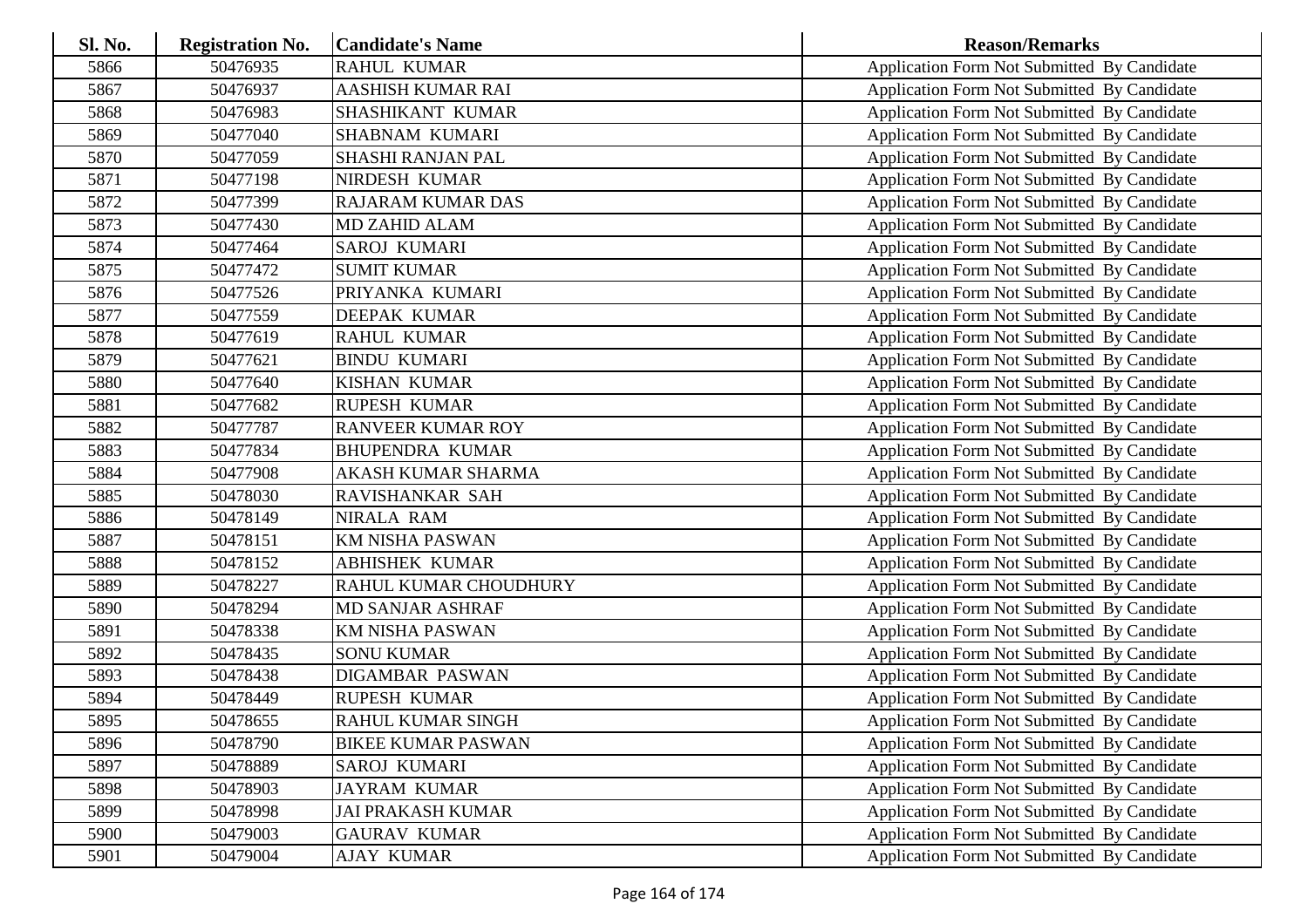| Sl. No. | Registration No. | Candidate's Name | Reason/Remarks |
| --- | --- | --- | --- |
| 5866 | 50476935 | RAHUL KUMAR | Application Form Not Submitted By Candidate |
| 5867 | 50476937 | AASHISH KUMAR RAI | Application Form Not Submitted By Candidate |
| 5868 | 50476983 | SHASHIKANT KUMAR | Application Form Not Submitted By Candidate |
| 5869 | 50477040 | SHABNAM KUMARI | Application Form Not Submitted By Candidate |
| 5870 | 50477059 | SHASHI RANJAN PAL | Application Form Not Submitted By Candidate |
| 5871 | 50477198 | NIRDESH KUMAR | Application Form Not Submitted By Candidate |
| 5872 | 50477399 | RAJARAM KUMAR DAS | Application Form Not Submitted By Candidate |
| 5873 | 50477430 | MD ZAHID ALAM | Application Form Not Submitted By Candidate |
| 5874 | 50477464 | SAROJ KUMARI | Application Form Not Submitted By Candidate |
| 5875 | 50477472 | SUMIT KUMAR | Application Form Not Submitted By Candidate |
| 5876 | 50477526 | PRIYANKA KUMARI | Application Form Not Submitted By Candidate |
| 5877 | 50477559 | DEEPAK KUMAR | Application Form Not Submitted By Candidate |
| 5878 | 50477619 | RAHUL KUMAR | Application Form Not Submitted By Candidate |
| 5879 | 50477621 | BINDU KUMARI | Application Form Not Submitted By Candidate |
| 5880 | 50477640 | KISHAN KUMAR | Application Form Not Submitted By Candidate |
| 5881 | 50477682 | RUPESH KUMAR | Application Form Not Submitted By Candidate |
| 5882 | 50477787 | RANVEER KUMAR ROY | Application Form Not Submitted By Candidate |
| 5883 | 50477834 | BHUPENDRA KUMAR | Application Form Not Submitted By Candidate |
| 5884 | 50477908 | AKASH KUMAR SHARMA | Application Form Not Submitted By Candidate |
| 5885 | 50478030 | RAVISHANKAR SAH | Application Form Not Submitted By Candidate |
| 5886 | 50478149 | NIRALA RAM | Application Form Not Submitted By Candidate |
| 5887 | 50478151 | KM NISHA PASWAN | Application Form Not Submitted By Candidate |
| 5888 | 50478152 | ABHISHEK KUMAR | Application Form Not Submitted By Candidate |
| 5889 | 50478227 | RAHUL KUMAR CHOUDHURY | Application Form Not Submitted By Candidate |
| 5890 | 50478294 | MD SANJAR ASHRAF | Application Form Not Submitted By Candidate |
| 5891 | 50478338 | KM NISHA PASWAN | Application Form Not Submitted By Candidate |
| 5892 | 50478435 | SONU KUMAR | Application Form Not Submitted By Candidate |
| 5893 | 50478438 | DIGAMBAR PASWAN | Application Form Not Submitted By Candidate |
| 5894 | 50478449 | RUPESH KUMAR | Application Form Not Submitted By Candidate |
| 5895 | 50478655 | RAHUL KUMAR SINGH | Application Form Not Submitted By Candidate |
| 5896 | 50478790 | BIKEE KUMAR PASWAN | Application Form Not Submitted By Candidate |
| 5897 | 50478889 | SAROJ KUMARI | Application Form Not Submitted By Candidate |
| 5898 | 50478903 | JAYRAM KUMAR | Application Form Not Submitted By Candidate |
| 5899 | 50478998 | JAI PRAKASH KUMAR | Application Form Not Submitted By Candidate |
| 5900 | 50479003 | GAURAV KUMAR | Application Form Not Submitted By Candidate |
| 5901 | 50479004 | AJAY KUMAR | Application Form Not Submitted By Candidate |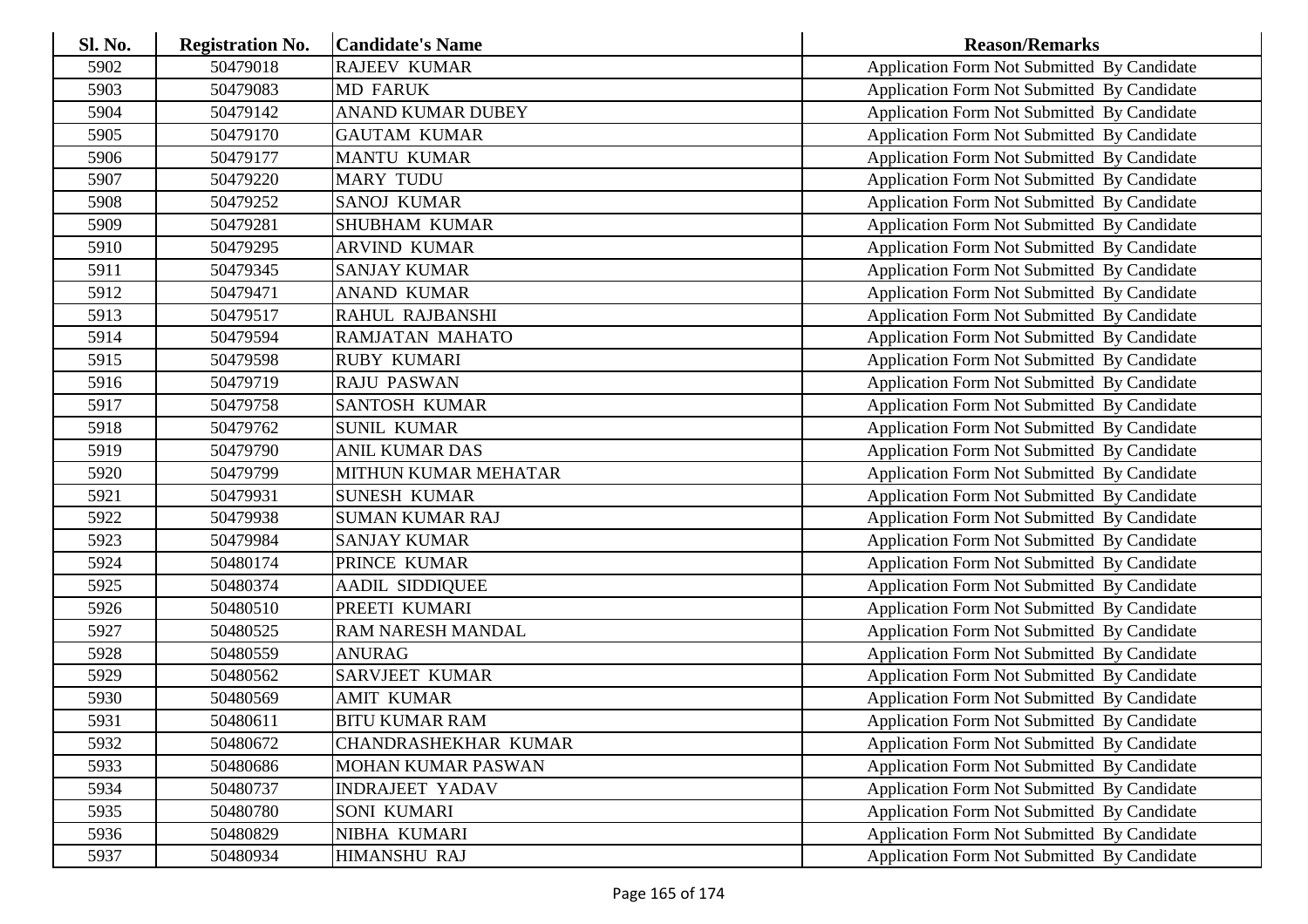| Sl. No. | Registration No. | Candidate's Name | Reason/Remarks |
|---|---|---|---|
| 5902 | 50479018 | RAJEEV KUMAR | Application Form Not Submitted By Candidate |
| 5903 | 50479083 | MD FARUK | Application Form Not Submitted By Candidate |
| 5904 | 50479142 | ANAND KUMAR DUBEY | Application Form Not Submitted By Candidate |
| 5905 | 50479170 | GAUTAM KUMAR | Application Form Not Submitted By Candidate |
| 5906 | 50479177 | MANTU KUMAR | Application Form Not Submitted By Candidate |
| 5907 | 50479220 | MARY TUDU | Application Form Not Submitted By Candidate |
| 5908 | 50479252 | SANOJ KUMAR | Application Form Not Submitted By Candidate |
| 5909 | 50479281 | SHUBHAM KUMAR | Application Form Not Submitted By Candidate |
| 5910 | 50479295 | ARVIND KUMAR | Application Form Not Submitted By Candidate |
| 5911 | 50479345 | SANJAY KUMAR | Application Form Not Submitted By Candidate |
| 5912 | 50479471 | ANAND KUMAR | Application Form Not Submitted By Candidate |
| 5913 | 50479517 | RAHUL RAJBANSHI | Application Form Not Submitted By Candidate |
| 5914 | 50479594 | RAMJATAN MAHATO | Application Form Not Submitted By Candidate |
| 5915 | 50479598 | RUBY KUMARI | Application Form Not Submitted By Candidate |
| 5916 | 50479719 | RAJU PASWAN | Application Form Not Submitted By Candidate |
| 5917 | 50479758 | SANTOSH KUMAR | Application Form Not Submitted By Candidate |
| 5918 | 50479762 | SUNIL KUMAR | Application Form Not Submitted By Candidate |
| 5919 | 50479790 | ANIL KUMAR DAS | Application Form Not Submitted By Candidate |
| 5920 | 50479799 | MITHUN KUMAR MEHATAR | Application Form Not Submitted By Candidate |
| 5921 | 50479931 | SUNESH KUMAR | Application Form Not Submitted By Candidate |
| 5922 | 50479938 | SUMAN KUMAR RAJ | Application Form Not Submitted By Candidate |
| 5923 | 50479984 | SANJAY KUMAR | Application Form Not Submitted By Candidate |
| 5924 | 50480174 | PRINCE KUMAR | Application Form Not Submitted By Candidate |
| 5925 | 50480374 | AADIL SIDDIQUEE | Application Form Not Submitted By Candidate |
| 5926 | 50480510 | PREETI KUMARI | Application Form Not Submitted By Candidate |
| 5927 | 50480525 | RAM NARESH MANDAL | Application Form Not Submitted By Candidate |
| 5928 | 50480559 | ANURAG | Application Form Not Submitted By Candidate |
| 5929 | 50480562 | SARVJEET KUMAR | Application Form Not Submitted By Candidate |
| 5930 | 50480569 | AMIT KUMAR | Application Form Not Submitted By Candidate |
| 5931 | 50480611 | BITU KUMAR RAM | Application Form Not Submitted By Candidate |
| 5932 | 50480672 | CHANDRASHEKHAR KUMAR | Application Form Not Submitted By Candidate |
| 5933 | 50480686 | MOHAN KUMAR PASWAN | Application Form Not Submitted By Candidate |
| 5934 | 50480737 | INDRAJEET YADAV | Application Form Not Submitted By Candidate |
| 5935 | 50480780 | SONI KUMARI | Application Form Not Submitted By Candidate |
| 5936 | 50480829 | NIBHA KUMARI | Application Form Not Submitted By Candidate |
| 5937 | 50480934 | HIMANSHU RAJ | Application Form Not Submitted By Candidate |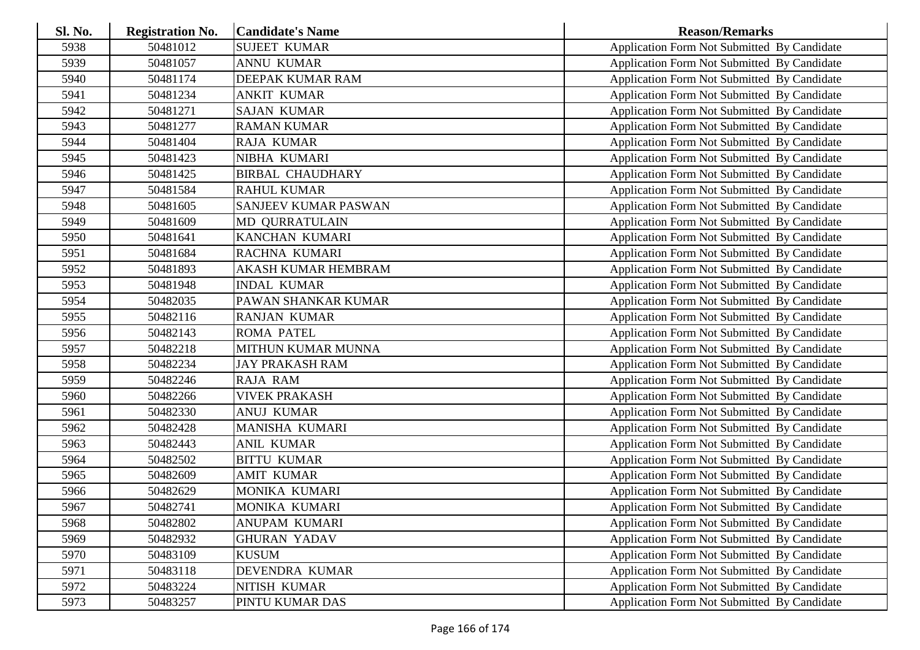| Sl. No. | Registration No. | Candidate's Name | Reason/Remarks |
|---|---|---|---|
| 5938 | 50481012 | SUJEET KUMAR | Application Form Not Submitted By Candidate |
| 5939 | 50481057 | ANNU KUMAR | Application Form Not Submitted By Candidate |
| 5940 | 50481174 | DEEPAK KUMAR RAM | Application Form Not Submitted By Candidate |
| 5941 | 50481234 | ANKIT KUMAR | Application Form Not Submitted By Candidate |
| 5942 | 50481271 | SAJAN KUMAR | Application Form Not Submitted By Candidate |
| 5943 | 50481277 | RAMAN KUMAR | Application Form Not Submitted By Candidate |
| 5944 | 50481404 | RAJA KUMAR | Application Form Not Submitted By Candidate |
| 5945 | 50481423 | NIBHA KUMARI | Application Form Not Submitted By Candidate |
| 5946 | 50481425 | BIRBAL CHAUDHARY | Application Form Not Submitted By Candidate |
| 5947 | 50481584 | RAHUL KUMAR | Application Form Not Submitted By Candidate |
| 5948 | 50481605 | SANJEEV KUMAR PASWAN | Application Form Not Submitted By Candidate |
| 5949 | 50481609 | MD QURRATULAIN | Application Form Not Submitted By Candidate |
| 5950 | 50481641 | KANCHAN KUMARI | Application Form Not Submitted By Candidate |
| 5951 | 50481684 | RACHNA KUMARI | Application Form Not Submitted By Candidate |
| 5952 | 50481893 | AKASH KUMAR HEMBRAM | Application Form Not Submitted By Candidate |
| 5953 | 50481948 | INDAL KUMAR | Application Form Not Submitted By Candidate |
| 5954 | 50482035 | PAWAN SHANKAR KUMAR | Application Form Not Submitted By Candidate |
| 5955 | 50482116 | RANJAN KUMAR | Application Form Not Submitted By Candidate |
| 5956 | 50482143 | ROMA PATEL | Application Form Not Submitted By Candidate |
| 5957 | 50482218 | MITHUN KUMAR MUNNA | Application Form Not Submitted By Candidate |
| 5958 | 50482234 | JAY PRAKASH RAM | Application Form Not Submitted By Candidate |
| 5959 | 50482246 | RAJA RAM | Application Form Not Submitted By Candidate |
| 5960 | 50482266 | VIVEK PRAKASH | Application Form Not Submitted By Candidate |
| 5961 | 50482330 | ANUJ KUMAR | Application Form Not Submitted By Candidate |
| 5962 | 50482428 | MANISHA KUMARI | Application Form Not Submitted By Candidate |
| 5963 | 50482443 | ANIL KUMAR | Application Form Not Submitted By Candidate |
| 5964 | 50482502 | BITTU KUMAR | Application Form Not Submitted By Candidate |
| 5965 | 50482609 | AMIT KUMAR | Application Form Not Submitted By Candidate |
| 5966 | 50482629 | MONIKA KUMARI | Application Form Not Submitted By Candidate |
| 5967 | 50482741 | MONIKA KUMARI | Application Form Not Submitted By Candidate |
| 5968 | 50482802 | ANUPAM KUMARI | Application Form Not Submitted By Candidate |
| 5969 | 50482932 | GHURAN YADAV | Application Form Not Submitted By Candidate |
| 5970 | 50483109 | KUSUM | Application Form Not Submitted By Candidate |
| 5971 | 50483118 | DEVENDRA KUMAR | Application Form Not Submitted By Candidate |
| 5972 | 50483224 | NITISH KUMAR | Application Form Not Submitted By Candidate |
| 5973 | 50483257 | PINTU KUMAR DAS | Application Form Not Submitted By Candidate |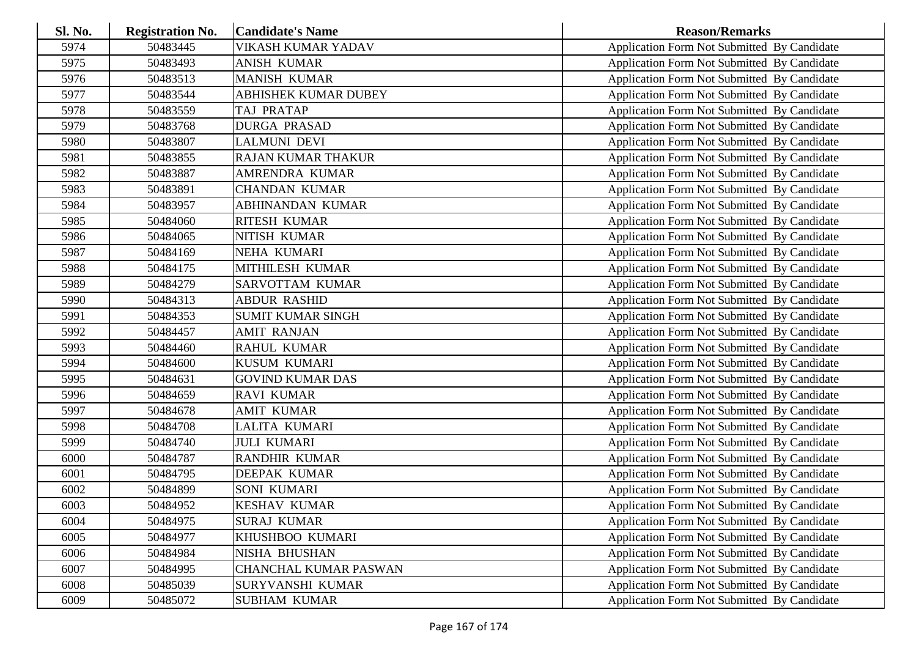| Sl. No. | Registration No. | Candidate's Name | Reason/Remarks |
|---|---|---|---|
| 5974 | 50483445 | VIKASH KUMAR YADAV | Application Form Not Submitted By Candidate |
| 5975 | 50483493 | ANISH KUMAR | Application Form Not Submitted By Candidate |
| 5976 | 50483513 | MANISH KUMAR | Application Form Not Submitted By Candidate |
| 5977 | 50483544 | ABHISHEK KUMAR DUBEY | Application Form Not Submitted By Candidate |
| 5978 | 50483559 | TAJ PRATAP | Application Form Not Submitted By Candidate |
| 5979 | 50483768 | DURGA PRASAD | Application Form Not Submitted By Candidate |
| 5980 | 50483807 | LALMUNI DEVI | Application Form Not Submitted By Candidate |
| 5981 | 50483855 | RAJAN KUMAR THAKUR | Application Form Not Submitted By Candidate |
| 5982 | 50483887 | AMRENDRA KUMAR | Application Form Not Submitted By Candidate |
| 5983 | 50483891 | CHANDAN KUMAR | Application Form Not Submitted By Candidate |
| 5984 | 50483957 | ABHINANDAN KUMAR | Application Form Not Submitted By Candidate |
| 5985 | 50484060 | RITESH KUMAR | Application Form Not Submitted By Candidate |
| 5986 | 50484065 | NITISH KUMAR | Application Form Not Submitted By Candidate |
| 5987 | 50484169 | NEHA KUMARI | Application Form Not Submitted By Candidate |
| 5988 | 50484175 | MITHILESH KUMAR | Application Form Not Submitted By Candidate |
| 5989 | 50484279 | SARVOTTAM KUMAR | Application Form Not Submitted By Candidate |
| 5990 | 50484313 | ABDUR RASHID | Application Form Not Submitted By Candidate |
| 5991 | 50484353 | SUMIT KUMAR SINGH | Application Form Not Submitted By Candidate |
| 5992 | 50484457 | AMIT RANJAN | Application Form Not Submitted By Candidate |
| 5993 | 50484460 | RAHUL KUMAR | Application Form Not Submitted By Candidate |
| 5994 | 50484600 | KUSUM KUMARI | Application Form Not Submitted By Candidate |
| 5995 | 50484631 | GOVIND KUMAR DAS | Application Form Not Submitted By Candidate |
| 5996 | 50484659 | RAVI KUMAR | Application Form Not Submitted By Candidate |
| 5997 | 50484678 | AMIT KUMAR | Application Form Not Submitted By Candidate |
| 5998 | 50484708 | LALITA KUMARI | Application Form Not Submitted By Candidate |
| 5999 | 50484740 | JULI KUMARI | Application Form Not Submitted By Candidate |
| 6000 | 50484787 | RANDHIR KUMAR | Application Form Not Submitted By Candidate |
| 6001 | 50484795 | DEEPAK KUMAR | Application Form Not Submitted By Candidate |
| 6002 | 50484899 | SONI KUMARI | Application Form Not Submitted By Candidate |
| 6003 | 50484952 | KESHAV KUMAR | Application Form Not Submitted By Candidate |
| 6004 | 50484975 | SURAJ KUMAR | Application Form Not Submitted By Candidate |
| 6005 | 50484977 | KHUSHBOO KUMARI | Application Form Not Submitted By Candidate |
| 6006 | 50484984 | NISHA BHUSHAN | Application Form Not Submitted By Candidate |
| 6007 | 50484995 | CHANCHAL KUMAR PASWAN | Application Form Not Submitted By Candidate |
| 6008 | 50485039 | SURYVANSHI KUMAR | Application Form Not Submitted By Candidate |
| 6009 | 50485072 | SUBHAM KUMAR | Application Form Not Submitted By Candidate |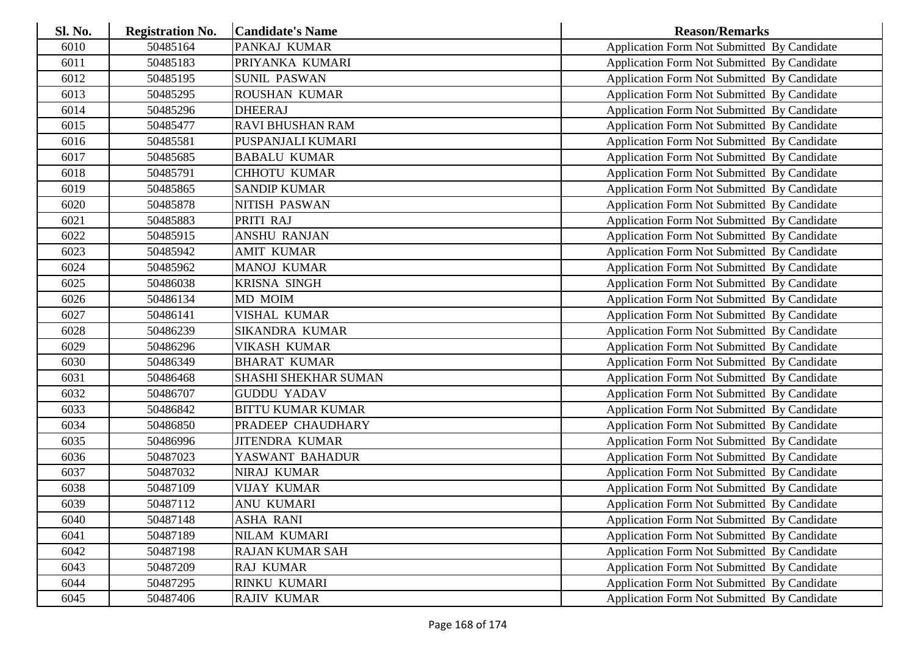| Sl. No. | Registration No. | Candidate's Name | Reason/Remarks |
|---|---|---|---|
| 6010 | 50485164 | PANKAJ KUMAR | Application Form Not Submitted By Candidate |
| 6011 | 50485183 | PRIYANKA KUMARI | Application Form Not Submitted By Candidate |
| 6012 | 50485195 | SUNIL PASWAN | Application Form Not Submitted By Candidate |
| 6013 | 50485295 | ROUSHAN KUMAR | Application Form Not Submitted By Candidate |
| 6014 | 50485296 | DHEERAJ | Application Form Not Submitted By Candidate |
| 6015 | 50485477 | RAVI BHUSHAN RAM | Application Form Not Submitted By Candidate |
| 6016 | 50485581 | PUSPANJALI KUMARI | Application Form Not Submitted By Candidate |
| 6017 | 50485685 | BABALU KUMAR | Application Form Not Submitted By Candidate |
| 6018 | 50485791 | CHHOTU KUMAR | Application Form Not Submitted By Candidate |
| 6019 | 50485865 | SANDIP KUMAR | Application Form Not Submitted By Candidate |
| 6020 | 50485878 | NITISH PASWAN | Application Form Not Submitted By Candidate |
| 6021 | 50485883 | PRITI RAJ | Application Form Not Submitted By Candidate |
| 6022 | 50485915 | ANSHU RANJAN | Application Form Not Submitted By Candidate |
| 6023 | 50485942 | AMIT KUMAR | Application Form Not Submitted By Candidate |
| 6024 | 50485962 | MANOJ KUMAR | Application Form Not Submitted By Candidate |
| 6025 | 50486038 | KRISNA SINGH | Application Form Not Submitted By Candidate |
| 6026 | 50486134 | MD MOIM | Application Form Not Submitted By Candidate |
| 6027 | 50486141 | VISHAL KUMAR | Application Form Not Submitted By Candidate |
| 6028 | 50486239 | SIKANDRA KUMAR | Application Form Not Submitted By Candidate |
| 6029 | 50486296 | VIKASH KUMAR | Application Form Not Submitted By Candidate |
| 6030 | 50486349 | BHARAT KUMAR | Application Form Not Submitted By Candidate |
| 6031 | 50486468 | SHASHI SHEKHAR SUMAN | Application Form Not Submitted By Candidate |
| 6032 | 50486707 | GUDDU YADAV | Application Form Not Submitted By Candidate |
| 6033 | 50486842 | BITTU KUMAR KUMAR | Application Form Not Submitted By Candidate |
| 6034 | 50486850 | PRADEEP CHAUDHARY | Application Form Not Submitted By Candidate |
| 6035 | 50486996 | JITENDRA KUMAR | Application Form Not Submitted By Candidate |
| 6036 | 50487023 | YASWANT BAHADUR | Application Form Not Submitted By Candidate |
| 6037 | 50487032 | NIRAJ KUMAR | Application Form Not Submitted By Candidate |
| 6038 | 50487109 | VIJAY KUMAR | Application Form Not Submitted By Candidate |
| 6039 | 50487112 | ANU KUMARI | Application Form Not Submitted By Candidate |
| 6040 | 50487148 | ASHA RANI | Application Form Not Submitted By Candidate |
| 6041 | 50487189 | NILAM KUMARI | Application Form Not Submitted By Candidate |
| 6042 | 50487198 | RAJAN KUMAR SAH | Application Form Not Submitted By Candidate |
| 6043 | 50487209 | RAJ KUMAR | Application Form Not Submitted By Candidate |
| 6044 | 50487295 | RINKU KUMARI | Application Form Not Submitted By Candidate |
| 6045 | 50487406 | RAJIV KUMAR | Application Form Not Submitted By Candidate |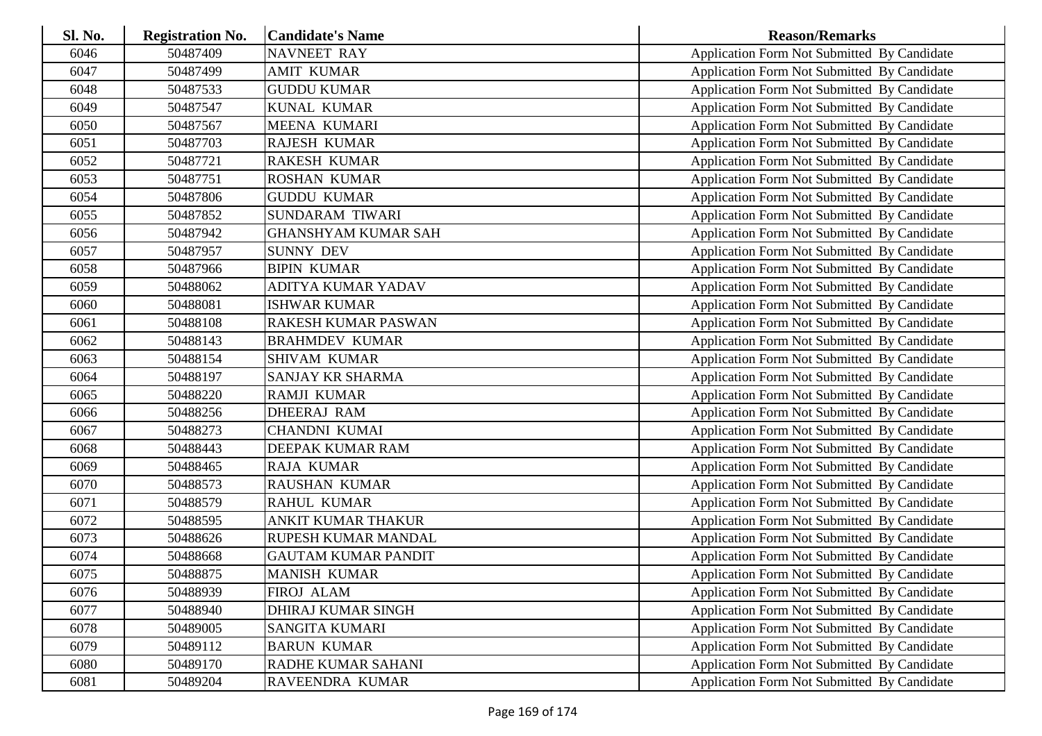| Sl. No. | Registration No. | Candidate's Name | Reason/Remarks |
|---|---|---|---|
| 6046 | 50487409 | NAVNEET RAY | Application Form Not Submitted By Candidate |
| 6047 | 50487499 | AMIT KUMAR | Application Form Not Submitted By Candidate |
| 6048 | 50487533 | GUDDU KUMAR | Application Form Not Submitted By Candidate |
| 6049 | 50487547 | KUNAL KUMAR | Application Form Not Submitted By Candidate |
| 6050 | 50487567 | MEENA KUMARI | Application Form Not Submitted By Candidate |
| 6051 | 50487703 | RAJESH KUMAR | Application Form Not Submitted By Candidate |
| 6052 | 50487721 | RAKESH KUMAR | Application Form Not Submitted By Candidate |
| 6053 | 50487751 | ROSHAN KUMAR | Application Form Not Submitted By Candidate |
| 6054 | 50487806 | GUDDU KUMAR | Application Form Not Submitted By Candidate |
| 6055 | 50487852 | SUNDARAM TIWARI | Application Form Not Submitted By Candidate |
| 6056 | 50487942 | GHANSHYAM KUMAR SAH | Application Form Not Submitted By Candidate |
| 6057 | 50487957 | SUNNY DEV | Application Form Not Submitted By Candidate |
| 6058 | 50487966 | BIPIN KUMAR | Application Form Not Submitted By Candidate |
| 6059 | 50488062 | ADITYA KUMAR YADAV | Application Form Not Submitted By Candidate |
| 6060 | 50488081 | ISHWAR KUMAR | Application Form Not Submitted By Candidate |
| 6061 | 50488108 | RAKESH KUMAR PASWAN | Application Form Not Submitted By Candidate |
| 6062 | 50488143 | BRAHMDEV KUMAR | Application Form Not Submitted By Candidate |
| 6063 | 50488154 | SHIVAM KUMAR | Application Form Not Submitted By Candidate |
| 6064 | 50488197 | SANJAY KR SHARMA | Application Form Not Submitted By Candidate |
| 6065 | 50488220 | RAMJI KUMAR | Application Form Not Submitted By Candidate |
| 6066 | 50488256 | DHEERAJ RAM | Application Form Not Submitted By Candidate |
| 6067 | 50488273 | CHANDNI KUMAI | Application Form Not Submitted By Candidate |
| 6068 | 50488443 | DEEPAK KUMAR RAM | Application Form Not Submitted By Candidate |
| 6069 | 50488465 | RAJA KUMAR | Application Form Not Submitted By Candidate |
| 6070 | 50488573 | RAUSHAN KUMAR | Application Form Not Submitted By Candidate |
| 6071 | 50488579 | RAHUL KUMAR | Application Form Not Submitted By Candidate |
| 6072 | 50488595 | ANKIT KUMAR THAKUR | Application Form Not Submitted By Candidate |
| 6073 | 50488626 | RUPESH KUMAR MANDAL | Application Form Not Submitted By Candidate |
| 6074 | 50488668 | GAUTAM KUMAR PANDIT | Application Form Not Submitted By Candidate |
| 6075 | 50488875 | MANISH KUMAR | Application Form Not Submitted By Candidate |
| 6076 | 50488939 | FIROJ ALAM | Application Form Not Submitted By Candidate |
| 6077 | 50488940 | DHIRAJ KUMAR SINGH | Application Form Not Submitted By Candidate |
| 6078 | 50489005 | SANGITA KUMARI | Application Form Not Submitted By Candidate |
| 6079 | 50489112 | BARUN KUMAR | Application Form Not Submitted By Candidate |
| 6080 | 50489170 | RADHE KUMAR SAHANI | Application Form Not Submitted By Candidate |
| 6081 | 50489204 | RAVEENDRA KUMAR | Application Form Not Submitted By Candidate |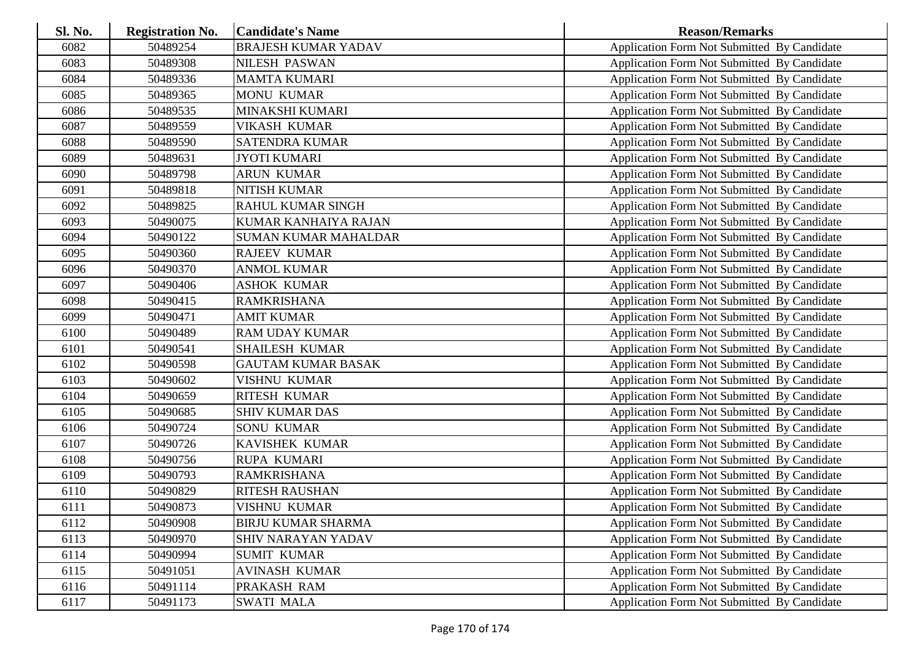| Sl. No. | Registration No. | Candidate's Name | Reason/Remarks |
|---|---|---|---|
| 6082 | 50489254 | BRAJESH KUMAR YADAV | Application Form Not Submitted By Candidate |
| 6083 | 50489308 | NILESH PASWAN | Application Form Not Submitted By Candidate |
| 6084 | 50489336 | MAMTA KUMARI | Application Form Not Submitted By Candidate |
| 6085 | 50489365 | MONU KUMAR | Application Form Not Submitted By Candidate |
| 6086 | 50489535 | MINAKSHI KUMARI | Application Form Not Submitted By Candidate |
| 6087 | 50489559 | VIKASH KUMAR | Application Form Not Submitted By Candidate |
| 6088 | 50489590 | SATENDRA KUMAR | Application Form Not Submitted By Candidate |
| 6089 | 50489631 | JYOTI KUMARI | Application Form Not Submitted By Candidate |
| 6090 | 50489798 | ARUN KUMAR | Application Form Not Submitted By Candidate |
| 6091 | 50489818 | NITISH KUMAR | Application Form Not Submitted By Candidate |
| 6092 | 50489825 | RAHUL KUMAR SINGH | Application Form Not Submitted By Candidate |
| 6093 | 50490075 | KUMAR KANHAIYA RAJAN | Application Form Not Submitted By Candidate |
| 6094 | 50490122 | SUMAN KUMAR MAHALDAR | Application Form Not Submitted By Candidate |
| 6095 | 50490360 | RAJEEV KUMAR | Application Form Not Submitted By Candidate |
| 6096 | 50490370 | ANMOL KUMAR | Application Form Not Submitted By Candidate |
| 6097 | 50490406 | ASHOK KUMAR | Application Form Not Submitted By Candidate |
| 6098 | 50490415 | RAMKRISHANA | Application Form Not Submitted By Candidate |
| 6099 | 50490471 | AMIT KUMAR | Application Form Not Submitted By Candidate |
| 6100 | 50490489 | RAM UDAY KUMAR | Application Form Not Submitted By Candidate |
| 6101 | 50490541 | SHAILESH KUMAR | Application Form Not Submitted By Candidate |
| 6102 | 50490598 | GAUTAM KUMAR BASAK | Application Form Not Submitted By Candidate |
| 6103 | 50490602 | VISHNU KUMAR | Application Form Not Submitted By Candidate |
| 6104 | 50490659 | RITESH KUMAR | Application Form Not Submitted By Candidate |
| 6105 | 50490685 | SHIV KUMAR DAS | Application Form Not Submitted By Candidate |
| 6106 | 50490724 | SONU KUMAR | Application Form Not Submitted By Candidate |
| 6107 | 50490726 | KAVISHEK KUMAR | Application Form Not Submitted By Candidate |
| 6108 | 50490756 | RUPA KUMARI | Application Form Not Submitted By Candidate |
| 6109 | 50490793 | RAMKRISHANA | Application Form Not Submitted By Candidate |
| 6110 | 50490829 | RITESH RAUSHAN | Application Form Not Submitted By Candidate |
| 6111 | 50490873 | VISHNU KUMAR | Application Form Not Submitted By Candidate |
| 6112 | 50490908 | BIRJU KUMAR SHARMA | Application Form Not Submitted By Candidate |
| 6113 | 50490970 | SHIV NARAYAN YADAV | Application Form Not Submitted By Candidate |
| 6114 | 50490994 | SUMIT KUMAR | Application Form Not Submitted By Candidate |
| 6115 | 50491051 | AVINASH KUMAR | Application Form Not Submitted By Candidate |
| 6116 | 50491114 | PRAKASH RAM | Application Form Not Submitted By Candidate |
| 6117 | 50491173 | SWATI MALA | Application Form Not Submitted By Candidate |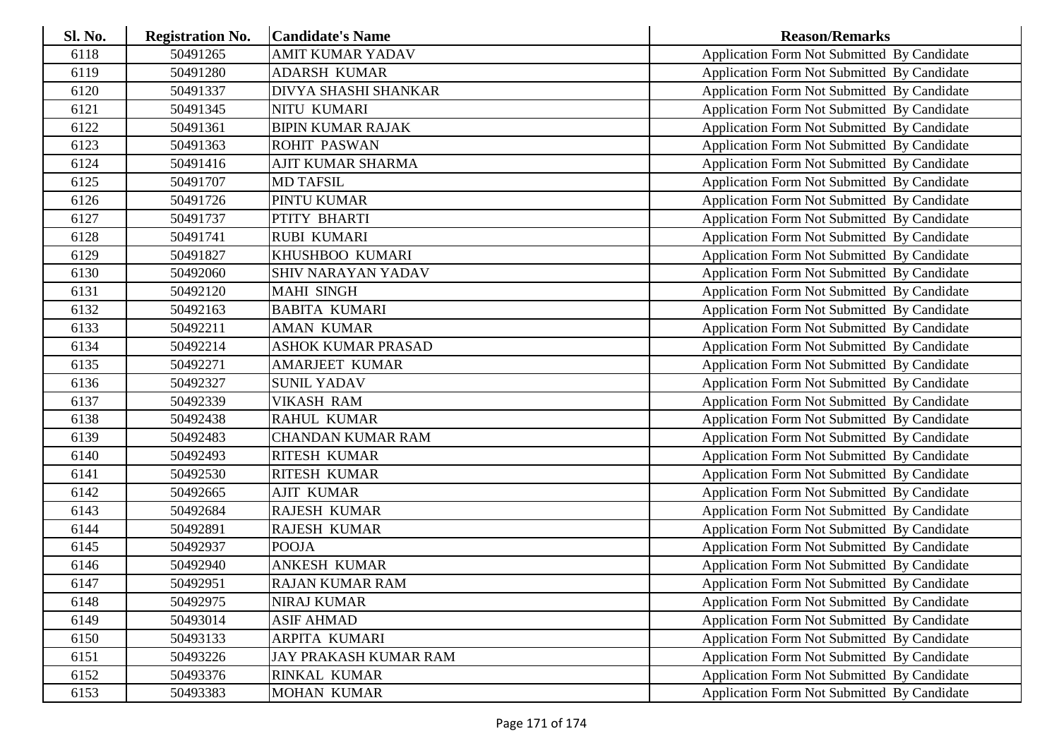| Sl. No. | Registration No. | Candidate's Name | Reason/Remarks |
|---|---|---|---|
| 6118 | 50491265 | AMIT KUMAR YADAV | Application Form Not Submitted By Candidate |
| 6119 | 50491280 | ADARSH KUMAR | Application Form Not Submitted By Candidate |
| 6120 | 50491337 | DIVYA SHASHI SHANKAR | Application Form Not Submitted By Candidate |
| 6121 | 50491345 | NITU KUMARI | Application Form Not Submitted By Candidate |
| 6122 | 50491361 | BIPIN KUMAR RAJAK | Application Form Not Submitted By Candidate |
| 6123 | 50491363 | ROHIT PASWAN | Application Form Not Submitted By Candidate |
| 6124 | 50491416 | AJIT KUMAR SHARMA | Application Form Not Submitted By Candidate |
| 6125 | 50491707 | MD TAFSIL | Application Form Not Submitted By Candidate |
| 6126 | 50491726 | PINTU KUMAR | Application Form Not Submitted By Candidate |
| 6127 | 50491737 | PTITY BHARTI | Application Form Not Submitted By Candidate |
| 6128 | 50491741 | RUBI KUMARI | Application Form Not Submitted By Candidate |
| 6129 | 50491827 | KHUSHBOO KUMARI | Application Form Not Submitted By Candidate |
| 6130 | 50492060 | SHIV NARAYAN YADAV | Application Form Not Submitted By Candidate |
| 6131 | 50492120 | MAHI SINGH | Application Form Not Submitted By Candidate |
| 6132 | 50492163 | BABITA KUMARI | Application Form Not Submitted By Candidate |
| 6133 | 50492211 | AMAN KUMAR | Application Form Not Submitted By Candidate |
| 6134 | 50492214 | ASHOK KUMAR PRASAD | Application Form Not Submitted By Candidate |
| 6135 | 50492271 | AMARJEET KUMAR | Application Form Not Submitted By Candidate |
| 6136 | 50492327 | SUNIL YADAV | Application Form Not Submitted By Candidate |
| 6137 | 50492339 | VIKASH RAM | Application Form Not Submitted By Candidate |
| 6138 | 50492438 | RAHUL KUMAR | Application Form Not Submitted By Candidate |
| 6139 | 50492483 | CHANDAN KUMAR RAM | Application Form Not Submitted By Candidate |
| 6140 | 50492493 | RITESH KUMAR | Application Form Not Submitted By Candidate |
| 6141 | 50492530 | RITESH KUMAR | Application Form Not Submitted By Candidate |
| 6142 | 50492665 | AJIT KUMAR | Application Form Not Submitted By Candidate |
| 6143 | 50492684 | RAJESH KUMAR | Application Form Not Submitted By Candidate |
| 6144 | 50492891 | RAJESH KUMAR | Application Form Not Submitted By Candidate |
| 6145 | 50492937 | POOJA | Application Form Not Submitted By Candidate |
| 6146 | 50492940 | ANKESH KUMAR | Application Form Not Submitted By Candidate |
| 6147 | 50492951 | RAJAN KUMAR RAM | Application Form Not Submitted By Candidate |
| 6148 | 50492975 | NIRAJ KUMAR | Application Form Not Submitted By Candidate |
| 6149 | 50493014 | ASIF AHMAD | Application Form Not Submitted By Candidate |
| 6150 | 50493133 | ARPITA KUMARI | Application Form Not Submitted By Candidate |
| 6151 | 50493226 | JAY PRAKASH KUMAR RAM | Application Form Not Submitted By Candidate |
| 6152 | 50493376 | RINKAL KUMAR | Application Form Not Submitted By Candidate |
| 6153 | 50493383 | MOHAN KUMAR | Application Form Not Submitted By Candidate |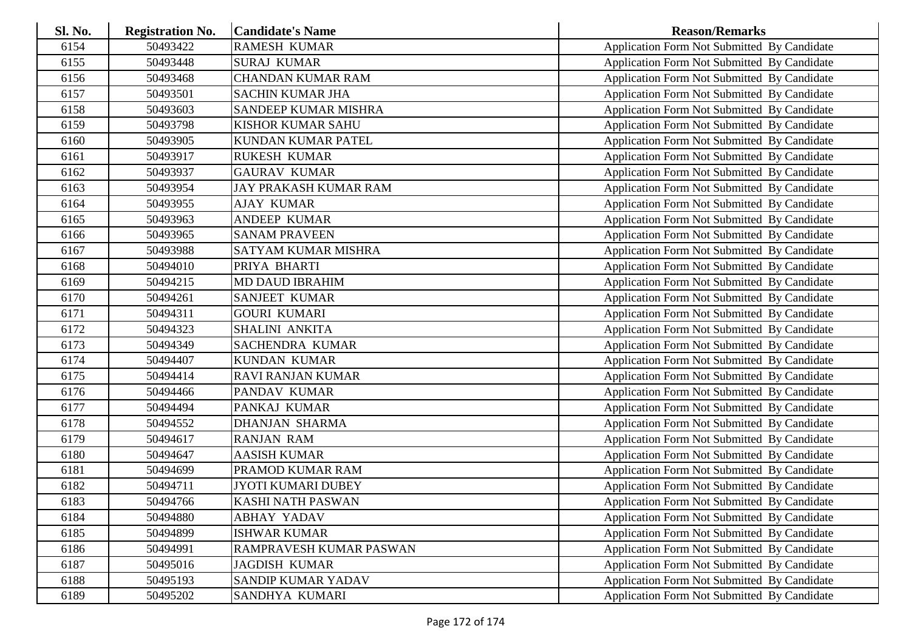| Sl. No. | Registration No. | Candidate's Name | Reason/Remarks |
|---|---|---|---|
| 6154 | 50493422 | RAMESH KUMAR | Application Form Not Submitted By Candidate |
| 6155 | 50493448 | SURAJ KUMAR | Application Form Not Submitted By Candidate |
| 6156 | 50493468 | CHANDAN KUMAR RAM | Application Form Not Submitted By Candidate |
| 6157 | 50493501 | SACHIN KUMAR JHA | Application Form Not Submitted By Candidate |
| 6158 | 50493603 | SANDEEP KUMAR MISHRA | Application Form Not Submitted By Candidate |
| 6159 | 50493798 | KISHOR KUMAR SAHU | Application Form Not Submitted By Candidate |
| 6160 | 50493905 | KUNDAN KUMAR PATEL | Application Form Not Submitted By Candidate |
| 6161 | 50493917 | RUKESH KUMAR | Application Form Not Submitted By Candidate |
| 6162 | 50493937 | GAURAV KUMAR | Application Form Not Submitted By Candidate |
| 6163 | 50493954 | JAY PRAKASH KUMAR RAM | Application Form Not Submitted By Candidate |
| 6164 | 50493955 | AJAY KUMAR | Application Form Not Submitted By Candidate |
| 6165 | 50493963 | ANDEEP KUMAR | Application Form Not Submitted By Candidate |
| 6166 | 50493965 | SANAM PRAVEEN | Application Form Not Submitted By Candidate |
| 6167 | 50493988 | SATYAM KUMAR MISHRA | Application Form Not Submitted By Candidate |
| 6168 | 50494010 | PRIYA BHARTI | Application Form Not Submitted By Candidate |
| 6169 | 50494215 | MD DAUD IBRAHIM | Application Form Not Submitted By Candidate |
| 6170 | 50494261 | SANJEET KUMAR | Application Form Not Submitted By Candidate |
| 6171 | 50494311 | GOURI KUMARI | Application Form Not Submitted By Candidate |
| 6172 | 50494323 | SHALINI ANKITA | Application Form Not Submitted By Candidate |
| 6173 | 50494349 | SACHENDRA KUMAR | Application Form Not Submitted By Candidate |
| 6174 | 50494407 | KUNDAN KUMAR | Application Form Not Submitted By Candidate |
| 6175 | 50494414 | RAVI RANJAN KUMAR | Application Form Not Submitted By Candidate |
| 6176 | 50494466 | PANDAV KUMAR | Application Form Not Submitted By Candidate |
| 6177 | 50494494 | PANKAJ KUMAR | Application Form Not Submitted By Candidate |
| 6178 | 50494552 | DHANJAN SHARMA | Application Form Not Submitted By Candidate |
| 6179 | 50494617 | RANJAN RAM | Application Form Not Submitted By Candidate |
| 6180 | 50494647 | AASISH KUMAR | Application Form Not Submitted By Candidate |
| 6181 | 50494699 | PRAMOD KUMAR RAM | Application Form Not Submitted By Candidate |
| 6182 | 50494711 | JYOTI KUMARI DUBEY | Application Form Not Submitted By Candidate |
| 6183 | 50494766 | KASHI NATH PASWAN | Application Form Not Submitted By Candidate |
| 6184 | 50494880 | ABHAY YADAV | Application Form Not Submitted By Candidate |
| 6185 | 50494899 | ISHWAR KUMAR | Application Form Not Submitted By Candidate |
| 6186 | 50494991 | RAMPRAVESH KUMAR PASWAN | Application Form Not Submitted By Candidate |
| 6187 | 50495016 | JAGDISH KUMAR | Application Form Not Submitted By Candidate |
| 6188 | 50495193 | SANDIP KUMAR YADAV | Application Form Not Submitted By Candidate |
| 6189 | 50495202 | SANDHYA KUMARI | Application Form Not Submitted By Candidate |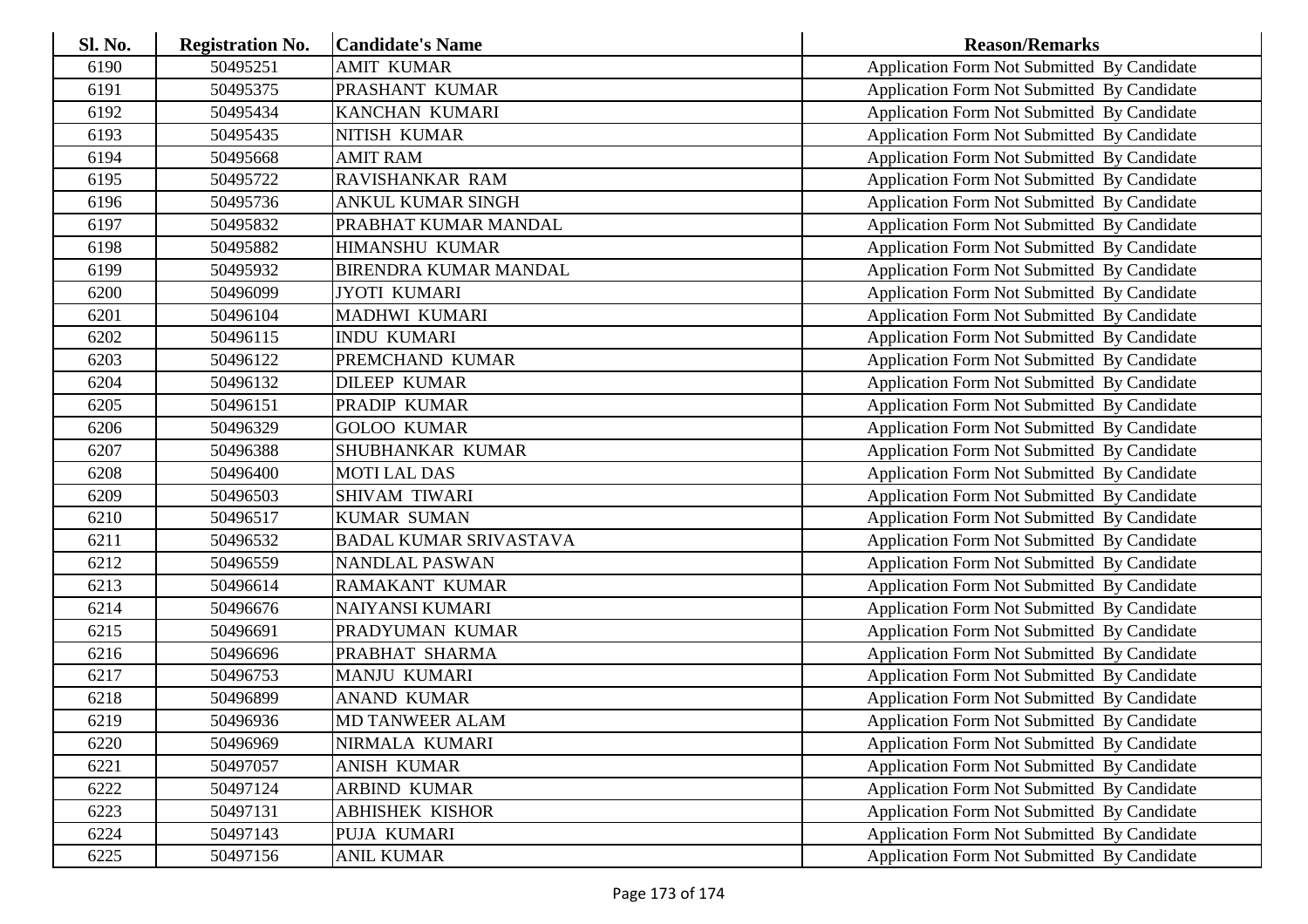| Sl. No. | Registration No. | Candidate's Name | Reason/Remarks |
|---|---|---|---|
| 6190 | 50495251 | AMIT KUMAR | Application Form Not Submitted By Candidate |
| 6191 | 50495375 | PRASHANT KUMAR | Application Form Not Submitted By Candidate |
| 6192 | 50495434 | KANCHAN KUMARI | Application Form Not Submitted By Candidate |
| 6193 | 50495435 | NITISH KUMAR | Application Form Not Submitted By Candidate |
| 6194 | 50495668 | AMIT RAM | Application Form Not Submitted By Candidate |
| 6195 | 50495722 | RAVISHANKAR RAM | Application Form Not Submitted By Candidate |
| 6196 | 50495736 | ANKUL KUMAR SINGH | Application Form Not Submitted By Candidate |
| 6197 | 50495832 | PRABHAT KUMAR MANDAL | Application Form Not Submitted By Candidate |
| 6198 | 50495882 | HIMANSHU KUMAR | Application Form Not Submitted By Candidate |
| 6199 | 50495932 | BIRENDRA KUMAR MANDAL | Application Form Not Submitted By Candidate |
| 6200 | 50496099 | JYOTI KUMARI | Application Form Not Submitted By Candidate |
| 6201 | 50496104 | MADHWI KUMARI | Application Form Not Submitted By Candidate |
| 6202 | 50496115 | INDU KUMARI | Application Form Not Submitted By Candidate |
| 6203 | 50496122 | PREMCHAND KUMAR | Application Form Not Submitted By Candidate |
| 6204 | 50496132 | DILEEP KUMAR | Application Form Not Submitted By Candidate |
| 6205 | 50496151 | PRADIP KUMAR | Application Form Not Submitted By Candidate |
| 6206 | 50496329 | GOLOO KUMAR | Application Form Not Submitted By Candidate |
| 6207 | 50496388 | SHUBHANKAR KUMAR | Application Form Not Submitted By Candidate |
| 6208 | 50496400 | MOTI LAL DAS | Application Form Not Submitted By Candidate |
| 6209 | 50496503 | SHIVAM TIWARI | Application Form Not Submitted By Candidate |
| 6210 | 50496517 | KUMAR SUMAN | Application Form Not Submitted By Candidate |
| 6211 | 50496532 | BADAL KUMAR SRIVASTAVA | Application Form Not Submitted By Candidate |
| 6212 | 50496559 | NANDLAL PASWAN | Application Form Not Submitted By Candidate |
| 6213 | 50496614 | RAMAKANT KUMAR | Application Form Not Submitted By Candidate |
| 6214 | 50496676 | NAIYANSI KUMARI | Application Form Not Submitted By Candidate |
| 6215 | 50496691 | PRADYUMAN KUMAR | Application Form Not Submitted By Candidate |
| 6216 | 50496696 | PRABHAT SHARMA | Application Form Not Submitted By Candidate |
| 6217 | 50496753 | MANJU KUMARI | Application Form Not Submitted By Candidate |
| 6218 | 50496899 | ANAND KUMAR | Application Form Not Submitted By Candidate |
| 6219 | 50496936 | MD TANWEER ALAM | Application Form Not Submitted By Candidate |
| 6220 | 50496969 | NIRMALA KUMARI | Application Form Not Submitted By Candidate |
| 6221 | 50497057 | ANISH KUMAR | Application Form Not Submitted By Candidate |
| 6222 | 50497124 | ARBIND KUMAR | Application Form Not Submitted By Candidate |
| 6223 | 50497131 | ABHISHEK KISHOR | Application Form Not Submitted By Candidate |
| 6224 | 50497143 | PUJA KUMARI | Application Form Not Submitted By Candidate |
| 6225 | 50497156 | ANIL KUMAR | Application Form Not Submitted By Candidate |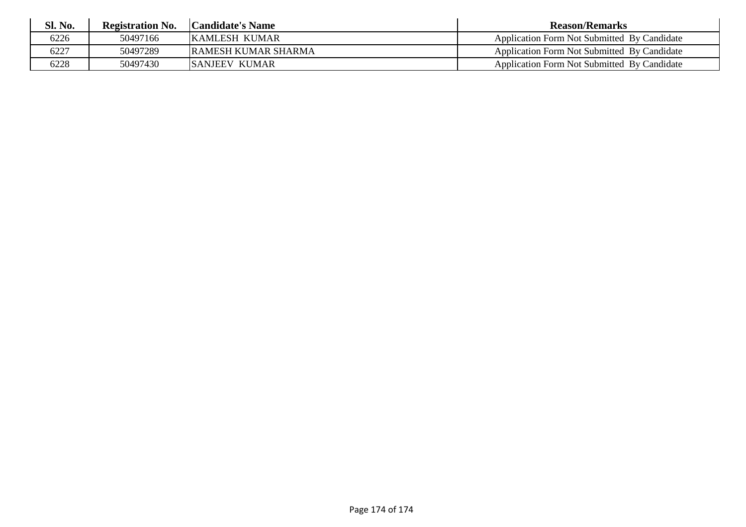| Sl. No. | Registration No. | Candidate's Name | Reason/Remarks |
|---|---|---|---|
| 6226 | 50497166 | KAMLESH KUMAR | Application Form Not Submitted By Candidate |
| 6227 | 50497289 | RAMESH KUMAR SHARMA | Application Form Not Submitted By Candidate |
| 6228 | 50497430 | SANJEEV KUMAR | Application Form Not Submitted By Candidate |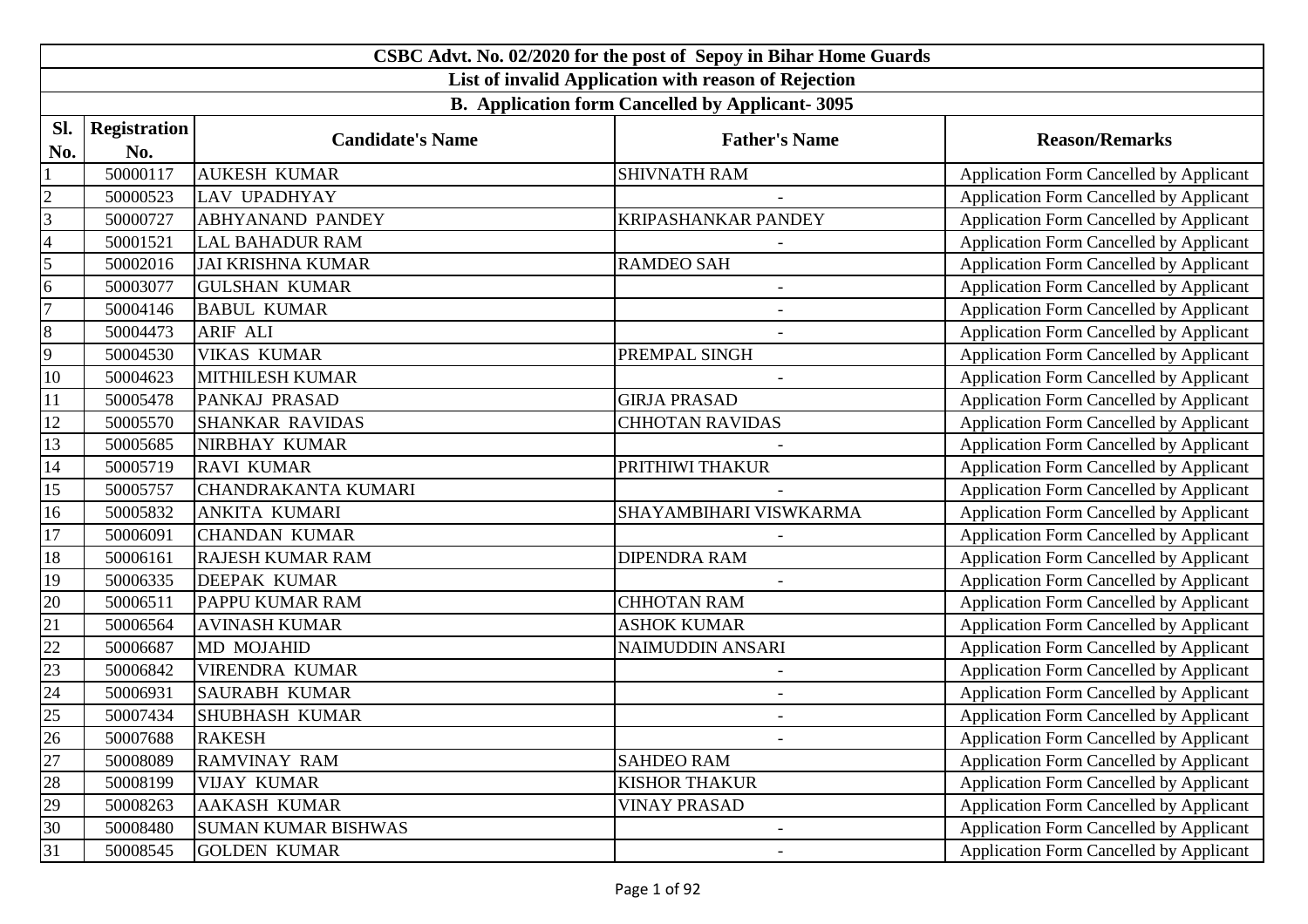| CSBC Advt. No. 02/2020 for the post of Sepoy in Bihar Home Guards | | | | |
|---|---|---|---|---|
| List of invalid Application with reason of Rejection | | | | |
| B. Application form Cancelled by Applicant- 3095 | | | | |
| Sl. No. | Registration No. | Candidate's Name | Father's Name | Reason/Remarks |
| 1 | 50000117 | AUKESH KUMAR | SHIVNATH RAM | Application Form Cancelled by Applicant |
| 2 | 50000523 | LAV UPADHYAY | - | Application Form Cancelled by Applicant |
| 3 | 50000727 | ABHYANAND PANDEY | KRIPASHANKAR PANDEY | Application Form Cancelled by Applicant |
| 4 | 50001521 | LAL BAHADUR RAM | - | Application Form Cancelled by Applicant |
| 5 | 50002016 | JAI KRISHNA KUMAR | RAMDEO SAH | Application Form Cancelled by Applicant |
| 6 | 50003077 | GULSHAN KUMAR | - | Application Form Cancelled by Applicant |
| 7 | 50004146 | BABUL KUMAR | - | Application Form Cancelled by Applicant |
| 8 | 50004473 | ARIF ALI | - | Application Form Cancelled by Applicant |
| 9 | 50004530 | VIKAS KUMAR | PREMPAL SINGH | Application Form Cancelled by Applicant |
| 10 | 50004623 | MITHILESH KUMAR | - | Application Form Cancelled by Applicant |
| 11 | 50005478 | PANKAJ PRASAD | GIRJA PRASAD | Application Form Cancelled by Applicant |
| 12 | 50005570 | SHANKAR RAVIDAS | CHHOTAN RAVIDAS | Application Form Cancelled by Applicant |
| 13 | 50005685 | NIRBHAY KUMAR | - | Application Form Cancelled by Applicant |
| 14 | 50005719 | RAVI KUMAR | PRITHIWI THAKUR | Application Form Cancelled by Applicant |
| 15 | 50005757 | CHANDRAKANTA KUMARI | - | Application Form Cancelled by Applicant |
| 16 | 50005832 | ANKITA KUMARI | SHAYAMBIHARI VISWKARMA | Application Form Cancelled by Applicant |
| 17 | 50006091 | CHANDAN KUMAR | - | Application Form Cancelled by Applicant |
| 18 | 50006161 | RAJESH KUMAR RAM | DIPENDRA RAM | Application Form Cancelled by Applicant |
| 19 | 50006335 | DEEPAK KUMAR | - | Application Form Cancelled by Applicant |
| 20 | 50006511 | PAPPU KUMAR RAM | CHHOTAN RAM | Application Form Cancelled by Applicant |
| 21 | 50006564 | AVINASH KUMAR | ASHOK KUMAR | Application Form Cancelled by Applicant |
| 22 | 50006687 | MD MOJAHID | NAIMUDDIN ANSARI | Application Form Cancelled by Applicant |
| 23 | 50006842 | VIRENDRA KUMAR | - | Application Form Cancelled by Applicant |
| 24 | 50006931 | SAURABH KUMAR | - | Application Form Cancelled by Applicant |
| 25 | 50007434 | SHUBHASH KUMAR | - | Application Form Cancelled by Applicant |
| 26 | 50007688 | RAKESH | - | Application Form Cancelled by Applicant |
| 27 | 50008089 | RAMVINAY RAM | SAHDEO RAM | Application Form Cancelled by Applicant |
| 28 | 50008199 | VIJAY KUMAR | KISHOR THAKUR | Application Form Cancelled by Applicant |
| 29 | 50008263 | AAKASH KUMAR | VINAY PRASAD | Application Form Cancelled by Applicant |
| 30 | 50008480 | SUMAN KUMAR BISHWAS | - | Application Form Cancelled by Applicant |
| 31 | 50008545 | GOLDEN KUMAR | - | Application Form Cancelled by Applicant |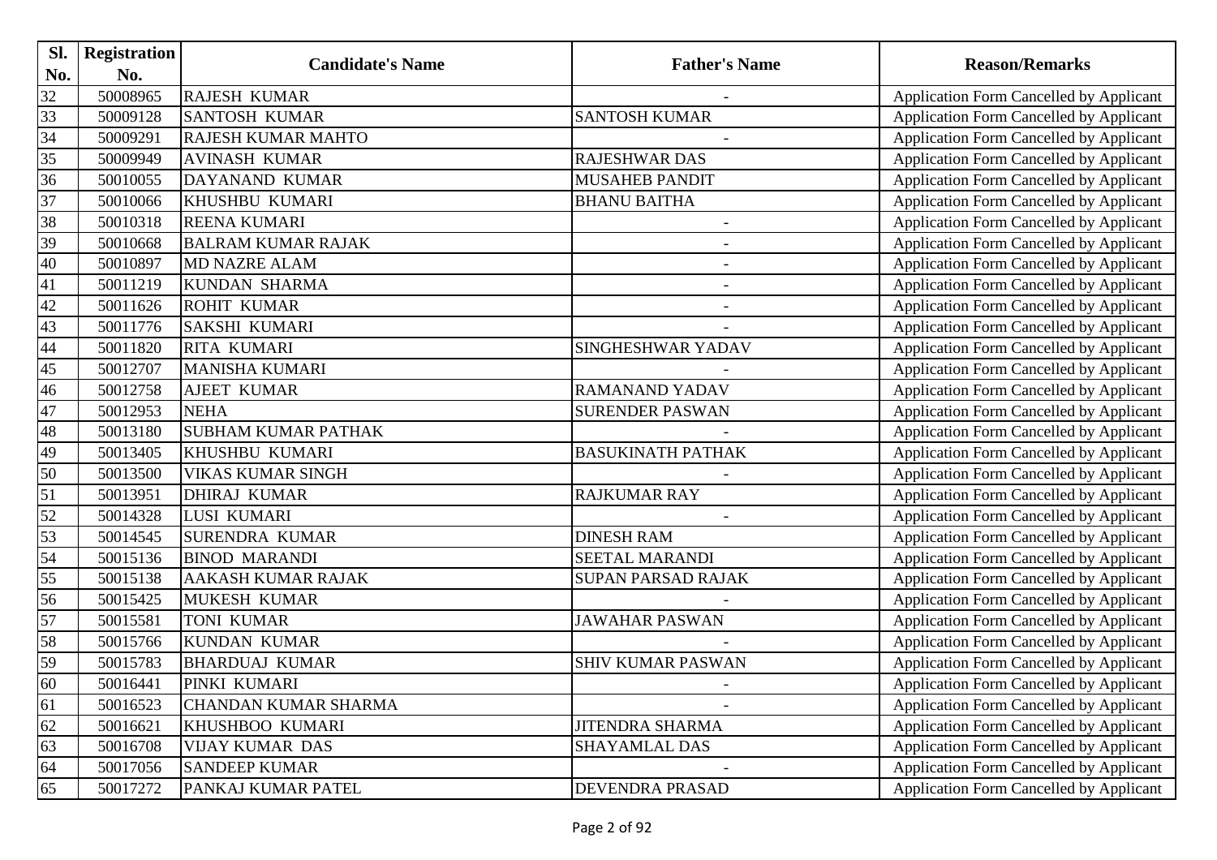| Sl. No. | Registration No. | Candidate's Name | Father's Name | Reason/Remarks |
|---|---|---|---|---|
| 32 | 50008965 | RAJESH KUMAR | - | Application Form Cancelled by Applicant |
| 33 | 50009128 | SANTOSH KUMAR | SANTOSH KUMAR | Application Form Cancelled by Applicant |
| 34 | 50009291 | RAJESH KUMAR MAHTO | - | Application Form Cancelled by Applicant |
| 35 | 50009949 | AVINASH KUMAR | RAJESHWAR DAS | Application Form Cancelled by Applicant |
| 36 | 50010055 | DAYANAND KUMAR | MUSAHEB PANDIT | Application Form Cancelled by Applicant |
| 37 | 50010066 | KHUSHBU KUMARI | BHANU BAITHA | Application Form Cancelled by Applicant |
| 38 | 50010318 | REENA KUMARI | - | Application Form Cancelled by Applicant |
| 39 | 50010668 | BALRAM KUMAR RAJAK | - | Application Form Cancelled by Applicant |
| 40 | 50010897 | MD NAZRE ALAM | - | Application Form Cancelled by Applicant |
| 41 | 50011219 | KUNDAN SHARMA | - | Application Form Cancelled by Applicant |
| 42 | 50011626 | ROHIT KUMAR | - | Application Form Cancelled by Applicant |
| 43 | 50011776 | SAKSHI KUMARI | - | Application Form Cancelled by Applicant |
| 44 | 50011820 | RITA KUMARI | SINGHESHWAR YADAV | Application Form Cancelled by Applicant |
| 45 | 50012707 | MANISHA KUMARI | - | Application Form Cancelled by Applicant |
| 46 | 50012758 | AJEET KUMAR | RAMANAND YADAV | Application Form Cancelled by Applicant |
| 47 | 50012953 | NEHA | SURENDER PASWAN | Application Form Cancelled by Applicant |
| 48 | 50013180 | SUBHAM KUMAR PATHAK | - | Application Form Cancelled by Applicant |
| 49 | 50013405 | KHUSHBU KUMARI | BASUKINATH PATHAK | Application Form Cancelled by Applicant |
| 50 | 50013500 | VIKAS KUMAR SINGH | - | Application Form Cancelled by Applicant |
| 51 | 50013951 | DHIRAJ KUMAR | RAJKUMAR RAY | Application Form Cancelled by Applicant |
| 52 | 50014328 | LUSI KUMARI | - | Application Form Cancelled by Applicant |
| 53 | 50014545 | SURENDRA KUMAR | DINESH RAM | Application Form Cancelled by Applicant |
| 54 | 50015136 | BINOD MARANDI | SEETAL MARANDI | Application Form Cancelled by Applicant |
| 55 | 50015138 | AAKASH KUMAR RAJAK | SUPAN PARSAD RAJAK | Application Form Cancelled by Applicant |
| 56 | 50015425 | MUKESH KUMAR | - | Application Form Cancelled by Applicant |
| 57 | 50015581 | TONI KUMAR | JAWAHAR PASWAN | Application Form Cancelled by Applicant |
| 58 | 50015766 | KUNDAN KUMAR | - | Application Form Cancelled by Applicant |
| 59 | 50015783 | BHARDUAJ KUMAR | SHIV KUMAR PASWAN | Application Form Cancelled by Applicant |
| 60 | 50016441 | PINKI KUMARI | - | Application Form Cancelled by Applicant |
| 61 | 50016523 | CHANDAN KUMAR SHARMA | - | Application Form Cancelled by Applicant |
| 62 | 50016621 | KHUSHBOO KUMARI | JITENDRA SHARMA | Application Form Cancelled by Applicant |
| 63 | 50016708 | VIJAY KUMAR DAS | SHAYAMLAL DAS | Application Form Cancelled by Applicant |
| 64 | 50017056 | SANDEEP KUMAR | - | Application Form Cancelled by Applicant |
| 65 | 50017272 | PANKAJ KUMAR PATEL | DEVENDRA PRASAD | Application Form Cancelled by Applicant |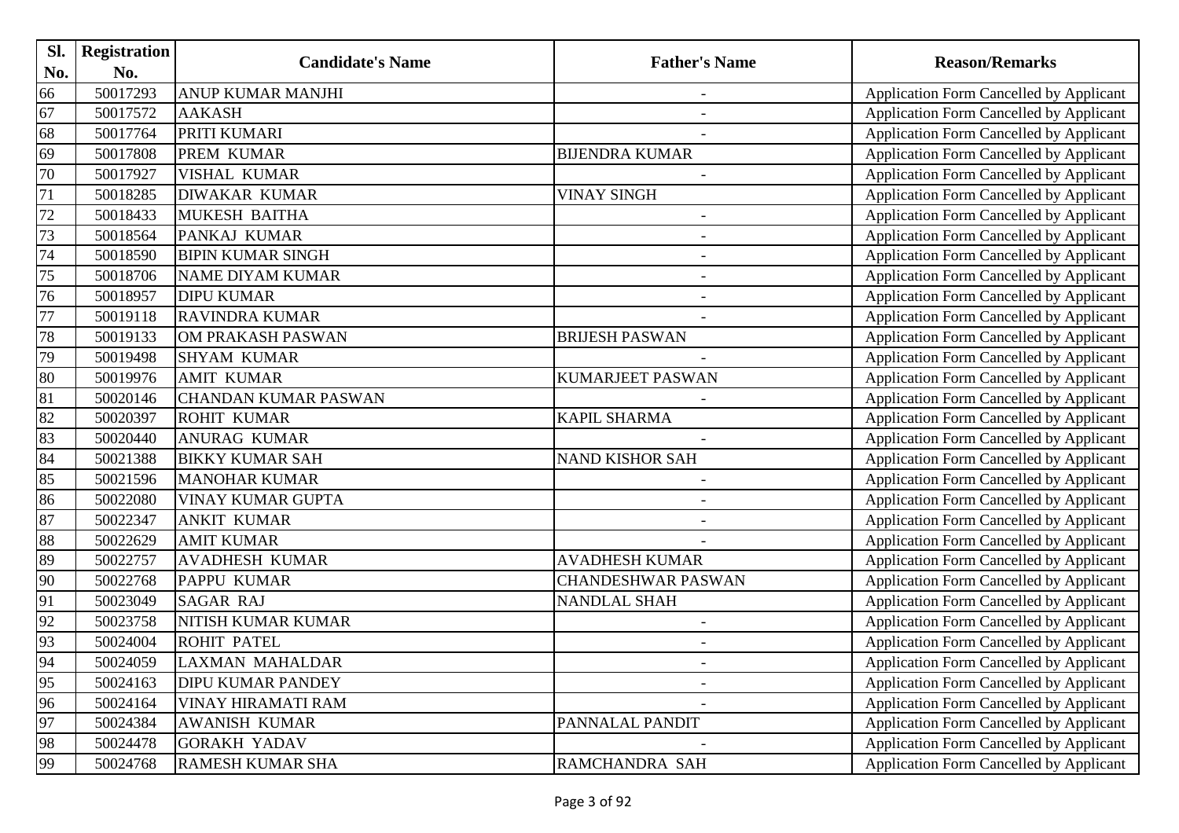| Sl. No. | Registration No. | Candidate's Name | Father's Name | Reason/Remarks |
|---|---|---|---|---|
| 66 | 50017293 | ANUP KUMAR MANJHI | - | Application Form Cancelled by Applicant |
| 67 | 50017572 | AAKASH | - | Application Form Cancelled by Applicant |
| 68 | 50017764 | PRITI KUMARI | - | Application Form Cancelled by Applicant |
| 69 | 50017808 | PREM KUMAR | BIJENDRA KUMAR | Application Form Cancelled by Applicant |
| 70 | 50017927 | VISHAL KUMAR | - | Application Form Cancelled by Applicant |
| 71 | 50018285 | DIWAKAR KUMAR | VINAY SINGH | Application Form Cancelled by Applicant |
| 72 | 50018433 | MUKESH BAITHA | - | Application Form Cancelled by Applicant |
| 73 | 50018564 | PANKAJ KUMAR | - | Application Form Cancelled by Applicant |
| 74 | 50018590 | BIPIN KUMAR SINGH | - | Application Form Cancelled by Applicant |
| 75 | 50018706 | NAME DIYAM KUMAR | - | Application Form Cancelled by Applicant |
| 76 | 50018957 | DIPU KUMAR | - | Application Form Cancelled by Applicant |
| 77 | 50019118 | RAVINDRA KUMAR | - | Application Form Cancelled by Applicant |
| 78 | 50019133 | OM PRAKASH PASWAN | BRIJESH PASWAN | Application Form Cancelled by Applicant |
| 79 | 50019498 | SHYAM KUMAR | - | Application Form Cancelled by Applicant |
| 80 | 50019976 | AMIT KUMAR | KUMARJEET PASWAN | Application Form Cancelled by Applicant |
| 81 | 50020146 | CHANDAN KUMAR PASWAN | - | Application Form Cancelled by Applicant |
| 82 | 50020397 | ROHIT KUMAR | KAPIL SHARMA | Application Form Cancelled by Applicant |
| 83 | 50020440 | ANURAG KUMAR | - | Application Form Cancelled by Applicant |
| 84 | 50021388 | BIKKY KUMAR SAH | NAND KISHOR SAH | Application Form Cancelled by Applicant |
| 85 | 50021596 | MANOHAR KUMAR | - | Application Form Cancelled by Applicant |
| 86 | 50022080 | VINAY KUMAR GUPTA | - | Application Form Cancelled by Applicant |
| 87 | 50022347 | ANKIT KUMAR | - | Application Form Cancelled by Applicant |
| 88 | 50022629 | AMIT KUMAR | - | Application Form Cancelled by Applicant |
| 89 | 50022757 | AVADHESH KUMAR | AVADHESH KUMAR | Application Form Cancelled by Applicant |
| 90 | 50022768 | PAPPU KUMAR | CHANDESHWAR PASWAN | Application Form Cancelled by Applicant |
| 91 | 50023049 | SAGAR RAJ | NANDLAL SHAH | Application Form Cancelled by Applicant |
| 92 | 50023758 | NITISH KUMAR KUMAR | - | Application Form Cancelled by Applicant |
| 93 | 50024004 | ROHIT PATEL | - | Application Form Cancelled by Applicant |
| 94 | 50024059 | LAXMAN MAHALDAR | - | Application Form Cancelled by Applicant |
| 95 | 50024163 | DIPU KUMAR PANDEY | - | Application Form Cancelled by Applicant |
| 96 | 50024164 | VINAY HIRAMATI RAM | - | Application Form Cancelled by Applicant |
| 97 | 50024384 | AWANISH KUMAR | PANNALAL PANDIT | Application Form Cancelled by Applicant |
| 98 | 50024478 | GORAKH YADAV | - | Application Form Cancelled by Applicant |
| 99 | 50024768 | RAMESH KUMAR SHA | RAMCHANDRA SAH | Application Form Cancelled by Applicant |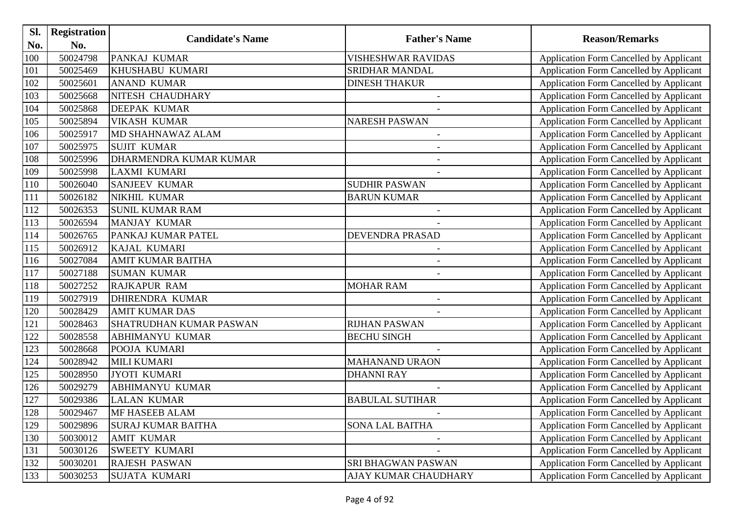| Sl. No. | Registration No. | Candidate's Name | Father's Name | Reason/Remarks |
|---|---|---|---|---|
| 100 | 50024798 | PANKAJ KUMAR | VISHESHWAR RAVIDAS | Application Form Cancelled by Applicant |
| 101 | 50025469 | KHUSHABU KUMARI | SRIDHAR MANDAL | Application Form Cancelled by Applicant |
| 102 | 50025601 | ANAND KUMAR | DINESH THAKUR | Application Form Cancelled by Applicant |
| 103 | 50025668 | NITESH CHAUDHARY | - | Application Form Cancelled by Applicant |
| 104 | 50025868 | DEEPAK KUMAR | - | Application Form Cancelled by Applicant |
| 105 | 50025894 | VIKASH KUMAR | NARESH PASWAN | Application Form Cancelled by Applicant |
| 106 | 50025917 | MD SHAHNAWAZ ALAM | - | Application Form Cancelled by Applicant |
| 107 | 50025975 | SUJIT KUMAR | - | Application Form Cancelled by Applicant |
| 108 | 50025996 | DHARMENDRA KUMAR KUMAR | - | Application Form Cancelled by Applicant |
| 109 | 50025998 | LAXMI KUMARI | - | Application Form Cancelled by Applicant |
| 110 | 50026040 | SANJEEV KUMAR | SUDHIR PASWAN | Application Form Cancelled by Applicant |
| 111 | 50026182 | NIKHIL KUMAR | BARUN KUMAR | Application Form Cancelled by Applicant |
| 112 | 50026353 | SUNIL KUMAR RAM | - | Application Form Cancelled by Applicant |
| 113 | 50026594 | MANJAY KUMAR | - | Application Form Cancelled by Applicant |
| 114 | 50026765 | PANKAJ KUMAR PATEL | DEVENDRA PRASAD | Application Form Cancelled by Applicant |
| 115 | 50026912 | KAJAL KUMARI | - | Application Form Cancelled by Applicant |
| 116 | 50027084 | AMIT KUMAR BAITHA | - | Application Form Cancelled by Applicant |
| 117 | 50027188 | SUMAN KUMAR | - | Application Form Cancelled by Applicant |
| 118 | 50027252 | RAJKAPUR RAM | MOHAR RAM | Application Form Cancelled by Applicant |
| 119 | 50027919 | DHIRENDRA KUMAR | - | Application Form Cancelled by Applicant |
| 120 | 50028429 | AMIT KUMAR DAS | - | Application Form Cancelled by Applicant |
| 121 | 50028463 | SHATRUDHAN KUMAR PASWAN | RIJHAN PASWAN | Application Form Cancelled by Applicant |
| 122 | 50028558 | ABHIMANYU KUMAR | BECHU SINGH | Application Form Cancelled by Applicant |
| 123 | 50028668 | POOJA KUMARI | - | Application Form Cancelled by Applicant |
| 124 | 50028942 | MILI KUMARI | MAHANAND URAON | Application Form Cancelled by Applicant |
| 125 | 50028950 | JYOTI KUMARI | DHANNI RAY | Application Form Cancelled by Applicant |
| 126 | 50029279 | ABHIMANYU KUMAR | - | Application Form Cancelled by Applicant |
| 127 | 50029386 | LALAN KUMAR | BABULAL SUTIHAR | Application Form Cancelled by Applicant |
| 128 | 50029467 | MF HASEEB ALAM | - | Application Form Cancelled by Applicant |
| 129 | 50029896 | SURAJ KUMAR BAITHA | SONA LAL BAITHA | Application Form Cancelled by Applicant |
| 130 | 50030012 | AMIT KUMAR | - | Application Form Cancelled by Applicant |
| 131 | 50030126 | SWEETY KUMARI | - | Application Form Cancelled by Applicant |
| 132 | 50030201 | RAJESH PASWAN | SRI BHAGWAN PASWAN | Application Form Cancelled by Applicant |
| 133 | 50030253 | SUJATA KUMARI | AJAY KUMAR CHAUDHARY | Application Form Cancelled by Applicant |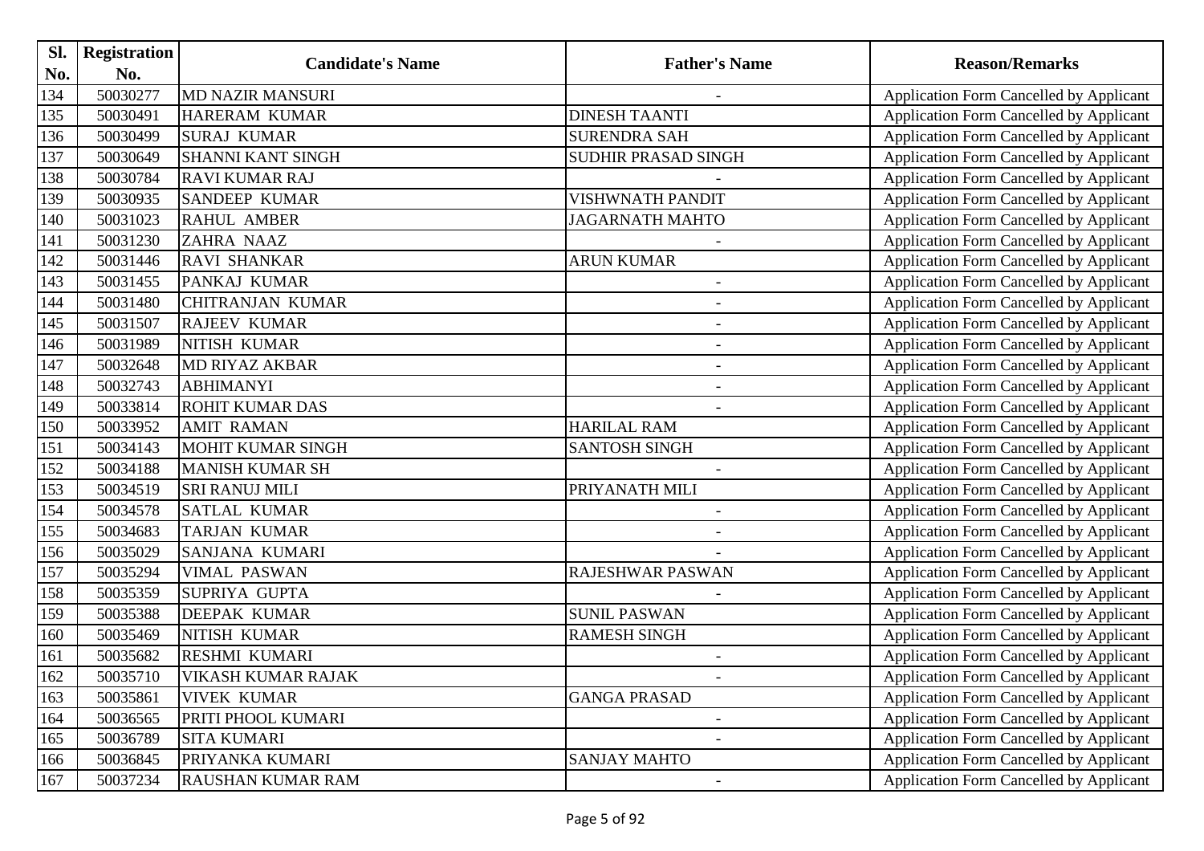| Sl. No. | Registration No. | Candidate's Name | Father's Name | Reason/Remarks |
|---|---|---|---|---|
| 134 | 50030277 | MD NAZIR MANSURI | - | Application Form Cancelled by Applicant |
| 135 | 50030491 | HARERAM KUMAR | DINESH TAANTI | Application Form Cancelled by Applicant |
| 136 | 50030499 | SURAJ KUMAR | SURENDRA SAH | Application Form Cancelled by Applicant |
| 137 | 50030649 | SHANNI KANT SINGH | SUDHIR PRASAD SINGH | Application Form Cancelled by Applicant |
| 138 | 50030784 | RAVI KUMAR RAJ | - | Application Form Cancelled by Applicant |
| 139 | 50030935 | SANDEEP KUMAR | VISHWNATH PANDIT | Application Form Cancelled by Applicant |
| 140 | 50031023 | RAHUL AMBER | JAGARNATH MAHTO | Application Form Cancelled by Applicant |
| 141 | 50031230 | ZAHRA NAAZ | - | Application Form Cancelled by Applicant |
| 142 | 50031446 | RAVI SHANKAR | ARUN KUMAR | Application Form Cancelled by Applicant |
| 143 | 50031455 | PANKAJ KUMAR | - | Application Form Cancelled by Applicant |
| 144 | 50031480 | CHITRANJAN KUMAR | - | Application Form Cancelled by Applicant |
| 145 | 50031507 | RAJEEV KUMAR | - | Application Form Cancelled by Applicant |
| 146 | 50031989 | NITISH KUMAR | - | Application Form Cancelled by Applicant |
| 147 | 50032648 | MD RIYAZ AKBAR | - | Application Form Cancelled by Applicant |
| 148 | 50032743 | ABHIMANYI | - | Application Form Cancelled by Applicant |
| 149 | 50033814 | ROHIT KUMAR DAS | - | Application Form Cancelled by Applicant |
| 150 | 50033952 | AMIT RAMAN | HARILAL RAM | Application Form Cancelled by Applicant |
| 151 | 50034143 | MOHIT KUMAR SINGH | SANTOSH SINGH | Application Form Cancelled by Applicant |
| 152 | 50034188 | MANISH KUMAR SH | - | Application Form Cancelled by Applicant |
| 153 | 50034519 | SRI RANUJ MILI | PRIYANATH MILI | Application Form Cancelled by Applicant |
| 154 | 50034578 | SATLAL KUMAR | - | Application Form Cancelled by Applicant |
| 155 | 50034683 | TARJAN KUMAR | - | Application Form Cancelled by Applicant |
| 156 | 50035029 | SANJANA KUMARI | - | Application Form Cancelled by Applicant |
| 157 | 50035294 | VIMAL PASWAN | RAJESHWAR PASWAN | Application Form Cancelled by Applicant |
| 158 | 50035359 | SUPRIYA GUPTA | - | Application Form Cancelled by Applicant |
| 159 | 50035388 | DEEPAK KUMAR | SUNIL PASWAN | Application Form Cancelled by Applicant |
| 160 | 50035469 | NITISH KUMAR | RAMESH SINGH | Application Form Cancelled by Applicant |
| 161 | 50035682 | RESHMI KUMARI | - | Application Form Cancelled by Applicant |
| 162 | 50035710 | VIKASH KUMAR RAJAK | - | Application Form Cancelled by Applicant |
| 163 | 50035861 | VIVEK KUMAR | GANGA PRASAD | Application Form Cancelled by Applicant |
| 164 | 50036565 | PRITI PHOOL KUMARI | - | Application Form Cancelled by Applicant |
| 165 | 50036789 | SITA KUMARI | - | Application Form Cancelled by Applicant |
| 166 | 50036845 | PRIYANKA KUMARI | SANJAY MAHTO | Application Form Cancelled by Applicant |
| 167 | 50037234 | RAUSHAN KUMAR RAM | - | Application Form Cancelled by Applicant |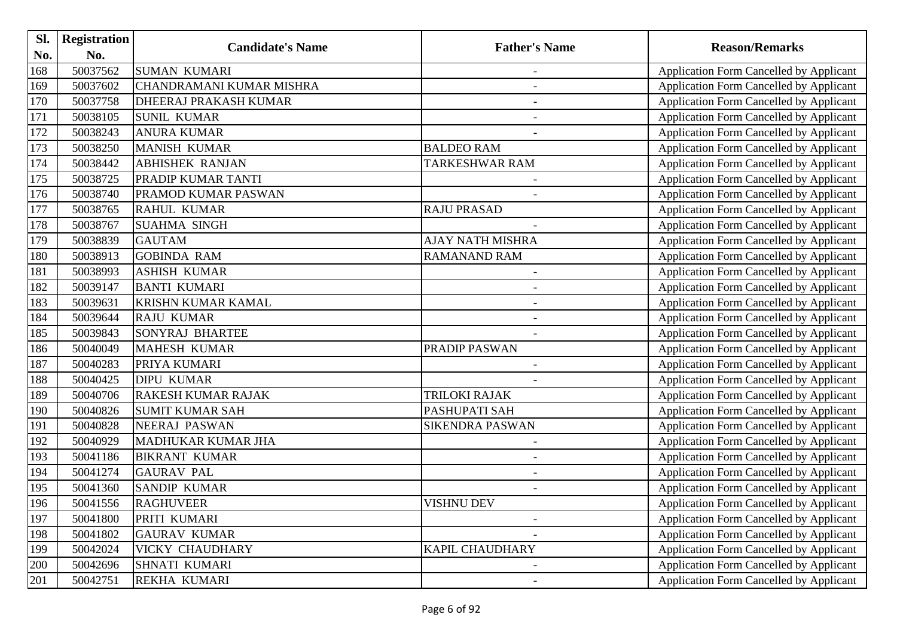| Sl. No. | Registration No. | Candidate's Name | Father's Name | Reason/Remarks |
|---|---|---|---|---|
| 168 | 50037562 | SUMAN KUMARI | - | Application Form Cancelled by Applicant |
| 169 | 50037602 | CHANDRAMANI KUMAR MISHRA | - | Application Form Cancelled by Applicant |
| 170 | 50037758 | DHEERAJ PRAKASH KUMAR | - | Application Form Cancelled by Applicant |
| 171 | 50038105 | SUNIL KUMAR | - | Application Form Cancelled by Applicant |
| 172 | 50038243 | ANURA KUMAR | - | Application Form Cancelled by Applicant |
| 173 | 50038250 | MANISH KUMAR | BALDEO RAM | Application Form Cancelled by Applicant |
| 174 | 50038442 | ABHISHEK RANJAN | TARKESHWAR RAM | Application Form Cancelled by Applicant |
| 175 | 50038725 | PRADIP KUMAR TANTI | - | Application Form Cancelled by Applicant |
| 176 | 50038740 | PRAMOD KUMAR PASWAN | - | Application Form Cancelled by Applicant |
| 177 | 50038765 | RAHUL KUMAR | RAJU PRASAD | Application Form Cancelled by Applicant |
| 178 | 50038767 | SUAHMA SINGH | - | Application Form Cancelled by Applicant |
| 179 | 50038839 | GAUTAM | AJAY NATH MISHRA | Application Form Cancelled by Applicant |
| 180 | 50038913 | GOBINDA RAM | RAMANAND RAM | Application Form Cancelled by Applicant |
| 181 | 50038993 | ASHISH KUMAR | - | Application Form Cancelled by Applicant |
| 182 | 50039147 | BANTI KUMARI | - | Application Form Cancelled by Applicant |
| 183 | 50039631 | KRISHN KUMAR KAMAL | - | Application Form Cancelled by Applicant |
| 184 | 50039644 | RAJU KUMAR | - | Application Form Cancelled by Applicant |
| 185 | 50039843 | SONYRAJ BHARTEE | - | Application Form Cancelled by Applicant |
| 186 | 50040049 | MAHESH KUMAR | PRADIP PASWAN | Application Form Cancelled by Applicant |
| 187 | 50040283 | PRIYA KUMARI | - | Application Form Cancelled by Applicant |
| 188 | 50040425 | DIPU KUMAR | - | Application Form Cancelled by Applicant |
| 189 | 50040706 | RAKESH KUMAR RAJAK | TRILOKI RAJAK | Application Form Cancelled by Applicant |
| 190 | 50040826 | SUMIT KUMAR SAH | PASHUPATI SAH | Application Form Cancelled by Applicant |
| 191 | 50040828 | NEERAJ PASWAN | SIKENDRA PASWAN | Application Form Cancelled by Applicant |
| 192 | 50040929 | MADHUKAR KUMAR JHA | - | Application Form Cancelled by Applicant |
| 193 | 50041186 | BIKRANT KUMAR | - | Application Form Cancelled by Applicant |
| 194 | 50041274 | GAURAV PAL | - | Application Form Cancelled by Applicant |
| 195 | 50041360 | SANDIP KUMAR | - | Application Form Cancelled by Applicant |
| 196 | 50041556 | RAGHUVEER | VISHNU DEV | Application Form Cancelled by Applicant |
| 197 | 50041800 | PRITI KUMARI | - | Application Form Cancelled by Applicant |
| 198 | 50041802 | GAURAV KUMAR | - | Application Form Cancelled by Applicant |
| 199 | 50042024 | VICKY CHAUDHARY | KAPIL CHAUDHARY | Application Form Cancelled by Applicant |
| 200 | 50042696 | SHNATI KUMARI | - | Application Form Cancelled by Applicant |
| 201 | 50042751 | REKHA KUMARI | - | Application Form Cancelled by Applicant |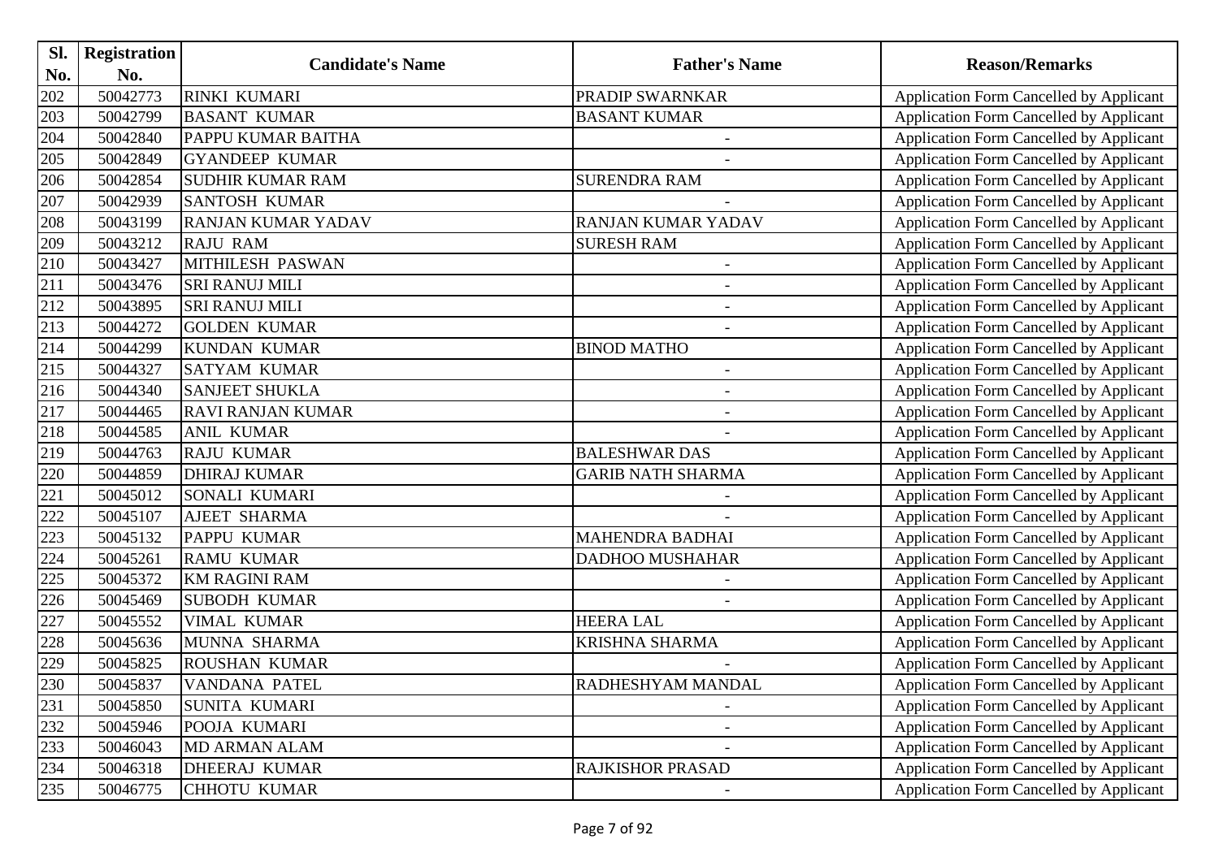| Sl. No. | Registration No. | Candidate's Name | Father's Name | Reason/Remarks |
|---|---|---|---|---|
| 202 | 50042773 | RINKI KUMARI | PRADIP SWARNKAR | Application Form Cancelled by Applicant |
| 203 | 50042799 | BASANT KUMAR | BASANT KUMAR | Application Form Cancelled by Applicant |
| 204 | 50042840 | PAPPU KUMAR BAITHA | - | Application Form Cancelled by Applicant |
| 205 | 50042849 | GYANDEEP KUMAR | - | Application Form Cancelled by Applicant |
| 206 | 50042854 | SUDHIR KUMAR RAM | SURENDRA RAM | Application Form Cancelled by Applicant |
| 207 | 50042939 | SANTOSH KUMAR | - | Application Form Cancelled by Applicant |
| 208 | 50043199 | RANJAN KUMAR YADAV | RANJAN KUMAR YADAV | Application Form Cancelled by Applicant |
| 209 | 50043212 | RAJU RAM | SURESH RAM | Application Form Cancelled by Applicant |
| 210 | 50043427 | MITHILESH PASWAN | - | Application Form Cancelled by Applicant |
| 211 | 50043476 | SRI RANUJ MILI | - | Application Form Cancelled by Applicant |
| 212 | 50043895 | SRI RANUJ MILI | - | Application Form Cancelled by Applicant |
| 213 | 50044272 | GOLDEN KUMAR | - | Application Form Cancelled by Applicant |
| 214 | 50044299 | KUNDAN KUMAR | BINOD MATHO | Application Form Cancelled by Applicant |
| 215 | 50044327 | SATYAM KUMAR | - | Application Form Cancelled by Applicant |
| 216 | 50044340 | SANJEET SHUKLA | - | Application Form Cancelled by Applicant |
| 217 | 50044465 | RAVI RANJAN KUMAR | - | Application Form Cancelled by Applicant |
| 218 | 50044585 | ANIL KUMAR | - | Application Form Cancelled by Applicant |
| 219 | 50044763 | RAJU KUMAR | BALESHWAR DAS | Application Form Cancelled by Applicant |
| 220 | 50044859 | DHIRAJ KUMAR | GARIB NATH SHARMA | Application Form Cancelled by Applicant |
| 221 | 50045012 | SONALI KUMARI | - | Application Form Cancelled by Applicant |
| 222 | 50045107 | AJEET SHARMA | - | Application Form Cancelled by Applicant |
| 223 | 50045132 | PAPPU KUMAR | MAHENDRA BADHAI | Application Form Cancelled by Applicant |
| 224 | 50045261 | RAMU KUMAR | DADHOO MUSHAHAR | Application Form Cancelled by Applicant |
| 225 | 50045372 | KM RAGINI RAM | - | Application Form Cancelled by Applicant |
| 226 | 50045469 | SUBODH KUMAR | - | Application Form Cancelled by Applicant |
| 227 | 50045552 | VIMAL KUMAR | HEERA LAL | Application Form Cancelled by Applicant |
| 228 | 50045636 | MUNNA SHARMA | KRISHNA SHARMA | Application Form Cancelled by Applicant |
| 229 | 50045825 | ROUSHAN KUMAR | - | Application Form Cancelled by Applicant |
| 230 | 50045837 | VANDANA PATEL | RADHESHYAM MANDAL | Application Form Cancelled by Applicant |
| 231 | 50045850 | SUNITA KUMARI | - | Application Form Cancelled by Applicant |
| 232 | 50045946 | POOJA KUMARI | - | Application Form Cancelled by Applicant |
| 233 | 50046043 | MD ARMAN ALAM | - | Application Form Cancelled by Applicant |
| 234 | 50046318 | DHEERAJ KUMAR | RAJKISHOR PRASAD | Application Form Cancelled by Applicant |
| 235 | 50046775 | CHHOTU KUMAR | - | Application Form Cancelled by Applicant |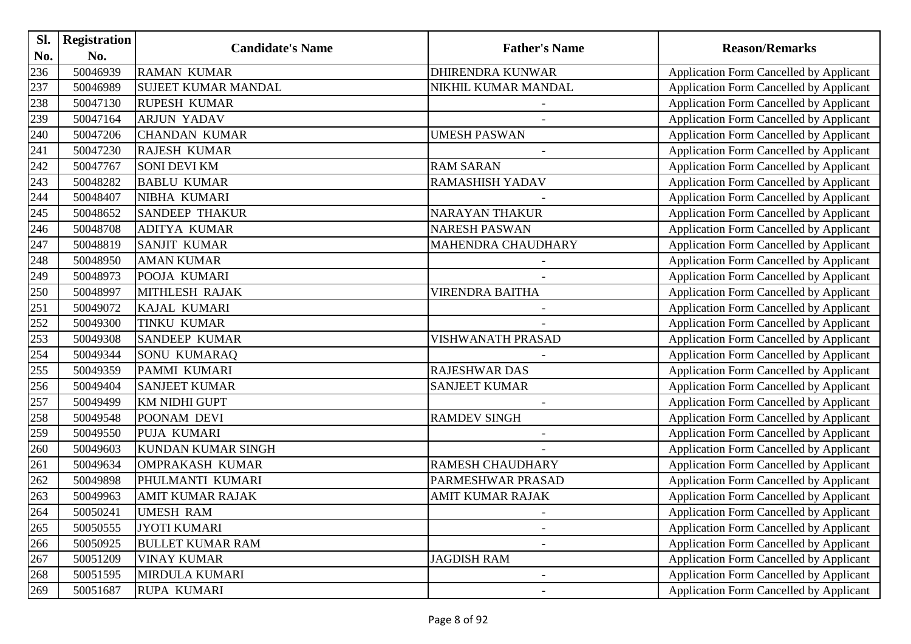| Sl. No. | Registration No. | Candidate's Name | Father's Name | Reason/Remarks |
|---|---|---|---|---|
| 236 | 50046939 | RAMAN KUMAR | DHIRENDRA KUNWAR | Application Form Cancelled by Applicant |
| 237 | 50046989 | SUJEET KUMAR MANDAL | NIKHIL KUMAR MANDAL | Application Form Cancelled by Applicant |
| 238 | 50047130 | RUPESH KUMAR | - | Application Form Cancelled by Applicant |
| 239 | 50047164 | ARJUN YADAV | - | Application Form Cancelled by Applicant |
| 240 | 50047206 | CHANDAN KUMAR | UMESH PASWAN | Application Form Cancelled by Applicant |
| 241 | 50047230 | RAJESH KUMAR | - | Application Form Cancelled by Applicant |
| 242 | 50047767 | SONI DEVI KM | RAM SARAN | Application Form Cancelled by Applicant |
| 243 | 50048282 | BABLU KUMAR | RAMASHISH YADAV | Application Form Cancelled by Applicant |
| 244 | 50048407 | NIBHA KUMARI | - | Application Form Cancelled by Applicant |
| 245 | 50048652 | SANDEEP THAKUR | NARAYAN THAKUR | Application Form Cancelled by Applicant |
| 246 | 50048708 | ADITYA KUMAR | NARESH PASWAN | Application Form Cancelled by Applicant |
| 247 | 50048819 | SANJIT KUMAR | MAHENDRA CHAUDHARY | Application Form Cancelled by Applicant |
| 248 | 50048950 | AMAN KUMAR | - | Application Form Cancelled by Applicant |
| 249 | 50048973 | POOJA KUMARI | - | Application Form Cancelled by Applicant |
| 250 | 50048997 | MITHLESH RAJAK | VIRENDRA BAITHA | Application Form Cancelled by Applicant |
| 251 | 50049072 | KAJAL KUMARI | - | Application Form Cancelled by Applicant |
| 252 | 50049300 | TINKU KUMAR | - | Application Form Cancelled by Applicant |
| 253 | 50049308 | SANDEEP KUMAR | VISHWANATH PRASAD | Application Form Cancelled by Applicant |
| 254 | 50049344 | SONU KUMARAQ | - | Application Form Cancelled by Applicant |
| 255 | 50049359 | PAMMI KUMARI | RAJESHWAR DAS | Application Form Cancelled by Applicant |
| 256 | 50049404 | SANJEET KUMAR | SANJEET KUMAR | Application Form Cancelled by Applicant |
| 257 | 50049499 | KM NIDHI GUPT | - | Application Form Cancelled by Applicant |
| 258 | 50049548 | POONAM DEVI | RAMDEV SINGH | Application Form Cancelled by Applicant |
| 259 | 50049550 | PUJA KUMARI | - | Application Form Cancelled by Applicant |
| 260 | 50049603 | KUNDAN KUMAR SINGH | - | Application Form Cancelled by Applicant |
| 261 | 50049634 | OMPRAKASH KUMAR | RAMESH CHAUDHARY | Application Form Cancelled by Applicant |
| 262 | 50049898 | PHULMANTI KUMARI | PARMESHWAR PRASAD | Application Form Cancelled by Applicant |
| 263 | 50049963 | AMIT KUMAR RAJAK | AMIT KUMAR RAJAK | Application Form Cancelled by Applicant |
| 264 | 50050241 | UMESH RAM | - | Application Form Cancelled by Applicant |
| 265 | 50050555 | JYOTI KUMARI | - | Application Form Cancelled by Applicant |
| 266 | 50050925 | BULLET KUMAR RAM | - | Application Form Cancelled by Applicant |
| 267 | 50051209 | VINAY KUMAR | JAGDISH RAM | Application Form Cancelled by Applicant |
| 268 | 50051595 | MIRDULA KUMARI | - | Application Form Cancelled by Applicant |
| 269 | 50051687 | RUPA KUMARI | - | Application Form Cancelled by Applicant |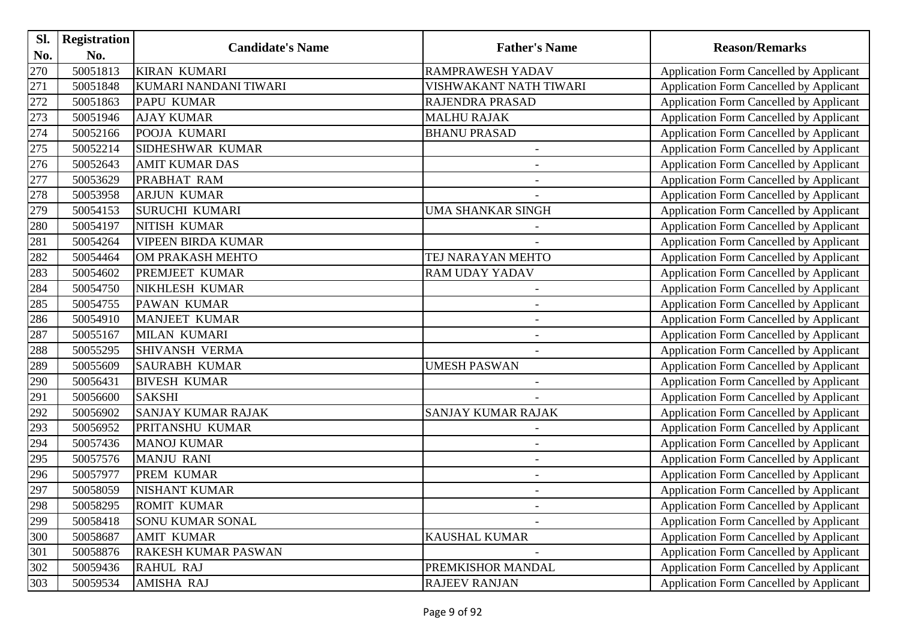| Sl. No. | Registration No. | Candidate's Name | Father's Name | Reason/Remarks |
|---|---|---|---|---|
| 270 | 50051813 | KIRAN KUMARI | RAMPRAWESH YADAV | Application Form Cancelled by Applicant |
| 271 | 50051848 | KUMARI NANDANI TIWARI | VISHWAKANT NATH TIWARI | Application Form Cancelled by Applicant |
| 272 | 50051863 | PAPU KUMAR | RAJENDRA PRASAD | Application Form Cancelled by Applicant |
| 273 | 50051946 | AJAY KUMAR | MALHU RAJAK | Application Form Cancelled by Applicant |
| 274 | 50052166 | POOJA KUMARI | BHANU PRASAD | Application Form Cancelled by Applicant |
| 275 | 50052214 | SIDHESHWAR KUMAR | - | Application Form Cancelled by Applicant |
| 276 | 50052643 | AMIT KUMAR DAS | - | Application Form Cancelled by Applicant |
| 277 | 50053629 | PRABHAT RAM | - | Application Form Cancelled by Applicant |
| 278 | 50053958 | ARJUN KUMAR | - | Application Form Cancelled by Applicant |
| 279 | 50054153 | SURUCHI KUMARI | UMA SHANKAR SINGH | Application Form Cancelled by Applicant |
| 280 | 50054197 | NITISH KUMAR | - | Application Form Cancelled by Applicant |
| 281 | 50054264 | VIPEEN BIRDA KUMAR | - | Application Form Cancelled by Applicant |
| 282 | 50054464 | OM PRAKASH MEHTO | TEJ NARAYAN MEHTO | Application Form Cancelled by Applicant |
| 283 | 50054602 | PREMJEET KUMAR | RAM UDAY YADAV | Application Form Cancelled by Applicant |
| 284 | 50054750 | NIKHLESH KUMAR | - | Application Form Cancelled by Applicant |
| 285 | 50054755 | PAWAN KUMAR | - | Application Form Cancelled by Applicant |
| 286 | 50054910 | MANJEET KUMAR | - | Application Form Cancelled by Applicant |
| 287 | 50055167 | MILAN KUMARI | - | Application Form Cancelled by Applicant |
| 288 | 50055295 | SHIVANSH VERMA | - | Application Form Cancelled by Applicant |
| 289 | 50055609 | SAURABH KUMAR | UMESH PASWAN | Application Form Cancelled by Applicant |
| 290 | 50056431 | BIVESH KUMAR | - | Application Form Cancelled by Applicant |
| 291 | 50056600 | SAKSHI | - | Application Form Cancelled by Applicant |
| 292 | 50056902 | SANJAY KUMAR RAJAK | SANJAY KUMAR RAJAK | Application Form Cancelled by Applicant |
| 293 | 50056952 | PRITANSHU KUMAR | - | Application Form Cancelled by Applicant |
| 294 | 50057436 | MANOJ KUMAR | - | Application Form Cancelled by Applicant |
| 295 | 50057576 | MANJU RANI | - | Application Form Cancelled by Applicant |
| 296 | 50057977 | PREM KUMAR | - | Application Form Cancelled by Applicant |
| 297 | 50058059 | NISHANT KUMAR | - | Application Form Cancelled by Applicant |
| 298 | 50058295 | ROMIT KUMAR | - | Application Form Cancelled by Applicant |
| 299 | 50058418 | SONU KUMAR SONAL | - | Application Form Cancelled by Applicant |
| 300 | 50058687 | AMIT KUMAR | KAUSHAL KUMAR | Application Form Cancelled by Applicant |
| 301 | 50058876 | RAKESH KUMAR PASWAN | - | Application Form Cancelled by Applicant |
| 302 | 50059436 | RAHUL RAJ | PREMKISHOR MANDAL | Application Form Cancelled by Applicant |
| 303 | 50059534 | AMISHA RAJ | RAJEEV RANJAN | Application Form Cancelled by Applicant |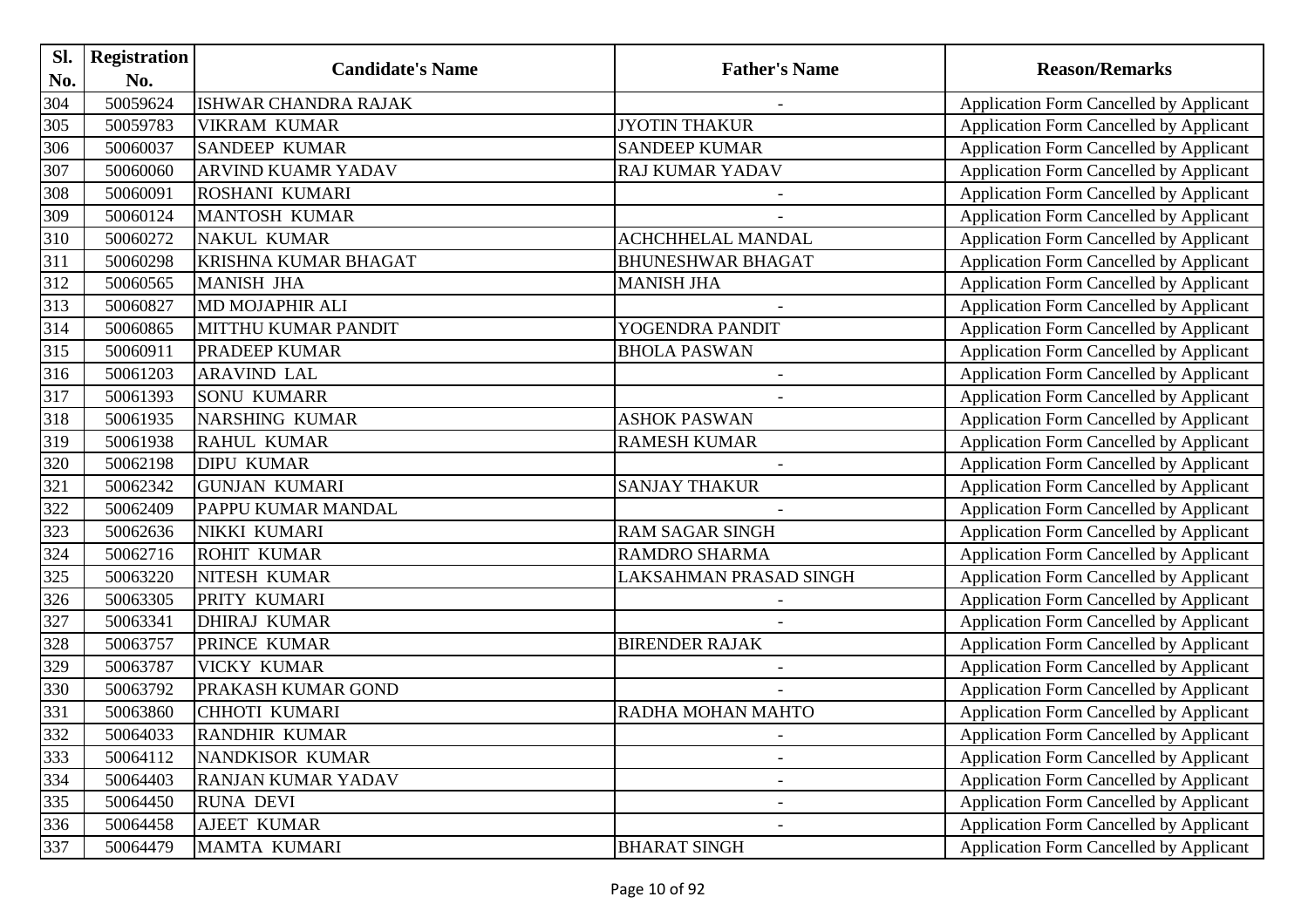| Sl. No. | Registration No. | Candidate's Name | Father's Name | Reason/Remarks |
|---|---|---|---|---|
| 304 | 50059624 | ISHWAR CHANDRA RAJAK | - | Application Form Cancelled by Applicant |
| 305 | 50059783 | VIKRAM KUMAR | JYOTIN THAKUR | Application Form Cancelled by Applicant |
| 306 | 50060037 | SANDEEP KUMAR | SANDEEP KUMAR | Application Form Cancelled by Applicant |
| 307 | 50060060 | ARVIND KUAMR YADAV | RAJ KUMAR YADAV | Application Form Cancelled by Applicant |
| 308 | 50060091 | ROSHANI KUMARI | - | Application Form Cancelled by Applicant |
| 309 | 50060124 | MANTOSH KUMAR | - | Application Form Cancelled by Applicant |
| 310 | 50060272 | NAKUL KUMAR | ACHCHHELAL MANDAL | Application Form Cancelled by Applicant |
| 311 | 50060298 | KRISHNA KUMAR BHAGAT | BHUNESHWAR BHAGAT | Application Form Cancelled by Applicant |
| 312 | 50060565 | MANISH JHA | MANISH JHA | Application Form Cancelled by Applicant |
| 313 | 50060827 | MD MOJAPHIR ALI | - | Application Form Cancelled by Applicant |
| 314 | 50060865 | MITTHU KUMAR PANDIT | YOGENDRA PANDIT | Application Form Cancelled by Applicant |
| 315 | 50060911 | PRADEEP KUMAR | BHOLA PASWAN | Application Form Cancelled by Applicant |
| 316 | 50061203 | ARAVIND LAL | - | Application Form Cancelled by Applicant |
| 317 | 50061393 | SONU KUMARR | - | Application Form Cancelled by Applicant |
| 318 | 50061935 | NARSHING KUMAR | ASHOK PASWAN | Application Form Cancelled by Applicant |
| 319 | 50061938 | RAHUL KUMAR | RAMESH KUMAR | Application Form Cancelled by Applicant |
| 320 | 50062198 | DIPU KUMAR | - | Application Form Cancelled by Applicant |
| 321 | 50062342 | GUNJAN KUMARI | SANJAY THAKUR | Application Form Cancelled by Applicant |
| 322 | 50062409 | PAPPU KUMAR MANDAL | - | Application Form Cancelled by Applicant |
| 323 | 50062636 | NIKKI KUMARI | RAM SAGAR SINGH | Application Form Cancelled by Applicant |
| 324 | 50062716 | ROHIT KUMAR | RAMDRO SHARMA | Application Form Cancelled by Applicant |
| 325 | 50063220 | NITESH KUMAR | LAKSAHMAN PRASAD SINGH | Application Form Cancelled by Applicant |
| 326 | 50063305 | PRITY KUMARI | - | Application Form Cancelled by Applicant |
| 327 | 50063341 | DHIRAJ KUMAR | - | Application Form Cancelled by Applicant |
| 328 | 50063757 | PRINCE KUMAR | BIRENDER RAJAK | Application Form Cancelled by Applicant |
| 329 | 50063787 | VICKY KUMAR | - | Application Form Cancelled by Applicant |
| 330 | 50063792 | PRAKASH KUMAR GOND | - | Application Form Cancelled by Applicant |
| 331 | 50063860 | CHHOTI KUMARI | RADHA MOHAN MAHTO | Application Form Cancelled by Applicant |
| 332 | 50064033 | RANDHIR KUMAR | - | Application Form Cancelled by Applicant |
| 333 | 50064112 | NANDKISOR KUMAR | - | Application Form Cancelled by Applicant |
| 334 | 50064403 | RANJAN KUMAR YADAV | - | Application Form Cancelled by Applicant |
| 335 | 50064450 | RUNA DEVI | - | Application Form Cancelled by Applicant |
| 336 | 50064458 | AJEET KUMAR | - | Application Form Cancelled by Applicant |
| 337 | 50064479 | MAMTA KUMARI | BHARAT SINGH | Application Form Cancelled by Applicant |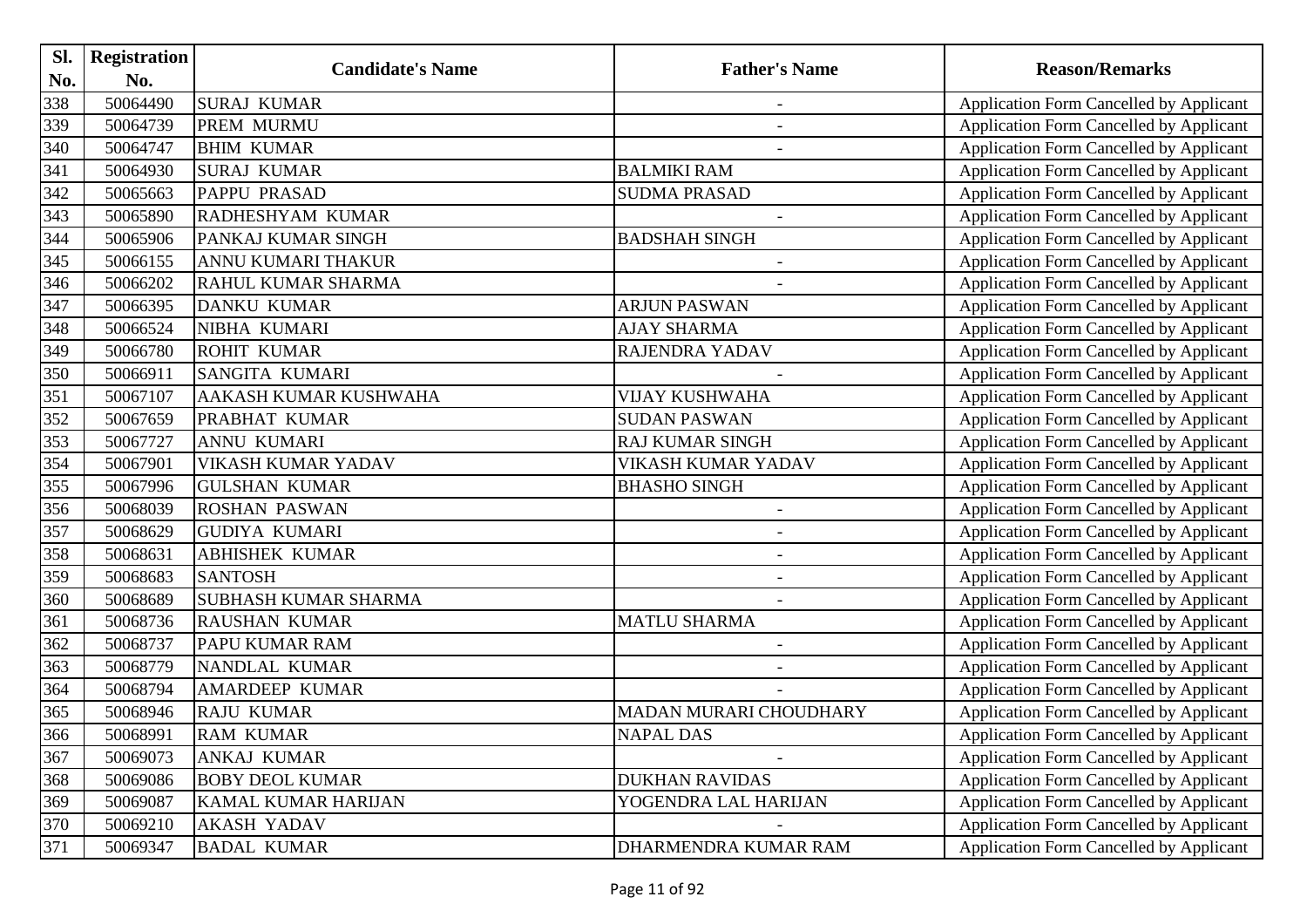| Sl. No. | Registration No. | Candidate's Name | Father's Name | Reason/Remarks |
|---|---|---|---|---|
| 338 | 50064490 | SURAJ KUMAR | - | Application Form Cancelled by Applicant |
| 339 | 50064739 | PREM MURMU | - | Application Form Cancelled by Applicant |
| 340 | 50064747 | BHIM KUMAR | - | Application Form Cancelled by Applicant |
| 341 | 50064930 | SURAJ KUMAR | BALMIKI RAM | Application Form Cancelled by Applicant |
| 342 | 50065663 | PAPPU PRASAD | SUDMA PRASAD | Application Form Cancelled by Applicant |
| 343 | 50065890 | RADHESHYAM KUMAR | - | Application Form Cancelled by Applicant |
| 344 | 50065906 | PANKAJ KUMAR SINGH | BADSHAH SINGH | Application Form Cancelled by Applicant |
| 345 | 50066155 | ANNU KUMARI THAKUR | - | Application Form Cancelled by Applicant |
| 346 | 50066202 | RAHUL KUMAR SHARMA | - | Application Form Cancelled by Applicant |
| 347 | 50066395 | DANKU KUMAR | ARJUN PASWAN | Application Form Cancelled by Applicant |
| 348 | 50066524 | NIBHA KUMARI | AJAY SHARMA | Application Form Cancelled by Applicant |
| 349 | 50066780 | ROHIT KUMAR | RAJENDRA YADAV | Application Form Cancelled by Applicant |
| 350 | 50066911 | SANGITA KUMARI | - | Application Form Cancelled by Applicant |
| 351 | 50067107 | AAKASH KUMAR KUSHWAHA | VIJAY KUSHWAHA | Application Form Cancelled by Applicant |
| 352 | 50067659 | PRABHAT KUMAR | SUDAN PASWAN | Application Form Cancelled by Applicant |
| 353 | 50067727 | ANNU KUMARI | RAJ KUMAR SINGH | Application Form Cancelled by Applicant |
| 354 | 50067901 | VIKASH KUMAR YADAV | VIKASH KUMAR YADAV | Application Form Cancelled by Applicant |
| 355 | 50067996 | GULSHAN KUMAR | BHASHO SINGH | Application Form Cancelled by Applicant |
| 356 | 50068039 | ROSHAN PASWAN | - | Application Form Cancelled by Applicant |
| 357 | 50068629 | GUDIYA KUMARI | - | Application Form Cancelled by Applicant |
| 358 | 50068631 | ABHISHEK KUMAR | - | Application Form Cancelled by Applicant |
| 359 | 50068683 | SANTOSH | - | Application Form Cancelled by Applicant |
| 360 | 50068689 | SUBHASH KUMAR SHARMA | - | Application Form Cancelled by Applicant |
| 361 | 50068736 | RAUSHAN KUMAR | MATLU SHARMA | Application Form Cancelled by Applicant |
| 362 | 50068737 | PAPU KUMAR RAM | - | Application Form Cancelled by Applicant |
| 363 | 50068779 | NANDLAL KUMAR | - | Application Form Cancelled by Applicant |
| 364 | 50068794 | AMARDEEP KUMAR | - | Application Form Cancelled by Applicant |
| 365 | 50068946 | RAJU KUMAR | MADAN MURARI CHOUDHARY | Application Form Cancelled by Applicant |
| 366 | 50068991 | RAM KUMAR | NAPAL DAS | Application Form Cancelled by Applicant |
| 367 | 50069073 | ANKAJ KUMAR | - | Application Form Cancelled by Applicant |
| 368 | 50069086 | BOBY DEOL KUMAR | DUKHAN RAVIDAS | Application Form Cancelled by Applicant |
| 369 | 50069087 | KAMAL KUMAR HARIJAN | YOGENDRA LAL HARIJAN | Application Form Cancelled by Applicant |
| 370 | 50069210 | AKASH YADAV | - | Application Form Cancelled by Applicant |
| 371 | 50069347 | BADAL KUMAR | DHARMENDRA KUMAR RAM | Application Form Cancelled by Applicant |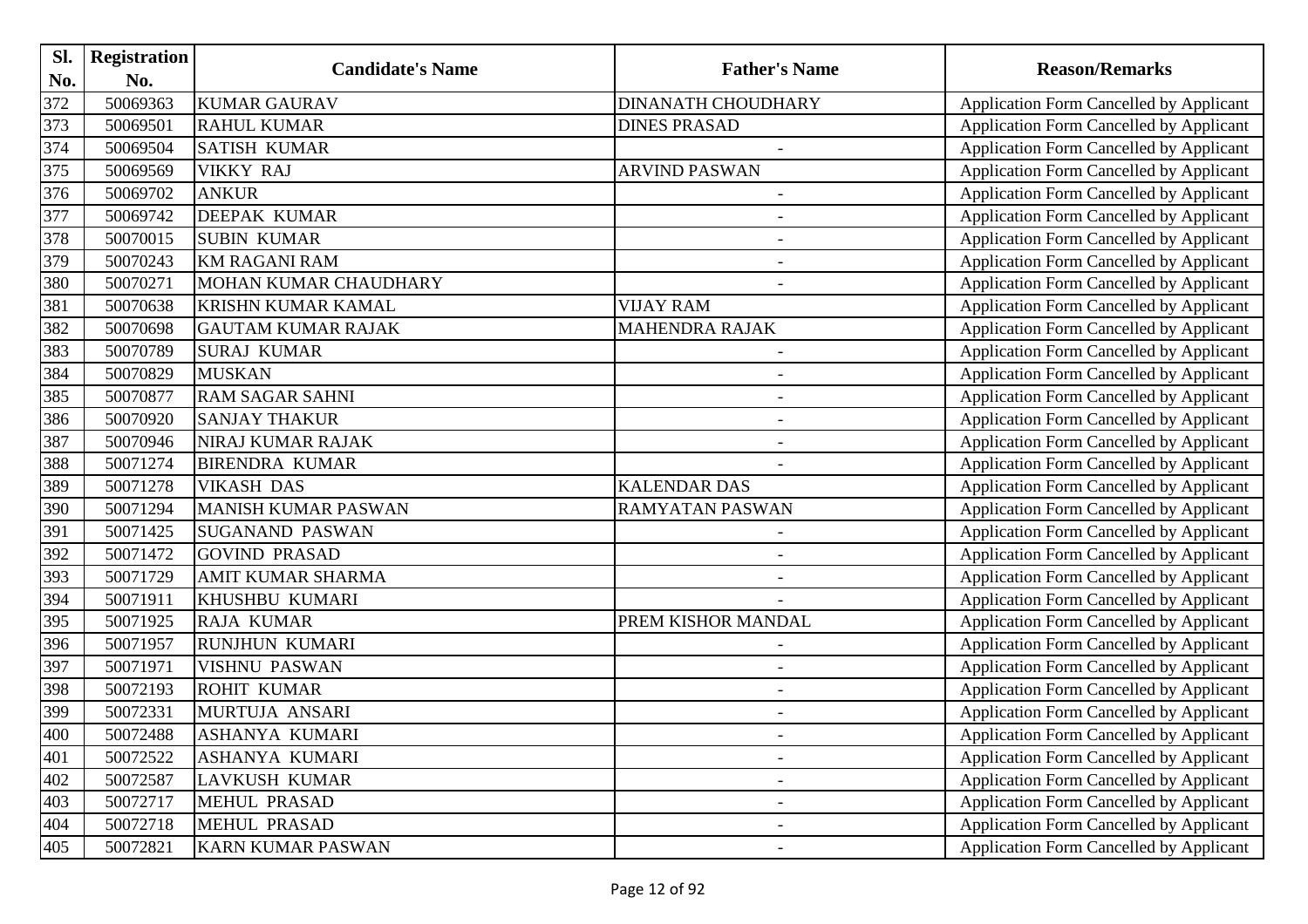| Sl. No. | Registration No. | Candidate's Name | Father's Name | Reason/Remarks |
|---|---|---|---|---|
| 372 | 50069363 | KUMAR GAURAV | DINANATH CHOUDHARY | Application Form Cancelled by Applicant |
| 373 | 50069501 | RAHUL KUMAR | DINES PRASAD | Application Form Cancelled by Applicant |
| 374 | 50069504 | SATISH KUMAR | - | Application Form Cancelled by Applicant |
| 375 | 50069569 | VIKKY RAJ | ARVIND PASWAN | Application Form Cancelled by Applicant |
| 376 | 50069702 | ANKUR | - | Application Form Cancelled by Applicant |
| 377 | 50069742 | DEEPAK KUMAR | - | Application Form Cancelled by Applicant |
| 378 | 50070015 | SUBIN KUMAR | - | Application Form Cancelled by Applicant |
| 379 | 50070243 | KM RAGANI RAM | - | Application Form Cancelled by Applicant |
| 380 | 50070271 | MOHAN KUMAR CHAUDHARY | - | Application Form Cancelled by Applicant |
| 381 | 50070638 | KRISHN KUMAR KAMAL | VIJAY RAM | Application Form Cancelled by Applicant |
| 382 | 50070698 | GAUTAM KUMAR RAJAK | MAHENDRA RAJAK | Application Form Cancelled by Applicant |
| 383 | 50070789 | SURAJ KUMAR | - | Application Form Cancelled by Applicant |
| 384 | 50070829 | MUSKAN | - | Application Form Cancelled by Applicant |
| 385 | 50070877 | RAM SAGAR SAHNI | - | Application Form Cancelled by Applicant |
| 386 | 50070920 | SANJAY THAKUR | - | Application Form Cancelled by Applicant |
| 387 | 50070946 | NIRAJ KUMAR RAJAK | - | Application Form Cancelled by Applicant |
| 388 | 50071274 | BIRENDRA KUMAR | - | Application Form Cancelled by Applicant |
| 389 | 50071278 | VIKASH DAS | KALENDAR DAS | Application Form Cancelled by Applicant |
| 390 | 50071294 | MANISH KUMAR PASWAN | RAMYATAN PASWAN | Application Form Cancelled by Applicant |
| 391 | 50071425 | SUGANAND PASWAN | - | Application Form Cancelled by Applicant |
| 392 | 50071472 | GOVIND PRASAD | - | Application Form Cancelled by Applicant |
| 393 | 50071729 | AMIT KUMAR SHARMA | - | Application Form Cancelled by Applicant |
| 394 | 50071911 | KHUSHBU KUMARI | - | Application Form Cancelled by Applicant |
| 395 | 50071925 | RAJA KUMAR | PREM KISHOR MANDAL | Application Form Cancelled by Applicant |
| 396 | 50071957 | RUNJHUN KUMARI | - | Application Form Cancelled by Applicant |
| 397 | 50071971 | VISHNU PASWAN | - | Application Form Cancelled by Applicant |
| 398 | 50072193 | ROHIT KUMAR | - | Application Form Cancelled by Applicant |
| 399 | 50072331 | MURTUJA ANSARI | - | Application Form Cancelled by Applicant |
| 400 | 50072488 | ASHANYA KUMARI | - | Application Form Cancelled by Applicant |
| 401 | 50072522 | ASHANYA KUMARI | - | Application Form Cancelled by Applicant |
| 402 | 50072587 | LAVKUSH KUMAR | - | Application Form Cancelled by Applicant |
| 403 | 50072717 | MEHUL PRASAD | - | Application Form Cancelled by Applicant |
| 404 | 50072718 | MEHUL PRASAD | - | Application Form Cancelled by Applicant |
| 405 | 50072821 | KARN KUMAR PASWAN | - | Application Form Cancelled by Applicant |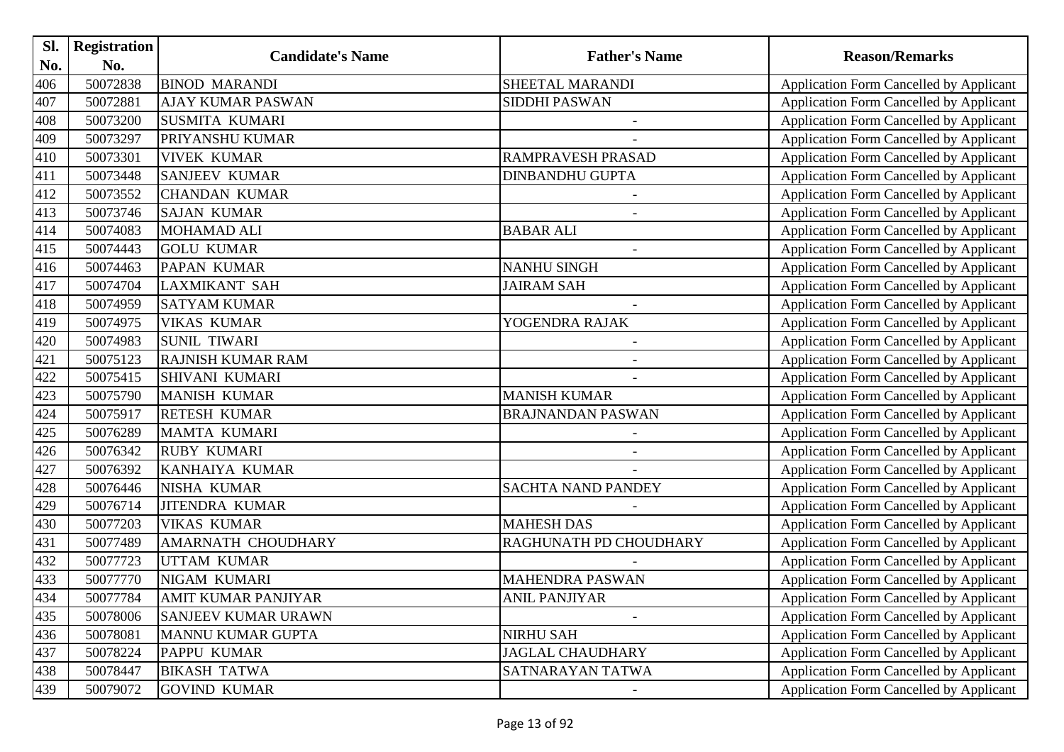| Sl. No. | Registration No. | Candidate's Name | Father's Name | Reason/Remarks |
|---|---|---|---|---|
| 406 | 50072838 | BINOD MARANDI | SHEETAL MARANDI | Application Form Cancelled by Applicant |
| 407 | 50072881 | AJAY KUMAR PASWAN | SIDDHI PASWAN | Application Form Cancelled by Applicant |
| 408 | 50073200 | SUSMITA KUMARI | - | Application Form Cancelled by Applicant |
| 409 | 50073297 | PRIYANSHU KUMAR | - | Application Form Cancelled by Applicant |
| 410 | 50073301 | VIVEK KUMAR | RAMPRAVESH PRASAD | Application Form Cancelled by Applicant |
| 411 | 50073448 | SANJEEV KUMAR | DINBANDHU GUPTA | Application Form Cancelled by Applicant |
| 412 | 50073552 | CHANDAN KUMAR | - | Application Form Cancelled by Applicant |
| 413 | 50073746 | SAJAN KUMAR | - | Application Form Cancelled by Applicant |
| 414 | 50074083 | MOHAMAD ALI | BABAR ALI | Application Form Cancelled by Applicant |
| 415 | 50074443 | GOLU KUMAR | - | Application Form Cancelled by Applicant |
| 416 | 50074463 | PAPAN KUMAR | NANHU SINGH | Application Form Cancelled by Applicant |
| 417 | 50074704 | LAXMIKANT SAH | JAIRAM SAH | Application Form Cancelled by Applicant |
| 418 | 50074959 | SATYAM KUMAR | - | Application Form Cancelled by Applicant |
| 419 | 50074975 | VIKAS KUMAR | YOGENDRA RAJAK | Application Form Cancelled by Applicant |
| 420 | 50074983 | SUNIL TIWARI | - | Application Form Cancelled by Applicant |
| 421 | 50075123 | RAJNISH KUMAR RAM | - | Application Form Cancelled by Applicant |
| 422 | 50075415 | SHIVANI KUMARI | - | Application Form Cancelled by Applicant |
| 423 | 50075790 | MANISH KUMAR | MANISH KUMAR | Application Form Cancelled by Applicant |
| 424 | 50075917 | RETESH KUMAR | BRAJNANDAN PASWAN | Application Form Cancelled by Applicant |
| 425 | 50076289 | MAMTA KUMARI | - | Application Form Cancelled by Applicant |
| 426 | 50076342 | RUBY KUMARI | - | Application Form Cancelled by Applicant |
| 427 | 50076392 | KANHAIYA KUMAR | - | Application Form Cancelled by Applicant |
| 428 | 50076446 | NISHA KUMAR | SACHTA NAND PANDEY | Application Form Cancelled by Applicant |
| 429 | 50076714 | JITENDRA KUMAR | - | Application Form Cancelled by Applicant |
| 430 | 50077203 | VIKAS KUMAR | MAHESH DAS | Application Form Cancelled by Applicant |
| 431 | 50077489 | AMARNATH CHOUDHARY | RAGHUNATH PD CHOUDHARY | Application Form Cancelled by Applicant |
| 432 | 50077723 | UTTAM KUMAR | - | Application Form Cancelled by Applicant |
| 433 | 50077770 | NIGAM KUMARI | MAHENDRA PASWAN | Application Form Cancelled by Applicant |
| 434 | 50077784 | AMIT KUMAR PANJIYAR | ANIL PANJIYAR | Application Form Cancelled by Applicant |
| 435 | 50078006 | SANJEEV KUMAR URAWN | - | Application Form Cancelled by Applicant |
| 436 | 50078081 | MANNU KUMAR GUPTA | NIRHU SAH | Application Form Cancelled by Applicant |
| 437 | 50078224 | PAPPU KUMAR | JAGLAL CHAUDHARY | Application Form Cancelled by Applicant |
| 438 | 50078447 | BIKASH TATWA | SATNARAYAN TATWA | Application Form Cancelled by Applicant |
| 439 | 50079072 | GOVIND KUMAR | - | Application Form Cancelled by Applicant |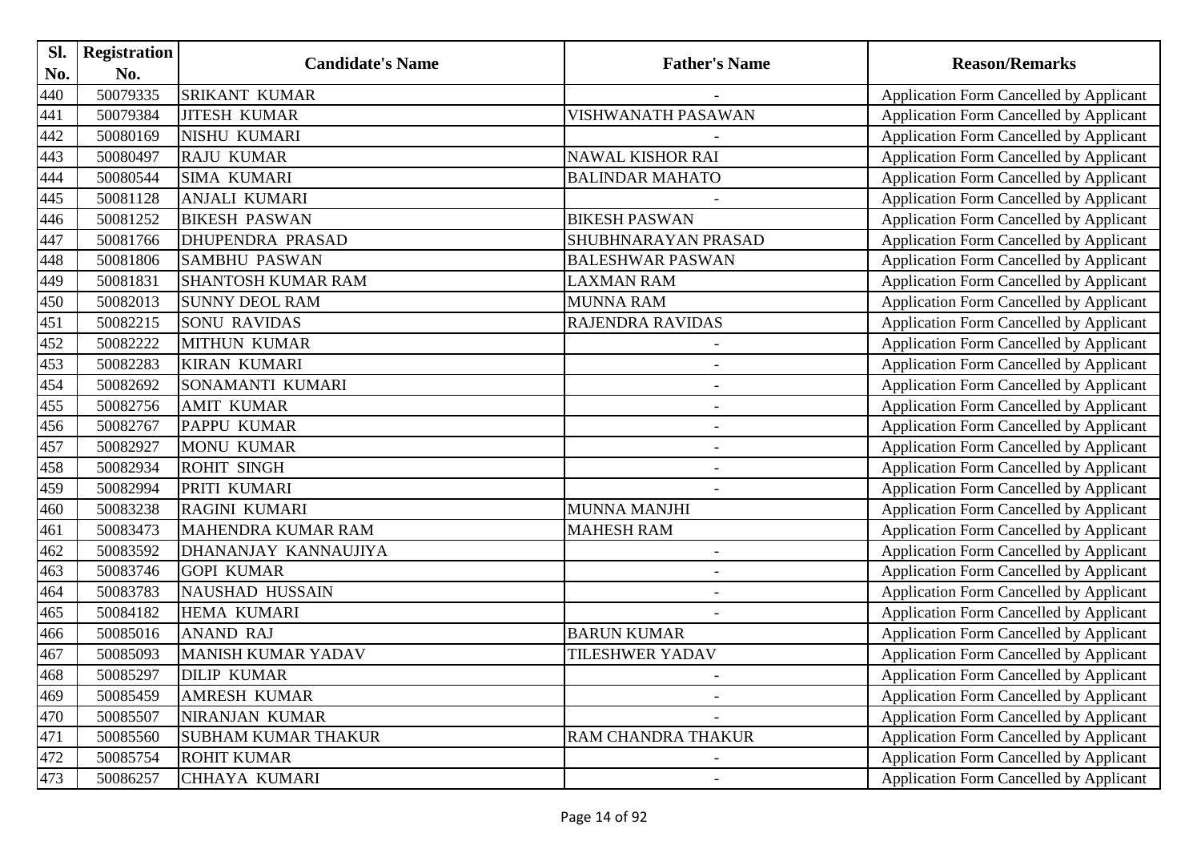| Sl. No. | Registration No. | Candidate's Name | Father's Name | Reason/Remarks |
|---|---|---|---|---|
| 440 | 50079335 | SRIKANT KUMAR | - | Application Form Cancelled by Applicant |
| 441 | 50079384 | JITESH KUMAR | VISHWANATH PASAWAN | Application Form Cancelled by Applicant |
| 442 | 50080169 | NISHU KUMARI | - | Application Form Cancelled by Applicant |
| 443 | 50080497 | RAJU KUMAR | NAWAL KISHOR RAI | Application Form Cancelled by Applicant |
| 444 | 50080544 | SIMA KUMARI | BALINDAR MAHATO | Application Form Cancelled by Applicant |
| 445 | 50081128 | ANJALI KUMARI | - | Application Form Cancelled by Applicant |
| 446 | 50081252 | BIKESH PASWAN | BIKESH PASWAN | Application Form Cancelled by Applicant |
| 447 | 50081766 | DHUPENDRA PRASAD | SHUBHNARAYAN PRASAD | Application Form Cancelled by Applicant |
| 448 | 50081806 | SAMBHU PASWAN | BALESHWAR PASWAN | Application Form Cancelled by Applicant |
| 449 | 50081831 | SHANTOSH KUMAR RAM | LAXMAN RAM | Application Form Cancelled by Applicant |
| 450 | 50082013 | SUNNY DEOL RAM | MUNNA RAM | Application Form Cancelled by Applicant |
| 451 | 50082215 | SONU RAVIDAS | RAJENDRA RAVIDAS | Application Form Cancelled by Applicant |
| 452 | 50082222 | MITHUN KUMAR | - | Application Form Cancelled by Applicant |
| 453 | 50082283 | KIRAN KUMARI | - | Application Form Cancelled by Applicant |
| 454 | 50082692 | SONAMANTI KUMARI | - | Application Form Cancelled by Applicant |
| 455 | 50082756 | AMIT KUMAR | - | Application Form Cancelled by Applicant |
| 456 | 50082767 | PAPPU KUMAR | - | Application Form Cancelled by Applicant |
| 457 | 50082927 | MONU KUMAR | - | Application Form Cancelled by Applicant |
| 458 | 50082934 | ROHIT SINGH | - | Application Form Cancelled by Applicant |
| 459 | 50082994 | PRITI KUMARI | - | Application Form Cancelled by Applicant |
| 460 | 50083238 | RAGINI KUMARI | MUNNA MANJHI | Application Form Cancelled by Applicant |
| 461 | 50083473 | MAHENDRA KUMAR RAM | MAHESH RAM | Application Form Cancelled by Applicant |
| 462 | 50083592 | DHANANJAY KANNAUJIYA | - | Application Form Cancelled by Applicant |
| 463 | 50083746 | GOPI KUMAR | - | Application Form Cancelled by Applicant |
| 464 | 50083783 | NAUSHAD HUSSAIN | - | Application Form Cancelled by Applicant |
| 465 | 50084182 | HEMA KUMARI | - | Application Form Cancelled by Applicant |
| 466 | 50085016 | ANAND RAJ | BARUN KUMAR | Application Form Cancelled by Applicant |
| 467 | 50085093 | MANISH KUMAR YADAV | TILESHWER YADAV | Application Form Cancelled by Applicant |
| 468 | 50085297 | DILIP KUMAR | - | Application Form Cancelled by Applicant |
| 469 | 50085459 | AMRESH KUMAR | - | Application Form Cancelled by Applicant |
| 470 | 50085507 | NIRANJAN KUMAR | - | Application Form Cancelled by Applicant |
| 471 | 50085560 | SUBHAM KUMAR THAKUR | RAM CHANDRA THAKUR | Application Form Cancelled by Applicant |
| 472 | 50085754 | ROHIT KUMAR | - | Application Form Cancelled by Applicant |
| 473 | 50086257 | CHHAYA KUMARI | - | Application Form Cancelled by Applicant |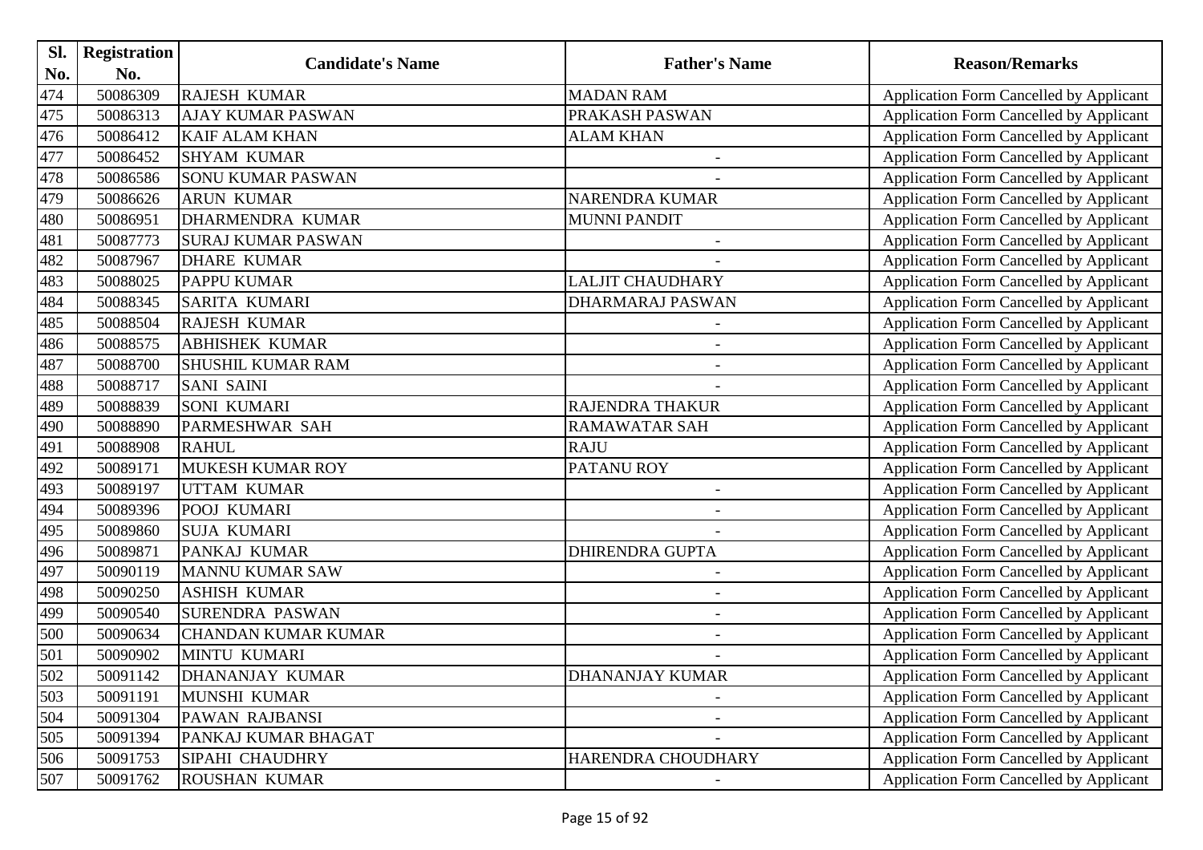| Sl. No. | Registration No. | Candidate's Name | Father's Name | Reason/Remarks |
|---|---|---|---|---|
| 474 | 50086309 | RAJESH KUMAR | MADAN RAM | Application Form Cancelled by Applicant |
| 475 | 50086313 | AJAY KUMAR PASWAN | PRAKASH PASWAN | Application Form Cancelled by Applicant |
| 476 | 50086412 | KAIF ALAM KHAN | ALAM KHAN | Application Form Cancelled by Applicant |
| 477 | 50086452 | SHYAM KUMAR | - | Application Form Cancelled by Applicant |
| 478 | 50086586 | SONU KUMAR PASWAN | - | Application Form Cancelled by Applicant |
| 479 | 50086626 | ARUN KUMAR | NARENDRA KUMAR | Application Form Cancelled by Applicant |
| 480 | 50086951 | DHARMENDRA KUMAR | MUNNI PANDIT | Application Form Cancelled by Applicant |
| 481 | 50087773 | SURAJ KUMAR PASWAN | - | Application Form Cancelled by Applicant |
| 482 | 50087967 | DHARE KUMAR | - | Application Form Cancelled by Applicant |
| 483 | 50088025 | PAPPU KUMAR | LALJIT CHAUDHARY | Application Form Cancelled by Applicant |
| 484 | 50088345 | SARITA KUMARI | DHARMARAJ PASWAN | Application Form Cancelled by Applicant |
| 485 | 50088504 | RAJESH KUMAR | - | Application Form Cancelled by Applicant |
| 486 | 50088575 | ABHISHEK KUMAR | - | Application Form Cancelled by Applicant |
| 487 | 50088700 | SHUSHIL KUMAR RAM | - | Application Form Cancelled by Applicant |
| 488 | 50088717 | SANI SAINI | - | Application Form Cancelled by Applicant |
| 489 | 50088839 | SONI KUMARI | RAJENDRA THAKUR | Application Form Cancelled by Applicant |
| 490 | 50088890 | PARMESHWAR SAH | RAMAWATAR SAH | Application Form Cancelled by Applicant |
| 491 | 50088908 | RAHUL | RAJU | Application Form Cancelled by Applicant |
| 492 | 50089171 | MUKESH KUMAR ROY | PATANU ROY | Application Form Cancelled by Applicant |
| 493 | 50089197 | UTTAM KUMAR | - | Application Form Cancelled by Applicant |
| 494 | 50089396 | POOJ KUMARI | - | Application Form Cancelled by Applicant |
| 495 | 50089860 | SUJA KUMARI | - | Application Form Cancelled by Applicant |
| 496 | 50089871 | PANKAJ KUMAR | DHIRENDRA GUPTA | Application Form Cancelled by Applicant |
| 497 | 50090119 | MANNU KUMAR SAW | - | Application Form Cancelled by Applicant |
| 498 | 50090250 | ASHISH KUMAR | - | Application Form Cancelled by Applicant |
| 499 | 50090540 | SURENDRA PASWAN | - | Application Form Cancelled by Applicant |
| 500 | 50090634 | CHANDAN KUMAR KUMAR | - | Application Form Cancelled by Applicant |
| 501 | 50090902 | MINTU KUMARI | - | Application Form Cancelled by Applicant |
| 502 | 50091142 | DHANANJAY KUMAR | DHANANJAY KUMAR | Application Form Cancelled by Applicant |
| 503 | 50091191 | MUNSHI KUMAR | - | Application Form Cancelled by Applicant |
| 504 | 50091304 | PAWAN RAJBANSI | - | Application Form Cancelled by Applicant |
| 505 | 50091394 | PANKAJ KUMAR BHAGAT | - | Application Form Cancelled by Applicant |
| 506 | 50091753 | SIPAHI CHAUDHRY | HARENDRA CHOUDHARY | Application Form Cancelled by Applicant |
| 507 | 50091762 | ROUSHAN KUMAR | - | Application Form Cancelled by Applicant |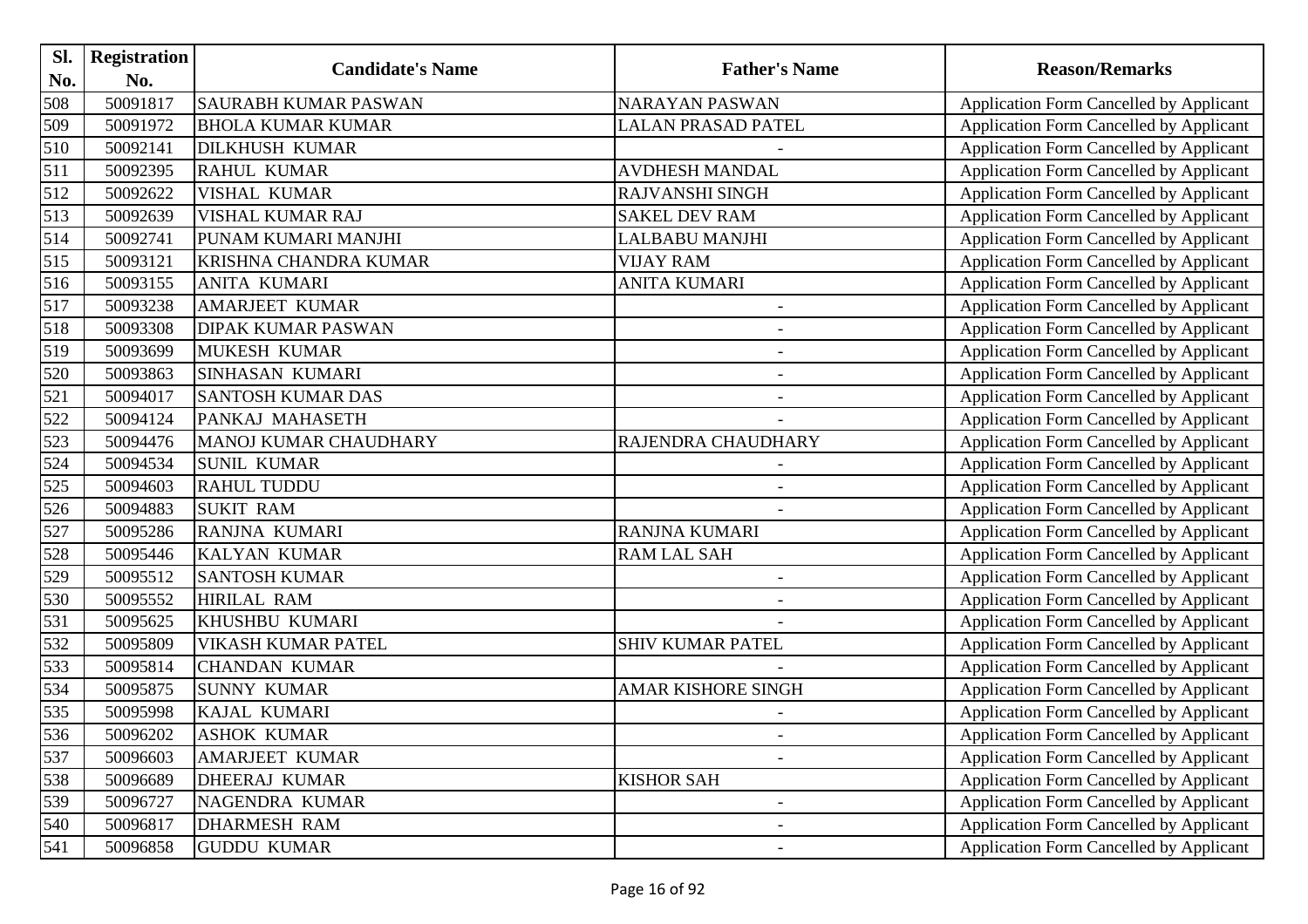| Sl. No. | Registration No. | Candidate's Name | Father's Name | Reason/Remarks |
|---|---|---|---|---|
| 508 | 50091817 | SAURABH KUMAR PASWAN | NARAYAN PASWAN | Application Form Cancelled by Applicant |
| 509 | 50091972 | BHOLA KUMAR KUMAR | LALAN PRASAD PATEL | Application Form Cancelled by Applicant |
| 510 | 50092141 | DILKHUSH KUMAR | - | Application Form Cancelled by Applicant |
| 511 | 50092395 | RAHUL KUMAR | AVDHESH MANDAL | Application Form Cancelled by Applicant |
| 512 | 50092622 | VISHAL KUMAR | RAJVANSHI SINGH | Application Form Cancelled by Applicant |
| 513 | 50092639 | VISHAL KUMAR RAJ | SAKEL DEV RAM | Application Form Cancelled by Applicant |
| 514 | 50092741 | PUNAM KUMARI MANJHI | LALBABU MANJHI | Application Form Cancelled by Applicant |
| 515 | 50093121 | KRISHNA CHANDRA KUMAR | VIJAY RAM | Application Form Cancelled by Applicant |
| 516 | 50093155 | ANITA KUMARI | ANITA KUMARI | Application Form Cancelled by Applicant |
| 517 | 50093238 | AMARJEET KUMAR | - | Application Form Cancelled by Applicant |
| 518 | 50093308 | DIPAK KUMAR PASWAN | - | Application Form Cancelled by Applicant |
| 519 | 50093699 | MUKESH KUMAR | - | Application Form Cancelled by Applicant |
| 520 | 50093863 | SINHASAN KUMARI | - | Application Form Cancelled by Applicant |
| 521 | 50094017 | SANTOSH KUMAR DAS | - | Application Form Cancelled by Applicant |
| 522 | 50094124 | PANKAJ MAHASETH | - | Application Form Cancelled by Applicant |
| 523 | 50094476 | MANOJ KUMAR CHAUDHARY | RAJENDRA CHAUDHARY | Application Form Cancelled by Applicant |
| 524 | 50094534 | SUNIL KUMAR | - | Application Form Cancelled by Applicant |
| 525 | 50094603 | RAHUL TUDDU | - | Application Form Cancelled by Applicant |
| 526 | 50094883 | SUKIT RAM | - | Application Form Cancelled by Applicant |
| 527 | 50095286 | RANJNA KUMARI | RANJNA KUMARI | Application Form Cancelled by Applicant |
| 528 | 50095446 | KALYAN KUMAR | RAM LAL SAH | Application Form Cancelled by Applicant |
| 529 | 50095512 | SANTOSH KUMAR | - | Application Form Cancelled by Applicant |
| 530 | 50095552 | HIRILAL RAM | - | Application Form Cancelled by Applicant |
| 531 | 50095625 | KHUSHBU KUMARI | - | Application Form Cancelled by Applicant |
| 532 | 50095809 | VIKASH KUMAR PATEL | SHIV KUMAR PATEL | Application Form Cancelled by Applicant |
| 533 | 50095814 | CHANDAN KUMAR | - | Application Form Cancelled by Applicant |
| 534 | 50095875 | SUNNY KUMAR | AMAR KISHORE SINGH | Application Form Cancelled by Applicant |
| 535 | 50095998 | KAJAL KUMARI | - | Application Form Cancelled by Applicant |
| 536 | 50096202 | ASHOK KUMAR | - | Application Form Cancelled by Applicant |
| 537 | 50096603 | AMARJEET KUMAR | - | Application Form Cancelled by Applicant |
| 538 | 50096689 | DHEERAJ KUMAR | KISHOR SAH | Application Form Cancelled by Applicant |
| 539 | 50096727 | NAGENDRA KUMAR | - | Application Form Cancelled by Applicant |
| 540 | 50096817 | DHARMESH RAM | - | Application Form Cancelled by Applicant |
| 541 | 50096858 | GUDDU KUMAR | - | Application Form Cancelled by Applicant |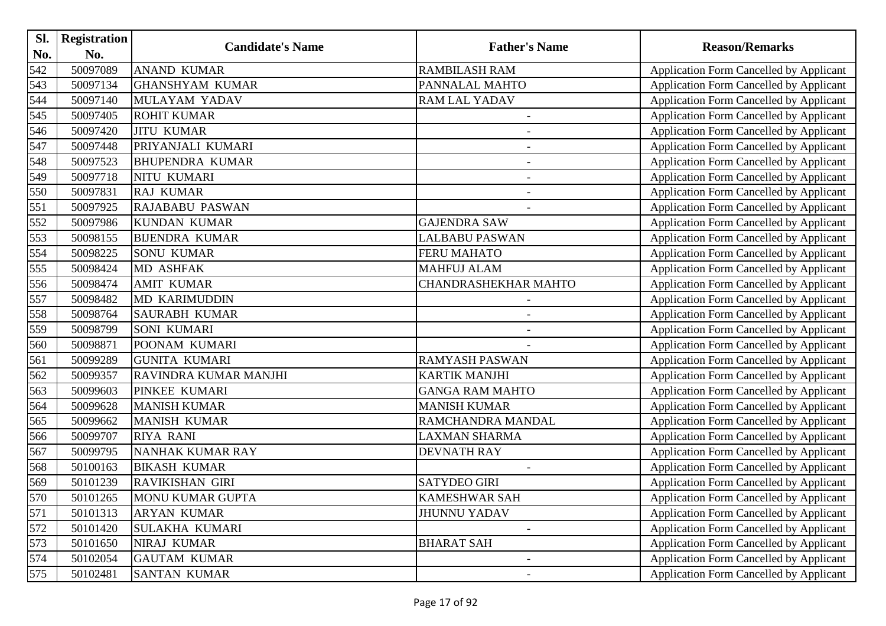| Sl. No. | Registration No. | Candidate's Name | Father's Name | Reason/Remarks |
|---|---|---|---|---|
| 542 | 50097089 | ANAND KUMAR | RAMBILASH RAM | Application Form Cancelled by Applicant |
| 543 | 50097134 | GHANSHYAM KUMAR | PANNALAL MAHTO | Application Form Cancelled by Applicant |
| 544 | 50097140 | MULAYAM YADAV | RAM LAL YADAV | Application Form Cancelled by Applicant |
| 545 | 50097405 | ROHIT KUMAR | - | Application Form Cancelled by Applicant |
| 546 | 50097420 | JITU KUMAR | - | Application Form Cancelled by Applicant |
| 547 | 50097448 | PRIYANJALI KUMARI | - | Application Form Cancelled by Applicant |
| 548 | 50097523 | BHUPENDRA KUMAR | - | Application Form Cancelled by Applicant |
| 549 | 50097718 | NITU KUMARI | - | Application Form Cancelled by Applicant |
| 550 | 50097831 | RAJ KUMAR | - | Application Form Cancelled by Applicant |
| 551 | 50097925 | RAJABABU PASWAN | - | Application Form Cancelled by Applicant |
| 552 | 50097986 | KUNDAN KUMAR | GAJENDRA SAW | Application Form Cancelled by Applicant |
| 553 | 50098155 | BIJENDRA KUMAR | LALBABU PASWAN | Application Form Cancelled by Applicant |
| 554 | 50098225 | SONU KUMAR | FERU MAHATO | Application Form Cancelled by Applicant |
| 555 | 50098424 | MD ASHFAK | MAHFUJ ALAM | Application Form Cancelled by Applicant |
| 556 | 50098474 | AMIT KUMAR | CHANDRASHEKHAR MAHTO | Application Form Cancelled by Applicant |
| 557 | 50098482 | MD KARIMUDDIN | - | Application Form Cancelled by Applicant |
| 558 | 50098764 | SAURABH KUMAR | - | Application Form Cancelled by Applicant |
| 559 | 50098799 | SONI KUMARI | - | Application Form Cancelled by Applicant |
| 560 | 50098871 | POONAM KUMARI | - | Application Form Cancelled by Applicant |
| 561 | 50099289 | GUNITA KUMARI | RAMYASH PASWAN | Application Form Cancelled by Applicant |
| 562 | 50099357 | RAVINDRA KUMAR MANJHI | KARTIK MANJHI | Application Form Cancelled by Applicant |
| 563 | 50099603 | PINKEE KUMARI | GANGA RAM MAHTO | Application Form Cancelled by Applicant |
| 564 | 50099628 | MANISH KUMAR | MANISH KUMAR | Application Form Cancelled by Applicant |
| 565 | 50099662 | MANISH KUMAR | RAMCHANDRA MANDAL | Application Form Cancelled by Applicant |
| 566 | 50099707 | RIYA RANI | LAXMAN SHARMA | Application Form Cancelled by Applicant |
| 567 | 50099795 | NANHAK KUMAR RAY | DEVNATH RAY | Application Form Cancelled by Applicant |
| 568 | 50100163 | BIKASH KUMAR | - | Application Form Cancelled by Applicant |
| 569 | 50101239 | RAVIKISHAN GIRI | SATYDEO GIRI | Application Form Cancelled by Applicant |
| 570 | 50101265 | MONU KUMAR GUPTA | KAMESHWAR SAH | Application Form Cancelled by Applicant |
| 571 | 50101313 | ARYAN KUMAR | JHUNNU YADAV | Application Form Cancelled by Applicant |
| 572 | 50101420 | SULAKHA KUMARI | - | Application Form Cancelled by Applicant |
| 573 | 50101650 | NIRAJ KUMAR | BHARAT SAH | Application Form Cancelled by Applicant |
| 574 | 50102054 | GAUTAM KUMAR | - | Application Form Cancelled by Applicant |
| 575 | 50102481 | SANTAN KUMAR | - | Application Form Cancelled by Applicant |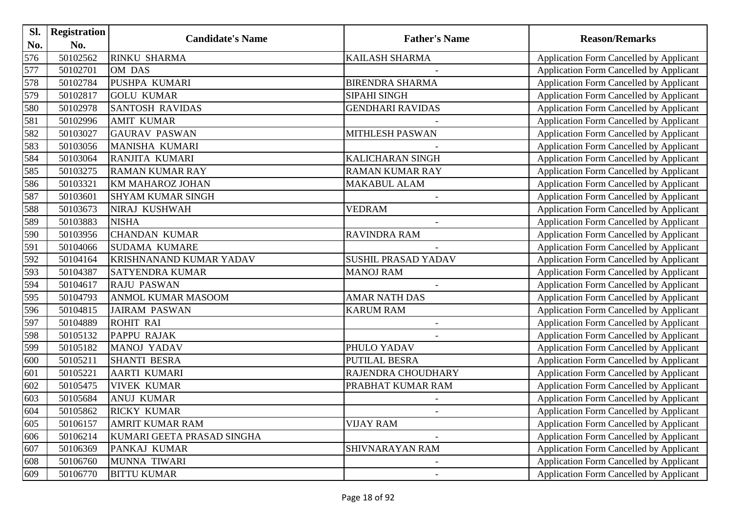| Sl. No. | Registration No. | Candidate's Name | Father's Name | Reason/Remarks |
|---|---|---|---|---|
| 576 | 50102562 | RINKU SHARMA | KAILASH SHARMA | Application Form Cancelled by Applicant |
| 577 | 50102701 | OM DAS | - | Application Form Cancelled by Applicant |
| 578 | 50102784 | PUSHPA KUMARI | BIRENDRA SHARMA | Application Form Cancelled by Applicant |
| 579 | 50102817 | GOLU KUMAR | SIPAHI SINGH | Application Form Cancelled by Applicant |
| 580 | 50102978 | SANTOSH RAVIDAS | GENDHARI RAVIDAS | Application Form Cancelled by Applicant |
| 581 | 50102996 | AMIT KUMAR | - | Application Form Cancelled by Applicant |
| 582 | 50103027 | GAURAV PASWAN | MITHLESH PASWAN | Application Form Cancelled by Applicant |
| 583 | 50103056 | MANISHA KUMARI | - | Application Form Cancelled by Applicant |
| 584 | 50103064 | RANJITA KUMARI | KALICHARAN SINGH | Application Form Cancelled by Applicant |
| 585 | 50103275 | RAMAN KUMAR RAY | RAMAN KUMAR RAY | Application Form Cancelled by Applicant |
| 586 | 50103321 | KM MAHAROZ JOHAN | MAKABUL ALAM | Application Form Cancelled by Applicant |
| 587 | 50103601 | SHYAM KUMAR SINGH | - | Application Form Cancelled by Applicant |
| 588 | 50103673 | NIRAJ KUSHWAH | VEDRAM | Application Form Cancelled by Applicant |
| 589 | 50103883 | NISHA | - | Application Form Cancelled by Applicant |
| 590 | 50103956 | CHANDAN KUMAR | RAVINDRA RAM | Application Form Cancelled by Applicant |
| 591 | 50104066 | SUDAMA KUMARE | - | Application Form Cancelled by Applicant |
| 592 | 50104164 | KRISHNANAND KUMAR YADAV | SUSHIL PRASAD YADAV | Application Form Cancelled by Applicant |
| 593 | 50104387 | SATYENDRA KUMAR | MANOJ RAM | Application Form Cancelled by Applicant |
| 594 | 50104617 | RAJU PASWAN | - | Application Form Cancelled by Applicant |
| 595 | 50104793 | ANMOL KUMAR MASOOM | AMAR NATH DAS | Application Form Cancelled by Applicant |
| 596 | 50104815 | JAIRAM PASWAN | KARUM RAM | Application Form Cancelled by Applicant |
| 597 | 50104889 | ROHIT RAI | - | Application Form Cancelled by Applicant |
| 598 | 50105132 | PAPPU RAJAK | - | Application Form Cancelled by Applicant |
| 599 | 50105182 | MANOJ YADAV | PHULO YADAV | Application Form Cancelled by Applicant |
| 600 | 50105211 | SHANTI BESRA | PUTILAL BESRA | Application Form Cancelled by Applicant |
| 601 | 50105221 | AARTI KUMARI | RAJENDRA CHOUDHARY | Application Form Cancelled by Applicant |
| 602 | 50105475 | VIVEK KUMAR | PRABHAT KUMAR RAM | Application Form Cancelled by Applicant |
| 603 | 50105684 | ANUJ KUMAR | - | Application Form Cancelled by Applicant |
| 604 | 50105862 | RICKY KUMAR | - | Application Form Cancelled by Applicant |
| 605 | 50106157 | AMRIT KUMAR RAM | VIJAY RAM | Application Form Cancelled by Applicant |
| 606 | 50106214 | KUMARI GEETA PRASAD SINGHA | - | Application Form Cancelled by Applicant |
| 607 | 50106369 | PANKAJ KUMAR | SHIVNARAYAN RAM | Application Form Cancelled by Applicant |
| 608 | 50106760 | MUNNA TIWARI | - | Application Form Cancelled by Applicant |
| 609 | 50106770 | BITTU KUMAR | - | Application Form Cancelled by Applicant |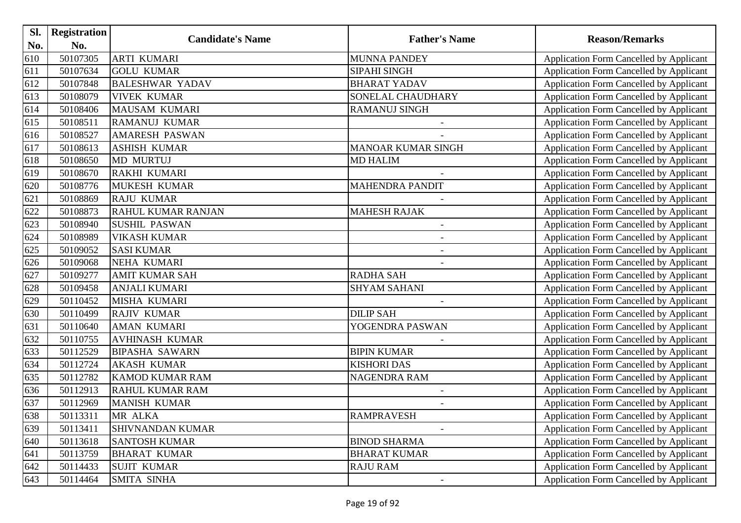| Sl. No. | Registration No. | Candidate's Name | Father's Name | Reason/Remarks |
|---|---|---|---|---|
| 610 | 50107305 | ARTI KUMARI | MUNNA PANDEY | Application Form Cancelled by Applicant |
| 611 | 50107634 | GOLU KUMAR | SIPAHI SINGH | Application Form Cancelled by Applicant |
| 612 | 50107848 | BALESHWAR YADAV | BHARAT YADAV | Application Form Cancelled by Applicant |
| 613 | 50108079 | VIVEK KUMAR | SONELAL CHAUDHARY | Application Form Cancelled by Applicant |
| 614 | 50108406 | MAUSAM KUMARI | RAMANUJ SINGH | Application Form Cancelled by Applicant |
| 615 | 50108511 | RAMANUJ KUMAR | - | Application Form Cancelled by Applicant |
| 616 | 50108527 | AMARESH PASWAN | - | Application Form Cancelled by Applicant |
| 617 | 50108613 | ASHISH KUMAR | MANOAR KUMAR SINGH | Application Form Cancelled by Applicant |
| 618 | 50108650 | MD MURTUJ | MD HALIM | Application Form Cancelled by Applicant |
| 619 | 50108670 | RAKHI KUMARI | - | Application Form Cancelled by Applicant |
| 620 | 50108776 | MUKESH KUMAR | MAHENDRA PANDIT | Application Form Cancelled by Applicant |
| 621 | 50108869 | RAJU KUMAR | - | Application Form Cancelled by Applicant |
| 622 | 50108873 | RAHUL KUMAR RANJAN | MAHESH RAJAK | Application Form Cancelled by Applicant |
| 623 | 50108940 | SUSHIL PASWAN | - | Application Form Cancelled by Applicant |
| 624 | 50108989 | VIKASH KUMAR | - | Application Form Cancelled by Applicant |
| 625 | 50109052 | SASI KUMAR | - | Application Form Cancelled by Applicant |
| 626 | 50109068 | NEHA KUMARI | - | Application Form Cancelled by Applicant |
| 627 | 50109277 | AMIT KUMAR SAH | RADHA SAH | Application Form Cancelled by Applicant |
| 628 | 50109458 | ANJALI KUMARI | SHYAM SAHANI | Application Form Cancelled by Applicant |
| 629 | 50110452 | MISHA KUMARI | - | Application Form Cancelled by Applicant |
| 630 | 50110499 | RAJIV KUMAR | DILIP SAH | Application Form Cancelled by Applicant |
| 631 | 50110640 | AMAN KUMARI | YOGENDRA PASWAN | Application Form Cancelled by Applicant |
| 632 | 50110755 | AVHINASH KUMAR | - | Application Form Cancelled by Applicant |
| 633 | 50112529 | BIPASHA SAWARN | BIPIN KUMAR | Application Form Cancelled by Applicant |
| 634 | 50112724 | AKASH KUMAR | KISHORI DAS | Application Form Cancelled by Applicant |
| 635 | 50112782 | KAMOD KUMAR RAM | NAGENDRA RAM | Application Form Cancelled by Applicant |
| 636 | 50112913 | RAHUL KUMAR RAM | - | Application Form Cancelled by Applicant |
| 637 | 50112969 | MANISH KUMAR | - | Application Form Cancelled by Applicant |
| 638 | 50113311 | MR ALKA | RAMPRAVESH | Application Form Cancelled by Applicant |
| 639 | 50113411 | SHIVNANDAN KUMAR | - | Application Form Cancelled by Applicant |
| 640 | 50113618 | SANTOSH KUMAR | BINOD SHARMA | Application Form Cancelled by Applicant |
| 641 | 50113759 | BHARAT KUMAR | BHARAT KUMAR | Application Form Cancelled by Applicant |
| 642 | 50114433 | SUJIT KUMAR | RAJU RAM | Application Form Cancelled by Applicant |
| 643 | 50114464 | SMITA SINHA | - | Application Form Cancelled by Applicant |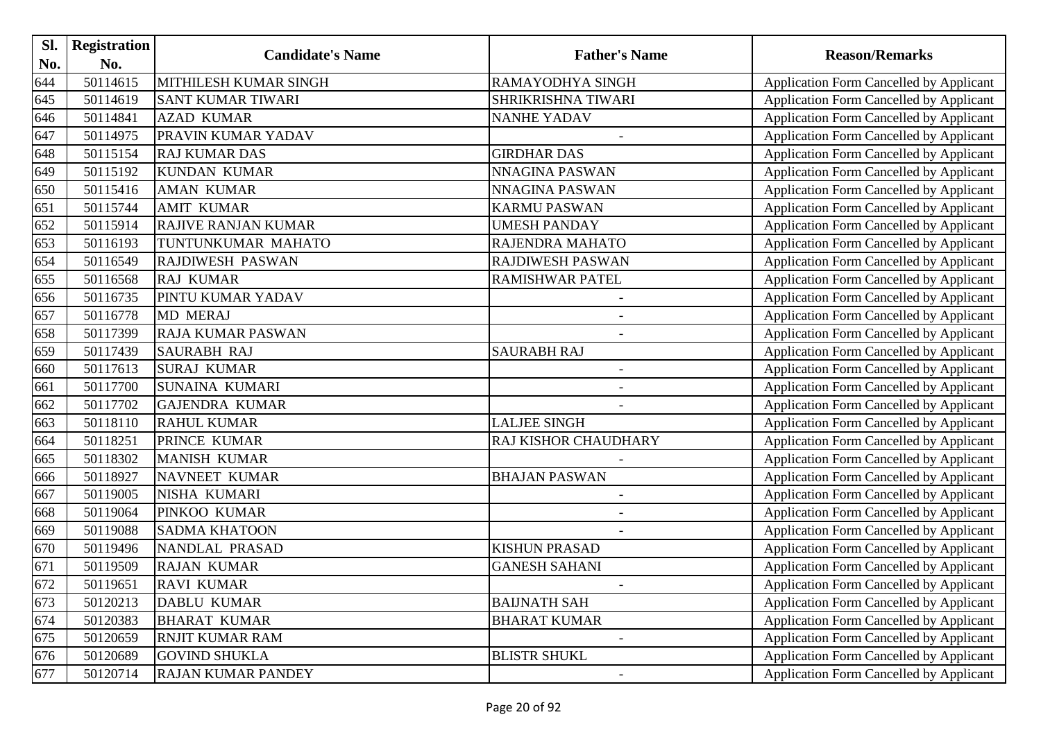| Sl. No. | Registration No. | Candidate's Name | Father's Name | Reason/Remarks |
|---|---|---|---|---|
| 644 | 50114615 | MITHILESH KUMAR SINGH | RAMAYODHYA SINGH | Application Form Cancelled by Applicant |
| 645 | 50114619 | SANT KUMAR TIWARI | SHRIKRISHNA TIWARI | Application Form Cancelled by Applicant |
| 646 | 50114841 | AZAD KUMAR | NANHE YADAV | Application Form Cancelled by Applicant |
| 647 | 50114975 | PRAVIN KUMAR YADAV | - | Application Form Cancelled by Applicant |
| 648 | 50115154 | RAJ KUMAR DAS | GIRDHAR DAS | Application Form Cancelled by Applicant |
| 649 | 50115192 | KUNDAN KUMAR | NNAGINA PASWAN | Application Form Cancelled by Applicant |
| 650 | 50115416 | AMAN KUMAR | NNAGINA PASWAN | Application Form Cancelled by Applicant |
| 651 | 50115744 | AMIT KUMAR | KARMU PASWAN | Application Form Cancelled by Applicant |
| 652 | 50115914 | RAJIVE RANJAN KUMAR | UMESH PANDAY | Application Form Cancelled by Applicant |
| 653 | 50116193 | TUNTUNKUMAR MAHATO | RAJENDRA MAHATO | Application Form Cancelled by Applicant |
| 654 | 50116549 | RAJDIWESH PASWAN | RAJDIWESH PASWAN | Application Form Cancelled by Applicant |
| 655 | 50116568 | RAJ KUMAR | RAMISHWAR PATEL | Application Form Cancelled by Applicant |
| 656 | 50116735 | PINTU KUMAR YADAV | - | Application Form Cancelled by Applicant |
| 657 | 50116778 | MD MERAJ | - | Application Form Cancelled by Applicant |
| 658 | 50117399 | RAJA KUMAR PASWAN | - | Application Form Cancelled by Applicant |
| 659 | 50117439 | SAURABH RAJ | SAURABH RAJ | Application Form Cancelled by Applicant |
| 660 | 50117613 | SURAJ KUMAR | - | Application Form Cancelled by Applicant |
| 661 | 50117700 | SUNAINA KUMARI | - | Application Form Cancelled by Applicant |
| 662 | 50117702 | GAJENDRA KUMAR | - | Application Form Cancelled by Applicant |
| 663 | 50118110 | RAHUL KUMAR | LALJEE SINGH | Application Form Cancelled by Applicant |
| 664 | 50118251 | PRINCE KUMAR | RAJ KISHOR CHAUDHARY | Application Form Cancelled by Applicant |
| 665 | 50118302 | MANISH KUMAR | - | Application Form Cancelled by Applicant |
| 666 | 50118927 | NAVNEET KUMAR | BHAJAN PASWAN | Application Form Cancelled by Applicant |
| 667 | 50119005 | NISHA KUMARI | - | Application Form Cancelled by Applicant |
| 668 | 50119064 | PINKOO KUMAR | - | Application Form Cancelled by Applicant |
| 669 | 50119088 | SADMA KHATOON | - | Application Form Cancelled by Applicant |
| 670 | 50119496 | NANDLAL PRASAD | KISHUN PRASAD | Application Form Cancelled by Applicant |
| 671 | 50119509 | RAJAN KUMAR | GANESH SAHANI | Application Form Cancelled by Applicant |
| 672 | 50119651 | RAVI KUMAR | - | Application Form Cancelled by Applicant |
| 673 | 50120213 | DABLU KUMAR | BAIJNATH SAH | Application Form Cancelled by Applicant |
| 674 | 50120383 | BHARAT KUMAR | BHARAT KUMAR | Application Form Cancelled by Applicant |
| 675 | 50120659 | RNJIT KUMAR RAM | - | Application Form Cancelled by Applicant |
| 676 | 50120689 | GOVIND SHUKLA | BLISTR SHUKL | Application Form Cancelled by Applicant |
| 677 | 50120714 | RAJAN KUMAR PANDEY | - | Application Form Cancelled by Applicant |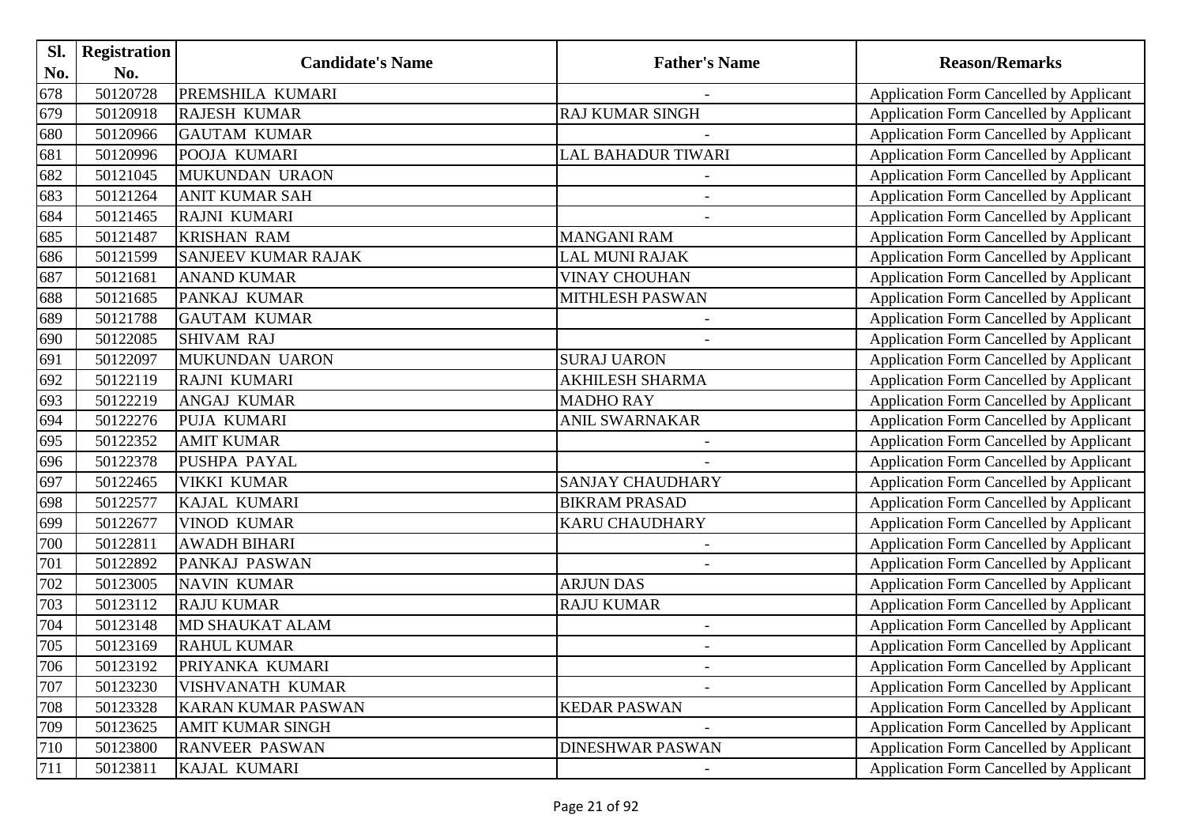| Sl. No. | Registration No. | Candidate's Name | Father's Name | Reason/Remarks |
|---|---|---|---|---|
| 678 | 50120728 | PREMSHILA KUMARI | - | Application Form Cancelled by Applicant |
| 679 | 50120918 | RAJESH KUMAR | RAJ KUMAR SINGH | Application Form Cancelled by Applicant |
| 680 | 50120966 | GAUTAM KUMAR | - | Application Form Cancelled by Applicant |
| 681 | 50120996 | POOJA KUMARI | LAL BAHADUR TIWARI | Application Form Cancelled by Applicant |
| 682 | 50121045 | MUKUNDAN URAON | - | Application Form Cancelled by Applicant |
| 683 | 50121264 | ANIT KUMAR SAH | - | Application Form Cancelled by Applicant |
| 684 | 50121465 | RAJNI KUMARI | - | Application Form Cancelled by Applicant |
| 685 | 50121487 | KRISHAN RAM | MANGANI RAM | Application Form Cancelled by Applicant |
| 686 | 50121599 | SANJEEV KUMAR RAJAK | LAL MUNI RAJAK | Application Form Cancelled by Applicant |
| 687 | 50121681 | ANAND KUMAR | VINAY CHOUHAN | Application Form Cancelled by Applicant |
| 688 | 50121685 | PANKAJ KUMAR | MITHLESH PASWAN | Application Form Cancelled by Applicant |
| 689 | 50121788 | GAUTAM KUMAR | - | Application Form Cancelled by Applicant |
| 690 | 50122085 | SHIVAM RAJ | - | Application Form Cancelled by Applicant |
| 691 | 50122097 | MUKUNDAN UARON | SURAJ UARON | Application Form Cancelled by Applicant |
| 692 | 50122119 | RAJNI KUMARI | AKHILESH SHARMA | Application Form Cancelled by Applicant |
| 693 | 50122219 | ANGAJ KUMAR | MADHO RAY | Application Form Cancelled by Applicant |
| 694 | 50122276 | PUJA KUMARI | ANIL SWARNAKAR | Application Form Cancelled by Applicant |
| 695 | 50122352 | AMIT KUMAR | - | Application Form Cancelled by Applicant |
| 696 | 50122378 | PUSHPA PAYAL | - | Application Form Cancelled by Applicant |
| 697 | 50122465 | VIKKI KUMAR | SANJAY CHAUDHARY | Application Form Cancelled by Applicant |
| 698 | 50122577 | KAJAL KUMARI | BIKRAM PRASAD | Application Form Cancelled by Applicant |
| 699 | 50122677 | VINOD KUMAR | KARU CHAUDHARY | Application Form Cancelled by Applicant |
| 700 | 50122811 | AWADH BIHARI | - | Application Form Cancelled by Applicant |
| 701 | 50122892 | PANKAJ PASWAN | - | Application Form Cancelled by Applicant |
| 702 | 50123005 | NAVIN KUMAR | ARJUN DAS | Application Form Cancelled by Applicant |
| 703 | 50123112 | RAJU KUMAR | RAJU KUMAR | Application Form Cancelled by Applicant |
| 704 | 50123148 | MD SHAUKAT ALAM | - | Application Form Cancelled by Applicant |
| 705 | 50123169 | RAHUL KUMAR | - | Application Form Cancelled by Applicant |
| 706 | 50123192 | PRIYANKA KUMARI | - | Application Form Cancelled by Applicant |
| 707 | 50123230 | VISHVANATH KUMAR | - | Application Form Cancelled by Applicant |
| 708 | 50123328 | KARAN KUMAR PASWAN | KEDAR PASWAN | Application Form Cancelled by Applicant |
| 709 | 50123625 | AMIT KUMAR SINGH | - | Application Form Cancelled by Applicant |
| 710 | 50123800 | RANVEER PASWAN | DINESHWAR PASWAN | Application Form Cancelled by Applicant |
| 711 | 50123811 | KAJAL KUMARI | - | Application Form Cancelled by Applicant |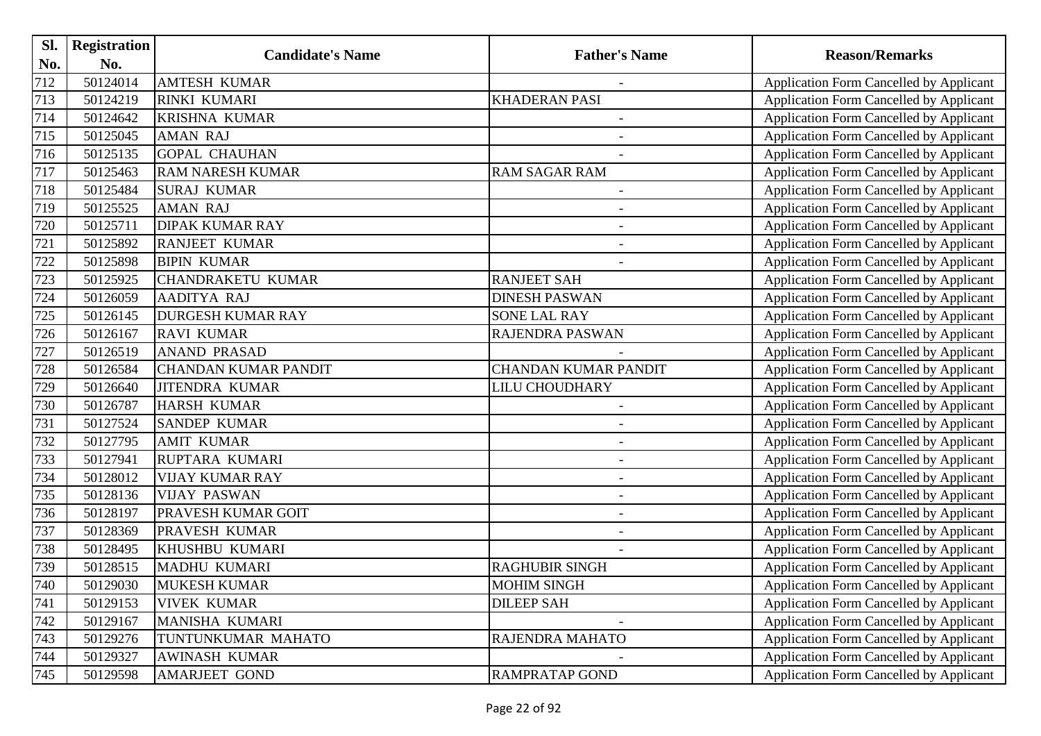| Sl. No. | Registration No. | Candidate's Name | Father's Name | Reason/Remarks |
|---|---|---|---|---|
| 712 | 50124014 | AMTESH KUMAR | - | Application Form Cancelled by Applicant |
| 713 | 50124219 | RINKI KUMARI | KHADERAN PASI | Application Form Cancelled by Applicant |
| 714 | 50124642 | KRISHNA KUMAR | - | Application Form Cancelled by Applicant |
| 715 | 50125045 | AMAN RAJ | - | Application Form Cancelled by Applicant |
| 716 | 50125135 | GOPAL CHAUHAN | - | Application Form Cancelled by Applicant |
| 717 | 50125463 | RAM NARESH KUMAR | RAM SAGAR RAM | Application Form Cancelled by Applicant |
| 718 | 50125484 | SURAJ KUMAR | - | Application Form Cancelled by Applicant |
| 719 | 50125525 | AMAN RAJ | - | Application Form Cancelled by Applicant |
| 720 | 50125711 | DIPAK KUMAR RAY | - | Application Form Cancelled by Applicant |
| 721 | 50125892 | RANJEET KUMAR | - | Application Form Cancelled by Applicant |
| 722 | 50125898 | BIPIN KUMAR | - | Application Form Cancelled by Applicant |
| 723 | 50125925 | CHANDRAKETU KUMAR | RANJEET SAH | Application Form Cancelled by Applicant |
| 724 | 50126059 | AADITYA RAJ | DINESH PASWAN | Application Form Cancelled by Applicant |
| 725 | 50126145 | DURGESH KUMAR RAY | SONE LAL RAY | Application Form Cancelled by Applicant |
| 726 | 50126167 | RAVI KUMAR | RAJENDRA PASWAN | Application Form Cancelled by Applicant |
| 727 | 50126519 | ANAND PRASAD | - | Application Form Cancelled by Applicant |
| 728 | 50126584 | CHANDAN KUMAR PANDIT | CHANDAN KUMAR PANDIT | Application Form Cancelled by Applicant |
| 729 | 50126640 | JITENDRA KUMAR | LILU CHOUDHARY | Application Form Cancelled by Applicant |
| 730 | 50126787 | HARSH KUMAR | - | Application Form Cancelled by Applicant |
| 731 | 50127524 | SANDEP KUMAR | - | Application Form Cancelled by Applicant |
| 732 | 50127795 | AMIT KUMAR | - | Application Form Cancelled by Applicant |
| 733 | 50127941 | RUPTARA KUMARI | - | Application Form Cancelled by Applicant |
| 734 | 50128012 | VIJAY KUMAR RAY | - | Application Form Cancelled by Applicant |
| 735 | 50128136 | VIJAY PASWAN | - | Application Form Cancelled by Applicant |
| 736 | 50128197 | PRAVESH KUMAR GOIT | - | Application Form Cancelled by Applicant |
| 737 | 50128369 | PRAVESH KUMAR | - | Application Form Cancelled by Applicant |
| 738 | 50128495 | KHUSHBU KUMARI | - | Application Form Cancelled by Applicant |
| 739 | 50128515 | MADHU KUMARI | RAGHUBIR SINGH | Application Form Cancelled by Applicant |
| 740 | 50129030 | MUKESH KUMAR | MOHIM SINGH | Application Form Cancelled by Applicant |
| 741 | 50129153 | VIVEK KUMAR | DILEEP SAH | Application Form Cancelled by Applicant |
| 742 | 50129167 | MANISHA KUMARI | - | Application Form Cancelled by Applicant |
| 743 | 50129276 | TUNTUNKUMAR MAHATO | RAJENDRA MAHATO | Application Form Cancelled by Applicant |
| 744 | 50129327 | AWINASH KUMAR | - | Application Form Cancelled by Applicant |
| 745 | 50129598 | AMARJEET GOND | RAMPRATAP GOND | Application Form Cancelled by Applicant |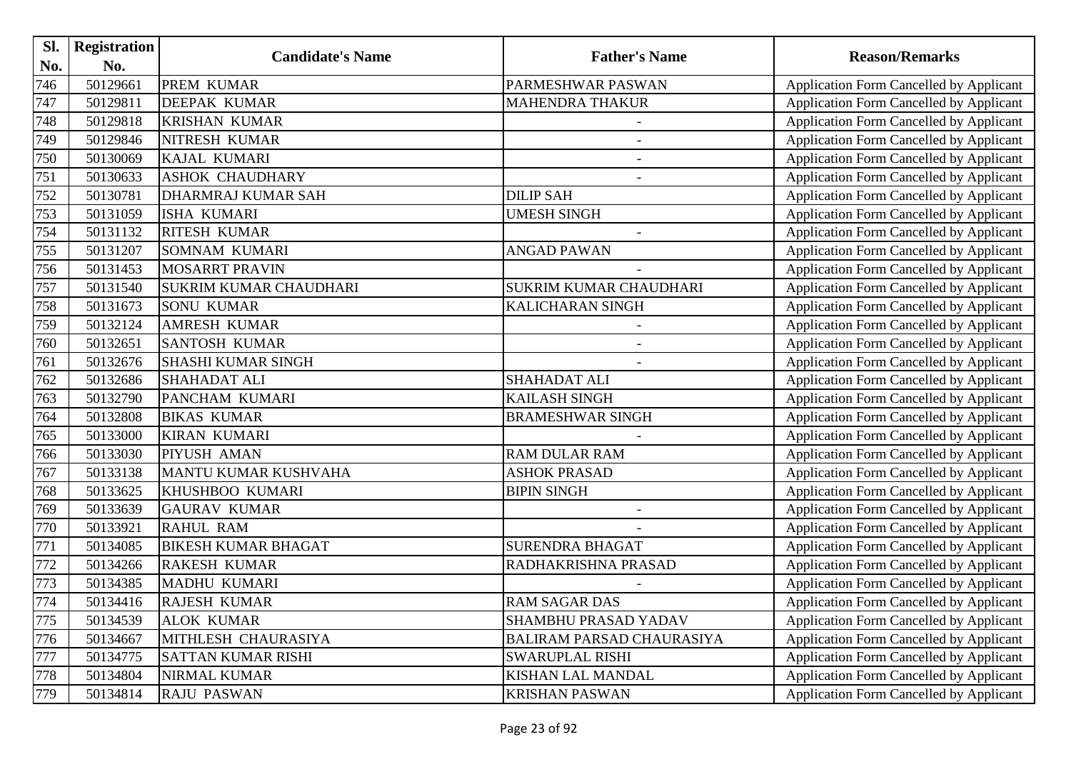| Sl. No. | Registration No. | Candidate's Name | Father's Name | Reason/Remarks |
|---|---|---|---|---|
| 746 | 50129661 | PREM KUMAR | PARMESHWAR PASWAN | Application Form Cancelled by Applicant |
| 747 | 50129811 | DEEPAK KUMAR | MAHENDRA THAKUR | Application Form Cancelled by Applicant |
| 748 | 50129818 | KRISHAN KUMAR | - | Application Form Cancelled by Applicant |
| 749 | 50129846 | NITRESH KUMAR | - | Application Form Cancelled by Applicant |
| 750 | 50130069 | KAJAL KUMARI | - | Application Form Cancelled by Applicant |
| 751 | 50130633 | ASHOK CHAUDHARY | - | Application Form Cancelled by Applicant |
| 752 | 50130781 | DHARMRAJ KUMAR SAH | DILIP SAH | Application Form Cancelled by Applicant |
| 753 | 50131059 | ISHA KUMARI | UMESH SINGH | Application Form Cancelled by Applicant |
| 754 | 50131132 | RITESH KUMAR | - | Application Form Cancelled by Applicant |
| 755 | 50131207 | SOMNAM KUMARI | ANGAD PAWAN | Application Form Cancelled by Applicant |
| 756 | 50131453 | MOSARRT PRAVIN | - | Application Form Cancelled by Applicant |
| 757 | 50131540 | SUKRIM KUMAR CHAUDHARI | SUKRIM KUMAR CHAUDHARI | Application Form Cancelled by Applicant |
| 758 | 50131673 | SONU KUMAR | KALICHARAN SINGH | Application Form Cancelled by Applicant |
| 759 | 50132124 | AMRESH KUMAR | - | Application Form Cancelled by Applicant |
| 760 | 50132651 | SANTOSH KUMAR | - | Application Form Cancelled by Applicant |
| 761 | 50132676 | SHASHI KUMAR SINGH | - | Application Form Cancelled by Applicant |
| 762 | 50132686 | SHAHADAT ALI | SHAHADAT ALI | Application Form Cancelled by Applicant |
| 763 | 50132790 | PANCHAM KUMARI | KAILASH SINGH | Application Form Cancelled by Applicant |
| 764 | 50132808 | BIKAS KUMAR | BRAMESHWAR SINGH | Application Form Cancelled by Applicant |
| 765 | 50133000 | KIRAN KUMARI | - | Application Form Cancelled by Applicant |
| 766 | 50133030 | PIYUSH AMAN | RAM DULAR RAM | Application Form Cancelled by Applicant |
| 767 | 50133138 | MANTU KUMAR KUSHVAHA | ASHOK PRASAD | Application Form Cancelled by Applicant |
| 768 | 50133625 | KHUSHBOO KUMARI | BIPIN SINGH | Application Form Cancelled by Applicant |
| 769 | 50133639 | GAURAV KUMAR | - | Application Form Cancelled by Applicant |
| 770 | 50133921 | RAHUL RAM | - | Application Form Cancelled by Applicant |
| 771 | 50134085 | BIKESH KUMAR BHAGAT | SURENDRA BHAGAT | Application Form Cancelled by Applicant |
| 772 | 50134266 | RAKESH KUMAR | RADHAKRISHNA PRASAD | Application Form Cancelled by Applicant |
| 773 | 50134385 | MADHU KUMARI | - | Application Form Cancelled by Applicant |
| 774 | 50134416 | RAJESH KUMAR | RAM SAGAR DAS | Application Form Cancelled by Applicant |
| 775 | 50134539 | ALOK KUMAR | SHAMBHU PRASAD YADAV | Application Form Cancelled by Applicant |
| 776 | 50134667 | MITHLESH CHAURASIYA | BALIRAM PARSAD CHAURASIYA | Application Form Cancelled by Applicant |
| 777 | 50134775 | SATTAN KUMAR RISHI | SWARUPLAL RISHI | Application Form Cancelled by Applicant |
| 778 | 50134804 | NIRMAL KUMAR | KISHAN LAL MANDAL | Application Form Cancelled by Applicant |
| 779 | 50134814 | RAJU PASWAN | KRISHAN PASWAN | Application Form Cancelled by Applicant |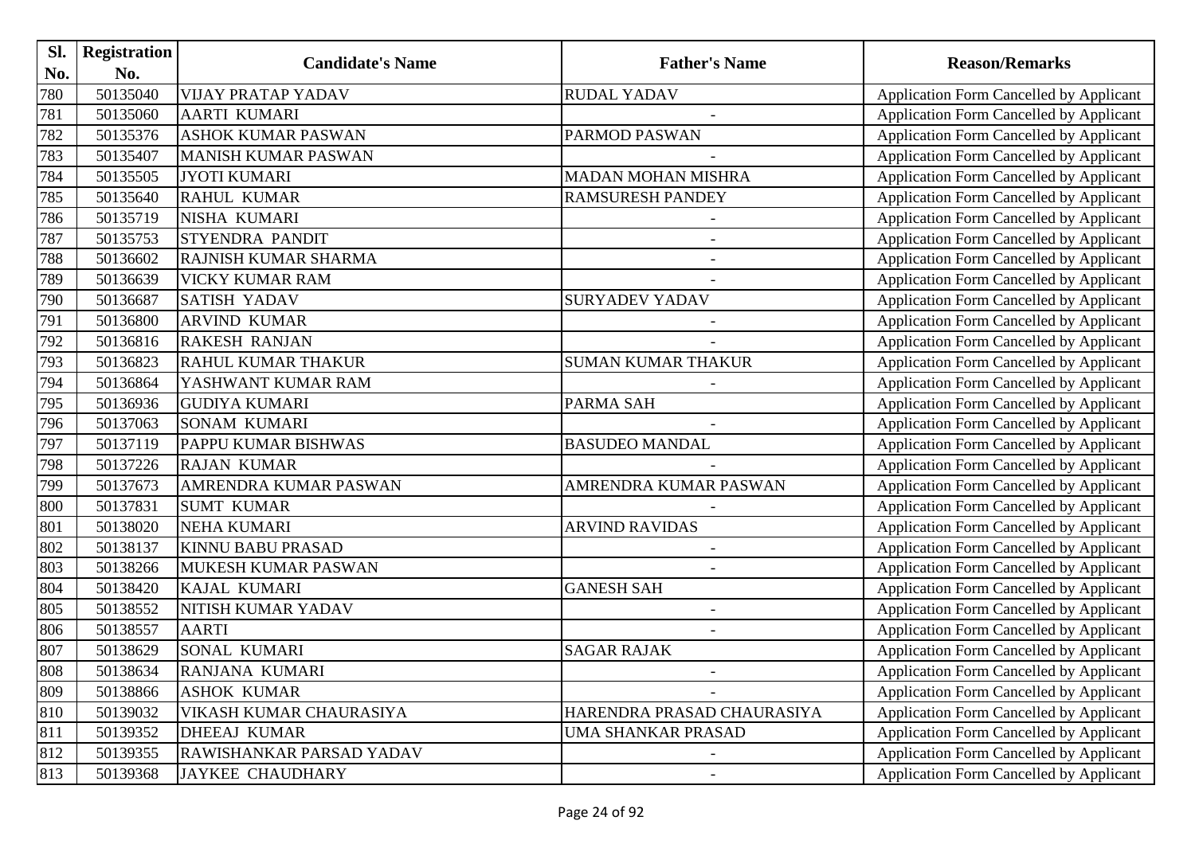| Sl. No. | Registration No. | Candidate's Name | Father's Name | Reason/Remarks |
|---|---|---|---|---|
| 780 | 50135040 | VIJAY PRATAP YADAV | RUDAL YADAV | Application Form Cancelled by Applicant |
| 781 | 50135060 | AARTI KUMARI | - | Application Form Cancelled by Applicant |
| 782 | 50135376 | ASHOK KUMAR PASWAN | PARMOD PASWAN | Application Form Cancelled by Applicant |
| 783 | 50135407 | MANISH KUMAR PASWAN | - | Application Form Cancelled by Applicant |
| 784 | 50135505 | JYOTI KUMARI | MADAN MOHAN MISHRA | Application Form Cancelled by Applicant |
| 785 | 50135640 | RAHUL KUMAR | RAMSURESH PANDEY | Application Form Cancelled by Applicant |
| 786 | 50135719 | NISHA KUMARI | - | Application Form Cancelled by Applicant |
| 787 | 50135753 | STYENDRA PANDIT | - | Application Form Cancelled by Applicant |
| 788 | 50136602 | RAJNISH KUMAR SHARMA | - | Application Form Cancelled by Applicant |
| 789 | 50136639 | VICKY KUMAR RAM | - | Application Form Cancelled by Applicant |
| 790 | 50136687 | SATISH YADAV | SURYADEV YADAV | Application Form Cancelled by Applicant |
| 791 | 50136800 | ARVIND KUMAR | - | Application Form Cancelled by Applicant |
| 792 | 50136816 | RAKESH RANJAN | - | Application Form Cancelled by Applicant |
| 793 | 50136823 | RAHUL KUMAR THAKUR | SUMAN KUMAR THAKUR | Application Form Cancelled by Applicant |
| 794 | 50136864 | YASHWANT KUMAR RAM | - | Application Form Cancelled by Applicant |
| 795 | 50136936 | GUDIYA KUMARI | PARMA SAH | Application Form Cancelled by Applicant |
| 796 | 50137063 | SONAM KUMARI | - | Application Form Cancelled by Applicant |
| 797 | 50137119 | PAPPU KUMAR BISHWAS | BASUDEO MANDAL | Application Form Cancelled by Applicant |
| 798 | 50137226 | RAJAN KUMAR | - | Application Form Cancelled by Applicant |
| 799 | 50137673 | AMRENDRA KUMAR PASWAN | AMRENDRA KUMAR PASWAN | Application Form Cancelled by Applicant |
| 800 | 50137831 | SUMT KUMAR | - | Application Form Cancelled by Applicant |
| 801 | 50138020 | NEHA KUMARI | ARVIND RAVIDAS | Application Form Cancelled by Applicant |
| 802 | 50138137 | KINNU BABU PRASAD | - | Application Form Cancelled by Applicant |
| 803 | 50138266 | MUKESH KUMAR PASWAN | - | Application Form Cancelled by Applicant |
| 804 | 50138420 | KAJAL KUMARI | GANESH SAH | Application Form Cancelled by Applicant |
| 805 | 50138552 | NITISH KUMAR YADAV | - | Application Form Cancelled by Applicant |
| 806 | 50138557 | AARTI | - | Application Form Cancelled by Applicant |
| 807 | 50138629 | SONAL KUMARI | SAGAR RAJAK | Application Form Cancelled by Applicant |
| 808 | 50138634 | RANJANA KUMARI | - | Application Form Cancelled by Applicant |
| 809 | 50138866 | ASHOK KUMAR | - | Application Form Cancelled by Applicant |
| 810 | 50139032 | VIKASH KUMAR CHAURASIYA | HARENDRA PRASAD CHAURASIYA | Application Form Cancelled by Applicant |
| 811 | 50139352 | DHEEAJ KUMAR | UMA SHANKAR PRASAD | Application Form Cancelled by Applicant |
| 812 | 50139355 | RAWISHANKAR PARSAD YADAV | - | Application Form Cancelled by Applicant |
| 813 | 50139368 | JAYKEE CHAUDHARY | - | Application Form Cancelled by Applicant |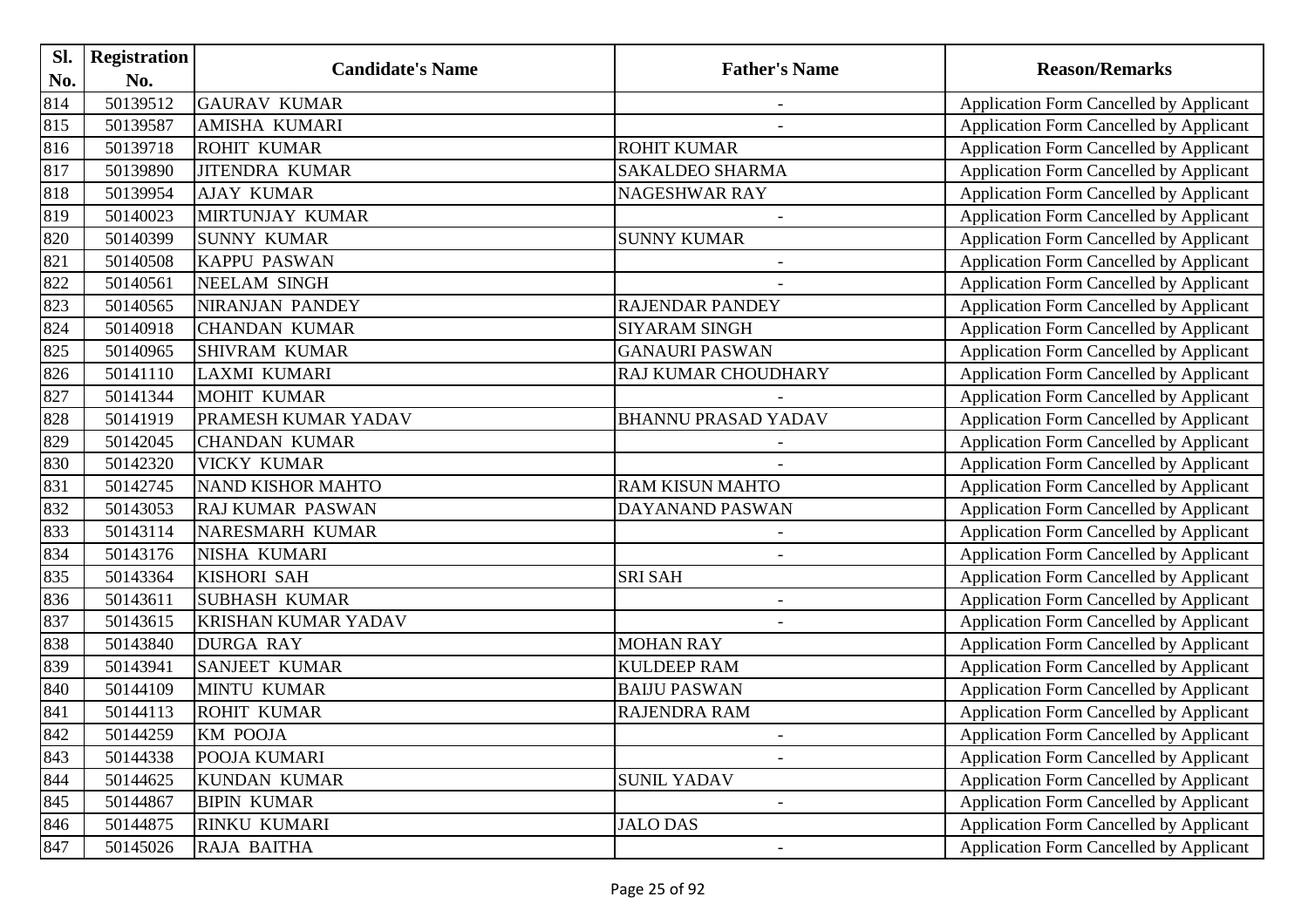| Sl. No. | Registration No. | Candidate's Name | Father's Name | Reason/Remarks |
|---|---|---|---|---|
| 814 | 50139512 | GAURAV KUMAR | - | Application Form Cancelled by Applicant |
| 815 | 50139587 | AMISHA KUMARI | - | Application Form Cancelled by Applicant |
| 816 | 50139718 | ROHIT KUMAR | ROHIT KUMAR | Application Form Cancelled by Applicant |
| 817 | 50139890 | JITENDRA KUMAR | SAKALDEO SHARMA | Application Form Cancelled by Applicant |
| 818 | 50139954 | AJAY KUMAR | NAGESHWAR RAY | Application Form Cancelled by Applicant |
| 819 | 50140023 | MIRTUNJAY KUMAR | - | Application Form Cancelled by Applicant |
| 820 | 50140399 | SUNNY KUMAR | SUNNY KUMAR | Application Form Cancelled by Applicant |
| 821 | 50140508 | KAPPU PASWAN | - | Application Form Cancelled by Applicant |
| 822 | 50140561 | NEELAM SINGH | - | Application Form Cancelled by Applicant |
| 823 | 50140565 | NIRANJAN PANDEY | RAJENDAR PANDEY | Application Form Cancelled by Applicant |
| 824 | 50140918 | CHANDAN KUMAR | SIYARAM SINGH | Application Form Cancelled by Applicant |
| 825 | 50140965 | SHIVRAM KUMAR | GANAURI PASWAN | Application Form Cancelled by Applicant |
| 826 | 50141110 | LAXMI KUMARI | RAJ KUMAR CHOUDHARY | Application Form Cancelled by Applicant |
| 827 | 50141344 | MOHIT KUMAR | - | Application Form Cancelled by Applicant |
| 828 | 50141919 | PRAMESH KUMAR YADAV | BHANNU PRASAD YADAV | Application Form Cancelled by Applicant |
| 829 | 50142045 | CHANDAN KUMAR | - | Application Form Cancelled by Applicant |
| 830 | 50142320 | VICKY KUMAR | - | Application Form Cancelled by Applicant |
| 831 | 50142745 | NAND KISHOR MAHTO | RAM KISUN MAHTO | Application Form Cancelled by Applicant |
| 832 | 50143053 | RAJ KUMAR PASWAN | DAYANAND PASWAN | Application Form Cancelled by Applicant |
| 833 | 50143114 | NARESMARH KUMAR | - | Application Form Cancelled by Applicant |
| 834 | 50143176 | NISHA KUMARI | - | Application Form Cancelled by Applicant |
| 835 | 50143364 | KISHORI SAH | SRI SAH | Application Form Cancelled by Applicant |
| 836 | 50143611 | SUBHASH KUMAR | - | Application Form Cancelled by Applicant |
| 837 | 50143615 | KRISHAN KUMAR YADAV | - | Application Form Cancelled by Applicant |
| 838 | 50143840 | DURGA RAY | MOHAN RAY | Application Form Cancelled by Applicant |
| 839 | 50143941 | SANJEET KUMAR | KULDEEP RAM | Application Form Cancelled by Applicant |
| 840 | 50144109 | MINTU KUMAR | BAIJU PASWAN | Application Form Cancelled by Applicant |
| 841 | 50144113 | ROHIT KUMAR | RAJENDRA RAM | Application Form Cancelled by Applicant |
| 842 | 50144259 | KM POOJA | - | Application Form Cancelled by Applicant |
| 843 | 50144338 | POOJA KUMARI | - | Application Form Cancelled by Applicant |
| 844 | 50144625 | KUNDAN KUMAR | SUNIL YADAV | Application Form Cancelled by Applicant |
| 845 | 50144867 | BIPIN KUMAR | - | Application Form Cancelled by Applicant |
| 846 | 50144875 | RINKU KUMARI | JALO DAS | Application Form Cancelled by Applicant |
| 847 | 50145026 | RAJA BAITHA | - | Application Form Cancelled by Applicant |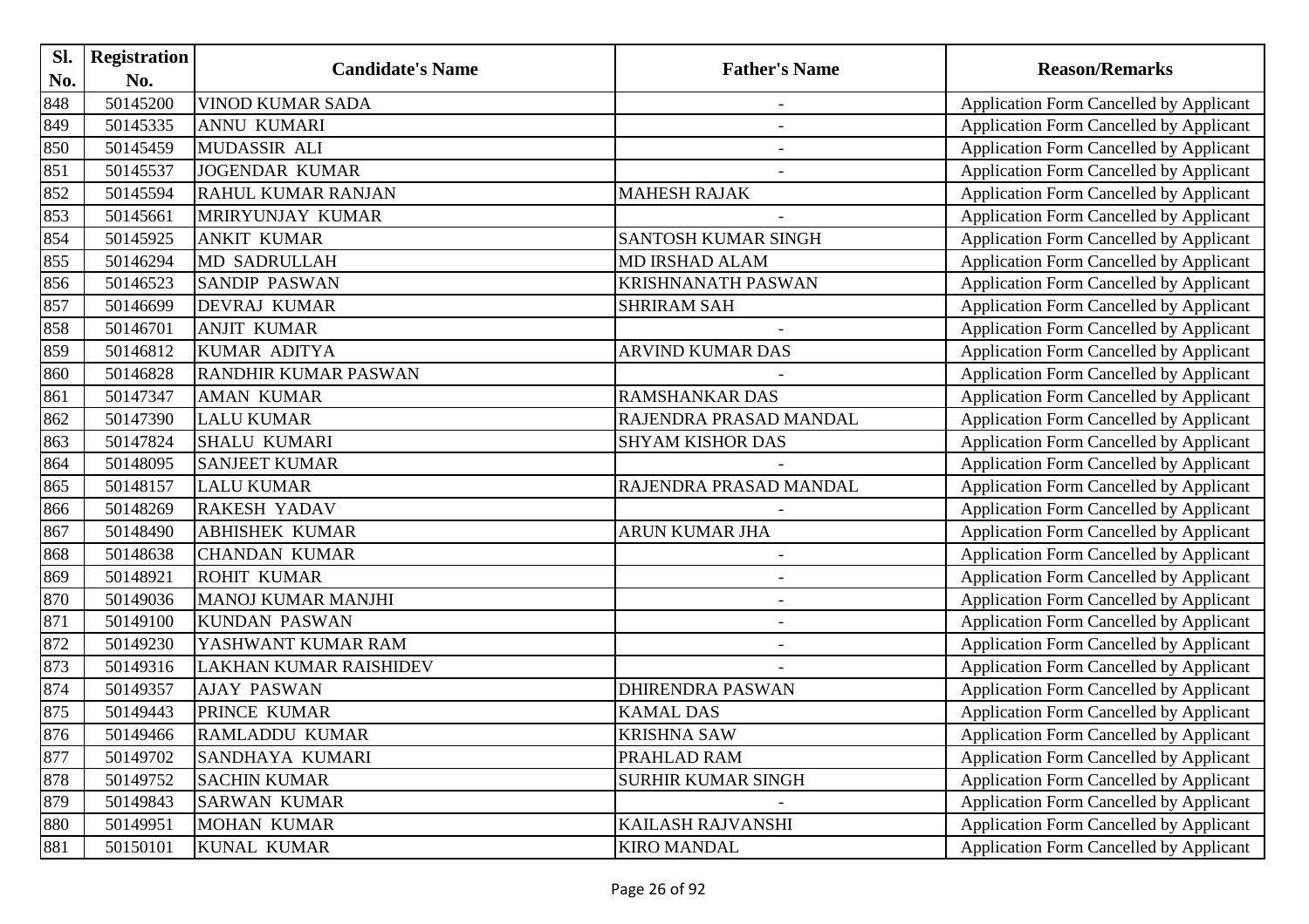| Sl. No. | Registration No. | Candidate's Name | Father's Name | Reason/Remarks |
|---|---|---|---|---|
| 848 | 50145200 | VINOD KUMAR SADA | - | Application Form Cancelled by Applicant |
| 849 | 50145335 | ANNU KUMARI | - | Application Form Cancelled by Applicant |
| 850 | 50145459 | MUDASSIR ALI | - | Application Form Cancelled by Applicant |
| 851 | 50145537 | JOGENDAR KUMAR | - | Application Form Cancelled by Applicant |
| 852 | 50145594 | RAHUL KUMAR RANJAN | MAHESH RAJAK | Application Form Cancelled by Applicant |
| 853 | 50145661 | MRIRYUNJAY KUMAR | - | Application Form Cancelled by Applicant |
| 854 | 50145925 | ANKIT KUMAR | SANTOSH KUMAR SINGH | Application Form Cancelled by Applicant |
| 855 | 50146294 | MD SADRULLAH | MD IRSHAD ALAM | Application Form Cancelled by Applicant |
| 856 | 50146523 | SANDIP PASWAN | KRISHNANATH PASWAN | Application Form Cancelled by Applicant |
| 857 | 50146699 | DEVRAJ KUMAR | SHRIRAM SAH | Application Form Cancelled by Applicant |
| 858 | 50146701 | ANJIT KUMAR | - | Application Form Cancelled by Applicant |
| 859 | 50146812 | KUMAR ADITYA | ARVIND KUMAR DAS | Application Form Cancelled by Applicant |
| 860 | 50146828 | RANDHIR KUMAR PASWAN | - | Application Form Cancelled by Applicant |
| 861 | 50147347 | AMAN KUMAR | RAMSHANKAR DAS | Application Form Cancelled by Applicant |
| 862 | 50147390 | LALU KUMAR | RAJENDRA PRASAD MANDAL | Application Form Cancelled by Applicant |
| 863 | 50147824 | SHALU KUMARI | SHYAM KISHOR DAS | Application Form Cancelled by Applicant |
| 864 | 50148095 | SANJEET KUMAR | - | Application Form Cancelled by Applicant |
| 865 | 50148157 | LALU KUMAR | RAJENDRA PRASAD MANDAL | Application Form Cancelled by Applicant |
| 866 | 50148269 | RAKESH YADAV | - | Application Form Cancelled by Applicant |
| 867 | 50148490 | ABHISHEK KUMAR | ARUN KUMAR JHA | Application Form Cancelled by Applicant |
| 868 | 50148638 | CHANDAN KUMAR | - | Application Form Cancelled by Applicant |
| 869 | 50148921 | ROHIT KUMAR | - | Application Form Cancelled by Applicant |
| 870 | 50149036 | MANOJ KUMAR MANJHI | - | Application Form Cancelled by Applicant |
| 871 | 50149100 | KUNDAN PASWAN | - | Application Form Cancelled by Applicant |
| 872 | 50149230 | YASHWANT KUMAR RAM | - | Application Form Cancelled by Applicant |
| 873 | 50149316 | LAKHAN KUMAR RAISHIDEV | - | Application Form Cancelled by Applicant |
| 874 | 50149357 | AJAY PASWAN | DHIRENDRA PASWAN | Application Form Cancelled by Applicant |
| 875 | 50149443 | PRINCE KUMAR | KAMAL DAS | Application Form Cancelled by Applicant |
| 876 | 50149466 | RAMLADDU KUMAR | KRISHNA SAW | Application Form Cancelled by Applicant |
| 877 | 50149702 | SANDHAYA KUMARI | PRAHLAD RAM | Application Form Cancelled by Applicant |
| 878 | 50149752 | SACHIN KUMAR | SURHIR KUMAR SINGH | Application Form Cancelled by Applicant |
| 879 | 50149843 | SARWAN KUMAR | - | Application Form Cancelled by Applicant |
| 880 | 50149951 | MOHAN KUMAR | KAILASH RAJVANSHI | Application Form Cancelled by Applicant |
| 881 | 50150101 | KUNAL KUMAR | KIRO MANDAL | Application Form Cancelled by Applicant |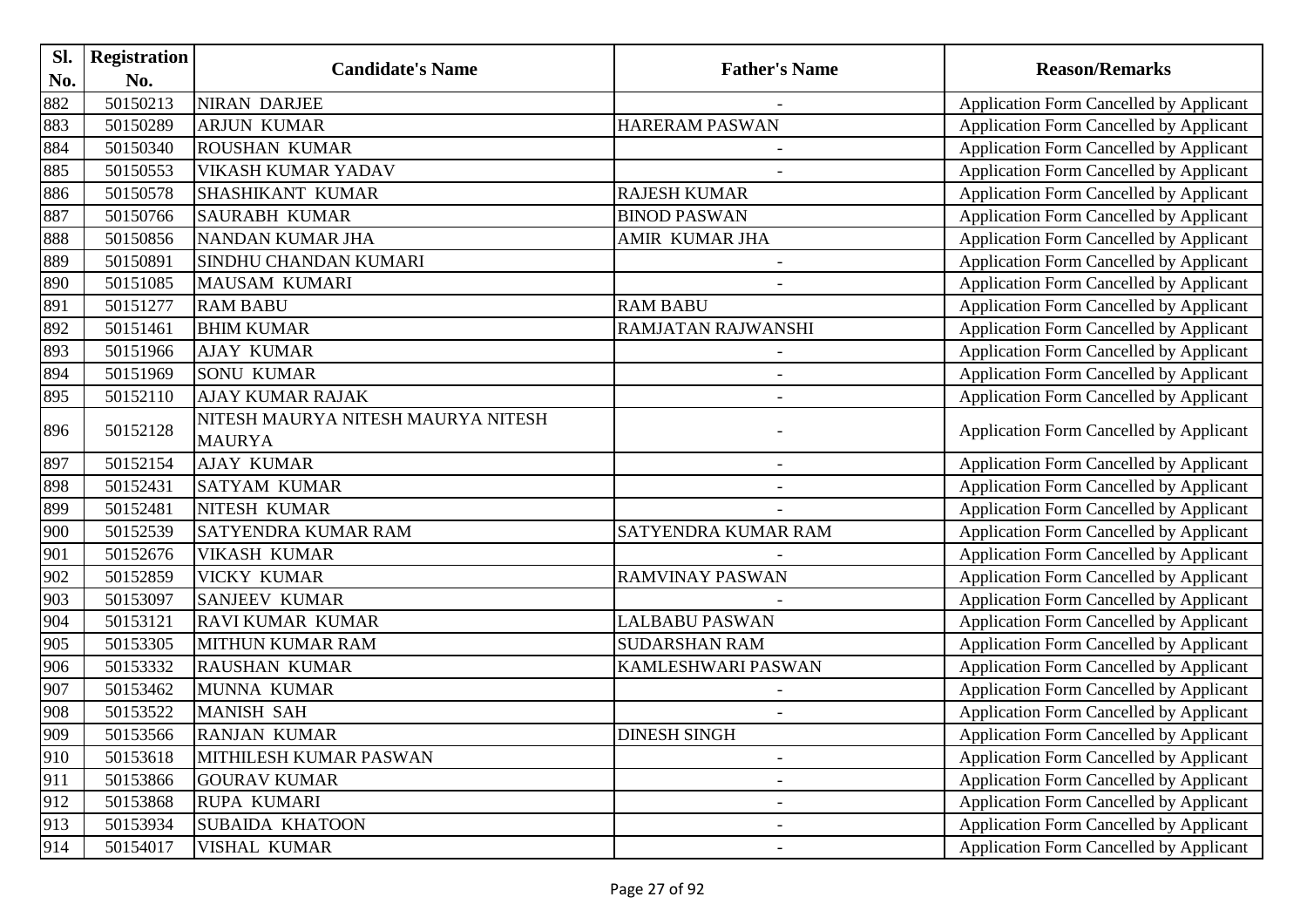| Sl. No. | Registration No. | Candidate's Name | Father's Name | Reason/Remarks |
|---|---|---|---|---|
| 882 | 50150213 | NIRAN DARJEE | - | Application Form Cancelled by Applicant |
| 883 | 50150289 | ARJUN KUMAR | HARERAM PASWAN | Application Form Cancelled by Applicant |
| 884 | 50150340 | ROUSHAN KUMAR | - | Application Form Cancelled by Applicant |
| 885 | 50150553 | VIKASH KUMAR YADAV | - | Application Form Cancelled by Applicant |
| 886 | 50150578 | SHASHIKANT KUMAR | RAJESH KUMAR | Application Form Cancelled by Applicant |
| 887 | 50150766 | SAURABH KUMAR | BINOD PASWAN | Application Form Cancelled by Applicant |
| 888 | 50150856 | NANDAN KUMAR JHA | AMIR KUMAR JHA | Application Form Cancelled by Applicant |
| 889 | 50150891 | SINDHU CHANDAN KUMARI | - | Application Form Cancelled by Applicant |
| 890 | 50151085 | MAUSAM KUMARI | - | Application Form Cancelled by Applicant |
| 891 | 50151277 | RAM BABU | RAM BABU | Application Form Cancelled by Applicant |
| 892 | 50151461 | BHIM KUMAR | RAMJATAN RAJWANSHI | Application Form Cancelled by Applicant |
| 893 | 50151966 | AJAY KUMAR | - | Application Form Cancelled by Applicant |
| 894 | 50151969 | SONU KUMAR | - | Application Form Cancelled by Applicant |
| 895 | 50152110 | AJAY KUMAR RAJAK | - | Application Form Cancelled by Applicant |
| 896 | 50152128 | NITESH MAURYA NITESH MAURYA NITESH MAURYA | - | Application Form Cancelled by Applicant |
| 897 | 50152154 | AJAY KUMAR | - | Application Form Cancelled by Applicant |
| 898 | 50152431 | SATYAM KUMAR | - | Application Form Cancelled by Applicant |
| 899 | 50152481 | NITESH KUMAR | - | Application Form Cancelled by Applicant |
| 900 | 50152539 | SATYENDRA KUMAR RAM | SATYENDRA KUMAR RAM | Application Form Cancelled by Applicant |
| 901 | 50152676 | VIKASH KUMAR | - | Application Form Cancelled by Applicant |
| 902 | 50152859 | VICKY KUMAR | RAMVINAY PASWAN | Application Form Cancelled by Applicant |
| 903 | 50153097 | SANJEEV KUMAR | - | Application Form Cancelled by Applicant |
| 904 | 50153121 | RAVI KUMAR KUMAR | LALBABU PASWAN | Application Form Cancelled by Applicant |
| 905 | 50153305 | MITHUN KUMAR RAM | SUDARSHAN RAM | Application Form Cancelled by Applicant |
| 906 | 50153332 | RAUSHAN KUMAR | KAMLESHWARI PASWAN | Application Form Cancelled by Applicant |
| 907 | 50153462 | MUNNA KUMAR | - | Application Form Cancelled by Applicant |
| 908 | 50153522 | MANISH SAH | - | Application Form Cancelled by Applicant |
| 909 | 50153566 | RANJAN KUMAR | DINESH SINGH | Application Form Cancelled by Applicant |
| 910 | 50153618 | MITHILESH KUMAR PASWAN | - | Application Form Cancelled by Applicant |
| 911 | 50153866 | GOURAV KUMAR | - | Application Form Cancelled by Applicant |
| 912 | 50153868 | RUPA KUMARI | - | Application Form Cancelled by Applicant |
| 913 | 50153934 | SUBAIDA KHATOON | - | Application Form Cancelled by Applicant |
| 914 | 50154017 | VISHAL KUMAR | - | Application Form Cancelled by Applicant |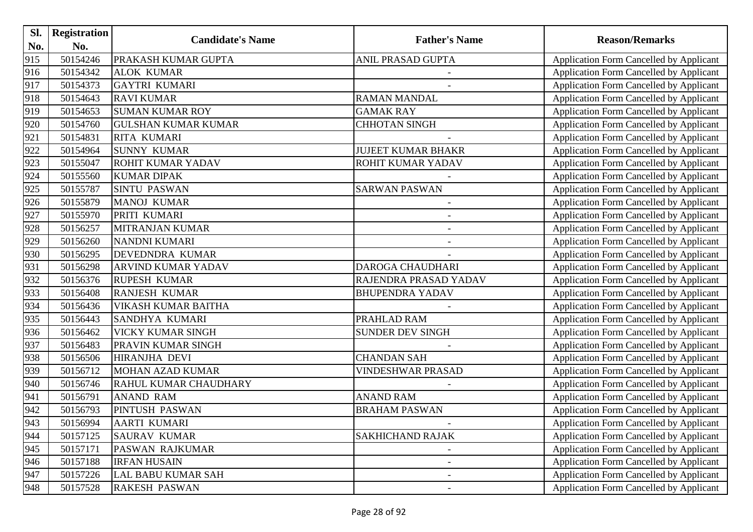| Sl. No. | Registration No. | Candidate's Name | Father's Name | Reason/Remarks |
|---|---|---|---|---|
| 915 | 50154246 | PRAKASH KUMAR GUPTA | ANIL PRASAD GUPTA | Application Form Cancelled by Applicant |
| 916 | 50154342 | ALOK KUMAR | - | Application Form Cancelled by Applicant |
| 917 | 50154373 | GAYTRI KUMARI | - | Application Form Cancelled by Applicant |
| 918 | 50154643 | RAVI KUMAR | RAMAN MANDAL | Application Form Cancelled by Applicant |
| 919 | 50154653 | SUMAN KUMAR ROY | GAMAK RAY | Application Form Cancelled by Applicant |
| 920 | 50154760 | GULSHAN KUMAR KUMAR | CHHOTAN SINGH | Application Form Cancelled by Applicant |
| 921 | 50154831 | RITA KUMARI | - | Application Form Cancelled by Applicant |
| 922 | 50154964 | SUNNY KUMAR | JUJEET KUMAR BHAKR | Application Form Cancelled by Applicant |
| 923 | 50155047 | ROHIT KUMAR YADAV | ROHIT KUMAR YADAV | Application Form Cancelled by Applicant |
| 924 | 50155560 | KUMAR DIPAK | - | Application Form Cancelled by Applicant |
| 925 | 50155787 | SINTU PASWAN | SARWAN PASWAN | Application Form Cancelled by Applicant |
| 926 | 50155879 | MANOJ KUMAR | - | Application Form Cancelled by Applicant |
| 927 | 50155970 | PRITI KUMARI | - | Application Form Cancelled by Applicant |
| 928 | 50156257 | MITRANJAN KUMAR | - | Application Form Cancelled by Applicant |
| 929 | 50156260 | NANDNI KUMARI | - | Application Form Cancelled by Applicant |
| 930 | 50156295 | DEVEDNDRA KUMAR | - | Application Form Cancelled by Applicant |
| 931 | 50156298 | ARVIND KUMAR YADAV | DAROGA CHAUDHARI | Application Form Cancelled by Applicant |
| 932 | 50156376 | RUPESH KUMAR | RAJENDRA PRASAD YADAV | Application Form Cancelled by Applicant |
| 933 | 50156408 | RANJESH KUMAR | BHUPENDRA YADAV | Application Form Cancelled by Applicant |
| 934 | 50156436 | VIKASH KUMAR BAITHA | - | Application Form Cancelled by Applicant |
| 935 | 50156443 | SANDHYA KUMARI | PRAHLAD RAM | Application Form Cancelled by Applicant |
| 936 | 50156462 | VICKY KUMAR SINGH | SUNDER DEV SINGH | Application Form Cancelled by Applicant |
| 937 | 50156483 | PRAVIN KUMAR SINGH | - | Application Form Cancelled by Applicant |
| 938 | 50156506 | HIRANJHA DEVI | CHANDAN SAH | Application Form Cancelled by Applicant |
| 939 | 50156712 | MOHAN AZAD KUMAR | VINDESHWAR PRASAD | Application Form Cancelled by Applicant |
| 940 | 50156746 | RAHUL KUMAR CHAUDHARY | - | Application Form Cancelled by Applicant |
| 941 | 50156791 | ANAND RAM | ANAND RAM | Application Form Cancelled by Applicant |
| 942 | 50156793 | PINTUSH PASWAN | BRAHAM PASWAN | Application Form Cancelled by Applicant |
| 943 | 50156994 | AARTI KUMARI | - | Application Form Cancelled by Applicant |
| 944 | 50157125 | SAURAV KUMAR | SAKHICHAND RAJAK | Application Form Cancelled by Applicant |
| 945 | 50157171 | PASWAN RAJKUMAR | - | Application Form Cancelled by Applicant |
| 946 | 50157188 | IRFAN HUSAIN | - | Application Form Cancelled by Applicant |
| 947 | 50157226 | LAL BABU KUMAR SAH | - | Application Form Cancelled by Applicant |
| 948 | 50157528 | RAKESH PASWAN | - | Application Form Cancelled by Applicant |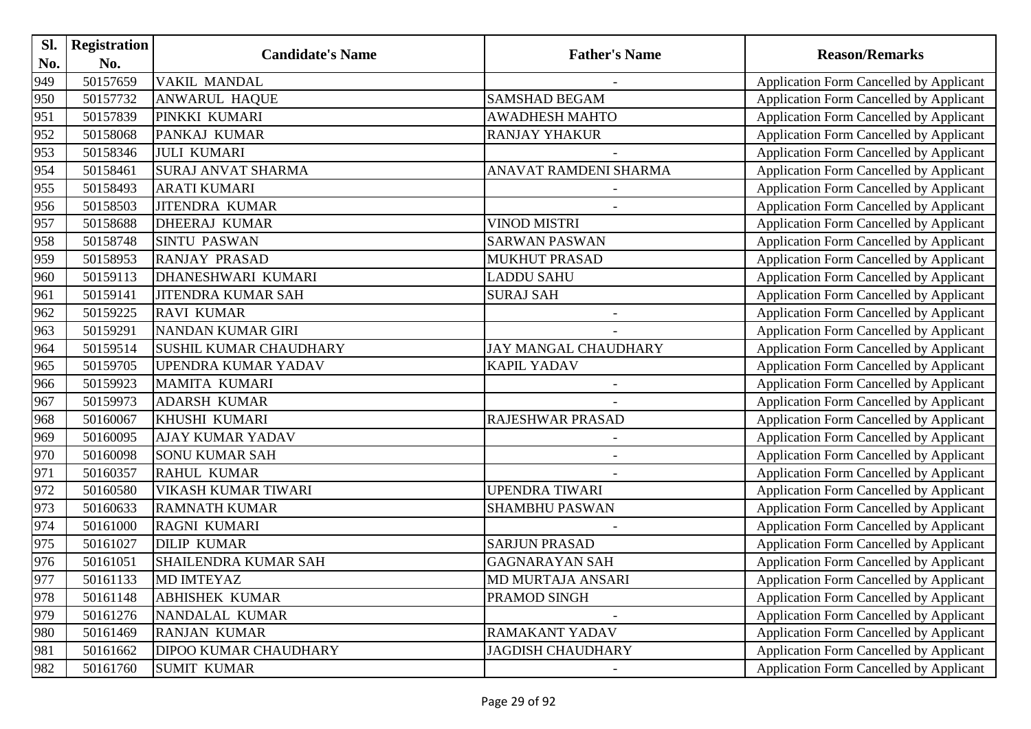| Sl. No. | Registration No. | Candidate's Name | Father's Name | Reason/Remarks |
|---|---|---|---|---|
| 949 | 50157659 | VAKIL MANDAL | - | Application Form Cancelled by Applicant |
| 950 | 50157732 | ANWARUL HAQUE | SAMSHAD BEGAM | Application Form Cancelled by Applicant |
| 951 | 50157839 | PINKKI KUMARI | AWADHESH MAHTO | Application Form Cancelled by Applicant |
| 952 | 50158068 | PANKAJ KUMAR | RANJAY YHAKUR | Application Form Cancelled by Applicant |
| 953 | 50158346 | JULI KUMARI | - | Application Form Cancelled by Applicant |
| 954 | 50158461 | SURAJ ANVAT SHARMA | ANAVAT RAMDENI SHARMA | Application Form Cancelled by Applicant |
| 955 | 50158493 | ARATI KUMARI | - | Application Form Cancelled by Applicant |
| 956 | 50158503 | JITENDRA KUMAR | - | Application Form Cancelled by Applicant |
| 957 | 50158688 | DHEERAJ KUMAR | VINOD MISTRI | Application Form Cancelled by Applicant |
| 958 | 50158748 | SINTU PASWAN | SARWAN PASWAN | Application Form Cancelled by Applicant |
| 959 | 50158953 | RANJAY PRASAD | MUKHUT PRASAD | Application Form Cancelled by Applicant |
| 960 | 50159113 | DHANESHWARI KUMARI | LADDU SAHU | Application Form Cancelled by Applicant |
| 961 | 50159141 | JITENDRA KUMAR SAH | SURAJ SAH | Application Form Cancelled by Applicant |
| 962 | 50159225 | RAVI KUMAR | - | Application Form Cancelled by Applicant |
| 963 | 50159291 | NANDAN KUMAR GIRI | - | Application Form Cancelled by Applicant |
| 964 | 50159514 | SUSHIL KUMAR CHAUDHARY | JAY MANGAL CHAUDHARY | Application Form Cancelled by Applicant |
| 965 | 50159705 | UPENDRA KUMAR YADAV | KAPIL YADAV | Application Form Cancelled by Applicant |
| 966 | 50159923 | MAMITA KUMARI | - | Application Form Cancelled by Applicant |
| 967 | 50159973 | ADARSH KUMAR | - | Application Form Cancelled by Applicant |
| 968 | 50160067 | KHUSHI KUMARI | RAJESHWAR PRASAD | Application Form Cancelled by Applicant |
| 969 | 50160095 | AJAY KUMAR YADAV | - | Application Form Cancelled by Applicant |
| 970 | 50160098 | SONU KUMAR SAH | - | Application Form Cancelled by Applicant |
| 971 | 50160357 | RAHUL KUMAR | - | Application Form Cancelled by Applicant |
| 972 | 50160580 | VIKASH KUMAR TIWARI | UPENDRA TIWARI | Application Form Cancelled by Applicant |
| 973 | 50160633 | RAMNATH KUMAR | SHAMBHU PASWAN | Application Form Cancelled by Applicant |
| 974 | 50161000 | RAGNI KUMARI | - | Application Form Cancelled by Applicant |
| 975 | 50161027 | DILIP KUMAR | SARJUN PRASAD | Application Form Cancelled by Applicant |
| 976 | 50161051 | SHAILENDRA KUMAR SAH | GAGNARAYAN SAH | Application Form Cancelled by Applicant |
| 977 | 50161133 | MD IMTEYAZ | MD MURTAJA ANSARI | Application Form Cancelled by Applicant |
| 978 | 50161148 | ABHISHEK KUMAR | PRAMOD SINGH | Application Form Cancelled by Applicant |
| 979 | 50161276 | NANDALAL KUMAR | - | Application Form Cancelled by Applicant |
| 980 | 50161469 | RANJAN KUMAR | RAMAKANT YADAV | Application Form Cancelled by Applicant |
| 981 | 50161662 | DIPOO KUMAR CHAUDHARY | JAGDISH CHAUDHARY | Application Form Cancelled by Applicant |
| 982 | 50161760 | SUMIT KUMAR | - | Application Form Cancelled by Applicant |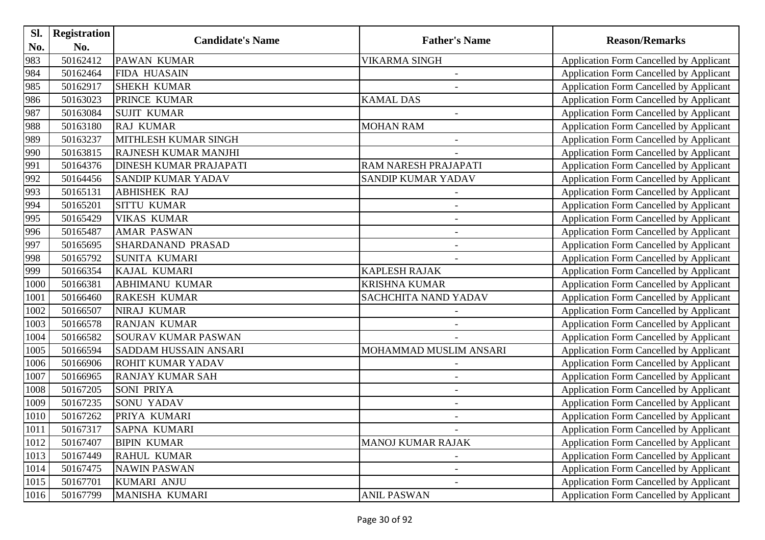| Sl. No. | Registration No. | Candidate's Name | Father's Name | Reason/Remarks |
|---|---|---|---|---|
| 983 | 50162412 | PAWAN KUMAR | VIKARMA SINGH | Application Form Cancelled by Applicant |
| 984 | 50162464 | FIDA HUASAIN | - | Application Form Cancelled by Applicant |
| 985 | 50162917 | SHEKH KUMAR | - | Application Form Cancelled by Applicant |
| 986 | 50163023 | PRINCE KUMAR | KAMAL DAS | Application Form Cancelled by Applicant |
| 987 | 50163084 | SUJIT KUMAR | - | Application Form Cancelled by Applicant |
| 988 | 50163180 | RAJ KUMAR | MOHAN RAM | Application Form Cancelled by Applicant |
| 989 | 50163237 | MITHLESH KUMAR SINGH | - | Application Form Cancelled by Applicant |
| 990 | 50163815 | RAJNESH KUMAR MANJHI | - | Application Form Cancelled by Applicant |
| 991 | 50164376 | DINESH KUMAR PRAJAPATI | RAM NARESH PRAJAPATI | Application Form Cancelled by Applicant |
| 992 | 50164456 | SANDIP KUMAR YADAV | SANDIP KUMAR YADAV | Application Form Cancelled by Applicant |
| 993 | 50165131 | ABHISHEK RAJ | - | Application Form Cancelled by Applicant |
| 994 | 50165201 | SITTU KUMAR | - | Application Form Cancelled by Applicant |
| 995 | 50165429 | VIKAS KUMAR | - | Application Form Cancelled by Applicant |
| 996 | 50165487 | AMAR PASWAN | - | Application Form Cancelled by Applicant |
| 997 | 50165695 | SHARDANAND PRASAD | - | Application Form Cancelled by Applicant |
| 998 | 50165792 | SUNITA KUMARI | - | Application Form Cancelled by Applicant |
| 999 | 50166354 | KAJAL KUMARI | KAPLESH RAJAK | Application Form Cancelled by Applicant |
| 1000 | 50166381 | ABHIMANU KUMAR | KRISHNA KUMAR | Application Form Cancelled by Applicant |
| 1001 | 50166460 | RAKESH KUMAR | SACHCHITA NAND YADAV | Application Form Cancelled by Applicant |
| 1002 | 50166507 | NIRAJ KUMAR | - | Application Form Cancelled by Applicant |
| 1003 | 50166578 | RANJAN KUMAR | - | Application Form Cancelled by Applicant |
| 1004 | 50166582 | SOURAV KUMAR PASWAN | - | Application Form Cancelled by Applicant |
| 1005 | 50166594 | SADDAM HUSSAIN ANSARI | MOHAMMAD MUSLIM ANSARI | Application Form Cancelled by Applicant |
| 1006 | 50166906 | ROHIT KUMAR YADAV | - | Application Form Cancelled by Applicant |
| 1007 | 50166965 | RANJAY KUMAR SAH | - | Application Form Cancelled by Applicant |
| 1008 | 50167205 | SONI PRIYA | - | Application Form Cancelled by Applicant |
| 1009 | 50167235 | SONU YADAV | - | Application Form Cancelled by Applicant |
| 1010 | 50167262 | PRIYA KUMARI | - | Application Form Cancelled by Applicant |
| 1011 | 50167317 | SAPNA KUMARI | - | Application Form Cancelled by Applicant |
| 1012 | 50167407 | BIPIN KUMAR | MANOJ KUMAR RAJAK | Application Form Cancelled by Applicant |
| 1013 | 50167449 | RAHUL KUMAR | - | Application Form Cancelled by Applicant |
| 1014 | 50167475 | NAWIN PASWAN | - | Application Form Cancelled by Applicant |
| 1015 | 50167701 | KUMARI ANJU | - | Application Form Cancelled by Applicant |
| 1016 | 50167799 | MANISHA KUMARI | ANIL PASWAN | Application Form Cancelled by Applicant |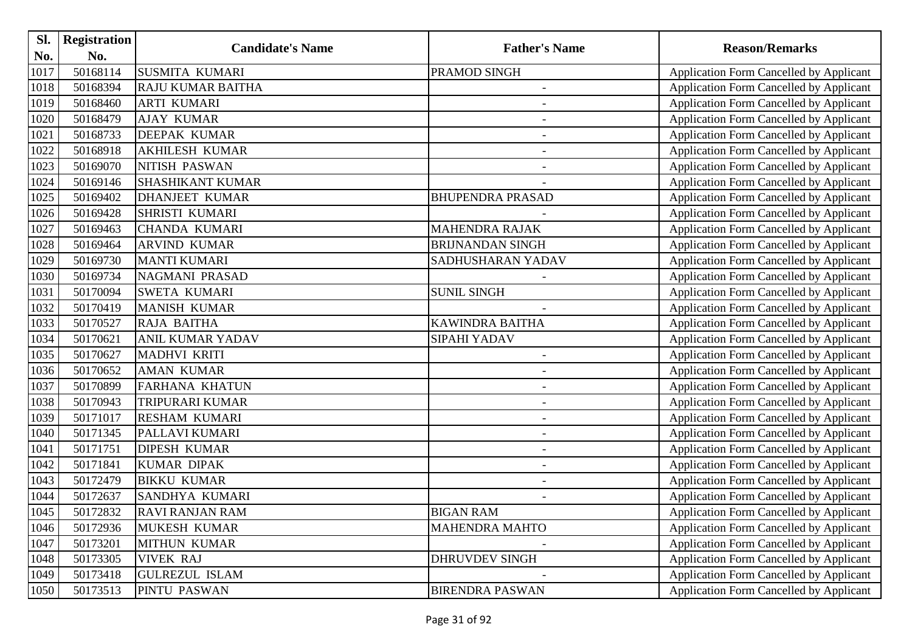| Sl. No. | Registration No. | Candidate's Name | Father's Name | Reason/Remarks |
|---|---|---|---|---|
| 1017 | 50168114 | SUSMITA KUMARI | PRAMOD SINGH | Application Form Cancelled by Applicant |
| 1018 | 50168394 | RAJU KUMAR BAITHA | - | Application Form Cancelled by Applicant |
| 1019 | 50168460 | ARTI KUMARI | - | Application Form Cancelled by Applicant |
| 1020 | 50168479 | AJAY KUMAR | - | Application Form Cancelled by Applicant |
| 1021 | 50168733 | DEEPAK KUMAR | - | Application Form Cancelled by Applicant |
| 1022 | 50168918 | AKHILESH KUMAR | - | Application Form Cancelled by Applicant |
| 1023 | 50169070 | NITISH PASWAN | - | Application Form Cancelled by Applicant |
| 1024 | 50169146 | SHASHIKANT KUMAR | - | Application Form Cancelled by Applicant |
| 1025 | 50169402 | DHANJEET KUMAR | BHUPENDRA PRASAD | Application Form Cancelled by Applicant |
| 1026 | 50169428 | SHRISTI KUMARI | - | Application Form Cancelled by Applicant |
| 1027 | 50169463 | CHANDA KUMARI | MAHENDRA RAJAK | Application Form Cancelled by Applicant |
| 1028 | 50169464 | ARVIND KUMAR | BRIJNANDAN SINGH | Application Form Cancelled by Applicant |
| 1029 | 50169730 | MANTI KUMARI | SADHUSHARAN YADAV | Application Form Cancelled by Applicant |
| 1030 | 50169734 | NAGMANI PRASAD | - | Application Form Cancelled by Applicant |
| 1031 | 50170094 | SWETA KUMARI | SUNIL SINGH | Application Form Cancelled by Applicant |
| 1032 | 50170419 | MANISH KUMAR | - | Application Form Cancelled by Applicant |
| 1033 | 50170527 | RAJA BAITHA | KAWINDRA BAITHA | Application Form Cancelled by Applicant |
| 1034 | 50170621 | ANIL KUMAR YADAV | SIPAHI YADAV | Application Form Cancelled by Applicant |
| 1035 | 50170627 | MADHVI KRITI | - | Application Form Cancelled by Applicant |
| 1036 | 50170652 | AMAN KUMAR | - | Application Form Cancelled by Applicant |
| 1037 | 50170899 | FARHANA KHATUN | - | Application Form Cancelled by Applicant |
| 1038 | 50170943 | TRIPURARI KUMAR | - | Application Form Cancelled by Applicant |
| 1039 | 50171017 | RESHAM KUMARI | - | Application Form Cancelled by Applicant |
| 1040 | 50171345 | PALLAVI KUMARI | - | Application Form Cancelled by Applicant |
| 1041 | 50171751 | DIPESH KUMAR | - | Application Form Cancelled by Applicant |
| 1042 | 50171841 | KUMAR DIPAK | - | Application Form Cancelled by Applicant |
| 1043 | 50172479 | BIKKU KUMAR | - | Application Form Cancelled by Applicant |
| 1044 | 50172637 | SANDHYA KUMARI | - | Application Form Cancelled by Applicant |
| 1045 | 50172832 | RAVI RANJAN RAM | BIGAN RAM | Application Form Cancelled by Applicant |
| 1046 | 50172936 | MUKESH KUMAR | MAHENDRA MAHTO | Application Form Cancelled by Applicant |
| 1047 | 50173201 | MITHUN KUMAR | - | Application Form Cancelled by Applicant |
| 1048 | 50173305 | VIVEK RAJ | DHRUVDEV SINGH | Application Form Cancelled by Applicant |
| 1049 | 50173418 | GULREZUL ISLAM | - | Application Form Cancelled by Applicant |
| 1050 | 50173513 | PINTU PASWAN | BIRENDRA PASWAN | Application Form Cancelled by Applicant |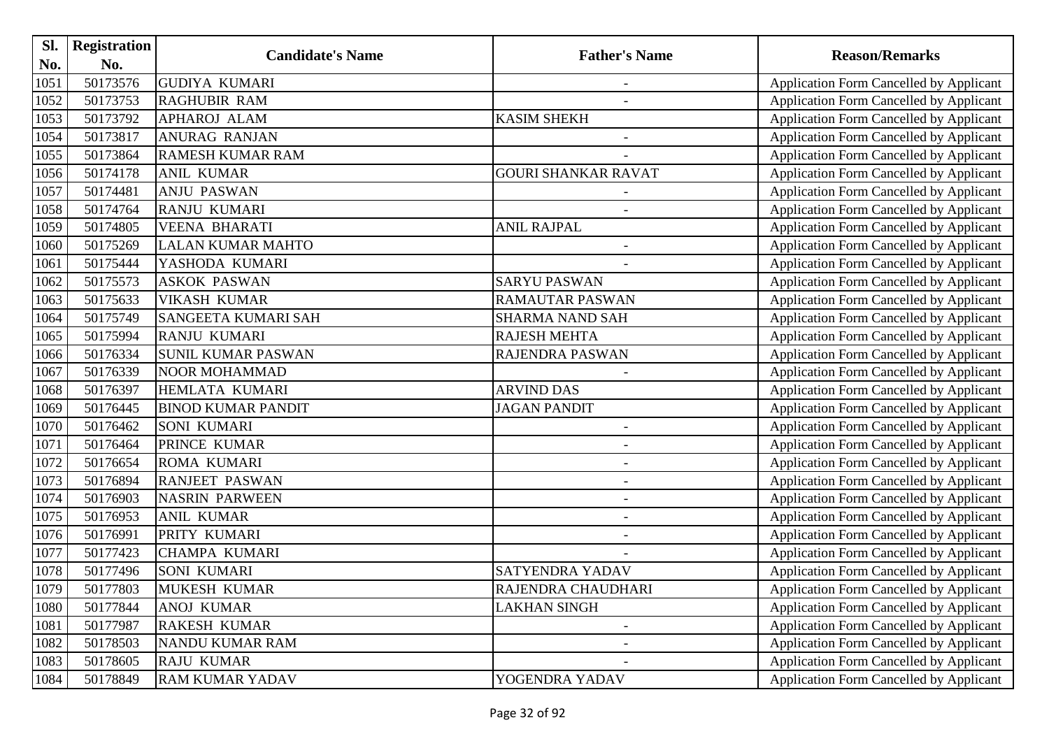| Sl. No. | Registration No. | Candidate's Name | Father's Name | Reason/Remarks |
|---|---|---|---|---|
| 1051 | 50173576 | GUDIYA KUMARI | - | Application Form Cancelled by Applicant |
| 1052 | 50173753 | RAGHUBIR RAM | - | Application Form Cancelled by Applicant |
| 1053 | 50173792 | APHAROJ ALAM | KASIM SHEKH | Application Form Cancelled by Applicant |
| 1054 | 50173817 | ANURAG RANJAN | - | Application Form Cancelled by Applicant |
| 1055 | 50173864 | RAMESH KUMAR RAM | - | Application Form Cancelled by Applicant |
| 1056 | 50174178 | ANIL KUMAR | GOURI SHANKAR RAVAT | Application Form Cancelled by Applicant |
| 1057 | 50174481 | ANJU PASWAN | - | Application Form Cancelled by Applicant |
| 1058 | 50174764 | RANJU KUMARI | - | Application Form Cancelled by Applicant |
| 1059 | 50174805 | VEENA BHARATI | ANIL RAJPAL | Application Form Cancelled by Applicant |
| 1060 | 50175269 | LALAN KUMAR MAHTO | - | Application Form Cancelled by Applicant |
| 1061 | 50175444 | YASHODA KUMARI | - | Application Form Cancelled by Applicant |
| 1062 | 50175573 | ASKOK PASWAN | SARYU PASWAN | Application Form Cancelled by Applicant |
| 1063 | 50175633 | VIKASH KUMAR | RAMAUTAR PASWAN | Application Form Cancelled by Applicant |
| 1064 | 50175749 | SANGEETA KUMARI SAH | SHARMA NAND SAH | Application Form Cancelled by Applicant |
| 1065 | 50175994 | RANJU KUMARI | RAJESH MEHTA | Application Form Cancelled by Applicant |
| 1066 | 50176334 | SUNIL KUMAR PASWAN | RAJENDRA PASWAN | Application Form Cancelled by Applicant |
| 1067 | 50176339 | NOOR MOHAMMAD | - | Application Form Cancelled by Applicant |
| 1068 | 50176397 | HEMLATA KUMARI | ARVIND DAS | Application Form Cancelled by Applicant |
| 1069 | 50176445 | BINOD KUMAR PANDIT | JAGAN PANDIT | Application Form Cancelled by Applicant |
| 1070 | 50176462 | SONI KUMARI | - | Application Form Cancelled by Applicant |
| 1071 | 50176464 | PRINCE KUMAR | - | Application Form Cancelled by Applicant |
| 1072 | 50176654 | ROMA KUMARI | - | Application Form Cancelled by Applicant |
| 1073 | 50176894 | RANJEET PASWAN | - | Application Form Cancelled by Applicant |
| 1074 | 50176903 | NASRIN PARWEEN | - | Application Form Cancelled by Applicant |
| 1075 | 50176953 | ANIL KUMAR | - | Application Form Cancelled by Applicant |
| 1076 | 50176991 | PRITY KUMARI | - | Application Form Cancelled by Applicant |
| 1077 | 50177423 | CHAMPA KUMARI | - | Application Form Cancelled by Applicant |
| 1078 | 50177496 | SONI KUMARI | SATYENDRA YADAV | Application Form Cancelled by Applicant |
| 1079 | 50177803 | MUKESH KUMAR | RAJENDRA CHAUDHARI | Application Form Cancelled by Applicant |
| 1080 | 50177844 | ANOJ KUMAR | LAKHAN SINGH | Application Form Cancelled by Applicant |
| 1081 | 50177987 | RAKESH KUMAR | - | Application Form Cancelled by Applicant |
| 1082 | 50178503 | NANDU KUMAR RAM | - | Application Form Cancelled by Applicant |
| 1083 | 50178605 | RAJU KUMAR | - | Application Form Cancelled by Applicant |
| 1084 | 50178849 | RAM KUMAR YADAV | YOGENDRA YADAV | Application Form Cancelled by Applicant |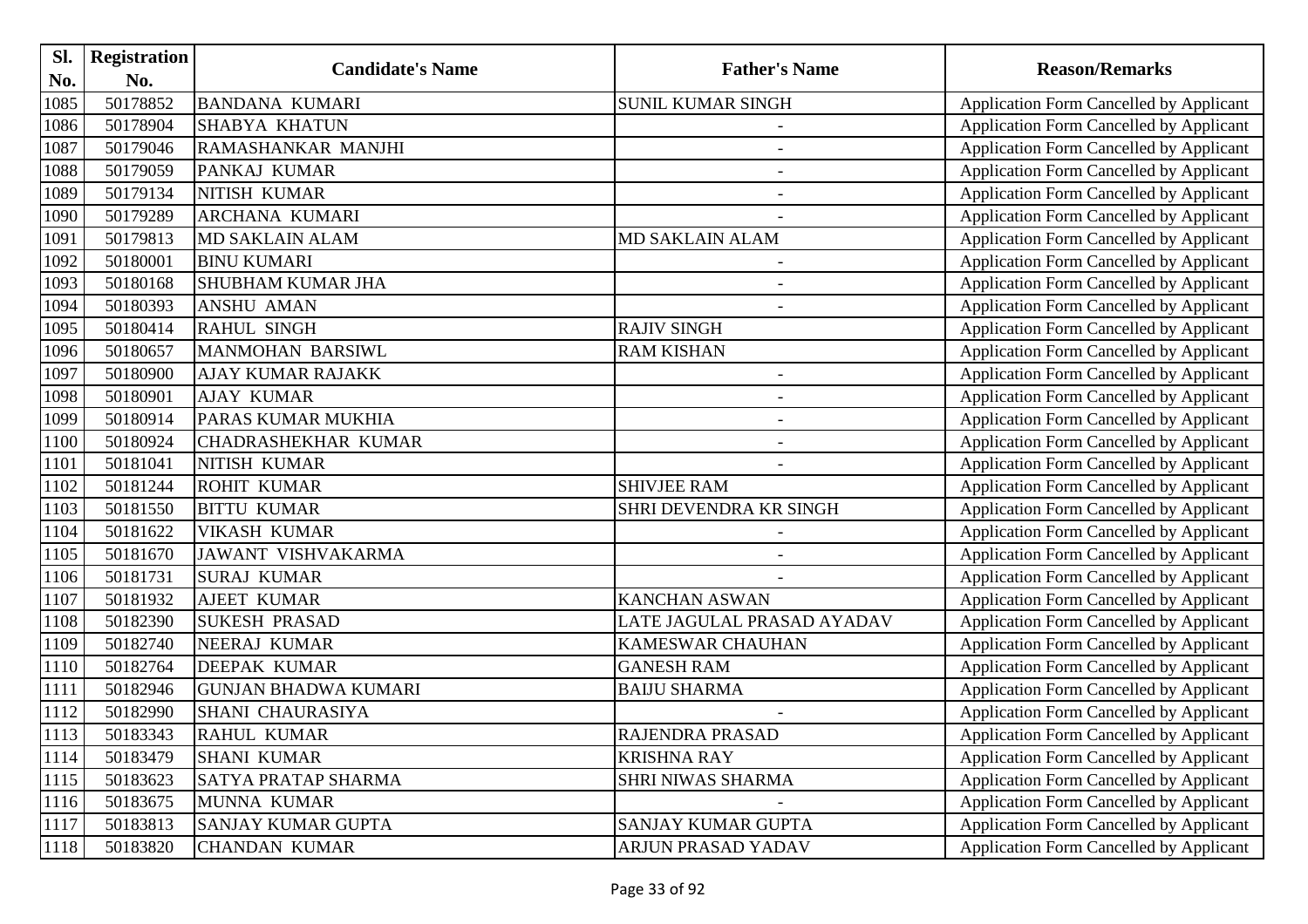| Sl. No. | Registration No. | Candidate's Name | Father's Name | Reason/Remarks |
|---|---|---|---|---|
| 1085 | 50178852 | BANDANA KUMARI | SUNIL KUMAR SINGH | Application Form Cancelled by Applicant |
| 1086 | 50178904 | SHABYA KHATUN | - | Application Form Cancelled by Applicant |
| 1087 | 50179046 | RAMASHANKAR MANJHI | - | Application Form Cancelled by Applicant |
| 1088 | 50179059 | PANKAJ KUMAR | - | Application Form Cancelled by Applicant |
| 1089 | 50179134 | NITISH KUMAR | - | Application Form Cancelled by Applicant |
| 1090 | 50179289 | ARCHANA KUMARI | - | Application Form Cancelled by Applicant |
| 1091 | 50179813 | MD SAKLAIN ALAM | MD SAKLAIN ALAM | Application Form Cancelled by Applicant |
| 1092 | 50180001 | BINU KUMARI | - | Application Form Cancelled by Applicant |
| 1093 | 50180168 | SHUBHAM KUMAR JHA | - | Application Form Cancelled by Applicant |
| 1094 | 50180393 | ANSHU AMAN | - | Application Form Cancelled by Applicant |
| 1095 | 50180414 | RAHUL SINGH | RAJIV SINGH | Application Form Cancelled by Applicant |
| 1096 | 50180657 | MANMOHAN BARSIWL | RAM KISHAN | Application Form Cancelled by Applicant |
| 1097 | 50180900 | AJAY KUMAR RAJAKK | - | Application Form Cancelled by Applicant |
| 1098 | 50180901 | AJAY KUMAR | - | Application Form Cancelled by Applicant |
| 1099 | 50180914 | PARAS KUMAR MUKHIA | - | Application Form Cancelled by Applicant |
| 1100 | 50180924 | CHADRASHEKHAR KUMAR | - | Application Form Cancelled by Applicant |
| 1101 | 50181041 | NITISH KUMAR | - | Application Form Cancelled by Applicant |
| 1102 | 50181244 | ROHIT KUMAR | SHIVJEE RAM | Application Form Cancelled by Applicant |
| 1103 | 50181550 | BITTU KUMAR | SHRI DEVENDRA KR SINGH | Application Form Cancelled by Applicant |
| 1104 | 50181622 | VIKASH KUMAR | - | Application Form Cancelled by Applicant |
| 1105 | 50181670 | JAWANT VISHVAKARMA | - | Application Form Cancelled by Applicant |
| 1106 | 50181731 | SURAJ KUMAR | - | Application Form Cancelled by Applicant |
| 1107 | 50181932 | AJEET KUMAR | KANCHAN ASWAN | Application Form Cancelled by Applicant |
| 1108 | 50182390 | SUKESH PRASAD | LATE JAGULAL PRASAD AYADAV | Application Form Cancelled by Applicant |
| 1109 | 50182740 | NEERAJ KUMAR | KAMESWAR CHAUHAN | Application Form Cancelled by Applicant |
| 1110 | 50182764 | DEEPAK KUMAR | GANESH RAM | Application Form Cancelled by Applicant |
| 1111 | 50182946 | GUNJAN BHADWA KUMARI | BAIJU SHARMA | Application Form Cancelled by Applicant |
| 1112 | 50182990 | SHANI CHAURASIYA | - | Application Form Cancelled by Applicant |
| 1113 | 50183343 | RAHUL KUMAR | RAJENDRA PRASAD | Application Form Cancelled by Applicant |
| 1114 | 50183479 | SHANI KUMAR | KRISHNA RAY | Application Form Cancelled by Applicant |
| 1115 | 50183623 | SATYA PRATAP SHARMA | SHRI NIWAS SHARMA | Application Form Cancelled by Applicant |
| 1116 | 50183675 | MUNNA KUMAR | - | Application Form Cancelled by Applicant |
| 1117 | 50183813 | SANJAY KUMAR GUPTA | SANJAY KUMAR GUPTA | Application Form Cancelled by Applicant |
| 1118 | 50183820 | CHANDAN KUMAR | ARJUN PRASAD YADAV | Application Form Cancelled by Applicant |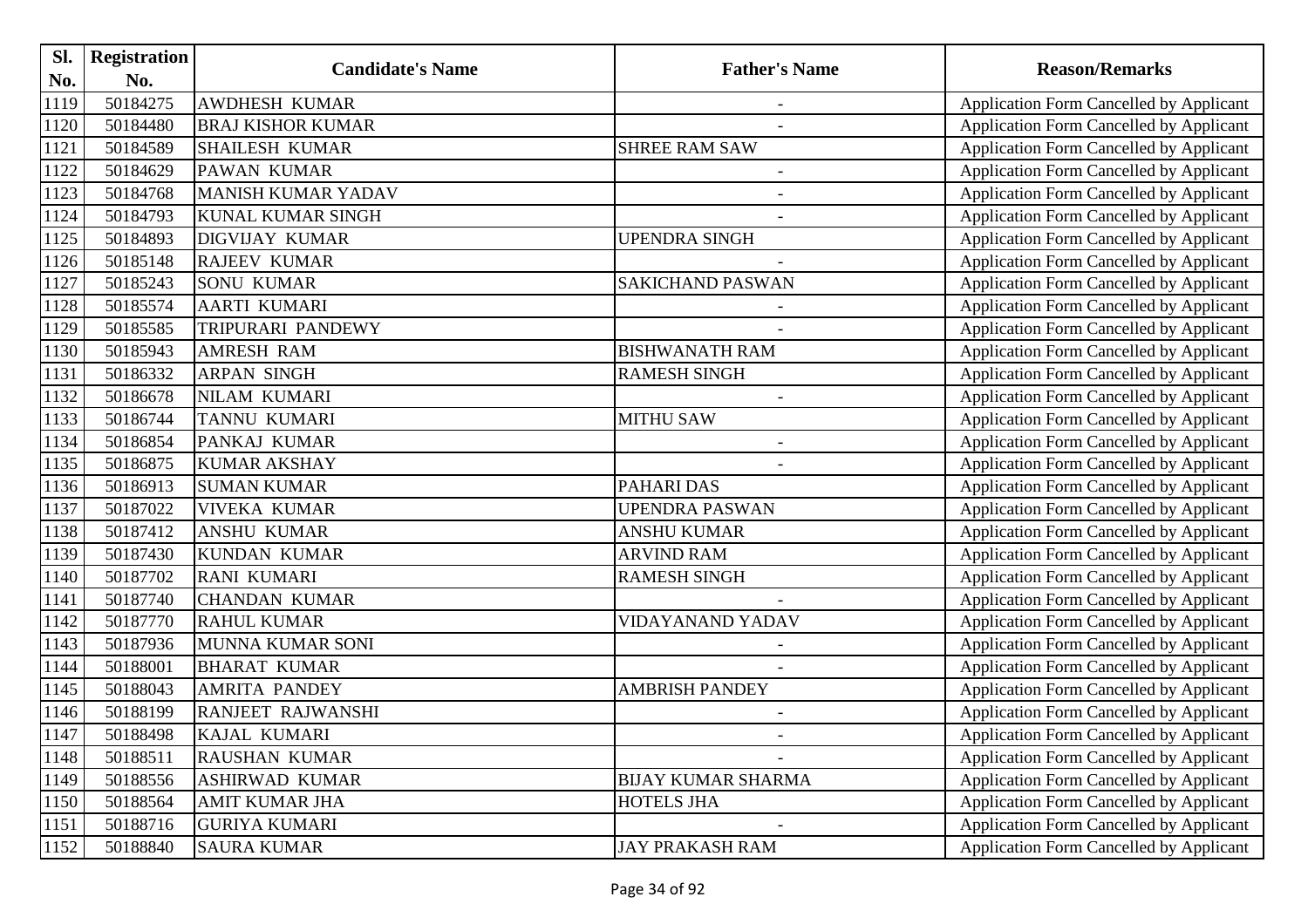| Sl. No. | Registration No. | Candidate's Name | Father's Name | Reason/Remarks |
|---|---|---|---|---|
| 1119 | 50184275 | AWDHESH KUMAR | - | Application Form Cancelled by Applicant |
| 1120 | 50184480 | BRAJ KISHOR KUMAR | - | Application Form Cancelled by Applicant |
| 1121 | 50184589 | SHAILESH KUMAR | SHREE RAM SAW | Application Form Cancelled by Applicant |
| 1122 | 50184629 | PAWAN KUMAR | - | Application Form Cancelled by Applicant |
| 1123 | 50184768 | MANISH KUMAR YADAV | - | Application Form Cancelled by Applicant |
| 1124 | 50184793 | KUNAL KUMAR SINGH | - | Application Form Cancelled by Applicant |
| 1125 | 50184893 | DIGVIJAY KUMAR | UPENDRA SINGH | Application Form Cancelled by Applicant |
| 1126 | 50185148 | RAJEEV KUMAR | - | Application Form Cancelled by Applicant |
| 1127 | 50185243 | SONU KUMAR | SAKICHAND PASWAN | Application Form Cancelled by Applicant |
| 1128 | 50185574 | AARTI KUMARI | - | Application Form Cancelled by Applicant |
| 1129 | 50185585 | TRIPURARI PANDEWY | - | Application Form Cancelled by Applicant |
| 1130 | 50185943 | AMRESH RAM | BISHWANATH RAM | Application Form Cancelled by Applicant |
| 1131 | 50186332 | ARPAN SINGH | RAMESH SINGH | Application Form Cancelled by Applicant |
| 1132 | 50186678 | NILAM KUMARI | - | Application Form Cancelled by Applicant |
| 1133 | 50186744 | TANNU KUMARI | MITHU SAW | Application Form Cancelled by Applicant |
| 1134 | 50186854 | PANKAJ KUMAR | - | Application Form Cancelled by Applicant |
| 1135 | 50186875 | KUMAR AKSHAY | - | Application Form Cancelled by Applicant |
| 1136 | 50186913 | SUMAN KUMAR | PAHARI DAS | Application Form Cancelled by Applicant |
| 1137 | 50187022 | VIVEKA KUMAR | UPENDRA PASWAN | Application Form Cancelled by Applicant |
| 1138 | 50187412 | ANSHU KUMAR | ANSHU KUMAR | Application Form Cancelled by Applicant |
| 1139 | 50187430 | KUNDAN KUMAR | ARVIND RAM | Application Form Cancelled by Applicant |
| 1140 | 50187702 | RANI KUMARI | RAMESH SINGH | Application Form Cancelled by Applicant |
| 1141 | 50187740 | CHANDAN KUMAR | - | Application Form Cancelled by Applicant |
| 1142 | 50187770 | RAHUL KUMAR | VIDAYANAND YADAV | Application Form Cancelled by Applicant |
| 1143 | 50187936 | MUNNA KUMAR SONI | - | Application Form Cancelled by Applicant |
| 1144 | 50188001 | BHARAT KUMAR | - | Application Form Cancelled by Applicant |
| 1145 | 50188043 | AMRITA PANDEY | AMBRISH PANDEY | Application Form Cancelled by Applicant |
| 1146 | 50188199 | RANJEET RAJWANSHI | - | Application Form Cancelled by Applicant |
| 1147 | 50188498 | KAJAL KUMARI | - | Application Form Cancelled by Applicant |
| 1148 | 50188511 | RAUSHAN KUMAR | - | Application Form Cancelled by Applicant |
| 1149 | 50188556 | ASHIRWAD KUMAR | BIJAY KUMAR SHARMA | Application Form Cancelled by Applicant |
| 1150 | 50188564 | AMIT KUMAR JHA | HOTELS JHA | Application Form Cancelled by Applicant |
| 1151 | 50188716 | GURIYA KUMARI | - | Application Form Cancelled by Applicant |
| 1152 | 50188840 | SAURA KUMAR | JAY PRAKASH RAM | Application Form Cancelled by Applicant |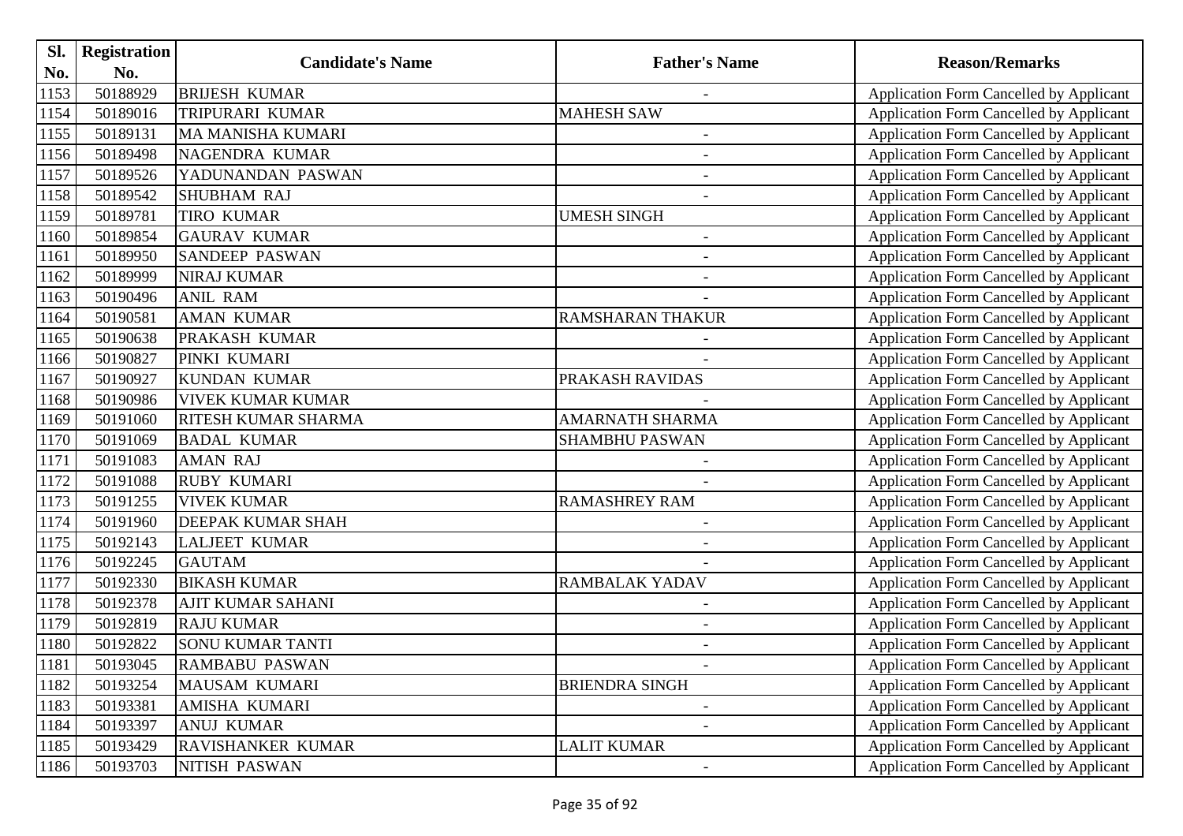| Sl. No. | Registration No. | Candidate's Name | Father's Name | Reason/Remarks |
|---|---|---|---|---|
| 1153 | 50188929 | BRIJESH KUMAR | - | Application Form Cancelled by Applicant |
| 1154 | 50189016 | TRIPURARI KUMAR | MAHESH SAW | Application Form Cancelled by Applicant |
| 1155 | 50189131 | MA MANISHA KUMARI | - | Application Form Cancelled by Applicant |
| 1156 | 50189498 | NAGENDRA KUMAR | - | Application Form Cancelled by Applicant |
| 1157 | 50189526 | YADUNANDAN PASWAN | - | Application Form Cancelled by Applicant |
| 1158 | 50189542 | SHUBHAM RAJ | - | Application Form Cancelled by Applicant |
| 1159 | 50189781 | TIRO KUMAR | UMESH SINGH | Application Form Cancelled by Applicant |
| 1160 | 50189854 | GAURAV KUMAR | - | Application Form Cancelled by Applicant |
| 1161 | 50189950 | SANDEEP PASWAN | - | Application Form Cancelled by Applicant |
| 1162 | 50189999 | NIRAJ KUMAR | - | Application Form Cancelled by Applicant |
| 1163 | 50190496 | ANIL RAM | - | Application Form Cancelled by Applicant |
| 1164 | 50190581 | AMAN KUMAR | RAMSHARAN THAKUR | Application Form Cancelled by Applicant |
| 1165 | 50190638 | PRAKASH KUMAR | - | Application Form Cancelled by Applicant |
| 1166 | 50190827 | PINKI KUMARI | - | Application Form Cancelled by Applicant |
| 1167 | 50190927 | KUNDAN KUMAR | PRAKASH RAVIDAS | Application Form Cancelled by Applicant |
| 1168 | 50190986 | VIVEK KUMAR KUMAR | - | Application Form Cancelled by Applicant |
| 1169 | 50191060 | RITESH KUMAR SHARMA | AMARNATH SHARMA | Application Form Cancelled by Applicant |
| 1170 | 50191069 | BADAL KUMAR | SHAMBHU PASWAN | Application Form Cancelled by Applicant |
| 1171 | 50191083 | AMAN RAJ | - | Application Form Cancelled by Applicant |
| 1172 | 50191088 | RUBY KUMARI | - | Application Form Cancelled by Applicant |
| 1173 | 50191255 | VIVEK KUMAR | RAMASHREY RAM | Application Form Cancelled by Applicant |
| 1174 | 50191960 | DEEPAK KUMAR SHAH | - | Application Form Cancelled by Applicant |
| 1175 | 50192143 | LALJEET KUMAR | - | Application Form Cancelled by Applicant |
| 1176 | 50192245 | GAUTAM | - | Application Form Cancelled by Applicant |
| 1177 | 50192330 | BIKASH KUMAR | RAMBALAK YADAV | Application Form Cancelled by Applicant |
| 1178 | 50192378 | AJIT KUMAR SAHANI | - | Application Form Cancelled by Applicant |
| 1179 | 50192819 | RAJU KUMAR | - | Application Form Cancelled by Applicant |
| 1180 | 50192822 | SONU KUMAR TANTI | - | Application Form Cancelled by Applicant |
| 1181 | 50193045 | RAMBABU PASWAN | - | Application Form Cancelled by Applicant |
| 1182 | 50193254 | MAUSAM KUMARI | BRIENDRA SINGH | Application Form Cancelled by Applicant |
| 1183 | 50193381 | AMISHA KUMARI | - | Application Form Cancelled by Applicant |
| 1184 | 50193397 | ANUJ KUMAR | - | Application Form Cancelled by Applicant |
| 1185 | 50193429 | RAVISHANKER KUMAR | LALIT KUMAR | Application Form Cancelled by Applicant |
| 1186 | 50193703 | NITISH PASWAN | - | Application Form Cancelled by Applicant |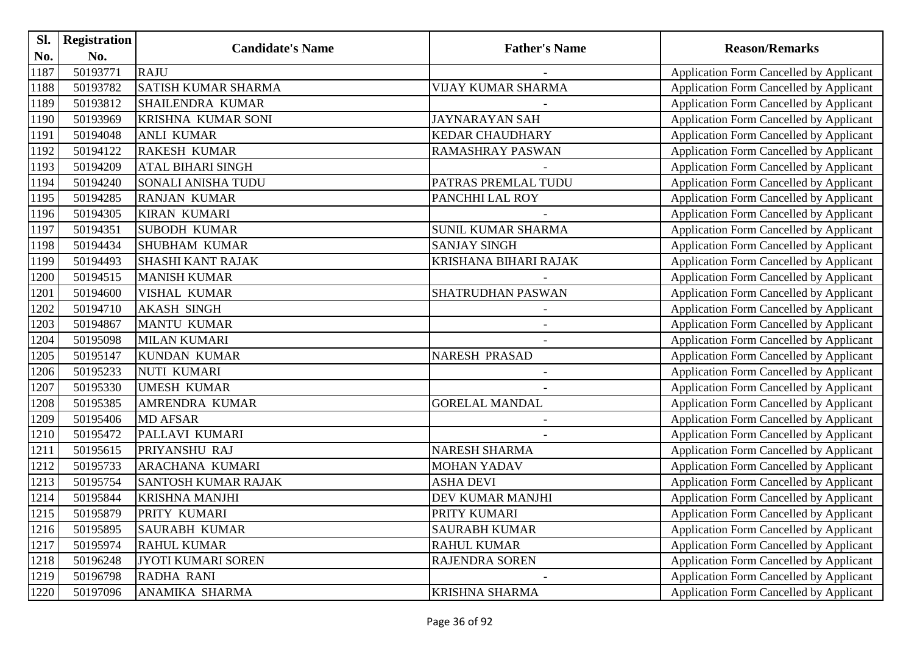| Sl. No. | Registration No. | Candidate's Name | Father's Name | Reason/Remarks |
|---|---|---|---|---|
| 1187 | 50193771 | RAJU | - | Application Form Cancelled by Applicant |
| 1188 | 50193782 | SATISH KUMAR SHARMA | VIJAY KUMAR SHARMA | Application Form Cancelled by Applicant |
| 1189 | 50193812 | SHAILENDRA KUMAR | - | Application Form Cancelled by Applicant |
| 1190 | 50193969 | KRISHNA KUMAR SONI | JAYNARAYAN SAH | Application Form Cancelled by Applicant |
| 1191 | 50194048 | ANLI KUMAR | KEDAR CHAUDHARY | Application Form Cancelled by Applicant |
| 1192 | 50194122 | RAKESH KUMAR | RAMASHRAY PASWAN | Application Form Cancelled by Applicant |
| 1193 | 50194209 | ATAL BIHARI SINGH | - | Application Form Cancelled by Applicant |
| 1194 | 50194240 | SONALI ANISHA TUDU | PATRAS PREMLAL TUDU | Application Form Cancelled by Applicant |
| 1195 | 50194285 | RANJAN KUMAR | PANCHHI LAL ROY | Application Form Cancelled by Applicant |
| 1196 | 50194305 | KIRAN KUMARI | - | Application Form Cancelled by Applicant |
| 1197 | 50194351 | SUBODH KUMAR | SUNIL KUMAR SHARMA | Application Form Cancelled by Applicant |
| 1198 | 50194434 | SHUBHAM KUMAR | SANJAY SINGH | Application Form Cancelled by Applicant |
| 1199 | 50194493 | SHASHI KANT RAJAK | KRISHANA BIHARI RAJAK | Application Form Cancelled by Applicant |
| 1200 | 50194515 | MANISH KUMAR | - | Application Form Cancelled by Applicant |
| 1201 | 50194600 | VISHAL KUMAR | SHATRUDHAN PASWAN | Application Form Cancelled by Applicant |
| 1202 | 50194710 | AKASH SINGH | - | Application Form Cancelled by Applicant |
| 1203 | 50194867 | MANTU KUMAR | - | Application Form Cancelled by Applicant |
| 1204 | 50195098 | MILAN KUMARI | - | Application Form Cancelled by Applicant |
| 1205 | 50195147 | KUNDAN KUMAR | NARESH PRASAD | Application Form Cancelled by Applicant |
| 1206 | 50195233 | NUTI KUMARI | - | Application Form Cancelled by Applicant |
| 1207 | 50195330 | UMESH KUMAR | - | Application Form Cancelled by Applicant |
| 1208 | 50195385 | AMRENDRA KUMAR | GORELAL MANDAL | Application Form Cancelled by Applicant |
| 1209 | 50195406 | MD AFSAR | - | Application Form Cancelled by Applicant |
| 1210 | 50195472 | PALLAVI KUMARI | - | Application Form Cancelled by Applicant |
| 1211 | 50195615 | PRIYANSHU RAJ | NARESH SHARMA | Application Form Cancelled by Applicant |
| 1212 | 50195733 | ARACHANA KUMARI | MOHAN YADAV | Application Form Cancelled by Applicant |
| 1213 | 50195754 | SANTOSH KUMAR RAJAK | ASHA DEVI | Application Form Cancelled by Applicant |
| 1214 | 50195844 | KRISHNA MANJHI | DEV KUMAR MANJHI | Application Form Cancelled by Applicant |
| 1215 | 50195879 | PRITY KUMARI | PRITY KUMARI | Application Form Cancelled by Applicant |
| 1216 | 50195895 | SAURABH KUMAR | SAURABH KUMAR | Application Form Cancelled by Applicant |
| 1217 | 50195974 | RAHUL KUMAR | RAHUL KUMAR | Application Form Cancelled by Applicant |
| 1218 | 50196248 | JYOTI KUMARI SOREN | RAJENDRA SOREN | Application Form Cancelled by Applicant |
| 1219 | 50196798 | RADHA RANI | - | Application Form Cancelled by Applicant |
| 1220 | 50197096 | ANAMIKA SHARMA | KRISHNA SHARMA | Application Form Cancelled by Applicant |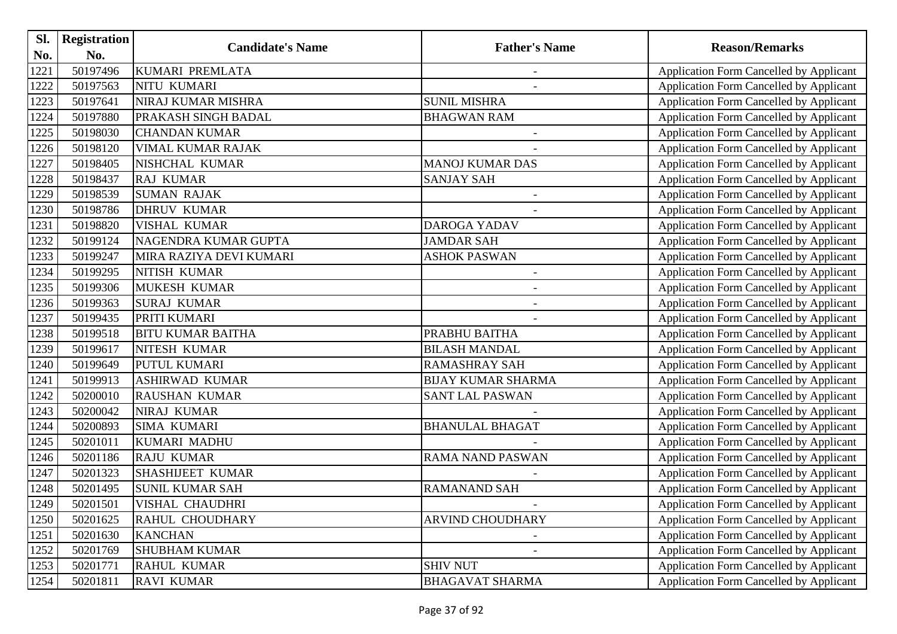| Sl. No. | Registration No. | Candidate's Name | Father's Name | Reason/Remarks |
|---|---|---|---|---|
| 1221 | 50197496 | KUMARI PREMLATA | - | Application Form Cancelled by Applicant |
| 1222 | 50197563 | NITU KUMARI | - | Application Form Cancelled by Applicant |
| 1223 | 50197641 | NIRAJ KUMAR MISHRA | SUNIL MISHRA | Application Form Cancelled by Applicant |
| 1224 | 50197880 | PRAKASH SINGH BADAL | BHAGWAN RAM | Application Form Cancelled by Applicant |
| 1225 | 50198030 | CHANDAN KUMAR | - | Application Form Cancelled by Applicant |
| 1226 | 50198120 | VIMAL KUMAR RAJAK | - | Application Form Cancelled by Applicant |
| 1227 | 50198405 | NISHCHAL KUMAR | MANOJ KUMAR DAS | Application Form Cancelled by Applicant |
| 1228 | 50198437 | RAJ KUMAR | SANJAY SAH | Application Form Cancelled by Applicant |
| 1229 | 50198539 | SUMAN RAJAK | - | Application Form Cancelled by Applicant |
| 1230 | 50198786 | DHRUV KUMAR | - | Application Form Cancelled by Applicant |
| 1231 | 50198820 | VISHAL KUMAR | DAROGA YADAV | Application Form Cancelled by Applicant |
| 1232 | 50199124 | NAGENDRA KUMAR GUPTA | JAMDAR SAH | Application Form Cancelled by Applicant |
| 1233 | 50199247 | MIRA RAZIYA DEVI KUMARI | ASHOK PASWAN | Application Form Cancelled by Applicant |
| 1234 | 50199295 | NITISH KUMAR | - | Application Form Cancelled by Applicant |
| 1235 | 50199306 | MUKESH KUMAR | - | Application Form Cancelled by Applicant |
| 1236 | 50199363 | SURAJ KUMAR | - | Application Form Cancelled by Applicant |
| 1237 | 50199435 | PRITI KUMARI | - | Application Form Cancelled by Applicant |
| 1238 | 50199518 | BITU KUMAR BAITHA | PRABHU BAITHA | Application Form Cancelled by Applicant |
| 1239 | 50199617 | NITESH KUMAR | BILASH MANDAL | Application Form Cancelled by Applicant |
| 1240 | 50199649 | PUTUL KUMARI | RAMASHRAY SAH | Application Form Cancelled by Applicant |
| 1241 | 50199913 | ASHIRWAD KUMAR | BIJAY KUMAR SHARMA | Application Form Cancelled by Applicant |
| 1242 | 50200010 | RAUSHAN KUMAR | SANT LAL PASWAN | Application Form Cancelled by Applicant |
| 1243 | 50200042 | NIRAJ KUMAR | - | Application Form Cancelled by Applicant |
| 1244 | 50200893 | SIMA KUMARI | BHANULAL BHAGAT | Application Form Cancelled by Applicant |
| 1245 | 50201011 | KUMARI MADHU | - | Application Form Cancelled by Applicant |
| 1246 | 50201186 | RAJU KUMAR | RAMA NAND PASWAN | Application Form Cancelled by Applicant |
| 1247 | 50201323 | SHASHIJEET KUMAR | - | Application Form Cancelled by Applicant |
| 1248 | 50201495 | SUNIL KUMAR SAH | RAMANAND SAH | Application Form Cancelled by Applicant |
| 1249 | 50201501 | VISHAL CHAUDHRI | - | Application Form Cancelled by Applicant |
| 1250 | 50201625 | RAHUL CHOUDHARY | ARVIND CHOUDHARY | Application Form Cancelled by Applicant |
| 1251 | 50201630 | KANCHAN | - | Application Form Cancelled by Applicant |
| 1252 | 50201769 | SHUBHAM KUMAR | - | Application Form Cancelled by Applicant |
| 1253 | 50201771 | RAHUL KUMAR | SHIV NUT | Application Form Cancelled by Applicant |
| 1254 | 50201811 | RAVI KUMAR | BHAGAVAT SHARMA | Application Form Cancelled by Applicant |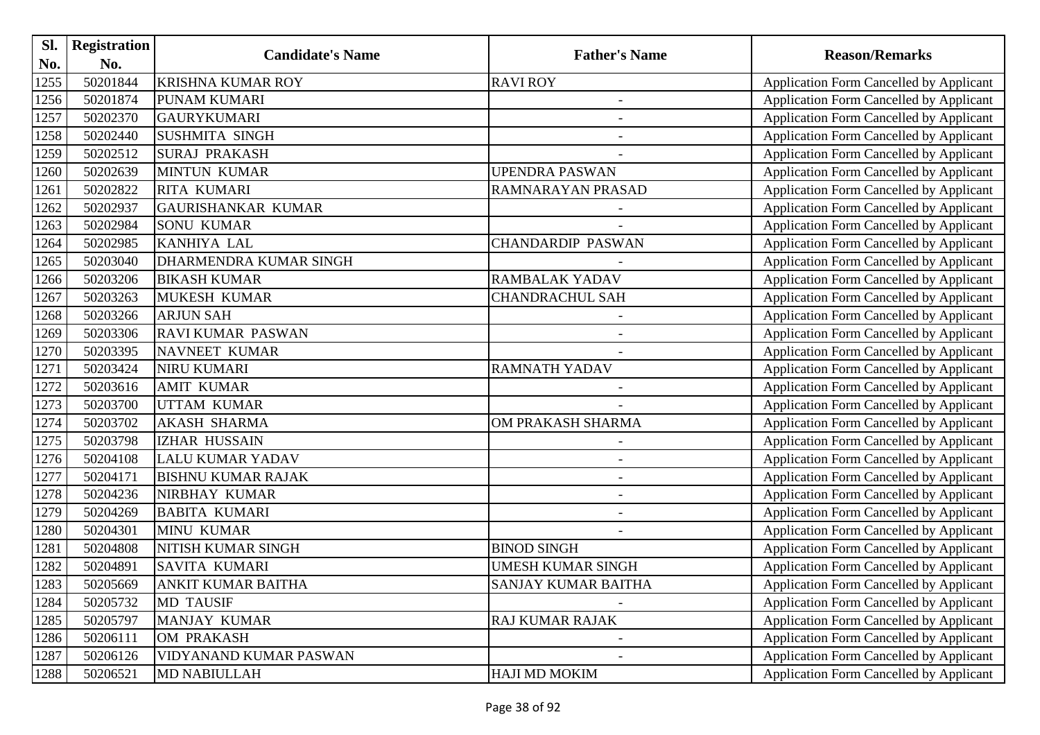| Sl. No. | Registration No. | Candidate's Name | Father's Name | Reason/Remarks |
|---|---|---|---|---|
| 1255 | 50201844 | KRISHNA KUMAR ROY | RAVI ROY | Application Form Cancelled by Applicant |
| 1256 | 50201874 | PUNAM KUMARI | - | Application Form Cancelled by Applicant |
| 1257 | 50202370 | GAURYKUMARI | - | Application Form Cancelled by Applicant |
| 1258 | 50202440 | SUSHMITA SINGH | - | Application Form Cancelled by Applicant |
| 1259 | 50202512 | SURAJ PRAKASH | - | Application Form Cancelled by Applicant |
| 1260 | 50202639 | MINTUN KUMAR | UPENDRA PASWAN | Application Form Cancelled by Applicant |
| 1261 | 50202822 | RITA KUMARI | RAMNARAYAN PRASAD | Application Form Cancelled by Applicant |
| 1262 | 50202937 | GAURISHANKAR KUMAR | - | Application Form Cancelled by Applicant |
| 1263 | 50202984 | SONU KUMAR | - | Application Form Cancelled by Applicant |
| 1264 | 50202985 | KANHIYA LAL | CHANDARDIP PASWAN | Application Form Cancelled by Applicant |
| 1265 | 50203040 | DHARMENDRA KUMAR SINGH | - | Application Form Cancelled by Applicant |
| 1266 | 50203206 | BIKASH KUMAR | RAMBALAK YADAV | Application Form Cancelled by Applicant |
| 1267 | 50203263 | MUKESH KUMAR | CHANDRACHUL SAH | Application Form Cancelled by Applicant |
| 1268 | 50203266 | ARJUN SAH | - | Application Form Cancelled by Applicant |
| 1269 | 50203306 | RAVI KUMAR PASWAN | - | Application Form Cancelled by Applicant |
| 1270 | 50203395 | NAVNEET KUMAR | - | Application Form Cancelled by Applicant |
| 1271 | 50203424 | NIRU KUMARI | RAMNATH YADAV | Application Form Cancelled by Applicant |
| 1272 | 50203616 | AMIT KUMAR | - | Application Form Cancelled by Applicant |
| 1273 | 50203700 | UTTAM KUMAR | - | Application Form Cancelled by Applicant |
| 1274 | 50203702 | AKASH SHARMA | OM PRAKASH SHARMA | Application Form Cancelled by Applicant |
| 1275 | 50203798 | IZHAR HUSSAIN | - | Application Form Cancelled by Applicant |
| 1276 | 50204108 | LALU KUMAR YADAV | - | Application Form Cancelled by Applicant |
| 1277 | 50204171 | BISHNU KUMAR RAJAK | - | Application Form Cancelled by Applicant |
| 1278 | 50204236 | NIRBHAY KUMAR | - | Application Form Cancelled by Applicant |
| 1279 | 50204269 | BABITA KUMARI | - | Application Form Cancelled by Applicant |
| 1280 | 50204301 | MINU KUMAR | - | Application Form Cancelled by Applicant |
| 1281 | 50204808 | NITISH KUMAR SINGH | BINOD SINGH | Application Form Cancelled by Applicant |
| 1282 | 50204891 | SAVITA KUMARI | UMESH KUMAR SINGH | Application Form Cancelled by Applicant |
| 1283 | 50205669 | ANKIT KUMAR BAITHA | SANJAY KUMAR BAITHA | Application Form Cancelled by Applicant |
| 1284 | 50205732 | MD TAUSIF | - | Application Form Cancelled by Applicant |
| 1285 | 50205797 | MANJAY KUMAR | RAJ KUMAR RAJAK | Application Form Cancelled by Applicant |
| 1286 | 50206111 | OM PRAKASH | - | Application Form Cancelled by Applicant |
| 1287 | 50206126 | VIDYANAND KUMAR PASWAN | - | Application Form Cancelled by Applicant |
| 1288 | 50206521 | MD NABIULLAH | HAJI MD MOKIM | Application Form Cancelled by Applicant |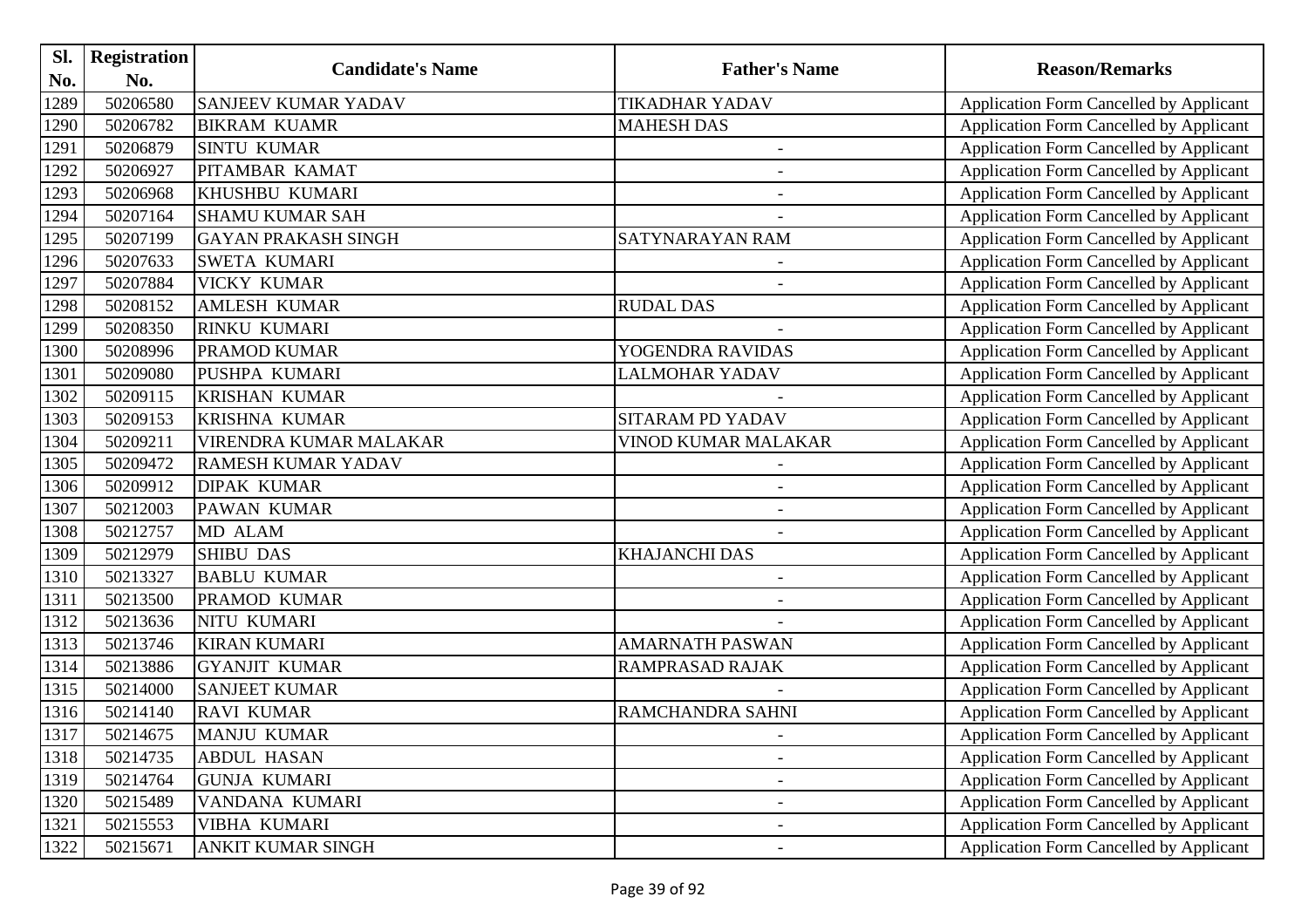| Sl. No. | Registration No. | Candidate's Name | Father's Name | Reason/Remarks |
|---|---|---|---|---|
| 1289 | 50206580 | SANJEEV KUMAR YADAV | TIKADHAR YADAV | Application Form Cancelled by Applicant |
| 1290 | 50206782 | BIKRAM KUAMR | MAHESH DAS | Application Form Cancelled by Applicant |
| 1291 | 50206879 | SINTU KUMAR | - | Application Form Cancelled by Applicant |
| 1292 | 50206927 | PITAMBAR KAMAT | - | Application Form Cancelled by Applicant |
| 1293 | 50206968 | KHUSHBU KUMARI | - | Application Form Cancelled by Applicant |
| 1294 | 50207164 | SHAMU KUMAR SAH | - | Application Form Cancelled by Applicant |
| 1295 | 50207199 | GAYAN PRAKASH SINGH | SATYNARAYAN RAM | Application Form Cancelled by Applicant |
| 1296 | 50207633 | SWETA KUMARI | - | Application Form Cancelled by Applicant |
| 1297 | 50207884 | VICKY KUMAR | - | Application Form Cancelled by Applicant |
| 1298 | 50208152 | AMLESH KUMAR | RUDAL DAS | Application Form Cancelled by Applicant |
| 1299 | 50208350 | RINKU KUMARI | - | Application Form Cancelled by Applicant |
| 1300 | 50208996 | PRAMOD KUMAR | YOGENDRA RAVIDAS | Application Form Cancelled by Applicant |
| 1301 | 50209080 | PUSHPA KUMARI | LALMOHAR YADAV | Application Form Cancelled by Applicant |
| 1302 | 50209115 | KRISHAN KUMAR | - | Application Form Cancelled by Applicant |
| 1303 | 50209153 | KRISHNA KUMAR | SITARAM PD YADAV | Application Form Cancelled by Applicant |
| 1304 | 50209211 | VIRENDRA KUMAR MALAKAR | VINOD KUMAR MALAKAR | Application Form Cancelled by Applicant |
| 1305 | 50209472 | RAMESH KUMAR YADAV | - | Application Form Cancelled by Applicant |
| 1306 | 50209912 | DIPAK KUMAR | - | Application Form Cancelled by Applicant |
| 1307 | 50212003 | PAWAN KUMAR | - | Application Form Cancelled by Applicant |
| 1308 | 50212757 | MD ALAM | - | Application Form Cancelled by Applicant |
| 1309 | 50212979 | SHIBU DAS | KHAJANCHI DAS | Application Form Cancelled by Applicant |
| 1310 | 50213327 | BABLU KUMAR | - | Application Form Cancelled by Applicant |
| 1311 | 50213500 | PRAMOD KUMAR | - | Application Form Cancelled by Applicant |
| 1312 | 50213636 | NITU KUMARI | - | Application Form Cancelled by Applicant |
| 1313 | 50213746 | KIRAN KUMARI | AMARNATH PASWAN | Application Form Cancelled by Applicant |
| 1314 | 50213886 | GYANJIT KUMAR | RAMPRASAD RAJAK | Application Form Cancelled by Applicant |
| 1315 | 50214000 | SANJEET KUMAR | - | Application Form Cancelled by Applicant |
| 1316 | 50214140 | RAVI KUMAR | RAMCHANDRA SAHNI | Application Form Cancelled by Applicant |
| 1317 | 50214675 | MANJU KUMAR | - | Application Form Cancelled by Applicant |
| 1318 | 50214735 | ABDUL HASAN | - | Application Form Cancelled by Applicant |
| 1319 | 50214764 | GUNJA KUMARI | - | Application Form Cancelled by Applicant |
| 1320 | 50215489 | VANDANA KUMARI | - | Application Form Cancelled by Applicant |
| 1321 | 50215553 | VIBHA KUMARI | - | Application Form Cancelled by Applicant |
| 1322 | 50215671 | ANKIT KUMAR SINGH | - | Application Form Cancelled by Applicant |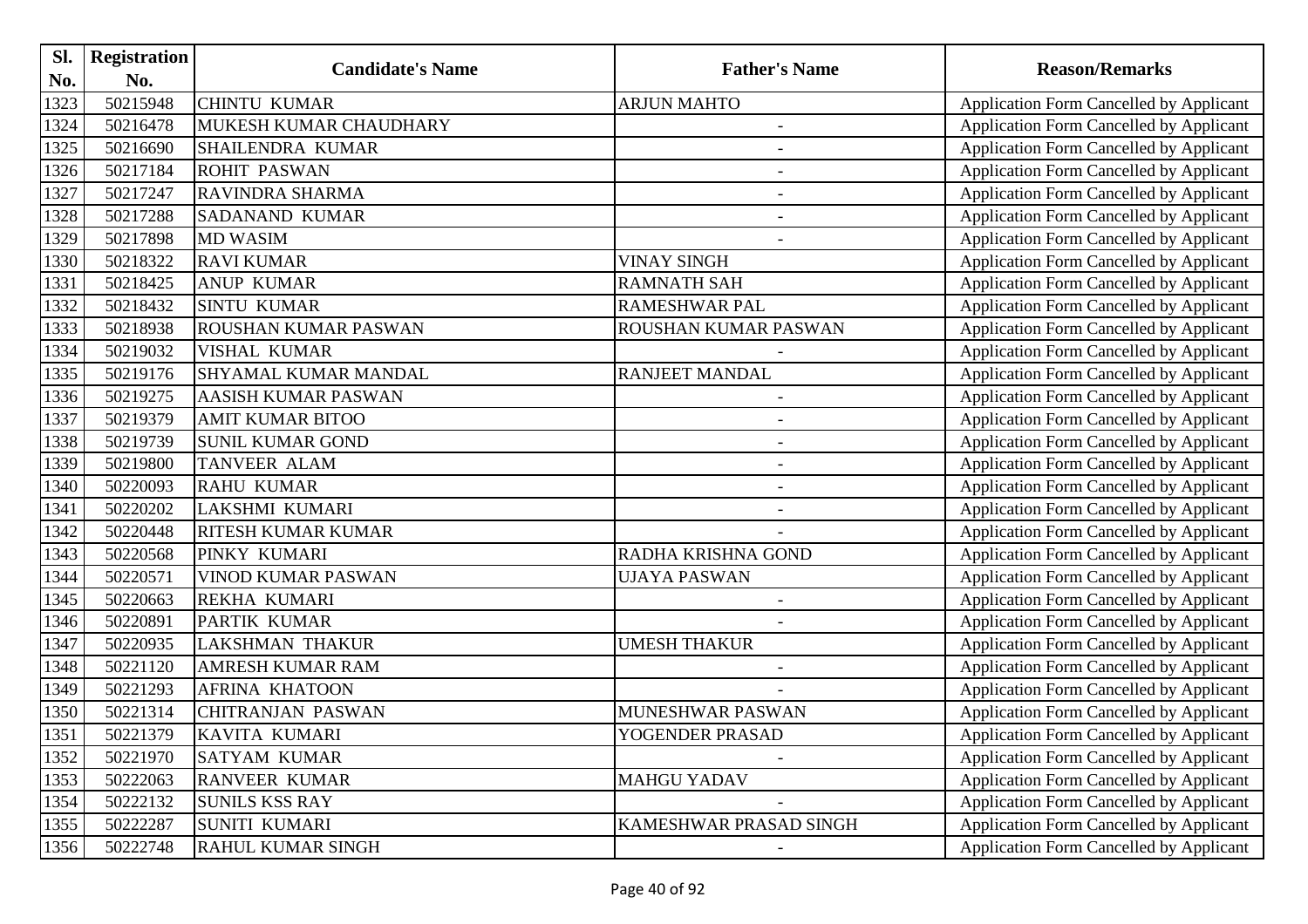| Sl. No. | Registration No. | Candidate's Name | Father's Name | Reason/Remarks |
|---|---|---|---|---|
| 1323 | 50215948 | CHINTU KUMAR | ARJUN MAHTO | Application Form Cancelled by Applicant |
| 1324 | 50216478 | MUKESH KUMAR CHAUDHARY | - | Application Form Cancelled by Applicant |
| 1325 | 50216690 | SHAILENDRA KUMAR | - | Application Form Cancelled by Applicant |
| 1326 | 50217184 | ROHIT PASWAN | - | Application Form Cancelled by Applicant |
| 1327 | 50217247 | RAVINDRA SHARMA | - | Application Form Cancelled by Applicant |
| 1328 | 50217288 | SADANAND KUMAR | - | Application Form Cancelled by Applicant |
| 1329 | 50217898 | MD WASIM | - | Application Form Cancelled by Applicant |
| 1330 | 50218322 | RAVI KUMAR | VINAY SINGH | Application Form Cancelled by Applicant |
| 1331 | 50218425 | ANUP KUMAR | RAMNATH SAH | Application Form Cancelled by Applicant |
| 1332 | 50218432 | SINTU KUMAR | RAMESHWAR PAL | Application Form Cancelled by Applicant |
| 1333 | 50218938 | ROUSHAN KUMAR PASWAN | ROUSHAN KUMAR PASWAN | Application Form Cancelled by Applicant |
| 1334 | 50219032 | VISHAL KUMAR | - | Application Form Cancelled by Applicant |
| 1335 | 50219176 | SHYAMAL KUMAR MANDAL | RANJEET MANDAL | Application Form Cancelled by Applicant |
| 1336 | 50219275 | AASISH KUMAR PASWAN | - | Application Form Cancelled by Applicant |
| 1337 | 50219379 | AMIT KUMAR BITOO | - | Application Form Cancelled by Applicant |
| 1338 | 50219739 | SUNIL KUMAR GOND | - | Application Form Cancelled by Applicant |
| 1339 | 50219800 | TANVEER ALAM | - | Application Form Cancelled by Applicant |
| 1340 | 50220093 | RAHU KUMAR | - | Application Form Cancelled by Applicant |
| 1341 | 50220202 | LAKSHMI KUMARI | - | Application Form Cancelled by Applicant |
| 1342 | 50220448 | RITESH KUMAR KUMAR | - | Application Form Cancelled by Applicant |
| 1343 | 50220568 | PINKY KUMARI | RADHA KRISHNA GOND | Application Form Cancelled by Applicant |
| 1344 | 50220571 | VINOD KUMAR PASWAN | UJAYA PASWAN | Application Form Cancelled by Applicant |
| 1345 | 50220663 | REKHA KUMARI | - | Application Form Cancelled by Applicant |
| 1346 | 50220891 | PARTIK KUMAR | - | Application Form Cancelled by Applicant |
| 1347 | 50220935 | LAKSHMAN THAKUR | UMESH THAKUR | Application Form Cancelled by Applicant |
| 1348 | 50221120 | AMRESH KUMAR RAM | - | Application Form Cancelled by Applicant |
| 1349 | 50221293 | AFRINA KHATOON | - | Application Form Cancelled by Applicant |
| 1350 | 50221314 | CHITRANJAN PASWAN | MUNESHWAR PASWAN | Application Form Cancelled by Applicant |
| 1351 | 50221379 | KAVITA KUMARI | YOGENDER PRASAD | Application Form Cancelled by Applicant |
| 1352 | 50221970 | SATYAM KUMAR | - | Application Form Cancelled by Applicant |
| 1353 | 50222063 | RANVEER KUMAR | MAHGU YADAV | Application Form Cancelled by Applicant |
| 1354 | 50222132 | SUNILS KSS RAY | - | Application Form Cancelled by Applicant |
| 1355 | 50222287 | SUNITI KUMARI | KAMESHWAR PRASAD SINGH | Application Form Cancelled by Applicant |
| 1356 | 50222748 | RAHUL KUMAR SINGH | - | Application Form Cancelled by Applicant |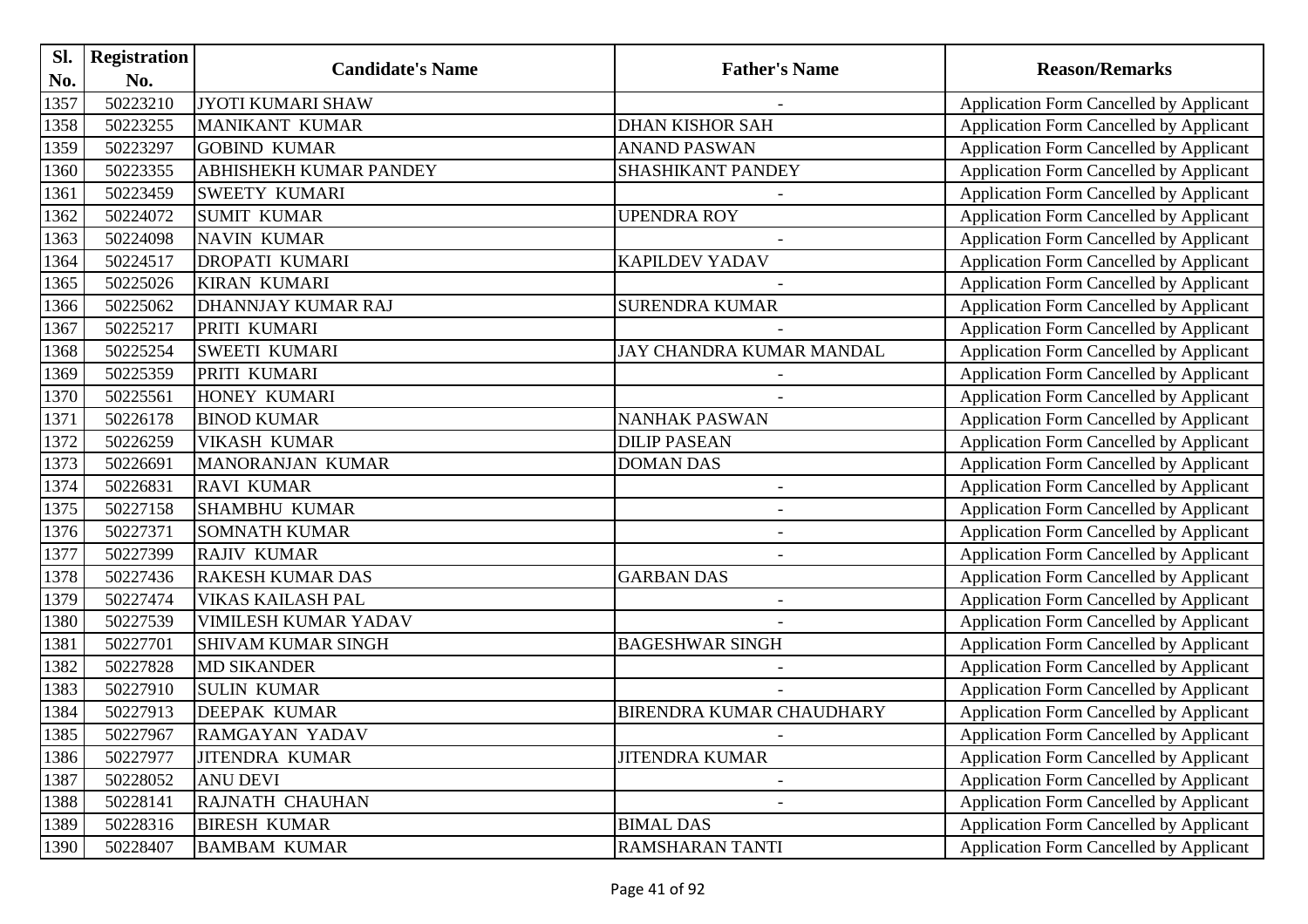| Sl. No. | Registration No. | Candidate's Name | Father's Name | Reason/Remarks |
|---|---|---|---|---|
| 1357 | 50223210 | JYOTI KUMARI SHAW | - | Application Form Cancelled by Applicant |
| 1358 | 50223255 | MANIKANT KUMAR | DHAN KISHOR SAH | Application Form Cancelled by Applicant |
| 1359 | 50223297 | GOBIND KUMAR | ANAND PASWAN | Application Form Cancelled by Applicant |
| 1360 | 50223355 | ABHISHEKH KUMAR PANDEY | SHASHIKANT PANDEY | Application Form Cancelled by Applicant |
| 1361 | 50223459 | SWEETY KUMARI | - | Application Form Cancelled by Applicant |
| 1362 | 50224072 | SUMIT KUMAR | UPENDRA ROY | Application Form Cancelled by Applicant |
| 1363 | 50224098 | NAVIN KUMAR | - | Application Form Cancelled by Applicant |
| 1364 | 50224517 | DROPATI KUMARI | KAPILDEV YADAV | Application Form Cancelled by Applicant |
| 1365 | 50225026 | KIRAN KUMARI | - | Application Form Cancelled by Applicant |
| 1366 | 50225062 | DHANNJAY KUMAR RAJ | SURENDRA KUMAR | Application Form Cancelled by Applicant |
| 1367 | 50225217 | PRITI KUMARI | - | Application Form Cancelled by Applicant |
| 1368 | 50225254 | SWEETI KUMARI | JAY CHANDRA KUMAR MANDAL | Application Form Cancelled by Applicant |
| 1369 | 50225359 | PRITI KUMARI | - | Application Form Cancelled by Applicant |
| 1370 | 50225561 | HONEY KUMARI | - | Application Form Cancelled by Applicant |
| 1371 | 50226178 | BINOD KUMAR | NANHAK PASWAN | Application Form Cancelled by Applicant |
| 1372 | 50226259 | VIKASH KUMAR | DILIP PASEAN | Application Form Cancelled by Applicant |
| 1373 | 50226691 | MANORANJAN KUMAR | DOMAN DAS | Application Form Cancelled by Applicant |
| 1374 | 50226831 | RAVI KUMAR | - | Application Form Cancelled by Applicant |
| 1375 | 50227158 | SHAMBHU KUMAR | - | Application Form Cancelled by Applicant |
| 1376 | 50227371 | SOMNATH KUMAR | - | Application Form Cancelled by Applicant |
| 1377 | 50227399 | RAJIV KUMAR | - | Application Form Cancelled by Applicant |
| 1378 | 50227436 | RAKESH KUMAR DAS | GARBAN DAS | Application Form Cancelled by Applicant |
| 1379 | 50227474 | VIKAS KAILASH PAL | - | Application Form Cancelled by Applicant |
| 1380 | 50227539 | VIMILESH KUMAR YADAV | - | Application Form Cancelled by Applicant |
| 1381 | 50227701 | SHIVAM KUMAR SINGH | BAGESHWAR SINGH | Application Form Cancelled by Applicant |
| 1382 | 50227828 | MD SIKANDER | - | Application Form Cancelled by Applicant |
| 1383 | 50227910 | SULIN KUMAR | - | Application Form Cancelled by Applicant |
| 1384 | 50227913 | DEEPAK KUMAR | BIRENDRA KUMAR CHAUDHARY | Application Form Cancelled by Applicant |
| 1385 | 50227967 | RAMGAYAN YADAV | - | Application Form Cancelled by Applicant |
| 1386 | 50227977 | JITENDRA KUMAR | JITENDRA KUMAR | Application Form Cancelled by Applicant |
| 1387 | 50228052 | ANU DEVI | - | Application Form Cancelled by Applicant |
| 1388 | 50228141 | RAJNATH CHAUHAN | - | Application Form Cancelled by Applicant |
| 1389 | 50228316 | BIRESH KUMAR | BIMAL DAS | Application Form Cancelled by Applicant |
| 1390 | 50228407 | BAMBAM KUMAR | RAMSHARAN TANTI | Application Form Cancelled by Applicant |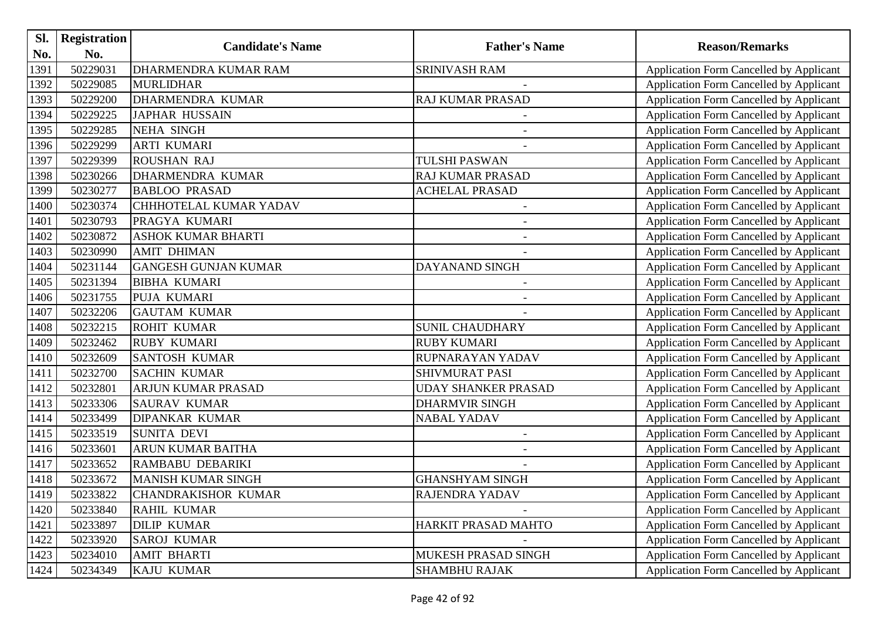| Sl. No. | Registration No. | Candidate's Name | Father's Name | Reason/Remarks |
|---|---|---|---|---|
| 1391 | 50229031 | DHARMENDRA KUMAR RAM | SRINIVASH RAM | Application Form Cancelled by Applicant |
| 1392 | 50229085 | MURLIDHAR | - | Application Form Cancelled by Applicant |
| 1393 | 50229200 | DHARMENDRA KUMAR | RAJ KUMAR PRASAD | Application Form Cancelled by Applicant |
| 1394 | 50229225 | JAPHAR HUSSAIN | - | Application Form Cancelled by Applicant |
| 1395 | 50229285 | NEHA SINGH | - | Application Form Cancelled by Applicant |
| 1396 | 50229299 | ARTI KUMARI | - | Application Form Cancelled by Applicant |
| 1397 | 50229399 | ROUSHAN RAJ | TULSHI PASWAN | Application Form Cancelled by Applicant |
| 1398 | 50230266 | DHARMENDRA KUMAR | RAJ KUMAR PRASAD | Application Form Cancelled by Applicant |
| 1399 | 50230277 | BABLOO PRASAD | ACHELAL PRASAD | Application Form Cancelled by Applicant |
| 1400 | 50230374 | CHHHOTELAL KUMAR YADAV | - | Application Form Cancelled by Applicant |
| 1401 | 50230793 | PRAGYA KUMARI | - | Application Form Cancelled by Applicant |
| 1402 | 50230872 | ASHOK KUMAR BHARTI | - | Application Form Cancelled by Applicant |
| 1403 | 50230990 | AMIT DHIMAN | - | Application Form Cancelled by Applicant |
| 1404 | 50231144 | GANGESH GUNJAN KUMAR | DAYANAND SINGH | Application Form Cancelled by Applicant |
| 1405 | 50231394 | BIBHA KUMARI | - | Application Form Cancelled by Applicant |
| 1406 | 50231755 | PUJA KUMARI | - | Application Form Cancelled by Applicant |
| 1407 | 50232206 | GAUTAM KUMAR | - | Application Form Cancelled by Applicant |
| 1408 | 50232215 | ROHIT KUMAR | SUNIL CHAUDHARY | Application Form Cancelled by Applicant |
| 1409 | 50232462 | RUBY KUMARI | RUBY KUMARI | Application Form Cancelled by Applicant |
| 1410 | 50232609 | SANTOSH KUMAR | RUPNARAYAN YADAV | Application Form Cancelled by Applicant |
| 1411 | 50232700 | SACHIN KUMAR | SHIVMURAT PASI | Application Form Cancelled by Applicant |
| 1412 | 50232801 | ARJUN KUMAR PRASAD | UDAY SHANKER PRASAD | Application Form Cancelled by Applicant |
| 1413 | 50233306 | SAURAV KUMAR | DHARMVIR SINGH | Application Form Cancelled by Applicant |
| 1414 | 50233499 | DIPANKAR KUMAR | NABAL YADAV | Application Form Cancelled by Applicant |
| 1415 | 50233519 | SUNITA DEVI | - | Application Form Cancelled by Applicant |
| 1416 | 50233601 | ARUN KUMAR BAITHA | - | Application Form Cancelled by Applicant |
| 1417 | 50233652 | RAMBABU DEBARIKI | - | Application Form Cancelled by Applicant |
| 1418 | 50233672 | MANISH KUMAR SINGH | GHANSHYAM SINGH | Application Form Cancelled by Applicant |
| 1419 | 50233822 | CHANDRAKISHOR KUMAR | RAJENDRA YADAV | Application Form Cancelled by Applicant |
| 1420 | 50233840 | RAHIL KUMAR | - | Application Form Cancelled by Applicant |
| 1421 | 50233897 | DILIP KUMAR | HARKIT PRASAD MAHTO | Application Form Cancelled by Applicant |
| 1422 | 50233920 | SAROJ KUMAR | - | Application Form Cancelled by Applicant |
| 1423 | 50234010 | AMIT BHARTI | MUKESH PRASAD SINGH | Application Form Cancelled by Applicant |
| 1424 | 50234349 | KAJU KUMAR | SHAMBHU RAJAK | Application Form Cancelled by Applicant |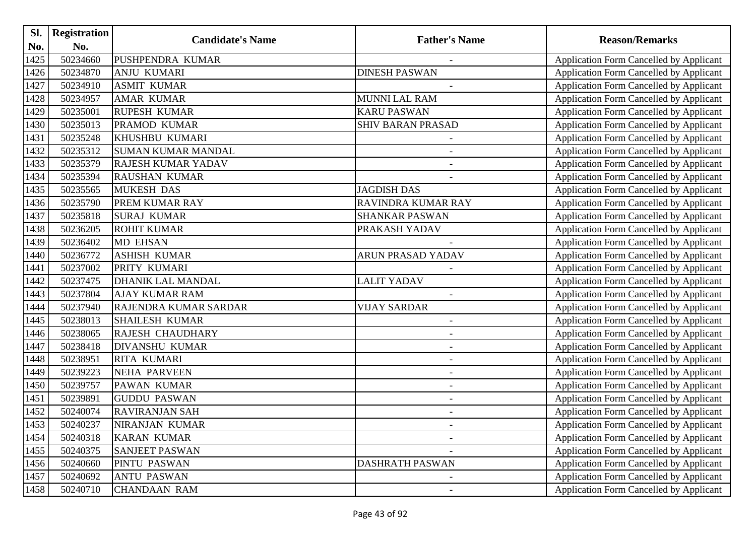| Sl. No. | Registration No. | Candidate's Name | Father's Name | Reason/Remarks |
| --- | --- | --- | --- | --- |
| 1425 | 50234660 | PUSHPENDRA KUMAR | - | Application Form Cancelled by Applicant |
| 1426 | 50234870 | ANJU KUMARI | DINESH PASWAN | Application Form Cancelled by Applicant |
| 1427 | 50234910 | ASMIT KUMAR | - | Application Form Cancelled by Applicant |
| 1428 | 50234957 | AMAR KUMAR | MUNNI LAL RAM | Application Form Cancelled by Applicant |
| 1429 | 50235001 | RUPESH KUMAR | KARU PASWAN | Application Form Cancelled by Applicant |
| 1430 | 50235013 | PRAMOD KUMAR | SHIV BARAN PRASAD | Application Form Cancelled by Applicant |
| 1431 | 50235248 | KHUSHBU KUMARI | - | Application Form Cancelled by Applicant |
| 1432 | 50235312 | SUMAN KUMAR MANDAL | - | Application Form Cancelled by Applicant |
| 1433 | 50235379 | RAJESH KUMAR YADAV | - | Application Form Cancelled by Applicant |
| 1434 | 50235394 | RAUSHAN KUMAR | - | Application Form Cancelled by Applicant |
| 1435 | 50235565 | MUKESH DAS | JAGDISH DAS | Application Form Cancelled by Applicant |
| 1436 | 50235790 | PREM KUMAR RAY | RAVINDRA KUMAR RAY | Application Form Cancelled by Applicant |
| 1437 | 50235818 | SURAJ KUMAR | SHANKAR PASWAN | Application Form Cancelled by Applicant |
| 1438 | 50236205 | ROHIT KUMAR | PRAKASH YADAV | Application Form Cancelled by Applicant |
| 1439 | 50236402 | MD EHSAN | - | Application Form Cancelled by Applicant |
| 1440 | 50236772 | ASHISH KUMAR | ARUN PRASAD YADAV | Application Form Cancelled by Applicant |
| 1441 | 50237002 | PRITY KUMARI | - | Application Form Cancelled by Applicant |
| 1442 | 50237475 | DHANIK LAL MANDAL | LALIT YADAV | Application Form Cancelled by Applicant |
| 1443 | 50237804 | AJAY KUMAR RAM | - | Application Form Cancelled by Applicant |
| 1444 | 50237940 | RAJENDRA KUMAR SARDAR | VIJAY SARDAR | Application Form Cancelled by Applicant |
| 1445 | 50238013 | SHAILESH KUMAR | - | Application Form Cancelled by Applicant |
| 1446 | 50238065 | RAJESH CHAUDHARY | - | Application Form Cancelled by Applicant |
| 1447 | 50238418 | DIVANSHU KUMAR | - | Application Form Cancelled by Applicant |
| 1448 | 50238951 | RITA KUMARI | - | Application Form Cancelled by Applicant |
| 1449 | 50239223 | NEHA PARVEEN | - | Application Form Cancelled by Applicant |
| 1450 | 50239757 | PAWAN KUMAR | - | Application Form Cancelled by Applicant |
| 1451 | 50239891 | GUDDU PASWAN | - | Application Form Cancelled by Applicant |
| 1452 | 50240074 | RAVIRANJAN SAH | - | Application Form Cancelled by Applicant |
| 1453 | 50240237 | NIRANJAN KUMAR | - | Application Form Cancelled by Applicant |
| 1454 | 50240318 | KARAN KUMAR | - | Application Form Cancelled by Applicant |
| 1455 | 50240375 | SANJEET PASWAN | - | Application Form Cancelled by Applicant |
| 1456 | 50240660 | PINTU PASWAN | DASHRATH PASWAN | Application Form Cancelled by Applicant |
| 1457 | 50240692 | ANTU PASWAN | - | Application Form Cancelled by Applicant |
| 1458 | 50240710 | CHANDAAN RAM | - | Application Form Cancelled by Applicant |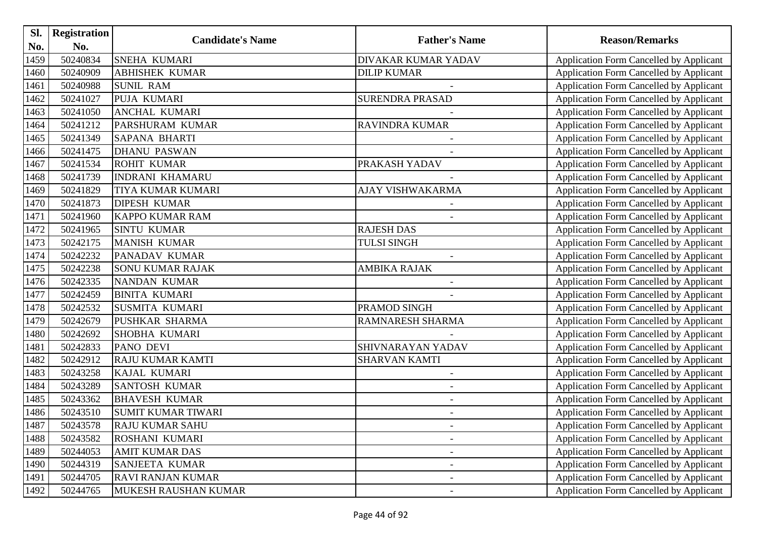| Sl. No. | Registration No. | Candidate's Name | Father's Name | Reason/Remarks |
|---|---|---|---|---|
| 1459 | 50240834 | SNEHA KUMARI | DIVAKAR KUMAR YADAV | Application Form Cancelled by Applicant |
| 1460 | 50240909 | ABHISHEK KUMAR | DILIP KUMAR | Application Form Cancelled by Applicant |
| 1461 | 50240988 | SUNIL RAM | - | Application Form Cancelled by Applicant |
| 1462 | 50241027 | PUJA KUMARI | SURENDRA PRASAD | Application Form Cancelled by Applicant |
| 1463 | 50241050 | ANCHAL KUMARI | - | Application Form Cancelled by Applicant |
| 1464 | 50241212 | PARSHURAM KUMAR | RAVINDRA KUMAR | Application Form Cancelled by Applicant |
| 1465 | 50241349 | SAPANA BHARTI | - | Application Form Cancelled by Applicant |
| 1466 | 50241475 | DHANU PASWAN | - | Application Form Cancelled by Applicant |
| 1467 | 50241534 | ROHIT KUMAR | PRAKASH YADAV | Application Form Cancelled by Applicant |
| 1468 | 50241739 | INDRANI KHAMARU | - | Application Form Cancelled by Applicant |
| 1469 | 50241829 | TIYA KUMAR KUMARI | AJAY VISHWAKARMA | Application Form Cancelled by Applicant |
| 1470 | 50241873 | DIPESH KUMAR | - | Application Form Cancelled by Applicant |
| 1471 | 50241960 | KAPPO KUMAR RAM | - | Application Form Cancelled by Applicant |
| 1472 | 50241965 | SINTU KUMAR | RAJESH DAS | Application Form Cancelled by Applicant |
| 1473 | 50242175 | MANISH KUMAR | TULSI SINGH | Application Form Cancelled by Applicant |
| 1474 | 50242232 | PANADAV KUMAR | - | Application Form Cancelled by Applicant |
| 1475 | 50242238 | SONU KUMAR RAJAK | AMBIKA RAJAK | Application Form Cancelled by Applicant |
| 1476 | 50242335 | NANDAN KUMAR | - | Application Form Cancelled by Applicant |
| 1477 | 50242459 | BINITA KUMARI | - | Application Form Cancelled by Applicant |
| 1478 | 50242532 | SUSMITA KUMARI | PRAMOD SINGH | Application Form Cancelled by Applicant |
| 1479 | 50242679 | PUSHKAR SHARMA | RAMNARESH SHARMA | Application Form Cancelled by Applicant |
| 1480 | 50242692 | SHOBHA KUMARI | - | Application Form Cancelled by Applicant |
| 1481 | 50242833 | PANO DEVI | SHIVNARAYAN YADAV | Application Form Cancelled by Applicant |
| 1482 | 50242912 | RAJU KUMAR KAMTI | SHARVAN KAMTI | Application Form Cancelled by Applicant |
| 1483 | 50243258 | KAJAL KUMARI | - | Application Form Cancelled by Applicant |
| 1484 | 50243289 | SANTOSH KUMAR | - | Application Form Cancelled by Applicant |
| 1485 | 50243362 | BHAVESH KUMAR | - | Application Form Cancelled by Applicant |
| 1486 | 50243510 | SUMIT KUMAR TIWARI | - | Application Form Cancelled by Applicant |
| 1487 | 50243578 | RAJU KUMAR SAHU | - | Application Form Cancelled by Applicant |
| 1488 | 50243582 | ROSHANI KUMARI | - | Application Form Cancelled by Applicant |
| 1489 | 50244053 | AMIT KUMAR DAS | - | Application Form Cancelled by Applicant |
| 1490 | 50244319 | SANJEETA KUMAR | - | Application Form Cancelled by Applicant |
| 1491 | 50244705 | RAVI RANJAN KUMAR | - | Application Form Cancelled by Applicant |
| 1492 | 50244765 | MUKESH RAUSHAN KUMAR | - | Application Form Cancelled by Applicant |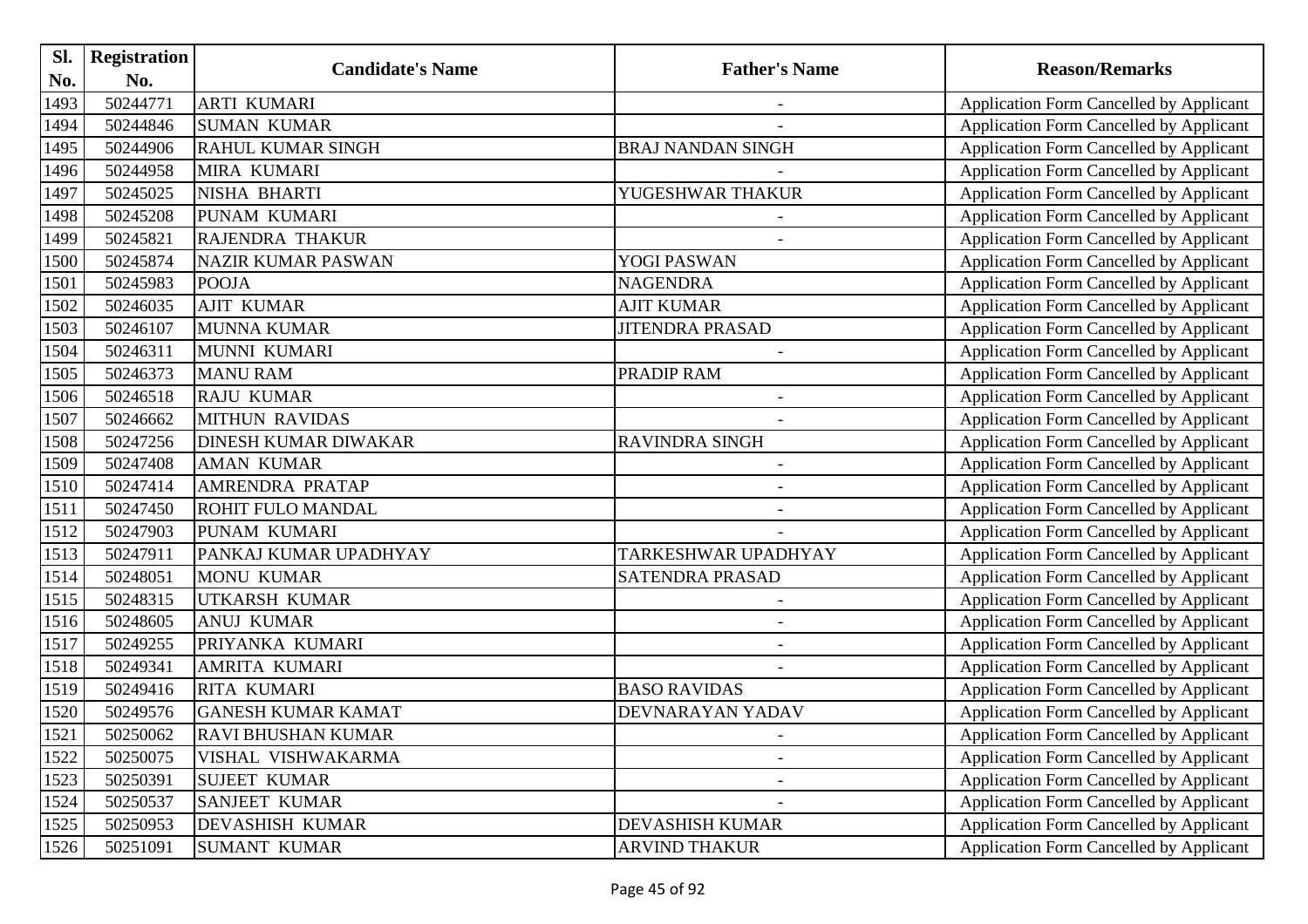| Sl. No. | Registration No. | Candidate's Name | Father's Name | Reason/Remarks |
|---|---|---|---|---|
| 1493 | 50244771 | ARTI KUMARI | - | Application Form Cancelled by Applicant |
| 1494 | 50244846 | SUMAN KUMAR | - | Application Form Cancelled by Applicant |
| 1495 | 50244906 | RAHUL KUMAR SINGH | BRAJ NANDAN SINGH | Application Form Cancelled by Applicant |
| 1496 | 50244958 | MIRA KUMARI | - | Application Form Cancelled by Applicant |
| 1497 | 50245025 | NISHA BHARTI | YUGESHWAR THAKUR | Application Form Cancelled by Applicant |
| 1498 | 50245208 | PUNAM KUMARI | - | Application Form Cancelled by Applicant |
| 1499 | 50245821 | RAJENDRA THAKUR | - | Application Form Cancelled by Applicant |
| 1500 | 50245874 | NAZIR KUMAR PASWAN | YOGI PASWAN | Application Form Cancelled by Applicant |
| 1501 | 50245983 | POOJA | NAGENDRA | Application Form Cancelled by Applicant |
| 1502 | 50246035 | AJIT KUMAR | AJIT KUMAR | Application Form Cancelled by Applicant |
| 1503 | 50246107 | MUNNA KUMAR | JITENDRA PRASAD | Application Form Cancelled by Applicant |
| 1504 | 50246311 | MUNNI KUMARI | - | Application Form Cancelled by Applicant |
| 1505 | 50246373 | MANU RAM | PRADIP RAM | Application Form Cancelled by Applicant |
| 1506 | 50246518 | RAJU KUMAR | - | Application Form Cancelled by Applicant |
| 1507 | 50246662 | MITHUN RAVIDAS | - | Application Form Cancelled by Applicant |
| 1508 | 50247256 | DINESH KUMAR DIWAKAR | RAVINDRA SINGH | Application Form Cancelled by Applicant |
| 1509 | 50247408 | AMAN KUMAR | - | Application Form Cancelled by Applicant |
| 1510 | 50247414 | AMRENDRA PRATAP | - | Application Form Cancelled by Applicant |
| 1511 | 50247450 | ROHIT FULO MANDAL | - | Application Form Cancelled by Applicant |
| 1512 | 50247903 | PUNAM KUMARI | - | Application Form Cancelled by Applicant |
| 1513 | 50247911 | PANKAJ KUMAR UPADHYAY | TARKESHWAR UPADHYAY | Application Form Cancelled by Applicant |
| 1514 | 50248051 | MONU KUMAR | SATENDRA PRASAD | Application Form Cancelled by Applicant |
| 1515 | 50248315 | UTKARSH KUMAR | - | Application Form Cancelled by Applicant |
| 1516 | 50248605 | ANUJ KUMAR | - | Application Form Cancelled by Applicant |
| 1517 | 50249255 | PRIYANKA KUMARI | - | Application Form Cancelled by Applicant |
| 1518 | 50249341 | AMRITA KUMARI | - | Application Form Cancelled by Applicant |
| 1519 | 50249416 | RITA KUMARI | BASO RAVIDAS | Application Form Cancelled by Applicant |
| 1520 | 50249576 | GANESH KUMAR KAMAT | DEVNARAYAN YADAV | Application Form Cancelled by Applicant |
| 1521 | 50250062 | RAVI BHUSHAN KUMAR | - | Application Form Cancelled by Applicant |
| 1522 | 50250075 | VISHAL VISHWAKARMA | - | Application Form Cancelled by Applicant |
| 1523 | 50250391 | SUJEET KUMAR | - | Application Form Cancelled by Applicant |
| 1524 | 50250537 | SANJEET KUMAR | - | Application Form Cancelled by Applicant |
| 1525 | 50250953 | DEVASHISH KUMAR | DEVASHISH KUMAR | Application Form Cancelled by Applicant |
| 1526 | 50251091 | SUMANT KUMAR | ARVIND THAKUR | Application Form Cancelled by Applicant |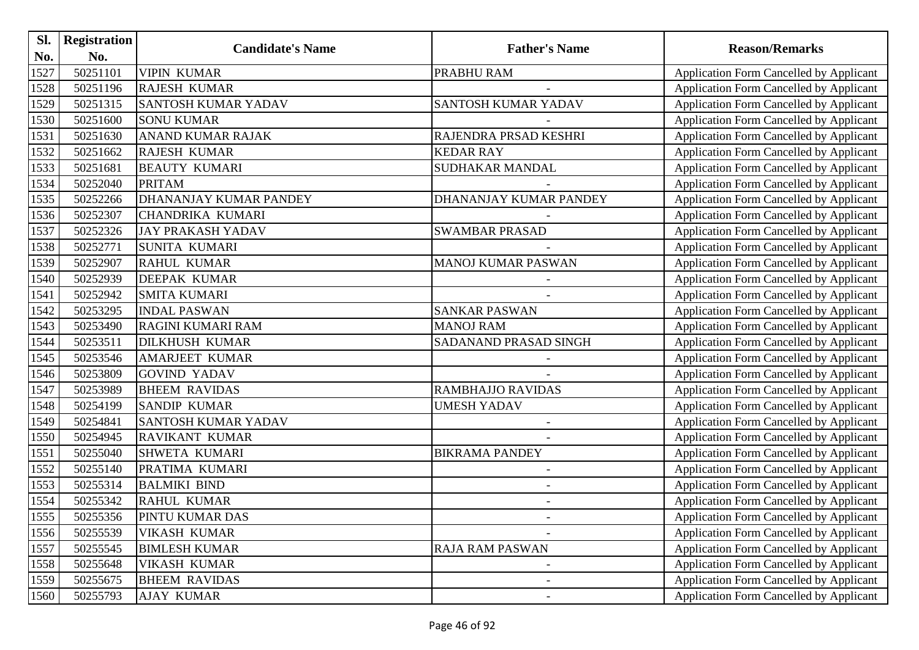| Sl. No. | Registration No. | Candidate's Name | Father's Name | Reason/Remarks |
|---|---|---|---|---|
| 1527 | 50251101 | VIPIN KUMAR | PRABHU RAM | Application Form Cancelled by Applicant |
| 1528 | 50251196 | RAJESH KUMAR | - | Application Form Cancelled by Applicant |
| 1529 | 50251315 | SANTOSH KUMAR YADAV | SANTOSH KUMAR YADAV | Application Form Cancelled by Applicant |
| 1530 | 50251600 | SONU KUMAR | - | Application Form Cancelled by Applicant |
| 1531 | 50251630 | ANAND KUMAR RAJAK | RAJENDRA PRSAD KESHRI | Application Form Cancelled by Applicant |
| 1532 | 50251662 | RAJESH KUMAR | KEDAR RAY | Application Form Cancelled by Applicant |
| 1533 | 50251681 | BEAUTY KUMARI | SUDHAKAR MANDAL | Application Form Cancelled by Applicant |
| 1534 | 50252040 | PRITAM | - | Application Form Cancelled by Applicant |
| 1535 | 50252266 | DHANANJAY KUMAR PANDEY | DHANANJAY KUMAR PANDEY | Application Form Cancelled by Applicant |
| 1536 | 50252307 | CHANDRIKA KUMARI | - | Application Form Cancelled by Applicant |
| 1537 | 50252326 | JAY PRAKASH YADAV | SWAMBAR PRASAD | Application Form Cancelled by Applicant |
| 1538 | 50252771 | SUNITA KUMARI | - | Application Form Cancelled by Applicant |
| 1539 | 50252907 | RAHUL KUMAR | MANOJ KUMAR PASWAN | Application Form Cancelled by Applicant |
| 1540 | 50252939 | DEEPAK KUMAR | - | Application Form Cancelled by Applicant |
| 1541 | 50252942 | SMITA KUMARI | - | Application Form Cancelled by Applicant |
| 1542 | 50253295 | INDAL PASWAN | SANKAR PASWAN | Application Form Cancelled by Applicant |
| 1543 | 50253490 | RAGINI KUMARI RAM | MANOJ RAM | Application Form Cancelled by Applicant |
| 1544 | 50253511 | DILKHUSH KUMAR | SADANAND PRASAD SINGH | Application Form Cancelled by Applicant |
| 1545 | 50253546 | AMARJEET KUMAR | - | Application Form Cancelled by Applicant |
| 1546 | 50253809 | GOVIND YADAV | - | Application Form Cancelled by Applicant |
| 1547 | 50253989 | BHEEM RAVIDAS | RAMBHAJJO RAVIDAS | Application Form Cancelled by Applicant |
| 1548 | 50254199 | SANDIP KUMAR | UMESH YADAV | Application Form Cancelled by Applicant |
| 1549 | 50254841 | SANTOSH KUMAR YADAV | - | Application Form Cancelled by Applicant |
| 1550 | 50254945 | RAVIKANT KUMAR | - | Application Form Cancelled by Applicant |
| 1551 | 50255040 | SHWETA KUMARI | BIKRAMA PANDEY | Application Form Cancelled by Applicant |
| 1552 | 50255140 | PRATIMA KUMARI | - | Application Form Cancelled by Applicant |
| 1553 | 50255314 | BALMIKI BIND | - | Application Form Cancelled by Applicant |
| 1554 | 50255342 | RAHUL KUMAR | - | Application Form Cancelled by Applicant |
| 1555 | 50255356 | PINTU KUMAR DAS | - | Application Form Cancelled by Applicant |
| 1556 | 50255539 | VIKASH KUMAR | - | Application Form Cancelled by Applicant |
| 1557 | 50255545 | BIMLESH KUMAR | RAJA RAM PASWAN | Application Form Cancelled by Applicant |
| 1558 | 50255648 | VIKASH KUMAR | - | Application Form Cancelled by Applicant |
| 1559 | 50255675 | BHEEM RAVIDAS | - | Application Form Cancelled by Applicant |
| 1560 | 50255793 | AJAY KUMAR | - | Application Form Cancelled by Applicant |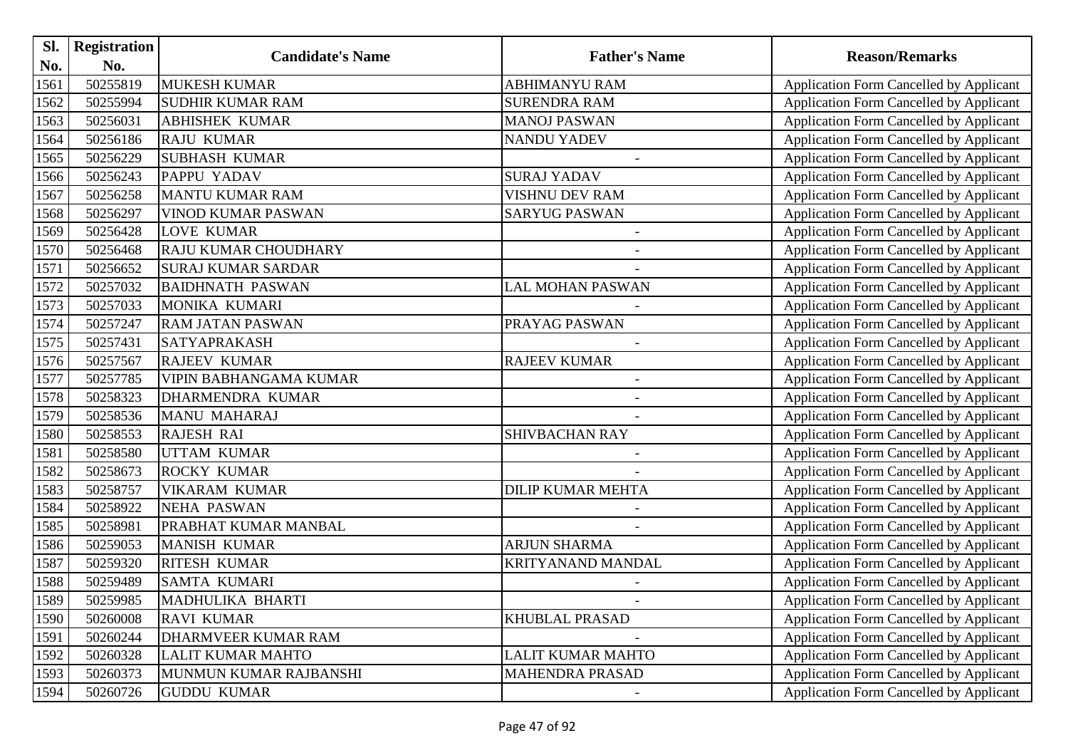| Sl. No. | Registration No. | Candidate's Name | Father's Name | Reason/Remarks |
|---|---|---|---|---|
| 1561 | 50255819 | MUKESH KUMAR | ABHIMANYU RAM | Application Form Cancelled by Applicant |
| 1562 | 50255994 | SUDHIR KUMAR RAM | SURENDRA RAM | Application Form Cancelled by Applicant |
| 1563 | 50256031 | ABHISHEK KUMAR | MANOJ PASWAN | Application Form Cancelled by Applicant |
| 1564 | 50256186 | RAJU KUMAR | NANDU YADEV | Application Form Cancelled by Applicant |
| 1565 | 50256229 | SUBHASH KUMAR | - | Application Form Cancelled by Applicant |
| 1566 | 50256243 | PAPPU YADAV | SURAJ YADAV | Application Form Cancelled by Applicant |
| 1567 | 50256258 | MANTU KUMAR RAM | VISHNU DEV RAM | Application Form Cancelled by Applicant |
| 1568 | 50256297 | VINOD KUMAR PASWAN | SARYUG PASWAN | Application Form Cancelled by Applicant |
| 1569 | 50256428 | LOVE KUMAR | - | Application Form Cancelled by Applicant |
| 1570 | 50256468 | RAJU KUMAR CHOUDHARY | - | Application Form Cancelled by Applicant |
| 1571 | 50256652 | SURAJ KUMAR SARDAR | - | Application Form Cancelled by Applicant |
| 1572 | 50257032 | BAIDHNATH PASWAN | LAL MOHAN PASWAN | Application Form Cancelled by Applicant |
| 1573 | 50257033 | MONIKA KUMARI | - | Application Form Cancelled by Applicant |
| 1574 | 50257247 | RAM JATAN PASWAN | PRAYAG PASWAN | Application Form Cancelled by Applicant |
| 1575 | 50257431 | SATYAPRAKASH | - | Application Form Cancelled by Applicant |
| 1576 | 50257567 | RAJEEV KUMAR | RAJEEV KUMAR | Application Form Cancelled by Applicant |
| 1577 | 50257785 | VIPIN BABHANGAMA KUMAR | - | Application Form Cancelled by Applicant |
| 1578 | 50258323 | DHARMENDRA KUMAR | - | Application Form Cancelled by Applicant |
| 1579 | 50258536 | MANU MAHARAJ | - | Application Form Cancelled by Applicant |
| 1580 | 50258553 | RAJESH RAI | SHIVBACHAN RAY | Application Form Cancelled by Applicant |
| 1581 | 50258580 | UTTAM KUMAR | - | Application Form Cancelled by Applicant |
| 1582 | 50258673 | ROCKY KUMAR | - | Application Form Cancelled by Applicant |
| 1583 | 50258757 | VIKARAM KUMAR | DILIP KUMAR MEHTA | Application Form Cancelled by Applicant |
| 1584 | 50258922 | NEHA PASWAN | - | Application Form Cancelled by Applicant |
| 1585 | 50258981 | PRABHAT KUMAR MANBAL | - | Application Form Cancelled by Applicant |
| 1586 | 50259053 | MANISH KUMAR | ARJUN SHARMA | Application Form Cancelled by Applicant |
| 1587 | 50259320 | RITESH KUMAR | KRITYANAND MANDAL | Application Form Cancelled by Applicant |
| 1588 | 50259489 | SAMTA KUMARI | - | Application Form Cancelled by Applicant |
| 1589 | 50259985 | MADHULIKA BHARTI | - | Application Form Cancelled by Applicant |
| 1590 | 50260008 | RAVI KUMAR | KHUBLAL PRASAD | Application Form Cancelled by Applicant |
| 1591 | 50260244 | DHARMVEER KUMAR RAM | - | Application Form Cancelled by Applicant |
| 1592 | 50260328 | LALIT KUMAR MAHTO | LALIT KUMAR MAHTO | Application Form Cancelled by Applicant |
| 1593 | 50260373 | MUNMUN KUMAR RAJBANSHI | MAHENDRA PRASAD | Application Form Cancelled by Applicant |
| 1594 | 50260726 | GUDDU KUMAR | - | Application Form Cancelled by Applicant |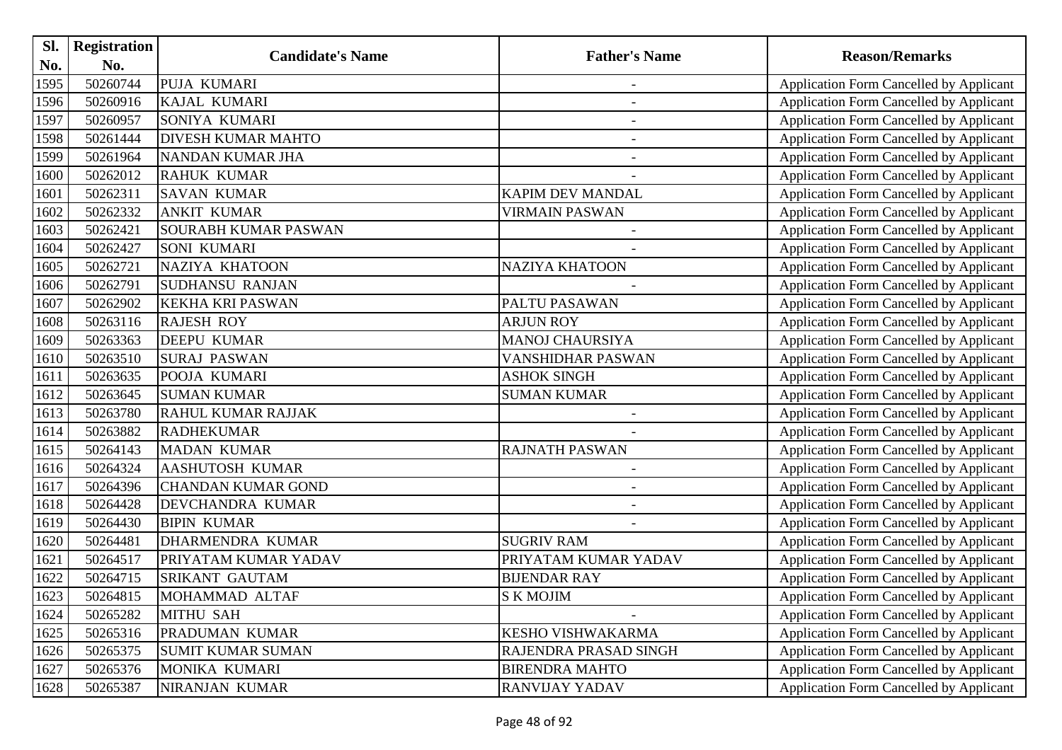| Sl. No. | Registration No. | Candidate's Name | Father's Name | Reason/Remarks |
|---|---|---|---|---|
| 1595 | 50260744 | PUJA KUMARI | - | Application Form Cancelled by Applicant |
| 1596 | 50260916 | KAJAL KUMARI | - | Application Form Cancelled by Applicant |
| 1597 | 50260957 | SONIYA KUMARI | - | Application Form Cancelled by Applicant |
| 1598 | 50261444 | DIVESH KUMAR MAHTO | - | Application Form Cancelled by Applicant |
| 1599 | 50261964 | NANDAN KUMAR JHA | - | Application Form Cancelled by Applicant |
| 1600 | 50262012 | RAHUK KUMAR | - | Application Form Cancelled by Applicant |
| 1601 | 50262311 | SAVAN KUMAR | KAPIM DEV MANDAL | Application Form Cancelled by Applicant |
| 1602 | 50262332 | ANKIT KUMAR | VIRMAIN PASWAN | Application Form Cancelled by Applicant |
| 1603 | 50262421 | SOURABH KUMAR PASWAN | - | Application Form Cancelled by Applicant |
| 1604 | 50262427 | SONI KUMARI | - | Application Form Cancelled by Applicant |
| 1605 | 50262721 | NAZIYA KHATOON | NAZIYA KHATOON | Application Form Cancelled by Applicant |
| 1606 | 50262791 | SUDHANSU RANJAN | - | Application Form Cancelled by Applicant |
| 1607 | 50262902 | KEKHA KRI PASWAN | PALTU PASAWAN | Application Form Cancelled by Applicant |
| 1608 | 50263116 | RAJESH ROY | ARJUN ROY | Application Form Cancelled by Applicant |
| 1609 | 50263363 | DEEPU KUMAR | MANOJ CHAURSIYA | Application Form Cancelled by Applicant |
| 1610 | 50263510 | SURAJ PASWAN | VANSHIDHAR PASWAN | Application Form Cancelled by Applicant |
| 1611 | 50263635 | POOJA KUMARI | ASHOK SINGH | Application Form Cancelled by Applicant |
| 1612 | 50263645 | SUMAN KUMAR | SUMAN KUMAR | Application Form Cancelled by Applicant |
| 1613 | 50263780 | RAHUL KUMAR RAJJAK | - | Application Form Cancelled by Applicant |
| 1614 | 50263882 | RADHEKUMAR | - | Application Form Cancelled by Applicant |
| 1615 | 50264143 | MADAN KUMAR | RAJNATH PASWAN | Application Form Cancelled by Applicant |
| 1616 | 50264324 | AASHUTOSH KUMAR | - | Application Form Cancelled by Applicant |
| 1617 | 50264396 | CHANDAN KUMAR GOND | - | Application Form Cancelled by Applicant |
| 1618 | 50264428 | DEVCHANDRA KUMAR | - | Application Form Cancelled by Applicant |
| 1619 | 50264430 | BIPIN KUMAR | - | Application Form Cancelled by Applicant |
| 1620 | 50264481 | DHARMENDRA KUMAR | SUGRIV RAM | Application Form Cancelled by Applicant |
| 1621 | 50264517 | PRIYATAM KUMAR YADAV | PRIYATAM KUMAR YADAV | Application Form Cancelled by Applicant |
| 1622 | 50264715 | SRIKANT GAUTAM | BIJENDAR RAY | Application Form Cancelled by Applicant |
| 1623 | 50264815 | MOHAMMAD ALTAF | S K MOJIM | Application Form Cancelled by Applicant |
| 1624 | 50265282 | MITHU SAH | - | Application Form Cancelled by Applicant |
| 1625 | 50265316 | PRADUMAN KUMAR | KESHO VISHWAKARMA | Application Form Cancelled by Applicant |
| 1626 | 50265375 | SUMIT KUMAR SUMAN | RAJENDRA PRASAD SINGH | Application Form Cancelled by Applicant |
| 1627 | 50265376 | MONIKA KUMARI | BIRENDRA MAHTO | Application Form Cancelled by Applicant |
| 1628 | 50265387 | NIRANJAN KUMAR | RANVIJAY YADAV | Application Form Cancelled by Applicant |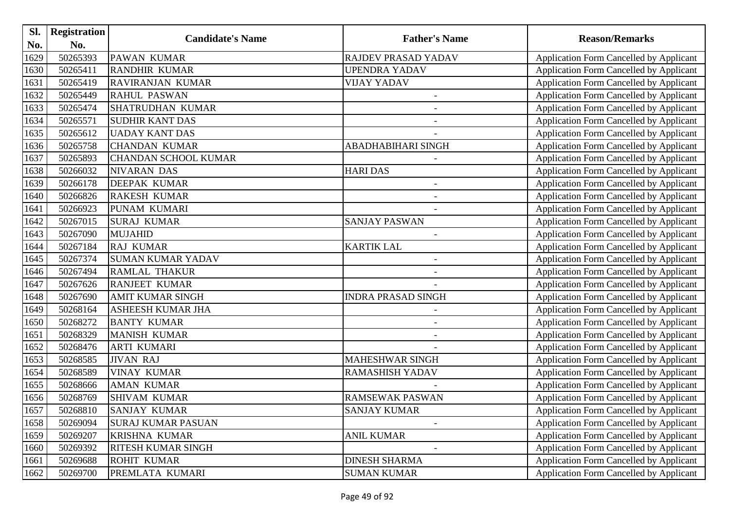| Sl. No. | Registration No. | Candidate's Name | Father's Name | Reason/Remarks |
|---|---|---|---|---|
| 1629 | 50265393 | PAWAN KUMAR | RAJDEV PRASAD YADAV | Application Form Cancelled by Applicant |
| 1630 | 50265411 | RANDHIR KUMAR | UPENDRA YADAV | Application Form Cancelled by Applicant |
| 1631 | 50265419 | RAVIRANJAN KUMAR | VIJAY YADAV | Application Form Cancelled by Applicant |
| 1632 | 50265449 | RAHUL PASWAN | - | Application Form Cancelled by Applicant |
| 1633 | 50265474 | SHATRUDHAN KUMAR | - | Application Form Cancelled by Applicant |
| 1634 | 50265571 | SUDHIR KANT DAS | - | Application Form Cancelled by Applicant |
| 1635 | 50265612 | UADAY KANT DAS | - | Application Form Cancelled by Applicant |
| 1636 | 50265758 | CHANDAN KUMAR | ABADHABIHARI SINGH | Application Form Cancelled by Applicant |
| 1637 | 50265893 | CHANDAN SCHOOL KUMAR | - | Application Form Cancelled by Applicant |
| 1638 | 50266032 | NIVARAN DAS | HARI DAS | Application Form Cancelled by Applicant |
| 1639 | 50266178 | DEEPAK KUMAR | - | Application Form Cancelled by Applicant |
| 1640 | 50266826 | RAKESH KUMAR | - | Application Form Cancelled by Applicant |
| 1641 | 50266923 | PUNAM KUMARI | - | Application Form Cancelled by Applicant |
| 1642 | 50267015 | SURAJ KUMAR | SANJAY PASWAN | Application Form Cancelled by Applicant |
| 1643 | 50267090 | MUJAHID | - | Application Form Cancelled by Applicant |
| 1644 | 50267184 | RAJ KUMAR | KARTIK LAL | Application Form Cancelled by Applicant |
| 1645 | 50267374 | SUMAN KUMAR YADAV | - | Application Form Cancelled by Applicant |
| 1646 | 50267494 | RAMLAL THAKUR | - | Application Form Cancelled by Applicant |
| 1647 | 50267626 | RANJEET KUMAR | - | Application Form Cancelled by Applicant |
| 1648 | 50267690 | AMIT KUMAR SINGH | INDRA PRASAD SINGH | Application Form Cancelled by Applicant |
| 1649 | 50268164 | ASHEESH KUMAR JHA | - | Application Form Cancelled by Applicant |
| 1650 | 50268272 | BANTY KUMAR | - | Application Form Cancelled by Applicant |
| 1651 | 50268329 | MANISH KUMAR | - | Application Form Cancelled by Applicant |
| 1652 | 50268476 | ARTI KUMARI | - | Application Form Cancelled by Applicant |
| 1653 | 50268585 | JIVAN RAJ | MAHESHWAR SINGH | Application Form Cancelled by Applicant |
| 1654 | 50268589 | VINAY KUMAR | RAMASHISH YADAV | Application Form Cancelled by Applicant |
| 1655 | 50268666 | AMAN KUMAR | - | Application Form Cancelled by Applicant |
| 1656 | 50268769 | SHIVAM KUMAR | RAMSEWAK PASWAN | Application Form Cancelled by Applicant |
| 1657 | 50268810 | SANJAY KUMAR | SANJAY KUMAR | Application Form Cancelled by Applicant |
| 1658 | 50269094 | SURAJ KUMAR PASUAN | - | Application Form Cancelled by Applicant |
| 1659 | 50269207 | KRISHNA KUMAR | ANIL KUMAR | Application Form Cancelled by Applicant |
| 1660 | 50269392 | RITESH KUMAR SINGH | - | Application Form Cancelled by Applicant |
| 1661 | 50269688 | ROHIT KUMAR | DINESH SHARMA | Application Form Cancelled by Applicant |
| 1662 | 50269700 | PREMLATA KUMARI | SUMAN KUMAR | Application Form Cancelled by Applicant |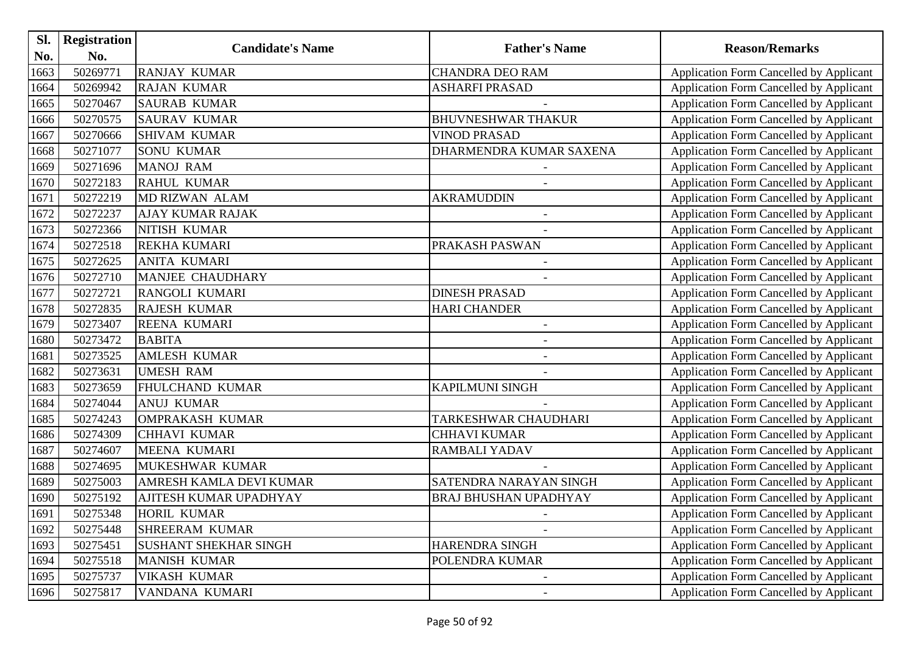| Sl. No. | Registration No. | Candidate's Name | Father's Name | Reason/Remarks |
|---|---|---|---|---|
| 1663 | 50269771 | RANJAY KUMAR | CHANDRA DEO RAM | Application Form Cancelled by Applicant |
| 1664 | 50269942 | RAJAN KUMAR | ASHARFI PRASAD | Application Form Cancelled by Applicant |
| 1665 | 50270467 | SAURAB KUMAR | - | Application Form Cancelled by Applicant |
| 1666 | 50270575 | SAURAV KUMAR | BHUVNESHWAR THAKUR | Application Form Cancelled by Applicant |
| 1667 | 50270666 | SHIVAM KUMAR | VINOD PRASAD | Application Form Cancelled by Applicant |
| 1668 | 50271077 | SONU KUMAR | DHARMENDRA KUMAR SAXENA | Application Form Cancelled by Applicant |
| 1669 | 50271696 | MANOJ RAM | - | Application Form Cancelled by Applicant |
| 1670 | 50272183 | RAHUL KUMAR | - | Application Form Cancelled by Applicant |
| 1671 | 50272219 | MD RIZWAN ALAM | AKRAMUDDIN | Application Form Cancelled by Applicant |
| 1672 | 50272237 | AJAY KUMAR RAJAK | - | Application Form Cancelled by Applicant |
| 1673 | 50272366 | NITISH KUMAR | - | Application Form Cancelled by Applicant |
| 1674 | 50272518 | REKHA KUMARI | PRAKASH PASWAN | Application Form Cancelled by Applicant |
| 1675 | 50272625 | ANITA KUMARI | - | Application Form Cancelled by Applicant |
| 1676 | 50272710 | MANJEE CHAUDHARY | - | Application Form Cancelled by Applicant |
| 1677 | 50272721 | RANGOLI KUMARI | DINESH PRASAD | Application Form Cancelled by Applicant |
| 1678 | 50272835 | RAJESH KUMAR | HARI CHANDER | Application Form Cancelled by Applicant |
| 1679 | 50273407 | REENA KUMARI | - | Application Form Cancelled by Applicant |
| 1680 | 50273472 | BABITA | - | Application Form Cancelled by Applicant |
| 1681 | 50273525 | AMLESH KUMAR | - | Application Form Cancelled by Applicant |
| 1682 | 50273631 | UMESH RAM | - | Application Form Cancelled by Applicant |
| 1683 | 50273659 | FHULCHAND KUMAR | KAPILMUNI SINGH | Application Form Cancelled by Applicant |
| 1684 | 50274044 | ANUJ KUMAR | - | Application Form Cancelled by Applicant |
| 1685 | 50274243 | OMPRAKASH KUMAR | TARKESHWAR CHAUDHARI | Application Form Cancelled by Applicant |
| 1686 | 50274309 | CHHAVI KUMAR | CHHAVI KUMAR | Application Form Cancelled by Applicant |
| 1687 | 50274607 | MEENA KUMARI | RAMBALI YADAV | Application Form Cancelled by Applicant |
| 1688 | 50274695 | MUKESHWAR KUMAR | - | Application Form Cancelled by Applicant |
| 1689 | 50275003 | AMRESH KAMLA DEVI KUMAR | SATENDRA NARAYAN SINGH | Application Form Cancelled by Applicant |
| 1690 | 50275192 | AJITESH KUMAR UPADHYAY | BRAJ BHUSHAN UPADHYAY | Application Form Cancelled by Applicant |
| 1691 | 50275348 | HORIL KUMAR | - | Application Form Cancelled by Applicant |
| 1692 | 50275448 | SHREERAM KUMAR | - | Application Form Cancelled by Applicant |
| 1693 | 50275451 | SUSHANT SHEKHAR SINGH | HARENDRA SINGH | Application Form Cancelled by Applicant |
| 1694 | 50275518 | MANISH KUMAR | POLENDRA KUMAR | Application Form Cancelled by Applicant |
| 1695 | 50275737 | VIKASH KUMAR | - | Application Form Cancelled by Applicant |
| 1696 | 50275817 | VANDANA KUMARI | - | Application Form Cancelled by Applicant |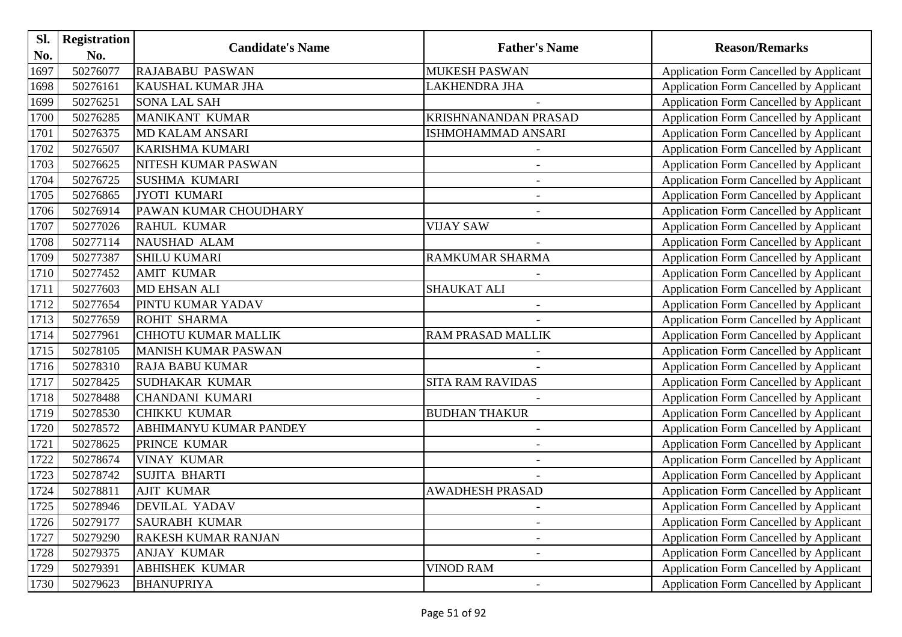| Sl. No. | Registration No. | Candidate's Name | Father's Name | Reason/Remarks |
|---|---|---|---|---|
| 1697 | 50276077 | RAJABABU PASWAN | MUKESH PASWAN | Application Form Cancelled by Applicant |
| 1698 | 50276161 | KAUSHAL KUMAR JHA | LAKHENDRA JHA | Application Form Cancelled by Applicant |
| 1699 | 50276251 | SONA LAL SAH | - | Application Form Cancelled by Applicant |
| 1700 | 50276285 | MANIKANT KUMAR | KRISHNANANDAN PRASAD | Application Form Cancelled by Applicant |
| 1701 | 50276375 | MD KALAM ANSARI | ISHMOHAMMAD ANSARI | Application Form Cancelled by Applicant |
| 1702 | 50276507 | KARISHMA KUMARI | - | Application Form Cancelled by Applicant |
| 1703 | 50276625 | NITESH KUMAR PASWAN | - | Application Form Cancelled by Applicant |
| 1704 | 50276725 | SUSHMA KUMARI | - | Application Form Cancelled by Applicant |
| 1705 | 50276865 | JYOTI KUMARI | - | Application Form Cancelled by Applicant |
| 1706 | 50276914 | PAWAN KUMAR CHOUDHARY | - | Application Form Cancelled by Applicant |
| 1707 | 50277026 | RAHUL KUMAR | VIJAY SAW | Application Form Cancelled by Applicant |
| 1708 | 50277114 | NAUSHAD ALAM | - | Application Form Cancelled by Applicant |
| 1709 | 50277387 | SHILU KUMARI | RAMKUMAR SHARMA | Application Form Cancelled by Applicant |
| 1710 | 50277452 | AMIT KUMAR | - | Application Form Cancelled by Applicant |
| 1711 | 50277603 | MD EHSAN ALI | SHAUKAT ALI | Application Form Cancelled by Applicant |
| 1712 | 50277654 | PINTU KUMAR YADAV | - | Application Form Cancelled by Applicant |
| 1713 | 50277659 | ROHIT SHARMA | - | Application Form Cancelled by Applicant |
| 1714 | 50277961 | CHHOTU KUMAR MALLIK | RAM PRASAD MALLIK | Application Form Cancelled by Applicant |
| 1715 | 50278105 | MANISH KUMAR PASWAN | - | Application Form Cancelled by Applicant |
| 1716 | 50278310 | RAJA BABU KUMAR | - | Application Form Cancelled by Applicant |
| 1717 | 50278425 | SUDHAKAR KUMAR | SITA RAM RAVIDAS | Application Form Cancelled by Applicant |
| 1718 | 50278488 | CHANDANI KUMARI | - | Application Form Cancelled by Applicant |
| 1719 | 50278530 | CHIKKU KUMAR | BUDHAN THAKUR | Application Form Cancelled by Applicant |
| 1720 | 50278572 | ABHIMANYU KUMAR PANDEY | - | Application Form Cancelled by Applicant |
| 1721 | 50278625 | PRINCE KUMAR | - | Application Form Cancelled by Applicant |
| 1722 | 50278674 | VINAY KUMAR | - | Application Form Cancelled by Applicant |
| 1723 | 50278742 | SUJITA BHARTI | - | Application Form Cancelled by Applicant |
| 1724 | 50278811 | AJIT KUMAR | AWADHESH PRASAD | Application Form Cancelled by Applicant |
| 1725 | 50278946 | DEVILAL YADAV | - | Application Form Cancelled by Applicant |
| 1726 | 50279177 | SAURABH KUMAR | - | Application Form Cancelled by Applicant |
| 1727 | 50279290 | RAKESH KUMAR RANJAN | - | Application Form Cancelled by Applicant |
| 1728 | 50279375 | ANJAY KUMAR | - | Application Form Cancelled by Applicant |
| 1729 | 50279391 | ABHISHEK KUMAR | VINOD RAM | Application Form Cancelled by Applicant |
| 1730 | 50279623 | BHANUPRIYA | - | Application Form Cancelled by Applicant |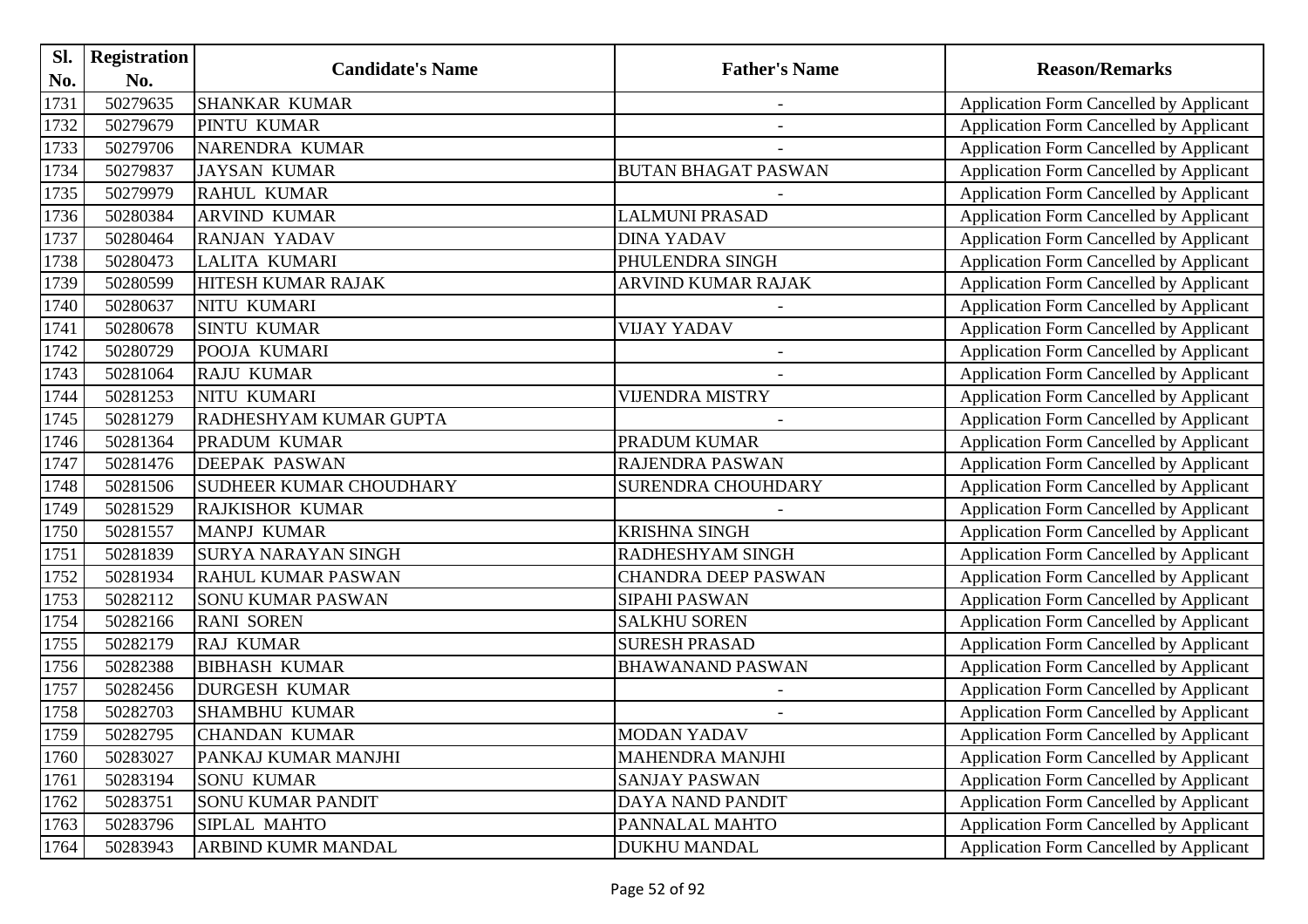| Sl. No. | Registration No. | Candidate's Name | Father's Name | Reason/Remarks |
|---|---|---|---|---|
| 1731 | 50279635 | SHANKAR KUMAR | - | Application Form Cancelled by Applicant |
| 1732 | 50279679 | PINTU KUMAR | - | Application Form Cancelled by Applicant |
| 1733 | 50279706 | NARENDRA KUMAR | - | Application Form Cancelled by Applicant |
| 1734 | 50279837 | JAYSAN KUMAR | BUTAN BHAGAT PASWAN | Application Form Cancelled by Applicant |
| 1735 | 50279979 | RAHUL KUMAR | - | Application Form Cancelled by Applicant |
| 1736 | 50280384 | ARVIND KUMAR | LALMUNI PRASAD | Application Form Cancelled by Applicant |
| 1737 | 50280464 | RANJAN YADAV | DINA YADAV | Application Form Cancelled by Applicant |
| 1738 | 50280473 | LALITA KUMARI | PHULENDRA SINGH | Application Form Cancelled by Applicant |
| 1739 | 50280599 | HITESH KUMAR RAJAK | ARVIND KUMAR RAJAK | Application Form Cancelled by Applicant |
| 1740 | 50280637 | NITU KUMARI | - | Application Form Cancelled by Applicant |
| 1741 | 50280678 | SINTU KUMAR | VIJAY YADAV | Application Form Cancelled by Applicant |
| 1742 | 50280729 | POOJA KUMARI | - | Application Form Cancelled by Applicant |
| 1743 | 50281064 | RAJU KUMAR | - | Application Form Cancelled by Applicant |
| 1744 | 50281253 | NITU KUMARI | VIJENDRA MISTRY | Application Form Cancelled by Applicant |
| 1745 | 50281279 | RADHESHYAM KUMAR GUPTA | - | Application Form Cancelled by Applicant |
| 1746 | 50281364 | PRADUM KUMAR | PRADUM KUMAR | Application Form Cancelled by Applicant |
| 1747 | 50281476 | DEEPAK PASWAN | RAJENDRA PASWAN | Application Form Cancelled by Applicant |
| 1748 | 50281506 | SUDHEER KUMAR CHOUDHARY | SURENDRA CHOUHDARY | Application Form Cancelled by Applicant |
| 1749 | 50281529 | RAJKISHOR KUMAR | - | Application Form Cancelled by Applicant |
| 1750 | 50281557 | MANPJ KUMAR | KRISHNA SINGH | Application Form Cancelled by Applicant |
| 1751 | 50281839 | SURYA NARAYAN SINGH | RADHESHYAM SINGH | Application Form Cancelled by Applicant |
| 1752 | 50281934 | RAHUL KUMAR PASWAN | CHANDRA DEEP PASWAN | Application Form Cancelled by Applicant |
| 1753 | 50282112 | SONU KUMAR PASWAN | SIPAHI PASWAN | Application Form Cancelled by Applicant |
| 1754 | 50282166 | RANI SOREN | SALKHU SOREN | Application Form Cancelled by Applicant |
| 1755 | 50282179 | RAJ KUMAR | SURESH PRASAD | Application Form Cancelled by Applicant |
| 1756 | 50282388 | BIBHASH KUMAR | BHAWANAND PASWAN | Application Form Cancelled by Applicant |
| 1757 | 50282456 | DURGESH KUMAR | - | Application Form Cancelled by Applicant |
| 1758 | 50282703 | SHAMBHU KUMAR | - | Application Form Cancelled by Applicant |
| 1759 | 50282795 | CHANDAN KUMAR | MODAN YADAV | Application Form Cancelled by Applicant |
| 1760 | 50283027 | PANKAJ KUMAR MANJHI | MAHENDRA MANJHI | Application Form Cancelled by Applicant |
| 1761 | 50283194 | SONU KUMAR | SANJAY PASWAN | Application Form Cancelled by Applicant |
| 1762 | 50283751 | SONU KUMAR PANDIT | DAYA NAND PANDIT | Application Form Cancelled by Applicant |
| 1763 | 50283796 | SIPLAL MAHTO | PANNALAL MAHTO | Application Form Cancelled by Applicant |
| 1764 | 50283943 | ARBIND KUMR MANDAL | DUKHU MANDAL | Application Form Cancelled by Applicant |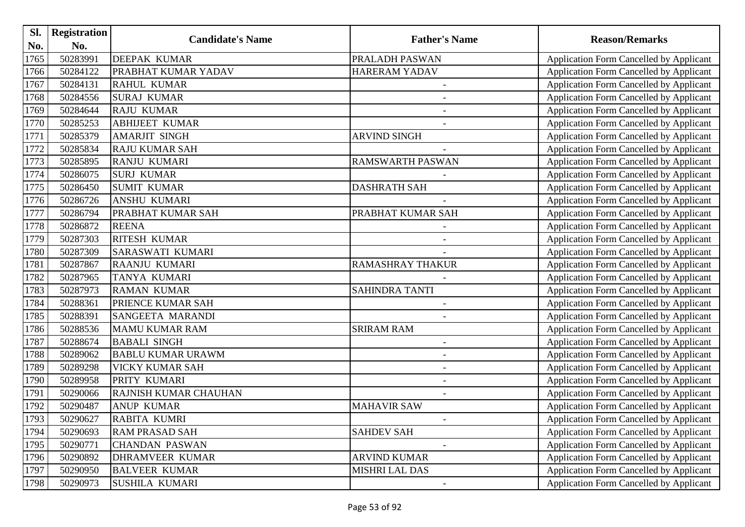| Sl. No. | Registration No. | Candidate's Name | Father's Name | Reason/Remarks |
|---|---|---|---|---|
| 1765 | 50283991 | DEEPAK KUMAR | PRALADH PASWAN | Application Form Cancelled by Applicant |
| 1766 | 50284122 | PRABHAT KUMAR YADAV | HARERAM YADAV | Application Form Cancelled by Applicant |
| 1767 | 50284131 | RAHUL KUMAR | - | Application Form Cancelled by Applicant |
| 1768 | 50284556 | SURAJ KUMAR | - | Application Form Cancelled by Applicant |
| 1769 | 50284644 | RAJU KUMAR | - | Application Form Cancelled by Applicant |
| 1770 | 50285253 | ABHIJEET KUMAR | - | Application Form Cancelled by Applicant |
| 1771 | 50285379 | AMARJIT SINGH | ARVIND SINGH | Application Form Cancelled by Applicant |
| 1772 | 50285834 | RAJU KUMAR SAH | - | Application Form Cancelled by Applicant |
| 1773 | 50285895 | RANJU KUMARI | RAMSWARTH PASWAN | Application Form Cancelled by Applicant |
| 1774 | 50286075 | SURJ KUMAR | - | Application Form Cancelled by Applicant |
| 1775 | 50286450 | SUMIT KUMAR | DASHRATH SAH | Application Form Cancelled by Applicant |
| 1776 | 50286726 | ANSHU KUMARI | - | Application Form Cancelled by Applicant |
| 1777 | 50286794 | PRABHAT KUMAR SAH | PRABHAT KUMAR SAH | Application Form Cancelled by Applicant |
| 1778 | 50286872 | REENA | - | Application Form Cancelled by Applicant |
| 1779 | 50287303 | RITESH KUMAR | - | Application Form Cancelled by Applicant |
| 1780 | 50287309 | SARASWATI KUMARI | - | Application Form Cancelled by Applicant |
| 1781 | 50287867 | RAANJU KUMARI | RAMASHRAY THAKUR | Application Form Cancelled by Applicant |
| 1782 | 50287965 | TANYA KUMARI | - | Application Form Cancelled by Applicant |
| 1783 | 50287973 | RAMAN KUMAR | SAHINDRA TANTI | Application Form Cancelled by Applicant |
| 1784 | 50288361 | PRIENCE KUMAR SAH | - | Application Form Cancelled by Applicant |
| 1785 | 50288391 | SANGEETA MARANDI | - | Application Form Cancelled by Applicant |
| 1786 | 50288536 | MAMU KUMAR RAM | SRIRAM RAM | Application Form Cancelled by Applicant |
| 1787 | 50288674 | BABALI SINGH | - | Application Form Cancelled by Applicant |
| 1788 | 50289062 | BABLU KUMAR URAWM | - | Application Form Cancelled by Applicant |
| 1789 | 50289298 | VICKY KUMAR SAH | - | Application Form Cancelled by Applicant |
| 1790 | 50289958 | PRITY KUMARI | - | Application Form Cancelled by Applicant |
| 1791 | 50290066 | RAJNISH KUMAR CHAUHAN | - | Application Form Cancelled by Applicant |
| 1792 | 50290487 | ANUP KUMAR | MAHAVIR SAW | Application Form Cancelled by Applicant |
| 1793 | 50290627 | RABITA KUMRI | - | Application Form Cancelled by Applicant |
| 1794 | 50290693 | RAM PRASAD SAH | SAHDEV SAH | Application Form Cancelled by Applicant |
| 1795 | 50290771 | CHANDAN PASWAN | - | Application Form Cancelled by Applicant |
| 1796 | 50290892 | DHRAMVEER KUMAR | ARVIND KUMAR | Application Form Cancelled by Applicant |
| 1797 | 50290950 | BALVEER KUMAR | MISHRI LAL DAS | Application Form Cancelled by Applicant |
| 1798 | 50290973 | SUSHILA KUMARI | - | Application Form Cancelled by Applicant |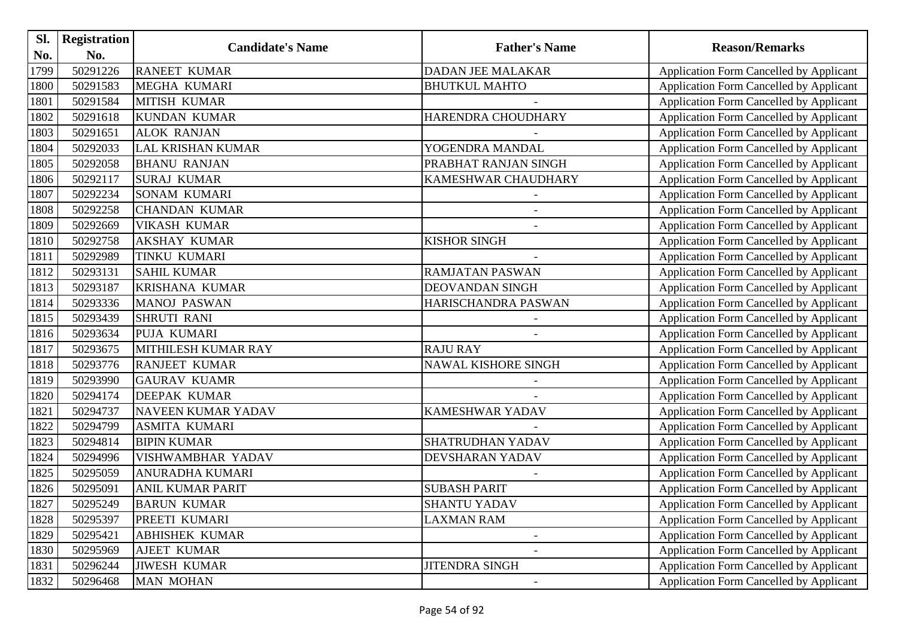| Sl. No. | Registration No. | Candidate's Name | Father's Name | Reason/Remarks |
|---|---|---|---|---|
| 1799 | 50291226 | RANEET KUMAR | DADAN JEE MALAKAR | Application Form Cancelled by Applicant |
| 1800 | 50291583 | MEGHA KUMARI | BHUTKUL MAHTO | Application Form Cancelled by Applicant |
| 1801 | 50291584 | MITISH KUMAR | - | Application Form Cancelled by Applicant |
| 1802 | 50291618 | KUNDAN KUMAR | HARENDRA CHOUDHARY | Application Form Cancelled by Applicant |
| 1803 | 50291651 | ALOK RANJAN | - | Application Form Cancelled by Applicant |
| 1804 | 50292033 | LAL KRISHAN KUMAR | YOGENDRA MANDAL | Application Form Cancelled by Applicant |
| 1805 | 50292058 | BHANU RANJAN | PRABHAT RANJAN SINGH | Application Form Cancelled by Applicant |
| 1806 | 50292117 | SURAJ KUMAR | KAMESHWAR CHAUDHARY | Application Form Cancelled by Applicant |
| 1807 | 50292234 | SONAM KUMARI | - | Application Form Cancelled by Applicant |
| 1808 | 50292258 | CHANDAN KUMAR | - | Application Form Cancelled by Applicant |
| 1809 | 50292669 | VIKASH KUMAR | - | Application Form Cancelled by Applicant |
| 1810 | 50292758 | AKSHAY KUMAR | KISHOR SINGH | Application Form Cancelled by Applicant |
| 1811 | 50292989 | TINKU KUMARI | - | Application Form Cancelled by Applicant |
| 1812 | 50293131 | SAHIL KUMAR | RAMJATAN PASWAN | Application Form Cancelled by Applicant |
| 1813 | 50293187 | KRISHANA KUMAR | DEOVANDAN SINGH | Application Form Cancelled by Applicant |
| 1814 | 50293336 | MANOJ PASWAN | HARISCHANDRA PASWAN | Application Form Cancelled by Applicant |
| 1815 | 50293439 | SHRUTI RANI | - | Application Form Cancelled by Applicant |
| 1816 | 50293634 | PUJA KUMARI | - | Application Form Cancelled by Applicant |
| 1817 | 50293675 | MITHILESH KUMAR RAY | RAJU RAY | Application Form Cancelled by Applicant |
| 1818 | 50293776 | RANJEET KUMAR | NAWAL KISHORE SINGH | Application Form Cancelled by Applicant |
| 1819 | 50293990 | GAURAV KUAMR | - | Application Form Cancelled by Applicant |
| 1820 | 50294174 | DEEPAK KUMAR | - | Application Form Cancelled by Applicant |
| 1821 | 50294737 | NAVEEN KUMAR YADAV | KAMESHWAR YADAV | Application Form Cancelled by Applicant |
| 1822 | 50294799 | ASMITA KUMARI | - | Application Form Cancelled by Applicant |
| 1823 | 50294814 | BIPIN KUMAR | SHATRUDHAN YADAV | Application Form Cancelled by Applicant |
| 1824 | 50294996 | VISHWAMBHAR YADAV | DEVSHARAN YADAV | Application Form Cancelled by Applicant |
| 1825 | 50295059 | ANURADHA KUMARI | - | Application Form Cancelled by Applicant |
| 1826 | 50295091 | ANIL KUMAR PARIT | SUBASH PARIT | Application Form Cancelled by Applicant |
| 1827 | 50295249 | BARUN KUMAR | SHANTU YADAV | Application Form Cancelled by Applicant |
| 1828 | 50295397 | PREETI KUMARI | LAXMAN RAM | Application Form Cancelled by Applicant |
| 1829 | 50295421 | ABHISHEK KUMAR | - | Application Form Cancelled by Applicant |
| 1830 | 50295969 | AJEET KUMAR | - | Application Form Cancelled by Applicant |
| 1831 | 50296244 | JIWESH KUMAR | JITENDRA SINGH | Application Form Cancelled by Applicant |
| 1832 | 50296468 | MAN MOHAN | - | Application Form Cancelled by Applicant |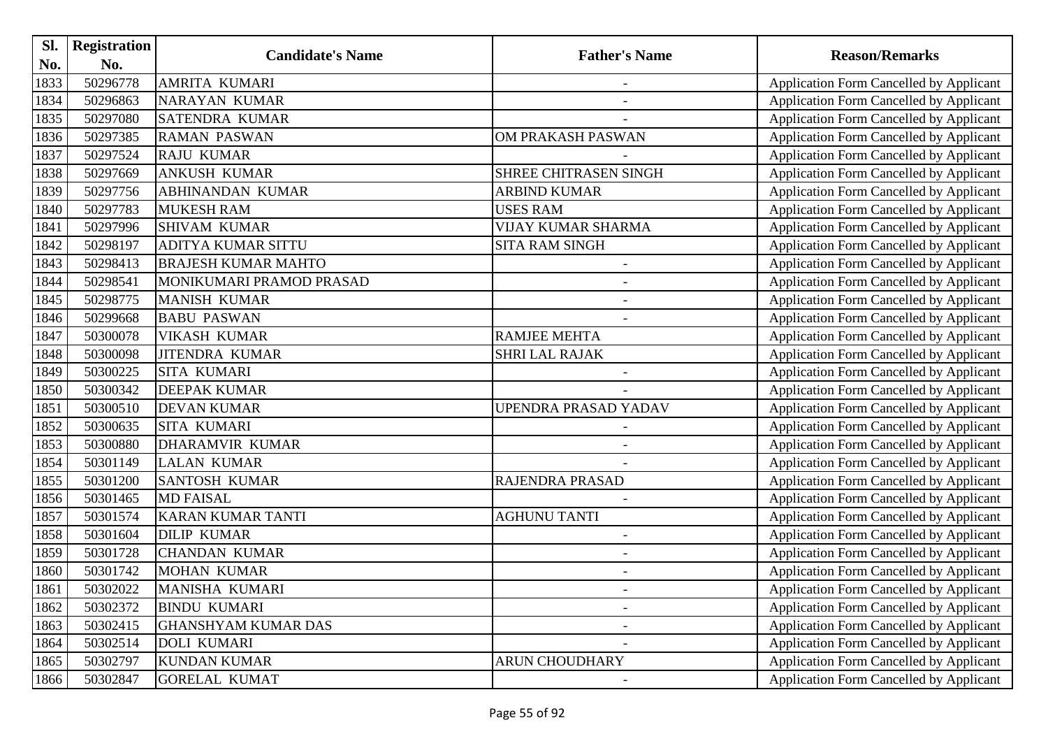| Sl. No. | Registration No. | Candidate's Name | Father's Name | Reason/Remarks |
|---|---|---|---|---|
| 1833 | 50296778 | AMRITA KUMARI | - | Application Form Cancelled by Applicant |
| 1834 | 50296863 | NARAYAN KUMAR | - | Application Form Cancelled by Applicant |
| 1835 | 50297080 | SATENDRA KUMAR | - | Application Form Cancelled by Applicant |
| 1836 | 50297385 | RAMAN PASWAN | OM PRAKASH PASWAN | Application Form Cancelled by Applicant |
| 1837 | 50297524 | RAJU KUMAR | - | Application Form Cancelled by Applicant |
| 1838 | 50297669 | ANKUSH KUMAR | SHREE CHITRASEN SINGH | Application Form Cancelled by Applicant |
| 1839 | 50297756 | ABHINANDAN KUMAR | ARBIND KUMAR | Application Form Cancelled by Applicant |
| 1840 | 50297783 | MUKESH RAM | USES RAM | Application Form Cancelled by Applicant |
| 1841 | 50297996 | SHIVAM KUMAR | VIJAY KUMAR SHARMA | Application Form Cancelled by Applicant |
| 1842 | 50298197 | ADITYA KUMAR SITTU | SITA RAM SINGH | Application Form Cancelled by Applicant |
| 1843 | 50298413 | BRAJESH KUMAR MAHTO | - | Application Form Cancelled by Applicant |
| 1844 | 50298541 | MONIKUMARI PRAMOD PRASAD | - | Application Form Cancelled by Applicant |
| 1845 | 50298775 | MANISH KUMAR | - | Application Form Cancelled by Applicant |
| 1846 | 50299668 | BABU PASWAN | - | Application Form Cancelled by Applicant |
| 1847 | 50300078 | VIKASH KUMAR | RAMJEE MEHTA | Application Form Cancelled by Applicant |
| 1848 | 50300098 | JITENDRA KUMAR | SHRI LAL RAJAK | Application Form Cancelled by Applicant |
| 1849 | 50300225 | SITA KUMARI | - | Application Form Cancelled by Applicant |
| 1850 | 50300342 | DEEPAK KUMAR | - | Application Form Cancelled by Applicant |
| 1851 | 50300510 | DEVAN KUMAR | UPENDRA PRASAD YADAV | Application Form Cancelled by Applicant |
| 1852 | 50300635 | SITA KUMARI | - | Application Form Cancelled by Applicant |
| 1853 | 50300880 | DHARAMVIR KUMAR | - | Application Form Cancelled by Applicant |
| 1854 | 50301149 | LALAN KUMAR | - | Application Form Cancelled by Applicant |
| 1855 | 50301200 | SANTOSH KUMAR | RAJENDRA PRASAD | Application Form Cancelled by Applicant |
| 1856 | 50301465 | MD FAISAL | - | Application Form Cancelled by Applicant |
| 1857 | 50301574 | KARAN KUMAR TANTI | AGHUNU TANTI | Application Form Cancelled by Applicant |
| 1858 | 50301604 | DILIP KUMAR | - | Application Form Cancelled by Applicant |
| 1859 | 50301728 | CHANDAN KUMAR | - | Application Form Cancelled by Applicant |
| 1860 | 50301742 | MOHAN KUMAR | - | Application Form Cancelled by Applicant |
| 1861 | 50302022 | MANISHA KUMARI | - | Application Form Cancelled by Applicant |
| 1862 | 50302372 | BINDU KUMARI | - | Application Form Cancelled by Applicant |
| 1863 | 50302415 | GHANSHYAM KUMAR DAS | - | Application Form Cancelled by Applicant |
| 1864 | 50302514 | DOLI KUMARI | - | Application Form Cancelled by Applicant |
| 1865 | 50302797 | KUNDAN KUMAR | ARUN CHOUDHARY | Application Form Cancelled by Applicant |
| 1866 | 50302847 | GORELAL KUMAT | - | Application Form Cancelled by Applicant |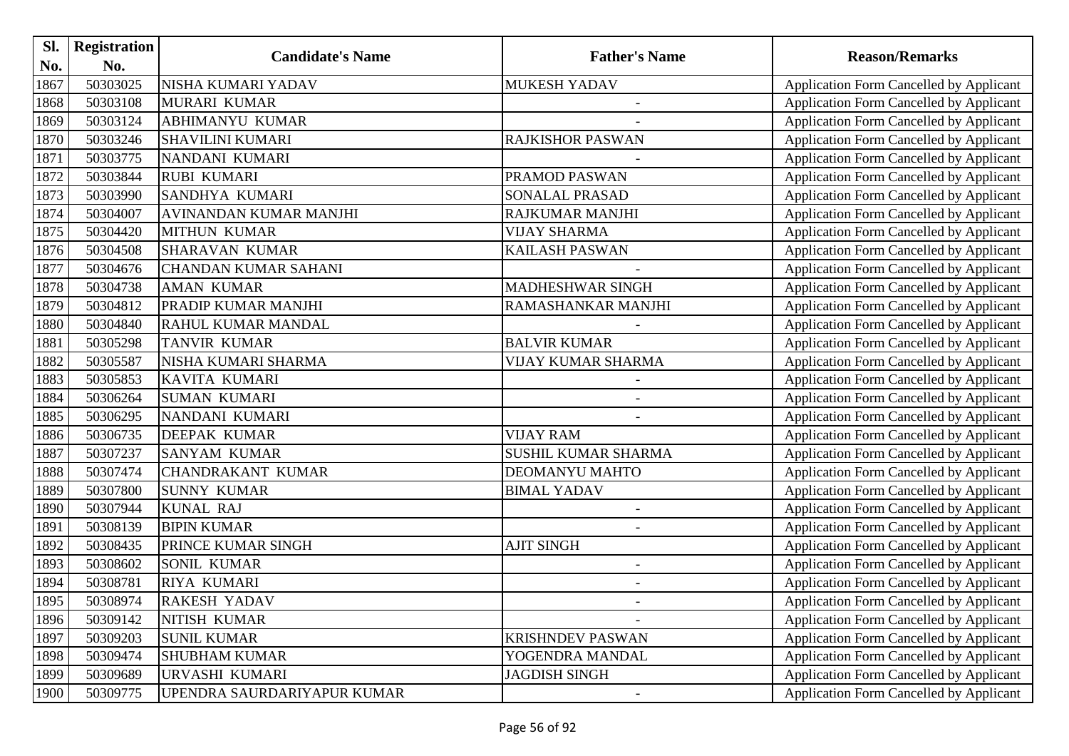| Sl. No. | Registration No. | Candidate's Name | Father's Name | Reason/Remarks |
|---|---|---|---|---|
| 1867 | 50303025 | NISHA KUMARI YADAV | MUKESH YADAV | Application Form Cancelled by Applicant |
| 1868 | 50303108 | MURARI KUMAR | - | Application Form Cancelled by Applicant |
| 1869 | 50303124 | ABHIMANYU KUMAR | - | Application Form Cancelled by Applicant |
| 1870 | 50303246 | SHAVILINI KUMARI | RAJKISHOR PASWAN | Application Form Cancelled by Applicant |
| 1871 | 50303775 | NANDANI KUMARI | - | Application Form Cancelled by Applicant |
| 1872 | 50303844 | RUBI KUMARI | PRAMOD PASWAN | Application Form Cancelled by Applicant |
| 1873 | 50303990 | SANDHYA KUMARI | SONALAL PRASAD | Application Form Cancelled by Applicant |
| 1874 | 50304007 | AVINANDAN KUMAR MANJHI | RAJKUMAR MANJHI | Application Form Cancelled by Applicant |
| 1875 | 50304420 | MITHUN KUMAR | VIJAY SHARMA | Application Form Cancelled by Applicant |
| 1876 | 50304508 | SHARAVAN KUMAR | KAILASH PASWAN | Application Form Cancelled by Applicant |
| 1877 | 50304676 | CHANDAN KUMAR SAHANI | - | Application Form Cancelled by Applicant |
| 1878 | 50304738 | AMAN KUMAR | MADHESHWAR SINGH | Application Form Cancelled by Applicant |
| 1879 | 50304812 | PRADIP KUMAR MANJHI | RAMASHANKAR MANJHI | Application Form Cancelled by Applicant |
| 1880 | 50304840 | RAHUL KUMAR MANDAL | - | Application Form Cancelled by Applicant |
| 1881 | 50305298 | TANVIR KUMAR | BALVIR KUMAR | Application Form Cancelled by Applicant |
| 1882 | 50305587 | NISHA KUMARI SHARMA | VIJAY KUMAR SHARMA | Application Form Cancelled by Applicant |
| 1883 | 50305853 | KAVITA KUMARI | - | Application Form Cancelled by Applicant |
| 1884 | 50306264 | SUMAN KUMARI | - | Application Form Cancelled by Applicant |
| 1885 | 50306295 | NANDANI KUMARI | - | Application Form Cancelled by Applicant |
| 1886 | 50306735 | DEEPAK KUMAR | VIJAY RAM | Application Form Cancelled by Applicant |
| 1887 | 50307237 | SANYAM KUMAR | SUSHIL KUMAR SHARMA | Application Form Cancelled by Applicant |
| 1888 | 50307474 | CHANDRAKANT KUMAR | DEOMANYU MAHTO | Application Form Cancelled by Applicant |
| 1889 | 50307800 | SUNNY KUMAR | BIMAL YADAV | Application Form Cancelled by Applicant |
| 1890 | 50307944 | KUNAL RAJ | - | Application Form Cancelled by Applicant |
| 1891 | 50308139 | BIPIN KUMAR | - | Application Form Cancelled by Applicant |
| 1892 | 50308435 | PRINCE KUMAR SINGH | AJIT SINGH | Application Form Cancelled by Applicant |
| 1893 | 50308602 | SONIL KUMAR | - | Application Form Cancelled by Applicant |
| 1894 | 50308781 | RIYA KUMARI | - | Application Form Cancelled by Applicant |
| 1895 | 50308974 | RAKESH YADAV | - | Application Form Cancelled by Applicant |
| 1896 | 50309142 | NITISH KUMAR | - | Application Form Cancelled by Applicant |
| 1897 | 50309203 | SUNIL KUMAR | KRISHNDEV PASWAN | Application Form Cancelled by Applicant |
| 1898 | 50309474 | SHUBHAM KUMAR | YOGENDRA MANDAL | Application Form Cancelled by Applicant |
| 1899 | 50309689 | URVASHI KUMARI | JAGDISH SINGH | Application Form Cancelled by Applicant |
| 1900 | 50309775 | UPENDRA SAURDARIYAPUR KUMAR | - | Application Form Cancelled by Applicant |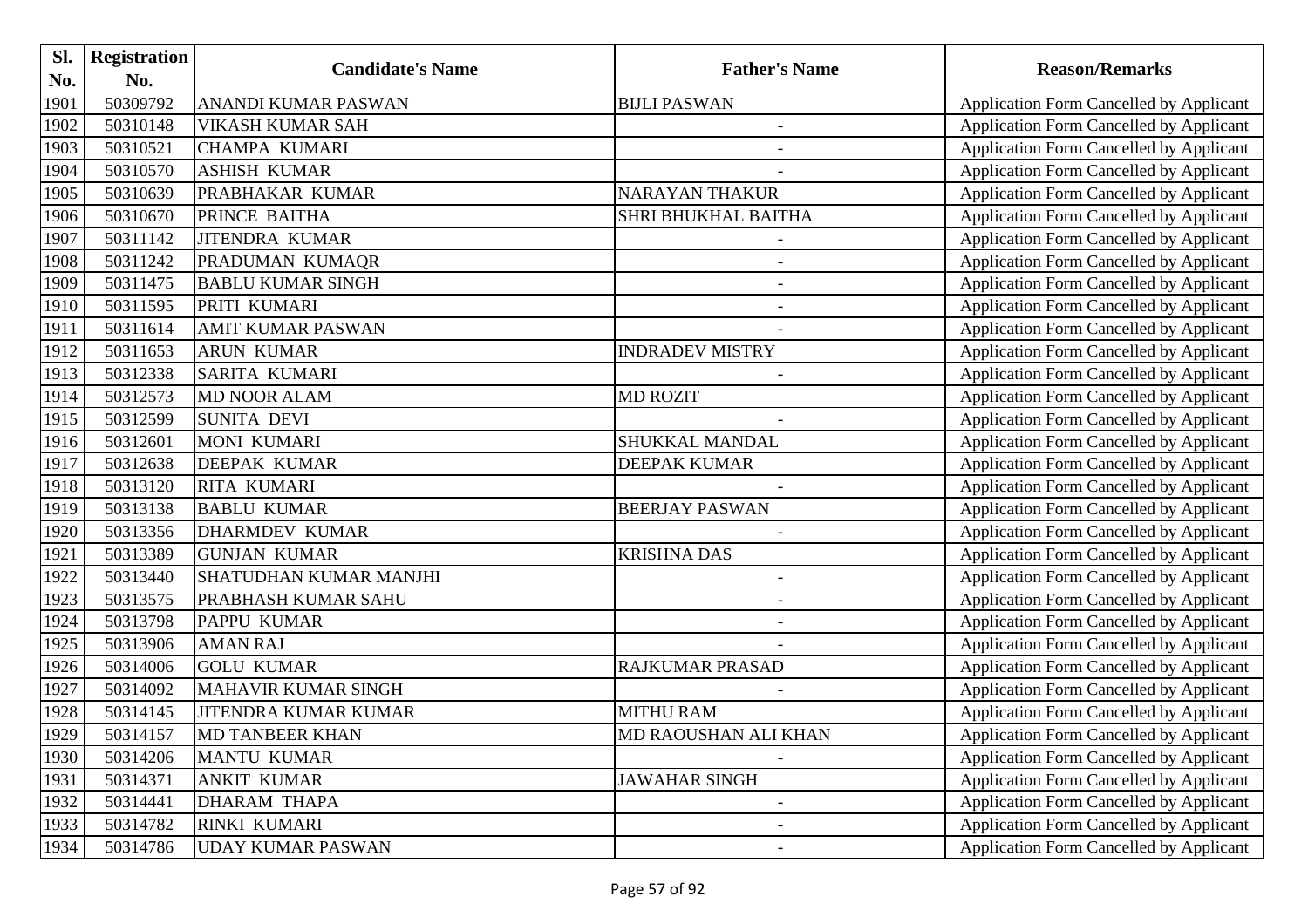| Sl. No. | Registration No. | Candidate's Name | Father's Name | Reason/Remarks |
|---|---|---|---|---|
| 1901 | 50309792 | ANANDI KUMAR PASWAN | BIJLI PASWAN | Application Form Cancelled by Applicant |
| 1902 | 50310148 | VIKASH KUMAR SAH | - | Application Form Cancelled by Applicant |
| 1903 | 50310521 | CHAMPA KUMARI | - | Application Form Cancelled by Applicant |
| 1904 | 50310570 | ASHISH KUMAR | - | Application Form Cancelled by Applicant |
| 1905 | 50310639 | PRABHAKAR KUMAR | NARAYAN THAKUR | Application Form Cancelled by Applicant |
| 1906 | 50310670 | PRINCE BAITHA | SHRI BHUKHAL BAITHA | Application Form Cancelled by Applicant |
| 1907 | 50311142 | JITENDRA KUMAR | - | Application Form Cancelled by Applicant |
| 1908 | 50311242 | PRADUMAN KUMAQR | - | Application Form Cancelled by Applicant |
| 1909 | 50311475 | BABLU KUMAR SINGH | - | Application Form Cancelled by Applicant |
| 1910 | 50311595 | PRITI KUMARI | - | Application Form Cancelled by Applicant |
| 1911 | 50311614 | AMIT KUMAR PASWAN | - | Application Form Cancelled by Applicant |
| 1912 | 50311653 | ARUN KUMAR | INDRADEV MISTRY | Application Form Cancelled by Applicant |
| 1913 | 50312338 | SARITA KUMARI | - | Application Form Cancelled by Applicant |
| 1914 | 50312573 | MD NOOR ALAM | MD ROZIT | Application Form Cancelled by Applicant |
| 1915 | 50312599 | SUNITA DEVI | - | Application Form Cancelled by Applicant |
| 1916 | 50312601 | MONI KUMARI | SHUKKAL MANDAL | Application Form Cancelled by Applicant |
| 1917 | 50312638 | DEEPAK KUMAR | DEEPAK KUMAR | Application Form Cancelled by Applicant |
| 1918 | 50313120 | RITA KUMARI | - | Application Form Cancelled by Applicant |
| 1919 | 50313138 | BABLU KUMAR | BEERJAY PASWAN | Application Form Cancelled by Applicant |
| 1920 | 50313356 | DHARMDEV KUMAR | - | Application Form Cancelled by Applicant |
| 1921 | 50313389 | GUNJAN KUMAR | KRISHNA DAS | Application Form Cancelled by Applicant |
| 1922 | 50313440 | SHATUDHAN KUMAR MANJHI | - | Application Form Cancelled by Applicant |
| 1923 | 50313575 | PRABHASH KUMAR SAHU | - | Application Form Cancelled by Applicant |
| 1924 | 50313798 | PAPPU KUMAR | - | Application Form Cancelled by Applicant |
| 1925 | 50313906 | AMAN RAJ | - | Application Form Cancelled by Applicant |
| 1926 | 50314006 | GOLU KUMAR | RAJKUMAR PRASAD | Application Form Cancelled by Applicant |
| 1927 | 50314092 | MAHAVIR KUMAR SINGH | - | Application Form Cancelled by Applicant |
| 1928 | 50314145 | JITENDRA KUMAR KUMAR | MITHU RAM | Application Form Cancelled by Applicant |
| 1929 | 50314157 | MD TANBEER KHAN | MD RAOUSHAN ALI KHAN | Application Form Cancelled by Applicant |
| 1930 | 50314206 | MANTU KUMAR | - | Application Form Cancelled by Applicant |
| 1931 | 50314371 | ANKIT KUMAR | JAWAHAR SINGH | Application Form Cancelled by Applicant |
| 1932 | 50314441 | DHARAM THAPA | - | Application Form Cancelled by Applicant |
| 1933 | 50314782 | RINKI KUMARI | - | Application Form Cancelled by Applicant |
| 1934 | 50314786 | UDAY KUMAR PASWAN | - | Application Form Cancelled by Applicant |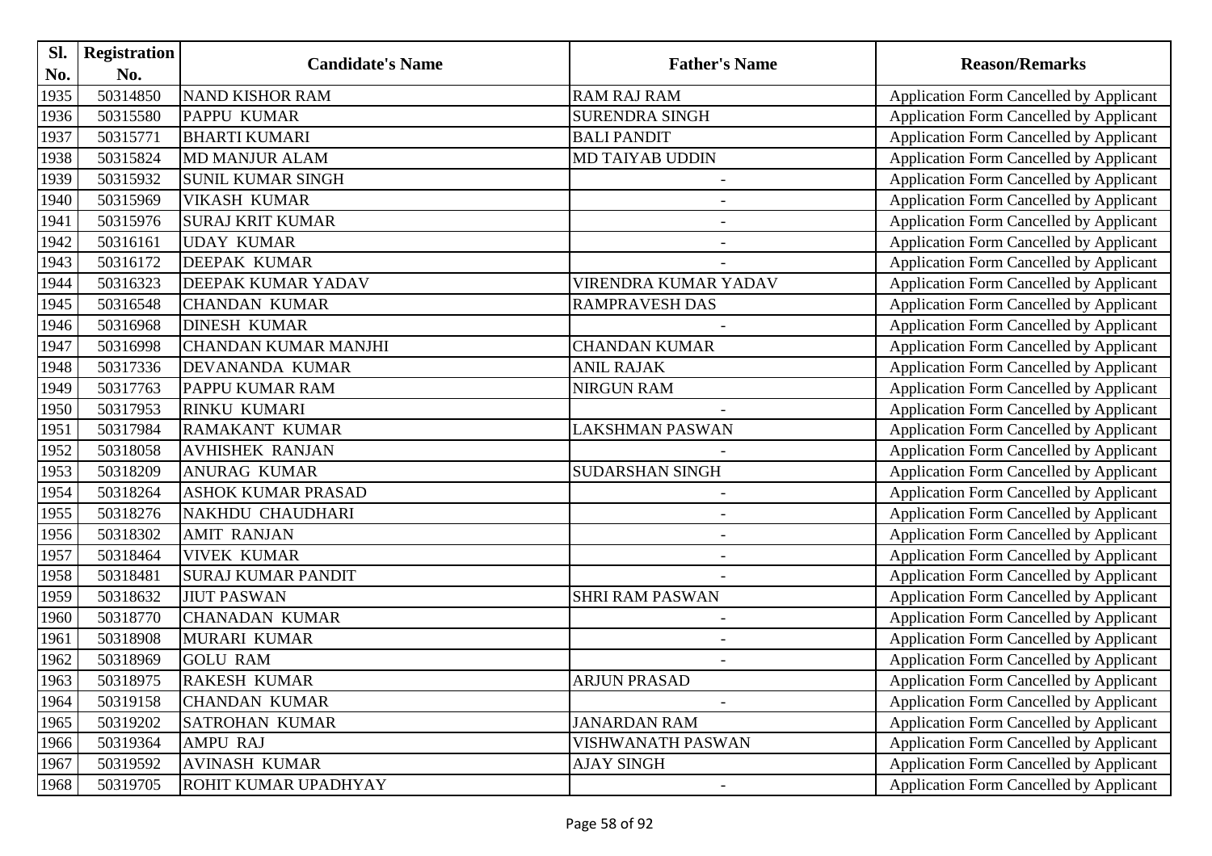| Sl. No. | Registration No. | Candidate's Name | Father's Name | Reason/Remarks |
|---|---|---|---|---|
| 1935 | 50314850 | NAND KISHOR RAM | RAM RAJ RAM | Application Form Cancelled by Applicant |
| 1936 | 50315580 | PAPPU KUMAR | SURENDRA SINGH | Application Form Cancelled by Applicant |
| 1937 | 50315771 | BHARTI KUMARI | BALI PANDIT | Application Form Cancelled by Applicant |
| 1938 | 50315824 | MD MANJUR ALAM | MD TAIYAB UDDIN | Application Form Cancelled by Applicant |
| 1939 | 50315932 | SUNIL KUMAR SINGH | - | Application Form Cancelled by Applicant |
| 1940 | 50315969 | VIKASH KUMAR | - | Application Form Cancelled by Applicant |
| 1941 | 50315976 | SURAJ KRIT KUMAR | - | Application Form Cancelled by Applicant |
| 1942 | 50316161 | UDAY KUMAR | - | Application Form Cancelled by Applicant |
| 1943 | 50316172 | DEEPAK KUMAR | - | Application Form Cancelled by Applicant |
| 1944 | 50316323 | DEEPAK KUMAR YADAV | VIRENDRA KUMAR YADAV | Application Form Cancelled by Applicant |
| 1945 | 50316548 | CHANDAN KUMAR | RAMPRAVESH DAS | Application Form Cancelled by Applicant |
| 1946 | 50316968 | DINESH KUMAR | - | Application Form Cancelled by Applicant |
| 1947 | 50316998 | CHANDAN KUMAR MANJHI | CHANDAN KUMAR | Application Form Cancelled by Applicant |
| 1948 | 50317336 | DEVANANDA KUMAR | ANIL RAJAK | Application Form Cancelled by Applicant |
| 1949 | 50317763 | PAPPU KUMAR RAM | NIRGUN RAM | Application Form Cancelled by Applicant |
| 1950 | 50317953 | RINKU KUMARI | - | Application Form Cancelled by Applicant |
| 1951 | 50317984 | RAMAKANT KUMAR | LAKSHMAN PASWAN | Application Form Cancelled by Applicant |
| 1952 | 50318058 | AVHISHEK RANJAN | - | Application Form Cancelled by Applicant |
| 1953 | 50318209 | ANURAG KUMAR | SUDARSHAN SINGH | Application Form Cancelled by Applicant |
| 1954 | 50318264 | ASHOK KUMAR PRASAD | - | Application Form Cancelled by Applicant |
| 1955 | 50318276 | NAKHDU CHAUDHARI | - | Application Form Cancelled by Applicant |
| 1956 | 50318302 | AMIT RANJAN | - | Application Form Cancelled by Applicant |
| 1957 | 50318464 | VIVEK KUMAR | - | Application Form Cancelled by Applicant |
| 1958 | 50318481 | SURAJ KUMAR PANDIT | - | Application Form Cancelled by Applicant |
| 1959 | 50318632 | JIUT PASWAN | SHRI RAM PASWAN | Application Form Cancelled by Applicant |
| 1960 | 50318770 | CHANADAN KUMAR | - | Application Form Cancelled by Applicant |
| 1961 | 50318908 | MURARI KUMAR | - | Application Form Cancelled by Applicant |
| 1962 | 50318969 | GOLU RAM | - | Application Form Cancelled by Applicant |
| 1963 | 50318975 | RAKESH KUMAR | ARJUN PRASAD | Application Form Cancelled by Applicant |
| 1964 | 50319158 | CHANDAN KUMAR | - | Application Form Cancelled by Applicant |
| 1965 | 50319202 | SATROHAN KUMAR | JANARDAN RAM | Application Form Cancelled by Applicant |
| 1966 | 50319364 | AMPU RAJ | VISHWANATH PASWAN | Application Form Cancelled by Applicant |
| 1967 | 50319592 | AVINASH KUMAR | AJAY SINGH | Application Form Cancelled by Applicant |
| 1968 | 50319705 | ROHIT KUMAR UPADHYAY | - | Application Form Cancelled by Applicant |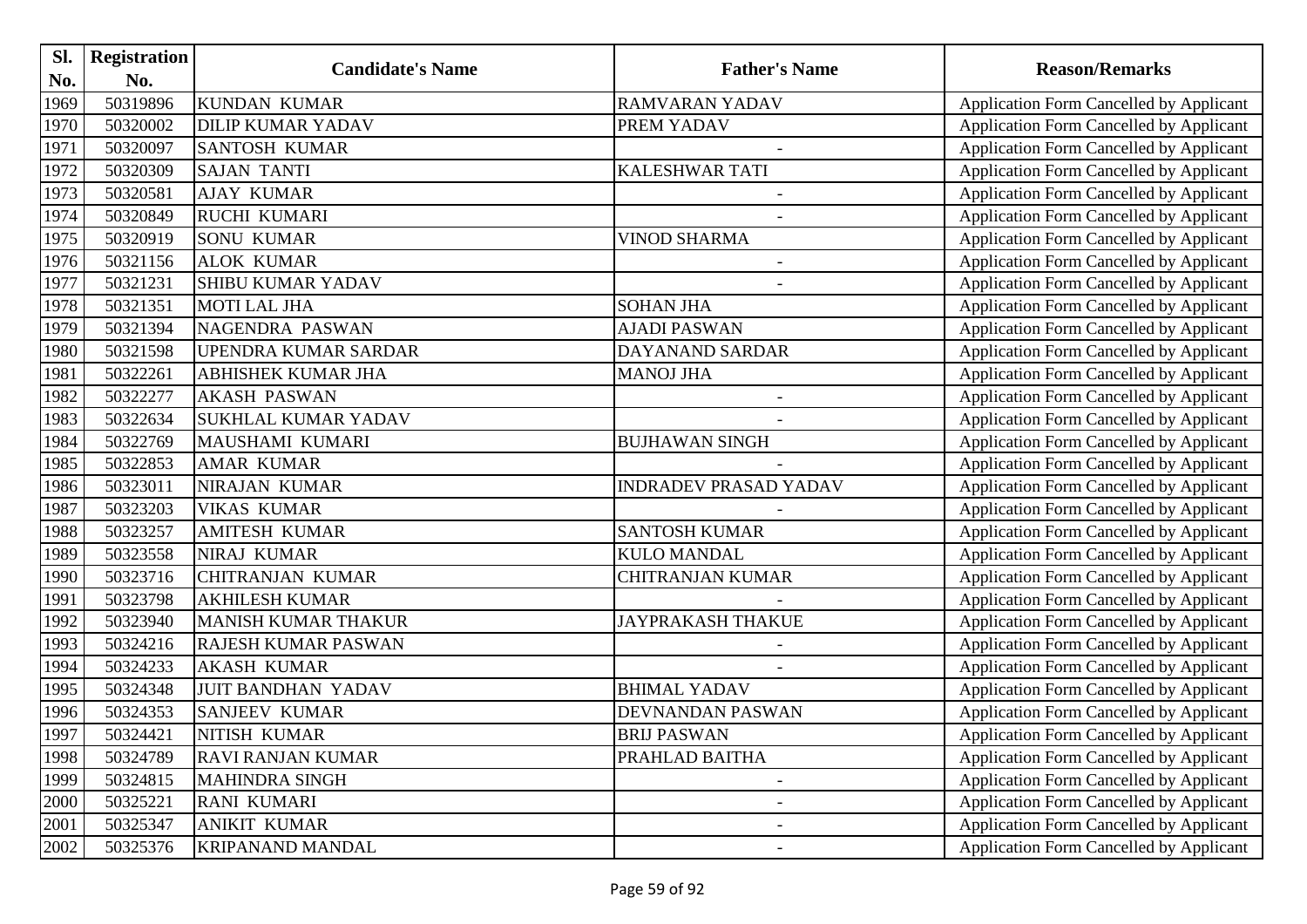| Sl. No. | Registration No. | Candidate's Name | Father's Name | Reason/Remarks |
|---|---|---|---|---|
| 1969 | 50319896 | KUNDAN KUMAR | RAMVARAN YADAV | Application Form Cancelled by Applicant |
| 1970 | 50320002 | DILIP KUMAR YADAV | PREM YADAV | Application Form Cancelled by Applicant |
| 1971 | 50320097 | SANTOSH KUMAR | - | Application Form Cancelled by Applicant |
| 1972 | 50320309 | SAJAN TANTI | KALESHWAR TATI | Application Form Cancelled by Applicant |
| 1973 | 50320581 | AJAY KUMAR | - | Application Form Cancelled by Applicant |
| 1974 | 50320849 | RUCHI KUMARI | - | Application Form Cancelled by Applicant |
| 1975 | 50320919 | SONU KUMAR | VINOD SHARMA | Application Form Cancelled by Applicant |
| 1976 | 50321156 | ALOK KUMAR | - | Application Form Cancelled by Applicant |
| 1977 | 50321231 | SHIBU KUMAR YADAV | - | Application Form Cancelled by Applicant |
| 1978 | 50321351 | MOTI LAL JHA | SOHAN JHA | Application Form Cancelled by Applicant |
| 1979 | 50321394 | NAGENDRA PASWAN | AJADI PASWAN | Application Form Cancelled by Applicant |
| 1980 | 50321598 | UPENDRA KUMAR SARDAR | DAYANAND SARDAR | Application Form Cancelled by Applicant |
| 1981 | 50322261 | ABHISHEK KUMAR JHA | MANOJ JHA | Application Form Cancelled by Applicant |
| 1982 | 50322277 | AKASH PASWAN | - | Application Form Cancelled by Applicant |
| 1983 | 50322634 | SUKHLAL KUMAR YADAV | - | Application Form Cancelled by Applicant |
| 1984 | 50322769 | MAUSHAMI KUMARI | BUJHAWAN SINGH | Application Form Cancelled by Applicant |
| 1985 | 50322853 | AMAR KUMAR | - | Application Form Cancelled by Applicant |
| 1986 | 50323011 | NIRAJAN KUMAR | INDRADEV PRASAD YADAV | Application Form Cancelled by Applicant |
| 1987 | 50323203 | VIKAS KUMAR | - | Application Form Cancelled by Applicant |
| 1988 | 50323257 | AMITESH KUMAR | SANTOSH KUMAR | Application Form Cancelled by Applicant |
| 1989 | 50323558 | NIRAJ KUMAR | KULO MANDAL | Application Form Cancelled by Applicant |
| 1990 | 50323716 | CHITRANJAN KUMAR | CHITRANJAN KUMAR | Application Form Cancelled by Applicant |
| 1991 | 50323798 | AKHILESH KUMAR | - | Application Form Cancelled by Applicant |
| 1992 | 50323940 | MANISH KUMAR THAKUR | JAYPRAKASH THAKUE | Application Form Cancelled by Applicant |
| 1993 | 50324216 | RAJESH KUMAR PASWAN | - | Application Form Cancelled by Applicant |
| 1994 | 50324233 | AKASH KUMAR | - | Application Form Cancelled by Applicant |
| 1995 | 50324348 | JUIT BANDHAN YADAV | BHIMAL YADAV | Application Form Cancelled by Applicant |
| 1996 | 50324353 | SANJEEV KUMAR | DEVNANDAN PASWAN | Application Form Cancelled by Applicant |
| 1997 | 50324421 | NITISH KUMAR | BRIJ PASWAN | Application Form Cancelled by Applicant |
| 1998 | 50324789 | RAVI RANJAN KUMAR | PRAHLAD BAITHA | Application Form Cancelled by Applicant |
| 1999 | 50324815 | MAHINDRA SINGH | - | Application Form Cancelled by Applicant |
| 2000 | 50325221 | RANI KUMARI | - | Application Form Cancelled by Applicant |
| 2001 | 50325347 | ANIKIT KUMAR | - | Application Form Cancelled by Applicant |
| 2002 | 50325376 | KRIPANAND MANDAL | - | Application Form Cancelled by Applicant |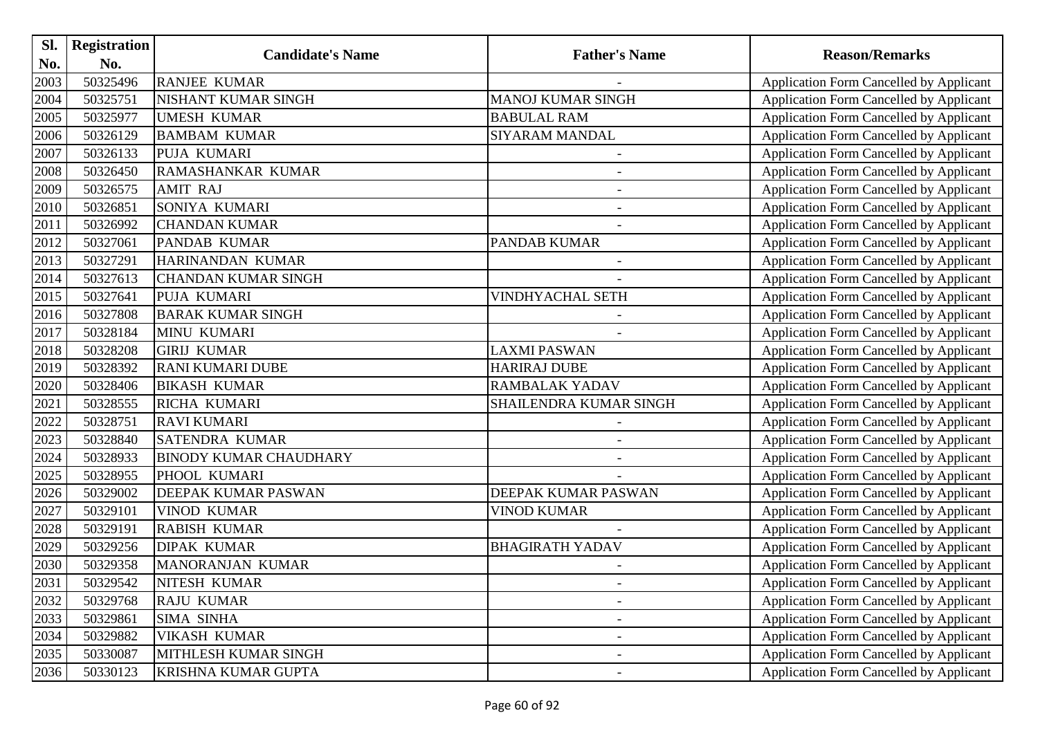| Sl. No. | Registration No. | Candidate's Name | Father's Name | Reason/Remarks |
|---|---|---|---|---|
| 2003 | 50325496 | RANJEE KUMAR | - | Application Form Cancelled by Applicant |
| 2004 | 50325751 | NISHANT KUMAR SINGH | MANOJ KUMAR SINGH | Application Form Cancelled by Applicant |
| 2005 | 50325977 | UMESH KUMAR | BABULAL RAM | Application Form Cancelled by Applicant |
| 2006 | 50326129 | BAMBAM KUMAR | SIYARAM MANDAL | Application Form Cancelled by Applicant |
| 2007 | 50326133 | PUJA KUMARI | - | Application Form Cancelled by Applicant |
| 2008 | 50326450 | RAMASHANKAR KUMAR | - | Application Form Cancelled by Applicant |
| 2009 | 50326575 | AMIT RAJ | - | Application Form Cancelled by Applicant |
| 2010 | 50326851 | SONIYA KUMARI | - | Application Form Cancelled by Applicant |
| 2011 | 50326992 | CHANDAN KUMAR | - | Application Form Cancelled by Applicant |
| 2012 | 50327061 | PANDAB KUMAR | PANDAB KUMAR | Application Form Cancelled by Applicant |
| 2013 | 50327291 | HARINANDAN KUMAR | - | Application Form Cancelled by Applicant |
| 2014 | 50327613 | CHANDAN KUMAR SINGH | - | Application Form Cancelled by Applicant |
| 2015 | 50327641 | PUJA KUMARI | VINDHYACHAL SETH | Application Form Cancelled by Applicant |
| 2016 | 50327808 | BARAK KUMAR SINGH | - | Application Form Cancelled by Applicant |
| 2017 | 50328184 | MINU KUMARI | - | Application Form Cancelled by Applicant |
| 2018 | 50328208 | GIRIJ KUMAR | LAXMI PASWAN | Application Form Cancelled by Applicant |
| 2019 | 50328392 | RANI KUMARI DUBE | HARIRAJ DUBE | Application Form Cancelled by Applicant |
| 2020 | 50328406 | BIKASH KUMAR | RAMBALAK YADAV | Application Form Cancelled by Applicant |
| 2021 | 50328555 | RICHA KUMARI | SHAILENDRA KUMAR SINGH | Application Form Cancelled by Applicant |
| 2022 | 50328751 | RAVI KUMARI | - | Application Form Cancelled by Applicant |
| 2023 | 50328840 | SATENDRA KUMAR | - | Application Form Cancelled by Applicant |
| 2024 | 50328933 | BINODY KUMAR CHAUDHARY | - | Application Form Cancelled by Applicant |
| 2025 | 50328955 | PHOOL KUMARI | - | Application Form Cancelled by Applicant |
| 2026 | 50329002 | DEEPAK KUMAR PASWAN | DEEPAK KUMAR PASWAN | Application Form Cancelled by Applicant |
| 2027 | 50329101 | VINOD KUMAR | VINOD KUMAR | Application Form Cancelled by Applicant |
| 2028 | 50329191 | RABISH KUMAR | - | Application Form Cancelled by Applicant |
| 2029 | 50329256 | DIPAK KUMAR | BHAGIRATH YADAV | Application Form Cancelled by Applicant |
| 2030 | 50329358 | MANORANJAN KUMAR | - | Application Form Cancelled by Applicant |
| 2031 | 50329542 | NITESH KUMAR | - | Application Form Cancelled by Applicant |
| 2032 | 50329768 | RAJU KUMAR | - | Application Form Cancelled by Applicant |
| 2033 | 50329861 | SIMA SINHA | - | Application Form Cancelled by Applicant |
| 2034 | 50329882 | VIKASH KUMAR | - | Application Form Cancelled by Applicant |
| 2035 | 50330087 | MITHLESH KUMAR SINGH | - | Application Form Cancelled by Applicant |
| 2036 | 50330123 | KRISHNA KUMAR GUPTA | - | Application Form Cancelled by Applicant |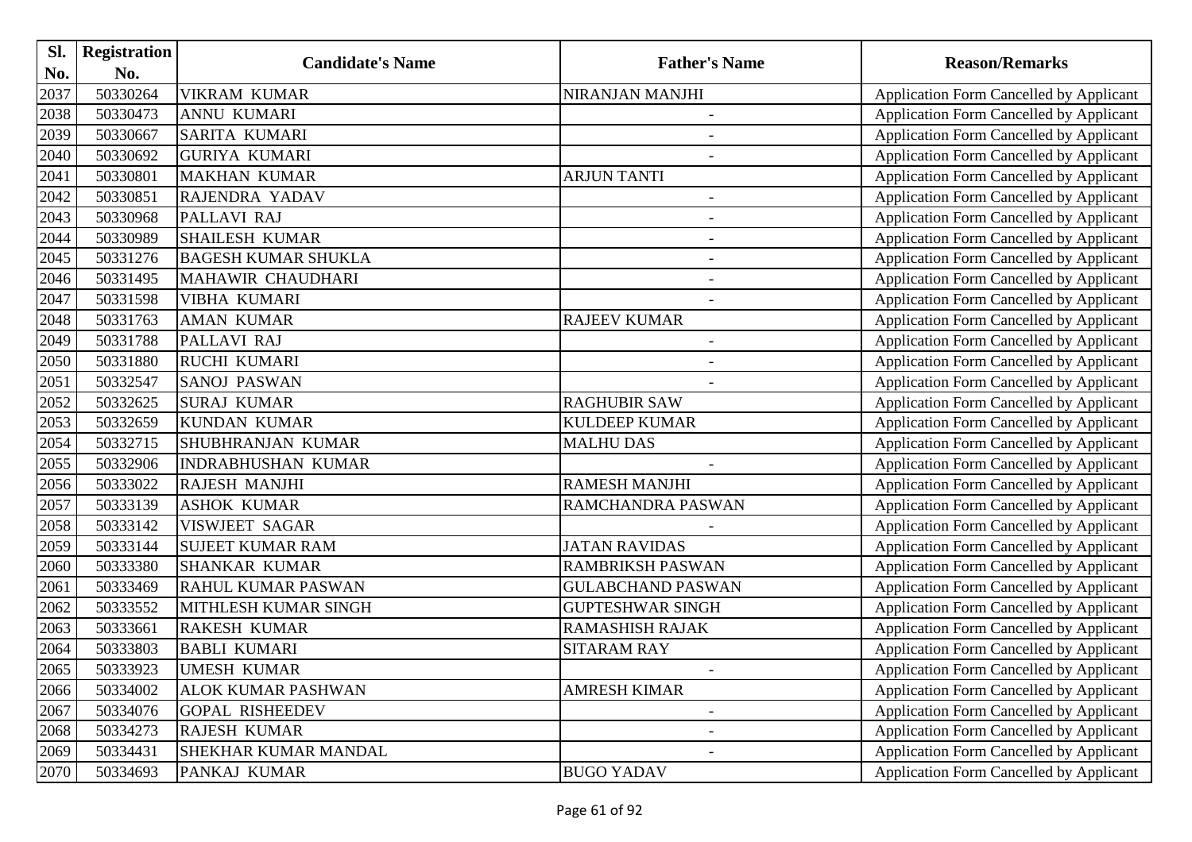| Sl. No. | Registration No. | Candidate's Name | Father's Name | Reason/Remarks |
|---|---|---|---|---|
| 2037 | 50330264 | VIKRAM KUMAR | NIRANJAN MANJHI | Application Form Cancelled by Applicant |
| 2038 | 50330473 | ANNU KUMARI | - | Application Form Cancelled by Applicant |
| 2039 | 50330667 | SARITA KUMARI | - | Application Form Cancelled by Applicant |
| 2040 | 50330692 | GURIYA KUMARI | - | Application Form Cancelled by Applicant |
| 2041 | 50330801 | MAKHAN KUMAR | ARJUN TANTI | Application Form Cancelled by Applicant |
| 2042 | 50330851 | RAJENDRA YADAV | - | Application Form Cancelled by Applicant |
| 2043 | 50330968 | PALLAVI RAJ | - | Application Form Cancelled by Applicant |
| 2044 | 50330989 | SHAILESH KUMAR | - | Application Form Cancelled by Applicant |
| 2045 | 50331276 | BAGESH KUMAR SHUKLA | - | Application Form Cancelled by Applicant |
| 2046 | 50331495 | MAHAWIR CHAUDHARI | - | Application Form Cancelled by Applicant |
| 2047 | 50331598 | VIBHA KUMARI | - | Application Form Cancelled by Applicant |
| 2048 | 50331763 | AMAN KUMAR | RAJEEV KUMAR | Application Form Cancelled by Applicant |
| 2049 | 50331788 | PALLAVI RAJ | - | Application Form Cancelled by Applicant |
| 2050 | 50331880 | RUCHI KUMARI | - | Application Form Cancelled by Applicant |
| 2051 | 50332547 | SANOJ PASWAN | - | Application Form Cancelled by Applicant |
| 2052 | 50332625 | SURAJ KUMAR | RAGHUBIR SAW | Application Form Cancelled by Applicant |
| 2053 | 50332659 | KUNDAN KUMAR | KULDEEP KUMAR | Application Form Cancelled by Applicant |
| 2054 | 50332715 | SHUBHRANJAN KUMAR | MALHU DAS | Application Form Cancelled by Applicant |
| 2055 | 50332906 | INDRABHUSHAN KUMAR | - | Application Form Cancelled by Applicant |
| 2056 | 50333022 | RAJESH MANJHI | RAMESH MANJHI | Application Form Cancelled by Applicant |
| 2057 | 50333139 | ASHOK KUMAR | RAMCHANDRA PASWAN | Application Form Cancelled by Applicant |
| 2058 | 50333142 | VISWJEET SAGAR | - | Application Form Cancelled by Applicant |
| 2059 | 50333144 | SUJEET KUMAR RAM | JATAN RAVIDAS | Application Form Cancelled by Applicant |
| 2060 | 50333380 | SHANKAR KUMAR | RAMBRIKSH PASWAN | Application Form Cancelled by Applicant |
| 2061 | 50333469 | RAHUL KUMAR PASWAN | GULABCHAND PASWAN | Application Form Cancelled by Applicant |
| 2062 | 50333552 | MITHLESH KUMAR SINGH | GUPTESHWAR SINGH | Application Form Cancelled by Applicant |
| 2063 | 50333661 | RAKESH KUMAR | RAMASHISH RAJAK | Application Form Cancelled by Applicant |
| 2064 | 50333803 | BABLI KUMARI | SITARAM RAY | Application Form Cancelled by Applicant |
| 2065 | 50333923 | UMESH KUMAR | - | Application Form Cancelled by Applicant |
| 2066 | 50334002 | ALOK KUMAR PASHWAN | AMRESH KIMAR | Application Form Cancelled by Applicant |
| 2067 | 50334076 | GOPAL RISHEEDEV | - | Application Form Cancelled by Applicant |
| 2068 | 50334273 | RAJESH KUMAR | - | Application Form Cancelled by Applicant |
| 2069 | 50334431 | SHEKHAR KUMAR MANDAL | - | Application Form Cancelled by Applicant |
| 2070 | 50334693 | PANKAJ KUMAR | BUGO YADAV | Application Form Cancelled by Applicant |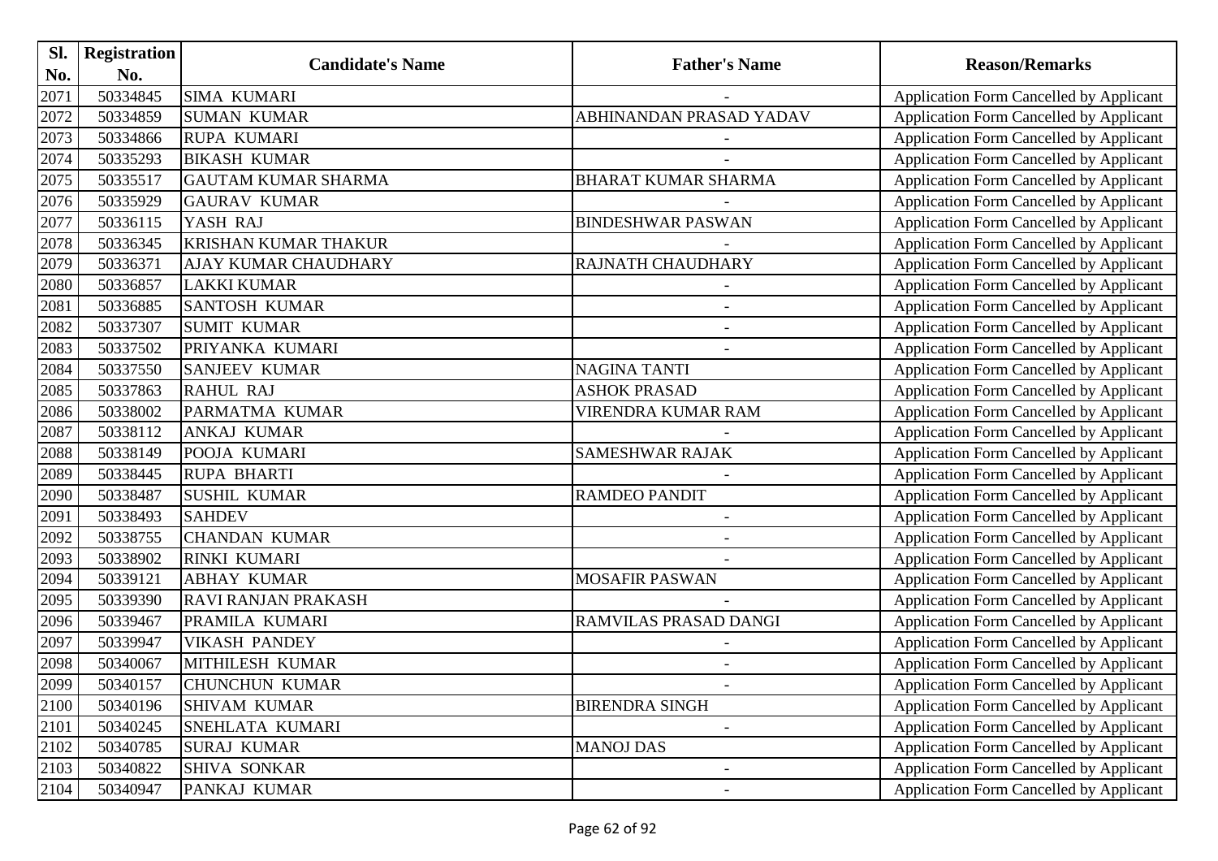| Sl. No. | Registration No. | Candidate's Name | Father's Name | Reason/Remarks |
|---|---|---|---|---|
| 2071 | 50334845 | SIMA KUMARI | - | Application Form Cancelled by Applicant |
| 2072 | 50334859 | SUMAN KUMAR | ABHINANDAN PRASAD YADAV | Application Form Cancelled by Applicant |
| 2073 | 50334866 | RUPA KUMARI | - | Application Form Cancelled by Applicant |
| 2074 | 50335293 | BIKASH KUMAR | - | Application Form Cancelled by Applicant |
| 2075 | 50335517 | GAUTAM KUMAR SHARMA | BHARAT KUMAR SHARMA | Application Form Cancelled by Applicant |
| 2076 | 50335929 | GAURAV KUMAR | - | Application Form Cancelled by Applicant |
| 2077 | 50336115 | YASH RAJ | BINDESHWAR PASWAN | Application Form Cancelled by Applicant |
| 2078 | 50336345 | KRISHAN KUMAR THAKUR | - | Application Form Cancelled by Applicant |
| 2079 | 50336371 | AJAY KUMAR CHAUDHARY | RAJNATH CHAUDHARY | Application Form Cancelled by Applicant |
| 2080 | 50336857 | LAKKI KUMAR | - | Application Form Cancelled by Applicant |
| 2081 | 50336885 | SANTOSH KUMAR | - | Application Form Cancelled by Applicant |
| 2082 | 50337307 | SUMIT KUMAR | - | Application Form Cancelled by Applicant |
| 2083 | 50337502 | PRIYANKA KUMARI | - | Application Form Cancelled by Applicant |
| 2084 | 50337550 | SANJEEV KUMAR | NAGINA TANTI | Application Form Cancelled by Applicant |
| 2085 | 50337863 | RAHUL RAJ | ASHOK PRASAD | Application Form Cancelled by Applicant |
| 2086 | 50338002 | PARMATMA KUMAR | VIRENDRA KUMAR RAM | Application Form Cancelled by Applicant |
| 2087 | 50338112 | ANKAJ KUMAR | - | Application Form Cancelled by Applicant |
| 2088 | 50338149 | POOJA KUMARI | SAMESHWAR RAJAK | Application Form Cancelled by Applicant |
| 2089 | 50338445 | RUPA BHARTI | - | Application Form Cancelled by Applicant |
| 2090 | 50338487 | SUSHIL KUMAR | RAMDEO PANDIT | Application Form Cancelled by Applicant |
| 2091 | 50338493 | SAHDEV | - | Application Form Cancelled by Applicant |
| 2092 | 50338755 | CHANDAN KUMAR | - | Application Form Cancelled by Applicant |
| 2093 | 50338902 | RINKI KUMARI | - | Application Form Cancelled by Applicant |
| 2094 | 50339121 | ABHAY KUMAR | MOSAFIR PASWAN | Application Form Cancelled by Applicant |
| 2095 | 50339390 | RAVI RANJAN PRAKASH | - | Application Form Cancelled by Applicant |
| 2096 | 50339467 | PRAMILA KUMARI | RAMVILAS PRASAD DANGI | Application Form Cancelled by Applicant |
| 2097 | 50339947 | VIKASH PANDEY | - | Application Form Cancelled by Applicant |
| 2098 | 50340067 | MITHILESH KUMAR | - | Application Form Cancelled by Applicant |
| 2099 | 50340157 | CHUNCHUN KUMAR | - | Application Form Cancelled by Applicant |
| 2100 | 50340196 | SHIVAM KUMAR | BIRENDRA SINGH | Application Form Cancelled by Applicant |
| 2101 | 50340245 | SNEHLATA KUMARI | - | Application Form Cancelled by Applicant |
| 2102 | 50340785 | SURAJ KUMAR | MANOJ DAS | Application Form Cancelled by Applicant |
| 2103 | 50340822 | SHIVA SONKAR | - | Application Form Cancelled by Applicant |
| 2104 | 50340947 | PANKAJ KUMAR | - | Application Form Cancelled by Applicant |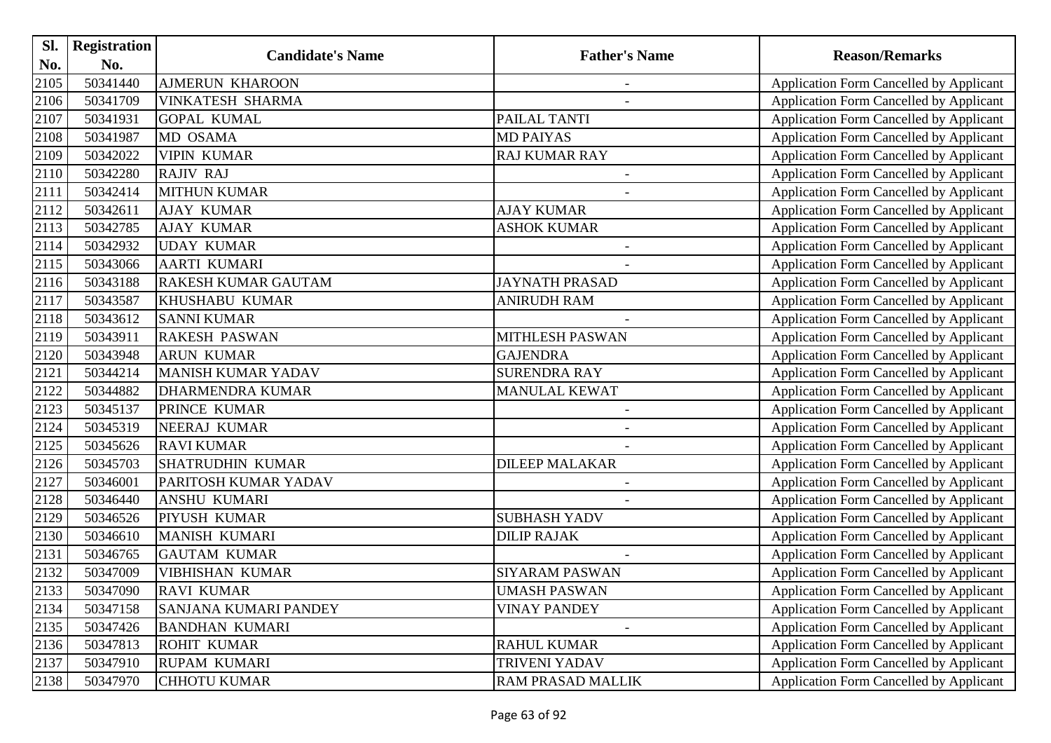| Sl. No. | Registration No. | Candidate's Name | Father's Name | Reason/Remarks |
|---|---|---|---|---|
| 2105 | 50341440 | AJMERUN KHAROON | - | Application Form Cancelled by Applicant |
| 2106 | 50341709 | VINKATESH SHARMA | - | Application Form Cancelled by Applicant |
| 2107 | 50341931 | GOPAL KUMAL | PAILAL TANTI | Application Form Cancelled by Applicant |
| 2108 | 50341987 | MD OSAMA | MD PAIYAS | Application Form Cancelled by Applicant |
| 2109 | 50342022 | VIPIN KUMAR | RAJ KUMAR RAY | Application Form Cancelled by Applicant |
| 2110 | 50342280 | RAJIV RAJ | - | Application Form Cancelled by Applicant |
| 2111 | 50342414 | MITHUN KUMAR | - | Application Form Cancelled by Applicant |
| 2112 | 50342611 | AJAY KUMAR | AJAY KUMAR | Application Form Cancelled by Applicant |
| 2113 | 50342785 | AJAY KUMAR | ASHOK KUMAR | Application Form Cancelled by Applicant |
| 2114 | 50342932 | UDAY KUMAR | - | Application Form Cancelled by Applicant |
| 2115 | 50343066 | AARTI KUMARI | - | Application Form Cancelled by Applicant |
| 2116 | 50343188 | RAKESH KUMAR GAUTAM | JAYNATH PRASAD | Application Form Cancelled by Applicant |
| 2117 | 50343587 | KHUSHABU KUMAR | ANIRUDH RAM | Application Form Cancelled by Applicant |
| 2118 | 50343612 | SANNI KUMAR | - | Application Form Cancelled by Applicant |
| 2119 | 50343911 | RAKESH PASWAN | MITHLESH PASWAN | Application Form Cancelled by Applicant |
| 2120 | 50343948 | ARUN KUMAR | GAJENDRA | Application Form Cancelled by Applicant |
| 2121 | 50344214 | MANISH KUMAR YADAV | SURENDRA RAY | Application Form Cancelled by Applicant |
| 2122 | 50344882 | DHARMENDRA KUMAR | MANULAL KEWAT | Application Form Cancelled by Applicant |
| 2123 | 50345137 | PRINCE KUMAR | - | Application Form Cancelled by Applicant |
| 2124 | 50345319 | NEERAJ KUMAR | - | Application Form Cancelled by Applicant |
| 2125 | 50345626 | RAVI KUMAR | - | Application Form Cancelled by Applicant |
| 2126 | 50345703 | SHATRUDHIN KUMAR | DILEEP MALAKAR | Application Form Cancelled by Applicant |
| 2127 | 50346001 | PARITOSH KUMAR YADAV | - | Application Form Cancelled by Applicant |
| 2128 | 50346440 | ANSHU KUMARI | - | Application Form Cancelled by Applicant |
| 2129 | 50346526 | PIYUSH KUMAR | SUBHASH YADV | Application Form Cancelled by Applicant |
| 2130 | 50346610 | MANISH KUMARI | DILIP RAJAK | Application Form Cancelled by Applicant |
| 2131 | 50346765 | GAUTAM KUMAR | - | Application Form Cancelled by Applicant |
| 2132 | 50347009 | VIBHISHAN KUMAR | SIYARAM PASWAN | Application Form Cancelled by Applicant |
| 2133 | 50347090 | RAVI KUMAR | UMASH PASWAN | Application Form Cancelled by Applicant |
| 2134 | 50347158 | SANJANA KUMARI PANDEY | VINAY PANDEY | Application Form Cancelled by Applicant |
| 2135 | 50347426 | BANDHAN KUMARI | - | Application Form Cancelled by Applicant |
| 2136 | 50347813 | ROHIT KUMAR | RAHUL KUMAR | Application Form Cancelled by Applicant |
| 2137 | 50347910 | RUPAM KUMARI | TRIVENI YADAV | Application Form Cancelled by Applicant |
| 2138 | 50347970 | CHHOTU KUMAR | RAM PRASAD MALLIK | Application Form Cancelled by Applicant |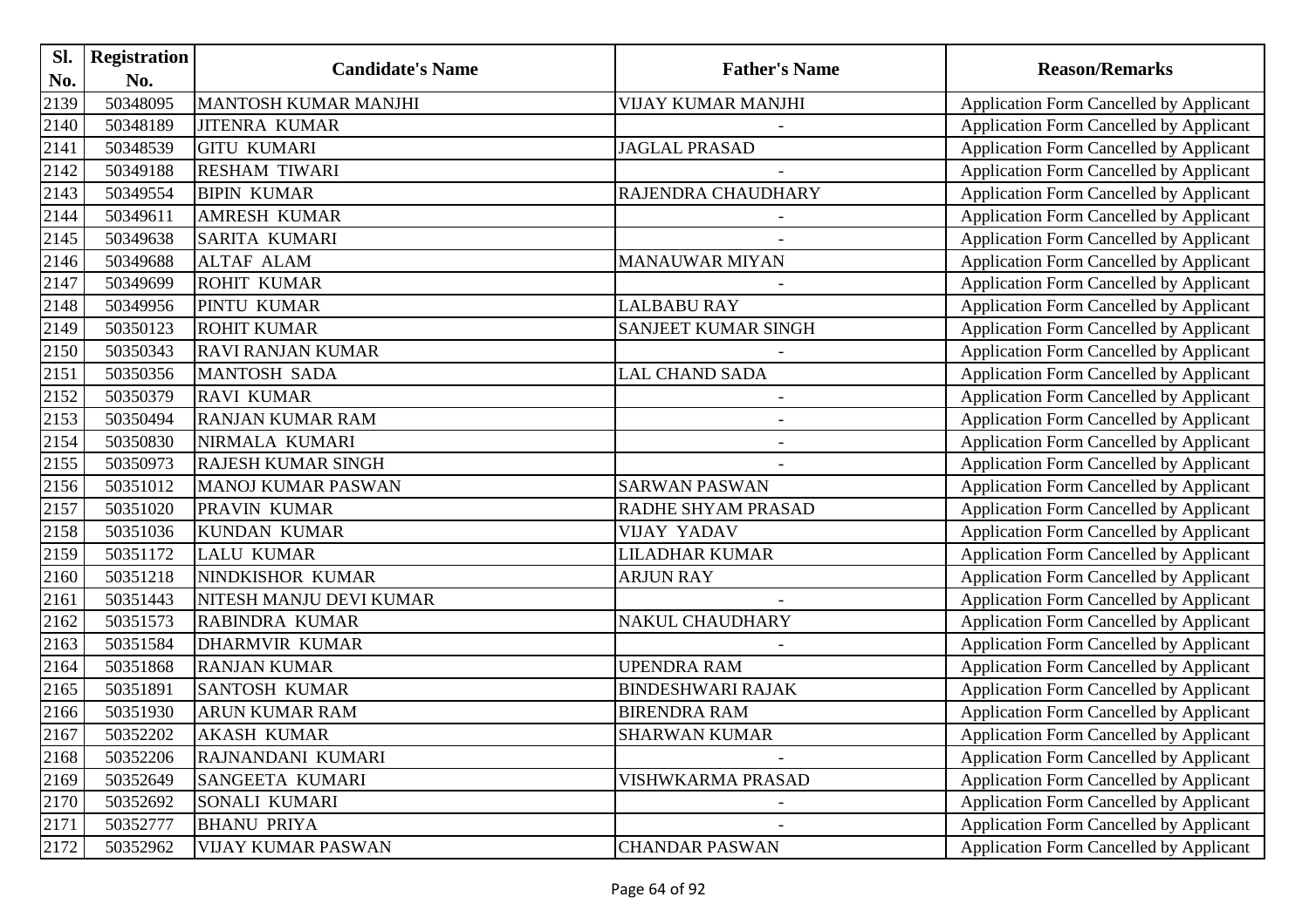| Sl. No. | Registration No. | Candidate's Name | Father's Name | Reason/Remarks |
|---|---|---|---|---|
| 2139 | 50348095 | MANTOSH KUMAR MANJHI | VIJAY KUMAR MANJHI | Application Form Cancelled by Applicant |
| 2140 | 50348189 | JITENRA KUMAR | - | Application Form Cancelled by Applicant |
| 2141 | 50348539 | GITU KUMARI | JAGLAL PRASAD | Application Form Cancelled by Applicant |
| 2142 | 50349188 | RESHAM TIWARI | - | Application Form Cancelled by Applicant |
| 2143 | 50349554 | BIPIN KUMAR | RAJENDRA CHAUDHARY | Application Form Cancelled by Applicant |
| 2144 | 50349611 | AMRESH KUMAR | - | Application Form Cancelled by Applicant |
| 2145 | 50349638 | SARITA KUMARI | - | Application Form Cancelled by Applicant |
| 2146 | 50349688 | ALTAF ALAM | MANAUWAR MIYAN | Application Form Cancelled by Applicant |
| 2147 | 50349699 | ROHIT KUMAR | - | Application Form Cancelled by Applicant |
| 2148 | 50349956 | PINTU KUMAR | LALBABU RAY | Application Form Cancelled by Applicant |
| 2149 | 50350123 | ROHIT KUMAR | SANJEET KUMAR SINGH | Application Form Cancelled by Applicant |
| 2150 | 50350343 | RAVI RANJAN KUMAR | - | Application Form Cancelled by Applicant |
| 2151 | 50350356 | MANTOSH SADA | LAL CHAND SADA | Application Form Cancelled by Applicant |
| 2152 | 50350379 | RAVI KUMAR | - | Application Form Cancelled by Applicant |
| 2153 | 50350494 | RANJAN KUMAR RAM | - | Application Form Cancelled by Applicant |
| 2154 | 50350830 | NIRMALA KUMARI | - | Application Form Cancelled by Applicant |
| 2155 | 50350973 | RAJESH KUMAR SINGH | - | Application Form Cancelled by Applicant |
| 2156 | 50351012 | MANOJ KUMAR PASWAN | SARWAN PASWAN | Application Form Cancelled by Applicant |
| 2157 | 50351020 | PRAVIN KUMAR | RADHE SHYAM PRASAD | Application Form Cancelled by Applicant |
| 2158 | 50351036 | KUNDAN KUMAR | VIJAY YADAV | Application Form Cancelled by Applicant |
| 2159 | 50351172 | LALU KUMAR | LILADHAR KUMAR | Application Form Cancelled by Applicant |
| 2160 | 50351218 | NINDKISHOR KUMAR | ARJUN RAY | Application Form Cancelled by Applicant |
| 2161 | 50351443 | NITESH MANJU DEVI KUMAR | - | Application Form Cancelled by Applicant |
| 2162 | 50351573 | RABINDRA KUMAR | NAKUL CHAUDHARY | Application Form Cancelled by Applicant |
| 2163 | 50351584 | DHARMVIR KUMAR | - | Application Form Cancelled by Applicant |
| 2164 | 50351868 | RANJAN KUMAR | UPENDRA RAM | Application Form Cancelled by Applicant |
| 2165 | 50351891 | SANTOSH KUMAR | BINDESHWARI RAJAK | Application Form Cancelled by Applicant |
| 2166 | 50351930 | ARUN KUMAR RAM | BIRENDRA RAM | Application Form Cancelled by Applicant |
| 2167 | 50352202 | AKASH KUMAR | SHARWAN KUMAR | Application Form Cancelled by Applicant |
| 2168 | 50352206 | RAJNANDANI KUMARI | - | Application Form Cancelled by Applicant |
| 2169 | 50352649 | SANGEETA KUMARI | VISHWKARMA PRASAD | Application Form Cancelled by Applicant |
| 2170 | 50352692 | SONALI KUMARI | - | Application Form Cancelled by Applicant |
| 2171 | 50352777 | BHANU PRIYA | - | Application Form Cancelled by Applicant |
| 2172 | 50352962 | VIJAY KUMAR PASWAN | CHANDAR PASWAN | Application Form Cancelled by Applicant |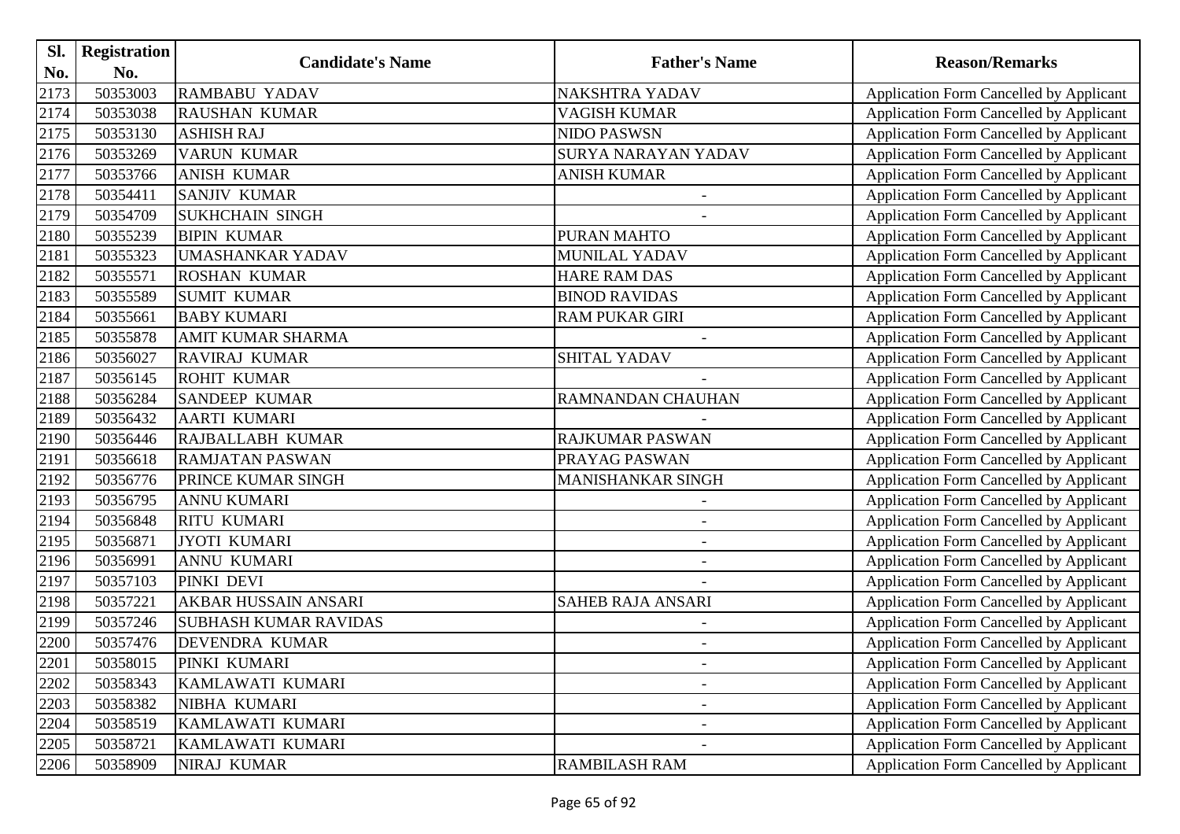| Sl. No. | Registration No. | Candidate's Name | Father's Name | Reason/Remarks |
|---|---|---|---|---|
| 2173 | 50353003 | RAMBABU YADAV | NAKSHTRA YADAV | Application Form Cancelled by Applicant |
| 2174 | 50353038 | RAUSHAN KUMAR | VAGISH KUMAR | Application Form Cancelled by Applicant |
| 2175 | 50353130 | ASHISH RAJ | NIDO PASWSN | Application Form Cancelled by Applicant |
| 2176 | 50353269 | VARUN KUMAR | SURYA NARAYAN YADAV | Application Form Cancelled by Applicant |
| 2177 | 50353766 | ANISH KUMAR | ANISH KUMAR | Application Form Cancelled by Applicant |
| 2178 | 50354411 | SANJIV KUMAR | - | Application Form Cancelled by Applicant |
| 2179 | 50354709 | SUKHCHAIN SINGH | - | Application Form Cancelled by Applicant |
| 2180 | 50355239 | BIPIN KUMAR | PURAN MAHTO | Application Form Cancelled by Applicant |
| 2181 | 50355323 | UMASHANKAR YADAV | MUNILAL YADAV | Application Form Cancelled by Applicant |
| 2182 | 50355571 | ROSHAN KUMAR | HARE RAM DAS | Application Form Cancelled by Applicant |
| 2183 | 50355589 | SUMIT KUMAR | BINOD RAVIDAS | Application Form Cancelled by Applicant |
| 2184 | 50355661 | BABY KUMARI | RAM PUKAR GIRI | Application Form Cancelled by Applicant |
| 2185 | 50355878 | AMIT KUMAR SHARMA | - | Application Form Cancelled by Applicant |
| 2186 | 50356027 | RAVIRAJ KUMAR | SHITAL YADAV | Application Form Cancelled by Applicant |
| 2187 | 50356145 | ROHIT KUMAR | - | Application Form Cancelled by Applicant |
| 2188 | 50356284 | SANDEEP KUMAR | RAMNANDAN CHAUHAN | Application Form Cancelled by Applicant |
| 2189 | 50356432 | AARTI KUMARI | - | Application Form Cancelled by Applicant |
| 2190 | 50356446 | RAJBALLABH KUMAR | RAJKUMAR PASWAN | Application Form Cancelled by Applicant |
| 2191 | 50356618 | RAMJATAN PASWAN | PRAYAG PASWAN | Application Form Cancelled by Applicant |
| 2192 | 50356776 | PRINCE KUMAR SINGH | MANISHANKAR SINGH | Application Form Cancelled by Applicant |
| 2193 | 50356795 | ANNU KUMARI | - | Application Form Cancelled by Applicant |
| 2194 | 50356848 | RITU KUMARI | - | Application Form Cancelled by Applicant |
| 2195 | 50356871 | JYOTI KUMARI | - | Application Form Cancelled by Applicant |
| 2196 | 50356991 | ANNU KUMARI | - | Application Form Cancelled by Applicant |
| 2197 | 50357103 | PINKI DEVI | - | Application Form Cancelled by Applicant |
| 2198 | 50357221 | AKBAR HUSSAIN ANSARI | SAHEB RAJA ANSARI | Application Form Cancelled by Applicant |
| 2199 | 50357246 | SUBHASH KUMAR RAVIDAS | - | Application Form Cancelled by Applicant |
| 2200 | 50357476 | DEVENDRA KUMAR | - | Application Form Cancelled by Applicant |
| 2201 | 50358015 | PINKI KUMARI | - | Application Form Cancelled by Applicant |
| 2202 | 50358343 | KAMLAWATI KUMARI | - | Application Form Cancelled by Applicant |
| 2203 | 50358382 | NIBHA KUMARI | - | Application Form Cancelled by Applicant |
| 2204 | 50358519 | KAMLAWATI KUMARI | - | Application Form Cancelled by Applicant |
| 2205 | 50358721 | KAMLAWATI KUMARI | - | Application Form Cancelled by Applicant |
| 2206 | 50358909 | NIRAJ KUMAR | RAMBILASH RAM | Application Form Cancelled by Applicant |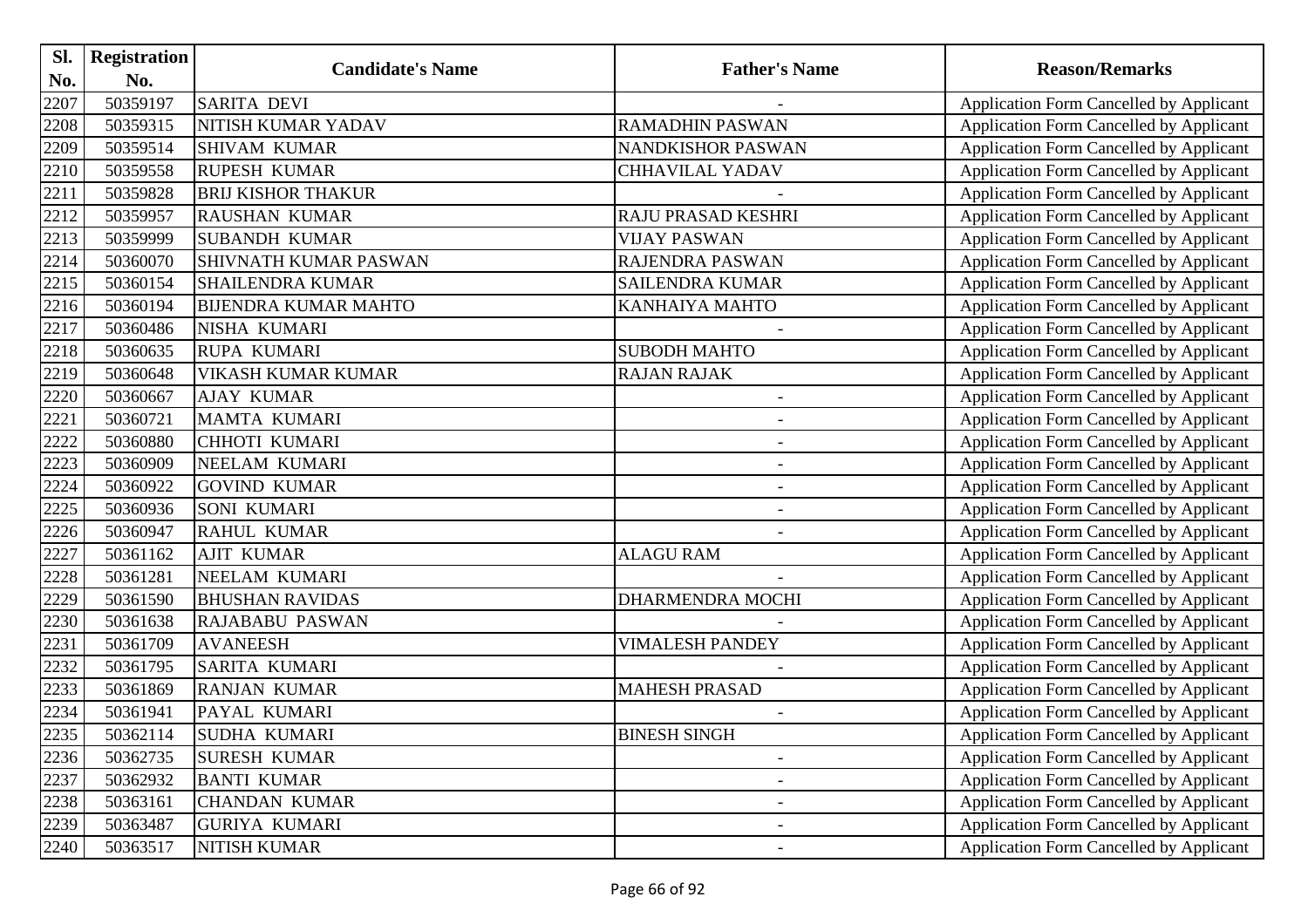| Sl. No. | Registration No. | Candidate's Name | Father's Name | Reason/Remarks |
|---|---|---|---|---|
| 2207 | 50359197 | SARITA DEVI | - | Application Form Cancelled by Applicant |
| 2208 | 50359315 | NITISH KUMAR YADAV | RAMADHIN PASWAN | Application Form Cancelled by Applicant |
| 2209 | 50359514 | SHIVAM KUMAR | NANDKISHOR PASWAN | Application Form Cancelled by Applicant |
| 2210 | 50359558 | RUPESH KUMAR | CHHAVILAL YADAV | Application Form Cancelled by Applicant |
| 2211 | 50359828 | BRIJ KISHOR THAKUR | - | Application Form Cancelled by Applicant |
| 2212 | 50359957 | RAUSHAN KUMAR | RAJU PRASAD KESHRI | Application Form Cancelled by Applicant |
| 2213 | 50359999 | SUBANDH KUMAR | VIJAY PASWAN | Application Form Cancelled by Applicant |
| 2214 | 50360070 | SHIVNATH KUMAR PASWAN | RAJENDRA PASWAN | Application Form Cancelled by Applicant |
| 2215 | 50360154 | SHAILENDRA KUMAR | SAILENDRA KUMAR | Application Form Cancelled by Applicant |
| 2216 | 50360194 | BIJENDRA KUMAR MAHTO | KANHAIYA MAHTO | Application Form Cancelled by Applicant |
| 2217 | 50360486 | NISHA KUMARI | - | Application Form Cancelled by Applicant |
| 2218 | 50360635 | RUPA KUMARI | SUBODH MAHTO | Application Form Cancelled by Applicant |
| 2219 | 50360648 | VIKASH KUMAR KUMAR | RAJAN RAJAK | Application Form Cancelled by Applicant |
| 2220 | 50360667 | AJAY KUMAR | - | Application Form Cancelled by Applicant |
| 2221 | 50360721 | MAMTA KUMARI | - | Application Form Cancelled by Applicant |
| 2222 | 50360880 | CHHOTI KUMARI | - | Application Form Cancelled by Applicant |
| 2223 | 50360909 | NEELAM KUMARI | - | Application Form Cancelled by Applicant |
| 2224 | 50360922 | GOVIND KUMAR | - | Application Form Cancelled by Applicant |
| 2225 | 50360936 | SONI KUMARI | - | Application Form Cancelled by Applicant |
| 2226 | 50360947 | RAHUL KUMAR | - | Application Form Cancelled by Applicant |
| 2227 | 50361162 | AJIT KUMAR | ALAGU RAM | Application Form Cancelled by Applicant |
| 2228 | 50361281 | NEELAM KUMARI | - | Application Form Cancelled by Applicant |
| 2229 | 50361590 | BHUSHAN RAVIDAS | DHARMENDRA MOCHI | Application Form Cancelled by Applicant |
| 2230 | 50361638 | RAJABABU PASWAN | - | Application Form Cancelled by Applicant |
| 2231 | 50361709 | AVANEESH | VIMALESH PANDEY | Application Form Cancelled by Applicant |
| 2232 | 50361795 | SARITA KUMARI | - | Application Form Cancelled by Applicant |
| 2233 | 50361869 | RANJAN KUMAR | MAHESH PRASAD | Application Form Cancelled by Applicant |
| 2234 | 50361941 | PAYAL KUMARI | - | Application Form Cancelled by Applicant |
| 2235 | 50362114 | SUDHA KUMARI | BINESH SINGH | Application Form Cancelled by Applicant |
| 2236 | 50362735 | SURESH KUMAR | - | Application Form Cancelled by Applicant |
| 2237 | 50362932 | BANTI KUMAR | - | Application Form Cancelled by Applicant |
| 2238 | 50363161 | CHANDAN KUMAR | - | Application Form Cancelled by Applicant |
| 2239 | 50363487 | GURIYA KUMARI | - | Application Form Cancelled by Applicant |
| 2240 | 50363517 | NITISH KUMAR | - | Application Form Cancelled by Applicant |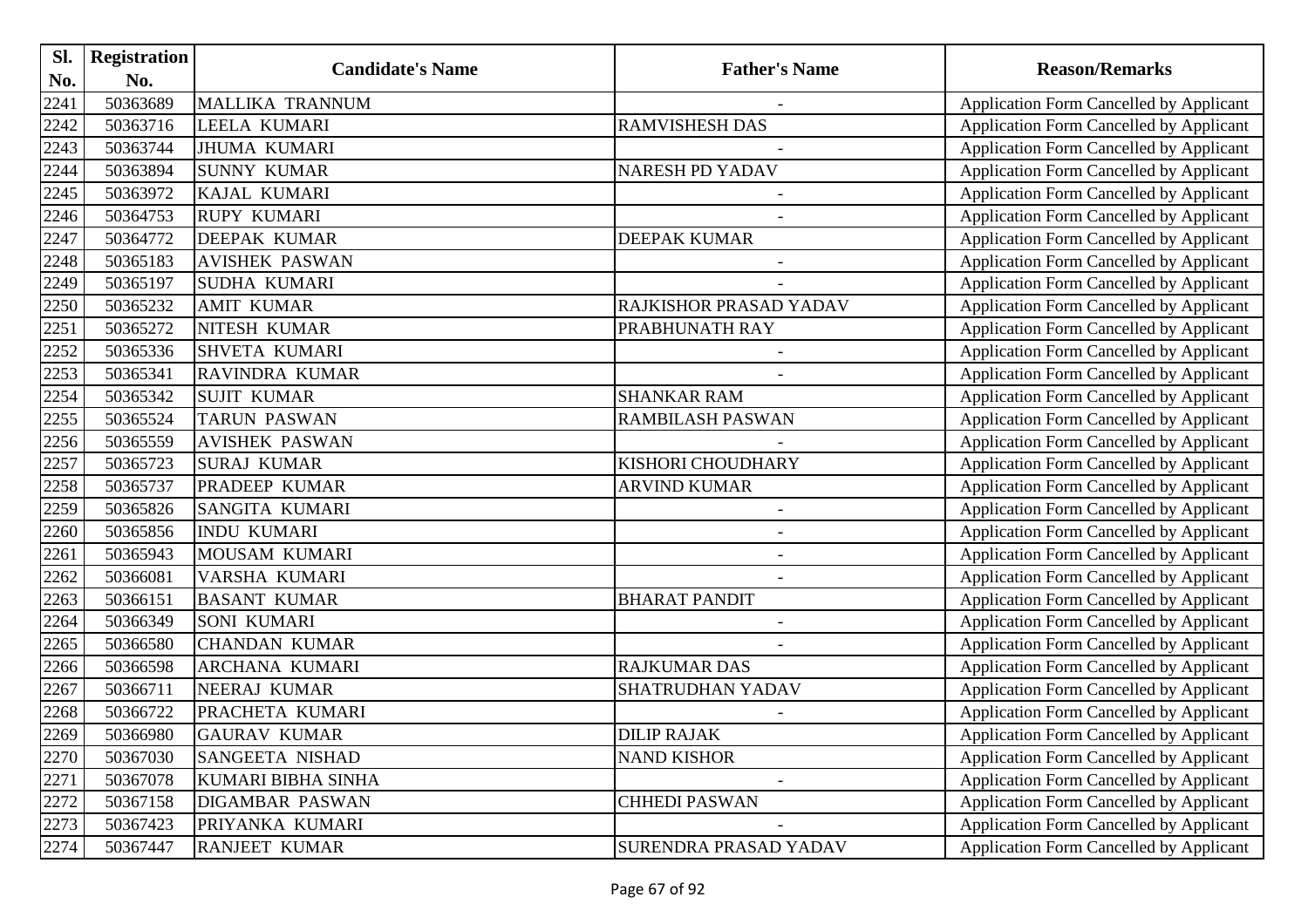| Sl. No. | Registration No. | Candidate's Name | Father's Name | Reason/Remarks |
|---|---|---|---|---|
| 2241 | 50363689 | MALLIKA TRANNUM | - | Application Form Cancelled by Applicant |
| 2242 | 50363716 | LEELA KUMARI | RAMVISHESH DAS | Application Form Cancelled by Applicant |
| 2243 | 50363744 | JHUMA KUMARI | - | Application Form Cancelled by Applicant |
| 2244 | 50363894 | SUNNY KUMAR | NARESH PD YADAV | Application Form Cancelled by Applicant |
| 2245 | 50363972 | KAJAL KUMARI | - | Application Form Cancelled by Applicant |
| 2246 | 50364753 | RUPY KUMARI | - | Application Form Cancelled by Applicant |
| 2247 | 50364772 | DEEPAK KUMAR | DEEPAK KUMAR | Application Form Cancelled by Applicant |
| 2248 | 50365183 | AVISHEK PASWAN | - | Application Form Cancelled by Applicant |
| 2249 | 50365197 | SUDHA KUMARI | - | Application Form Cancelled by Applicant |
| 2250 | 50365232 | AMIT KUMAR | RAJKISHOR PRASAD YADAV | Application Form Cancelled by Applicant |
| 2251 | 50365272 | NITESH KUMAR | PRABHUNATH RAY | Application Form Cancelled by Applicant |
| 2252 | 50365336 | SHVETA KUMARI | - | Application Form Cancelled by Applicant |
| 2253 | 50365341 | RAVINDRA KUMAR | - | Application Form Cancelled by Applicant |
| 2254 | 50365342 | SUJIT KUMAR | SHANKAR RAM | Application Form Cancelled by Applicant |
| 2255 | 50365524 | TARUN PASWAN | RAMBILASH PASWAN | Application Form Cancelled by Applicant |
| 2256 | 50365559 | AVISHEK PASWAN | - | Application Form Cancelled by Applicant |
| 2257 | 50365723 | SURAJ KUMAR | KISHORI CHOUDHARY | Application Form Cancelled by Applicant |
| 2258 | 50365737 | PRADEEP KUMAR | ARVIND KUMAR | Application Form Cancelled by Applicant |
| 2259 | 50365826 | SANGITA KUMARI | - | Application Form Cancelled by Applicant |
| 2260 | 50365856 | INDU KUMARI | - | Application Form Cancelled by Applicant |
| 2261 | 50365943 | MOUSAM KUMARI | - | Application Form Cancelled by Applicant |
| 2262 | 50366081 | VARSHA KUMARI | - | Application Form Cancelled by Applicant |
| 2263 | 50366151 | BASANT KUMAR | BHARAT PANDIT | Application Form Cancelled by Applicant |
| 2264 | 50366349 | SONI KUMARI | - | Application Form Cancelled by Applicant |
| 2265 | 50366580 | CHANDAN KUMAR | - | Application Form Cancelled by Applicant |
| 2266 | 50366598 | ARCHANA KUMARI | RAJKUMAR DAS | Application Form Cancelled by Applicant |
| 2267 | 50366711 | NEERAJ KUMAR | SHATRUDHAN YADAV | Application Form Cancelled by Applicant |
| 2268 | 50366722 | PRACHETA KUMARI | - | Application Form Cancelled by Applicant |
| 2269 | 50366980 | GAURAV KUMAR | DILIP RAJAK | Application Form Cancelled by Applicant |
| 2270 | 50367030 | SANGEETA NISHAD | NAND KISHOR | Application Form Cancelled by Applicant |
| 2271 | 50367078 | KUMARI BIBHA SINHA | - | Application Form Cancelled by Applicant |
| 2272 | 50367158 | DIGAMBAR PASWAN | CHHEDI PASWAN | Application Form Cancelled by Applicant |
| 2273 | 50367423 | PRIYANKA KUMARI | - | Application Form Cancelled by Applicant |
| 2274 | 50367447 | RANJEET KUMAR | SURENDRA PRASAD YADAV | Application Form Cancelled by Applicant |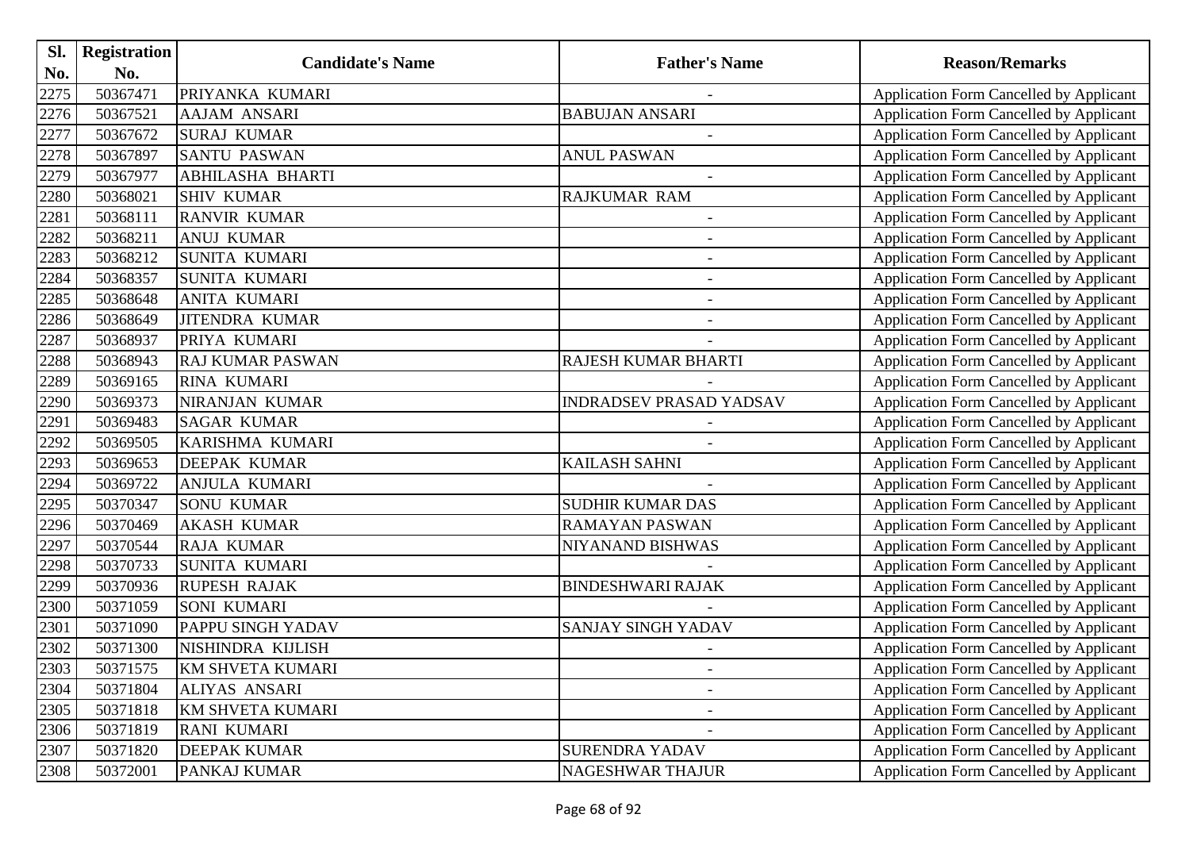| Sl. No. | Registration No. | Candidate's Name | Father's Name | Reason/Remarks |
|---|---|---|---|---|
| 2275 | 50367471 | PRIYANKA KUMARI | - | Application Form Cancelled by Applicant |
| 2276 | 50367521 | AAJAM ANSARI | BABUJAN ANSARI | Application Form Cancelled by Applicant |
| 2277 | 50367672 | SURAJ KUMAR | - | Application Form Cancelled by Applicant |
| 2278 | 50367897 | SANTU PASWAN | ANUL PASWAN | Application Form Cancelled by Applicant |
| 2279 | 50367977 | ABHILASHA BHARTI | - | Application Form Cancelled by Applicant |
| 2280 | 50368021 | SHIV KUMAR | RAJKUMAR RAM | Application Form Cancelled by Applicant |
| 2281 | 50368111 | RANVIR KUMAR | - | Application Form Cancelled by Applicant |
| 2282 | 50368211 | ANUJ KUMAR | - | Application Form Cancelled by Applicant |
| 2283 | 50368212 | SUNITA KUMARI | - | Application Form Cancelled by Applicant |
| 2284 | 50368357 | SUNITA KUMARI | - | Application Form Cancelled by Applicant |
| 2285 | 50368648 | ANITA KUMARI | - | Application Form Cancelled by Applicant |
| 2286 | 50368649 | JITENDRA KUMAR | - | Application Form Cancelled by Applicant |
| 2287 | 50368937 | PRIYA KUMARI | - | Application Form Cancelled by Applicant |
| 2288 | 50368943 | RAJ KUMAR PASWAN | RAJESH KUMAR BHARTI | Application Form Cancelled by Applicant |
| 2289 | 50369165 | RINA KUMARI | - | Application Form Cancelled by Applicant |
| 2290 | 50369373 | NIRANJAN KUMAR | INDRADSEV PRASAD YADSAV | Application Form Cancelled by Applicant |
| 2291 | 50369483 | SAGAR KUMAR | - | Application Form Cancelled by Applicant |
| 2292 | 50369505 | KARISHMA KUMARI | - | Application Form Cancelled by Applicant |
| 2293 | 50369653 | DEEPAK KUMAR | KAILASH SAHNI | Application Form Cancelled by Applicant |
| 2294 | 50369722 | ANJULA KUMARI | - | Application Form Cancelled by Applicant |
| 2295 | 50370347 | SONU KUMAR | SUDHIR KUMAR DAS | Application Form Cancelled by Applicant |
| 2296 | 50370469 | AKASH KUMAR | RAMAYAN PASWAN | Application Form Cancelled by Applicant |
| 2297 | 50370544 | RAJA KUMAR | NIYANAND BISHWAS | Application Form Cancelled by Applicant |
| 2298 | 50370733 | SUNITA KUMARI | - | Application Form Cancelled by Applicant |
| 2299 | 50370936 | RUPESH RAJAK | BINDESHWARI RAJAK | Application Form Cancelled by Applicant |
| 2300 | 50371059 | SONI KUMARI | - | Application Form Cancelled by Applicant |
| 2301 | 50371090 | PAPPU SINGH YADAV | SANJAY SINGH YADAV | Application Form Cancelled by Applicant |
| 2302 | 50371300 | NISHINDRA KIJLISH | - | Application Form Cancelled by Applicant |
| 2303 | 50371575 | KM SHVETA KUMARI | - | Application Form Cancelled by Applicant |
| 2304 | 50371804 | ALIYAS ANSARI | - | Application Form Cancelled by Applicant |
| 2305 | 50371818 | KM SHVETA KUMARI | - | Application Form Cancelled by Applicant |
| 2306 | 50371819 | RANI KUMARI | - | Application Form Cancelled by Applicant |
| 2307 | 50371820 | DEEPAK KUMAR | SURENDRA YADAV | Application Form Cancelled by Applicant |
| 2308 | 50372001 | PANKAJ KUMAR | NAGESHWAR THAJUR | Application Form Cancelled by Applicant |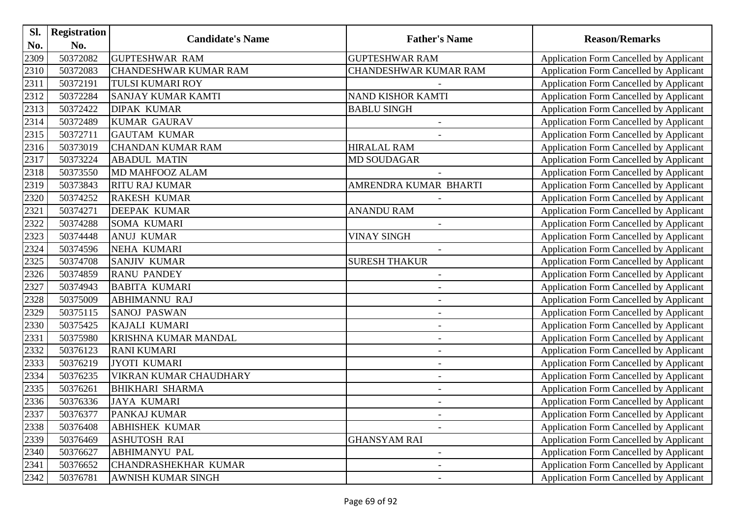| Sl. No. | Registration No. | Candidate's Name | Father's Name | Reason/Remarks |
|---|---|---|---|---|
| 2309 | 50372082 | GUPTESHWAR RAM | GUPTESHWAR RAM | Application Form Cancelled by Applicant |
| 2310 | 50372083 | CHANDESHWAR KUMAR RAM | CHANDESHWAR KUMAR RAM | Application Form Cancelled by Applicant |
| 2311 | 50372191 | TULSI KUMARI ROY | - | Application Form Cancelled by Applicant |
| 2312 | 50372284 | SANJAY KUMAR KAMTI | NAND KISHOR KAMTI | Application Form Cancelled by Applicant |
| 2313 | 50372422 | DIPAK KUMAR | BABLU SINGH | Application Form Cancelled by Applicant |
| 2314 | 50372489 | KUMAR GAURAV | - | Application Form Cancelled by Applicant |
| 2315 | 50372711 | GAUTAM KUMAR | - | Application Form Cancelled by Applicant |
| 2316 | 50373019 | CHANDAN KUMAR RAM | HIRALAL RAM | Application Form Cancelled by Applicant |
| 2317 | 50373224 | ABADUL MATIN | MD SOUDAGAR | Application Form Cancelled by Applicant |
| 2318 | 50373550 | MD MAHFOOZ ALAM | - | Application Form Cancelled by Applicant |
| 2319 | 50373843 | RITU RAJ KUMAR | AMRENDRA KUMAR BHARTI | Application Form Cancelled by Applicant |
| 2320 | 50374252 | RAKESH KUMAR | - | Application Form Cancelled by Applicant |
| 2321 | 50374271 | DEEPAK KUMAR | ANANDU RAM | Application Form Cancelled by Applicant |
| 2322 | 50374288 | SOMA KUMARI | - | Application Form Cancelled by Applicant |
| 2323 | 50374448 | ANUJ KUMAR | VINAY SINGH | Application Form Cancelled by Applicant |
| 2324 | 50374596 | NEHA KUMARI | - | Application Form Cancelled by Applicant |
| 2325 | 50374708 | SANJIV KUMAR | SURESH THAKUR | Application Form Cancelled by Applicant |
| 2326 | 50374859 | RANU PANDEY | - | Application Form Cancelled by Applicant |
| 2327 | 50374943 | BABITA KUMARI | - | Application Form Cancelled by Applicant |
| 2328 | 50375009 | ABHIMANNU RAJ | - | Application Form Cancelled by Applicant |
| 2329 | 50375115 | SANOJ PASWAN | - | Application Form Cancelled by Applicant |
| 2330 | 50375425 | KAJALI KUMARI | - | Application Form Cancelled by Applicant |
| 2331 | 50375980 | KRISHNA KUMAR MANDAL | - | Application Form Cancelled by Applicant |
| 2332 | 50376123 | RANI KUMARI | - | Application Form Cancelled by Applicant |
| 2333 | 50376219 | JYOTI KUMARI | - | Application Form Cancelled by Applicant |
| 2334 | 50376235 | VIKRAN KUMAR CHAUDHARY | - | Application Form Cancelled by Applicant |
| 2335 | 50376261 | BHIKHARI SHARMA | - | Application Form Cancelled by Applicant |
| 2336 | 50376336 | JAYA KUMARI | - | Application Form Cancelled by Applicant |
| 2337 | 50376377 | PANKAJ KUMAR | - | Application Form Cancelled by Applicant |
| 2338 | 50376408 | ABHISHEK KUMAR | - | Application Form Cancelled by Applicant |
| 2339 | 50376469 | ASHUTOSH RAI | GHANSYAM RAI | Application Form Cancelled by Applicant |
| 2340 | 50376627 | ABHIMANYU PAL | - | Application Form Cancelled by Applicant |
| 2341 | 50376652 | CHANDRASHEKHAR KUMAR | - | Application Form Cancelled by Applicant |
| 2342 | 50376781 | AWNISH KUMAR SINGH | - | Application Form Cancelled by Applicant |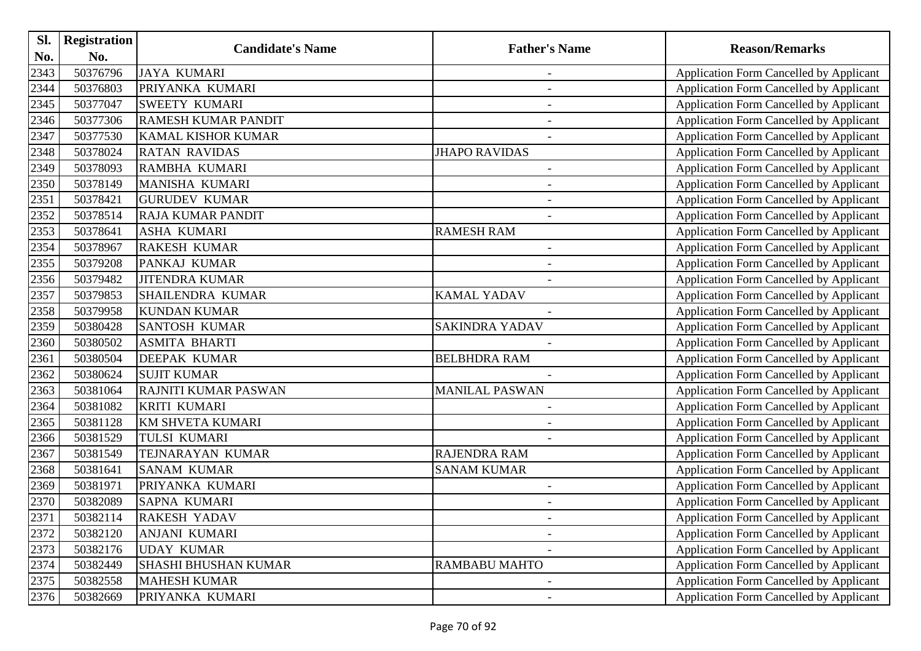| Sl. No. | Registration No. | Candidate's Name | Father's Name | Reason/Remarks |
|---|---|---|---|---|
| 2343 | 50376796 | JAYA KUMARI | - | Application Form Cancelled by Applicant |
| 2344 | 50376803 | PRIYANKA KUMARI | - | Application Form Cancelled by Applicant |
| 2345 | 50377047 | SWEETY KUMARI | - | Application Form Cancelled by Applicant |
| 2346 | 50377306 | RAMESH KUMAR PANDIT | - | Application Form Cancelled by Applicant |
| 2347 | 50377530 | KAMAL KISHOR KUMAR | - | Application Form Cancelled by Applicant |
| 2348 | 50378024 | RATAN RAVIDAS | JHAPO RAVIDAS | Application Form Cancelled by Applicant |
| 2349 | 50378093 | RAMBHA KUMARI | - | Application Form Cancelled by Applicant |
| 2350 | 50378149 | MANISHA KUMARI | - | Application Form Cancelled by Applicant |
| 2351 | 50378421 | GURUDEV KUMAR | - | Application Form Cancelled by Applicant |
| 2352 | 50378514 | RAJA KUMAR PANDIT | - | Application Form Cancelled by Applicant |
| 2353 | 50378641 | ASHA KUMARI | RAMESH RAM | Application Form Cancelled by Applicant |
| 2354 | 50378967 | RAKESH KUMAR | - | Application Form Cancelled by Applicant |
| 2355 | 50379208 | PANKAJ KUMAR | - | Application Form Cancelled by Applicant |
| 2356 | 50379482 | JITENDRA KUMAR | - | Application Form Cancelled by Applicant |
| 2357 | 50379853 | SHAILENDRA KUMAR | KAMAL YADAV | Application Form Cancelled by Applicant |
| 2358 | 50379958 | KUNDAN KUMAR | - | Application Form Cancelled by Applicant |
| 2359 | 50380428 | SANTOSH KUMAR | SAKINDRA YADAV | Application Form Cancelled by Applicant |
| 2360 | 50380502 | ASMITA BHARTI | - | Application Form Cancelled by Applicant |
| 2361 | 50380504 | DEEPAK KUMAR | BELBHDRA RAM | Application Form Cancelled by Applicant |
| 2362 | 50380624 | SUJIT KUMAR | - | Application Form Cancelled by Applicant |
| 2363 | 50381064 | RAJNITI KUMAR PASWAN | MANILAL PASWAN | Application Form Cancelled by Applicant |
| 2364 | 50381082 | KRITI KUMARI | - | Application Form Cancelled by Applicant |
| 2365 | 50381128 | KM SHVETA KUMARI | - | Application Form Cancelled by Applicant |
| 2366 | 50381529 | TULSI KUMARI | - | Application Form Cancelled by Applicant |
| 2367 | 50381549 | TEJNARAYAN KUMAR | RAJENDRA RAM | Application Form Cancelled by Applicant |
| 2368 | 50381641 | SANAM KUMAR | SANAM KUMAR | Application Form Cancelled by Applicant |
| 2369 | 50381971 | PRIYANKA KUMARI | - | Application Form Cancelled by Applicant |
| 2370 | 50382089 | SAPNA KUMARI | - | Application Form Cancelled by Applicant |
| 2371 | 50382114 | RAKESH YADAV | - | Application Form Cancelled by Applicant |
| 2372 | 50382120 | ANJANI KUMARI | - | Application Form Cancelled by Applicant |
| 2373 | 50382176 | UDAY KUMAR | - | Application Form Cancelled by Applicant |
| 2374 | 50382449 | SHASHI BHUSHAN KUMAR | RAMBABU MAHTO | Application Form Cancelled by Applicant |
| 2375 | 50382558 | MAHESH KUMAR | - | Application Form Cancelled by Applicant |
| 2376 | 50382669 | PRIYANKA KUMARI | - | Application Form Cancelled by Applicant |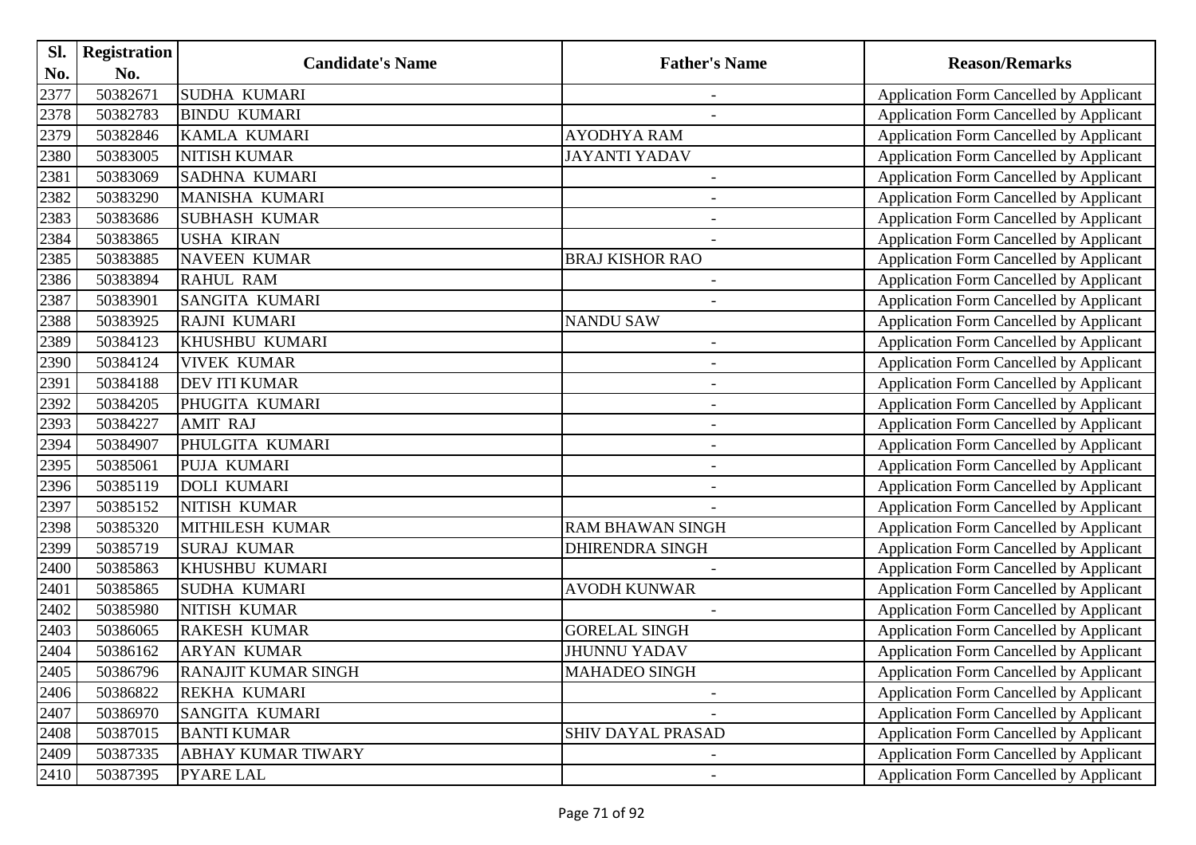| Sl. No. | Registration No. | Candidate's Name | Father's Name | Reason/Remarks |
|---|---|---|---|---|
| 2377 | 50382671 | SUDHA KUMARI | - | Application Form Cancelled by Applicant |
| 2378 | 50382783 | BINDU KUMARI | - | Application Form Cancelled by Applicant |
| 2379 | 50382846 | KAMLA KUMARI | AYODHYA RAM | Application Form Cancelled by Applicant |
| 2380 | 50383005 | NITISH KUMAR | JAYANTI YADAV | Application Form Cancelled by Applicant |
| 2381 | 50383069 | SADHNA KUMARI | - | Application Form Cancelled by Applicant |
| 2382 | 50383290 | MANISHA KUMARI | - | Application Form Cancelled by Applicant |
| 2383 | 50383686 | SUBHASH KUMAR | - | Application Form Cancelled by Applicant |
| 2384 | 50383865 | USHA KIRAN | - | Application Form Cancelled by Applicant |
| 2385 | 50383885 | NAVEEN KUMAR | BRAJ KISHOR RAO | Application Form Cancelled by Applicant |
| 2386 | 50383894 | RAHUL RAM | - | Application Form Cancelled by Applicant |
| 2387 | 50383901 | SANGITA KUMARI | - | Application Form Cancelled by Applicant |
| 2388 | 50383925 | RAJNI KUMARI | NANDU SAW | Application Form Cancelled by Applicant |
| 2389 | 50384123 | KHUSHBU KUMARI | - | Application Form Cancelled by Applicant |
| 2390 | 50384124 | VIVEK KUMAR | - | Application Form Cancelled by Applicant |
| 2391 | 50384188 | DEV ITI KUMAR | - | Application Form Cancelled by Applicant |
| 2392 | 50384205 | PHUGITA KUMARI | - | Application Form Cancelled by Applicant |
| 2393 | 50384227 | AMIT RAJ | - | Application Form Cancelled by Applicant |
| 2394 | 50384907 | PHULGITA KUMARI | - | Application Form Cancelled by Applicant |
| 2395 | 50385061 | PUJA KUMARI | - | Application Form Cancelled by Applicant |
| 2396 | 50385119 | DOLI KUMARI | - | Application Form Cancelled by Applicant |
| 2397 | 50385152 | NITISH KUMAR | - | Application Form Cancelled by Applicant |
| 2398 | 50385320 | MITHILESH KUMAR | RAM BHAWAN SINGH | Application Form Cancelled by Applicant |
| 2399 | 50385719 | SURAJ KUMAR | DHIRENDRA SINGH | Application Form Cancelled by Applicant |
| 2400 | 50385863 | KHUSHBU KUMARI | - | Application Form Cancelled by Applicant |
| 2401 | 50385865 | SUDHA KUMARI | AVODH KUNWAR | Application Form Cancelled by Applicant |
| 2402 | 50385980 | NITISH KUMAR | - | Application Form Cancelled by Applicant |
| 2403 | 50386065 | RAKESH KUMAR | GORELAL SINGH | Application Form Cancelled by Applicant |
| 2404 | 50386162 | ARYAN KUMAR | JHUNNU YADAV | Application Form Cancelled by Applicant |
| 2405 | 50386796 | RANAJIT KUMAR SINGH | MAHADEO SINGH | Application Form Cancelled by Applicant |
| 2406 | 50386822 | REKHA KUMARI | - | Application Form Cancelled by Applicant |
| 2407 | 50386970 | SANGITA KUMARI | - | Application Form Cancelled by Applicant |
| 2408 | 50387015 | BANTI KUMAR | SHIV DAYAL PRASAD | Application Form Cancelled by Applicant |
| 2409 | 50387335 | ABHAY KUMAR TIWARY | - | Application Form Cancelled by Applicant |
| 2410 | 50387395 | PYARE LAL | - | Application Form Cancelled by Applicant |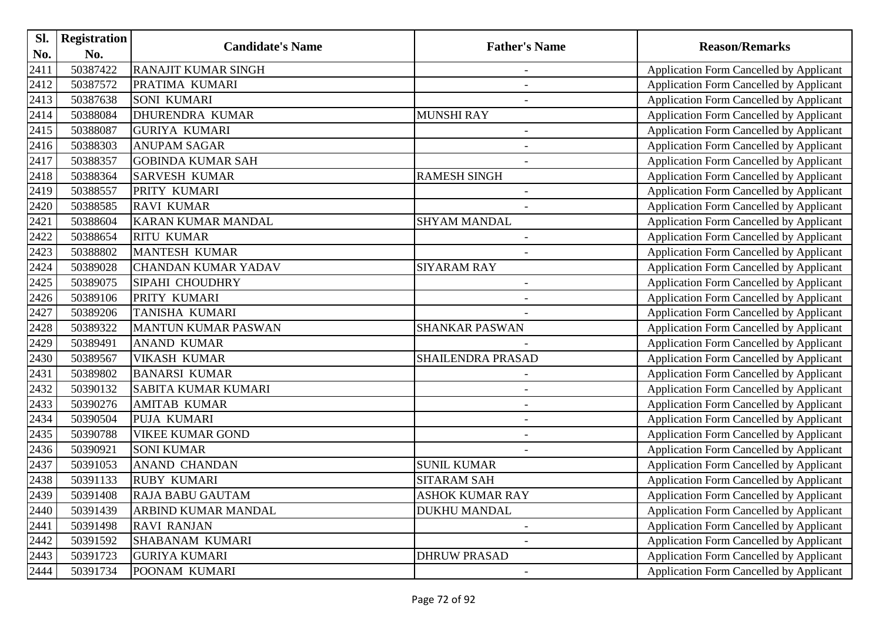| Sl. No. | Registration No. | Candidate's Name | Father's Name | Reason/Remarks |
|---|---|---|---|---|
| 2411 | 50387422 | RANAJIT KUMAR SINGH | - | Application Form Cancelled by Applicant |
| 2412 | 50387572 | PRATIMA KUMARI | - | Application Form Cancelled by Applicant |
| 2413 | 50387638 | SONI KUMARI | - | Application Form Cancelled by Applicant |
| 2414 | 50388084 | DHURENDRA KUMAR | MUNSHI RAY | Application Form Cancelled by Applicant |
| 2415 | 50388087 | GURIYA KUMARI | - | Application Form Cancelled by Applicant |
| 2416 | 50388303 | ANUPAM SAGAR | - | Application Form Cancelled by Applicant |
| 2417 | 50388357 | GOBINDA KUMAR SAH | - | Application Form Cancelled by Applicant |
| 2418 | 50388364 | SARVESH KUMAR | RAMESH SINGH | Application Form Cancelled by Applicant |
| 2419 | 50388557 | PRITY KUMARI | - | Application Form Cancelled by Applicant |
| 2420 | 50388585 | RAVI KUMAR | - | Application Form Cancelled by Applicant |
| 2421 | 50388604 | KARAN KUMAR MANDAL | SHYAM MANDAL | Application Form Cancelled by Applicant |
| 2422 | 50388654 | RITU KUMAR | - | Application Form Cancelled by Applicant |
| 2423 | 50388802 | MANTESH KUMAR | - | Application Form Cancelled by Applicant |
| 2424 | 50389028 | CHANDAN KUMAR YADAV | SIYARAM RAY | Application Form Cancelled by Applicant |
| 2425 | 50389075 | SIPAHI CHOUDHRY | - | Application Form Cancelled by Applicant |
| 2426 | 50389106 | PRITY KUMARI | - | Application Form Cancelled by Applicant |
| 2427 | 50389206 | TANISHA KUMARI | - | Application Form Cancelled by Applicant |
| 2428 | 50389322 | MANTUN KUMAR PASWAN | SHANKAR PASWAN | Application Form Cancelled by Applicant |
| 2429 | 50389491 | ANAND KUMAR | - | Application Form Cancelled by Applicant |
| 2430 | 50389567 | VIKASH KUMAR | SHAILENDRA PRASAD | Application Form Cancelled by Applicant |
| 2431 | 50389802 | BANARSI KUMAR | - | Application Form Cancelled by Applicant |
| 2432 | 50390132 | SABITA KUMAR KUMARI | - | Application Form Cancelled by Applicant |
| 2433 | 50390276 | AMITAB KUMAR | - | Application Form Cancelled by Applicant |
| 2434 | 50390504 | PUJA KUMARI | - | Application Form Cancelled by Applicant |
| 2435 | 50390788 | VIKEE KUMAR GOND | - | Application Form Cancelled by Applicant |
| 2436 | 50390921 | SONI KUMAR | - | Application Form Cancelled by Applicant |
| 2437 | 50391053 | ANAND CHANDAN | SUNIL KUMAR | Application Form Cancelled by Applicant |
| 2438 | 50391133 | RUBY KUMARI | SITARAM SAH | Application Form Cancelled by Applicant |
| 2439 | 50391408 | RAJA BABU GAUTAM | ASHOK KUMAR RAY | Application Form Cancelled by Applicant |
| 2440 | 50391439 | ARBIND KUMAR MANDAL | DUKHU MANDAL | Application Form Cancelled by Applicant |
| 2441 | 50391498 | RAVI RANJAN | - | Application Form Cancelled by Applicant |
| 2442 | 50391592 | SHABANAM KUMARI | - | Application Form Cancelled by Applicant |
| 2443 | 50391723 | GURIYA KUMARI | DHRUW PRASAD | Application Form Cancelled by Applicant |
| 2444 | 50391734 | POONAM KUMARI | - | Application Form Cancelled by Applicant |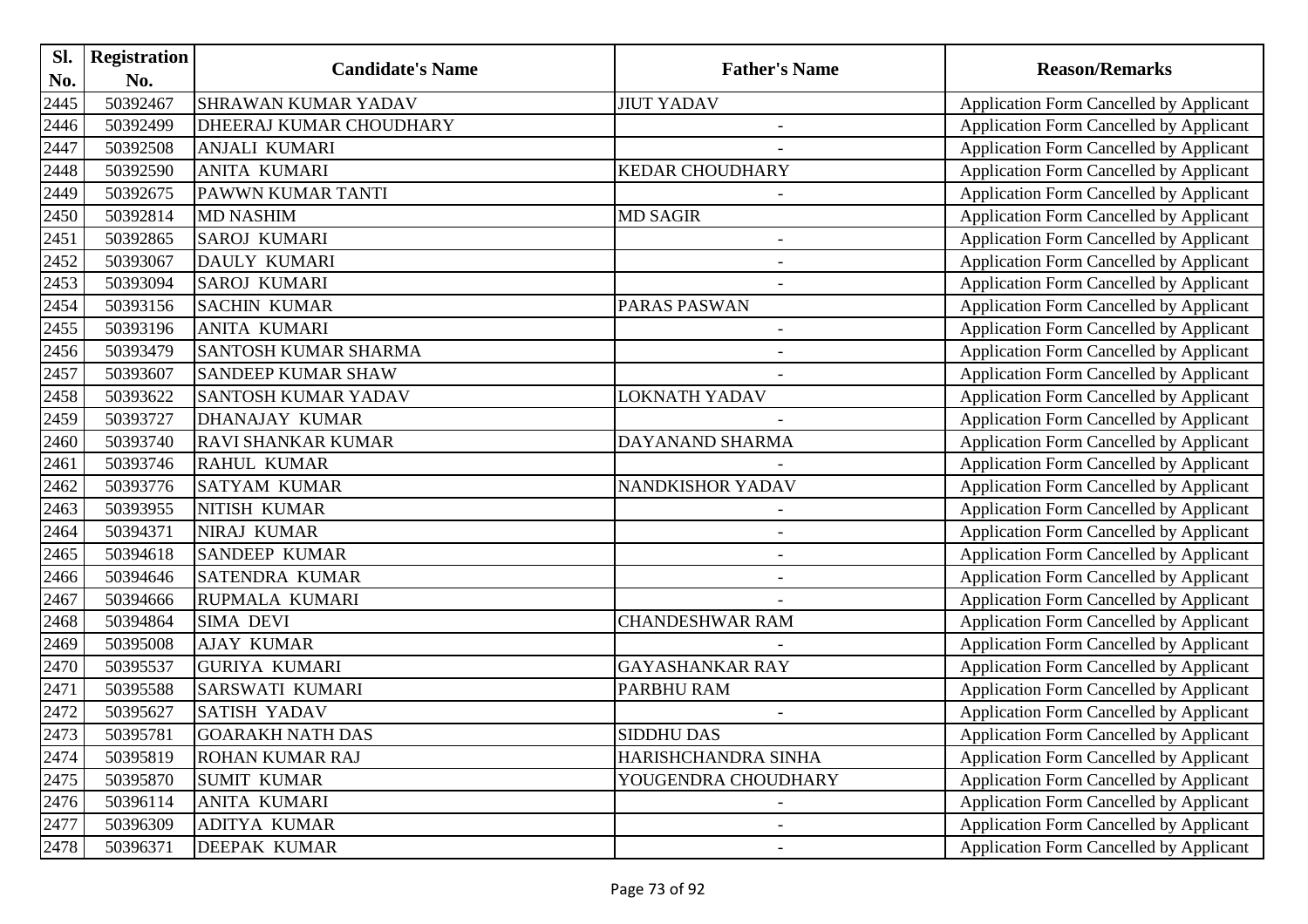| Sl. No. | Registration No. | Candidate's Name | Father's Name | Reason/Remarks |
|---|---|---|---|---|
| 2445 | 50392467 | SHRAWAN KUMAR YADAV | JIUT YADAV | Application Form Cancelled by Applicant |
| 2446 | 50392499 | DHEERAJ KUMAR CHOUDHARY | - | Application Form Cancelled by Applicant |
| 2447 | 50392508 | ANJALI KUMARI | - | Application Form Cancelled by Applicant |
| 2448 | 50392590 | ANITA KUMARI | KEDAR CHOUDHARY | Application Form Cancelled by Applicant |
| 2449 | 50392675 | PAWWN KUMAR TANTI | - | Application Form Cancelled by Applicant |
| 2450 | 50392814 | MD NASHIM | MD SAGIR | Application Form Cancelled by Applicant |
| 2451 | 50392865 | SAROJ KUMARI | - | Application Form Cancelled by Applicant |
| 2452 | 50393067 | DAULY KUMARI | - | Application Form Cancelled by Applicant |
| 2453 | 50393094 | SAROJ KUMARI | - | Application Form Cancelled by Applicant |
| 2454 | 50393156 | SACHIN KUMAR | PARAS PASWAN | Application Form Cancelled by Applicant |
| 2455 | 50393196 | ANITA KUMARI | - | Application Form Cancelled by Applicant |
| 2456 | 50393479 | SANTOSH KUMAR SHARMA | - | Application Form Cancelled by Applicant |
| 2457 | 50393607 | SANDEEP KUMAR SHAW | - | Application Form Cancelled by Applicant |
| 2458 | 50393622 | SANTOSH KUMAR YADAV | LOKNATH YADAV | Application Form Cancelled by Applicant |
| 2459 | 50393727 | DHANAJAY KUMAR | - | Application Form Cancelled by Applicant |
| 2460 | 50393740 | RAVI SHANKAR KUMAR | DAYANAND SHARMA | Application Form Cancelled by Applicant |
| 2461 | 50393746 | RAHUL KUMAR | - | Application Form Cancelled by Applicant |
| 2462 | 50393776 | SATYAM KUMAR | NANDKISHOR YADAV | Application Form Cancelled by Applicant |
| 2463 | 50393955 | NITISH KUMAR | - | Application Form Cancelled by Applicant |
| 2464 | 50394371 | NIRAJ KUMAR | - | Application Form Cancelled by Applicant |
| 2465 | 50394618 | SANDEEP KUMAR | - | Application Form Cancelled by Applicant |
| 2466 | 50394646 | SATENDRA KUMAR | - | Application Form Cancelled by Applicant |
| 2467 | 50394666 | RUPMALA KUMARI | - | Application Form Cancelled by Applicant |
| 2468 | 50394864 | SIMA DEVI | CHANDESHWAR RAM | Application Form Cancelled by Applicant |
| 2469 | 50395008 | AJAY KUMAR | - | Application Form Cancelled by Applicant |
| 2470 | 50395537 | GURIYA KUMARI | GAYASHANKAR RAY | Application Form Cancelled by Applicant |
| 2471 | 50395588 | SARSWATI KUMARI | PARBHU RAM | Application Form Cancelled by Applicant |
| 2472 | 50395627 | SATISH YADAV | - | Application Form Cancelled by Applicant |
| 2473 | 50395781 | GOARAKH NATH DAS | SIDDHU DAS | Application Form Cancelled by Applicant |
| 2474 | 50395819 | ROHAN KUMAR RAJ | HARISHCHANDRA SINHA | Application Form Cancelled by Applicant |
| 2475 | 50395870 | SUMIT KUMAR | YOUGENDRA CHOUDHARY | Application Form Cancelled by Applicant |
| 2476 | 50396114 | ANITA KUMARI | - | Application Form Cancelled by Applicant |
| 2477 | 50396309 | ADITYA KUMAR | - | Application Form Cancelled by Applicant |
| 2478 | 50396371 | DEEPAK KUMAR | - | Application Form Cancelled by Applicant |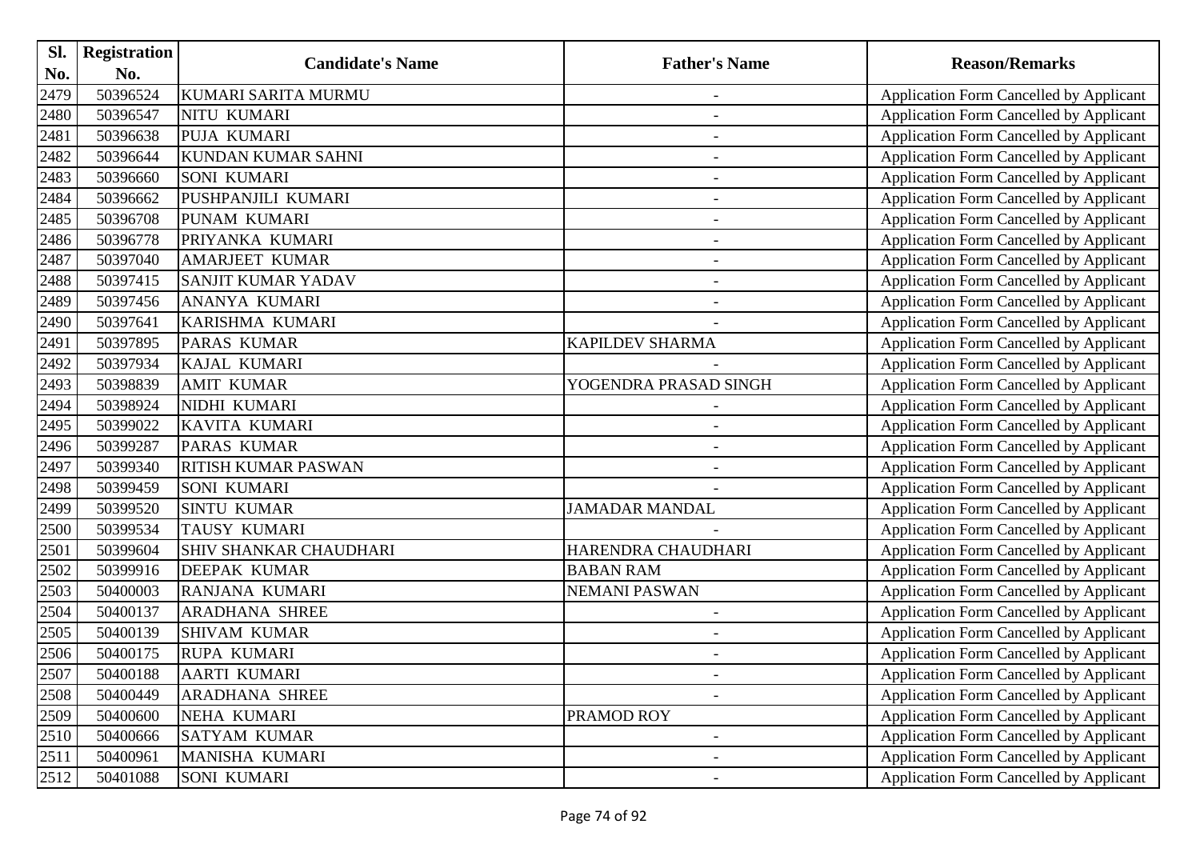| Sl. No. | Registration No. | Candidate's Name | Father's Name | Reason/Remarks |
|---|---|---|---|---|
| 2479 | 50396524 | KUMARI SARITA MURMU | - | Application Form Cancelled by Applicant |
| 2480 | 50396547 | NITU KUMARI | - | Application Form Cancelled by Applicant |
| 2481 | 50396638 | PUJA KUMARI | - | Application Form Cancelled by Applicant |
| 2482 | 50396644 | KUNDAN KUMAR SAHNI | - | Application Form Cancelled by Applicant |
| 2483 | 50396660 | SONI KUMARI | - | Application Form Cancelled by Applicant |
| 2484 | 50396662 | PUSHPANJILI KUMARI | - | Application Form Cancelled by Applicant |
| 2485 | 50396708 | PUNAM KUMARI | - | Application Form Cancelled by Applicant |
| 2486 | 50396778 | PRIYANKA KUMARI | - | Application Form Cancelled by Applicant |
| 2487 | 50397040 | AMARJEET KUMAR | - | Application Form Cancelled by Applicant |
| 2488 | 50397415 | SANJIT KUMAR YADAV | - | Application Form Cancelled by Applicant |
| 2489 | 50397456 | ANANYA KUMARI | - | Application Form Cancelled by Applicant |
| 2490 | 50397641 | KARISHMA KUMARI | - | Application Form Cancelled by Applicant |
| 2491 | 50397895 | PARAS KUMAR | KAPILDEV SHARMA | Application Form Cancelled by Applicant |
| 2492 | 50397934 | KAJAL KUMARI | - | Application Form Cancelled by Applicant |
| 2493 | 50398839 | AMIT KUMAR | YOGENDRA PRASAD SINGH | Application Form Cancelled by Applicant |
| 2494 | 50398924 | NIDHI KUMARI | - | Application Form Cancelled by Applicant |
| 2495 | 50399022 | KAVITA KUMARI | - | Application Form Cancelled by Applicant |
| 2496 | 50399287 | PARAS KUMAR | - | Application Form Cancelled by Applicant |
| 2497 | 50399340 | RITISH KUMAR PASWAN | - | Application Form Cancelled by Applicant |
| 2498 | 50399459 | SONI KUMARI | - | Application Form Cancelled by Applicant |
| 2499 | 50399520 | SINTU KUMAR | JAMADAR MANDAL | Application Form Cancelled by Applicant |
| 2500 | 50399534 | TAUSY KUMARI | - | Application Form Cancelled by Applicant |
| 2501 | 50399604 | SHIV SHANKAR CHAUDHARI | HARENDRA CHAUDHARI | Application Form Cancelled by Applicant |
| 2502 | 50399916 | DEEPAK KUMAR | BABAN RAM | Application Form Cancelled by Applicant |
| 2503 | 50400003 | RANJANA KUMARI | NEMANI PASWAN | Application Form Cancelled by Applicant |
| 2504 | 50400137 | ARADHANA SHREE | - | Application Form Cancelled by Applicant |
| 2505 | 50400139 | SHIVAM KUMAR | - | Application Form Cancelled by Applicant |
| 2506 | 50400175 | RUPA KUMARI | - | Application Form Cancelled by Applicant |
| 2507 | 50400188 | AARTI KUMARI | - | Application Form Cancelled by Applicant |
| 2508 | 50400449 | ARADHANA SHREE | - | Application Form Cancelled by Applicant |
| 2509 | 50400600 | NEHA KUMARI | PRAMOD ROY | Application Form Cancelled by Applicant |
| 2510 | 50400666 | SATYAM KUMAR | - | Application Form Cancelled by Applicant |
| 2511 | 50400961 | MANISHA KUMARI | - | Application Form Cancelled by Applicant |
| 2512 | 50401088 | SONI KUMARI | - | Application Form Cancelled by Applicant |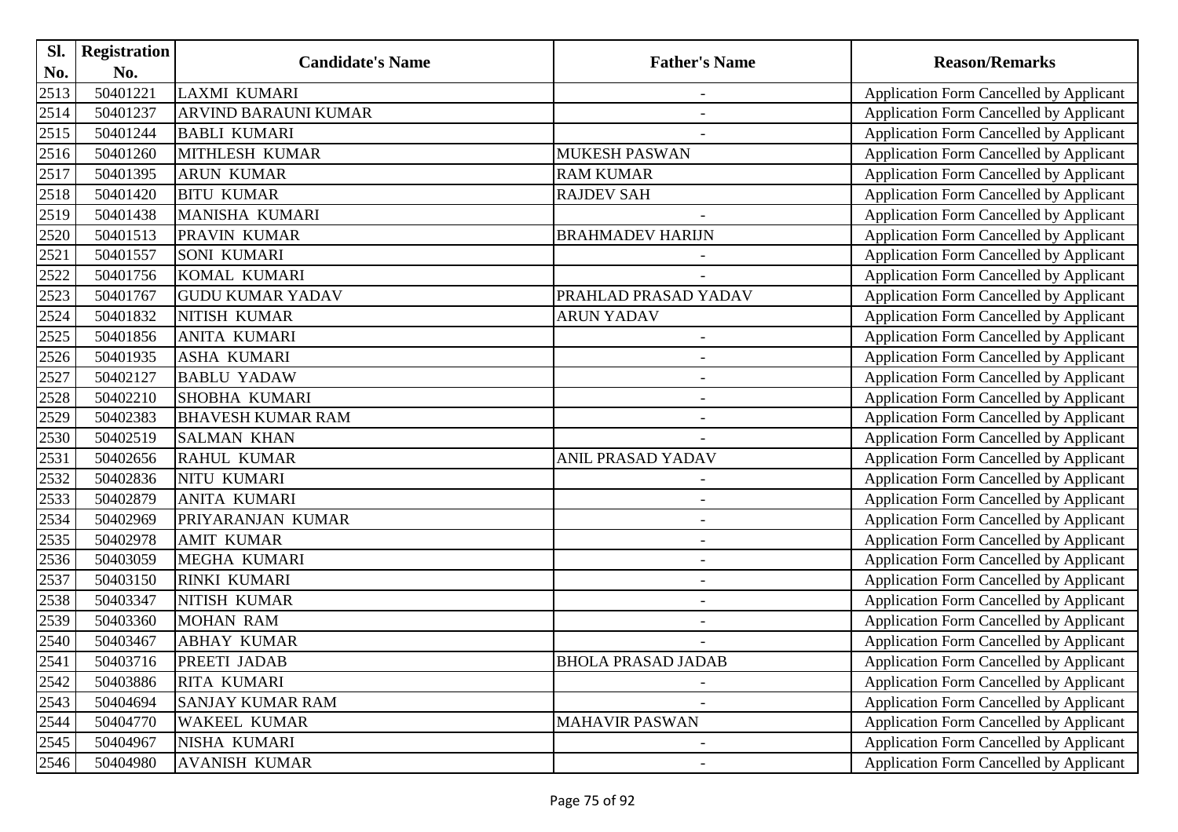| Sl. No. | Registration No. | Candidate's Name | Father's Name | Reason/Remarks |
| --- | --- | --- | --- | --- |
| 2513 | 50401221 | LAXMI KUMARI | - | Application Form Cancelled by Applicant |
| 2514 | 50401237 | ARVIND BARAUNI KUMAR | - | Application Form Cancelled by Applicant |
| 2515 | 50401244 | BABLI KUMARI | - | Application Form Cancelled by Applicant |
| 2516 | 50401260 | MITHLESH KUMAR | MUKESH PASWAN | Application Form Cancelled by Applicant |
| 2517 | 50401395 | ARUN KUMAR | RAM KUMAR | Application Form Cancelled by Applicant |
| 2518 | 50401420 | BITU KUMAR | RAJDEV SAH | Application Form Cancelled by Applicant |
| 2519 | 50401438 | MANISHA KUMARI | - | Application Form Cancelled by Applicant |
| 2520 | 50401513 | PRAVIN KUMAR | BRAHMADEV HARIJN | Application Form Cancelled by Applicant |
| 2521 | 50401557 | SONI KUMARI | - | Application Form Cancelled by Applicant |
| 2522 | 50401756 | KOMAL KUMARI | - | Application Form Cancelled by Applicant |
| 2523 | 50401767 | GUDU KUMAR YADAV | PRAHLAD PRASAD YADAV | Application Form Cancelled by Applicant |
| 2524 | 50401832 | NITISH KUMAR | ARUN YADAV | Application Form Cancelled by Applicant |
| 2525 | 50401856 | ANITA KUMARI | - | Application Form Cancelled by Applicant |
| 2526 | 50401935 | ASHA KUMARI | - | Application Form Cancelled by Applicant |
| 2527 | 50402127 | BABLU YADAW | - | Application Form Cancelled by Applicant |
| 2528 | 50402210 | SHOBHA KUMARI | - | Application Form Cancelled by Applicant |
| 2529 | 50402383 | BHAVESH KUMAR RAM | - | Application Form Cancelled by Applicant |
| 2530 | 50402519 | SALMAN KHAN | - | Application Form Cancelled by Applicant |
| 2531 | 50402656 | RAHUL KUMAR | ANIL PRASAD YADAV | Application Form Cancelled by Applicant |
| 2532 | 50402836 | NITU KUMARI | - | Application Form Cancelled by Applicant |
| 2533 | 50402879 | ANITA KUMARI | - | Application Form Cancelled by Applicant |
| 2534 | 50402969 | PRIYARANJAN KUMAR | - | Application Form Cancelled by Applicant |
| 2535 | 50402978 | AMIT KUMAR | - | Application Form Cancelled by Applicant |
| 2536 | 50403059 | MEGHA KUMARI | - | Application Form Cancelled by Applicant |
| 2537 | 50403150 | RINKI KUMARI | - | Application Form Cancelled by Applicant |
| 2538 | 50403347 | NITISH KUMAR | - | Application Form Cancelled by Applicant |
| 2539 | 50403360 | MOHAN RAM | - | Application Form Cancelled by Applicant |
| 2540 | 50403467 | ABHAY KUMAR | - | Application Form Cancelled by Applicant |
| 2541 | 50403716 | PREETI JADAB | BHOLA PRASAD JADAB | Application Form Cancelled by Applicant |
| 2542 | 50403886 | RITA KUMARI | - | Application Form Cancelled by Applicant |
| 2543 | 50404694 | SANJAY KUMAR RAM | - | Application Form Cancelled by Applicant |
| 2544 | 50404770 | WAKEEL KUMAR | MAHAVIR PASWAN | Application Form Cancelled by Applicant |
| 2545 | 50404967 | NISHA KUMARI | - | Application Form Cancelled by Applicant |
| 2546 | 50404980 | AVANISH KUMAR | - | Application Form Cancelled by Applicant |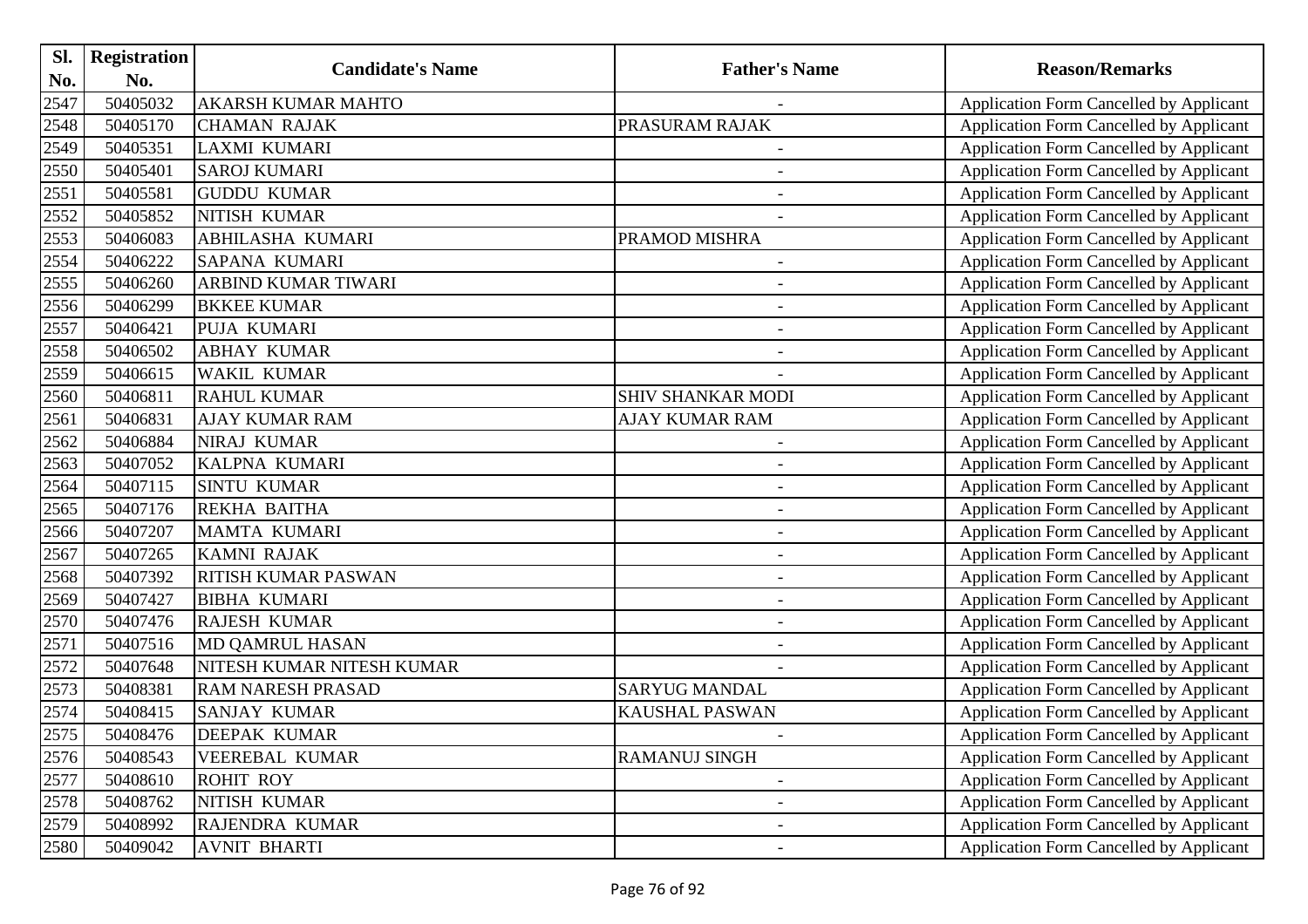| Sl. No. | Registration No. | Candidate's Name | Father's Name | Reason/Remarks |
|---|---|---|---|---|
| 2547 | 50405032 | AKARSH KUMAR MAHTO | - | Application Form Cancelled by Applicant |
| 2548 | 50405170 | CHAMAN RAJAK | PRASURAM RAJAK | Application Form Cancelled by Applicant |
| 2549 | 50405351 | LAXMI KUMARI | - | Application Form Cancelled by Applicant |
| 2550 | 50405401 | SAROJ KUMARI | - | Application Form Cancelled by Applicant |
| 2551 | 50405581 | GUDDU KUMAR | - | Application Form Cancelled by Applicant |
| 2552 | 50405852 | NITISH KUMAR | - | Application Form Cancelled by Applicant |
| 2553 | 50406083 | ABHILASHA KUMARI | PRAMOD MISHRA | Application Form Cancelled by Applicant |
| 2554 | 50406222 | SAPANA KUMARI | - | Application Form Cancelled by Applicant |
| 2555 | 50406260 | ARBIND KUMAR TIWARI | - | Application Form Cancelled by Applicant |
| 2556 | 50406299 | BKKEE KUMAR | - | Application Form Cancelled by Applicant |
| 2557 | 50406421 | PUJA KUMARI | - | Application Form Cancelled by Applicant |
| 2558 | 50406502 | ABHAY KUMAR | - | Application Form Cancelled by Applicant |
| 2559 | 50406615 | WAKIL KUMAR | - | Application Form Cancelled by Applicant |
| 2560 | 50406811 | RAHUL KUMAR | SHIV SHANKAR MODI | Application Form Cancelled by Applicant |
| 2561 | 50406831 | AJAY KUMAR RAM | AJAY KUMAR RAM | Application Form Cancelled by Applicant |
| 2562 | 50406884 | NIRAJ KUMAR | - | Application Form Cancelled by Applicant |
| 2563 | 50407052 | KALPNA KUMARI | - | Application Form Cancelled by Applicant |
| 2564 | 50407115 | SINTU KUMAR | - | Application Form Cancelled by Applicant |
| 2565 | 50407176 | REKHA BAITHA | - | Application Form Cancelled by Applicant |
| 2566 | 50407207 | MAMTA KUMARI | - | Application Form Cancelled by Applicant |
| 2567 | 50407265 | KAMNI RAJAK | - | Application Form Cancelled by Applicant |
| 2568 | 50407392 | RITISH KUMAR PASWAN | - | Application Form Cancelled by Applicant |
| 2569 | 50407427 | BIBHA KUMARI | - | Application Form Cancelled by Applicant |
| 2570 | 50407476 | RAJESH KUMAR | - | Application Form Cancelled by Applicant |
| 2571 | 50407516 | MD QAMRUL HASAN | - | Application Form Cancelled by Applicant |
| 2572 | 50407648 | NITESH KUMAR NITESH KUMAR | - | Application Form Cancelled by Applicant |
| 2573 | 50408381 | RAM NARESH PRASAD | SARYUG MANDAL | Application Form Cancelled by Applicant |
| 2574 | 50408415 | SANJAY KUMAR | KAUSHAL PASWAN | Application Form Cancelled by Applicant |
| 2575 | 50408476 | DEEPAK KUMAR | - | Application Form Cancelled by Applicant |
| 2576 | 50408543 | VEEREBAL KUMAR | RAMANUJ SINGH | Application Form Cancelled by Applicant |
| 2577 | 50408610 | ROHIT ROY | - | Application Form Cancelled by Applicant |
| 2578 | 50408762 | NITISH KUMAR | - | Application Form Cancelled by Applicant |
| 2579 | 50408992 | RAJENDRA KUMAR | - | Application Form Cancelled by Applicant |
| 2580 | 50409042 | AVNIT BHARTI | - | Application Form Cancelled by Applicant |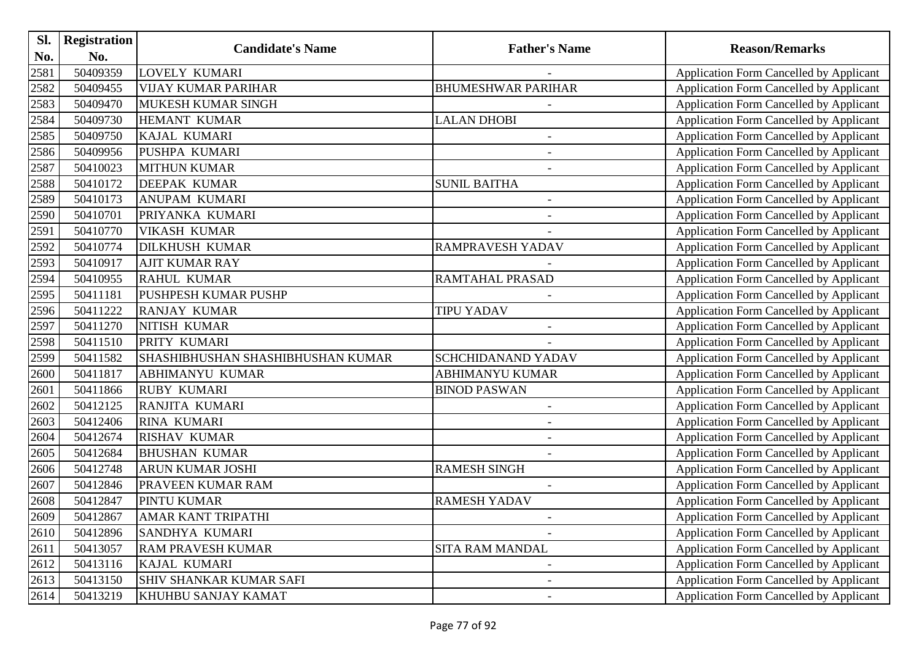| Sl. No. | Registration No. | Candidate's Name | Father's Name | Reason/Remarks |
|---|---|---|---|---|
| 2581 | 50409359 | LOVELY KUMARI | - | Application Form Cancelled by Applicant |
| 2582 | 50409455 | VIJAY KUMAR PARIHAR | BHUMESHWAR PARIHAR | Application Form Cancelled by Applicant |
| 2583 | 50409470 | MUKESH KUMAR SINGH | - | Application Form Cancelled by Applicant |
| 2584 | 50409730 | HEMANT KUMAR | LALAN DHOBI | Application Form Cancelled by Applicant |
| 2585 | 50409750 | KAJAL KUMARI | - | Application Form Cancelled by Applicant |
| 2586 | 50409956 | PUSHPA KUMARI | - | Application Form Cancelled by Applicant |
| 2587 | 50410023 | MITHUN KUMAR | - | Application Form Cancelled by Applicant |
| 2588 | 50410172 | DEEPAK KUMAR | SUNIL BAITHA | Application Form Cancelled by Applicant |
| 2589 | 50410173 | ANUPAM KUMARI | - | Application Form Cancelled by Applicant |
| 2590 | 50410701 | PRIYANKA KUMARI | - | Application Form Cancelled by Applicant |
| 2591 | 50410770 | VIKASH KUMAR | - | Application Form Cancelled by Applicant |
| 2592 | 50410774 | DILKHUSH KUMAR | RAMPRAVESH YADAV | Application Form Cancelled by Applicant |
| 2593 | 50410917 | AJIT KUMAR RAY | - | Application Form Cancelled by Applicant |
| 2594 | 50410955 | RAHUL KUMAR | RAMTAHAL PRASAD | Application Form Cancelled by Applicant |
| 2595 | 50411181 | PUSHPESH KUMAR PUSHP | - | Application Form Cancelled by Applicant |
| 2596 | 50411222 | RANJAY KUMAR | TIPU YADAV | Application Form Cancelled by Applicant |
| 2597 | 50411270 | NITISH KUMAR | - | Application Form Cancelled by Applicant |
| 2598 | 50411510 | PRITY KUMARI | - | Application Form Cancelled by Applicant |
| 2599 | 50411582 | SHASHIBHUSHAN SHASHIBHUSHAN KUMAR | SCHCHIDANAND YADAV | Application Form Cancelled by Applicant |
| 2600 | 50411817 | ABHIMANYU KUMAR | ABHIMANYU KUMAR | Application Form Cancelled by Applicant |
| 2601 | 50411866 | RUBY KUMARI | BINOD PASWAN | Application Form Cancelled by Applicant |
| 2602 | 50412125 | RANJITA KUMARI | - | Application Form Cancelled by Applicant |
| 2603 | 50412406 | RINA KUMARI | - | Application Form Cancelled by Applicant |
| 2604 | 50412674 | RISHAV KUMAR | - | Application Form Cancelled by Applicant |
| 2605 | 50412684 | BHUSHAN KUMAR | - | Application Form Cancelled by Applicant |
| 2606 | 50412748 | ARUN KUMAR JOSHI | RAMESH SINGH | Application Form Cancelled by Applicant |
| 2607 | 50412846 | PRAVEEN KUMAR RAM | - | Application Form Cancelled by Applicant |
| 2608 | 50412847 | PINTU KUMAR | RAMESH YADAV | Application Form Cancelled by Applicant |
| 2609 | 50412867 | AMAR KANT TRIPATHI | - | Application Form Cancelled by Applicant |
| 2610 | 50412896 | SANDHYA KUMARI | - | Application Form Cancelled by Applicant |
| 2611 | 50413057 | RAM PRAVESH KUMAR | SITA RAM MANDAL | Application Form Cancelled by Applicant |
| 2612 | 50413116 | KAJAL KUMARI | - | Application Form Cancelled by Applicant |
| 2613 | 50413150 | SHIV SHANKAR KUMAR SAFI | - | Application Form Cancelled by Applicant |
| 2614 | 50413219 | KHUHBU SANJAY KAMAT | - | Application Form Cancelled by Applicant |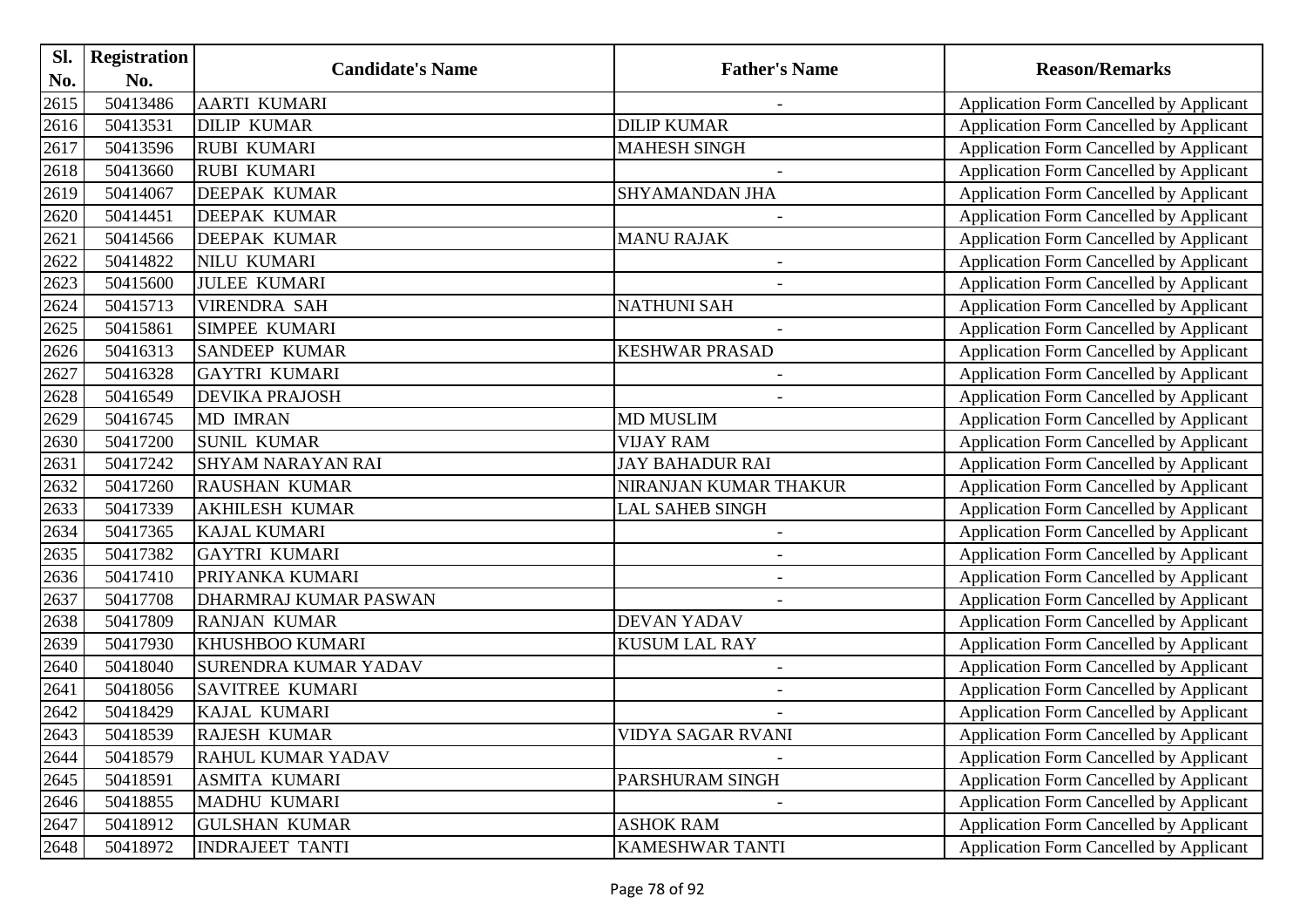| Sl. No. | Registration No. | Candidate's Name | Father's Name | Reason/Remarks |
|---|---|---|---|---|
| 2615 | 50413486 | AARTI KUMARI | - | Application Form Cancelled by Applicant |
| 2616 | 50413531 | DILIP KUMAR | DILIP KUMAR | Application Form Cancelled by Applicant |
| 2617 | 50413596 | RUBI KUMARI | MAHESH SINGH | Application Form Cancelled by Applicant |
| 2618 | 50413660 | RUBI KUMARI | - | Application Form Cancelled by Applicant |
| 2619 | 50414067 | DEEPAK KUMAR | SHYAMANDAN JHA | Application Form Cancelled by Applicant |
| 2620 | 50414451 | DEEPAK KUMAR | - | Application Form Cancelled by Applicant |
| 2621 | 50414566 | DEEPAK KUMAR | MANU RAJAK | Application Form Cancelled by Applicant |
| 2622 | 50414822 | NILU KUMARI | - | Application Form Cancelled by Applicant |
| 2623 | 50415600 | JULEE KUMARI | - | Application Form Cancelled by Applicant |
| 2624 | 50415713 | VIRENDRA SAH | NATHUNI SAH | Application Form Cancelled by Applicant |
| 2625 | 50415861 | SIMPEE KUMARI | - | Application Form Cancelled by Applicant |
| 2626 | 50416313 | SANDEEP KUMAR | KESHWAR PRASAD | Application Form Cancelled by Applicant |
| 2627 | 50416328 | GAYTRI KUMARI | - | Application Form Cancelled by Applicant |
| 2628 | 50416549 | DEVIKA PRAJOSH | - | Application Form Cancelled by Applicant |
| 2629 | 50416745 | MD IMRAN | MD MUSLIM | Application Form Cancelled by Applicant |
| 2630 | 50417200 | SUNIL KUMAR | VIJAY RAM | Application Form Cancelled by Applicant |
| 2631 | 50417242 | SHYAM NARAYAN RAI | JAY BAHADUR RAI | Application Form Cancelled by Applicant |
| 2632 | 50417260 | RAUSHAN KUMAR | NIRANJAN KUMAR THAKUR | Application Form Cancelled by Applicant |
| 2633 | 50417339 | AKHILESH KUMAR | LAL SAHEB SINGH | Application Form Cancelled by Applicant |
| 2634 | 50417365 | KAJAL KUMARI | - | Application Form Cancelled by Applicant |
| 2635 | 50417382 | GAYTRI KUMARI | - | Application Form Cancelled by Applicant |
| 2636 | 50417410 | PRIYANKA KUMARI | - | Application Form Cancelled by Applicant |
| 2637 | 50417708 | DHARMRAJ KUMAR PASWAN | - | Application Form Cancelled by Applicant |
| 2638 | 50417809 | RANJAN KUMAR | DEVAN YADAV | Application Form Cancelled by Applicant |
| 2639 | 50417930 | KHUSHBOO KUMARI | KUSUM LAL RAY | Application Form Cancelled by Applicant |
| 2640 | 50418040 | SURENDRA KUMAR YADAV | - | Application Form Cancelled by Applicant |
| 2641 | 50418056 | SAVITREE KUMARI | - | Application Form Cancelled by Applicant |
| 2642 | 50418429 | KAJAL KUMARI | - | Application Form Cancelled by Applicant |
| 2643 | 50418539 | RAJESH KUMAR | VIDYA SAGAR RVANI | Application Form Cancelled by Applicant |
| 2644 | 50418579 | RAHUL KUMAR YADAV | - | Application Form Cancelled by Applicant |
| 2645 | 50418591 | ASMITA KUMARI | PARSHURAM SINGH | Application Form Cancelled by Applicant |
| 2646 | 50418855 | MADHU KUMARI | - | Application Form Cancelled by Applicant |
| 2647 | 50418912 | GULSHAN KUMAR | ASHOK RAM | Application Form Cancelled by Applicant |
| 2648 | 50418972 | INDRAJEET TANTI | KAMESHWAR TANTI | Application Form Cancelled by Applicant |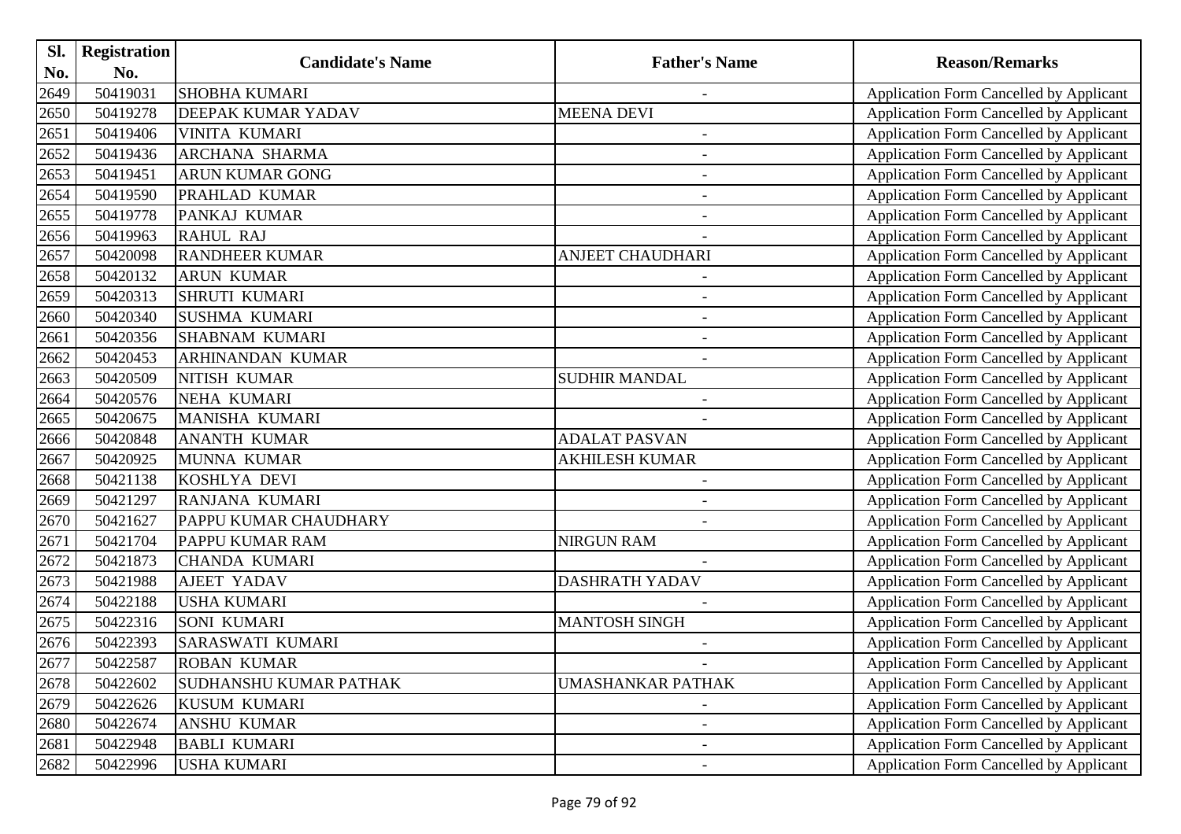| Sl. No. | Registration No. | Candidate's Name | Father's Name | Reason/Remarks |
| --- | --- | --- | --- | --- |
| 2649 | 50419031 | SHOBHA KUMARI | - | Application Form Cancelled by Applicant |
| 2650 | 50419278 | DEEPAK KUMAR YADAV | MEENA DEVI | Application Form Cancelled by Applicant |
| 2651 | 50419406 | VINITA KUMARI | - | Application Form Cancelled by Applicant |
| 2652 | 50419436 | ARCHANA SHARMA | - | Application Form Cancelled by Applicant |
| 2653 | 50419451 | ARUN KUMAR GONG | - | Application Form Cancelled by Applicant |
| 2654 | 50419590 | PRAHLAD KUMAR | - | Application Form Cancelled by Applicant |
| 2655 | 50419778 | PANKAJ KUMAR | - | Application Form Cancelled by Applicant |
| 2656 | 50419963 | RAHUL RAJ | - | Application Form Cancelled by Applicant |
| 2657 | 50420098 | RANDHEER KUMAR | ANJEET CHAUDHARI | Application Form Cancelled by Applicant |
| 2658 | 50420132 | ARUN KUMAR | - | Application Form Cancelled by Applicant |
| 2659 | 50420313 | SHRUTI KUMARI | - | Application Form Cancelled by Applicant |
| 2660 | 50420340 | SUSHMA KUMARI | - | Application Form Cancelled by Applicant |
| 2661 | 50420356 | SHABNAM KUMARI | - | Application Form Cancelled by Applicant |
| 2662 | 50420453 | ARHINANDAN KUMAR | - | Application Form Cancelled by Applicant |
| 2663 | 50420509 | NITISH KUMAR | SUDHIR MANDAL | Application Form Cancelled by Applicant |
| 2664 | 50420576 | NEHA KUMARI | - | Application Form Cancelled by Applicant |
| 2665 | 50420675 | MANISHA KUMARI | - | Application Form Cancelled by Applicant |
| 2666 | 50420848 | ANANTH KUMAR | ADALAT PASVAN | Application Form Cancelled by Applicant |
| 2667 | 50420925 | MUNNA KUMAR | AKHILESH KUMAR | Application Form Cancelled by Applicant |
| 2668 | 50421138 | KOSHLYA DEVI | - | Application Form Cancelled by Applicant |
| 2669 | 50421297 | RANJANA KUMARI | - | Application Form Cancelled by Applicant |
| 2670 | 50421627 | PAPPU KUMAR CHAUDHARY | - | Application Form Cancelled by Applicant |
| 2671 | 50421704 | PAPPU KUMAR RAM | NIRGUN RAM | Application Form Cancelled by Applicant |
| 2672 | 50421873 | CHANDA KUMARI | - | Application Form Cancelled by Applicant |
| 2673 | 50421988 | AJEET YADAV | DASHRATH YADAV | Application Form Cancelled by Applicant |
| 2674 | 50422188 | USHA KUMARI | - | Application Form Cancelled by Applicant |
| 2675 | 50422316 | SONI KUMARI | MANTOSH SINGH | Application Form Cancelled by Applicant |
| 2676 | 50422393 | SARASWATI KUMARI | - | Application Form Cancelled by Applicant |
| 2677 | 50422587 | ROBAN KUMAR | - | Application Form Cancelled by Applicant |
| 2678 | 50422602 | SUDHANSHU KUMAR PATHAK | UMASHANKAR PATHAK | Application Form Cancelled by Applicant |
| 2679 | 50422626 | KUSUM KUMARI | - | Application Form Cancelled by Applicant |
| 2680 | 50422674 | ANSHU KUMAR | - | Application Form Cancelled by Applicant |
| 2681 | 50422948 | BABLI KUMARI | - | Application Form Cancelled by Applicant |
| 2682 | 50422996 | USHA KUMARI | - | Application Form Cancelled by Applicant |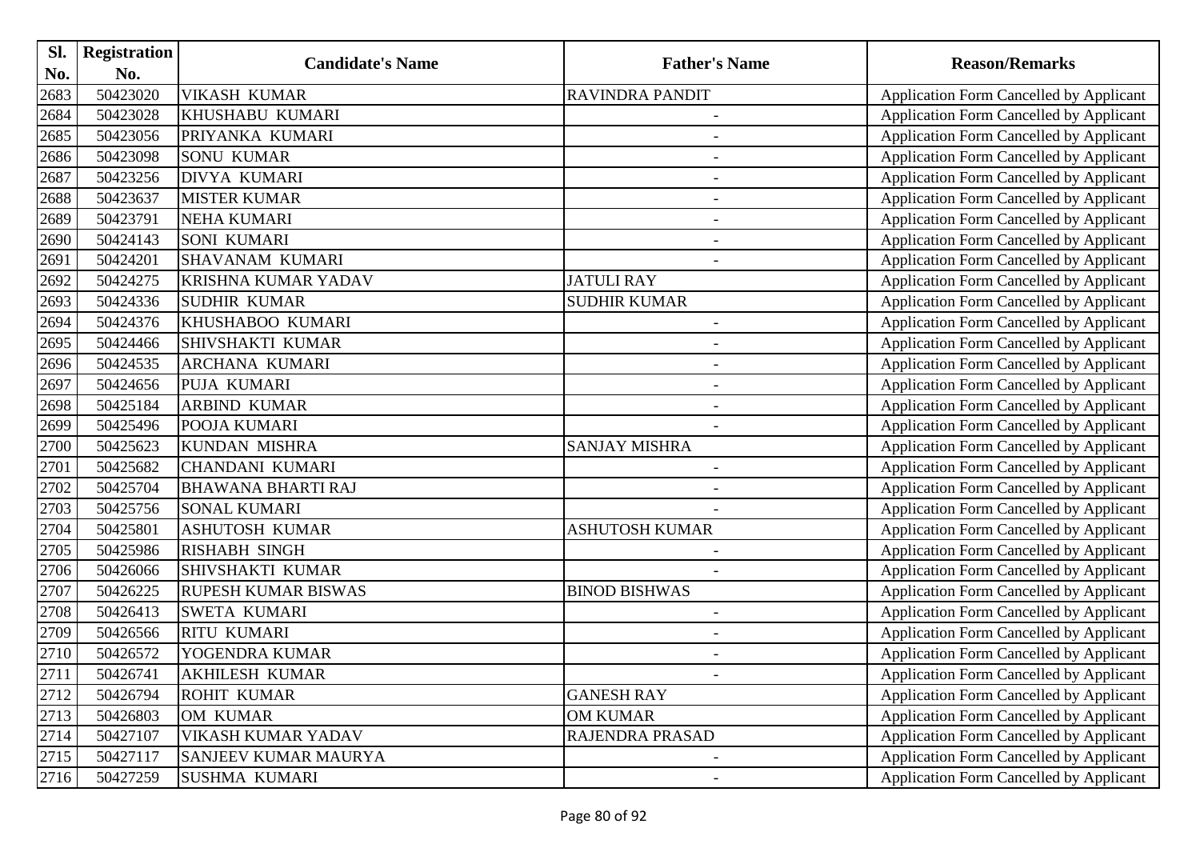| Sl. No. | Registration No. | Candidate's Name | Father's Name | Reason/Remarks |
|---|---|---|---|---|
| 2683 | 50423020 | VIKASH KUMAR | RAVINDRA PANDIT | Application Form Cancelled by Applicant |
| 2684 | 50423028 | KHUSHABU KUMARI | - | Application Form Cancelled by Applicant |
| 2685 | 50423056 | PRIYANKA KUMARI | - | Application Form Cancelled by Applicant |
| 2686 | 50423098 | SONU KUMAR | - | Application Form Cancelled by Applicant |
| 2687 | 50423256 | DIVYA KUMARI | - | Application Form Cancelled by Applicant |
| 2688 | 50423637 | MISTER KUMAR | - | Application Form Cancelled by Applicant |
| 2689 | 50423791 | NEHA KUMARI | - | Application Form Cancelled by Applicant |
| 2690 | 50424143 | SONI KUMARI | - | Application Form Cancelled by Applicant |
| 2691 | 50424201 | SHAVANAM KUMARI | - | Application Form Cancelled by Applicant |
| 2692 | 50424275 | KRISHNA KUMAR YADAV | JATULI RAY | Application Form Cancelled by Applicant |
| 2693 | 50424336 | SUDHIR KUMAR | SUDHIR KUMAR | Application Form Cancelled by Applicant |
| 2694 | 50424376 | KHUSHABOO KUMARI | - | Application Form Cancelled by Applicant |
| 2695 | 50424466 | SHIVSHAKTI KUMAR | - | Application Form Cancelled by Applicant |
| 2696 | 50424535 | ARCHANA KUMARI | - | Application Form Cancelled by Applicant |
| 2697 | 50424656 | PUJA KUMARI | - | Application Form Cancelled by Applicant |
| 2698 | 50425184 | ARBIND KUMAR | - | Application Form Cancelled by Applicant |
| 2699 | 50425496 | POOJA KUMARI | - | Application Form Cancelled by Applicant |
| 2700 | 50425623 | KUNDAN MISHRA | SANJAY MISHRA | Application Form Cancelled by Applicant |
| 2701 | 50425682 | CHANDANI KUMARI | - | Application Form Cancelled by Applicant |
| 2702 | 50425704 | BHAWANA BHARTI RAJ | - | Application Form Cancelled by Applicant |
| 2703 | 50425756 | SONAL KUMARI | - | Application Form Cancelled by Applicant |
| 2704 | 50425801 | ASHUTOSH KUMAR | ASHUTOSH KUMAR | Application Form Cancelled by Applicant |
| 2705 | 50425986 | RISHABH SINGH | - | Application Form Cancelled by Applicant |
| 2706 | 50426066 | SHIVSHAKTI KUMAR | - | Application Form Cancelled by Applicant |
| 2707 | 50426225 | RUPESH KUMAR BISWAS | BINOD BISHWAS | Application Form Cancelled by Applicant |
| 2708 | 50426413 | SWETA KUMARI | - | Application Form Cancelled by Applicant |
| 2709 | 50426566 | RITU KUMARI | - | Application Form Cancelled by Applicant |
| 2710 | 50426572 | YOGENDRA KUMAR | - | Application Form Cancelled by Applicant |
| 2711 | 50426741 | AKHILESH KUMAR | - | Application Form Cancelled by Applicant |
| 2712 | 50426794 | ROHIT KUMAR | GANESH RAY | Application Form Cancelled by Applicant |
| 2713 | 50426803 | OM KUMAR | OM KUMAR | Application Form Cancelled by Applicant |
| 2714 | 50427107 | VIKASH KUMAR YADAV | RAJENDRA PRASAD | Application Form Cancelled by Applicant |
| 2715 | 50427117 | SANJEEV KUMAR MAURYA | - | Application Form Cancelled by Applicant |
| 2716 | 50427259 | SUSHMA KUMARI | - | Application Form Cancelled by Applicant |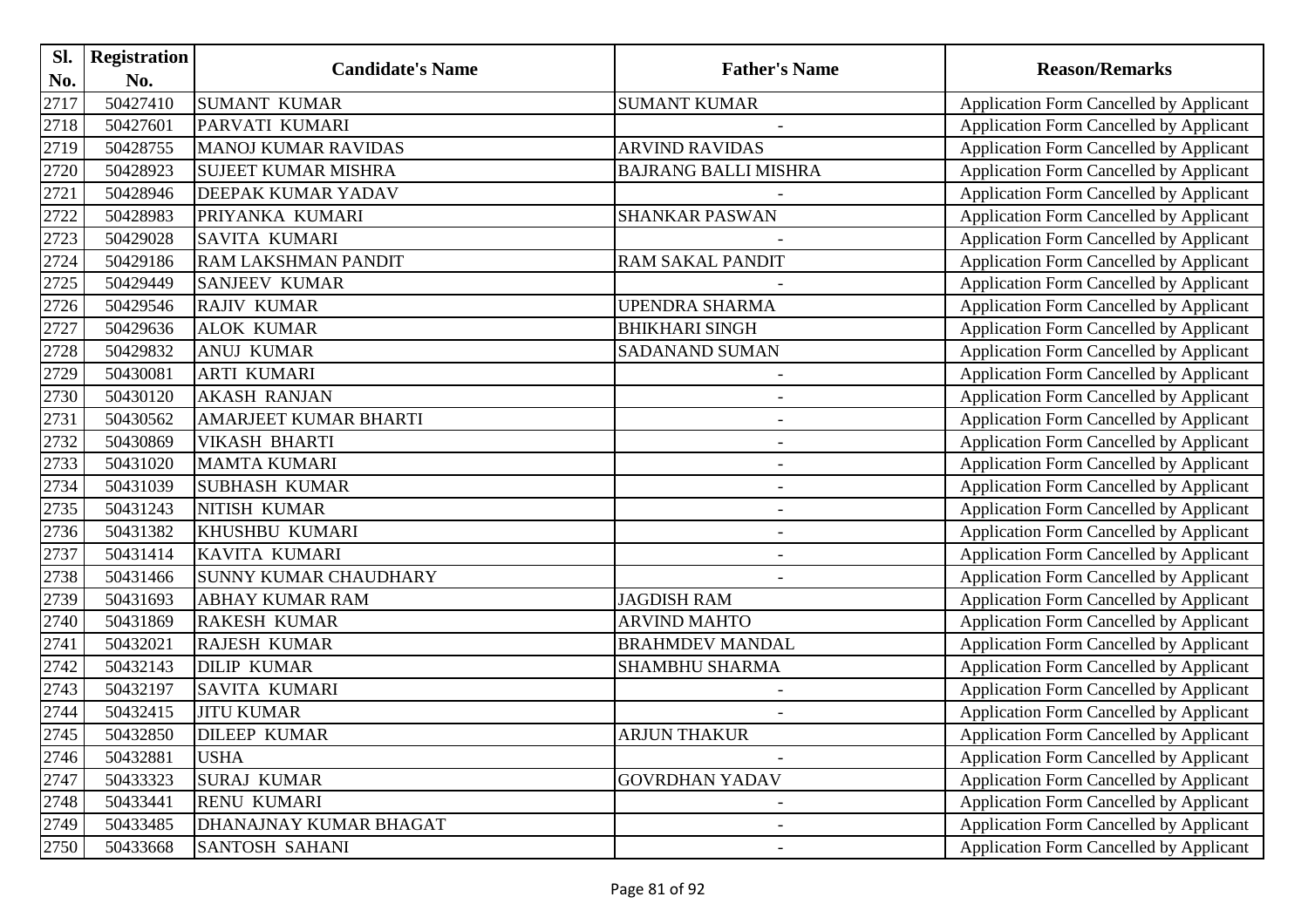| Sl. No. | Registration No. | Candidate's Name | Father's Name | Reason/Remarks |
|---|---|---|---|---|
| 2717 | 50427410 | SUMANT KUMAR | SUMANT KUMAR | Application Form Cancelled by Applicant |
| 2718 | 50427601 | PARVATI KUMARI | - | Application Form Cancelled by Applicant |
| 2719 | 50428755 | MANOJ KUMAR RAVIDAS | ARVIND RAVIDAS | Application Form Cancelled by Applicant |
| 2720 | 50428923 | SUJEET KUMAR MISHRA | BAJRANG BALLI MISHRA | Application Form Cancelled by Applicant |
| 2721 | 50428946 | DEEPAK KUMAR YADAV | - | Application Form Cancelled by Applicant |
| 2722 | 50428983 | PRIYANKA KUMARI | SHANKAR PASWAN | Application Form Cancelled by Applicant |
| 2723 | 50429028 | SAVITA KUMARI | - | Application Form Cancelled by Applicant |
| 2724 | 50429186 | RAM LAKSHMAN PANDIT | RAM SAKAL PANDIT | Application Form Cancelled by Applicant |
| 2725 | 50429449 | SANJEEV KUMAR | - | Application Form Cancelled by Applicant |
| 2726 | 50429546 | RAJIV KUMAR | UPENDRA SHARMA | Application Form Cancelled by Applicant |
| 2727 | 50429636 | ALOK KUMAR | BHIKHARI SINGH | Application Form Cancelled by Applicant |
| 2728 | 50429832 | ANUJ KUMAR | SADANAND SUMAN | Application Form Cancelled by Applicant |
| 2729 | 50430081 | ARTI KUMARI | - | Application Form Cancelled by Applicant |
| 2730 | 50430120 | AKASH RANJAN | - | Application Form Cancelled by Applicant |
| 2731 | 50430562 | AMARJEET KUMAR BHARTI | - | Application Form Cancelled by Applicant |
| 2732 | 50430869 | VIKASH BHARTI | - | Application Form Cancelled by Applicant |
| 2733 | 50431020 | MAMTA KUMARI | - | Application Form Cancelled by Applicant |
| 2734 | 50431039 | SUBHASH KUMAR | - | Application Form Cancelled by Applicant |
| 2735 | 50431243 | NITISH KUMAR | - | Application Form Cancelled by Applicant |
| 2736 | 50431382 | KHUSHBU KUMARI | - | Application Form Cancelled by Applicant |
| 2737 | 50431414 | KAVITA KUMARI | - | Application Form Cancelled by Applicant |
| 2738 | 50431466 | SUNNY KUMAR CHAUDHARY | - | Application Form Cancelled by Applicant |
| 2739 | 50431693 | ABHAY KUMAR RAM | JAGDISH RAM | Application Form Cancelled by Applicant |
| 2740 | 50431869 | RAKESH KUMAR | ARVIND MAHTO | Application Form Cancelled by Applicant |
| 2741 | 50432021 | RAJESH KUMAR | BRAHMDEV MANDAL | Application Form Cancelled by Applicant |
| 2742 | 50432143 | DILIP KUMAR | SHAMBHU SHARMA | Application Form Cancelled by Applicant |
| 2743 | 50432197 | SAVITA KUMARI | - | Application Form Cancelled by Applicant |
| 2744 | 50432415 | JITU KUMAR | - | Application Form Cancelled by Applicant |
| 2745 | 50432850 | DILEEP KUMAR | ARJUN THAKUR | Application Form Cancelled by Applicant |
| 2746 | 50432881 | USHA | - | Application Form Cancelled by Applicant |
| 2747 | 50433323 | SURAJ KUMAR | GOVRDHAN YADAV | Application Form Cancelled by Applicant |
| 2748 | 50433441 | RENU KUMARI | - | Application Form Cancelled by Applicant |
| 2749 | 50433485 | DHANAJNAY KUMAR BHAGAT | - | Application Form Cancelled by Applicant |
| 2750 | 50433668 | SANTOSH SAHANI | - | Application Form Cancelled by Applicant |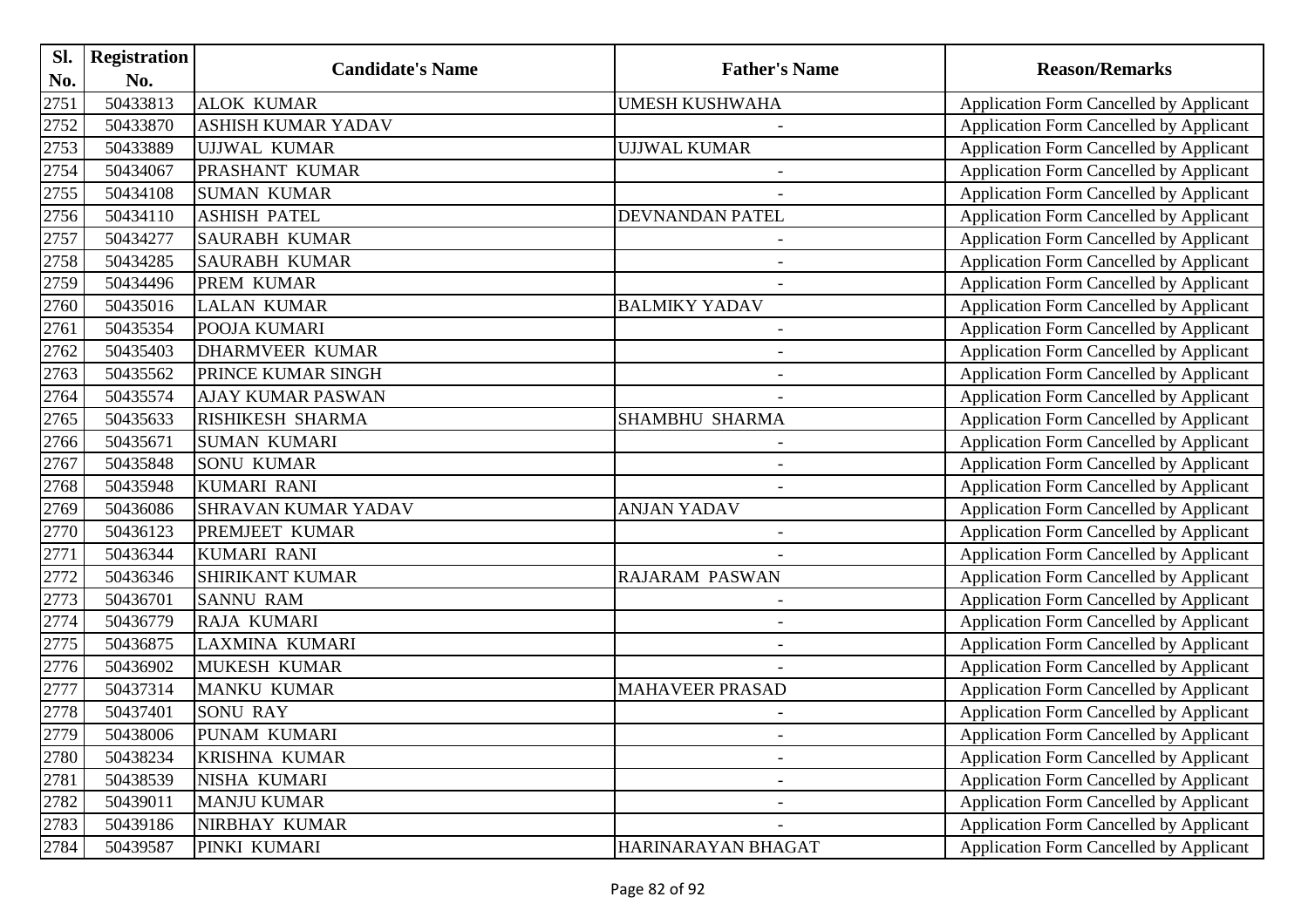| Sl. No. | Registration No. | Candidate's Name | Father's Name | Reason/Remarks |
| --- | --- | --- | --- | --- |
| 2751 | 50433813 | ALOK KUMAR | UMESH KUSHWAHA | Application Form Cancelled by Applicant |
| 2752 | 50433870 | ASHISH KUMAR YADAV | - | Application Form Cancelled by Applicant |
| 2753 | 50433889 | UJJWAL KUMAR | UJJWAL KUMAR | Application Form Cancelled by Applicant |
| 2754 | 50434067 | PRASHANT KUMAR | - | Application Form Cancelled by Applicant |
| 2755 | 50434108 | SUMAN KUMAR | - | Application Form Cancelled by Applicant |
| 2756 | 50434110 | ASHISH PATEL | DEVNANDAN PATEL | Application Form Cancelled by Applicant |
| 2757 | 50434277 | SAURABH KUMAR | - | Application Form Cancelled by Applicant |
| 2758 | 50434285 | SAURABH KUMAR | - | Application Form Cancelled by Applicant |
| 2759 | 50434496 | PREM KUMAR | - | Application Form Cancelled by Applicant |
| 2760 | 50435016 | LALAN KUMAR | BALMIKY YADAV | Application Form Cancelled by Applicant |
| 2761 | 50435354 | POOJA KUMARI | - | Application Form Cancelled by Applicant |
| 2762 | 50435403 | DHARMVEER KUMAR | - | Application Form Cancelled by Applicant |
| 2763 | 50435562 | PRINCE KUMAR SINGH | - | Application Form Cancelled by Applicant |
| 2764 | 50435574 | AJAY KUMAR PASWAN | - | Application Form Cancelled by Applicant |
| 2765 | 50435633 | RISHIKESH SHARMA | SHAMBHU SHARMA | Application Form Cancelled by Applicant |
| 2766 | 50435671 | SUMAN KUMARI | - | Application Form Cancelled by Applicant |
| 2767 | 50435848 | SONU KUMAR | - | Application Form Cancelled by Applicant |
| 2768 | 50435948 | KUMARI RANI | - | Application Form Cancelled by Applicant |
| 2769 | 50436086 | SHRAVAN KUMAR YADAV | ANJAN YADAV | Application Form Cancelled by Applicant |
| 2770 | 50436123 | PREMJEET KUMAR | - | Application Form Cancelled by Applicant |
| 2771 | 50436344 | KUMARI RANI | - | Application Form Cancelled by Applicant |
| 2772 | 50436346 | SHIRIKANT KUMAR | RAJARAM PASWAN | Application Form Cancelled by Applicant |
| 2773 | 50436701 | SANNU RAM | - | Application Form Cancelled by Applicant |
| 2774 | 50436779 | RAJA KUMARI | - | Application Form Cancelled by Applicant |
| 2775 | 50436875 | LAXMINA KUMARI | - | Application Form Cancelled by Applicant |
| 2776 | 50436902 | MUKESH KUMAR | - | Application Form Cancelled by Applicant |
| 2777 | 50437314 | MANKU KUMAR | MAHAVEER PRASAD | Application Form Cancelled by Applicant |
| 2778 | 50437401 | SONU RAY | - | Application Form Cancelled by Applicant |
| 2779 | 50438006 | PUNAM KUMARI | - | Application Form Cancelled by Applicant |
| 2780 | 50438234 | KRISHNA KUMAR | - | Application Form Cancelled by Applicant |
| 2781 | 50438539 | NISHA KUMARI | - | Application Form Cancelled by Applicant |
| 2782 | 50439011 | MANJU KUMAR | - | Application Form Cancelled by Applicant |
| 2783 | 50439186 | NIRBHAY KUMAR | - | Application Form Cancelled by Applicant |
| 2784 | 50439587 | PINKI KUMARI | HARINARAYAN BHAGAT | Application Form Cancelled by Applicant |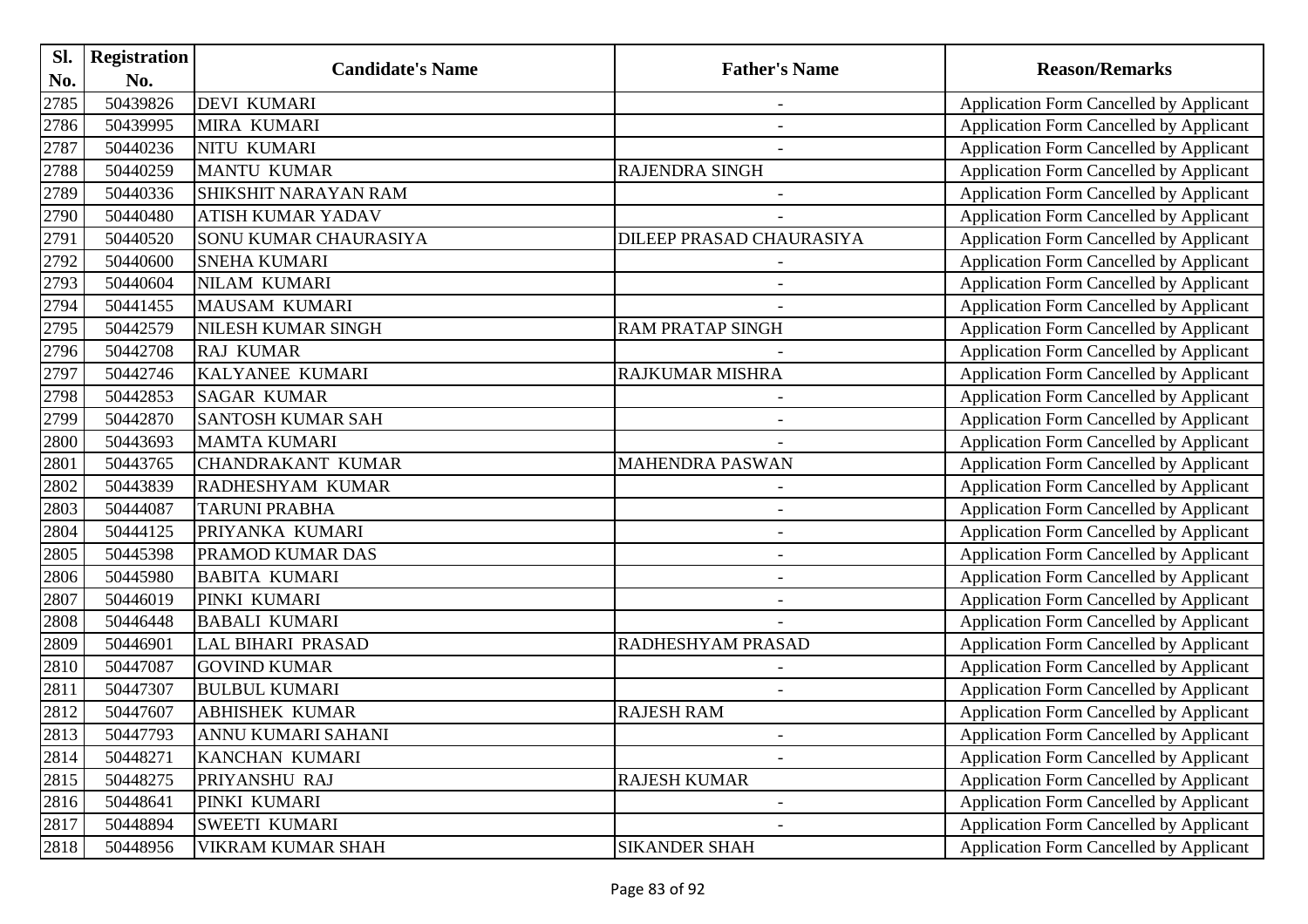| Sl. No. | Registration No. | Candidate's Name | Father's Name | Reason/Remarks |
|---|---|---|---|---|
| 2785 | 50439826 | DEVI KUMARI | - | Application Form Cancelled by Applicant |
| 2786 | 50439995 | MIRA KUMARI | - | Application Form Cancelled by Applicant |
| 2787 | 50440236 | NITU KUMARI | - | Application Form Cancelled by Applicant |
| 2788 | 50440259 | MANTU KUMAR | RAJENDRA SINGH | Application Form Cancelled by Applicant |
| 2789 | 50440336 | SHIKSHIT NARAYAN RAM | - | Application Form Cancelled by Applicant |
| 2790 | 50440480 | ATISH KUMAR YADAV | - | Application Form Cancelled by Applicant |
| 2791 | 50440520 | SONU KUMAR CHAURASIYA | DILEEP PRASAD CHAURASIYA | Application Form Cancelled by Applicant |
| 2792 | 50440600 | SNEHA KUMARI | - | Application Form Cancelled by Applicant |
| 2793 | 50440604 | NILAM KUMARI | - | Application Form Cancelled by Applicant |
| 2794 | 50441455 | MAUSAM KUMARI | - | Application Form Cancelled by Applicant |
| 2795 | 50442579 | NILESH KUMAR SINGH | RAM PRATAP SINGH | Application Form Cancelled by Applicant |
| 2796 | 50442708 | RAJ KUMAR | - | Application Form Cancelled by Applicant |
| 2797 | 50442746 | KALYANEE KUMARI | RAJKUMAR MISHRA | Application Form Cancelled by Applicant |
| 2798 | 50442853 | SAGAR KUMAR | - | Application Form Cancelled by Applicant |
| 2799 | 50442870 | SANTOSH KUMAR SAH | - | Application Form Cancelled by Applicant |
| 2800 | 50443693 | MAMTA KUMARI | - | Application Form Cancelled by Applicant |
| 2801 | 50443765 | CHANDRAKANT KUMAR | MAHENDRA PASWAN | Application Form Cancelled by Applicant |
| 2802 | 50443839 | RADHESHYAM KUMAR | - | Application Form Cancelled by Applicant |
| 2803 | 50444087 | TARUNI PRABHA | - | Application Form Cancelled by Applicant |
| 2804 | 50444125 | PRIYANKA KUMARI | - | Application Form Cancelled by Applicant |
| 2805 | 50445398 | PRAMOD KUMAR DAS | - | Application Form Cancelled by Applicant |
| 2806 | 50445980 | BABITA KUMARI | - | Application Form Cancelled by Applicant |
| 2807 | 50446019 | PINKI KUMARI | - | Application Form Cancelled by Applicant |
| 2808 | 50446448 | BABALI KUMARI | - | Application Form Cancelled by Applicant |
| 2809 | 50446901 | LAL BIHARI PRASAD | RADHESHYAM PRASAD | Application Form Cancelled by Applicant |
| 2810 | 50447087 | GOVIND KUMAR | - | Application Form Cancelled by Applicant |
| 2811 | 50447307 | BULBUL KUMARI | - | Application Form Cancelled by Applicant |
| 2812 | 50447607 | ABHISHEK KUMAR | RAJESH RAM | Application Form Cancelled by Applicant |
| 2813 | 50447793 | ANNU KUMARI SAHANI | - | Application Form Cancelled by Applicant |
| 2814 | 50448271 | KANCHAN KUMARI | - | Application Form Cancelled by Applicant |
| 2815 | 50448275 | PRIYANSHU RAJ | RAJESH KUMAR | Application Form Cancelled by Applicant |
| 2816 | 50448641 | PINKI KUMARI | - | Application Form Cancelled by Applicant |
| 2817 | 50448894 | SWEETI KUMARI | - | Application Form Cancelled by Applicant |
| 2818 | 50448956 | VIKRAM KUMAR SHAH | SIKANDER SHAH | Application Form Cancelled by Applicant |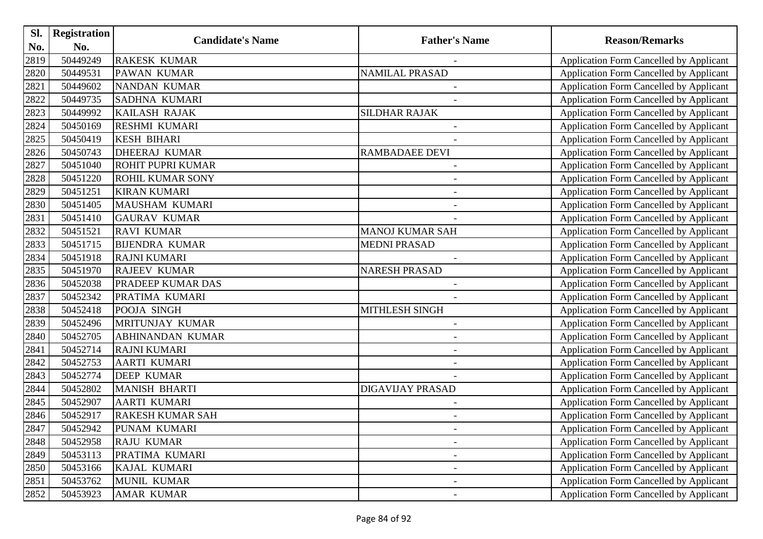| Sl. No. | Registration No. | Candidate's Name | Father's Name | Reason/Remarks |
|---|---|---|---|---|
| 2819 | 50449249 | RAKESK KUMAR | - | Application Form Cancelled by Applicant |
| 2820 | 50449531 | PAWAN KUMAR | NAMILAL PRASAD | Application Form Cancelled by Applicant |
| 2821 | 50449602 | NANDAN KUMAR | - | Application Form Cancelled by Applicant |
| 2822 | 50449735 | SADHNA KUMARI | - | Application Form Cancelled by Applicant |
| 2823 | 50449992 | KAILASH RAJAK | SILDHAR RAJAK | Application Form Cancelled by Applicant |
| 2824 | 50450169 | RESHMI KUMARI | - | Application Form Cancelled by Applicant |
| 2825 | 50450419 | KESH BIHARI | - | Application Form Cancelled by Applicant |
| 2826 | 50450743 | DHEERAJ KUMAR | RAMBADAEE DEVI | Application Form Cancelled by Applicant |
| 2827 | 50451040 | ROHIT PUPRI KUMAR | - | Application Form Cancelled by Applicant |
| 2828 | 50451220 | ROHIL KUMAR SONY | - | Application Form Cancelled by Applicant |
| 2829 | 50451251 | KIRAN KUMARI | - | Application Form Cancelled by Applicant |
| 2830 | 50451405 | MAUSHAM KUMARI | - | Application Form Cancelled by Applicant |
| 2831 | 50451410 | GAURAV KUMAR | - | Application Form Cancelled by Applicant |
| 2832 | 50451521 | RAVI KUMAR | MANOJ KUMAR SAH | Application Form Cancelled by Applicant |
| 2833 | 50451715 | BIJENDRA KUMAR | MEDNI PRASAD | Application Form Cancelled by Applicant |
| 2834 | 50451918 | RAJNI KUMARI | - | Application Form Cancelled by Applicant |
| 2835 | 50451970 | RAJEEV KUMAR | NARESH PRASAD | Application Form Cancelled by Applicant |
| 2836 | 50452038 | PRADEEP KUMAR DAS | - | Application Form Cancelled by Applicant |
| 2837 | 50452342 | PRATIMA KUMARI | - | Application Form Cancelled by Applicant |
| 2838 | 50452418 | POOJA SINGH | MITHLESH SINGH | Application Form Cancelled by Applicant |
| 2839 | 50452496 | MRITUNJAY KUMAR | - | Application Form Cancelled by Applicant |
| 2840 | 50452705 | ABHINANDAN KUMAR | - | Application Form Cancelled by Applicant |
| 2841 | 50452714 | RAJNI KUMARI | - | Application Form Cancelled by Applicant |
| 2842 | 50452753 | AARTI KUMARI | - | Application Form Cancelled by Applicant |
| 2843 | 50452774 | DEEP KUMAR | - | Application Form Cancelled by Applicant |
| 2844 | 50452802 | MANISH BHARTI | DIGAVIJAY PRASAD | Application Form Cancelled by Applicant |
| 2845 | 50452907 | AARTI KUMARI | - | Application Form Cancelled by Applicant |
| 2846 | 50452917 | RAKESH KUMAR SAH | - | Application Form Cancelled by Applicant |
| 2847 | 50452942 | PUNAM KUMARI | - | Application Form Cancelled by Applicant |
| 2848 | 50452958 | RAJU KUMAR | - | Application Form Cancelled by Applicant |
| 2849 | 50453113 | PRATIMA KUMARI | - | Application Form Cancelled by Applicant |
| 2850 | 50453166 | KAJAL KUMARI | - | Application Form Cancelled by Applicant |
| 2851 | 50453762 | MUNIL KUMAR | - | Application Form Cancelled by Applicant |
| 2852 | 50453923 | AMAR KUMAR | - | Application Form Cancelled by Applicant |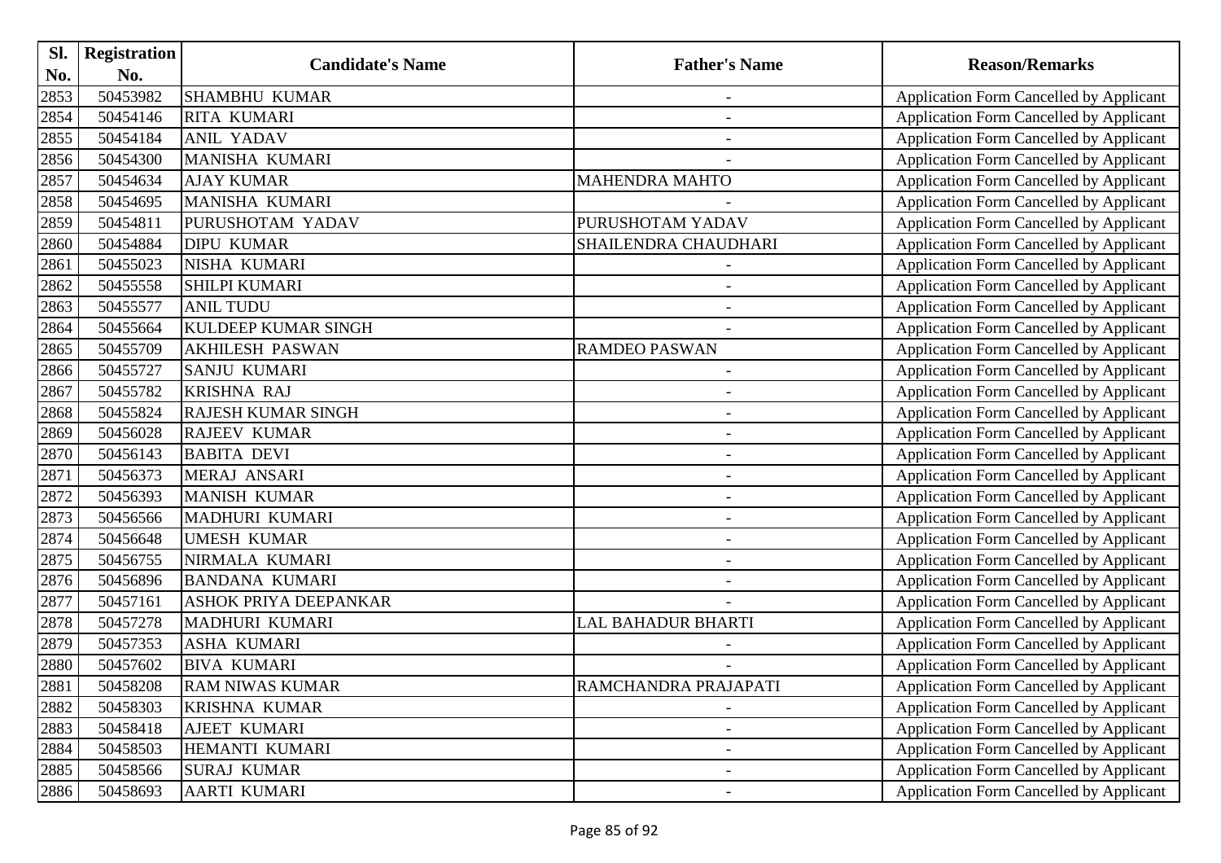| Sl. No. | Registration No. | Candidate's Name | Father's Name | Reason/Remarks |
|---|---|---|---|---|
| 2853 | 50453982 | SHAMBHU KUMAR | - | Application Form Cancelled by Applicant |
| 2854 | 50454146 | RITA KUMARI | - | Application Form Cancelled by Applicant |
| 2855 | 50454184 | ANIL YADAV | - | Application Form Cancelled by Applicant |
| 2856 | 50454300 | MANISHA KUMARI | - | Application Form Cancelled by Applicant |
| 2857 | 50454634 | AJAY KUMAR | MAHENDRA MAHTO | Application Form Cancelled by Applicant |
| 2858 | 50454695 | MANISHA KUMARI | - | Application Form Cancelled by Applicant |
| 2859 | 50454811 | PURUSHOTAM YADAV | PURUSHOTAM YADAV | Application Form Cancelled by Applicant |
| 2860 | 50454884 | DIPU KUMAR | SHAILENDRA CHAUDHARI | Application Form Cancelled by Applicant |
| 2861 | 50455023 | NISHA KUMARI | - | Application Form Cancelled by Applicant |
| 2862 | 50455558 | SHILPI KUMARI | - | Application Form Cancelled by Applicant |
| 2863 | 50455577 | ANIL TUDU | - | Application Form Cancelled by Applicant |
| 2864 | 50455664 | KULDEEP KUMAR SINGH | - | Application Form Cancelled by Applicant |
| 2865 | 50455709 | AKHILESH PASWAN | RAMDEO PASWAN | Application Form Cancelled by Applicant |
| 2866 | 50455727 | SANJU KUMARI | - | Application Form Cancelled by Applicant |
| 2867 | 50455782 | KRISHNA RAJ | - | Application Form Cancelled by Applicant |
| 2868 | 50455824 | RAJESH KUMAR SINGH | - | Application Form Cancelled by Applicant |
| 2869 | 50456028 | RAJEEV KUMAR | - | Application Form Cancelled by Applicant |
| 2870 | 50456143 | BABITA DEVI | - | Application Form Cancelled by Applicant |
| 2871 | 50456373 | MERAJ ANSARI | - | Application Form Cancelled by Applicant |
| 2872 | 50456393 | MANISH KUMAR | - | Application Form Cancelled by Applicant |
| 2873 | 50456566 | MADHURI KUMARI | - | Application Form Cancelled by Applicant |
| 2874 | 50456648 | UMESH KUMAR | - | Application Form Cancelled by Applicant |
| 2875 | 50456755 | NIRMALA KUMARI | - | Application Form Cancelled by Applicant |
| 2876 | 50456896 | BANDANA KUMARI | - | Application Form Cancelled by Applicant |
| 2877 | 50457161 | ASHOK PRIYA DEEPANKAR | - | Application Form Cancelled by Applicant |
| 2878 | 50457278 | MADHURI KUMARI | LAL BAHADUR BHARTI | Application Form Cancelled by Applicant |
| 2879 | 50457353 | ASHA KUMARI | - | Application Form Cancelled by Applicant |
| 2880 | 50457602 | BIVA KUMARI | - | Application Form Cancelled by Applicant |
| 2881 | 50458208 | RAM NIWAS KUMAR | RAMCHANDRA PRAJAPATI | Application Form Cancelled by Applicant |
| 2882 | 50458303 | KRISHNA KUMAR | - | Application Form Cancelled by Applicant |
| 2883 | 50458418 | AJEET KUMARI | - | Application Form Cancelled by Applicant |
| 2884 | 50458503 | HEMANTI KUMARI | - | Application Form Cancelled by Applicant |
| 2885 | 50458566 | SURAJ KUMAR | - | Application Form Cancelled by Applicant |
| 2886 | 50458693 | AARTI KUMARI | - | Application Form Cancelled by Applicant |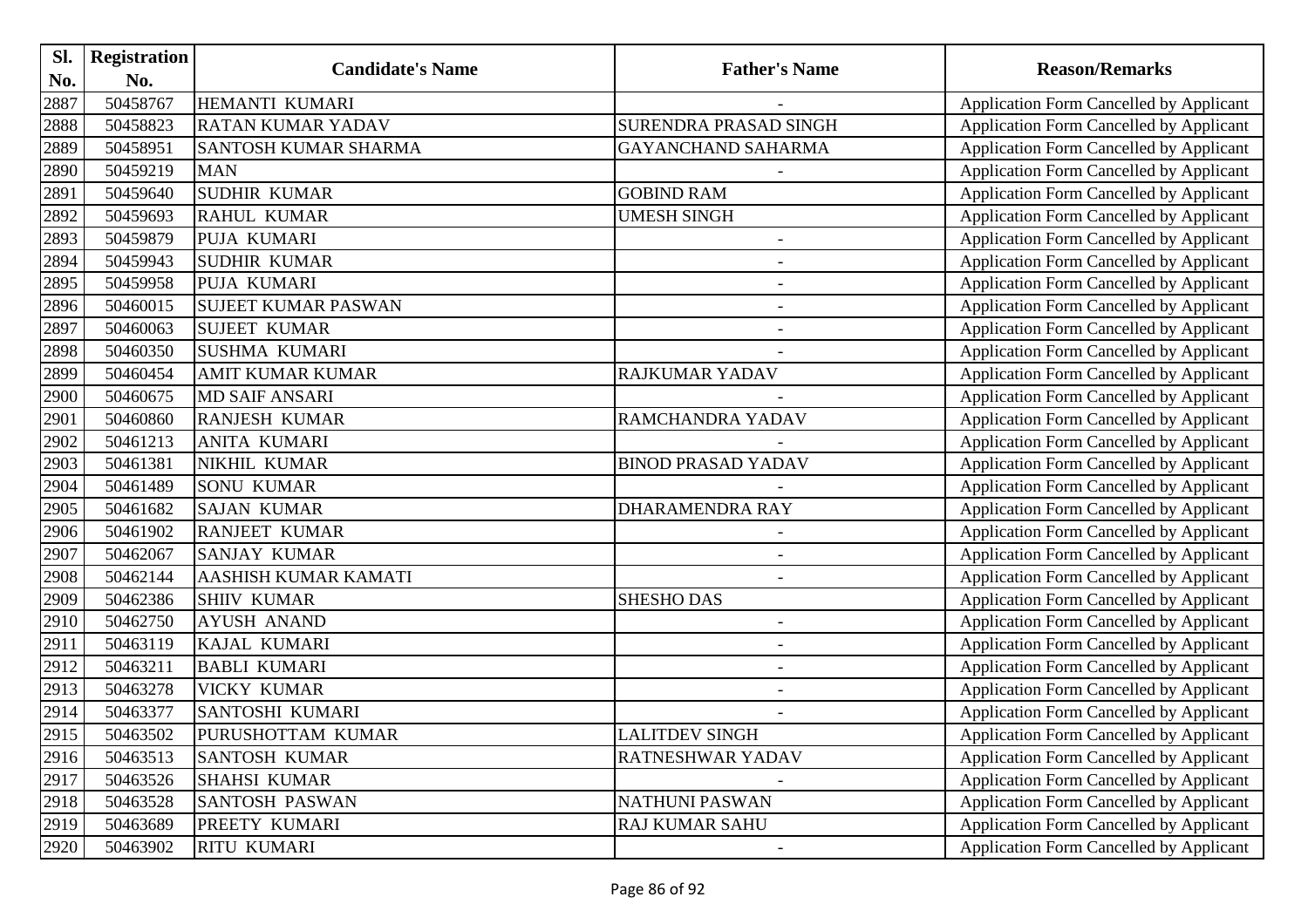| Sl. No. | Registration No. | Candidate's Name | Father's Name | Reason/Remarks |
|---|---|---|---|---|
| 2887 | 50458767 | HEMANTI KUMARI | - | Application Form Cancelled by Applicant |
| 2888 | 50458823 | RATAN KUMAR YADAV | SURENDRA PRASAD SINGH | Application Form Cancelled by Applicant |
| 2889 | 50458951 | SANTOSH KUMAR SHARMA | GAYANCHAND SAHARMA | Application Form Cancelled by Applicant |
| 2890 | 50459219 | MAN | - | Application Form Cancelled by Applicant |
| 2891 | 50459640 | SUDHIR KUMAR | GOBIND RAM | Application Form Cancelled by Applicant |
| 2892 | 50459693 | RAHUL KUMAR | UMESH SINGH | Application Form Cancelled by Applicant |
| 2893 | 50459879 | PUJA KUMARI | - | Application Form Cancelled by Applicant |
| 2894 | 50459943 | SUDHIR KUMAR | - | Application Form Cancelled by Applicant |
| 2895 | 50459958 | PUJA KUMARI | - | Application Form Cancelled by Applicant |
| 2896 | 50460015 | SUJEET KUMAR PASWAN | - | Application Form Cancelled by Applicant |
| 2897 | 50460063 | SUJEET KUMAR | - | Application Form Cancelled by Applicant |
| 2898 | 50460350 | SUSHMA KUMARI | - | Application Form Cancelled by Applicant |
| 2899 | 50460454 | AMIT KUMAR KUMAR | RAJKUMAR YADAV | Application Form Cancelled by Applicant |
| 2900 | 50460675 | MD SAIF ANSARI | - | Application Form Cancelled by Applicant |
| 2901 | 50460860 | RANJESH KUMAR | RAMCHANDRA YADAV | Application Form Cancelled by Applicant |
| 2902 | 50461213 | ANITA KUMARI | - | Application Form Cancelled by Applicant |
| 2903 | 50461381 | NIKHIL KUMAR | BINOD PRASAD YADAV | Application Form Cancelled by Applicant |
| 2904 | 50461489 | SONU KUMAR | - | Application Form Cancelled by Applicant |
| 2905 | 50461682 | SAJAN KUMAR | DHARAMENDRA RAY | Application Form Cancelled by Applicant |
| 2906 | 50461902 | RANJEET KUMAR | - | Application Form Cancelled by Applicant |
| 2907 | 50462067 | SANJAY KUMAR | - | Application Form Cancelled by Applicant |
| 2908 | 50462144 | AASHISH KUMAR KAMATI | - | Application Form Cancelled by Applicant |
| 2909 | 50462386 | SHIIV KUMAR | SHESHO DAS | Application Form Cancelled by Applicant |
| 2910 | 50462750 | AYUSH ANAND | - | Application Form Cancelled by Applicant |
| 2911 | 50463119 | KAJAL KUMARI | - | Application Form Cancelled by Applicant |
| 2912 | 50463211 | BABLI KUMARI | - | Application Form Cancelled by Applicant |
| 2913 | 50463278 | VICKY KUMAR | - | Application Form Cancelled by Applicant |
| 2914 | 50463377 | SANTOSHI KUMARI | - | Application Form Cancelled by Applicant |
| 2915 | 50463502 | PURUSHOTTAM KUMAR | LALITDEV SINGH | Application Form Cancelled by Applicant |
| 2916 | 50463513 | SANTOSH KUMAR | RATNESHWAR YADAV | Application Form Cancelled by Applicant |
| 2917 | 50463526 | SHAHSI KUMAR | - | Application Form Cancelled by Applicant |
| 2918 | 50463528 | SANTOSH PASWAN | NATHUNI PASWAN | Application Form Cancelled by Applicant |
| 2919 | 50463689 | PREETY KUMARI | RAJ KUMAR SAHU | Application Form Cancelled by Applicant |
| 2920 | 50463902 | RITU KUMARI | - | Application Form Cancelled by Applicant |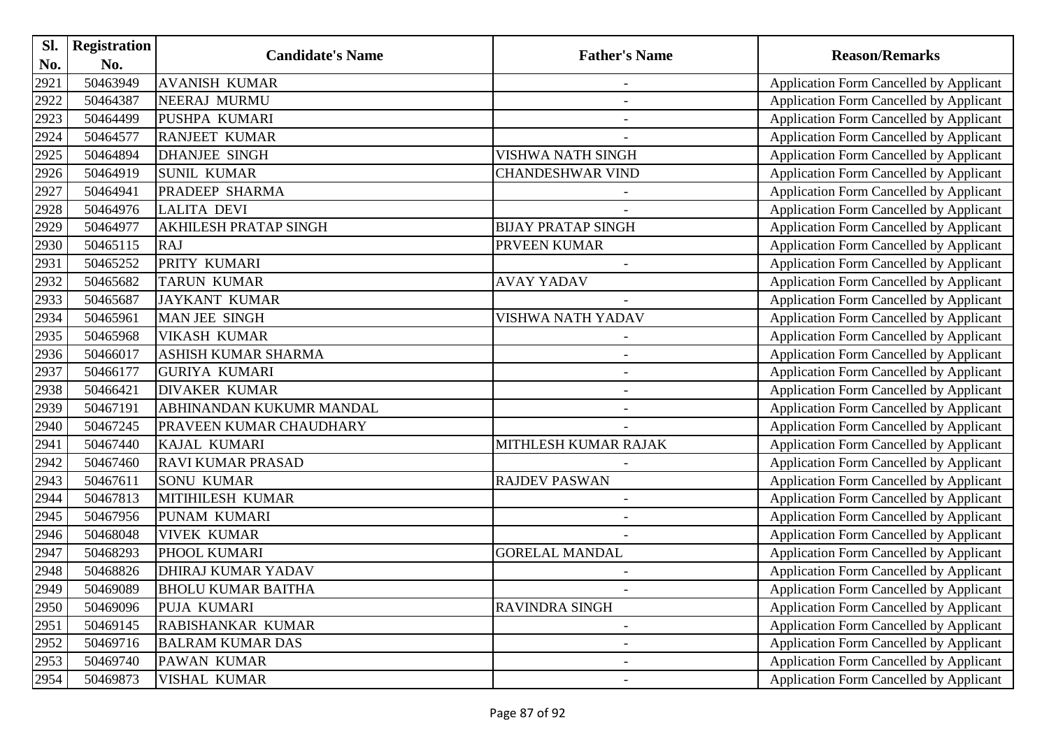| Sl. No. | Registration No. | Candidate's Name | Father's Name | Reason/Remarks |
|---|---|---|---|---|
| 2921 | 50463949 | AVANISH KUMAR | - | Application Form Cancelled by Applicant |
| 2922 | 50464387 | NEERAJ MURMU | - | Application Form Cancelled by Applicant |
| 2923 | 50464499 | PUSHPA KUMARI | - | Application Form Cancelled by Applicant |
| 2924 | 50464577 | RANJEET KUMAR | - | Application Form Cancelled by Applicant |
| 2925 | 50464894 | DHANJEE SINGH | VISHWA NATH SINGH | Application Form Cancelled by Applicant |
| 2926 | 50464919 | SUNIL KUMAR | CHANDESHWAR VIND | Application Form Cancelled by Applicant |
| 2927 | 50464941 | PRADEEP SHARMA | - | Application Form Cancelled by Applicant |
| 2928 | 50464976 | LALITA DEVI | - | Application Form Cancelled by Applicant |
| 2929 | 50464977 | AKHILESH PRATAP SINGH | BIJAY PRATAP SINGH | Application Form Cancelled by Applicant |
| 2930 | 50465115 | RAJ | PRVEEN KUMAR | Application Form Cancelled by Applicant |
| 2931 | 50465252 | PRITY KUMARI | - | Application Form Cancelled by Applicant |
| 2932 | 50465682 | TARUN KUMAR | AVAY YADAV | Application Form Cancelled by Applicant |
| 2933 | 50465687 | JAYKANT KUMAR | - | Application Form Cancelled by Applicant |
| 2934 | 50465961 | MAN JEE SINGH | VISHWA NATH YADAV | Application Form Cancelled by Applicant |
| 2935 | 50465968 | VIKASH KUMAR | - | Application Form Cancelled by Applicant |
| 2936 | 50466017 | ASHISH KUMAR SHARMA | - | Application Form Cancelled by Applicant |
| 2937 | 50466177 | GURIYA KUMARI | - | Application Form Cancelled by Applicant |
| 2938 | 50466421 | DIVAKER KUMAR | - | Application Form Cancelled by Applicant |
| 2939 | 50467191 | ABHINANDAN KUKUMR MANDAL | - | Application Form Cancelled by Applicant |
| 2940 | 50467245 | PRAVEEN KUMAR CHAUDHARY | - | Application Form Cancelled by Applicant |
| 2941 | 50467440 | KAJAL KUMARI | MITHLESH KUMAR RAJAK | Application Form Cancelled by Applicant |
| 2942 | 50467460 | RAVI KUMAR PRASAD | - | Application Form Cancelled by Applicant |
| 2943 | 50467611 | SONU KUMAR | RAJDEV PASWAN | Application Form Cancelled by Applicant |
| 2944 | 50467813 | MITIHILESH KUMAR | - | Application Form Cancelled by Applicant |
| 2945 | 50467956 | PUNAM KUMARI | - | Application Form Cancelled by Applicant |
| 2946 | 50468048 | VIVEK KUMAR | - | Application Form Cancelled by Applicant |
| 2947 | 50468293 | PHOOL KUMARI | GORELAL MANDAL | Application Form Cancelled by Applicant |
| 2948 | 50468826 | DHIRAJ KUMAR YADAV | - | Application Form Cancelled by Applicant |
| 2949 | 50469089 | BHOLU KUMAR BAITHA | - | Application Form Cancelled by Applicant |
| 2950 | 50469096 | PUJA KUMARI | RAVINDRA SINGH | Application Form Cancelled by Applicant |
| 2951 | 50469145 | RABISHANKAR KUMAR | - | Application Form Cancelled by Applicant |
| 2952 | 50469716 | BALRAM KUMAR DAS | - | Application Form Cancelled by Applicant |
| 2953 | 50469740 | PAWAN KUMAR | - | Application Form Cancelled by Applicant |
| 2954 | 50469873 | VISHAL KUMAR | - | Application Form Cancelled by Applicant |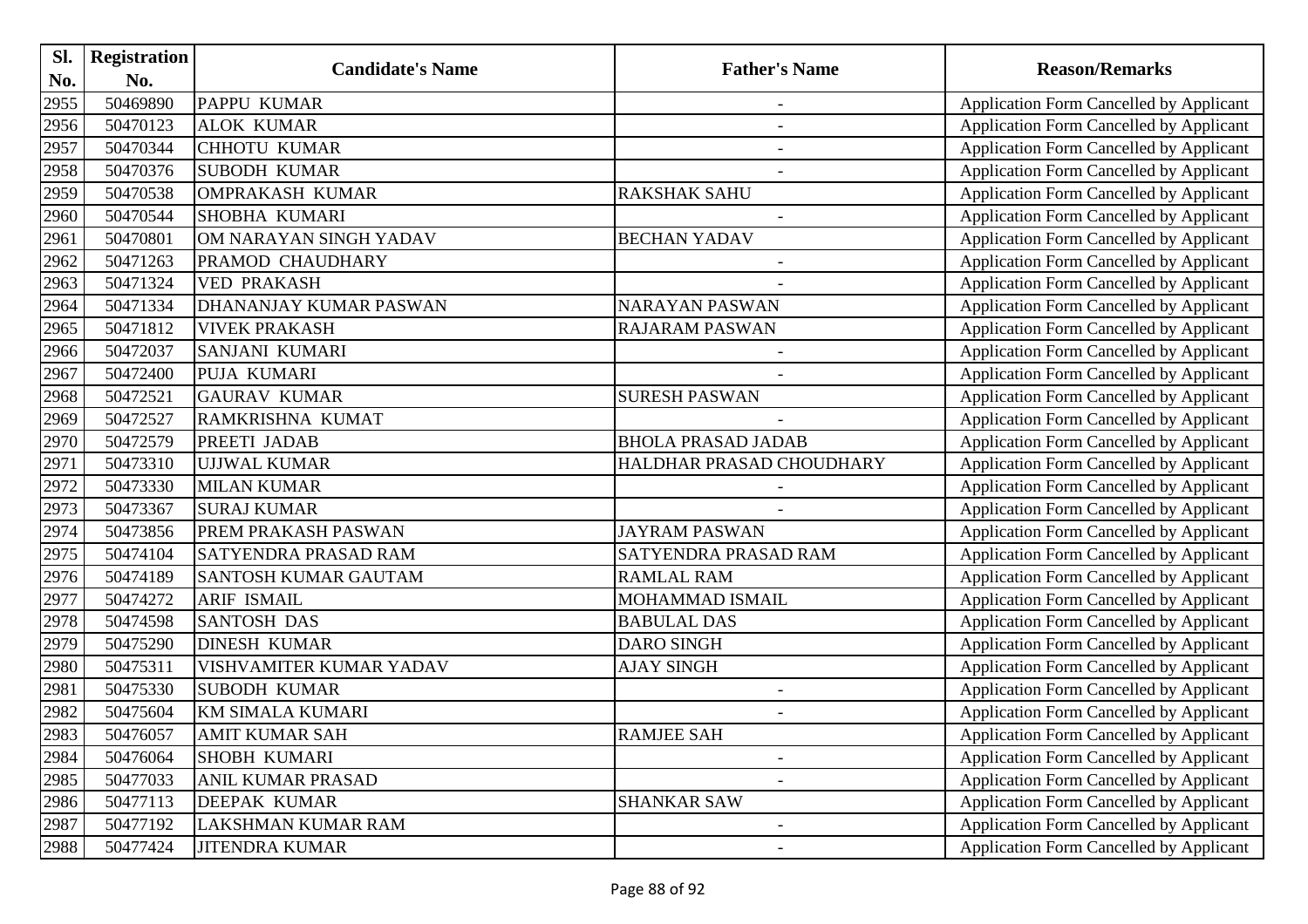| Sl. No. | Registration No. | Candidate's Name | Father's Name | Reason/Remarks |
|---|---|---|---|---|
| 2955 | 50469890 | PAPPU KUMAR | - | Application Form Cancelled by Applicant |
| 2956 | 50470123 | ALOK KUMAR | - | Application Form Cancelled by Applicant |
| 2957 | 50470344 | CHHOTU KUMAR | - | Application Form Cancelled by Applicant |
| 2958 | 50470376 | SUBODH KUMAR | - | Application Form Cancelled by Applicant |
| 2959 | 50470538 | OMPRAKASH KUMAR | RAKSHAK SAHU | Application Form Cancelled by Applicant |
| 2960 | 50470544 | SHOBHA KUMARI | - | Application Form Cancelled by Applicant |
| 2961 | 50470801 | OM NARAYAN SINGH YADAV | BECHAN YADAV | Application Form Cancelled by Applicant |
| 2962 | 50471263 | PRAMOD CHAUDHARY | - | Application Form Cancelled by Applicant |
| 2963 | 50471324 | VED PRAKASH | - | Application Form Cancelled by Applicant |
| 2964 | 50471334 | DHANANJAY KUMAR PASWAN | NARAYAN PASWAN | Application Form Cancelled by Applicant |
| 2965 | 50471812 | VIVEK PRAKASH | RAJARAM PASWAN | Application Form Cancelled by Applicant |
| 2966 | 50472037 | SANJANI KUMARI | - | Application Form Cancelled by Applicant |
| 2967 | 50472400 | PUJA KUMARI | - | Application Form Cancelled by Applicant |
| 2968 | 50472521 | GAURAV KUMAR | SURESH PASWAN | Application Form Cancelled by Applicant |
| 2969 | 50472527 | RAMKRISHNA KUMAT | - | Application Form Cancelled by Applicant |
| 2970 | 50472579 | PREETI JADAB | BHOLA PRASAD JADAB | Application Form Cancelled by Applicant |
| 2971 | 50473310 | UJJWAL KUMAR | HALDHAR PRASAD CHOUDHARY | Application Form Cancelled by Applicant |
| 2972 | 50473330 | MILAN KUMAR | - | Application Form Cancelled by Applicant |
| 2973 | 50473367 | SURAJ KUMAR | - | Application Form Cancelled by Applicant |
| 2974 | 50473856 | PREM PRAKASH PASWAN | JAYRAM PASWAN | Application Form Cancelled by Applicant |
| 2975 | 50474104 | SATYENDRA PRASAD RAM | SATYENDRA PRASAD RAM | Application Form Cancelled by Applicant |
| 2976 | 50474189 | SANTOSH KUMAR GAUTAM | RAMLAL RAM | Application Form Cancelled by Applicant |
| 2977 | 50474272 | ARIF ISMAIL | MOHAMMAD ISMAIL | Application Form Cancelled by Applicant |
| 2978 | 50474598 | SANTOSH DAS | BABULAL DAS | Application Form Cancelled by Applicant |
| 2979 | 50475290 | DINESH KUMAR | DARO SINGH | Application Form Cancelled by Applicant |
| 2980 | 50475311 | VISHVAMITER KUMAR YADAV | AJAY SINGH | Application Form Cancelled by Applicant |
| 2981 | 50475330 | SUBODH KUMAR | - | Application Form Cancelled by Applicant |
| 2982 | 50475604 | KM SIMALA KUMARI | - | Application Form Cancelled by Applicant |
| 2983 | 50476057 | AMIT KUMAR SAH | RAMJEE SAH | Application Form Cancelled by Applicant |
| 2984 | 50476064 | SHOBH KUMARI | - | Application Form Cancelled by Applicant |
| 2985 | 50477033 | ANIL KUMAR PRASAD | - | Application Form Cancelled by Applicant |
| 2986 | 50477113 | DEEPAK KUMAR | SHANKAR SAW | Application Form Cancelled by Applicant |
| 2987 | 50477192 | LAKSHMAN KUMAR RAM | - | Application Form Cancelled by Applicant |
| 2988 | 50477424 | JITENDRA KUMAR | - | Application Form Cancelled by Applicant |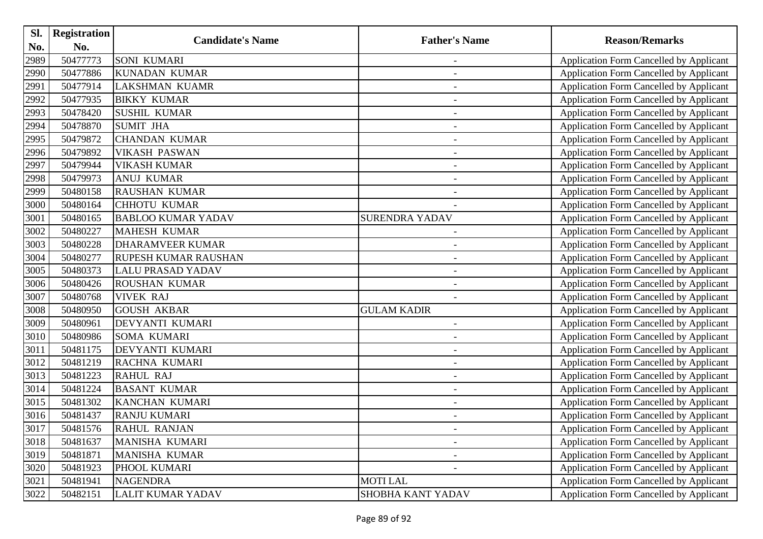| Sl. No. | Registration No. | Candidate's Name | Father's Name | Reason/Remarks |
|---|---|---|---|---|
| 2989 | 50477773 | SONI KUMARI | - | Application Form Cancelled by Applicant |
| 2990 | 50477886 | KUNADAN KUMAR | - | Application Form Cancelled by Applicant |
| 2991 | 50477914 | LAKSHMAN KUAMR | - | Application Form Cancelled by Applicant |
| 2992 | 50477935 | BIKKY KUMAR | - | Application Form Cancelled by Applicant |
| 2993 | 50478420 | SUSHIL KUMAR | - | Application Form Cancelled by Applicant |
| 2994 | 50478870 | SUMIT JHA | - | Application Form Cancelled by Applicant |
| 2995 | 50479872 | CHANDAN KUMAR | - | Application Form Cancelled by Applicant |
| 2996 | 50479892 | VIKASH PASWAN | - | Application Form Cancelled by Applicant |
| 2997 | 50479944 | VIKASH KUMAR | - | Application Form Cancelled by Applicant |
| 2998 | 50479973 | ANUJ KUMAR | - | Application Form Cancelled by Applicant |
| 2999 | 50480158 | RAUSHAN KUMAR | - | Application Form Cancelled by Applicant |
| 3000 | 50480164 | CHHOTU KUMAR | - | Application Form Cancelled by Applicant |
| 3001 | 50480165 | BABLOO KUMAR YADAV | SURENDRA YADAV | Application Form Cancelled by Applicant |
| 3002 | 50480227 | MAHESH KUMAR | - | Application Form Cancelled by Applicant |
| 3003 | 50480228 | DHARAMVEER KUMAR | - | Application Form Cancelled by Applicant |
| 3004 | 50480277 | RUPESH KUMAR RAUSHAN | - | Application Form Cancelled by Applicant |
| 3005 | 50480373 | LALU PRASAD YADAV | - | Application Form Cancelled by Applicant |
| 3006 | 50480426 | ROUSHAN KUMAR | - | Application Form Cancelled by Applicant |
| 3007 | 50480768 | VIVEK RAJ | - | Application Form Cancelled by Applicant |
| 3008 | 50480950 | GOUSH AKBAR | GULAM KADIR | Application Form Cancelled by Applicant |
| 3009 | 50480961 | DEVYANTI KUMARI | - | Application Form Cancelled by Applicant |
| 3010 | 50480986 | SOMA KUMARI | - | Application Form Cancelled by Applicant |
| 3011 | 50481175 | DEVYANTI KUMARI | - | Application Form Cancelled by Applicant |
| 3012 | 50481219 | RACHNA KUMARI | - | Application Form Cancelled by Applicant |
| 3013 | 50481223 | RAHUL RAJ | - | Application Form Cancelled by Applicant |
| 3014 | 50481224 | BASANT KUMAR | - | Application Form Cancelled by Applicant |
| 3015 | 50481302 | KANCHAN KUMARI | - | Application Form Cancelled by Applicant |
| 3016 | 50481437 | RANJU KUMARI | - | Application Form Cancelled by Applicant |
| 3017 | 50481576 | RAHUL RANJAN | - | Application Form Cancelled by Applicant |
| 3018 | 50481637 | MANISHA KUMARI | - | Application Form Cancelled by Applicant |
| 3019 | 50481871 | MANISHA KUMAR | - | Application Form Cancelled by Applicant |
| 3020 | 50481923 | PHOOL KUMARI | - | Application Form Cancelled by Applicant |
| 3021 | 50481941 | NAGENDRA | MOTI LAL | Application Form Cancelled by Applicant |
| 3022 | 50482151 | LALIT KUMAR YADAV | SHOBHA KANT YADAV | Application Form Cancelled by Applicant |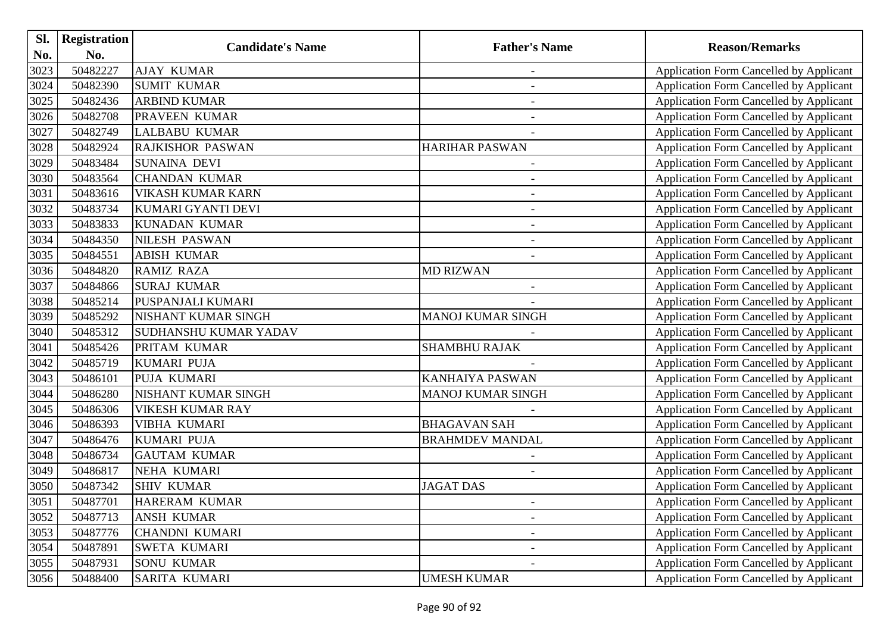| Sl. No. | Registration No. | Candidate's Name | Father's Name | Reason/Remarks |
|---|---|---|---|---|
| 3023 | 50482227 | AJAY KUMAR | - | Application Form Cancelled by Applicant |
| 3024 | 50482390 | SUMIT KUMAR | - | Application Form Cancelled by Applicant |
| 3025 | 50482436 | ARBIND KUMAR | - | Application Form Cancelled by Applicant |
| 3026 | 50482708 | PRAVEEN KUMAR | - | Application Form Cancelled by Applicant |
| 3027 | 50482749 | LALBABU KUMAR | - | Application Form Cancelled by Applicant |
| 3028 | 50482924 | RAJKISHOR PASWAN | HARIHAR PASWAN | Application Form Cancelled by Applicant |
| 3029 | 50483484 | SUNAINA DEVI | - | Application Form Cancelled by Applicant |
| 3030 | 50483564 | CHANDAN KUMAR | - | Application Form Cancelled by Applicant |
| 3031 | 50483616 | VIKASH KUMAR KARN | - | Application Form Cancelled by Applicant |
| 3032 | 50483734 | KUMARI GYANTI DEVI | - | Application Form Cancelled by Applicant |
| 3033 | 50483833 | KUNADAN KUMAR | - | Application Form Cancelled by Applicant |
| 3034 | 50484350 | NILESH PASWAN | - | Application Form Cancelled by Applicant |
| 3035 | 50484551 | ABISH KUMAR | - | Application Form Cancelled by Applicant |
| 3036 | 50484820 | RAMIZ RAZA | MD RIZWAN | Application Form Cancelled by Applicant |
| 3037 | 50484866 | SURAJ KUMAR | - | Application Form Cancelled by Applicant |
| 3038 | 50485214 | PUSPANJALI KUMARI | - | Application Form Cancelled by Applicant |
| 3039 | 50485292 | NISHANT KUMAR SINGH | MANOJ KUMAR SINGH | Application Form Cancelled by Applicant |
| 3040 | 50485312 | SUDHANSHU KUMAR YADAV | - | Application Form Cancelled by Applicant |
| 3041 | 50485426 | PRITAM KUMAR | SHAMBHU RAJAK | Application Form Cancelled by Applicant |
| 3042 | 50485719 | KUMARI PUJA | - | Application Form Cancelled by Applicant |
| 3043 | 50486101 | PUJA KUMARI | KANHAIYA PASWAN | Application Form Cancelled by Applicant |
| 3044 | 50486280 | NISHANT KUMAR SINGH | MANOJ KUMAR SINGH | Application Form Cancelled by Applicant |
| 3045 | 50486306 | VIKESH KUMAR RAY | - | Application Form Cancelled by Applicant |
| 3046 | 50486393 | VIBHA KUMARI | BHAGAVAN SAH | Application Form Cancelled by Applicant |
| 3047 | 50486476 | KUMARI PUJA | BRAHMDEV MANDAL | Application Form Cancelled by Applicant |
| 3048 | 50486734 | GAUTAM KUMAR | - | Application Form Cancelled by Applicant |
| 3049 | 50486817 | NEHA KUMARI | - | Application Form Cancelled by Applicant |
| 3050 | 50487342 | SHIV KUMAR | JAGAT DAS | Application Form Cancelled by Applicant |
| 3051 | 50487701 | HARERAM KUMAR | - | Application Form Cancelled by Applicant |
| 3052 | 50487713 | ANSH KUMAR | - | Application Form Cancelled by Applicant |
| 3053 | 50487776 | CHANDNI KUMARI | - | Application Form Cancelled by Applicant |
| 3054 | 50487891 | SWETA KUMARI | - | Application Form Cancelled by Applicant |
| 3055 | 50487931 | SONU KUMAR | - | Application Form Cancelled by Applicant |
| 3056 | 50488400 | SARITA KUMARI | UMESH KUMAR | Application Form Cancelled by Applicant |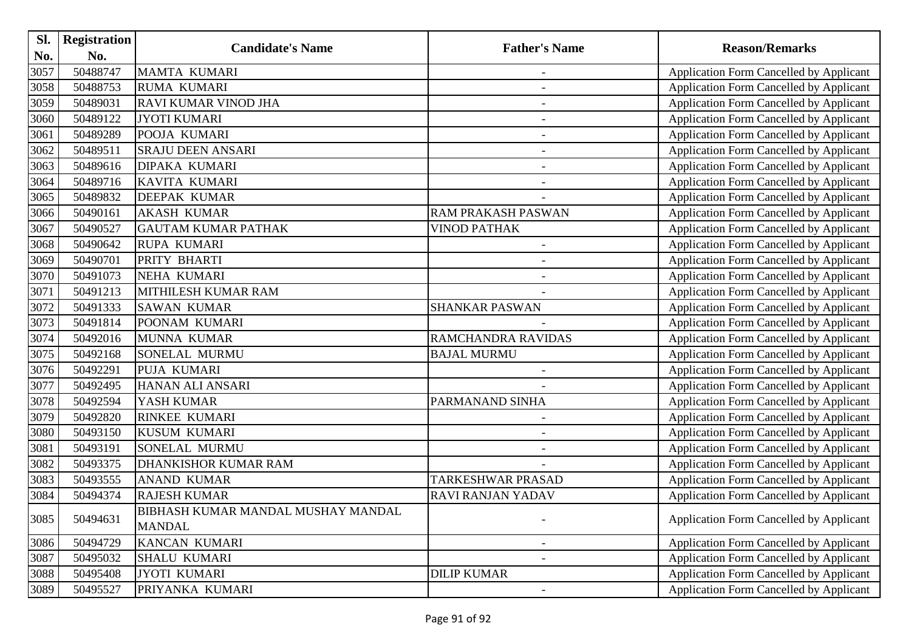| Sl. No. | Registration No. | Candidate's Name | Father's Name | Reason/Remarks |
|---|---|---|---|---|
| 3057 | 50488747 | MAMTA KUMARI | - | Application Form Cancelled by Applicant |
| 3058 | 50488753 | RUMA KUMARI | - | Application Form Cancelled by Applicant |
| 3059 | 50489031 | RAVI KUMAR VINOD JHA | - | Application Form Cancelled by Applicant |
| 3060 | 50489122 | JYOTI KUMARI | - | Application Form Cancelled by Applicant |
| 3061 | 50489289 | POOJA KUMARI | - | Application Form Cancelled by Applicant |
| 3062 | 50489511 | SRAJU DEEN ANSARI | - | Application Form Cancelled by Applicant |
| 3063 | 50489616 | DIPAKA KUMARI | - | Application Form Cancelled by Applicant |
| 3064 | 50489716 | KAVITA KUMARI | - | Application Form Cancelled by Applicant |
| 3065 | 50489832 | DEEPAK KUMAR | - | Application Form Cancelled by Applicant |
| 3066 | 50490161 | AKASH KUMAR | RAM PRAKASH PASWAN | Application Form Cancelled by Applicant |
| 3067 | 50490527 | GAUTAM KUMAR PATHAK | VINOD PATHAK | Application Form Cancelled by Applicant |
| 3068 | 50490642 | RUPA KUMARI | - | Application Form Cancelled by Applicant |
| 3069 | 50490701 | PRITY BHARTI | - | Application Form Cancelled by Applicant |
| 3070 | 50491073 | NEHA KUMARI | - | Application Form Cancelled by Applicant |
| 3071 | 50491213 | MITHILESH KUMAR RAM | - | Application Form Cancelled by Applicant |
| 3072 | 50491333 | SAWAN KUMAR | SHANKAR PASWAN | Application Form Cancelled by Applicant |
| 3073 | 50491814 | POONAM KUMARI | - | Application Form Cancelled by Applicant |
| 3074 | 50492016 | MUNNA KUMAR | RAMCHANDRA RAVIDAS | Application Form Cancelled by Applicant |
| 3075 | 50492168 | SONELAL MURMU | BAJAL MURMU | Application Form Cancelled by Applicant |
| 3076 | 50492291 | PUJA KUMARI | - | Application Form Cancelled by Applicant |
| 3077 | 50492495 | HANAN ALI ANSARI | - | Application Form Cancelled by Applicant |
| 3078 | 50492594 | YASH KUMAR | PARMANAND SINHA | Application Form Cancelled by Applicant |
| 3079 | 50492820 | RINKEE KUMARI | - | Application Form Cancelled by Applicant |
| 3080 | 50493150 | KUSUM KUMARI | - | Application Form Cancelled by Applicant |
| 3081 | 50493191 | SONELAL MURMU | - | Application Form Cancelled by Applicant |
| 3082 | 50493375 | DHANKISHOR KUMAR RAM | - | Application Form Cancelled by Applicant |
| 3083 | 50493555 | ANAND KUMAR | TARKESHWAR PRASAD | Application Form Cancelled by Applicant |
| 3084 | 50494374 | RAJESH KUMAR | RAVI RANJAN YADAV | Application Form Cancelled by Applicant |
| 3085 | 50494631 | BIBHASH KUMAR MANDAL MUSHAY MANDAL MANDAL | - | Application Form Cancelled by Applicant |
| 3086 | 50494729 | KANCAN KUMARI | - | Application Form Cancelled by Applicant |
| 3087 | 50495032 | SHALU KUMARI | - | Application Form Cancelled by Applicant |
| 3088 | 50495408 | JYOTI KUMARI | DILIP KUMAR | Application Form Cancelled by Applicant |
| 3089 | 50495527 | PRIYANKA KUMARI | - | Application Form Cancelled by Applicant |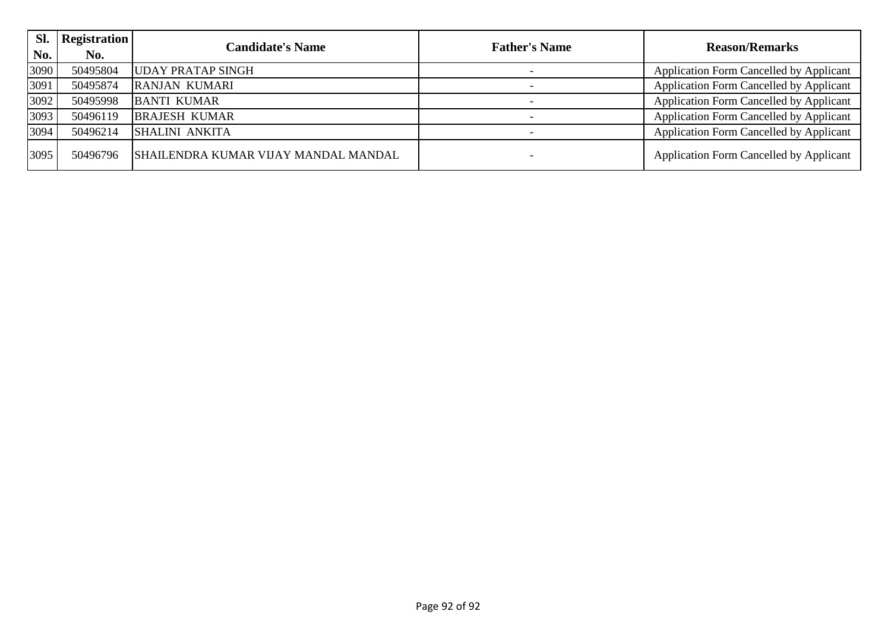| Sl. No. | Registration No. | Candidate's Name | Father's Name | Reason/Remarks |
|---|---|---|---|---|
| 3090 | 50495804 | UDAY PRATAP SINGH | - | Application Form Cancelled by Applicant |
| 3091 | 50495874 | RANJAN KUMARI | - | Application Form Cancelled by Applicant |
| 3092 | 50495998 | BANTI KUMAR | - | Application Form Cancelled by Applicant |
| 3093 | 50496119 | BRAJESH KUMAR | - | Application Form Cancelled by Applicant |
| 3094 | 50496214 | SHALINI ANKITA | - | Application Form Cancelled by Applicant |
| 3095 | 50496796 | SHAILENDRA KUMAR VIJAY MANDAL MANDAL | - | Application Form Cancelled by Applicant |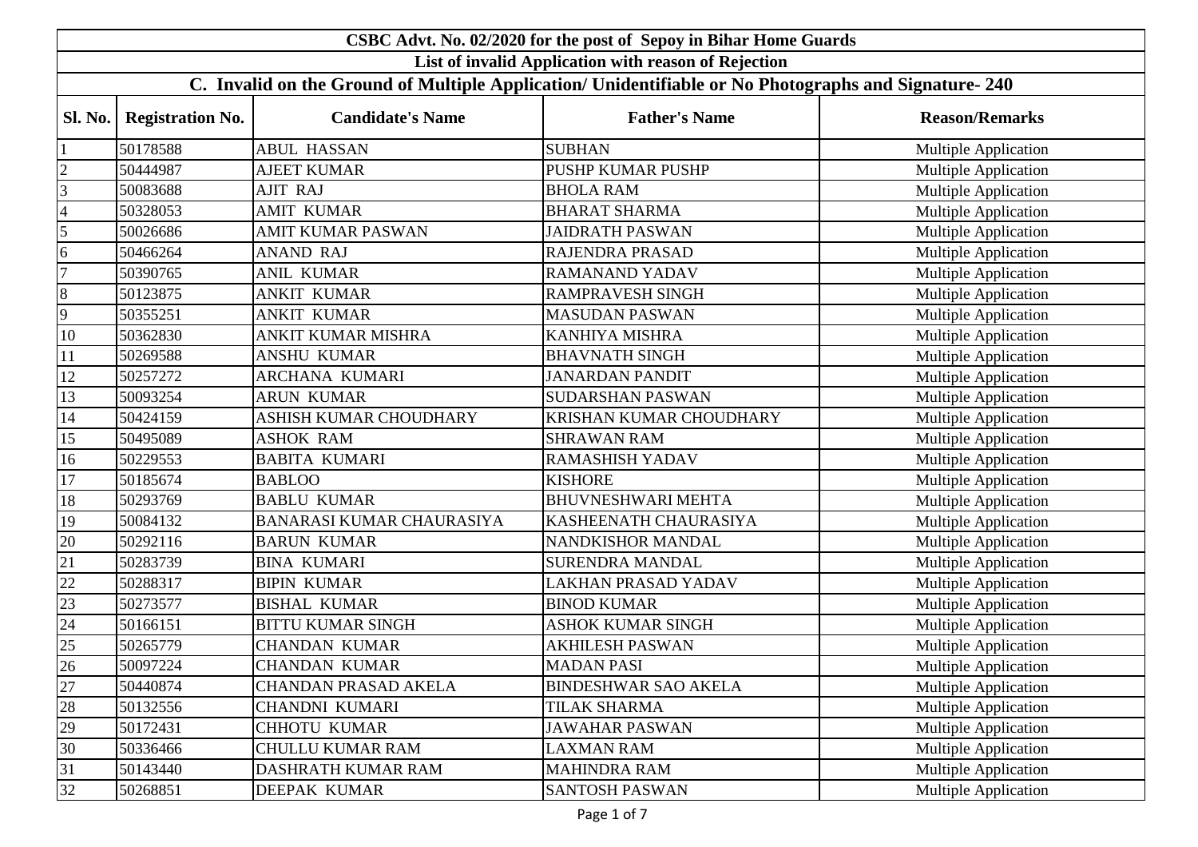| CSBC Advt. No. 02/2020 for the post of Sepoy in Bihar Home Guards | | | | |
|---|---|---|---|---|
| List of invalid Application with reason of Rejection | | | | |
| C. Invalid on the Ground of Multiple Application/ Unidentifiable or No Photographs and Signature- 240 | | | | |
| **Sl. No.** | **Registration No.** | **Candidate's Name** | **Father's Name** | **Reason/Remarks** |
| 1 | 50178588 | ABUL HASSAN | SUBHAN | Multiple Application |
| 2 | 50444987 | AJEET KUMAR | PUSHP KUMAR PUSHP | Multiple Application |
| 3 | 50083688 | AJIT RAJ | BHOLA RAM | Multiple Application |
| 4 | 50328053 | AMIT KUMAR | BHARAT SHARMA | Multiple Application |
| 5 | 50026686 | AMIT KUMAR PASWAN | JAIDRATH PASWAN | Multiple Application |
| 6 | 50466264 | ANAND RAJ | RAJENDRA PRASAD | Multiple Application |
| 7 | 50390765 | ANIL KUMAR | RAMANAND YADAV | Multiple Application |
| 8 | 50123875 | ANKIT KUMAR | RAMPRAVESH SINGH | Multiple Application |
| 9 | 50355251 | ANKIT KUMAR | MASUDAN PASWAN | Multiple Application |
| 10 | 50362830 | ANKIT KUMAR MISHRA | KANHIYA MISHRA | Multiple Application |
| 11 | 50269588 | ANSHU KUMAR | BHAVNATH SINGH | Multiple Application |
| 12 | 50257272 | ARCHANA KUMARI | JANARDAN PANDIT | Multiple Application |
| 13 | 50093254 | ARUN KUMAR | SUDARSHAN PASWAN | Multiple Application |
| 14 | 50424159 | ASHISH KUMAR CHOUDHARY | KRISHAN KUMAR CHOUDHARY | Multiple Application |
| 15 | 50495089 | ASHOK RAM | SHRAWAN RAM | Multiple Application |
| 16 | 50229553 | BABITA KUMARI | RAMASHISH YADAV | Multiple Application |
| 17 | 50185674 | BABLOO | KISHORE | Multiple Application |
| 18 | 50293769 | BABLU KUMAR | BHUVNESHWARI MEHTA | Multiple Application |
| 19 | 50084132 | BANARASI KUMAR CHAURASIYA | KASHEENATH CHAURASIYA | Multiple Application |
| 20 | 50292116 | BARUN KUMAR | NANDKISHOR MANDAL | Multiple Application |
| 21 | 50283739 | BINA KUMARI | SURENDRA MANDAL | Multiple Application |
| 22 | 50288317 | BIPIN KUMAR | LAKHAN PRASAD YADAV | Multiple Application |
| 23 | 50273577 | BISHAL KUMAR | BINOD KUMAR | Multiple Application |
| 24 | 50166151 | BITTU KUMAR SINGH | ASHOK KUMAR SINGH | Multiple Application |
| 25 | 50265779 | CHANDAN KUMAR | AKHILESH PASWAN | Multiple Application |
| 26 | 50097224 | CHANDAN KUMAR | MADAN PASI | Multiple Application |
| 27 | 50440874 | CHANDAN PRASAD AKELA | BINDESHWAR SAO AKELA | Multiple Application |
| 28 | 50132556 | CHANDNI KUMARI | TILAK SHARMA | Multiple Application |
| 29 | 50172431 | CHHOTU KUMAR | JAWAHAR PASWAN | Multiple Application |
| 30 | 50336466 | CHULLU KUMAR RAM | LAXMAN RAM | Multiple Application |
| 31 | 50143440 | DASHRATH KUMAR RAM | MAHINDRA RAM | Multiple Application |
| 32 | 50268851 | DEEPAK KUMAR | SANTOSH PASWAN | Multiple Application |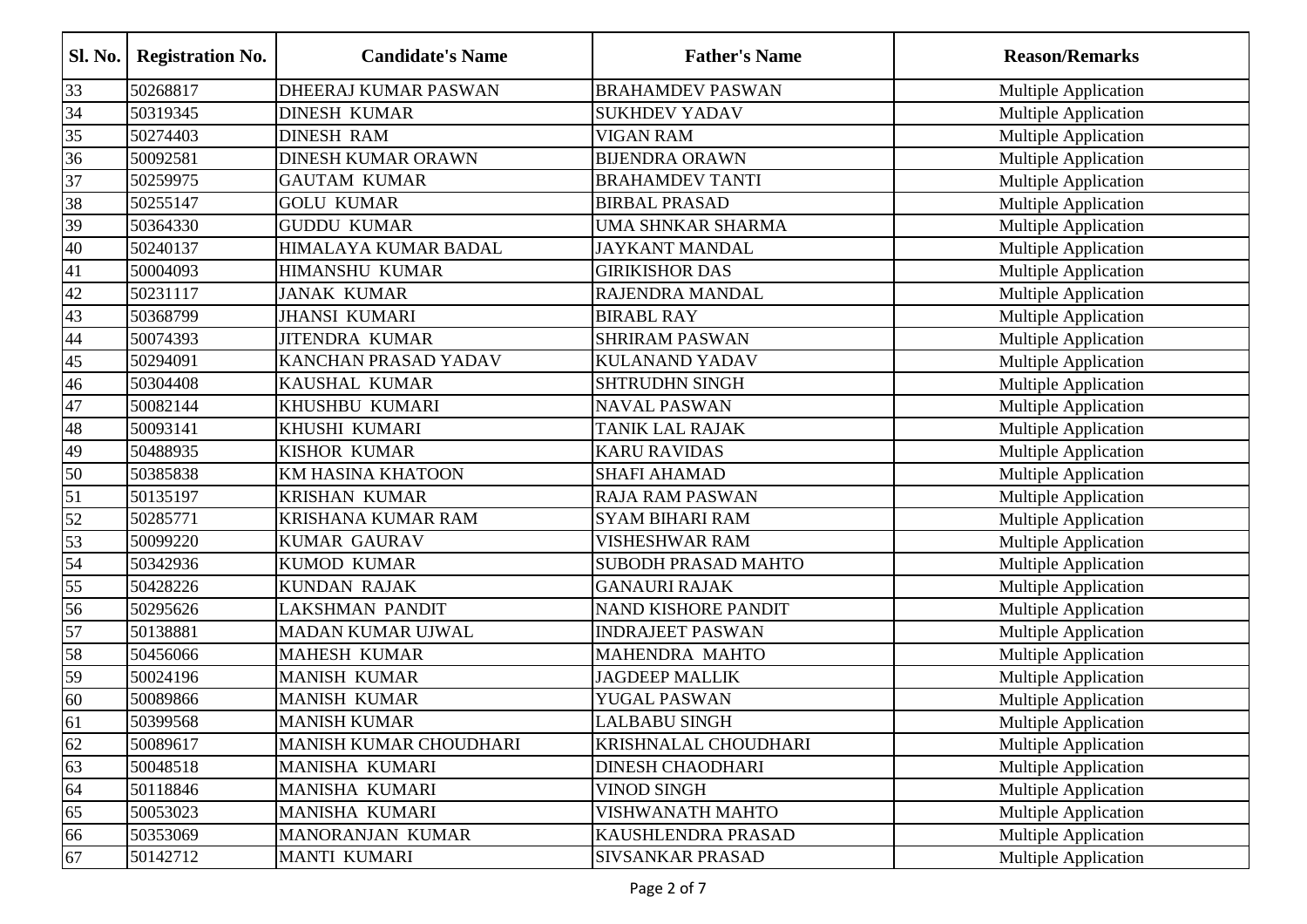| Sl. No. | Registration No. | Candidate's Name | Father's Name | Reason/Remarks |
|---|---|---|---|---|
| 33 | 50268817 | DHEERAJ KUMAR PASWAN | BRAHAMDEV PASWAN | Multiple Application |
| 34 | 50319345 | DINESH KUMAR | SUKHDEV YADAV | Multiple Application |
| 35 | 50274403 | DINESH RAM | VIGAN RAM | Multiple Application |
| 36 | 50092581 | DINESH KUMAR ORAWN | BIJENDRA ORAWN | Multiple Application |
| 37 | 50259975 | GAUTAM KUMAR | BRAHAMDEV TANTI | Multiple Application |
| 38 | 50255147 | GOLU KUMAR | BIRBAL PRASAD | Multiple Application |
| 39 | 50364330 | GUDDU KUMAR | UMA SHNKAR SHARMA | Multiple Application |
| 40 | 50240137 | HIMALAYA KUMAR BADAL | JAYKANT MANDAL | Multiple Application |
| 41 | 50004093 | HIMANSHU KUMAR | GIRIKISHOR DAS | Multiple Application |
| 42 | 50231117 | JANAK KUMAR | RAJENDRA MANDAL | Multiple Application |
| 43 | 50368799 | JHANSI KUMARI | BIRABL RAY | Multiple Application |
| 44 | 50074393 | JITENDRA KUMAR | SHRIRAM PASWAN | Multiple Application |
| 45 | 50294091 | KANCHAN PRASAD YADAV | KULANAND YADAV | Multiple Application |
| 46 | 50304408 | KAUSHAL KUMAR | SHTRUDHN SINGH | Multiple Application |
| 47 | 50082144 | KHUSHBU KUMARI | NAVAL PASWAN | Multiple Application |
| 48 | 50093141 | KHUSHI KUMARI | TANIK LAL RAJAK | Multiple Application |
| 49 | 50488935 | KISHOR KUMAR | KARU RAVIDAS | Multiple Application |
| 50 | 50385838 | KM HASINA KHATOON | SHAFI AHAMAD | Multiple Application |
| 51 | 50135197 | KRISHAN KUMAR | RAJA RAM PASWAN | Multiple Application |
| 52 | 50285771 | KRISHANA KUMAR RAM | SYAM BIHARI RAM | Multiple Application |
| 53 | 50099220 | KUMAR GAURAV | VISHESHWAR RAM | Multiple Application |
| 54 | 50342936 | KUMOD KUMAR | SUBODH PRASAD MAHTO | Multiple Application |
| 55 | 50428226 | KUNDAN RAJAK | GANAURI RAJAK | Multiple Application |
| 56 | 50295626 | LAKSHMAN PANDIT | NAND KISHORE PANDIT | Multiple Application |
| 57 | 50138881 | MADAN KUMAR UJWAL | INDRAJEET PASWAN | Multiple Application |
| 58 | 50456066 | MAHESH KUMAR | MAHENDRA MAHTO | Multiple Application |
| 59 | 50024196 | MANISH KUMAR | JAGDEEP MALLIK | Multiple Application |
| 60 | 50089866 | MANISH KUMAR | YUGAL PASWAN | Multiple Application |
| 61 | 50399568 | MANISH KUMAR | LALBABU SINGH | Multiple Application |
| 62 | 50089617 | MANISH KUMAR CHOUDHARI | KRISHNALAL CHOUDHARI | Multiple Application |
| 63 | 50048518 | MANISHA KUMARI | DINESH CHAODHARI | Multiple Application |
| 64 | 50118846 | MANISHA KUMARI | VINOD SINGH | Multiple Application |
| 65 | 50053023 | MANISHA KUMARI | VISHWANATH MAHTO | Multiple Application |
| 66 | 50353069 | MANORANJAN KUMAR | KAUSHLENDRA PRASAD | Multiple Application |
| 67 | 50142712 | MANTI KUMARI | SIVSANKAR PRASAD | Multiple Application |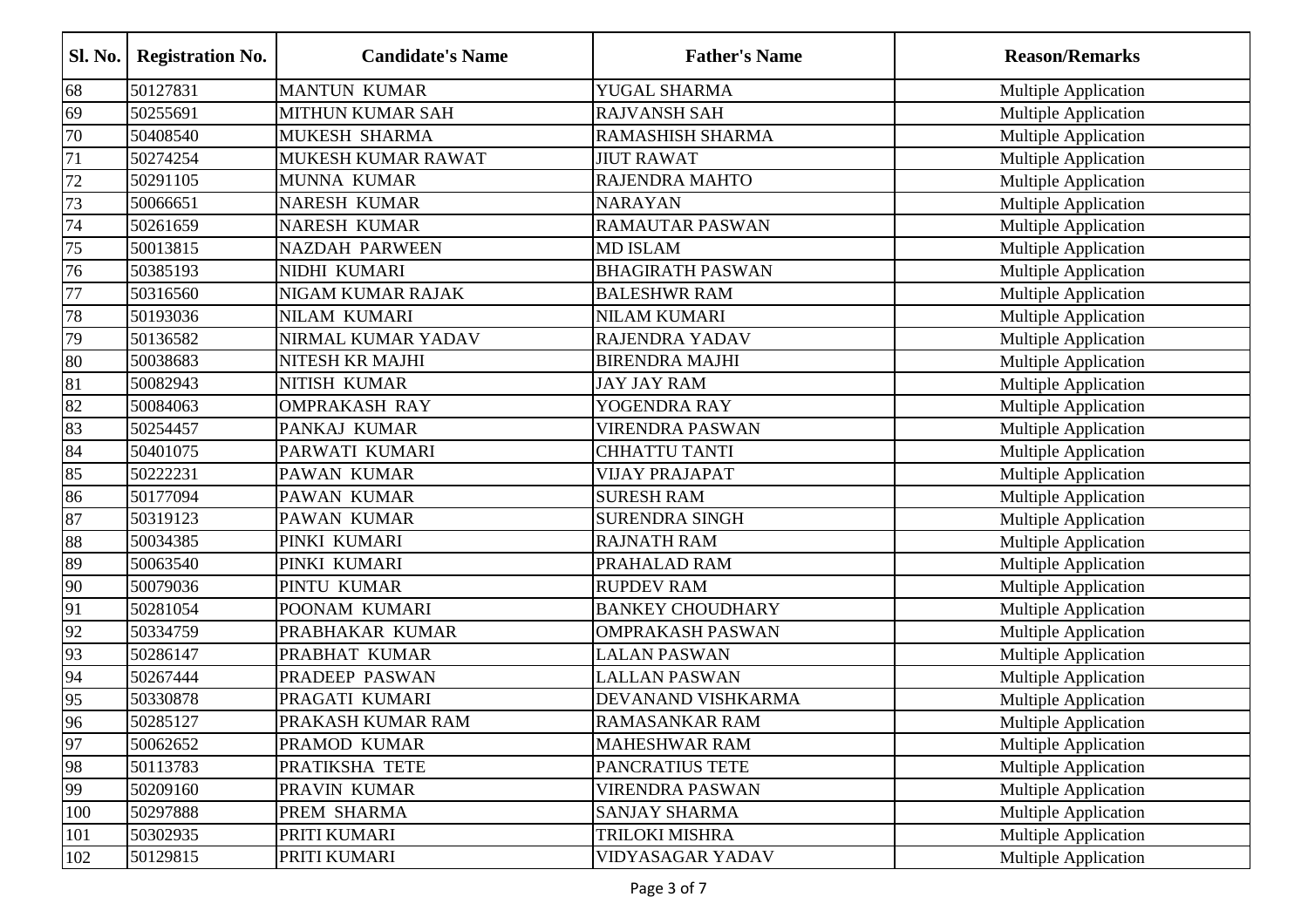| Sl. No. | Registration No. | Candidate's Name | Father's Name | Reason/Remarks |
|---|---|---|---|---|
| 68 | 50127831 | MANTUN KUMAR | YUGAL SHARMA | Multiple Application |
| 69 | 50255691 | MITHUN KUMAR SAH | RAJVANSH SAH | Multiple Application |
| 70 | 50408540 | MUKESH SHARMA | RAMASHISH SHARMA | Multiple Application |
| 71 | 50274254 | MUKESH KUMAR RAWAT | JIUT RAWAT | Multiple Application |
| 72 | 50291105 | MUNNA KUMAR | RAJENDRA MAHTO | Multiple Application |
| 73 | 50066651 | NARESH KUMAR | NARAYAN | Multiple Application |
| 74 | 50261659 | NARESH KUMAR | RAMAUTAR PASWAN | Multiple Application |
| 75 | 50013815 | NAZDAH PARWEEN | MD ISLAM | Multiple Application |
| 76 | 50385193 | NIDHI KUMARI | BHAGIRATH PASWAN | Multiple Application |
| 77 | 50316560 | NIGAM KUMAR RAJAK | BALESHWR RAM | Multiple Application |
| 78 | 50193036 | NILAM KUMARI | NILAM KUMARI | Multiple Application |
| 79 | 50136582 | NIRMAL KUMAR YADAV | RAJENDRA YADAV | Multiple Application |
| 80 | 50038683 | NITESH KR MAJHI | BIRENDRA MAJHI | Multiple Application |
| 81 | 50082943 | NITISH KUMAR | JAY JAY RAM | Multiple Application |
| 82 | 50084063 | OMPRAKASH RAY | YOGENDRA RAY | Multiple Application |
| 83 | 50254457 | PANKAJ KUMAR | VIRENDRA PASWAN | Multiple Application |
| 84 | 50401075 | PARWATI KUMARI | CHHATTU TANTI | Multiple Application |
| 85 | 50222231 | PAWAN KUMAR | VIJAY PRAJAPAT | Multiple Application |
| 86 | 50177094 | PAWAN KUMAR | SURESH RAM | Multiple Application |
| 87 | 50319123 | PAWAN KUMAR | SURENDRA SINGH | Multiple Application |
| 88 | 50034385 | PINKI KUMARI | RAJNATH RAM | Multiple Application |
| 89 | 50063540 | PINKI KUMARI | PRAHALAD RAM | Multiple Application |
| 90 | 50079036 | PINTU KUMAR | RUPDEV RAM | Multiple Application |
| 91 | 50281054 | POONAM KUMARI | BANKEY CHOUDHARY | Multiple Application |
| 92 | 50334759 | PRABHAKAR KUMAR | OMPRAKASH PASWAN | Multiple Application |
| 93 | 50286147 | PRABHAT KUMAR | LALAN PASWAN | Multiple Application |
| 94 | 50267444 | PRADEEP PASWAN | LALLAN PASWAN | Multiple Application |
| 95 | 50330878 | PRAGATI KUMARI | DEVANAND VISHKARMA | Multiple Application |
| 96 | 50285127 | PRAKASH KUMAR RAM | RAMASANKAR RAM | Multiple Application |
| 97 | 50062652 | PRAMOD KUMAR | MAHESHWAR RAM | Multiple Application |
| 98 | 50113783 | PRATIKSHA TETE | PANCRATIUS TETE | Multiple Application |
| 99 | 50209160 | PRAVIN KUMAR | VIRENDRA PASWAN | Multiple Application |
| 100 | 50297888 | PREM SHARMA | SANJAY SHARMA | Multiple Application |
| 101 | 50302935 | PRITI KUMARI | TRILOKI MISHRA | Multiple Application |
| 102 | 50129815 | PRITI KUMARI | VIDYASAGAR YADAV | Multiple Application |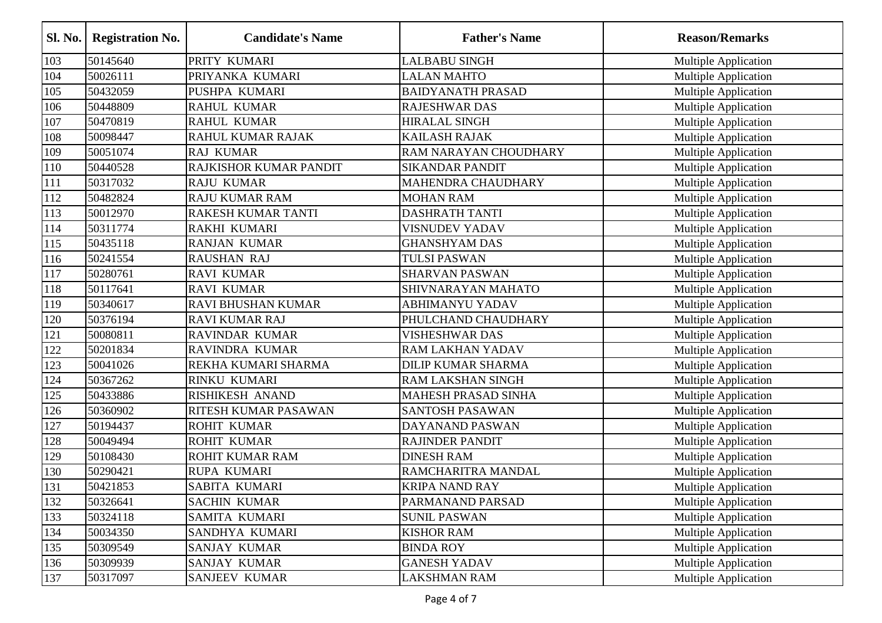| Sl. No. | Registration No. | Candidate's Name | Father's Name | Reason/Remarks |
|---|---|---|---|---|
| 103 | 50145640 | PRITY KUMARI | LALBABU SINGH | Multiple Application |
| 104 | 50026111 | PRIYANKA KUMARI | LALAN MAHTO | Multiple Application |
| 105 | 50432059 | PUSHPA KUMARI | BAIDYANATH PRASAD | Multiple Application |
| 106 | 50448809 | RAHUL KUMAR | RAJESHWAR DAS | Multiple Application |
| 107 | 50470819 | RAHUL KUMAR | HIRALAL SINGH | Multiple Application |
| 108 | 50098447 | RAHUL KUMAR RAJAK | KAILASH RAJAK | Multiple Application |
| 109 | 50051074 | RAJ KUMAR | RAM NARAYAN CHOUDHARY | Multiple Application |
| 110 | 50440528 | RAJKISHOR KUMAR PANDIT | SIKANDAR PANDIT | Multiple Application |
| 111 | 50317032 | RAJU KUMAR | MAHENDRA CHAUDHARY | Multiple Application |
| 112 | 50482824 | RAJU KUMAR RAM | MOHAN RAM | Multiple Application |
| 113 | 50012970 | RAKESH KUMAR TANTI | DASHRATH TANTI | Multiple Application |
| 114 | 50311774 | RAKHI KUMARI | VISNUDEV YADAV | Multiple Application |
| 115 | 50435118 | RANJAN KUMAR | GHANSHYAM DAS | Multiple Application |
| 116 | 50241554 | RAUSHAN RAJ | TULSI PASWAN | Multiple Application |
| 117 | 50280761 | RAVI KUMAR | SHARVAN PASWAN | Multiple Application |
| 118 | 50117641 | RAVI KUMAR | SHIVNARAYAN MAHATO | Multiple Application |
| 119 | 50340617 | RAVI BHUSHAN KUMAR | ABHIMANYU YADAV | Multiple Application |
| 120 | 50376194 | RAVI KUMAR RAJ | PHULCHAND CHAUDHARY | Multiple Application |
| 121 | 50080811 | RAVINDAR KUMAR | VISHESHWAR DAS | Multiple Application |
| 122 | 50201834 | RAVINDRA KUMAR | RAM LAKHAN YADAV | Multiple Application |
| 123 | 50041026 | REKHA KUMARI SHARMA | DILIP KUMAR SHARMA | Multiple Application |
| 124 | 50367262 | RINKU KUMARI | RAM LAKSHAN SINGH | Multiple Application |
| 125 | 50433886 | RISHIKESH ANAND | MAHESH PRASAD SINHA | Multiple Application |
| 126 | 50360902 | RITESH KUMAR PASAWAN | SANTOSH PASAWAN | Multiple Application |
| 127 | 50194437 | ROHIT KUMAR | DAYANAND PASWAN | Multiple Application |
| 128 | 50049494 | ROHIT KUMAR | RAJINDER PANDIT | Multiple Application |
| 129 | 50108430 | ROHIT KUMAR RAM | DINESH RAM | Multiple Application |
| 130 | 50290421 | RUPA KUMARI | RAMCHARITRA MANDAL | Multiple Application |
| 131 | 50421853 | SABITA KUMARI | KRIPA NAND RAY | Multiple Application |
| 132 | 50326641 | SACHIN KUMAR | PARMANAND PARSAD | Multiple Application |
| 133 | 50324118 | SAMITA KUMARI | SUNIL PASWAN | Multiple Application |
| 134 | 50034350 | SANDHYA KUMARI | KISHOR RAM | Multiple Application |
| 135 | 50309549 | SANJAY KUMAR | BINDA ROY | Multiple Application |
| 136 | 50309939 | SANJAY KUMAR | GANESH YADAV | Multiple Application |
| 137 | 50317097 | SANJEEV KUMAR | LAKSHMAN RAM | Multiple Application |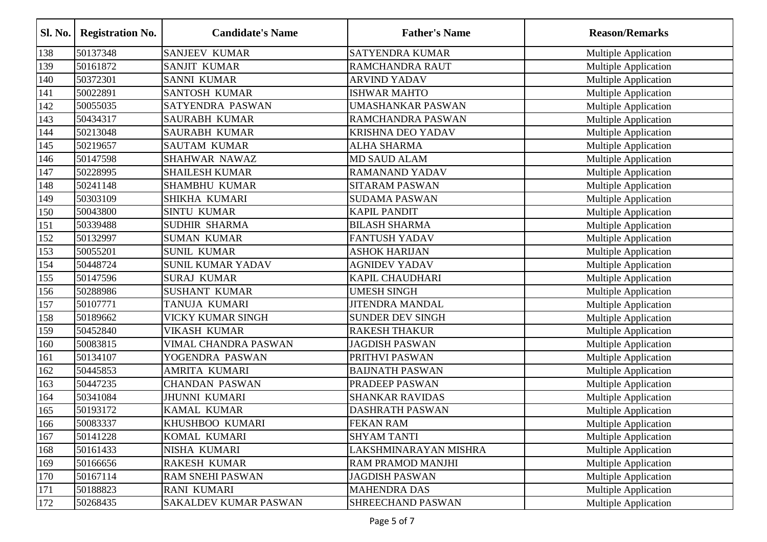| Sl. No. | Registration No. | Candidate's Name | Father's Name | Reason/Remarks |
|---|---|---|---|---|
| 138 | 50137348 | SANJEEV KUMAR | SATYENDRA KUMAR | Multiple Application |
| 139 | 50161872 | SANJIT KUMAR | RAMCHANDRA RAUT | Multiple Application |
| 140 | 50372301 | SANNI KUMAR | ARVIND YADAV | Multiple Application |
| 141 | 50022891 | SANTOSH KUMAR | ISHWAR MAHTO | Multiple Application |
| 142 | 50055035 | SATYENDRA PASWAN | UMASHANKAR PASWAN | Multiple Application |
| 143 | 50434317 | SAURABH KUMAR | RAMCHANDRA PASWAN | Multiple Application |
| 144 | 50213048 | SAURABH KUMAR | KRISHNA DEO YADAV | Multiple Application |
| 145 | 50219657 | SAUTAM KUMAR | ALHA SHARMA | Multiple Application |
| 146 | 50147598 | SHAHWAR NAWAZ | MD SAUD ALAM | Multiple Application |
| 147 | 50228995 | SHAILESH KUMAR | RAMANAND YADAV | Multiple Application |
| 148 | 50241148 | SHAMBHU KUMAR | SITARAM PASWAN | Multiple Application |
| 149 | 50303109 | SHIKHA KUMARI | SUDAMA PASWAN | Multiple Application |
| 150 | 50043800 | SINTU KUMAR | KAPIL PANDIT | Multiple Application |
| 151 | 50339488 | SUDHIR SHARMA | BILASH SHARMA | Multiple Application |
| 152 | 50132997 | SUMAN KUMAR | FANTUSH YADAV | Multiple Application |
| 153 | 50055201 | SUNIL KUMAR | ASHOK HARIJAN | Multiple Application |
| 154 | 50448724 | SUNIL KUMAR YADAV | AGNIDEV YADAV | Multiple Application |
| 155 | 50147596 | SURAJ KUMAR | KAPIL CHAUDHARI | Multiple Application |
| 156 | 50288986 | SUSHANT KUMAR | UMESH SINGH | Multiple Application |
| 157 | 50107771 | TANUJA KUMARI | JITENDRA MANDAL | Multiple Application |
| 158 | 50189662 | VICKY KUMAR SINGH | SUNDER DEV SINGH | Multiple Application |
| 159 | 50452840 | VIKASH KUMAR | RAKESH THAKUR | Multiple Application |
| 160 | 50083815 | VIMAL CHANDRA PASWAN | JAGDISH PASWAN | Multiple Application |
| 161 | 50134107 | YOGENDRA PASWAN | PRITHVI PASWAN | Multiple Application |
| 162 | 50445853 | AMRITA KUMARI | BAIJNATH PASWAN | Multiple Application |
| 163 | 50447235 | CHANDAN PASWAN | PRADEEP PASWAN | Multiple Application |
| 164 | 50341084 | JHUNNI KUMARI | SHANKAR RAVIDAS | Multiple Application |
| 165 | 50193172 | KAMAL KUMAR | DASHRATH PASWAN | Multiple Application |
| 166 | 50083337 | KHUSHBOO KUMARI | FEKAN RAM | Multiple Application |
| 167 | 50141228 | KOMAL KUMARI | SHYAM TANTI | Multiple Application |
| 168 | 50161433 | NISHA KUMARI | LAKSHMINARAYAN MISHRA | Multiple Application |
| 169 | 50166656 | RAKESH KUMAR | RAM PRAMOD MANJHI | Multiple Application |
| 170 | 50167114 | RAM SNEHI PASWAN | JAGDISH PASWAN | Multiple Application |
| 171 | 50188823 | RANI KUMARI | MAHENDRA DAS | Multiple Application |
| 172 | 50268435 | SAKALDEV KUMAR PASWAN | SHREECHAND PASWAN | Multiple Application |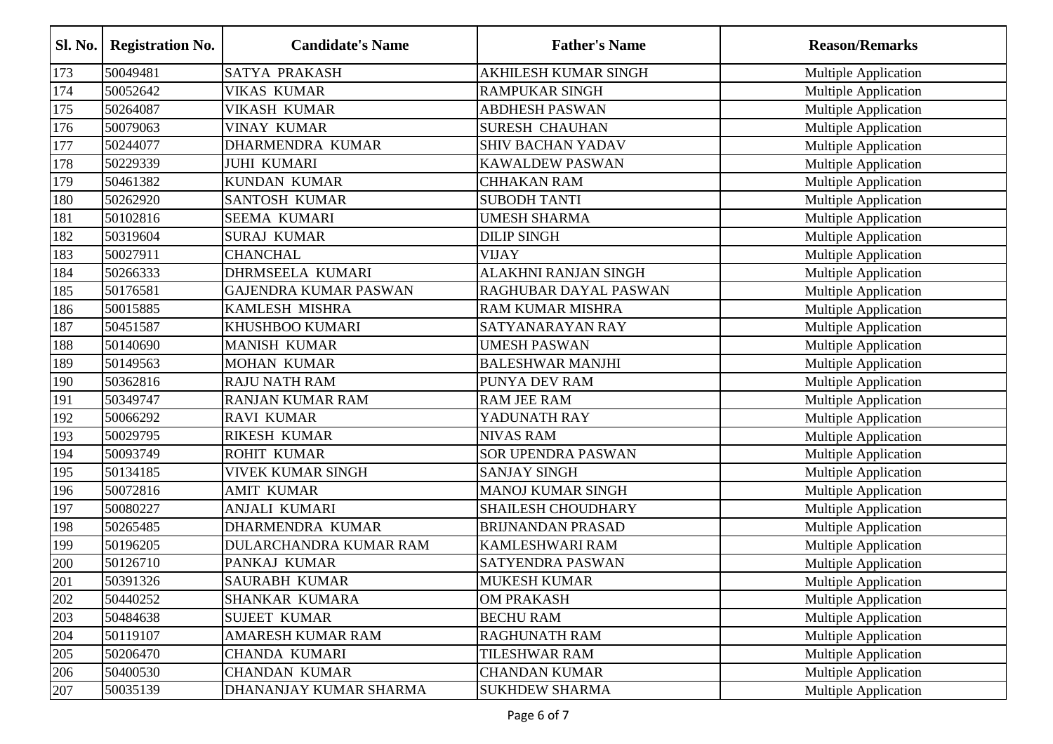| Sl. No. | Registration No. | Candidate's Name | Father's Name | Reason/Remarks |
|---|---|---|---|---|
| 173 | 50049481 | SATYA PRAKASH | AKHILESH KUMAR SINGH | Multiple Application |
| 174 | 50052642 | VIKAS KUMAR | RAMPUKAR SINGH | Multiple Application |
| 175 | 50264087 | VIKASH KUMAR | ABDHESH PASWAN | Multiple Application |
| 176 | 50079063 | VINAY KUMAR | SURESH CHAUHAN | Multiple Application |
| 177 | 50244077 | DHARMENDRA KUMAR | SHIV BACHAN YADAV | Multiple Application |
| 178 | 50229339 | JUHI KUMARI | KAWALDEW PASWAN | Multiple Application |
| 179 | 50461382 | KUNDAN KUMAR | CHHAKAN RAM | Multiple Application |
| 180 | 50262920 | SANTOSH KUMAR | SUBODH TANTI | Multiple Application |
| 181 | 50102816 | SEEMA KUMARI | UMESH SHARMA | Multiple Application |
| 182 | 50319604 | SURAJ KUMAR | DILIP SINGH | Multiple Application |
| 183 | 50027911 | CHANCHAL | VIJAY | Multiple Application |
| 184 | 50266333 | DHRMSEELA KUMARI | ALAKHNI RANJAN SINGH | Multiple Application |
| 185 | 50176581 | GAJENDRA KUMAR PASWAN | RAGHUBAR DAYAL PASWAN | Multiple Application |
| 186 | 50015885 | KAMLESH MISHRA | RAM KUMAR MISHRA | Multiple Application |
| 187 | 50451587 | KHUSHBOO KUMARI | SATYANARAYAN RAY | Multiple Application |
| 188 | 50140690 | MANISH KUMAR | UMESH PASWAN | Multiple Application |
| 189 | 50149563 | MOHAN KUMAR | BALESHWAR MANJHI | Multiple Application |
| 190 | 50362816 | RAJU NATH RAM | PUNYA DEV RAM | Multiple Application |
| 191 | 50349747 | RANJAN KUMAR RAM | RAM JEE RAM | Multiple Application |
| 192 | 50066292 | RAVI KUMAR | YADUNATH RAY | Multiple Application |
| 193 | 50029795 | RIKESH KUMAR | NIVAS RAM | Multiple Application |
| 194 | 50093749 | ROHIT KUMAR | SOR UPENDRA PASWAN | Multiple Application |
| 195 | 50134185 | VIVEK KUMAR SINGH | SANJAY SINGH | Multiple Application |
| 196 | 50072816 | AMIT KUMAR | MANOJ KUMAR SINGH | Multiple Application |
| 197 | 50080227 | ANJALI KUMARI | SHAILESH CHOUDHARY | Multiple Application |
| 198 | 50265485 | DHARMENDRA KUMAR | BRIJNANDAN PRASAD | Multiple Application |
| 199 | 50196205 | DULARCHANDRA KUMAR RAM | KAMLESHWARI RAM | Multiple Application |
| 200 | 50126710 | PANKAJ KUMAR | SATYENDRA PASWAN | Multiple Application |
| 201 | 50391326 | SAURABH KUMAR | MUKESH KUMAR | Multiple Application |
| 202 | 50440252 | SHANKAR KUMARA | OM PRAKASH | Multiple Application |
| 203 | 50484638 | SUJEET KUMAR | BECHU RAM | Multiple Application |
| 204 | 50119107 | AMARESH KUMAR RAM | RAGHUNATH RAM | Multiple Application |
| 205 | 50206470 | CHANDA KUMARI | TILESHWAR RAM | Multiple Application |
| 206 | 50400530 | CHANDAN KUMAR | CHANDAN KUMAR | Multiple Application |
| 207 | 50035139 | DHANANJAY KUMAR SHARMA | SUKHDEW SHARMA | Multiple Application |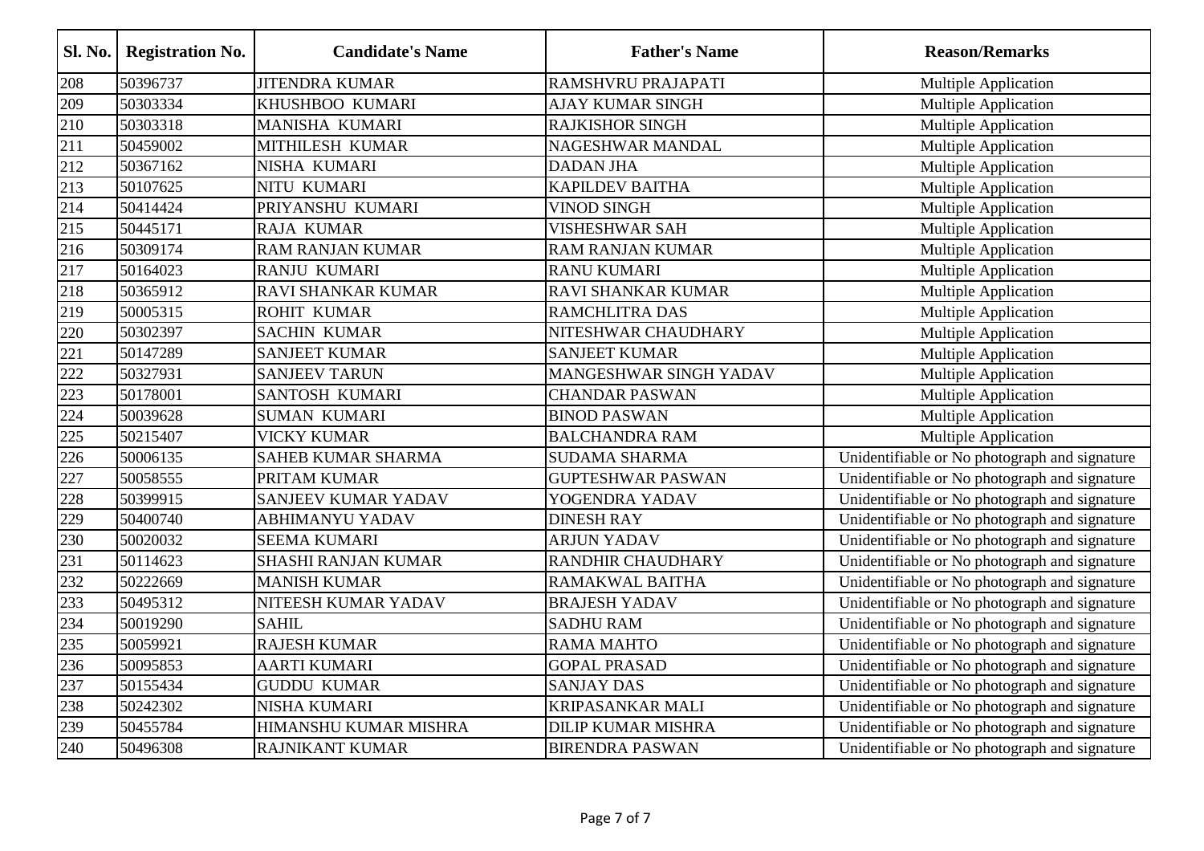| Sl. No. | Registration No. | Candidate's Name | Father's Name | Reason/Remarks |
|---|---|---|---|---|
| 208 | 50396737 | JITENDRA KUMAR | RAMSHVRU PRAJAPATI | Multiple Application |
| 209 | 50303334 | KHUSHBOO KUMARI | AJAY KUMAR SINGH | Multiple Application |
| 210 | 50303318 | MANISHA KUMARI | RAJKISHOR SINGH | Multiple Application |
| 211 | 50459002 | MITHILESH KUMAR | NAGESHWAR MANDAL | Multiple Application |
| 212 | 50367162 | NISHA KUMARI | DADAN JHA | Multiple Application |
| 213 | 50107625 | NITU KUMARI | KAPILDEV BAITHA | Multiple Application |
| 214 | 50414424 | PRIYANSHU KUMARI | VINOD SINGH | Multiple Application |
| 215 | 50445171 | RAJA KUMAR | VISHESHWAR SAH | Multiple Application |
| 216 | 50309174 | RAM RANJAN KUMAR | RAM RANJAN KUMAR | Multiple Application |
| 217 | 50164023 | RANJU KUMARI | RANU KUMARI | Multiple Application |
| 218 | 50365912 | RAVI SHANKAR KUMAR | RAVI SHANKAR KUMAR | Multiple Application |
| 219 | 50005315 | ROHIT KUMAR | RAMCHLITRA DAS | Multiple Application |
| 220 | 50302397 | SACHIN KUMAR | NITESHWAR CHAUDHARY | Multiple Application |
| 221 | 50147289 | SANJEET KUMAR | SANJEET KUMAR | Multiple Application |
| 222 | 50327931 | SANJEEV TARUN | MANGESHWAR SINGH YADAV | Multiple Application |
| 223 | 50178001 | SANTOSH KUMARI | CHANDAR PASWAN | Multiple Application |
| 224 | 50039628 | SUMAN KUMARI | BINOD PASWAN | Multiple Application |
| 225 | 50215407 | VICKY KUMAR | BALCHANDRA RAM | Multiple Application |
| 226 | 50006135 | SAHEB KUMAR SHARMA | SUDAMA SHARMA | Unidentifiable or No photograph and signature |
| 227 | 50058555 | PRITAM KUMAR | GUPTESHWAR PASWAN | Unidentifiable or No photograph and signature |
| 228 | 50399915 | SANJEEV KUMAR YADAV | YOGENDRA YADAV | Unidentifiable or No photograph and signature |
| 229 | 50400740 | ABHIMANYU YADAV | DINESH RAY | Unidentifiable or No photograph and signature |
| 230 | 50020032 | SEEMA KUMARI | ARJUN YADAV | Unidentifiable or No photograph and signature |
| 231 | 50114623 | SHASHI RANJAN KUMAR | RANDHIR CHAUDHARY | Unidentifiable or No photograph and signature |
| 232 | 50222669 | MANISH KUMAR | RAMAKWAL BAITHA | Unidentifiable or No photograph and signature |
| 233 | 50495312 | NITEESH KUMAR YADAV | BRAJESH YADAV | Unidentifiable or No photograph and signature |
| 234 | 50019290 | SAHIL | SADHU RAM | Unidentifiable or No photograph and signature |
| 235 | 50059921 | RAJESH KUMAR | RAMA MAHTO | Unidentifiable or No photograph and signature |
| 236 | 50095853 | AARTI KUMARI | GOPAL PRASAD | Unidentifiable or No photograph and signature |
| 237 | 50155434 | GUDDU KUMAR | SANJAY DAS | Unidentifiable or No photograph and signature |
| 238 | 50242302 | NISHA KUMARI | KRIPASANKAR MALI | Unidentifiable or No photograph and signature |
| 239 | 50455784 | HIMANSHU KUMAR MISHRA | DILIP KUMAR MISHRA | Unidentifiable or No photograph and signature |
| 240 | 50496308 | RAJNIKANT KUMAR | BIRENDRA PASWAN | Unidentifiable or No photograph and signature |